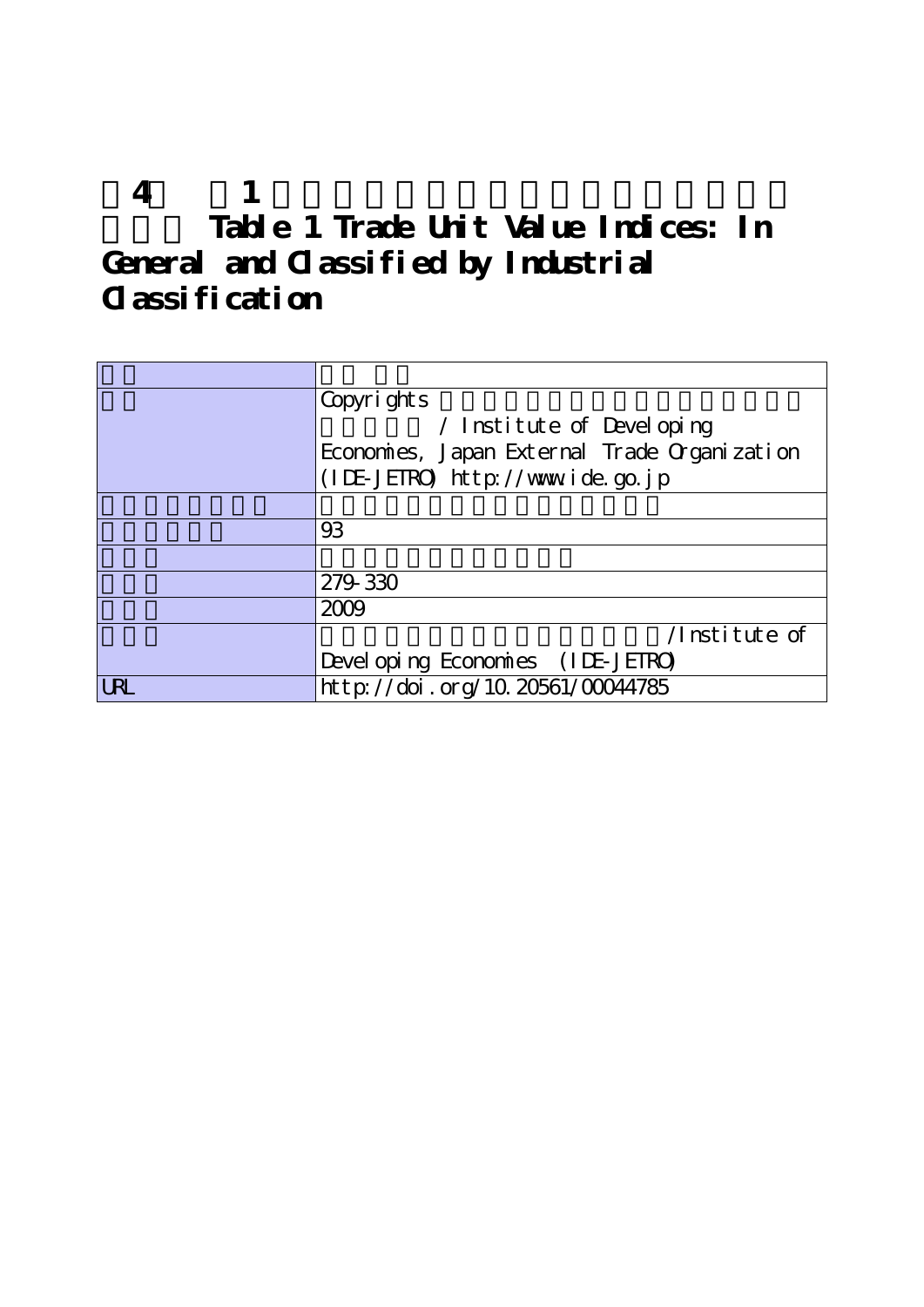# 第4章 表1 Table 1 Trade Unit Value Indices: In General and Classified by Industrial Classification

| | |
|---|---|
| | |
| | Copyrights / Institute of Developing Economies, Japan External Trade Organization (IDE-JETRO) http://www.ide.go.jp |
| | |
| | 93 |
| | |
| | 279-330 |
| | 2009 |
| | /Institute of Developing Economies (IDE-JETRO) |
| URL | http://doi.org/10.20561/00044785 |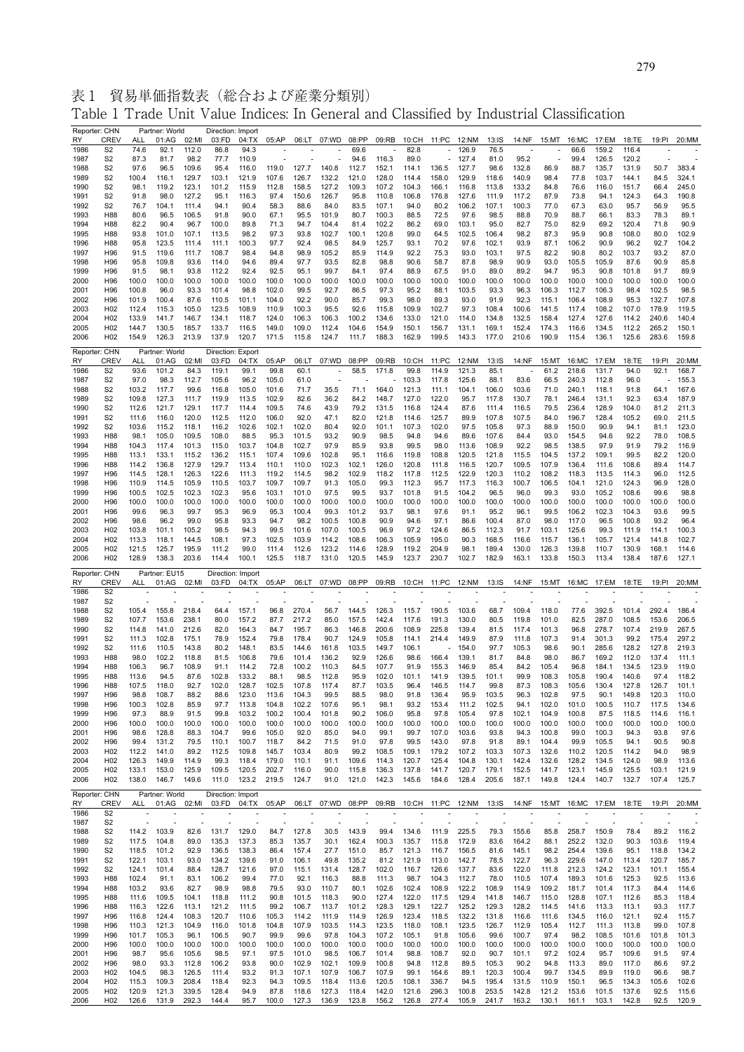# 表1 貿易単価指数表（総合および産業分類別）

Table 1 Trade Unit Value Indices: In General and Classified by Industrial Classification

Reporter: CHN　Partner: World　Direction: Import

| RY | CREV | ALL | 01:AG | 02:MI | 03:FD | 04:TX | 05:AP | 06:LT | 07:WD | 08:PP | 09:RB | 10:CH | 11:PC | 12:NM | 13:IS | 14:NF | 15:MT | 16:MC | 17:EM | 18:TE | 19:PI | 20:MM |
|---|---|---|---|---|---|---|---|---|---|---|---|---|---|---|---|---|---|---|---|---|---|---|
| 1986 | S2 | 74.6 | 92.1 | 112.0 | 86.8 | 94.3 | - | - | - | 69.6 | - | 82.8 | - | 126.9 | 76.5 | - | - | 66.6 | 159.2 | 116.4 | - | - |
| 1987 | S2 | 87.3 | 81.7 | 98.2 | 77.7 | 110.9 | - | - | - | 94.6 | 116.3 | 89.0 | - | 127.4 | 81.0 | 95.2 | - | 99.4 | 126.5 | 120.2 | - | - |
| 1988 | S2 | 97.6 | 96.5 | 109.6 | 95.4 | 116.0 | 119.0 | 127.7 | 140.8 | 112.7 | 152.1 | 114.1 | 136.5 | 127.7 | 98.6 | 132.8 | 86.9 | 88.7 | 135.7 | 131.9 | 50.7 | 383.4 |
| 1989 | S2 | 100.4 | 116.1 | 129.7 | 103.1 | 121.9 | 107.6 | 126.7 | 132.2 | 121.0 | 128.0 | 114.4 | 158.0 | 129.9 | 118.6 | 140.9 | 98.4 | 77.8 | 103.7 | 144.1 | 84.5 | 324.1 |
| 1990 | S2 | 98.1 | 119.2 | 123.1 | 101.2 | 115.9 | 112.8 | 158.5 | 127.2 | 109.3 | 107.2 | 104.3 | 166.1 | 116.8 | 113.8 | 133.2 | 84.8 | 76.6 | 116.0 | 151.7 | 66.4 | 245.0 |
| 1991 | S2 | 91.8 | 98.0 | 127.2 | 95.1 | 116.3 | 97.4 | 150.6 | 126.7 | 95.8 | 110.8 | 106.8 | 176.8 | 127.6 | 111.9 | 117.2 | 87.9 | 73.8 | 94.1 | 124.3 | 64.3 | 190.8 |
| 1992 | S2 | 76.7 | 104.1 | 111.4 | 94.1 | 90.4 | 58.3 | 88.6 | 84.0 | 83.5 | 107.1 | 94.0 | 80.2 | 106.2 | 107.1 | 100.3 | 77.0 | 67.3 | 63.0 | 95.7 | 56.9 | 95.5 |
| 1993 | H88 | 80.6 | 96.5 | 106.5 | 91.8 | 90.0 | 67.1 | 95.5 | 101.9 | 80.7 | 100.3 | 88.5 | 72.5 | 97.6 | 98.5 | 88.8 | 70.9 | 88.7 | 66.1 | 83.3 | 78.3 | 89.1 |
| 1994 | H88 | 82.2 | 90.4 | 96.7 | 100.0 | 89.8 | 71.3 | 94.7 | 104.4 | 81.4 | 102.2 | 86.2 | 69.0 | 103.1 | 95.0 | 82.7 | 75.0 | 82.9 | 69.2 | 120.4 | 71.8 | 90.9 |
| 1995 | H88 | 93.8 | 101.0 | 107.1 | 113.5 | 98.2 | 97.3 | 93.8 | 102.7 | 100.1 | 120.8 | 99.0 | 64.5 | 102.5 | 106.4 | 98.2 | 87.3 | 95.9 | 90.8 | 108.0 | 80.0 | 102.9 |
| 1996 | H88 | 95.8 | 123.5 | 111.4 | 111.1 | 100.3 | 97.7 | 92.4 | 98.5 | 84.9 | 125.7 | 93.1 | 70.2 | 97.6 | 102.1 | 93.9 | 87.1 | 106.2 | 90.9 | 96.2 | 92.7 | 104.2 |
| 1997 | H96 | 91.5 | 119.6 | 111.7 | 108.7 | 98.4 | 94.8 | 98.9 | 105.2 | 85.9 | 114.9 | 92.2 | 75.3 | 93.0 | 103.1 | 97.5 | 82.2 | 90.8 | 80.2 | 103.7 | 93.2 | 87.0 |
| 1998 | H96 | 95.8 | 109.8 | 93.6 | 114.0 | 94.6 | 89.4 | 97.7 | 93.5 | 82.8 | 98.8 | 90.6 | 58.7 | 87.8 | 98.9 | 90.9 | 93.0 | 105.5 | 105.9 | 87.6 | 90.9 | 85.8 |
| 1999 | H96 | 91.5 | 98.1 | 93.8 | 112.2 | 92.4 | 92.5 | 95.1 | 99.7 | 84.1 | 97.4 | 88.9 | 67.5 | 91.0 | 89.0 | 89.2 | 94.7 | 95.3 | 90.8 | 101.8 | 91.7 | 89.9 |
| 2000 | H96 | 100.0 | 100.0 | 100.0 | 100.0 | 100.0 | 100.0 | 100.0 | 100.0 | 100.0 | 100.0 | 100.0 | 100.0 | 100.0 | 100.0 | 100.0 | 100.0 | 100.0 | 100.0 | 100.0 | 100.0 | 100.0 |
| 2001 | H96 | 100.8 | 96.0 | 93.3 | 101.4 | 98.8 | 102.0 | 99.5 | 92.7 | 86.5 | 97.3 | 95.2 | 88.1 | 103.5 | 93.3 | 96.3 | 106.3 | 112.7 | 106.3 | 98.4 | 102.5 | 98.5 |
| 2002 | H96 | 101.9 | 100.4 | 87.6 | 110.5 | 101.1 | 104.0 | 92.2 | 90.0 | 85.7 | 99.3 | 98.0 | 89.3 | 93.0 | 91.9 | 92.3 | 115.1 | 106.4 | 108.9 | 95.3 | 132.7 | 107.8 |
| 2003 | H02 | 112.4 | 115.3 | 105.0 | 123.5 | 108.9 | 110.9 | 100.3 | 95.5 | 92.6 | 115.8 | 109.9 | 102.7 | 97.3 | 108.4 | 100.6 | 141.5 | 117.4 | 108.2 | 107.0 | 178.9 | 119.5 |
| 2004 | H02 | 133.9 | 141.7 | 146.7 | 134.1 | 118.7 | 124.0 | 106.3 | 106.3 | 100.2 | 134.6 | 133.0 | 121.0 | 114.0 | 134.8 | 132.5 | 158.4 | 127.4 | 127.6 | 114.2 | 240.6 | 140.4 |
| 2005 | H02 | 144.7 | 130.5 | 185.7 | 133.7 | 116.5 | 149.0 | 109.0 | 112.4 | 104.6 | 154.9 | 150.1 | 156.7 | 131.1 | 169.1 | 152.4 | 174.3 | 116.6 | 134.5 | 112.2 | 265.2 | 150.1 |
| 2006 | H02 | 154.9 | 126.3 | 213.9 | 137.9 | 120.7 | 171.5 | 115.8 | 124.7 | 111.7 | 188.3 | 162.9 | 199.5 | 143.3 | 177.0 | 210.6 | 190.9 | 115.4 | 136.1 | 125.6 | 283.6 | 159.8 |

Reporter: CHN　Partner: World　Direction: Export

| RY | CREV | ALL | 01:AG | 02:MI | 03:FD | 04:TX | 05:AP | 06:LT | 07:WD | 08:PP | 09:RB | 10:CH | 11:PC | 12:NM | 13:IS | 14:NF | 15:MT | 16:MC | 17:EM | 18:TE | 19:PI | 20:MM |
|---|---|---|---|---|---|---|---|---|---|---|---|---|---|---|---|---|---|---|---|---|---|---|
| 1986 | S2 | 93.6 | 101.2 | 84.3 | 119.1 | 99.1 | 99.8 | 60.1 | - | 58.5 | 171.8 | 99.8 | 114.9 | 121.3 | 85.1 | - | 61.2 | 218.6 | 131.7 | 94.0 | 92.1 | 168.7 |
| 1987 | S2 | 97.0 | 98.3 | 112.7 | 105.6 | 96.2 | 105.0 | 61.0 | - | - | - | 103.3 | 117.8 | 125.6 | 88.1 | 83.6 | 66.5 | 240.3 | 112.8 | 96.0 | - | 155.3 |
| 1988 | S2 | 103.2 | 117.7 | 99.6 | 116.8 | 105.0 | 101.6 | 71.7 | 35.5 | 71.1 | 164.0 | 121.3 | 111.1 | 104.1 | 106.0 | 103.6 | 71.0 | 240.1 | 118.1 | 91.8 | 64.1 | 167.6 |
| 1989 | S2 | 109.8 | 127.3 | 111.7 | 119.9 | 113.5 | 102.9 | 82.6 | 36.2 | 84.2 | 148.7 | 127.0 | 122.0 | 95.7 | 117.8 | 130.7 | 78.1 | 246.4 | 131.1 | 92.3 | 63.4 | 187.9 |
| 1990 | S2 | 112.6 | 121.7 | 129.1 | 117.7 | 114.4 | 109.5 | 74.6 | 43.9 | 79.2 | 131.5 | 116.8 | 124.4 | 87.6 | 111.4 | 116.5 | 79.5 | 236.4 | 128.9 | 104.0 | 81.2 | 211.3 |
| 1991 | S2 | 111.6 | 116.0 | 120.0 | 112.5 | 112.0 | 106.0 | 92.0 | 47.1 | 82.0 | 121.8 | 114.6 | 125.7 | 89.9 | 107.8 | 107.5 | 84.0 | 196.7 | 128.4 | 105.2 | 69.0 | 211.5 |
| 1992 | S2 | 103.6 | 115.2 | 118.1 | 116.2 | 102.6 | 102.1 | 102.0 | 80.4 | 92.0 | 101.1 | 107.3 | 102.0 | 97.5 | 105.8 | 97.3 | 88.9 | 150.0 | 90.9 | 94.1 | 81.1 | 123.0 |
| 1993 | H88 | 98.1 | 105.0 | 109.5 | 108.0 | 88.5 | 95.3 | 101.5 | 93.2 | 90.9 | 98.5 | 94.8 | 94.6 | 89.6 | 107.6 | 84.4 | 93.0 | 154.5 | 94.6 | 92.2 | 78.0 | 108.5 |
| 1994 | H88 | 104.3 | 117.4 | 101.3 | 115.0 | 103.7 | 104.8 | 102.7 | 97.9 | 85.9 | 93.8 | 99.5 | 98.0 | 113.6 | 108.9 | 92.2 | 98.5 | 138.5 | 97.9 | 91.9 | 79.2 | 116.9 |
| 1995 | H88 | 113.1 | 133.1 | 115.2 | 136.2 | 115.1 | 107.4 | 109.6 | 102.8 | 95.1 | 116.6 | 119.8 | 108.8 | 120.5 | 121.8 | 115.5 | 104.5 | 137.2 | 109.1 | 99.5 | 82.2 | 120.0 |
| 1996 | H88 | 114.2 | 136.8 | 127.9 | 129.7 | 113.4 | 110.1 | 110.0 | 102.3 | 102.1 | 126.0 | 120.8 | 111.8 | 116.5 | 120.7 | 109.5 | 107.9 | 136.4 | 111.6 | 108.6 | 89.4 | 114.7 |
| 1997 | H96 | 114.5 | 128.1 | 126.3 | 122.6 | 111.3 | 119.2 | 114.5 | 98.2 | 102.9 | 118.2 | 117.8 | 112.5 | 122.9 | 120.3 | 110.2 | 108.2 | 118.3 | 113.5 | 114.3 | 96.0 | 112.5 |
| 1998 | H96 | 110.9 | 114.5 | 105.9 | 110.5 | 103.7 | 109.7 | 109.7 | 91.3 | 105.0 | 99.3 | 112.3 | 95.7 | 117.3 | 116.3 | 100.7 | 106.5 | 104.1 | 121.0 | 124.3 | 96.9 | 128.0 |
| 1999 | H96 | 100.5 | 102.5 | 102.3 | 102.3 | 95.6 | 103.1 | 101.0 | 97.5 | 99.5 | 93.7 | 101.8 | 91.5 | 104.2 | 96.5 | 96.0 | 99.3 | 93.0 | 105.2 | 108.6 | 99.6 | 98.8 |
| 2000 | H96 | 100.0 | 100.0 | 100.0 | 100.0 | 100.0 | 100.0 | 100.0 | 100.0 | 100.0 | 100.0 | 100.0 | 100.0 | 100.0 | 100.0 | 100.0 | 100.0 | 100.0 | 100.0 | 100.0 | 100.0 | 100.0 |
| 2001 | H96 | 99.6 | 96.3 | 99.7 | 95.3 | 96.9 | 95.3 | 100.4 | 99.3 | 101.2 | 93.7 | 98.1 | 97.6 | 91.1 | 95.2 | 96.1 | 99.5 | 106.2 | 102.3 | 104.3 | 93.6 | 99.5 |
| 2002 | H96 | 98.6 | 96.2 | 99.0 | 95.8 | 93.3 | 94.7 | 98.2 | 100.5 | 100.8 | 90.9 | 94.6 | 97.1 | 86.6 | 100.4 | 87.0 | 98.0 | 117.0 | 96.5 | 100.8 | 93.2 | 96.4 |
| 2003 | H02 | 103.8 | 101.1 | 105.2 | 98.5 | 94.3 | 99.5 | 101.6 | 107.0 | 100.5 | 96.9 | 97.2 | 124.6 | 86.5 | 112.3 | 91.7 | 103.1 | 125.6 | 99.3 | 111.9 | 114.1 | 100.3 |
| 2004 | H02 | 113.3 | 118.1 | 144.5 | 108.1 | 97.3 | 102.5 | 103.9 | 114.2 | 108.6 | 106.3 | 105.9 | 195.0 | 90.3 | 168.5 | 116.6 | 115.7 | 136.1 | 105.7 | 121.4 | 141.8 | 102.7 |
| 2005 | H02 | 121.5 | 125.7 | 195.9 | 111.2 | 99.0 | 111.4 | 112.6 | 123.2 | 114.6 | 128.9 | 119.2 | 204.9 | 98.1 | 189.4 | 130.0 | 126.3 | 139.8 | 110.7 | 130.9 | 168.1 | 114.6 |
| 2006 | H02 | 128.9 | 138.3 | 203.6 | 114.4 | 100.1 | 125.5 | 118.7 | 131.0 | 120.5 | 145.9 | 123.7 | 230.7 | 102.7 | 182.9 | 163.1 | 133.8 | 150.3 | 113.4 | 138.4 | 187.6 | 127.1 |

Reporter: CHN　Partner: EU15　Direction: Import

| RY | CREV | ALL | 01:AG | 02:MI | 03:FD | 04:TX | 05:AP | 06:LT | 07:WD | 08:PP | 09:RB | 10:CH | 11:PC | 12:NM | 13:IS | 14:NF | 15:MT | 16:MC | 17:EM | 18:TE | 19:PI | 20:MM |
|---|---|---|---|---|---|---|---|---|---|---|---|---|---|---|---|---|---|---|---|---|---|---|
| 1986 | S2 | - | - | - | - | - | - | - | - | - | - | - | - | - | - | - | - | - | - | - | - | - |
| 1987 | S2 | - | - | - | - | - | - | - | - | - | - | - | - | - | - | - | - | - | - | - | - | - |
| 1988 | S2 | 105.4 | 155.8 | 218.4 | 64.4 | 157.1 | 96.8 | 270.4 | 56.7 | 144.5 | 126.3 | 115.7 | 190.5 | 103.6 | 68.7 | 109.4 | 118.0 | 77.6 | 392.5 | 101.4 | 292.4 | 186.4 |
| 1989 | S2 | 107.7 | 153.6 | 238.1 | 80.0 | 157.2 | 87.7 | 217.2 | 85.0 | 157.5 | 142.4 | 117.6 | 191.3 | 130.0 | 80.5 | 119.8 | 101.0 | 82.5 | 287.0 | 108.5 | 153.6 | 206.5 |
| 1990 | S2 | 114.8 | 141.0 | 212.6 | 82.0 | 164.3 | 84.7 | 195.7 | 86.3 | 146.8 | 200.6 | 108.9 | 225.8 | 139.4 | 81.5 | 117.4 | 101.3 | 96.8 | 278.7 | 107.4 | 219.9 | 267.5 |
| 1991 | S2 | 111.3 | 102.8 | 175.1 | 78.9 | 152.4 | 79.8 | 178.4 | 90.7 | 124.9 | 105.8 | 114.1 | 214.4 | 149.9 | 87.9 | 111.8 | 107.3 | 91.4 | 301.3 | 99.2 | 175.4 | 297.2 |
| 1992 | S2 | 111.6 | 110.5 | 143.8 | 80.2 | 148.1 | 83.5 | 144.6 | 161.8 | 103.5 | 149.7 | 106.1 | - | 154.0 | 97.7 | 105.3 | 98.6 | 90.1 | 285.6 | 128.2 | 127.8 | 219.3 |
| 1993 | H88 | 98.0 | 102.2 | 118.8 | 81.5 | 106.8 | 79.6 | 101.4 | 136.2 | 92.9 | 126.6 | 98.6 | 166.4 | 139.1 | 81.7 | 84.8 | 98.0 | 86.7 | 169.2 | 112.0 | 137.4 | 111.1 |
| 1994 | H88 | 106.3 | 96.7 | 108.9 | 91.1 | 114.2 | 72.8 | 100.2 | 110.3 | 84.5 | 107.7 | 91.9 | 155.3 | 146.9 | 85.4 | 84.2 | 105.4 | 96.8 | 184.1 | 134.5 | 123.9 | 119.0 |
| 1995 | H88 | 113.6 | 94.5 | 87.6 | 102.8 | 133.2 | 88.1 | 98.5 | 112.8 | 95.9 | 102.0 | 101.1 | 141.9 | 139.5 | 101.1 | 99.9 | 108.3 | 105.8 | 190.4 | 140.6 | 97.4 | 118.2 |
| 1996 | H88 | 107.5 | 118.0 | 92.7 | 102.0 | 128.7 | 102.5 | 107.8 | 117.4 | 87.7 | 103.5 | 96.4 | 146.5 | 114.7 | 99.8 | 87.3 | 108.3 | 105.6 | 130.4 | 127.8 | 126.7 | 101.1 |
| 1997 | H96 | 98.8 | 108.7 | 88.2 | 88.6 | 123.0 | 113.6 | 104.3 | 99.5 | 88.5 | 98.0 | 91.8 | 136.4 | 95.9 | 103.5 | 96.3 | 102.8 | 97.5 | 90.1 | 149.8 | 120.3 | 110.0 |
| 1998 | H96 | 100.3 | 102.8 | 85.9 | 97.7 | 113.8 | 104.8 | 102.2 | 107.6 | 95.1 | 98.1 | 93.2 | 153.4 | 111.2 | 102.5 | 94.1 | 102.0 | 101.0 | 100.5 | 110.7 | 117.5 | 134.6 |
| 1999 | H96 | 97.3 | 88.9 | 91.5 | 99.8 | 103.2 | 100.2 | 100.4 | 101.8 | 90.2 | 106.0 | 95.8 | 97.8 | 105.4 | 97.8 | 102.1 | 104.9 | 100.8 | 87.5 | 118.5 | 114.6 | 116.1 |
| 2000 | H96 | 100.0 | 100.0 | 100.0 | 100.0 | 100.0 | 100.0 | 100.0 | 100.0 | 100.0 | 100.0 | 100.0 | 100.0 | 100.0 | 100.0 | 100.0 | 100.0 | 100.0 | 100.0 | 100.0 | 100.0 | 100.0 |
| 2001 | H96 | 98.6 | 128.8 | 88.3 | 104.7 | 99.6 | 105.0 | 92.0 | 85.0 | 94.0 | 99.1 | 99.7 | 107.0 | 103.6 | 93.8 | 94.3 | 100.8 | 99.0 | 100.3 | 94.3 | 93.8 | 97.6 |
| 2002 | H96 | 99.4 | 131.2 | 79.5 | 110.1 | 100.7 | 118.7 | 84.2 | 71.5 | 91.0 | 97.8 | 99.5 | 143.0 | 97.8 | 91.8 | 89.1 | 104.4 | 99.9 | 105.5 | 94.1 | 90.5 | 90.8 |
| 2003 | H02 | 112.2 | 141.0 | 89.2 | 112.5 | 109.8 | 145.7 | 103.4 | 80.9 | 99.2 | 108.5 | 109.1 | 179.2 | 107.2 | 103.3 | 107.3 | 132.6 | 110.2 | 120.5 | 114.2 | 94.0 | 98.9 |
| 2004 | H02 | 126.3 | 149.9 | 114.9 | 99.3 | 118.4 | 179.0 | 110.1 | 91.1 | 109.6 | 114.3 | 120.7 | 125.4 | 104.8 | 130.1 | 142.4 | 132.6 | 128.2 | 134.5 | 124.0 | 98.9 | 113.6 |
| 2005 | H02 | 133.1 | 153.0 | 125.9 | 109.5 | 120.5 | 202.7 | 116.0 | 90.0 | 115.8 | 136.3 | 137.8 | 141.7 | 120.7 | 179.1 | 152.5 | 141.7 | 123.1 | 145.9 | 125.5 | 103.1 | 121.9 |
| 2006 | H02 | 138.0 | 146.7 | 149.6 | 111.0 | 123.2 | 219.5 | 124.7 | 91.0 | 121.0 | 142.3 | 145.6 | 184.6 | 128.4 | 205.6 | 187.1 | 149.8 | 124.4 | 140.7 | 132.7 | 107.4 | 125.7 |

Reporter: CHN　Partner: World　Direction: Import

| RY | CREV | ALL | 01:AG | 02:MI | 03:FD | 04:TX | 05:AP | 06:LT | 07:WD | 08:PP | 09:RB | 10:CH | 11:PC | 12:NM | 13:IS | 14:NF | 15:MT | 16:MC | 17:EM | 18:TE | 19:PI | 20:MM |
|---|---|---|---|---|---|---|---|---|---|---|---|---|---|---|---|---|---|---|---|---|---|---|
| 1986 | S2 | - | - | - | - | - | - | - | - | - | - | - | - | - | - | - | - | - | - | - | - | - |
| 1987 | S2 | - | - | - | - | - | - | - | - | - | - | - | - | - | - | - | - | - | - | - | - | - |
| 1988 | S2 | 114.2 | 103.9 | 82.6 | 131.7 | 129.0 | 84.7 | 127.8 | 30.5 | 143.9 | 99.4 | 134.6 | 111.9 | 225.8 | 79.3 | 155.6 | 85.8 | 258.7 | 150.9 | 78.4 | 89.2 | 116.2 |
| 1989 | S2 | 117.5 | 104.8 | 89.0 | 135.3 | 137.3 | 85.3 | 135.7 | 30.1 | 162.4 | 100.3 | 135.7 | 115.8 | 172.9 | 83.6 | 164.2 | 88.1 | 252.2 | 132.0 | 90.3 | 103.6 | 119.4 |
| 1990 | S2 | 118.5 | 101.2 | 92.9 | 136.5 | 138.3 | 86.4 | 157.4 | 27.7 | 151.0 | 85.7 | 121.3 | 116.7 | 156.5 | 81.6 | 145.1 | 98.2 | 254.4 | 139.6 | 95.1 | 118.8 | 134.2 |
| 1991 | S2 | 122.1 | 103.1 | 93.0 | 134.2 | 139.6 | 91.0 | 106.1 | 49.8 | 135.2 | 81.2 | 121.9 | 113.0 | 142.7 | 78.5 | 122.7 | 96.3 | 229.6 | 147.0 | 113.4 | 120.7 | 185.7 |
| 1992 | S2 | 124.1 | 101.4 | 88.4 | 128.7 | 121.6 | 97.0 | 115.1 | 131.4 | 128.7 | 102.0 | 116.7 | 126.6 | 137.7 | 83.6 | 122.0 | 111.8 | 212.3 | 124.2 | 123.1 | 101.1 | 155.4 |
| 1993 | H88 | 102.4 | 91.1 | 83.1 | 106.2 | 99.4 | 77.0 | 92.1 | 116.3 | 88.8 | 111.3 | 98.7 | 104.3 | 112.7 | 78.0 | 110.5 | 107.4 | 189.3 | 101.6 | 125.3 | 92.5 | 113.6 |
| 1994 | H88 | 103.2 | 93.6 | 82.7 | 98.9 | 98.8 | 79.5 | 93.0 | 110.7 | 80.1 | 102.6 | 102.4 | 108.9 | 122.2 | 108.9 | 114.9 | 109.2 | 181.7 | 101.4 | 117.3 | 84.4 | 114.6 |
| 1995 | H88 | 111.6 | 109.5 | 104.1 | 118.8 | 111.2 | 90.8 | 101.5 | 118.3 | 90.0 | 127.4 | 122.0 | 117.5 | 129.4 | 141.8 | 146.7 | 115.0 | 128.8 | 107.1 | 112.6 | 85.3 | 118.4 |
| 1996 | H88 | 116.3 | 122.6 | 113.1 | 121.2 | 111.5 | 99.2 | 106.7 | 113.7 | 101.2 | 128.3 | 129.1 | 122.7 | 125.2 | 129.3 | 128.2 | 114.5 | 141.6 | 113.3 | 113.1 | 93.3 | 117.7 |
| 1997 | H96 | 116.8 | 124.4 | 108.3 | 120.7 | 110.6 | 105.3 | 114.2 | 111.9 | 114.9 | 126.9 | 123.4 | 118.5 | 132.2 | 131.8 | 116.6 | 111.6 | 134.5 | 116.0 | 121.1 | 92.4 | 115.7 |
| 1998 | H96 | 110.3 | 121.3 | 104.9 | 116.0 | 101.8 | 104.8 | 107.9 | 103.5 | 114.3 | 123.5 | 118.0 | 108.1 | 123.5 | 126.7 | 112.9 | 105.4 | 112.7 | 111.3 | 113.8 | 99.0 | 107.8 |
| 1999 | H96 | 101.7 | 105.3 | 96.1 | 106.5 | 90.7 | 99.9 | 99.6 | 97.8 | 104.3 | 107.2 | 105.1 | 91.8 | 105.6 | 99.6 | 100.7 | 97.4 | 98.2 | 108.5 | 101.6 | 101.8 | 101.3 |
| 2000 | H96 | 100.0 | 100.0 | 100.0 | 100.0 | 100.0 | 100.0 | 100.0 | 100.0 | 100.0 | 100.0 | 100.0 | 100.0 | 100.0 | 100.0 | 100.0 | 100.0 | 100.0 | 100.0 | 100.0 | 100.0 | 100.0 |
| 2001 | H96 | 98.7 | 95.6 | 105.6 | 98.5 | 97.1 | 97.5 | 101.0 | 98.5 | 106.7 | 101.4 | 98.8 | 108.7 | 92.0 | 90.7 | 101.1 | 97.2 | 102.4 | 95.7 | 109.6 | 91.5 | 97.4 |
| 2002 | H96 | 98.0 | 93.3 | 112.8 | 106.2 | 93.8 | 90.0 | 102.9 | 102.1 | 109.9 | 100.8 | 94.8 | 112.8 | 89.5 | 105.3 | 90.2 | 94.8 | 113.3 | 89.0 | 117.0 | 86.6 | 97.2 |
| 2003 | H02 | 104.5 | 98.3 | 126.5 | 111.4 | 93.2 | 91.3 | 107.1 | 107.9 | 106.7 | 107.9 | 99.1 | 164.6 | 89.1 | 120.3 | 100.4 | 99.7 | 134.5 | 89.9 | 119.0 | 96.6 | 98.7 |
| 2004 | H02 | 115.3 | 109.3 | 208.4 | 118.4 | 92.3 | 94.3 | 109.5 | 118.4 | 113.6 | 120.5 | 108.1 | 336.7 | 94.5 | 195.4 | 131.5 | 110.9 | 150.1 | 96.5 | 134.3 | 105.6 | 102.6 |
| 2005 | H02 | 120.9 | 121.3 | 339.5 | 128.4 | 94.9 | 87.8 | 118.6 | 127.3 | 118.4 | 142.0 | 121.6 | 296.3 | 100.8 | 253.5 | 142.8 | 121.2 | 153.6 | 101.5 | 137.6 | 92.5 | 115.6 |
| 2006 | H02 | 126.6 | 131.9 | 292.3 | 144.4 | 95.7 | 100.0 | 127.3 | 136.9 | 123.8 | 156.2 | 126.8 | 277.4 | 105.9 | 241.7 | 163.2 | 130.1 | 161.1 | 103.1 | 142.8 | 92.5 | 120.9 |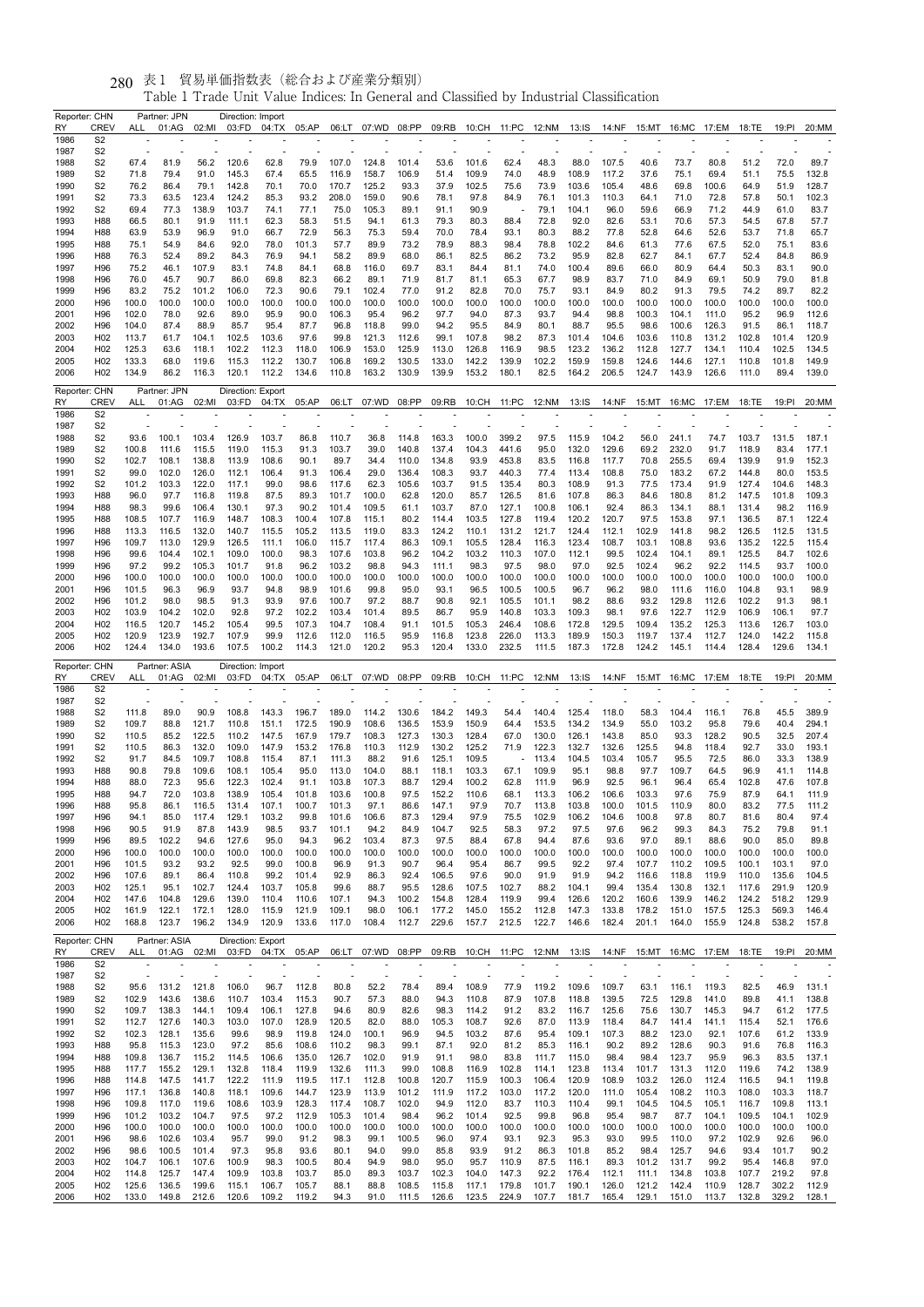# 表1　貿易単価指数表（総合および産業分類別）

Table 1 Trade Unit Value Indices: In General and Classified by Industrial Classification

Reporter: CHN　Partner: JPN　Direction: Import

| RY | CREV | ALL | 01:AG | 02:MI | 03:FD | 04:TX | 05:AP | 06:LT | 07:WD | 08:PP | 09:RB | 10:CH | 11:PC | 12:NM | 13:IS | 14:NF | 15:MT | 16:MC | 17:EM | 18:TE | 19:PI | 20:MM |
|---|---|---|---|---|---|---|---|---|---|---|---|---|---|---|---|---|---|---|---|---|---|---|
| 1986 | S2 | - | - | - | - | - | - | - | - | - | - | - | - | - | - | - | - | - | - | - | - | - |
| 1987 | S2 | - | - | - | - | - | - | - | - | - | - | - | - | - | - | - | - | - | - | - | - | - |
| 1988 | S2 | 67.4 | 81.9 | 56.2 | 120.6 | 62.8 | 79.9 | 107.0 | 124.8 | 101.4 | 53.6 | 101.6 | 62.4 | 48.3 | 88.0 | 107.5 | 40.6 | 73.7 | 80.8 | 51.2 | 72.0 | 89.7 |
| 1989 | S2 | 71.8 | 79.4 | 91.0 | 145.3 | 67.4 | 65.5 | 116.9 | 158.7 | 106.9 | 51.4 | 109.9 | 74.0 | 48.9 | 108.9 | 117.2 | 37.6 | 75.1 | 69.4 | 51.1 | 75.5 | 132.8 |
| 1990 | S2 | 76.2 | 86.4 | 79.1 | 142.8 | 70.1 | 70.0 | 170.7 | 125.2 | 93.3 | 37.9 | 102.5 | 75.6 | 73.9 | 103.6 | 105.4 | 48.6 | 69.8 | 100.6 | 64.9 | 51.9 | 128.7 |
| 1991 | S2 | 73.3 | 63.5 | 123.4 | 124.2 | 85.3 | 93.2 | 208.0 | 159.0 | 90.6 | 78.1 | 97.8 | 84.9 | 76.1 | 101.3 | 110.3 | 64.1 | 71.0 | 72.8 | 57.8 | 50.1 | 102.3 |
| 1992 | S2 | 69.4 | 77.3 | 138.9 | 103.7 | 74.1 | 77.1 | 75.0 | 105.3 | 89.1 | 91.1 | 90.9 | - | 79.1 | 104.1 | 96.0 | 59.6 | 66.9 | 71.2 | 44.9 | 61.0 | 83.7 |
| 1993 | H88 | 66.5 | 80.1 | 91.9 | 111.1 | 62.3 | 58.3 | 51.5 | 94.1 | 61.3 | 79.3 | 80.3 | 88.4 | 72.8 | 92.0 | 82.6 | 53.1 | 70.6 | 57.3 | 54.5 | 67.8 | 57.7 |
| 1994 | H88 | 63.9 | 53.9 | 96.9 | 91.0 | 66.7 | 72.9 | 56.3 | 75.3 | 59.4 | 70.0 | 78.4 | 93.1 | 80.3 | 88.2 | 77.8 | 52.8 | 64.6 | 52.6 | 53.7 | 71.8 | 65.7 |
| 1995 | H88 | 75.1 | 54.9 | 84.6 | 92.0 | 78.0 | 101.3 | 57.7 | 89.9 | 73.2 | 78.9 | 88.3 | 98.4 | 78.8 | 102.2 | 84.6 | 61.3 | 77.6 | 67.5 | 52.0 | 75.1 | 83.6 |
| 1996 | H88 | 76.3 | 52.4 | 89.2 | 84.3 | 76.9 | 94.1 | 58.2 | 89.9 | 68.0 | 86.1 | 82.5 | 86.2 | 73.2 | 95.9 | 82.8 | 62.7 | 84.1 | 67.7 | 52.4 | 84.8 | 86.9 |
| 1997 | H96 | 75.2 | 46.1 | 107.9 | 83.1 | 74.8 | 84.1 | 68.8 | 116.0 | 69.7 | 83.1 | 84.4 | 81.1 | 74.0 | 100.4 | 89.6 | 66.0 | 80.9 | 64.4 | 50.3 | 83.1 | 90.0 |
| 1998 | H96 | 76.0 | 45.7 | 90.7 | 86.0 | 69.8 | 82.3 | 66.2 | 89.1 | 71.9 | 81.7 | 81.1 | 65.3 | 67.7 | 98.9 | 83.7 | 71.0 | 84.9 | 69.1 | 50.9 | 79.0 | 81.8 |
| 1999 | H96 | 83.2 | 75.2 | 101.2 | 106.0 | 72.3 | 90.6 | 79.1 | 102.4 | 77.0 | 91.2 | 82.8 | 70.0 | 75.7 | 93.1 | 84.9 | 80.2 | 91.3 | 79.5 | 74.2 | 89.7 | 82.2 |
| 2000 | H96 | 100.0 | 100.0 | 100.0 | 100.0 | 100.0 | 100.0 | 100.0 | 100.0 | 100.0 | 100.0 | 100.0 | 100.0 | 100.0 | 100.0 | 100.0 | 100.0 | 100.0 | 100.0 | 100.0 | 100.0 | 100.0 |
| 2001 | H96 | 102.0 | 78.0 | 92.6 | 89.0 | 95.9 | 90.0 | 106.3 | 95.4 | 96.2 | 97.7 | 94.0 | 87.3 | 93.7 | 94.4 | 98.8 | 100.3 | 104.1 | 111.0 | 95.2 | 96.9 | 112.6 |
| 2002 | H96 | 104.0 | 87.4 | 88.9 | 85.7 | 95.4 | 87.7 | 96.8 | 118.8 | 99.0 | 94.2 | 95.5 | 84.9 | 80.1 | 88.7 | 95.5 | 98.6 | 100.6 | 126.3 | 91.5 | 86.1 | 118.7 |
| 2003 | H02 | 113.7 | 61.7 | 104.1 | 102.5 | 103.6 | 97.6 | 99.8 | 121.3 | 112.6 | 99.1 | 107.8 | 98.2 | 87.3 | 101.4 | 104.6 | 103.6 | 110.8 | 131.2 | 102.8 | 101.4 | 120.9 |
| 2004 | H02 | 125.3 | 63.6 | 118.1 | 102.2 | 112.3 | 118.0 | 106.9 | 153.0 | 125.9 | 113.0 | 126.8 | 116.9 | 98.5 | 123.2 | 136.2 | 112.8 | 127.7 | 134.1 | 110.4 | 102.5 | 134.5 |
| 2005 | H02 | 133.3 | 68.0 | 119.6 | 115.3 | 112.2 | 130.7 | 106.8 | 169.2 | 130.5 | 133.0 | 142.2 | 139.9 | 102.2 | 159.9 | 159.8 | 124.6 | 144.6 | 127.1 | 110.8 | 101.8 | 149.9 |
| 2006 | H02 | 134.9 | 86.2 | 116.3 | 120.1 | 112.2 | 134.6 | 110.8 | 163.2 | 130.9 | 139.9 | 153.2 | 180.1 | 82.5 | 164.2 | 206.5 | 124.7 | 143.9 | 126.6 | 111.0 | 89.4 | 139.0 |

Reporter: CHN　Partner: JPN　Direction: Export

| RY | CREV | ALL | 01:AG | 02:MI | 03:FD | 04:TX | 05:AP | 06:LT | 07:WD | 08:PP | 09:RB | 10:CH | 11:PC | 12:NM | 13:IS | 14:NF | 15:MT | 16:MC | 17:EM | 18:TE | 19:PI | 20:MM |
|---|---|---|---|---|---|---|---|---|---|---|---|---|---|---|---|---|---|---|---|---|---|---|
| 1986 | S2 | - | - | - | - | - | - | - | - | - | - | - | - | - | - | - | - | - | - | - | - | - |
| 1987 | S2 | - | - | - | - | - | - | - | - | - | - | - | - | - | - | - | - | - | - | - | - | - |
| 1988 | S2 | 93.6 | 100.1 | 103.4 | 126.9 | 103.7 | 86.8 | 110.7 | 36.8 | 114.8 | 163.3 | 100.0 | 399.2 | 97.5 | 115.9 | 104.2 | 56.0 | 241.1 | 74.7 | 103.7 | 131.5 | 187.1 |
| 1989 | S2 | 100.8 | 111.6 | 115.5 | 119.0 | 115.3 | 91.3 | 103.7 | 39.0 | 140.8 | 137.4 | 104.3 | 441.6 | 95.0 | 132.0 | 129.6 | 69.2 | 232.0 | 91.7 | 118.9 | 83.4 | 177.1 |
| 1990 | S2 | 102.7 | 108.1 | 138.8 | 113.9 | 108.6 | 90.1 | 89.7 | 34.4 | 110.0 | 134.8 | 93.9 | 453.8 | 83.5 | 116.8 | 117.7 | 70.8 | 255.5 | 69.4 | 139.9 | 91.9 | 152.3 |
| 1991 | S2 | 99.0 | 102.0 | 126.0 | 112.1 | 106.4 | 91.3 | 106.4 | 29.0 | 136.4 | 108.3 | 93.7 | 440.3 | 77.4 | 113.4 | 108.8 | 75.0 | 183.2 | 67.2 | 144.8 | 80.0 | 153.5 |
| 1992 | S2 | 101.2 | 103.3 | 122.0 | 117.1 | 99.0 | 98.6 | 117.6 | 62.3 | 105.6 | 103.7 | 91.5 | 135.4 | 80.3 | 108.9 | 91.3 | 77.5 | 173.4 | 91.9 | 127.4 | 104.6 | 148.3 |
| 1993 | H88 | 96.0 | 97.7 | 116.8 | 119.8 | 87.5 | 89.3 | 101.7 | 100.0 | 62.8 | 120.0 | 85.7 | 126.5 | 81.6 | 107.8 | 86.3 | 84.6 | 180.8 | 81.2 | 147.5 | 101.8 | 109.3 |
| 1994 | H88 | 98.3 | 99.6 | 106.4 | 130.1 | 97.3 | 90.2 | 101.4 | 109.5 | 61.1 | 103.7 | 87.0 | 127.1 | 100.8 | 106.1 | 92.4 | 86.3 | 134.1 | 88.1 | 131.4 | 98.2 | 116.9 |
| 1995 | H88 | 108.5 | 107.7 | 116.9 | 148.7 | 108.3 | 100.4 | 107.8 | 115.1 | 80.2 | 114.4 | 103.5 | 127.8 | 119.4 | 120.2 | 120.7 | 97.5 | 153.8 | 97.1 | 136.5 | 87.1 | 122.4 |
| 1996 | H88 | 113.3 | 116.5 | 132.0 | 140.7 | 115.5 | 105.2 | 113.5 | 119.0 | 83.3 | 124.2 | 110.1 | 131.2 | 121.7 | 124.4 | 112.1 | 102.9 | 141.8 | 98.2 | 126.5 | 112.5 | 131.5 |
| 1997 | H96 | 109.7 | 113.0 | 129.9 | 126.5 | 111.1 | 106.0 | 115.7 | 117.4 | 86.3 | 109.1 | 105.5 | 128.4 | 116.3 | 123.4 | 108.7 | 103.1 | 108.8 | 93.6 | 135.2 | 122.5 | 115.4 |
| 1998 | H96 | 99.6 | 104.4 | 102.1 | 109.0 | 100.0 | 98.3 | 107.6 | 103.8 | 96.2 | 104.2 | 103.2 | 110.3 | 107.0 | 112.1 | 99.5 | 102.4 | 104.1 | 89.1 | 125.5 | 84.7 | 102.6 |
| 1999 | H96 | 97.2 | 99.2 | 105.3 | 101.7 | 91.8 | 96.2 | 103.2 | 98.8 | 94.3 | 111.1 | 98.3 | 97.5 | 98.0 | 97.0 | 92.5 | 102.4 | 96.2 | 92.2 | 114.5 | 93.7 | 100.0 |
| 2000 | H96 | 100.0 | 100.0 | 100.0 | 100.0 | 100.0 | 100.0 | 100.0 | 100.0 | 100.0 | 100.0 | 100.0 | 100.0 | 100.0 | 100.0 | 100.0 | 100.0 | 100.0 | 100.0 | 100.0 | 100.0 | 100.0 |
| 2001 | H96 | 101.5 | 96.3 | 96.9 | 93.7 | 94.8 | 98.9 | 101.6 | 99.8 | 95.0 | 93.1 | 96.5 | 100.5 | 100.5 | 96.7 | 96.2 | 98.0 | 111.6 | 116.0 | 104.8 | 93.1 | 98.9 |
| 2002 | H96 | 101.2 | 98.0 | 98.5 | 91.3 | 93.9 | 97.6 | 100.7 | 97.2 | 88.7 | 90.8 | 92.1 | 105.5 | 101.1 | 98.2 | 88.6 | 93.2 | 129.8 | 112.6 | 102.2 | 91.3 | 98.1 |
| 2003 | H02 | 103.9 | 104.2 | 102.0 | 92.8 | 97.2 | 102.2 | 103.4 | 101.4 | 89.5 | 86.7 | 95.9 | 140.8 | 103.3 | 109.3 | 98.1 | 97.6 | 122.7 | 112.9 | 106.9 | 106.1 | 97.7 |
| 2004 | H02 | 116.5 | 120.7 | 145.2 | 105.4 | 99.5 | 107.3 | 104.7 | 108.4 | 91.1 | 101.5 | 105.3 | 246.4 | 108.6 | 172.8 | 129.5 | 109.4 | 135.2 | 125.3 | 113.6 | 126.7 | 103.0 |
| 2005 | H02 | 120.9 | 123.9 | 192.7 | 107.9 | 99.9 | 112.6 | 112.0 | 116.5 | 95.9 | 116.8 | 123.8 | 226.0 | 113.3 | 189.9 | 150.3 | 119.7 | 137.4 | 112.7 | 124.0 | 142.2 | 115.8 |
| 2006 | H02 | 124.4 | 134.0 | 193.6 | 107.5 | 100.2 | 114.3 | 121.0 | 120.2 | 95.3 | 120.4 | 133.0 | 232.5 | 111.5 | 187.3 | 172.8 | 124.2 | 145.1 | 114.4 | 128.4 | 129.6 | 134.1 |

Reporter: CHN　Partner: ASIA　Direction: Import

| RY | CREV | ALL | 01:AG | 02:MI | 03:FD | 04:TX | 05:AP | 06:LT | 07:WD | 08:PP | 09:RB | 10:CH | 11:PC | 12:NM | 13:IS | 14:NF | 15:MT | 16:MC | 17:EM | 18:TE | 19:PI | 20:MM |
|---|---|---|---|---|---|---|---|---|---|---|---|---|---|---|---|---|---|---|---|---|---|---|
| 1986 | S2 | - | - | - | - | - | - | - | - | - | - | - | - | - | - | - | - | - | - | - | - | - |
| 1987 | S2 | - | - | - | - | - | - | - | - | - | - | - | - | - | - | - | - | - | - | - | - | - |
| 1988 | S2 | 111.8 | 89.0 | 90.9 | 108.8 | 143.3 | 196.7 | 189.0 | 114.2 | 130.6 | 184.2 | 149.3 | 54.4 | 140.4 | 125.4 | 118.0 | 58.3 | 104.4 | 116.1 | 76.8 | 45.5 | 389.9 |
| 1989 | S2 | 109.7 | 88.8 | 121.7 | 110.8 | 151.1 | 172.5 | 190.9 | 108.6 | 136.5 | 153.9 | 150.9 | 64.4 | 153.5 | 134.2 | 134.9 | 55.0 | 103.2 | 95.8 | 79.6 | 40.4 | 294.1 |
| 1990 | S2 | 110.5 | 85.2 | 122.5 | 110.2 | 147.5 | 167.9 | 179.7 | 108.3 | 127.3 | 130.3 | 128.4 | 67.0 | 130.0 | 126.1 | 143.8 | 85.0 | 93.3 | 128.2 | 90.5 | 32.5 | 207.4 |
| 1991 | S2 | 110.5 | 86.3 | 132.0 | 109.0 | 147.9 | 153.2 | 176.8 | 110.3 | 112.9 | 130.2 | 125.2 | 71.9 | 122.3 | 132.7 | 132.6 | 125.5 | 94.8 | 118.4 | 92.7 | 33.0 | 193.1 |
| 1992 | S2 | 91.7 | 84.5 | 109.7 | 108.8 | 115.4 | 87.1 | 111.3 | 88.2 | 91.6 | 125.1 | 109.5 | - | 113.4 | 104.5 | 103.4 | 105.7 | 95.5 | 72.5 | 86.0 | 33.3 | 138.9 |
| 1993 | H88 | 90.8 | 79.8 | 109.6 | 108.1 | 105.4 | 95.0 | 113.0 | 104.0 | 88.1 | 118.1 | 103.3 | 67.1 | 109.9 | 95.1 | 98.8 | 97.7 | 109.7 | 64.5 | 96.9 | 41.1 | 114.8 |
| 1994 | H88 | 88.0 | 72.3 | 95.6 | 122.3 | 102.4 | 91.1 | 103.8 | 107.3 | 88.7 | 129.4 | 100.2 | 62.8 | 111.9 | 96.9 | 92.5 | 96.1 | 96.4 | 65.4 | 102.8 | 47.6 | 107.8 |
| 1995 | H88 | 94.7 | 72.0 | 103.8 | 138.9 | 105.4 | 101.8 | 103.6 | 100.8 | 97.5 | 152.2 | 110.6 | 68.1 | 113.3 | 106.2 | 106.6 | 103.3 | 97.6 | 75.9 | 87.9 | 64.1 | 111.9 |
| 1996 | H88 | 95.8 | 86.1 | 116.5 | 131.4 | 107.1 | 100.7 | 101.3 | 97.1 | 86.6 | 147.1 | 97.9 | 70.7 | 113.8 | 103.8 | 100.0 | 101.5 | 110.9 | 80.0 | 83.2 | 77.5 | 111.2 |
| 1997 | H96 | 94.1 | 85.0 | 117.4 | 129.1 | 103.2 | 99.8 | 101.6 | 106.6 | 87.3 | 129.4 | 97.9 | 75.5 | 102.9 | 106.2 | 104.6 | 100.8 | 97.8 | 80.7 | 81.6 | 80.4 | 97.4 |
| 1998 | H96 | 90.5 | 91.9 | 87.8 | 143.9 | 98.5 | 93.7 | 101.1 | 94.2 | 84.9 | 104.7 | 92.5 | 58.3 | 97.2 | 97.5 | 97.6 | 96.2 | 99.3 | 84.3 | 75.2 | 79.8 | 91.1 |
| 1999 | H96 | 89.5 | 102.2 | 94.6 | 127.6 | 95.0 | 94.3 | 96.2 | 103.4 | 87.3 | 97.5 | 88.4 | 67.8 | 94.4 | 87.6 | 93.6 | 97.0 | 89.1 | 88.6 | 90.0 | 85.0 | 89.8 |
| 2000 | H96 | 100.0 | 100.0 | 100.0 | 100.0 | 100.0 | 100.0 | 100.0 | 100.0 | 100.0 | 100.0 | 100.0 | 100.0 | 100.0 | 100.0 | 100.0 | 100.0 | 100.0 | 100.0 | 100.0 | 100.0 | 100.0 |
| 2001 | H96 | 101.5 | 93.2 | 93.2 | 92.5 | 99.0 | 100.8 | 96.9 | 91.3 | 90.7 | 96.4 | 95.4 | 86.7 | 99.5 | 92.2 | 97.4 | 107.7 | 110.2 | 109.5 | 100.1 | 103.1 | 97.0 |
| 2002 | H96 | 107.6 | 89.1 | 86.4 | 110.8 | 99.2 | 101.4 | 92.9 | 86.3 | 92.4 | 106.5 | 97.6 | 90.0 | 91.9 | 91.9 | 94.2 | 116.6 | 118.8 | 119.9 | 110.0 | 135.6 | 104.5 |
| 2003 | H02 | 125.1 | 95.1 | 102.7 | 124.4 | 103.7 | 105.8 | 99.6 | 88.7 | 95.5 | 128.6 | 107.5 | 102.7 | 88.2 | 104.1 | 99.4 | 135.4 | 130.8 | 132.1 | 117.6 | 291.9 | 120.9 |
| 2004 | H02 | 147.6 | 104.8 | 129.6 | 139.0 | 110.4 | 110.6 | 107.1 | 94.3 | 100.2 | 154.8 | 128.4 | 119.9 | 99.4 | 126.6 | 120.2 | 160.6 | 139.9 | 146.2 | 124.2 | 518.2 | 129.9 |
| 2005 | H02 | 161.9 | 122.1 | 172.1 | 128.0 | 115.9 | 121.9 | 109.1 | 98.0 | 106.1 | 177.2 | 145.0 | 155.2 | 112.8 | 147.3 | 133.8 | 178.2 | 151.0 | 157.5 | 125.3 | 569.3 | 146.4 |
| 2006 | H02 | 168.8 | 123.7 | 196.2 | 134.9 | 120.9 | 133.6 | 117.0 | 108.4 | 112.7 | 229.6 | 157.7 | 212.5 | 122.7 | 146.6 | 182.4 | 201.1 | 164.0 | 155.9 | 124.8 | 538.2 | 157.8 |

Reporter: CHN　Partner: ASIA　Direction: Export

| RY | CREV | ALL | 01:AG | 02:MI | 03:FD | 04:TX | 05:AP | 06:LT | 07:WD | 08:PP | 09:RB | 10:CH | 11:PC | 12:NM | 13:IS | 14:NF | 15:MT | 16:MC | 17:EM | 18:TE | 19:PI | 20:MM |
|---|---|---|---|---|---|---|---|---|---|---|---|---|---|---|---|---|---|---|---|---|---|---|
| 1986 | S2 | - | - | - | - | - | - | - | - | - | - | - | - | - | - | - | - | - | - | - | - | - |
| 1987 | S2 | - | - | - | - | - | - | - | - | - | - | - | - | - | - | - | - | - | - | - | - | - |
| 1988 | S2 | 95.6 | 131.2 | 121.8 | 106.0 | 96.7 | 112.8 | 80.8 | 52.2 | 78.4 | 89.4 | 108.9 | 77.9 | 119.2 | 109.6 | 109.7 | 63.1 | 116.1 | 119.3 | 82.5 | 46.9 | 131.1 |
| 1989 | S2 | 102.9 | 143.6 | 138.6 | 110.7 | 103.4 | 115.3 | 90.7 | 57.3 | 88.0 | 94.3 | 110.8 | 87.9 | 107.8 | 118.8 | 139.5 | 72.5 | 129.8 | 141.0 | 89.8 | 41.1 | 138.8 |
| 1990 | S2 | 109.7 | 138.3 | 144.1 | 109.4 | 106.1 | 127.8 | 94.6 | 80.9 | 82.6 | 98.3 | 114.2 | 91.2 | 83.2 | 116.7 | 125.6 | 75.6 | 130.7 | 145.3 | 94.7 | 61.2 | 177.5 |
| 1991 | S2 | 112.7 | 127.6 | 140.3 | 103.0 | 107.0 | 128.9 | 120.5 | 82.0 | 88.0 | 105.3 | 108.7 | 92.6 | 87.0 | 113.9 | 118.4 | 84.7 | 141.4 | 141.1 | 115.4 | 52.1 | 176.6 |
| 1992 | S2 | 102.3 | 128.1 | 135.6 | 99.6 | 98.9 | 119.8 | 124.0 | 100.1 | 96.9 | 94.5 | 103.2 | 87.6 | 95.4 | 109.1 | 107.3 | 88.2 | 123.0 | 92.1 | 107.6 | 61.2 | 133.9 |
| 1993 | H88 | 95.8 | 115.3 | 123.0 | 97.2 | 85.6 | 108.6 | 110.2 | 98.3 | 99.1 | 87.1 | 92.0 | 81.2 | 85.3 | 116.1 | 90.2 | 89.2 | 128.6 | 90.3 | 91.6 | 76.8 | 116.3 |
| 1994 | H88 | 109.8 | 136.7 | 115.2 | 114.5 | 106.6 | 135.0 | 126.7 | 102.0 | 91.9 | 91.1 | 98.0 | 83.8 | 111.7 | 115.0 | 98.4 | 98.4 | 123.7 | 95.9 | 96.3 | 83.5 | 137.1 |
| 1995 | H88 | 117.7 | 155.2 | 129.1 | 132.8 | 118.4 | 119.9 | 132.6 | 111.3 | 99.0 | 108.8 | 116.9 | 102.8 | 114.1 | 123.8 | 113.4 | 101.7 | 131.3 | 112.0 | 119.6 | 74.2 | 138.9 |
| 1996 | H88 | 114.8 | 147.5 | 141.7 | 122.2 | 111.9 | 119.5 | 117.1 | 112.8 | 100.8 | 120.7 | 115.9 | 100.3 | 106.4 | 120.9 | 108.9 | 103.2 | 126.0 | 112.4 | 116.5 | 94.1 | 119.8 |
| 1997 | H96 | 117.1 | 136.8 | 140.8 | 118.1 | 109.6 | 144.7 | 123.9 | 113.9 | 101.2 | 111.9 | 117.2 | 103.0 | 117.2 | 120.0 | 111.0 | 105.4 | 108.2 | 110.3 | 108.0 | 103.3 | 118.7 |
| 1998 | H96 | 109.8 | 117.0 | 119.6 | 108.6 | 103.9 | 128.3 | 117.4 | 108.7 | 102.0 | 94.9 | 112.0 | 83.7 | 110.3 | 110.4 | 99.1 | 104.5 | 104.5 | 105.1 | 116.7 | 109.8 | 113.1 |
| 1999 | H96 | 101.2 | 103.2 | 104.7 | 97.5 | 97.2 | 112.9 | 105.3 | 101.4 | 98.4 | 96.2 | 101.4 | 92.5 | 99.8 | 96.8 | 95.4 | 98.7 | 87.7 | 104.1 | 109.5 | 104.1 | 102.9 |
| 2000 | H96 | 100.0 | 100.0 | 100.0 | 100.0 | 100.0 | 100.0 | 100.0 | 100.0 | 100.0 | 100.0 | 100.0 | 100.0 | 100.0 | 100.0 | 100.0 | 100.0 | 100.0 | 100.0 | 100.0 | 100.0 | 100.0 |
| 2001 | H96 | 98.6 | 102.6 | 103.4 | 95.7 | 99.0 | 91.2 | 98.3 | 99.1 | 100.5 | 96.0 | 97.4 | 93.1 | 92.3 | 95.3 | 93.0 | 99.5 | 110.0 | 97.2 | 102.9 | 92.6 | 96.0 |
| 2002 | H96 | 98.6 | 100.5 | 101.4 | 97.3 | 95.8 | 93.6 | 80.1 | 94.0 | 99.0 | 85.8 | 93.9 | 91.2 | 86.3 | 101.8 | 85.2 | 98.4 | 125.7 | 94.6 | 93.4 | 101.7 | 90.2 |
| 2003 | H02 | 104.7 | 106.1 | 107.6 | 100.9 | 98.3 | 100.5 | 80.4 | 94.9 | 98.0 | 95.0 | 95.7 | 110.9 | 87.5 | 116.1 | 89.3 | 101.2 | 131.7 | 99.2 | 95.4 | 146.8 | 97.0 |
| 2004 | H02 | 114.8 | 125.7 | 147.4 | 109.9 | 103.8 | 103.7 | 85.0 | 89.3 | 103.7 | 102.3 | 104.0 | 147.3 | 92.2 | 176.4 | 112.1 | 111.1 | 134.8 | 103.8 | 107.7 | 219.2 | 97.8 |
| 2005 | H02 | 125.6 | 136.5 | 199.6 | 115.1 | 106.7 | 105.7 | 88.1 | 88.8 | 108.5 | 115.8 | 117.1 | 179.8 | 101.7 | 190.1 | 126.0 | 121.2 | 142.4 | 110.9 | 128.7 | 302.2 | 112.9 |
| 2006 | H02 | 133.0 | 149.8 | 212.6 | 120.6 | 109.2 | 119.2 | 94.3 | 91.0 | 111.5 | 126.6 | 123.5 | 224.9 | 107.7 | 181.7 | 165.4 | 129.1 | 151.0 | 113.7 | 132.8 | 329.2 | 128.1 |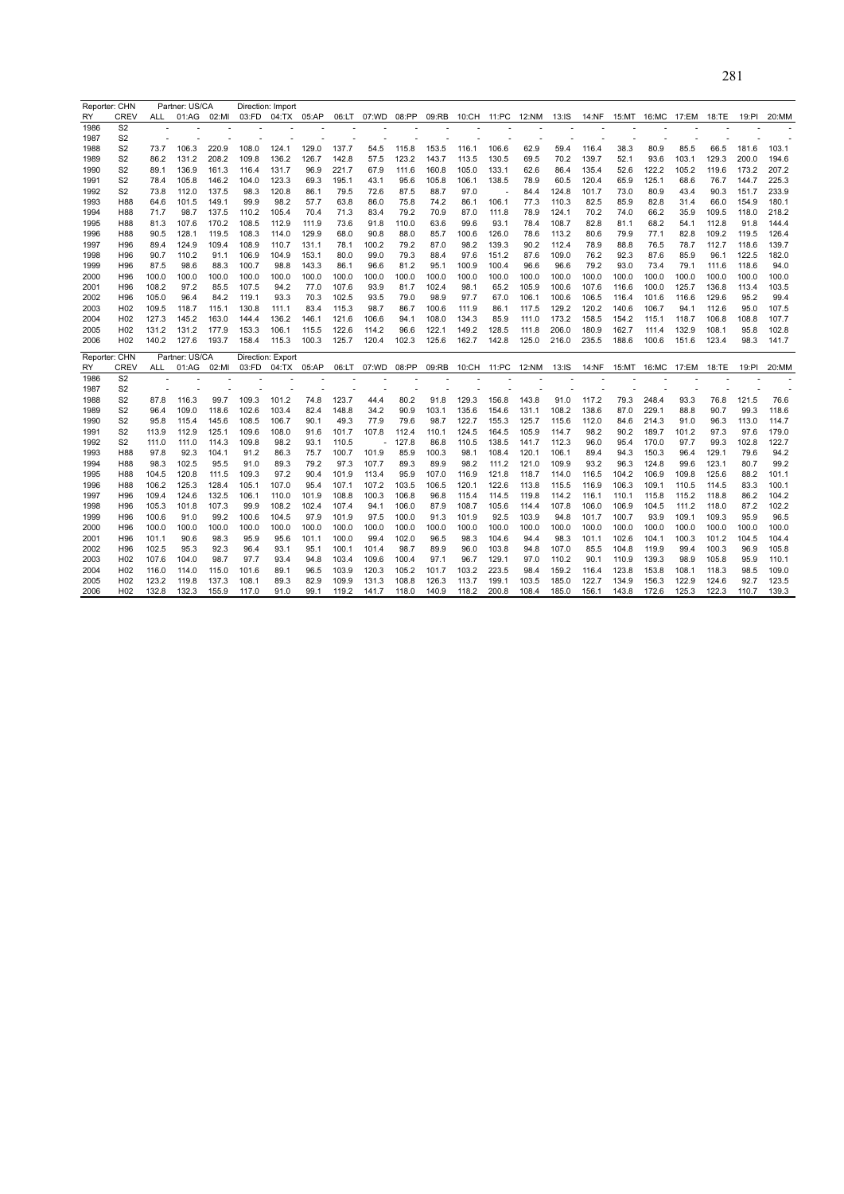| Reporter: CHN | | Partner: US/CA | | | Direction: Import | | | | | | | | | | | | | | | | | | |
|---|---|---|---|---|---|---|---|---|---|---|---|---|---|---|---|---|---|---|---|---|---|---|---|
| RY | CREV | ALL | 01:AG | 02:MI | 03:FD | 04:TX | 05:AP | 06:LT | 07:WD | 08:PP | 09:RB | 10:CH | 11:PC | 12:NM | 13:IS | 14:NF | 15:MT | 16:MC | 17:EM | 18:TE | 19:PI | 20:MM |
| 1986 | S2 | - | - | - | - | - | - | - | - | - | - | - | - | - | - | - | - | - | - | - | - | - |
| 1987 | S2 | - | - | - | - | - | - | - | - | - | - | - | - | - | - | - | - | - | - | - | - | - |
| 1988 | S2 | 73.7 | 106.3 | 220.9 | 108.0 | 124.1 | 129.0 | 137.7 | 54.5 | 115.8 | 153.5 | 116.1 | 106.6 | 62.9 | 59.4 | 116.4 | 38.3 | 80.9 | 85.5 | 66.5 | 181.6 | 103.1 |
| 1989 | S2 | 86.2 | 131.2 | 208.2 | 109.8 | 136.2 | 126.7 | 142.8 | 57.5 | 123.2 | 143.7 | 113.5 | 130.5 | 69.5 | 70.2 | 139.7 | 52.1 | 93.6 | 103.1 | 129.3 | 200.0 | 194.6 |
| 1990 | S2 | 89.1 | 136.9 | 161.3 | 116.4 | 131.7 | 96.9 | 221.7 | 67.9 | 111.6 | 160.8 | 105.0 | 133.1 | 62.6 | 86.4 | 135.4 | 52.6 | 122.2 | 105.2 | 119.6 | 173.2 | 207.2 |
| 1991 | S2 | 78.4 | 105.8 | 146.2 | 104.0 | 123.3 | 69.3 | 195.1 | 43.1 | 95.6 | 105.8 | 106.1 | 138.5 | 78.9 | 60.5 | 120.4 | 65.9 | 125.1 | 68.6 | 76.7 | 144.7 | 225.3 |
| 1992 | S2 | 73.8 | 112.0 | 137.5 | 98.3 | 120.8 | 86.1 | 79.5 | 72.6 | 87.5 | 88.7 | 97.0 | - | 84.4 | 124.8 | 101.7 | 73.0 | 80.9 | 43.4 | 90.3 | 151.7 | 233.9 |
| 1993 | H88 | 64.6 | 101.5 | 149.1 | 99.9 | 98.2 | 57.7 | 63.8 | 86.0 | 75.8 | 74.2 | 86.1 | 106.1 | 77.3 | 110.3 | 82.5 | 85.9 | 82.8 | 31.4 | 66.0 | 154.9 | 180.1 |
| 1994 | H88 | 71.7 | 98.7 | 137.5 | 110.2 | 105.4 | 70.4 | 71.3 | 83.4 | 79.2 | 70.9 | 87.0 | 111.8 | 78.9 | 124.1 | 70.2 | 74.0 | 66.2 | 35.9 | 109.5 | 118.0 | 218.2 |
| 1995 | H88 | 81.3 | 107.6 | 170.2 | 108.5 | 112.9 | 111.9 | 73.6 | 91.8 | 110.0 | 63.6 | 99.6 | 93.1 | 78.4 | 108.7 | 82.8 | 81.1 | 68.2 | 54.1 | 112.8 | 91.8 | 144.4 |
| 1996 | H88 | 90.5 | 128.1 | 119.5 | 108.3 | 114.0 | 129.9 | 68.0 | 90.8 | 88.0 | 85.7 | 100.6 | 126.0 | 78.6 | 113.2 | 80.6 | 79.9 | 77.1 | 82.8 | 109.2 | 119.5 | 126.4 |
| 1997 | H96 | 89.4 | 124.9 | 109.4 | 108.9 | 110.7 | 131.1 | 78.1 | 100.2 | 79.2 | 87.0 | 98.2 | 139.3 | 90.2 | 112.4 | 78.9 | 88.8 | 76.5 | 78.7 | 112.7 | 118.6 | 139.7 |
| 1998 | H96 | 90.7 | 110.2 | 91.1 | 106.9 | 104.9 | 153.1 | 80.0 | 99.0 | 79.3 | 88.4 | 97.6 | 151.2 | 87.6 | 109.0 | 76.2 | 92.3 | 87.6 | 85.9 | 96.1 | 122.5 | 182.0 |
| 1999 | H96 | 87.5 | 98.6 | 88.3 | 100.7 | 98.8 | 143.3 | 86.1 | 96.6 | 81.2 | 95.1 | 100.9 | 100.4 | 96.6 | 96.6 | 79.2 | 93.0 | 73.4 | 79.1 | 111.6 | 118.6 | 94.0 |
| 2000 | H96 | 100.0 | 100.0 | 100.0 | 100.0 | 100.0 | 100.0 | 100.0 | 100.0 | 100.0 | 100.0 | 100.0 | 100.0 | 100.0 | 100.0 | 100.0 | 100.0 | 100.0 | 100.0 | 100.0 | 100.0 | 100.0 |
| 2001 | H96 | 108.2 | 97.2 | 85.5 | 107.5 | 94.2 | 77.0 | 107.6 | 93.9 | 81.7 | 102.4 | 98.1 | 65.2 | 105.9 | 100.6 | 107.6 | 116.6 | 100.0 | 125.7 | 136.8 | 113.4 | 103.5 |
| 2002 | H96 | 105.0 | 96.4 | 84.2 | 119.1 | 93.3 | 70.3 | 102.5 | 93.5 | 79.0 | 98.9 | 97.7 | 67.0 | 106.1 | 100.6 | 106.5 | 116.4 | 101.6 | 116.6 | 129.6 | 95.2 | 99.4 |
| 2003 | H02 | 109.5 | 118.7 | 115.1 | 130.8 | 111.1 | 83.4 | 115.3 | 98.7 | 86.7 | 100.6 | 111.9 | 86.1 | 117.5 | 129.2 | 120.2 | 140.6 | 106.7 | 94.1 | 112.6 | 95.0 | 107.5 |
| 2004 | H02 | 127.3 | 145.2 | 163.0 | 144.4 | 136.2 | 146.1 | 121.6 | 106.6 | 94.1 | 108.0 | 134.3 | 85.9 | 111.0 | 173.2 | 158.5 | 154.2 | 115.1 | 118.7 | 106.8 | 108.8 | 107.7 |
| 2005 | H02 | 131.2 | 131.2 | 177.9 | 153.3 | 106.1 | 115.5 | 122.6 | 114.2 | 96.6 | 122.1 | 149.2 | 128.5 | 111.8 | 206.0 | 180.9 | 162.7 | 111.4 | 132.9 | 108.1 | 95.8 | 102.8 |
| 2006 | H02 | 140.2 | 127.6 | 193.7 | 158.4 | 115.3 | 100.3 | 125.7 | 120.4 | 102.3 | 125.6 | 162.7 | 142.8 | 125.0 | 216.0 | 235.5 | 188.6 | 100.6 | 151.6 | 123.4 | 98.3 | 141.7 |

| Reporter: CHN | | Partner: US/CA | | | Direction: Export | | | | | | | | | | | | | | | | | | |
|---|---|---|---|---|---|---|---|---|---|---|---|---|---|---|---|---|---|---|---|---|---|---|---|
| RY | CREV | ALL | 01:AG | 02:MI | 03:FD | 04:TX | 05:AP | 06:LT | 07:WD | 08:PP | 09:RB | 10:CH | 11:PC | 12:NM | 13:IS | 14:NF | 15:MT | 16:MC | 17:EM | 18:TE | 19:PI | 20:MM |
| 1986 | S2 | - | - | - | - | - | - | - | - | - | - | - | - | - | - | - | - | - | - | - | - | - |
| 1987 | S2 | - | - | - | - | - | - | - | - | - | - | - | - | - | - | - | - | - | - | - | - | - |
| 1988 | S2 | 87.8 | 116.3 | 99.7 | 109.3 | 101.2 | 74.8 | 123.7 | 44.4 | 80.2 | 91.8 | 129.3 | 156.8 | 143.8 | 91.0 | 117.2 | 79.3 | 248.4 | 93.3 | 76.8 | 121.5 | 76.6 |
| 1989 | S2 | 96.4 | 109.0 | 118.6 | 102.6 | 103.4 | 82.4 | 148.8 | 34.2 | 90.9 | 103.1 | 135.6 | 154.6 | 131.1 | 108.2 | 138.6 | 87.0 | 229.1 | 88.8 | 90.7 | 99.3 | 118.6 |
| 1990 | S2 | 95.8 | 115.4 | 145.6 | 108.5 | 106.7 | 90.1 | 49.3 | 77.9 | 79.6 | 98.7 | 122.7 | 155.3 | 125.7 | 115.6 | 112.0 | 84.6 | 214.3 | 91.0 | 96.3 | 113.0 | 114.7 |
| 1991 | S2 | 113.9 | 112.9 | 125.1 | 109.6 | 108.0 | 91.6 | 101.7 | 107.8 | 112.4 | 110.1 | 124.5 | 164.5 | 105.9 | 114.7 | 98.2 | 90.2 | 189.7 | 101.2 | 97.3 | 97.6 | 179.0 |
| 1992 | S2 | 111.0 | 111.0 | 114.3 | 109.8 | 98.2 | 93.1 | 110.5 | - | 127.8 | 86.8 | 110.5 | 138.5 | 141.7 | 112.3 | 96.0 | 95.4 | 170.0 | 97.7 | 99.3 | 102.8 | 122.7 |
| 1993 | H88 | 97.8 | 92.3 | 104.1 | 91.2 | 86.3 | 75.7 | 100.7 | 101.9 | 85.9 | 100.3 | 98.1 | 108.4 | 120.1 | 106.1 | 89.4 | 94.3 | 150.3 | 96.4 | 129.1 | 79.6 | 94.2 |
| 1994 | H88 | 98.3 | 102.5 | 95.5 | 91.0 | 89.3 | 79.2 | 97.3 | 107.7 | 89.3 | 89.9 | 98.2 | 111.2 | 121.0 | 109.9 | 93.2 | 96.3 | 124.8 | 99.6 | 123.1 | 80.7 | 99.2 |
| 1995 | H88 | 104.5 | 120.8 | 111.5 | 109.3 | 97.2 | 90.4 | 101.9 | 113.4 | 95.9 | 107.0 | 116.9 | 121.8 | 118.7 | 114.0 | 116.5 | 104.2 | 106.9 | 109.8 | 125.6 | 88.2 | 101.1 |
| 1996 | H88 | 106.2 | 125.3 | 128.4 | 105.1 | 107.0 | 95.4 | 107.1 | 107.2 | 103.5 | 106.5 | 120.1 | 122.6 | 113.8 | 115.5 | 116.9 | 106.3 | 109.1 | 110.5 | 114.5 | 83.3 | 100.1 |
| 1997 | H96 | 109.4 | 124.6 | 132.5 | 106.1 | 110.0 | 101.9 | 108.8 | 100.3 | 106.8 | 96.8 | 115.4 | 114.5 | 119.8 | 114.2 | 116.1 | 110.1 | 115.8 | 115.2 | 118.8 | 86.2 | 104.2 |
| 1998 | H96 | 105.3 | 101.8 | 107.3 | 99.9 | 108.2 | 102.4 | 107.4 | 94.1 | 106.0 | 87.9 | 108.7 | 105.6 | 114.4 | 107.8 | 106.0 | 106.9 | 104.5 | 111.2 | 118.0 | 87.2 | 102.2 |
| 1999 | H96 | 100.6 | 91.0 | 99.2 | 100.6 | 104.5 | 97.9 | 101.9 | 97.5 | 100.0 | 91.3 | 101.9 | 92.5 | 103.9 | 94.8 | 101.7 | 100.7 | 93.9 | 109.1 | 109.3 | 95.9 | 96.5 |
| 2000 | H96 | 100.0 | 100.0 | 100.0 | 100.0 | 100.0 | 100.0 | 100.0 | 100.0 | 100.0 | 100.0 | 100.0 | 100.0 | 100.0 | 100.0 | 100.0 | 100.0 | 100.0 | 100.0 | 100.0 | 100.0 | 100.0 |
| 2001 | H96 | 101.1 | 90.6 | 98.3 | 95.9 | 95.6 | 101.1 | 100.0 | 99.4 | 102.0 | 96.5 | 98.3 | 104.6 | 94.4 | 98.3 | 101.1 | 102.6 | 104.1 | 100.3 | 101.2 | 104.5 | 104.4 |
| 2002 | H96 | 102.5 | 95.3 | 92.3 | 96.4 | 93.1 | 95.1 | 100.1 | 101.4 | 98.7 | 89.9 | 96.0 | 103.8 | 94.8 | 107.0 | 85.5 | 104.8 | 119.9 | 99.4 | 100.3 | 96.9 | 105.8 |
| 2003 | H02 | 107.6 | 104.0 | 98.7 | 97.7 | 93.4 | 94.8 | 103.4 | 109.6 | 100.4 | 97.1 | 96.7 | 129.1 | 97.0 | 110.2 | 90.1 | 110.9 | 139.3 | 98.9 | 105.8 | 95.9 | 110.1 |
| 2004 | H02 | 116.0 | 114.0 | 115.0 | 101.6 | 89.1 | 96.5 | 103.9 | 120.3 | 105.2 | 101.7 | 103.2 | 223.5 | 98.4 | 159.2 | 116.4 | 123.8 | 153.8 | 108.1 | 118.3 | 98.5 | 109.0 |
| 2005 | H02 | 123.2 | 119.8 | 137.3 | 108.1 | 89.3 | 82.9 | 109.9 | 131.3 | 108.8 | 126.3 | 113.7 | 199.1 | 103.5 | 185.0 | 122.7 | 134.9 | 156.3 | 122.9 | 124.6 | 92.7 | 123.5 |
| 2006 | H02 | 132.8 | 132.3 | 155.9 | 117.0 | 91.0 | 99.1 | 119.2 | 141.7 | 118.0 | 140.9 | 118.2 | 200.8 | 108.4 | 185.0 | 156.1 | 143.8 | 172.6 | 125.3 | 122.3 | 110.7 | 139.3 |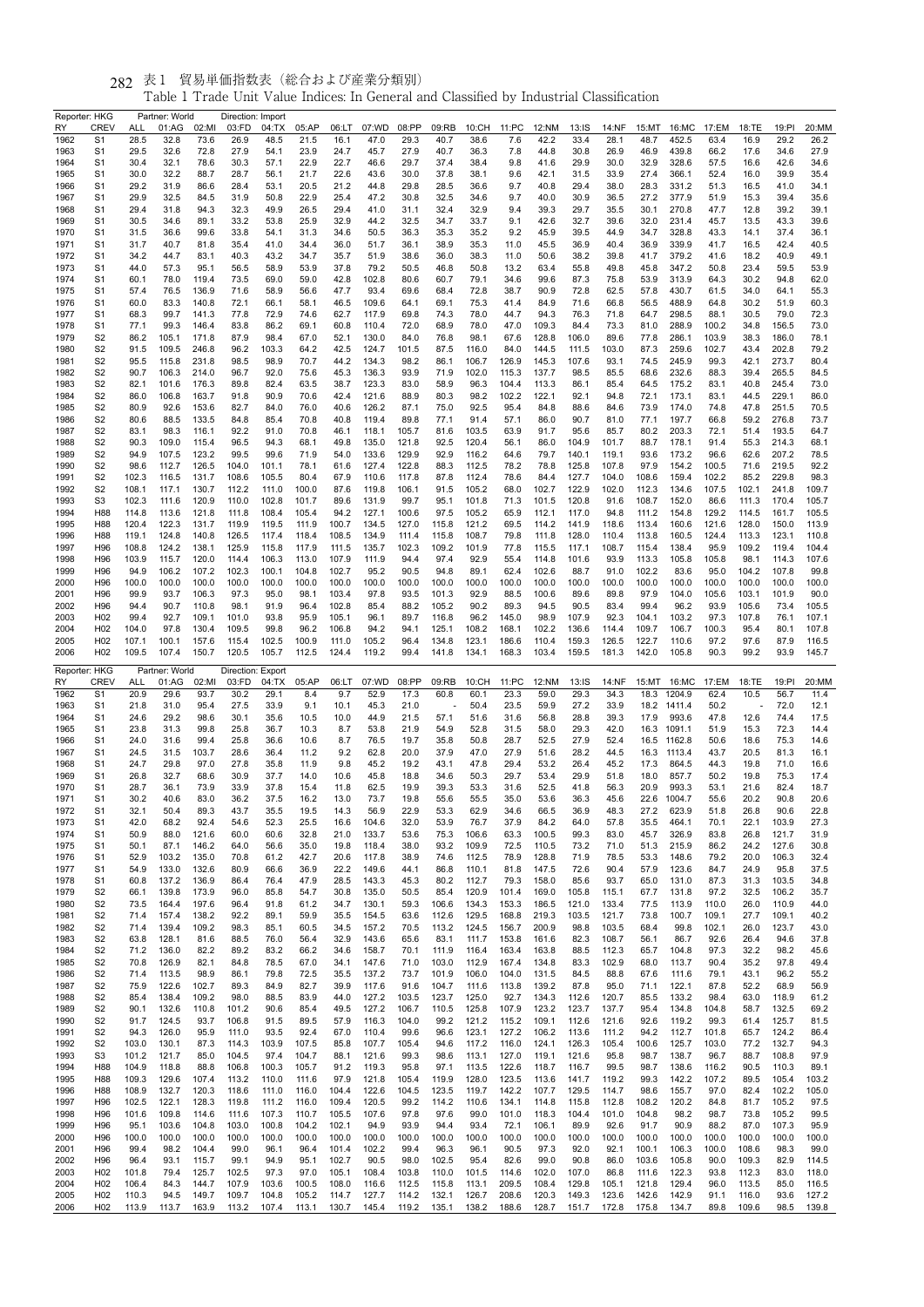表1　貿易単価指数表（総合および産業分類別）

Table 1 Trade Unit Value Indices: In General and Classified by Industrial Classification

| Reporter: HKG | | Partner: World | | Direction: Import | | | | | | | | | | | | | | | | |
|---|---|---|---|---|---|---|---|---|---|---|---|---|---|---|---|---|---|---|---|---|
| RY | CREV | ALL | 01:AG | 02:MI | 03:FD | 04:TX | 05:AP | 06:LT | 07:WD | 08:PP | 09:RB | 10:CH | 11:PC | 12:NM | 13:IS | 14:NF | 15:MT | 16:MC | 17:EM | 18:TE | 19:PI | 20:MM |
| 1962 | S1 | 28.5 | 32.8 | 73.6 | 26.9 | 48.5 | 21.5 | 16.1 | 47.0 | 29.3 | 40.7 | 38.6 | 7.6 | 42.2 | 33.4 | 28.1 | 48.7 | 452.5 | 63.4 | 16.9 | 29.2 | 26.2 |
| 1963 | S1 | 29.5 | 32.6 | 72.8 | 27.9 | 54.1 | 23.9 | 24.7 | 45.7 | 27.9 | 40.7 | 36.3 | 7.8 | 44.8 | 30.8 | 26.9 | 46.9 | 439.8 | 66.2 | 17.6 | 34.6 | 27.9 |
| 1964 | S1 | 30.4 | 32.1 | 78.6 | 30.3 | 57.1 | 22.9 | 22.7 | 46.6 | 29.7 | 37.4 | 38.4 | 9.8 | 41.6 | 29.9 | 30.0 | 32.9 | 328.6 | 57.5 | 16.6 | 42.6 | 34.6 |
| 1965 | S1 | 30.0 | 32.2 | 88.7 | 28.7 | 56.1 | 21.7 | 22.6 | 43.6 | 30.0 | 37.8 | 38.1 | 9.6 | 42.1 | 31.5 | 33.9 | 27.4 | 366.1 | 52.4 | 16.0 | 39.9 | 35.4 |
| 1966 | S1 | 29.2 | 31.9 | 86.6 | 28.4 | 53.1 | 20.5 | 21.2 | 44.8 | 29.8 | 28.5 | 36.6 | 9.7 | 40.8 | 29.4 | 38.0 | 28.3 | 331.2 | 51.3 | 16.5 | 41.0 | 34.1 |
| 1967 | S1 | 29.9 | 32.5 | 84.5 | 31.9 | 50.8 | 22.9 | 25.4 | 47.2 | 30.8 | 32.5 | 34.6 | 9.7 | 40.0 | 30.9 | 36.5 | 27.2 | 377.9 | 51.9 | 15.3 | 39.4 | 35.6 |
| 1968 | S1 | 29.4 | 31.8 | 94.3 | 32.3 | 49.9 | 26.5 | 29.4 | 41.0 | 31.1 | 32.4 | 32.9 | 9.4 | 39.3 | 29.7 | 35.5 | 30.1 | 270.8 | 47.7 | 12.8 | 39.2 | 39.1 |
| 1969 | S1 | 30.5 | 34.6 | 89.1 | 33.2 | 53.8 | 25.9 | 32.9 | 44.2 | 32.5 | 34.7 | 33.7 | 9.1 | 42.6 | 32.7 | 39.6 | 32.0 | 231.4 | 45.7 | 13.5 | 43.3 | 39.6 |
| 1970 | S1 | 31.5 | 36.6 | 99.6 | 33.8 | 54.1 | 31.3 | 34.6 | 50.5 | 36.3 | 35.3 | 35.2 | 9.2 | 45.9 | 39.5 | 44.9 | 34.7 | 328.8 | 43.3 | 14.1 | 37.4 | 36.1 |
| 1971 | S1 | 31.7 | 40.7 | 81.8 | 35.4 | 41.0 | 34.4 | 36.0 | 51.7 | 36.1 | 38.9 | 35.3 | 11.0 | 45.5 | 36.9 | 40.4 | 36.9 | 339.9 | 41.7 | 16.5 | 42.4 | 40.5 |
| 1972 | S1 | 34.2 | 44.7 | 83.1 | 40.3 | 43.2 | 34.7 | 35.7 | 51.9 | 38.6 | 36.0 | 38.3 | 11.0 | 50.6 | 38.2 | 39.8 | 41.7 | 379.2 | 41.6 | 18.2 | 40.9 | 49.1 |
| 1973 | S1 | 44.0 | 57.3 | 95.1 | 56.5 | 58.9 | 53.9 | 37.8 | 79.2 | 50.5 | 46.8 | 50.8 | 13.2 | 63.4 | 55.8 | 49.8 | 45.8 | 347.2 | 50.8 | 23.4 | 59.5 | 53.9 |
| 1974 | S1 | 60.1 | 78.0 | 119.4 | 73.5 | 69.0 | 59.0 | 42.8 | 102.8 | 80.6 | 60.7 | 79.1 | 34.6 | 99.6 | 87.3 | 75.8 | 53.9 | 313.9 | 64.3 | 30.2 | 94.8 | 62.0 |
| 1975 | S1 | 57.4 | 76.5 | 136.9 | 71.6 | 58.9 | 56.6 | 47.7 | 93.4 | 69.6 | 68.4 | 72.8 | 38.7 | 90.9 | 72.8 | 62.5 | 57.8 | 430.7 | 61.5 | 34.0 | 64.1 | 55.3 |
| 1976 | S1 | 60.0 | 83.3 | 140.8 | 72.1 | 66.1 | 58.1 | 46.5 | 109.6 | 64.1 | 69.1 | 75.3 | 41.4 | 84.9 | 71.6 | 66.8 | 56.5 | 488.9 | 64.8 | 30.2 | 51.9 | 60.3 |
| 1977 | S1 | 68.3 | 99.7 | 141.3 | 77.8 | 72.9 | 74.6 | 62.7 | 117.9 | 69.8 | 74.3 | 78.0 | 44.7 | 94.3 | 76.3 | 71.8 | 64.7 | 298.5 | 88.1 | 30.5 | 79.0 | 72.3 |
| 1978 | S1 | 77.1 | 99.3 | 146.4 | 83.8 | 86.2 | 69.1 | 60.8 | 110.4 | 72.0 | 68.9 | 78.0 | 47.0 | 109.3 | 84.4 | 73.3 | 81.0 | 288.9 | 100.2 | 34.8 | 156.5 | 73.0 |
| 1979 | S2 | 86.2 | 105.1 | 171.8 | 87.9 | 98.4 | 67.0 | 52.1 | 130.0 | 84.0 | 76.8 | 98.1 | 67.6 | 128.8 | 106.0 | 89.6 | 77.8 | 286.1 | 103.9 | 38.3 | 186.0 | 78.1 |
| 1980 | S2 | 91.5 | 109.5 | 246.8 | 96.2 | 103.3 | 64.2 | 42.5 | 124.7 | 101.5 | 87.5 | 116.0 | 84.0 | 144.5 | 111.5 | 103.0 | 87.3 | 259.6 | 102.7 | 43.4 | 202.8 | 79.2 |
| 1981 | S2 | 95.5 | 115.8 | 231.8 | 98.5 | 98.9 | 70.7 | 44.2 | 134.3 | 98.2 | 86.1 | 106.7 | 126.9 | 145.3 | 107.6 | 93.1 | 74.5 | 245.9 | 99.3 | 42.1 | 273.7 | 80.4 |
| 1982 | S2 | 90.7 | 106.3 | 214.0 | 96.7 | 92.0 | 75.6 | 45.3 | 136.3 | 93.9 | 71.9 | 102.0 | 115.3 | 137.7 | 98.5 | 85.5 | 68.6 | 232.6 | 88.3 | 39.4 | 265.5 | 84.5 |
| 1983 | S2 | 82.1 | 101.6 | 176.3 | 89.8 | 82.4 | 63.5 | 38.7 | 123.3 | 83.0 | 58.9 | 96.3 | 104.4 | 113.3 | 86.1 | 85.4 | 64.5 | 175.2 | 83.1 | 40.8 | 245.4 | 73.0 |
| 1984 | S2 | 86.0 | 106.8 | 163.7 | 91.8 | 90.9 | 70.6 | 42.4 | 121.6 | 88.9 | 80.3 | 98.2 | 102.2 | 122.1 | 92.1 | 94.8 | 72.1 | 173.1 | 83.1 | 44.5 | 229.1 | 86.0 |
| 1985 | S2 | 80.9 | 92.6 | 153.6 | 82.7 | 84.0 | 76.0 | 40.6 | 126.2 | 87.1 | 75.0 | 92.5 | 95.4 | 84.8 | 88.6 | 84.6 | 73.9 | 174.0 | 74.8 | 47.8 | 251.5 | 70.5 |
| 1986 | S2 | 80.6 | 88.5 | 133.5 | 84.8 | 85.4 | 70.8 | 40.8 | 119.4 | 89.8 | 77.1 | 91.4 | 57.1 | 86.0 | 90.7 | 81.0 | 77.1 | 197.7 | 66.8 | 59.2 | 276.8 | 73.7 |
| 1987 | S2 | 83.1 | 98.3 | 116.1 | 92.2 | 91.0 | 70.8 | 46.1 | 118.1 | 105.7 | 81.6 | 103.5 | 63.9 | 91.7 | 95.6 | 85.7 | 80.2 | 203.3 | 72.1 | 51.4 | 193.5 | 64.7 |
| 1988 | S2 | 90.3 | 109.0 | 115.4 | 96.5 | 94.3 | 68.1 | 49.8 | 135.0 | 121.8 | 92.5 | 120.4 | 56.1 | 86.0 | 104.9 | 101.7 | 88.7 | 178.1 | 91.4 | 55.3 | 214.3 | 68.1 |
| 1989 | S2 | 94.9 | 107.5 | 123.2 | 99.5 | 99.6 | 71.9 | 54.0 | 133.6 | 129.9 | 92.9 | 116.2 | 64.6 | 79.7 | 140.1 | 119.1 | 93.6 | 173.2 | 96.6 | 62.6 | 207.2 | 78.5 |
| 1990 | S2 | 98.6 | 112.7 | 126.5 | 104.0 | 101.1 | 78.1 | 61.6 | 127.4 | 122.8 | 88.3 | 112.5 | 78.2 | 78.8 | 125.8 | 107.8 | 97.9 | 154.2 | 100.5 | 71.6 | 219.5 | 92.2 |
| 1991 | S2 | 102.3 | 116.5 | 131.7 | 108.6 | 105.5 | 80.4 | 67.9 | 110.6 | 117.8 | 87.8 | 112.4 | 78.6 | 84.4 | 127.7 | 104.0 | 108.6 | 159.4 | 102.2 | 85.2 | 229.8 | 98.3 |
| 1992 | S2 | 108.1 | 117.1 | 130.7 | 112.2 | 111.0 | 100.0 | 87.6 | 119.8 | 106.1 | 91.5 | 105.2 | 68.0 | 102.7 | 122.9 | 102.0 | 112.3 | 134.6 | 107.5 | 102.1 | 241.8 | 109.7 |
| 1993 | S3 | 102.3 | 111.6 | 120.9 | 110.0 | 102.8 | 101.7 | 89.6 | 131.9 | 99.7 | 95.1 | 101.8 | 71.3 | 101.5 | 120.8 | 91.6 | 108.7 | 152.0 | 86.6 | 111.3 | 170.4 | 105.7 |
| 1994 | H88 | 114.8 | 113.6 | 121.8 | 111.8 | 108.4 | 105.4 | 94.2 | 127.1 | 100.6 | 97.5 | 105.2 | 65.9 | 112.1 | 117.0 | 94.8 | 111.2 | 154.8 | 129.2 | 114.5 | 161.7 | 105.5 |
| 1995 | H88 | 120.4 | 122.3 | 131.7 | 119.9 | 119.5 | 111.9 | 100.7 | 134.5 | 127.0 | 115.8 | 121.2 | 69.5 | 114.2 | 141.9 | 118.6 | 113.4 | 160.6 | 121.6 | 128.0 | 150.0 | 113.9 |
| 1996 | H88 | 119.1 | 124.8 | 140.8 | 126.5 | 117.4 | 118.4 | 108.5 | 134.9 | 111.4 | 115.8 | 108.7 | 79.8 | 111.8 | 128.0 | 110.4 | 113.8 | 160.5 | 124.4 | 113.3 | 123.1 | 110.8 |
| 1997 | H96 | 108.8 | 124.2 | 138.1 | 125.9 | 115.8 | 117.9 | 111.5 | 135.7 | 102.3 | 109.2 | 101.9 | 77.8 | 115.5 | 117.1 | 108.7 | 115.4 | 138.4 | 95.9 | 109.2 | 119.4 | 104.4 |
| 1998 | H96 | 103.9 | 115.7 | 120.0 | 114.4 | 106.3 | 113.0 | 107.9 | 111.9 | 94.4 | 97.4 | 92.9 | 55.4 | 114.8 | 101.6 | 93.9 | 113.3 | 105.8 | 105.8 | 98.1 | 114.3 | 107.6 |
| 1999 | H96 | 94.9 | 106.2 | 107.2 | 102.3 | 100.1 | 104.8 | 102.7 | 95.2 | 90.5 | 94.8 | 89.1 | 62.4 | 102.6 | 88.7 | 91.0 | 102.2 | 83.6 | 95.0 | 104.2 | 107.8 | 99.8 |
| 2000 | H96 | 100.0 | 100.0 | 100.0 | 100.0 | 100.0 | 100.0 | 100.0 | 100.0 | 100.0 | 100.0 | 100.0 | 100.0 | 100.0 | 100.0 | 100.0 | 100.0 | 100.0 | 100.0 | 100.0 | 100.0 | 100.0 |
| 2001 | H96 | 99.9 | 93.7 | 106.3 | 97.3 | 95.0 | 98.1 | 103.4 | 97.8 | 93.5 | 101.3 | 92.9 | 88.5 | 100.6 | 89.6 | 89.8 | 97.9 | 104.0 | 105.6 | 103.1 | 101.9 | 90.0 |
| 2002 | H96 | 94.4 | 90.7 | 110.8 | 98.1 | 91.9 | 96.4 | 102.8 | 85.4 | 88.2 | 105.2 | 90.2 | 89.3 | 94.5 | 90.5 | 83.4 | 99.4 | 96.2 | 93.9 | 105.6 | 73.4 | 105.5 |
| 2003 | H02 | 99.4 | 92.7 | 109.1 | 101.0 | 93.8 | 95.9 | 105.1 | 96.1 | 89.7 | 116.8 | 96.2 | 145.0 | 98.9 | 107.9 | 92.3 | 104.1 | 103.2 | 97.3 | 107.8 | 76.1 | 107.1 |
| 2004 | H02 | 104.0 | 97.8 | 130.4 | 109.5 | 99.8 | 96.2 | 106.8 | 94.2 | 94.1 | 125.1 | 108.2 | 168.1 | 102.2 | 136.6 | 114.4 | 109.7 | 106.7 | 100.3 | 95.4 | 80.1 | 107.8 |
| 2005 | H02 | 107.1 | 100.1 | 157.6 | 115.4 | 102.5 | 100.9 | 111.0 | 105.2 | 96.4 | 134.8 | 123.1 | 186.6 | 110.4 | 159.3 | 126.5 | 122.7 | 110.6 | 97.2 | 97.6 | 87.9 | 116.5 |
| 2006 | H02 | 109.5 | 107.4 | 150.7 | 120.5 | 105.7 | 112.5 | 124.4 | 119.2 | 99.4 | 141.8 | 134.1 | 168.3 | 103.4 | 159.5 | 181.3 | 142.0 | 105.8 | 90.3 | 99.2 | 93.9 | 145.7 |

| Reporter: HKG | | Partner: World | | Direction: Export | | | | | | | | | | | | | | | | |
|---|---|---|---|---|---|---|---|---|---|---|---|---|---|---|---|---|---|---|---|---|
| RY | CREV | ALL | 01:AG | 02:MI | 03:FD | 04:TX | 05:AP | 06:LT | 07:WD | 08:PP | 09:RB | 10:CH | 11:PC | 12:NM | 13:IS | 14:NF | 15:MT | 16:MC | 17:EM | 18:TE | 19:PI | 20:MM |
| 1962 | S1 | 20.9 | 29.6 | 93.7 | 30.2 | 29.1 | 8.4 | 9.7 | 52.9 | 17.3 | 60.8 | 60.1 | 23.3 | 59.0 | 29.3 | 34.3 | 18.3 | 1204.9 | 62.4 | 10.5 | 56.7 | 11.4 |
| 1963 | S1 | 21.8 | 31.0 | 95.4 | 27.5 | 33.9 | 9.1 | 10.1 | 45.3 | 21.0 | - | 50.4 | 23.5 | 59.9 | 27.2 | 33.9 | 18.2 | 1411.4 | 50.2 | - | 72.0 | 12.1 |
| 1964 | S1 | 24.6 | 29.2 | 98.6 | 30.1 | 35.6 | 10.5 | 10.0 | 44.9 | 21.5 | 57.1 | 51.6 | 31.6 | 56.8 | 28.8 | 39.3 | 17.9 | 993.6 | 47.8 | 12.6 | 74.4 | 17.5 |
| 1965 | S1 | 23.8 | 31.3 | 99.8 | 25.8 | 36.7 | 10.3 | 8.7 | 53.8 | 21.9 | 54.9 | 52.8 | 31.5 | 58.0 | 29.3 | 42.0 | 16.3 | 1091.1 | 51.9 | 15.3 | 72.3 | 14.4 |
| 1966 | S1 | 24.0 | 31.6 | 99.4 | 25.8 | 36.6 | 10.6 | 8.7 | 76.5 | 19.7 | 35.8 | 50.8 | 28.7 | 52.5 | 27.9 | 52.4 | 16.5 | 1162.8 | 50.6 | 18.6 | 75.3 | 14.6 |
| 1967 | S1 | 24.5 | 31.5 | 103.7 | 28.6 | 36.4 | 11.2 | 9.2 | 62.8 | 20.0 | 37.9 | 47.0 | 27.9 | 51.6 | 28.2 | 44.5 | 16.3 | 1113.4 | 43.7 | 20.5 | 81.3 | 16.1 |
| 1968 | S1 | 24.7 | 29.8 | 97.0 | 27.8 | 35.8 | 11.9 | 9.8 | 45.2 | 19.2 | 43.1 | 47.8 | 29.4 | 53.2 | 26.4 | 45.2 | 17.3 | 864.5 | 44.3 | 19.8 | 71.0 | 16.6 |
| 1969 | S1 | 26.8 | 32.7 | 68.6 | 30.9 | 37.7 | 14.0 | 10.6 | 45.8 | 18.8 | 34.6 | 50.3 | 29.7 | 53.4 | 29.9 | 51.8 | 18.0 | 857.7 | 50.2 | 19.8 | 75.3 | 17.4 |
| 1970 | S1 | 28.7 | 36.1 | 73.9 | 33.9 | 37.8 | 15.4 | 11.8 | 62.5 | 19.9 | 39.3 | 53.3 | 31.6 | 52.5 | 41.8 | 56.3 | 20.9 | 993.3 | 53.1 | 21.6 | 82.4 | 18.7 |
| 1971 | S1 | 30.2 | 40.6 | 83.0 | 36.2 | 37.5 | 16.2 | 13.0 | 73.7 | 19.8 | 55.6 | 55.5 | 35.0 | 53.6 | 36.3 | 45.6 | 22.6 | 1004.7 | 55.6 | 20.2 | 90.8 | 20.6 |
| 1972 | S1 | 32.1 | 50.4 | 89.3 | 43.7 | 35.5 | 19.5 | 14.3 | 56.9 | 22.9 | 53.3 | 62.9 | 34.6 | 66.5 | 36.9 | 48.3 | 27.2 | 623.9 | 51.8 | 26.8 | 90.6 | 22.8 |
| 1973 | S1 | 42.0 | 68.2 | 92.4 | 54.6 | 52.3 | 25.5 | 16.6 | 104.6 | 32.0 | 53.9 | 76.7 | 37.9 | 84.2 | 64.0 | 57.8 | 35.5 | 464.1 | 70.1 | 22.1 | 103.9 | 27.3 |
| 1974 | S1 | 50.9 | 88.0 | 121.6 | 60.0 | 60.6 | 32.8 | 21.0 | 133.7 | 53.6 | 75.3 | 106.6 | 63.3 | 100.5 | 99.3 | 83.0 | 45.7 | 326.9 | 83.8 | 26.8 | 121.7 | 31.9 |
| 1975 | S1 | 50.1 | 87.1 | 146.2 | 64.0 | 56.6 | 35.0 | 19.8 | 118.4 | 38.0 | 93.2 | 109.9 | 72.5 | 110.5 | 73.2 | 71.0 | 51.3 | 215.9 | 86.2 | 24.2 | 127.6 | 30.8 |
| 1976 | S1 | 52.9 | 103.2 | 135.0 | 70.8 | 61.2 | 42.7 | 20.6 | 117.8 | 38.9 | 74.6 | 112.5 | 78.9 | 128.8 | 71.9 | 78.5 | 53.3 | 148.6 | 79.2 | 20.0 | 106.3 | 32.4 |
| 1977 | S1 | 54.9 | 133.0 | 132.6 | 80.9 | 66.6 | 36.9 | 22.2 | 149.6 | 44.1 | 86.8 | 110.1 | 81.8 | 147.5 | 72.6 | 90.4 | 57.9 | 123.6 | 84.7 | 24.9 | 95.8 | 37.5 |
| 1978 | S1 | 60.8 | 137.2 | 136.9 | 86.4 | 76.4 | 47.9 | 28.5 | 143.3 | 45.3 | 80.2 | 112.7 | 79.3 | 158.0 | 85.6 | 93.7 | 65.1 | 131.0 | 87.3 | 31.3 | 103.5 | 34.8 |
| 1979 | S2 | 66.1 | 139.8 | 173.9 | 96.0 | 85.8 | 54.7 | 30.8 | 135.0 | 50.5 | 85.4 | 120.9 | 101.4 | 169.0 | 105.8 | 115.1 | 67.7 | 131.8 | 97.2 | 32.5 | 106.2 | 35.7 |
| 1980 | S2 | 73.5 | 164.4 | 197.6 | 96.4 | 91.8 | 61.2 | 34.7 | 130.1 | 59.3 | 106.6 | 134.3 | 153.3 | 186.5 | 121.0 | 133.4 | 77.5 | 113.9 | 110.0 | 26.0 | 110.9 | 44.0 |
| 1981 | S2 | 71.4 | 157.4 | 138.2 | 92.2 | 89.1 | 59.9 | 35.5 | 154.5 | 63.6 | 112.6 | 129.5 | 168.8 | 219.3 | 103.5 | 121.7 | 73.8 | 100.7 | 109.1 | 27.7 | 109.1 | 40.2 |
| 1982 | S2 | 71.4 | 139.4 | 109.2 | 98.3 | 85.1 | 60.5 | 34.5 | 157.2 | 70.5 | 113.2 | 124.5 | 156.7 | 200.9 | 98.8 | 103.5 | 68.4 | 99.8 | 102.1 | 26.0 | 123.7 | 43.0 |
| 1983 | S2 | 63.8 | 128.1 | 81.6 | 88.5 | 76.0 | 56.4 | 32.9 | 143.6 | 65.6 | 83.1 | 111.7 | 153.8 | 161.6 | 82.3 | 108.7 | 56.1 | 86.7 | 92.6 | 26.4 | 94.6 | 37.8 |
| 1984 | S2 | 71.2 | 136.0 | 82.2 | 89.2 | 83.2 | 66.2 | 34.6 | 158.7 | 71.0 | 111.9 | 116.4 | 163.4 | 163.8 | 88.5 | 112.3 | 65.7 | 104.8 | 97.3 | 32.2 | 98.2 | 45.6 |
| 1985 | S2 | 70.8 | 126.9 | 82.1 | 84.8 | 78.5 | 67.0 | 34.1 | 147.6 | 71.0 | 103.0 | 112.9 | 167.4 | 134.8 | 83.3 | 102.9 | 68.0 | 113.7 | 90.4 | 35.2 | 97.8 | 49.4 |
| 1986 | S2 | 71.4 | 113.5 | 98.9 | 86.1 | 79.8 | 72.5 | 35.5 | 137.2 | 73.7 | 101.9 | 106.0 | 104.0 | 131.5 | 84.5 | 88.8 | 67.6 | 111.6 | 79.1 | 43.1 | 96.2 | 55.2 |
| 1987 | S2 | 75.9 | 122.6 | 102.7 | 89.3 | 84.9 | 82.7 | 39.9 | 117.6 | 91.6 | 104.7 | 111.6 | 113.8 | 139.2 | 87.8 | 95.0 | 71.1 | 122.1 | 87.8 | 52.2 | 68.9 | 56.9 |
| 1988 | S2 | 85.4 | 138.4 | 109.2 | 98.0 | 88.5 | 83.9 | 44.0 | 127.2 | 103.5 | 123.7 | 125.0 | 92.7 | 134.3 | 112.6 | 120.7 | 85.5 | 133.2 | 98.4 | 63.0 | 118.9 | 61.2 |
| 1989 | S2 | 90.1 | 132.6 | 110.8 | 101.2 | 90.6 | 85.4 | 49.5 | 127.2 | 106.7 | 110.5 | 125.8 | 107.9 | 123.2 | 123.7 | 137.7 | 95.4 | 134.8 | 104.8 | 58.7 | 132.5 | 69.2 |
| 1990 | S2 | 91.7 | 124.5 | 93.7 | 106.8 | 91.5 | 89.5 | 57.9 | 116.3 | 104.0 | 99.2 | 121.2 | 115.2 | 109.1 | 112.6 | 121.6 | 92.6 | 119.2 | 99.3 | 61.4 | 125.7 | 81.5 |
| 1991 | S2 | 94.3 | 126.0 | 95.9 | 111.0 | 93.5 | 92.4 | 67.0 | 110.4 | 99.6 | 96.6 | 123.1 | 127.2 | 106.2 | 113.6 | 111.2 | 94.2 | 112.7 | 101.8 | 65.7 | 124.2 | 86.4 |
| 1992 | S2 | 103.0 | 130.1 | 87.3 | 114.3 | 103.9 | 107.5 | 85.8 | 107.7 | 105.4 | 94.6 | 117.2 | 116.0 | 124.1 | 126.3 | 105.4 | 100.6 | 125.7 | 103.0 | 77.2 | 132.7 | 94.3 |
| 1993 | S3 | 101.2 | 121.7 | 85.0 | 104.5 | 97.4 | 104.7 | 88.1 | 121.6 | 99.3 | 98.6 | 113.1 | 127.0 | 119.1 | 121.6 | 95.8 | 98.7 | 138.7 | 96.7 | 88.7 | 108.8 | 97.9 |
| 1994 | H88 | 104.9 | 118.8 | 88.8 | 106.8 | 100.3 | 105.7 | 91.2 | 119.3 | 95.8 | 97.1 | 113.5 | 122.6 | 118.7 | 116.7 | 99.5 | 98.7 | 138.6 | 116.2 | 90.5 | 110.3 | 89.1 |
| 1995 | H88 | 109.3 | 129.6 | 107.4 | 113.2 | 110.0 | 111.6 | 97.9 | 121.8 | 105.4 | 119.9 | 128.0 | 123.5 | 113.6 | 141.7 | 119.2 | 99.3 | 142.2 | 107.2 | 89.5 | 105.4 | 103.2 |
| 1996 | H88 | 108.9 | 132.7 | 120.3 | 118.6 | 111.0 | 116.0 | 104.4 | 122.6 | 104.5 | 123.5 | 119.7 | 142.2 | 107.7 | 129.5 | 114.7 | 98.6 | 155.7 | 97.0 | 82.4 | 102.2 | 105.0 |
| 1997 | H96 | 102.5 | 122.1 | 128.3 | 119.8 | 111.2 | 116.0 | 109.4 | 120.5 | 99.2 | 114.2 | 106.4 | 134.1 | 114.8 | 115.8 | 112.8 | 108.2 | 120.2 | 84.8 | 81.7 | 105.2 | 97.5 |
| 1998 | H96 | 101.6 | 109.8 | 114.6 | 111.6 | 107.3 | 110.7 | 105.5 | 107.6 | 97.8 | 97.6 | 99.0 | 101.0 | 118.3 | 104.4 | 101.0 | 104.8 | 98.2 | 98.7 | 73.8 | 105.2 | 99.5 |
| 1999 | H96 | 95.1 | 103.6 | 104.8 | 103.0 | 100.8 | 104.2 | 102.1 | 94.9 | 93.9 | 94.4 | 93.4 | 72.1 | 106.1 | 89.9 | 92.6 | 91.7 | 90.9 | 88.2 | 87.0 | 107.3 | 95.9 |
| 2000 | H96 | 100.0 | 100.0 | 100.0 | 100.0 | 100.0 | 100.0 | 100.0 | 100.0 | 100.0 | 100.0 | 100.0 | 100.0 | 100.0 | 100.0 | 100.0 | 100.0 | 100.0 | 100.0 | 100.0 | 100.0 | 100.0 |
| 2001 | H96 | 99.4 | 98.2 | 104.4 | 99.0 | 96.1 | 96.4 | 101.4 | 102.2 | 99.4 | 96.3 | 96.1 | 90.5 | 97.3 | 92.0 | 92.1 | 100.1 | 106.3 | 100.0 | 108.6 | 98.3 | 99.0 |
| 2002 | H96 | 96.4 | 93.1 | 115.7 | 99.1 | 94.9 | 95.1 | 102.7 | 90.5 | 98.0 | 102.5 | 95.4 | 82.6 | 99.0 | 90.8 | 86.0 | 103.6 | 105.8 | 90.0 | 109.3 | 82.9 | 114.5 |
| 2003 | H02 | 101.8 | 79.4 | 125.7 | 102.5 | 97.3 | 97.0 | 105.1 | 108.4 | 103.8 | 110.0 | 101.5 | 114.6 | 102.0 | 107.0 | 86.8 | 111.6 | 122.3 | 93.8 | 112.3 | 83.0 | 118.0 |
| 2004 | H02 | 106.4 | 84.3 | 144.7 | 107.9 | 103.6 | 100.5 | 108.0 | 116.6 | 112.5 | 115.8 | 113.1 | 209.5 | 108.4 | 129.8 | 105.1 | 121.8 | 129.4 | 96.0 | 113.5 | 85.0 | 116.5 |
| 2005 | H02 | 110.3 | 94.5 | 149.7 | 109.7 | 104.8 | 105.2 | 114.7 | 127.7 | 114.2 | 132.1 | 126.7 | 208.6 | 120.3 | 149.3 | 123.6 | 142.6 | 142.9 | 91.1 | 116.0 | 93.6 | 127.2 |
| 2006 | H02 | 113.9 | 113.7 | 163.9 | 113.2 | 107.4 | 113.1 | 130.7 | 145.4 | 119.2 | 135.1 | 138.2 | 188.6 | 128.7 | 151.7 | 172.8 | 175.8 | 134.7 | 89.8 | 109.6 | 98.5 | 139.8 |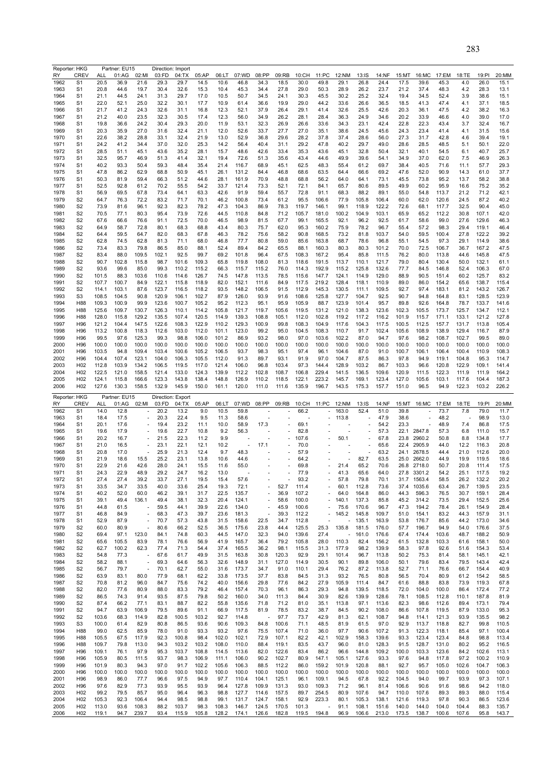Reporter: HKG | Partner: EU15 | Direction: Import

| RY | CREV | ALL | 01:AG | 02:MI | 03:FD | 04:TX | 05:AP | 06:LT | 07:WD | 08:PP | 09:RB | 10:CH | 11:PC | 12:NM | 13:IS | 14:NF | 15:MT | 16:MC | 17:EM | 18:TE | 19:PI | 20:MM |
|---|---|---|---|---|---|---|---|---|---|---|---|---|---|---|---|---|---|---|---|---|---|---|
| 1962 | S1 | 20.5 | 36.9 | 21.6 | 29.3 | 29.7 | 14.5 | 10.6 | 46.8 | 34.3 | 18.5 | 30.0 | 49.8 | 29.1 | 26.8 | 24.4 | 17.5 | 39.6 | 45.3 | 4.0 | 26.0 | 15.1 |
| 1963 | S1 | 20.8 | 44.6 | 19.7 | 30.4 | 32.6 | 15.3 | 10.4 | 45.3 | 34.4 | 27.8 | 29.0 | 50.3 | 28.9 | 26.2 | 23.7 | 21.2 | 37.4 | 48.3 | 4.2 | 28.3 | 13.1 |
| 1964 | S1 | 21.1 | 44.5 | 24.1 | 31.3 | 29.7 | 17.0 | 10.5 | 50.7 | 34.5 | 24.1 | 30.3 | 45.5 | 30.2 | 25.2 | 32.4 | 19.4 | 34.5 | 52.4 | 3.9 | 38.6 | 15.1 |
| 1965 | S1 | 22.0 | 52.1 | 25.0 | 32.2 | 30.1 | 17.7 | 10.9 | 61.4 | 36.6 | 19.9 | 29.0 | 44.2 | 33.6 | 26.6 | 36.5 | 18.5 | 41.3 | 47.4 | 4.1 | 37.1 | 18.5 |
| 1966 | S1 | 21.7 | 41.2 | 24.3 | 32.6 | 31.1 | 16.8 | 12.3 | 52.1 | 37.9 | 26.4 | 29.1 | 41.4 | 32.6 | 25.5 | 42.6 | 20.3 | 36.1 | 47.5 | 4.2 | 38.2 | 16.3 |
| 1967 | S1 | 21.2 | 40.0 | 23.5 | 32.3 | 30.5 | 17.4 | 12.3 | 56.0 | 34.9 | 26.2 | 28.1 | 28.4 | 36.3 | 24.9 | 34.6 | 20.2 | 33.9 | 46.6 | 4.0 | 39.0 | 17.0 |
| 1968 | S1 | 19.8 | 36.6 | 24.2 | 30.4 | 29.3 | 20.0 | 11.9 | 53.1 | 32.3 | 26.9 | 26.6 | 33.6 | 34.3 | 23.1 | 42.4 | 22.8 | 22.3 | 43.4 | 3.7 | 32.4 | 16.7 |
| 1969 | S1 | 20.3 | 35.9 | 27.0 | 31.6 | 32.4 | 21.1 | 12.0 | 52.6 | 33.7 | 27.7 | 27.0 | 35.1 | 38.6 | 24.5 | 45.6 | 24.3 | 23.4 | 41.4 | 4.1 | 31.5 | 15.6 |
| 1970 | S1 | 22.6 | 38.2 | 28.8 | 33.1 | 32.4 | 21.9 | 13.0 | 52.9 | 36.8 | 29.6 | 28.2 | 37.8 | 37.4 | 28.6 | 56.0 | 27.3 | 31.7 | 42.8 | 4.6 | 39.4 | 19.1 |
| 1971 | S1 | 24.2 | 41.2 | 34.4 | 37.0 | 32.0 | 25.3 | 14.2 | 56.4 | 40.4 | 31.1 | 29.2 | 47.8 | 40.2 | 29.7 | 49.0 | 28.6 | 28.5 | 48.5 | 5.1 | 50.1 | 22.0 |
| 1972 | S1 | 28.5 | 51.1 | 45.1 | 43.6 | 35.2 | 28.1 | 15.7 | 48.6 | 42.6 | 33.4 | 35.3 | 43.6 | 45.1 | 32.8 | 50.4 | 32.1 | 40.1 | 54.5 | 6.1 | 40.7 | 25.7 |
| 1973 | S1 | 32.5 | 95.7 | 46.9 | 51.3 | 41.4 | 32.1 | 19.4 | 72.6 | 51.3 | 35.6 | 43.4 | 44.6 | 49.9 | 39.6 | 54.1 | 34.9 | 37.0 | 62.0 | 7.5 | 46.9 | 26.3 |
| 1974 | S1 | 40.2 | 93.3 | 50.4 | 59.3 | 48.4 | 35.4 | 21.4 | 116.7 | 68.9 | 45.1 | 62.5 | 48.3 | 55.4 | 61.2 | 69.7 | 38.4 | 40.5 | 71.6 | 11.1 | 57.7 | 29.3 |
| 1975 | S1 | 47.8 | 86.2 | 62.9 | 68.8 | 50.9 | 45.1 | 26.1 | 131.2 | 84.4 | 46.8 | 68.6 | 63.5 | 64.4 | 66.6 | 69.2 | 47.6 | 52.0 | 90.9 | 14.3 | 61.0 | 37.7 |
| 1976 | S1 | 50.3 | 81.9 | 59.4 | 66.3 | 51.2 | 44.6 | 28.1 | 161.9 | 70.9 | 48.8 | 68.8 | 56.2 | 64.0 | 64.1 | 73.1 | 45.5 | 73.8 | 95.2 | 13.7 | 58.2 | 38.8 |
| 1977 | S1 | 52.5 | 92.8 | 61.2 | 70.2 | 55.5 | 54.2 | 33.7 | 121.4 | 73.3 | 52.1 | 72.1 | 84.1 | 65.7 | 80.6 | 89.5 | 49.9 | 60.2 | 95.9 | 16.6 | 75.2 | 35.2 |
| 1978 | S1 | 56.9 | 69.5 | 67.8 | 73.4 | 64.1 | 63.3 | 42.6 | 91.9 | 59.4 | 55.7 | 72.8 | 91.1 | 68.3 | 88.2 | 89.1 | 55.0 | 54.8 | 113.7 | 21.2 | 71.2 | 42.1 |
| 1979 | S2 | 64.7 | 76.3 | 72.2 | 83.2 | 71.7 | 70.1 | 46.2 | 100.8 | 73.4 | 61.2 | 95.5 | 106.6 | 77.9 | 105.8 | 106.4 | 60.0 | 62.0 | 120.6 | 24.5 | 87.2 | 40.2 |
| 1980 | S2 | 73.9 | 81.6 | 96.1 | 92.3 | 82.3 | 78.2 | 47.3 | 104.3 | 86.9 | 78.3 | 119.7 | 146.1 | 99.1 | 118.9 | 122.2 | 72.6 | 68.1 | 117.7 | 32.5 | 90.4 | 45.0 |
| 1981 | S2 | 70.5 | 77.1 | 80.3 | 95.4 | 73.9 | 72.6 | 44.5 | 110.8 | 84.8 | 71.2 | 105.7 | 181.0 | 100.2 | 104.9 | 103.1 | 65.9 | 65.2 | 112.2 | 30.8 | 107.1 | 42.0 |
| 1982 | S2 | 67.6 | 66.6 | 76.6 | 91.1 | 72.5 | 70.0 | 46.5 | 98.9 | 81.5 | 67.7 | 99.1 | 165.5 | 92.1 | 96.2 | 92.5 | 61.7 | 58.6 | 99.0 | 27.6 | 129.6 | 46.3 |
| 1983 | S2 | 64.9 | 58.7 | 72.8 | 80.1 | 68.3 | 68.8 | 43.4 | 80.3 | 75.7 | 62.0 | 95.3 | 160.2 | 75.9 | 78.2 | 96.7 | 55.4 | 57.2 | 98.3 | 29.4 | 119.1 | 46.4 |
| 1984 | S2 | 64.4 | 59.5 | 64.7 | 82.0 | 68.3 | 67.8 | 46.3 | 78.2 | 75.6 | 58.2 | 90.8 | 168.5 | 73.2 | 81.8 | 103.7 | 54.0 | 59.5 | 100.4 | 27.8 | 122.2 | 39.2 |
| 1985 | S2 | 62.8 | 74.5 | 62.8 | 81.3 | 71.1 | 68.0 | 46.8 | 77.7 | 80.8 | 59.0 | 85.6 | 163.8 | 68.7 | 78.6 | 96.8 | 55.1 | 54.5 | 97.3 | 29.1 | 114.9 | 38.6 |
| 1986 | S2 | 73.4 | 83.3 | 79.8 | 86.5 | 85.0 | 88.1 | 52.4 | 89.4 | 84.2 | 65.5 | 88.1 | 160.3 | 80.3 | 80.3 | 101.2 | 70.0 | 72.5 | 106.7 | 36.7 | 167.2 | 47.5 |
| 1987 | S2 | 83.4 | 88.0 | 109.5 | 102.1 | 92.5 | 99.7 | 69.2 | 101.8 | 96.4 | 67.5 | 108.3 | 167.2 | 95.4 | 85.8 | 111.5 | 76.2 | 80.0 | 113.8 | 44.6 | 145.8 | 47.5 |
| 1988 | S2 | 90.7 | 102.8 | 115.8 | 98.7 | 101.6 | 109.3 | 65.8 | 119.8 | 108.0 | 81.3 | 118.6 | 191.5 | 113.7 | 110.1 | 121.7 | 79.0 | 80.4 | 130.4 | 50.0 | 132.1 | 61.1 |
| 1989 | S2 | 93.6 | 99.6 | 85.0 | 99.3 | 110.2 | 115.2 | 66.3 | 115.7 | 115.2 | 76.0 | 114.3 | 192.9 | 115.2 | 125.8 | 132.6 | 77.7 | 84.5 | 146.8 | 52.4 | 106.3 | 67.0 |
| 1990 | S2 | 101.5 | 88.3 | 103.6 | 110.6 | 114.6 | 126.7 | 74.5 | 147.8 | 113.5 | 78.5 | 115.6 | 147.7 | 124.1 | 114.9 | 129.0 | 88.9 | 90.5 | 151.4 | 60.2 | 125.7 | 83.2 |
| 1991 | S2 | 107.7 | 100.7 | 84.9 | 122.1 | 115.8 | 118.9 | 82.0 | 152.1 | 111.6 | 84.9 | 117.5 | 219.2 | 128.4 | 118.1 | 110.9 | 89.0 | 86.0 | 154.2 | 65.6 | 138.7 | 115.4 |
| 1992 | S2 | 114.1 | 103.1 | 87.6 | 123.7 | 116.5 | 118.2 | 93.5 | 148.2 | 106.5 | 91.5 | 112.9 | 145.3 | 130.5 | 111.1 | 109.5 | 92.7 | 97.4 | 183.1 | 81.2 | 143.2 | 126.7 |
| 1993 | S3 | 108.5 | 104.5 | 90.8 | 120.9 | 106.1 | 102.7 | 87.9 | 126.0 | 93.9 | 91.6 | 108.6 | 125.8 | 127.7 | 104.7 | 92.5 | 90.7 | 94.8 | 164.8 | 83.1 | 128.5 | 123.9 |
| 1994 | H88 | 109.3 | 100.9 | 99.9 | 123.6 | 100.7 | 105.2 | 95.2 | 112.3 | 95.1 | 95.9 | 105.9 | 88.7 | 123.9 | 101.4 | 95.7 | 89.8 | 92.6 | 164.8 | 78.7 | 133.7 | 141.6 |
| 1995 | H88 | 125.6 | 109.7 | 130.7 | 126.3 | 110.1 | 114.2 | 105.8 | 121.7 | 119.7 | 105.6 | 119.5 | 131.2 | 121.0 | 138.3 | 123.6 | 102.3 | 105.5 | 173.7 | 125.7 | 134.7 | 112.1 |
| 1996 | H88 | 128.0 | 115.8 | 129.2 | 135.5 | 107.4 | 120.5 | 114.9 | 139.3 | 108.8 | 105.1 | 112.0 | 102.8 | 119.2 | 117.2 | 116.2 | 101.9 | 115.7 | 171.1 | 133.1 | 121.2 | 127.8 |
| 1997 | H96 | 121.2 | 104.4 | 147.5 | 122.6 | 108.3 | 122.9 | 110.2 | 129.3 | 100.9 | 99.8 | 108.3 | 104.9 | 117.6 | 104.3 | 117.5 | 100.5 | 112.5 | 157.7 | 131.7 | 113.8 | 105.4 |
| 1998 | H96 | 113.2 | 100.8 | 118.3 | 112.6 | 103.0 | 112.0 | 101.1 | 123.0 | 99.2 | 95.0 | 104.5 | 108.3 | 110.7 | 91.7 | 102.4 | 105.6 | 108.9 | 138.9 | 129.4 | 116.7 | 87.9 |
| 1999 | H96 | 99.5 | 97.6 | 125.3 | 99.3 | 98.8 | 106.0 | 101.2 | 86.9 | 93.2 | 98.0 | 97.0 | 103.6 | 102.2 | 87.0 | 94.7 | 97.6 | 98.2 | 108.7 | 102.7 | 99.5 | 89.0 |
| 2000 | H96 | 100.0 | 100.0 | 100.0 | 100.0 | 100.0 | 100.0 | 100.0 | 100.0 | 100.0 | 100.0 | 100.0 | 100.0 | 100.0 | 100.0 | 100.0 | 100.0 | 100.0 | 100.0 | 100.0 | 100.0 | 100.0 |
| 2001 | H96 | 103.5 | 94.8 | 109.4 | 103.4 | 100.6 | 105.2 | 106.5 | 93.7 | 98.3 | 95.1 | 97.4 | 96.1 | 104.6 | 87.0 | 91.0 | 100.7 | 106.1 | 106.4 | 100.4 | 110.9 | 108.3 |
| 2002 | H96 | 104.4 | 107.4 | 123.1 | 104.0 | 106.3 | 105.5 | 112.0 | 91.3 | 89.7 | 93.1 | 91.9 | 97.0 | 104.7 | 87.5 | 86.3 | 97.8 | 94.9 | 119.1 | 104.8 | 95.3 | 114.7 |
| 2003 | H02 | 112.8 | 103.9 | 134.2 | 106.5 | 119.5 | 117.0 | 121.4 | 106.0 | 96.8 | 103.4 | 97.3 | 144.4 | 128.9 | 103.2 | 86.7 | 103.3 | 96.6 | 120.8 | 122.9 | 109.1 | 141.4 |
| 2004 | H02 | 122.5 | 121.0 | 158.5 | 121.4 | 133.0 | 124.3 | 139.9 | 112.2 | 102.8 | 108.7 | 106.8 | 229.4 | 141.5 | 136.5 | 109.6 | 120.9 | 111.5 | 122.3 | 111.9 | 111.9 | 164.2 |
| 2005 | H02 | 124.1 | 115.8 | 166.6 | 123.3 | 143.8 | 138.4 | 148.8 | 126.9 | 110.2 | 118.5 | 122.1 | 223.2 | 145.7 | 169.1 | 123.4 | 127.0 | 105.6 | 103.1 | 117.6 | 104.4 | 187.3 |
| 2006 | H02 | 127.6 | 130.3 | 158.5 | 132.9 | 145.9 | 150.0 | 161.1 | 120.0 | 111.0 | 111.6 | 135.9 | 196.7 | 143.5 | 175.3 | 157.7 | 151.0 | 96.5 | 94.9 | 122.3 | 103.2 | 226.2 |

Reporter: HKG | Partner: EU15 | Direction: Export

| RY | CREV | ALL | 01:AG | 02:MI | 03:FD | 04:TX | 05:AP | 06:LT | 07:WD | 08:PP | 09:RB | 10:CH | 11:PC | 12:NM | 13:IS | 14:NF | 15:MT | 16:MC | 17:EM | 18:TE | 19:PI | 20:MM |
|---|---|---|---|---|---|---|---|---|---|---|---|---|---|---|---|---|---|---|---|---|---|---|
| 1962 | S1 | 14.0 | 12.8 | - | 20.2 | 13.2 | 9.0 | 10.5 | 59.8 | - | - | 66.2 | - | 163.0 | 52.4 | 51.0 | 39.8 | - | 73.7 | 7.8 | 79.0 | 11.7 |
| 1963 | S1 | 18.4 | 17.5 | - | 20.3 | 22.4 | 9.5 | 11.3 | 58.6 | - | - | - | - | 113.8 | - | 47.9 | 38.6 | - | 48.2 | - | 98.9 | 13.0 |
| 1964 | S1 | 20.1 | 17.6 | - | 19.4 | 23.2 | 11.1 | 10.0 | 58.9 | 17.3 | - | 69.1 | - | - | - | 54.2 | 23.3 | - | 48.9 | 7.4 | 86.8 | 17.5 |
| 1965 | S1 | 19.6 | 17.9 | - | 19.6 | 22.7 | 10.8 | 9.2 | 56.3 | - | - | 82.8 | - | - | - | 57.3 | 22.1 | 2847.8 | 57.3 | 6.8 | 111.0 | 15.7 |
| 1966 | S1 | 20.2 | 16.7 | - | 21.5 | 22.3 | 11.2 | 9.9 | - | - | - | 107.6 | - | 50.1 | - | 67.8 | 23.8 | 2960.2 | 50.8 | 8.8 | 134.8 | 17.7 |
| 1967 | S1 | 21.0 | 16.5 | - | 23.1 | 22.1 | 12.1 | 10.2 | - | 17.1 | - | 70.0 | - | - | - | 65.6 | 22.4 | 2905.9 | 44.0 | 12.2 | 116.3 | 20.8 |
| 1968 | S1 | 20.8 | 17.0 | - | 25.9 | 21.3 | 12.4 | 9.7 | 48.3 | - | - | 57.9 | - | - | - | 63.2 | 24.1 | 2678.5 | 44.4 | 21.0 | 112.6 | 20.0 |
| 1969 | S1 | 21.9 | 18.6 | 15.5 | 25.2 | 23.1 | 13.8 | 10.6 | 44.6 | - | - | 64.2 | - | - | 82.7 | 63.5 | 25.0 | 2662.0 | 44.9 | 19.9 | 119.5 | 18.6 |
| 1970 | S1 | 22.9 | 21.6 | 42.6 | 28.0 | 24.1 | 15.5 | 11.6 | 55.0 | - | - | 69.8 | - | 21.4 | 65.2 | 70.6 | 26.8 | 2718.0 | 50.7 | 20.8 | 111.4 | 17.5 |
| 1971 | S1 | 24.3 | 22.9 | 48.9 | 29.2 | 24.7 | 16.2 | 13.0 | - | - | - | 77.9 | - | 41.3 | 65.6 | 64.0 | 27.8 | 3301.2 | 54.2 | 25.1 | 117.5 | 19.2 |
| 1972 | S1 | 27.4 | 27.4 | 39.2 | 33.7 | 27.1 | 19.5 | 15.4 | 57.6 | - | - | 93.2 | - | 57.8 | 79.8 | 70.1 | 31.7 | 1563.4 | 58.5 | 26.2 | 132.2 | 20.2 |
| 1973 | S1 | 33.5 | 34.7 | 33.5 | 40.0 | 33.6 | 25.4 | 19.3 | 72.1 | - | 52.7 | 111.4 | - | 60.1 | 112.8 | 73.6 | 37.4 | 1035.6 | 63.4 | 26.7 | 139.5 | 23.5 |
| 1974 | S1 | 40.2 | 52.0 | 60.0 | 46.2 | 39.1 | 31.7 | 22.5 | 135.7 | - | 36.9 | 107.2 | - | 64.0 | 164.8 | 86.0 | 44.3 | 596.3 | 76.5 | 30.7 | 159.1 | 28.4 |
| 1975 | S1 | 39.1 | 49.4 | 136.1 | 49.4 | 38.1 | 32.3 | 20.4 | 124.1 | - | 58.6 | 100.0 | - | 140.1 | 137.3 | 85.8 | 45.2 | 314.2 | 73.5 | 29.4 | 152.5 | 25.6 |
| 1976 | S1 | 44.8 | 61.5 | - | 59.5 | 44.1 | 39.9 | 22.6 | 134.0 | - | 45.9 | 100.6 | - | 75.6 | 170.6 | 96.7 | 47.3 | 194.2 | 78.4 | 26.1 | 154.9 | 28.4 |
| 1977 | S1 | 46.8 | 84.9 | - | 68.3 | 47.3 | 39.7 | 23.6 | 181.3 | - | 39.3 | 112.2 | - | 145.2 | 145.8 | 109.7 | 51.0 | 154.1 | 83.2 | 44.3 | 157.9 | 31.1 |
| 1978 | S1 | 52.9 | 87.9 | - | 70.7 | 57.3 | 43.8 | 31.5 | 158.6 | 22.5 | 34.7 | 112.8 | - | - | 135.1 | 163.9 | 53.8 | 176.7 | 85.6 | 44.2 | 173.0 | 34.6 |
| 1979 | S2 | 60.0 | 80.9 | - | 80.6 | 66.2 | 52.5 | 36.5 | 175.6 | 23.8 | 44.4 | 125.5 | 25.3 | 135.8 | 181.5 | 176.0 | 57.7 | 196.7 | 94.9 | 54.0 | 176.6 | 37.5 |
| 1980 | S2 | 69.4 | 97.1 | 123.0 | 84.1 | 74.8 | 60.3 | 44.5 | 147.0 | 32.3 | 94.0 | 139.6 | 27.4 | - | 161.0 | 176.6 | 67.4 | 174.4 | 103.6 | 48.7 | 188.2 | 50.9 |
| 1981 | S2 | 65.6 | 105.5 | 83.9 | 78.1 | 76.6 | 56.9 | 41.9 | 165.7 | 36.4 | 79.2 | 105.8 | 28.0 | 110.3 | 82.4 | 156.2 | 61.5 | 132.8 | 103.3 | 61.6 | 158.1 | 50.0 |
| 1982 | S2 | 62.7 | 100.2 | 62.3 | 77.4 | 71.3 | 54.4 | 37.4 | 165.5 | 36.2 | 98.1 | 115.5 | 31.3 | 177.9 | 98.2 | 139.9 | 58.3 | 97.8 | 92.6 | 51.6 | 154.3 | 53.4 |
| 1983 | S2 | 54.8 | 77.3 | - | 67.6 | 61.7 | 49.9 | 31.5 | 163.8 | 30.8 | 120.3 | 92.9 | 29.1 | 101.4 | 96.7 | 113.8 | 50.2 | 75.3 | 81.4 | 58.1 | 145.1 | 42.1 |
| 1984 | S2 | 58.2 | 88.1 | - | 69.3 | 64.6 | 56.3 | 32.6 | 148.9 | 31.1 | 127.0 | 114.9 | 30.5 | 90.1 | 89.8 | 106.0 | 50.1 | 79.6 | 83.4 | 79.5 | 143.4 | 42.4 |
| 1985 | S2 | 56.7 | 79.7 | - | 70.1 | 62.7 | 55.0 | 31.6 | 173.7 | 34.7 | 91.0 | 110.1 | 29.4 | 76.2 | 87.2 | 113.8 | 52.7 | 71.1 | 76.6 | 66.7 | 154.4 | 40.9 |
| 1986 | S2 | 63.9 | 83.1 | 80.0 | 77.9 | 68.1 | 62.2 | 33.8 | 173.5 | 37.7 | 83.8 | 84.5 | 31.3 | 93.2 | 76.5 | 80.8 | 56.5 | 70.4 | 80.9 | 61.2 | 154.2 | 58.5 |
| 1987 | S2 | 70.8 | 81.2 | 96.0 | 84.7 | 75.6 | 74.2 | 40.0 | 156.6 | 29.8 | 77.6 | 84.2 | 27.9 | 105.9 | 111.4 | 84.7 | 61.6 | 88.8 | 83.8 | 73.9 | 119.3 | 67.8 |
| 1988 | S2 | 82.0 | 77.6 | 80.9 | 88.0 | 83.3 | 79.2 | 46.4 | 157.4 | 70.3 | 96.1 | 86.3 | 29.3 | 94.8 | 139.5 | 118.5 | 72.0 | 104.0 | 100.0 | 86.4 | 172.4 | 77.2 |
| 1989 | S2 | 86.5 | 74.3 | 91.4 | 93.5 | 87.5 | 79.8 | 50.2 | 160.0 | 34.0 | 111.3 | 84.4 | 30.9 | 82.6 | 139.9 | 128.6 | 78.1 | 108.5 | 112.8 | 110.1 | 187.8 | 81.9 |
| 1990 | S2 | 87.4 | 66.2 | 77.1 | 83.1 | 88.7 | 82.2 | 55.8 | 135.6 | 71.8 | 71.2 | 81.0 | 35.1 | 113.8 | 97.1 | 113.6 | 82.3 | 98.6 | 112.6 | 89.4 | 173.1 | 79.4 |
| 1991 | S2 | 94.7 | 63.9 | 106.9 | 79.5 | 89.6 | 91.1 | 66.9 | 117.5 | 81.9 | 78.5 | 83.2 | 38.7 | 84.5 | 90.2 | 108.0 | 86.6 | 107.8 | 119.5 | 87.9 | 133.0 | 95.3 |
| 1992 | S2 | 103.6 | 68.3 | 114.9 | 82.8 | 100.5 | 103.2 | 92.7 | 114.8 | - | 97.7 | 73.7 | 42.9 | 81.3 | 62.1 | 108.7 | 94.8 | 114.1 | 121.3 | 93.9 | 135.5 | 98.2 |
| 1993 | S3 | 100.0 | 61.4 | 82.9 | 80.8 | 86.5 | 93.6 | 90.6 | 109.3 | 84.8 | 100.6 | 71.1 | 48.5 | 81.9 | 61.5 | 97.0 | 92.9 | 113.7 | 118.8 | 82.7 | 99.8 | 110.5 |
| 1994 | H88 | 99.0 | 62.5 | 85.9 | 78.0 | 91.0 | 93.3 | 93.2 | 97.6 | 75.5 | 107.4 | 71.0 | 36.0 | 97.7 | 90.6 | 107.2 | 91.3 | 122.3 | 118.1 | 85.4 | 97.1 | 100.4 |
| 1995 | H88 | 105.5 | 67.5 | 117.9 | 92.3 | 100.8 | 98.4 | 102.0 | 102.1 | 72.9 | 107.1 | 82.2 | 42.1 | 102.9 | 158.3 | 139.6 | 93.3 | 123.4 | 123.4 | 84.8 | 98.8 | 113.4 |
| 1996 | H88 | 109.7 | 79.8 | 113.0 | 94.3 | 103.2 | 103.2 | 108.0 | 110.0 | 88.4 | 119.1 | 83.5 | 43.7 | 96.0 | 81.0 | 128.3 | 91.5 | 128.7 | 131.0 | 80.2 | 95.2 | 116.5 |
| 1997 | H96 | 109.1 | 76.1 | 97.9 | 95.3 | 103.7 | 108.8 | 114.5 | 113.6 | 82.0 | 122.6 | 83.4 | 86.2 | 96.6 | 144.8 | 109.2 | 100.0 | 103.3 | 123.6 | 84.2 | 102.6 | 113.1 |
| 1998 | H96 | 105.9 | 80.5 | 111.5 | 93.7 | 98.3 | 106.9 | 111.1 | 106.0 | 90.2 | 102.7 | 80.9 | 147.1 | 105.1 | 127.6 | 93.3 | 97.6 | 94.8 | 117.8 | 97.2 | 100.2 | 110.9 |
| 1999 | H96 | 101.9 | 80.3 | 94.3 | 97.0 | 91.7 | 102.2 | 105.6 | 106.3 | 88.5 | 112.2 | 86.0 | 159.2 | 101.9 | 120.8 | 88.1 | 92.7 | 95.7 | 105.0 | 102.6 | 104.7 | 106.3 |
| 2000 | H96 | 100.0 | 100.0 | 100.0 | 100.0 | 100.0 | 100.0 | 100.0 | 100.0 | 100.0 | 100.0 | 100.0 | 100.0 | 100.0 | 100.0 | 100.0 | 100.0 | 100.0 | 100.0 | 100.0 | 100.0 | 100.0 |
| 2001 | H96 | 98.9 | 86.0 | 77.7 | 96.6 | 97.5 | 94.9 | 97.7 | 110.4 | 104.1 | 125.1 | 96.1 | 109.1 | 94.5 | 67.8 | 92.2 | 104.5 | 94.0 | 99.7 | 93.9 | 97.3 | 107.1 |
| 2002 | H96 | 97.6 | 82.9 | 77.3 | 93.9 | 95.5 | 93.9 | 96.4 | 127.8 | 109.9 | 131.3 | 93.0 | 109.3 | 71.2 | 96.1 | 81.4 | 106.6 | 90.6 | 91.6 | 98.6 | 94.2 | 118.0 |
| 2003 | H02 | 99.2 | 79.5 | 85.7 | 95.0 | 96.4 | 96.3 | 98.8 | 127.7 | 114.6 | 157.5 | 89.7 | 254.5 | 80.9 | 107.6 | 94.7 | 110.0 | 107.6 | 89.3 | 89.8 | 80.0 | 115.4 |
| 2004 | H02 | 105.3 | 92.3 | 106.4 | 94.4 | 98.5 | 98.8 | 99.1 | 131.7 | 124.7 | 158.1 | 92.9 | 223.3 | 80.1 | 105.3 | 138.1 | 121.6 | 119.3 | 97.8 | 90.3 | 86.5 | 123.6 |
| 2005 | H02 | 113.0 | 93.6 | 108.3 | 88.2 | 103.7 | 98.3 | 108.3 | 146.7 | 124.5 | 170.5 | 101.3 | - | 91.1 | 108.1 | 151.6 | 140.0 | 144.0 | 104.0 | 104.4 | 88.3 | 135.7 |
| 2006 | H02 | 119.1 | 94.7 | 239.7 | 93.4 | 115.9 | 105.8 | 128.2 | 174.1 | 126.6 | 182.8 | 119.5 | 194.8 | 96.9 | 106.6 | 213.0 | 173.5 | 138.7 | 100.6 | 107.6 | 95.8 | 143.7 |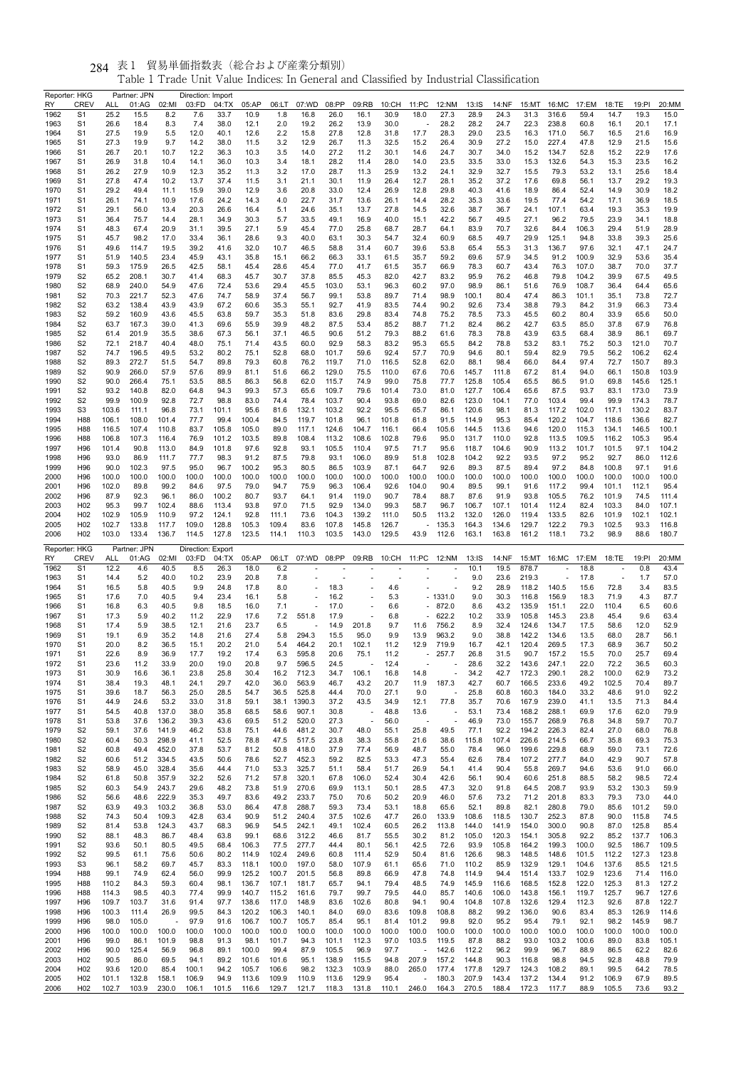表1 貿易単価指数表（総合および産業分類別）

Table 1 Trade Unit Value Indices: In General and Classified by Industrial Classification

| Reporter: HKG | | Partner: JPN | | | Direction: Import | | | | | | | | | | | | | | | | | |
|---|---|---|---|---|---|---|---|---|---|---|---|---|---|---|---|---|---|---|---|---|---|---|
| RY | CREV | ALL | 01:AG | 02:MI | 03:FD | 04:TX | 05:AP | 06:LT | 07:WD | 08:PP | 09:RB | 10:CH | 11:PC | 12:NM | 13:IS | 14:NF | 15:MT | 16:MC | 17:EM | 18:TE | 19:PI | 20:MM |
| 1962 | S1 | 25.2 | 15.5 | 8.2 | 7.6 | 33.7 | 10.9 | 1.8 | 16.8 | 26.0 | 16.1 | 30.9 | 18.0 | 27.3 | 28.9 | 24.3 | 31.3 | 316.6 | 59.4 | 14.7 | 19.3 | 15.0 |
| 1963 | S1 | 26.6 | 18.4 | 8.3 | 7.4 | 38.0 | 12.1 | 2.0 | 19.2 | 26.2 | 13.9 | 30.0 | - | 28.2 | 28.2 | 24.7 | 22.3 | 238.2 | 60.8 | 16.1 | 20.1 | 17.1 |
| 1964 | S1 | 27.5 | 19.9 | 5.5 | 12.0 | 40.1 | 12.6 | 2.2 | 15.8 | 27.8 | 12.8 | 31.8 | 17.7 | 28.3 | 29.0 | 23.5 | 16.3 | 171.0 | 56.7 | 16.5 | 21.6 | 16.9 |
| 1965 | S1 | 27.3 | 19.9 | 9.7 | 14.2 | 38.0 | 11.5 | 3.2 | 12.9 | 26.7 | 11.3 | 32.5 | 15.2 | 26.4 | 30.9 | 27.2 | 15.0 | 227.4 | 47.8 | 12.9 | 21.5 | 15.6 |
| 1966 | S1 | 26.7 | 20.1 | 10.7 | 12.2 | 36.3 | 10.3 | 3.5 | 14.0 | 27.2 | 11.2 | 30.1 | 14.6 | 24.7 | 30.7 | 34.0 | 15.2 | 134.7 | 52.8 | 15.2 | 22.9 | 17.6 |
| 1967 | S1 | 26.9 | 31.8 | 10.4 | 14.1 | 36.0 | 10.3 | 3.4 | 18.1 | 28.2 | 11.4 | 28.0 | 14.0 | 23.5 | 33.5 | 33.0 | 15.3 | 132.6 | 54.3 | 15.3 | 23.5 | 16.2 |
| 1968 | S1 | 26.2 | 27.9 | 10.9 | 12.3 | 35.2 | 11.3 | 3.2 | 17.0 | 28.7 | 11.3 | 25.9 | 13.2 | 24.1 | 32.9 | 32.7 | 15.5 | 79.3 | 53.2 | 13.1 | 25.6 | 18.4 |
| 1969 | S1 | 27.8 | 47.4 | 10.2 | 13.7 | 37.4 | 11.5 | 3.1 | 21.1 | 30.1 | 11.9 | 26.4 | 12.7 | 28.1 | 35.2 | 37.2 | 17.6 | 69.8 | 56.1 | 13.7 | 29.2 | 19.3 |
| 1970 | S1 | 29.2 | 49.4 | 11.1 | 15.9 | 39.0 | 12.9 | 3.6 | 20.8 | 33.0 | 12.4 | 26.9 | 12.8 | 29.8 | 40.3 | 41.6 | 18.9 | 86.4 | 52.4 | 14.9 | 30.9 | 18.2 |
| 1971 | S1 | 26.1 | 74.1 | 10.9 | 17.6 | 24.2 | 14.3 | 4.0 | 22.7 | 31.7 | 13.6 | 26.1 | 14.4 | 28.2 | 35.3 | 33.6 | 19.5 | 77.4 | 54.2 | 17.1 | 36.9 | 18.5 |
| 1972 | S1 | 29.1 | 56.0 | 13.4 | 20.3 | 26.6 | 16.4 | 5.1 | 24.6 | 35.1 | 13.7 | 27.8 | 14.5 | 32.6 | 38.7 | 36.7 | 24.1 | 107.1 | 63.4 | 19.3 | 35.3 | 19.9 |
| 1973 | S1 | 36.4 | 75.7 | 14.4 | 28.1 | 34.9 | 30.3 | 5.7 | 33.5 | 49.1 | 16.9 | 40.0 | 15.1 | 42.2 | 56.7 | 49.5 | 27.1 | 96.2 | 79.5 | 23.9 | 34.1 | 18.8 |
| 1974 | S1 | 48.3 | 67.4 | 20.9 | 31.1 | 39.5 | 27.1 | 5.9 | 45.4 | 77.0 | 25.8 | 68.7 | 28.7 | 64.1 | 83.9 | 70.7 | 32.6 | 84.4 | 106.3 | 29.4 | 51.9 | 28.9 |
| 1975 | S1 | 45.7 | 98.2 | 17.0 | 33.4 | 36.1 | 28.6 | 9.3 | 40.0 | 63.1 | 30.3 | 54.7 | 32.4 | 60.9 | 68.5 | 49.7 | 29.9 | 125.1 | 94.8 | 33.8 | 39.3 | 25.6 |
| 1976 | S1 | 49.6 | 114.7 | 19.5 | 39.2 | 41.6 | 32.0 | 10.7 | 46.5 | 58.8 | 31.4 | 60.7 | 39.6 | 53.8 | 65.4 | 55.3 | 31.3 | 136.7 | 97.6 | 32.1 | 47.1 | 24.7 |
| 1977 | S1 | 51.9 | 140.5 | 23.4 | 45.9 | 43.1 | 35.8 | 15.1 | 66.2 | 66.3 | 33.1 | 61.5 | 35.7 | 59.2 | 69.6 | 57.9 | 34.5 | 91.2 | 100.9 | 32.9 | 53.6 | 35.4 |
| 1978 | S1 | 59.3 | 175.9 | 26.5 | 42.5 | 58.1 | 45.4 | 28.6 | 45.4 | 77.0 | 41.7 | 61.5 | 35.7 | 66.9 | 78.3 | 60.7 | 43.4 | 76.3 | 107.0 | 38.7 | 70.0 | 37.7 |
| 1979 | S2 | 65.2 | 208.1 | 30.7 | 41.4 | 68.3 | 45.7 | 30.7 | 37.8 | 85.5 | 45.3 | 82.0 | 42.7 | 83.2 | 95.9 | 76.2 | 46.8 | 79.8 | 104.2 | 39.9 | 67.5 | 49.5 |
| 1980 | S2 | 68.9 | 240.0 | 54.9 | 47.6 | 72.4 | 53.6 | 29.4 | 45.5 | 103.0 | 53.1 | 96.3 | 60.2 | 97.0 | 98.9 | 86.1 | 51.6 | 76.9 | 108.7 | 36.4 | 64.4 | 65.6 |
| 1981 | S2 | 70.3 | 221.7 | 52.3 | 47.6 | 74.7 | 58.9 | 37.4 | 56.7 | 99.1 | 53.8 | 89.7 | 71.4 | 98.9 | 100.1 | 80.4 | 47.4 | 86.3 | 101.1 | 35.1 | 73.8 | 72.7 |
| 1982 | S2 | 63.2 | 138.4 | 43.9 | 43.9 | 67.2 | 60.6 | 35.3 | 55.1 | 92.7 | 41.9 | 83.5 | 74.4 | 90.2 | 92.6 | 73.4 | 38.8 | 79.3 | 84.2 | 31.9 | 66.3 | 73.4 |
| 1983 | S2 | 59.2 | 160.9 | 43.6 | 45.5 | 63.8 | 59.7 | 35.3 | 51.8 | 83.6 | 29.8 | 83.4 | 74.8 | 75.2 | 78.5 | 73.3 | 45.5 | 60.2 | 80.4 | 33.9 | 65.6 | 50.0 |
| 1984 | S2 | 63.7 | 167.3 | 39.0 | 41.3 | 69.6 | 55.9 | 39.9 | 48.2 | 87.5 | 53.4 | 85.2 | 88.7 | 71.2 | 82.4 | 86.2 | 42.7 | 63.5 | 85.0 | 37.8 | 67.9 | 76.8 |
| 1985 | S2 | 61.4 | 201.9 | 35.5 | 38.6 | 67.3 | 56.1 | 37.1 | 46.5 | 90.6 | 51.2 | 79.3 | 88.2 | 61.6 | 78.3 | 78.8 | 43.9 | 63.5 | 68.4 | 38.9 | 86.1 | 69.7 |
| 1986 | S2 | 72.1 | 218.7 | 40.4 | 48.0 | 75.1 | 71.4 | 43.5 | 60.0 | 92.9 | 58.3 | 83.2 | 95.3 | 65.5 | 84.2 | 78.8 | 53.2 | 83.1 | 75.2 | 50.3 | 121.0 | 70.7 |
| 1987 | S2 | 74.7 | 196.5 | 49.5 | 53.2 | 80.2 | 75.1 | 52.8 | 68.0 | 101.7 | 59.6 | 92.4 | 57.7 | 70.9 | 94.6 | 80.1 | 59.4 | 82.9 | 79.5 | 56.2 | 106.2 | 62.4 |
| 1988 | S2 | 89.3 | 272.7 | 51.5 | 54.7 | 89.8 | 79.3 | 60.8 | 76.2 | 119.7 | 71.0 | 116.5 | 52.8 | 62.0 | 88.1 | 98.4 | 66.0 | 84.4 | 97.4 | 72.7 | 150.7 | 89.3 |
| 1989 | S2 | 90.9 | 266.0 | 57.9 | 57.6 | 89.9 | 81.1 | 51.6 | 66.2 | 129.0 | 75.5 | 110.0 | 67.6 | 70.6 | 145.7 | 111.8 | 67.2 | 81.4 | 94.0 | 66.1 | 150.8 | 103.9 |
| 1990 | S2 | 90.0 | 266.4 | 75.1 | 53.5 | 88.5 | 86.3 | 56.8 | 62.0 | 115.7 | 74.9 | 99.0 | 75.8 | 77.7 | 125.8 | 105.4 | 65.5 | 86.5 | 91.0 | 69.8 | 145.6 | 125.1 |
| 1991 | S2 | 93.2 | 140.8 | 82.0 | 64.8 | 94.3 | 99.3 | 57.3 | 65.6 | 109.7 | 79.6 | 101.4 | 73.0 | 81.0 | 127.7 | 106.4 | 65.6 | 87.5 | 93.7 | 83.1 | 173.0 | 73.9 |
| 1992 | S2 | 99.9 | 100.9 | 92.8 | 72.7 | 98.8 | 83.0 | 74.4 | 78.4 | 103.7 | 90.4 | 93.8 | 69.0 | 82.6 | 123.0 | 104.1 | 77.0 | 103.4 | 99.4 | 99.9 | 174.3 | 78.7 |
| 1993 | S3 | 103.6 | 111.1 | 96.8 | 73.1 | 101.1 | 95.6 | 81.6 | 132.1 | 103.2 | 92.2 | 95.5 | 65.7 | 86.1 | 120.6 | 98.1 | 81.3 | 117.2 | 102.0 | 117.1 | 130.2 | 83.7 |
| 1994 | H88 | 106.1 | 108.0 | 101.4 | 77.7 | 99.4 | 100.4 | 84.5 | 119.7 | 101.8 | 96.1 | 101.8 | 61.8 | 91.5 | 114.9 | 95.3 | 85.4 | 120.2 | 104.7 | 118.6 | 136.6 | 82.7 |
| 1995 | H88 | 116.5 | 107.4 | 110.8 | 83.7 | 105.8 | 105.0 | 89.0 | 117.1 | 124.6 | 104.7 | 116.1 | 66.4 | 105.6 | 144.5 | 113.6 | 94.6 | 120.0 | 115.3 | 134.1 | 146.5 | 100.1 |
| 1996 | H88 | 106.8 | 107.3 | 116.4 | 76.9 | 101.2 | 103.5 | 89.8 | 108.4 | 113.2 | 108.6 | 102.8 | 79.6 | 95.0 | 131.7 | 110.0 | 92.8 | 113.5 | 109.5 | 116.2 | 105.3 | 95.4 |
| 1997 | H96 | 101.4 | 90.8 | 113.0 | 84.9 | 101.8 | 97.6 | 92.8 | 93.1 | 105.5 | 110.4 | 97.5 | 71.7 | 95.6 | 118.7 | 104.6 | 90.9 | 113.2 | 101.7 | 101.5 | 97.1 | 104.2 |
| 1998 | H96 | 93.0 | 86.9 | 111.7 | 77.7 | 98.3 | 91.2 | 87.5 | 79.8 | 93.1 | 106.0 | 89.9 | 51.8 | 102.8 | 104.2 | 92.2 | 93.5 | 97.2 | 95.2 | 92.7 | 86.0 | 112.6 |
| 1999 | H96 | 90.0 | 102.3 | 97.5 | 95.0 | 96.7 | 100.2 | 95.3 | 80.5 | 86.5 | 103.9 | 87.1 | 64.7 | 92.6 | 89.3 | 87.5 | 89.4 | 97.2 | 84.8 | 100.8 | 97.1 | 91.6 |
| 2000 | H96 | 100.0 | 100.0 | 100.0 | 100.0 | 100.0 | 100.0 | 100.0 | 100.0 | 100.0 | 100.0 | 100.0 | 100.0 | 100.0 | 100.0 | 100.0 | 100.0 | 100.0 | 100.0 | 100.0 | 100.0 | 100.0 |
| 2001 | H96 | 102.0 | 89.8 | 99.2 | 84.6 | 97.5 | 79.0 | 94.7 | 75.9 | 96.3 | 106.4 | 92.6 | 104.0 | 90.4 | 89.5 | 99.1 | 91.6 | 117.2 | 99.4 | 101.1 | 112.1 | 95.4 |
| 2002 | H96 | 87.9 | 92.3 | 96.1 | 86.0 | 100.2 | 80.7 | 93.7 | 64.1 | 91.4 | 119.0 | 90.7 | 78.4 | 88.7 | 87.6 | 91.9 | 93.8 | 105.5 | 76.2 | 101.9 | 74.5 | 111.4 |
| 2003 | H02 | 95.3 | 99.7 | 102.4 | 88.6 | 113.4 | 93.8 | 97.0 | 71.5 | 92.9 | 134.0 | 99.3 | 58.7 | 96.7 | 106.7 | 107.1 | 101.4 | 112.4 | 82.4 | 103.3 | 84.0 | 107.1 |
| 2004 | H02 | 102.9 | 105.9 | 110.9 | 97.2 | 124.1 | 92.8 | 111.1 | 73.6 | 104.3 | 139.2 | 111.0 | 50.5 | 113.2 | 132.0 | 126.0 | 119.4 | 133.5 | 82.6 | 101.9 | 102.1 | 102.1 |
| 2005 | H02 | 102.7 | 133.8 | 117.7 | 109.0 | 128.8 | 105.3 | 109.4 | 83.6 | 107.8 | 145.8 | 126.7 | - | 135.3 | 164.3 | 134.6 | 129.7 | 122.2 | 79.3 | 102.5 | 93.3 | 116.8 |
| 2006 | H02 | 103.0 | 133.4 | 136.7 | 114.5 | 127.8 | 123.5 | 114.1 | 110.3 | 103.5 | 143.0 | 129.5 | 43.9 | 112.6 | 163.1 | 163.8 | 161.2 | 118.1 | 73.2 | 98.9 | 88.6 | 180.7 |

| Reporter: HKG | | Partner: JPN | | | Direction: Export | | | | | | | | | | | | | | | | | |
|---|---|---|---|---|---|---|---|---|---|---|---|---|---|---|---|---|---|---|---|---|---|---|
| RY | CREV | ALL | 01:AG | 02:MI | 03:FD | 04:TX | 05:AP | 06:LT | 07:WD | 08:PP | 09:RB | 10:CH | 11:PC | 12:NM | 13:IS | 14:NF | 15:MT | 16:MC | 17:EM | 18:TE | 19:PI | 20:MM |
| 1962 | S1 | 12.2 | 4.6 | 40.5 | 8.5 | 26.3 | 18.0 | 6.2 | - | - | - | - | - | - | 10.1 | 19.5 | 878.7 | - | 18.8 | - | 0.8 | 43.4 |
| 1963 | S1 | 14.4 | 5.2 | 40.0 | 10.2 | 23.9 | 20.8 | 7.8 | - | - | - | - | - | - | 9.0 | 23.6 | 219.3 | - | 17.8 | - | 1.7 | 57.0 |
| 1964 | S1 | 16.5 | 5.8 | 40.5 | 9.9 | 24.8 | 17.8 | 8.0 | - | 18.3 | - | 4.6 | - | - | 9.2 | 28.9 | 118.2 | 140.5 | 15.6 | 72.8 | 3.4 | 83.5 |
| 1965 | S1 | 17.6 | 7.0 | 40.5 | 9.4 | 23.4 | 16.1 | 5.8 | - | 16.2 | - | 5.3 | - | 1331.0 | 9.0 | 30.3 | 116.8 | 156.9 | 18.3 | 71.9 | 4.3 | 87.7 |
| 1966 | S1 | 16.8 | 6.3 | 40.5 | 9.8 | 18.5 | 16.0 | 7.1 | - | 17.0 | - | 6.6 | - | 872.0 | 8.6 | 43.2 | 135.9 | 151.1 | 22.0 | 110.4 | 6.5 | 60.6 |
| 1967 | S1 | 17.3 | 5.9 | 40.2 | 11.2 | 22.9 | 17.6 | 7.2 | 551.8 | 17.9 | - | 6.8 | - | 622.2 | 10.2 | 33.9 | 105.8 | 145.3 | 23.8 | 45.4 | 9.6 | 63.4 |
| 1968 | S1 | 17.4 | 5.9 | 38.5 | 12.1 | 21.6 | 23.7 | 6.5 | - | 14.9 | 201.8 | 9.7 | 11.6 | 756.2 | 8.9 | 32.4 | 124.6 | 134.7 | 17.5 | 58.6 | 12.0 | 52.9 |
| 1969 | S1 | 19.1 | 6.9 | 35.2 | 14.8 | 21.6 | 27.4 | 5.8 | 294.3 | 15.5 | 95.0 | 9.9 | 13.9 | 963.2 | 9.0 | 38.8 | 142.2 | 134.6 | 13.5 | 68.0 | 28.7 | 56.1 |
| 1970 | S1 | 20.0 | 8.2 | 36.5 | 15.1 | 20.2 | 21.0 | 5.4 | 464.2 | 20.1 | 102.1 | 11.2 | 12.9 | 719.9 | 16.7 | 42.1 | 120.4 | 269.5 | 17.3 | 68.9 | 36.7 | 50.2 |
| 1971 | S1 | 22.6 | 8.9 | 36.9 | 17.7 | 19.2 | 17.4 | 6.3 | 595.8 | 20.6 | 75.1 | 11.2 | - | 257.7 | 26.8 | 31.5 | 90.7 | 157.2 | 15.5 | 70.0 | 25.7 | 69.4 |
| 1972 | S1 | 23.6 | 11.2 | 33.9 | 20.0 | 19.0 | 20.8 | 9.7 | 596.5 | 24.5 | - | 12.4 | - | - | 28.6 | 32.2 | 143.6 | 247.1 | 22.0 | 72.2 | 36.5 | 60.3 |
| 1973 | S1 | 30.9 | 16.6 | 36.1 | 23.8 | 25.8 | 30.4 | 16.2 | 712.3 | 34.7 | 106.1 | 16.8 | 14.8 | - | 34.2 | 42.7 | 172.3 | 290.1 | 28.2 | 100.0 | 62.9 | 73.2 |
| 1974 | S1 | 38.4 | 19.3 | 48.1 | 24.1 | 29.7 | 42.0 | 36.0 | 563.9 | 46.7 | 43.2 | 20.7 | 11.9 | 187.3 | 42.7 | 60.7 | 166.5 | 233.6 | 49.2 | 102.5 | 70.4 | 89.7 |
| 1975 | S1 | 39.6 | 18.7 | 56.3 | 25.0 | 28.5 | 54.7 | 36.5 | 525.8 | 44.4 | 70.0 | 27.1 | 9.0 | - | 25.8 | 60.8 | 160.3 | 184.0 | 33.2 | 48.6 | 91.0 | 92.2 |
| 1976 | S1 | 44.9 | 24.6 | 53.2 | 33.0 | 31.8 | 59.1 | 38.1 | 1390.3 | 37.2 | 43.5 | 34.9 | 12.1 | 77.8 | 35.7 | 70.6 | 167.9 | 239.0 | 41.1 | 13.5 | 71.3 | 84.4 |
| 1977 | S1 | 54.5 | 40.8 | 137.0 | 38.0 | 35.8 | 68.5 | 58.6 | 907.1 | 30.8 | - | 48.8 | 13.6 | - | 53.1 | 73.4 | 168.2 | 288.1 | 69.9 | 17.6 | 62.0 | 79.9 |
| 1978 | S1 | 53.8 | 37.6 | 136.2 | 39.3 | 43.6 | 69.5 | 51.2 | 520.0 | 27.3 | - | 56.0 | - | - | 46.9 | 73.0 | 155.7 | 268.9 | 76.8 | 34.8 | 59.7 | 70.7 |
| 1979 | S2 | 59.1 | 37.6 | 141.9 | 46.2 | 53.8 | 75.1 | 44.6 | 481.2 | 30.7 | 48.0 | 55.1 | 25.8 | 49.5 | 77.1 | 92.2 | 194.2 | 226.3 | 82.4 | 27.0 | 68.0 | 76.8 |
| 1980 | S2 | 60.4 | 50.3 | 298.9 | 41.1 | 52.5 | 78.8 | 47.5 | 517.5 | 23.8 | 38.3 | 55.8 | 21.6 | 38.6 | 115.8 | 107.4 | 226.6 | 214.5 | 66.7 | 35.8 | 69.3 | 75.3 |
| 1981 | S2 | 60.8 | 49.4 | 452.0 | 37.8 | 53.7 | 81.2 | 50.8 | 418.0 | 37.9 | 77.4 | 56.9 | 48.7 | 55.0 | 78.4 | 96.0 | 199.6 | 229.8 | 68.9 | 59.0 | 73.1 | 72.6 |
| 1982 | S2 | 60.6 | 51.2 | 334.5 | 43.5 | 50.6 | 78.6 | 52.7 | 452.3 | 59.2 | 82.5 | 53.3 | 47.3 | 55.4 | 62.6 | 78.4 | 107.2 | 277.7 | 84.0 | 42.9 | 90.7 | 57.8 |
| 1983 | S2 | 58.9 | 45.0 | 328.4 | 35.6 | 44.4 | 71.0 | 53.3 | 325.7 | 51.1 | 58.4 | 51.7 | 26.9 | 54.1 | 41.4 | 90.4 | 55.8 | 269.7 | 94.6 | 53.6 | 91.0 | 66.0 |
| 1984 | S2 | 61.8 | 50.8 | 357.9 | 32.2 | 52.6 | 71.2 | 57.8 | 320.1 | 67.8 | 106.0 | 52.4 | 30.4 | 42.6 | 56.1 | 90.4 | 60.6 | 251.8 | 88.5 | 58.2 | 98.5 | 72.4 |
| 1985 | S2 | 60.3 | 54.9 | 243.7 | 29.6 | 48.2 | 73.8 | 51.9 | 270.6 | 69.9 | 113.1 | 50.1 | 28.5 | 47.3 | 32.0 | 91.8 | 64.5 | 208.7 | 93.9 | 53.2 | 130.3 | 59.9 |
| 1986 | S2 | 56.6 | 48.6 | 222.9 | 35.3 | 49.7 | 83.6 | 49.2 | 233.7 | 75.0 | 70.6 | 50.2 | 20.9 | 46.0 | 57.6 | 73.2 | 71.2 | 201.8 | 83.3 | 79.3 | 73.0 | 44.0 |
| 1987 | S2 | 63.9 | 49.3 | 103.2 | 36.8 | 53.0 | 86.4 | 47.8 | 288.7 | 59.3 | 73.4 | 53.1 | 18.8 | 65.6 | 52.1 | 89.8 | 82.1 | 280.8 | 79.0 | 85.6 | 101.2 | 59.0 |
| 1988 | S2 | 74.3 | 50.4 | 109.3 | 42.8 | 63.4 | 90.9 | 51.2 | 240.4 | 37.5 | 102.6 | 47.7 | 26.0 | 133.9 | 108.6 | 118.5 | 130.7 | 252.3 | 87.8 | 90.0 | 115.8 | 74.5 |
| 1989 | S2 | 81.4 | 53.8 | 124.3 | 43.7 | 68.3 | 96.9 | 54.5 | 242.1 | 49.1 | 102.4 | 60.5 | 26.2 | 113.8 | 144.0 | 141.9 | 154.0 | 300.0 | 90.8 | 87.0 | 125.8 | 85.4 |
| 1990 | S2 | 88.1 | 48.3 | 86.7 | 48.4 | 63.8 | 99.1 | 68.6 | 312.2 | 46.6 | 81.7 | 55.5 | 30.2 | 81.2 | 105.0 | 120.3 | 154.1 | 305.8 | 92.2 | 85.2 | 137.7 | 106.3 |
| 1991 | S2 | 93.6 | 50.1 | 80.5 | 49.5 | 68.4 | 106.3 | 77.5 | 277.7 | 44.4 | 80.1 | 56.1 | 42.5 | 72.6 | 93.9 | 105.8 | 164.2 | 199.3 | 100.0 | 92.5 | 186.7 | 109.5 |
| 1992 | S2 | 99.5 | 61.1 | 75.6 | 50.6 | 80.2 | 114.9 | 102.4 | 249.6 | 60.8 | 111.4 | 52.9 | 50.4 | 81.6 | 126.6 | 98.3 | 148.5 | 148.6 | 101.5 | 112.2 | 127.3 | 123.8 |
| 1993 | S3 | 96.1 | 58.2 | 69.7 | 45.7 | 83.3 | 118.1 | 100.0 | 197.0 | 58.0 | 107.9 | 61.1 | 65.6 | 71.0 | 110.2 | 85.9 | 132.9 | 129.1 | 104.6 | 137.6 | 85.5 | 121.5 |
| 1994 | H88 | 99.1 | 74.9 | 62.4 | 56.0 | 99.9 | 125.2 | 100.7 | 201.5 | 56.8 | 89.8 | 66.9 | 47.8 | 74.8 | 114.9 | 94.4 | 151.4 | 133.7 | 102.9 | 123.6 | 71.4 | 116.0 |
| 1995 | H88 | 110.2 | 84.3 | 59.3 | 60.4 | 98.1 | 136.7 | 107.1 | 182.1 | 65.7 | 94.1 | 79.4 | 48.5 | 74.9 | 145.9 | 116.6 | 168.5 | 152.8 | 122.0 | 125.3 | 81.3 | 127.2 |
| 1996 | H88 | 114.3 | 98.5 | 40.3 | 77.4 | 99.9 | 140.7 | 115.2 | 161.6 | 79.7 | 99.7 | 79.5 | 44.0 | 85.7 | 140.6 | 106.0 | 143.8 | 156.1 | 119.7 | 125.7 | 96.7 | 127.6 |
| 1997 | H96 | 109.7 | 103.7 | 31.6 | 91.4 | 97.7 | 138.6 | 117.0 | 148.9 | 83.6 | 102.6 | 80.8 | 94.1 | 90.4 | 104.8 | 107.8 | 132.6 | 129.4 | 112.3 | 92.6 | 87.8 | 122.7 |
| 1998 | H96 | 100.3 | 111.4 | 26.9 | 99.5 | 84.3 | 120.2 | 106.3 | 140.1 | 84.0 | 69.0 | 83.6 | 109.8 | 108.8 | 88.2 | 99.2 | 136.0 | 90.6 | 83.4 | 85.3 | 126.9 | 114.6 |
| 1999 | H96 | 98.0 | 105.0 | - | 97.9 | 91.6 | 106.7 | 100.7 | 105.7 | 85.4 | 95.1 | 81.4 | 101.2 | 99.8 | 92.0 | 95.2 | 95.4 | 79.1 | 92.1 | 98.2 | 145.9 | 98.7 |
| 2000 | H96 | 100.0 | 100.0 | 100.0 | 100.0 | 100.0 | 100.0 | 100.0 | 100.0 | 100.0 | 100.0 | 100.0 | 100.0 | 100.0 | 100.0 | 100.0 | 100.0 | 100.0 | 100.0 | 100.0 | 100.0 | 100.0 |
| 2001 | H96 | 99.0 | 86.1 | 101.9 | 98.8 | 91.3 | 98.1 | 101.7 | 94.3 | 101.1 | 112.3 | 97.0 | 103.5 | 119.5 | 87.8 | 88.2 | 93.0 | 103.2 | 100.6 | 89.0 | 83.8 | 105.1 |
| 2002 | H96 | 90.0 | 125.4 | 56.9 | 96.8 | 89.1 | 100.0 | 99.4 | 87.9 | 105.5 | 96.9 | 97.7 | - | 142.6 | 112.2 | 96.2 | 99.9 | 96.7 | 88.9 | 86.5 | 62.2 | 82.6 |
| 2003 | H02 | 90.5 | 86.0 | 69.5 | 94.1 | 89.2 | 101.6 | 101.6 | 95.1 | 138.9 | 115.5 | 94.8 | 207.9 | 157.2 | 144.8 | 90.3 | 116.8 | 98.8 | 94.5 | 92.8 | 48.8 | 79.9 |
| 2004 | H02 | 93.6 | 120.0 | 85.4 | 100.1 | 94.2 | 105.7 | 106.6 | 98.2 | 132.3 | 103.9 | 88.0 | 265.0 | 177.4 | 177.8 | 129.7 | 124.3 | 108.2 | 89.1 | 99.5 | 64.2 | 78.5 |
| 2005 | H02 | 101.1 | 132.8 | 158.1 | 106.9 | 94.9 | 113.6 | 109.9 | 110.9 | 113.6 | 129.9 | 95.4 | - | 180.3 | 207.9 | 143.4 | 137.2 | 134.4 | 91.2 | 106.9 | 67.9 | 89.5 |
| 2006 | H02 | 102.7 | 103.9 | 230.0 | 106.1 | 101.5 | 116.6 | 129.7 | 121.7 | 118.3 | 131.8 | 110.1 | 246.0 | 164.3 | 270.5 | 188.4 | 172.3 | 117.7 | 88.9 | 105.5 | 73.6 | 93.2 |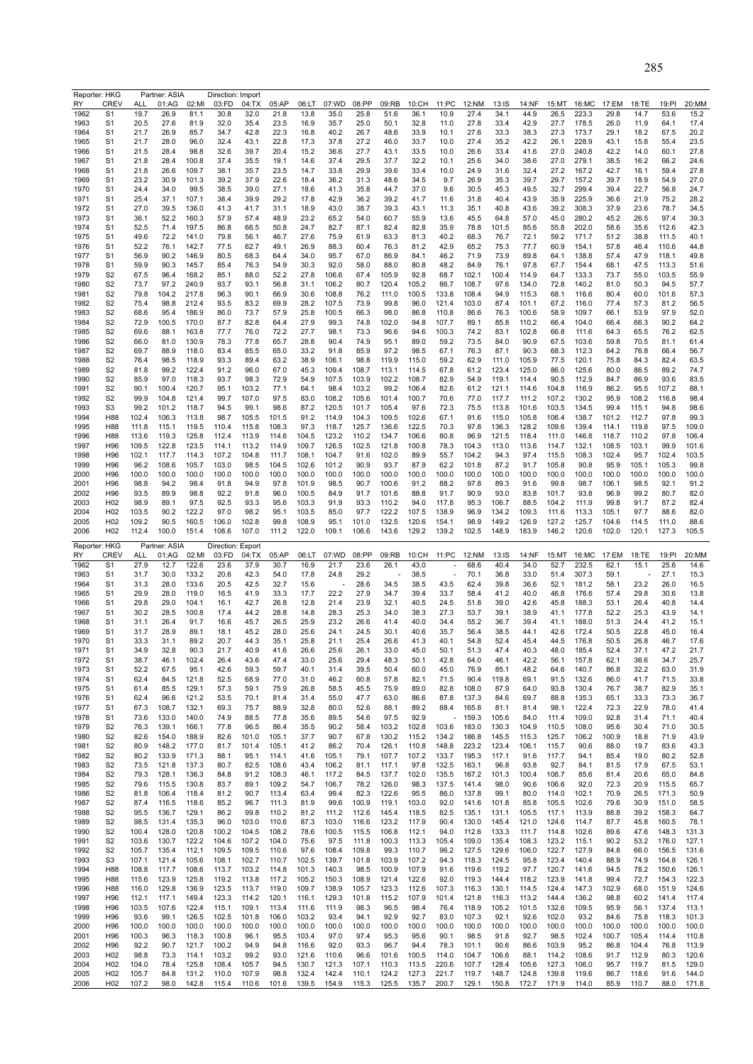Reporter: HKG Partner: ASIA Direction: Import

| RY | CREV | ALL | 01:AG | 02:MI | 03:FD | 04:TX | 05:AP | 06:LT | 07:WD | 08:PP | 09:RB | 10:CH | 11:PC | 12:NM | 13:IS | 14:NF | 15:MT | 16:MC | 17:EM | 18:TE | 19:PI | 20:MM |
|---|---|---|---|---|---|---|---|---|---|---|---|---|---|---|---|---|---|---|---|---|---|---|
| 1962 | S1 | 19.7 | 26.9 | 81.1 | 30.8 | 32.0 | 21.8 | 13.8 | 35.0 | 25.8 | 51.6 | 36.1 | 10.9 | 27.4 | 34.1 | 44.9 | 26.5 | 223.3 | 29.8 | 14.7 | 53.6 | 15.2 |
| 1963 | S1 | 20.5 | 27.6 | 81.9 | 32.0 | 35.4 | 23.5 | 16.9 | 35.7 | 25.0 | 50.1 | 32.8 | 11.0 | 27.8 | 33.4 | 42.9 | 27.7 | 178.5 | 26.0 | 11.9 | 64.1 | 17.4 |
| 1964 | S1 | 21.7 | 26.9 | 85.7 | 34.7 | 42.8 | 22.3 | 16.8 | 40.2 | 26.7 | 48.6 | 33.9 | 10.1 | 27.6 | 33.3 | 38.3 | 27.3 | 173.7 | 29.1 | 18.2 | 67.5 | 20.2 |
| 1965 | S1 | 21.7 | 28.0 | 96.0 | 32.4 | 43.1 | 22.8 | 17.3 | 37.8 | 27.2 | 46.0 | 33.7 | 10.0 | 27.4 | 35.2 | 42.2 | 26.1 | 228.9 | 43.1 | 15.8 | 55.4 | 23.5 |
| 1966 | S1 | 21.5 | 28.4 | 98.8 | 32.6 | 39.7 | 20.4 | 15.2 | 36.6 | 27.7 | 43.1 | 33.5 | 10.0 | 26.6 | 33.4 | 41.6 | 27.0 | 240.8 | 42.2 | 14.0 | 60.1 | 27.8 |
| 1967 | S1 | 21.8 | 28.4 | 100.8 | 37.4 | 35.5 | 19.1 | 14.6 | 37.4 | 29.5 | 37.7 | 32.2 | 10.1 | 25.6 | 34.0 | 38.6 | 27.0 | 279.1 | 38.5 | 16.2 | 66.2 | 24.6 |
| 1968 | S1 | 21.8 | 26.6 | 109.7 | 38.1 | 35.7 | 23.5 | 14.7 | 33.8 | 29.9 | 39.6 | 33.4 | 10.0 | 24.9 | 31.6 | 32.4 | 27.2 | 167.2 | 42.7 | 16.1 | 59.4 | 27.8 |
| 1969 | S1 | 23.2 | 30.9 | 101.3 | 39.2 | 37.9 | 22.6 | 18.4 | 36.2 | 31.3 | 48.6 | 34.5 | 9.7 | 26.9 | 35.3 | 39.7 | 29.7 | 157.2 | 39.7 | 18.9 | 54.9 | 27.0 |
| 1970 | S1 | 24.4 | 34.0 | 99.5 | 38.5 | 39.0 | 27.1 | 18.6 | 41.3 | 35.8 | 44.7 | 37.0 | 9.6 | 30.5 | 45.3 | 49.5 | 32.7 | 299.4 | 39.4 | 22.7 | 56.8 | 24.7 |
| 1971 | S1 | 25.4 | 37.1 | 107.1 | 38.4 | 39.9 | 29.2 | 17.8 | 42.9 | 36.2 | 39.2 | 41.7 | 11.6 | 31.8 | 40.4 | 43.9 | 35.9 | 225.9 | 36.6 | 21.9 | 75.2 | 28.2 |
| 1972 | S1 | 27.0 | 39.5 | 136.0 | 41.3 | 41.7 | 31.1 | 18.9 | 43.0 | 38.7 | 39.3 | 43.1 | 11.3 | 35.1 | 40.8 | 43.6 | 39.2 | 308.3 | 37.9 | 23.6 | 78.7 | 34.5 |
| 1973 | S1 | 36.1 | 52.2 | 160.3 | 57.9 | 57.4 | 48.9 | 23.2 | 65.2 | 54.0 | 60.7 | 55.9 | 13.6 | 45.5 | 64.8 | 57.0 | 45.0 | 280.2 | 45.2 | 26.5 | 97.4 | 39.3 |
| 1974 | S1 | 52.5 | 71.4 | 197.5 | 86.8 | 66.5 | 50.8 | 24.7 | 82.7 | 87.1 | 82.4 | 82.8 | 35.9 | 78.8 | 101.5 | 85.6 | 55.8 | 202.0 | 58.6 | 35.6 | 112.6 | 42.3 |
| 1975 | S1 | 49.6 | 72.2 | 141.0 | 79.8 | 56.1 | 46.7 | 27.6 | 75.9 | 61.9 | 63.3 | 81.3 | 40.2 | 68.3 | 76.7 | 72.1 | 59.2 | 171.7 | 51.2 | 38.8 | 111.5 | 40.1 |
| 1976 | S1 | 52.2 | 76.1 | 142.7 | 77.5 | 62.7 | 49.1 | 26.9 | 88.3 | 60.4 | 76.3 | 81.2 | 42.9 | 65.2 | 75.3 | 77.7 | 60.9 | 154.1 | 57.8 | 46.4 | 110.6 | 44.8 |
| 1977 | S1 | 56.9 | 90.2 | 146.9 | 80.5 | 68.3 | 64.4 | 34.0 | 95.7 | 67.0 | 86.9 | 84.1 | 46.2 | 71.9 | 73.9 | 89.8 | 64.1 | 138.8 | 57.4 | 47.9 | 118.1 | 49.8 |
| 1978 | S1 | 59.9 | 90.3 | 145.7 | 85.4 | 76.3 | 54.9 | 30.3 | 92.0 | 58.0 | 88.0 | 80.8 | 48.2 | 84.9 | 76.1 | 97.8 | 67.7 | 154.4 | 68.1 | 47.5 | 113.3 | 51.6 |
| 1979 | S2 | 67.5 | 96.4 | 168.2 | 85.1 | 88.0 | 52.2 | 27.8 | 106.6 | 67.4 | 105.9 | 92.8 | 68.7 | 102.1 | 100.4 | 114.9 | 64.7 | 133.3 | 73.7 | 55.0 | 103.5 | 55.9 |
| 1980 | S2 | 73.7 | 97.2 | 240.9 | 93.7 | 93.1 | 56.8 | 31.1 | 106.2 | 80.7 | 120.4 | 105.2 | 86.7 | 108.7 | 97.6 | 134.0 | 72.8 | 140.2 | 81.0 | 50.3 | 94.5 | 57.7 |
| 1981 | S2 | 79.8 | 104.2 | 217.8 | 96.3 | 90.1 | 66.9 | 30.6 | 108.8 | 76.2 | 111.0 | 100.5 | 133.8 | 108.4 | 94.9 | 115.3 | 68.1 | 116.6 | 80.4 | 60.0 | 101.6 | 57.3 |
| 1982 | S2 | 75.4 | 98.8 | 212.4 | 93.5 | 83.2 | 69.9 | 28.2 | 107.5 | 73.9 | 99.8 | 96.0 | 121.4 | 103.0 | 87.4 | 101.1 | 67.2 | 116.0 | 77.4 | 57.3 | 81.2 | 56.5 |
| 1983 | S2 | 68.6 | 95.4 | 186.9 | 86.0 | 73.7 | 57.9 | 25.8 | 100.5 | 66.3 | 98.0 | 86.8 | 110.8 | 86.6 | 76.3 | 100.6 | 58.9 | 109.7 | 66.1 | 53.9 | 97.9 | 52.0 |
| 1984 | S2 | 72.9 | 100.5 | 170.0 | 87.7 | 82.8 | 64.4 | 27.9 | 99.3 | 74.8 | 102.0 | 94.8 | 107.7 | 89.1 | 85.8 | 110.2 | 66.4 | 104.0 | 66.4 | 66.3 | 90.2 | 64.2 |
| 1985 | S2 | 69.6 | 88.1 | 163.8 | 77.7 | 76.0 | 72.2 | 27.7 | 98.1 | 73.3 | 96.6 | 94.6 | 100.3 | 74.2 | 83.1 | 102.8 | 66.8 | 111.6 | 64.3 | 65.5 | 76.2 | 62.5 |
| 1986 | S2 | 66.0 | 81.0 | 130.9 | 78.3 | 77.8 | 65.7 | 28.8 | 90.4 | 74.9 | 95.1 | 89.0 | 59.2 | 73.5 | 84.0 | 90.9 | 67.5 | 103.6 | 59.8 | 70.5 | 81.1 | 61.4 |
| 1987 | S2 | 69.7 | 88.9 | 118.0 | 83.4 | 85.5 | 65.0 | 33.2 | 91.8 | 85.9 | 97.2 | 98.5 | 67.1 | 76.3 | 87.1 | 90.3 | 68.3 | 112.3 | 64.2 | 76.8 | 66.4 | 56.7 |
| 1988 | S2 | 76.4 | 98.5 | 118.9 | 93.3 | 89.4 | 63.2 | 38.9 | 106.1 | 98.8 | 119.9 | 115.0 | 59.2 | 62.9 | 111.0 | 105.9 | 77.5 | 120.1 | 75.8 | 84.3 | 82.4 | 63.5 |
| 1989 | S2 | 81.8 | 99.2 | 122.4 | 91.2 | 96.0 | 67.0 | 45.3 | 109.4 | 108.7 | 113.1 | 114.5 | 67.8 | 61.2 | 123.4 | 125.0 | 86.0 | 125.6 | 80.0 | 86.5 | 89.2 | 74.7 |
| 1990 | S2 | 85.9 | 97.0 | 118.3 | 93.7 | 98.3 | 72.9 | 54.9 | 107.5 | 103.9 | 102.2 | 108.7 | 82.9 | 54.9 | 119.1 | 114.4 | 90.5 | 112.9 | 84.7 | 86.9 | 93.6 | 83.5 |
| 1991 | S2 | 90.1 | 100.4 | 120.7 | 95.1 | 103.2 | 77.1 | 64.1 | 98.4 | 103.2 | 99.2 | 106.4 | 82.6 | 61.2 | 121.1 | 114.6 | 104.8 | 116.9 | 86.2 | 95.5 | 107.2 | 88.1 |
| 1992 | S2 | 99.9 | 104.8 | 121.4 | 99.7 | 107.0 | 97.5 | 83.0 | 108.2 | 105.6 | 101.4 | 100.7 | 70.6 | 77.0 | 117.7 | 111.2 | 107.2 | 130.2 | 95.9 | 108.2 | 116.8 | 98.4 |
| 1993 | S3 | 99.2 | 101.2 | 118.7 | 94.5 | 99.1 | 98.6 | 87.2 | 120.5 | 101.7 | 105.4 | 97.6 | 72.3 | 75.5 | 113.8 | 101.6 | 103.5 | 134.5 | 99.4 | 115.1 | 94.8 | 98.6 |
| 1994 | H88 | 102.4 | 106.3 | 113.8 | 98.7 | 105.5 | 101.5 | 91.2 | 114.9 | 104.3 | 109.5 | 102.6 | 67.1 | 91.6 | 115.0 | 105.8 | 106.4 | 138.7 | 101.2 | 112.7 | 97.8 | 99.3 |
| 1995 | H88 | 111.8 | 115.1 | 119.5 | 110.4 | 115.8 | 108.3 | 97.3 | 118.7 | 125.7 | 136.6 | 122.5 | 70.3 | 97.8 | 136.3 | 128.2 | 109.6 | 139.4 | 114.1 | 119.8 | 97.5 | 109.0 |
| 1996 | H88 | 113.6 | 119.3 | 125.8 | 112.4 | 113.9 | 114.6 | 104.5 | 123.2 | 110.2 | 134.7 | 106.6 | 80.8 | 96.9 | 121.5 | 118.4 | 111.0 | 146.8 | 118.7 | 110.2 | 97.8 | 106.4 |
| 1997 | H96 | 109.5 | 122.8 | 123.5 | 114.1 | 113.2 | 114.9 | 109.7 | 126.5 | 102.5 | 121.8 | 100.8 | 78.3 | 104.3 | 113.0 | 113.6 | 114.7 | 132.1 | 108.5 | 103.1 | 99.9 | 101.6 |
| 1998 | H96 | 102.1 | 117.7 | 114.3 | 107.2 | 104.8 | 111.7 | 108.1 | 104.7 | 91.6 | 102.0 | 89.9 | 55.7 | 104.2 | 94.3 | 97.4 | 115.5 | 108.3 | 102.4 | 95.7 | 102.4 | 103.5 |
| 1999 | H96 | 96.2 | 108.6 | 105.7 | 103.0 | 98.5 | 104.5 | 102.6 | 101.2 | 90.9 | 93.7 | 87.9 | 62.2 | 101.8 | 87.2 | 91.7 | 105.8 | 90.8 | 95.9 | 105.1 | 105.3 | 99.8 |
| 2000 | H96 | 100.0 | 100.0 | 100.0 | 100.0 | 100.0 | 100.0 | 100.0 | 100.0 | 100.0 | 100.0 | 100.0 | 100.0 | 100.0 | 100.0 | 100.0 | 100.0 | 100.0 | 100.0 | 100.0 | 100.0 | 100.0 |
| 2001 | H96 | 98.8 | 94.2 | 98.4 | 91.8 | 94.9 | 97.8 | 101.9 | 98.5 | 90.7 | 100.6 | 91.2 | 88.2 | 97.8 | 89.3 | 91.6 | 99.8 | 98.7 | 106.1 | 98.5 | 92.1 | 91.2 |
| 2002 | H96 | 93.5 | 89.9 | 98.8 | 92.2 | 91.8 | 96.0 | 100.5 | 84.9 | 91.7 | 101.6 | 88.8 | 91.7 | 90.9 | 93.0 | 83.8 | 101.7 | 93.8 | 96.9 | 99.2 | 80.7 | 82.0 |
| 2003 | H02 | 98.9 | 89.1 | 97.5 | 92.5 | 93.3 | 95.6 | 103.3 | 91.9 | 93.3 | 110.2 | 94.0 | 117.8 | 95.3 | 106.7 | 88.5 | 104.2 | 111.9 | 99.8 | 91.7 | 87.2 | 82.4 |
| 2004 | H02 | 103.5 | 90.2 | 122.2 | 97.0 | 98.2 | 95.1 | 103.5 | 85.0 | 97.7 | 122.2 | 107.5 | 138.9 | 96.9 | 134.2 | 109.3 | 111.6 | 113.3 | 105.1 | 97.7 | 88.6 | 82.0 |
| 2005 | H02 | 109.2 | 90.5 | 160.5 | 106.0 | 102.8 | 99.8 | 108.9 | 95.1 | 101.0 | 132.5 | 120.6 | 154.1 | 98.9 | 149.2 | 126.9 | 127.2 | 125.7 | 104.6 | 114.5 | 111.0 | 88.6 |
| 2006 | H02 | 112.4 | 100.0 | 151.4 | 108.6 | 107.0 | 111.2 | 122.0 | 109.1 | 106.6 | 143.6 | 129.2 | 139.2 | 102.5 | 148.9 | 183.9 | 146.2 | 120.6 | 102.0 | 120.1 | 127.3 | 105.5 |

Reporter: HKG Partner: ASIA Direction: Export

| RY | CREV | ALL | 01:AG | 02:MI | 03:FD | 04:TX | 05:AP | 06:LT | 07:WD | 08:PP | 09:RB | 10:CH | 11:PC | 12:NM | 13:IS | 14:NF | 15:MT | 16:MC | 17:EM | 18:TE | 19:PI | 20:MM |
|---|---|---|---|---|---|---|---|---|---|---|---|---|---|---|---|---|---|---|---|---|---|---|
| 1962 | S1 | 27.9 | 12.7 | 122.6 | 23.6 | 37.9 | 30.7 | 16.9 | 21.7 | 23.6 | 26.1 | 43.0 | - | 68.6 | 40.4 | 34.0 | 52.7 | 232.5 | 62.1 | 15.1 | 25.6 | 14.6 |
| 1963 | S1 | 31.7 | 30.0 | 133.2 | 20.6 | 42.3 | 54.0 | 17.8 | 24.8 | 29.2 | - | 38.5 | - | 70.1 | 36.8 | 33.0 | 51.4 | 307.3 | 59.1 | - | 27.1 | 15.3 |
| 1964 | S1 | 31.3 | 28.0 | 133.6 | 20.5 | 42.5 | 32.7 | 15.6 | - | 28.6 | 34.5 | 38.5 | 43.5 | 62.4 | 39.8 | 36.6 | 52.1 | 181.2 | 58.1 | 23.2 | 26.0 | 16.5 |
| 1965 | S1 | 29.9 | 28.0 | 119.0 | 16.5 | 41.9 | 33.3 | 17.7 | 22.2 | 27.9 | 34.7 | 39.4 | 33.7 | 58.4 | 41.2 | 40.0 | 46.8 | 176.6 | 57.4 | 29.8 | 30.6 | 13.8 |
| 1966 | S1 | 29.8 | 29.0 | 104.1 | 16.1 | 42.7 | 26.8 | 12.8 | 21.4 | 23.9 | 32.1 | 40.5 | 24.5 | 51.8 | 39.0 | 42.6 | 45.8 | 188.3 | 53.1 | 26.4 | 40.8 | 14.4 |
| 1967 | S1 | 30.2 | 28.5 | 100.8 | 17.4 | 44.2 | 28.8 | 14.8 | 28.3 | 25.3 | 34.0 | 38.3 | 27.3 | 53.7 | 39.1 | 38.9 | 41.1 | 177.8 | 52.2 | 25.3 | 43.9 | 14.1 |
| 1968 | S1 | 31.1 | 26.4 | 91.7 | 16.6 | 45.7 | 26.5 | 25.9 | 23.2 | 26.6 | 41.4 | 40.0 | 34.4 | 55.2 | 36.7 | 39.4 | 41.1 | 188.0 | 51.3 | 24.4 | 41.2 | 15.1 |
| 1969 | S1 | 31.7 | 28.9 | 89.1 | 18.1 | 45.2 | 28.0 | 25.6 | 24.1 | 24.5 | 30.1 | 40.6 | 35.7 | 56.4 | 38.5 | 44.1 | 42.6 | 172.4 | 50.5 | 22.8 | 45.0 | 16.4 |
| 1970 | S1 | 33.3 | 31.1 | 89.2 | 20.7 | 44.3 | 35.1 | 25.8 | 21.1 | 25.4 | 26.6 | 41.3 | 40.1 | 54.8 | 52.4 | 45.4 | 44.5 | 176.8 | 50.5 | 26.8 | 46.7 | 17.6 |
| 1971 | S1 | 34.9 | 32.8 | 90.3 | 21.7 | 40.9 | 41.6 | 26.6 | 25.6 | 26.1 | 33.0 | 45.0 | 50.1 | 51.3 | 47.4 | 40.3 | 48.0 | 185.4 | 52.4 | 37.1 | 47.2 | 21.7 |
| 1972 | S1 | 38.7 | 46.1 | 102.4 | 26.4 | 43.6 | 47.4 | 33.0 | 25.6 | 29.4 | 48.3 | 50.1 | 42.8 | 64.0 | 46.1 | 42.2 | 56.1 | 157.8 | 62.1 | 36.6 | 34.7 | 25.7 |
| 1973 | S1 | 52.2 | 67.5 | 95.1 | 42.6 | 59.3 | 59.7 | 40.1 | 31.4 | 39.5 | 50.4 | 60.0 | 45.0 | 76.9 | 85.1 | 48.2 | 64.6 | 140.7 | 86.8 | 32.2 | 63.0 | 31.9 |
| 1974 | S1 | 62.4 | 84.5 | 121.8 | 52.5 | 68.9 | 77.0 | 31.0 | 46.2 | 60.8 | 57.8 | 82.1 | 71.5 | 90.4 | 119.8 | 69.1 | 91.5 | 132.6 | 86.0 | 41.7 | 71.5 | 33.8 |
| 1975 | S1 | 61.4 | 85.5 | 129.1 | 57.3 | 59.1 | 75.9 | 26.8 | 58.5 | 45.5 | 75.9 | 89.0 | 82.8 | 108.0 | 87.9 | 64.0 | 93.8 | 130.4 | 76.7 | 38.7 | 82.9 | 35.1 |
| 1976 | S1 | 62.4 | 96.6 | 121.2 | 53.5 | 70.1 | 81.4 | 31.4 | 55.0 | 47.7 | 63.0 | 86.6 | 87.8 | 137.3 | 84.6 | 69.7 | 88.8 | 135.3 | 65.1 | 33.3 | 73.3 | 36.7 |
| 1977 | S1 | 67.3 | 108.7 | 132.1 | 69.3 | 75.7 | 88.9 | 32.8 | 80.0 | 52.6 | 88.1 | 89.2 | 88.4 | 165.8 | 81.1 | 81.4 | 98.1 | 122.4 | 72.3 | 22.9 | 78.0 | 41.4 |
| 1978 | S1 | 73.6 | 133.0 | 140.0 | 74.9 | 88.5 | 77.8 | 35.6 | 89.5 | 54.6 | 97.5 | 92.9 | - | 159.3 | 105.6 | 84.0 | 111.4 | 109.0 | 92.8 | 31.4 | 71.1 | 40.4 |
| 1979 | S2 | 76.3 | 139.1 | 166.1 | 77.8 | 96.5 | 86.4 | 35.5 | 90.2 | 58.4 | 103.2 | 102.8 | 103.6 | 183.0 | 130.3 | 104.9 | 110.5 | 108.0 | 95.6 | 30.4 | 71.0 | 30.5 |
| 1980 | S2 | 82.6 | 154.0 | 188.9 | 82.6 | 101.0 | 105.1 | 37.7 | 90.7 | 67.8 | 130.2 | 115.2 | 134.2 | 186.8 | 145.5 | 115.3 | 125.7 | 106.2 | 100.9 | 18.8 | 71.9 | 43.9 |
| 1981 | S2 | 80.9 | 148.2 | 177.0 | 81.7 | 101.4 | 105.1 | 41.2 | 86.2 | 70.4 | 126.1 | 110.8 | 148.8 | 223.2 | 123.4 | 106.1 | 115.7 | 90.6 | 88.0 | 19.7 | 83.6 | 43.3 |
| 1982 | S2 | 80.2 | 133.9 | 171.3 | 88.1 | 95.1 | 114.1 | 41.6 | 105.1 | 79.1 | 107.7 | 107.2 | 133.7 | 195.3 | 117.1 | 91.6 | 117.7 | 94.1 | 85.4 | 19.0 | 80.2 | 52.8 |
| 1983 | S2 | 73.5 | 121.8 | 137.3 | 80.7 | 82.5 | 108.6 | 43.4 | 106.2 | 81.1 | 117.1 | 97.8 | 132.5 | 163.1 | 96.8 | 93.8 | 92.7 | 84.1 | 81.5 | 17.9 | 67.5 | 53.1 |
| 1984 | S2 | 79.3 | 128.1 | 136.3 | 84.8 | 91.2 | 108.3 | 46.1 | 117.2 | 84.5 | 137.7 | 102.0 | 135.5 | 167.2 | 101.3 | 100.4 | 106.7 | 85.6 | 81.4 | 20.6 | 65.0 | 84.8 |
| 1985 | S2 | 79.6 | 115.5 | 130.8 | 83.7 | 89.1 | 109.2 | 54.7 | 106.7 | 78.2 | 126.0 | 98.3 | 137.5 | 141.4 | 98.0 | 90.6 | 106.6 | 92.0 | 72.3 | 20.9 | 115.5 | 65.7 |
| 1986 | S2 | 81.8 | 106.4 | 118.4 | 81.2 | 90.7 | 113.4 | 63.4 | 99.4 | 82.3 | 122.6 | 95.5 | 86.0 | 137.8 | 99.1 | 80.0 | 114.0 | 102.1 | 70.9 | 26.5 | 171.3 | 50.9 |
| 1987 | S2 | 87.4 | 116.5 | 118.6 | 85.2 | 96.7 | 111.3 | 81.9 | 99.6 | 100.9 | 119.1 | 103.0 | 92.0 | 141.6 | 101.8 | 85.8 | 105.5 | 102.6 | 79.6 | 30.9 | 151.0 | 58.5 |
| 1988 | S2 | 95.5 | 136.7 | 129.1 | 86.2 | 99.8 | 110.2 | 81.2 | 111.2 | 112.6 | 145.4 | 118.5 | 82.5 | 135.1 | 131.1 | 105.5 | 117.1 | 113.9 | 88.8 | 39.2 | 158.3 | 64.7 |
| 1989 | S2 | 98.5 | 131.4 | 135.3 | 96.0 | 103.0 | 110.6 | 87.3 | 103.0 | 116.6 | 123.2 | 117.9 | 90.4 | 130.0 | 145.4 | 121.0 | 124.6 | 114.7 | 87.7 | 45.8 | 160.5 | 78.1 |
| 1990 | S2 | 100.4 | 128.0 | 120.8 | 100.2 | 104.5 | 108.2 | 78.6 | 100.5 | 115.5 | 106.8 | 112.1 | 94.0 | 112.6 | 133.3 | 111.7 | 114.8 | 102.6 | 89.6 | 47.6 | 148.3 | 131.3 |
| 1991 | S2 | 103.6 | 130.7 | 122.2 | 104.6 | 107.2 | 104.0 | 75.6 | 97.5 | 111.8 | 100.3 | 113.3 | 105.4 | 109.0 | 135.4 | 108.3 | 123.2 | 115.1 | 90.2 | 53.2 | 176.0 | 127.1 |
| 1992 | S2 | 105.7 | 135.4 | 112.1 | 109.5 | 109.5 | 110.6 | 97.6 | 108.4 | 109.8 | 99.3 | 110.7 | 96.2 | 127.5 | 129.6 | 106.0 | 122.7 | 127.9 | 84.8 | 66.0 | 156.5 | 131.6 |
| 1993 | S3 | 107.1 | 121.4 | 105.6 | 108.1 | 102.7 | 110.7 | 102.5 | 139.7 | 101.8 | 103.9 | 107.2 | 94.3 | 118.3 | 124.5 | 95.8 | 123.4 | 140.4 | 88.9 | 74.9 | 164.8 | 126.1 |
| 1994 | H88 | 108.8 | 117.7 | 108.6 | 113.7 | 103.2 | 114.8 | 101.3 | 140.3 | 98.5 | 100.9 | 107.9 | 91.6 | 119.6 | 119.2 | 97.7 | 120.7 | 141.6 | 94.5 | 78.2 | 150.6 | 126.1 |
| 1995 | H88 | 115.6 | 123.9 | 125.8 | 119.2 | 113.8 | 117.2 | 105.2 | 150.3 | 108.9 | 121.4 | 122.6 | 92.0 | 119.3 | 144.4 | 118.2 | 123.9 | 141.8 | 99.4 | 72.7 | 154.3 | 122.3 |
| 1996 | H88 | 116.0 | 129.8 | 136.9 | 123.5 | 113.7 | 119.0 | 109.7 | 138.9 | 105.7 | 123.3 | 112.6 | 107.3 | 116.3 | 130.1 | 114.5 | 124.4 | 147.3 | 102.9 | 68.0 | 151.9 | 124.6 |
| 1997 | H96 | 112.1 | 117.1 | 149.4 | 123.3 | 114.2 | 120.1 | 116.1 | 129.3 | 101.8 | 115.2 | 107.9 | 101.4 | 121.8 | 116.3 | 113.2 | 144.4 | 136.2 | 98.8 | 60.2 | 141.4 | 117.4 |
| 1998 | H96 | 103.5 | 107.6 | 122.4 | 115.1 | 109.1 | 113.4 | 111.6 | 111.9 | 98.3 | 96.5 | 98.4 | 76.4 | 118.9 | 105.2 | 101.5 | 132.6 | 109.5 | 95.9 | 56.1 | 137.4 | 113.1 |
| 1999 | H96 | 93.6 | 99.1 | 126.5 | 102.5 | 101.8 | 106.0 | 103.2 | 93.4 | 94.1 | 92.9 | 92.7 | 83.0 | 107.3 | 92.1 | 92.6 | 102.0 | 93.2 | 84.6 | 75.8 | 118.3 | 101.3 |
| 2000 | H96 | 100.0 | 100.0 | 100.0 | 100.0 | 100.0 | 100.0 | 100.0 | 100.0 | 100.0 | 100.0 | 100.0 | 100.0 | 100.0 | 100.0 | 100.0 | 100.0 | 100.0 | 100.0 | 100.0 | 100.0 | 100.0 |
| 2001 | H96 | 100.3 | 96.3 | 118.3 | 100.8 | 96.1 | 95.5 | 103.4 | 97.0 | 97.4 | 95.3 | 95.6 | 90.1 | 98.5 | 91.8 | 92.7 | 98.5 | 102.4 | 100.7 | 105.4 | 114.4 | 110.8 |
| 2002 | H96 | 92.2 | 90.7 | 121.7 | 100.2 | 94.9 | 94.8 | 116.6 | 92.0 | 93.3 | 96.7 | 94.4 | 78.3 | 101.1 | 90.6 | 86.6 | 103.9 | 95.2 | 86.8 | 104.4 | 76.8 | 113.9 |
| 2003 | H02 | 98.8 | 73.3 | 114.1 | 103.2 | 99.2 | 93.0 | 121.6 | 110.6 | 96.6 | 101.6 | 100.5 | 114.0 | 104.7 | 106.6 | 88.1 | 114.2 | 108.6 | 91.7 | 112.9 | 80.3 | 120.6 |
| 2004 | H02 | 104.0 | 78.4 | 125.8 | 108.4 | 105.7 | 94.5 | 130.7 | 121.3 | 107.1 | 110.3 | 113.5 | 220.6 | 107.7 | 128.4 | 105.6 | 127.3 | 106.0 | 95.7 | 119.7 | 81.5 | 129.0 |
| 2005 | H02 | 105.7 | 84.8 | 131.2 | 110.0 | 107.9 | 98.8 | 132.4 | 142.4 | 110.1 | 124.2 | 127.3 | 221.7 | 119.7 | 148.7 | 124.8 | 139.8 | 119.6 | 86.7 | 118.6 | 91.6 | 144.0 |
| 2006 | H02 | 107.2 | 98.0 | 142.8 | 115.4 | 110.6 | 101.6 | 139.5 | 154.9 | 115.3 | 125.5 | 135.7 | 200.7 | 129.1 | 150.8 | 172.7 | 171.9 | 114.0 | 85.9 | 110.7 | 88.0 | 171.8 |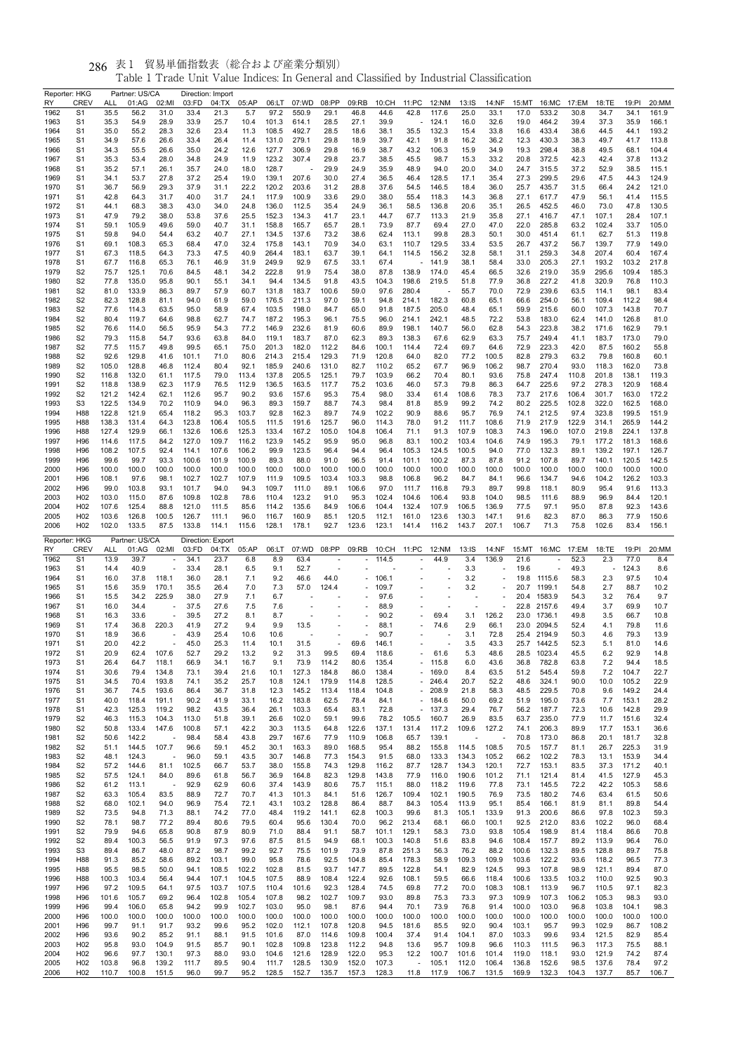表1 貿易単価指数表（総合および産業分類別）

Table 1 Trade Unit Value Indices: In General and Classified by Industrial Classification

| Reporter: HKG | | Partner: US/CA | | Direction: Import | | | | | | | | | | | | | | | | | |
|---|---|---|---|---|---|---|---|---|---|---|---|---|---|---|---|---|---|---|---|---|---|
| RY | CREV | ALL | 01:AG | 02:MI | 03:FD | 04:TX | 05:AP | 06:LT | 07:WD | 08:PP | 09:RB | 10:CH | 11:PC | 12:NM | 13:IS | 14:NF | 15:MT | 16:MC | 17:EM | 18:TE | 19:PI | 20:MM |
| 1962 | S1 | 35.5 | 56.2 | 31.0 | 33.4 | 21.3 | 5.7 | 97.2 | 550.9 | 29.1 | 46.8 | 44.6 | 42.8 | 117.6 | 25.0 | 33.1 | 17.0 | 533.2 | 30.8 | 34.7 | 34.1 | 161.9 |
| 1963 | S1 | 35.3 | 54.9 | 28.9 | 33.9 | 25.7 | 10.4 | 101.3 | 614.1 | 28.5 | 27.1 | 39.9 | - | 124.1 | 16.0 | 32.6 | 19.0 | 464.2 | 39.4 | 37.3 | 35.9 | 166.1 |
| 1964 | S1 | 35.0 | 55.2 | 28.3 | 32.6 | 23.4 | 11.3 | 108.5 | 492.7 | 28.5 | 18.6 | 38.1 | 35.5 | 132.3 | 15.4 | 33.8 | 16.6 | 433.4 | 38.6 | 44.5 | 44.1 | 193.2 |
| 1965 | S1 | 34.9 | 57.6 | 26.5 | 33.4 | 26.4 | 11.4 | 131.0 | 279.1 | 29.8 | 18.9 | 39.7 | 42.1 | 91.8 | 16.2 | 36.2 | 12.3 | 430.3 | 38.3 | 49.7 | 41.7 | 113.8 |
| 1966 | S1 | 34.3 | 55.5 | 26.6 | 35.0 | 24.2 | 12.6 | 127.7 | 306.9 | 29.8 | 16.9 | 38.7 | 43.2 | 106.3 | 15.9 | 34.9 | 19.3 | 298.4 | 38.8 | 49.5 | 68.1 | 104.4 |
| 1967 | S1 | 35.3 | 53.4 | 28.0 | 34.8 | 24.9 | 11.9 | 123.2 | 307.4 | 29.8 | 23.7 | 38.5 | 45.5 | 98.7 | 15.3 | 33.2 | 20.8 | 372.5 | 42.3 | 42.4 | 37.8 | 113.2 |
| 1968 | S1 | 35.2 | 57.1 | 26.1 | 35.7 | 24.0 | 18.0 | 128.7 | - | 29.9 | 24.9 | 35.9 | 48.9 | 94.0 | 20.0 | 34.0 | 24.7 | 315.5 | 37.2 | 52.9 | 38.5 | 115.1 |
| 1969 | S1 | 34.1 | 53.7 | 27.8 | 37.2 | 25.4 | 19.0 | 139.1 | 207.6 | 30.0 | 27.4 | 36.5 | 46.4 | 128.5 | 17.1 | 35.4 | 27.3 | 299.5 | 29.6 | 47.5 | 44.3 | 124.9 |
| 1970 | S1 | 36.7 | 56.9 | 29.3 | 37.9 | 31.1 | 22.2 | 120.2 | 203.6 | 31.2 | 28.8 | 37.6 | 54.5 | 146.5 | 18.4 | 36.0 | 25.7 | 435.7 | 31.5 | 66.4 | 24.2 | 121.0 |
| 1971 | S1 | 42.8 | 64.3 | 31.7 | 40.0 | 31.7 | 24.1 | 117.9 | 100.9 | 33.6 | 29.0 | 38.0 | 55.4 | 118.3 | 14.3 | 36.8 | 27.1 | 617.7 | 47.9 | 56.1 | 41.4 | 115.5 |
| 1972 | S1 | 44.1 | 68.3 | 38.3 | 43.0 | 34.0 | 24.8 | 136.0 | 112.5 | 35.4 | 24.9 | 36.1 | 58.5 | 136.8 | 20.6 | 35.1 | 26.5 | 452.5 | 46.0 | 73.0 | 47.8 | 130.5 |
| 1973 | S1 | 47.9 | 79.2 | 38.0 | 53.8 | 37.6 | 25.5 | 152.3 | 134.3 | 41.7 | 23.1 | 44.7 | 67.7 | 113.3 | 21.9 | 35.8 | 27.1 | 416.7 | 47.1 | 107.1 | 28.4 | 107.1 |
| 1974 | S1 | 59.1 | 105.9 | 49.6 | 59.0 | 40.7 | 31.1 | 158.8 | 165.7 | 65.7 | 28.1 | 73.9 | 87.7 | 69.4 | 27.0 | 47.0 | 22.0 | 285.8 | 63.2 | 102.4 | 33.7 | 105.0 |
| 1975 | S1 | 59.8 | 94.0 | 54.4 | 63.2 | 40.7 | 27.1 | 134.5 | 137.6 | 73.2 | 38.6 | 62.4 | 113.1 | 99.8 | 28.3 | 50.1 | 30.0 | 451.4 | 61.1 | 62.7 | 51.3 | 119.8 |
| 1976 | S1 | 69.1 | 108.3 | 65.3 | 68.4 | 47.0 | 32.4 | 175.8 | 143.1 | 70.9 | 34.0 | 63.1 | 110.7 | 129.5 | 33.4 | 53.5 | 26.7 | 437.2 | 56.7 | 139.7 | 77.9 | 149.0 |
| 1977 | S1 | 67.3 | 118.5 | 64.3 | 73.3 | 47.5 | 40.9 | 264.4 | 183.1 | 63.7 | 39.1 | 64.1 | 114.5 | 156.2 | 32.8 | 58.1 | 31.1 | 259.3 | 34.8 | 207.4 | 60.4 | 167.4 |
| 1978 | S1 | 67.7 | 116.8 | 65.3 | 76.1 | 46.9 | 31.9 | 249.9 | 92.9 | 67.5 | 33.1 | 67.4 | - | 141.9 | 38.1 | 58.4 | 33.0 | 205.3 | 27.1 | 193.2 | 103.2 | 217.8 |
| 1979 | S2 | 75.7 | 125.1 | 70.6 | 84.5 | 48.1 | 34.2 | 222.8 | 91.9 | 75.4 | 38.0 | 87.8 | 138.9 | 174.0 | 45.4 | 66.5 | 32.6 | 219.0 | 35.9 | 295.6 | 109.4 | 185.3 |
| 1980 | S2 | 77.8 | 135.0 | 95.8 | 90.1 | 55.1 | 34.1 | 94.4 | 134.5 | 91.8 | 43.5 | 104.3 | 198.6 | 219.5 | 51.8 | 77.9 | 36.8 | 227.2 | 41.8 | 320.9 | 76.8 | 110.3 |
| 1981 | S2 | 81.0 | 133.9 | 86.3 | 89.7 | 57.9 | 60.7 | 131.8 | 183.7 | 100.6 | 59.0 | 97.6 | 280.4 | - | 55.7 | 70.0 | 72.9 | 239.6 | 63.5 | 114.1 | 98.1 | 83.4 |
| 1982 | S2 | 82.3 | 128.8 | 81.1 | 94.0 | 61.9 | 59.0 | 176.5 | 211.3 | 97.0 | 59.1 | 94.8 | 214.1 | 182.3 | 60.8 | 65.1 | 66.6 | 254.0 | 56.1 | 109.4 | 112.2 | 98.4 |
| 1983 | S2 | 77.6 | 114.3 | 63.5 | 95.0 | 58.9 | 67.4 | 103.5 | 198.0 | 84.7 | 65.0 | 91.8 | 187.5 | 205.0 | 48.4 | 65.1 | 59.9 | 215.6 | 60.0 | 107.3 | 143.8 | 70.7 |
| 1984 | S2 | 80.4 | 119.7 | 64.6 | 98.8 | 62.7 | 74.7 | 187.2 | 195.3 | 96.1 | 75.5 | 96.0 | 214.1 | 242.1 | 48.5 | 72.2 | 53.8 | 183.0 | 62.4 | 141.0 | 126.8 | 81.0 |
| 1985 | S2 | 76.6 | 114.0 | 56.5 | 95.9 | 54.3 | 77.2 | 146.9 | 232.6 | 81.9 | 60.6 | 89.9 | 198.1 | 140.7 | 56.0 | 62.8 | 54.3 | 223.8 | 38.2 | 171.6 | 162.9 | 79.1 |
| 1986 | S2 | 79.3 | 115.8 | 54.7 | 93.6 | 63.8 | 84.0 | 119.1 | 183.7 | 87.0 | 62.3 | 89.3 | 138.3 | 67.6 | 62.9 | 63.3 | 75.7 | 249.4 | 41.1 | 183.7 | 173.0 | 79.0 |
| 1987 | S2 | 77.5 | 115.7 | 49.8 | 99.5 | 65.1 | 75.0 | 201.3 | 182.0 | 112.2 | 84.6 | 100.1 | 114.4 | 72.4 | 69.7 | 64.6 | 72.9 | 223.3 | 42.0 | 87.5 | 160.2 | 55.8 |
| 1988 | S2 | 92.6 | 129.8 | 41.6 | 101.1 | 71.0 | 80.6 | 214.3 | 215.4 | 129.3 | 71.9 | 120.8 | 64.0 | 82.0 | 77.2 | 100.5 | 82.8 | 279.3 | 63.2 | 79.8 | 160.8 | 60.1 |
| 1989 | S2 | 105.0 | 128.8 | 46.8 | 112.4 | 80.4 | 92.1 | 185.9 | 240.6 | 131.0 | 82.7 | 110.2 | 65.2 | 67.7 | 96.9 | 106.2 | 98.7 | 270.4 | 93.0 | 118.3 | 162.0 | 73.8 |
| 1990 | S2 | 116.8 | 132.0 | 61.1 | 117.5 | 79.0 | 113.4 | 137.8 | 205.5 | 125.1 | 79.7 | 103.9 | 66.2 | 70.4 | 80.1 | 93.6 | 75.8 | 247.4 | 110.8 | 201.8 | 138.1 | 119.3 |
| 1991 | S2 | 118.8 | 138.9 | 62.3 | 117.9 | 76.5 | 112.9 | 136.5 | 163.5 | 117.7 | 75.2 | 103.6 | 46.0 | 57.3 | 79.8 | 86.3 | 64.7 | 225.6 | 97.2 | 278.3 | 120.9 | 168.4 |
| 1992 | S2 | 121.2 | 142.4 | 62.1 | 112.6 | 95.7 | 90.2 | 93.6 | 157.6 | 95.3 | 75.4 | 98.0 | 33.4 | 61.4 | 108.6 | 78.3 | 73.7 | 217.6 | 106.4 | 301.7 | 163.0 | 172.2 |
| 1993 | S3 | 122.5 | 134.9 | 70.2 | 110.9 | 94.0 | 96.3 | 89.3 | 159.7 | 88.7 | 74.3 | 98.4 | 81.8 | 85.9 | 99.2 | 74.2 | 80.2 | 225.5 | 102.8 | 322.0 | 162.5 | 168.0 |
| 1994 | H88 | 122.8 | 121.9 | 65.4 | 118.2 | 95.3 | 103.7 | 92.8 | 162.3 | 89.7 | 74.9 | 102.2 | 90.9 | 88.6 | 95.7 | 76.9 | 74.1 | 212.5 | 97.4 | 323.8 | 199.5 | 151.9 |
| 1995 | H88 | 138.3 | 131.4 | 64.3 | 123.8 | 106.4 | 105.5 | 111.5 | 191.6 | 125.7 | 96.0 | 114.3 | 78.0 | 91.2 | 111.7 | 108.6 | 71.9 | 217.9 | 122.9 | 314.1 | 265.9 | 144.2 |
| 1996 | H88 | 127.4 | 129.9 | 66.1 | 132.6 | 106.6 | 125.3 | 133.4 | 167.2 | 105.0 | 104.8 | 106.4 | 71.1 | 91.3 | 107.9 | 108.3 | 74.3 | 196.0 | 107.0 | 219.8 | 224.1 | 137.8 |
| 1997 | H96 | 114.6 | 117.5 | 84.2 | 127.0 | 109.7 | 116.2 | 123.9 | 145.2 | 95.9 | 95.0 | 96.8 | 83.1 | 100.2 | 103.4 | 104.6 | 74.9 | 195.3 | 79.1 | 177.2 | 181.3 | 168.6 |
| 1998 | H96 | 108.2 | 107.5 | 92.4 | 114.1 | 107.6 | 106.2 | 99.9 | 123.5 | 96.4 | 94.4 | 96.4 | 105.3 | 124.5 | 100.5 | 94.0 | 77.0 | 132.3 | 89.1 | 139.2 | 197.1 | 126.7 |
| 1999 | H96 | 99.6 | 99.7 | 93.3 | 100.6 | 101.9 | 100.9 | 89.3 | 88.0 | 91.0 | 96.5 | 91.4 | 101.1 | 100.2 | 87.3 | 87.8 | 91.2 | 107.8 | 89.7 | 140.1 | 120.5 | 142.5 |
| 2000 | H96 | 100.0 | 100.0 | 100.0 | 100.0 | 100.0 | 100.0 | 100.0 | 100.0 | 100.0 | 100.0 | 100.0 | 100.0 | 100.0 | 100.0 | 100.0 | 100.0 | 100.0 | 100.0 | 100.0 | 100.0 | 100.0 |
| 2001 | H96 | 108.1 | 97.6 | 98.1 | 102.7 | 102.7 | 107.9 | 111.9 | 109.5 | 103.4 | 103.3 | 98.8 | 106.8 | 96.2 | 84.7 | 84.1 | 96.6 | 134.7 | 94.6 | 104.2 | 126.2 | 103.3 |
| 2002 | H96 | 99.0 | 103.8 | 93.1 | 101.7 | 94.0 | 94.3 | 109.7 | 111.0 | 89.1 | 106.6 | 97.0 | 111.7 | 116.8 | 79.3 | 89.7 | 99.8 | 118.1 | 80.9 | 95.4 | 91.6 | 113.3 |
| 2003 | H02 | 103.0 | 115.0 | 87.6 | 109.8 | 102.8 | 78.6 | 110.4 | 123.2 | 91.0 | 95.3 | 102.4 | 104.6 | 106.4 | 93.8 | 104.0 | 98.5 | 111.6 | 88.9 | 96.9 | 84.4 | 120.1 |
| 2004 | H02 | 107.6 | 125.4 | 88.8 | 121.0 | 111.5 | 85.6 | 114.2 | 135.6 | 84.9 | 106.6 | 104.4 | 132.4 | 107.9 | 106.5 | 136.9 | 77.5 | 97.1 | 95.0 | 87.8 | 92.3 | 143.6 |
| 2005 | H02 | 103.6 | 126.8 | 100.5 | 126.7 | 111.1 | 96.0 | 116.7 | 160.9 | 85.1 | 120.5 | 112.1 | 161.0 | 123.6 | 130.3 | 147.1 | 91.6 | 82.3 | 87.0 | 86.3 | 77.9 | 150.6 |
| 2006 | H02 | 102.0 | 133.5 | 87.5 | 133.8 | 114.1 | 115.6 | 128.1 | 178.1 | 92.7 | 123.6 | 123.1 | 141.4 | 116.2 | 143.7 | 207.1 | 106.7 | 71.3 | 75.8 | 102.6 | 83.4 | 156.1 |

| Reporter: HKG | | Partner: US/CA | | Direction: Export | | | | | | | | | | | | | | | | | |
|---|---|---|---|---|---|---|---|---|---|---|---|---|---|---|---|---|---|---|---|---|---|
| RY | CREV | ALL | 01:AG | 02:MI | 03:FD | 04:TX | 05:AP | 06:LT | 07:WD | 08:PP | 09:RB | 10:CH | 11:PC | 12:NM | 13:IS | 14:NF | 15:MT | 16:MC | 17:EM | 18:TE | 19:PI | 20:MM |
| 1962 | S1 | 13.9 | 39.7 | - | 34.1 | 23.7 | 6.8 | 8.9 | 63.4 | - | - | 114.5 | - | 44.9 | 3.4 | 136.9 | 21.6 | - | 52.3 | 2.3 | 77.0 | 8.4 |
| 1963 | S1 | 14.4 | 40.9 | - | 33.4 | 28.1 | 6.5 | 9.1 | 52.7 | - | - | - | - | - | 3.3 | - | 19.6 | - | 49.3 | - | 124.3 | 8.6 |
| 1964 | S1 | 16.0 | 37.8 | 118.1 | 36.0 | 28.1 | 7.1 | 9.2 | 46.6 | 44.0 | - | 106.1 | - | - | 3.2 | - | 19.8 | 1115.6 | 58.3 | 2.3 | 97.5 | 10.4 |
| 1965 | S1 | 15.6 | 35.9 | 170.1 | 35.5 | 26.4 | 7.0 | 7.3 | 57.0 | 124.4 | - | 109.7 | - | - | 3.2 | - | 20.7 | 1199.1 | 54.8 | 2.7 | 88.7 | 10.2 |
| 1966 | S1 | 15.5 | 34.2 | 225.9 | 38.0 | 27.9 | 7.1 | 6.7 | - | - | - | 97.6 | - | - | - | - | 20.4 | 1583.9 | 54.3 | 3.2 | 76.4 | 9.7 |
| 1967 | S1 | 16.0 | 34.4 | - | 37.5 | 27.6 | 7.5 | 7.6 | - | - | - | 88.9 | - | - | - | - | 22.8 | 2157.6 | 49.4 | 3.7 | 69.9 | 10.7 |
| 1968 | S1 | 16.3 | 33.6 | - | 39.5 | 27.2 | 8.1 | 8.7 | - | - | - | 90.2 | - | 69.4 | 3.1 | 126.2 | 23.0 | 1736.1 | 49.8 | 3.5 | 66.7 | 10.8 |
| 1969 | S1 | 17.4 | 36.8 | 220.3 | 41.9 | 27.2 | 9.4 | 9.9 | 13.5 | - | - | 88.1 | - | 74.6 | 2.9 | 66.1 | 23.0 | 2094.5 | 52.4 | 4.1 | 79.8 | 11.6 |
| 1970 | S1 | 18.9 | 36.6 | - | 43.9 | 25.4 | 10.6 | 10.6 | - | - | - | 90.7 | - | - | 3.1 | 72.8 | 25.4 | 2194.9 | 50.3 | 4.6 | 79.3 | 13.9 |
| 1971 | S1 | 20.0 | 42.2 | - | 45.0 | 25.3 | 11.4 | 10.1 | 31.5 | - | 69.6 | 146.1 | - | - | 3.5 | 43.3 | 25.7 | 1442.5 | 52.3 | 5.1 | 81.0 | 14.6 |
| 1972 | S1 | 20.9 | 62.4 | 107.6 | 52.7 | 29.2 | 13.2 | 9.2 | 31.3 | 99.5 | 69.4 | 118.6 | - | 61.6 | 5.3 | 48.6 | 28.5 | 1023.4 | 45.5 | 6.2 | 92.9 | 14.8 |
| 1973 | S1 | 26.4 | 64.7 | 118.1 | 66.9 | 34.1 | 16.7 | 9.1 | 73.9 | 114.2 | 80.6 | 135.4 | - | 115.8 | 6.0 | 43.6 | 36.8 | 782.8 | 63.8 | 7.2 | 94.4 | 18.5 |
| 1974 | S1 | 30.6 | 79.4 | 134.8 | 73.1 | 39.4 | 21.6 | 10.1 | 127.3 | 184.8 | 86.0 | 138.4 | - | 169.0 | 8.4 | 63.5 | 51.2 | 545.4 | 59.8 | 7.2 | 104.7 | 22.7 |
| 1975 | S1 | 34.5 | 70.4 | 193.8 | 74.1 | 35.2 | 25.7 | 10.8 | 124.1 | 179.9 | 114.8 | 128.5 | - | 246.4 | 20.7 | 52.2 | 48.6 | 324.1 | 90.0 | 10.0 | 105.2 | 22.9 |
| 1976 | S1 | 36.7 | 74.5 | 193.6 | 86.4 | 36.7 | 31.8 | 12.3 | 145.2 | 113.4 | 118.4 | 104.8 | - | 208.9 | 21.8 | 58.3 | 48.5 | 229.5 | 70.8 | 9.6 | 149.2 | 24.4 |
| 1977 | S1 | 40.0 | 118.4 | 191.1 | 90.2 | 41.9 | 33.1 | 16.2 | 183.8 | 62.5 | 78.4 | 84.1 | - | 184.6 | 50.0 | 69.2 | 51.9 | 195.0 | 73.6 | 7.7 | 153.1 | 28.2 |
| 1978 | S1 | 42.3 | 125.3 | 119.2 | 98.2 | 43.5 | 36.4 | 26.1 | 103.3 | 65.4 | 83.1 | 72.8 | - | 137.3 | 29.4 | 76.7 | 56.2 | 187.7 | 72.3 | 10.6 | 142.8 | 29.9 |
| 1979 | S2 | 46.3 | 115.3 | 104.3 | 113.0 | 51.8 | 39.1 | 26.6 | 102.0 | 59.1 | 99.6 | 78.2 | 105.5 | 160.7 | 26.9 | 83.5 | 63.7 | 235.0 | 77.9 | 11.7 | 151.6 | 32.4 |
| 1980 | S2 | 50.8 | 133.4 | 147.6 | 100.8 | 57.1 | 42.2 | 30.3 | 113.5 | 64.8 | 122.6 | 137.1 | 131.4 | 117.2 | 109.6 | 127.2 | 74.1 | 206.3 | 89.9 | 17.7 | 153.1 | 36.6 |
| 1981 | S2 | 50.6 | 142.2 | - | 98.4 | 58.4 | 43.8 | 29.7 | 167.6 | 77.9 | 110.9 | 106.8 | 65.7 | 139.1 | - | - | 70.8 | 173.0 | 86.8 | 20.1 | 181.7 | 32.8 |
| 1982 | S2 | 51.1 | 144.5 | 107.7 | 96.6 | 59.1 | 45.2 | 30.1 | 163.3 | 89.0 | 168.5 | 95.4 | 88.2 | 155.8 | 114.5 | 108.5 | 70.5 | 157.7 | 81.1 | 26.7 | 225.3 | 31.9 |
| 1983 | S2 | 48.1 | 124.3 | - | 96.0 | 59.1 | 43.5 | 30.7 | 146.8 | 77.3 | 154.3 | 91.5 | 68.0 | 133.3 | 134.3 | 105.2 | 66.2 | 102.2 | 78.3 | 13.1 | 153.9 | 34.4 |
| 1984 | S2 | 57.2 | 144.6 | 81.1 | 102.5 | 66.7 | 53.7 | 38.0 | 155.8 | 74.3 | 129.8 | 116.2 | 87.7 | 128.7 | 134.3 | 120.1 | 72.7 | 153.1 | 83.5 | 37.3 | 171.2 | 40.1 |
| 1985 | S2 | 57.5 | 124.1 | 84.0 | 89.6 | 61.8 | 56.7 | 36.9 | 164.8 | 82.3 | 129.8 | 143.8 | 77.9 | 116.0 | 190.6 | 101.2 | 71.1 | 121.4 | 81.4 | 41.5 | 127.9 | 45.3 |
| 1986 | S2 | 61.2 | 113.1 | - | 92.9 | 62.9 | 60.6 | 37.4 | 143.9 | 80.6 | 75.7 | 115.1 | 88.0 | 118.2 | 119.6 | 77.8 | 73.1 | 145.5 | 72.2 | 42.2 | 105.3 | 58.6 |
| 1987 | S2 | 63.3 | 105.4 | 83.5 | 88.9 | 72.7 | 70.7 | 41.3 | 101.3 | 84.1 | 51.6 | 126.7 | 109.4 | 102.1 | 190.5 | 76.9 | 73.5 | 180.2 | 74.6 | 63.4 | 61.5 | 50.6 |
| 1988 | S2 | 68.0 | 102.1 | 94.0 | 96.9 | 75.4 | 72.1 | 43.1 | 103.2 | 128.8 | 86.4 | 88.7 | 84.3 | 105.4 | 113.9 | 95.1 | 85.4 | 166.1 | 81.9 | 81.1 | 89.8 | 54.4 |
| 1989 | S2 | 73.5 | 94.8 | 71.3 | 88.1 | 74.2 | 77.0 | 48.4 | 119.2 | 141.1 | 62.8 | 100.3 | 99.6 | 81.3 | 105.1 | 133.9 | 91.3 | 200.6 | 86.6 | 97.8 | 102.3 | 59.3 |
| 1990 | S2 | 78.1 | 98.7 | 77.2 | 89.4 | 80.6 | 79.5 | 60.4 | 95.6 | 130.4 | 70.0 | 96.2 | 213.4 | 68.1 | 66.0 | 100.1 | 92.5 | 212.0 | 83.6 | 102.2 | 96.0 | 68.4 |
| 1991 | S2 | 79.9 | 94.6 | 65.8 | 90.8 | 87.9 | 80.9 | 71.0 | 88.4 | 91.1 | 58.7 | 101.1 | 129.1 | 58.3 | 73.0 | 93.8 | 105.4 | 198.9 | 81.4 | 118.4 | 86.6 | 70.8 |
| 1992 | S2 | 89.4 | 100.3 | 56.5 | 91.9 | 97.3 | 97.6 | 87.5 | 81.5 | 94.9 | 68.1 | 100.3 | 140.8 | 51.6 | 83.8 | 94.6 | 108.4 | 157.7 | 89.2 | 113.9 | 96.4 | 76.0 |
| 1993 | S3 | 89.4 | 86.7 | 48.0 | 87.2 | 98.7 | 99.2 | 92.7 | 75.5 | 101.9 | 73.9 | 87.8 | 251.3 | 56.3 | 76.2 | 88.2 | 100.6 | 132.3 | 89.5 | 128.8 | 89.7 | 75.8 |
| 1994 | H88 | 91.3 | 85.2 | 58.6 | 89.2 | 103.1 | 99.0 | 95.8 | 78.6 | 92.5 | 104.8 | 85.4 | 178.3 | 58.9 | 109.3 | 109.9 | 103.6 | 122.2 | 93.6 | 118.2 | 96.5 | 77.3 |
| 1995 | H88 | 95.5 | 98.5 | 50.0 | 94.1 | 108.5 | 102.2 | 102.8 | 81.5 | 93.7 | 147.7 | 89.5 | 122.8 | 54.1 | 82.9 | 124.5 | 99.3 | 107.8 | 98.9 | 121.1 | 89.4 | 87.0 |
| 1996 | H88 | 100.3 | 103.4 | 56.4 | 94.4 | 107.1 | 104.5 | 107.5 | 88.9 | 108.4 | 122.4 | 92.6 | 108.1 | 59.5 | 66.6 | 118.4 | 100.6 | 133.5 | 103.2 | 110.0 | 92.5 | 90.3 |
| 1997 | H96 | 97.2 | 109.5 | 64.1 | 97.5 | 103.7 | 107.5 | 110.4 | 101.6 | 92.3 | 128.4 | 74.5 | 69.8 | 77.2 | 70.0 | 108.3 | 108.1 | 113.9 | 96.7 | 110.5 | 97.1 | 82.3 |
| 1998 | H96 | 101.6 | 105.7 | 69.2 | 96.4 | 102.8 | 105.4 | 107.8 | 98.2 | 102.7 | 109.7 | 93.0 | 89.8 | 75.3 | 73.3 | 97.3 | 109.9 | 107.3 | 106.2 | 105.3 | 98.3 | 93.0 |
| 1999 | H96 | 99.4 | 106.0 | 65.8 | 94.2 | 99.9 | 102.7 | 103.0 | 95.0 | 98.1 | 87.6 | 94.4 | 70.1 | 73.9 | 76.8 | 91.4 | 100.0 | 103.0 | 96.8 | 103.8 | 104.1 | 98.3 |
| 2000 | H96 | 100.0 | 100.0 | 100.0 | 100.0 | 100.0 | 100.0 | 100.0 | 100.0 | 100.0 | 100.0 | 100.0 | 100.0 | 100.0 | 100.0 | 100.0 | 100.0 | 100.0 | 100.0 | 100.0 | 100.0 | 100.0 |
| 2001 | H96 | 99.7 | 91.1 | 91.7 | 93.2 | 99.6 | 95.2 | 102.0 | 112.1 | 107.8 | 120.8 | 94.5 | 181.6 | 85.5 | 92.0 | 90.4 | 103.1 | 95.7 | 99.3 | 102.9 | 86.7 | 108.2 |
| 2002 | H96 | 93.6 | 90.2 | 85.2 | 91.1 | 88.1 | 91.5 | 101.6 | 87.0 | 114.6 | 109.8 | 100.4 | 37.4 | 91.4 | 104.1 | 87.0 | 103.3 | 99.6 | 93.4 | 121.5 | 82.9 | 85.4 |
| 2003 | H02 | 95.8 | 93.0 | 104.9 | 91.5 | 85.7 | 90.1 | 102.8 | 109.8 | 123.8 | 112.2 | 94.8 | 13.6 | 95.7 | 109.8 | 96.6 | 110.3 | 111.5 | 96.3 | 117.3 | 75.5 | 88.1 |
| 2004 | H02 | 96.6 | 97.7 | 130.1 | 97.3 | 88.0 | 93.0 | 104.6 | 121.6 | 128.9 | 122.0 | 95.3 | 12.2 | 100.7 | 101.6 | 101.4 | 119.0 | 118.1 | 93.0 | 121.9 | 74.2 | 87.4 |
| 2005 | H02 | 103.8 | 96.8 | 139.2 | 111.7 | 89.5 | 90.4 | 111.7 | 128.5 | 130.9 | 152.0 | 107.3 | - | 105.1 | 112.0 | 106.4 | 136.8 | 152.6 | 98.5 | 137.6 | 78.4 | 97.2 |
| 2006 | H02 | 110.7 | 100.8 | 151.5 | 96.0 | 99.7 | 95.2 | 128.5 | 152.7 | 135.7 | 157.3 | 128.3 | 11.8 | 117.9 | 106.7 | 131.5 | 169.9 | 132.3 | 104.3 | 137.7 | 85.7 | 106.7 |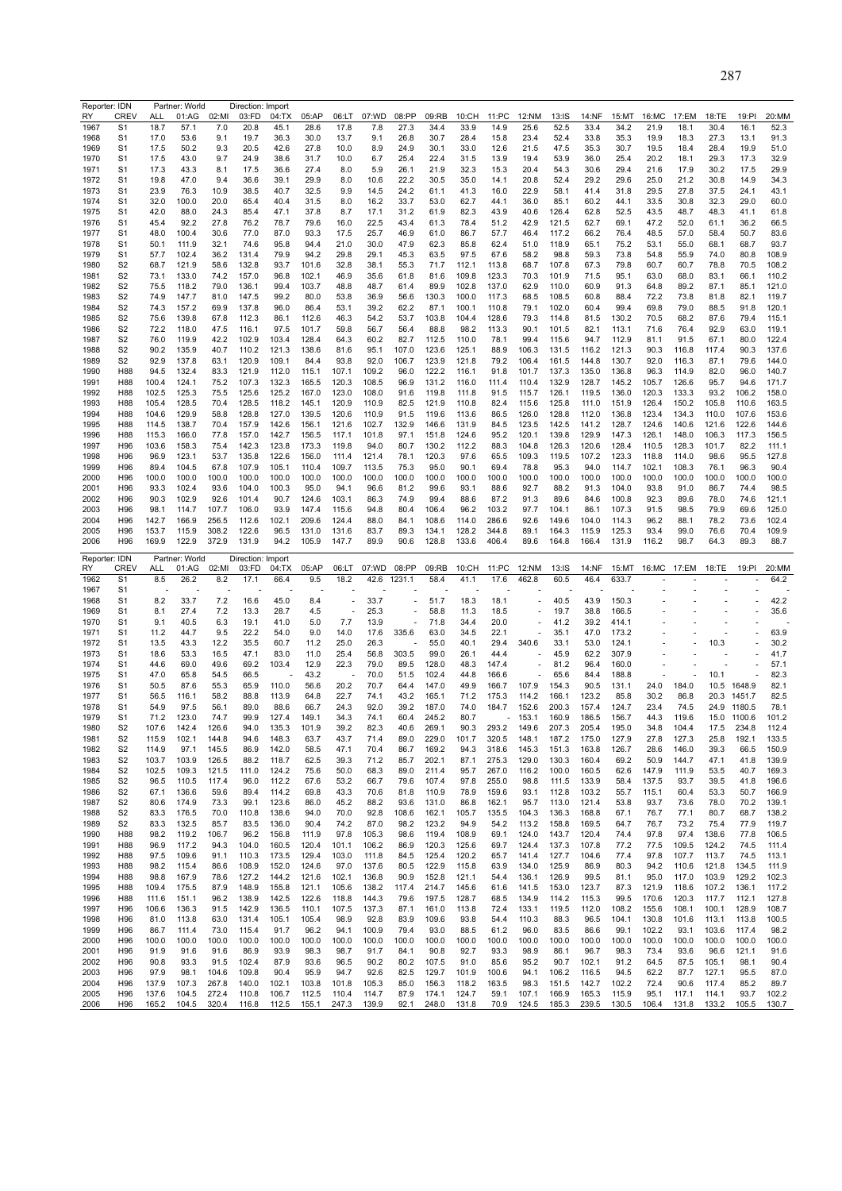Reporter: IDN | Partner: World | Direction: Import

| RY | CREV | ALL | 01:AG | 02:MI | 03:FD | 04:TX | 05:AP | 06:LT | 07:WD | 08:PP | 09:RB | 10:CH | 11:PC | 12:NM | 13:IS | 14:NF | 15:MT | 16:MC | 17:EM | 18:TE | 19:PI | 20:MM |
|---|---|---|---|---|---|---|---|---|---|---|---|---|---|---|---|---|---|---|---|---|---|---|
| 1967 | S1 | 18.7 | 57.1 | 7.0 | 20.8 | 45.1 | 28.6 | 17.8 | 7.8 | 27.3 | 34.4 | 33.9 | 14.9 | 25.6 | 52.5 | 33.4 | 34.2 | 21.9 | 18.1 | 30.4 | 16.1 | 52.3 |
| 1968 | S1 | 17.0 | 53.6 | 9.1 | 19.7 | 36.3 | 30.0 | 13.7 | 9.1 | 26.8 | 30.7 | 28.4 | 15.8 | 23.4 | 52.4 | 33.8 | 35.3 | 19.9 | 18.3 | 27.3 | 13.1 | 91.3 |
| 1969 | S1 | 17.5 | 50.2 | 9.3 | 20.5 | 42.6 | 27.8 | 10.0 | 8.9 | 24.9 | 30.1 | 33.0 | 12.6 | 21.5 | 47.5 | 35.3 | 30.7 | 19.5 | 18.4 | 28.4 | 19.9 | 51.0 |
| 1970 | S1 | 17.5 | 43.0 | 9.7 | 24.9 | 38.6 | 31.7 | 10.0 | 6.7 | 25.4 | 22.4 | 31.5 | 13.9 | 19.4 | 53.9 | 36.0 | 25.4 | 20.2 | 18.1 | 29.3 | 17.3 | 32.9 |
| 1971 | S1 | 17.3 | 43.3 | 8.1 | 17.5 | 36.6 | 27.4 | 8.0 | 5.9 | 26.1 | 21.9 | 32.3 | 15.3 | 20.4 | 54.3 | 30.6 | 29.4 | 21.6 | 17.9 | 30.2 | 17.5 | 29.9 |
| 1972 | S1 | 19.8 | 47.0 | 9.4 | 36.6 | 39.1 | 29.9 | 8.0 | 10.6 | 22.2 | 30.5 | 35.0 | 14.1 | 20.8 | 52.4 | 29.2 | 29.6 | 25.0 | 21.2 | 30.8 | 14.9 | 34.3 |
| 1973 | S1 | 23.9 | 76.3 | 10.9 | 38.5 | 40.7 | 32.5 | 9.9 | 14.5 | 24.2 | 61.1 | 41.3 | 16.0 | 22.9 | 58.1 | 41.4 | 31.8 | 29.5 | 27.8 | 37.5 | 24.1 | 43.1 |
| 1974 | S1 | 32.0 | 100.0 | 20.0 | 65.4 | 40.4 | 31.5 | 8.0 | 16.2 | 33.7 | 53.0 | 62.7 | 44.1 | 36.0 | 85.1 | 60.2 | 44.1 | 33.5 | 30.8 | 32.3 | 29.0 | 60.0 |
| 1975 | S1 | 42.0 | 88.0 | 24.3 | 85.4 | 47.1 | 37.8 | 8.7 | 17.1 | 31.2 | 61.9 | 82.3 | 43.9 | 40.6 | 126.4 | 62.8 | 52.5 | 43.5 | 48.7 | 48.3 | 41.1 | 61.8 |
| 1976 | S1 | 45.4 | 92.2 | 27.8 | 76.2 | 78.7 | 79.6 | 16.0 | 22.5 | 43.4 | 61.3 | 78.4 | 51.2 | 42.9 | 121.5 | 62.7 | 69.1 | 47.2 | 52.0 | 61.1 | 36.2 | 66.5 |
| 1977 | S1 | 48.0 | 100.4 | 30.6 | 77.0 | 87.0 | 93.3 | 17.5 | 25.7 | 46.9 | 61.0 | 86.7 | 57.7 | 46.4 | 117.2 | 66.2 | 76.4 | 48.5 | 57.0 | 58.4 | 50.7 | 83.6 |
| 1978 | S1 | 50.1 | 111.9 | 32.1 | 74.6 | 95.8 | 94.4 | 21.0 | 30.0 | 47.9 | 62.3 | 85.8 | 62.4 | 51.0 | 118.9 | 65.1 | 75.2 | 53.1 | 55.0 | 68.1 | 68.7 | 93.7 |
| 1979 | S1 | 57.7 | 102.4 | 36.2 | 131.4 | 79.9 | 94.2 | 29.8 | 29.1 | 45.3 | 63.5 | 97.5 | 67.6 | 58.2 | 98.8 | 59.3 | 73.8 | 54.8 | 55.9 | 74.0 | 80.8 | 108.9 |
| 1980 | S2 | 68.7 | 121.9 | 58.6 | 132.8 | 93.7 | 101.6 | 32.8 | 38.1 | 55.3 | 71.7 | 112.1 | 113.8 | 68.7 | 107.8 | 67.3 | 79.8 | 60.7 | 60.7 | 78.8 | 70.5 | 108.2 |
| 1981 | S2 | 73.1 | 133.0 | 74.2 | 157.0 | 96.8 | 102.1 | 46.9 | 35.6 | 61.8 | 81.6 | 109.8 | 123.3 | 70.3 | 101.9 | 71.5 | 95.1 | 63.0 | 68.0 | 83.1 | 66.1 | 110.2 |
| 1982 | S2 | 75.5 | 118.2 | 79.0 | 136.1 | 99.4 | 103.7 | 48.8 | 48.7 | 61.4 | 89.9 | 102.8 | 137.0 | 62.9 | 110.0 | 60.9 | 91.3 | 64.8 | 89.2 | 87.1 | 85.1 | 121.0 |
| 1983 | S2 | 74.9 | 147.7 | 81.0 | 147.5 | 99.2 | 80.0 | 53.8 | 36.9 | 56.6 | 130.3 | 100.0 | 117.3 | 68.5 | 108.5 | 60.8 | 88.4 | 72.2 | 73.8 | 81.8 | 82.1 | 119.7 |
| 1984 | S2 | 74.3 | 157.2 | 69.9 | 137.8 | 96.0 | 86.4 | 53.1 | 39.2 | 62.2 | 87.1 | 100.1 | 110.8 | 79.1 | 102.0 | 60.4 | 99.4 | 69.8 | 79.0 | 88.5 | 91.8 | 120.1 |
| 1985 | S2 | 75.6 | 139.8 | 67.8 | 112.3 | 86.1 | 112.6 | 46.3 | 54.2 | 53.7 | 103.8 | 104.4 | 128.6 | 79.3 | 114.8 | 81.5 | 130.2 | 70.5 | 68.2 | 87.6 | 79.4 | 115.1 |
| 1986 | S2 | 72.2 | 118.0 | 47.5 | 116.1 | 97.5 | 101.7 | 59.8 | 56.7 | 56.4 | 88.8 | 98.2 | 113.3 | 90.1 | 101.5 | 82.1 | 113.1 | 71.6 | 76.4 | 92.9 | 63.0 | 119.1 |
| 1987 | S2 | 76.0 | 119.9 | 42.2 | 102.9 | 103.4 | 128.4 | 64.3 | 60.2 | 82.7 | 112.5 | 110.0 | 78.1 | 99.4 | 115.6 | 94.7 | 112.9 | 81.1 | 91.5 | 67.1 | 80.0 | 122.4 |
| 1988 | S2 | 90.2 | 135.9 | 40.7 | 110.2 | 121.3 | 138.6 | 81.6 | 95.1 | 107.0 | 123.6 | 125.1 | 88.9 | 106.3 | 131.5 | 116.2 | 121.3 | 90.3 | 116.8 | 117.4 | 90.3 | 137.6 |
| 1989 | S2 | 92.9 | 137.8 | 63.1 | 120.9 | 109.1 | 84.4 | 93.8 | 92.0 | 106.7 | 123.9 | 121.8 | 79.2 | 106.4 | 161.5 | 144.8 | 130.7 | 92.0 | 116.3 | 87.1 | 79.6 | 144.0 |
| 1990 | H88 | 94.5 | 132.4 | 83.3 | 121.9 | 112.0 | 115.1 | 107.1 | 109.2 | 96.0 | 122.2 | 116.1 | 91.8 | 101.7 | 137.3 | 135.0 | 136.8 | 96.3 | 114.9 | 82.0 | 96.0 | 140.7 |
| 1991 | H88 | 100.4 | 124.1 | 75.2 | 107.3 | 132.3 | 165.5 | 120.3 | 108.5 | 96.9 | 131.2 | 116.0 | 111.4 | 110.4 | 132.9 | 128.7 | 145.2 | 105.7 | 126.6 | 95.7 | 94.6 | 171.7 |
| 1992 | H88 | 102.5 | 125.3 | 75.5 | 125.6 | 125.2 | 167.0 | 123.0 | 108.0 | 91.6 | 119.8 | 111.8 | 91.5 | 115.7 | 126.1 | 119.5 | 136.0 | 120.3 | 133.3 | 93.2 | 106.2 | 158.0 |
| 1993 | H88 | 105.4 | 128.5 | 70.4 | 128.5 | 118.2 | 145.1 | 120.9 | 110.9 | 82.5 | 121.9 | 110.8 | 82.4 | 115.6 | 125.8 | 111.0 | 151.9 | 126.4 | 150.2 | 105.8 | 110.6 | 163.5 |
| 1994 | H88 | 104.6 | 129.9 | 58.8 | 128.8 | 127.0 | 139.5 | 120.6 | 110.9 | 91.5 | 119.6 | 113.6 | 86.5 | 126.0 | 128.8 | 112.0 | 136.8 | 123.4 | 134.3 | 110.0 | 107.6 | 153.6 |
| 1995 | H88 | 114.5 | 138.7 | 70.4 | 157.9 | 142.6 | 156.1 | 121.6 | 102.7 | 132.9 | 146.6 | 131.9 | 84.5 | 123.5 | 142.5 | 141.2 | 128.7 | 124.6 | 140.6 | 121.6 | 122.6 | 144.6 |
| 1996 | H88 | 115.3 | 166.0 | 77.8 | 157.0 | 142.7 | 156.5 | 117.1 | 101.8 | 97.1 | 151.8 | 124.6 | 95.2 | 120.1 | 139.8 | 129.9 | 147.3 | 126.1 | 148.0 | 106.3 | 117.3 | 156.5 |
| 1997 | H96 | 103.6 | 158.3 | 75.4 | 142.3 | 123.8 | 173.3 | 119.8 | 94.0 | 80.7 | 130.2 | 112.2 | 88.3 | 104.8 | 126.3 | 120.6 | 128.4 | 110.5 | 128.3 | 101.7 | 82.2 | 111.1 |
| 1998 | H96 | 96.9 | 123.1 | 53.7 | 135.8 | 122.6 | 156.0 | 111.4 | 121.4 | 78.1 | 120.3 | 97.6 | 65.5 | 109.3 | 119.5 | 107.2 | 123.3 | 118.8 | 114.0 | 98.6 | 95.5 | 127.8 |
| 1999 | H96 | 89.4 | 104.5 | 67.8 | 107.9 | 105.1 | 110.4 | 109.7 | 113.5 | 75.3 | 95.0 | 90.1 | 69.4 | 78.8 | 95.3 | 94.0 | 114.7 | 102.1 | 108.3 | 76.1 | 96.3 | 90.4 |
| 2000 | H96 | 100.0 | 100.0 | 100.0 | 100.0 | 100.0 | 100.0 | 100.0 | 100.0 | 100.0 | 100.0 | 100.0 | 100.0 | 100.0 | 100.0 | 100.0 | 100.0 | 100.0 | 100.0 | 100.0 | 100.0 | 100.0 |
| 2001 | H96 | 93.3 | 102.4 | 93.6 | 104.0 | 100.3 | 95.0 | 94.1 | 96.6 | 81.2 | 99.6 | 93.1 | 88.6 | 92.7 | 88.2 | 91.3 | 104.0 | 93.8 | 91.0 | 86.7 | 74.4 | 98.5 |
| 2002 | H96 | 90.3 | 102.9 | 92.6 | 101.4 | 90.7 | 124.6 | 103.1 | 86.3 | 74.9 | 99.4 | 88.6 | 87.2 | 91.3 | 89.6 | 84.6 | 100.8 | 92.3 | 89.6 | 78.0 | 74.6 | 121.1 |
| 2003 | H96 | 98.1 | 114.7 | 107.7 | 106.0 | 93.9 | 147.4 | 115.6 | 94.8 | 80.4 | 106.4 | 96.2 | 103.2 | 97.7 | 104.1 | 86.1 | 107.3 | 91.5 | 98.5 | 79.9 | 69.6 | 125.0 |
| 2004 | H96 | 142.7 | 166.9 | 256.5 | 112.6 | 102.1 | 209.6 | 124.4 | 88.0 | 84.1 | 108.6 | 114.0 | 286.6 | 92.6 | 149.6 | 104.0 | 114.3 | 96.2 | 88.1 | 78.2 | 73.6 | 102.4 |
| 2005 | H96 | 153.7 | 115.9 | 308.2 | 122.6 | 96.5 | 131.0 | 131.6 | 83.7 | 89.3 | 134.1 | 128.2 | 344.8 | 89.1 | 164.3 | 115.9 | 125.3 | 93.4 | 99.0 | 76.6 | 70.4 | 109.9 |
| 2006 | H96 | 169.9 | 122.9 | 372.9 | 131.9 | 94.2 | 105.9 | 147.7 | 89.9 | 90.6 | 128.8 | 133.6 | 406.4 | 89.6 | 164.8 | 166.4 | 131.9 | 116.2 | 98.7 | 64.3 | 89.3 | 88.7 |

Reporter: IDN | Partner: World | Direction: Import

| RY | CREV | ALL | 01:AG | 02:MI | 03:FD | 04:TX | 05:AP | 06:LT | 07:WD | 08:PP | 09:RB | 10:CH | 11:PC | 12:NM | 13:IS | 14:NF | 15:MT | 16:MC | 17:EM | 18:TE | 19:PI | 20:MM |
|---|---|---|---|---|---|---|---|---|---|---|---|---|---|---|---|---|---|---|---|---|---|---|
| 1962 | S1 | 8.5 | 26.2 | 8.2 | 17.1 | 66.4 | 9.5 | 18.2 | 42.6 | 1231.1 | 58.4 | 41.1 | 17.6 | 462.8 | 60.5 | 46.4 | 633.7 | - | - | - | - | 64.2 |
| 1967 | S1 | - | - | - | - | - | - | - | - | - | - | - | - | - | - | - | - | - | - | - | - | - |
| 1968 | S1 | 8.2 | 33.7 | 7.2 | 16.6 | 45.0 | 8.4 | - | 33.7 | - | 51.7 | 18.3 | 18.1 | - | 40.5 | 43.9 | 150.3 | - | - | - | - | 42.2 |
| 1969 | S1 | 8.1 | 27.4 | 7.2 | 13.3 | 28.7 | 4.5 | - | 25.3 | - | 58.8 | 11.3 | 18.5 | - | 19.7 | 38.8 | 166.5 | - | - | - | - | 35.6 |
| 1970 | S1 | 9.1 | 40.5 | 6.3 | 19.1 | 41.0 | 5.0 | 7.7 | 13.9 | - | 71.8 | 34.4 | 20.0 | - | 41.2 | 39.2 | 414.1 | - | - | - | - | - |
| 1971 | S1 | 11.2 | 44.7 | 9.5 | 22.2 | 54.0 | 9.0 | 14.0 | 17.6 | 335.6 | 63.0 | 34.5 | 22.1 | - | 35.1 | 47.0 | 173.2 | - | - | - | - | 63.9 |
| 1972 | S1 | 13.5 | 43.3 | 12.2 | 35.5 | 60.7 | 11.2 | 25.0 | 26.3 | - | 55.0 | 40.1 | 29.4 | 340.6 | 33.1 | 53.0 | 124.1 | - | - | 10.3 | - | 30.2 |
| 1973 | S1 | 18.6 | 53.3 | 16.5 | 47.1 | 83.0 | 11.0 | 25.4 | 56.8 | 303.5 | 99.0 | 26.1 | 44.4 | - | 45.9 | 62.2 | 307.9 | - | - | - | - | 41.7 |
| 1974 | S1 | 44.6 | 69.0 | 49.6 | 69.2 | 103.4 | 12.9 | 22.3 | 79.0 | 89.5 | 128.0 | 48.3 | 147.4 | - | 81.2 | 96.4 | 160.0 | - | - | - | - | 57.1 |
| 1975 | S1 | 47.0 | 65.8 | 54.5 | 66.5 | - | 43.2 | - | 70.0 | 51.5 | 102.4 | 44.8 | 166.6 | - | 65.6 | 84.4 | 188.8 | - | - | 10.1 | - | 82.3 |
| 1976 | S1 | 50.5 | 87.6 | 55.3 | 65.9 | 110.0 | 56.6 | 20.2 | 70.7 | 64.4 | 147.0 | 49.9 | 166.7 | 107.9 | 154.3 | 90.5 | 131.1 | 24.0 | 184.0 | 10.5 | 1648.9 | 82.1 |
| 1977 | S1 | 56.5 | 116.1 | 58.2 | 88.8 | 113.9 | 64.8 | 22.7 | 74.1 | 43.2 | 165.1 | 71.2 | 175.3 | 114.2 | 166.1 | 123.2 | 85.8 | 30.2 | 86.8 | 20.3 | 1451.7 | 82.5 |
| 1978 | S1 | 54.9 | 97.5 | 56.1 | 89.0 | 88.6 | 66.7 | 24.3 | 92.0 | 39.2 | 187.0 | 74.0 | 184.7 | 152.6 | 200.3 | 157.4 | 124.7 | 23.4 | 74.5 | 24.9 | 1180.5 | 78.1 |
| 1979 | S1 | 71.2 | 123.0 | 74.7 | 99.9 | 127.4 | 149.1 | 34.3 | 74.1 | 60.4 | 245.2 | 80.7 | - | 153.1 | 160.9 | 186.5 | 156.7 | 44.3 | 119.6 | 15.0 | 1100.6 | 101.2 |
| 1980 | S2 | 107.6 | 142.4 | 126.6 | 94.0 | 135.3 | 101.9 | 39.2 | 82.3 | 40.6 | 269.1 | 90.3 | 293.2 | 149.6 | 207.3 | 205.4 | 195.0 | 34.8 | 104.4 | 17.5 | 234.8 | 112.4 |
| 1981 | S2 | 115.9 | 102.1 | 144.8 | 94.6 | 148.3 | 63.7 | 43.7 | 71.4 | 89.0 | 229.0 | 101.7 | 320.5 | 148.1 | 187.2 | 175.0 | 127.9 | 27.8 | 127.3 | 25.8 | 192.1 | 133.5 |
| 1982 | S2 | 114.9 | 97.1 | 145.5 | 86.9 | 142.0 | 58.5 | 47.1 | 70.4 | 86.7 | 169.2 | 94.3 | 318.6 | 145.3 | 151.3 | 163.8 | 126.7 | 28.6 | 146.0 | 39.3 | 66.5 | 150.9 |
| 1983 | S2 | 103.7 | 103.9 | 126.5 | 88.2 | 118.7 | 62.5 | 39.3 | 71.2 | 85.7 | 202.1 | 87.1 | 275.3 | 129.0 | 130.3 | 160.4 | 69.2 | 50.9 | 144.7 | 47.1 | 41.8 | 139.9 |
| 1984 | S2 | 102.5 | 109.3 | 121.5 | 111.0 | 124.2 | 75.6 | 50.0 | 68.3 | 89.0 | 211.4 | 95.7 | 267.0 | 116.2 | 100.0 | 160.5 | 62.6 | 147.9 | 111.9 | 53.5 | 40.7 | 169.3 |
| 1985 | S2 | 96.5 | 110.5 | 117.4 | 96.0 | 112.2 | 67.6 | 53.2 | 66.7 | 79.6 | 107.4 | 97.8 | 255.0 | 98.8 | 111.5 | 133.9 | 58.4 | 137.5 | 93.7 | 39.5 | 41.8 | 196.6 |
| 1986 | S2 | 67.1 | 136.6 | 59.6 | 89.4 | 114.2 | 69.8 | 43.3 | 70.6 | 81.8 | 110.9 | 78.9 | 159.6 | 93.1 | 112.8 | 103.2 | 55.7 | 115.1 | 60.4 | 53.3 | 50.7 | 166.9 |
| 1987 | S2 | 80.6 | 174.9 | 73.3 | 99.1 | 123.6 | 86.0 | 45.2 | 88.2 | 93.6 | 131.0 | 86.8 | 162.1 | 95.7 | 113.0 | 121.4 | 53.8 | 93.7 | 73.6 | 78.0 | 70.2 | 139.1 |
| 1988 | S2 | 83.3 | 176.5 | 70.0 | 110.8 | 138.6 | 94.0 | 70.0 | 92.8 | 108.6 | 162.1 | 105.7 | 135.5 | 104.3 | 136.3 | 168.8 | 67.1 | 76.7 | 77.1 | 80.7 | 68.7 | 138.2 |
| 1989 | S2 | 83.3 | 132.5 | 85.7 | 83.5 | 136.0 | 90.4 | 74.2 | 87.0 | 98.2 | 123.2 | 94.9 | 54.2 | 113.2 | 158.8 | 169.5 | 64.7 | 76.7 | 73.2 | 75.4 | 77.9 | 119.7 |
| 1990 | H88 | 98.2 | 119.2 | 106.7 | 96.2 | 156.8 | 111.9 | 97.8 | 105.3 | 98.6 | 119.4 | 108.9 | 69.1 | 124.0 | 143.7 | 120.4 | 74.4 | 97.8 | 97.4 | 138.6 | 77.8 | 106.5 |
| 1991 | H88 | 96.9 | 117.2 | 94.3 | 104.0 | 160.5 | 120.4 | 101.1 | 106.2 | 86.9 | 120.3 | 125.6 | 69.7 | 124.4 | 137.3 | 107.8 | 77.2 | 77.5 | 109.5 | 124.2 | 74.5 | 111.4 |
| 1992 | H88 | 97.5 | 109.6 | 91.1 | 110.3 | 173.5 | 129.4 | 103.0 | 111.8 | 84.5 | 125.4 | 120.2 | 65.7 | 141.4 | 127.7 | 104.6 | 77.4 | 97.8 | 107.7 | 113.7 | 74.5 | 113.1 |
| 1993 | H88 | 98.2 | 115.4 | 86.6 | 108.9 | 152.0 | 124.6 | 97.0 | 137.6 | 80.5 | 122.9 | 115.8 | 63.9 | 134.0 | 125.9 | 86.9 | 80.3 | 94.2 | 110.6 | 121.8 | 134.5 | 111.9 |
| 1994 | H88 | 98.8 | 167.9 | 78.6 | 127.2 | 144.2 | 121.6 | 102.1 | 136.8 | 90.9 | 152.8 | 121.1 | 54.4 | 136.1 | 126.9 | 99.5 | 81.1 | 95.0 | 117.0 | 103.9 | 129.2 | 102.3 |
| 1995 | H88 | 109.4 | 175.5 | 87.9 | 148.9 | 155.8 | 121.1 | 105.6 | 138.2 | 117.4 | 214.7 | 145.6 | 61.6 | 141.5 | 153.0 | 123.7 | 87.3 | 121.9 | 118.6 | 107.2 | 136.1 | 117.2 |
| 1996 | H88 | 111.6 | 151.1 | 96.2 | 138.9 | 142.5 | 122.6 | 118.8 | 144.3 | 79.6 | 197.5 | 128.7 | 68.5 | 134.9 | 114.2 | 115.3 | 99.5 | 170.6 | 120.3 | 117.7 | 112.1 | 127.8 |
| 1997 | H96 | 106.6 | 136.3 | 91.5 | 142.9 | 136.5 | 110.1 | 107.5 | 137.3 | 87.1 | 161.0 | 113.8 | 72.4 | 133.1 | 119.5 | 112.0 | 108.2 | 155.6 | 108.1 | 100.1 | 128.9 | 108.7 |
| 1998 | H96 | 81.0 | 113.8 | 63.0 | 131.4 | 105.1 | 105.4 | 98.9 | 92.8 | 83.9 | 109.6 | 93.8 | 54.4 | 110.3 | 88.3 | 96.5 | 104.1 | 130.8 | 101.6 | 113.1 | 113.8 | 100.5 |
| 1999 | H96 | 86.7 | 111.4 | 73.0 | 115.4 | 91.7 | 96.2 | 94.1 | 100.9 | 79.4 | 93.0 | 88.5 | 61.2 | 96.0 | 83.5 | 86.6 | 99.1 | 102.2 | 93.1 | 103.6 | 117.4 | 98.2 |
| 2000 | H96 | 100.0 | 100.0 | 100.0 | 100.0 | 100.0 | 100.0 | 100.0 | 100.0 | 100.0 | 100.0 | 100.0 | 100.0 | 100.0 | 100.0 | 100.0 | 100.0 | 100.0 | 100.0 | 100.0 | 100.0 | 100.0 |
| 2001 | H96 | 91.9 | 91.6 | 91.6 | 86.9 | 93.9 | 98.3 | 98.7 | 91.7 | 84.1 | 90.8 | 92.7 | 93.3 | 98.9 | 86.1 | 96.7 | 98.3 | 73.4 | 93.6 | 96.6 | 121.1 | 91.6 |
| 2002 | H96 | 90.8 | 93.3 | 91.5 | 102.4 | 87.9 | 93.6 | 96.5 | 90.2 | 80.2 | 107.5 | 91.0 | 85.6 | 95.2 | 90.7 | 102.1 | 91.2 | 64.5 | 87.5 | 105.1 | 98.1 | 90.4 |
| 2003 | H96 | 97.9 | 98.1 | 104.6 | 109.8 | 90.4 | 95.9 | 94.7 | 92.6 | 82.5 | 129.7 | 101.9 | 100.6 | 94.1 | 106.2 | 116.5 | 94.5 | 62.2 | 87.7 | 127.1 | 95.5 | 87.0 |
| 2004 | H96 | 137.9 | 107.3 | 267.8 | 140.0 | 102.1 | 103.8 | 101.8 | 105.3 | 85.0 | 156.3 | 118.2 | 163.5 | 98.3 | 151.5 | 142.7 | 102.2 | 72.4 | 90.6 | 117.4 | 85.2 | 89.7 |
| 2005 | H96 | 137.6 | 104.5 | 272.4 | 110.8 | 106.7 | 112.5 | 110.4 | 114.7 | 87.9 | 174.1 | 124.7 | 59.1 | 107.1 | 166.9 | 165.3 | 115.9 | 95.1 | 117.1 | 114.1 | 93.7 | 102.2 |
| 2006 | H96 | 165.2 | 104.5 | 320.4 | 116.8 | 112.5 | 155.1 | 247.3 | 139.9 | 92.1 | 248.0 | 131.8 | 70.9 | 124.5 | 185.3 | 239.5 | 130.5 | 106.4 | 131.8 | 133.2 | 105.5 | 130.7 |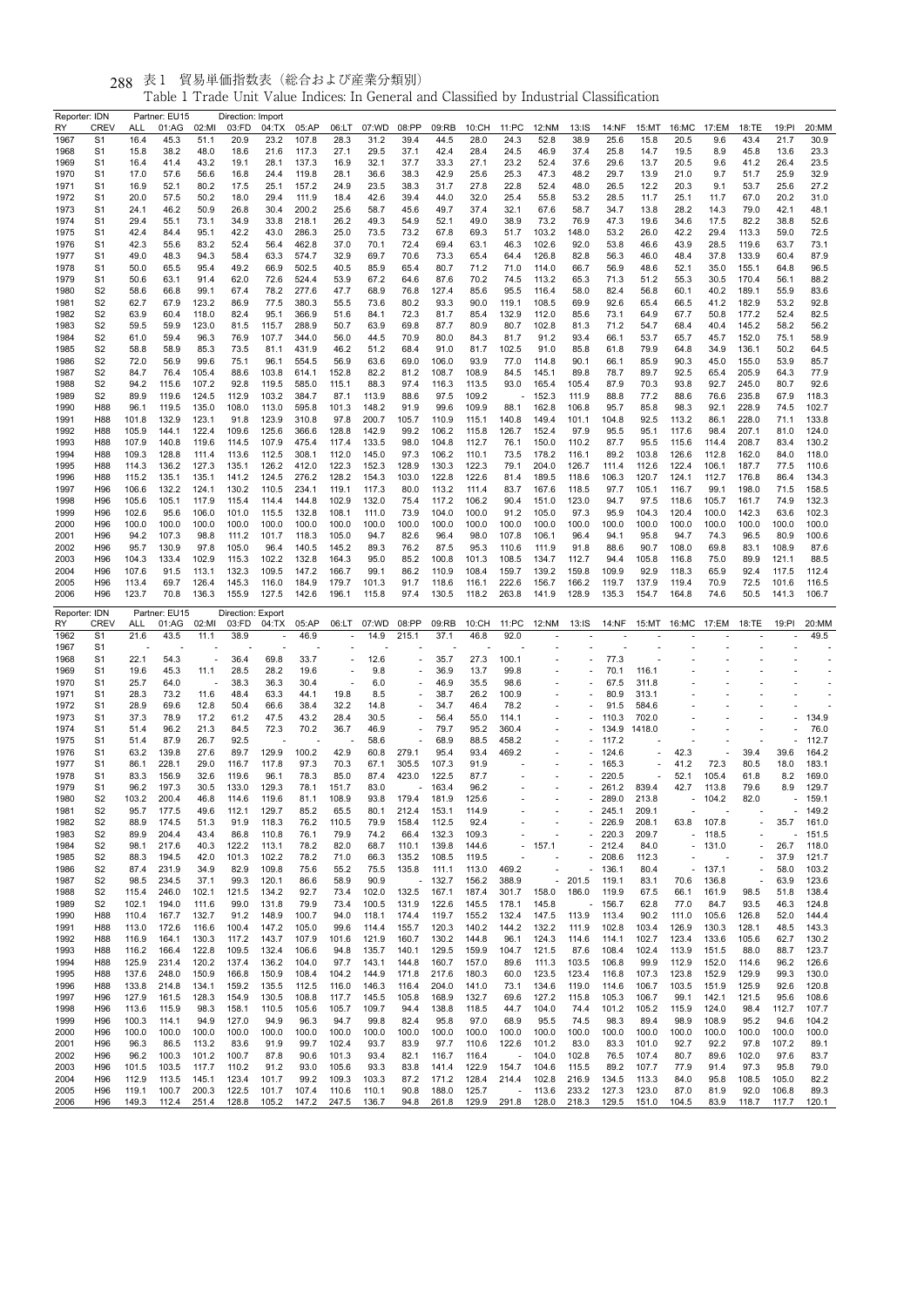# 表1 貿易単価指数表（総合および産業分類別）

Table 1 Trade Unit Value Indices: In General and Classified by Industrial Classification

Reporter: IDN　Partner: EU15　Direction: Import

| RY | CREV | ALL | 01:AG | 02:MI | 03:FD | 04:TX | 05:AP | 06:LT | 07:WD | 08:PP | 09:RB | 10:CH | 11:PC | 12:NM | 13:IS | 14:NF | 15:MT | 16:MC | 17:EM | 18:TE | 19:PI | 20:MM |
|---|---|---|---|---|---|---|---|---|---|---|---|---|---|---|---|---|---|---|---|---|---|---|
| 1967 | S1 | 16.4 | 45.3 | 51.1 | 20.9 | 23.2 | 107.8 | 28.3 | 31.2 | 39.4 | 44.5 | 28.0 | 24.3 | 52.8 | 38.9 | 25.6 | 15.8 | 20.5 | 9.6 | 43.4 | 21.7 | 30.9 |
| 1968 | S1 | 15.8 | 38.2 | 48.0 | 18.6 | 21.6 | 117.3 | 27.1 | 29.5 | 37.1 | 42.4 | 28.4 | 24.5 | 46.9 | 37.4 | 25.8 | 14.7 | 19.5 | 8.9 | 45.8 | 13.6 | 23.3 |
| 1969 | S1 | 16.4 | 41.4 | 43.2 | 19.1 | 28.1 | 137.3 | 16.9 | 32.1 | 37.7 | 33.3 | 27.1 | 23.2 | 52.4 | 37.6 | 29.6 | 13.7 | 20.5 | 9.6 | 41.2 | 26.4 | 23.5 |
| 1970 | S1 | 17.0 | 57.6 | 56.6 | 16.8 | 24.4 | 119.8 | 28.1 | 36.6 | 38.3 | 42.9 | 25.6 | 25.3 | 47.3 | 48.2 | 29.7 | 13.9 | 21.0 | 9.7 | 51.7 | 25.9 | 32.9 |
| 1971 | S1 | 16.9 | 52.1 | 80.2 | 17.5 | 25.1 | 157.2 | 24.9 | 23.5 | 38.3 | 31.7 | 27.8 | 22.8 | 52.4 | 48.0 | 26.5 | 12.2 | 20.3 | 9.1 | 53.7 | 25.6 | 27.2 |
| 1972 | S1 | 20.0 | 57.5 | 50.2 | 18.0 | 29.4 | 111.9 | 18.4 | 42.6 | 39.4 | 44.0 | 32.0 | 25.4 | 55.8 | 53.2 | 28.5 | 11.7 | 25.1 | 11.7 | 67.0 | 20.2 | 31.0 |
| 1973 | S1 | 24.1 | 46.2 | 50.9 | 26.8 | 30.4 | 200.2 | 25.6 | 58.7 | 45.6 | 49.7 | 37.4 | 32.1 | 67.6 | 58.7 | 34.7 | 13.8 | 28.2 | 14.3 | 79.0 | 42.1 | 48.1 |
| 1974 | S1 | 29.4 | 55.1 | 73.1 | 34.9 | 33.8 | 218.1 | 26.2 | 49.3 | 54.9 | 52.1 | 49.0 | 38.9 | 73.2 | 76.9 | 47.3 | 19.6 | 34.6 | 17.5 | 82.2 | 38.8 | 52.6 |
| 1975 | S1 | 42.4 | 84.4 | 95.1 | 42.2 | 43.0 | 286.3 | 25.0 | 73.5 | 73.2 | 67.8 | 69.3 | 51.7 | 103.2 | 148.0 | 53.2 | 26.0 | 42.2 | 29.4 | 113.3 | 59.0 | 72.5 |
| 1976 | S1 | 42.3 | 55.6 | 83.2 | 52.4 | 56.4 | 462.8 | 37.0 | 70.1 | 72.4 | 69.4 | 63.1 | 46.3 | 102.6 | 92.0 | 53.8 | 46.6 | 43.9 | 28.5 | 119.6 | 63.7 | 73.1 |
| 1977 | S1 | 49.0 | 48.3 | 94.3 | 58.4 | 63.3 | 574.7 | 32.9 | 69.7 | 70.6 | 73.3 | 65.4 | 64.4 | 126.8 | 82.8 | 56.3 | 46.0 | 48.4 | 37.8 | 133.9 | 60.4 | 87.9 |
| 1978 | S1 | 50.0 | 65.5 | 95.4 | 49.2 | 66.9 | 502.5 | 40.5 | 85.9 | 65.4 | 80.7 | 71.2 | 71.0 | 114.0 | 66.7 | 56.9 | 48.6 | 52.1 | 35.0 | 155.1 | 64.8 | 96.5 |
| 1979 | S1 | 50.6 | 63.1 | 91.4 | 62.0 | 72.6 | 524.4 | 53.9 | 67.2 | 64.6 | 87.6 | 70.2 | 74.5 | 113.2 | 65.3 | 71.3 | 51.2 | 55.3 | 30.5 | 170.4 | 56.1 | 88.2 |
| 1980 | S2 | 58.6 | 66.8 | 99.1 | 67.4 | 78.2 | 277.6 | 47.7 | 68.9 | 76.8 | 127.4 | 85.6 | 95.5 | 116.4 | 58.0 | 82.4 | 56.8 | 60.1 | 40.2 | 189.1 | 55.9 | 83.6 |
| 1981 | S2 | 62.7 | 67.9 | 123.2 | 86.9 | 77.5 | 380.3 | 55.5 | 73.6 | 80.2 | 93.3 | 90.0 | 119.1 | 108.5 | 69.9 | 92.6 | 65.4 | 66.5 | 41.2 | 182.9 | 53.2 | 92.8 |
| 1982 | S2 | 63.9 | 60.4 | 118.0 | 82.4 | 95.1 | 366.9 | 51.6 | 84.1 | 72.3 | 81.7 | 85.4 | 132.9 | 112.0 | 85.6 | 73.1 | 64.9 | 67.7 | 50.8 | 177.2 | 52.4 | 82.5 |
| 1983 | S2 | 59.5 | 59.9 | 123.0 | 81.5 | 115.7 | 288.9 | 50.7 | 63.9 | 69.8 | 87.7 | 80.9 | 80.7 | 102.8 | 81.3 | 71.2 | 54.7 | 68.4 | 40.4 | 145.2 | 58.2 | 56.2 |
| 1984 | S2 | 61.0 | 59.4 | 96.3 | 76.9 | 107.7 | 344.0 | 56.0 | 44.5 | 70.9 | 80.0 | 84.3 | 81.7 | 91.2 | 93.4 | 66.1 | 53.7 | 65.7 | 45.7 | 152.0 | 75.1 | 58.9 |
| 1985 | S2 | 58.8 | 58.9 | 85.3 | 73.5 | 81.1 | 431.9 | 46.2 | 51.2 | 68.4 | 91.0 | 81.7 | 102.5 | 91.0 | 85.8 | 61.8 | 79.9 | 64.8 | 34.9 | 136.1 | 50.2 | 64.5 |
| 1986 | S2 | 72.0 | 56.9 | 99.6 | 75.1 | 96.1 | 554.5 | 56.9 | 63.6 | 69.0 | 106.0 | 93.9 | 77.0 | 114.8 | 90.1 | 66.1 | 85.9 | 90.3 | 45.0 | 155.0 | 53.9 | 85.7 |
| 1987 | S2 | 84.7 | 76.4 | 105.4 | 88.6 | 103.8 | 614.1 | 152.8 | 82.2 | 81.2 | 108.7 | 108.9 | 84.5 | 145.1 | 89.8 | 78.7 | 89.7 | 92.5 | 65.4 | 205.9 | 64.3 | 77.9 |
| 1988 | S2 | 94.2 | 115.6 | 107.2 | 92.8 | 119.5 | 585.0 | 115.1 | 88.3 | 97.4 | 116.3 | 113.5 | 93.0 | 165.4 | 105.4 | 87.9 | 70.3 | 93.8 | 92.7 | 245.0 | 80.7 | 92.6 |
| 1989 | S2 | 89.9 | 119.6 | 124.5 | 112.9 | 103.2 | 384.7 | 87.1 | 113.9 | 88.6 | 97.5 | 109.2 | - | 152.3 | 111.9 | 88.8 | 77.2 | 88.6 | 76.6 | 235.8 | 67.9 | 118.3 |
| 1990 | H88 | 96.1 | 119.5 | 135.0 | 108.0 | 113.0 | 595.8 | 101.3 | 148.2 | 91.9 | 99.6 | 109.9 | 88.1 | 162.8 | 106.8 | 95.7 | 85.8 | 98.3 | 92.1 | 228.9 | 74.5 | 102.7 |
| 1991 | H88 | 101.8 | 132.9 | 123.1 | 91.8 | 123.9 | 310.8 | 97.8 | 200.7 | 105.7 | 110.9 | 115.1 | 140.8 | 149.4 | 101.1 | 104.8 | 92.5 | 113.2 | 86.1 | 228.0 | 71.1 | 133.8 |
| 1992 | H88 | 105.9 | 144.1 | 122.4 | 109.6 | 125.6 | 366.6 | 128.8 | 142.9 | 99.2 | 106.2 | 115.8 | 126.7 | 152.4 | 97.9 | 95.5 | 95.1 | 117.6 | 98.4 | 207.1 | 81.0 | 124.0 |
| 1993 | H88 | 107.9 | 140.8 | 119.6 | 114.5 | 107.9 | 475.4 | 117.4 | 133.5 | 98.0 | 104.8 | 112.7 | 76.1 | 150.0 | 110.2 | 87.7 | 95.5 | 115.6 | 114.4 | 208.7 | 83.4 | 130.2 |
| 1994 | H88 | 109.3 | 128.8 | 111.4 | 113.6 | 112.5 | 308.1 | 112.0 | 145.0 | 97.3 | 106.2 | 110.1 | 73.5 | 178.2 | 116.1 | 89.2 | 103.8 | 126.6 | 112.8 | 162.0 | 84.0 | 118.0 |
| 1995 | H88 | 114.3 | 136.2 | 127.3 | 135.1 | 126.2 | 412.0 | 122.3 | 152.3 | 128.9 | 130.3 | 122.3 | 79.1 | 204.0 | 126.7 | 111.4 | 112.6 | 122.4 | 106.1 | 187.7 | 77.5 | 110.6 |
| 1996 | H88 | 115.2 | 135.1 | 135.1 | 141.2 | 124.5 | 276.2 | 128.2 | 154.3 | 103.0 | 122.8 | 122.6 | 81.4 | 189.5 | 118.6 | 106.3 | 120.7 | 124.1 | 112.7 | 176.8 | 86.4 | 134.3 |
| 1997 | H96 | 106.6 | 132.2 | 124.1 | 130.2 | 110.5 | 234.1 | 119.1 | 117.3 | 80.0 | 113.2 | 111.4 | 83.7 | 167.6 | 118.5 | 97.7 | 105.1 | 116.7 | 99.1 | 198.0 | 71.5 | 158.5 |
| 1998 | H96 | 105.6 | 105.1 | 117.9 | 115.4 | 114.4 | 144.8 | 102.9 | 132.0 | 75.4 | 117.2 | 106.2 | 90.4 | 151.0 | 123.0 | 94.7 | 97.5 | 118.6 | 105.7 | 161.7 | 74.9 | 132.3 |
| 1999 | H96 | 102.6 | 95.6 | 106.0 | 101.0 | 115.5 | 132.8 | 108.1 | 111.0 | 73.9 | 104.0 | 100.0 | 91.2 | 105.0 | 97.3 | 95.9 | 104.3 | 120.4 | 100.0 | 142.3 | 63.6 | 102.3 |
| 2000 | H96 | 100.0 | 100.0 | 100.0 | 100.0 | 100.0 | 100.0 | 100.0 | 100.0 | 100.0 | 100.0 | 100.0 | 100.0 | 100.0 | 100.0 | 100.0 | 100.0 | 100.0 | 100.0 | 100.0 | 100.0 | 100.0 |
| 2001 | H96 | 94.2 | 107.3 | 98.8 | 111.2 | 101.7 | 118.3 | 105.0 | 94.7 | 82.6 | 96.4 | 98.0 | 107.8 | 106.1 | 96.4 | 94.1 | 95.8 | 94.7 | 74.3 | 96.5 | 80.9 | 100.6 |
| 2002 | H96 | 95.7 | 130.9 | 97.8 | 105.0 | 96.4 | 140.5 | 145.2 | 89.3 | 76.2 | 87.5 | 95.3 | 110.6 | 111.9 | 91.8 | 88.6 | 90.7 | 108.0 | 69.8 | 83.1 | 108.9 | 87.6 |
| 2003 | H96 | 104.3 | 133.4 | 102.9 | 115.3 | 102.2 | 132.8 | 164.3 | 95.0 | 85.2 | 100.8 | 101.3 | 108.5 | 134.7 | 112.7 | 94.4 | 105.8 | 116.8 | 75.0 | 89.9 | 121.1 | 88.5 |
| 2004 | H96 | 107.6 | 91.5 | 113.1 | 132.3 | 109.5 | 147.2 | 166.7 | 99.1 | 86.2 | 110.9 | 108.4 | 159.7 | 139.2 | 159.8 | 109.9 | 92.9 | 118.3 | 65.9 | 92.4 | 117.5 | 112.4 |
| 2005 | H96 | 113.4 | 69.7 | 126.4 | 145.3 | 116.0 | 184.9 | 179.7 | 101.3 | 91.7 | 118.6 | 116.1 | 222.6 | 156.7 | 166.2 | 119.7 | 137.9 | 119.4 | 70.9 | 72.5 | 101.6 | 116.5 |
| 2006 | H96 | 123.7 | 70.8 | 136.3 | 155.9 | 127.5 | 142.6 | 196.1 | 115.8 | 97.4 | 130.5 | 118.2 | 263.8 | 141.9 | 128.9 | 135.3 | 154.7 | 164.8 | 74.6 | 50.5 | 141.3 | 106.7 |

Reporter: IDN　Partner: EU15　Direction: Export

| RY | CREV | ALL | 01:AG | 02:MI | 03:FD | 04:TX | 05:AP | 06:LT | 07:WD | 08:PP | 09:RB | 10:CH | 11:PC | 12:NM | 13:IS | 14:NF | 15:MT | 16:MC | 17:EM | 18:TE | 19:PI | 20:MM |
|---|---|---|---|---|---|---|---|---|---|---|---|---|---|---|---|---|---|---|---|---|---|---|
| 1962 | S1 | 21.6 | 43.5 | 11.1 | 38.9 | - | 46.9 | - | 14.9 | 215.1 | 37.1 | 46.8 | 92.0 | - | - | - | - | - | - | - | - | 49.5 |
| 1967 | S1 | - | - | - | - | - | - | - | - | - | - | - | - | - | - | - | - | - | - | - | - | - |
| 1968 | S1 | 22.1 | 54.3 | - | 36.4 | 69.8 | 33.7 | - | 12.6 | - | 35.7 | 27.3 | 100.1 | - | - | 77.3 | - | - | - | - | - | - |
| 1969 | S1 | 19.6 | 45.3 | 11.1 | 28.5 | 28.2 | 19.6 | - | 9.8 | - | 36.9 | 13.7 | 99.8 | - | - | 70.1 | 116.1 | - | - | - | - | - |
| 1970 | S1 | 25.7 | 64.0 | - | 38.3 | 36.3 | 30.4 | - | 6.0 | - | 46.9 | 35.5 | 98.6 | - | - | 67.5 | 311.8 | - | - | - | - | - |
| 1971 | S1 | 28.3 | 73.2 | 11.6 | 48.4 | 63.3 | 44.1 | 19.8 | 8.5 | - | 38.7 | 26.2 | 100.9 | - | - | 80.9 | 313.1 | - | - | - | - | - |
| 1972 | S1 | 28.9 | 69.6 | 12.8 | 50.4 | 66.6 | 38.4 | 32.2 | 14.8 | - | 34.7 | 46.4 | 78.2 | - | - | 91.5 | 584.6 | - | - | - | - | - |
| 1973 | S1 | 37.3 | 78.9 | 17.2 | 61.2 | 47.5 | 43.2 | 28.4 | 30.5 | - | 56.4 | 55.0 | 114.1 | - | - | 110.3 | 702.0 | - | - | - | - | 134.9 |
| 1974 | S1 | 51.4 | 96.2 | 21.3 | 84.5 | 72.3 | 70.2 | 36.7 | 46.9 | - | 79.7 | 95.2 | 360.4 | - | - | 134.9 | 1418.0 | - | - | - | - | 76.0 |
| 1975 | S1 | 51.4 | 87.9 | 26.7 | 92.5 | - | - | - | 58.6 | - | 68.9 | 88.5 | 458.2 | - | - | 117.2 | - | - | - | - | - | 112.7 |
| 1976 | S1 | 63.2 | 139.8 | 27.6 | 89.7 | 129.9 | 100.2 | 42.9 | 60.8 | 279.1 | 95.4 | 93.4 | 469.2 | - | - | 124.6 | - | 42.3 | - | 39.4 | 39.6 | 164.2 |
| 1977 | S1 | 86.1 | 228.1 | 29.0 | 116.7 | 117.8 | 97.3 | 70.3 | 67.1 | 305.5 | 107.3 | 91.9 | - | - | - | 165.3 | - | 41.2 | 72.3 | 80.5 | 18.0 | 183.1 |
| 1978 | S1 | 83.3 | 156.9 | 32.6 | 119.6 | 96.1 | 78.3 | 85.0 | 87.4 | 423.0 | 122.5 | 87.7 | - | - | - | 220.5 | - | 52.1 | 105.4 | 61.8 | 8.2 | 169.0 |
| 1979 | S1 | 96.2 | 197.3 | 30.5 | 133.0 | 129.3 | 78.1 | 151.7 | 83.0 | - | 163.4 | 96.2 | - | - | - | 261.2 | 839.4 | 42.7 | 113.8 | 79.6 | 8.9 | 129.7 |
| 1980 | S2 | 103.2 | 200.4 | 46.8 | 114.6 | 119.6 | 81.1 | 108.9 | 93.8 | 179.4 | 181.9 | 125.6 | - | - | - | 289.0 | 213.8 | - | 104.2 | 82.0 | - | 159.1 |
| 1981 | S2 | 95.7 | 177.5 | 49.6 | 112.1 | 129.7 | 85.2 | 65.5 | 80.1 | 212.4 | 153.1 | 114.9 | - | - | - | 245.1 | 209.1 | - | - | - | - | 149.2 |
| 1982 | S2 | 88.9 | 174.5 | 51.3 | 91.9 | 118.3 | 76.2 | 110.5 | 79.9 | 158.4 | 112.5 | 92.4 | - | - | - | 226.9 | 208.1 | 63.8 | 107.8 | - | 35.7 | 161.0 |
| 1983 | S2 | 89.9 | 204.4 | 43.4 | 86.8 | 110.8 | 76.1 | 79.9 | 74.2 | 66.4 | 132.3 | 109.3 | - | - | - | 220.3 | 209.7 | - | 118.5 | - | - | 151.5 |
| 1984 | S2 | 98.1 | 217.6 | 40.3 | 122.2 | 113.1 | 78.2 | 82.0 | 68.7 | 110.1 | 139.8 | 144.6 | - | 157.1 | - | 212.4 | 84.0 | - | 131.0 | - | 26.7 | 118.0 |
| 1985 | S2 | 88.3 | 194.5 | 42.0 | 101.3 | 102.2 | 78.2 | 71.0 | 66.3 | 135.2 | 108.5 | 119.5 | - | - | - | 208.6 | 112.3 | - | - | - | 37.9 | 121.7 |
| 1986 | S2 | 87.4 | 231.9 | 34.9 | 82.9 | 109.8 | 75.6 | 55.2 | 75.5 | 135.8 | 111.1 | 113.0 | 469.2 | - | - | 136.1 | 80.4 | - | 137.1 | - | 58.0 | 103.2 |
| 1987 | S2 | 98.5 | 234.5 | 37.1 | 99.3 | 120.1 | 86.6 | 58.9 | 90.9 | - | 132.7 | 156.2 | 388.9 | - | 201.5 | 119.1 | 83.1 | 70.6 | 136.8 | - | 63.9 | 123.6 |
| 1988 | S2 | 115.4 | 246.0 | 102.1 | 121.5 | 134.2 | 92.7 | 73.4 | 102.0 | 132.5 | 167.1 | 187.4 | 301.7 | 158.0 | 186.0 | 119.9 | 67.5 | 66.1 | 161.9 | 98.5 | 51.8 | 138.4 |
| 1989 | S2 | 102.1 | 194.0 | 111.6 | 99.0 | 131.8 | 79.9 | 73.4 | 100.5 | 131.0 | 122.6 | 145.5 | 178.1 | 145.8 | - | 156.7 | 62.8 | 77.0 | 84.7 | 93.5 | 46.3 | 124.8 |
| 1990 | H88 | 110.4 | 167.7 | 132.7 | 91.2 | 148.9 | 100.7 | 94.0 | 118.1 | 174.4 | 119.7 | 155.2 | 132.4 | 147.5 | 113.9 | 113.4 | 90.2 | 111.0 | 105.6 | 126.8 | 52.0 | 144.4 |
| 1991 | H88 | 113.0 | 172.6 | 116.6 | 100.4 | 147.2 | 105.0 | 99.6 | 114.4 | 155.7 | 120.3 | 140.2 | 144.2 | 132.2 | 111.9 | 102.8 | 103.4 | 126.9 | 130.3 | 128.1 | 48.5 | 143.3 |
| 1992 | H88 | 116.9 | 164.1 | 130.3 | 117.2 | 143.7 | 107.9 | 101.6 | 121.9 | 160.7 | 130.2 | 144.8 | 96.1 | 124.3 | 114.6 | 114.1 | 102.7 | 123.4 | 133.6 | 105.6 | 62.7 | 130.2 |
| 1993 | H88 | 116.2 | 166.4 | 122.8 | 109.5 | 132.4 | 106.6 | 94.8 | 135.7 | 140.1 | 129.5 | 159.9 | 104.7 | 121.5 | 87.6 | 108.4 | 102.4 | 113.9 | 151.5 | 88.0 | 88.7 | 123.7 |
| 1994 | H88 | 125.9 | 231.4 | 120.2 | 137.4 | 136.2 | 104.0 | 97.7 | 143.1 | 144.8 | 160.7 | 157.0 | 89.6 | 111.3 | 103.5 | 106.8 | 99.9 | 112.9 | 152.0 | 114.6 | 96.2 | 126.6 |
| 1995 | H88 | 137.6 | 248.0 | 150.9 | 166.8 | 150.9 | 108.4 | 104.2 | 144.9 | 171.8 | 217.6 | 180.3 | 60.0 | 123.5 | 123.4 | 116.8 | 107.3 | 123.8 | 152.9 | 129.9 | 99.3 | 130.0 |
| 1996 | H88 | 133.8 | 214.8 | 134.1 | 159.2 | 135.5 | 112.5 | 116.0 | 146.3 | 116.4 | 204.0 | 141.0 | 73.1 | 134.6 | 119.0 | 114.6 | 106.7 | 103.5 | 151.9 | 125.9 | 92.6 | 120.8 |
| 1997 | H96 | 127.9 | 161.5 | 128.3 | 154.9 | 130.5 | 108.8 | 117.7 | 145.5 | 105.8 | 168.9 | 132.7 | 69.6 | 127.2 | 115.8 | 105.3 | 106.7 | 99.1 | 142.1 | 121.5 | 95.6 | 108.6 |
| 1998 | H96 | 113.6 | 115.9 | 98.3 | 158.1 | 110.5 | 105.6 | 105.7 | 109.7 | 94.4 | 138.8 | 118.5 | 44.7 | 104.0 | 74.4 | 101.2 | 105.2 | 115.9 | 124.0 | 98.4 | 112.7 | 107.7 |
| 1999 | H96 | 100.3 | 114.1 | 94.9 | 127.0 | 94.9 | 96.3 | 94.7 | 99.8 | 82.4 | 95.8 | 97.0 | 68.9 | 95.5 | 74.5 | 98.3 | 89.4 | 98.9 | 108.9 | 95.2 | 94.6 | 104.2 |
| 2000 | H96 | 100.0 | 100.0 | 100.0 | 100.0 | 100.0 | 100.0 | 100.0 | 100.0 | 100.0 | 100.0 | 100.0 | 100.0 | 100.0 | 100.0 | 100.0 | 100.0 | 100.0 | 100.0 | 100.0 | 100.0 | 100.0 |
| 2001 | H96 | 96.3 | 86.5 | 113.2 | 83.6 | 91.9 | 99.7 | 102.4 | 93.7 | 83.9 | 97.7 | 110.6 | 122.6 | 101.2 | 83.0 | 83.3 | 101.0 | 92.7 | 92.2 | 97.8 | 107.2 | 89.1 |
| 2002 | H96 | 96.2 | 100.3 | 101.2 | 100.7 | 87.8 | 90.6 | 101.3 | 93.4 | 82.1 | 116.7 | 116.4 | - | 104.0 | 102.8 | 76.5 | 107.4 | 80.7 | 89.6 | 102.0 | 97.6 | 83.7 |
| 2003 | H96 | 101.5 | 103.5 | 117.7 | 110.2 | 91.2 | 93.0 | 105.6 | 93.3 | 83.8 | 141.4 | 122.9 | 154.7 | 104.6 | 115.5 | 89.2 | 107.7 | 77.9 | 91.4 | 97.3 | 95.8 | 79.0 |
| 2004 | H96 | 112.9 | 113.5 | 145.1 | 123.4 | 101.7 | 99.2 | 109.3 | 103.3 | 87.2 | 171.2 | 128.4 | 214.4 | 102.8 | 216.9 | 134.5 | 113.3 | 84.0 | 95.8 | 108.5 | 105.0 | 82.2 |
| 2005 | H96 | 119.1 | 100.7 | 200.3 | 122.5 | 101.7 | 107.4 | 110.6 | 110.1 | 90.8 | 188.0 | 125.7 | - | 113.6 | 233.2 | 127.3 | 123.0 | 87.0 | 81.9 | 92.0 | 106.8 | 89.3 |
| 2006 | H96 | 149.3 | 112.4 | 251.4 | 128.8 | 105.2 | 147.2 | 247.5 | 136.7 | 94.8 | 261.8 | 129.9 | 291.8 | 128.0 | 218.3 | 129.5 | 151.0 | 104.5 | 83.9 | 118.7 | 117.7 | 120.1 |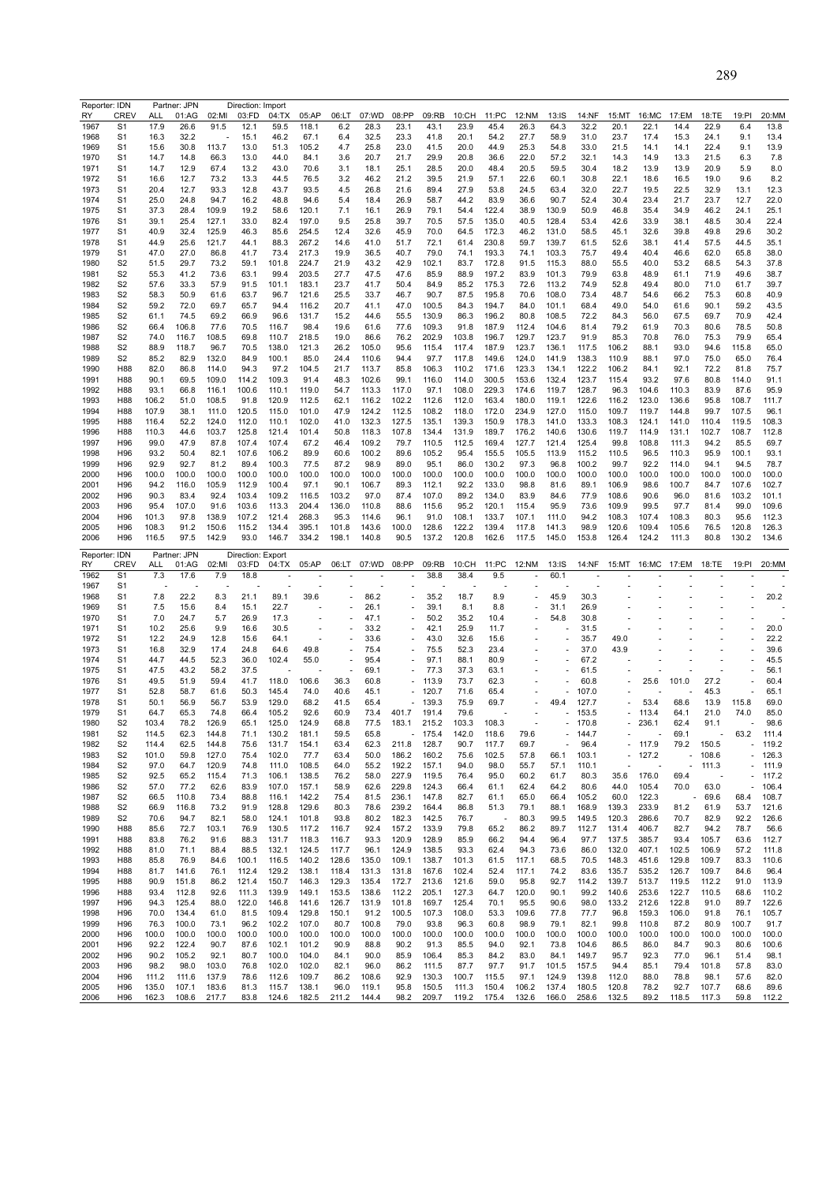| Reporter: IDN | | Partner: JPN | | Direction: Import | | | | | | | | | | | | | | | | | | |
|---|---|---|---|---|---|---|---|---|---|---|---|---|---|---|---|---|---|---|---|---|---|---|
| RY | CREV | ALL | 01:AG | 02:MI | 03:FD | 04:TX | 05:AP | 06:LT | 07:WD | 08:PP | 09:RB | 10:CH | 11:PC | 12:NM | 13:IS | 14:NF | 15:MT | 16:MC | 17:EM | 18:TE | 19:PI | 20:MM |
| 1967 | S1 | 17.9 | 26.6 | 91.5 | 12.1 | 59.5 | 118.1 | 6.2 | 28.3 | 23.1 | 43.1 | 23.9 | 45.4 | 26.3 | 64.3 | 32.2 | 20.1 | 22.1 | 14.4 | 22.9 | 6.4 | 13.8 |
| 1968 | S1 | 16.3 | 32.2 | - | 15.1 | 46.2 | 67.1 | 6.4 | 32.5 | 23.3 | 41.8 | 20.1 | 54.2 | 27.7 | 58.9 | 31.0 | 23.7 | 17.4 | 15.3 | 24.1 | 9.1 | 13.4 |
| 1969 | S1 | 15.6 | 30.8 | 113.7 | 13.0 | 51.3 | 105.2 | 4.7 | 25.8 | 23.0 | 41.5 | 20.0 | 44.9 | 25.3 | 54.8 | 33.0 | 21.5 | 14.1 | 14.1 | 22.4 | 9.1 | 13.9 |
| 1970 | S1 | 14.7 | 14.8 | 66.3 | 13.0 | 44.0 | 84.1 | 3.6 | 20.7 | 21.7 | 29.9 | 20.8 | 36.6 | 22.0 | 57.2 | 32.1 | 14.3 | 14.9 | 13.3 | 21.5 | 6.3 | 7.8 |
| 1971 | S1 | 14.7 | 12.9 | 67.4 | 13.2 | 43.0 | 70.6 | 3.1 | 18.1 | 25.1 | 28.5 | 20.0 | 48.4 | 20.5 | 59.5 | 30.4 | 18.2 | 13.9 | 13.9 | 20.9 | 5.9 | 8.0 |
| 1972 | S1 | 16.6 | 12.7 | 73.2 | 13.3 | 44.5 | 76.5 | 3.2 | 46.2 | 21.2 | 39.5 | 21.9 | 57.1 | 22.6 | 60.1 | 30.8 | 22.1 | 18.6 | 16.5 | 19.0 | 9.6 | 8.2 |
| 1973 | S1 | 20.4 | 12.7 | 93.3 | 12.8 | 43.7 | 93.5 | 4.5 | 26.8 | 21.6 | 89.4 | 27.9 | 53.8 | 24.5 | 63.4 | 32.0 | 22.7 | 19.5 | 22.5 | 32.9 | 13.1 | 12.3 |
| 1974 | S1 | 25.0 | 24.8 | 94.7 | 16.2 | 48.8 | 94.6 | 5.4 | 18.4 | 26.9 | 58.7 | 44.2 | 83.9 | 36.6 | 90.7 | 52.4 | 30.4 | 23.4 | 21.7 | 23.7 | 12.7 | 22.0 |
| 1975 | S1 | 37.3 | 28.4 | 109.9 | 19.2 | 58.6 | 120.1 | 7.1 | 16.1 | 26.9 | 79.1 | 54.4 | 122.4 | 38.9 | 130.9 | 50.9 | 46.8 | 35.4 | 34.9 | 46.2 | 24.1 | 25.1 |
| 1976 | S1 | 39.1 | 25.4 | 127.1 | 33.0 | 82.4 | 197.0 | 9.5 | 25.8 | 39.7 | 70.5 | 57.5 | 135.0 | 40.5 | 128.4 | 53.4 | 42.6 | 33.9 | 38.1 | 48.5 | 30.4 | 22.4 |
| 1977 | S1 | 40.9 | 32.4 | 125.9 | 46.3 | 85.6 | 254.5 | 12.4 | 32.6 | 45.9 | 70.0 | 64.5 | 172.3 | 46.2 | 131.0 | 58.5 | 45.1 | 32.6 | 39.8 | 49.8 | 29.6 | 30.2 |
| 1978 | S1 | 44.9 | 25.6 | 121.7 | 44.1 | 88.3 | 267.2 | 14.6 | 41.0 | 51.7 | 72.1 | 61.4 | 230.8 | 59.7 | 139.7 | 61.5 | 52.6 | 38.1 | 41.4 | 57.5 | 44.5 | 35.1 |
| 1979 | S1 | 47.0 | 27.0 | 86.8 | 41.7 | 73.4 | 217.3 | 19.9 | 36.5 | 40.7 | 79.0 | 74.1 | 193.3 | 74.1 | 103.3 | 75.7 | 49.4 | 40.4 | 46.6 | 62.0 | 65.8 | 38.0 |
| 1980 | S2 | 51.5 | 29.7 | 73.2 | 59.1 | 101.8 | 224.7 | 21.9 | 43.2 | 42.9 | 102.1 | 83.7 | 172.8 | 91.5 | 115.3 | 88.0 | 55.5 | 40.0 | 53.2 | 68.5 | 54.3 | 37.8 |
| 1981 | S2 | 55.3 | 41.2 | 73.6 | 63.1 | 99.4 | 203.5 | 27.7 | 47.5 | 47.6 | 85.9 | 88.9 | 197.2 | 83.9 | 101.3 | 79.9 | 63.8 | 48.9 | 61.1 | 71.9 | 49.6 | 38.7 |
| 1982 | S2 | 57.6 | 33.3 | 57.9 | 91.5 | 101.1 | 183.1 | 23.7 | 41.7 | 50.4 | 84.9 | 85.2 | 175.3 | 72.6 | 113.2 | 74.9 | 52.8 | 49.4 | 80.0 | 71.0 | 61.7 | 39.7 |
| 1983 | S2 | 58.3 | 50.9 | 61.6 | 63.7 | 96.7 | 121.6 | 25.5 | 33.7 | 46.7 | 90.7 | 87.5 | 195.8 | 70.6 | 108.0 | 73.4 | 48.7 | 54.6 | 66.2 | 75.3 | 60.8 | 40.9 |
| 1984 | S2 | 59.2 | 72.0 | 69.7 | 65.7 | 94.4 | 116.2 | 20.7 | 41.1 | 47.0 | 100.5 | 84.3 | 194.7 | 84.0 | 101.1 | 68.4 | 49.0 | 54.0 | 61.6 | 90.1 | 59.2 | 43.5 |
| 1985 | S2 | 61.1 | 74.5 | 69.2 | 66.9 | 96.6 | 131.7 | 15.2 | 44.6 | 55.5 | 130.9 | 86.3 | 196.2 | 80.8 | 108.5 | 72.2 | 84.3 | 56.0 | 67.5 | 69.7 | 70.9 | 42.4 |
| 1986 | S2 | 66.4 | 106.8 | 77.6 | 70.5 | 116.7 | 98.4 | 19.6 | 61.6 | 77.6 | 109.3 | 91.8 | 187.9 | 112.4 | 104.6 | 81.4 | 79.2 | 61.9 | 70.3 | 80.6 | 78.5 | 50.8 |
| 1987 | S2 | 74.0 | 116.7 | 108.5 | 69.8 | 110.7 | 218.5 | 19.0 | 86.6 | 76.2 | 202.9 | 103.8 | 196.7 | 129.7 | 123.7 | 91.9 | 85.3 | 70.8 | 76.0 | 75.3 | 79.9 | 65.4 |
| 1988 | S2 | 88.9 | 118.7 | 96.7 | 70.5 | 138.0 | 121.3 | 26.2 | 105.0 | 95.6 | 115.4 | 117.4 | 187.9 | 123.7 | 136.1 | 117.5 | 106.2 | 88.1 | 93.0 | 94.6 | 115.8 | 65.0 |
| 1989 | S2 | 85.2 | 82.9 | 132.0 | 84.9 | 100.1 | 85.0 | 24.4 | 110.6 | 94.4 | 97.7 | 117.8 | 149.6 | 124.0 | 141.9 | 138.3 | 110.9 | 88.1 | 97.0 | 75.0 | 65.0 | 76.4 |
| 1990 | H88 | 82.0 | 86.8 | 114.0 | 94.3 | 97.2 | 104.5 | 21.7 | 113.7 | 85.8 | 106.3 | 110.2 | 171.6 | 123.3 | 134.1 | 122.2 | 106.2 | 84.1 | 92.1 | 72.2 | 81.8 | 75.7 |
| 1991 | H88 | 90.1 | 69.5 | 109.0 | 114.2 | 109.3 | 91.4 | 48.3 | 102.6 | 99.1 | 116.0 | 114.0 | 300.5 | 153.6 | 132.4 | 123.7 | 115.4 | 93.2 | 97.6 | 80.8 | 114.0 | 91.1 |
| 1992 | H88 | 93.1 | 66.8 | 116.1 | 100.6 | 110.1 | 119.0 | 54.7 | 113.3 | 117.0 | 97.1 | 108.0 | 229.3 | 174.6 | 119.7 | 128.7 | 96.3 | 104.6 | 110.3 | 83.9 | 87.6 | 95.9 |
| 1993 | H88 | 106.2 | 51.0 | 108.5 | 91.8 | 120.9 | 112.5 | 62.1 | 116.2 | 102.2 | 112.6 | 112.0 | 163.4 | 180.0 | 119.1 | 122.6 | 116.2 | 123.0 | 136.6 | 95.8 | 108.7 | 111.7 |
| 1994 | H88 | 107.9 | 38.1 | 111.0 | 120.5 | 115.0 | 101.0 | 47.9 | 124.2 | 112.5 | 108.2 | 118.0 | 172.0 | 234.9 | 127.0 | 115.0 | 109.7 | 119.7 | 144.8 | 99.7 | 107.5 | 96.1 |
| 1995 | H88 | 116.4 | 52.2 | 124.0 | 112.0 | 110.1 | 102.0 | 41.0 | 132.3 | 127.5 | 135.1 | 139.3 | 150.9 | 178.3 | 141.0 | 133.3 | 108.3 | 124.1 | 141.0 | 110.4 | 119.5 | 108.3 |
| 1996 | H88 | 110.3 | 44.6 | 103.7 | 125.8 | 121.4 | 101.4 | 50.8 | 118.3 | 107.8 | 134.4 | 131.9 | 189.7 | 176.2 | 140.6 | 130.6 | 119.7 | 114.9 | 131.1 | 102.7 | 108.7 | 112.8 |
| 1997 | H96 | 99.0 | 47.9 | 87.8 | 107.4 | 107.4 | 67.2 | 46.4 | 109.2 | 79.7 | 110.5 | 112.5 | 169.4 | 127.7 | 121.4 | 125.4 | 99.8 | 108.8 | 111.3 | 94.2 | 85.5 | 69.7 |
| 1998 | H96 | 93.2 | 50.4 | 82.1 | 107.6 | 106.2 | 89.9 | 60.6 | 100.2 | 89.6 | 105.2 | 95.4 | 155.5 | 105.5 | 113.9 | 115.2 | 110.5 | 96.5 | 110.3 | 95.9 | 100.1 | 93.1 |
| 1999 | H96 | 92.9 | 92.7 | 81.2 | 89.4 | 100.3 | 77.5 | 87.2 | 98.9 | 89.0 | 95.1 | 86.0 | 130.2 | 97.3 | 96.8 | 100.2 | 99.7 | 92.2 | 114.0 | 94.1 | 94.5 | 78.7 |
| 2000 | H96 | 100.0 | 100.0 | 100.0 | 100.0 | 100.0 | 100.0 | 100.0 | 100.0 | 100.0 | 100.0 | 100.0 | 100.0 | 100.0 | 100.0 | 100.0 | 100.0 | 100.0 | 100.0 | 100.0 | 100.0 | 100.0 |
| 2001 | H96 | 94.2 | 116.0 | 105.9 | 112.9 | 100.4 | 97.1 | 90.1 | 106.7 | 89.3 | 112.1 | 92.2 | 133.0 | 98.8 | 81.6 | 89.1 | 106.9 | 98.6 | 100.7 | 84.7 | 107.6 | 102.7 |
| 2002 | H96 | 90.3 | 83.4 | 92.4 | 103.4 | 109.2 | 116.5 | 103.2 | 97.0 | 87.4 | 107.0 | 89.2 | 134.0 | 83.9 | 84.6 | 77.9 | 108.6 | 90.6 | 96.0 | 81.6 | 103.2 | 101.1 |
| 2003 | H96 | 95.4 | 107.0 | 91.6 | 103.6 | 113.3 | 204.4 | 136.0 | 110.8 | 88.6 | 115.6 | 95.2 | 120.1 | 115.4 | 95.9 | 73.6 | 109.9 | 99.5 | 97.7 | 81.4 | 99.0 | 109.6 |
| 2004 | H96 | 101.3 | 97.8 | 138.9 | 107.2 | 121.4 | 268.3 | 95.3 | 114.6 | 96.1 | 91.0 | 108.1 | 133.7 | 107.1 | 111.0 | 94.2 | 108.3 | 107.4 | 108.3 | 80.3 | 95.6 | 112.3 |
| 2005 | H96 | 108.3 | 91.2 | 150.6 | 115.2 | 134.4 | 395.1 | 101.8 | 143.6 | 100.0 | 128.6 | 122.2 | 139.4 | 117.8 | 141.3 | 98.9 | 120.6 | 109.4 | 105.6 | 76.5 | 120.8 | 126.3 |
| 2006 | H96 | 116.5 | 97.5 | 142.9 | 93.0 | 146.7 | 334.2 | 198.1 | 140.8 | 90.5 | 137.2 | 120.8 | 162.6 | 117.5 | 145.0 | 153.8 | 126.4 | 124.2 | 111.3 | 80.8 | 130.2 | 134.6 |

| Reporter: IDN | | Partner: JPN | | Direction: Export | | | | | | | | | | | | | | | | | | |
|---|---|---|---|---|---|---|---|---|---|---|---|---|---|---|---|---|---|---|---|---|---|---|
| RY | CREV | ALL | 01:AG | 02:MI | 03:FD | 04:TX | 05:AP | 06:LT | 07:WD | 08:PP | 09:RB | 10:CH | 11:PC | 12:NM | 13:IS | 14:NF | 15:MT | 16:MC | 17:EM | 18:TE | 19:PI | 20:MM |
| 1962 | S1 | 7.3 | 17.6 | 7.9 | 18.8 | - | - | - | - | - | 38.8 | 38.4 | 9.5 | - | 60.1 | - | - | - | - | - | - | - |
| 1967 | S1 | - | - | - | - | - | - | - | - | - | - | - | - | - | - | - | - | - | - | - | - | - |
| 1968 | S1 | 7.8 | 22.2 | 8.3 | 21.1 | 89.1 | 39.6 | - | 86.2 | - | 35.2 | 18.7 | 8.9 | - | 45.9 | 30.3 | - | - | - | - | - | 20.2 |
| 1969 | S1 | 7.5 | 15.6 | 8.4 | 15.1 | 22.7 | - | - | 26.1 | - | 39.1 | 8.1 | 8.8 | - | 31.1 | 26.9 | - | - | - | - | - | - |
| 1970 | S1 | 7.0 | 24.7 | 5.7 | 26.9 | 17.3 | - | - | 47.1 | - | 50.2 | 35.2 | 10.4 | - | 54.8 | 30.8 | - | - | - | - | - | - |
| 1971 | S1 | 10.2 | 25.6 | 9.9 | 16.6 | 30.5 | - | - | 33.2 | - | 42.1 | 25.9 | 11.7 | - | - | 31.5 | - | - | - | - | - | 20.0 |
| 1972 | S1 | 12.2 | 24.9 | 12.8 | 15.6 | 64.1 | - | - | 33.6 | - | 43.0 | 32.6 | 15.6 | - | - | 35.7 | 49.0 | - | - | - | - | 22.2 |
| 1973 | S1 | 16.8 | 32.9 | 17.4 | 24.8 | 64.6 | 49.8 | - | 75.4 | - | 75.5 | 52.3 | 23.4 | - | - | 37.0 | 43.9 | - | - | - | - | 39.6 |
| 1974 | S1 | 44.7 | 44.5 | 52.3 | 36.0 | 102.4 | 55.0 | - | 95.4 | - | 97.1 | 88.1 | 80.9 | - | - | 67.2 | - | - | - | - | - | 45.5 |
| 1975 | S1 | 47.5 | 43.2 | 58.2 | 37.5 | - | - | - | 69.1 | - | 77.3 | 37.3 | 63.1 | - | - | 61.5 | - | - | - | - | - | 56.1 |
| 1976 | S1 | 49.5 | 51.9 | 59.4 | 41.7 | 118.0 | 106.6 | 36.3 | 60.8 | - | 113.9 | 73.7 | 62.3 | - | - | 60.8 | - | 25.6 | 101.0 | 27.2 | - | 60.4 |
| 1977 | S1 | 52.8 | 58.7 | 61.6 | 50.3 | 145.4 | 74.0 | 40.6 | 45.1 | - | 120.7 | 71.6 | 65.4 | - | - | 107.0 | - | - | - | 45.3 | - | 65.1 |
| 1978 | S1 | 50.1 | 56.9 | 56.7 | 53.9 | 129.0 | 68.2 | 41.5 | 65.4 | - | 139.3 | 75.9 | 69.7 | - | 49.4 | 127.7 | - | 53.4 | 68.6 | 13.9 | 115.8 | 69.0 |
| 1979 | S1 | 64.7 | 65.3 | 74.8 | 66.4 | 105.2 | 92.6 | 60.9 | 73.4 | 401.7 | 191.4 | 79.6 | - | - | - | 153.5 | - | 113.4 | 64.1 | 21.0 | 74.0 | 85.0 |
| 1980 | S2 | 103.4 | 78.2 | 126.9 | 65.1 | 125.0 | 124.9 | 68.8 | 77.5 | 183.1 | 215.2 | 103.3 | 108.3 | - | - | 170.8 | - | 236.1 | 62.4 | 91.1 | - | 98.6 |
| 1981 | S2 | 114.5 | 62.3 | 144.8 | 71.1 | 130.2 | 181.1 | 59.5 | 65.8 | - | 175.4 | 142.0 | 118.6 | 79.6 | - | 144.7 | - | - | 69.1 | - | 63.2 | 111.4 |
| 1982 | S2 | 114.4 | 62.5 | 144.8 | 75.6 | 131.7 | 154.1 | 63.4 | 62.3 | 211.8 | 128.7 | 90.7 | 117.7 | 69.7 | - | 96.4 | - | 117.9 | 79.2 | 150.5 | - | 119.2 |
| 1983 | S2 | 101.0 | 59.8 | 127.0 | 75.4 | 102.0 | 77.7 | 63.4 | 50.0 | 186.2 | 160.2 | 75.6 | 102.5 | 57.8 | 66.1 | 103.1 | - | 127.2 | - | 108.6 | - | 126.3 |
| 1984 | S2 | 97.0 | 64.7 | 120.9 | 74.8 | 111.0 | 108.5 | 64.0 | 55.2 | 192.2 | 157.1 | 94.0 | 98.0 | 55.7 | 57.1 | 110.1 | - | - | - | 111.3 | - | 111.9 |
| 1985 | S2 | 92.5 | 65.2 | 115.4 | 71.3 | 106.1 | 138.5 | 76.2 | 58.0 | 227.9 | 119.5 | 76.4 | 95.0 | 60.2 | 61.7 | 80.3 | 35.6 | 176.0 | 69.4 | - | - | 117.2 |
| 1986 | S2 | 57.0 | 77.2 | 62.6 | 83.9 | 107.0 | 157.1 | 58.9 | 62.6 | 229.8 | 124.3 | 66.4 | 61.1 | 62.4 | 64.2 | 80.6 | 44.0 | 105.4 | 70.0 | 63.0 | - | 106.4 |
| 1987 | S2 | 66.5 | 110.8 | 73.4 | 88.8 | 116.1 | 142.2 | 75.4 | 81.5 | 236.1 | 147.8 | 82.7 | 61.1 | 65.0 | 66.4 | 105.2 | 60.0 | 122.3 | - | 69.6 | 68.4 | 108.7 |
| 1988 | S2 | 66.9 | 116.8 | 73.2 | 91.9 | 128.8 | 129.6 | 80.3 | 78.6 | 239.2 | 164.4 | 86.8 | 51.3 | 79.1 | 88.1 | 168.9 | 139.3 | 233.9 | 81.2 | 61.9 | 53.7 | 121.6 |
| 1989 | S2 | 70.6 | 94.7 | 82.1 | 58.0 | 124.1 | 101.8 | 93.8 | 80.2 | 182.3 | 142.5 | 76.7 | - | 80.3 | 99.5 | 149.5 | 120.3 | 286.6 | 70.7 | 82.9 | 92.2 | 126.6 |
| 1990 | H88 | 85.6 | 72.7 | 103.1 | 76.9 | 130.5 | 117.2 | 116.7 | 92.4 | 157.2 | 133.9 | 79.8 | 65.2 | 86.2 | 89.7 | 112.7 | 131.4 | 406.7 | 82.7 | 94.2 | 78.7 | 56.6 |
| 1991 | H88 | 83.8 | 76.2 | 91.6 | 88.3 | 131.7 | 118.3 | 116.7 | 93.3 | 120.9 | 128.9 | 85.9 | 66.2 | 94.4 | 96.4 | 97.7 | 137.5 | 385.7 | 93.4 | 105.7 | 63.6 | 112.7 |
| 1992 | H88 | 81.0 | 71.1 | 88.4 | 88.5 | 132.1 | 124.5 | 117.7 | 96.1 | 124.9 | 138.5 | 93.3 | 62.4 | 94.3 | 73.6 | 86.0 | 132.0 | 407.1 | 102.5 | 106.9 | 57.2 | 111.8 |
| 1993 | H88 | 85.8 | 76.9 | 84.6 | 100.1 | 116.5 | 140.2 | 128.6 | 135.0 | 109.1 | 138.7 | 101.3 | 61.5 | 117.1 | 68.5 | 70.5 | 148.3 | 451.6 | 129.8 | 109.7 | 83.3 | 110.6 |
| 1994 | H88 | 81.7 | 141.6 | 76.1 | 112.4 | 129.2 | 138.1 | 118.4 | 131.3 | 131.8 | 167.6 | 102.4 | 52.4 | 117.1 | 74.2 | 83.6 | 135.7 | 535.2 | 126.7 | 109.7 | 84.6 | 96.4 |
| 1995 | H88 | 90.9 | 151.8 | 86.2 | 121.4 | 150.7 | 146.3 | 129.3 | 135.4 | 172.7 | 213.6 | 121.6 | 59.0 | 95.8 | 92.7 | 114.2 | 139.7 | 513.7 | 119.5 | 112.2 | 91.0 | 113.9 |
| 1996 | H88 | 93.4 | 112.8 | 92.6 | 111.3 | 139.9 | 149.1 | 153.5 | 138.6 | 112.2 | 205.1 | 127.3 | 64.7 | 120.0 | 90.1 | 99.2 | 140.6 | 253.6 | 122.7 | 110.5 | 68.6 | 110.2 |
| 1997 | H96 | 94.3 | 125.4 | 88.0 | 122.0 | 146.8 | 141.6 | 126.7 | 131.9 | 101.8 | 169.7 | 125.4 | 70.1 | 95.5 | 90.6 | 98.0 | 133.2 | 212.6 | 122.8 | 91.0 | 89.7 | 122.6 |
| 1998 | H96 | 70.0 | 134.4 | 61.0 | 81.5 | 109.4 | 129.8 | 150.1 | 91.2 | 100.5 | 107.3 | 108.0 | 53.3 | 109.6 | 77.8 | 77.7 | 96.8 | 159.3 | 106.0 | 91.8 | 76.1 | 105.7 |
| 1999 | H96 | 76.3 | 100.0 | 73.1 | 96.2 | 102.2 | 107.0 | 80.7 | 100.8 | 79.0 | 93.8 | 96.3 | 60.8 | 98.9 | 79.1 | 82.1 | 99.8 | 110.8 | 87.2 | 80.9 | 100.7 | 91.7 |
| 2000 | H96 | 100.0 | 100.0 | 100.0 | 100.0 | 100.0 | 100.0 | 100.0 | 100.0 | 100.0 | 100.0 | 100.0 | 100.0 | 100.0 | 100.0 | 100.0 | 100.0 | 100.0 | 100.0 | 100.0 | 100.0 | 100.0 |
| 2001 | H96 | 92.2 | 122.4 | 90.7 | 87.6 | 102.1 | 101.2 | 90.9 | 88.8 | 90.2 | 91.3 | 85.5 | 94.0 | 92.1 | 73.8 | 104.6 | 86.5 | 86.0 | 84.7 | 90.3 | 80.6 | 100.6 |
| 2002 | H96 | 90.2 | 105.2 | 92.1 | 80.7 | 100.0 | 104.0 | 84.1 | 90.0 | 85.9 | 106.4 | 85.3 | 84.2 | 83.0 | 84.1 | 149.7 | 95.7 | 92.3 | 77.0 | 96.1 | 51.4 | 98.1 |
| 2003 | H96 | 98.2 | 98.0 | 103.0 | 76.8 | 102.0 | 102.0 | 82.1 | 96.0 | 86.2 | 111.5 | 87.7 | 97.7 | 91.7 | 101.5 | 157.5 | 94.4 | 85.1 | 79.4 | 101.8 | 57.8 | 83.0 |
| 2004 | H96 | 111.2 | 111.6 | 137.9 | 78.6 | 112.6 | 109.7 | 86.2 | 108.6 | 92.9 | 130.3 | 100.7 | 115.5 | 97.1 | 124.9 | 139.8 | 112.0 | 88.0 | 78.8 | 98.1 | 57.6 | 82.0 |
| 2005 | H96 | 135.0 | 107.1 | 183.6 | 81.3 | 115.7 | 138.1 | 96.0 | 119.1 | 95.8 | 150.5 | 111.3 | 150.4 | 106.2 | 137.4 | 180.5 | 120.8 | 78.2 | 92.7 | 107.7 | 68.6 | 89.6 |
| 2006 | H96 | 162.3 | 108.6 | 217.7 | 83.8 | 124.6 | 182.5 | 211.2 | 144.4 | 98.2 | 209.7 | 119.2 | 175.4 | 132.6 | 166.0 | 258.6 | 132.5 | 89.2 | 118.5 | 117.3 | 59.8 | 112.2 |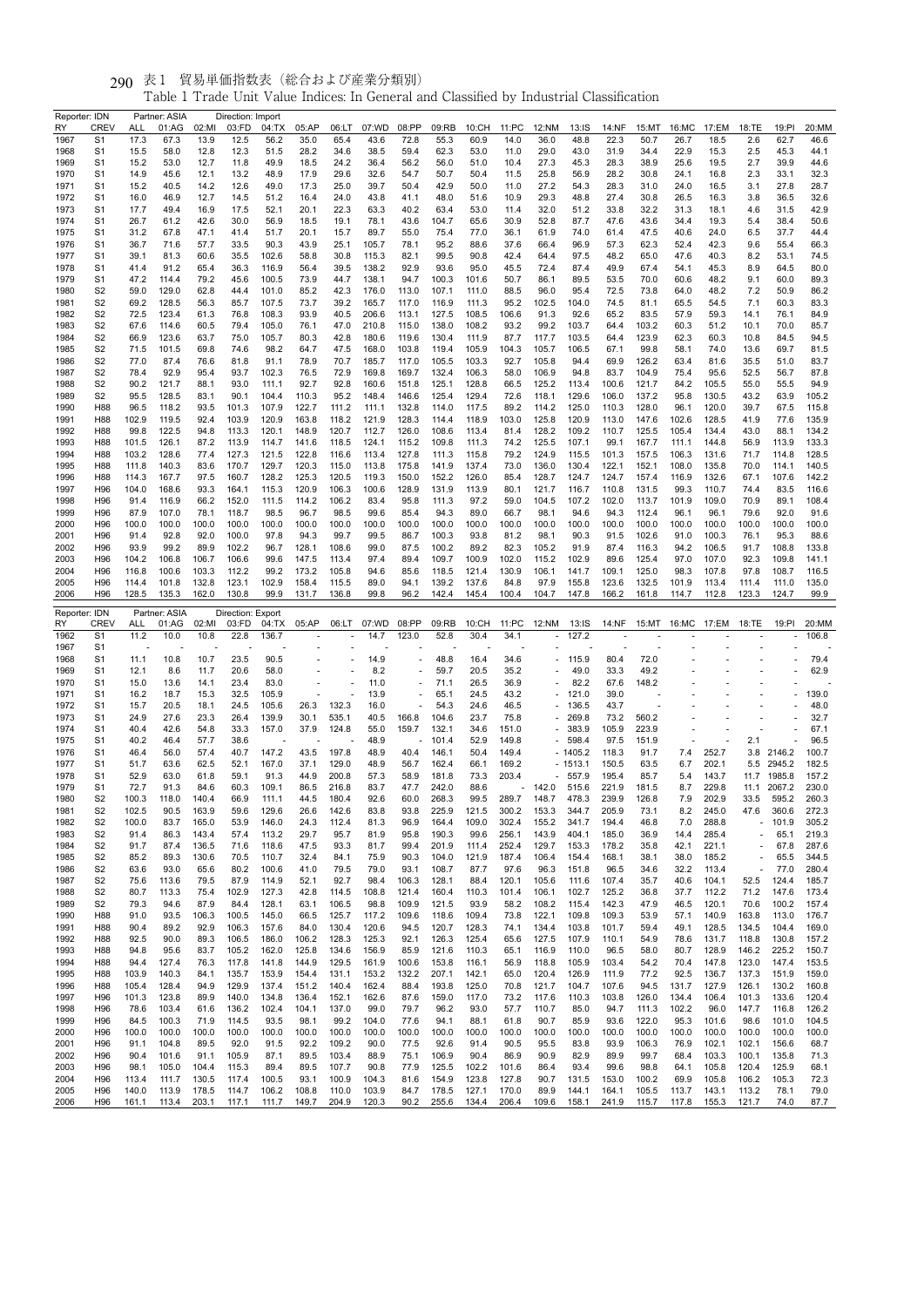表1 貿易単価指数表（総合および産業分類別）

Table 1 Trade Unit Value Indices: In General and Classified by Industrial Classification

Reporter: IDN Partner: ASIA Direction: Import

| RY | CREV | ALL | 01:AG | 02:MI | 03:FD | 04:TX | 05:AP | 06:LT | 07:WD | 08:PP | 09:RB | 10:CH | 11:PC | 12:NM | 13:IS | 14:NF | 15:MT | 16:MC | 17:EM | 18:TE | 19:PI | 20:MM |
|---|---|---|---|---|---|---|---|---|---|---|---|---|---|---|---|---|---|---|---|---|---|---|
| 1967 | S1 | 17.3 | 67.3 | 13.9 | 12.5 | 56.2 | 35.0 | 65.4 | 43.6 | 72.8 | 55.3 | 60.9 | 14.0 | 36.0 | 48.8 | 22.3 | 50.7 | 26.7 | 18.5 | 2.6 | 62.7 | 46.6 |
| 1968 | S1 | 15.5 | 58.0 | 12.8 | 12.3 | 51.5 | 28.2 | 34.6 | 38.5 | 59.4 | 62.3 | 53.0 | 11.0 | 29.0 | 43.0 | 31.9 | 34.4 | 22.9 | 15.3 | 2.5 | 45.3 | 44.1 |
| 1969 | S1 | 15.2 | 53.0 | 12.7 | 11.8 | 49.9 | 18.5 | 24.2 | 36.4 | 56.2 | 56.0 | 51.0 | 10.4 | 27.3 | 45.3 | 28.3 | 38.9 | 25.6 | 19.5 | 2.7 | 39.9 | 44.6 |
| 1970 | S1 | 14.9 | 45.6 | 12.1 | 13.2 | 48.9 | 17.9 | 29.6 | 32.6 | 54.7 | 50.7 | 50.4 | 11.5 | 25.8 | 56.9 | 28.2 | 30.8 | 24.1 | 16.8 | 2.3 | 33.1 | 32.3 |
| 1971 | S1 | 15.2 | 40.5 | 14.2 | 12.6 | 49.0 | 17.3 | 25.0 | 39.7 | 50.4 | 42.9 | 50.0 | 11.0 | 27.2 | 54.3 | 28.3 | 31.0 | 24.0 | 16.5 | 3.1 | 27.8 | 28.7 |
| 1972 | S1 | 16.0 | 46.9 | 12.7 | 14.5 | 51.2 | 16.4 | 24.0 | 43.8 | 41.1 | 48.0 | 51.6 | 10.9 | 29.3 | 48.8 | 27.4 | 30.8 | 26.5 | 16.3 | 3.8 | 36.5 | 32.6 |
| 1973 | S1 | 17.7 | 49.4 | 16.9 | 17.5 | 52.1 | 20.1 | 22.3 | 63.3 | 40.2 | 63.4 | 53.0 | 11.4 | 32.0 | 51.2 | 33.8 | 32.2 | 31.3 | 18.1 | 4.6 | 31.5 | 42.9 |
| 1974 | S1 | 26.7 | 61.2 | 42.6 | 30.0 | 56.9 | 18.5 | 19.1 | 78.1 | 43.6 | 104.7 | 65.6 | 30.9 | 52.8 | 87.7 | 47.6 | 43.6 | 34.4 | 19.3 | 5.4 | 38.4 | 50.6 |
| 1975 | S1 | 31.2 | 67.8 | 47.1 | 41.4 | 51.7 | 20.1 | 15.7 | 89.7 | 55.0 | 75.4 | 77.0 | 36.1 | 61.9 | 74.0 | 61.4 | 47.5 | 40.6 | 24.0 | 6.5 | 37.7 | 44.4 |
| 1976 | S1 | 36.7 | 71.6 | 57.7 | 33.5 | 90.3 | 43.9 | 25.1 | 105.7 | 78.1 | 95.2 | 88.6 | 37.6 | 66.4 | 96.9 | 57.3 | 62.3 | 52.4 | 42.3 | 9.6 | 55.4 | 66.3 |
| 1977 | S1 | 39.1 | 81.3 | 60.6 | 35.5 | 102.6 | 58.8 | 30.8 | 115.3 | 82.1 | 99.5 | 90.8 | 42.4 | 64.4 | 97.5 | 48.2 | 65.0 | 47.6 | 40.3 | 8.2 | 53.1 | 74.5 |
| 1978 | S1 | 41.4 | 91.2 | 65.4 | 36.3 | 116.9 | 56.4 | 39.5 | 138.2 | 92.9 | 93.6 | 95.0 | 45.5 | 72.4 | 87.4 | 49.9 | 67.4 | 54.1 | 45.3 | 8.9 | 64.5 | 80.0 |
| 1979 | S1 | 47.2 | 114.4 | 79.2 | 45.6 | 100.5 | 73.9 | 44.7 | 138.1 | 94.7 | 100.3 | 101.6 | 50.7 | 86.1 | 89.5 | 53.5 | 70.0 | 60.6 | 48.2 | 9.1 | 60.0 | 89.3 |
| 1980 | S2 | 59.0 | 129.0 | 62.8 | 44.4 | 101.0 | 85.2 | 42.3 | 176.0 | 113.0 | 107.1 | 111.0 | 88.5 | 96.0 | 95.4 | 72.5 | 73.8 | 64.0 | 48.2 | 7.2 | 50.9 | 86.2 |
| 1981 | S2 | 69.2 | 128.5 | 56.3 | 85.7 | 107.5 | 73.7 | 39.2 | 165.7 | 117.0 | 116.9 | 111.3 | 95.2 | 102.5 | 104.0 | 74.5 | 81.1 | 65.5 | 54.5 | 7.1 | 60.3 | 83.3 |
| 1982 | S2 | 72.5 | 123.4 | 61.3 | 76.8 | 108.3 | 93.9 | 40.5 | 206.6 | 113.1 | 127.5 | 108.5 | 106.6 | 91.3 | 92.6 | 65.2 | 83.5 | 57.9 | 59.3 | 14.1 | 76.1 | 84.9 |
| 1983 | S2 | 67.6 | 114.6 | 60.5 | 79.4 | 105.0 | 76.1 | 47.0 | 210.8 | 115.0 | 138.0 | 108.2 | 93.2 | 99.2 | 103.7 | 64.4 | 103.2 | 60.3 | 51.2 | 10.1 | 70.0 | 85.7 |
| 1984 | S2 | 66.9 | 123.6 | 63.7 | 75.0 | 105.7 | 80.3 | 42.8 | 180.6 | 119.6 | 130.4 | 111.9 | 87.7 | 117.7 | 103.5 | 64.4 | 123.9 | 62.3 | 60.3 | 10.8 | 84.5 | 94.5 |
| 1985 | S2 | 71.5 | 101.5 | 69.8 | 74.6 | 98.2 | 64.7 | 47.5 | 168.0 | 103.8 | 119.4 | 105.9 | 104.3 | 105.7 | 106.5 | 67.1 | 99.8 | 58.1 | 74.0 | 13.6 | 69.7 | 81.5 |
| 1986 | S2 | 77.0 | 87.4 | 76.6 | 81.8 | 91.1 | 78.9 | 70.7 | 185.7 | 117.0 | 105.5 | 103.3 | 92.7 | 105.8 | 94.4 | 69.9 | 126.2 | 63.4 | 81.6 | 35.5 | 51.0 | 83.7 |
| 1987 | S2 | 78.4 | 92.9 | 95.4 | 93.7 | 102.3 | 76.5 | 72.9 | 169.8 | 169.7 | 132.4 | 106.3 | 58.0 | 106.9 | 94.8 | 83.7 | 104.9 | 75.4 | 95.6 | 52.5 | 56.7 | 87.8 |
| 1988 | S2 | 90.2 | 121.7 | 88.1 | 93.0 | 111.1 | 92.7 | 92.8 | 160.6 | 151.8 | 125.1 | 128.8 | 66.5 | 125.2 | 113.4 | 100.6 | 121.7 | 84.2 | 105.5 | 55.0 | 55.5 | 94.9 |
| 1989 | S2 | 95.5 | 128.5 | 83.1 | 90.1 | 104.4 | 110.3 | 95.2 | 148.2 | 146.6 | 125.4 | 129.4 | 72.6 | 118.1 | 129.6 | 106.0 | 137.2 | 95.8 | 130.5 | 43.2 | 63.9 | 105.2 |
| 1990 | H88 | 96.5 | 118.2 | 93.5 | 101.3 | 107.9 | 122.7 | 111.2 | 111.1 | 132.8 | 114.0 | 117.5 | 89.2 | 114.2 | 125.0 | 110.3 | 128.0 | 96.1 | 120.0 | 39.7 | 67.5 | 115.8 |
| 1991 | H88 | 102.9 | 119.5 | 92.4 | 103.9 | 120.9 | 163.8 | 118.2 | 121.9 | 128.3 | 114.4 | 118.9 | 103.0 | 125.8 | 120.9 | 113.0 | 147.6 | 102.6 | 128.5 | 41.9 | 77.6 | 135.9 |
| 1992 | H88 | 99.8 | 122.5 | 94.8 | 113.3 | 120.1 | 148.9 | 120.7 | 112.7 | 126.0 | 108.6 | 113.4 | 81.4 | 128.2 | 109.2 | 110.7 | 125.5 | 105.4 | 134.4 | 43.0 | 88.1 | 134.2 |
| 1993 | H88 | 101.5 | 126.1 | 87.2 | 113.9 | 114.7 | 141.6 | 118.5 | 124.1 | 115.2 | 109.8 | 111.3 | 74.2 | 125.5 | 107.1 | 99.1 | 167.7 | 111.1 | 144.8 | 56.9 | 113.9 | 133.3 |
| 1994 | H88 | 103.2 | 128.6 | 77.4 | 127.3 | 121.5 | 122.8 | 116.6 | 113.4 | 127.8 | 111.3 | 115.8 | 79.2 | 124.9 | 115.5 | 101.3 | 157.5 | 106.3 | 131.6 | 71.7 | 114.8 | 128.5 |
| 1995 | H88 | 111.8 | 140.3 | 83.6 | 170.7 | 129.7 | 120.3 | 115.0 | 113.8 | 175.8 | 141.9 | 137.4 | 73.0 | 136.0 | 130.4 | 122.1 | 152.1 | 108.0 | 135.8 | 70.0 | 114.1 | 140.5 |
| 1996 | H88 | 114.3 | 167.7 | 97.5 | 160.7 | 128.2 | 125.3 | 120.5 | 119.3 | 150.0 | 152.2 | 126.0 | 85.4 | 128.7 | 124.7 | 124.7 | 157.4 | 116.9 | 132.6 | 67.1 | 107.6 | 142.2 |
| 1997 | H96 | 104.0 | 168.6 | 93.3 | 164.1 | 115.3 | 120.9 | 106.3 | 100.6 | 128.9 | 131.9 | 113.9 | 80.1 | 121.7 | 116.7 | 110.8 | 131.5 | 99.3 | 110.7 | 74.4 | 83.5 | 116.6 |
| 1998 | H96 | 91.4 | 116.9 | 66.2 | 152.0 | 111.5 | 114.2 | 106.2 | 83.4 | 95.8 | 111.3 | 97.2 | 59.0 | 104.5 | 107.2 | 102.0 | 113.7 | 101.9 | 109.0 | 70.9 | 89.1 | 108.4 |
| 1999 | H96 | 87.9 | 107.0 | 78.1 | 118.7 | 98.5 | 96.7 | 98.5 | 99.6 | 85.4 | 94.3 | 89.0 | 66.7 | 98.1 | 94.6 | 94.3 | 112.4 | 96.1 | 96.1 | 79.6 | 92.0 | 91.6 |
| 2000 | H96 | 100.0 | 100.0 | 100.0 | 100.0 | 100.0 | 100.0 | 100.0 | 100.0 | 100.0 | 100.0 | 100.0 | 100.0 | 100.0 | 100.0 | 100.0 | 100.0 | 100.0 | 100.0 | 100.0 | 100.0 | 100.0 |
| 2001 | H96 | 91.4 | 92.8 | 92.0 | 100.0 | 97.8 | 94.3 | 99.7 | 99.5 | 86.7 | 100.3 | 93.8 | 81.2 | 98.1 | 90.3 | 91.5 | 102.6 | 91.0 | 100.3 | 76.1 | 95.3 | 88.6 |
| 2002 | H96 | 93.9 | 99.2 | 89.9 | 102.2 | 96.7 | 128.1 | 108.6 | 99.0 | 87.5 | 100.2 | 89.2 | 82.3 | 105.2 | 91.9 | 87.4 | 116.3 | 94.2 | 106.5 | 91.7 | 108.8 | 133.8 |
| 2003 | H96 | 104.2 | 106.8 | 106.7 | 106.6 | 99.6 | 147.5 | 113.4 | 97.4 | 89.4 | 109.7 | 100.9 | 102.0 | 115.2 | 102.9 | 89.6 | 125.4 | 97.0 | 107.0 | 92.3 | 109.8 | 141.1 |
| 2004 | H96 | 116.8 | 100.6 | 103.3 | 112.2 | 99.2 | 173.2 | 105.8 | 94.6 | 85.6 | 118.5 | 121.4 | 130.9 | 106.1 | 141.7 | 109.1 | 125.0 | 98.3 | 107.8 | 97.8 | 108.7 | 116.5 |
| 2005 | H96 | 114.4 | 101.8 | 132.8 | 123.1 | 102.9 | 158.4 | 115.5 | 89.0 | 94.1 | 139.2 | 137.6 | 84.8 | 97.9 | 155.8 | 123.6 | 132.5 | 101.9 | 113.4 | 111.4 | 111.0 | 135.0 |
| 2006 | H96 | 128.5 | 135.3 | 162.0 | 130.8 | 99.9 | 131.7 | 136.8 | 99.8 | 96.2 | 142.4 | 145.4 | 100.4 | 104.7 | 147.8 | 166.2 | 161.8 | 114.7 | 112.8 | 123.3 | 124.7 | 99.9 |

Reporter: IDN Partner: ASIA Direction: Export

| RY | CREV | ALL | 01:AG | 02:MI | 03:FD | 04:TX | 05:AP | 06:LT | 07:WD | 08:PP | 09:RB | 10:CH | 11:PC | 12:NM | 13:IS | 14:NF | 15:MT | 16:MC | 17:EM | 18:TE | 19:PI | 20:MM |
|---|---|---|---|---|---|---|---|---|---|---|---|---|---|---|---|---|---|---|---|---|---|---|
| 1962 | S1 | 11.2 | 10.0 | 10.8 | 22.8 | 136.7 | - | - | 14.7 | 123.0 | 52.8 | 30.4 | 34.1 | - | 127.2 | - | - | - | - | - | - | 106.8 |
| 1967 | S1 | - | - | - | - | - | - | - | - | - | - | - | - | - | - | - | - | - | - | - | - | - |
| 1968 | S1 | 11.1 | 10.8 | 10.7 | 23.5 | 90.5 | - | - | 14.9 | - | 48.8 | 16.4 | 34.6 | - | 115.9 | 80.4 | 72.0 | - | - | - | - | 79.4 |
| 1969 | S1 | 12.1 | 8.6 | 11.7 | 20.6 | 58.0 | - | - | 8.2 | - | 59.7 | 20.5 | 35.2 | - | 49.0 | 33.3 | 49.2 | - | - | - | - | 62.9 |
| 1970 | S1 | 15.0 | 13.6 | 14.1 | 23.4 | 83.0 | - | - | 11.0 | - | 71.1 | 26.5 | 36.9 | - | 82.2 | 67.6 | 148.2 | - | - | - | - | - |
| 1971 | S1 | 16.2 | 18.7 | 15.3 | 32.5 | 105.9 | - | - | 13.9 | - | 65.1 | 24.5 | 43.2 | - | 121.0 | 39.0 | - | - | - | - | - | 139.0 |
| 1972 | S1 | 15.7 | 20.5 | 18.1 | 24.5 | 105.6 | 26.3 | 132.3 | 16.0 | - | 54.3 | 24.6 | 46.5 | - | 136.5 | 43.7 | - | - | - | - | - | 48.0 |
| 1973 | S1 | 24.9 | 27.6 | 23.3 | 26.4 | 139.9 | 30.1 | 535.1 | 40.5 | 166.8 | 104.6 | 23.7 | 75.8 | - | 269.8 | 73.2 | 560.2 | - | - | - | - | 32.7 |
| 1974 | S1 | 40.4 | 42.6 | 54.8 | 33.3 | 157.0 | 37.9 | 124.8 | 55.0 | 159.7 | 132.1 | 34.6 | 151.0 | - | 383.9 | 105.9 | 223.9 | - | - | - | - | 67.1 |
| 1975 | S1 | 40.2 | 46.4 | 57.7 | 38.6 | - | - | - | 48.9 | - | 101.4 | 52.9 | 149.8 | - | 598.4 | 97.5 | 151.9 | - | - | 2.1 | - | 96.5 |
| 1976 | S1 | 46.4 | 56.0 | 57.4 | 40.7 | 147.2 | 43.5 | 197.8 | 48.9 | 40.4 | 146.1 | 50.4 | 149.4 | - | 1405.2 | 118.3 | 91.7 | 7.4 | 252.7 | 3.8 | 2146.2 | 100.7 |
| 1977 | S1 | 51.7 | 63.6 | 62.5 | 52.1 | 167.0 | 37.1 | 129.0 | 48.9 | 56.7 | 162.4 | 66.1 | 169.2 | - | 1513.1 | 150.5 | 63.5 | 6.7 | 202.1 | 5.5 | 2945.2 | 182.5 |
| 1978 | S1 | 52.9 | 63.0 | 61.8 | 59.1 | 91.3 | 44.9 | 200.8 | 57.3 | 58.9 | 181.8 | 73.3 | 203.4 | - | 557.9 | 195.4 | 85.7 | 5.4 | 143.7 | 11.7 | 1985.8 | 157.2 |
| 1979 | S1 | 72.7 | 91.3 | 84.6 | 60.3 | 109.1 | 86.5 | 216.8 | 83.7 | 47.7 | 242.0 | 88.6 | - | 142.0 | 515.6 | 221.9 | 181.5 | 8.7 | 229.8 | 11.1 | 2067.2 | 230.0 |
| 1980 | S2 | 100.3 | 118.0 | 140.4 | 66.9 | 111.1 | 44.5 | 180.4 | 92.6 | 60.0 | 268.3 | 99.5 | 289.7 | 148.7 | 478.3 | 239.9 | 126.8 | 7.9 | 202.9 | 33.5 | 595.2 | 260.3 |
| 1981 | S2 | 102.5 | 90.5 | 163.9 | 59.6 | 129.6 | 26.6 | 142.6 | 83.8 | 93.8 | 225.9 | 121.5 | 300.2 | 153.3 | 344.7 | 205.9 | 73.1 | 8.2 | 245.0 | 47.6 | 360.6 | 272.3 |
| 1982 | S2 | 100.0 | 83.7 | 165.0 | 53.9 | 146.0 | 24.3 | 112.4 | 81.3 | 96.9 | 164.4 | 109.0 | 302.4 | 155.2 | 341.7 | 194.4 | 46.8 | 7.0 | 288.8 | - | 101.9 | 305.2 |
| 1983 | S2 | 91.4 | 86.3 | 143.4 | 57.4 | 113.2 | 29.7 | 95.7 | 81.9 | 95.8 | 190.3 | 99.6 | 256.1 | 143.9 | 404.1 | 185.0 | 36.9 | 14.4 | 285.4 | - | 65.1 | 219.3 |
| 1984 | S2 | 91.7 | 87.4 | 136.5 | 71.6 | 118.6 | 47.5 | 93.3 | 81.7 | 99.4 | 201.9 | 111.4 | 252.4 | 129.7 | 153.3 | 178.2 | 35.8 | 42.1 | 221.1 | - | 67.8 | 287.6 |
| 1985 | S2 | 85.2 | 89.3 | 130.6 | 70.5 | 110.7 | 32.4 | 84.1 | 75.9 | 90.3 | 104.0 | 121.9 | 187.4 | 106.4 | 154.4 | 168.1 | 38.1 | 38.0 | 185.2 | - | 65.5 | 344.5 |
| 1986 | S2 | 63.6 | 93.0 | 65.6 | 80.2 | 100.6 | 41.0 | 79.5 | 79.0 | 93.1 | 108.7 | 87.7 | 97.6 | 96.3 | 151.8 | 96.5 | 34.6 | 32.2 | 113.4 | - | 77.0 | 280.4 |
| 1987 | S2 | 75.6 | 113.6 | 79.5 | 87.9 | 114.9 | 52.1 | 92.7 | 98.4 | 106.3 | 128.1 | 88.4 | 120.1 | 105.6 | 111.6 | 107.4 | 35.7 | 40.6 | 104.1 | 52.5 | 124.4 | 185.7 |
| 1988 | S2 | 80.7 | 113.3 | 75.4 | 102.9 | 127.3 | 42.8 | 114.5 | 108.8 | 121.4 | 160.4 | 110.3 | 101.4 | 106.1 | 102.7 | 125.2 | 36.8 | 37.7 | 112.2 | 71.2 | 147.6 | 173.4 |
| 1989 | S2 | 79.3 | 94.6 | 87.9 | 84.4 | 128.1 | 63.1 | 106.5 | 98.8 | 109.9 | 121.5 | 93.9 | 58.2 | 108.2 | 115.4 | 142.3 | 47.9 | 46.5 | 120.1 | 70.6 | 100.2 | 157.4 |
| 1990 | H88 | 91.0 | 93.5 | 106.3 | 100.5 | 145.0 | 66.5 | 125.7 | 117.2 | 109.6 | 118.6 | 109.4 | 73.8 | 122.1 | 109.8 | 109.3 | 53.9 | 57.1 | 140.9 | 163.8 | 113.0 | 176.7 |
| 1991 | H88 | 90.4 | 89.2 | 92.9 | 106.3 | 157.6 | 84.0 | 130.4 | 120.6 | 94.5 | 120.7 | 128.3 | 74.1 | 134.4 | 103.8 | 101.7 | 59.4 | 49.1 | 128.5 | 134.5 | 104.4 | 169.0 |
| 1992 | H88 | 92.5 | 90.0 | 89.3 | 106.5 | 186.0 | 106.2 | 128.3 | 125.3 | 92.1 | 126.3 | 125.4 | 65.6 | 127.5 | 107.9 | 110.1 | 54.9 | 78.6 | 131.7 | 118.8 | 130.8 | 157.2 |
| 1993 | H88 | 94.8 | 95.6 | 83.7 | 105.2 | 162.0 | 125.8 | 134.6 | 156.9 | 85.9 | 121.6 | 110.3 | 65.1 | 116.9 | 110.0 | 96.5 | 58.0 | 80.7 | 128.9 | 146.2 | 225.2 | 150.7 |
| 1994 | H88 | 94.4 | 127.4 | 76.3 | 117.8 | 141.8 | 144.9 | 129.5 | 161.9 | 100.6 | 153.8 | 116.1 | 56.9 | 118.8 | 105.9 | 103.4 | 54.2 | 70.4 | 147.8 | 123.0 | 147.4 | 153.5 |
| 1995 | H88 | 103.9 | 140.3 | 84.1 | 135.7 | 153.9 | 154.4 | 131.1 | 153.2 | 132.2 | 207.1 | 142.1 | 65.0 | 120.4 | 126.9 | 111.9 | 77.2 | 92.5 | 136.7 | 137.3 | 151.9 | 159.0 |
| 1996 | H88 | 105.4 | 128.4 | 94.9 | 129.9 | 137.4 | 151.2 | 140.4 | 162.4 | 88.4 | 193.8 | 125.0 | 70.8 | 121.7 | 104.7 | 107.6 | 94.5 | 131.7 | 127.9 | 126.1 | 130.2 | 160.8 |
| 1997 | H96 | 101.3 | 123.8 | 89.9 | 140.0 | 134.8 | 136.4 | 152.1 | 162.6 | 87.6 | 159.0 | 117.0 | 73.2 | 117.6 | 110.3 | 103.8 | 126.0 | 134.4 | 106.4 | 101.3 | 133.6 | 120.4 |
| 1998 | H96 | 78.6 | 103.4 | 61.6 | 136.2 | 102.4 | 104.1 | 137.0 | 99.0 | 79.7 | 96.2 | 93.0 | 57.7 | 110.7 | 85.0 | 94.7 | 111.3 | 102.2 | 96.0 | 147.7 | 116.8 | 126.2 |
| 1999 | H96 | 84.5 | 100.3 | 71.9 | 114.5 | 93.5 | 98.1 | 99.2 | 104.0 | 77.6 | 94.1 | 88.1 | 61.8 | 90.7 | 85.9 | 93.6 | 122.0 | 95.3 | 101.6 | 98.6 | 101.0 | 104.5 |
| 2000 | H96 | 100.0 | 100.0 | 100.0 | 100.0 | 100.0 | 100.0 | 100.0 | 100.0 | 100.0 | 100.0 | 100.0 | 100.0 | 100.0 | 100.0 | 100.0 | 100.0 | 100.0 | 100.0 | 100.0 | 100.0 | 100.0 |
| 2001 | H96 | 91.1 | 104.8 | 89.5 | 92.0 | 91.5 | 92.2 | 109.2 | 90.0 | 77.5 | 92.6 | 91.4 | 90.5 | 95.5 | 83.8 | 93.9 | 106.3 | 76.9 | 102.1 | 102.1 | 156.6 | 68.7 |
| 2002 | H96 | 90.4 | 101.6 | 91.1 | 105.9 | 87.1 | 89.5 | 103.4 | 88.9 | 75.1 | 106.9 | 90.4 | 86.9 | 90.9 | 82.9 | 89.9 | 99.7 | 68.4 | 103.3 | 100.1 | 135.8 | 71.3 |
| 2003 | H96 | 98.1 | 105.0 | 104.4 | 115.3 | 89.4 | 89.5 | 107.7 | 90.8 | 77.9 | 125.5 | 102.2 | 101.6 | 86.4 | 93.4 | 99.6 | 98.8 | 64.1 | 105.8 | 120.4 | 125.9 | 68.1 |
| 2004 | H96 | 113.4 | 111.7 | 130.5 | 117.4 | 100.5 | 93.1 | 100.9 | 104.3 | 81.6 | 154.9 | 123.8 | 127.8 | 90.7 | 131.5 | 153.0 | 100.2 | 69.9 | 105.8 | 106.2 | 105.3 | 72.3 |
| 2005 | H96 | 140.0 | 113.9 | 178.5 | 114.7 | 106.2 | 108.8 | 110.0 | 103.9 | 84.7 | 178.5 | 127.1 | 170.0 | 89.9 | 144.1 | 164.1 | 105.5 | 113.7 | 143.1 | 113.2 | 78.1 | 79.0 |
| 2006 | H96 | 161.1 | 113.4 | 203.1 | 117.1 | 111.7 | 149.7 | 204.9 | 120.3 | 90.2 | 255.6 | 134.4 | 206.4 | 109.6 | 158.1 | 241.9 | 115.7 | 117.8 | 155.3 | 121.7 | 74.0 | 87.7 |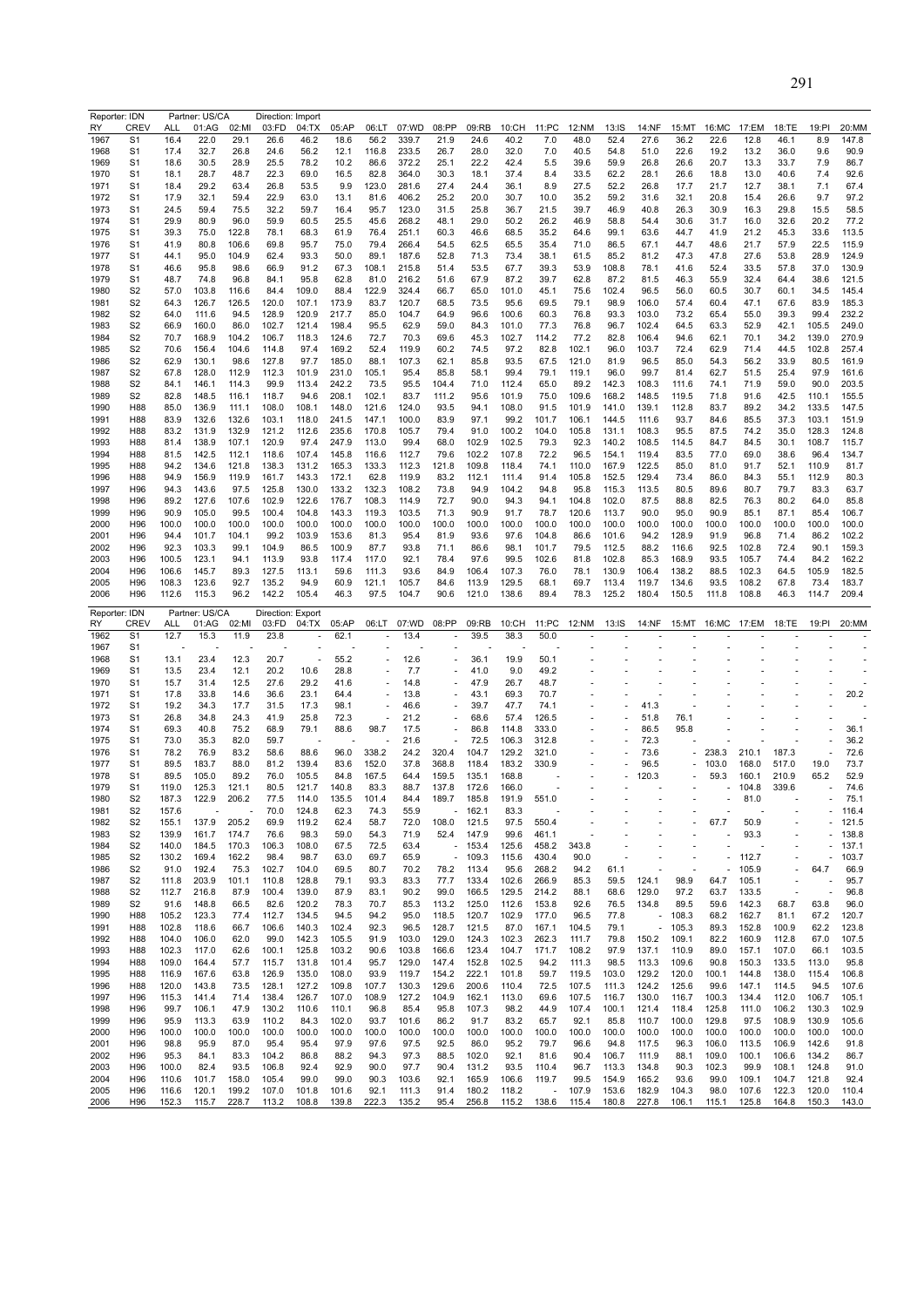| Reporter: IDN | | Partner: US/CA | | | Direction: Import | | | | | | | | | | | | | | | | |
|---|---|---|---|---|---|---|---|---|---|---|---|---|---|---|---|---|---|---|---|---|---|
| RY | CREV | ALL | 01:AG | 02:MI | 03:FD | 04:TX | 05:AP | 06:LT | 07:WD | 08:PP | 09:RB | 10:CH | 11:PC | 12:NM | 13:IS | 14:NF | 15:MT | 16:MC | 17:EM | 18:TE | 19:PI | 20:MM |
| 1967 | S1 | 16.4 | 22.0 | 29.1 | 26.6 | 46.2 | 18.6 | 56.2 | 339.7 | 21.9 | 24.6 | 40.2 | 7.0 | 48.0 | 52.4 | 27.6 | 36.2 | 22.6 | 12.8 | 46.1 | 8.9 | 147.8 |
| 1968 | S1 | 17.4 | 32.7 | 26.8 | 24.6 | 56.2 | 12.1 | 116.8 | 233.5 | 26.7 | 28.0 | 32.0 | 7.0 | 40.5 | 54.8 | 51.0 | 22.6 | 19.2 | 13.2 | 36.0 | 9.6 | 90.9 |
| 1969 | S1 | 18.6 | 30.5 | 28.9 | 25.5 | 78.2 | 10.2 | 86.6 | 372.2 | 25.1 | 22.2 | 42.4 | 5.5 | 39.6 | 59.9 | 26.8 | 26.6 | 20.7 | 13.3 | 33.7 | 7.9 | 86.7 |
| 1970 | S1 | 18.1 | 28.7 | 48.7 | 22.3 | 69.0 | 16.5 | 82.8 | 364.0 | 30.3 | 18.1 | 37.4 | 8.4 | 33.5 | 62.2 | 28.1 | 26.6 | 18.8 | 13.0 | 40.6 | 7.4 | 92.6 |
| 1971 | S1 | 18.4 | 29.2 | 63.4 | 26.8 | 53.5 | 9.9 | 123.0 | 281.6 | 27.4 | 24.4 | 36.1 | 8.9 | 27.5 | 52.2 | 26.8 | 17.7 | 21.7 | 12.7 | 38.1 | 7.1 | 67.4 |
| 1972 | S1 | 17.9 | 32.1 | 59.4 | 22.9 | 63.0 | 13.1 | 81.6 | 406.2 | 25.2 | 20.0 | 30.7 | 10.0 | 35.2 | 59.2 | 31.6 | 32.1 | 20.8 | 15.4 | 26.6 | 9.7 | 97.2 |
| 1973 | S1 | 24.5 | 59.4 | 75.5 | 32.2 | 59.7 | 16.4 | 95.7 | 123.0 | 31.5 | 25.8 | 36.7 | 21.5 | 39.7 | 46.9 | 40.8 | 26.3 | 30.9 | 16.3 | 29.8 | 15.5 | 58.5 |
| 1974 | S1 | 29.9 | 80.9 | 96.0 | 59.9 | 60.5 | 25.5 | 45.6 | 268.2 | 48.1 | 29.0 | 50.2 | 26.2 | 46.9 | 58.8 | 54.4 | 30.6 | 31.7 | 16.0 | 32.6 | 20.2 | 77.2 |
| 1975 | S1 | 39.3 | 75.0 | 122.8 | 78.1 | 68.3 | 61.9 | 76.4 | 251.1 | 60.3 | 46.6 | 68.5 | 35.2 | 64.6 | 99.1 | 63.6 | 44.7 | 41.9 | 21.2 | 45.3 | 33.6 | 113.5 |
| 1976 | S1 | 41.9 | 80.8 | 106.6 | 69.8 | 95.7 | 75.0 | 79.4 | 266.4 | 54.5 | 62.5 | 65.5 | 35.4 | 71.0 | 86.5 | 67.1 | 44.7 | 48.6 | 21.7 | 57.9 | 22.5 | 115.9 |
| 1977 | S1 | 44.1 | 95.0 | 104.9 | 62.4 | 93.3 | 50.0 | 89.1 | 187.6 | 52.8 | 71.3 | 73.4 | 38.1 | 61.5 | 85.2 | 81.2 | 47.3 | 47.8 | 27.6 | 53.8 | 28.9 | 124.9 |
| 1978 | S1 | 46.6 | 95.8 | 98.6 | 66.9 | 91.2 | 67.3 | 108.1 | 215.8 | 51.4 | 53.5 | 67.7 | 39.3 | 53.9 | 108.8 | 78.1 | 41.6 | 52.4 | 33.5 | 57.8 | 37.0 | 130.9 |
| 1979 | S1 | 48.7 | 74.8 | 96.8 | 84.1 | 95.8 | 62.8 | 81.0 | 216.2 | 51.6 | 67.9 | 87.2 | 39.7 | 62.8 | 87.2 | 81.5 | 46.3 | 55.9 | 32.4 | 64.4 | 38.6 | 121.5 |
| 1980 | S2 | 57.0 | 103.8 | 116.6 | 84.4 | 109.0 | 88.4 | 122.9 | 324.4 | 66.7 | 65.0 | 101.0 | 45.1 | 75.6 | 102.4 | 96.5 | 56.0 | 60.5 | 30.7 | 60.1 | 34.5 | 145.4 |
| 1981 | S2 | 64.3 | 126.7 | 126.5 | 120.0 | 107.1 | 173.9 | 83.7 | 120.7 | 68.5 | 73.5 | 95.6 | 69.5 | 79.1 | 98.9 | 106.0 | 57.4 | 60.4 | 47.1 | 67.6 | 83.9 | 185.3 |
| 1982 | S2 | 64.0 | 111.6 | 94.5 | 128.9 | 120.9 | 217.7 | 85.0 | 104.7 | 64.9 | 96.6 | 100.6 | 60.3 | 76.8 | 93.3 | 103.0 | 73.2 | 65.4 | 55.0 | 39.3 | 99.4 | 232.2 |
| 1983 | S2 | 66.9 | 160.0 | 86.0 | 102.7 | 121.4 | 198.4 | 95.5 | 62.9 | 59.0 | 84.3 | 101.0 | 77.3 | 76.8 | 96.7 | 102.4 | 64.5 | 63.3 | 52.9 | 42.1 | 105.5 | 249.0 |
| 1984 | S2 | 70.7 | 168.9 | 104.2 | 106.7 | 118.3 | 124.6 | 72.7 | 70.3 | 69.6 | 45.3 | 102.7 | 114.2 | 77.2 | 82.8 | 106.4 | 94.6 | 62.1 | 70.1 | 34.2 | 139.0 | 270.9 |
| 1985 | S2 | 70.6 | 156.4 | 104.6 | 114.8 | 97.4 | 169.2 | 52.4 | 119.9 | 60.2 | 74.5 | 97.2 | 82.8 | 102.1 | 96.0 | 103.7 | 72.4 | 62.9 | 71.4 | 44.5 | 102.8 | 257.4 |
| 1986 | S2 | 62.9 | 130.1 | 98.6 | 127.8 | 97.7 | 185.0 | 88.1 | 107.3 | 62.1 | 85.8 | 93.5 | 67.5 | 121.0 | 81.9 | 96.5 | 85.0 | 54.3 | 56.2 | 33.9 | 80.5 | 161.9 |
| 1987 | S2 | 67.8 | 128.0 | 112.9 | 112.3 | 101.9 | 231.0 | 105.1 | 95.4 | 85.8 | 58.1 | 99.4 | 79.1 | 119.1 | 96.0 | 99.7 | 81.4 | 62.7 | 51.5 | 25.4 | 97.9 | 161.6 |
| 1988 | S2 | 84.1 | 146.1 | 114.3 | 99.9 | 113.4 | 242.2 | 73.5 | 95.5 | 104.4 | 71.0 | 112.4 | 65.0 | 89.2 | 142.3 | 108.3 | 111.6 | 74.1 | 71.9 | 59.0 | 90.0 | 203.5 |
| 1989 | S2 | 82.8 | 148.5 | 116.1 | 118.7 | 94.6 | 208.1 | 102.1 | 83.7 | 111.2 | 95.6 | 101.9 | 75.0 | 109.6 | 168.2 | 148.5 | 119.5 | 71.8 | 91.6 | 42.5 | 110.1 | 155.5 |
| 1990 | H88 | 85.0 | 136.9 | 111.1 | 108.0 | 108.1 | 148.0 | 121.6 | 124.0 | 93.5 | 94.1 | 108.0 | 91.5 | 101.9 | 141.0 | 139.1 | 112.8 | 83.7 | 89.2 | 34.2 | 133.5 | 147.5 |
| 1991 | H88 | 83.9 | 132.6 | 132.6 | 103.1 | 118.0 | 241.5 | 147.1 | 100.0 | 83.9 | 97.1 | 99.2 | 101.7 | 106.1 | 144.5 | 111.6 | 93.7 | 84.6 | 85.5 | 37.3 | 103.1 | 151.9 |
| 1992 | H88 | 83.2 | 131.9 | 132.9 | 121.2 | 112.6 | 235.6 | 170.8 | 105.7 | 79.4 | 91.0 | 100.2 | 104.0 | 105.8 | 131.1 | 108.3 | 95.5 | 87.5 | 74.2 | 35.0 | 128.3 | 124.8 |
| 1993 | H88 | 81.4 | 138.9 | 107.1 | 120.9 | 97.4 | 247.9 | 113.0 | 99.4 | 68.0 | 102.9 | 102.5 | 79.3 | 92.3 | 140.2 | 108.5 | 114.5 | 84.7 | 84.5 | 30.1 | 108.7 | 115.7 |
| 1994 | H88 | 81.5 | 142.5 | 112.1 | 118.6 | 107.4 | 145.8 | 116.6 | 112.7 | 79.6 | 102.2 | 107.8 | 72.2 | 96.5 | 154.1 | 119.4 | 83.5 | 77.0 | 69.0 | 38.6 | 96.4 | 134.7 |
| 1995 | H88 | 94.2 | 134.6 | 121.8 | 138.3 | 131.2 | 165.3 | 133.3 | 112.3 | 121.8 | 109.8 | 118.4 | 74.1 | 110.0 | 167.9 | 122.5 | 85.0 | 81.0 | 91.7 | 52.1 | 110.9 | 81.7 |
| 1996 | H88 | 94.9 | 156.9 | 119.9 | 161.7 | 143.3 | 172.1 | 62.8 | 119.9 | 83.2 | 112.1 | 111.4 | 91.4 | 105.8 | 152.5 | 129.4 | 73.4 | 86.0 | 84.3 | 55.1 | 112.9 | 80.3 |
| 1997 | H96 | 94.3 | 143.6 | 97.5 | 125.8 | 130.0 | 133.2 | 132.3 | 108.2 | 73.8 | 94.9 | 104.2 | 94.8 | 95.8 | 115.3 | 113.5 | 80.5 | 89.6 | 80.7 | 79.7 | 83.3 | 63.7 |
| 1998 | H96 | 89.2 | 127.6 | 107.6 | 102.9 | 122.6 | 176.7 | 108.3 | 114.9 | 72.7 | 90.0 | 94.3 | 94.1 | 104.8 | 102.0 | 87.5 | 88.8 | 82.5 | 76.3 | 80.2 | 64.0 | 85.8 |
| 1999 | H96 | 90.9 | 105.0 | 99.5 | 100.4 | 104.8 | 143.3 | 119.3 | 103.5 | 71.3 | 90.9 | 91.7 | 78.7 | 120.6 | 113.7 | 90.0 | 95.0 | 90.9 | 85.1 | 87.1 | 85.4 | 106.7 |
| 2000 | H96 | 100.0 | 100.0 | 100.0 | 100.0 | 100.0 | 100.0 | 100.0 | 100.0 | 100.0 | 100.0 | 100.0 | 100.0 | 100.0 | 100.0 | 100.0 | 100.0 | 100.0 | 100.0 | 100.0 | 100.0 | 100.0 |
| 2001 | H96 | 94.4 | 101.7 | 104.1 | 99.2 | 103.9 | 153.6 | 81.3 | 95.4 | 81.9 | 93.6 | 97.6 | 104.8 | 86.6 | 101.6 | 94.2 | 128.9 | 91.9 | 96.8 | 71.4 | 86.2 | 102.2 |
| 2002 | H96 | 92.3 | 103.3 | 99.1 | 104.9 | 86.5 | 100.9 | 87.7 | 93.8 | 71.1 | 86.6 | 98.1 | 101.7 | 79.5 | 112.5 | 88.2 | 116.6 | 92.5 | 102.8 | 72.4 | 90.1 | 159.3 |
| 2003 | H96 | 100.5 | 123.1 | 94.1 | 113.9 | 93.8 | 117.4 | 117.0 | 92.1 | 78.4 | 97.6 | 99.5 | 102.6 | 81.8 | 102.8 | 85.3 | 168.9 | 93.5 | 105.7 | 74.4 | 84.2 | 162.2 |
| 2004 | H96 | 106.6 | 145.7 | 89.3 | 127.5 | 113.1 | 59.6 | 111.3 | 93.6 | 84.9 | 106.4 | 107.3 | 76.0 | 78.1 | 130.9 | 106.4 | 138.2 | 88.5 | 102.3 | 64.5 | 105.9 | 182.5 |
| 2005 | H96 | 108.3 | 123.6 | 92.7 | 135.2 | 94.9 | 60.9 | 121.1 | 105.7 | 84.6 | 113.9 | 129.5 | 68.1 | 69.7 | 113.4 | 119.7 | 134.6 | 93.5 | 108.2 | 67.8 | 73.4 | 183.7 |
| 2006 | H96 | 112.6 | 115.3 | 96.2 | 142.2 | 105.4 | 46.3 | 97.5 | 104.7 | 90.6 | 121.0 | 138.6 | 89.4 | 78.3 | 125.2 | 180.4 | 150.5 | 111.8 | 108.8 | 46.3 | 114.7 | 209.4 |

| Reporter: IDN | | Partner: US/CA | | | Direction: Export | | | | | | | | | | | | | | | | |
|---|---|---|---|---|---|---|---|---|---|---|---|---|---|---|---|---|---|---|---|---|---|
| RY | CREV | ALL | 01:AG | 02:MI | 03:FD | 04:TX | 05:AP | 06:LT | 07:WD | 08:PP | 09:RB | 10:CH | 11:PC | 12:NM | 13:IS | 14:NF | 15:MT | 16:MC | 17:EM | 18:TE | 19:PI | 20:MM |
| 1962 | S1 | 12.7 | 15.3 | 11.9 | 23.8 | - | 62.1 | - | 13.4 | - | 39.5 | 38.3 | 50.0 | - | - | - | - | - | - | - | - | - |
| 1967 | S1 | - | - | - | - | - | - | - | - | - | - | - | - | - | - | - | - | - | - | - | - | - |
| 1968 | S1 | 13.1 | 23.4 | 12.3 | 20.7 | - | 55.2 | - | 12.6 | - | 36.1 | 19.9 | 50.1 | - | - | - | - | - | - | - | - | - |
| 1969 | S1 | 13.5 | 23.4 | 12.1 | 20.2 | 10.6 | 28.8 | - | 7.7 | - | 41.0 | 9.0 | 49.2 | - | - | - | - | - | - | - | - | - |
| 1970 | S1 | 15.7 | 31.4 | 12.5 | 27.6 | 29.2 | 41.6 | - | 14.8 | - | 47.9 | 26.7 | 48.7 | - | - | - | - | - | - | - | - | - |
| 1971 | S1 | 17.8 | 33.8 | 14.6 | 36.6 | 23.1 | 64.4 | - | 13.8 | - | 43.1 | 69.3 | 70.7 | - | - | - | - | - | - | - | - | 20.2 |
| 1972 | S1 | 19.2 | 34.3 | 17.7 | 31.5 | 17.3 | 98.1 | - | 46.6 | - | 39.7 | 47.7 | 74.1 | - | - | 41.3 | - | - | - | - | - | - |
| 1973 | S1 | 26.8 | 34.8 | 24.3 | 41.9 | 25.8 | 72.3 | - | 21.2 | - | 68.6 | 57.4 | 126.5 | - | - | 51.8 | 76.1 | - | - | - | - | - |
| 1974 | S1 | 69.3 | 40.8 | 75.2 | 68.9 | 79.1 | 88.6 | 98.7 | 17.5 | - | 86.8 | 114.8 | 333.0 | - | - | 86.5 | 95.8 | - | - | - | - | 36.1 |
| 1975 | S1 | 73.0 | 35.3 | 82.0 | 59.7 | - | - | - | 21.6 | - | 72.5 | 106.3 | 312.8 | - | - | 72.3 | - | - | - | - | - | 36.2 |
| 1976 | S1 | 78.2 | 76.9 | 83.2 | 58.6 | 88.6 | 96.0 | 338.2 | 24.2 | 320.4 | 104.7 | 129.2 | 321.0 | - | - | 73.6 | - | 238.3 | 210.1 | 187.3 | - | 72.6 |
| 1977 | S1 | 89.5 | 183.7 | 88.0 | 81.2 | 139.4 | 83.6 | 152.0 | 37.8 | 368.8 | 118.4 | 183.2 | 330.9 | - | - | 96.5 | - | 103.0 | 168.0 | 517.0 | 19.0 | 73.7 |
| 1978 | S1 | 89.5 | 105.0 | 89.2 | 76.0 | 105.5 | 84.8 | 167.5 | 64.4 | 159.5 | 135.1 | 168.8 | - | - | - | 120.3 | - | 59.3 | 160.1 | 210.9 | 65.2 | 52.9 |
| 1979 | S1 | 119.0 | 125.3 | 121.1 | 80.5 | 121.7 | 140.8 | 83.3 | 88.7 | 137.8 | 172.6 | 166.0 | - | - | - | - | - | - | 104.8 | 339.6 | - | 74.6 |
| 1980 | S2 | 187.3 | 122.9 | 206.2 | 77.5 | 114.0 | 135.5 | 101.4 | 84.4 | 189.7 | 185.8 | 191.9 | 551.0 | - | - | - | - | - | 81.0 | - | - | 75.1 |
| 1981 | S2 | 157.6 | - | - | 70.0 | 124.8 | 62.3 | 74.3 | 55.9 | - | 162.1 | 83.3 | - | - | - | - | - | - | - | - | - | 116.4 |
| 1982 | S2 | 155.1 | 137.9 | 205.2 | 69.9 | 119.2 | 62.4 | 58.7 | 72.0 | 108.0 | 121.5 | 97.5 | 550.4 | - | - | - | - | 67.7 | 50.9 | - | - | 121.5 |
| 1983 | S2 | 139.9 | 161.7 | 174.7 | 76.6 | 98.3 | 59.0 | 54.3 | 71.9 | 52.4 | 147.9 | 99.6 | 461.1 | - | - | - | - | - | 93.3 | - | - | 138.8 |
| 1984 | S2 | 140.0 | 184.5 | 170.3 | 106.3 | 108.0 | 67.5 | 72.5 | 63.4 | - | 153.4 | 125.6 | 458.2 | 343.8 | - | - | - | - | - | - | - | 137.1 |
| 1985 | S2 | 130.2 | 169.4 | 162.2 | 98.4 | 98.7 | 63.0 | 69.7 | 65.9 | - | 109.3 | 115.6 | 430.4 | 90.0 | - | - | - | - | 112.7 | - | - | 103.7 |
| 1986 | S2 | 91.0 | 192.4 | 75.3 | 102.7 | 104.0 | 69.5 | 80.7 | 70.2 | 78.2 | 113.4 | 95.6 | 268.2 | 94.2 | 61.1 | - | - | - | 105.9 | - | 64.7 | 66.9 |
| 1987 | S2 | 111.8 | 203.9 | 101.1 | 110.8 | 128.8 | 79.1 | 93.3 | 83.3 | 77.7 | 133.4 | 102.6 | 266.9 | 85.3 | 59.5 | 124.1 | 98.9 | 64.7 | 105.1 | - | - | 95.7 |
| 1988 | S2 | 112.7 | 216.8 | 87.9 | 100.4 | 139.0 | 87.9 | 83.1 | 90.2 | 99.0 | 166.5 | 129.5 | 214.2 | 88.1 | 68.6 | 129.0 | 97.2 | 63.7 | 133.5 | - | - | 96.8 |
| 1989 | S2 | 91.6 | 148.8 | 66.5 | 82.6 | 120.2 | 78.3 | 70.7 | 85.3 | 113.2 | 125.0 | 112.6 | 153.8 | 92.6 | 76.5 | 134.8 | 89.5 | 59.6 | 142.3 | 68.7 | 63.8 | 96.0 |
| 1990 | H88 | 105.2 | 123.3 | 77.4 | 112.7 | 134.5 | 94.5 | 94.2 | 95.0 | 118.5 | 120.7 | 102.9 | 177.0 | 96.5 | 77.8 | - | 108.3 | 68.2 | 162.7 | 81.1 | 67.2 | 120.7 |
| 1991 | H88 | 102.8 | 118.6 | 66.7 | 106.6 | 140.3 | 102.4 | 92.3 | 96.5 | 128.7 | 121.5 | 87.0 | 167.1 | 104.5 | 79.1 | - | 105.3 | 89.3 | 152.8 | 100.9 | 62.2 | 123.8 |
| 1992 | H88 | 104.0 | 106.0 | 62.0 | 99.0 | 142.3 | 105.5 | 91.9 | 103.0 | 129.0 | 124.3 | 102.3 | 262.3 | 111.7 | 79.8 | 150.2 | 109.1 | 82.2 | 160.9 | 112.8 | 67.0 | 107.5 |
| 1993 | H88 | 102.3 | 117.0 | 62.6 | 100.1 | 125.8 | 103.2 | 90.6 | 103.8 | 166.6 | 123.4 | 104.7 | 171.7 | 108.2 | 97.9 | 137.1 | 110.9 | 89.0 | 157.1 | 107.0 | 66.1 | 103.5 |
| 1994 | H88 | 109.0 | 164.4 | 57.7 | 115.7 | 131.8 | 101.4 | 95.7 | 129.0 | 147.4 | 152.8 | 102.5 | 94.2 | 111.3 | 98.5 | 113.3 | 109.6 | 90.8 | 150.3 | 133.5 | 113.0 | 95.8 |
| 1995 | H88 | 116.9 | 167.6 | 63.8 | 126.9 | 135.0 | 108.0 | 93.9 | 119.7 | 154.2 | 222.1 | 101.8 | 59.7 | 119.5 | 103.0 | 129.2 | 120.0 | 100.1 | 144.8 | 138.0 | 115.4 | 106.8 |
| 1996 | H88 | 120.0 | 143.8 | 73.5 | 128.1 | 127.2 | 109.8 | 107.7 | 130.3 | 129.6 | 200.6 | 110.4 | 72.5 | 107.5 | 111.3 | 124.2 | 125.6 | 99.6 | 147.1 | 114.5 | 94.5 | 107.6 |
| 1997 | H96 | 115.3 | 141.4 | 71.4 | 138.4 | 126.7 | 107.0 | 108.9 | 127.2 | 104.9 | 162.1 | 113.0 | 69.6 | 107.5 | 116.7 | 130.0 | 116.7 | 100.3 | 134.4 | 112.0 | 106.7 | 105.1 |
| 1998 | H96 | 99.7 | 106.1 | 47.9 | 130.2 | 110.6 | 110.1 | 96.8 | 85.4 | 95.8 | 107.3 | 98.2 | 44.9 | 107.4 | 100.1 | 121.4 | 118.4 | 125.8 | 111.0 | 106.2 | 130.3 | 102.9 |
| 1999 | H96 | 95.9 | 113.3 | 63.9 | 110.2 | 84.3 | 102.0 | 93.7 | 101.6 | 86.2 | 91.7 | 83.2 | 65.7 | 92.1 | 85.8 | 110.7 | 100.0 | 129.8 | 97.5 | 108.9 | 130.9 | 105.6 |
| 2000 | H96 | 100.0 | 100.0 | 100.0 | 100.0 | 100.0 | 100.0 | 100.0 | 100.0 | 100.0 | 100.0 | 100.0 | 100.0 | 100.0 | 100.0 | 100.0 | 100.0 | 100.0 | 100.0 | 100.0 | 100.0 | 100.0 |
| 2001 | H96 | 98.8 | 95.9 | 87.0 | 95.4 | 95.4 | 97.9 | 97.6 | 97.5 | 92.5 | 86.0 | 95.2 | 79.7 | 96.6 | 94.8 | 117.5 | 96.3 | 106.0 | 113.5 | 106.9 | 142.6 | 91.8 |
| 2002 | H96 | 95.3 | 84.1 | 83.3 | 104.2 | 86.8 | 88.2 | 94.3 | 97.3 | 88.5 | 102.0 | 92.1 | 81.6 | 90.4 | 106.7 | 111.9 | 88.1 | 109.0 | 100.1 | 106.6 | 134.2 | 86.7 |
| 2003 | H96 | 100.0 | 82.4 | 93.5 | 106.8 | 92.4 | 92.9 | 90.0 | 97.7 | 90.4 | 131.2 | 93.5 | 110.4 | 96.7 | 113.3 | 134.8 | 90.3 | 102.3 | 99.9 | 108.1 | 124.8 | 91.0 |
| 2004 | H96 | 110.6 | 101.7 | 158.0 | 105.4 | 99.0 | 99.0 | 90.3 | 103.6 | 92.1 | 165.9 | 106.6 | 119.7 | 99.5 | 154.9 | 165.2 | 93.6 | 99.0 | 109.1 | 104.7 | 121.8 | 92.4 |
| 2005 | H96 | 116.6 | 120.1 | 199.2 | 107.0 | 101.8 | 101.6 | 92.1 | 111.3 | 91.4 | 180.2 | 118.2 | - | 107.9 | 153.6 | 182.9 | 104.3 | 98.0 | 107.6 | 122.3 | 120.0 | 110.4 |
| 2006 | H96 | 152.3 | 115.7 | 228.7 | 113.2 | 108.8 | 139.8 | 222.3 | 135.2 | 95.4 | 256.8 | 115.2 | 138.6 | 115.4 | 180.8 | 227.8 | 106.1 | 115.1 | 125.8 | 164.8 | 150.3 | 143.0 |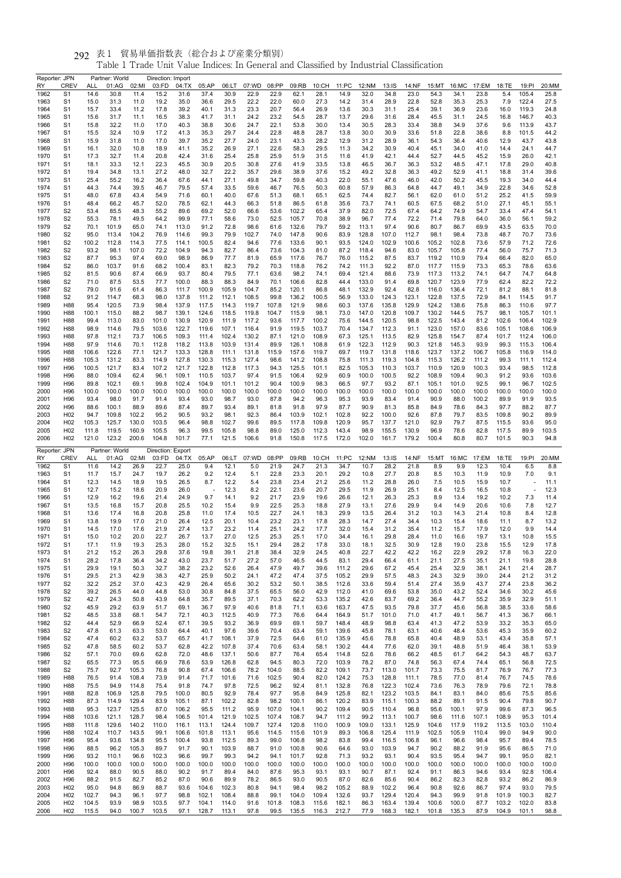表1 貿易単価指数表（総合および産業分類別）

Table 1 Trade Unit Value Indices: In General and Classified by Industrial Classification

| Reporter: JPN | | Partner: World | | Direction: Import | | | | | | | | | | | | | | | | |
|---|---|---|---|---|---|---|---|---|---|---|---|---|---|---|---|---|---|---|---|---|
| RY | CREV | ALL | 01:AG | 02:MI | 03:FD | 04:TX | 05:AP | 06:LT | 07:WD | 08:PP | 09:RB | 10:CH | 11:PC | 12:NM | 13:IS | 14:NF | 15:MT | 16:MC | 17:EM | 18:TE | 19:PI | 20:MM |
| 1962 | S1 | 14.6 | 30.8 | 11.4 | 15.2 | 31.6 | 37.4 | 30.9 | 22.9 | 22.9 | 62.1 | 28.1 | 14.9 | 32.0 | 34.8 | 23.0 | 54.3 | 34.1 | 23.8 | 5.4 | 105.4 | 25.8 |
| 1963 | S1 | 15.0 | 31.3 | 11.0 | 19.2 | 35.0 | 36.6 | 29.5 | 22.2 | 22.0 | 60.0 | 27.3 | 14.2 | 31.4 | 28.9 | 22.8 | 52.8 | 35.3 | 25.3 | 7.9 | 122.4 | 27.5 |
| 1964 | S1 | 15.7 | 33.4 | 11.2 | 17.8 | 39.2 | 40.1 | 31.3 | 23.3 | 20.7 | 56.4 | 26.9 | 13.6 | 30.3 | 31.1 | 25.4 | 39.1 | 36.9 | 23.6 | 16.0 | 119.3 | 24.8 |
| 1965 | S1 | 15.6 | 31.7 | 11.1 | 16.5 | 38.3 | 41.7 | 31.1 | 24.2 | 23.2 | 54.5 | 28.7 | 13.7 | 29.6 | 31.6 | 28.4 | 45.5 | 31.1 | 24.5 | 16.8 | 146.7 | 40.3 |
| 1966 | S1 | 15.8 | 32.2 | 11.0 | 17.0 | 40.3 | 38.8 | 30.6 | 24.7 | 22.1 | 53.8 | 30.0 | 13.4 | 30.5 | 28.3 | 33.4 | 38.8 | 34.9 | 37.6 | 9.6 | 113.9 | 43.7 |
| 1967 | S1 | 15.5 | 32.4 | 10.9 | 17.2 | 41.3 | 35.3 | 29.7 | 24.4 | 22.8 | 48.8 | 28.7 | 13.8 | 30.0 | 30.9 | 33.6 | 51.8 | 22.8 | 38.6 | 8.8 | 101.5 | 44.2 |
| 1968 | S1 | 15.9 | 31.8 | 11.0 | 17.0 | 39.7 | 35.2 | 27.7 | 24.0 | 23.1 | 43.3 | 28.2 | 12.9 | 31.2 | 28.9 | 36.1 | 54.3 | 36.4 | 40.6 | 12.9 | 43.7 | 43.8 |
| 1969 | S1 | 16.1 | 32.0 | 10.8 | 18.9 | 41.1 | 35.2 | 26.9 | 27.1 | 22.6 | 58.3 | 29.5 | 11.3 | 34.2 | 30.9 | 40.4 | 45.1 | 34.0 | 41.0 | 14.4 | 24.1 | 44.7 |
| 1970 | S1 | 17.3 | 32.7 | 11.4 | 20.8 | 42.4 | 31.6 | 25.4 | 25.8 | 25.9 | 51.9 | 31.5 | 11.6 | 41.9 | 42.1 | 44.4 | 52.7 | 44.5 | 45.2 | 15.9 | 26.0 | 42.1 |
| 1971 | S1 | 18.1 | 33.3 | 12.1 | 22.3 | 45.5 | 30.9 | 20.5 | 30.8 | 27.6 | 41.9 | 33.5 | 13.8 | 46.5 | 36.7 | 36.3 | 53.2 | 48.5 | 47.1 | 17.8 | 29.0 | 40.8 |
| 1972 | S1 | 19.4 | 34.8 | 13.1 | 27.2 | 48.0 | 32.7 | 22.2 | 35.7 | 29.6 | 38.9 | 37.6 | 15.2 | 49.2 | 32.8 | 36.3 | 49.2 | 52.9 | 41.1 | 18.8 | 31.4 | 39.6 |
| 1973 | S1 | 25.4 | 55.2 | 16.2 | 36.4 | 67.6 | 44.1 | 27.1 | 49.8 | 34.7 | 59.8 | 40.3 | 22.0 | 55.1 | 47.6 | 46.0 | 42.0 | 50.2 | 45.5 | 19.3 | 34.0 | 44.4 |
| 1974 | S1 | 44.3 | 74.4 | 39.5 | 46.7 | 79.5 | 57.4 | 33.5 | 59.6 | 46.7 | 76.5 | 50.3 | 60.8 | 57.9 | 86.3 | 64.8 | 44.7 | 49.1 | 34.9 | 22.8 | 34.6 | 52.8 |
| 1975 | S1 | 48.0 | 67.8 | 43.4 | 54.9 | 71.6 | 60.1 | 40.0 | 67.6 | 51.3 | 68.1 | 65.1 | 62.5 | 74.4 | 82.7 | 56.1 | 62.0 | 61.0 | 51.2 | 25.2 | 41.5 | 59.9 |
| 1976 | S1 | 48.4 | 66.2 | 45.7 | 52.0 | 78.5 | 62.1 | 44.3 | 66.3 | 51.8 | 86.5 | 61.8 | 35.6 | 73.7 | 74.1 | 60.5 | 67.5 | 68.2 | 51.0 | 27.1 | 45.1 | 55.1 |
| 1977 | S2 | 53.4 | 85.5 | 48.3 | 55.2 | 89.6 | 69.2 | 52.0 | 66.6 | 53.6 | 102.2 | 65.4 | 37.9 | 82.0 | 72.5 | 67.4 | 64.2 | 74.9 | 54.7 | 33.4 | 47.4 | 54.1 |
| 1978 | S2 | 55.3 | 78.1 | 49.5 | 64.2 | 99.9 | 77.1 | 58.6 | 73.0 | 52.5 | 105.7 | 70.8 | 38.9 | 96.7 | 77.4 | 72.2 | 71.4 | 79.8 | 64.0 | 36.0 | 56.1 | 59.2 |
| 1979 | S2 | 70.1 | 101.9 | 65.0 | 74.1 | 113.0 | 91.2 | 72.8 | 98.6 | 61.6 | 132.6 | 79.7 | 59.2 | 113.1 | 97.4 | 90.6 | 80.7 | 86.7 | 69.9 | 43.5 | 63.5 | 70.0 |
| 1980 | S2 | 95.0 | 113.4 | 104.2 | 76.9 | 114.6 | 99.3 | 79.9 | 102.7 | 74.0 | 147.8 | 90.6 | 83.9 | 128.8 | 107.0 | 112.7 | 98.1 | 98.4 | 73.8 | 48.7 | 70.7 | 73.6 |
| 1981 | S2 | 100.2 | 112.8 | 114.3 | 77.5 | 114.1 | 100.5 | 82.4 | 94.6 | 77.6 | 133.6 | 90.1 | 93.5 | 124.0 | 102.9 | 100.6 | 105.2 | 102.8 | 73.6 | 57.9 | 71.2 | 72.6 |
| 1982 | S2 | 93.2 | 98.1 | 107.0 | 72.2 | 104.9 | 94.3 | 82.7 | 86.4 | 73.6 | 104.3 | 81.0 | 87.2 | 118.4 | 94.6 | 83.0 | 105.7 | 105.8 | 77.4 | 56.0 | 75.7 | 71.3 |
| 1983 | S2 | 87.7 | 95.3 | 97.4 | 69.0 | 98.9 | 86.9 | 77.7 | 81.9 | 65.9 | 117.6 | 76.7 | 76.0 | 115.2 | 87.5 | 83.7 | 119.2 | 110.9 | 79.4 | 66.4 | 82.0 | 65.0 |
| 1984 | S2 | 86.0 | 103.7 | 91.6 | 68.2 | 100.4 | 83.1 | 82.3 | 79.2 | 70.3 | 118.8 | 76.2 | 74.2 | 111.3 | 92.2 | 87.0 | 117.7 | 115.9 | 73.3 | 65.3 | 78.6 | 63.6 |
| 1985 | S2 | 81.5 | 90.6 | 87.4 | 66.9 | 93.7 | 80.4 | 79.5 | 77.1 | 63.6 | 98.2 | 74.1 | 69.4 | 121.4 | 88.6 | 73.9 | 117.3 | 113.2 | 74.1 | 64.7 | 74.7 | 64.8 |
| 1986 | S2 | 71.0 | 87.5 | 53.5 | 77.7 | 100.0 | 88.3 | 88.3 | 84.9 | 70.1 | 106.6 | 82.8 | 44.4 | 133.0 | 91.4 | 69.8 | 120.7 | 123.9 | 77.9 | 62.4 | 82.2 | 72.2 |
| 1987 | S2 | 79.0 | 91.6 | 61.4 | 86.3 | 111.7 | 100.9 | 105.9 | 104.7 | 85.2 | 120.1 | 86.8 | 48.1 | 132.9 | 92.4 | 82.8 | 116.0 | 136.4 | 72.1 | 81.2 | 88.1 | 81.8 |
| 1988 | S2 | 91.2 | 114.7 | 68.3 | 98.0 | 137.8 | 111.2 | 112.1 | 108.5 | 99.8 | 136.2 | 100.5 | 56.9 | 133.0 | 124.3 | 123.1 | 122.8 | 137.5 | 72.9 | 84.1 | 114.5 | 91.7 |
| 1989 | H88 | 95.4 | 120.5 | 73.9 | 98.4 | 137.9 | 117.5 | 114.3 | 119.7 | 107.8 | 121.9 | 98.6 | 60.3 | 137.6 | 135.8 | 129.9 | 124.2 | 138.6 | 75.8 | 86.3 | 110.6 | 97.7 |
| 1990 | H88 | 100.1 | 115.0 | 88.2 | 98.7 | 139.1 | 124.6 | 118.5 | 119.8 | 104.7 | 115.9 | 98.1 | 73.0 | 147.0 | 120.8 | 109.7 | 130.2 | 144.5 | 75.7 | 98.1 | 105.7 | 101.1 |
| 1991 | H88 | 99.4 | 113.0 | 83.0 | 101.0 | 130.9 | 120.9 | 111.9 | 117.2 | 93.6 | 117.7 | 100.2 | 75.6 | 144.5 | 120.5 | 98.8 | 122.5 | 143.4 | 81.2 | 102.6 | 106.4 | 102.9 |
| 1992 | H88 | 98.9 | 114.6 | 79.5 | 103.6 | 122.7 | 119.6 | 107.1 | 116.4 | 91.9 | 119.5 | 103.7 | 70.4 | 134.7 | 112.3 | 91.1 | 123.0 | 157.0 | 83.6 | 105.1 | 108.6 | 106.9 |
| 1993 | H88 | 97.8 | 112.1 | 73.7 | 106.5 | 109.3 | 111.4 | 102.4 | 130.2 | 87.1 | 121.0 | 108.9 | 67.3 | 125.1 | 113.5 | 82.9 | 125.8 | 154.7 | 87.4 | 101.7 | 112.4 | 106.0 |
| 1994 | H88 | 97.9 | 114.6 | 70.1 | 112.8 | 118.2 | 113.8 | 103.9 | 131.4 | 89.9 | 126.1 | 108.8 | 61.9 | 122.3 | 112.9 | 90.3 | 121.8 | 145.3 | 93.9 | 99.3 | 115.3 | 106.4 |
| 1995 | H88 | 106.6 | 122.6 | 77.1 | 121.7 | 133.3 | 128.8 | 111.1 | 131.8 | 115.9 | 157.6 | 119.7 | 69.7 | 119.7 | 131.8 | 118.6 | 123.7 | 137.2 | 106.7 | 105.8 | 116.9 | 114.0 |
| 1996 | H88 | 105.3 | 131.2 | 83.3 | 114.9 | 127.8 | 130.3 | 115.3 | 127.4 | 98.6 | 141.2 | 108.8 | 75.8 | 111.3 | 119.3 | 104.8 | 115.3 | 126.2 | 111.2 | 99.3 | 111.1 | 112.4 |
| 1997 | H96 | 100.5 | 121.7 | 83.4 | 107.2 | 121.7 | 122.8 | 112.8 | 117.3 | 94.3 | 125.5 | 101.1 | 82.5 | 105.3 | 110.3 | 103.7 | 110.9 | 120.9 | 100.3 | 93.4 | 98.5 | 112.8 |
| 1998 | H96 | 88.0 | 109.4 | 62.4 | 96.1 | 109.1 | 110.5 | 103.7 | 97.4 | 91.5 | 106.4 | 92.9 | 60.9 | 100.0 | 100.5 | 92.2 | 108.9 | 109.4 | 90.3 | 91.2 | 93.6 | 103.6 |
| 1999 | H96 | 89.8 | 102.1 | 69.1 | 99.8 | 102.4 | 104.9 | 101.1 | 101.2 | 90.4 | 100.9 | 98.3 | 66.5 | 97.7 | 93.2 | 87.1 | 105.1 | 101.0 | 92.5 | 99.1 | 96.7 | 102.5 |
| 2000 | H96 | 100.0 | 100.0 | 100.0 | 100.0 | 100.0 | 100.0 | 100.0 | 100.0 | 100.0 | 100.0 | 100.0 | 100.0 | 100.0 | 100.0 | 100.0 | 100.0 | 100.0 | 100.0 | 100.0 | 100.0 | 100.0 |
| 2001 | H96 | 93.4 | 98.0 | 91.7 | 91.4 | 93.4 | 93.0 | 98.7 | 93.0 | 87.8 | 94.2 | 96.3 | 95.3 | 93.9 | 83.4 | 91.4 | 90.9 | 88.0 | 100.2 | 89.9 | 91.9 | 93.5 |
| 2002 | H96 | 88.6 | 100.1 | 88.9 | 89.6 | 87.4 | 89.7 | 93.4 | 89.1 | 81.8 | 91.8 | 97.9 | 87.7 | 90.9 | 81.3 | 85.8 | 84.9 | 78.6 | 84.3 | 97.7 | 88.2 | 87.7 |
| 2003 | H02 | 94.7 | 109.8 | 102.2 | 95.2 | 90.5 | 93.2 | 98.1 | 92.3 | 86.4 | 103.9 | 102.1 | 102.8 | 92.2 | 100.0 | 92.6 | 87.8 | 79.7 | 83.5 | 109.8 | 90.2 | 89.9 |
| 2004 | H02 | 105.3 | 125.7 | 130.0 | 103.5 | 96.4 | 98.8 | 102.7 | 99.6 | 89.5 | 117.8 | 109.8 | 120.9 | 95.7 | 137.7 | 121.0 | 92.9 | 79.7 | 87.5 | 115.5 | 93.6 | 95.0 |
| 2005 | H02 | 111.8 | 119.5 | 160.9 | 105.5 | 96.3 | 99.5 | 105.8 | 98.8 | 89.0 | 125.0 | 112.3 | 143.4 | 98.9 | 155.5 | 130.9 | 96.9 | 78.6 | 82.8 | 117.5 | 89.9 | 103.5 |
| 2006 | H02 | 121.0 | 123.2 | 200.6 | 104.8 | 101.7 | 77.1 | 121.5 | 106.6 | 91.8 | 150.8 | 117.5 | 172.0 | 102.0 | 161.7 | 179.2 | 100.4 | 80.8 | 80.7 | 101.5 | 90.3 | 94.8 |

| Reporter: JPN | | Partner: World | | Direction: Export | | | | | | | | | | | | | | | | |
|---|---|---|---|---|---|---|---|---|---|---|---|---|---|---|---|---|---|---|---|---|
| RY | CREV | ALL | 01:AG | 02:MI | 03:FD | 04:TX | 05:AP | 06:LT | 07:WD | 08:PP | 09:RB | 10:CH | 11:PC | 12:NM | 13:IS | 14:NF | 15:MT | 16:MC | 17:EM | 18:TE | 19:PI | 20:MM |
| 1962 | S1 | 11.6 | 14.2 | 26.9 | 22.7 | 25.0 | 9.4 | 12.1 | 5.0 | 21.9 | 24.7 | 21.3 | 34.7 | 10.7 | 28.2 | 21.8 | 8.9 | 9.9 | 12.3 | 10.4 | 6.5 | 8.8 |
| 1963 | S1 | 11.7 | 15.7 | 24.7 | 19.7 | 26.2 | 9.2 | 12.4 | 5.1 | 22.8 | 23.3 | 20.1 | 29.2 | 10.8 | 27.7 | 20.8 | 8.5 | 10.3 | 11.9 | 10.9 | 7.0 | 9.1 |
| 1964 | S1 | 12.3 | 14.5 | 18.9 | 19.5 | 26.5 | 8.7 | 12.2 | 5.4 | 23.8 | 23.4 | 21.2 | 25.6 | 11.2 | 28.8 | 26.0 | 7.5 | 10.5 | 15.9 | 10.7 | - | 11.1 |
| 1965 | S1 | 12.7 | 15.2 | 18.6 | 20.9 | 26.0 | - | 12.3 | 8.2 | 22.1 | 23.6 | 20.7 | 29.5 | 11.9 | 26.9 | 25.1 | 8.4 | 12.5 | 16.5 | 10.8 | - | 12.3 |
| 1966 | S1 | 12.9 | 16.2 | 19.6 | 21.4 | 24.9 | 9.7 | 14.1 | 9.2 | 21.7 | 23.9 | 19.6 | 26.6 | 12.1 | 26.3 | 25.3 | 8.9 | 13.4 | 19.2 | 10.2 | 7.3 | 11.4 |
| 1967 | S1 | 13.5 | 16.8 | 15.7 | 20.8 | 25.5 | 10.2 | 15.4 | 9.9 | 22.5 | 25.3 | 18.8 | 27.9 | 13.1 | 27.6 | 29.9 | 9.4 | 14.9 | 20.6 | 10.6 | 7.8 | 12.7 |
| 1968 | S1 | 13.6 | 17.4 | 16.8 | 20.8 | 25.8 | 11.0 | 17.4 | 10.5 | 22.7 | 24.1 | 18.3 | 29.9 | 13.5 | 26.4 | 31.2 | 10.3 | 14.3 | 21.4 | 10.8 | 8.4 | 12.8 |
| 1969 | S1 | 13.8 | 19.9 | 17.0 | 21.0 | 26.4 | 12.5 | 20.1 | 10.4 | 23.2 | 23.1 | 17.8 | 28.3 | 14.7 | 27.4 | 34.4 | 10.3 | 15.4 | 18.6 | 11.1 | 8.7 | 13.2 |
| 1970 | S1 | 14.5 | 17.0 | 17.6 | 21.9 | 27.4 | 13.7 | 23.2 | 11.4 | 25.1 | 24.2 | 17.7 | 32.0 | 15.4 | 31.2 | 35.4 | 11.2 | 15.7 | 17.9 | 12.0 | 9.9 | 14.4 |
| 1971 | S1 | 15.0 | 10.2 | 20.0 | 22.7 | 26.7 | 13.7 | 27.0 | 12.5 | 25.3 | 25.1 | 17.0 | 34.4 | 16.1 | 29.8 | 28.4 | 11.0 | 16.6 | 19.7 | 13.1 | 10.8 | 15.5 |
| 1972 | S1 | 17.1 | 11.9 | 19.3 | 25.3 | 28.0 | 15.2 | 32.5 | 15.1 | 29.4 | 28.2 | 17.8 | 33.0 | 18.1 | 32.5 | 30.9 | 12.8 | 19.0 | 23.8 | 15.5 | 12.9 | 17.8 |
| 1973 | S1 | 21.2 | 15.2 | 26.3 | 29.8 | 37.6 | 19.8 | 39.1 | 21.8 | 38.4 | 32.9 | 24.5 | 40.8 | 22.7 | 42.2 | 42.2 | 16.2 | 22.9 | 29.2 | 17.8 | 16.3 | 22.0 |
| 1974 | S1 | 28.2 | 17.8 | 36.4 | 34.2 | 43.0 | 23.7 | 51.7 | 27.2 | 57.0 | 46.5 | 44.5 | 83.1 | 29.4 | 66.4 | 61.1 | 21.1 | 27.5 | 35.1 | 21.1 | 19.8 | 28.8 |
| 1975 | S1 | 29.9 | 19.1 | 50.3 | 32.7 | 38.2 | 23.2 | 52.6 | 26.4 | 47.9 | 49.7 | 39.6 | 111.2 | 29.6 | 67.2 | 45.4 | 25.4 | 32.9 | 38.1 | 24.1 | 21.4 | 28.7 |
| 1976 | S1 | 29.5 | 21.3 | 42.9 | 38.3 | 42.7 | 25.9 | 50.2 | 24.1 | 47.2 | 47.4 | 37.5 | 105.2 | 29.9 | 57.5 | 48.3 | 24.3 | 32.9 | 39.0 | 24.4 | 21.2 | 31.2 |
| 1977 | S2 | 32.2 | 25.2 | 37.0 | 42.3 | 42.9 | 26.4 | 65.6 | 30.2 | 53.2 | 50.1 | 38.5 | 112.6 | 33.6 | 59.4 | 51.4 | 27.4 | 35.9 | 43.7 | 27.4 | 23.8 | 36.2 |
| 1978 | S2 | 39.2 | 26.5 | 44.0 | 44.8 | 53.0 | 30.8 | 84.8 | 37.5 | 65.5 | 56.0 | 42.9 | 112.0 | 41.0 | 69.6 | 53.8 | 35.0 | 43.2 | 52.4 | 34.6 | 30.2 | 45.6 |
| 1979 | S2 | 42.7 | 24.3 | 50.8 | 43.9 | 64.8 | 35.7 | 89.5 | 37.1 | 70.3 | 62.2 | 53.3 | 135.2 | 42.6 | 83.7 | 69.2 | 36.4 | 44.7 | 55.2 | 35.9 | 32.9 | 51.1 |
| 1980 | S2 | 45.9 | 29.2 | 63.9 | 51.7 | 69.1 | 36.7 | 97.9 | 40.6 | 81.8 | 71.1 | 63.6 | 163.7 | 47.5 | 93.5 | 79.8 | 37.7 | 45.6 | 56.8 | 38.5 | 33.6 | 58.6 |
| 1981 | S2 | 48.5 | 33.8 | 68.1 | 54.7 | 72.1 | 40.3 | 112.5 | 40.9 | 77.3 | 76.6 | 64.4 | 164.9 | 51.7 | 101.0 | 71.0 | 41.7 | 49.1 | 56.7 | 41.3 | 36.7 | 66.1 |
| 1982 | S2 | 44.4 | 52.9 | 66.9 | 52.4 | 67.1 | 39.5 | 93.2 | 36.9 | 69.9 | 69.1 | 59.7 | 148.4 | 48.9 | 98.8 | 63.4 | 41.3 | 47.2 | 53.9 | 33.2 | 35.3 | 65.0 |
| 1983 | S2 | 47.8 | 61.3 | 63.3 | 53.0 | 64.4 | 40.1 | 97.6 | 39.6 | 70.4 | 63.4 | 59.1 | 139.6 | 45.8 | 78.1 | 63.1 | 40.6 | 48.4 | 53.6 | 45.3 | 35.9 | 60.2 |
| 1984 | S2 | 47.4 | 60.2 | 63.2 | 53.7 | 65.7 | 41.7 | 108.1 | 37.9 | 72.5 | 64.6 | 61.0 | 135.9 | 45.6 | 78.8 | 65.8 | 40.4 | 48.9 | 53.1 | 43.4 | 35.8 | 57.1 |
| 1985 | S2 | 47.8 | 58.5 | 60.2 | 53.7 | 62.8 | 42.2 | 107.8 | 37.4 | 70.6 | 63.4 | 58.1 | 130.2 | 44.4 | 77.6 | 62.0 | 39.1 | 48.8 | 51.9 | 46.4 | 38.1 | 53.9 |
| 1986 | S2 | 57.1 | 70.0 | 69.6 | 62.8 | 72.0 | 48.6 | 137.1 | 50.6 | 87.7 | 76.4 | 65.4 | 114.8 | 52.6 | 78.6 | 66.2 | 48.5 | 61.7 | 64.2 | 54.3 | 48.7 | 63.7 |
| 1987 | S2 | 65.5 | 77.3 | 95.5 | 66.9 | 78.6 | 53.9 | 126.8 | 62.8 | 94.5 | 80.3 | 72.0 | 103.9 | 78.2 | 87.0 | 74.8 | 56.3 | 67.4 | 74.4 | 65.1 | 56.8 | 72.5 |
| 1988 | S2 | 75.7 | 92.7 | 105.3 | 76.8 | 90.8 | 67.4 | 106.6 | 78.2 | 104.0 | 88.5 | 82.2 | 109.1 | 73.7 | 113.0 | 101.7 | 73.3 | 75.5 | 81.7 | 76.9 | 76.7 | 77.3 |
| 1989 | H88 | 76.5 | 91.4 | 108.4 | 73.9 | 91.4 | 71.7 | 101.6 | 71.6 | 102.5 | 90.4 | 82.0 | 124.2 | 75.3 | 128.8 | 111.1 | 78.5 | 77.0 | 81.4 | 76.7 | 74.5 | 78.6 |
| 1990 | H88 | 75.5 | 94.9 | 114.8 | 75.4 | 91.8 | 74.7 | 97.8 | 72.5 | 96.2 | 92.4 | 81.1 | 132.8 | 76.8 | 122.3 | 102.4 | 73.6 | 76.3 | 78.9 | 79.6 | 72.1 | 78.8 |
| 1991 | H88 | 82.1 | 106.9 | 125.8 | 79.5 | 100.0 | 80.5 | 92.9 | 78.4 | 97.7 | 95.8 | 84.9 | 125.8 | 82.1 | 123.2 | 103.5 | 84.1 | 83.1 | 84.0 | 85.6 | 75.5 | 85.6 |
| 1992 | H88 | 87.3 | 114.9 | 129.4 | 83.9 | 105.1 | 87.1 | 102.2 | 82.8 | 98.2 | 100.1 | 86.1 | 120.2 | 83.9 | 115.1 | 100.3 | 88.2 | 89.1 | 91.5 | 90.4 | 79.8 | 90.7 |
| 1993 | H88 | 95.3 | 123.7 | 125.5 | 87.0 | 106.2 | 95.5 | 111.2 | 95.9 | 107.0 | 104.1 | 90.2 | 109.4 | 90.5 | 110.4 | 96.8 | 95.6 | 100.1 | 97.9 | 99.6 | 87.3 | 96.5 |
| 1994 | H88 | 103.6 | 121.1 | 128.7 | 98.4 | 106.5 | 101.4 | 121.9 | 102.5 | 107.4 | 108.7 | 94.7 | 111.2 | 99.2 | 113.1 | 100.7 | 98.6 | 111.6 | 107.1 | 108.9 | 95.3 | 101.4 |
| 1995 | H88 | 111.8 | 129.6 | 140.2 | 110.0 | 116.1 | 113.1 | 124.4 | 109.7 | 127.4 | 120.8 | 110.0 | 100.9 | 109.0 | 133.1 | 125.9 | 104.6 | 117.9 | 119.2 | 113.5 | 103.0 | 110.4 |
| 1996 | H88 | 102.4 | 110.7 | 143.5 | 99.1 | 106.6 | 101.8 | 113.1 | 95.6 | 114.5 | 115.6 | 101.9 | 89.3 | 106.8 | 125.4 | 111.9 | 102.5 | 105.9 | 110.4 | 99.0 | 94.9 | 90.0 |
| 1997 | H96 | 95.4 | 93.6 | 134.8 | 95.5 | 100.4 | 93.8 | 112.5 | 89.3 | 99.0 | 106.8 | 98.2 | 83.8 | 99.4 | 116.5 | 106.8 | 96.1 | 96.6 | 98.4 | 95.7 | 89.4 | 78.5 |
| 1998 | H96 | 88.5 | 96.2 | 105.3 | 89.7 | 91.7 | 90.1 | 103.9 | 88.7 | 91.0 | 100.8 | 90.6 | 64.6 | 93.0 | 103.9 | 94.7 | 90.2 | 88.2 | 91.9 | 95.6 | 86.5 | 71.0 |
| 1999 | H96 | 93.2 | 110.1 | 96.6 | 102.3 | 96.6 | 99.7 | 99.3 | 94.2 | 94.1 | 101.7 | 92.8 | 71.3 | 93.2 | 93.1 | 90.4 | 93.5 | 95.4 | 94.7 | 99.1 | 95.0 | 82.1 |
| 2000 | H96 | 100.0 | 100.0 | 100.0 | 100.0 | 100.0 | 100.0 | 100.0 | 100.0 | 100.0 | 100.0 | 100.0 | 100.0 | 100.0 | 100.0 | 100.0 | 100.0 | 100.0 | 100.0 | 100.0 | 100.0 | 100.0 |
| 2001 | H96 | 92.4 | 88.0 | 90.5 | 88.0 | 90.2 | 91.7 | 89.4 | 84.0 | 87.6 | 95.3 | 93.1 | 93.1 | 90.7 | 87.1 | 92.4 | 91.1 | 86.3 | 94.6 | 93.4 | 92.8 | 106.4 |
| 2002 | H96 | 88.2 | 91.5 | 82.7 | 85.2 | 87.0 | 90.6 | 89.9 | 78.2 | 86.5 | 93.0 | 90.5 | 87.0 | 82.6 | 85.6 | 90.4 | 86.2 | 82.3 | 82.8 | 93.2 | 86.2 | 86.9 |
| 2003 | H02 | 95.0 | 94.8 | 86.9 | 88.7 | 93.6 | 104.6 | 102.3 | 80.8 | 94.1 | 98.4 | 98.2 | 105.2 | 88.9 | 102.2 | 96.4 | 90.8 | 92.6 | 86.7 | 97.4 | 93.0 | 79.5 |
| 2004 | H02 | 102.7 | 94.3 | 96.1 | 97.7 | 98.8 | 102.1 | 108.4 | 88.8 | 99.1 | 104.0 | 109.4 | 132.6 | 93.7 | 129.4 | 120.4 | 94.3 | 99.9 | 91.8 | 101.9 | 100.3 | 82.7 |
| 2005 | H02 | 104.5 | 93.9 | 98.9 | 103.5 | 97.7 | 104.1 | 114.0 | 91.6 | 101.8 | 108.3 | 115.6 | 182.1 | 86.3 | 163.4 | 139.4 | 100.6 | 100.0 | 87.7 | 103.2 | 102.0 | 83.8 |
| 2006 | H02 | 115.5 | 94.0 | 100.7 | 103.5 | 97.1 | 128.7 | 113.1 | 97.8 | 99.5 | 135.5 | 116.3 | 212.7 | 77.9 | 168.3 | 182.1 | 101.8 | 135.3 | 87.9 | 104.9 | 101.1 | 98.8 |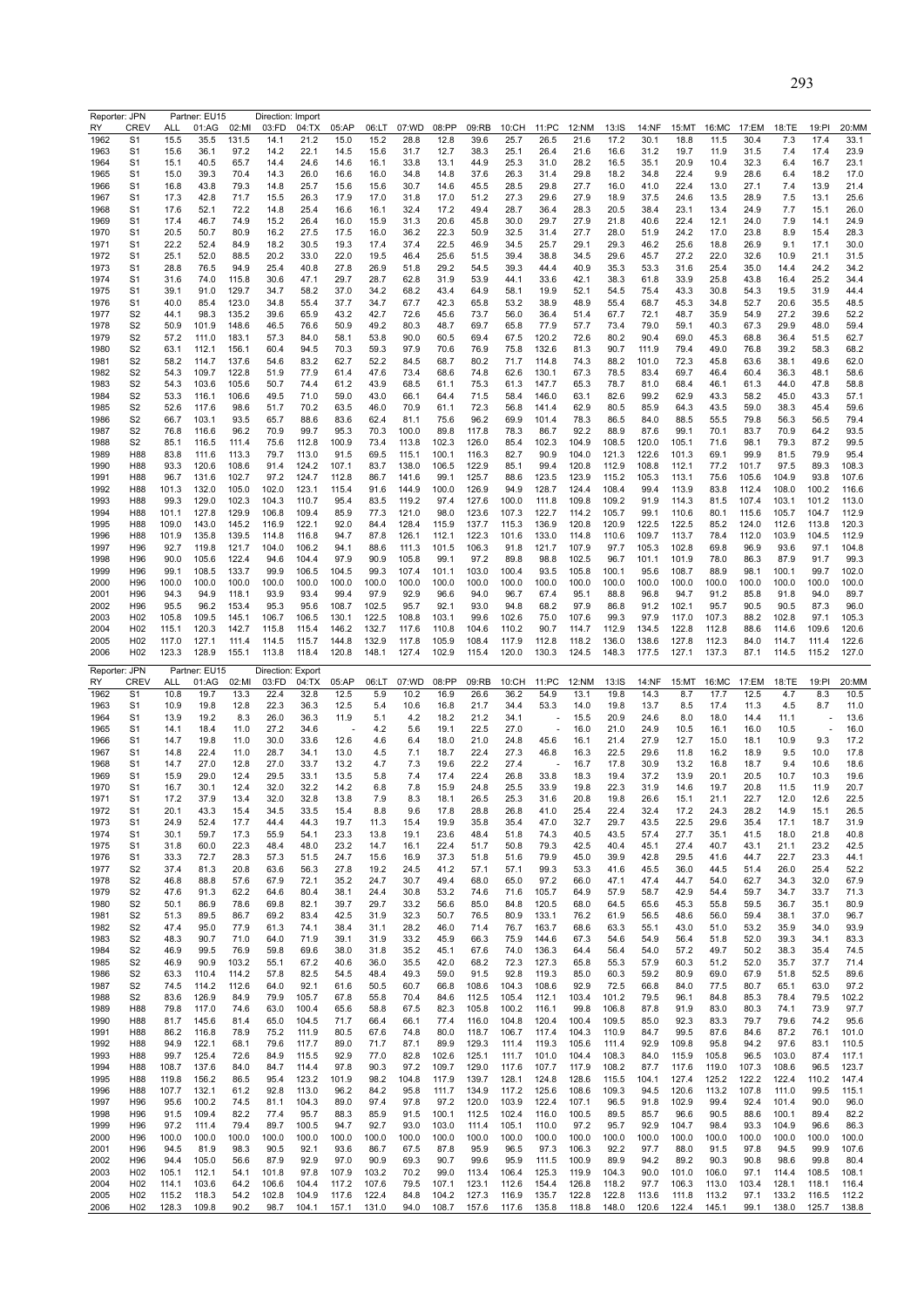Reporter: JPN Partner: EU15 Direction: Import

| RY | CREV | ALL | 01:AG | 02:MI | 03:FD | 04:TX | 05:AP | 06:LT | 07:WD | 08:PP | 09:RB | 10:CH | 11:PC | 12:NM | 13:IS | 14:NF | 15:MT | 16:MC | 17:EM | 18:TE | 19:PI | 20:MM |
|---|---|---|---|---|---|---|---|---|---|---|---|---|---|---|---|---|---|---|---|---|---|---|
| 1962 | S1 | 15.5 | 35.5 | 131.5 | 14.1 | 21.2 | 15.0 | 15.2 | 28.8 | 12.8 | 39.6 | 25.7 | 26.5 | 21.6 | 17.2 | 30.1 | 18.8 | 11.5 | 30.4 | 7.3 | 17.4 | 33.1 |
| 1963 | S1 | 15.6 | 36.1 | 97.2 | 14.2 | 22.1 | 14.5 | 15.6 | 31.7 | 12.7 | 38.3 | 25.1 | 26.4 | 21.6 | 16.6 | 31.2 | 19.7 | 11.9 | 31.5 | 7.4 | 17.4 | 23.9 |
| 1964 | S1 | 15.1 | 40.5 | 65.7 | 14.4 | 24.6 | 14.6 | 16.1 | 33.8 | 13.1 | 44.9 | 25.3 | 31.0 | 28.2 | 16.5 | 35.1 | 20.9 | 10.7 | 32.3 | 6.4 | 16.7 | 23.1 |
| 1965 | S1 | 15.0 | 39.3 | 70.4 | 14.3 | 26.0 | 16.6 | 16.0 | 34.8 | 14.8 | 37.6 | 26.3 | 31.4 | 29.8 | 18.2 | 34.8 | 22.4 | 9.9 | 28.6 | 6.4 | 18.2 | 17.0 |
| 1966 | S1 | 16.8 | 43.8 | 79.3 | 14.8 | 25.7 | 15.6 | 15.6 | 30.7 | 14.6 | 45.5 | 28.5 | 29.8 | 27.7 | 16.0 | 41.0 | 22.4 | 13.0 | 27.1 | 7.4 | 13.9 | 21.4 |
| 1967 | S1 | 17.3 | 42.8 | 71.7 | 15.5 | 26.3 | 17.9 | 17.0 | 31.8 | 17.0 | 51.2 | 27.3 | 29.6 | 27.9 | 18.9 | 37.5 | 24.6 | 13.5 | 28.9 | 7.5 | 13.1 | 25.6 |
| 1968 | S1 | 17.6 | 52.1 | 72.2 | 14.8 | 25.4 | 16.6 | 16.1 | 32.4 | 17.2 | 49.4 | 28.7 | 36.4 | 28.3 | 20.5 | 38.4 | 23.1 | 13.4 | 24.9 | 7.7 | 15.1 | 26.0 |
| 1969 | S1 | 17.4 | 46.7 | 74.9 | 15.2 | 26.4 | 16.0 | 15.9 | 31.3 | 20.6 | 45.8 | 30.0 | 29.7 | 27.9 | 21.8 | 40.6 | 22.4 | 12.1 | 24.0 | 7.9 | 14.1 | 24.9 |
| 1970 | S1 | 20.5 | 50.7 | 80.9 | 16.2 | 27.5 | 17.5 | 16.0 | 36.2 | 22.3 | 50.9 | 32.5 | 31.4 | 27.7 | 28.0 | 51.9 | 24.2 | 17.0 | 23.8 | 8.9 | 15.4 | 28.3 |
| 1971 | S1 | 22.2 | 52.4 | 84.9 | 18.2 | 30.5 | 19.3 | 17.4 | 37.4 | 22.5 | 46.9 | 34.5 | 25.7 | 29.1 | 29.3 | 46.2 | 25.6 | 18.8 | 26.9 | 9.1 | 17.1 | 30.0 |
| 1972 | S1 | 25.1 | 52.0 | 88.5 | 20.2 | 33.0 | 22.0 | 19.5 | 46.4 | 25.6 | 51.5 | 39.4 | 38.8 | 34.5 | 29.6 | 45.7 | 27.2 | 22.0 | 32.6 | 10.9 | 21.1 | 31.5 |
| 1973 | S1 | 28.8 | 76.5 | 94.9 | 25.4 | 40.8 | 27.8 | 26.9 | 51.8 | 29.2 | 54.5 | 39.3 | 44.4 | 40.9 | 35.3 | 53.3 | 31.6 | 25.4 | 35.0 | 14.4 | 24.2 | 34.2 |
| 1974 | S1 | 31.6 | 74.0 | 115.8 | 30.6 | 47.1 | 29.7 | 28.7 | 62.8 | 31.9 | 53.9 | 44.1 | 33.6 | 42.1 | 38.3 | 61.8 | 33.9 | 25.8 | 43.8 | 16.4 | 25.2 | 34.4 |
| 1975 | S1 | 39.1 | 91.0 | 129.7 | 34.7 | 58.2 | 37.0 | 34.2 | 68.2 | 43.4 | 64.9 | 58.1 | 19.9 | 52.1 | 54.5 | 75.4 | 43.3 | 30.8 | 54.3 | 19.5 | 31.9 | 44.4 |
| 1976 | S1 | 40.0 | 85.4 | 123.0 | 34.8 | 55.4 | 37.7 | 34.7 | 67.7 | 42.3 | 65.8 | 53.2 | 38.9 | 48.9 | 55.4 | 68.7 | 45.3 | 34.8 | 52.7 | 20.6 | 35.5 | 48.5 |
| 1977 | S2 | 44.1 | 98.3 | 135.2 | 39.6 | 65.9 | 43.2 | 42.7 | 72.6 | 45.6 | 73.7 | 56.0 | 36.4 | 51.4 | 67.7 | 72.1 | 48.7 | 35.9 | 54.9 | 27.2 | 39.6 | 52.2 |
| 1978 | S2 | 50.9 | 101.9 | 148.6 | 46.5 | 76.6 | 50.9 | 49.2 | 80.3 | 48.7 | 69.7 | 65.8 | 77.9 | 57.7 | 73.4 | 79.0 | 59.1 | 40.3 | 67.3 | 29.9 | 48.0 | 59.4 |
| 1979 | S2 | 57.2 | 111.0 | 183.1 | 57.3 | 84.0 | 58.1 | 53.8 | 90.0 | 60.5 | 69.4 | 67.5 | 120.2 | 72.6 | 80.2 | 90.4 | 69.0 | 45.3 | 68.8 | 36.4 | 51.5 | 62.7 |
| 1980 | S2 | 63.1 | 112.1 | 156.1 | 60.4 | 94.5 | 70.3 | 59.3 | 97.9 | 70.6 | 76.9 | 75.8 | 132.6 | 81.3 | 90.7 | 111.9 | 79.4 | 49.0 | 76.8 | 39.2 | 58.3 | 68.2 |
| 1981 | S2 | 58.2 | 114.7 | 137.6 | 54.6 | 83.2 | 62.7 | 52.2 | 84.5 | 68.7 | 80.2 | 71.7 | 114.8 | 74.3 | 88.2 | 101.0 | 72.3 | 45.8 | 63.6 | 38.1 | 49.6 | 62.0 |
| 1982 | S2 | 54.3 | 109.7 | 122.8 | 51.9 | 77.9 | 61.4 | 47.6 | 73.4 | 68.6 | 74.8 | 62.6 | 130.1 | 67.3 | 78.5 | 83.4 | 69.7 | 46.4 | 60.4 | 36.3 | 48.1 | 58.6 |
| 1983 | S2 | 54.3 | 103.6 | 105.6 | 50.7 | 74.4 | 61.2 | 43.9 | 68.5 | 61.1 | 75.3 | 61.3 | 147.7 | 65.3 | 78.7 | 81.0 | 68.4 | 46.1 | 61.3 | 44.0 | 47.8 | 58.8 |
| 1984 | S2 | 53.3 | 116.1 | 106.6 | 49.5 | 71.0 | 59.0 | 43.0 | 66.1 | 64.4 | 71.5 | 58.4 | 146.0 | 63.1 | 82.6 | 99.2 | 62.9 | 43.3 | 58.2 | 45.0 | 43.3 | 57.1 |
| 1985 | S2 | 52.6 | 117.6 | 98.6 | 51.7 | 70.2 | 63.5 | 46.0 | 70.9 | 61.1 | 72.3 | 56.8 | 141.4 | 62.9 | 80.5 | 85.9 | 64.3 | 43.5 | 59.0 | 38.3 | 45.4 | 59.6 |
| 1986 | S2 | 66.7 | 103.1 | 93.5 | 65.7 | 88.6 | 83.6 | 62.4 | 81.1 | 75.6 | 96.2 | 69.9 | 101.4 | 78.3 | 86.5 | 84.0 | 88.5 | 55.5 | 79.8 | 56.3 | 56.5 | 79.4 |
| 1987 | S2 | 76.8 | 116.6 | 96.2 | 70.9 | 99.7 | 95.3 | 70.3 | 100.0 | 89.8 | 117.8 | 78.3 | 86.7 | 92.2 | 88.9 | 87.6 | 99.1 | 70.1 | 83.7 | 70.9 | 64.2 | 93.5 |
| 1988 | S2 | 85.1 | 116.5 | 111.4 | 75.6 | 112.8 | 100.9 | 73.4 | 113.8 | 102.3 | 126.0 | 85.4 | 102.3 | 104.9 | 108.5 | 120.0 | 105.1 | 71.6 | 98.1 | 79.3 | 87.2 | 99.5 |
| 1989 | H88 | 83.8 | 111.6 | 113.3 | 79.7 | 113.0 | 91.5 | 69.5 | 115.1 | 100.1 | 116.3 | 82.7 | 90.9 | 104.0 | 121.3 | 122.6 | 101.3 | 69.1 | 99.9 | 81.5 | 79.9 | 95.4 |
| 1990 | H88 | 93.3 | 120.6 | 108.6 | 91.4 | 124.2 | 107.1 | 83.7 | 138.0 | 106.5 | 122.9 | 85.1 | 99.4 | 120.8 | 112.9 | 108.8 | 112.1 | 77.2 | 101.7 | 97.5 | 89.3 | 108.3 |
| 1991 | H88 | 96.7 | 131.6 | 102.7 | 97.2 | 124.7 | 112.8 | 86.7 | 141.6 | 99.1 | 125.7 | 88.6 | 123.5 | 123.9 | 115.2 | 105.3 | 113.1 | 75.6 | 105.6 | 104.9 | 93.8 | 107.6 |
| 1992 | H88 | 101.3 | 132.0 | 105.0 | 102.0 | 123.1 | 115.4 | 91.6 | 144.9 | 100.0 | 126.9 | 94.9 | 128.7 | 124.4 | 108.4 | 99.4 | 113.9 | 83.8 | 112.4 | 108.0 | 100.2 | 116.6 |
| 1993 | H88 | 99.3 | 129.0 | 102.3 | 104.3 | 110.7 | 95.4 | 83.5 | 119.2 | 97.4 | 127.6 | 100.0 | 111.8 | 109.8 | 109.2 | 91.9 | 114.3 | 81.5 | 107.4 | 103.1 | 101.2 | 113.0 |
| 1994 | H88 | 101.1 | 127.8 | 129.9 | 106.8 | 109.4 | 85.9 | 77.3 | 121.0 | 98.0 | 123.6 | 107.3 | 122.7 | 114.2 | 105.7 | 99.1 | 110.6 | 80.1 | 115.6 | 105.7 | 104.7 | 112.9 |
| 1995 | H88 | 109.0 | 143.0 | 145.2 | 116.9 | 122.1 | 92.0 | 84.4 | 128.4 | 115.9 | 137.7 | 115.3 | 136.9 | 120.8 | 120.9 | 122.5 | 122.5 | 85.2 | 124.0 | 112.6 | 113.8 | 120.3 |
| 1996 | H88 | 101.9 | 135.8 | 139.5 | 114.8 | 116.8 | 94.7 | 87.8 | 126.1 | 112.1 | 122.3 | 101.6 | 133.0 | 114.8 | 110.6 | 109.7 | 113.7 | 78.4 | 112.0 | 103.9 | 104.5 | 112.9 |
| 1997 | H96 | 92.7 | 119.8 | 121.7 | 104.0 | 106.2 | 94.1 | 88.6 | 111.3 | 101.5 | 106.3 | 91.8 | 121.7 | 107.9 | 97.7 | 105.3 | 102.8 | 69.8 | 96.9 | 93.6 | 97.1 | 104.8 |
| 1998 | H96 | 90.0 | 105.6 | 122.4 | 94.6 | 104.4 | 97.9 | 90.9 | 105.8 | 99.1 | 97.2 | 89.8 | 98.8 | 102.5 | 96.7 | 101.1 | 101.9 | 78.0 | 86.3 | 87.9 | 91.7 | 99.3 |
| 1999 | H96 | 99.1 | 108.5 | 133.7 | 99.9 | 106.5 | 104.5 | 99.3 | 107.4 | 101.1 | 103.0 | 100.4 | 93.5 | 105.8 | 100.1 | 95.6 | 108.7 | 88.9 | 98.1 | 100.1 | 99.7 | 102.0 |
| 2000 | H96 | 100.0 | 100.0 | 100.0 | 100.0 | 100.0 | 100.0 | 100.0 | 100.0 | 100.0 | 100.0 | 100.0 | 100.0 | 100.0 | 100.0 | 100.0 | 100.0 | 100.0 | 100.0 | 100.0 | 100.0 | 100.0 |
| 2001 | H96 | 94.3 | 94.9 | 118.1 | 93.9 | 93.4 | 99.4 | 97.9 | 92.9 | 96.6 | 94.0 | 96.7 | 67.4 | 95.1 | 88.8 | 96.8 | 94.7 | 91.2 | 85.8 | 91.8 | 94.0 | 89.7 |
| 2002 | H96 | 95.5 | 96.2 | 153.4 | 95.3 | 95.6 | 108.7 | 102.5 | 95.7 | 92.1 | 93.0 | 94.8 | 68.2 | 97.9 | 86.8 | 91.2 | 102.1 | 95.7 | 90.5 | 90.5 | 87.3 | 96.0 |
| 2003 | H02 | 105.8 | 109.5 | 145.1 | 106.7 | 106.5 | 130.1 | 122.5 | 108.8 | 103.1 | 99.6 | 102.6 | 75.0 | 107.6 | 99.3 | 97.9 | 117.0 | 107.3 | 88.2 | 102.8 | 97.1 | 105.3 |
| 2004 | H02 | 115.1 | 120.3 | 142.7 | 115.8 | 115.4 | 146.2 | 132.7 | 117.6 | 110.8 | 104.6 | 110.2 | 90.7 | 114.7 | 112.9 | 134.5 | 122.8 | 112.8 | 88.6 | 114.6 | 109.6 | 120.6 |
| 2005 | H02 | 117.0 | 127.1 | 111.4 | 114.5 | 115.7 | 144.8 | 132.9 | 117.8 | 105.9 | 108.4 | 117.9 | 112.8 | 118.2 | 136.0 | 138.6 | 127.8 | 112.3 | 84.0 | 114.7 | 111.4 | 122.6 |
| 2006 | H02 | 123.3 | 128.9 | 155.1 | 113.8 | 118.4 | 120.8 | 148.1 | 127.4 | 102.9 | 115.4 | 120.0 | 130.3 | 124.5 | 148.3 | 177.5 | 127.1 | 137.3 | 87.1 | 114.5 | 115.2 | 127.0 |

Reporter: JPN Partner: EU15 Direction: Export

| RY | CREV | ALL | 01:AG | 02:MI | 03:FD | 04:TX | 05:AP | 06:LT | 07:WD | 08:PP | 09:RB | 10:CH | 11:PC | 12:NM | 13:IS | 14:NF | 15:MT | 16:MC | 17:EM | 18:TE | 19:PI | 20:MM |
|---|---|---|---|---|---|---|---|---|---|---|---|---|---|---|---|---|---|---|---|---|---|---|
| 1962 | S1 | 10.8 | 19.7 | 13.3 | 22.4 | 32.8 | 12.5 | 5.9 | 10.2 | 16.9 | 26.6 | 36.2 | 54.9 | 13.1 | 19.8 | 14.3 | 8.7 | 17.7 | 12.5 | 4.7 | 8.3 | 10.5 |
| 1963 | S1 | 10.9 | 19.8 | 12.8 | 22.3 | 36.3 | 12.5 | 5.4 | 10.6 | 16.8 | 21.7 | 34.4 | 53.3 | 14.0 | 19.8 | 13.7 | 8.5 | 17.4 | 11.3 | 4.5 | 8.7 | 11.0 |
| 1964 | S1 | 13.9 | 19.2 | 8.3 | 26.0 | 36.3 | 11.9 | 5.1 | 4.2 | 18.2 | 21.2 | 34.1 | - | 15.5 | 20.9 | 24.6 | 8.0 | 18.0 | 14.4 | 11.1 | - | 13.6 |
| 1965 | S1 | 14.1 | 18.4 | 11.0 | 27.2 | 34.6 | - | 4.2 | 5.6 | 19.1 | 22.5 | 27.0 | - | 16.0 | 21.0 | 24.9 | 10.5 | 16.1 | 16.0 | 10.5 | - | 16.0 |
| 1966 | S1 | 14.7 | 19.8 | 11.0 | 30.0 | 33.6 | 12.6 | 4.6 | 6.4 | 18.0 | 21.0 | 24.8 | 45.6 | 16.1 | 21.4 | 27.9 | 12.7 | 15.0 | 18.1 | 10.9 | 9.3 | 17.2 |
| 1967 | S1 | 14.8 | 22.4 | 11.0 | 28.7 | 34.1 | 13.0 | 4.5 | 7.1 | 18.7 | 22.4 | 27.3 | 46.8 | 16.3 | 22.5 | 29.6 | 11.8 | 16.2 | 18.9 | 9.5 | 10.0 | 17.8 |
| 1968 | S1 | 14.7 | 27.0 | 12.8 | 27.0 | 33.7 | 13.2 | 4.7 | 7.3 | 19.6 | 22.2 | 27.4 | - | 16.7 | 17.8 | 30.9 | 13.2 | 16.8 | 18.7 | 9.4 | 10.6 | 18.6 |
| 1969 | S1 | 15.9 | 29.0 | 12.4 | 29.5 | 33.1 | 13.5 | 5.8 | 7.4 | 17.4 | 22.4 | 26.8 | 33.8 | 18.3 | 19.4 | 37.2 | 13.9 | 20.1 | 20.5 | 10.7 | 10.3 | 19.6 |
| 1970 | S1 | 16.7 | 30.1 | 12.4 | 32.0 | 32.2 | 14.2 | 6.8 | 7.8 | 15.9 | 24.8 | 25.5 | 33.9 | 19.8 | 22.3 | 31.9 | 14.6 | 19.7 | 20.8 | 11.5 | 11.9 | 20.7 |
| 1971 | S1 | 17.2 | 37.9 | 13.4 | 32.0 | 32.8 | 13.8 | 7.9 | 8.3 | 18.1 | 26.5 | 25.3 | 31.6 | 20.8 | 19.8 | 26.6 | 15.1 | 21.1 | 22.7 | 12.0 | 12.6 | 22.5 |
| 1972 | S1 | 20.1 | 43.3 | 15.4 | 34.5 | 33.5 | 15.4 | 8.8 | 9.6 | 17.8 | 28.8 | 26.8 | 41.0 | 25.4 | 22.4 | 32.4 | 17.2 | 24.3 | 28.2 | 14.9 | 15.1 | 26.5 |
| 1973 | S1 | 24.9 | 52.4 | 17.7 | 44.4 | 44.3 | 19.7 | 11.3 | 15.4 | 19.9 | 35.8 | 35.4 | 47.0 | 32.7 | 29.7 | 43.5 | 22.5 | 29.6 | 35.4 | 17.1 | 18.7 | 31.9 |
| 1974 | S1 | 30.1 | 59.7 | 17.3 | 55.9 | 54.1 | 23.3 | 13.8 | 19.1 | 23.6 | 48.4 | 51.8 | 74.3 | 40.5 | 43.5 | 57.4 | 27.7 | 35.1 | 41.5 | 18.0 | 21.8 | 40.8 |
| 1975 | S1 | 31.8 | 60.0 | 22.3 | 48.4 | 48.0 | 23.2 | 14.7 | 16.1 | 22.4 | 51.7 | 50.8 | 79.3 | 42.5 | 40.4 | 45.1 | 27.4 | 40.7 | 43.1 | 21.1 | 23.2 | 42.5 |
| 1976 | S1 | 33.3 | 72.7 | 28.3 | 57.3 | 51.5 | 24.7 | 15.6 | 16.9 | 37.3 | 51.8 | 51.6 | 79.9 | 45.0 | 39.9 | 42.8 | 29.5 | 41.6 | 44.7 | 22.7 | 23.3 | 44.1 |
| 1977 | S2 | 37.4 | 81.3 | 20.8 | 63.6 | 56.3 | 27.8 | 19.2 | 24.5 | 41.2 | 57.1 | 57.1 | 99.3 | 53.3 | 41.6 | 45.5 | 36.0 | 44.5 | 51.4 | 26.0 | 25.4 | 52.2 |
| 1978 | S2 | 46.8 | 88.8 | 57.6 | 67.9 | 72.1 | 35.2 | 24.7 | 30.7 | 49.4 | 68.0 | 65.0 | 97.2 | 66.0 | 47.1 | 47.4 | 44.7 | 54.0 | 62.7 | 34.3 | 32.0 | 67.9 |
| 1979 | S2 | 47.6 | 91.3 | 62.2 | 64.6 | 80.4 | 38.1 | 24.4 | 30.8 | 53.2 | 74.6 | 71.6 | 105.7 | 64.9 | 57.9 | 58.7 | 42.9 | 54.4 | 59.7 | 34.7 | 33.7 | 71.3 |
| 1980 | S2 | 50.1 | 86.9 | 78.6 | 69.8 | 82.1 | 39.7 | 29.7 | 33.2 | 56.6 | 85.0 | 84.8 | 120.5 | 68.0 | 64.5 | 65.6 | 45.3 | 55.8 | 59.5 | 36.7 | 35.1 | 80.9 |
| 1981 | S2 | 51.3 | 89.5 | 86.7 | 69.2 | 83.4 | 42.5 | 31.9 | 32.3 | 50.7 | 76.5 | 80.9 | 133.1 | 76.2 | 61.9 | 56.5 | 48.6 | 56.0 | 59.4 | 38.1 | 37.0 | 96.7 |
| 1982 | S2 | 47.4 | 95.0 | 77.9 | 61.3 | 74.1 | 38.4 | 31.1 | 28.2 | 46.0 | 71.4 | 76.7 | 163.7 | 68.6 | 63.3 | 55.1 | 43.0 | 51.0 | 53.2 | 35.9 | 34.0 | 93.9 |
| 1983 | S2 | 48.3 | 90.7 | 71.0 | 64.0 | 71.9 | 39.1 | 31.9 | 33.2 | 45.9 | 66.3 | 75.9 | 144.6 | 67.3 | 54.6 | 54.9 | 56.4 | 51.8 | 52.0 | 39.3 | 34.1 | 83.3 |
| 1984 | S2 | 46.9 | 99.5 | 76.9 | 59.8 | 69.6 | 38.0 | 31.8 | 35.2 | 45.1 | 67.6 | 74.0 | 136.3 | 64.4 | 56.4 | 54.0 | 57.2 | 49.7 | 50.2 | 38.3 | 35.4 | 74.5 |
| 1985 | S2 | 46.9 | 90.9 | 103.2 | 55.1 | 67.2 | 40.6 | 36.0 | 35.5 | 42.0 | 68.2 | 72.3 | 127.3 | 65.8 | 55.3 | 57.9 | 60.3 | 51.2 | 52.0 | 35.7 | 37.7 | 71.4 |
| 1986 | S2 | 63.3 | 110.4 | 114.2 | 57.8 | 82.5 | 54.5 | 48.4 | 49.3 | 59.0 | 91.5 | 92.8 | 119.3 | 85.0 | 60.3 | 59.2 | 80.9 | 69.0 | 67.9 | 51.8 | 52.5 | 89.6 |
| 1987 | S2 | 74.5 | 114.2 | 112.6 | 64.0 | 92.1 | 61.6 | 50.5 | 60.7 | 66.8 | 108.6 | 104.3 | 108.6 | 92.9 | 72.5 | 66.8 | 84.0 | 77.5 | 80.7 | 65.1 | 63.0 | 97.2 |
| 1988 | S2 | 83.6 | 126.9 | 84.9 | 79.9 | 105.7 | 67.8 | 55.8 | 70.4 | 84.6 | 112.5 | 105.4 | 112.1 | 103.4 | 101.2 | 79.5 | 96.1 | 84.8 | 85.3 | 78.4 | 79.5 | 102.2 |
| 1989 | H88 | 79.8 | 117.0 | 74.6 | 63.0 | 100.4 | 65.6 | 58.8 | 67.5 | 82.3 | 105.8 | 100.2 | 116.1 | 99.8 | 106.8 | 87.8 | 91.9 | 83.0 | 80.3 | 74.1 | 73.9 | 97.7 |
| 1990 | H88 | 81.7 | 145.6 | 81.4 | 65.0 | 104.5 | 71.7 | 66.4 | 66.1 | 77.4 | 116.0 | 104.8 | 120.4 | 100.4 | 109.5 | 85.0 | 92.3 | 83.3 | 79.7 | 79.6 | 74.2 | 95.6 |
| 1991 | H88 | 86.2 | 116.8 | 78.9 | 75.2 | 111.9 | 80.5 | 67.6 | 74.8 | 80.0 | 118.7 | 106.7 | 117.4 | 104.3 | 110.9 | 84.7 | 99.5 | 87.6 | 84.6 | 87.2 | 76.1 | 101.0 |
| 1992 | H88 | 94.9 | 122.1 | 68.1 | 79.6 | 117.7 | 89.0 | 71.7 | 87.1 | 89.9 | 129.3 | 111.4 | 119.3 | 105.6 | 111.4 | 92.9 | 109.8 | 95.8 | 94.2 | 97.6 | 83.1 | 110.5 |
| 1993 | H88 | 99.7 | 125.4 | 72.6 | 84.9 | 115.5 | 92.9 | 77.0 | 82.8 | 102.6 | 125.1 | 111.7 | 101.0 | 104.4 | 108.3 | 84.0 | 115.9 | 105.8 | 96.5 | 103.0 | 87.4 | 117.1 |
| 1994 | H88 | 108.7 | 137.6 | 84.0 | 84.7 | 114.4 | 97.8 | 90.3 | 97.2 | 109.7 | 129.0 | 117.6 | 107.7 | 117.9 | 108.2 | 87.7 | 117.6 | 119.0 | 107.3 | 108.6 | 96.5 | 123.7 |
| 1995 | H88 | 119.8 | 156.2 | 86.5 | 95.4 | 123.2 | 101.9 | 98.2 | 104.8 | 117.9 | 139.7 | 128.1 | 124.8 | 128.6 | 115.5 | 104.1 | 127.4 | 125.2 | 122.2 | 122.4 | 110.2 | 147.4 |
| 1996 | H88 | 107.7 | 132.1 | 61.2 | 92.8 | 113.0 | 96.2 | 84.2 | 95.8 | 111.7 | 134.9 | 117.2 | 125.6 | 108.6 | 109.3 | 94.5 | 120.6 | 113.2 | 107.8 | 111.0 | 99.5 | 115.1 |
| 1997 | H96 | 95.6 | 100.2 | 74.5 | 81.1 | 104.3 | 89.0 | 97.4 | 97.8 | 97.2 | 120.0 | 103.9 | 122.4 | 107.1 | 96.5 | 91.8 | 102.9 | 99.4 | 92.4 | 101.4 | 90.0 | 96.0 |
| 1998 | H96 | 91.5 | 109.4 | 82.2 | 77.4 | 95.7 | 88.3 | 85.9 | 91.5 | 100.1 | 112.5 | 102.4 | 116.0 | 100.5 | 89.5 | 85.7 | 96.6 | 90.5 | 88.6 | 100.1 | 89.4 | 82.2 |
| 1999 | H96 | 97.2 | 111.4 | 79.4 | 89.7 | 100.5 | 94.7 | 92.7 | 93.0 | 103.0 | 111.4 | 105.1 | 110.0 | 97.2 | 95.7 | 92.9 | 104.7 | 98.4 | 93.3 | 104.9 | 96.6 | 86.3 |
| 2000 | H96 | 100.0 | 100.0 | 100.0 | 100.0 | 100.0 | 100.0 | 100.0 | 100.0 | 100.0 | 100.0 | 100.0 | 100.0 | 100.0 | 100.0 | 100.0 | 100.0 | 100.0 | 100.0 | 100.0 | 100.0 | 100.0 |
| 2001 | H96 | 94.5 | 81.9 | 98.3 | 90.5 | 92.1 | 93.6 | 86.7 | 67.5 | 87.8 | 95.9 | 96.5 | 97.3 | 106.3 | 92.2 | 97.7 | 88.0 | 91.5 | 97.8 | 94.5 | 99.9 | 107.6 |
| 2002 | H96 | 94.4 | 105.0 | 56.6 | 87.9 | 92.9 | 97.0 | 90.9 | 69.3 | 90.7 | 99.6 | 95.9 | 111.5 | 100.9 | 89.9 | 94.2 | 89.2 | 90.3 | 90.8 | 98.6 | 99.8 | 80.4 |
| 2003 | H02 | 105.1 | 112.1 | 54.1 | 101.8 | 97.8 | 107.9 | 103.2 | 70.2 | 99.0 | 113.4 | 106.4 | 125.3 | 119.9 | 104.3 | 90.0 | 101.0 | 106.0 | 97.1 | 114.4 | 108.5 | 108.1 |
| 2004 | H02 | 114.1 | 103.6 | 64.2 | 106.6 | 104.4 | 117.2 | 107.6 | 79.5 | 107.1 | 123.1 | 112.6 | 154.4 | 126.8 | 118.2 | 97.7 | 106.3 | 113.0 | 103.4 | 128.1 | 118.1 | 116.4 |
| 2005 | H02 | 115.2 | 118.3 | 54.2 | 102.8 | 104.9 | 117.6 | 122.4 | 84.8 | 104.2 | 127.3 | 116.9 | 135.7 | 122.8 | 122.8 | 113.6 | 111.8 | 113.2 | 97.1 | 133.2 | 116.5 | 112.2 |
| 2006 | H02 | 128.3 | 109.8 | 90.2 | 98.7 | 104.1 | 157.1 | 131.0 | 94.0 | 108.7 | 157.6 | 117.6 | 135.8 | 118.8 | 148.0 | 120.6 | 122.4 | 145.1 | 99.1 | 138.0 | 125.7 | 138.8 |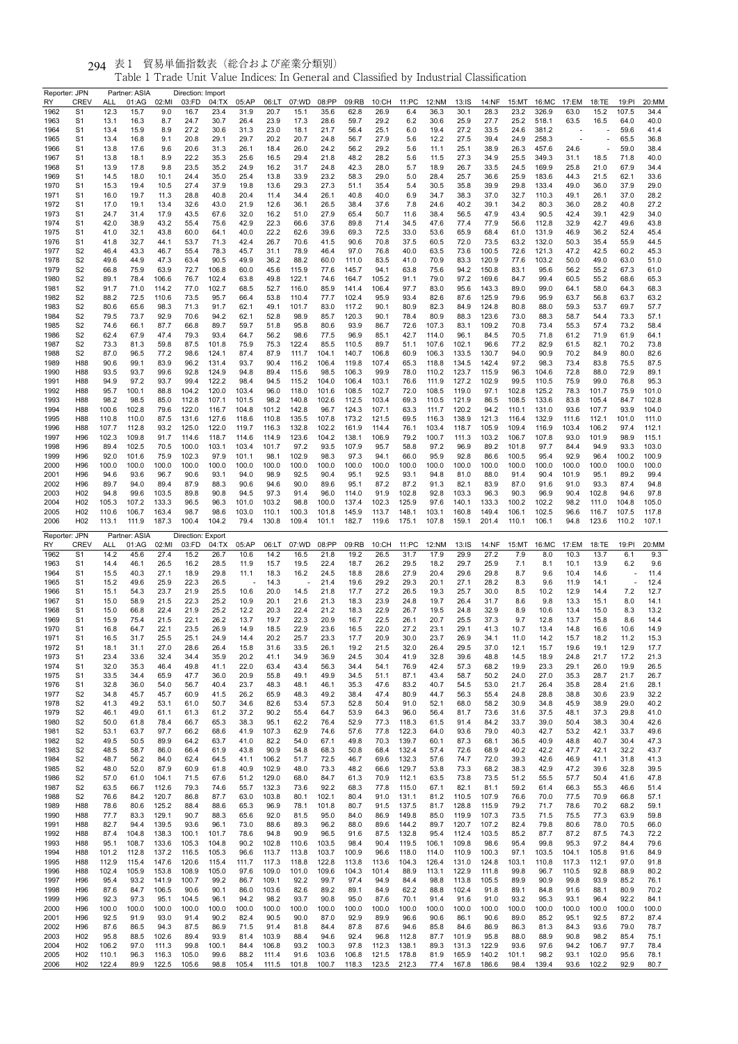表1 貿易単価指数表（総合および産業分類別）

Table 1 Trade Unit Value Indices: In General and Classified by Industrial Classification

| Reporter: JPN | | Partner: ASIA | | Direction: Import | | | | | | | | | | | | | | | | | |
|---|---|---|---|---|---|---|---|---|---|---|---|---|---|---|---|---|---|---|---|---|---|
| RY | CREV | ALL | 01:AG | 02:MI | 03:FD | 04:TX | 05:AP | 06:LT | 07:WD | 08:PP | 09:RB | 10:CH | 11:PC | 12:NM | 13:IS | 14:NF | 15:MT | 16:MC | 17:EM | 18:TE | 19:PI | 20:MM |
| 1962 | S1 | 12.3 | 15.7 | 9.0 | 16.7 | 23.4 | 31.9 | 20.7 | 15.1 | 35.6 | 62.8 | 26.9 | 6.4 | 36.3 | 30.1 | 28.3 | 23.2 | 326.9 | 63.0 | 15.2 | 107.5 | 34.4 |
| 1963 | S1 | 13.1 | 16.3 | 8.7 | 24.7 | 30.7 | 26.4 | 23.9 | 17.3 | 28.6 | 59.7 | 29.2 | 6.2 | 30.6 | 25.9 | 27.7 | 25.2 | 518.1 | 63.5 | 16.5 | 64.0 | 40.0 |
| 1964 | S1 | 13.4 | 15.9 | 8.9 | 27.2 | 30.6 | 31.3 | 23.0 | 18.1 | 21.7 | 56.4 | 25.1 | 6.0 | 19.4 | 27.2 | 33.5 | 24.6 | 381.2 | - | - | 59.6 | 41.4 |
| 1965 | S1 | 13.4 | 16.8 | 9.1 | 20.8 | 29.1 | 29.7 | 20.2 | 20.7 | 24.8 | 56.7 | 27.9 | 5.6 | 12.2 | 27.5 | 39.4 | 24.9 | 258.3 | - | - | 65.5 | 36.8 |
| 1966 | S1 | 13.8 | 17.6 | 9.6 | 20.6 | 31.3 | 26.1 | 18.4 | 26.0 | 24.2 | 56.2 | 29.2 | 5.6 | 11.1 | 25.1 | 38.9 | 26.3 | 457.6 | 24.6 | - | 59.0 | 38.4 |
| 1967 | S1 | 13.8 | 18.1 | 8.9 | 22.2 | 35.3 | 25.6 | 16.5 | 29.4 | 21.8 | 48.2 | 28.2 | 5.6 | 11.5 | 27.3 | 34.9 | 25.5 | 349.3 | 31.1 | 18.5 | 71.8 | 40.0 |
| 1968 | S1 | 13.9 | 17.8 | 9.8 | 23.5 | 35.2 | 24.9 | 16.2 | 31.7 | 24.8 | 42.3 | 28.0 | 5.7 | 18.9 | 26.7 | 33.5 | 24.5 | 169.9 | 25.8 | 21.0 | 67.9 | 34.4 |
| 1969 | S1 | 14.5 | 18.0 | 10.1 | 24.4 | 35.0 | 25.4 | 13.8 | 33.9 | 23.2 | 58.3 | 29.0 | 5.0 | 28.4 | 25.7 | 36.6 | 25.9 | 183.6 | 44.3 | 21.5 | 62.1 | 33.6 |
| 1970 | S1 | 15.3 | 19.4 | 10.5 | 27.4 | 37.9 | 19.8 | 13.6 | 29.3 | 27.3 | 51.1 | 35.4 | 5.4 | 30.5 | 35.8 | 39.9 | 29.8 | 133.4 | 49.0 | 36.0 | 37.9 | 29.0 |
| 1971 | S1 | 16.0 | 19.7 | 11.3 | 28.8 | 40.8 | 20.4 | 11.4 | 34.4 | 26.1 | 40.8 | 40.0 | 6.9 | 34.7 | 38.3 | 37.0 | 32.7 | 110.3 | 49.1 | 26.1 | 37.0 | 28.2 |
| 1972 | S1 | 17.0 | 19.1 | 13.4 | 32.6 | 43.0 | 21.9 | 12.6 | 36.1 | 26.5 | 38.4 | 37.6 | 7.8 | 24.6 | 40.2 | 39.1 | 34.2 | 80.3 | 36.0 | 28.2 | 40.8 | 27.2 |
| 1973 | S1 | 24.7 | 31.4 | 17.9 | 43.5 | 67.6 | 32.0 | 16.2 | 51.0 | 27.9 | 65.4 | 50.7 | 11.6 | 38.4 | 56.5 | 47.9 | 43.4 | 90.5 | 42.4 | 39.1 | 42.9 | 34.0 |
| 1974 | S1 | 42.0 | 38.9 | 43.2 | 55.4 | 75.6 | 42.9 | 22.3 | 66.6 | 37.6 | 89.8 | 71.4 | 34.5 | 47.6 | 77.4 | 77.9 | 56.6 | 112.8 | 32.9 | 42.7 | 49.6 | 43.8 |
| 1975 | S1 | 41.0 | 32.1 | 43.8 | 60.0 | 64.1 | 40.0 | 22.2 | 62.6 | 39.6 | 69.3 | 72.5 | 33.0 | 53.6 | 65.9 | 68.4 | 61.0 | 131.9 | 46.9 | 36.2 | 52.4 | 45.4 |
| 1976 | S1 | 41.8 | 32.7 | 44.1 | 53.7 | 71.3 | 42.4 | 26.7 | 70.6 | 41.5 | 90.6 | 70.8 | 37.5 | 60.5 | 72.0 | 73.5 | 63.2 | 132.0 | 50.3 | 35.4 | 55.9 | 44.5 |
| 1977 | S2 | 46.4 | 43.3 | 46.7 | 55.4 | 78.3 | 45.7 | 31.1 | 78.9 | 46.4 | 97.0 | 76.8 | 40.0 | 63.5 | 73.6 | 100.5 | 72.6 | 121.3 | 47.2 | 42.5 | 60.2 | 45.3 |
| 1978 | S2 | 49.6 | 44.9 | 47.3 | 63.4 | 90.5 | 49.9 | 36.2 | 88.2 | 60.0 | 111.0 | 83.5 | 41.0 | 70.9 | 83.3 | 120.9 | 77.6 | 103.2 | 50.0 | 49.0 | 63.0 | 51.0 |
| 1979 | S2 | 66.8 | 75.9 | 63.9 | 72.7 | 106.8 | 60.0 | 45.6 | 115.9 | 77.6 | 145.7 | 94.1 | 63.8 | 75.6 | 94.2 | 150.8 | 83.1 | 95.6 | 56.2 | 55.2 | 67.3 | 61.0 |
| 1980 | S2 | 89.1 | 78.4 | 106.6 | 76.7 | 102.4 | 63.8 | 49.8 | 122.1 | 74.6 | 164.7 | 105.2 | 91.1 | 79.0 | 97.2 | 169.6 | 84.7 | 99.4 | 60.5 | 55.2 | 68.6 | 65.3 |
| 1981 | S2 | 91.7 | 71.0 | 114.2 | 77.0 | 102.7 | 68.5 | 52.7 | 116.0 | 85.9 | 141.4 | 106.4 | 97.7 | 83.0 | 95.6 | 143.3 | 89.0 | 99.0 | 64.1 | 58.0 | 64.3 | 68.3 |
| 1982 | S2 | 88.2 | 72.5 | 110.6 | 73.5 | 95.7 | 66.4 | 53.8 | 110.4 | 77.7 | 102.4 | 95.9 | 93.4 | 82.6 | 87.6 | 125.9 | 79.6 | 95.9 | 63.7 | 56.8 | 63.7 | 63.2 |
| 1983 | S2 | 80.6 | 65.6 | 98.3 | 71.3 | 91.7 | 62.1 | 49.1 | 101.7 | 83.0 | 117.2 | 90.1 | 80.9 | 82.3 | 84.9 | 124.8 | 80.8 | 88.0 | 59.3 | 53.7 | 69.7 | 57.7 |
| 1984 | S2 | 79.5 | 73.7 | 92.9 | 70.6 | 94.2 | 62.1 | 52.8 | 98.9 | 85.7 | 120.3 | 90.1 | 78.4 | 80.9 | 88.3 | 123.6 | 73.0 | 88.3 | 58.7 | 54.4 | 73.3 | 57.1 |
| 1985 | S2 | 74.6 | 66.1 | 87.7 | 66.8 | 89.7 | 59.7 | 51.8 | 95.8 | 80.6 | 93.9 | 86.7 | 72.6 | 107.3 | 83.1 | 109.2 | 70.8 | 73.4 | 55.3 | 57.4 | 73.2 | 58.4 |
| 1986 | S2 | 62.4 | 67.9 | 47.4 | 79.3 | 93.4 | 64.7 | 56.2 | 98.6 | 77.5 | 96.9 | 85.1 | 42.7 | 114.0 | 96.1 | 84.5 | 70.5 | 71.8 | 61.2 | 71.9 | 61.9 | 64.1 |
| 1987 | S2 | 73.3 | 81.3 | 59.8 | 87.5 | 101.8 | 75.9 | 75.3 | 122.4 | 85.5 | 110.5 | 89.7 | 51.1 | 107.6 | 102.1 | 96.6 | 77.2 | 82.9 | 61.5 | 82.1 | 70.2 | 73.8 |
| 1988 | S2 | 87.0 | 96.5 | 77.2 | 98.6 | 124.1 | 87.4 | 87.9 | 111.7 | 104.1 | 140.7 | 106.8 | 60.9 | 106.3 | 133.5 | 130.7 | 94.0 | 90.9 | 70.2 | 84.9 | 80.0 | 82.6 |
| 1989 | H88 | 90.6 | 99.1 | 83.9 | 96.2 | 131.4 | 93.7 | 90.4 | 116.2 | 106.4 | 119.8 | 107.4 | 65.3 | 118.8 | 134.5 | 142.4 | 97.2 | 98.3 | 73.4 | 83.8 | 75.5 | 87.5 |
| 1990 | H88 | 93.5 | 93.7 | 99.6 | 92.8 | 124.9 | 94.8 | 89.4 | 115.6 | 98.5 | 106.3 | 99.9 | 78.0 | 110.2 | 123.7 | 115.9 | 96.3 | 104.6 | 72.8 | 88.0 | 72.9 | 89.1 |
| 1991 | H88 | 94.9 | 97.2 | 93.7 | 99.4 | 122.2 | 98.4 | 94.5 | 115.2 | 104.0 | 106.4 | 103.1 | 76.6 | 111.9 | 127.2 | 102.9 | 99.5 | 110.5 | 75.9 | 99.0 | 76.8 | 95.3 |
| 1992 | H88 | 95.7 | 100.1 | 88.8 | 104.2 | 120.0 | 103.4 | 96.0 | 118.0 | 101.6 | 108.5 | 102.7 | 72.0 | 108.5 | 119.0 | 97.1 | 102.8 | 125.2 | 78.3 | 101.7 | 75.9 | 101.0 |
| 1993 | H88 | 98.2 | 98.5 | 85.0 | 112.8 | 107.1 | 101.5 | 98.2 | 140.8 | 102.6 | 112.5 | 103.4 | 69.3 | 110.5 | 121.9 | 86.5 | 108.5 | 133.6 | 83.8 | 105.4 | 84.7 | 102.8 |
| 1994 | H88 | 100.6 | 102.8 | 79.6 | 122.0 | 116.7 | 104.8 | 101.2 | 142.8 | 96.7 | 124.3 | 107.1 | 63.3 | 111.7 | 120.2 | 94.2 | 110.1 | 131.0 | 93.6 | 107.7 | 93.9 | 104.0 |
| 1995 | H88 | 110.8 | 110.0 | 87.5 | 131.6 | 127.6 | 118.6 | 110.8 | 135.5 | 107.8 | 173.2 | 121.5 | 69.5 | 116.3 | 138.9 | 121.3 | 116.4 | 132.9 | 111.6 | 112.1 | 101.0 | 111.0 |
| 1996 | H88 | 107.7 | 112.8 | 93.2 | 125.0 | 122.0 | 119.7 | 116.3 | 132.8 | 102.2 | 161.9 | 114.4 | 76.1 | 103.4 | 118.7 | 105.9 | 109.4 | 116.9 | 103.4 | 106.2 | 97.4 | 112.1 |
| 1997 | H96 | 102.3 | 109.8 | 91.7 | 114.6 | 118.7 | 114.6 | 114.9 | 123.6 | 104.2 | 138.1 | 106.9 | 79.2 | 100.7 | 111.3 | 103.2 | 106.7 | 107.8 | 93.0 | 101.9 | 98.9 | 115.1 |
| 1998 | H96 | 89.4 | 102.5 | 70.5 | 100.0 | 103.1 | 103.4 | 101.7 | 97.2 | 93.5 | 107.9 | 95.7 | 58.8 | 97.2 | 96.9 | 89.2 | 101.8 | 97.7 | 84.4 | 94.9 | 93.3 | 103.0 |
| 1999 | H96 | 92.0 | 101.6 | 75.9 | 102.3 | 97.9 | 101.1 | 98.1 | 102.9 | 98.3 | 97.3 | 94.1 | 66.0 | 95.9 | 92.8 | 86.6 | 100.5 | 95.4 | 92.9 | 96.4 | 100.2 | 100.9 |
| 2000 | H96 | 100.0 | 100.0 | 100.0 | 100.0 | 100.0 | 100.0 | 100.0 | 100.0 | 100.0 | 100.0 | 100.0 | 100.0 | 100.0 | 100.0 | 100.0 | 100.0 | 100.0 | 100.0 | 100.0 | 100.0 | 100.0 |
| 2001 | H96 | 94.6 | 93.6 | 96.7 | 90.6 | 93.1 | 94.0 | 98.9 | 92.5 | 90.4 | 95.1 | 92.5 | 93.1 | 94.8 | 81.0 | 88.0 | 91.4 | 90.4 | 101.9 | 95.1 | 89.2 | 99.4 |
| 2002 | H96 | 89.7 | 94.0 | 89.4 | 87.9 | 88.3 | 90.6 | 94.6 | 90.0 | 89.6 | 95.1 | 87.2 | 87.2 | 91.3 | 82.1 | 83.9 | 87.0 | 91.6 | 91.0 | 93.3 | 87.4 | 94.8 |
| 2003 | H02 | 94.8 | 99.6 | 103.5 | 89.8 | 90.8 | 94.5 | 97.3 | 91.4 | 96.0 | 114.0 | 91.9 | 102.8 | 92.8 | 103.3 | 96.3 | 90.3 | 96.9 | 90.4 | 102.8 | 94.6 | 97.8 |
| 2004 | H02 | 105.3 | 107.2 | 133.3 | 96.5 | 96.3 | 101.0 | 103.2 | 98.8 | 100.0 | 137.4 | 102.3 | 125.9 | 97.6 | 140.1 | 133.3 | 100.2 | 102.2 | 98.2 | 111.0 | 104.8 | 105.0 |
| 2005 | H02 | 110.6 | 106.7 | 163.4 | 98.7 | 98.6 | 103.0 | 110.1 | 100.3 | 101.8 | 145.9 | 113.7 | 148.1 | 103.1 | 160.8 | 149.4 | 106.1 | 102.5 | 96.6 | 116.7 | 107.5 | 117.8 |
| 2006 | H02 | 113.1 | 111.9 | 187.3 | 100.4 | 104.2 | 79.4 | 130.8 | 109.4 | 101.1 | 182.7 | 119.6 | 175.1 | 107.8 | 159.1 | 201.4 | 110.1 | 106.1 | 94.8 | 123.6 | 110.2 | 107.1 |

| Reporter: JPN | | Partner: ASIA | | Direction: Export | | | | | | | | | | | | | | | | | |
|---|---|---|---|---|---|---|---|---|---|---|---|---|---|---|---|---|---|---|---|---|---|
| RY | CREV | ALL | 01:AG | 02:MI | 03:FD | 04:TX | 05:AP | 06:LT | 07:WD | 08:PP | 09:RB | 10:CH | 11:PC | 12:NM | 13:IS | 14:NF | 15:MT | 16:MC | 17:EM | 18:TE | 19:PI | 20:MM |
| 1962 | S1 | 14.2 | 45.6 | 27.4 | 15.2 | 26.7 | 10.6 | 14.2 | 16.5 | 21.8 | 19.2 | 26.5 | 31.7 | 17.9 | 29.9 | 27.2 | 7.9 | 8.0 | 10.3 | 13.7 | 6.1 | 9.3 |
| 1963 | S1 | 14.4 | 46.1 | 26.5 | 16.2 | 28.5 | 11.9 | 15.7 | 19.5 | 22.4 | 18.7 | 26.2 | 29.5 | 18.2 | 29.7 | 25.9 | 7.1 | 8.1 | 10.1 | 13.9 | 6.2 | 9.6 |
| 1964 | S1 | 15.5 | 40.3 | 27.1 | 18.9 | 29.8 | 11.1 | 18.3 | 16.2 | 24.5 | 18.8 | 28.6 | 27.9 | 20.4 | 29.6 | 29.8 | 8.7 | 9.6 | 10.4 | 14.6 | - | 11.4 |
| 1965 | S1 | 15.2 | 49.6 | 25.9 | 22.3 | 26.5 | - | 14.3 | - | 21.4 | 19.6 | 29.2 | 29.3 | 20.1 | 27.1 | 28.2 | 8.3 | 9.6 | 11.9 | 14.1 | - | 12.4 |
| 1966 | S1 | 15.1 | 54.3 | 23.7 | 21.9 | 25.5 | 10.6 | 20.0 | 14.5 | 21.8 | 17.7 | 27.2 | 26.5 | 19.3 | 25.7 | 30.0 | 8.5 | 10.2 | 12.9 | 14.4 | 7.2 | 12.7 |
| 1967 | S1 | 15.0 | 58.9 | 21.5 | 22.3 | 25.2 | 10.9 | 20.1 | 21.6 | 21.3 | 18.3 | 23.9 | 24.8 | 19.7 | 26.4 | 31.7 | 8.6 | 9.8 | 13.3 | 15.1 | 8.0 | 14.1 |
| 1968 | S1 | 15.0 | 66.8 | 22.4 | 21.9 | 25.2 | 12.2 | 20.3 | 22.4 | 21.2 | 18.3 | 22.9 | 26.7 | 19.5 | 24.8 | 32.9 | 8.9 | 10.6 | 13.4 | 15.0 | 8.3 | 13.2 |
| 1969 | S1 | 15.9 | 75.4 | 21.5 | 22.1 | 26.2 | 13.7 | 19.7 | 22.3 | 20.9 | 16.7 | 22.5 | 26.1 | 20.7 | 25.5 | 37.3 | 9.7 | 12.8 | 13.7 | 15.8 | 8.6 | 14.4 |
| 1970 | S1 | 16.8 | 64.7 | 22.1 | 23.5 | 26.9 | 14.9 | 18.5 | 22.9 | 23.6 | 16.5 | 22.0 | 27.2 | 23.1 | 29.1 | 41.3 | 10.7 | 13.4 | 14.8 | 16.6 | 10.6 | 14.9 |
| 1971 | S1 | 16.5 | 31.7 | 25.5 | 25.1 | 24.9 | 14.4 | 20.2 | 25.7 | 23.3 | 17.7 | 20.9 | 30.0 | 23.7 | 26.9 | 34.1 | 11.0 | 14.2 | 15.7 | 18.2 | 11.2 | 15.3 |
| 1972 | S1 | 18.1 | 31.1 | 27.0 | 28.6 | 26.4 | 15.8 | 31.6 | 33.5 | 26.1 | 19.2 | 21.5 | 32.0 | 26.4 | 29.5 | 37.0 | 12.1 | 15.7 | 19.6 | 19.1 | 12.9 | 17.7 |
| 1973 | S1 | 23.4 | 33.6 | 32.4 | 34.4 | 35.9 | 20.2 | 41.1 | 34.9 | 36.9 | 24.5 | 30.4 | 41.9 | 32.8 | 39.6 | 48.8 | 14.5 | 18.9 | 24.8 | 21.7 | 17.2 | 21.3 |
| 1974 | S1 | 32.0 | 35.3 | 46.4 | 49.8 | 41.1 | 22.0 | 63.4 | 43.4 | 56.3 | 34.4 | 54.1 | 76.9 | 42.4 | 57.3 | 68.2 | 19.9 | 23.3 | 29.1 | 26.0 | 19.9 | 26.5 |
| 1975 | S1 | 33.5 | 34.4 | 65.9 | 47.7 | 36.0 | 20.9 | 55.8 | 49.1 | 49.9 | 34.5 | 51.1 | 87.1 | 43.4 | 58.7 | 50.2 | 24.0 | 27.0 | 35.3 | 28.7 | 21.7 | 26.7 |
| 1976 | S1 | 32.8 | 36.0 | 54.0 | 56.7 | 40.4 | 23.7 | 48.3 | 48.1 | 46.1 | 35.3 | 47.6 | 83.2 | 40.7 | 54.5 | 53.0 | 21.7 | 26.4 | 35.8 | 28.4 | 21.6 | 28.1 |
| 1977 | S2 | 34.8 | 45.7 | 45.7 | 60.9 | 41.5 | 26.2 | 65.9 | 48.3 | 49.2 | 38.4 | 47.4 | 80.9 | 44.7 | 56.3 | 55.4 | 24.8 | 28.8 | 38.8 | 30.6 | 23.9 | 32.2 |
| 1978 | S2 | 41.3 | 49.2 | 53.1 | 61.0 | 50.7 | 34.6 | 82.6 | 53.4 | 57.3 | 52.8 | 50.4 | 91.0 | 52.1 | 68.0 | 58.2 | 30.9 | 34.8 | 45.9 | 38.9 | 29.0 | 40.2 |
| 1979 | S2 | 46.1 | 49.0 | 61.1 | 61.3 | 61.2 | 37.2 | 90.2 | 55.4 | 64.7 | 53.9 | 64.3 | 96.0 | 56.4 | 81.7 | 73.6 | 31.6 | 37.5 | 48.1 | 37.3 | 29.8 | 41.0 |
| 1980 | S2 | 50.0 | 61.8 | 78.4 | 66.7 | 65.3 | 38.3 | 95.1 | 62.2 | 76.4 | 52.9 | 77.3 | 118.3 | 61.5 | 91.4 | 84.2 | 33.7 | 39.0 | 50.4 | 38.3 | 30.4 | 42.6 |
| 1981 | S2 | 53.1 | 63.7 | 97.7 | 66.2 | 68.6 | 41.9 | 107.3 | 62.9 | 74.6 | 57.6 | 77.8 | 122.3 | 64.0 | 93.6 | 79.0 | 40.3 | 42.7 | 53.2 | 42.1 | 33.7 | 49.6 |
| 1982 | S2 | 49.5 | 50.5 | 89.9 | 64.2 | 63.7 | 41.0 | 82.2 | 54.0 | 67.1 | 49.8 | 70.3 | 139.7 | 60.1 | 87.3 | 68.1 | 36.5 | 40.9 | 48.8 | 40.7 | 30.4 | 47.3 |
| 1983 | S2 | 48.5 | 58.7 | 86.0 | 66.4 | 61.9 | 43.8 | 90.9 | 54.8 | 68.3 | 50.8 | 68.4 | 132.4 | 57.4 | 72.6 | 68.9 | 40.2 | 42.2 | 47.7 | 42.1 | 32.2 | 43.7 |
| 1984 | S2 | 48.7 | 56.2 | 84.0 | 62.4 | 64.5 | 41.1 | 106.2 | 51.7 | 72.5 | 46.7 | 69.6 | 132.3 | 57.6 | 74.7 | 72.0 | 39.3 | 42.6 | 46.9 | 41.1 | 31.8 | 41.3 |
| 1985 | S2 | 48.0 | 52.0 | 87.9 | 60.9 | 61.8 | 40.9 | 102.9 | 48.0 | 73.3 | 48.2 | 66.6 | 129.7 | 53.8 | 73.3 | 68.2 | 38.3 | 42.9 | 47.2 | 39.6 | 32.8 | 39.5 |
| 1986 | S2 | 57.0 | 61.0 | 104.1 | 71.5 | 67.6 | 51.2 | 129.0 | 68.0 | 84.7 | 61.3 | 70.9 | 112.1 | 63.5 | 73.8 | 73.5 | 51.2 | 55.5 | 57.7 | 50.4 | 41.6 | 47.8 |
| 1987 | S2 | 63.5 | 66.7 | 112.6 | 79.3 | 74.6 | 55.7 | 132.3 | 73.6 | 92.2 | 68.3 | 77.8 | 115.0 | 67.1 | 82.1 | 81.1 | 59.2 | 61.4 | 66.3 | 55.3 | 46.6 | 51.4 |
| 1988 | S2 | 76.6 | 84.2 | 120.7 | 86.8 | 87.7 | 63.0 | 103.8 | 80.1 | 102.1 | 80.4 | 91.0 | 131.1 | 81.2 | 110.5 | 107.9 | 76.6 | 70.0 | 77.5 | 70.9 | 66.8 | 57.1 |
| 1989 | H88 | 78.6 | 80.6 | 125.2 | 88.4 | 88.6 | 65.3 | 96.9 | 78.1 | 101.8 | 80.7 | 91.5 | 137.5 | 81.7 | 128.8 | 115.9 | 79.2 | 71.7 | 78.6 | 70.2 | 68.2 | 59.1 |
| 1990 | H88 | 77.7 | 83.3 | 129.1 | 90.7 | 88.3 | 65.6 | 92.0 | 81.5 | 95.0 | 84.0 | 86.9 | 149.8 | 85.0 | 119.9 | 107.3 | 73.5 | 71.5 | 75.5 | 77.3 | 63.9 | 59.8 |
| 1991 | H88 | 82.7 | 94.4 | 139.5 | 93.6 | 96.1 | 73.0 | 88.6 | 89.3 | 96.2 | 88.0 | 89.6 | 144.2 | 89.7 | 120.7 | 107.2 | 82.4 | 79.8 | 80.6 | 78.0 | 70.5 | 66.0 |
| 1992 | H88 | 87.4 | 104.8 | 138.3 | 100.1 | 101.7 | 78.6 | 94.8 | 90.9 | 96.5 | 91.6 | 87.5 | 132.8 | 95.4 | 112.4 | 103.5 | 85.2 | 87.7 | 87.2 | 87.5 | 74.3 | 72.2 |
| 1993 | H88 | 95.1 | 108.7 | 133.6 | 105.3 | 104.8 | 90.2 | 102.8 | 110.6 | 103.5 | 98.4 | 90.4 | 119.5 | 106.1 | 109.8 | 98.6 | 95.4 | 99.8 | 95.3 | 97.2 | 84.4 | 79.6 |
| 1994 | H88 | 101.2 | 112.8 | 137.2 | 116.5 | 105.3 | 96.6 | 113.7 | 113.8 | 103.7 | 100.9 | 96.6 | 118.0 | 114.0 | 110.9 | 100.3 | 97.1 | 103.5 | 104.1 | 105.8 | 91.6 | 84.9 |
| 1995 | H88 | 112.9 | 115.4 | 147.6 | 120.6 | 115.4 | 111.7 | 117.3 | 118.8 | 122.8 | 113.8 | 113.6 | 104.3 | 126.4 | 131.0 | 124.8 | 103.1 | 110.8 | 117.3 | 112.1 | 97.0 | 91.8 |
| 1996 | H88 | 102.4 | 105.9 | 153.8 | 108.9 | 105.0 | 97.6 | 109.0 | 101.0 | 109.6 | 104.3 | 101.4 | 88.9 | 113.1 | 122.9 | 111.8 | 99.8 | 96.7 | 110.5 | 92.8 | 88.9 | 80.2 |
| 1997 | H96 | 95.4 | 93.2 | 141.9 | 100.7 | 99.2 | 86.7 | 109.1 | 92.2 | 99.7 | 97.4 | 94.9 | 84.4 | 98.8 | 113.8 | 105.5 | 89.9 | 90.9 | 99.8 | 93.9 | 85.2 | 76.1 |
| 1998 | H96 | 87.6 | 84.7 | 106.5 | 90.6 | 90.1 | 86.0 | 103.6 | 82.6 | 89.2 | 89.1 | 84.9 | 62.2 | 88.8 | 102.4 | 91.8 | 89.1 | 84.8 | 91.6 | 88.1 | 80.9 | 70.2 |
| 1999 | H96 | 92.3 | 97.3 | 95.1 | 104.5 | 96.1 | 94.2 | 98.2 | 93.7 | 90.8 | 95.0 | 87.6 | 70.1 | 91.4 | 91.6 | 91.0 | 93.2 | 95.3 | 93.1 | 96.4 | 92.2 | 84.1 |
| 2000 | H96 | 100.0 | 100.0 | 100.0 | 100.0 | 100.0 | 100.0 | 100.0 | 100.0 | 100.0 | 100.0 | 100.0 | 100.0 | 100.0 | 100.0 | 100.0 | 100.0 | 100.0 | 100.0 | 100.0 | 100.0 | 100.0 |
| 2001 | H96 | 92.5 | 91.9 | 93.0 | 91.4 | 90.2 | 82.4 | 90.5 | 90.0 | 87.0 | 92.9 | 89.9 | 96.6 | 90.6 | 86.1 | 90.6 | 89.0 | 85.2 | 95.1 | 92.5 | 87.2 | 87.4 |
| 2002 | H96 | 87.6 | 86.5 | 94.3 | 87.5 | 86.9 | 71.5 | 91.4 | 81.8 | 84.4 | 87.8 | 87.6 | 94.6 | 85.8 | 84.6 | 86.9 | 86.3 | 81.3 | 84.3 | 93.6 | 79.0 | 78.7 |
| 2003 | H02 | 95.8 | 88.5 | 102.6 | 89.4 | 93.9 | 81.4 | 103.9 | 88.4 | 94.6 | 92.4 | 96.8 | 112.8 | 87.7 | 101.9 | 95.8 | 88.0 | 88.9 | 90.8 | 98.2 | 85.4 | 75.1 |
| 2004 | H02 | 106.2 | 97.0 | 111.3 | 99.8 | 100.1 | 84.4 | 106.8 | 93.2 | 100.3 | 97.8 | 112.3 | 138.1 | 89.3 | 131.3 | 122.9 | 93.6 | 97.6 | 94.2 | 106.7 | 97.7 | 78.4 |
| 2005 | H02 | 110.1 | 96.3 | 116.3 | 105.0 | 99.6 | 88.2 | 111.4 | 91.6 | 103.6 | 106.8 | 121.5 | 178.8 | 81.9 | 165.9 | 140.2 | 101.1 | 98.2 | 93.1 | 102.0 | 95.6 | 78.1 |
| 2006 | H02 | 122.4 | 89.9 | 122.5 | 105.6 | 98.8 | 105.4 | 111.5 | 101.8 | 100.7 | 118.3 | 123.5 | 212.3 | 77.4 | 167.8 | 186.6 | 98.4 | 139.4 | 93.6 | 102.2 | 92.9 | 80.7 |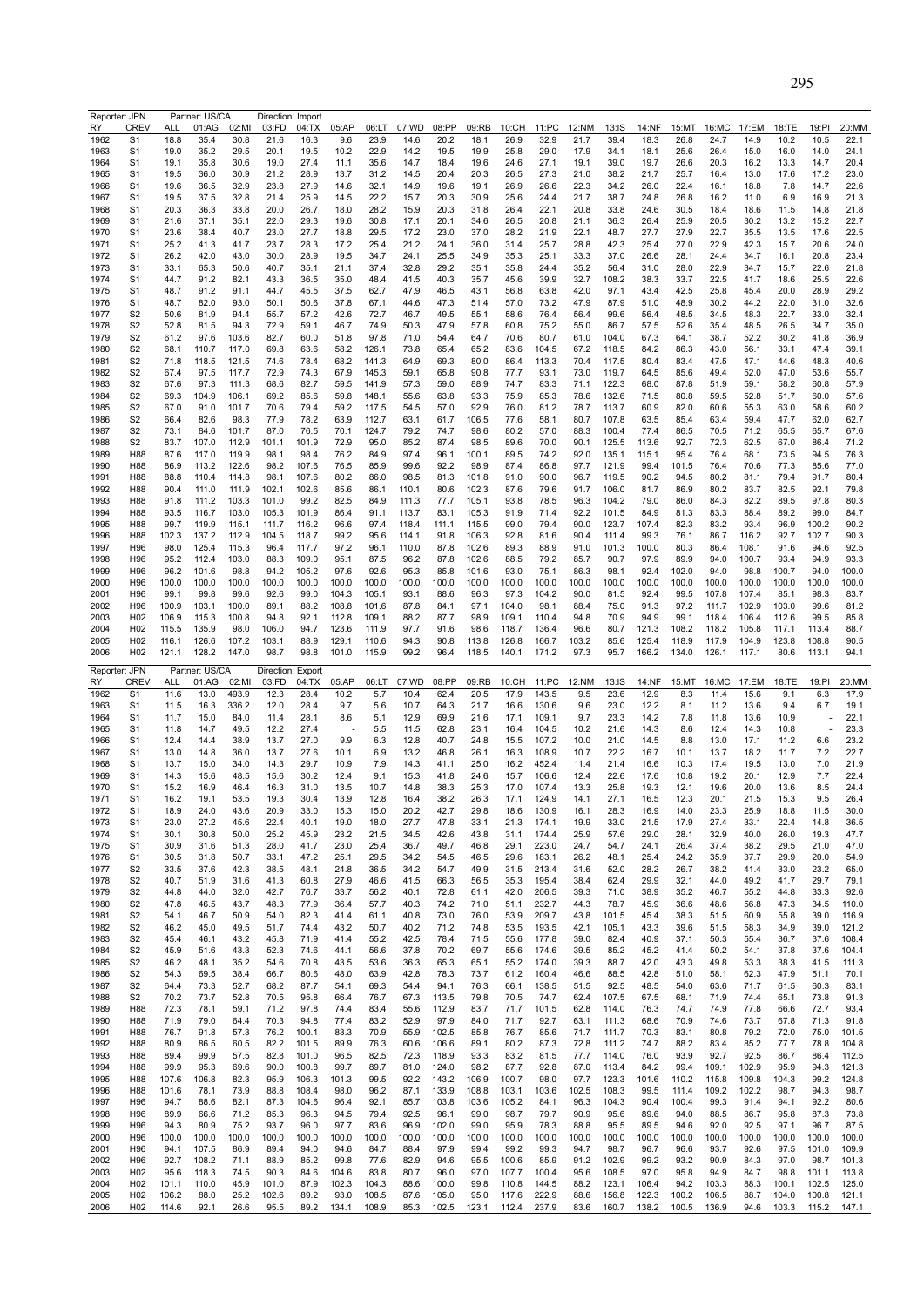Reporter: JPN Partner: US/CA Direction: Import

| RY | CREV | ALL | 01:AG | 02:MI | 03:FD | 04:TX | 05:AP | 06:LT | 07:WD | 08:PP | 09:RB | 10:CH | 11:PC | 12:NM | 13:IS | 14:NF | 15:MT | 16:MC | 17:EM | 18:TE | 19:PI | 20:MM |
|---|---|---|---|---|---|---|---|---|---|---|---|---|---|---|---|---|---|---|---|---|---|---|
| 1962 | S1 | 18.8 | 35.4 | 30.8 | 21.6 | 16.3 | 9.6 | 23.9 | 14.6 | 20.2 | 18.1 | 26.9 | 32.9 | 21.7 | 39.4 | 18.3 | 26.8 | 24.7 | 14.9 | 10.2 | 10.5 | 22.1 |
| 1963 | S1 | 19.0 | 35.2 | 29.5 | 20.1 | 19.5 | 10.2 | 22.9 | 14.2 | 19.5 | 19.9 | 25.8 | 29.0 | 17.9 | 34.1 | 18.1 | 25.6 | 26.4 | 15.0 | 16.0 | 14.0 | 24.1 |
| 1964 | S1 | 19.1 | 35.8 | 30.6 | 19.0 | 27.4 | 11.1 | 35.6 | 14.7 | 18.4 | 19.6 | 24.6 | 27.1 | 19.1 | 39.0 | 19.7 | 20.3 | 16.2 | 13.3 | 14.7 | 20.4 |  |
| 1965 | S1 | 19.5 | 36.0 | 30.9 | 21.2 | 28.9 | 13.7 | 31.2 | 14.5 | 20.4 | 20.3 | 26.5 | 27.3 | 21.0 | 38.2 | 21.7 | 25.7 | 16.4 | 13.0 | 17.6 | 17.2 | 23.0 |
| 1966 | S1 | 19.6 | 36.5 | 32.9 | 23.8 | 27.9 | 14.6 | 32.1 | 14.9 | 19.6 | 19.1 | 26.9 | 26.6 | 22.3 | 34.2 | 26.0 | 22.4 | 16.1 | 18.8 | 7.8 | 14.7 | 22.6 |
| 1967 | S1 | 19.5 | 37.5 | 32.8 | 21.4 | 25.9 | 14.5 | 22.2 | 15.7 | 20.3 | 30.9 | 25.6 | 24.4 | 21.7 | 38.7 | 24.8 | 26.8 | 16.2 | 11.0 | 6.9 | 16.9 | 21.3 |
| 1968 | S1 | 20.3 | 36.3 | 33.8 | 20.0 | 26.7 | 18.0 | 28.2 | 15.9 | 20.3 | 31.8 | 26.4 | 22.1 | 20.8 | 33.8 | 24.6 | 30.5 | 18.4 | 18.6 | 11.5 | 14.8 | 21.8 |
| 1969 | S1 | 21.6 | 37.1 | 35.1 | 22.0 | 29.3 | 19.6 | 30.8 | 17.1 | 20.1 | 34.6 | 26.5 | 20.8 | 21.1 | 36.3 | 26.4 | 25.9 | 20.5 | 30.2 | 13.2 | 15.2 | 22.7 |
| 1970 | S1 | 23.6 | 38.4 | 40.7 | 23.0 | 27.7 | 18.8 | 29.5 | 17.2 | 23.0 | 37.0 | 28.2 | 21.9 | 22.1 | 48.7 | 27.7 | 27.9 | 22.7 | 35.5 | 13.5 | 17.6 | 22.5 |
| 1971 | S1 | 25.2 | 41.3 | 41.7 | 23.7 | 28.3 | 17.2 | 25.4 | 21.2 | 24.1 | 36.0 | 31.4 | 25.7 | 28.8 | 42.3 | 25.4 | 27.0 | 22.9 | 42.3 | 15.7 | 20.6 | 24.0 |
| 1972 | S1 | 26.2 | 42.0 | 43.0 | 30.0 | 28.9 | 19.5 | 34.7 | 24.1 | 25.5 | 34.9 | 35.3 | 25.1 | 33.3 | 37.0 | 26.6 | 28.1 | 24.4 | 34.7 | 16.1 | 20.8 | 23.4 |
| 1973 | S1 | 33.1 | 65.3 | 50.6 | 40.7 | 35.1 | 21.1 | 37.4 | 32.8 | 29.2 | 35.1 | 35.8 | 24.4 | 35.2 | 56.4 | 31.0 | 28.0 | 22.9 | 34.7 | 15.7 | 22.6 | 21.8 |
| 1974 | S1 | 44.7 | 91.2 | 82.1 | 43.3 | 36.5 | 35.0 | 48.4 | 41.5 | 40.3 | 35.7 | 45.6 | 39.9 | 32.7 | 108.2 | 38.3 | 33.7 | 22.5 | 41.7 | 18.6 | 25.5 | 22.6 |
| 1975 | S1 | 48.7 | 91.2 | 91.1 | 44.7 | 45.5 | 37.5 | 62.7 | 47.9 | 46.5 | 43.1 | 56.8 | 63.8 | 42.0 | 97.1 | 43.4 | 42.5 | 25.8 | 45.4 | 20.0 | 28.9 | 29.2 |
| 1976 | S1 | 48.7 | 82.0 | 93.0 | 50.1 | 50.6 | 37.8 | 67.1 | 44.6 | 47.3 | 51.4 | 57.0 | 73.2 | 47.9 | 87.9 | 51.0 | 48.9 | 30.2 | 44.2 | 22.0 | 31.0 | 32.6 |
| 1977 | S2 | 50.6 | 81.9 | 94.4 | 55.7 | 57.2 | 42.6 | 72.7 | 46.7 | 49.5 | 55.1 | 58.6 | 76.4 | 56.4 | 99.6 | 56.4 | 48.5 | 34.5 | 48.3 | 22.7 | 33.0 | 32.4 |
| 1978 | S2 | 52.8 | 81.5 | 94.3 | 72.9 | 59.1 | 46.7 | 74.9 | 50.3 | 47.9 | 57.8 | 60.8 | 75.2 | 55.0 | 86.7 | 57.5 | 52.6 | 35.4 | 48.5 | 26.5 | 34.7 | 35.0 |
| 1979 | S2 | 61.2 | 97.6 | 103.6 | 82.7 | 60.0 | 51.8 | 97.8 | 71.0 | 54.4 | 64.7 | 70.6 | 80.7 | 61.0 | 104.0 | 67.3 | 64.1 | 38.7 | 52.2 | 30.2 | 41.8 | 36.9 |
| 1980 | S2 | 68.1 | 110.7 | 117.0 | 69.8 | 63.6 | 58.2 | 126.1 | 73.8 | 65.4 | 65.2 | 83.6 | 104.5 | 67.2 | 118.5 | 84.2 | 86.3 | 43.0 | 56.1 | 33.1 | 47.4 | 39.1 |
| 1981 | S2 | 71.8 | 118.5 | 121.5 | 74.6 | 78.4 | 68.2 | 141.3 | 64.9 | 69.3 | 80.0 | 86.4 | 113.3 | 70.4 | 117.5 | 80.4 | 83.4 | 47.5 | 47.1 | 44.6 | 48.3 | 40.6 |
| 1982 | S2 | 67.4 | 97.5 | 117.7 | 72.9 | 74.3 | 67.9 | 145.3 | 59.1 | 65.8 | 90.8 | 77.7 | 93.1 | 73.0 | 119.7 | 64.5 | 85.6 | 49.4 | 52.0 | 47.0 | 53.6 | 55.7 |
| 1983 | S2 | 67.6 | 97.3 | 111.3 | 68.6 | 82.7 | 59.5 | 141.9 | 57.3 | 59.0 | 88.9 | 74.7 | 83.3 | 71.1 | 122.3 | 68.0 | 87.8 | 51.9 | 59.1 | 58.2 | 60.8 | 57.9 |
| 1984 | S2 | 69.3 | 104.9 | 106.1 | 69.2 | 85.6 | 59.8 | 148.1 | 55.6 | 63.8 | 93.3 | 75.9 | 85.3 | 78.6 | 132.6 | 71.5 | 80.8 | 59.5 | 52.8 | 51.7 | 60.0 | 57.6 |
| 1985 | S2 | 67.0 | 91.0 | 101.7 | 70.6 | 79.4 | 59.2 | 117.5 | 54.5 | 57.0 | 92.9 | 76.0 | 81.2 | 78.7 | 113.7 | 60.9 | 82.0 | 60.6 | 55.3 | 63.0 | 58.6 | 60.2 |
| 1986 | S2 | 66.4 | 82.6 | 98.3 | 77.9 | 78.2 | 63.9 | 112.7 | 63.1 | 61.7 | 106.5 | 77.6 | 58.1 | 80.7 | 107.8 | 63.5 | 85.4 | 63.4 | 59.4 | 47.7 | 62.0 | 62.7 |
| 1987 | S2 | 73.1 | 84.6 | 101.7 | 87.0 | 76.5 | 70.1 | 124.7 | 79.2 | 74.7 | 98.6 | 80.2 | 57.0 | 88.3 | 100.4 | 77.4 | 86.5 | 70.5 | 71.2 | 65.5 | 65.7 | 67.6 |
| 1988 | S2 | 83.7 | 107.0 | 112.9 | 101.1 | 101.9 | 72.9 | 95.0 | 85.2 | 87.4 | 98.5 | 89.6 | 70.0 | 90.1 | 125.5 | 113.6 | 92.7 | 72.3 | 62.5 | 67.0 | 86.4 | 71.2 |
| 1989 | H88 | 87.6 | 117.0 | 119.9 | 98.1 | 98.4 | 76.2 | 84.9 | 97.4 | 96.1 | 100.1 | 89.5 | 74.2 | 92.0 | 135.1 | 115.1 | 95.4 | 76.4 | 68.1 | 73.5 | 94.5 | 76.3 |
| 1990 | H88 | 86.9 | 113.2 | 122.6 | 98.2 | 107.6 | 76.5 | 85.9 | 99.6 | 92.2 | 98.9 | 87.4 | 86.8 | 97.7 | 121.9 | 99.4 | 101.5 | 76.4 | 70.6 | 77.3 | 85.6 | 77.0 |
| 1991 | H88 | 88.8 | 110.4 | 114.8 | 98.1 | 107.6 | 80.2 | 86.0 | 98.5 | 81.3 | 101.8 | 91.0 | 90.0 | 96.7 | 119.5 | 90.2 | 94.5 | 80.2 | 81.1 | 79.4 | 91.7 | 80.4 |
| 1992 | H88 | 90.4 | 111.0 | 111.9 | 102.1 | 102.6 | 85.6 | 86.1 | 110.1 | 80.6 | 102.3 | 87.6 | 79.6 | 91.7 | 106.0 | 81.7 | 86.9 | 80.2 | 83.7 | 82.5 | 92.1 | 79.8 |
| 1993 | H88 | 91.8 | 111.2 | 103.3 | 101.0 | 99.2 | 82.5 | 84.9 | 111.3 | 77.7 | 105.1 | 93.8 | 78.5 | 96.3 | 104.2 | 79.0 | 86.0 | 84.3 | 82.2 | 89.5 | 97.8 | 80.3 |
| 1994 | H88 | 93.5 | 116.7 | 103.0 | 105.3 | 101.9 | 86.4 | 91.1 | 113.7 | 83.1 | 105.3 | 91.9 | 71.4 | 92.2 | 101.5 | 84.9 | 81.3 | 83.3 | 88.4 | 89.2 | 99.0 | 84.7 |
| 1995 | H88 | 99.7 | 119.9 | 115.1 | 111.7 | 116.2 | 96.6 | 97.4 | 118.4 | 111.1 | 115.5 | 99.0 | 79.4 | 90.0 | 123.7 | 107.4 | 82.3 | 83.2 | 93.4 | 96.9 | 100.2 | 90.2 |
| 1996 | H88 | 102.3 | 137.2 | 112.9 | 104.5 | 118.7 | 99.2 | 95.6 | 114.1 | 91.8 | 106.3 | 92.8 | 81.6 | 90.4 | 111.4 | 99.3 | 76.1 | 86.7 | 116.2 | 92.7 | 102.7 | 90.3 |
| 1997 | H96 | 98.0 | 125.4 | 115.3 | 96.4 | 117.7 | 97.2 | 96.1 | 110.0 | 87.8 | 102.6 | 89.3 | 88.9 | 91.0 | 101.3 | 100.0 | 80.3 | 86.4 | 108.1 | 91.6 | 94.6 | 92.5 |
| 1998 | H96 | 95.2 | 112.4 | 103.0 | 88.3 | 109.0 | 95.1 | 87.5 | 96.2 | 87.8 | 102.6 | 88.5 | 79.2 | 85.7 | 90.7 | 97.9 | 89.9 | 94.0 | 100.7 | 93.4 | 94.9 | 93.3 |
| 1999 | H96 | 96.2 | 101.6 | 98.8 | 94.2 | 105.2 | 97.6 | 92.6 | 95.3 | 85.8 | 101.6 | 93.0 | 75.1 | 86.3 | 98.1 | 92.4 | 102.0 | 94.0 | 98.8 | 100.7 | 94.0 | 100.0 |
| 2000 | H96 | 100.0 | 100.0 | 100.0 | 100.0 | 100.0 | 100.0 | 100.0 | 100.0 | 100.0 | 100.0 | 100.0 | 100.0 | 100.0 | 100.0 | 100.0 | 100.0 | 100.0 | 100.0 | 100.0 | 100.0 | 100.0 |
| 2001 | H96 | 99.1 | 99.8 | 99.6 | 92.6 | 99.0 | 104.3 | 105.1 | 93.1 | 88.6 | 96.3 | 97.3 | 104.2 | 90.0 | 81.5 | 92.4 | 99.5 | 107.8 | 107.4 | 85.1 | 98.3 | 83.7 |
| 2002 | H96 | 100.9 | 103.1 | 100.0 | 89.1 | 88.2 | 108.8 | 101.6 | 87.8 | 84.1 | 97.1 | 104.0 | 98.1 | 88.4 | 75.0 | 91.3 | 97.2 | 111.7 | 102.9 | 103.0 | 99.6 | 81.2 |
| 2003 | H02 | 106.9 | 115.3 | 100.8 | 94.8 | 92.1 | 112.8 | 109.1 | 88.2 | 87.7 | 98.9 | 109.1 | 110.4 | 94.8 | 70.9 | 94.9 | 99.1 | 118.4 | 106.4 | 112.6 | 99.5 | 85.8 |
| 2004 | H02 | 115.5 | 135.9 | 98.0 | 106.0 | 94.7 | 123.6 | 111.9 | 97.7 | 91.6 | 98.6 | 118.7 | 136.4 | 96.6 | 80.7 | 121.3 | 108.2 | 118.2 | 105.8 | 117.1 | 113.4 | 88.7 |
| 2005 | H02 | 116.1 | 126.6 | 107.2 | 103.1 | 88.9 | 129.1 | 110.6 | 94.3 | 90.8 | 113.8 | 126.8 | 166.7 | 103.2 | 85.6 | 125.4 | 118.9 | 117.9 | 104.9 | 123.8 | 108.8 | 90.5 |
| 2006 | H02 | 121.1 | 128.2 | 147.0 | 98.7 | 98.8 | 101.0 | 115.9 | 99.2 | 96.4 | 118.5 | 140.1 | 171.2 | 97.3 | 95.7 | 166.2 | 134.0 | 126.1 | 117.1 | 80.6 | 113.1 | 94.1 |

Reporter: JPN Partner: US/CA Direction: Export

| RY | CREV | ALL | 01:AG | 02:MI | 03:FD | 04:TX | 05:AP | 06:LT | 07:WD | 08:PP | 09:RB | 10:CH | 11:PC | 12:NM | 13:IS | 14:NF | 15:MT | 16:MC | 17:EM | 18:TE | 19:PI | 20:MM |
|---|---|---|---|---|---|---|---|---|---|---|---|---|---|---|---|---|---|---|---|---|---|---|
| 1962 | S1 | 11.6 | 13.0 | 493.9 | 12.3 | 28.4 | 10.2 | 5.7 | 10.4 | 62.4 | 20.5 | 17.9 | 143.5 | 9.5 | 23.6 | 12.9 | 8.3 | 11.4 | 15.6 | 9.1 | 6.3 | 17.9 |
| 1963 | S1 | 11.5 | 16.3 | 336.2 | 12.0 | 28.4 | 9.7 | 5.6 | 10.7 | 64.3 | 21.7 | 16.6 | 130.6 | 9.6 | 23.0 | 12.2 | 8.1 | 11.2 | 13.6 | 9.4 | 6.7 | 19.1 |
| 1964 | S1 | 11.7 | 15.0 | 84.0 | 11.4 | 28.1 | 8.6 | 5.1 | 12.9 | 69.9 | 21.6 | 17.1 | 109.1 | 9.7 | 23.3 | 14.2 | 7.8 | 11.8 | 13.6 | 10.9 | - | 22.1 |
| 1965 | S1 | 11.8 | 14.7 | 49.5 | 12.2 | 27.4 | - | 5.5 | 11.5 | 62.8 | 23.1 | 16.4 | 104.5 | 10.2 | 21.6 | 14.3 | 8.6 | 12.4 | 14.3 | 10.8 | - | 23.3 |
| 1966 | S1 | 12.4 | 14.4 | 38.9 | 13.7 | 27.0 | 9.9 | 6.3 | 12.8 | 40.7 | 24.8 | 15.5 | 107.2 | 10.0 | 21.0 | 14.6 | 8.8 | 13.0 | 17.1 | 11.2 | 6.6 | 23.2 |
| 1967 | S1 | 13.0 | 14.8 | 36.0 | 13.7 | 27.6 | 10.1 | 6.9 | 13.2 | 46.8 | 26.1 | 16.3 | 108.9 | 10.7 | 22.2 | 16.7 | 10.1 | 13.7 | 18.2 | 11.7 | 7.2 | 22.7 |
| 1968 | S1 | 13.7 | 15.0 | 34.0 | 14.3 | 29.7 | 10.9 | 7.9 | 14.3 | 41.1 | 25.0 | 16.2 | 452.4 | 11.4 | 21.4 | 16.6 | 10.3 | 17.4 | 19.5 | 13.0 | 7.0 | 21.9 |
| 1969 | S1 | 14.3 | 15.6 | 48.5 | 15.6 | 30.2 | 12.4 | 9.1 | 15.3 | 41.8 | 24.6 | 15.7 | 106.6 | 12.4 | 22.6 | 17.6 | 10.8 | 19.2 | 20.1 | 12.9 | 7.7 | 22.4 |
| 1970 | S1 | 15.2 | 16.9 | 46.4 | 16.3 | 31.0 | 13.5 | 10.7 | 14.8 | 38.3 | 25.3 | 17.0 | 107.4 | 13.3 | 25.8 | 19.3 | 12.1 | 19.6 | 20.0 | 13.6 | 8.5 | 24.4 |
| 1971 | S1 | 16.2 | 19.1 | 53.5 | 19.3 | 30.4 | 13.9 | 12.8 | 16.4 | 38.2 | 26.3 | 17.1 | 124.9 | 14.1 | 27.1 | 16.5 | 12.3 | 20.1 | 21.5 | 15.3 | 9.5 | 26.4 |
| 1972 | S1 | 18.9 | 24.0 | 43.6 | 20.9 | 33.0 | 15.3 | 15.0 | 20.2 | 42.7 | 29.8 | 18.6 | 130.9 | 16.1 | 28.3 | 16.9 | 14.0 | 23.3 | 25.9 | 18.8 | 11.5 | 30.0 |
| 1973 | S1 | 23.0 | 27.2 | 45.6 | 22.4 | 40.1 | 19.0 | 18.0 | 27.7 | 47.8 | 33.1 | 21.3 | 174.1 | 19.9 | 33.0 | 21.5 | 17.9 | 27.4 | 33.1 | 22.4 | 14.8 | 36.5 |
| 1974 | S1 | 30.1 | 30.8 | 50.0 | 25.2 | 45.9 | 23.2 | 21.5 | 34.5 | 42.6 | 43.8 | 31.1 | 174.4 | 25.9 | 57.6 | 29.0 | 28.1 | 32.9 | 40.0 | 26.0 | 19.3 | 47.7 |
| 1975 | S1 | 30.9 | 31.6 | 51.3 | 28.0 | 41.7 | 23.0 | 25.4 | 36.7 | 49.7 | 46.8 | 29.1 | 223.0 | 24.7 | 54.7 | 24.1 | 26.4 | 37.4 | 38.2 | 29.5 | 21.0 | 47.0 |
| 1976 | S1 | 30.5 | 31.8 | 50.7 | 33.1 | 47.2 | 25.1 | 29.5 | 34.2 | 54.5 | 46.5 | 29.6 | 183.1 | 26.2 | 48.1 | 25.4 | 24.2 | 35.9 | 37.7 | 29.9 | 20.0 | 54.9 |
| 1977 | S2 | 33.5 | 37.6 | 42.3 | 38.5 | 48.1 | 24.8 | 36.5 | 34.2 | 54.7 | 49.9 | 31.5 | 213.4 | 31.6 | 52.0 | 28.2 | 26.7 | 38.2 | 41.4 | 33.0 | 23.2 | 65.0 |
| 1978 | S2 | 40.7 | 51.9 | 31.6 | 41.3 | 60.8 | 27.9 | 46.6 | 41.5 | 66.3 | 56.5 | 35.3 | 195.4 | 38.4 | 62.4 | 29.9 | 32.1 | 44.0 | 49.2 | 41.7 | 29.7 | 79.1 |
| 1979 | S2 | 44.8 | 44.0 | 32.0 | 42.7 | 76.7 | 33.7 | 56.2 | 40.1 | 72.8 | 61.1 | 42.0 | 206.5 | 39.3 | 71.0 | 38.9 | 35.2 | 46.7 | 55.2 | 44.8 | 33.3 | 92.6 |
| 1980 | S2 | 47.8 | 46.5 | 43.7 | 48.3 | 77.9 | 36.4 | 57.7 | 40.3 | 74.2 | 71.0 | 51.1 | 232.7 | 44.3 | 78.7 | 45.9 | 36.6 | 48.6 | 56.8 | 47.3 | 34.5 | 110.0 |
| 1981 | S2 | 54.1 | 46.7 | 50.9 | 54.0 | 82.3 | 41.4 | 61.1 | 40.8 | 73.0 | 76.0 | 53.9 | 209.7 | 43.8 | 101.5 | 45.4 | 38.3 | 51.5 | 60.9 | 55.8 | 39.0 | 116.9 |
| 1982 | S2 | 46.2 | 45.0 | 49.5 | 51.7 | 74.4 | 43.2 | 50.7 | 40.2 | 71.2 | 74.8 | 53.5 | 193.5 | 42.1 | 105.1 | 43.3 | 39.6 | 51.5 | 58.3 | 34.9 | 39.0 | 121.2 |
| 1983 | S2 | 45.4 | 46.1 | 43.2 | 45.8 | 71.9 | 41.4 | 55.2 | 42.5 | 78.4 | 71.5 | 55.6 | 177.8 | 39.0 | 82.4 | 40.9 | 37.1 | 50.3 | 55.4 | 36.7 | 37.6 | 108.4 |
| 1984 | S2 | 45.9 | 51.6 | 43.3 | 52.3 | 74.6 | 44.1 | 56.6 | 37.8 | 70.2 | 69.7 | 55.6 | 174.6 | 39.5 | 85.2 | 45.2 | 41.4 | 50.2 | 54.1 | 37.8 | 37.6 | 104.4 |
| 1985 | S2 | 46.2 | 48.1 | 35.2 | 54.6 | 70.8 | 43.5 | 53.6 | 36.3 | 65.3 | 65.1 | 55.2 | 174.0 | 39.3 | 88.7 | 42.0 | 43.3 | 49.8 | 53.3 | 38.3 | 41.5 | 111.3 |
| 1986 | S2 | 54.3 | 69.5 | 38.4 | 66.7 | 80.6 | 48.0 | 63.9 | 42.8 | 78.3 | 73.7 | 61.2 | 160.4 | 46.6 | 88.5 | 42.8 | 51.0 | 58.1 | 62.3 | 47.9 | 51.1 | 70.1 |
| 1987 | S2 | 64.4 | 73.3 | 52.7 | 68.2 | 87.7 | 54.1 | 69.3 | 54.4 | 94.1 | 76.3 | 66.1 | 138.5 | 51.5 | 92.5 | 48.5 | 54.0 | 63.6 | 71.7 | 61.5 | 60.3 | 83.1 |
| 1988 | S2 | 70.2 | 73.7 | 52.8 | 70.5 | 95.8 | 66.4 | 76.7 | 67.3 | 113.5 | 79.8 | 70.5 | 74.7 | 62.4 | 107.5 | 67.5 | 68.1 | 71.9 | 74.4 | 65.1 | 73.8 | 91.3 |
| 1989 | H88 | 72.3 | 78.1 | 59.1 | 71.2 | 97.8 | 74.4 | 83.4 | 55.6 | 112.9 | 83.7 | 71.7 | 101.5 | 62.8 | 114.0 | 76.3 | 74.7 | 74.9 | 77.8 | 66.6 | 72.7 | 93.4 |
| 1990 | H88 | 71.9 | 79.0 | 64.4 | 70.3 | 94.8 | 77.4 | 83.2 | 52.9 | 97.9 | 84.0 | 71.7 | 92.7 | 63.1 | 111.3 | 68.6 | 70.9 | 74.6 | 73.7 | 67.8 | 71.3 | 91.8 |
| 1991 | H88 | 76.7 | 91.8 | 57.3 | 76.2 | 100.1 | 83.3 | 70.9 | 55.9 | 102.5 | 85.8 | 76.7 | 85.6 | 71.7 | 111.7 | 70.3 | 83.1 | 80.8 | 79.2 | 72.0 | 75.0 | 101.5 |
| 1992 | H88 | 80.9 | 86.5 | 60.5 | 82.2 | 101.5 | 89.9 | 76.3 | 60.6 | 106.6 | 89.1 | 80.2 | 87.3 | 72.8 | 111.2 | 74.7 | 88.2 | 83.4 | 85.2 | 77.7 | 78.8 | 104.8 |
| 1993 | H88 | 89.4 | 99.9 | 57.5 | 82.8 | 101.0 | 96.5 | 82.5 | 72.3 | 118.9 | 93.3 | 83.2 | 81.5 | 77.7 | 114.0 | 76.0 | 93.9 | 92.7 | 92.5 | 86.7 | 86.4 | 112.5 |
| 1994 | H88 | 99.9 | 95.3 | 69.6 | 90.0 | 100.8 | 99.7 | 89.7 | 81.0 | 124.0 | 98.2 | 87.7 | 92.8 | 87.0 | 113.4 | 84.2 | 99.4 | 109.1 | 102.9 | 95.9 | 94.3 | 121.3 |
| 1995 | H88 | 107.6 | 106.8 | 82.3 | 95.9 | 106.3 | 101.3 | 99.5 | 92.2 | 143.2 | 106.9 | 100.7 | 98.0 | 97.7 | 123.3 | 101.6 | 110.2 | 115.8 | 109.8 | 104.3 | 99.2 | 124.8 |
| 1996 | H88 | 101.6 | 78.1 | 73.9 | 88.8 | 108.4 | 98.0 | 96.2 | 87.1 | 133.9 | 108.8 | 103.1 | 103.6 | 102.5 | 108.3 | 99.5 | 111.4 | 109.2 | 102.2 | 98.7 | 94.3 | 98.7 |
| 1997 | H96 | 94.7 | 88.6 | 82.1 | 87.3 | 104.6 | 96.4 | 92.1 | 85.7 | 103.8 | 103.6 | 105.2 | 84.1 | 96.3 | 104.3 | 90.4 | 100.4 | 99.3 | 91.4 | 94.1 | 92.2 | 80.6 |
| 1998 | H96 | 89.9 | 66.6 | 71.2 | 85.3 | 96.3 | 94.5 | 79.4 | 92.5 | 96.1 | 99.0 | 98.7 | 79.7 | 90.9 | 95.6 | 89.6 | 94.0 | 88.5 | 86.7 | 95.8 | 87.3 | 73.8 |
| 1999 | H96 | 94.3 | 80.9 | 75.2 | 93.7 | 96.0 | 97.7 | 83.6 | 96.9 | 102.0 | 99.0 | 95.9 | 78.3 | 88.8 | 95.5 | 89.5 | 94.6 | 92.0 | 92.5 | 97.1 | 96.7 | 87.5 |
| 2000 | H96 | 100.0 | 100.0 | 100.0 | 100.0 | 100.0 | 100.0 | 100.0 | 100.0 | 100.0 | 100.0 | 100.0 | 100.0 | 100.0 | 100.0 | 100.0 | 100.0 | 100.0 | 100.0 | 100.0 | 100.0 | 100.0 |
| 2001 | H96 | 94.1 | 107.5 | 86.9 | 89.4 | 94.0 | 94.6 | 84.7 | 88.4 | 97.9 | 99.4 | 99.2 | 99.3 | 94.7 | 98.7 | 96.7 | 96.6 | 93.7 | 92.6 | 97.5 | 101.0 | 109.9 |
| 2002 | H96 | 92.7 | 108.2 | 71.1 | 88.9 | 85.2 | 99.8 | 77.6 | 82.9 | 94.6 | 95.5 | 100.6 | 85.9 | 91.2 | 102.9 | 99.2 | 93.2 | 90.9 | 84.3 | 97.0 | 98.7 | 101.3 |
| 2003 | H02 | 95.6 | 118.3 | 74.5 | 90.3 | 84.6 | 104.6 | 83.8 | 80.7 | 96.0 | 97.0 | 107.7 | 100.4 | 95.6 | 108.5 | 97.0 | 95.8 | 94.9 | 84.7 | 98.8 | 101.1 | 113.8 |
| 2004 | H02 | 101.1 | 110.0 | 45.9 | 101.0 | 87.9 | 102.3 | 104.3 | 88.6 | 100.0 | 99.8 | 110.8 | 144.5 | 88.2 | 123.1 | 106.4 | 94.2 | 103.3 | 88.3 | 100.1 | 102.5 | 125.0 |
| 2005 | H02 | 106.2 | 88.0 | 25.2 | 102.6 | 89.2 | 93.0 | 108.5 | 87.6 | 105.0 | 95.0 | 117.6 | 222.9 | 88.6 | 156.8 | 122.3 | 100.2 | 106.5 | 88.7 | 104.0 | 100.8 | 121.1 |
| 2006 | H02 | 114.6 | 92.1 | 26.6 | 95.5 | 89.2 | 134.1 | 108.9 | 85.3 | 102.5 | 123.1 | 112.4 | 237.9 | 83.6 | 160.7 | 138.2 | 100.5 | 136.9 | 94.6 | 103.3 | 115.2 | 147.1 |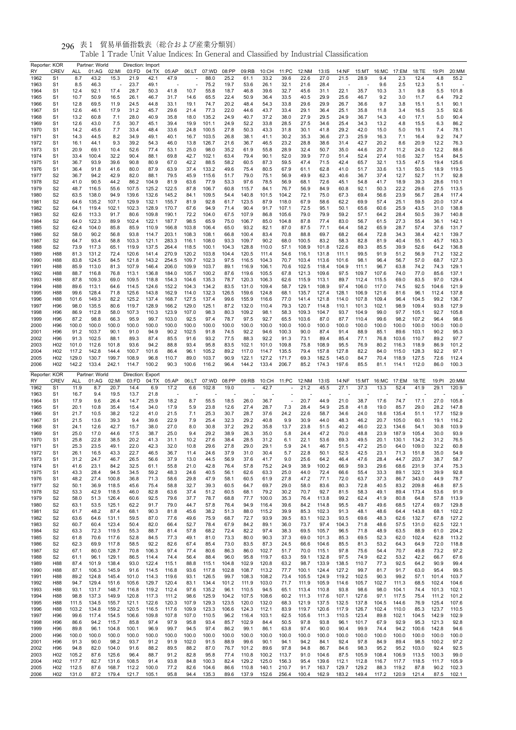# 表1 貿易単価指数表（総合および産業分類別）

Table 1 Trade Unit Value Indices: In General and Classified by Industrial Classification

Reporter: KOR　Partner: World　Direction: Import

| RY | CREV | ALL | 01:AG | 02:MI | 03:FD | 04:TX | 05:AP | 06:LT | 07:WD | 08:PP | 09:RB | 10:CH | 11:PC | 12:NM | 13:IS | 14:NF | 15:MT | 16:MC | 17:EM | 18:TE | 19:PI | 20:MM |
|---|---|---|---|---|---|---|---|---|---|---|---|---|---|---|---|---|---|---|---|---|---|---|
| 1962 | S1 | 8.7 | 43.2 | 15.3 | 21.9 | 42.1 | 47.9 | - | 88.0 | 25.2 | 61.1 | 33.2 | 39.6 | 22.6 | 27.0 | 21.5 | 28.9 | 9.4 | 2.3 | 12.4 | 4.8 | 55.2 |
| 1963 | S1 | 8.5 | 46.3 | - | 23.7 | 49.1 | - | - | 75.2 | 19.7 | 53.6 | 26.1 | 32.1 | 21.6 | 28.4 | - | - | 9.6 | 2.5 | 12.3 | 5.1 | - |
| 1964 | S1 | 12.4 | 92.1 | 17.4 | 28.7 | 50.3 | 41.8 | 10.7 | 55.8 | 18.7 | 46.8 | 39.6 | 32.7 | 45.6 | 31.1 | 22.1 | 35.7 | 10.3 | 3.1 | 9.8 | 5.5 | 101.8 |
| 1965 | S1 | 10.7 | 50.9 | 16.5 | 26.1 | 46.7 | 31.7 | 14.6 | 65.5 | 22.4 | 50.9 | 36.4 | 33.5 | 40.5 | 29.9 | 25.6 | 46.7 | 9.2 | 3.0 | 11.7 | 6.4 | 79.2 |
| 1966 | S1 | 12.8 | 69.5 | 11.9 | 24.5 | 44.8 | 33.1 | 19.1 | 74.7 | 20.2 | 48.4 | 54.3 | 33.8 | 29.6 | 29.9 | 26.7 | 36.6 | 9.7 | 3.8 | 15.1 | 5.1 | 90.1 |
| 1967 | S1 | 12.6 | 46.1 | 17.9 | 31.2 | 45.7 | 29.6 | 21.4 | 77.3 | 22.0 | 44.6 | 43.7 | 33.4 | 29.1 | 36.4 | 25.1 | 35.8 | 11.8 | 3.4 | 16.5 | 3.5 | 92.6 |
| 1968 | S1 | 13.2 | 60.8 | 7.1 | 28.0 | 40.9 | 35.8 | 18.0 | 135.2 | 24.9 | 40.7 | 37.2 | 38.0 | 27.9 | 29.5 | 24.9 | 36.7 | 14.3 | 4.0 | 17.1 | 5.0 | 90.4 |
| 1969 | S1 | 12.6 | 43.0 | 7.5 | 30.7 | 45.1 | 39.4 | 19.9 | 101.1 | 24.9 | 52.2 | 33.8 | 28.5 | 27.5 | 34.6 | 25.4 | 34.3 | 13.2 | 4.8 | 15.5 | 6.3 | 86.2 |
| 1970 | S1 | 14.2 | 45.6 | 7.7 | 33.4 | 48.4 | 33.6 | 24.8 | 100.5 | 27.8 | 50.3 | 43.3 | 31.8 | 30.1 | 41.8 | 29.2 | 42.0 | 15.0 | 5.0 | 19.1 | 7.4 | 78.1 |
| 1971 | S1 | 14.3 | 44.5 | 8.2 | 34.9 | 49.1 | 40.1 | 16.7 | 103.5 | 26.8 | 38.1 | 41.1 | 30.2 | 35.3 | 36.6 | 27.3 | 25.9 | 16.3 | 7.1 | 16.4 | 9.2 | 74.7 |
| 1972 | S1 | 16.1 | 44.1 | 9.3 | 39.2 | 54.3 | 46.0 | 13.8 | 126.7 | 21.6 | 36.7 | 46.5 | 23.2 | 28.8 | 38.6 | 31.4 | 42.7 | 20.2 | 8.6 | 20.9 | 12.2 | 76.3 |
| 1973 | S1 | 20.9 | 69.1 | 10.4 | 52.6 | 77.4 | 53.1 | 25.0 | 98.0 | 35.2 | 61.9 | 55.8 | 28.9 | 32.4 | 50.7 | 35.0 | 44.6 | 20.7 | 11.2 | 24.0 | 12.2 | 88.6 |
| 1974 | S1 | 33.4 | 100.4 | 32.2 | 90.4 | 88.1 | 69.8 | 42.7 | 102.1 | 63.4 | 79.4 | 90.1 | 52.0 | 39.9 | 77.0 | 51.4 | 52.4 | 27.4 | 10.6 | 32.7 | 15.4 | 84.5 |
| 1975 | S1 | 36.7 | 93.9 | 39.6 | 90.8 | 80.9 | 67.0 | 42.2 | 88.5 | 58.2 | 60.5 | 87.3 | 59.5 | 47.4 | 71.5 | 42.4 | 65.7 | 32.1 | 13.5 | 47.5 | 19.4 | 125.6 |
| 1976 | S1 | 36.4 | 91.8 | 41.6 | 80.0 | 87.9 | 63.9 | 37.4 | 133.2 | 49.6 | 75.4 | 80.5 | 67.9 | 61.1 | 62.8 | 41.0 | 51.7 | 33.6 | 13.1 | 50.5 | 18.9 | 119.5 |
| 1977 | S2 | 36.7 | 94.2 | 42.9 | 82.0 | 88.1 | 79.5 | 45.9 | 115.6 | 51.7 | 79.0 | 75.1 | 56.9 | 49.9 | 62.3 | 40.6 | 36.7 | 37.4 | 12.7 | 52.7 | 11.7 | 92.8 |
| 1978 | S2 | 41.0 | 90.5 | 44.2 | 86.2 | 104.9 | 81.9 | 63.6 | 77.9 | 53.3 | 97.6 | 78.5 | 56.9 | 68.1 | 72.6 | 45.1 | 54.8 | 41.7 | 18.9 | 39.3 | 28.6 | 110.1 |
| 1979 | S2 | 48.7 | 116.5 | 55.6 | 107.5 | 125.2 | 122.5 | 87.8 | 106.7 | 60.8 | 115.7 | 84.1 | 76.7 | 56.9 | 84.9 | 60.8 | 92.1 | 50.3 | 22.2 | 29.6 | 27.5 | 113.5 |
| 1980 | S2 | 63.5 | 138.0 | 94.9 | 139.6 | 132.6 | 145.2 | 84.1 | 109.5 | 54.4 | 140.8 | 101.5 | 104.2 | 72.1 | 75.0 | 67.3 | 69.4 | 56.6 | 23.9 | 56.7 | 28.4 | 117.4 |
| 1981 | S2 | 64.6 | 135.2 | 107.1 | 129.9 | 132.1 | 155.7 | 81.9 | 92.8 | 61.7 | 123.5 | 87.9 | 118.0 | 67.9 | 58.6 | 62.2 | 69.9 | 57.4 | 25.1 | 59.5 | 20.0 | 137.4 |
| 1982 | S2 | 64.1 | 119.4 | 102.1 | 102.3 | 128.9 | 170.7 | 67.6 | 94.9 | 71.4 | 90.4 | 91.7 | 107.1 | 72.5 | 95.1 | 50.1 | 65.6 | 60.6 | 25.9 | 43.5 | 31.0 | 138.8 |
| 1983 | S2 | 62.6 | 113.3 | 91.7 | 80.6 | 109.8 | 190.1 | 72.2 | 104.0 | 67.5 | 107.9 | 86.8 | 105.6 | 79.0 | 79.9 | 59.2 | 57.1 | 64.2 | 28.4 | 50.5 | 39.7 | 140.8 |
| 1984 | S2 | 64.0 | 122.3 | 89.9 | 102.4 | 122.1 | 187.7 | 98.5 | 65.9 | 75.0 | 106.7 | 85.0 | 104.8 | 87.8 | 77.4 | 83.0 | 56.7 | 61.5 | 27.3 | 55.4 | 36.1 | 142.1 |
| 1985 | S2 | 62.4 | 104.0 | 85.8 | 85.9 | 110.9 | 166.8 | 103.8 | 106.4 | 65.0 | 93.2 | 82.1 | 87.0 | 87.5 | 77.1 | 64.4 | 58.2 | 65.9 | 28.7 | 57.4 | 37.6 | 131.7 |
| 1986 | S2 | 58.0 | 90.2 | 56.8 | 93.8 | 114.7 | 203.1 | 108.3 | 108.1 | 66.8 | 100.4 | 83.4 | 70.8 | 88.8 | 69.7 | 68.2 | 66.4 | 72.8 | 34.3 | 38.4 | 42.1 | 139.7 |
| 1987 | S2 | 64.7 | 93.4 | 58.8 | 103.3 | 121.1 | 283.3 | 116.1 | 108.0 | 93.3 | 109.7 | 90.2 | 68.0 | 100.5 | 83.2 | 58.3 | 82.8 | 81.9 | 40.4 | 55.1 | 45.7 | 163.3 |
| 1988 | S2 | 73.9 | 117.3 | 65.1 | 119.9 | 137.5 | 264.4 | 118.5 | 100.1 | 104.3 | 128.8 | 110.0 | 57.1 | 108.9 | 101.8 | 122.6 | 89.3 | 85.5 | 39.9 | 52.6 | 64.2 | 136.8 |
| 1989 | H88 | 81.3 | 131.2 | 72.4 | 120.6 | 141.4 | 270.9 | 120.2 | 103.8 | 104.4 | 120.5 | 111.4 | 54.6 | 116.1 | 131.8 | 111.1 | 99.5 | 91.9 | 51.2 | 56.9 | 71.2 | 132.2 |
| 1990 | H88 | 83.8 | 124.5 | 84.5 | 121.8 | 143.2 | 254.5 | 109.7 | 102.3 | 97.5 | 116.5 | 104.3 | 70.7 | 103.4 | 113.6 | 101.6 | 98.1 | 96.4 | 56.7 | 57.0 | 68.7 | 127.3 |
| 1991 | H88 | 85.9 | 113.0 | 81.3 | 107.9 | 146.4 | 206.0 | 109.9 | 103.7 | 89.1 | 116.9 | 106.1 | 70.6 | 102.5 | 118.4 | 104.9 | 111.1 | 96.7 | 63.8 | 74.2 | 74.3 | 129.1 |
| 1992 | H88 | 88.7 | 116.8 | 76.8 | 113.1 | 136.8 | 184.0 | 105.7 | 100.2 | 87.6 | 119.6 | 105.5 | 67.8 | 121.3 | 109.6 | 97.5 | 109.7 | 107.6 | 74.0 | 77.0 | 85.6 | 137.1 |
| 1993 | H88 | 87.8 | 109.3 | 69.0 | 109.5 | 118.8 | 154.3 | 104.6 | 135.3 | 78.7 | 120.3 | 106.3 | 62.6 | 115.9 | 113.1 | 89.7 | 112.4 | 115.5 | 69.0 | 83.5 | 97.0 | 129.4 |
| 1994 | H88 | 89.6 | 113.1 | 64.6 | 114.5 | 124.6 | 152.2 | 104.3 | 134.2 | 83.5 | 131.0 | 109.4 | 58.7 | 129.1 | 108.9 | 97.4 | 106.0 | 117.0 | 74.5 | 92.5 | 104.6 | 121.9 |
| 1995 | H88 | 99.6 | 128.4 | 71.8 | 125.6 | 143.8 | 162.9 | 114.0 | 132.3 | 126.5 | 159.6 | 124.8 | 68.1 | 135.7 | 127.4 | 128.1 | 106.9 | 121.6 | 81.6 | 96.1 | 112.4 | 137.8 |
| 1996 | H88 | 101.6 | 149.3 | 82.2 | 125.2 | 137.4 | 168.7 | 127.5 | 137.4 | 99.6 | 155.9 | 116.6 | 77.0 | 141.4 | 121.8 | 114.0 | 107.8 | 109.4 | 96.4 | 104.5 | 99.2 | 136.7 |
| 1997 | H96 | 98.0 | 135.5 | 80.6 | 119.7 | 128.9 | 166.2 | 129.0 | 125.1 | 87.2 | 132.0 | 110.4 | 79.3 | 120.7 | 114.8 | 110.1 | 101.3 | 102.1 | 98.9 | 109.4 | 93.8 | 127.9 |
| 1998 | H96 | 86.9 | 112.8 | 58.0 | 107.3 | 110.3 | 123.9 | 107.0 | 98.3 | 80.3 | 109.2 | 98.1 | 58.3 | 109.3 | 104.7 | 93.7 | 104.9 | 99.0 | 97.7 | 105.1 | 92.7 | 105.8 |
| 1999 | H96 | 87.2 | 98.8 | 66.3 | 95.9 | 99.7 | 103.0 | 92.5 | 97.4 | 78.7 | 97.5 | 92.7 | 65.5 | 103.6 | 87.0 | 87.7 | 110.4 | 99.6 | 98.2 | 107.2 | 96.4 | 98.6 |
| 2000 | H96 | 100.0 | 100.0 | 100.0 | 100.0 | 100.0 | 100.0 | 100.0 | 100.0 | 100.0 | 100.0 | 100.0 | 100.0 | 100.0 | 100.0 | 100.0 | 100.0 | 100.0 | 100.0 | 100.0 | 100.0 | 100.0 |
| 2001 | H96 | 91.2 | 103.7 | 90.1 | 91.0 | 94.9 | 90.2 | 102.5 | 91.8 | 74.5 | 92.2 | 94.6 | 100.3 | 90.0 | 87.4 | 91.4 | 88.9 | 85.1 | 89.6 | 103.1 | 90.2 | 95.3 |
| 2002 | H96 | 91.3 | 102.5 | 88.1 | 89.3 | 87.4 | 85.5 | 91.6 | 93.2 | 77.5 | 88.3 | 92.2 | 91.3 | 73.1 | 89.4 | 85.4 | 77.1 | 76.8 | 103.6 | 110.7 | 89.2 | 97.7 |
| 2003 | H02 | 101.0 | 112.6 | 101.8 | 93.6 | 94.2 | 88.8 | 93.4 | 95.8 | 83.5 | 102.1 | 101.0 | 109.8 | 75.8 | 108.9 | 95.5 | 76.9 | 80.2 | 116.3 | 118.9 | 86.9 | 101.2 |
| 2004 | H02 | 117.2 | 142.8 | 144.4 | 100.7 | 101.6 | 86.4 | 96.1 | 105.2 | 89.2 | 117.0 | 114.7 | 135.5 | 79.4 | 157.8 | 127.8 | 82.2 | 84.0 | 115.0 | 128.3 | 92.2 | 97.1 |
| 2005 | H02 | 129.0 | 130.7 | 199.7 | 108.9 | 96.8 | 110.7 | 89.0 | 103.7 | 90.9 | 122.1 | 127.2 | 171.7 | 69.3 | 182.5 | 145.0 | 84.7 | 70.4 | 118.9 | 127.5 | 72.6 | 112.4 |
| 2006 | H02 | 142.2 | 133.4 | 242.1 | 114.7 | 100.2 | 90.3 | 100.6 | 116.2 | 96.4 | 144.2 | 133.4 | 206.7 | 85.2 | 174.3 | 197.6 | 85.5 | 81.1 | 114.1 | 112.0 | 86.0 | 100.3 |

Reporter: KOR　Partner: World　Direction: Export

| RY | CREV | ALL | 01:AG | 02:MI | 03:FD | 04:TX | 05:AP | 06:LT | 07:WD | 08:PP | 09:RB | 10:CH | 11:PC | 12:NM | 13:IS | 14:NF | 15:MT | 16:MC | 17:EM | 18:TE | 19:PI | 20:MM |
|---|---|---|---|---|---|---|---|---|---|---|---|---|---|---|---|---|---|---|---|---|---|---|
| 1962 | S1 | 11.9 | 8.7 | 20.7 | 14.4 | 6.9 | 17.2 | 6.6 | 102.8 | 19.0 | - | 42.7 | - | 21.2 | 45.5 | 27.1 | 37.3 | 13.3 | 52.4 | 41.9 | 29.1 | 120.9 |
| 1963 | S1 | 16.7 | 9.4 | 19.5 | 13.7 | 21.8 | - | - | - | - | - | - | - | - | - | - | - | - | - | - | - | - |
| 1964 | S1 | 17.9 | 9.6 | 26.4 | 14.7 | 25.9 | 18.2 | 8.7 | 55.5 | 18.5 | 26.0 | 36.7 | - | 20.7 | 44.9 | 21.0 | 38.7 | 17.6 | 74.7 | 17.1 | 27.0 | 105.8 |
| 1965 | S1 | 20.1 | 10.8 | 35.4 | 15.4 | 34.0 | 17.9 | 5.9 | 23.8 | 12.6 | 27.4 | 28.7 | 7.3 | 28.4 | 54.9 | 25.8 | 41.8 | 19.0 | 85.7 | 29.0 | 28.2 | 147.8 |
| 1966 | S1 | 21.7 | 10.5 | 38.2 | 12.2 | 41.0 | 21.5 | 7.1 | 25.3 | 30.7 | 28.7 | 37.6 | 24.2 | 22.6 | 58.7 | 34.6 | 24.0 | 18.6 | 135.4 | 51.1 | 17.7 | 152.9 |
| 1967 | S1 | 21.5 | 13.6 | 39.3 | 9.4 | 39.6 | 22.9 | 7.9 | 25.4 | 32.3 | 29.2 | 40.8 | 9.9 | 30.9 | 44.0 | 48.3 | 46.2 | 20.7 | 105.0 | 60.1 | 19.1 | 116.2 |
| 1968 | S1 | 24.1 | 12.6 | 42.7 | 15.7 | 38.0 | 27.0 | 8.0 | 30.8 | 37.2 | 29.2 | 35.8 | 13.7 | 23.8 | 51.5 | 40.2 | 46.0 | 22.3 | 134.6 | 54.1 | 30.8 | 103.9 |
| 1969 | S1 | 25.0 | 17.0 | 44.6 | 17.5 | 38.7 | 25.0 | 9.4 | 29.2 | 38.9 | 26.3 | 35.0 | 5.8 | 24.4 | 47.2 | 70.0 | 48.8 | 23.9 | 187.9 | 105.4 | 30.0 | 93.9 |
| 1970 | S1 | 25.8 | 22.8 | 38.5 | 20.2 | 41.3 | 31.1 | 10.2 | 27.6 | 38.4 | 28.5 | 31.2 | 6.1 | 22.1 | 53.6 | 69.3 | 49.5 | 20.1 | 130.1 | 134.2 | 31.2 | 76.5 |
| 1971 | S1 | 25.3 | 23.5 | 49.1 | 22.0 | 42.3 | 32.0 | 10.8 | 29.6 | 27.8 | 29.0 | 29.1 | 5.9 | 24.1 | 46.7 | 51.5 | 47.2 | 25.0 | 64.0 | 109.0 | 32.2 | 60.8 |
| 1972 | S1 | 26.1 | 16.5 | 43.3 | 22.7 | 46.5 | 36.7 | 11.4 | 24.6 | 37.9 | 31.0 | 30.4 | 5.7 | 22.8 | 50.1 | 52.5 | 42.5 | 23.1 | 71.3 | 151.8 | 35.0 | 54.9 |
| 1973 | S1 | 31.2 | 24.7 | 46.7 | 26.5 | 56.6 | 37.9 | 13.0 | 44.5 | 56.9 | 37.6 | 41.7 | 9.0 | 25.6 | 64.2 | 46.4 | 47.6 | 28.4 | 44.7 | 203.7 | 38.7 | 58.7 |
| 1974 | S1 | 41.6 | 23.1 | 84.2 | 32.5 | 61.1 | 55.8 | 21.0 | 42.8 | 76.4 | 57.8 | 75.2 | 24.9 | 38.9 | 100.2 | 66.9 | 59.3 | 29.6 | 68.6 | 231.9 | 37.4 | 75.3 |
| 1975 | S1 | 43.3 | 28.4 | 94.5 | 34.5 | 59.2 | 48.3 | 24.6 | 40.5 | 56.1 | 62.6 | 63.3 | 25.0 | 44.0 | 72.4 | 66.6 | 55.4 | 33.3 | 89.1 | 322.1 | 39.9 | 92.8 |
| 1976 | S1 | 48.2 | 27.4 | 100.8 | 36.8 | 71.3 | 58.6 | 29.8 | 47.9 | 58.1 | 60.5 | 61.9 | 27.8 | 47.2 | 77.1 | 72.0 | 63.7 | 37.3 | 86.7 | 343.0 | 44.9 | 78.7 |
| 1977 | S2 | 50.1 | 36.9 | 118.5 | 45.6 | 75.4 | 58.8 | 32.7 | 39.3 | 60.5 | 64.7 | 69.7 | 29.0 | 58.0 | 83.6 | 80.3 | 72.8 | 40.5 | 83.2 | 209.8 | 46.8 | 87.5 |
| 1978 | S2 | 53.3 | 42.9 | 118.5 | 46.0 | 82.8 | 63.6 | 37.4 | 51.2 | 60.5 | 68.1 | 79.2 | 30.2 | 70.7 | 92.7 | 81.5 | 58.3 | 49.1 | 89.4 | 173.4 | 53.6 | 91.9 |
| 1979 | S2 | 58.0 | 51.3 | 126.4 | 60.6 | 92.5 | 79.6 | 37.7 | 78.7 | 68.8 | 77.7 | 100.0 | 35.3 | 76.4 | 113.8 | 99.2 | 62.4 | 41.9 | 80.8 | 64.8 | 57.8 | 113.9 |
| 1980 | S2 | 63.1 | 53.5 | 125.1 | 62.2 | 91.7 | 79.0 | 44.7 | 57.8 | 76.4 | 94.9 | 116.4 | 39.6 | 84.2 | 114.8 | 95.5 | 49.7 | 49.6 | 68.5 | 127.4 | 69.7 | 129.8 |
| 1981 | S2 | 61.7 | 48.2 | 87.4 | 68.1 | 90.3 | 81.8 | 45.6 | 38.2 | 51.3 | 88.0 | 115.2 | 39.9 | 85.3 | 102.3 | 91.3 | 48.1 | 48.6 | 64.4 | 143.8 | 68.1 | 102.2 |
| 1982 | S2 | 63.6 | 64.6 | 131.1 | 59.5 | 87.0 | 77.6 | 49.6 | 75.9 | 68.7 | 72.7 | 93.9 | 39.5 | 83.1 | 102.3 | 93.5 | 69.6 | 48.3 | 62.6 | 132.7 | 67.8 | 127.2 |
| 1983 | S2 | 60.7 | 60.4 | 123.4 | 50.4 | 82.0 | 66.4 | 52.7 | 78.4 | 67.9 | 84.2 | 89.1 | 36.0 | 73.7 | 97.4 | 104.3 | 71.8 | 48.6 | 57.5 | 131.0 | 62.5 | 122.1 |
| 1984 | S2 | 63.3 | 72.3 | 119.5 | 55.3 | 88.7 | 81.4 | 57.8 | 68.2 | 72.4 | 82.2 | 97.4 | 38.3 | 69.5 | 105.7 | 96.5 | 71.8 | 48.9 | 63.5 | 88.9 | 61.0 | 204.2 |
| 1985 | S2 | 61.8 | 70.6 | 117.6 | 52.8 | 84.5 | 77.3 | 49.1 | 81.0 | 73.3 | 80.0 | 90.3 | 37.3 | 69.0 | 101.3 | 85.3 | 69.5 | 52.3 | 62.0 | 102.4 | 62.8 | 113.2 |
| 1986 | S2 | 62.3 | 69.9 | 117.8 | 58.5 | 92.2 | 82.6 | 67.4 | 85.4 | 73.0 | 83.5 | 87.3 | 24.5 | 66.6 | 104.6 | 85.5 | 81.3 | 53.2 | 64.3 | 64.9 | 72.0 | 118.8 |
| 1987 | S2 | 67.1 | 80.0 | 128.7 | 70.8 | 106.3 | 97.4 | 77.4 | 80.6 | 86.3 | 86.0 | 102.7 | 51.7 | 70.0 | 115.1 | 97.8 | 75.6 | 54.4 | 70.7 | 49.8 | 73.2 | 97.2 |
| 1988 | S2 | 61.1 | 96.1 | 129.1 | 86.5 | 114.4 | 74.4 | 56.4 | 88.4 | 96.0 | 95.8 | 119.7 | 63.3 | 59.1 | 132.8 | 97.5 | 74.9 | 62.2 | 53.2 | 42.2 | 66.7 | 67.6 |
| 1989 | H88 | 87.4 | 101.9 | 138.4 | 93.0 | 122.4 | 115.1 | 88.8 | 115.1 | 104.8 | 102.9 | 120.8 | 63.2 | 98.7 | 133.9 | 138.5 | 110.7 | 77.3 | 92.5 | 64.2 | 90.9 | 99.4 |
| 1990 | H88 | 87.1 | 106.3 | 145.9 | 91.6 | 114.5 | 116.8 | 93.6 | 117.8 | 102.8 | 108.7 | 113.2 | 77.7 | 100.1 | 124.4 | 127.2 | 99.7 | 81.7 | 91.7 | 63.0 | 95.4 | 99.5 |
| 1991 | H88 | 89.2 | 124.8 | 145.4 | 101.0 | 114.3 | 119.6 | 93.1 | 126.5 | 99.7 | 108.3 | 108.2 | 73.4 | 105.5 | 124.9 | 119.2 | 102.5 | 90.3 | 99.2 | 57.1 | 101.4 | 103.7 |
| 1992 | H88 | 94.7 | 129.4 | 151.6 | 105.6 | 129.7 | 120.4 | 83.1 | 134.4 | 101.2 | 111.9 | 103.0 | 71.7 | 111.9 | 105.9 | 114.6 | 105.7 | 102.7 | 111.3 | 68.5 | 102.4 | 104.6 |
| 1993 | H88 | 93.1 | 131.7 | 148.7 | 116.8 | 119.2 | 112.4 | 97.6 | 135.2 | 96.1 | 110.5 | 94.5 | 65.1 | 113.4 | 110.8 | 93.8 | 98.6 | 98.0 | 104.1 | 74.4 | 101.3 | 102.1 |
| 1994 | H88 | 98.8 | 137.3 | 149.9 | 120.8 | 117.3 | 111.2 | 98.6 | 125.9 | 104.2 | 107.5 | 108.6 | 60.2 | 111.3 | 117.6 | 107.1 | 127.6 | 97.1 | 117.5 | 75.4 | 111.2 | 101.2 |
| 1995 | H88 | 111.5 | 134.5 | 155.7 | 121.1 | 122.6 | 120.3 | 107.9 | 129.3 | 123.5 | 120.0 | 132.0 | 68.3 | 121.9 | 137.5 | 132.5 | 137.8 | 104.5 | 144.6 | 76.9 | 125.4 | 107.6 |
| 1996 | H88 | 103.2 | 134.8 | 159.2 | 120.5 | 116.5 | 117.6 | 109.9 | 123.3 | 106.6 | 124.3 | 112.1 | 83.9 | 119.7 | 120.6 | 117.9 | 126.7 | 102.4 | 110.0 | 85.3 | 123.7 | 110.5 |
| 1997 | H96 | 99.6 | 117.4 | 154.5 | 106.6 | 109.8 | 107.8 | 107.0 | 110.5 | 96.2 | 116.4 | 103.1 | 62.5 | 105.6 | 111.3 | 110.5 | 123.4 | 89.8 | 102.1 | 104.5 | 142.9 | 102.9 |
| 1998 | H96 | 86.6 | 94.2 | 115.7 | 85.8 | 97.4 | 97.9 | 95.8 | 93.4 | 85.7 | 102.9 | 84.4 | 50.5 | 97.8 | 93.8 | 96.1 | 101.7 | 67.9 | 92.9 | 95.3 | 121.3 | 92.8 |
| 1999 | H96 | 89.8 | 96.1 | 104.8 | 100.1 | 96.9 | 99.7 | 94.5 | 97.4 | 86.2 | 99.1 | 86.1 | 63.8 | 97.4 | 90.0 | 90.4 | 99.9 | 74.4 | 94.2 | 100.6 | 142.8 | 94.6 |
| 2000 | H96 | 100.0 | 100.0 | 100.0 | 100.0 | 100.0 | 100.0 | 100.0 | 100.0 | 100.0 | 100.0 | 100.0 | 100.0 | 100.0 | 100.0 | 100.0 | 100.0 | 100.0 | 100.0 | 100.0 | 100.0 | 100.0 |
| 2001 | H96 | 91.3 | 90.0 | 98.2 | 93.7 | 91.2 | 91.9 | 102.0 | 91.5 | 88.9 | 99.6 | 90.1 | 94.1 | 94.2 | 84.1 | 92.4 | 97.8 | 84.9 | 89.4 | 98.5 | 100.2 | 97.2 |
| 2002 | H96 | 94.8 | 82.0 | 104.0 | 91.6 | 88.2 | 89.5 | 88.2 | 87.0 | 76.7 | 101.2 | 89.6 | 97.8 | 94.8 | 86.7 | 84.6 | 98.3 | 95.2 | 95.2 | 103.0 | 92.4 | 92.5 |
| 2003 | H02 | 105.2 | 87.6 | 125.6 | 96.4 | 88.7 | 91.2 | 82.8 | 95.8 | 77.4 | 110.8 | 100.2 | 113.7 | 91.0 | 104.6 | 87.5 | 105.9 | 108.4 | 106.9 | 113.5 | 100.3 | 99.0 |
| 2004 | H02 | 117.7 | 82.7 | 131.6 | 108.5 | 91.4 | 93.8 | 84.8 | 100.3 | 82.4 | 129.2 | 125.0 | 156.3 | 95.4 | 139.6 | 112.1 | 112.8 | 116.7 | 117.7 | 118.5 | 111.7 | 105.9 |
| 2005 | H02 | 112.5 | 87.6 | 168.7 | 112.2 | 100.0 | 77.2 | 82.6 | 104.6 | 86.6 | 110.8 | 140.1 | 210.7 | 91.7 | 163.7 | 129.7 | 129.2 | 88.3 | 119.2 | 87.8 | 90.2 | 102.3 |
| 2006 | H02 | 131.0 | 87.2 | 179.4 | 121.7 | 105.1 | 95.8 | 94.4 | 135.3 | 89.6 | 137.9 | 152.6 | 256.4 | 100.4 | 162.9 | 183.2 | 149.4 | 117.2 | 120.9 | 121.4 | 87.5 | 102.1 |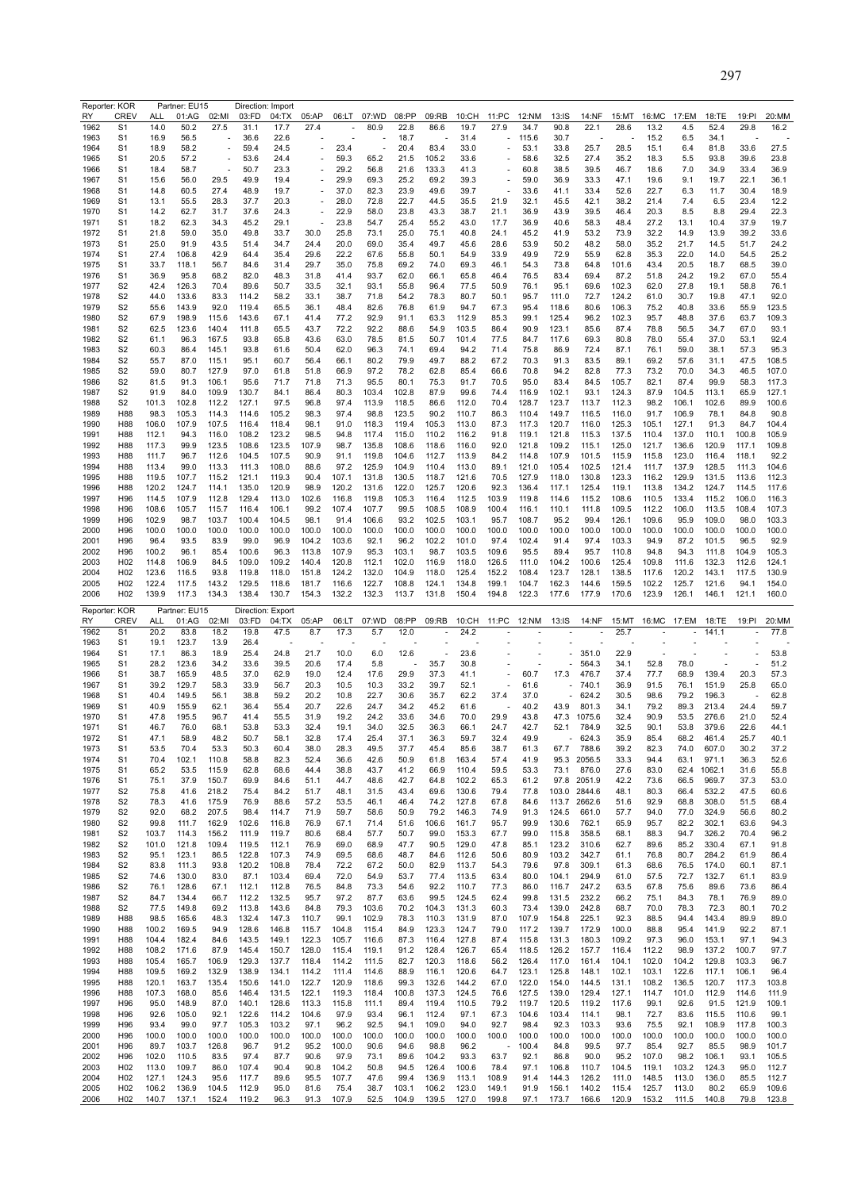Reporter: KOR Partner: EU15 Direction: Import

| RY | CREV | ALL | 01:AG | 02:MI | 03:FD | 04:TX | 05:AP | 06:LT | 07:WD | 08:PP | 09:RB | 10:CH | 11:PC | 12:NM | 13:IS | 14:NF | 15:MT | 16:MC | 17:EM | 18:TE | 19:PI | 20:MM |
|---|---|---|---|---|---|---|---|---|---|---|---|---|---|---|---|---|---|---|---|---|---|---|
| 1962 | S1 | 14.0 | 50.2 | 27.5 | 31.1 | 17.7 | 27.4 | - | 80.9 | 22.8 | 86.6 | 19.7 | 27.9 | 34.7 | 90.8 | 22.1 | 28.6 | 13.2 | 4.5 | 52.4 | 29.8 | 16.2 |
| 1963 | S1 | 16.9 | 56.5 | - | 36.6 | 22.6 | - | - | - | 18.7 | - | 31.4 | - | 115.6 | 30.7 | - | - | 15.2 | 6.5 | 34.1 | - | - |
| 1964 | S1 | 18.9 | 58.2 | - | 59.4 | 24.5 | - | 23.4 | - | 20.4 | 83.4 | 33.0 | - | 53.1 | 33.8 | 25.7 | 28.5 | 15.1 | 6.4 | 81.8 | 33.6 | 27.5 |
| 1965 | S1 | 20.5 | 57.2 | - | 53.6 | 24.4 | - | 59.3 | 65.2 | 21.5 | 105.2 | 33.6 | - | 58.6 | 32.5 | 27.4 | 35.2 | 18.3 | 5.5 | 93.8 | 39.6 | 23.8 |
| 1966 | S1 | 18.4 | 58.7 | - | 50.7 | 23.3 | - | 29.2 | 56.8 | 21.6 | 133.3 | 41.3 | - | 60.8 | 38.5 | 39.5 | 46.7 | 18.6 | 7.0 | 34.9 | 33.4 | 36.9 |
| 1967 | S1 | 15.6 | 56.0 | 29.5 | 49.9 | 19.4 | - | 29.9 | 69.3 | 25.2 | 69.2 | 39.3 | - | 59.0 | 36.9 | 33.3 | 47.1 | 19.6 | 9.1 | 19.7 | 22.1 | 36.1 |
| 1968 | S1 | 14.8 | 60.5 | 27.4 | 48.9 | 19.7 | - | 37.0 | 82.3 | 23.9 | 49.6 | 39.7 | - | 33.6 | 41.1 | 33.4 | 52.6 | 22.7 | 6.3 | 11.7 | 30.4 | 18.9 |
| 1969 | S1 | 13.1 | 55.5 | 28.3 | 37.7 | 20.3 | - | 28.0 | 72.8 | 22.7 | 44.5 | 35.5 | 21.9 | 32.1 | 45.5 | 42.1 | 38.2 | 21.4 | 7.4 | 6.5 | 23.4 | 12.2 |
| 1970 | S1 | 14.2 | 62.7 | 31.7 | 37.6 | 24.3 | - | 22.9 | 58.0 | 23.8 | 43.3 | 38.7 | 21.1 | 36.9 | 43.9 | 39.5 | 46.4 | 20.3 | 8.5 | 8.8 | 29.4 | 22.3 |
| 1971 | S1 | 18.2 | 62.3 | 34.3 | 45.2 | 29.1 | - | 23.8 | 54.7 | 25.4 | 55.2 | 43.0 | 17.7 | 36.9 | 40.6 | 58.3 | 48.4 | 27.2 | 13.1 | 10.4 | 37.9 | 19.7 |
| 1972 | S1 | 21.8 | 59.0 | 35.0 | 49.8 | 33.7 | 30.0 | 25.8 | 73.1 | 25.0 | 75.1 | 40.8 | 24.1 | 45.2 | 41.9 | 53.2 | 73.9 | 32.2 | 14.9 | 13.9 | 39.2 | 33.6 |
| 1973 | S1 | 25.0 | 91.9 | 43.5 | 51.4 | 34.7 | 24.4 | 20.0 | 69.0 | 35.4 | 49.7 | 45.6 | 28.6 | 53.9 | 50.2 | 48.2 | 58.0 | 35.2 | 21.7 | 14.5 | 51.7 | 24.2 |
| 1974 | S1 | 27.4 | 106.8 | 42.9 | 64.4 | 35.4 | 29.6 | 22.2 | 67.6 | 55.8 | 50.1 | 54.9 | 33.9 | 49.9 | 72.9 | 55.9 | 62.8 | 35.3 | 22.0 | 14.0 | 54.5 | 25.2 |
| 1975 | S1 | 33.7 | 118.1 | 56.7 | 84.6 | 31.4 | 29.7 | 35.0 | 75.8 | 69.2 | 74.0 | 69.3 | 46.1 | 54.3 | 73.8 | 64.8 | 101.6 | 43.4 | 20.5 | 18.7 | 68.5 | 39.0 |
| 1976 | S1 | 36.9 | 95.8 | 68.2 | 82.0 | 48.3 | 31.8 | 41.4 | 93.7 | 62.0 | 66.1 | 65.8 | 46.4 | 76.5 | 83.4 | 69.4 | 87.2 | 51.8 | 24.2 | 19.2 | 67.0 | 55.4 |
| 1977 | S2 | 42.4 | 126.3 | 70.4 | 89.6 | 50.7 | 33.5 | 32.1 | 93.1 | 55.8 | 96.4 | 77.5 | 50.9 | 76.1 | 95.1 | 69.6 | 102.3 | 62.0 | 27.8 | 19.1 | 58.8 | 76.1 |
| 1978 | S2 | 44.0 | 133.6 | 83.3 | 114.2 | 58.2 | 33.1 | 38.7 | 71.8 | 54.2 | 78.3 | 80.7 | 50.1 | 95.7 | 111.0 | 72.7 | 124.2 | 61.0 | 30.7 | 19.8 | 47.1 | 92.0 |
| 1979 | S2 | 55.6 | 143.9 | 92.0 | 119.4 | 65.5 | 36.1 | 48.4 | 82.6 | 76.8 | 61.9 | 94.7 | 67.3 | 95.4 | 118.6 | 80.6 | 106.3 | 75.2 | 40.8 | 33.6 | 55.9 | 123.5 |
| 1980 | S2 | 67.9 | 198.9 | 115.6 | 143.6 | 67.1 | 41.4 | 77.2 | 92.9 | 91.1 | 63.3 | 112.9 | 85.3 | 99.1 | 125.4 | 96.2 | 102.3 | 95.7 | 48.8 | 37.6 | 63.7 | 109.3 |
| 1981 | S2 | 62.5 | 123.6 | 140.4 | 111.8 | 65.5 | 43.7 | 72.2 | 92.2 | 88.6 | 54.9 | 103.5 | 86.4 | 90.9 | 123.1 | 85.6 | 87.4 | 78.8 | 56.5 | 34.7 | 67.0 | 93.1 |
| 1982 | S2 | 61.1 | 96.3 | 167.5 | 93.8 | 65.8 | 43.6 | 63.0 | 78.5 | 81.5 | 50.7 | 101.4 | 77.5 | 84.7 | 117.6 | 69.3 | 80.8 | 78.0 | 55.4 | 37.0 | 53.1 | 92.4 |
| 1983 | S2 | 60.3 | 86.4 | 145.1 | 93.8 | 61.6 | 50.4 | 62.0 | 96.3 | 74.1 | 69.4 | 94.2 | 71.4 | 75.8 | 86.9 | 72.4 | 87.1 | 76.1 | 59.0 | 38.1 | 57.3 | 95.3 |
| 1984 | S2 | 55.7 | 87.0 | 115.1 | 95.1 | 60.7 | 56.4 | 66.1 | 80.2 | 79.9 | 49.7 | 88.2 | 67.2 | 70.3 | 91.3 | 83.5 | 89.1 | 69.2 | 57.6 | 31.1 | 47.5 | 108.5 |
| 1985 | S2 | 59.0 | 80.7 | 127.9 | 97.0 | 61.8 | 51.8 | 66.9 | 97.2 | 78.2 | 62.8 | 85.4 | 66.6 | 70.8 | 94.2 | 82.8 | 77.3 | 73.2 | 70.0 | 34.3 | 46.5 | 107.0 |
| 1986 | S2 | 81.5 | 91.3 | 106.1 | 95.6 | 71.7 | 71.8 | 71.3 | 95.5 | 80.1 | 75.3 | 91.7 | 70.5 | 95.0 | 83.4 | 84.5 | 105.7 | 82.1 | 87.4 | 99.9 | 58.3 | 117.3 |
| 1987 | S2 | 91.9 | 84.0 | 109.9 | 130.7 | 84.1 | 86.4 | 80.3 | 103.4 | 102.8 | 87.9 | 99.6 | 74.4 | 116.9 | 102.1 | 93.1 | 124.3 | 87.9 | 104.5 | 113.1 | 65.9 | 127.1 |
| 1988 | S2 | 101.3 | 102.8 | 112.2 | 127.1 | 97.5 | 96.8 | 97.4 | 113.9 | 118.5 | 86.6 | 112.0 | 70.4 | 128.7 | 123.7 | 113.7 | 112.3 | 98.2 | 106.1 | 102.6 | 89.9 | 100.6 |
| 1989 | H88 | 98.3 | 105.3 | 114.3 | 114.6 | 105.2 | 98.3 | 97.4 | 98.8 | 123.5 | 90.2 | 110.7 | 86.3 | 110.4 | 149.7 | 116.5 | 116.0 | 91.7 | 106.9 | 78.1 | 84.8 | 90.8 |
| 1990 | H88 | 106.0 | 107.9 | 107.5 | 116.4 | 118.4 | 98.1 | 91.0 | 118.3 | 119.4 | 105.3 | 113.0 | 87.3 | 117.3 | 120.7 | 116.0 | 125.3 | 105.1 | 127.1 | 91.3 | 84.7 | 104.4 |
| 1991 | H88 | 112.1 | 94.3 | 116.0 | 108.2 | 123.2 | 98.5 | 94.8 | 117.4 | 115.0 | 110.2 | 116.2 | 91.8 | 119.1 | 121.8 | 115.3 | 137.5 | 110.4 | 137.0 | 110.1 | 100.8 | 105.9 |
| 1992 | H88 | 117.3 | 99.9 | 123.5 | 108.6 | 123.5 | 107.9 | 98.7 | 135.8 | 108.6 | 118.6 | 116.0 | 92.0 | 121.8 | 109.2 | 115.1 | 125.0 | 121.7 | 136.6 | 120.9 | 117.1 | 109.8 |
| 1993 | H88 | 111.7 | 96.7 | 112.6 | 104.5 | 107.5 | 90.9 | 91.1 | 119.8 | 104.6 | 112.7 | 113.9 | 84.2 | 114.8 | 107.9 | 101.5 | 115.9 | 115.8 | 123.0 | 116.4 | 118.1 | 92.2 |
| 1994 | H88 | 113.4 | 99.0 | 113.3 | 111.3 | 108.0 | 88.6 | 97.2 | 125.9 | 104.9 | 110.4 | 113.0 | 89.1 | 121.0 | 105.4 | 102.5 | 121.4 | 111.7 | 137.9 | 128.5 | 111.3 | 104.6 |
| 1995 | H88 | 119.5 | 107.7 | 115.2 | 121.1 | 119.3 | 90.4 | 107.1 | 131.8 | 130.5 | 118.7 | 121.6 | 70.5 | 127.9 | 118.0 | 130.8 | 123.3 | 116.2 | 129.9 | 131.5 | 113.6 | 112.3 |
| 1996 | H88 | 120.2 | 124.7 | 114.1 | 135.0 | 120.9 | 98.9 | 120.2 | 131.6 | 122.0 | 125.7 | 120.6 | 92.3 | 136.4 | 117.1 | 125.4 | 119.1 | 113.8 | 134.2 | 124.7 | 114.5 | 117.6 |
| 1997 | H96 | 114.5 | 107.9 | 112.8 | 129.4 | 113.0 | 102.6 | 116.8 | 119.8 | 105.3 | 116.4 | 112.5 | 103.9 | 119.8 | 114.6 | 115.2 | 108.6 | 110.5 | 133.4 | 115.2 | 106.0 | 116.3 |
| 1998 | H96 | 108.6 | 105.7 | 115.7 | 116.4 | 106.1 | 99.2 | 107.4 | 107.7 | 99.5 | 108.5 | 108.9 | 100.4 | 116.1 | 110.1 | 111.8 | 109.5 | 112.2 | 106.0 | 113.5 | 108.4 | 107.3 |
| 1999 | H96 | 102.9 | 98.7 | 103.7 | 100.4 | 104.5 | 98.1 | 91.4 | 106.6 | 93.2 | 102.5 | 103.1 | 95.7 | 108.7 | 95.2 | 99.4 | 126.1 | 109.6 | 95.9 | 109.0 | 98.0 | 103.3 |
| 2000 | H96 | 100.0 | 100.0 | 100.0 | 100.0 | 100.0 | 100.0 | 100.0 | 100.0 | 100.0 | 100.0 | 100.0 | 100.0 | 100.0 | 100.0 | 100.0 | 100.0 | 100.0 | 100.0 | 100.0 | 100.0 | 100.0 |
| 2001 | H96 | 96.4 | 93.5 | 83.9 | 99.0 | 96.9 | 104.2 | 103.6 | 92.1 | 96.2 | 102.2 | 101.0 | 97.4 | 102.4 | 91.4 | 97.4 | 103.3 | 94.9 | 87.2 | 101.5 | 96.5 | 92.9 |
| 2002 | H96 | 100.2 | 96.1 | 85.4 | 100.6 | 96.3 | 113.8 | 107.9 | 95.3 | 103.1 | 98.7 | 103.5 | 109.6 | 95.5 | 89.4 | 95.7 | 110.8 | 94.8 | 94.3 | 111.8 | 104.9 | 105.3 |
| 2003 | H02 | 114.8 | 106.9 | 84.5 | 109.0 | 109.2 | 140.4 | 120.8 | 112.1 | 102.0 | 116.9 | 118.0 | 126.5 | 111.0 | 104.2 | 100.6 | 125.4 | 109.8 | 111.6 | 132.3 | 112.6 | 124.1 |
| 2004 | H02 | 123.6 | 116.5 | 93.8 | 119.8 | 118.0 | 151.8 | 124.2 | 132.0 | 104.9 | 118.0 | 125.4 | 152.2 | 108.4 | 123.7 | 128.1 | 138.5 | 117.6 | 120.2 | 143.1 | 117.5 | 130.9 |
| 2005 | H02 | 122.4 | 117.5 | 143.2 | 129.5 | 118.6 | 181.7 | 116.6 | 122.7 | 108.8 | 124.1 | 134.8 | 199.1 | 104.7 | 162.3 | 144.6 | 159.5 | 102.2 | 125.7 | 121.6 | 94.1 | 154.0 |
| 2006 | H02 | 139.9 | 117.3 | 134.3 | 138.4 | 130.7 | 154.3 | 132.2 | 132.3 | 113.7 | 131.8 | 150.4 | 194.8 | 122.3 | 177.6 | 177.9 | 170.6 | 123.9 | 126.1 | 146.1 | 121.1 | 160.0 |

Reporter: KOR Partner: EU15 Direction: Export

| RY | CREV | ALL | 01:AG | 02:MI | 03:FD | 04:TX | 05:AP | 06:LT | 07:WD | 08:PP | 09:RB | 10:CH | 11:PC | 12:NM | 13:IS | 14:NF | 15:MT | 16:MC | 17:EM | 18:TE | 19:PI | 20:MM |
|---|---|---|---|---|---|---|---|---|---|---|---|---|---|---|---|---|---|---|---|---|---|---|
| 1962 | S1 | 20.2 | 83.8 | 18.2 | 19.8 | 47.5 | 8.7 | 17.3 | 5.7 | 12.0 | - | 24.2 | - | - | - | - | 25.7 | - | - | 141.1 | - | 77.8 |
| 1963 | S1 | 19.1 | 123.7 | 13.9 | 26.4 | - | - | - | - | - | - | - | - | - | - | - | - | - | - | - | - | - |
| 1964 | S1 | 17.1 | 86.3 | 18.9 | 25.4 | 24.8 | 21.7 | 10.0 | 6.0 | 12.6 | - | 23.6 | - | - | - | 351.0 | 22.9 | - | - | - | - | 53.8 |
| 1965 | S1 | 28.2 | 123.6 | 34.2 | 33.6 | 39.5 | 20.6 | 17.4 | 5.8 | - | 35.7 | 30.8 | - | - | - | 564.3 | 34.1 | 52.8 | 78.0 | - | - | 51.2 |
| 1966 | S1 | 38.7 | 165.9 | 48.5 | 37.0 | 62.9 | 19.0 | 12.4 | 17.6 | 29.9 | 37.3 | 41.1 | - | 60.7 | 17.3 | 476.7 | 37.4 | 77.7 | 68.9 | 139.4 | 20.3 | 57.3 |
| 1967 | S1 | 39.2 | 129.7 | 58.3 | 33.9 | 56.7 | 20.3 | 10.5 | 10.3 | 33.2 | 39.7 | 52.1 | - | 61.6 | - | 740.1 | 36.9 | 91.5 | 76.1 | 151.9 | 25.8 | 65.0 |
| 1968 | S1 | 40.4 | 149.5 | 56.1 | 38.8 | 59.2 | 20.2 | 10.8 | 22.7 | 30.6 | 35.7 | 62.2 | 37.4 | 37.0 | - | 624.2 | 30.5 | 98.6 | 79.2 | 196.3 | - | 62.8 |
| 1969 | S1 | 40.9 | 155.9 | 62.1 | 36.4 | 55.4 | 20.7 | 22.6 | 24.7 | 34.2 | 45.2 | 61.6 | - | 40.2 | 43.9 | 801.3 | 34.1 | 79.2 | 89.3 | 213.4 | 24.4 | 59.7 |
| 1970 | S1 | 47.8 | 195.5 | 96.7 | 41.4 | 55.5 | 31.9 | 19.2 | 24.2 | 33.6 | 34.6 | 70.0 | 29.9 | 43.8 | 47.3 | 1075.6 | 32.4 | 90.9 | 53.5 | 276.6 | 21.0 | 52.4 |
| 1971 | S1 | 46.7 | 76.0 | 68.1 | 53.8 | 53.3 | 32.4 | 19.1 | 34.0 | 32.5 | 36.3 | 66.1 | 24.7 | 42.7 | 52.1 | 784.9 | 32.5 | 90.1 | 53.8 | 379.6 | 22.6 | 44.1 |
| 1972 | S1 | 47.1 | 58.9 | 48.2 | 50.7 | 58.1 | 32.8 | 17.4 | 25.4 | 37.1 | 36.3 | 59.7 | 32.4 | 49.9 | - | 624.3 | 35.9 | 85.4 | 68.2 | 461.4 | 25.7 | 40.1 |
| 1973 | S1 | 53.5 | 70.4 | 53.3 | 50.3 | 60.4 | 38.0 | 28.3 | 49.5 | 37.7 | 45.4 | 85.6 | 38.7 | 61.3 | 67.7 | 788.6 | 39.2 | 82.3 | 74.0 | 607.0 | 30.2 | 37.2 |
| 1974 | S1 | 70.4 | 102.1 | 110.8 | 58.8 | 82.3 | 52.4 | 36.6 | 42.6 | 50.9 | 61.8 | 163.4 | 57.4 | 41.9 | 95.3 | 2056.5 | 33.3 | 94.4 | 63.1 | 971.1 | 36.3 | 52.6 |
| 1975 | S1 | 65.2 | 53.5 | 115.9 | 62.8 | 68.6 | 44.4 | 38.8 | 43.7 | 41.2 | 66.9 | 110.4 | 59.5 | 53.3 | 73.1 | 876.0 | 27.6 | 83.0 | 62.4 | 1062.1 | 31.6 | 55.8 |
| 1976 | S1 | 75.1 | 37.9 | 150.7 | 69.9 | 84.6 | 51.1 | 44.7 | 48.6 | 42.7 | 64.8 | 102.2 | 65.3 | 61.2 | 97.8 | 2051.9 | 42.2 | 73.6 | 66.5 | 969.7 | 37.3 | 53.0 |
| 1977 | S2 | 75.8 | 41.6 | 218.2 | 75.4 | 84.2 | 51.7 | 48.1 | 31.5 | 43.4 | 69.6 | 130.6 | 79.4 | 77.8 | 103.0 | 2844.6 | 48.1 | 80.3 | 66.4 | 532.2 | 47.5 | 60.6 |
| 1978 | S2 | 78.3 | 41.6 | 175.9 | 76.9 | 88.6 | 57.2 | 53.5 | 46.1 | 46.4 | 74.2 | 127.8 | 67.8 | 84.6 | 113.7 | 2662.6 | 51.6 | 92.9 | 68.8 | 308.0 | 51.5 | 68.4 |
| 1979 | S2 | 92.0 | 68.2 | 207.5 | 98.4 | 114.7 | 71.9 | 59.7 | 58.6 | 50.9 | 79.2 | 146.3 | 74.9 | 91.3 | 124.5 | 661.0 | 57.7 | 94.0 | 77.0 | 324.9 | 56.6 | 80.2 |
| 1980 | S2 | 99.8 | 111.7 | 162.9 | 102.6 | 116.8 | 76.9 | 67.1 | 71.4 | 51.6 | 106.6 | 161.7 | 95.7 | 99.9 | 130.6 | 762.1 | 65.9 | 95.7 | 82.2 | 302.1 | 63.6 | 94.3 |
| 1981 | S2 | 103.7 | 114.3 | 156.2 | 111.9 | 119.7 | 80.6 | 68.4 | 57.7 | 50.7 | 99.0 | 153.3 | 67.7 | 99.0 | 115.8 | 358.5 | 68.1 | 88.3 | 94.7 | 326.2 | 70.4 | 96.2 |
| 1982 | S2 | 101.0 | 121.8 | 109.4 | 119.5 | 112.1 | 76.9 | 69.0 | 68.9 | 47.7 | 90.5 | 129.0 | 47.8 | 85.1 | 123.2 | 310.6 | 62.7 | 89.6 | 85.2 | 330.4 | 67.1 | 91.8 |
| 1983 | S2 | 95.1 | 123.1 | 86.5 | 122.8 | 107.3 | 74.9 | 69.5 | 68.6 | 48.7 | 84.6 | 112.6 | 50.6 | 80.9 | 103.2 | 342.7 | 61.1 | 76.8 | 80.7 | 284.2 | 61.9 | 86.4 |
| 1984 | S2 | 83.8 | 111.3 | 93.8 | 120.2 | 108.8 | 78.4 | 72.2 | 67.2 | 50.0 | 82.9 | 113.7 | 54.3 | 79.6 | 97.8 | 309.1 | 61.3 | 68.6 | 76.5 | 174.0 | 60.1 | 87.1 |
| 1985 | S2 | 74.6 | 130.0 | 83.0 | 87.1 | 103.4 | 69.4 | 72.0 | 54.9 | 53.7 | 77.4 | 113.5 | 63.4 | 80.0 | 104.1 | 294.9 | 61.0 | 57.5 | 72.7 | 132.7 | 61.1 | 83.9 |
| 1986 | S2 | 76.1 | 128.6 | 67.1 | 112.1 | 112.8 | 76.5 | 84.8 | 73.3 | 54.6 | 92.2 | 110.7 | 77.3 | 86.0 | 116.7 | 247.2 | 63.5 | 67.8 | 75.6 | 89.6 | 73.6 | 86.4 |
| 1987 | S2 | 84.7 | 134.4 | 66.7 | 112.2 | 132.5 | 95.7 | 97.2 | 87.7 | 63.6 | 99.5 | 124.5 | 62.4 | 99.8 | 131.5 | 232.2 | 66.2 | 75.1 | 84.3 | 78.1 | 76.9 | 89.0 |
| 1988 | S2 | 77.5 | 149.8 | 69.2 | 113.8 | 143.6 | 84.8 | 79.3 | 103.6 | 70.2 | 104.3 | 131.3 | 60.3 | 73.4 | 139.0 | 242.8 | 68.7 | 70.0 | 78.3 | 72.3 | 80.1 | 70.2 |
| 1989 | H88 | 98.5 | 165.6 | 48.3 | 132.4 | 147.3 | 110.7 | 99.1 | 102.9 | 78.3 | 110.3 | 131.9 | 87.0 | 107.9 | 154.8 | 225.1 | 92.3 | 88.5 | 94.4 | 143.4 | 89.9 | 89.0 |
| 1990 | H88 | 100.2 | 169.5 | 94.9 | 128.6 | 146.8 | 115.7 | 104.8 | 115.4 | 84.9 | 123.3 | 124.7 | 79.0 | 117.2 | 139.7 | 172.9 | 100.0 | 88.8 | 95.4 | 141.9 | 92.2 | 87.1 |
| 1991 | H88 | 104.4 | 182.4 | 84.6 | 143.5 | 149.1 | 122.3 | 105.7 | 116.6 | 87.3 | 116.4 | 127.8 | 87.4 | 115.8 | 131.3 | 180.3 | 109.2 | 97.3 | 96.0 | 153.1 | 97.1 | 94.3 |
| 1992 | H88 | 108.2 | 171.6 | 87.9 | 145.4 | 150.7 | 128.0 | 115.4 | 119.1 | 91.2 | 128.4 | 126.7 | 65.4 | 118.5 | 126.2 | 157.7 | 116.4 | 112.2 | 98.9 | 137.2 | 100.7 | 97.7 |
| 1993 | H88 | 105.4 | 165.7 | 106.9 | 129.3 | 137.7 | 118.4 | 114.2 | 111.5 | 82.7 | 120.3 | 118.6 | 56.2 | 126.4 | 117.0 | 161.4 | 104.1 | 102.0 | 104.2 | 129.8 | 103.3 | 96.7 |
| 1994 | H88 | 109.5 | 169.2 | 132.9 | 138.9 | 134.1 | 114.2 | 111.4 | 114.6 | 88.9 | 116.1 | 120.6 | 64.7 | 123.1 | 125.8 | 148.1 | 102.1 | 103.1 | 122.6 | 117.1 | 106.1 | 96.4 |
| 1995 | H88 | 120.1 | 163.7 | 135.4 | 150.6 | 141.0 | 122.7 | 120.9 | 118.6 | 99.3 | 132.6 | 144.2 | 67.0 | 122.0 | 154.0 | 144.5 | 131.1 | 108.2 | 136.5 | 120.7 | 117.3 | 103.8 |
| 1996 | H88 | 107.3 | 168.0 | 85.6 | 146.4 | 131.5 | 122.1 | 119.3 | 118.4 | 100.8 | 137.3 | 124.5 | 76.6 | 127.5 | 139.0 | 129.4 | 127.1 | 114.7 | 101.0 | 112.9 | 114.6 | 111.9 |
| 1997 | H96 | 95.0 | 148.9 | 87.0 | 140.1 | 128.6 | 113.3 | 115.8 | 111.1 | 89.4 | 119.4 | 110.5 | 79.2 | 119.7 | 120.5 | 119.2 | 117.6 | 99.1 | 92.6 | 91.5 | 121.9 | 109.1 |
| 1998 | H96 | 92.6 | 105.0 | 92.1 | 122.6 | 114.2 | 104.6 | 97.9 | 93.4 | 96.1 | 112.4 | 97.1 | 67.3 | 104.6 | 103.4 | 114.1 | 98.1 | 72.7 | 83.6 | 115.5 | 110.6 | 99.1 |
| 1999 | H96 | 93.4 | 99.0 | 97.7 | 105.3 | 103.2 | 97.1 | 96.2 | 92.5 | 94.1 | 109.0 | 94.0 | 92.7 | 98.4 | 92.3 | 103.3 | 93.6 | 75.5 | 92.1 | 108.9 | 117.8 | 100.3 |
| 2000 | H96 | 100.0 | 100.0 | 100.0 | 100.0 | 100.0 | 100.0 | 100.0 | 100.0 | 100.0 | 100.0 | 100.0 | 100.0 | 100.0 | 100.0 | 100.0 | 100.0 | 100.0 | 100.0 | 100.0 | 100.0 | 100.0 |
| 2001 | H96 | 89.7 | 103.7 | 126.8 | 96.7 | 91.2 | 95.2 | 100.0 | 90.6 | 94.6 | 98.8 | 96.2 | - | 100.4 | 84.8 | 99.5 | 97.7 | 85.4 | 92.7 | 85.5 | 98.9 | 101.7 |
| 2002 | H96 | 102.0 | 110.5 | 83.5 | 97.4 | 87.7 | 90.6 | 97.9 | 73.1 | 89.6 | 104.2 | 93.3 | 63.7 | 92.1 | 86.8 | 90.0 | 95.2 | 107.0 | 98.2 | 106.1 | 93.1 | 105.5 |
| 2003 | H02 | 113.0 | 109.7 | 86.0 | 107.4 | 90.4 | 90.8 | 104.2 | 50.8 | 94.5 | 126.4 | 100.6 | 78.4 | 97.1 | 106.8 | 110.7 | 104.5 | 119.1 | 103.2 | 124.3 | 95.0 | 112.7 |
| 2004 | H02 | 127.1 | 124.3 | 95.6 | 117.7 | 89.6 | 95.5 | 107.7 | 47.6 | 99.4 | 136.9 | 113.1 | 108.9 | 91.4 | 144.3 | 126.2 | 111.0 | 148.5 | 113.0 | 136.0 | 85.5 | 112.7 |
| 2005 | H02 | 106.2 | 136.9 | 104.5 | 112.9 | 95.0 | 81.6 | 75.4 | 38.7 | 103.1 | 106.2 | 123.0 | 149.1 | 91.9 | 156.1 | 140.2 | 115.4 | 125.7 | 113.0 | 80.2 | 65.9 | 109.6 |
| 2006 | H02 | 140.7 | 137.1 | 152.4 | 119.2 | 96.3 | 91.3 | 107.9 | 52.5 | 104.9 | 139.5 | 127.0 | 199.8 | 97.1 | 173.7 | 166.6 | 120.9 | 153.2 | 111.5 | 140.8 | 79.8 | 123.8 |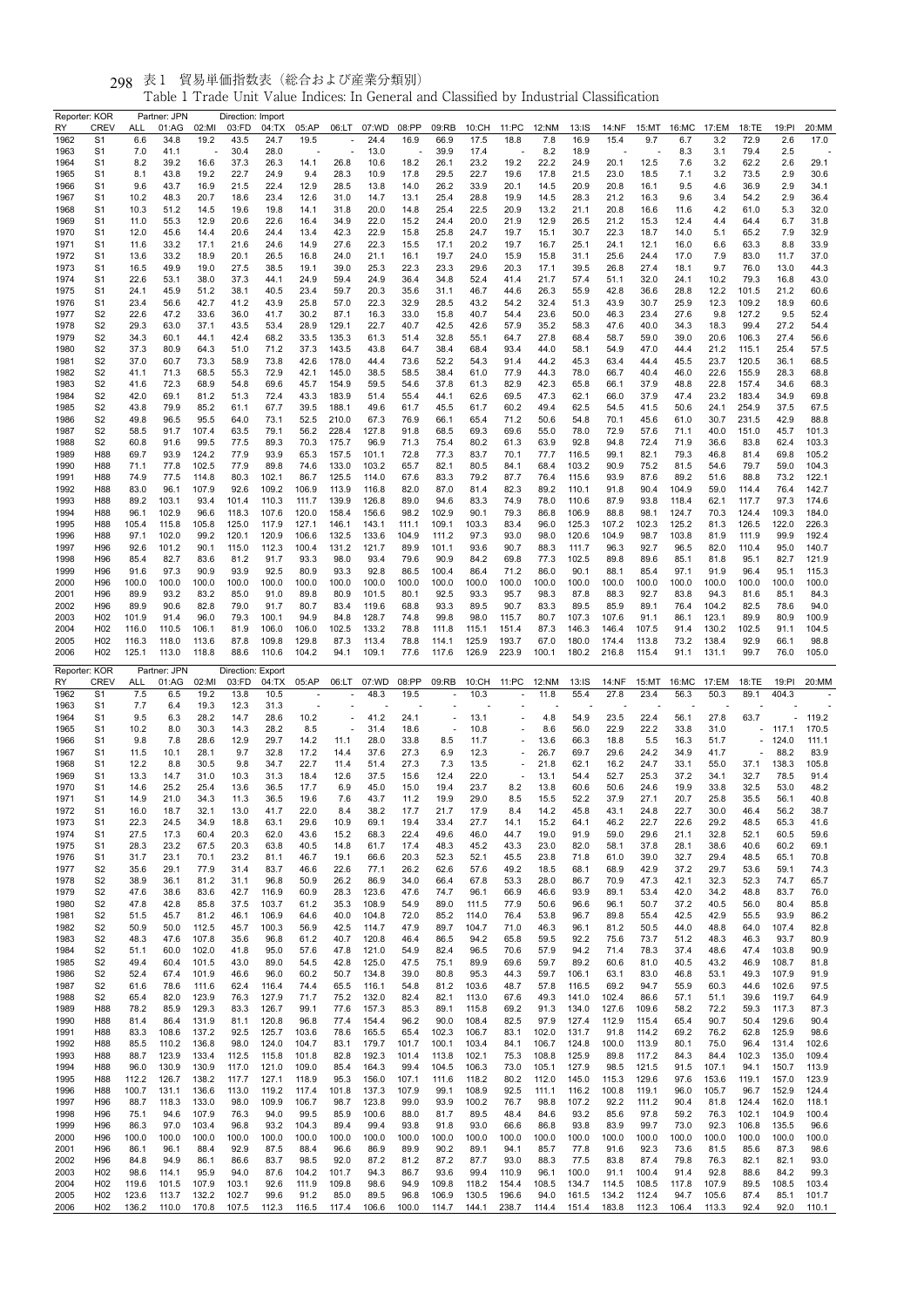# 表1 貿易単価指数表（総合および産業分類別）

Table 1 Trade Unit Value Indices: In General and Classified by Industrial Classification

| Reporter: KOR | | Partner: JPN | | Direction: Import | | | | | | | | | | | | | | | | | | |
|---|---|---|---|---|---|---|---|---|---|---|---|---|---|---|---|---|---|---|---|---|---|---|
| RY | CREV | ALL | 01:AG | 02:MI | 03:FD | 04:TX | 05:AP | 06:LT | 07:WD | 08:PP | 09:RB | 10:CH | 11:PC | 12:NM | 13:IS | 14:NF | 15:MT | 16:MC | 17:EM | 18:TE | 19:PI | 20:MM |
| 1962 | S1 | 6.6 | 34.8 | 19.2 | 43.5 | 24.7 | 19.5 | - | 24.4 | 16.9 | 66.9 | 17.5 | 18.8 | 7.8 | 16.9 | 15.4 | 9.7 | 6.7 | 3.2 | 72.9 | 2.6 | 17.0 |
| 1963 | S1 | 7.0 | 41.1 | - | 30.4 | 28.0 | | - | 13.0 | - | 39.9 | 17.4 | - | 8.2 | 18.9 | | - | 8.3 | 3.1 | 79.4 | 2.5 | - |
| 1964 | S1 | 8.2 | 39.2 | 16.6 | 37.3 | 26.3 | 14.1 | 26.8 | 10.6 | 18.2 | 26.1 | 23.2 | 19.2 | 22.2 | 24.9 | 20.1 | 12.5 | 7.6 | 3.2 | 62.2 | 2.6 | 29.1 |
| 1965 | S1 | 8.1 | 43.8 | 19.2 | 22.7 | 24.9 | 9.4 | 28.3 | 10.9 | 17.8 | 29.5 | 22.7 | 19.6 | 17.8 | 21.5 | 23.0 | 18.5 | 7.1 | 3.2 | 73.5 | 2.9 | 30.6 |
| 1966 | S1 | 9.6 | 43.7 | 16.9 | 21.5 | 22.4 | 12.9 | 28.5 | 13.8 | 14.0 | 26.2 | 33.9 | 20.1 | 14.5 | 20.9 | 20.8 | 16.1 | 9.5 | 4.6 | 36.9 | 2.9 | 34.1 |
| 1967 | S1 | 10.2 | 48.3 | 20.7 | 18.6 | 23.4 | 12.6 | 31.0 | 14.7 | 13.1 | 25.4 | 28.8 | 19.9 | 14.5 | 28.3 | 21.2 | 16.3 | 9.6 | 3.4 | 54.2 | 2.9 | 36.4 |
| 1968 | S1 | 10.3 | 51.2 | 14.5 | 19.6 | 19.8 | 14.1 | 31.8 | 20.0 | 14.8 | 25.4 | 22.5 | 20.9 | 13.2 | 21.1 | 20.8 | 16.6 | 11.6 | 4.2 | 61.0 | 5.3 | 32.0 |
| 1969 | S1 | 11.0 | 55.3 | 12.9 | 20.6 | 22.6 | 16.4 | 34.9 | 22.0 | 15.2 | 24.4 | 20.0 | 21.9 | 12.9 | 26.5 | 21.2 | 15.3 | 12.4 | 4.4 | 64.4 | 6.7 | 31.8 |
| 1970 | S1 | 12.0 | 45.6 | 14.4 | 20.6 | 24.4 | 13.4 | 42.3 | 22.9 | 15.8 | 25.8 | 24.7 | 19.7 | 15.1 | 30.7 | 22.3 | 18.7 | 14.0 | 5.1 | 65.2 | 7.9 | 32.9 |
| 1971 | S1 | 11.6 | 33.2 | 17.1 | 21.6 | 24.6 | 14.9 | 27.6 | 22.3 | 15.5 | 17.1 | 20.2 | 19.7 | 16.7 | 25.1 | 24.1 | 12.1 | 16.0 | 6.6 | 63.3 | 8.8 | 33.9 |
| 1972 | S1 | 13.6 | 33.2 | 18.9 | 20.1 | 26.5 | 16.8 | 24.0 | 21.1 | 16.1 | 19.7 | 24.0 | 15.9 | 15.8 | 31.1 | 25.6 | 24.4 | 17.0 | 7.9 | 83.0 | 11.7 | 37.0 |
| 1973 | S1 | 16.5 | 49.9 | 19.0 | 27.5 | 38.5 | 19.1 | 39.0 | 25.3 | 22.3 | 23.3 | 29.6 | 20.3 | 17.1 | 39.5 | 26.8 | 27.4 | 18.1 | 9.7 | 76.0 | 13.0 | 44.3 |
| 1974 | S1 | 22.6 | 53.1 | 38.0 | 37.3 | 44.1 | 24.9 | 59.4 | 24.9 | 36.4 | 34.8 | 52.4 | 41.4 | 21.7 | 57.4 | 51.1 | 32.0 | 24.1 | 10.2 | 79.3 | 16.8 | 43.0 |
| 1975 | S1 | 24.1 | 45.9 | 51.2 | 38.1 | 40.5 | 23.4 | 59.7 | 20.3 | 35.6 | 31.1 | 46.7 | 44.6 | 26.3 | 55.9 | 42.8 | 36.6 | 28.8 | 12.2 | 101.5 | 21.2 | 60.6 |
| 1976 | S1 | 23.4 | 56.6 | 42.7 | 41.2 | 43.9 | 25.8 | 57.0 | 22.3 | 32.9 | 28.5 | 43.2 | 54.2 | 32.4 | 51.3 | 43.9 | 30.7 | 25.9 | 12.3 | 109.2 | 18.9 | 60.6 |
| 1977 | S2 | 22.6 | 47.2 | 33.6 | 36.0 | 41.7 | 30.2 | 87.1 | 16.3 | 33.0 | 15.8 | 40.7 | 54.4 | 23.6 | 50.0 | 46.3 | 23.4 | 27.6 | 9.8 | 127.2 | 9.5 | 52.4 |
| 1978 | S2 | 29.3 | 63.0 | 37.1 | 43.5 | 53.4 | 28.9 | 129.1 | 22.7 | 40.7 | 42.5 | 42.6 | 57.9 | 35.2 | 58.3 | 47.6 | 40.0 | 34.3 | 18.3 | 99.4 | 27.2 | 54.4 |
| 1979 | S2 | 34.3 | 60.1 | 44.1 | 42.4 | 68.2 | 33.5 | 135.3 | 61.3 | 51.4 | 32.8 | 55.1 | 64.7 | 27.8 | 68.4 | 58.7 | 59.0 | 39.0 | 20.6 | 106.3 | 27.4 | 56.6 |
| 1980 | S2 | 37.3 | 80.9 | 64.3 | 51.0 | 71.2 | 37.3 | 143.5 | 43.8 | 64.7 | 38.4 | 68.4 | 93.4 | 44.0 | 58.1 | 54.9 | 47.0 | 44.4 | 21.2 | 115.1 | 25.4 | 57.5 |
| 1981 | S2 | 37.0 | 60.7 | 73.3 | 58.9 | 73.8 | 42.6 | 178.0 | 44.4 | 73.6 | 52.2 | 54.3 | 91.4 | 44.2 | 45.3 | 63.4 | 44.4 | 45.5 | 23.7 | 120.5 | 36.1 | 68.5 |
| 1982 | S2 | 41.1 | 71.3 | 68.5 | 55.3 | 72.9 | 42.1 | 145.0 | 38.5 | 58.5 | 38.4 | 61.0 | 77.9 | 44.3 | 78.0 | 66.7 | 40.4 | 46.0 | 22.6 | 155.9 | 28.3 | 68.8 |
| 1983 | S2 | 41.6 | 72.3 | 68.9 | 54.8 | 69.6 | 45.7 | 154.9 | 59.5 | 54.6 | 37.8 | 61.3 | 82.9 | 42.3 | 65.8 | 66.1 | 37.9 | 48.8 | 22.8 | 157.4 | 34.6 | 68.3 |
| 1984 | S2 | 42.0 | 69.1 | 81.2 | 51.3 | 72.4 | 43.3 | 183.9 | 51.4 | 55.4 | 44.1 | 62.6 | 69.5 | 47.3 | 62.1 | 66.0 | 37.9 | 47.4 | 23.2 | 183.4 | 34.9 | 69.8 |
| 1985 | S2 | 43.8 | 79.9 | 85.2 | 61.1 | 67.7 | 39.5 | 188.1 | 49.6 | 61.7 | 45.5 | 61.7 | 60.2 | 49.4 | 62.5 | 54.5 | 41.5 | 50.6 | 24.1 | 254.9 | 37.5 | 67.5 |
| 1986 | S2 | 49.8 | 96.5 | 95.5 | 64.0 | 73.1 | 52.5 | 210.0 | 67.3 | 76.9 | 66.1 | 65.4 | 71.2 | 50.6 | 54.8 | 70.1 | 45.6 | 61.0 | 30.7 | 231.5 | 42.9 | 88.8 |
| 1987 | S2 | 58.5 | 91.7 | 107.4 | 63.5 | 79.1 | 56.2 | 228.4 | 127.8 | 91.8 | 68.5 | 69.3 | 69.6 | 55.0 | 78.0 | 72.9 | 57.6 | 71.1 | 40.0 | 151.0 | 45.7 | 101.3 |
| 1988 | S2 | 60.8 | 91.6 | 99.5 | 77.5 | 89.3 | 70.3 | 175.7 | 96.9 | 71.3 | 75.4 | 80.2 | 61.3 | 63.9 | 92.8 | 94.8 | 72.4 | 71.9 | 36.6 | 83.8 | 62.4 | 103.3 |
| 1989 | H88 | 69.7 | 93.9 | 124.2 | 77.9 | 93.9 | 65.3 | 157.5 | 101.1 | 72.8 | 77.3 | 83.7 | 70.1 | 77.7 | 116.5 | 99.1 | 82.1 | 79.3 | 46.8 | 81.4 | 69.8 | 105.2 |
| 1990 | H88 | 71.1 | 77.8 | 102.5 | 77.9 | 89.8 | 74.6 | 133.0 | 103.2 | 65.7 | 82.1 | 80.5 | 84.1 | 68.4 | 103.2 | 90.9 | 75.2 | 81.5 | 54.6 | 79.7 | 59.0 | 104.3 |
| 1991 | H88 | 74.9 | 77.5 | 114.8 | 80.3 | 102.1 | 86.7 | 125.5 | 114.0 | 67.6 | 83.3 | 79.2 | 87.7 | 76.4 | 115.6 | 93.9 | 87.6 | 89.2 | 51.6 | 88.8 | 73.2 | 122.1 |
| 1992 | H88 | 83.0 | 96.1 | 107.9 | 92.6 | 109.2 | 106.9 | 113.9 | 116.8 | 82.0 | 87.0 | 81.4 | 82.3 | 89.2 | 110.1 | 91.8 | 90.4 | 104.9 | 59.0 | 114.4 | 76.4 | 142.7 |
| 1993 | H88 | 89.2 | 103.1 | 93.4 | 101.4 | 110.3 | 111.7 | 139.9 | 126.8 | 89.0 | 94.6 | 83.3 | 74.9 | 78.0 | 110.6 | 87.9 | 93.8 | 118.4 | 62.1 | 117.7 | 97.3 | 174.6 |
| 1994 | H88 | 96.1 | 102.9 | 96.6 | 118.3 | 107.6 | 120.0 | 158.4 | 156.6 | 98.2 | 102.9 | 90.1 | 79.3 | 86.8 | 106.9 | 88.8 | 98.1 | 124.7 | 70.3 | 124.4 | 109.3 | 184.0 |
| 1995 | H88 | 105.4 | 115.8 | 105.8 | 125.0 | 117.9 | 127.1 | 146.1 | 143.1 | 111.1 | 109.1 | 103.3 | 83.4 | 96.0 | 125.3 | 107.2 | 102.3 | 125.2 | 81.3 | 126.5 | 122.0 | 226.3 |
| 1996 | H88 | 97.1 | 102.0 | 99.2 | 120.1 | 120.9 | 106.6 | 132.5 | 133.6 | 104.9 | 111.2 | 97.3 | 93.0 | 98.0 | 120.6 | 104.9 | 98.7 | 103.8 | 81.9 | 111.9 | 99.9 | 192.4 |
| 1997 | H96 | 92.6 | 101.2 | 90.1 | 115.0 | 112.3 | 100.4 | 131.2 | 121.7 | 89.9 | 101.1 | 93.6 | 90.7 | 88.3 | 111.7 | 96.3 | 92.7 | 96.5 | 82.0 | 110.4 | 95.0 | 140.7 |
| 1998 | H96 | 85.4 | 82.7 | 83.6 | 81.2 | 91.7 | 93.3 | 98.0 | 93.4 | 79.6 | 90.9 | 84.2 | 69.8 | 77.3 | 102.5 | 89.8 | 89.6 | 85.1 | 81.8 | 95.1 | 82.7 | 121.9 |
| 1999 | H96 | 91.6 | 97.3 | 90.9 | 93.9 | 92.5 | 80.9 | 93.3 | 92.8 | 86.5 | 100.4 | 86.4 | 71.2 | 86.0 | 90.1 | 88.1 | 85.4 | 97.1 | 91.9 | 96.4 | 95.1 | 115.3 |
| 2000 | H96 | 100.0 | 100.0 | 100.0 | 100.0 | 100.0 | 100.0 | 100.0 | 100.0 | 100.0 | 100.0 | 100.0 | 100.0 | 100.0 | 100.0 | 100.0 | 100.0 | 100.0 | 100.0 | 100.0 | 100.0 | 100.0 |
| 2001 | H96 | 89.9 | 93.2 | 83.2 | 85.0 | 91.0 | 89.8 | 80.9 | 101.5 | 80.1 | 92.5 | 93.3 | 95.7 | 98.3 | 87.8 | 88.3 | 92.7 | 83.8 | 94.3 | 81.6 | 85.1 | 84.3 |
| 2002 | H96 | 89.9 | 90.6 | 82.8 | 79.0 | 91.7 | 80.7 | 83.4 | 119.6 | 68.8 | 93.3 | 89.5 | 90.7 | 83.3 | 89.5 | 85.9 | 89.1 | 76.4 | 104.2 | 82.5 | 78.6 | 94.0 |
| 2003 | H02 | 101.9 | 91.4 | 96.0 | 79.3 | 100.1 | 94.9 | 84.8 | 128.7 | 74.8 | 99.8 | 98.0 | 115.7 | 80.7 | 107.3 | 107.6 | 91.1 | 86.1 | 123.1 | 89.9 | 80.9 | 100.9 |
| 2004 | H02 | 116.0 | 110.5 | 106.1 | 81.9 | 106.0 | 106.0 | 102.5 | 133.2 | 78.8 | 111.8 | 115.1 | 151.4 | 87.3 | 146.3 | 146.4 | 107.5 | 91.4 | 130.2 | 102.5 | 91.1 | 104.5 |
| 2005 | H02 | 116.3 | 118.0 | 113.6 | 87.6 | 109.8 | 129.8 | 87.3 | 113.4 | 78.8 | 114.1 | 125.9 | 193.7 | 67.0 | 180.0 | 174.4 | 113.8 | 73.2 | 138.4 | 92.9 | 66.1 | 98.8 |
| 2006 | H02 | 125.1 | 113.0 | 118.8 | 88.6 | 110.6 | 104.2 | 94.1 | 109.1 | 77.6 | 117.6 | 126.9 | 223.9 | 100.1 | 180.2 | 216.8 | 115.4 | 91.1 | 131.1 | 99.7 | 76.0 | 105.0 |

| Reporter: KOR | | Partner: JPN | | Direction: Export | | | | | | | | | | | | | | | | | | |
|---|---|---|---|---|---|---|---|---|---|---|---|---|---|---|---|---|---|---|---|---|---|---|
| RY | CREV | ALL | 01:AG | 02:MI | 03:FD | 04:TX | 05:AP | 06:LT | 07:WD | 08:PP | 09:RB | 10:CH | 11:PC | 12:NM | 13:IS | 14:NF | 15:MT | 16:MC | 17:EM | 18:TE | 19:PI | 20:MM |
| 1962 | S1 | 7.5 | 6.5 | 19.2 | 13.8 | 10.5 | - | - | 48.3 | 19.5 | - | 10.3 | - | 11.8 | 55.4 | 27.8 | 23.4 | 56.3 | 50.3 | 89.1 | 404.3 | - |
| 1963 | S1 | 7.7 | 6.4 | 19.3 | 12.3 | 31.3 | - | - | - | - | - | - | - | - | - | - | - | - | - | - | - | - |
| 1964 | S1 | 9.5 | 6.3 | 28.2 | 14.7 | 28.6 | 10.2 | - | 41.2 | 24.1 | - | 13.1 | - | 4.8 | 54.9 | 23.5 | 22.4 | 56.1 | 27.8 | 63.7 | - | 119.2 |
| 1965 | S1 | 10.2 | 8.0 | 30.3 | 14.3 | 28.2 | 8.5 | - | 31.4 | 18.6 | - | 10.8 | - | 8.6 | 56.0 | 22.9 | 22.2 | 33.8 | 31.0 | - | 117.1 | 170.5 |
| 1966 | S1 | 9.8 | 7.8 | 28.6 | 12.9 | 29.7 | 14.2 | 11.1 | 28.0 | 33.8 | 8.5 | 11.7 | - | 13.6 | 66.3 | 18.8 | 5.5 | 16.3 | 51.7 | - | 124.0 | 111.1 |
| 1967 | S1 | 11.5 | 10.1 | 28.1 | 9.7 | 32.8 | 17.2 | 14.4 | 37.6 | 27.3 | 6.9 | 12.3 | - | 26.7 | 69.7 | 29.6 | 24.2 | 34.9 | 41.7 | - | 88.2 | 83.9 |
| 1968 | S1 | 12.2 | 8.8 | 30.5 | 9.8 | 34.7 | 22.7 | 11.4 | 51.4 | 27.3 | 7.3 | 13.5 | - | 21.8 | 62.1 | 16.2 | 24.7 | 33.1 | 55.0 | 37.1 | 138.3 | 105.8 |
| 1969 | S1 | 13.3 | 14.7 | 31.0 | 10.3 | 31.3 | 18.4 | 12.6 | 37.5 | 15.6 | 12.4 | 22.0 | - | 13.1 | 54.4 | 52.7 | 25.3 | 37.2 | 34.1 | 32.7 | 78.5 | 91.4 |
| 1970 | S1 | 14.6 | 25.2 | 25.4 | 13.6 | 36.5 | 17.7 | 6.9 | 45.0 | 15.0 | 19.4 | 23.7 | 8.2 | 13.8 | 60.6 | 50.6 | 24.6 | 19.9 | 33.8 | 32.5 | 53.0 | 48.2 |
| 1971 | S1 | 14.9 | 21.0 | 34.3 | 11.3 | 36.5 | 19.6 | 7.6 | 43.7 | 11.2 | 19.9 | 29.0 | 8.5 | 15.5 | 52.2 | 37.9 | 27.1 | 20.7 | 25.8 | 35.5 | 56.1 | 40.8 |
| 1972 | S1 | 16.0 | 18.7 | 32.1 | 13.0 | 41.7 | 22.0 | 8.4 | 38.2 | 17.7 | 21.7 | 17.9 | 8.4 | 14.2 | 45.8 | 43.1 | 24.8 | 22.7 | 30.0 | 46.4 | 56.2 | 38.7 |
| 1973 | S1 | 22.3 | 24.5 | 34.9 | 18.8 | 63.1 | 29.6 | 10.9 | 69.1 | 19.4 | 33.4 | 27.7 | 14.1 | 15.2 | 64.1 | 46.2 | 22.7 | 22.6 | 29.2 | 48.5 | 65.3 | 41.6 |
| 1974 | S1 | 27.5 | 17.3 | 60.4 | 20.3 | 62.0 | 43.6 | 15.2 | 68.3 | 22.4 | 49.6 | 46.0 | 44.7 | 19.0 | 91.9 | 59.0 | 29.6 | 21.1 | 32.8 | 52.1 | 60.5 | 59.6 |
| 1975 | S1 | 28.3 | 23.2 | 67.5 | 20.3 | 63.8 | 40.5 | 14.8 | 61.7 | 17.4 | 48.3 | 45.2 | 43.3 | 23.0 | 82.0 | 58.1 | 37.8 | 28.1 | 38.6 | 40.6 | 60.2 | 69.1 |
| 1976 | S1 | 31.7 | 23.1 | 70.1 | 23.2 | 81.1 | 46.7 | 19.1 | 66.6 | 20.3 | 52.3 | 52.1 | 45.5 | 23.8 | 71.8 | 61.0 | 39.0 | 32.7 | 29.4 | 48.5 | 65.1 | 70.8 |
| 1977 | S2 | 35.6 | 29.1 | 77.9 | 31.4 | 83.7 | 46.6 | 22.6 | 77.1 | 26.2 | 62.6 | 57.6 | 49.2 | 18.5 | 68.1 | 68.9 | 42.9 | 37.2 | 29.7 | 53.6 | 59.1 | 74.3 |
| 1978 | S2 | 38.9 | 36.1 | 81.2 | 31.1 | 96.8 | 50.9 | 26.2 | 86.9 | 34.0 | 66.4 | 67.8 | 53.3 | 28.0 | 86.7 | 70.9 | 47.3 | 42.1 | 32.3 | 52.3 | 74.7 | 65.7 |
| 1979 | S2 | 47.6 | 38.6 | 83.6 | 42.7 | 116.9 | 60.9 | 28.3 | 123.6 | 47.6 | 74.7 | 96.1 | 66.9 | 46.6 | 93.9 | 89.1 | 53.4 | 42.0 | 34.2 | 48.8 | 83.7 | 76.0 |
| 1980 | S2 | 47.8 | 42.8 | 85.8 | 37.5 | 103.7 | 61.2 | 35.3 | 108.9 | 54.9 | 89.0 | 111.5 | 77.9 | 50.6 | 96.6 | 96.1 | 50.7 | 37.2 | 40.5 | 56.0 | 80.4 | 85.8 |
| 1981 | S2 | 51.5 | 45.7 | 81.2 | 46.1 | 106.9 | 64.6 | 40.0 | 104.8 | 72.0 | 85.2 | 114.0 | 76.4 | 53.8 | 96.7 | 89.8 | 55.4 | 42.5 | 42.9 | 55.5 | 93.9 | 86.2 |
| 1982 | S2 | 50.9 | 50.0 | 112.5 | 45.7 | 100.3 | 56.9 | 42.5 | 114.7 | 47.9 | 89.7 | 104.7 | 71.0 | 46.3 | 96.1 | 81.2 | 50.5 | 44.0 | 48.8 | 64.0 | 107.4 | 82.8 |
| 1983 | S2 | 48.3 | 47.6 | 107.8 | 35.6 | 96.8 | 61.2 | 40.7 | 120.8 | 46.4 | 86.5 | 94.2 | 65.8 | 59.5 | 92.2 | 75.6 | 73.7 | 51.2 | 48.3 | 46.3 | 93.7 | 80.9 |
| 1984 | S2 | 51.1 | 60.0 | 102.0 | 41.8 | 95.0 | 57.6 | 47.8 | 121.0 | 54.9 | 82.4 | 96.5 | 70.6 | 57.9 | 94.2 | 71.4 | 78.3 | 37.4 | 48.6 | 47.4 | 103.8 | 90.9 |
| 1985 | S2 | 49.4 | 60.4 | 101.5 | 43.0 | 89.0 | 54.5 | 42.8 | 125.0 | 47.5 | 75.1 | 89.9 | 69.6 | 59.7 | 89.2 | 60.6 | 81.0 | 40.5 | 43.2 | 46.9 | 108.7 | 81.8 |
| 1986 | S2 | 52.4 | 67.4 | 101.9 | 46.6 | 96.0 | 60.2 | 50.7 | 134.8 | 39.0 | 80.8 | 95.3 | 44.3 | 59.7 | 106.1 | 63.1 | 83.0 | 46.8 | 53.1 | 49.3 | 107.9 | 91.9 |
| 1987 | S2 | 61.6 | 78.6 | 111.6 | 62.4 | 116.4 | 74.4 | 65.5 | 116.1 | 54.8 | 81.2 | 103.6 | 48.7 | 57.8 | 116.5 | 69.2 | 94.7 | 55.9 | 60.3 | 44.6 | 102.6 | 97.5 |
| 1988 | S2 | 65.4 | 82.0 | 123.9 | 76.3 | 127.9 | 71.7 | 75.2 | 132.0 | 82.4 | 82.1 | 113.0 | 67.6 | 49.3 | 141.0 | 102.4 | 86.6 | 57.1 | 51.1 | 39.6 | 119.7 | 64.9 |
| 1989 | H88 | 78.2 | 85.9 | 129.3 | 83.3 | 126.7 | 99.1 | 77.6 | 157.3 | 85.3 | 89.1 | 115.8 | 69.2 | 91.3 | 134.0 | 127.6 | 109.6 | 58.2 | 72.2 | 59.3 | 117.3 | 87.3 |
| 1990 | H88 | 81.4 | 86.4 | 131.9 | 81.1 | 120.8 | 96.8 | 77.4 | 154.4 | 96.2 | 90.0 | 108.4 | 82.5 | 97.9 | 127.4 | 112.9 | 115.4 | 65.4 | 90.7 | 50.4 | 129.6 | 90.4 |
| 1991 | H88 | 83.3 | 108.6 | 137.2 | 92.5 | 125.7 | 103.6 | 78.6 | 165.5 | 65.4 | 102.3 | 106.7 | 83.1 | 102.0 | 131.7 | 91.8 | 114.2 | 69.2 | 76.2 | 62.8 | 125.9 | 98.6 |
| 1992 | H88 | 85.5 | 110.2 | 136.8 | 98.0 | 124.0 | 104.7 | 83.1 | 179.7 | 101.7 | 100.1 | 103.4 | 84.1 | 106.7 | 124.8 | 100.0 | 113.9 | 80.1 | 75.0 | 96.4 | 131.4 | 102.6 |
| 1993 | H88 | 88.7 | 123.9 | 133.4 | 112.5 | 115.8 | 101.8 | 82.8 | 192.3 | 101.4 | 113.8 | 102.1 | 75.3 | 108.8 | 125.9 | 89.8 | 117.2 | 84.3 | 84.4 | 102.3 | 135.0 | 109.4 |
| 1994 | H88 | 96.0 | 130.9 | 130.9 | 117.0 | 121.0 | 109.0 | 85.4 | 164.3 | 99.4 | 104.5 | 106.3 | 73.0 | 105.1 | 127.9 | 98.5 | 121.5 | 91.5 | 107.1 | 94.1 | 150.7 | 113.9 |
| 1995 | H88 | 112.2 | 126.7 | 138.2 | 117.7 | 127.1 | 118.9 | 95.3 | 156.0 | 107.1 | 111.6 | 118.2 | 80.2 | 112.0 | 145.0 | 115.3 | 129.6 | 97.6 | 153.6 | 119.1 | 157.0 | 123.9 |
| 1996 | H88 | 100.7 | 131.1 | 136.6 | 113.0 | 119.2 | 117.4 | 101.8 | 137.3 | 107.9 | 99.1 | 108.9 | 92.5 | 111.1 | 116.2 | 100.8 | 119.1 | 96.0 | 105.7 | 96.7 | 152.9 | 124.4 |
| 1997 | H96 | 88.7 | 118.3 | 133.0 | 98.0 | 109.9 | 106.7 | 98.7 | 123.8 | 99.0 | 93.9 | 100.2 | 76.7 | 98.8 | 107.2 | 92.2 | 111.2 | 90.4 | 81.8 | 124.4 | 162.0 | 118.1 |
| 1998 | H96 | 75.1 | 94.6 | 107.9 | 76.3 | 94.0 | 99.5 | 85.9 | 100.6 | 88.0 | 81.7 | 89.5 | 48.4 | 84.6 | 93.2 | 85.6 | 97.8 | 59.2 | 76.3 | 102.1 | 104.9 | 100.4 |
| 1999 | H96 | 86.3 | 97.0 | 103.4 | 96.8 | 93.2 | 104.3 | 89.4 | 99.4 | 93.8 | 91.8 | 93.0 | 66.6 | 86.8 | 93.8 | 83.9 | 99.7 | 73.0 | 92.3 | 106.8 | 135.5 | 96.6 |
| 2000 | H96 | 100.0 | 100.0 | 100.0 | 100.0 | 100.0 | 100.0 | 100.0 | 100.0 | 100.0 | 100.0 | 100.0 | 100.0 | 100.0 | 100.0 | 100.0 | 100.0 | 100.0 | 100.0 | 100.0 | 100.0 | 100.0 |
| 2001 | H96 | 86.1 | 96.1 | 88.4 | 92.9 | 87.5 | 88.4 | 96.6 | 86.9 | 89.9 | 90.2 | 89.1 | 94.1 | 85.7 | 77.8 | 91.6 | 92.3 | 73.6 | 81.5 | 85.6 | 87.3 | 98.6 |
| 2002 | H96 | 84.8 | 94.9 | 86.1 | 86.6 | 83.7 | 98.5 | 92.0 | 87.2 | 81.2 | 87.2 | 87.7 | 93.0 | 88.3 | 77.5 | 83.8 | 87.4 | 79.8 | 76.3 | 82.1 | 82.1 | 93.0 |
| 2003 | H02 | 98.6 | 114.1 | 95.9 | 94.0 | 87.6 | 104.2 | 101.7 | 94.3 | 86.7 | 93.6 | 99.4 | 110.9 | 96.1 | 100.0 | 91.1 | 100.4 | 91.4 | 92.8 | 88.6 | 84.2 | 99.3 |
| 2004 | H02 | 119.6 | 101.5 | 107.9 | 103.1 | 92.6 | 111.9 | 109.8 | 98.6 | 94.9 | 109.8 | 118.2 | 154.4 | 108.5 | 134.7 | 114.5 | 108.5 | 117.8 | 107.9 | 89.5 | 108.5 | 103.4 |
| 2005 | H02 | 123.6 | 113.7 | 132.2 | 102.7 | 99.6 | 91.2 | 85.0 | 89.5 | 96.8 | 106.9 | 130.5 | 196.6 | 94.0 | 161.5 | 134.2 | 112.4 | 94.7 | 105.6 | 87.4 | 85.1 | 101.7 |
| 2006 | H02 | 136.2 | 110.0 | 170.8 | 107.5 | 112.3 | 116.5 | 117.4 | 106.6 | 100.0 | 114.7 | 144.1 | 238.7 | 114.4 | 151.4 | 183.8 | 112.3 | 106.4 | 113.3 | 92.4 | 92.0 | 110.1 |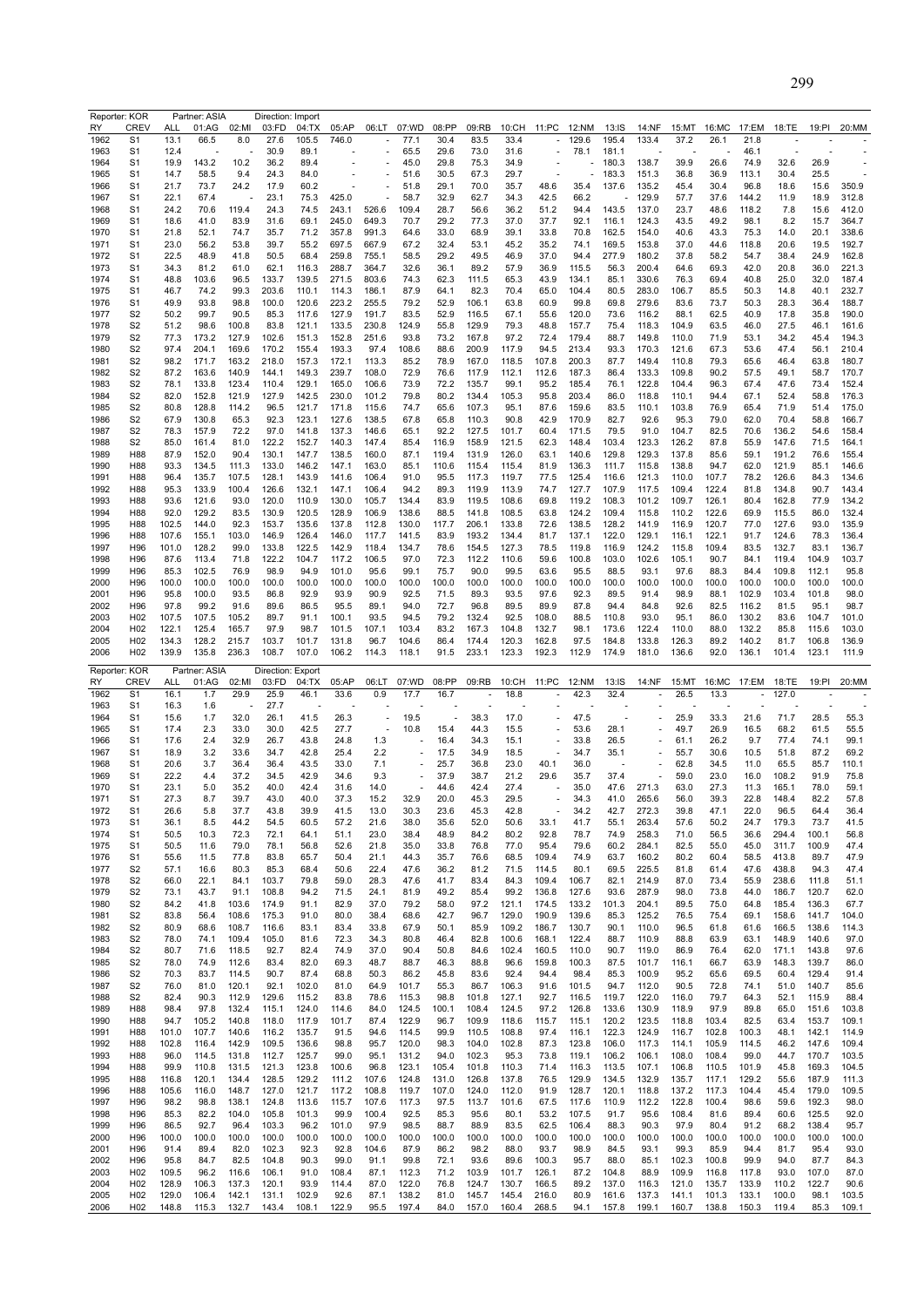Reporter: KOR Partner: ASIA Direction: Import

| RY | CREV | ALL | 01:AG | 02:MI | 03:FD | 04:TX | 05:AP | 06:LT | 07:WD | 08:PP | 09:RB | 10:CH | 11:PC | 12:NM | 13:IS | 14:NF | 15:MT | 16:MC | 17:EM | 18:TE | 19:PI | 20:MM |
|---|---|---|---|---|---|---|---|---|---|---|---|---|---|---|---|---|---|---|---|---|---|---|
| 1962 | S1 | 13.1 | 66.5 | 8.0 | 27.6 | 105.5 | 746.0 | - | 77.1 | 30.4 | 83.5 | 33.4 | - | 129.6 | 195.4 | 133.4 | 37.2 | 26.1 | 21.8 | - | - | - |
| 1963 | S1 | 12.4 | - | - | 30.9 | 89.1 | - | - | 65.5 | 29.6 | 73.0 | 31.6 | - | 78.1 | 181.1 | - | - | - | 46.1 | - | - | - |
| 1964 | S1 | 19.9 | 143.2 | 10.2 | 36.2 | 89.4 | - | - | 45.0 | 29.8 | 75.3 | 34.9 | - | - | 180.3 | 138.7 | 39.9 | 26.6 | 74.9 | 32.6 | 26.9 | - |
| 1965 | S1 | 14.7 | 58.5 | 9.4 | 24.3 | 84.0 | - | - | 51.6 | 30.5 | 67.3 | 29.7 | - | - | 183.3 | 151.3 | 36.8 | 36.9 | 113.1 | 30.4 | 25.5 | - |
| 1966 | S1 | 21.7 | 73.7 | 24.2 | 17.9 | 60.2 | - | - | 51.8 | 29.1 | 70.0 | 35.7 | 48.6 | 35.4 | 137.6 | 135.2 | 45.4 | 30.4 | 96.8 | 18.6 | 15.6 | 350.9 |
| 1967 | S1 | 22.1 | 67.4 | - | 23.1 | 75.3 | 425.0 | - | 58.7 | 32.9 | 62.7 | 34.3 | 42.5 | 66.2 | - | 129.9 | 57.7 | 37.6 | 144.2 | 11.9 | 18.9 | 312.8 |
| 1968 | S1 | 24.2 | 70.6 | 119.4 | 24.3 | 74.5 | 243.1 | 526.6 | 109.4 | 28.7 | 56.6 | 36.2 | 51.2 | 94.4 | 143.5 | 137.0 | 23.7 | 48.6 | 118.2 | 7.8 | 15.6 | 412.0 |
| 1969 | S1 | 18.6 | 41.0 | 83.9 | 31.6 | 69.1 | 245.0 | 649.3 | 70.7 | 29.2 | 77.3 | 37.0 | 37.7 | 92.1 | 116.1 | 124.3 | 43.5 | 49.2 | 98.1 | 8.2 | 15.7 | 364.7 |
| 1970 | S1 | 21.8 | 52.1 | 74.7 | 35.7 | 71.2 | 357.8 | 991.3 | 64.6 | 33.0 | 68.9 | 39.1 | 33.8 | 70.8 | 162.5 | 154.0 | 40.6 | 43.3 | 75.3 | 14.0 | 20.1 | 338.6 |
| 1971 | S1 | 23.0 | 56.2 | 53.8 | 39.7 | 55.2 | 697.5 | 667.9 | 67.2 | 32.4 | 53.1 | 45.2 | 35.2 | 74.1 | 169.5 | 153.8 | 37.0 | 44.6 | 118.8 | 20.6 | 19.5 | 192.7 |
| 1972 | S1 | 22.5 | 48.9 | 41.8 | 50.5 | 68.4 | 259.8 | 755.1 | 58.5 | 29.2 | 49.5 | 46.9 | 37.0 | 94.4 | 277.9 | 180.2 | 37.8 | 58.2 | 54.7 | 38.4 | 24.9 | 162.8 |
| 1973 | S1 | 34.3 | 81.2 | 61.0 | 62.1 | 116.3 | 288.7 | 364.7 | 32.6 | 36.1 | 89.2 | 57.9 | 36.9 | 115.5 | 56.3 | 200.4 | 64.6 | 69.3 | 42.0 | 20.8 | 36.0 | 221.3 |
| 1974 | S1 | 48.8 | 103.6 | 96.5 | 133.7 | 139.5 | 271.5 | 803.6 | 74.3 | 62.3 | 111.5 | 65.3 | 43.9 | 134.1 | 85.1 | 330.6 | 76.3 | 69.4 | 40.8 | 25.0 | 32.0 | 187.4 |
| 1975 | S1 | 46.7 | 74.2 | 99.3 | 203.6 | 110.1 | 114.3 | 186.1 | 87.9 | 64.1 | 82.3 | 70.4 | 65.0 | 104.4 | 80.5 | 283.0 | 106.7 | 85.5 | 50.3 | 14.8 | 40.1 | 232.7 |
| 1976 | S1 | 49.9 | 93.8 | 98.8 | 100.0 | 120.6 | 223.2 | 255.5 | 79.2 | 52.9 | 106.1 | 63.8 | 60.9 | 99.8 | 69.8 | 279.6 | 83.6 | 73.7 | 50.3 | 28.3 | 36.4 | 188.7 |
| 1977 | S2 | 50.2 | 99.7 | 90.5 | 85.3 | 117.6 | 127.9 | 191.7 | 83.5 | 52.9 | 116.5 | 67.1 | 55.6 | 120.0 | 73.6 | 116.2 | 88.1 | 62.5 | 40.9 | 17.8 | 35.8 | 190.0 |
| 1978 | S2 | 51.2 | 98.6 | 100.8 | 83.8 | 121.1 | 133.5 | 230.8 | 124.9 | 55.8 | 129.9 | 79.3 | 48.8 | 157.7 | 75.4 | 118.3 | 104.9 | 63.5 | 46.0 | 27.5 | 46.1 | 161.6 |
| 1979 | S2 | 77.3 | 173.2 | 127.9 | 102.6 | 151.3 | 152.8 | 251.6 | 93.8 | 73.2 | 167.8 | 97.2 | 72.4 | 179.4 | 88.7 | 149.8 | 110.0 | 71.9 | 53.1 | 34.2 | 45.4 | 194.3 |
| 1980 | S2 | 97.4 | 204.1 | 169.6 | 170.2 | 155.4 | 193.3 | 97.4 | 108.6 | 88.6 | 200.9 | 117.9 | 94.5 | 213.4 | 93.3 | 170.3 | 121.6 | 67.3 | 53.6 | 47.4 | 56.1 | 210.4 |
| 1981 | S2 | 98.2 | 171.7 | 163.2 | 218.0 | 157.3 | 172.1 | 113.3 | 85.2 | 78.9 | 167.0 | 118.5 | 107.8 | 200.3 | 87.7 | 149.4 | 110.8 | 79.3 | 65.6 | 46.4 | 63.8 | 180.7 |
| 1982 | S2 | 87.2 | 163.6 | 140.9 | 144.1 | 149.3 | 239.7 | 108.0 | 72.9 | 76.6 | 117.9 | 112.1 | 112.6 | 187.3 | 86.4 | 133.3 | 109.8 | 90.2 | 57.5 | 49.1 | 58.7 | 170.7 |
| 1983 | S2 | 78.1 | 133.8 | 123.4 | 110.4 | 129.1 | 165.0 | 106.6 | 73.9 | 72.2 | 135.7 | 99.1 | 95.2 | 185.4 | 76.1 | 122.8 | 104.4 | 96.3 | 67.4 | 47.6 | 73.4 | 152.4 |
| 1984 | S2 | 82.0 | 152.8 | 121.9 | 127.9 | 142.5 | 230.0 | 101.2 | 79.8 | 80.2 | 134.4 | 105.3 | 95.8 | 203.4 | 86.0 | 118.8 | 110.1 | 94.4 | 67.1 | 52.4 | 58.8 | 176.3 |
| 1985 | S2 | 80.8 | 128.8 | 114.2 | 96.5 | 121.7 | 171.8 | 115.6 | 74.7 | 65.6 | 107.3 | 95.1 | 87.6 | 159.6 | 83.5 | 110.1 | 103.8 | 76.9 | 65.4 | 71.9 | 51.4 | 175.0 |
| 1986 | S2 | 67.9 | 130.8 | 65.3 | 92.3 | 123.1 | 127.6 | 138.5 | 67.8 | 65.8 | 110.3 | 90.8 | 42.9 | 170.9 | 82.7 | 92.6 | 95.3 | 79.0 | 62.0 | 70.4 | 58.8 | 166.7 |
| 1987 | S2 | 78.3 | 157.9 | 72.2 | 97.0 | 141.8 | 137.3 | 146.6 | 65.1 | 92.2 | 127.5 | 101.7 | 60.4 | 171.5 | 79.5 | 91.0 | 104.7 | 82.5 | 70.6 | 136.2 | 54.6 | 158.4 |
| 1988 | S2 | 85.0 | 161.4 | 81.0 | 122.2 | 152.7 | 140.3 | 147.4 | 85.4 | 116.9 | 158.9 | 121.5 | 62.3 | 148.4 | 103.4 | 123.3 | 126.2 | 87.8 | 55.9 | 147.6 | 71.5 | 164.1 |
| 1989 | H88 | 87.9 | 152.0 | 90.4 | 130.1 | 147.7 | 138.5 | 160.0 | 87.1 | 119.4 | 131.9 | 126.0 | 63.1 | 140.6 | 129.8 | 129.3 | 137.8 | 85.6 | 59.1 | 191.2 | 76.6 | 155.4 |
| 1990 | H88 | 93.3 | 134.5 | 111.3 | 133.0 | 146.2 | 147.1 | 163.0 | 85.1 | 110.6 | 115.4 | 115.4 | 81.9 | 136.3 | 111.7 | 115.8 | 138.8 | 94.7 | 62.0 | 121.9 | 85.1 | 146.6 |
| 1991 | H88 | 96.4 | 135.7 | 107.5 | 128.1 | 143.9 | 141.6 | 106.4 | 91.0 | 95.5 | 117.3 | 119.7 | 77.5 | 125.4 | 116.6 | 121.3 | 110.0 | 107.7 | 78.2 | 126.6 | 84.3 | 134.6 |
| 1992 | H88 | 95.3 | 133.9 | 100.4 | 126.6 | 132.1 | 147.1 | 106.4 | 94.2 | 89.3 | 119.9 | 113.9 | 74.7 | 127.7 | 107.9 | 117.5 | 109.4 | 122.4 | 81.8 | 134.8 | 90.7 | 143.4 |
| 1993 | H88 | 93.6 | 121.6 | 93.0 | 120.0 | 110.9 | 130.0 | 105.7 | 134.4 | 83.9 | 119.5 | 108.6 | 69.8 | 119.2 | 108.3 | 101.2 | 109.7 | 126.1 | 80.4 | 162.8 | 77.9 | 134.2 |
| 1994 | H88 | 92.0 | 129.2 | 83.5 | 130.9 | 120.5 | 128.9 | 106.9 | 138.6 | 88.5 | 141.8 | 108.5 | 63.8 | 124.2 | 109.4 | 115.8 | 110.2 | 122.6 | 69.9 | 115.5 | 86.0 | 132.4 |
| 1995 | H88 | 102.5 | 144.0 | 92.3 | 153.7 | 135.6 | 137.8 | 112.8 | 130.0 | 117.7 | 206.1 | 133.8 | 72.6 | 138.5 | 128.2 | 141.9 | 116.9 | 120.7 | 77.0 | 127.6 | 93.0 | 135.9 |
| 1996 | H88 | 107.6 | 155.1 | 103.0 | 146.9 | 126.4 | 146.0 | 117.7 | 141.5 | 83.9 | 193.2 | 134.4 | 81.7 | 137.1 | 122.0 | 129.1 | 116.1 | 122.1 | 91.7 | 124.6 | 78.3 | 136.4 |
| 1997 | H96 | 101.0 | 128.2 | 99.0 | 133.8 | 122.5 | 142.9 | 118.4 | 134.7 | 78.6 | 154.5 | 127.3 | 78.5 | 119.8 | 116.9 | 124.2 | 115.8 | 109.4 | 83.5 | 132.7 | 83.1 | 136.7 |
| 1998 | H96 | 87.6 | 113.4 | 71.8 | 122.2 | 104.7 | 117.2 | 106.5 | 97.0 | 72.3 | 112.2 | 110.6 | 59.6 | 100.8 | 103.0 | 102.6 | 105.1 | 90.7 | 84.1 | 119.4 | 104.9 | 103.7 |
| 1999 | H96 | 85.3 | 102.5 | 76.9 | 98.9 | 94.9 | 101.0 | 95.6 | 99.1 | 75.7 | 90.0 | 99.5 | 63.6 | 95.5 | 88.5 | 93.1 | 97.6 | 88.3 | 84.4 | 109.8 | 112.1 | 95.8 |
| 2000 | H96 | 100.0 | 100.0 | 100.0 | 100.0 | 100.0 | 100.0 | 100.0 | 100.0 | 100.0 | 100.0 | 100.0 | 100.0 | 100.0 | 100.0 | 100.0 | 100.0 | 100.0 | 100.0 | 100.0 | 100.0 | 100.0 |
| 2001 | H96 | 95.8 | 100.0 | 93.5 | 86.8 | 92.9 | 93.9 | 90.9 | 92.5 | 71.5 | 89.3 | 93.5 | 97.6 | 92.3 | 89.5 | 91.4 | 98.9 | 88.1 | 102.9 | 103.4 | 101.8 | 98.0 |
| 2002 | H96 | 97.8 | 99.2 | 91.6 | 89.6 | 86.5 | 95.5 | 89.1 | 94.0 | 72.7 | 96.8 | 89.5 | 89.9 | 87.8 | 94.4 | 84.8 | 92.6 | 82.5 | 116.2 | 81.5 | 95.1 | 98.7 |
| 2003 | H02 | 107.5 | 107.5 | 105.2 | 89.7 | 91.1 | 100.1 | 93.5 | 94.5 | 79.2 | 132.4 | 92.5 | 108.0 | 88.5 | 110.8 | 93.0 | 95.1 | 86.0 | 130.2 | 83.6 | 104.7 | 101.0 |
| 2004 | H02 | 122.1 | 125.4 | 165.7 | 97.9 | 98.7 | 101.5 | 107.1 | 103.4 | 83.2 | 167.3 | 104.8 | 132.7 | 98.1 | 173.6 | 122.4 | 110.0 | 88.0 | 132.2 | 85.8 | 115.6 | 103.0 |
| 2005 | H02 | 134.3 | 128.2 | 215.7 | 103.7 | 101.7 | 131.8 | 96.7 | 104.6 | 86.4 | 174.4 | 120.3 | 162.8 | 97.5 | 184.8 | 133.8 | 126.3 | 89.2 | 140.2 | 81.7 | 106.8 | 136.9 |
| 2006 | H02 | 139.9 | 135.8 | 236.3 | 108.7 | 107.0 | 106.2 | 114.3 | 118.1 | 91.5 | 233.1 | 123.3 | 192.3 | 112.9 | 174.9 | 181.0 | 136.6 | 92.0 | 136.1 | 101.4 | 123.1 | 111.9 |

Reporter: KOR Partner: ASIA Direction: Export

| RY | CREV | ALL | 01:AG | 02:MI | 03:FD | 04:TX | 05:AP | 06:LT | 07:WD | 08:PP | 09:RB | 10:CH | 11:PC | 12:NM | 13:IS | 14:NF | 15:MT | 16:MC | 17:EM | 18:TE | 19:PI | 20:MM |
|---|---|---|---|---|---|---|---|---|---|---|---|---|---|---|---|---|---|---|---|---|---|---|
| 1962 | S1 | 16.1 | 1.7 | 29.9 | 25.9 | 46.1 | 33.6 | 0.9 | 17.7 | 16.7 | - | 18.8 | - | 42.3 | 32.4 | - | 26.5 | 13.3 | - | 127.0 | - | - |
| 1963 | S1 | 16.3 | 1.6 | - | 27.7 | - | - | - | - | - | - | - | - | - | - | - | - | - | - | - | - | - |
| 1964 | S1 | 15.6 | 1.7 | 32.0 | 26.1 | 41.5 | 26.3 | - | 19.5 | - | 38.3 | 17.0 | - | 47.5 | - | - | 25.9 | 33.3 | 21.6 | 71.7 | 28.5 | 55.3 |
| 1965 | S1 | 17.4 | 2.3 | 33.0 | 30.0 | 42.5 | 27.7 | - | 10.8 | 15.4 | 44.3 | 15.5 | - | 53.6 | 28.1 | - | 49.7 | 26.9 | 16.5 | 68.2 | 61.5 | 55.5 |
| 1966 | S1 | 17.6 | 2.4 | 32.9 | 26.7 | 43.8 | 24.8 | 1.3 | - | 16.4 | 34.3 | 15.1 | - | 33.8 | 26.5 | - | 61.1 | 26.2 | 9.7 | 77.4 | 74.1 | 99.1 |
| 1967 | S1 | 18.9 | 3.2 | 33.6 | 34.7 | 42.8 | 25.4 | 2.2 | - | 17.5 | 34.9 | 18.5 | - | 34.7 | 35.1 | - | 55.7 | 30.6 | 10.5 | 51.8 | 87.2 | 69.2 |
| 1968 | S1 | 20.6 | 3.7 | 36.4 | 36.4 | 43.5 | 33.0 | 7.1 | - | 25.7 | 36.8 | 23.0 | 40.1 | 36.0 | - | - | 62.8 | 34.5 | 11.0 | 65.5 | 85.7 | 110.1 |
| 1969 | S1 | 22.2 | 4.4 | 37.2 | 34.5 | 42.9 | 34.6 | 9.3 | - | 37.9 | 38.7 | 21.2 | 29.6 | 35.7 | 37.4 | - | 59.0 | 23.0 | 16.0 | 108.2 | 91.9 | 75.8 |
| 1970 | S1 | 23.1 | 5.0 | 35.2 | 40.0 | 42.4 | 31.6 | 14.0 | - | 44.6 | 42.4 | 27.4 | - | 35.0 | 47.6 | 271.3 | 63.0 | 27.3 | 11.3 | 165.1 | 78.0 | 59.1 |
| 1971 | S1 | 27.3 | 8.7 | 39.7 | 43.0 | 40.0 | 37.3 | 15.2 | 32.9 | 20.0 | 45.3 | 29.5 | - | 34.3 | 41.0 | 265.6 | 56.0 | 39.3 | 22.8 | 148.4 | 82.2 | 57.8 |
| 1972 | S1 | 26.6 | 5.8 | 37.7 | 43.8 | 39.9 | 41.5 | 13.0 | 30.3 | 23.6 | 45.3 | 42.8 | - | 34.2 | 42.7 | 272.3 | 39.8 | 47.1 | 22.0 | 96.5 | 64.4 | 36.4 |
| 1973 | S1 | 36.1 | 8.5 | 44.2 | 54.5 | 60.5 | 57.2 | 21.6 | 38.0 | 35.6 | 52.0 | 50.6 | 33.1 | 41.7 | 55.1 | 263.4 | 57.6 | 50.2 | 24.7 | 179.3 | 73.7 | 41.5 |
| 1974 | S1 | 50.5 | 10.3 | 72.3 | 72.1 | 64.1 | 51.1 | 23.0 | 38.4 | 48.9 | 84.2 | 80.2 | 92.8 | 78.7 | 74.9 | 258.3 | 71.0 | 56.5 | 36.6 | 294.4 | 100.1 | 56.8 |
| 1975 | S1 | 50.5 | 11.6 | 79.0 | 78.1 | 56.8 | 52.6 | 21.8 | 35.0 | 33.8 | 76.8 | 77.0 | 95.4 | 79.6 | 60.2 | 284.1 | 82.5 | 55.0 | 45.0 | 311.7 | 100.9 | 47.4 |
| 1976 | S1 | 55.6 | 11.5 | 77.8 | 83.8 | 65.7 | 50.4 | 21.1 | 44.3 | 35.7 | 76.6 | 68.5 | 109.4 | 74.9 | 63.7 | 160.2 | 80.2 | 60.4 | 58.5 | 413.8 | 89.7 | 47.9 |
| 1977 | S2 | 57.1 | 16.6 | 80.3 | 85.3 | 68.4 | 50.6 | 22.4 | 47.6 | 36.2 | 81.2 | 71.5 | 114.5 | 80.1 | 69.5 | 225.5 | 81.8 | 61.4 | 47.6 | 438.8 | 94.3 | 47.4 |
| 1978 | S2 | 66.0 | 22.1 | 84.1 | 103.7 | 79.8 | 59.0 | 28.3 | 47.6 | 41.7 | 83.4 | 84.3 | 109.4 | 106.7 | 82.1 | 214.9 | 87.0 | 73.4 | 55.9 | 238.6 | 111.8 | 51.1 |
| 1979 | S2 | 73.1 | 43.7 | 91.1 | 108.8 | 94.2 | 71.5 | 24.1 | 81.9 | 49.2 | 85.4 | 99.2 | 136.8 | 127.6 | 93.6 | 287.9 | 98.0 | 73.8 | 44.0 | 186.7 | 120.7 | 62.0 |
| 1980 | S2 | 84.2 | 41.8 | 103.6 | 174.9 | 91.1 | 82.9 | 37.0 | 79.2 | 58.0 | 97.2 | 121.1 | 174.5 | 133.2 | 101.3 | 204.1 | 89.5 | 75.0 | 64.8 | 185.4 | 136.3 | 67.7 |
| 1981 | S2 | 83.8 | 56.4 | 108.6 | 175.3 | 91.0 | 80.0 | 38.4 | 68.6 | 42.7 | 96.7 | 129.0 | 190.9 | 139.6 | 85.3 | 125.2 | 76.5 | 75.4 | 69.1 | 158.6 | 141.7 | 104.0 |
| 1982 | S2 | 80.9 | 68.6 | 108.7 | 116.6 | 83.1 | 83.4 | 33.8 | 67.9 | 50.1 | 85.9 | 109.2 | 186.7 | 130.7 | 90.1 | 110.0 | 96.5 | 61.8 | 61.6 | 166.5 | 138.6 | 114.3 |
| 1983 | S2 | 78.0 | 74.1 | 109.4 | 105.0 | 81.6 | 72.3 | 34.3 | 80.8 | 46.4 | 82.8 | 100.6 | 168.1 | 122.4 | 88.7 | 110.9 | 88.8 | 63.9 | 63.1 | 148.9 | 140.6 | 97.0 |
| 1984 | S2 | 80.7 | 71.6 | 118.5 | 92.7 | 82.4 | 74.9 | 37.0 | 90.4 | 50.8 | 84.6 | 102.4 | 160.5 | 110.0 | 90.7 | 119.0 | 86.9 | 76.4 | 62.0 | 171.1 | 143.8 | 97.6 |
| 1985 | S2 | 78.0 | 74.9 | 112.6 | 83.4 | 82.0 | 69.3 | 48.7 | 88.7 | 46.3 | 88.8 | 96.6 | 159.8 | 100.3 | 87.5 | 101.7 | 116.1 | 66.7 | 63.9 | 148.3 | 139.7 | 86.0 |
| 1986 | S2 | 70.3 | 83.7 | 114.5 | 90.7 | 87.4 | 68.8 | 50.3 | 86.2 | 45.8 | 83.6 | 92.4 | 94.4 | 98.4 | 85.3 | 100.9 | 95.2 | 65.6 | 69.5 | 60.4 | 129.4 | 91.4 |
| 1987 | S2 | 76.0 | 81.0 | 120.1 | 92.1 | 102.0 | 81.0 | 64.9 | 101.7 | 55.3 | 86.7 | 106.3 | 91.6 | 101.5 | 94.7 | 112.0 | 90.5 | 72.8 | 74.1 | 51.0 | 140.7 | 85.6 |
| 1988 | S2 | 82.4 | 90.3 | 112.9 | 129.6 | 115.2 | 83.8 | 78.6 | 115.3 | 98.8 | 101.8 | 127.1 | 92.7 | 116.5 | 119.7 | 122.0 | 116.0 | 79.7 | 64.3 | 52.1 | 115.9 | 88.4 |
| 1989 | H88 | 98.4 | 97.8 | 132.4 | 115.1 | 124.0 | 114.6 | 84.0 | 124.5 | 100.1 | 108.4 | 124.5 | 97.2 | 126.8 | 133.6 | 130.9 | 118.9 | 97.9 | 89.8 | 65.0 | 151.6 | 103.8 |
| 1990 | H88 | 94.7 | 105.2 | 140.8 | 118.0 | 117.9 | 101.7 | 87.4 | 122.9 | 96.7 | 109.9 | 118.6 | 115.7 | 115.1 | 120.2 | 123.5 | 118.8 | 103.4 | 82.5 | 63.4 | 153.7 | 109.1 |
| 1991 | H88 | 101.0 | 107.7 | 140.6 | 116.2 | 135.7 | 91.5 | 94.6 | 114.5 | 99.9 | 110.5 | 108.8 | 97.4 | 116.1 | 122.3 | 124.9 | 116.7 | 102.8 | 100.3 | 48.1 | 142.1 | 114.9 |
| 1992 | H88 | 102.8 | 116.4 | 142.9 | 109.5 | 136.6 | 98.8 | 95.7 | 120.0 | 98.3 | 104.0 | 102.8 | 87.3 | 123.8 | 106.0 | 117.3 | 114.1 | 105.9 | 114.5 | 46.2 | 147.6 | 109.4 |
| 1993 | H88 | 96.0 | 114.5 | 131.8 | 112.7 | 125.7 | 99.0 | 95.1 | 131.2 | 94.0 | 102.3 | 95.3 | 73.8 | 119.1 | 106.2 | 106.1 | 108.0 | 108.4 | 99.0 | 44.7 | 170.7 | 103.5 |
| 1994 | H88 | 99.9 | 110.8 | 131.5 | 121.3 | 123.8 | 100.6 | 96.8 | 123.1 | 105.4 | 101.8 | 110.3 | 71.4 | 116.3 | 113.5 | 107.1 | 106.8 | 110.5 | 101.9 | 45.8 | 169.3 | 104.5 |
| 1995 | H88 | 116.8 | 120.1 | 134.4 | 128.5 | 129.2 | 111.2 | 107.6 | 124.8 | 131.0 | 126.8 | 137.8 | 76.5 | 129.9 | 134.5 | 132.9 | 135.7 | 117.1 | 129.2 | 55.6 | 187.9 | 111.3 |
| 1996 | H88 | 105.6 | 116.0 | 148.7 | 127.0 | 121.7 | 117.2 | 108.8 | 119.7 | 107.0 | 124.0 | 112.0 | 91.9 | 128.7 | 120.1 | 118.8 | 137.2 | 117.3 | 104.4 | 45.4 | 179.0 | 109.5 |
| 1997 | H96 | 98.2 | 98.8 | 138.1 | 124.8 | 113.6 | 115.7 | 107.6 | 117.3 | 97.5 | 113.7 | 101.6 | 67.5 | 117.6 | 110.9 | 112.2 | 122.8 | 100.4 | 98.6 | 59.6 | 192.3 | 98.0 |
| 1998 | H96 | 85.3 | 82.2 | 104.0 | 105.8 | 101.3 | 99.9 | 100.4 | 92.5 | 85.3 | 95.6 | 80.1 | 53.2 | 107.5 | 91.7 | 95.6 | 108.4 | 81.6 | 89.4 | 60.6 | 125.5 | 92.0 |
| 1999 | H96 | 86.5 | 92.7 | 96.4 | 103.3 | 96.2 | 101.0 | 97.9 | 98.5 | 88.7 | 88.9 | 83.5 | 62.5 | 106.4 | 88.3 | 90.3 | 97.9 | 80.4 | 91.2 | 68.2 | 138.4 | 95.7 |
| 2000 | H96 | 100.0 | 100.0 | 100.0 | 100.0 | 100.0 | 100.0 | 100.0 | 100.0 | 100.0 | 100.0 | 100.0 | 100.0 | 100.0 | 100.0 | 100.0 | 100.0 | 100.0 | 100.0 | 100.0 | 100.0 | 100.0 |
| 2001 | H96 | 91.4 | 89.4 | 82.0 | 102.3 | 92.3 | 92.8 | 104.6 | 87.9 | 86.2 | 98.2 | 88.0 | 93.7 | 98.9 | 84.5 | 93.1 | 99.3 | 85.9 | 94.4 | 81.7 | 95.4 | 93.0 |
| 2002 | H96 | 95.8 | 84.7 | 82.5 | 104.8 | 90.3 | 99.0 | 91.1 | 99.8 | 72.1 | 93.6 | 89.6 | 100.3 | 95.7 | 88.0 | 85.1 | 102.3 | 100.8 | 99.9 | 94.0 | 87.7 | 84.3 |
| 2003 | H02 | 109.5 | 96.2 | 116.6 | 106.1 | 91.0 | 108.4 | 87.1 | 112.3 | 71.2 | 103.9 | 101.7 | 126.1 | 87.2 | 104.8 | 88.9 | 109.9 | 116.8 | 117.8 | 93.0 | 107.0 | 87.0 |
| 2004 | H02 | 128.9 | 106.3 | 137.3 | 120.1 | 93.9 | 114.4 | 87.0 | 122.0 | 76.8 | 124.7 | 130.7 | 166.5 | 89.2 | 137.0 | 116.3 | 121.0 | 135.7 | 133.9 | 110.2 | 122.7 | 90.6 |
| 2005 | H02 | 129.0 | 106.4 | 142.1 | 131.1 | 102.9 | 92.6 | 87.1 | 138.2 | 81.0 | 145.7 | 145.4 | 216.0 | 80.9 | 161.6 | 137.3 | 141.1 | 101.3 | 133.1 | 100.0 | 98.1 | 103.5 |
| 2006 | H02 | 148.8 | 115.3 | 132.7 | 143.4 | 108.1 | 122.9 | 95.5 | 197.4 | 84.0 | 157.0 | 160.4 | 268.5 | 94.1 | 157.8 | 199.1 | 160.7 | 138.8 | 150.3 | 119.4 | 85.3 | 109.1 |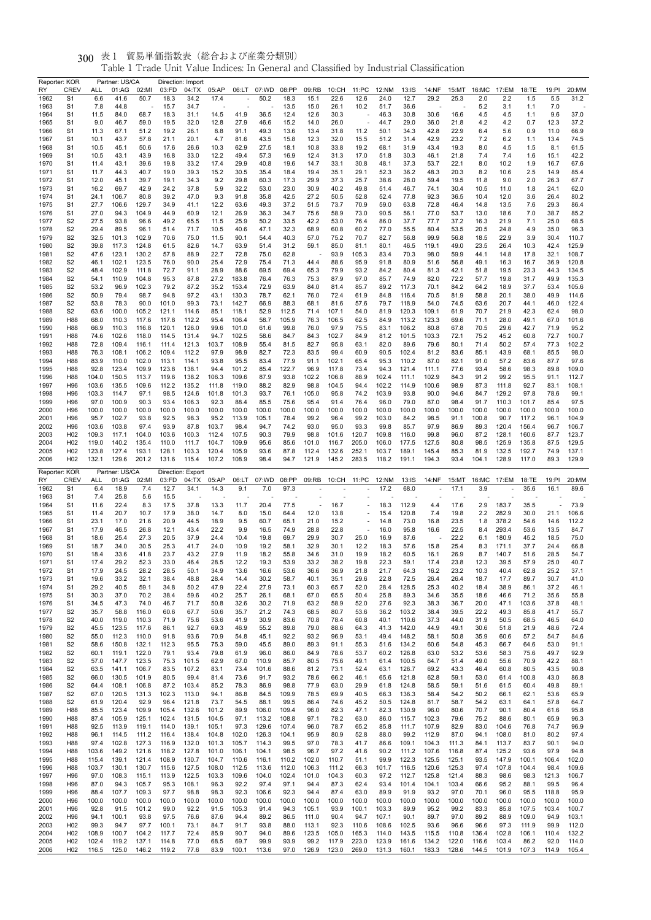表1 貿易単価指数表（総合および産業分類別）

Table 1 Trade Unit Value Indices: In General and Classified by Industrial Classification

Reporter: KOR　Partner: US/CA　Direction: Import

| RY | CREV | ALL | 01:AG | 02:MI | 03:FD | 04:TX | 05:AP | 06:LT | 07:WD | 08:PP | 09:RB | 10:CH | 11:PC | 12:NM | 13:IS | 14:NF | 15:MT | 16:MC | 17:EM | 18:TE | 19:PI | 20:MM |
|---|---|---|---|---|---|---|---|---|---|---|---|---|---|---|---|---|---|---|---|---|---|---|
| 1962 | S1 | 6.6 | 41.6 | 50.7 | 18.3 | 34.2 | 17.4 | - | 50.2 | 18.3 | 15.1 | 22.6 | 12.6 | 24.0 | 12.7 | 29.2 | 25.3 | 2.0 | 2.2 | 1.5 | 5.5 | 31.2 |
| 1963 | S1 | 7.8 | 44.8 | - | 15.7 | 34.7 | - | - | - | 13.5 | 15.0 | 26.1 | 10.2 | 51.7 | 36.6 | - | - | 5.2 | 3.1 | 1.1 | 7.0 | - |
| 1964 | S1 | 11.5 | 84.0 | 68.7 | 18.3 | 31.1 | 14.5 | 41.9 | 36.5 | 12.4 | 12.6 | 30.3 | - | 46.3 | 30.8 | 30.6 | 16.6 | 4.5 | 4.5 | 1.1 | 9.6 | 37.0 |
| 1965 | S1 | 9.0 | 46.7 | 59.0 | 19.5 | 32.0 | 12.8 | 27.9 | 46.6 | 15.2 | 14.0 | 26.0 | - | 44.7 | 29.0 | 36.0 | 21.8 | 4.2 | 4.2 | 0.7 | 12.3 | 37.2 |
| 1966 | S1 | 11.3 | 67.1 | 51.2 | 19.2 | 26.1 | 8.8 | 91.1 | 49.3 | 13.6 | 13.4 | 31.8 | 11.2 | 50.1 | 34.3 | 42.8 | 22.9 | 6.4 | 5.6 | 0.9 | 11.0 | 66.9 |
| 1967 | S1 | 10.1 | 43.7 | 57.8 | 21.1 | 20.1 | 4.7 | 81.6 | 43.5 | 15.8 | 12.3 | 32.0 | 15.5 | 51.2 | 31.4 | 42.9 | 23.2 | 7.2 | 6.2 | 1.1 | 13.4 | 74.5 |
| 1968 | S1 | 10.5 | 45.1 | 50.6 | 17.6 | 26.6 | 10.3 | 62.9 | 27.5 | 18.1 | 10.8 | 33.8 | 19.2 | 68.1 | 31.9 | 43.4 | 19.3 | 8.0 | 4.5 | 1.5 | 8.1 | 61.5 |
| 1969 | S1 | 10.5 | 43.1 | 43.9 | 16.8 | 33.0 | 12.2 | 49.4 | 57.3 | 16.9 | 12.4 | 31.3 | 17.0 | 51.8 | 30.3 | 46.1 | 21.8 | 7.4 | 7.4 | 1.6 | 15.1 | 42.2 |
| 1970 | S1 | 11.4 | 43.1 | 39.6 | 19.8 | 33.2 | 17.4 | 29.9 | 40.8 | 19.6 | 14.7 | 33.1 | 30.8 | 48.1 | 37.3 | 53.7 | 22.1 | 8.0 | 10.2 | 1.9 | 16.7 | 67.6 |
| 1971 | S1 | 11.7 | 44.3 | 40.7 | 19.0 | 39.3 | 15.2 | 30.5 | 35.4 | 18.4 | 19.4 | 35.1 | 29.1 | 52.3 | 36.2 | 48.3 | 20.3 | 8.2 | 10.6 | 2.5 | 14.9 | 85.4 |
| 1972 | S1 | 12.0 | 45.1 | 39.7 | 19.1 | 34.3 | 9.2 | 29.8 | 60.3 | 17.3 | 29.9 | 37.3 | 25.7 | 38.6 | 28.0 | 59.4 | 19.5 | 11.8 | 9.0 | 2.0 | 26.3 | 67.7 |
| 1973 | S1 | 16.2 | 69.7 | 42.9 | 24.2 | 37.8 | 5.9 | 32.2 | 53.0 | 23.0 | 30.9 | 40.2 | 49.8 | 51.4 | 46.7 | 74.1 | 30.4 | 10.5 | 11.0 | 1.8 | 24.1 | 62.0 |
| 1974 | S1 | 24.1 | 106.7 | 80.8 | 39.2 | 47.0 | 9.3 | 91.8 | 35.8 | 42.5 | 27.2 | 50.5 | 52.8 | 52.4 | 77.8 | 92.3 | 36.5 | 10.4 | 12.0 | 3.6 | 26.4 | 80.2 |
| 1975 | S1 | 27.7 | 106.6 | 129.7 | 34.9 | 41.1 | 12.2 | 63.6 | 49.3 | 37.2 | 51.5 | 73.7 | 70.9 | 59.0 | 63.8 | 72.8 | 46.4 | 14.8 | 13.5 | 7.6 | 29.3 | 86.4 |
| 1976 | S1 | 27.0 | 94.3 | 104.9 | 44.9 | 60.9 | 12.1 | 26.9 | 36.3 | 34.7 | 75.6 | 58.9 | 73.0 | 90.5 | 56.1 | 77.0 | 53.7 | 13.0 | 18.6 | 7.0 | 38.7 | 85.2 |
| 1977 | S2 | 27.5 | 93.8 | 96.6 | 49.2 | 65.5 | 11.5 | 25.9 | 50.2 | 33.5 | 42.2 | 53.0 | 76.4 | 86.0 | 37.7 | 77.7 | 37.2 | 16.3 | 21.9 | 7.1 | 25.0 | 68.5 |
| 1978 | S2 | 29.4 | 89.5 | 96.1 | 51.4 | 71.7 | 10.5 | 40.6 | 47.1 | 32.3 | 68.9 | 60.8 | 60.2 | 77.0 | 55.5 | 80.4 | 53.5 | 20.5 | 24.8 | 4.9 | 35.0 | 96.3 |
| 1979 | S2 | 32.5 | 101.3 | 102.9 | 70.6 | 75.0 | 11.5 | 90.1 | 54.4 | 40.3 | 57.0 | 75.2 | 70.7 | 82.7 | 56.8 | 99.9 | 56.8 | 18.5 | 22.9 | 3.9 | 30.4 | 110.7 |
| 1980 | S2 | 39.8 | 117.3 | 124.8 | 61.5 | 82.6 | 14.7 | 63.9 | 51.4 | 31.2 | 59.1 | 85.0 | 81.1 | 80.1 | 46.5 | 119.1 | 49.0 | 23.5 | 26.4 | 10.3 | 42.4 | 125.9 |
| 1981 | S2 | 47.6 | 123.1 | 130.2 | 57.8 | 88.9 | 22.7 | 72.8 | 75.0 | 62.8 | - | 93.9 | 105.3 | 83.4 | 70.3 | 98.0 | 59.9 | 44.1 | 14.8 | 17.8 | 32.1 | 108.7 |
| 1982 | S2 | 46.1 | 102.1 | 123.5 | 76.0 | 90.0 | 25.4 | 72.9 | 75.4 | 71.3 | 44.4 | 88.6 | 95.9 | 91.8 | 80.9 | 51.6 | 56.8 | 49.1 | 16.3 | 16.7 | 36.9 | 120.8 |
| 1983 | S2 | 48.4 | 102.9 | 111.8 | 72.7 | 91.1 | 28.9 | 88.6 | 69.5 | 69.4 | 65.3 | 79.9 | 93.2 | 84.2 | 80.4 | 81.3 | 42.1 | 51.8 | 19.5 | 23.3 | 44.3 | 134.5 |
| 1984 | S2 | 54.1 | 110.9 | 104.8 | 95.3 | 87.8 | 27.2 | 183.8 | 76.4 | 76.3 | 75.3 | 87.9 | 97.0 | 85.7 | 74.9 | 82.0 | 72.2 | 57.7 | 19.8 | 31.7 | 49.9 | 135.3 |
| 1985 | S2 | 53.2 | 96.9 | 102.3 | 79.2 | 87.2 | 35.2 | 153.4 | 72.9 | 63.9 | 84.0 | 81.4 | 85.7 | 89.2 | 117.3 | 70.1 | 84.2 | 64.2 | 18.9 | 37.7 | 53.4 | 105.6 |
| 1986 | S2 | 50.9 | 79.4 | 98.7 | 94.8 | 97.2 | 43.1 | 130.3 | 78.7 | 62.1 | 76.0 | 72.4 | 61.9 | 84.8 | 116.4 | 70.5 | 81.9 | 58.8 | 20.1 | 38.0 | 49.9 | 114.6 |
| 1987 | S2 | 53.8 | 78.3 | 90.0 | 101.0 | 99.3 | 73.1 | 142.7 | 66.9 | 88.3 | 68.1 | 81.6 | 57.6 | 79.7 | 118.9 | 54.0 | 74.5 | 63.6 | 20.7 | 44.1 | 46.0 | 122.4 |
| 1988 | S2 | 63.6 | 100.0 | 105.2 | 121.1 | 114.6 | 85.1 | 118.1 | 52.9 | 112.5 | 71.4 | 107.1 | 54.0 | 81.9 | 120.3 | 109.1 | 61.9 | 70.7 | 21.9 | 42.3 | 62.4 | 98.0 |
| 1989 | H88 | 68.0 | 110.3 | 117.6 | 117.8 | 112.2 | 95.4 | 106.4 | 58.7 | 105.9 | 76.3 | 106.5 | 62.5 | 84.9 | 113.2 | 123.3 | 69.6 | 71.1 | 28.0 | 49.1 | 67.0 | 101.6 |
| 1990 | H88 | 66.9 | 110.3 | 116.8 | 120.1 | 126.0 | 99.6 | 101.0 | 61.6 | 99.8 | 76.0 | 97.9 | 75.5 | 83.1 | 106.2 | 80.8 | 67.8 | 70.5 | 29.6 | 42.7 | 71.9 | 95.2 |
| 1991 | H88 | 74.6 | 102.6 | 118.0 | 114.5 | 131.4 | 94.7 | 102.5 | 58.6 | 84.7 | 84.3 | 102.7 | 84.9 | 81.2 | 101.5 | 103.3 | 72.1 | 75.2 | 45.2 | 60.8 | 72.7 | 100.7 |
| 1992 | H88 | 72.8 | 109.4 | 116.1 | 111.4 | 121.3 | 103.7 | 108.9 | 55.4 | 81.5 | 82.7 | 95.8 | 63.1 | 82.0 | 89.6 | 79.6 | 80.1 | 71.4 | 50.2 | 57.4 | 77.3 | 102.2 |
| 1993 | H88 | 76.3 | 108.1 | 106.2 | 109.4 | 112.2 | 97.9 | 98.9 | 82.7 | 72.3 | 83.5 | 99.4 | 60.9 | 90.5 | 102.4 | 81.2 | 83.6 | 85.1 | 43.9 | 68.1 | 85.5 | 98.0 |
| 1994 | H88 | 83.9 | 110.0 | 102.0 | 113.1 | 114.1 | 93.8 | 95.5 | 83.4 | 77.9 | 91.1 | 102.1 | 65.4 | 95.3 | 110.2 | 87.0 | 82.1 | 91.0 | 57.2 | 83.6 | 87.7 | 97.6 |
| 1995 | H88 | 92.8 | 123.4 | 109.9 | 123.8 | 138.1 | 94.4 | 101.2 | 85.4 | 122.7 | 96.9 | 117.8 | 73.4 | 94.3 | 121.4 | 111.1 | 77.6 | 93.4 | 58.6 | 98.3 | 89.8 | 109.0 |
| 1996 | H88 | 104.0 | 150.5 | 113.7 | 119.6 | 138.2 | 106.3 | 109.6 | 87.9 | 93.8 | 102.2 | 106.8 | 88.9 | 102.4 | 111.1 | 102.9 | 84.3 | 91.2 | 99.2 | 95.5 | 91.1 | 112.7 |
| 1997 | H96 | 103.6 | 135.5 | 109.6 | 112.2 | 135.2 | 111.8 | 119.0 | 88.2 | 82.9 | 98.8 | 104.5 | 94.4 | 102.2 | 114.9 | 100.6 | 98.9 | 87.3 | 111.8 | 92.7 | 83.1 | 108.1 |
| 1998 | H96 | 103.3 | 114.7 | 97.1 | 98.5 | 124.6 | 101.8 | 101.3 | 93.7 | 76.1 | 105.0 | 95.8 | 74.2 | 103.9 | 93.8 | 90.0 | 94.6 | 84.7 | 129.2 | 97.8 | 78.6 | 99.1 |
| 1999 | H96 | 97.0 | 100.9 | 90.3 | 93.4 | 106.3 | 92.3 | 88.4 | 85.5 | 75.6 | 95.4 | 91.4 | 76.4 | 96.0 | 79.0 | 87.0 | 98.4 | 91.7 | 110.3 | 101.7 | 85.4 | 97.5 |
| 2000 | H96 | 100.0 | 100.0 | 100.0 | 100.0 | 100.0 | 100.0 | 100.0 | 100.0 | 100.0 | 100.0 | 100.0 | 100.0 | 100.0 | 100.0 | 100.0 | 100.0 | 100.0 | 100.0 | 100.0 | 100.0 | 100.0 |
| 2001 | H96 | 95.7 | 102.7 | 93.8 | 92.5 | 98.3 | 95.2 | 113.9 | 105.1 | 78.4 | 99.2 | 96.4 | 99.2 | 103.0 | 84.2 | 98.5 | 91.1 | 100.8 | 90.7 | 117.2 | 96.1 | 104.9 |
| 2002 | H96 | 103.6 | 103.8 | 97.4 | 93.9 | 87.8 | 103.7 | 98.4 | 94.7 | 74.2 | 93.0 | 95.0 | 93.3 | 99.8 | 85.7 | 97.9 | 86.9 | 89.3 | 120.4 | 156.4 | 96.7 | 106.7 |
| 2003 | H02 | 109.3 | 117.1 | 104.0 | 103.6 | 100.3 | 112.4 | 107.5 | 90.3 | 79.9 | 98.8 | 101.6 | 120.7 | 109.8 | 116.0 | 99.8 | 96.0 | 87.2 | 128.1 | 160.6 | 87.7 | 123.7 |
| 2004 | H02 | 119.0 | 140.2 | 135.4 | 110.0 | 111.7 | 104.7 | 109.9 | 95.6 | 85.6 | 101.0 | 116.7 | 205.0 | 106.0 | 177.5 | 127.5 | 80.8 | 98.5 | 125.9 | 135.8 | 87.5 | 129.5 |
| 2005 | H02 | 123.8 | 127.4 | 193.1 | 128.1 | 103.3 | 120.4 | 105.9 | 93.6 | 87.8 | 112.4 | 132.6 | 252.1 | 103.7 | 189.1 | 145.4 | 85.3 | 81.9 | 132.5 | 192.7 | 74.9 | 137.1 |
| 2006 | H02 | 132.1 | 129.6 | 201.2 | 131.6 | 115.4 | 107.2 | 108.9 | 98.4 | 94.7 | 121.9 | 145.2 | 283.5 | 118.2 | 191.1 | 194.3 | 93.4 | 104.1 | 128.9 | 117.0 | 89.3 | 129.9 |

Reporter: KOR　Partner: US/CA　Direction: Export

| RY | CREV | ALL | 01:AG | 02:MI | 03:FD | 04:TX | 05:AP | 06:LT | 07:WD | 08:PP | 09:RB | 10:CH | 11:PC | 12:NM | 13:IS | 14:NF | 15:MT | 16:MC | 17:EM | 18:TE | 19:PI | 20:MM |
|---|---|---|---|---|---|---|---|---|---|---|---|---|---|---|---|---|---|---|---|---|---|---|
| 1962 | S1 | 6.4 | 18.9 | 7.4 | 12.7 | 34.1 | 14.3 | 9.1 | 7.0 | 97.3 | - | - | - | 17.2 | 68.0 | - | 17.1 | 3.9 | - | 35.6 | 16.1 | 89.6 |
| 1963 | S1 | 7.4 | 25.8 | 5.6 | 15.5 | - | - | - | - | - | - | - | - | - | - | - | - | - | - | - | - | - |
| 1964 | S1 | 11.6 | 22.4 | 8.3 | 17.5 | 37.8 | 13.3 | 11.7 | 20.4 | 77.5 | - | 16.7 | - | 18.3 | 112.9 | 4.4 | 17.6 | 2.9 | 183.7 | 35.5 | - | 73.9 |
| 1965 | S1 | 11.4 | 20.7 | 10.7 | 17.9 | 38.0 | 14.7 | 8.0 | 15.0 | 64.4 | 12.0 | 13.8 | - | 15.4 | 120.8 | 7.4 | 19.8 | 2.2 | 282.9 | 30.0 | 21.1 | 106.6 |
| 1966 | S1 | 23.1 | 17.0 | 21.6 | 20.9 | 44.5 | 18.9 | 9.5 | 60.7 | 65.1 | 21.0 | 15.2 | - | 14.8 | 73.0 | 16.8 | 23.5 | 1.8 | 378.2 | 54.6 | 14.6 | 112.2 |
| 1967 | S1 | 17.9 | 46.5 | 26.8 | 12.1 | 43.4 | 22.2 | 9.9 | 16.5 | 74.9 | 28.8 | 22.8 | - | 16.0 | 95.8 | 16.6 | 22.5 | 8.4 | 293.4 | 53.6 | 13.5 | 84.7 |
| 1968 | S1 | 18.6 | 25.4 | 27.3 | 20.5 | 37.9 | 24.4 | 10.4 | 19.8 | 69.7 | 29.9 | 30.7 | 25.0 | 16.9 | 87.6 | - | 22.2 | 6.1 | 180.9 | 45.2 | 18.5 | 75.0 |
| 1969 | S1 | 18.7 | 34.0 | 30.5 | 25.3 | 41.7 | 24.0 | 10.9 | 19.2 | 58.1 | 32.9 | 30.1 | 12.2 | 18.3 | 57.6 | 15.8 | 25.4 | 8.3 | 171.1 | 37.7 | 24.4 | 66.8 |
| 1970 | S1 | 18.4 | 33.6 | 41.8 | 23.7 | 43.2 | 27.9 | 11.9 | 18.2 | 55.8 | 34.6 | 31.0 | 19.9 | 18.2 | 60.5 | 16.1 | 26.9 | 8.7 | 140.7 | 51.6 | 28.5 | 54.7 |
| 1971 | S1 | 17.4 | 29.2 | 52.3 | 33.0 | 46.4 | 28.5 | 12.2 | 19.3 | 53.9 | 33.2 | 38.2 | 19.8 | 22.3 | 59.1 | 17.4 | 23.8 | 12.3 | 39.5 | 57.9 | 25.0 | 40.7 |
| 1972 | S1 | 17.9 | 24.5 | 28.2 | 28.5 | 50.1 | 34.9 | 13.6 | 16.6 | 53.6 | 36.6 | 36.9 | 21.8 | 21.7 | 64.3 | 16.2 | 23.2 | 10.3 | 40.4 | 62.8 | 25.2 | 37.1 |
| 1973 | S1 | 19.6 | 33.2 | 32.1 | 38.4 | 48.8 | 28.4 | 14.4 | 30.2 | 58.7 | 40.1 | 35.1 | 29.6 | 22.8 | 72.5 | 26.4 | 26.4 | 18.7 | 17.7 | 89.7 | 30.7 | 41.0 |
| 1974 | S1 | 29.2 | 40.5 | 59.1 | 34.8 | 50.2 | 47.9 | 22.4 | 27.9 | 73.1 | 60.3 | 65.7 | 52.0 | 28.4 | 128.5 | 25.3 | 40.2 | 18.4 | 38.9 | 86.1 | 37.2 | 46.1 |
| 1975 | S1 | 30.3 | 37.0 | 70.2 | 38.4 | 59.6 | 40.2 | 25.7 | 26.1 | 68.1 | 67.0 | 65.5 | 50.4 | 25.8 | 89.3 | 34.6 | 35.5 | 18.6 | 46.6 | 71.2 | 35.6 | 55.8 |
| 1976 | S1 | 34.5 | 47.3 | 74.0 | 46.7 | 71.7 | 50.8 | 32.6 | 30.2 | 71.9 | 63.2 | 58.9 | 52.0 | 27.6 | 92.3 | 38.3 | 36.7 | 20.0 | 47.1 | 103.6 | 37.8 | 48.1 |
| 1977 | S2 | 35.7 | 58.8 | 116.0 | 60.6 | 67.7 | 50.6 | 35.7 | 21.2 | 74.3 | 68.5 | 80.7 | 53.6 | 36.2 | 103.2 | 38.4 | 39.5 | 22.2 | 49.3 | 85.8 | 41.7 | 55.7 |
| 1978 | S2 | 40.0 | 119.0 | 110.3 | 71.9 | 75.6 | 53.6 | 41.9 | 30.9 | 83.6 | 70.8 | 78.4 | 60.8 | 40.1 | 110.6 | 37.3 | 44.0 | 31.9 | 50.5 | 68.5 | 46.5 | 64.0 |
| 1979 | S2 | 45.5 | 123.5 | 117.6 | 86.1 | 92.7 | 69.3 | 46.9 | 55.2 | 89.8 | 79.0 | 88.6 | 64.3 | 41.3 | 142.0 | 44.9 | 49.1 | 30.6 | 51.8 | 21.9 | 48.6 | 72.4 |
| 1980 | S2 | 55.0 | 112.3 | 110.0 | 91.8 | 93.6 | 70.9 | 54.8 | 45.1 | 92.2 | 93.2 | 96.9 | 53.1 | 49.4 | 148.2 | 58.1 | 50.8 | 35.9 | 60.6 | 57.2 | 54.7 | 84.6 |
| 1981 | S2 | 58.6 | 150.8 | 132.1 | 112.3 | 95.5 | 75.3 | 59.0 | 45.5 | 89.0 | 89.3 | 91.1 | 55.3 | 51.6 | 134.2 | 60.6 | 54.8 | 45.3 | 66.7 | 64.6 | 53.0 | 91.1 |
| 1982 | S2 | 60.1 | 119.1 | 122.0 | 79.1 | 93.4 | 79.8 | 61.9 | 96.0 | 86.0 | 84.9 | 78.6 | 53.7 | 60.2 | 126.8 | 63.0 | 53.2 | 53.6 | 58.3 | 75.6 | 49.7 | 92.9 |
| 1983 | S2 | 57.0 | 147.7 | 123.5 | 75.3 | 101.5 | 82.9 | 67.0 | 110.9 | 85.7 | 80.5 | 75.6 | 49.1 | 61.4 | 100.5 | 64.7 | 51.4 | 49.0 | 55.6 | 70.9 | 42.2 | 88.1 |
| 1984 | S2 | 63.5 | 141.1 | 106.7 | 83.5 | 107.2 | 83.1 | 73.4 | 101.6 | 88.6 | 81.2 | 73.1 | 52.4 | 63.1 | 126.7 | 69.2 | 43.3 | 46.4 | 60.8 | 80.5 | 43.5 | 90.8 |
| 1985 | S2 | 66.0 | 130.5 | 101.9 | 80.5 | 99.4 | 81.4 | 73.6 | 91.7 | 93.2 | 78.6 | 66.2 | 46.1 | 65.6 | 121.8 | 62.8 | 59.1 | 53.0 | 61.4 | 100.8 | 43.0 | 86.8 |
| 1986 | S2 | 64.4 | 108.1 | 106.8 | 87.2 | 103.4 | 85.2 | 78.3 | 86.9 | 98.8 | 77.9 | 63.0 | 29.9 | 61.8 | 124.8 | 58.5 | 59.1 | 51.6 | 61.5 | 60.4 | 49.8 | 89.1 |
| 1987 | S2 | 67.0 | 120.5 | 131.3 | 102.3 | 113.0 | 94.1 | 86.8 | 84.5 | 109.9 | 78.5 | 69.9 | 40.5 | 66.3 | 136.3 | 58.4 | 54.2 | 50.2 | 66.1 | 62.1 | 53.6 | 65.9 |
| 1988 | S2 | 61.9 | 120.4 | 92.9 | 96.4 | 121.8 | 73.7 | 54.5 | 88.1 | 99.5 | 86.4 | 74.6 | 45.2 | 50.5 | 124.8 | 81.7 | 58.7 | 54.2 | 63.1 | 64.1 | 57.8 | 64.7 |
| 1989 | H88 | 85.5 | 123.4 | 109.9 | 105.4 | 132.6 | 101.2 | 89.9 | 106.0 | 109.4 | 96.0 | 82.3 | 47.1 | 82.3 | 130.9 | 96.0 | 80.6 | 70.7 | 90.1 | 80.4 | 61.6 | 95.8 |
| 1990 | H88 | 87.4 | 105.9 | 125.1 | 102.4 | 131.5 | 104.5 | 97.1 | 113.2 | 108.8 | 97.1 | 78.2 | 63.0 | 86.0 | 115.7 | 102.3 | 79.6 | 75.2 | 88.6 | 80.1 | 65.9 | 96.3 |
| 1991 | H88 | 92.5 | 113.9 | 119.1 | 114.0 | 139.1 | 105.1 | 97.3 | 129.6 | 107.4 | 96.0 | 78.7 | 65.2 | 85.8 | 111.7 | 107.9 | 82.9 | 83.0 | 104.6 | 76.8 | 74.7 | 96.9 |
| 1992 | H88 | 96.1 | 114.5 | 111.2 | 116.4 | 138.4 | 104.8 | 102.0 | 126.3 | 104.1 | 95.9 | 80.9 | 52.8 | 88.0 | 99.2 | 112.9 | 87.0 | 94.1 | 108.0 | 81.0 | 80.2 | 97.4 |
| 1993 | H88 | 97.4 | 102.8 | 127.3 | 116.9 | 132.0 | 101.3 | 105.7 | 114.3 | 99.5 | 97.0 | 78.3 | 41.7 | 86.6 | 109.1 | 104.3 | 111.3 | 84.1 | 113.7 | 83.7 | 90.1 | 94.0 |
| 1994 | H88 | 103.6 | 149.2 | 121.6 | 118.2 | 127.8 | 101.0 | 106.1 | 104.1 | 98.5 | 96.7 | 97.2 | 41.6 | 90.2 | 111.2 | 107.6 | 116.8 | 87.4 | 125.2 | 93.6 | 97.9 | 94.8 |
| 1995 | H88 | 115.4 | 139.1 | 121.4 | 108.9 | 130.7 | 104.7 | 110.6 | 116.1 | 110.2 | 102.0 | 110.7 | 51.1 | 99.9 | 122.3 | 125.5 | 125.1 | 93.5 | 147.9 | 100.1 | 106.4 | 102.0 |
| 1996 | H88 | 103.7 | 130.1 | 130.7 | 115.6 | 127.5 | 108.0 | 112.5 | 113.6 | 112.0 | 106.3 | 111.2 | 66.3 | 101.7 | 116.5 | 120.6 | 125.3 | 97.4 | 107.8 | 104.4 | 98.4 | 109.6 |
| 1997 | H96 | 97.0 | 108.3 | 115.1 | 113.9 | 122.5 | 103.3 | 109.6 | 104.0 | 102.4 | 101.0 | 104.3 | 60.3 | 97.2 | 112.7 | 125.8 | 121.4 | 88.3 | 98.6 | 98.3 | 121.3 | 106.7 |
| 1998 | H96 | 87.0 | 94.3 | 105.7 | 95.3 | 108.1 | 96.3 | 92.2 | 97.4 | 97.1 | 94.4 | 87.3 | 62.4 | 93.4 | 101.4 | 104.1 | 103.4 | 66.6 | 95.2 | 88.1 | 99.5 | 96.4 |
| 1999 | H96 | 88.4 | 107.7 | 109.3 | 97.7 | 98.8 | 98.3 | 92.3 | 106.6 | 92.3 | 94.4 | 87.4 | 63.0 | 89.9 | 91.9 | 93.2 | 97.0 | 70.1 | 96.0 | 95.5 | 118.8 | 95.9 |
| 2000 | H96 | 100.0 | 100.0 | 100.0 | 100.0 | 100.0 | 100.0 | 100.0 | 100.0 | 100.0 | 100.0 | 100.0 | 100.0 | 100.0 | 100.0 | 100.0 | 100.0 | 100.0 | 100.0 | 100.0 | 100.0 | 100.0 |
| 2001 | H96 | 92.8 | 91.5 | 101.2 | 99.0 | 92.2 | 91.5 | 105.3 | 91.4 | 94.3 | 105.1 | 93.9 | 100.1 | 103.3 | 89.9 | 95.2 | 99.2 | 83.3 | 85.8 | 107.5 | 103.4 | 100.7 |
| 2002 | H96 | 94.1 | 100.1 | 93.8 | 97.5 | 76.6 | 87.6 | 94.4 | 89.2 | 86.5 | 111.0 | 90.4 | 94.7 | 107.1 | 90.1 | 89.7 | 97.0 | 89.2 | 88.9 | 109.0 | 94.9 | 103.1 |
| 2003 | H02 | 99.3 | 94.7 | 97.7 | 100.1 | 73.1 | 84.7 | 91.7 | 93.8 | 88.0 | 113.1 | 92.3 | 110.6 | 108.6 | 102.5 | 93.6 | 96.6 | 96.6 | 97.3 | 111.9 | 99.9 | 112.0 |
| 2004 | H02 | 108.9 | 100.7 | 104.2 | 117.7 | 72.4 | 85.9 | 90.7 | 94.0 | 89.6 | 123.5 | 105.0 | 165.3 | 114.0 | 143.5 | 115.5 | 110.8 | 136.4 | 102.8 | 106.1 | 110.4 | 132.2 |
| 2005 | H02 | 112.4 | 119.2 | 137.1 | 114.8 | 77.0 | 68.5 | 69.7 | 99.9 | 93.9 | 99.2 | 117.9 | 223.0 | 123.9 | 161.6 | 134.2 | 122.0 | 116.6 | 103.4 | 86.2 | 92.0 | 114.0 |
| 2006 | H02 | 116.5 | 125.0 | 146.2 | 119.2 | 77.6 | 83.9 | 100.1 | 113.6 | 97.0 | 126.9 | 123.0 | 269.0 | 131.3 | 160.1 | 183.3 | 128.6 | 144.5 | 101.9 | 107.3 | 114.9 | 105.4 |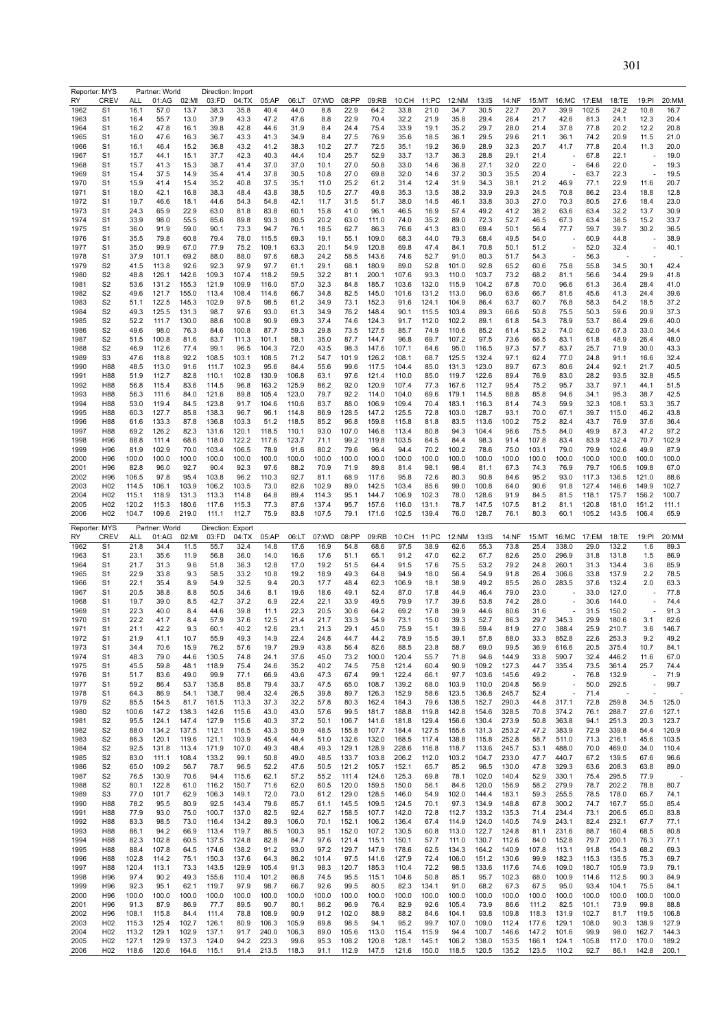Reporter: MYS Partner: World Direction: Import

| RY | CREV | ALL | 01:AG | 02:MI | 03:FD | 04:TX | 05:AP | 06:LT | 07:WD | 08:PP | 09:RB | 10:CH | 11:PC | 12:NM | 13:IS | 14:NF | 15:MT | 16:MC | 17:EM | 18:TE | 19:PI | 20:MM |
|---|---|---|---|---|---|---|---|---|---|---|---|---|---|---|---|---|---|---|---|---|---|---|
| 1962 | S1 | 16.1 | 57.0 | 13.7 | 38.3 | 35.8 | 40.4 | 44.0 | 8.8 | 22.9 | 64.2 | 33.8 | 21.0 | 34.7 | 30.5 | 22.7 | 20.7 | 39.9 | 102.5 | 24.2 | 10.8 | 16.7 |
| 1963 | S1 | 16.4 | 55.7 | 13.0 | 37.9 | 43.3 | 47.2 | 47.6 | 8.8 | 22.9 | 70.4 | 32.2 | 21.9 | 35.8 | 29.4 | 26.4 | 21.7 | 42.6 | 81.3 | 24.1 | 12.3 | 20.4 |
| 1964 | S1 | 16.2 | 47.8 | 16.1 | 39.8 | 42.8 | 44.6 | 31.9 | 8.4 | 24.4 | 75.4 | 33.9 | 19.1 | 35.2 | 29.7 | 28.0 | 21.4 | 37.8 | 77.8 | 20.2 | 12.2 | 20.8 |
| 1965 | S1 | 16.0 | 47.6 | 16.3 | 36.7 | 43.3 | 41.3 | 34.9 | 8.4 | 27.5 | 76.9 | 35.6 | 18.5 | 36.1 | 29.5 | 29.6 | 21.1 | 36.1 | 74.2 | 20.9 | 11.5 | 21.0 |
| 1966 | S1 | 16.1 | 46.4 | 15.2 | 36.8 | 43.2 | 41.2 | 38.3 | 10.2 | 27.7 | 72.5 | 35.1 | 19.2 | 36.9 | 28.9 | 32.3 | 20.7 | 41.7 | 77.8 | 20.4 | 11.3 | 20.0 |
| 1967 | S1 | 15.7 | 44.1 | 15.1 | 37.7 | 42.3 | 40.3 | 44.4 | 10.4 | 25.7 | 52.9 | 33.7 | 13.7 | 36.3 | 28.8 | 29.1 | 21.4 | - | 67.8 | 22.1 | - | 19.0 |
| 1968 | S1 | 15.7 | 41.3 | 15.3 | 38.7 | 41.4 | 37.0 | 37.0 | 10.1 | 27.0 | 50.8 | 33.0 | 14.6 | 36.8 | 27.1 | 32.0 | 22.0 | - | 64.6 | 22.0 | - | 19.3 |
| 1969 | S1 | 15.4 | 37.5 | 14.9 | 35.4 | 41.4 | 37.8 | 30.5 | 10.8 | 27.0 | 69.8 | 32.0 | 14.6 | 37.2 | 30.3 | 35.5 | 20.4 | - | 63.7 | 22.3 | - | 19.5 |
| 1970 | S1 | 15.9 | 41.4 | 15.4 | 35.2 | 40.8 | 37.5 | 35.1 | 11.0 | 25.2 | 61.2 | 31.4 | 12.4 | 31.9 | 34.3 | 38.1 | 21.2 | 46.9 | 77.1 | 22.9 | 11.6 | 20.7 |
| 1971 | S1 | 18.0 | 42.1 | 16.8 | 38.3 | 48.4 | 43.8 | 38.5 | 10.5 | 27.7 | 49.8 | 35.3 | 13.5 | 38.2 | 33.9 | 29.3 | 24.5 | 70.8 | 86.2 | 23.4 | 18.8 | 12.8 |
| 1972 | S1 | 19.7 | 46.6 | 18.1 | 44.6 | 54.3 | 54.8 | 42.1 | 11.7 | 31.5 | 51.7 | 38.0 | 14.5 | 46.1 | 33.8 | 30.3 | 27.0 | 70.3 | 80.5 | 27.6 | 18.4 | 23.0 |
| 1973 | S1 | 24.3 | 65.9 | 22.9 | 63.0 | 81.8 | 83.8 | 60.1 | 15.8 | 41.0 | 96.1 | 46.5 | 16.9 | 57.4 | 49.2 | 41.2 | 38.2 | 63.6 | 63.4 | 32.2 | 13.7 | 30.9 |
| 1974 | S1 | 33.9 | 98.0 | 55.5 | 85.6 | 89.8 | 93.3 | 80.5 | 20.2 | 63.0 | 111.0 | 74.0 | 35.2 | 89.0 | 72.3 | 52.7 | 46.5 | 67.3 | 63.4 | 38.5 | 15.2 | 33.7 |
| 1975 | S1 | 36.0 | 91.9 | 59.0 | 90.1 | 73.3 | 94.7 | 76.1 | 18.5 | 62.7 | 86.3 | 76.6 | 41.3 | 83.0 | 69.4 | 50.1 | 56.4 | 77.7 | 59.7 | 39.7 | 30.2 | 36.5 |
| 1976 | S1 | 35.5 | 79.8 | 60.8 | 79.4 | 78.0 | 115.5 | 69.3 | 19.1 | 55.1 | 109.0 | 68.3 | 44.0 | 79.3 | 68.4 | 49.5 | 54.0 | - | 60.9 | 44.8 | - | 38.9 |
| 1977 | S1 | 35.0 | 99.9 | 67.0 | 77.9 | 75.2 | 109.1 | 63.3 | 20.1 | 54.9 | 120.8 | 69.8 | 47.4 | 84.1 | 70.8 | 50.1 | 51.2 | - | 52.0 | 32.4 | - | 40.1 |
| 1978 | S1 | 37.9 | 101.1 | 69.2 | 88.0 | 88.0 | 97.6 | 68.3 | 24.2 | 58.5 | 143.6 | 74.6 | 52.7 | 91.0 | 80.3 | 51.7 | 54.3 | - | 56.3 | - | - | - |
| 1979 | S2 | 41.5 | 113.8 | 92.6 | 92.3 | 97.9 | 97.7 | 61.1 | 29.1 | 68.1 | 180.9 | 89.0 | 52.8 | 101.0 | 92.8 | 65.2 | 60.6 | 75.8 | 55.8 | 34.5 | 30.1 | 42.4 |
| 1980 | S2 | 48.8 | 126.1 | 142.6 | 109.3 | 107.4 | 118.2 | 59.5 | 32.2 | 81.1 | 200.1 | 107.6 | 93.3 | 110.0 | 103.7 | 73.2 | 68.2 | 81.1 | 56.6 | 34.4 | 29.9 | 41.8 |
| 1981 | S2 | 53.6 | 131.2 | 155.3 | 121.9 | 109.9 | 116.0 | 57.0 | 32.3 | 84.8 | 185.7 | 103.6 | 132.0 | 115.9 | 104.2 | 67.8 | 70.0 | 96.6 | 61.3 | 36.4 | 28.4 | 41.0 |
| 1982 | S2 | 49.6 | 121.7 | 155.0 | 113.4 | 108.4 | 114.6 | 66.7 | 34.8 | 82.5 | 145.0 | 101.6 | 131.2 | 113.0 | 96.0 | 63.6 | 66.7 | 81.6 | 45.6 | 41.3 | 24.4 | 39.6 |
| 1983 | S2 | 51.1 | 122.5 | 145.3 | 102.9 | 97.5 | 98.5 | 61.2 | 34.9 | 73.1 | 152.3 | 91.6 | 124.1 | 104.9 | 86.4 | 63.7 | 60.7 | 76.8 | 58.3 | 54.2 | 18.5 | 37.2 |
| 1984 | S2 | 49.3 | 125.5 | 131.3 | 98.7 | 97.6 | 93.0 | 61.3 | 34.9 | 76.2 | 148.4 | 90.1 | 115.5 | 103.4 | 89.3 | 66.6 | 50.8 | 75.5 | 50.3 | 59.6 | 20.9 | 37.3 |
| 1985 | S2 | 52.2 | 111.7 | 130.0 | 88.6 | 100.8 | 90.9 | 69.3 | 37.4 | 74.6 | 124.3 | 91.7 | 112.0 | 102.2 | 89.1 | 61.8 | 54.3 | 78.9 | 53.7 | 86.4 | 29.6 | 40.0 |
| 1986 | S2 | 49.6 | 98.0 | 76.3 | 84.6 | 100.8 | 87.7 | 59.3 | 29.8 | 73.5 | 127.5 | 85.7 | 74.9 | 110.6 | 85.2 | 61.4 | 53.2 | 74.0 | 62.0 | 67.3 | 33.0 | 34.4 |
| 1987 | S2 | 51.5 | 100.8 | 81.6 | 83.7 | 111.3 | 101.1 | 58.1 | 35.0 | 87.7 | 144.7 | 96.8 | 69.7 | 107.2 | 97.5 | 73.6 | 66.5 | 83.1 | 61.8 | 48.9 | 26.4 | 48.0 |
| 1988 | S2 | 46.9 | 112.6 | 77.4 | 99.1 | 96.5 | 104.3 | 72.0 | 43.5 | 98.3 | 147.6 | 107.1 | 64.6 | 95.0 | 116.5 | 97.3 | 57.7 | 83.7 | 25.7 | 71.9 | 30.0 | 43.3 |
| 1989 | S3 | 47.6 | 118.8 | 92.2 | 108.5 | 103.1 | 108.5 | 71.2 | 54.7 | 101.9 | 126.2 | 108.1 | 68.7 | 125.5 | 132.4 | 97.1 | 62.4 | 77.0 | 24.8 | 91.1 | 16.6 | 32.4 |
| 1990 | H88 | 48.5 | 113.0 | 91.6 | 111.7 | 102.3 | 95.6 | 84.4 | 55.6 | 99.6 | 117.5 | 104.4 | 85.0 | 131.3 | 123.0 | 89.7 | 67.3 | 80.6 | 24.4 | 92.1 | 21.7 | 40.5 |
| 1991 | H88 | 51.9 | 112.7 | 82.8 | 110.1 | 102.8 | 130.9 | 106.8 | 63.1 | 97.6 | 121.4 | 110.0 | 85.0 | 119.7 | 122.6 | 89.4 | 76.9 | 83.0 | 28.2 | 93.5 | 32.8 | 45.5 |
| 1992 | H88 | 56.8 | 115.4 | 83.6 | 114.5 | 96.8 | 163.2 | 125.9 | 86.2 | 92.0 | 120.9 | 107.4 | 77.3 | 167.6 | 112.7 | 95.4 | 75.2 | 95.7 | 33.7 | 97.1 | 44.1 | 51.5 |
| 1993 | H88 | 56.3 | 111.6 | 84.0 | 121.6 | 89.8 | 105.4 | 123.0 | 79.7 | 92.2 | 114.0 | 104.0 | 69.6 | 179.1 | 114.5 | 88.8 | 85.8 | 94.6 | 34.1 | 95.3 | 38.7 | 42.5 |
| 1994 | H88 | 53.0 | 119.4 | 84.5 | 123.8 | 91.7 | 104.6 | 110.6 | 83.7 | 88.0 | 106.9 | 109.4 | 70.4 | 183.1 | 116.3 | 81.4 | 74.3 | 59.9 | 32.3 | 108.1 | 53.3 | 35.7 |
| 1995 | H88 | 60.3 | 127.7 | 85.8 | 138.3 | 96.7 | 96.1 | 114.8 | 86.9 | 128.5 | 147.2 | 125.5 | 72.8 | 103.0 | 128.7 | 93.1 | 70.0 | 67.1 | 39.7 | 115.0 | 46.2 | 43.8 |
| 1996 | H88 | 61.6 | 133.3 | 87.8 | 136.8 | 103.3 | 51.2 | 118.5 | 85.2 | 96.8 | 159.8 | 115.8 | 81.8 | 83.5 | 113.6 | 100.2 | 75.2 | 82.4 | 43.7 | 76.9 | 37.6 | 36.4 |
| 1997 | H88 | 69.2 | 126.2 | 82.3 | 131.6 | 120.1 | 118.5 | 110.1 | 93.0 | 107.0 | 146.8 | 113.4 | 80.8 | 94.3 | 104.4 | 96.6 | 75.5 | 84.0 | 49.9 | 87.3 | 47.2 | 97.2 |
| 1998 | H96 | 88.8 | 111.4 | 68.6 | 118.0 | 122.2 | 117.6 | 123.7 | 71.1 | 99.2 | 119.8 | 103.5 | 64.5 | 84.4 | 98.3 | 91.4 | 107.8 | 83.4 | 83.9 | 132.4 | 70.7 | 102.9 |
| 1999 | H96 | 81.9 | 102.9 | 70.0 | 103.4 | 106.5 | 78.9 | 91.6 | 80.2 | 79.6 | 96.4 | 94.4 | 70.2 | 100.2 | 78.6 | 75.0 | 103.1 | 79.0 | 79.9 | 102.6 | 49.9 | 87.9 |
| 2000 | H96 | 100.0 | 100.0 | 100.0 | 100.0 | 100.0 | 100.0 | 100.0 | 100.0 | 100.0 | 100.0 | 100.0 | 100.0 | 100.0 | 100.0 | 100.0 | 100.0 | 100.0 | 100.0 | 100.0 | 100.0 | 100.0 |
| 2001 | H96 | 82.8 | 96.0 | 92.7 | 90.4 | 92.3 | 97.6 | 88.2 | 70.9 | 71.9 | 89.8 | 81.4 | 98.1 | 98.4 | 81.1 | 67.3 | 74.3 | 76.9 | 79.7 | 106.5 | 109.8 | 67.0 |
| 2002 | H96 | 106.5 | 97.8 | 95.4 | 103.8 | 96.2 | 110.3 | 92.7 | 81.1 | 68.9 | 117.6 | 95.8 | 72.6 | 80.3 | 90.8 | 84.6 | 95.2 | 93.0 | 117.3 | 136.5 | 121.0 | 88.6 |
| 2003 | H02 | 114.5 | 106.1 | 103.9 | 106.2 | 103.5 | 73.0 | 82.6 | 102.9 | 89.0 | 142.5 | 103.4 | 85.6 | 99.0 | 100.8 | 64.0 | 90.6 | 91.8 | 127.4 | 146.6 | 149.9 | 102.7 |
| 2004 | H02 | 115.1 | 118.9 | 131.3 | 113.3 | 114.8 | 64.8 | 89.4 | 114.3 | 95.1 | 144.7 | 106.9 | 102.3 | 78.0 | 128.6 | 91.9 | 84.5 | 81.5 | 118.1 | 175.7 | 156.2 | 100.7 |
| 2005 | H02 | 120.2 | 115.3 | 180.6 | 117.6 | 115.3 | 77.3 | 87.6 | 137.4 | 95.7 | 157.6 | 116.0 | 131.1 | 78.7 | 147.5 | 107.5 | 81.2 | 81.1 | 120.8 | 181.0 | 151.2 | 111.1 |
| 2006 | H02 | 104.7 | 109.6 | 219.0 | 111.1 | 112.7 | 75.9 | 83.8 | 107.5 | 79.1 | 171.6 | 102.5 | 139.4 | 76.0 | 128.7 | 76.1 | 80.3 | 60.1 | 105.2 | 143.5 | 106.4 | 65.9 |

Reporter: MYS Partner: World Direction: Export

| RY | CREV | ALL | 01:AG | 02:MI | 03:FD | 04:TX | 05:AP | 06:LT | 07:WD | 08:PP | 09:RB | 10:CH | 11:PC | 12:NM | 13:IS | 14:NF | 15:MT | 16:MC | 17:EM | 18:TE | 19:PI | 20:MM |
|---|---|---|---|---|---|---|---|---|---|---|---|---|---|---|---|---|---|---|---|---|---|---|
| 1962 | S1 | 21.8 | 34.4 | 11.5 | 55.7 | 32.4 | 14.8 | 17.6 | 16.9 | 54.8 | 68.6 | 97.5 | 38.9 | 62.6 | 55.3 | 73.8 | 25.4 | 338.0 | 29.0 | 132.2 | 1.6 | 89.3 |
| 1963 | S1 | 23.1 | 35.6 | 11.9 | 56.8 | 36.0 | 14.0 | 16.6 | 17.6 | 51.1 | 65.1 | 91.2 | 47.0 | 62.2 | 67.7 | 82.6 | 25.0 | 296.9 | 31.8 | 131.8 | 1.5 | 86.9 |
| 1964 | S1 | 21.7 | 31.3 | 9.6 | 51.8 | 36.3 | 12.8 | 17.0 | 19.2 | 51.5 | 64.4 | 91.5 | 17.6 | 75.5 | 53.2 | 79.2 | 24.8 | 260.1 | 31.3 | 134.4 | 3.6 | 85.9 |
| 1965 | S1 | 22.9 | 33.8 | 9.3 | 58.5 | 33.2 | 10.8 | 19.2 | 18.9 | 49.3 | 64.8 | 94.9 | 18.0 | 56.4 | 54.9 | 91.8 | 26.4 | 306.6 | 33.8 | 137.9 | 2.2 | 78.5 |
| 1966 | S1 | 22.1 | 35.4 | 8.9 | 54.9 | 32.5 | 9.4 | 20.3 | 17.7 | 48.4 | 62.3 | 106.9 | 18.1 | 38.9 | 49.2 | 85.5 | 26.0 | 283.5 | 37.6 | 132.4 | 2.0 | 63.3 |
| 1967 | S1 | 20.5 | 38.8 | 8.8 | 50.5 | 34.6 | 8.1 | 19.6 | 18.6 | 49.1 | 52.4 | 87.0 | 17.8 | 44.9 | 46.4 | 79.0 | 23.0 | - | 33.0 | 127.0 | - | 77.8 |
| 1968 | S1 | 19.7 | 39.0 | 8.5 | 42.7 | 37.2 | 6.9 | 22.4 | 22.1 | 33.9 | 49.5 | 79.9 | 17.7 | 39.6 | 53.8 | 74.2 | 28.0 | - | 30.6 | 144.0 | - | 74.4 |
| 1969 | S1 | 22.3 | 40.0 | 8.4 | 44.6 | 39.8 | 11.1 | 22.3 | 20.5 | 30.6 | 64.2 | 69.2 | 17.8 | 39.9 | 44.6 | 80.6 | 31.6 | - | 31.5 | 150.2 | - | 91.3 |
| 1970 | S1 | 22.2 | 41.7 | 8.4 | 57.9 | 37.6 | 12.5 | 21.4 | 21.7 | 33.3 | 54.9 | 73.1 | 15.0 | 39.3 | 52.7 | 86.3 | 29.7 | 345.3 | 29.9 | 180.6 | 3.1 | 82.6 |
| 1971 | S1 | 21.1 | 42.2 | 9.3 | 60.1 | 40.2 | 12.6 | 23.1 | 21.3 | 29.1 | 45.0 | 75.9 | 15.1 | 39.6 | 59.4 | 81.9 | 27.0 | 388.4 | 25.9 | 210.7 | 3.6 | 146.7 |
| 1972 | S1 | 21.9 | 41.1 | 10.7 | 55.9 | 49.3 | 14.9 | 22.4 | 24.8 | 44.7 | 44.2 | 78.9 | 15.5 | 39.1 | 57.8 | 88.0 | 33.3 | 852.8 | 22.6 | 253.3 | 9.2 | 49.2 |
| 1973 | S1 | 34.4 | 70.6 | 15.9 | 76.2 | 57.6 | 19.7 | 29.9 | 43.8 | 56.4 | 82.6 | 88.5 | 23.8 | 58.7 | 69.0 | 99.5 | 36.9 | 616.6 | 20.5 | 375.4 | 10.7 | 84.1 |
| 1974 | S1 | 48.3 | 79.0 | 44.6 | 130.5 | 74.8 | 24.1 | 37.6 | 45.0 | 73.2 | 100.0 | 120.4 | 55.7 | 71.8 | 94.6 | 144.9 | 33.8 | 590.7 | 32.4 | 446.2 | 11.6 | 67.0 |
| 1975 | S1 | 45.5 | 59.8 | 48.1 | 118.9 | 75.4 | 24.6 | 35.2 | 40.2 | 74.5 | 75.8 | 121.4 | 60.4 | 90.9 | 109.2 | 127.3 | 44.7 | 335.4 | 73.5 | 361.4 | 25.7 | 74.4 |
| 1976 | S1 | 51.7 | 83.6 | 49.0 | 99.9 | 77.1 | 66.9 | 43.6 | 47.3 | 67.4 | 99.1 | 122.4 | 66.1 | 97.7 | 103.6 | 145.6 | 49.2 | - | 76.8 | 132.9 | - | 71.9 |
| 1977 | S1 | 59.2 | 86.4 | 53.7 | 135.8 | 85.8 | 79.4 | 33.7 | 47.5 | 65.0 | 108.7 | 139.2 | 68.0 | 103.9 | 110.0 | 204.8 | 56.9 | - | 50.0 | 292.5 | - | 99.7 |
| 1978 | S1 | 64.3 | 86.9 | 54.1 | 138.7 | 98.4 | 32.4 | 26.5 | 39.8 | 89.7 | 126.3 | 152.9 | 58.6 | 123.5 | 136.8 | 245.7 | 52.4 | - | 71.4 | - | - | - |
| 1979 | S2 | 85.5 | 154.5 | 81.7 | 161.5 | 113.3 | 37.3 | 32.2 | 57.8 | 80.3 | 162.4 | 184.3 | 79.6 | 138.5 | 152.7 | 290.3 | 44.8 | 317.1 | 72.8 | 259.8 | 34.5 | 125.0 |
| 1980 | S2 | 100.6 | 147.2 | 138.3 | 142.6 | 115.6 | 43.0 | 43.0 | 57.6 | 99.5 | 181.7 | 188.8 | 119.8 | 142.8 | 154.6 | 328.5 | 70.8 | 374.2 | 76.1 | 288.7 | 27.6 | 127.1 |
| 1981 | S2 | 95.5 | 124.1 | 147.4 | 127.9 | 115.6 | 40.3 | 37.2 | 50.1 | 106.7 | 141.6 | 181.8 | 129.4 | 156.6 | 130.4 | 273.9 | 50.8 | 363.8 | 94.1 | 251.3 | 20.3 | 123.7 |
| 1982 | S2 | 88.0 | 134.2 | 137.5 | 112.1 | 116.5 | 43.3 | 50.9 | 48.5 | 155.8 | 107.7 | 184.4 | 127.5 | 155.6 | 131.3 | 253.2 | 47.2 | 383.9 | 72.9 | 339.8 | 54.4 | 120.9 |
| 1983 | S2 | 86.3 | 120.1 | 119.6 | 121.1 | 103.9 | 45.4 | 44.4 | 51.0 | 132.6 | 132.0 | 168.5 | 117.4 | 138.8 | 115.8 | 252.8 | 58.7 | 511.0 | 71.3 | 216.1 | 45.6 | 103.5 |
| 1984 | S2 | 92.5 | 131.8 | 113.4 | 171.9 | 107.0 | 49.3 | 48.4 | 49.3 | 129.1 | 128.9 | 228.6 | 116.8 | 118.7 | 113.6 | 245.7 | 53.1 | 488.0 | 70.0 | 469.0 | 34.0 | 110.4 |
| 1985 | S2 | 83.0 | 111.1 | 108.4 | 133.2 | 99.1 | 50.8 | 49.0 | 48.5 | 133.7 | 103.8 | 206.2 | 112.0 | 103.2 | 104.7 | 233.0 | 47.7 | 440.7 | 67.2 | 139.5 | 67.6 | 96.6 |
| 1986 | S2 | 65.0 | 109.2 | 56.7 | 78.7 | 96.5 | 52.2 | 47.6 | 50.5 | 121.2 | 105.7 | 152.1 | 65.7 | 85.2 | 96.5 | 130.0 | 47.8 | 329.3 | 63.6 | 208.3 | 63.8 | 89.0 |
| 1987 | S2 | 76.5 | 130.9 | 70.6 | 94.4 | 115.6 | 62.1 | 57.2 | 55.2 | 111.4 | 124.6 | 125.3 | 69.8 | 78.1 | 102.0 | 140.4 | 52.9 | 330.1 | 75.4 | 295.5 | 77.9 | - |
| 1988 | S2 | 80.1 | 122.8 | 61.0 | 116.2 | 150.7 | 71.6 | 62.0 | 60.5 | 120.0 | 159.5 | 150.0 | 56.1 | 84.6 | 120.0 | 156.9 | 58.2 | 279.9 | 78.7 | 202.2 | 78.8 | 80.7 |
| 1989 | S3 | 77.0 | 101.7 | 62.9 | 106.3 | 149.1 | 72.0 | 73.0 | 61.2 | 129.0 | 128.5 | 146.0 | 54.9 | 102.0 | 144.4 | 183.1 | 59.3 | 255.5 | 78.5 | 178.0 | 65.7 | 74.1 |
| 1990 | H88 | 78.2 | 95.5 | 80.9 | 92.5 | 143.4 | 79.6 | 85.7 | 61.1 | 145.5 | 109.5 | 124.5 | 70.1 | 97.3 | 134.9 | 148.8 | 67.8 | 300.2 | 74.7 | 167.7 | 55.0 | 85.4 |
| 1991 | H88 | 77.9 | 93.0 | 75.0 | 100.7 | 137.0 | 82.5 | 92.4 | 62.7 | 158.5 | 107.7 | 142.0 | 72.8 | 112.7 | 133.2 | 135.3 | 71.4 | 234.4 | 73.1 | 206.5 | 65.0 | 83.8 |
| 1992 | H88 | 83.3 | 98.5 | 73.0 | 116.4 | 134.2 | 89.3 | 106.0 | 70.1 | 152.1 | 106.2 | 136.4 | 67.4 | 114.9 | 124.0 | 140.5 | 74.9 | 243.1 | 82.4 | 232.1 | 67.7 | 77.1 |
| 1993 | H88 | 86.1 | 94.2 | 66.9 | 113.4 | 119.7 | 86.5 | 100.3 | 95.1 | 152.0 | 107.2 | 130.5 | 60.8 | 113.0 | 122.7 | 124.8 | 81.1 | 231.6 | 88.7 | 160.4 | 68.5 | 80.8 |
| 1994 | H88 | 82.3 | 102.8 | 60.5 | 137.5 | 124.8 | 82.8 | 84.7 | 97.6 | 121.4 | 115.1 | 150.1 | 57.7 | 111.0 | 130.7 | 112.6 | 84.0 | 152.8 | 79.7 | 200.1 | 76.3 | 77.1 |
| 1995 | H88 | 88.4 | 107.8 | 64.5 | 174.6 | 138.2 | 91.2 | 93.0 | 97.2 | 129.7 | 147.9 | 178.6 | 62.5 | 134.3 | 164.2 | 140.9 | 107.8 | 113.1 | 91.8 | 154.3 | 68.2 | 69.3 |
| 1996 | H88 | 102.8 | 114.2 | 75.1 | 150.3 | 137.6 | 64.3 | 86.2 | 101.4 | 97.5 | 141.6 | 127.9 | 72.4 | 106.0 | 151.2 | 130.6 | 99.9 | 182.3 | 115.3 | 135.5 | 75.3 | 69.7 |
| 1997 | H88 | 120.4 | 113.1 | 73.3 | 143.5 | 129.9 | 105.4 | 91.3 | 98.3 | 120.7 | 185.3 | 110.4 | 72.2 | 98.5 | 133.6 | 117.6 | 74.6 | 109.0 | 180.7 | 105.9 | 73.9 | 79.1 |
| 1998 | H96 | 97.4 | 90.2 | 49.3 | 155.6 | 110.4 | 101.2 | 86.8 | 74.5 | 95.5 | 115.1 | 104.6 | 50.8 | 85.1 | 95.7 | 102.3 | 68.0 | 100.9 | 114.6 | 112.5 | 90.3 | 84.9 |
| 1999 | H96 | 92.3 | 95.1 | 62.1 | 119.7 | 97.9 | 98.7 | 66.7 | 92.6 | 99.5 | 80.5 | 82.3 | 134.1 | 91.0 | 68.2 | 67.3 | 67.5 | 95.0 | 93.4 | 104.1 | 75.5 | 84.1 |
| 2000 | H96 | 100.0 | 100.0 | 100.0 | 100.0 | 100.0 | 100.0 | 100.0 | 100.0 | 100.0 | 100.0 | 100.0 | 100.0 | 100.0 | 100.0 | 100.0 | 100.0 | 100.0 | 100.0 | 100.0 | 100.0 | 100.0 |
| 2001 | H96 | 91.3 | 87.9 | 86.9 | 77.7 | 89.5 | 90.7 | 80.1 | 86.2 | 96.9 | 76.4 | 82.9 | 92.6 | 105.4 | 73.9 | 86.6 | 111.2 | 82.5 | 101.1 | 73.9 | 99.8 | 88.8 |
| 2002 | H96 | 108.1 | 115.8 | 84.4 | 111.4 | 78.8 | 108.9 | 90.9 | 91.2 | 102.0 | 88.9 | 88.2 | 84.6 | 104.1 | 93.8 | 109.8 | 118.3 | 131.9 | 102.7 | 81.7 | 119.5 | 106.8 |
| 2003 | H02 | 115.3 | 125.4 | 102.7 | 126.1 | 80.9 | 106.3 | 105.9 | 89.8 | 98.5 | 94.1 | 95.2 | 99.7 | 107.0 | 109.0 | 112.4 | 177.6 | 129.1 | 108.0 | 90.3 | 138.9 | 127.9 |
| 2004 | H02 | 113.2 | 129.1 | 102.9 | 137.1 | 91.7 | 240.0 | 106.3 | 89.0 | 105.6 | 113.0 | 115.4 | 115.9 | 94.4 | 100.7 | 146.6 | 147.2 | 101.6 | 99.9 | 98.0 | 162.7 | 144.3 |
| 2005 | H02 | 127.1 | 129.9 | 137.3 | 124.0 | 94.2 | 223.3 | 99.6 | 95.3 | 108.2 | 120.8 | 128.1 | 145.1 | 106.2 | 138.0 | 153.5 | 166.1 | 124.1 | 105.8 | 117.0 | 170.0 | 189.2 |
| 2006 | H02 | 118.6 | 120.6 | 164.6 | 115.1 | 91.4 | 213.5 | 118.3 | 91.1 | 112.9 | 147.5 | 121.6 | 150.0 | 118.5 | 120.5 | 135.2 | 123.5 | 110.2 | 92.7 | 86.1 | 142.8 | 200.1 |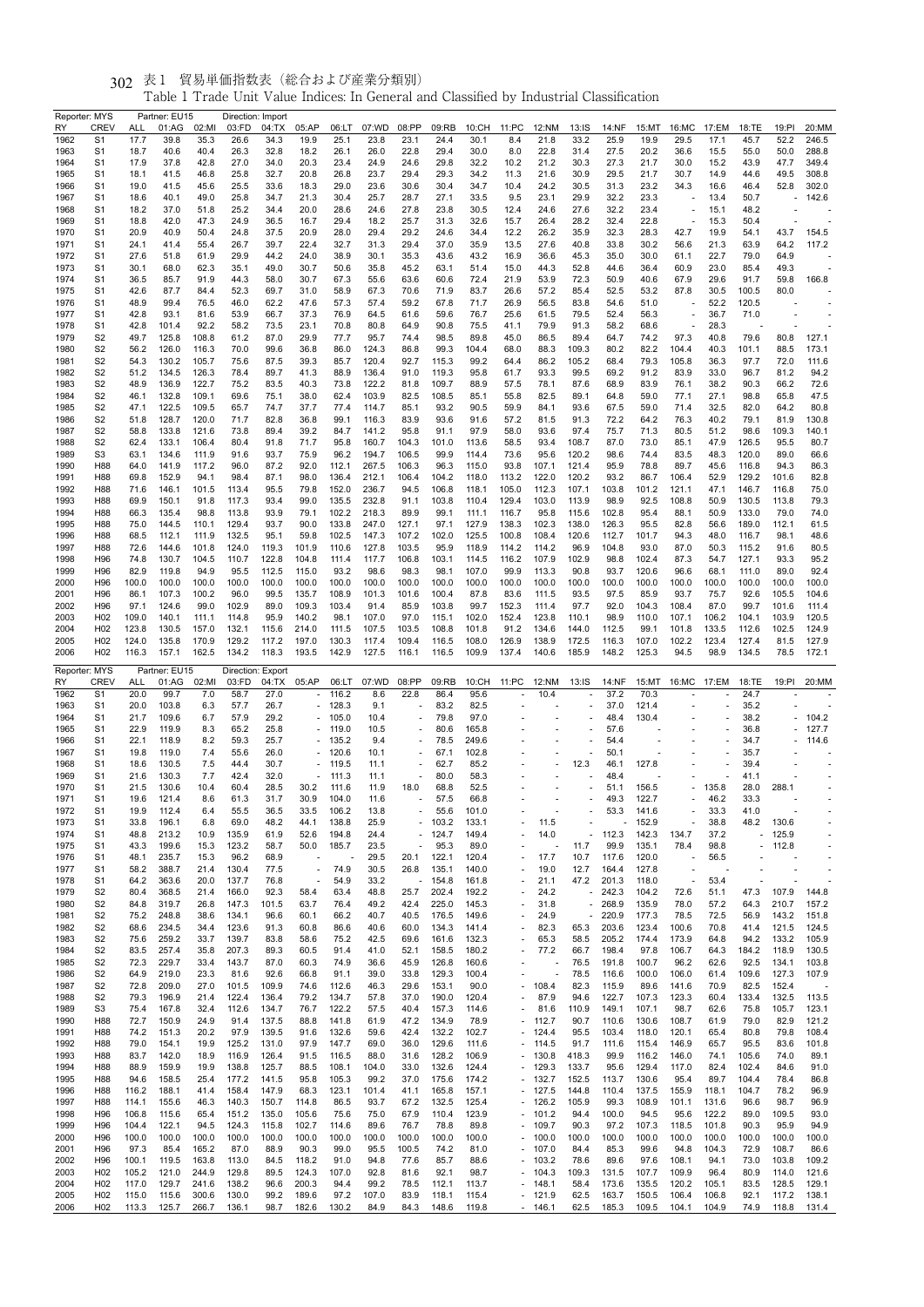# 表1 貿易単価指数表（総合および産業分類別）

Table 1 Trade Unit Value Indices: In General and Classified by Industrial Classification

| Reporter: MYS | | Partner: EU15 | | | Direction: Import | | | | | | | | | | | | | | | | |
|---|---|---|---|---|---|---|---|---|---|---|---|---|---|---|---|---|---|---|---|---|---|
| RY | CREV | ALL | 01:AG | 02:MI | 03:FD | 04:TX | 05:AP | 06:LT | 07:WD | 08:PP | 09:RB | 10:CH | 11:PC | 12:NM | 13:IS | 14:NF | 15:MT | 16:MC | 17:EM | 18:TE | 19:PI | 20:MM |
| 1962 | S1 | 17.7 | 39.8 | 35.3 | 26.6 | 34.3 | 19.9 | 25.1 | 23.8 | 23.1 | 24.4 | 30.1 | 8.4 | 21.8 | 33.2 | 25.9 | 19.9 | 29.5 | 17.1 | 45.7 | 52.2 | 246.5 |
| 1963 | S1 | 18.7 | 40.6 | 40.4 | 26.3 | 32.8 | 18.2 | 26.1 | 26.0 | 22.8 | 29.4 | 30.0 | 8.0 | 22.8 | 31.4 | 27.5 | 20.2 | 36.6 | 15.5 | 55.0 | 50.0 | 288.8 |
| 1964 | S1 | 17.9 | 37.8 | 42.8 | 27.0 | 34.0 | 20.3 | 23.4 | 24.9 | 24.6 | 29.8 | 32.2 | 10.2 | 21.2 | 30.3 | 27.3 | 21.7 | 30.0 | 15.2 | 43.9 | 47.7 | 349.4 |
| 1965 | S1 | 18.1 | 41.5 | 46.8 | 25.8 | 32.7 | 20.8 | 26.8 | 23.7 | 29.4 | 29.3 | 34.2 | 11.3 | 21.6 | 30.9 | 29.5 | 21.7 | 30.7 | 14.9 | 44.6 | 49.5 | 308.8 |
| 1966 | S1 | 19.0 | 41.5 | 45.6 | 25.5 | 33.6 | 18.3 | 29.0 | 23.6 | 30.6 | 30.4 | 34.7 | 10.4 | 24.2 | 30.5 | 31.3 | 23.2 | 34.3 | 16.6 | 46.4 | 52.8 | 302.0 |
| 1967 | S1 | 18.6 | 40.1 | 49.0 | 25.8 | 34.7 | 21.3 | 30.4 | 25.7 | 28.7 | 27.1 | 33.5 | 9.5 | 23.1 | 29.9 | 32.2 | 23.3 | - | 13.4 | 50.7 | - | 142.6 |
| 1968 | S1 | 18.2 | 37.0 | 51.8 | 25.2 | 34.4 | 20.0 | 28.6 | 24.6 | 27.8 | 23.8 | 30.5 | 12.4 | 24.6 | 27.6 | 32.2 | 23.4 | - | 15.1 | 48.2 | - | - |
| 1969 | S1 | 18.8 | 42.0 | 47.3 | 24.9 | 36.5 | 16.7 | 29.4 | 18.2 | 25.7 | 31.3 | 32.6 | 15.7 | 26.4 | 28.2 | 32.4 | 22.8 | - | 15.3 | 50.4 | - | - |
| 1970 | S1 | 20.9 | 40.9 | 50.4 | 24.8 | 37.5 | 20.9 | 28.0 | 29.4 | 29.2 | 24.6 | 34.4 | 12.2 | 26.2 | 35.9 | 32.3 | 28.3 | 42.7 | 19.9 | 54.1 | 43.7 | 154.5 |
| 1971 | S1 | 24.1 | 41.4 | 55.4 | 26.7 | 39.7 | 22.4 | 32.7 | 31.3 | 29.4 | 37.0 | 35.9 | 13.5 | 27.6 | 40.8 | 33.8 | 30.2 | 56.6 | 21.3 | 63.9 | 64.2 | 117.2 |
| 1972 | S1 | 27.6 | 51.8 | 61.9 | 29.9 | 44.2 | 24.0 | 38.9 | 30.1 | 35.3 | 43.6 | 43.2 | 16.9 | 36.6 | 45.3 | 35.0 | 30.0 | 61.1 | 22.7 | 79.0 | 64.9 | - |
| 1973 | S1 | 30.1 | 68.0 | 62.3 | 35.1 | 49.0 | 30.7 | 50.6 | 35.8 | 45.2 | 63.1 | 51.4 | 15.0 | 44.3 | 52.8 | 44.6 | 36.4 | 60.9 | 23.0 | 85.4 | 49.3 | - |
| 1974 | S1 | 36.5 | 85.7 | 91.9 | 44.3 | 58.0 | 30.7 | 67.3 | 55.6 | 63.6 | 60.6 | 72.4 | 21.9 | 53.9 | 72.3 | 50.9 | 40.6 | 67.9 | 29.6 | 91.7 | 59.8 | 166.8 |
| 1975 | S1 | 42.6 | 87.7 | 84.4 | 52.3 | 69.7 | 31.0 | 58.9 | 67.3 | 70.6 | 71.9 | 83.7 | 26.6 | 57.2 | 85.4 | 52.5 | 53.2 | 87.8 | 30.5 | 100.5 | 80.0 | - |
| 1976 | S1 | 48.9 | 99.4 | 76.5 | 46.0 | 62.2 | 47.6 | 57.3 | 57.4 | 59.2 | 67.8 | 71.7 | 26.9 | 56.5 | 83.8 | 54.6 | 51.0 | - | 52.2 | 120.5 | - | - |
| 1977 | S1 | 42.8 | 93.1 | 81.6 | 53.9 | 66.7 | 37.3 | 76.9 | 64.5 | 61.6 | 59.6 | 76.7 | 25.6 | 61.5 | 79.5 | 52.4 | 56.3 | - | 36.7 | 71.0 | - | - |
| 1978 | S1 | 42.8 | 101.4 | 92.2 | 58.2 | 73.5 | 23.1 | 70.8 | 80.8 | 64.9 | 90.8 | 75.5 | 41.1 | 79.9 | 91.3 | 58.2 | 68.6 | - | 28.3 | - | - | - |
| 1979 | S2 | 49.7 | 125.8 | 108.8 | 61.2 | 87.0 | 29.9 | 77.7 | 95.7 | 74.4 | 98.5 | 89.8 | 45.0 | 86.5 | 89.4 | 64.7 | 74.2 | 97.3 | 40.8 | 79.6 | 80.8 | 127.1 |
| 1980 | S2 | 56.2 | 126.0 | 116.3 | 70.0 | 99.6 | 36.8 | 86.0 | 124.3 | 86.8 | 99.3 | 104.4 | 68.0 | 88.3 | 109.3 | 80.2 | 82.2 | 104.4 | 40.3 | 101.1 | 88.5 | 173.1 |
| 1981 | S2 | 54.3 | 130.2 | 105.7 | 75.6 | 87.5 | 39.3 | 85.7 | 120.4 | 92.7 | 115.3 | 99.2 | 64.4 | 86.2 | 105.2 | 68.4 | 79.3 | 105.8 | 36.3 | 97.7 | 72.0 | 111.6 |
| 1982 | S2 | 51.2 | 134.5 | 126.3 | 78.4 | 89.7 | 41.3 | 88.9 | 136.4 | 91.0 | 119.3 | 95.8 | 61.7 | 93.3 | 99.5 | 69.2 | 91.2 | 83.9 | 33.0 | 96.7 | 81.2 | 94.2 |
| 1983 | S2 | 48.9 | 136.9 | 122.7 | 75.2 | 83.5 | 40.3 | 73.8 | 122.2 | 81.8 | 109.7 | 88.9 | 57.5 | 78.1 | 87.6 | 68.9 | 83.9 | 76.1 | 38.2 | 90.3 | 66.2 | 72.6 |
| 1984 | S2 | 46.1 | 132.8 | 109.1 | 69.6 | 75.1 | 38.0 | 62.4 | 103.9 | 82.5 | 108.5 | 85.1 | 55.8 | 82.5 | 89.1 | 64.8 | 59.0 | 77.1 | 27.1 | 98.8 | 65.8 | 47.5 |
| 1985 | S2 | 47.1 | 122.5 | 109.5 | 65.7 | 74.7 | 37.7 | 77.4 | 114.7 | 85.1 | 93.2 | 90.5 | 59.9 | 84.1 | 93.6 | 67.5 | 59.0 | 71.4 | 32.5 | 82.0 | 64.2 | 80.8 |
| 1986 | S2 | 51.8 | 128.7 | 120.0 | 71.7 | 82.8 | 36.8 | 99.1 | 116.3 | 83.9 | 93.6 | 91.6 | 57.2 | 81.5 | 91.3 | 72.2 | 64.2 | 76.3 | 40.2 | 79.1 | 81.9 | 130.8 |
| 1987 | S2 | 58.8 | 133.8 | 121.6 | 73.8 | 89.4 | 39.2 | 84.7 | 141.2 | 95.8 | 91.1 | 97.9 | 58.0 | 93.6 | 97.4 | 75.7 | 71.3 | 80.5 | 51.2 | 98.6 | 109.3 | 140.1 |
| 1988 | S2 | 62.4 | 133.1 | 106.4 | 80.4 | 91.8 | 71.7 | 95.8 | 160.7 | 104.3 | 101.0 | 113.6 | 58.5 | 93.4 | 108.7 | 87.0 | 73.0 | 85.1 | 47.9 | 126.5 | 95.5 | 80.7 |
| 1989 | S3 | 63.1 | 134.6 | 111.9 | 91.6 | 93.7 | 75.9 | 96.2 | 194.7 | 106.5 | 99.9 | 114.4 | 73.6 | 95.6 | 120.2 | 98.6 | 74.4 | 83.5 | 48.3 | 120.0 | 89.0 | 66.6 |
| 1990 | H88 | 64.0 | 141.9 | 117.2 | 96.0 | 87.2 | 92.0 | 112.1 | 267.5 | 106.3 | 96.3 | 115.0 | 93.8 | 107.1 | 121.4 | 95.9 | 78.8 | 89.7 | 45.6 | 116.8 | 94.3 | 86.3 |
| 1991 | H88 | 69.8 | 152.9 | 94.1 | 98.4 | 87.1 | 98.0 | 136.4 | 212.1 | 106.4 | 104.2 | 118.0 | 113.2 | 122.0 | 120.2 | 93.2 | 86.7 | 106.4 | 52.9 | 129.2 | 101.6 | 82.8 |
| 1992 | H88 | 71.6 | 146.1 | 101.5 | 113.4 | 95.5 | 79.8 | 152.0 | 236.7 | 94.5 | 106.8 | 118.1 | 105.0 | 112.3 | 107.1 | 103.8 | 101.2 | 121.1 | 47.1 | 146.7 | 116.8 | 75.0 |
| 1993 | H88 | 69.9 | 150.1 | 91.8 | 117.3 | 93.4 | 99.0 | 135.5 | 232.8 | 91.1 | 103.8 | 110.4 | 129.4 | 103.0 | 113.9 | 98.9 | 92.5 | 108.8 | 50.9 | 130.5 | 113.8 | 79.3 |
| 1994 | H88 | 66.3 | 135.4 | 98.8 | 113.8 | 93.9 | 79.1 | 102.2 | 218.3 | 89.9 | 99.1 | 111.1 | 116.7 | 95.8 | 115.6 | 102.8 | 95.4 | 88.1 | 50.9 | 133.0 | 79.0 | 74.0 |
| 1995 | H88 | 75.0 | 144.5 | 110.1 | 129.4 | 93.7 | 90.0 | 133.8 | 247.0 | 127.1 | 97.1 | 127.9 | 138.3 | 102.3 | 138.0 | 126.3 | 95.5 | 82.8 | 56.6 | 189.0 | 112.1 | 61.5 |
| 1996 | H88 | 68.5 | 112.1 | 111.9 | 132.5 | 95.1 | 59.8 | 102.5 | 147.3 | 107.2 | 102.0 | 125.5 | 100.8 | 108.4 | 120.6 | 112.7 | 101.7 | 94.3 | 48.0 | 116.7 | 98.1 | 48.6 |
| 1997 | H88 | 72.6 | 144.6 | 101.8 | 124.0 | 119.3 | 101.9 | 110.6 | 127.8 | 103.5 | 95.9 | 118.9 | 114.2 | 114.2 | 96.9 | 104.8 | 93.0 | 87.0 | 50.3 | 115.2 | 91.6 | 80.5 |
| 1998 | H96 | 74.8 | 130.7 | 104.5 | 110.7 | 122.8 | 104.8 | 111.4 | 117.7 | 106.8 | 103.1 | 114.5 | 116.2 | 107.9 | 102.9 | 98.8 | 102.4 | 87.3 | 54.7 | 127.1 | 93.3 | 95.2 |
| 1999 | H96 | 82.9 | 119.8 | 94.9 | 95.5 | 112.5 | 115.0 | 93.2 | 98.6 | 98.3 | 98.1 | 107.0 | 99.9 | 113.3 | 90.8 | 93.7 | 120.6 | 96.6 | 68.1 | 111.0 | 89.0 | 92.4 |
| 2000 | H96 | 100.0 | 100.0 | 100.0 | 100.0 | 100.0 | 100.0 | 100.0 | 100.0 | 100.0 | 100.0 | 100.0 | 100.0 | 100.0 | 100.0 | 100.0 | 100.0 | 100.0 | 100.0 | 100.0 | 100.0 | 100.0 |
| 2001 | H96 | 86.1 | 107.3 | 100.2 | 96.0 | 99.5 | 135.7 | 108.9 | 101.3 | 101.6 | 100.4 | 87.8 | 83.6 | 111.5 | 93.5 | 97.5 | 85.9 | 93.7 | 75.7 | 92.6 | 105.5 | 104.6 |
| 2002 | H96 | 97.1 | 124.6 | 99.0 | 102.9 | 89.0 | 109.3 | 103.4 | 91.4 | 85.9 | 103.8 | 99.7 | 152.3 | 111.4 | 97.7 | 92.0 | 104.3 | 108.4 | 87.0 | 99.7 | 101.6 | 111.4 |
| 2003 | H02 | 109.0 | 140.1 | 111.1 | 114.8 | 95.9 | 140.2 | 98.1 | 107.0 | 97.0 | 115.1 | 102.0 | 152.4 | 123.8 | 110.1 | 98.9 | 110.0 | 107.1 | 106.2 | 104.1 | 103.9 | 120.5 |
| 2004 | H02 | 123.8 | 130.5 | 157.0 | 132.1 | 115.6 | 214.0 | 111.5 | 107.5 | 103.5 | 108.8 | 101.8 | 91.2 | 134.6 | 144.0 | 112.5 | 99.1 | 101.8 | 133.5 | 112.6 | 102.5 | 124.9 |
| 2005 | H02 | 124.0 | 135.8 | 170.9 | 129.2 | 117.2 | 197.0 | 130.3 | 117.4 | 109.4 | 116.5 | 108.0 | 126.9 | 138.9 | 172.5 | 116.3 | 107.0 | 102.2 | 123.4 | 127.4 | 81.5 | 127.9 |
| 2006 | H02 | 116.3 | 157.1 | 162.5 | 134.2 | 118.3 | 193.5 | 142.9 | 127.5 | 116.1 | 116.5 | 109.9 | 137.4 | 140.6 | 185.9 | 148.2 | 125.3 | 94.5 | 98.9 | 134.5 | 78.5 | 172.1 |

| Reporter: MYS | | Partner: EU15 | | | Direction: Export | | | | | | | | | | | | | | | | |
|---|---|---|---|---|---|---|---|---|---|---|---|---|---|---|---|---|---|---|---|---|---|
| RY | CREV | ALL | 01:AG | 02:MI | 03:FD | 04:TX | 05:AP | 06:LT | 07:WD | 08:PP | 09:RB | 10:CH | 11:PC | 12:NM | 13:IS | 14:NF | 15:MT | 16:MC | 17:EM | 18:TE | 19:PI | 20:MM |
| 1962 | S1 | 20.0 | 99.7 | 7.0 | 58.7 | 27.0 | - | 116.2 | 8.6 | 22.8 | 86.4 | 95.6 | - | 10.4 | - | 37.2 | 70.3 | - | - | 24.7 | - | - |
| 1963 | S1 | 20.0 | 103.8 | 6.3 | 57.7 | 26.7 | - | 128.3 | 9.1 | - | 83.2 | 82.5 | - | - | - | 37.0 | 121.4 | - | - | 35.2 | - | - |
| 1964 | S1 | 21.7 | 109.6 | 6.7 | 57.9 | 29.2 | - | 105.0 | 10.4 | - | 79.8 | 97.0 | - | - | - | 48.4 | 130.4 | - | - | 38.2 | - | 104.2 |
| 1965 | S1 | 22.9 | 119.9 | 8.3 | 65.2 | 25.8 | - | 119.0 | 10.5 | - | 80.6 | 165.8 | - | - | - | 57.6 | - | - | - | 36.8 | - | 127.7 |
| 1966 | S1 | 22.1 | 118.9 | 8.2 | 59.3 | 25.7 | - | 135.2 | 9.4 | - | 78.5 | 249.6 | - | - | - | 54.4 | - | - | - | 34.7 | - | 114.6 |
| 1967 | S1 | 19.8 | 119.0 | 7.4 | 55.6 | 26.0 | - | 120.6 | 10.1 | - | 67.1 | 102.8 | - | - | - | 50.1 | - | - | - | 35.7 | - | - |
| 1968 | S1 | 18.6 | 130.5 | 7.5 | 44.4 | 30.7 | - | 119.5 | 11.1 | - | 62.7 | 85.2 | - | - | 12.3 | 46.1 | 127.8 | - | - | 39.4 | - | - |
| 1969 | S1 | 21.6 | 130.3 | 7.7 | 42.4 | 32.0 | - | 111.3 | 11.1 | - | 80.0 | 58.3 | - | - | - | 48.4 | - | - | - | 41.1 | - | - |
| 1970 | S1 | 21.5 | 130.6 | 10.4 | 60.4 | 28.5 | 30.2 | 111.6 | 11.9 | 18.0 | 68.8 | 52.5 | - | - | - | 51.1 | 156.5 | - | 135.8 | 28.0 | 288.1 | - |
| 1971 | S1 | 19.6 | 121.4 | 8.6 | 61.3 | 31.7 | 30.9 | 104.0 | 11.6 | - | 57.5 | 66.8 | - | - | - | 49.3 | 122.7 | - | 46.2 | 33.3 | - | - |
| 1972 | S1 | 19.9 | 112.4 | 6.4 | 55.5 | 36.5 | 33.5 | 106.2 | 13.8 | - | 55.6 | 101.0 | - | - | - | 53.3 | 141.6 | - | 33.3 | 41.0 | - | - |
| 1973 | S1 | 33.8 | 196.1 | 6.8 | 69.0 | 48.2 | 44.1 | 138.8 | 25.9 | - | 103.2 | 133.1 | - | 11.5 | - | - | 152.9 | - | 38.8 | 48.2 | 130.6 | - |
| 1974 | S1 | 48.8 | 213.2 | 10.9 | 135.9 | 61.9 | 52.6 | 194.8 | 24.4 | - | 124.7 | 149.4 | - | 14.0 | - | 112.3 | 142.3 | 134.7 | 37.2 | - | 125.9 | - |
| 1975 | S1 | 43.3 | 199.6 | 15.3 | 123.2 | 58.7 | 50.0 | 185.7 | 23.5 | - | 95.3 | 89.0 | - | - | 11.7 | 99.9 | 135.1 | 78.4 | 98.8 | - | 112.8 | - |
| 1976 | S1 | 48.1 | 235.7 | 15.3 | 96.2 | 68.9 | - | - | 29.5 | 20.1 | 122.1 | 120.4 | - | 17.7 | 10.7 | 117.6 | 120.0 | - | 56.5 | - | - | - |
| 1977 | S1 | 58.2 | 388.7 | 21.4 | 130.4 | 77.5 | - | 74.9 | 30.5 | 26.8 | 135.1 | 140.0 | - | 19.0 | 12.7 | 164.4 | 127.8 | - | - | - | - | - |
| 1978 | S1 | 64.2 | 363.6 | 20.0 | 137.7 | 76.8 | - | 54.9 | 33.2 | - | 154.8 | 161.8 | - | 21.1 | 47.2 | 201.3 | 118.0 | - | 53.4 | - | - | - |
| 1979 | S2 | 80.4 | 368.5 | 21.4 | 166.0 | 92.3 | 58.4 | 63.4 | 48.8 | 25.7 | 202.4 | 192.2 | - | 24.2 | - | 242.3 | 104.2 | 72.6 | 51.1 | 47.3 | 107.9 | 144.8 |
| 1980 | S2 | 84.8 | 319.7 | 26.8 | 147.3 | 101.5 | 63.7 | 76.4 | 49.2 | 42.4 | 225.0 | 145.3 | - | 31.8 | - | 268.9 | 135.9 | 78.0 | 57.2 | 64.3 | 210.7 | 157.2 |
| 1981 | S2 | 75.2 | 248.8 | 38.6 | 134.1 | 96.6 | 60.1 | 66.2 | 40.7 | 40.5 | 176.5 | 149.6 | - | 24.9 | - | 220.9 | 177.3 | 78.5 | 72.5 | 56.9 | 143.2 | 151.8 |
| 1982 | S2 | 68.6 | 234.5 | 34.4 | 123.6 | 91.3 | 60.8 | 86.6 | 40.6 | 60.0 | 134.3 | 141.4 | - | 82.3 | 65.3 | 203.6 | 123.4 | 100.6 | 70.8 | 41.4 | 121.5 | 124.5 |
| 1983 | S2 | 75.6 | 259.2 | 33.7 | 139.7 | 83.8 | 58.6 | 75.2 | 42.5 | 69.6 | 161.6 | 132.3 | - | 65.3 | 58.5 | 205.2 | 174.4 | 173.9 | 64.8 | 94.2 | 133.2 | 105.9 |
| 1984 | S2 | 83.5 | 257.4 | 35.8 | 207.3 | 89.3 | 60.5 | 91.4 | 41.0 | 52.1 | 158.5 | 180.2 | - | 77.2 | 66.7 | 198.4 | 97.8 | 106.7 | 64.3 | 184.2 | 118.9 | 130.5 |
| 1985 | S2 | 72.3 | 229.7 | 33.4 | 143.7 | 87.0 | 60.3 | 74.9 | 36.6 | 45.9 | 126.8 | 160.6 | - | - | 76.5 | 191.8 | 100.7 | 96.2 | 62.6 | 92.5 | 134.1 | 103.8 |
| 1986 | S2 | 64.9 | 219.0 | 23.3 | 81.6 | 92.6 | 66.8 | 91.1 | 39.0 | 33.8 | 129.3 | 100.4 | - | - | 78.5 | 116.6 | 100.0 | 106.0 | 61.4 | 109.6 | 127.3 | 107.9 |
| 1987 | S2 | 72.8 | 209.0 | 27.0 | 101.5 | 109.9 | 74.6 | 112.6 | 46.3 | 29.6 | 153.1 | 90.0 | - | 108.4 | 82.3 | 115.9 | 89.6 | 141.6 | 70.9 | 82.5 | 152.4 | - |
| 1988 | S2 | 79.3 | 196.9 | 21.4 | 122.4 | 136.4 | 79.2 | 134.7 | 57.8 | 37.0 | 190.0 | 120.4 | - | 87.9 | 94.6 | 122.7 | 107.3 | 123.3 | 60.4 | 133.4 | 132.5 | 113.5 |
| 1989 | S3 | 75.4 | 167.8 | 32.4 | 112.6 | 134.7 | 76.7 | 122.2 | 57.5 | 40.4 | 157.3 | 114.6 | - | 81.6 | 110.9 | 149.1 | 107.1 | 98.7 | 62.6 | 75.8 | 105.7 | 123.1 |
| 1990 | H88 | 72.7 | 150.9 | 24.9 | 91.4 | 137.5 | 88.8 | 141.8 | 61.9 | 47.2 | 134.9 | 78.9 | - | 112.7 | 90.7 | 110.6 | 130.6 | 108.7 | 61.9 | 79.0 | 82.9 | 121.2 |
| 1991 | H88 | 74.2 | 151.3 | 20.2 | 97.9 | 139.5 | 91.6 | 132.6 | 59.6 | 42.4 | 132.2 | 102.7 | - | 124.4 | 95.5 | 103.4 | 118.0 | 120.1 | 65.4 | 80.8 | 79.8 | 108.4 |
| 1992 | H88 | 79.0 | 154.1 | 19.9 | 125.2 | 131.0 | 97.9 | 147.7 | 69.0 | 36.0 | 129.6 | 111.6 | - | 114.5 | 91.7 | 111.6 | 115.4 | 146.9 | 65.7 | 95.5 | 83.6 | 101.8 |
| 1993 | H88 | 83.7 | 142.0 | 18.9 | 116.9 | 126.4 | 91.5 | 116.5 | 88.0 | 31.6 | 128.2 | 106.9 | - | 130.8 | 418.3 | 99.9 | 116.2 | 146.0 | 74.1 | 105.6 | 74.0 | 89.1 |
| 1994 | H88 | 88.9 | 159.9 | 19.9 | 138.8 | 125.7 | 88.5 | 108.1 | 104.0 | 33.0 | 132.6 | 124.4 | - | 129.3 | 133.7 | 95.6 | 129.4 | 117.0 | 82.4 | 102.4 | 84.6 | 91.0 |
| 1995 | H88 | 94.6 | 158.5 | 25.4 | 177.2 | 141.5 | 95.8 | 105.3 | 99.2 | 37.0 | 175.6 | 174.2 | - | 132.7 | 152.5 | 113.7 | 130.6 | 95.4 | 89.7 | 104.4 | 78.4 | 86.8 |
| 1996 | H88 | 116.2 | 188.1 | 41.4 | 158.4 | 147.9 | 68.3 | 123.1 | 101.4 | 41.1 | 165.8 | 157.1 | - | 127.5 | 144.8 | 110.4 | 137.5 | 155.9 | 118.1 | 104.7 | 78.2 | 96.9 |
| 1997 | H88 | 114.1 | 155.6 | 46.3 | 140.3 | 150.7 | 114.8 | 86.5 | 93.7 | 67.2 | 132.5 | 125.4 | - | 126.2 | 105.9 | 99.3 | 108.9 | 101.1 | 131.6 | 96.6 | 98.7 | 96.9 |
| 1998 | H96 | 106.8 | 115.6 | 65.4 | 151.2 | 135.0 | 105.6 | 75.6 | 75.0 | 67.9 | 110.4 | 123.9 | - | 101.2 | 94.4 | 100.0 | 94.5 | 95.6 | 122.2 | 89.0 | 109.5 | 93.0 |
| 1999 | H96 | 104.4 | 122.1 | 94.5 | 124.3 | 115.8 | 102.7 | 114.6 | 89.6 | 76.7 | 78.8 | 89.8 | - | 109.7 | 90.3 | 97.2 | 107.3 | 118.5 | 101.8 | 90.3 | 95.9 | 94.9 |
| 2000 | H96 | 100.0 | 100.0 | 100.0 | 100.0 | 100.0 | 100.0 | 100.0 | 100.0 | 100.0 | 100.0 | 100.0 | - | 100.0 | 100.0 | 100.0 | 100.0 | 100.0 | 100.0 | 100.0 | 100.0 | 100.0 |
| 2001 | H96 | 97.3 | 85.4 | 165.2 | 87.0 | 88.9 | 90.3 | 99.0 | 95.5 | 100.5 | 74.2 | 81.0 | - | 107.0 | 84.4 | 85.3 | 99.6 | 94.8 | 104.3 | 72.9 | 108.7 | 86.6 |
| 2002 | H96 | 100.1 | 119.5 | 163.8 | 113.0 | 84.5 | 118.2 | 91.0 | 94.8 | 77.6 | 85.7 | 88.6 | - | 103.2 | 78.6 | 89.6 | 97.6 | 108.1 | 94.1 | 73.0 | 103.8 | 109.2 |
| 2003 | H02 | 105.2 | 121.0 | 244.9 | 129.8 | 89.5 | 124.3 | 107.0 | 92.8 | 81.6 | 92.1 | 98.7 | - | 104.3 | 109.3 | 131.5 | 107.7 | 109.9 | 96.4 | 80.9 | 114.0 | 121.6 |
| 2004 | H02 | 117.0 | 129.7 | 241.6 | 138.2 | 96.6 | 200.3 | 94.4 | 99.2 | 78.5 | 112.1 | 113.7 | - | 148.1 | 58.4 | 173.6 | 135.5 | 120.2 | 105.1 | 83.5 | 128.5 | 129.1 |
| 2005 | H02 | 115.0 | 115.6 | 300.6 | 130.0 | 99.2 | 189.6 | 97.2 | 107.0 | 83.9 | 118.1 | 115.4 | - | 121.9 | 62.5 | 163.7 | 150.5 | 106.4 | 106.8 | 92.1 | 117.2 | 138.1 |
| 2006 | H02 | 113.3 | 125.7 | 266.7 | 136.1 | 98.7 | 182.6 | 130.2 | 84.9 | 84.3 | 148.6 | 119.8 | - | 146.1 | 62.5 | 185.3 | 109.5 | 104.1 | 104.9 | 74.9 | 118.8 | 131.4 |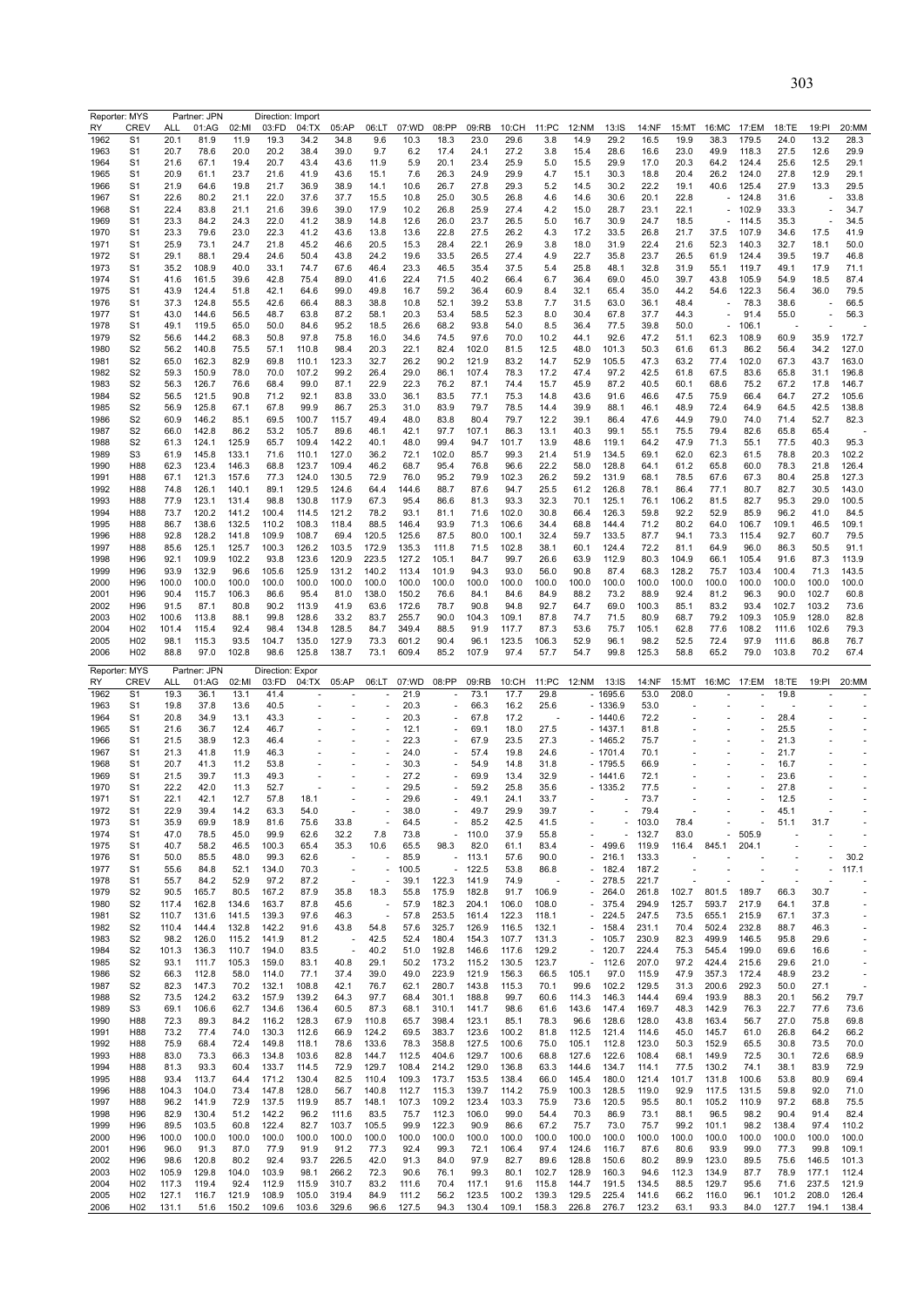Reporter: MYS Partner: JPN Direction: Import

| RY | CREV | ALL | 01:AG | 02:MI | 03:FD | 04:TX | 05:AP | 06:LT | 07:WD | 08:PP | 09:RB | 10:CH | 11:PC | 12:NM | 13:IS | 14:NF | 15:MT | 16:MC | 17:EM | 18:TE | 19:PI | 20:MM |
|---|---|---|---|---|---|---|---|---|---|---|---|---|---|---|---|---|---|---|---|---|---|---|
| 1962 | S1 | 20.1 | 81.9 | 11.9 | 19.3 | 34.2 | 34.8 | 9.6 | 10.3 | 18.3 | 23.0 | 29.6 | 3.8 | 14.9 | 29.2 | 16.5 | 19.9 | 38.3 | 179.5 | 24.0 | 13.2 | 28.3 |
| 1963 | S1 | 20.7 | 78.6 | 20.0 | 20.2 | 38.4 | 39.0 | 9.7 | 6.2 | 17.4 | 24.1 | 27.2 | 3.8 | 15.4 | 28.6 | 16.6 | 23.0 | 49.9 | 118.3 | 27.5 | 12.6 | 29.9 |
| 1964 | S1 | 21.6 | 67.1 | 19.4 | 20.7 | 43.4 | 43.6 | 11.9 | 5.9 | 20.1 | 23.4 | 25.9 | 5.0 | 15.5 | 29.9 | 17.0 | 20.3 | 64.2 | 124.4 | 25.6 | 12.5 | 29.1 |
| 1965 | S1 | 20.9 | 61.1 | 23.7 | 21.6 | 41.9 | 43.6 | 15.1 | 7.6 | 26.3 | 24.9 | 29.9 | 4.7 | 15.1 | 30.3 | 18.8 | 20.4 | 26.2 | 124.0 | 27.8 | 12.9 | 29.1 |
| 1966 | S1 | 21.9 | 64.6 | 19.8 | 21.7 | 36.9 | 38.9 | 14.1 | 10.6 | 26.7 | 27.8 | 29.3 | 5.2 | 14.5 | 30.2 | 22.2 | 19.1 | 40.6 | 125.4 | 27.9 | 13.3 | 29.5 |
| 1967 | S1 | 22.6 | 80.2 | 21.1 | 22.0 | 37.6 | 37.7 | 15.5 | 10.8 | 25.0 | 30.5 | 26.8 | 4.6 | 14.6 | 30.6 | 20.1 | 22.8 | - | 124.8 | 31.6 | - | 33.8 |
| 1968 | S1 | 22.4 | 83.8 | 21.1 | 21.6 | 39.6 | 39.0 | 17.9 | 10.2 | 26.8 | 25.9 | 27.4 | 4.2 | 15.0 | 28.7 | 23.1 | 22.1 | - | 102.9 | 33.3 | - | 34.7 |
| 1969 | S1 | 23.3 | 84.2 | 24.3 | 22.0 | 41.2 | 38.9 | 14.8 | 12.6 | 26.0 | 23.7 | 26.5 | 5.0 | 16.7 | 30.9 | 24.7 | 18.5 | - | 114.5 | 35.3 | - | 34.5 |
| 1970 | S1 | 23.3 | 79.6 | 23.0 | 22.3 | 41.2 | 43.6 | 13.8 | 13.6 | 22.8 | 27.5 | 26.2 | 4.3 | 17.2 | 33.5 | 26.8 | 21.7 | 37.5 | 107.9 | 34.6 | 17.5 | 41.9 |
| 1971 | S1 | 25.9 | 73.1 | 24.7 | 21.8 | 45.2 | 46.6 | 20.5 | 15.3 | 28.4 | 22.1 | 26.9 | 3.8 | 18.0 | 31.9 | 22.4 | 21.6 | 52.3 | 140.3 | 32.7 | 18.1 | 50.0 |
| 1972 | S1 | 29.1 | 88.1 | 29.4 | 24.6 | 50.4 | 43.8 | 24.2 | 19.6 | 33.5 | 26.5 | 27.4 | 4.9 | 22.7 | 35.8 | 23.7 | 26.5 | 61.9 | 124.4 | 39.5 | 19.7 | 46.8 |
| 1973 | S1 | 35.2 | 108.9 | 40.0 | 33.1 | 74.7 | 67.6 | 46.4 | 23.3 | 46.5 | 35.4 | 37.5 | 5.4 | 25.8 | 48.1 | 32.8 | 31.9 | 55.1 | 119.7 | 49.1 | 17.9 | 71.1 |
| 1974 | S1 | 41.6 | 161.5 | 39.6 | 42.8 | 75.4 | 89.0 | 41.6 | 22.4 | 71.5 | 40.2 | 66.4 | 6.7 | 36.4 | 69.0 | 45.0 | 39.7 | 43.8 | 105.9 | 54.9 | 18.5 | 87.4 |
| 1975 | S1 | 43.9 | 124.4 | 51.8 | 42.1 | 64.6 | 99.0 | 49.8 | 16.7 | 59.2 | 36.4 | 60.9 | 8.4 | 32.1 | 65.4 | 35.0 | 44.2 | 54.6 | 122.3 | 56.4 | 36.0 | 79.5 |
| 1976 | S1 | 37.3 | 124.8 | 55.5 | 42.6 | 66.4 | 88.3 | 38.8 | 10.8 | 52.1 | 39.2 | 53.8 | 7.7 | 31.5 | 63.0 | 36.1 | 48.4 | - | 78.3 | 38.6 | - | 66.5 |
| 1977 | S1 | 43.0 | 144.6 | 56.5 | 48.7 | 63.8 | 87.2 | 58.1 | 20.3 | 53.4 | 58.5 | 52.3 | 8.0 | 30.4 | 67.8 | 37.7 | 44.3 | - | 91.4 | 55.0 | - | 56.3 |
| 1978 | S1 | 49.1 | 119.5 | 65.0 | 50.0 | 84.6 | 95.2 | 18.5 | 26.6 | 68.2 | 93.8 | 54.0 | 8.5 | 36.4 | 77.5 | 39.8 | 50.0 | - | 106.1 | - | - | - |
| 1979 | S2 | 56.6 | 144.2 | 68.3 | 50.8 | 97.8 | 75.8 | 16.0 | 34.6 | 74.5 | 97.6 | 70.0 | 10.2 | 44.1 | 92.6 | 47.2 | 51.1 | 62.3 | 108.9 | 60.9 | 35.9 | 172.7 |
| 1980 | S2 | 56.2 | 140.8 | 75.5 | 57.1 | 110.8 | 98.4 | 20.3 | 22.1 | 82.4 | 102.0 | 81.5 | 12.5 | 48.0 | 101.3 | 50.3 | 61.6 | 61.3 | 86.2 | 56.4 | 34.2 | 127.0 |
| 1981 | S2 | 65.0 | 162.3 | 82.9 | 69.8 | 110.1 | 123.3 | 32.7 | 26.2 | 90.2 | 121.9 | 83.2 | 14.7 | 52.9 | 105.5 | 47.3 | 63.2 | 77.4 | 102.0 | 67.3 | 43.7 | 163.0 |
| 1982 | S2 | 59.3 | 150.9 | 78.0 | 70.0 | 107.2 | 99.2 | 26.4 | 29.0 | 86.1 | 107.4 | 78.3 | 17.2 | 47.4 | 97.2 | 42.5 | 61.8 | 67.5 | 83.6 | 65.8 | 31.1 | 196.8 |
| 1983 | S2 | 56.3 | 126.7 | 76.6 | 68.4 | 99.0 | 87.1 | 22.9 | 22.3 | 76.2 | 87.1 | 74.4 | 15.7 | 45.9 | 87.2 | 40.5 | 60.1 | 68.6 | 75.2 | 67.2 | 17.8 | 146.7 |
| 1984 | S2 | 56.5 | 121.5 | 90.8 | 71.2 | 92.1 | 83.8 | 33.0 | 36.1 | 83.5 | 77.1 | 75.3 | 14.8 | 43.6 | 91.6 | 46.6 | 47.5 | 75.9 | 66.4 | 64.7 | 27.2 | 105.6 |
| 1985 | S2 | 56.9 | 125.8 | 67.1 | 67.8 | 99.9 | 86.7 | 25.3 | 31.0 | 83.9 | 79.7 | 78.5 | 14.4 | 39.9 | 88.1 | 46.1 | 48.9 | 72.4 | 64.9 | 64.5 | 42.5 | 138.8 |
| 1986 | S2 | 60.9 | 146.2 | 85.1 | 69.5 | 100.7 | 115.7 | 49.4 | 48.0 | 83.8 | 80.4 | 79.7 | 12.2 | 39.1 | 86.4 | 47.6 | 44.9 | 79.0 | 74.0 | 71.4 | 52.7 | 82.3 |
| 1987 | S2 | 66.0 | 142.8 | 86.2 | 53.2 | 105.7 | 89.6 | 46.1 | 42.1 | 97.7 | 107.1 | 86.3 | 13.1 | 40.3 | 99.1 | 55.1 | 75.5 | 79.4 | 82.6 | 65.8 | 65.4 | - |
| 1988 | S2 | 61.3 | 124.1 | 125.9 | 65.7 | 109.4 | 142.2 | 40.1 | 48.0 | 99.4 | 94.7 | 101.7 | 13.9 | 48.6 | 119.1 | 64.2 | 47.9 | 71.3 | 55.1 | 77.5 | 40.3 | 95.3 |
| 1989 | S3 | 61.9 | 145.8 | 133.1 | 71.6 | 110.1 | 127.0 | 36.2 | 72.1 | 102.0 | 85.7 | 99.3 | 21.4 | 51.9 | 134.5 | 69.1 | 62.0 | 62.3 | 61.5 | 78.8 | 20.3 | 102.2 |
| 1990 | H88 | 62.3 | 123.4 | 146.3 | 68.8 | 123.7 | 109.4 | 46.2 | 68.7 | 95.4 | 76.8 | 96.6 | 22.2 | 58.0 | 128.8 | 64.1 | 61.2 | 65.8 | 60.0 | 78.3 | 21.8 | 126.4 |
| 1991 | H88 | 67.1 | 121.3 | 157.6 | 77.3 | 124.0 | 130.5 | 72.9 | 76.0 | 95.2 | 79.9 | 102.3 | 26.2 | 59.2 | 131.9 | 68.1 | 78.5 | 67.6 | 67.3 | 80.4 | 25.8 | 127.3 |
| 1992 | H88 | 74.8 | 126.1 | 140.1 | 89.1 | 129.5 | 124.6 | 64.4 | 144.6 | 88.7 | 87.6 | 94.7 | 25.5 | 61.2 | 126.8 | 78.1 | 86.4 | 77.1 | 80.7 | 82.7 | 30.5 | 143.0 |
| 1993 | H88 | 77.9 | 123.1 | 131.4 | 98.8 | 130.8 | 117.9 | 67.3 | 95.4 | 86.6 | 81.3 | 93.3 | 32.3 | 70.1 | 125.1 | 76.1 | 106.2 | 81.5 | 82.7 | 95.3 | 29.0 | 100.5 |
| 1994 | H88 | 73.7 | 120.2 | 141.2 | 100.4 | 114.5 | 121.2 | 78.2 | 93.1 | 81.1 | 71.6 | 102.0 | 30.8 | 66.4 | 126.3 | 59.8 | 92.2 | 52.9 | 85.9 | 96.2 | 41.0 | 84.5 |
| 1995 | H88 | 86.7 | 138.6 | 132.5 | 110.2 | 108.3 | 118.4 | 88.5 | 146.4 | 93.9 | 71.3 | 106.6 | 34.4 | 68.8 | 144.4 | 71.2 | 80.2 | 64.0 | 106.7 | 109.1 | 46.5 | 109.1 |
| 1996 | H88 | 92.8 | 128.2 | 141.8 | 109.9 | 108.7 | 69.4 | 120.5 | 125.6 | 87.5 | 80.0 | 100.1 | 32.4 | 59.7 | 133.5 | 87.7 | 94.1 | 73.3 | 115.4 | 92.7 | 60.7 | 79.5 |
| 1997 | H88 | 85.6 | 125.1 | 125.7 | 100.3 | 126.2 | 103.5 | 172.9 | 135.3 | 111.8 | 71.5 | 102.8 | 38.1 | 60.1 | 124.4 | 72.2 | 81.1 | 64.9 | 96.0 | 86.3 | 50.5 | 91.1 |
| 1998 | H96 | 92.1 | 109.9 | 102.2 | 93.8 | 123.6 | 120.9 | 223.5 | 127.2 | 105.1 | 84.7 | 99.7 | 26.6 | 63.9 | 112.9 | 80.3 | 104.9 | 66.1 | 105.4 | 91.6 | 87.3 | 113.9 |
| 1999 | H96 | 93.9 | 132.9 | 96.6 | 105.6 | 125.9 | 131.2 | 140.2 | 113.4 | 101.9 | 94.3 | 93.0 | 56.0 | 90.8 | 87.4 | 68.3 | 128.2 | 75.7 | 103.4 | 100.4 | 71.3 | 143.5 |
| 2000 | H96 | 100.0 | 100.0 | 100.0 | 100.0 | 100.0 | 100.0 | 100.0 | 100.0 | 100.0 | 100.0 | 100.0 | 100.0 | 100.0 | 100.0 | 100.0 | 100.0 | 100.0 | 100.0 | 100.0 | 100.0 | 100.0 |
| 2001 | H96 | 90.4 | 115.7 | 106.3 | 86.6 | 95.4 | 81.0 | 138.0 | 150.2 | 76.6 | 84.1 | 84.6 | 84.9 | 88.2 | 73.2 | 88.9 | 92.4 | 81.2 | 96.3 | 90.0 | 102.7 | 60.8 |
| 2002 | H96 | 91.5 | 87.1 | 80.8 | 90.2 | 113.9 | 41.9 | 63.6 | 172.6 | 78.7 | 90.8 | 94.8 | 92.7 | 64.7 | 69.0 | 100.3 | 85.1 | 83.2 | 93.4 | 102.7 | 103.2 | 73.6 |
| 2003 | H02 | 100.6 | 113.8 | 88.1 | 99.8 | 128.6 | 33.2 | 83.7 | 255.7 | 90.0 | 104.3 | 109.1 | 87.8 | 74.7 | 71.5 | 80.9 | 68.7 | 79.2 | 109.3 | 105.9 | 128.0 | 82.8 |
| 2004 | H02 | 101.4 | 115.4 | 92.4 | 98.4 | 134.8 | 128.5 | 84.7 | 349.4 | 88.5 | 91.9 | 117.7 | 87.3 | 53.6 | 75.7 | 105.1 | 62.8 | 77.6 | 108.2 | 111.6 | 102.6 | 79.3 |
| 2005 | H02 | 98.1 | 115.3 | 93.5 | 104.7 | 135.0 | 127.9 | 73.3 | 601.2 | 90.4 | 96.1 | 123.5 | 106.3 | 52.9 | 96.1 | 98.2 | 52.5 | 72.4 | 97.9 | 111.6 | 86.8 | 76.7 |
| 2006 | H02 | 88.8 | 97.0 | 102.8 | 98.6 | 125.8 | 138.7 | 73.1 | 609.4 | 85.2 | 107.9 | 97.4 | 57.7 | 54.7 | 99.8 | 125.3 | 58.8 | 65.2 | 79.0 | 103.8 | 70.2 | 67.4 |

Reporter: MYS Partner: JPN Direction: Expor

| RY | CREV | ALL | 01:AG | 02:MI | 03:FD | 04:TX | 05:AP | 06:LT | 07:WD | 08:PP | 09:RB | 10:CH | 11:PC | 12:NM | 13:IS | 14:NF | 15:MT | 16:MC | 17:EM | 18:TE | 19:PI | 20:MM |
|---|---|---|---|---|---|---|---|---|---|---|---|---|---|---|---|---|---|---|---|---|---|---|
| 1962 | S1 | 19.3 | 36.1 | 13.1 | 41.4 | - | - | - | 21.9 | - | 73.1 | 17.7 | 29.8 | - | 1695.6 | 53.0 | 208.0 | - | - | 19.8 | - | - |
| 1963 | S1 | 19.8 | 37.8 | 13.6 | 40.5 | - | - | - | 20.3 | - | 66.3 | 16.2 | 25.6 | - | 1336.9 | 53.0 | - | - | - | - | - | - |
| 1964 | S1 | 20.8 | 34.9 | 13.1 | 43.3 | - | - | - | 20.3 | - | 67.8 | 17.2 | - | - | 1440.6 | 72.2 | - | - | - | 28.4 | - | - |
| 1965 | S1 | 21.6 | 36.7 | 12.4 | 46.7 | - | - | - | 12.1 | - | 69.1 | 18.0 | 27.5 | - | 1437.1 | 81.8 | - | - | - | 25.5 | - | - |
| 1966 | S1 | 21.5 | 38.9 | 12.3 | 46.4 | - | - | - | 22.3 | - | 67.9 | 23.5 | 27.3 | - | 1465.2 | 75.7 | - | - | - | 21.3 | - | - |
| 1967 | S1 | 21.3 | 41.8 | 11.9 | 46.3 | - | - | - | 24.0 | - | 57.4 | 19.8 | 24.6 | - | 1701.4 | 70.1 | - | - | - | 21.7 | - | - |
| 1968 | S1 | 20.7 | 41.3 | 11.2 | 53.8 | - | - | - | 30.3 | - | 54.9 | 14.8 | 31.8 | - | 1795.5 | 66.9 | - | - | - | 16.7 | - | - |
| 1969 | S1 | 21.5 | 39.7 | 11.3 | 49.3 | - | - | - | 27.2 | - | 69.9 | 13.4 | 32.9 | - | 1441.6 | 72.1 | - | - | - | 23.6 | - | - |
| 1970 | S1 | 22.2 | 42.0 | 11.3 | 52.7 | - | - | - | 29.5 | - | 59.2 | 25.8 | 35.6 | - | 1335.2 | 77.5 | - | - | - | 27.8 | - | - |
| 1971 | S1 | 22.1 | 42.1 | 12.7 | 57.8 | 18.1 | - | - | 29.6 | - | 49.1 | 24.1 | 33.7 | - | - | 73.7 | - | - | - | 12.5 | - | - |
| 1972 | S1 | 22.9 | 39.4 | 14.2 | 63.3 | 54.0 | - | - | 38.0 | - | 49.7 | 29.9 | 39.7 | - | - | 79.4 | - | - | - | 45.1 | - | - |
| 1973 | S1 | 35.9 | 69.9 | 18.9 | 81.6 | 75.6 | 33.8 | - | 64.5 | - | 85.2 | 42.5 | 41.5 | - | - | 103.0 | 78.4 | - | - | 51.1 | 31.7 | - |
| 1974 | S1 | 47.0 | 78.5 | 45.0 | 99.9 | 62.6 | 32.2 | 7.8 | 73.8 | - | 110.0 | 37.9 | 55.8 | - | - | 132.7 | 83.0 | - | 505.9 | - | - | - |
| 1975 | S1 | 40.7 | 58.2 | 46.5 | 100.3 | 65.4 | 35.3 | 10.6 | 65.5 | 98.3 | 82.0 | 61.1 | 83.4 | - | 499.6 | 119.9 | 116.4 | 845.1 | 204.1 | - | - | - |
| 1976 | S1 | 50.0 | 85.5 | 48.0 | 99.3 | 62.6 | - | - | 85.9 | - | 113.1 | 57.6 | 90.0 | - | 216.1 | 133.3 | - | - | - | - | - | 30.2 |
| 1977 | S1 | 55.6 | 84.8 | 52.1 | 134.0 | 70.3 | - | - | 100.5 | - | 122.5 | 53.8 | 86.8 | - | 182.4 | 187.2 | - | - | - | - | - | 117.1 |
| 1978 | S1 | 55.7 | 84.2 | 52.9 | 97.2 | 87.2 | - | - | 39.1 | 122.3 | 141.9 | 74.9 | - | - | 278.5 | 221.7 | - | - | - | - | - | - |
| 1979 | S2 | 90.5 | 165.7 | 80.5 | 167.2 | 87.9 | 35.8 | 18.3 | 55.8 | 175.9 | 182.8 | 91.7 | 106.9 | - | 264.0 | 261.8 | 102.7 | 801.5 | 189.7 | 66.3 | 30.7 | - |
| 1980 | S2 | 117.4 | 162.8 | 134.6 | 163.7 | 87.8 | 45.6 | - | 57.9 | 182.3 | 204.1 | 106.0 | 108.0 | - | 375.4 | 294.9 | 125.7 | 593.7 | 217.9 | 64.1 | 37.8 | - |
| 1981 | S2 | 110.7 | 131.6 | 141.5 | 139.3 | 97.6 | 46.3 | - | 57.8 | 253.5 | 161.4 | 122.3 | 118.1 | - | 224.5 | 247.5 | 73.5 | 655.1 | 215.9 | 67.1 | 37.3 | - |
| 1982 | S2 | 110.4 | 144.4 | 132.8 | 142.2 | 91.6 | 43.8 | 54.8 | 57.6 | 325.7 | 126.9 | 116.5 | 132.1 | - | 158.4 | 231.1 | 70.4 | 502.4 | 232.8 | 88.7 | 46.3 | - |
| 1983 | S2 | 98.2 | 126.0 | 115.2 | 141.9 | 81.2 | - | 42.5 | 52.4 | 180.4 | 154.3 | 107.7 | 131.3 | - | 105.7 | 230.9 | 82.3 | 499.9 | 146.5 | 95.8 | 29.6 | - |
| 1984 | S2 | 101.3 | 136.3 | 110.7 | 194.0 | 83.5 | - | 40.2 | 51.0 | 192.8 | 146.6 | 117.6 | 129.2 | - | 120.7 | 224.4 | 75.3 | 545.4 | 199.0 | 69.6 | 16.6 | - |
| 1985 | S2 | 93.1 | 111.7 | 105.3 | 159.0 | 83.1 | 40.8 | 29.1 | 50.2 | 173.2 | 115.2 | 130.5 | 123.7 | - | 112.6 | 207.0 | 97.2 | 424.4 | 215.6 | 29.6 | 21.0 | - |
| 1986 | S2 | 66.3 | 112.8 | 58.0 | 114.0 | 77.1 | 37.4 | 39.0 | 49.0 | 223.9 | 121.9 | 156.3 | 66.5 | 105.1 | 97.0 | 115.9 | 47.9 | 357.3 | 172.4 | 48.9 | 23.2 | - |
| 1987 | S2 | 82.3 | 147.3 | 70.2 | 132.1 | 108.8 | 42.1 | 76.7 | 62.1 | 280.7 | 143.8 | 115.3 | 70.1 | 99.6 | 102.2 | 129.5 | 31.3 | 200.6 | 292.3 | 50.0 | 27.1 | - |
| 1988 | S2 | 73.5 | 124.2 | 63.2 | 157.9 | 139.2 | 64.3 | 97.7 | 68.4 | 301.1 | 188.8 | 99.7 | 60.6 | 114.3 | 146.3 | 144.4 | 69.4 | 193.9 | 88.3 | 20.1 | 56.2 | 79.7 |
| 1989 | S3 | 69.1 | 106.6 | 62.7 | 134.6 | 136.4 | 60.5 | 87.3 | 68.1 | 310.1 | 141.7 | 98.6 | 61.6 | 143.6 | 147.4 | 169.7 | 48.3 | 142.9 | 76.3 | 22.7 | 77.6 | 73.6 |
| 1990 | H88 | 72.3 | 89.3 | 84.2 | 116.2 | 128.3 | 67.9 | 110.8 | 65.7 | 398.4 | 123.1 | 85.1 | 78.3 | 96.6 | 128.6 | 128.0 | 43.8 | 163.4 | 56.7 | 27.0 | 75.8 | 69.8 |
| 1991 | H88 | 73.2 | 77.4 | 74.0 | 130.3 | 112.6 | 66.9 | 124.2 | 69.5 | 383.7 | 123.6 | 100.2 | 81.8 | 112.5 | 121.4 | 114.6 | 45.0 | 145.7 | 61.0 | 26.8 | 64.2 | 66.2 |
| 1992 | H88 | 75.9 | 68.4 | 72.4 | 149.8 | 118.1 | 78.6 | 133.6 | 78.3 | 358.8 | 127.5 | 100.6 | 75.0 | 105.1 | 112.8 | 123.0 | 50.3 | 152.9 | 65.5 | 30.8 | 73.5 | 70.0 |
| 1993 | H88 | 83.0 | 73.3 | 66.3 | 134.8 | 103.6 | 82.8 | 144.7 | 112.5 | 404.6 | 129.7 | 100.6 | 68.8 | 127.6 | 122.6 | 108.4 | 68.1 | 149.9 | 72.5 | 30.1 | 72.6 | 68.9 |
| 1994 | H88 | 81.3 | 93.3 | 60.4 | 133.7 | 114.5 | 72.9 | 129.7 | 108.4 | 214.2 | 129.0 | 136.8 | 63.3 | 144.6 | 134.7 | 114.1 | 77.5 | 130.2 | 74.1 | 38.1 | 83.9 | 72.9 |
| 1995 | H88 | 93.4 | 113.7 | 64.4 | 171.2 | 130.4 | 82.5 | 110.4 | 109.3 | 173.7 | 153.5 | 138.4 | 66.0 | 145.4 | 180.0 | 121.4 | 101.7 | 131.8 | 100.6 | 53.8 | 80.9 | 69.4 |
| 1996 | H88 | 104.3 | 104.0 | 73.4 | 147.8 | 128.0 | 56.7 | 140.8 | 112.7 | 115.3 | 139.7 | 114.2 | 75.9 | 100.3 | 128.5 | 119.0 | 92.9 | 117.5 | 131.5 | 59.8 | 92.0 | 71.0 |
| 1997 | H88 | 96.2 | 141.9 | 72.9 | 137.5 | 119.9 | 85.7 | 148.1 | 107.3 | 109.2 | 123.4 | 103.3 | 75.9 | 73.6 | 120.5 | 95.5 | 80.1 | 105.2 | 110.9 | 97.2 | 68.8 | 75.5 |
| 1998 | H96 | 82.9 | 130.4 | 51.2 | 142.2 | 96.2 | 111.6 | 83.5 | 75.7 | 112.3 | 106.0 | 99.0 | 54.4 | 70.3 | 86.9 | 73.1 | 88.1 | 96.5 | 98.2 | 90.4 | 91.4 | 82.4 |
| 1999 | H96 | 89.5 | 103.5 | 60.8 | 122.4 | 82.7 | 103.7 | 105.5 | 99.9 | 122.3 | 90.9 | 86.6 | 67.2 | 75.7 | 73.0 | 75.7 | 99.2 | 101.1 | 98.2 | 138.4 | 97.4 | 110.2 |
| 2000 | H96 | 100.0 | 100.0 | 100.0 | 100.0 | 100.0 | 100.0 | 100.0 | 100.0 | 100.0 | 100.0 | 100.0 | 100.0 | 100.0 | 100.0 | 100.0 | 100.0 | 100.0 | 100.0 | 100.0 | 100.0 | 100.0 |
| 2001 | H96 | 96.0 | 91.3 | 87.0 | 77.9 | 91.9 | 91.2 | 77.3 | 92.4 | 99.3 | 72.1 | 106.4 | 97.4 | 124.6 | 116.7 | 87.6 | 80.6 | 93.9 | 99.0 | 77.3 | 99.8 | 109.1 |
| 2002 | H96 | 98.6 | 120.8 | 80.2 | 92.4 | 93.7 | 226.5 | 42.0 | 91.3 | 84.0 | 97.9 | 82.7 | 89.6 | 128.8 | 150.6 | 80.2 | 89.9 | 123.0 | 89.5 | 75.6 | 146.5 | 101.3 |
| 2003 | H02 | 105.9 | 129.8 | 104.0 | 103.9 | 98.1 | 266.2 | 72.3 | 90.6 | 76.1 | 99.3 | 80.1 | 102.7 | 128.9 | 160.3 | 94.6 | 112.3 | 134.9 | 87.7 | 78.9 | 177.1 | 112.4 |
| 2004 | H02 | 117.3 | 119.4 | 92.4 | 112.9 | 115.9 | 310.7 | 83.2 | 111.6 | 70.4 | 117.1 | 91.6 | 115.8 | 144.7 | 191.5 | 134.5 | 88.5 | 129.7 | 95.6 | 71.6 | 237.5 | 121.9 |
| 2005 | H02 | 127.1 | 116.7 | 121.9 | 108.9 | 105.0 | 319.4 | 84.9 | 111.2 | 56.2 | 123.5 | 100.2 | 139.3 | 129.5 | 225.4 | 141.6 | 66.2 | 116.0 | 96.1 | 101.2 | 208.0 | 126.4 |
| 2006 | H02 | 131.1 | 51.6 | 150.2 | 109.6 | 103.6 | 329.6 | 96.6 | 127.5 | 94.3 | 130.4 | 109.1 | 158.3 | 226.8 | 276.7 | 123.2 | 63.1 | 93.3 | 84.0 | 127.7 | 194.1 | 138.4 |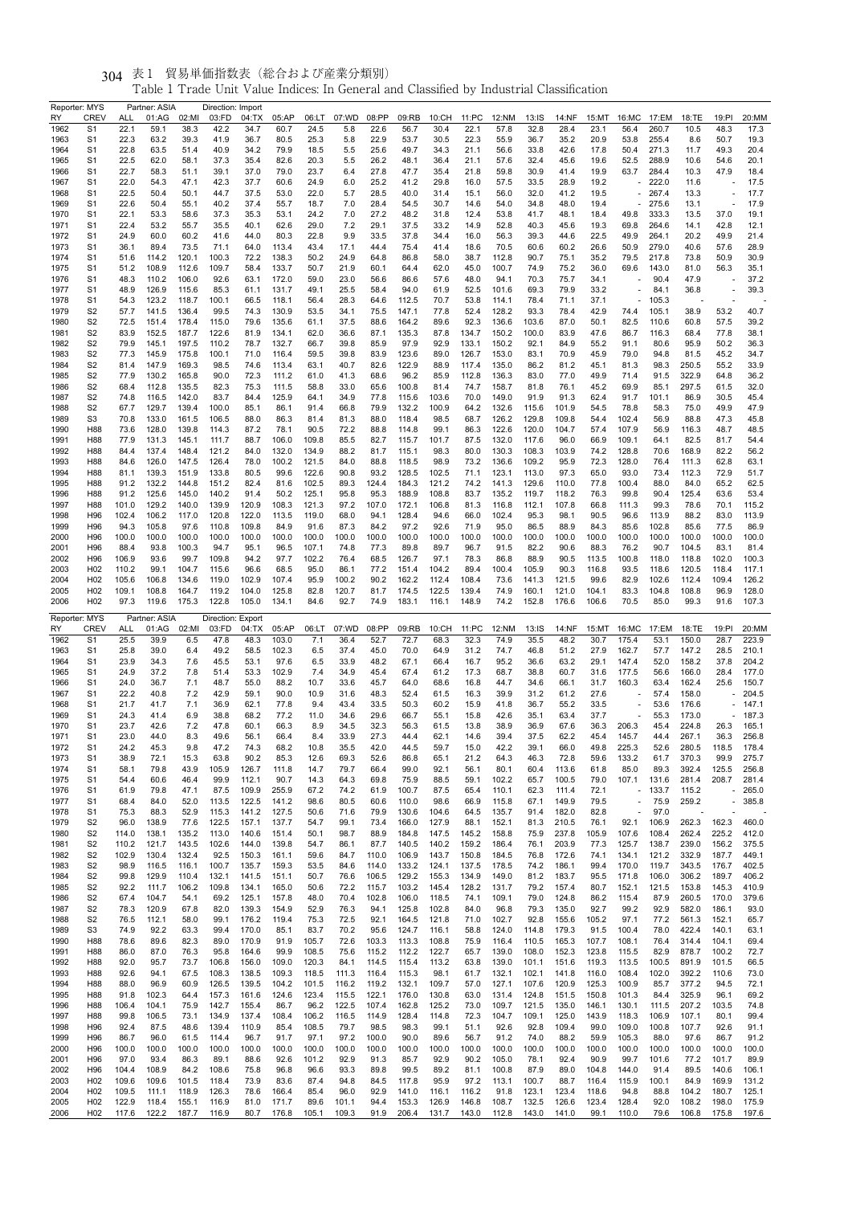表1 貿易単価指数表（総合および産業分類別）

Table 1 Trade Unit Value Indices: In General and Classified by Industrial Classification

Reporter: MYS    Partner: ASIA    Direction: Import

| RY | CREV | ALL | 01:AG | 02:MI | 03:FD | 04:TX | 05:AP | 06:LT | 07:WD | 08:PP | 09:RB | 10:CH | 11:PC | 12:NM | 13:IS | 14:NF | 15:MT | 16:MC | 17:EM | 18:TE | 19:PI | 20:MM |
|---|---|---|---|---|---|---|---|---|---|---|---|---|---|---|---|---|---|---|---|---|---|---|
| 1962 | S1 | 22.1 | 59.1 | 38.3 | 42.2 | 34.7 | 60.7 | 24.5 | 5.8 | 22.6 | 56.7 | 30.4 | 22.1 | 57.8 | 32.8 | 28.4 | 23.1 | 56.4 | 260.7 | 10.5 | 48.3 | 17.3 |
| 1963 | S1 | 22.3 | 63.2 | 39.3 | 41.9 | 36.7 | 80.5 | 25.3 | 5.8 | 22.9 | 53.7 | 30.5 | 22.3 | 55.9 | 36.7 | 35.2 | 20.9 | 53.8 | 255.4 | 8.6 | 50.7 | 19.3 |
| 1964 | S1 | 22.8 | 63.5 | 51.4 | 40.9 | 34.2 | 79.9 | 18.5 | 5.5 | 25.6 | 49.7 | 34.3 | 21.1 | 56.6 | 33.8 | 42.6 | 17.8 | 50.4 | 271.3 | 11.7 | 49.3 | 20.4 |
| 1965 | S1 | 22.5 | 62.0 | 58.1 | 37.3 | 35.4 | 82.6 | 20.3 | 5.5 | 26.2 | 48.1 | 36.4 | 21.1 | 57.6 | 32.4 | 45.6 | 19.6 | 52.5 | 288.9 | 10.6 | 54.6 | 20.1 |
| 1966 | S1 | 22.7 | 58.3 | 51.1 | 39.1 | 37.0 | 79.0 | 23.7 | 6.4 | 27.8 | 47.7 | 35.4 | 21.8 | 59.8 | 30.9 | 41.4 | 19.9 | 63.7 | 284.4 | 10.3 | 47.9 | 18.4 |
| 1967 | S1 | 22.0 | 54.3 | 47.1 | 42.3 | 37.7 | 60.6 | 24.9 | 6.0 | 25.2 | 41.2 | 29.8 | 16.0 | 57.5 | 33.5 | 28.9 | 19.2 | - | 222.0 | 11.6 | - | 17.5 |
| 1968 | S1 | 22.5 | 50.4 | 50.1 | 44.7 | 37.5 | 53.0 | 22.0 | 5.7 | 28.5 | 40.0 | 31.4 | 15.1 | 56.0 | 32.0 | 41.2 | 19.5 | - | 267.4 | 13.3 | - | 17.7 |
| 1969 | S1 | 22.6 | 50.4 | 55.1 | 40.2 | 37.4 | 55.7 | 18.7 | 7.0 | 28.4 | 54.5 | 30.7 | 14.6 | 54.0 | 34.8 | 48.0 | 19.4 | - | 275.6 | 13.1 | - | 17.9 |
| 1970 | S1 | 22.1 | 53.3 | 58.6 | 37.3 | 35.3 | 53.1 | 24.2 | 7.0 | 27.2 | 48.2 | 31.8 | 12.4 | 53.8 | 41.7 | 48.1 | 18.4 | 49.8 | 333.3 | 13.5 | 37.0 | 19.1 |
| 1971 | S1 | 22.4 | 53.2 | 55.7 | 35.5 | 40.1 | 62.6 | 29.0 | 7.2 | 29.1 | 37.5 | 33.2 | 14.9 | 52.8 | 40.3 | 45.6 | 19.3 | 69.8 | 264.6 | 14.1 | 42.8 | 12.1 |
| 1972 | S1 | 24.9 | 60.0 | 60.2 | 41.6 | 44.0 | 80.3 | 22.8 | 9.9 | 33.5 | 37.8 | 34.4 | 16.0 | 56.3 | 39.3 | 44.6 | 22.5 | 49.9 | 264.1 | 20.2 | 49.9 | 21.4 |
| 1973 | S1 | 36.1 | 89.4 | 73.5 | 71.1 | 64.0 | 113.4 | 43.4 | 17.1 | 44.4 | 75.4 | 41.4 | 18.6 | 70.5 | 60.6 | 60.2 | 26.6 | 50.9 | 279.0 | 40.6 | 57.6 | 28.9 |
| 1974 | S1 | 51.6 | 114.2 | 120.1 | 100.3 | 72.2 | 138.3 | 50.2 | 24.9 | 64.8 | 86.8 | 58.0 | 38.7 | 112.8 | 90.7 | 75.1 | 35.2 | 79.5 | 217.8 | 73.8 | 50.9 | 30.9 |
| 1975 | S1 | 51.2 | 108.9 | 112.6 | 109.7 | 58.4 | 133.7 | 50.7 | 21.9 | 60.1 | 64.4 | 62.0 | 45.0 | 100.7 | 74.9 | 75.2 | 36.0 | 69.6 | 143.0 | 81.0 | 56.3 | 35.1 |
| 1976 | S1 | 48.3 | 110.2 | 106.0 | 92.6 | 63.1 | 172.0 | 59.0 | 23.0 | 56.6 | 86.6 | 57.6 | 48.0 | 94.1 | 70.3 | 75.7 | 34.1 | - | 90.4 | 47.9 | - | 37.2 |
| 1977 | S1 | 48.9 | 126.9 | 115.6 | 85.3 | 61.1 | 131.7 | 49.1 | 25.5 | 58.4 | 94.0 | 61.9 | 52.5 | 101.6 | 69.3 | 79.9 | 33.2 | - | 84.1 | 36.8 | - | 39.3 |
| 1978 | S1 | 54.3 | 123.2 | 118.7 | 100.1 | 66.5 | 118.1 | 56.4 | 28.3 | 64.6 | 112.5 | 70.7 | 53.8 | 114.1 | 78.4 | 71.1 | 37.1 | - | 105.3 | - | - | - |
| 1979 | S2 | 57.7 | 141.5 | 136.4 | 99.5 | 74.3 | 130.9 | 53.5 | 34.1 | 75.5 | 147.1 | 77.8 | 52.4 | 128.2 | 93.3 | 78.4 | 42.9 | 74.4 | 105.1 | 38.9 | 53.2 | 40.7 |
| 1980 | S2 | 72.5 | 151.4 | 178.4 | 115.0 | 79.6 | 135.6 | 61.1 | 37.5 | 88.6 | 164.2 | 89.6 | 92.3 | 136.6 | 103.6 | 87.0 | 50.1 | 82.5 | 110.6 | 60.8 | 57.5 | 39.2 |
| 1981 | S2 | 83.9 | 152.5 | 187.7 | 122.6 | 81.9 | 134.1 | 62.0 | 36.6 | 87.1 | 135.3 | 87.8 | 134.7 | 150.2 | 100.0 | 83.9 | 47.6 | 86.7 | 116.3 | 68.4 | 77.8 | 38.1 |
| 1982 | S2 | 79.9 | 145.1 | 197.5 | 110.2 | 78.7 | 132.7 | 66.7 | 39.8 | 85.9 | 97.9 | 92.9 | 133.1 | 150.2 | 92.1 | 84.9 | 55.2 | 91.1 | 80.6 | 95.9 | 50.2 | 36.3 |
| 1983 | S2 | 77.3 | 145.9 | 175.8 | 100.1 | 71.0 | 116.4 | 59.5 | 39.8 | 83.9 | 123.6 | 89.0 | 126.7 | 153.0 | 83.1 | 70.9 | 45.9 | 79.0 | 94.8 | 81.5 | 45.2 | 34.7 |
| 1984 | S2 | 81.4 | 147.9 | 169.3 | 98.5 | 74.6 | 113.4 | 63.1 | 40.7 | 82.6 | 122.9 | 88.9 | 117.4 | 135.0 | 86.2 | 81.2 | 45.1 | 81.3 | 98.3 | 250.5 | 55.2 | 33.9 |
| 1985 | S2 | 77.9 | 130.2 | 165.8 | 90.0 | 72.3 | 111.2 | 61.0 | 41.3 | 68.6 | 96.2 | 85.9 | 112.8 | 136.3 | 83.0 | 77.0 | 49.9 | 71.4 | 91.5 | 322.9 | 64.8 | 36.2 |
| 1986 | S2 | 68.4 | 112.8 | 135.5 | 82.3 | 75.3 | 111.5 | 58.8 | 33.0 | 65.6 | 100.8 | 81.4 | 74.7 | 158.7 | 81.8 | 76.1 | 45.2 | 69.9 | 85.1 | 297.5 | 61.5 | 32.0 |
| 1987 | S2 | 74.8 | 116.5 | 142.0 | 83.7 | 84.4 | 125.9 | 64.1 | 34.9 | 77.8 | 115.6 | 103.6 | 70.0 | 149.0 | 91.9 | 91.3 | 62.4 | 91.7 | 101.1 | 86.9 | 30.5 | 45.4 |
| 1988 | S2 | 67.7 | 129.7 | 139.4 | 100.0 | 85.1 | 86.1 | 91.4 | 66.8 | 79.9 | 132.2 | 100.9 | 64.2 | 132.6 | 115.6 | 101.9 | 54.5 | 78.8 | 58.3 | 75.0 | 49.9 | 47.9 |
| 1989 | S3 | 70.8 | 133.0 | 161.5 | 106.5 | 88.0 | 86.3 | 81.4 | 81.3 | 88.0 | 118.4 | 98.5 | 68.7 | 126.2 | 129.8 | 109.8 | 54.4 | 102.4 | 56.9 | 88.8 | 47.3 | 45.8 |
| 1990 | H88 | 73.6 | 128.0 | 139.8 | 114.3 | 87.2 | 78.1 | 90.5 | 72.2 | 88.8 | 114.8 | 99.1 | 86.3 | 122.6 | 120.0 | 104.7 | 57.4 | 107.9 | 56.9 | 116.3 | 48.7 | 48.5 |
| 1991 | H88 | 77.9 | 131.3 | 145.1 | 111.7 | 88.7 | 106.0 | 109.8 | 85.5 | 82.7 | 115.7 | 101.7 | 87.5 | 132.0 | 117.6 | 96.0 | 66.9 | 109.1 | 64.1 | 82.5 | 81.7 | 54.4 |
| 1992 | H88 | 84.4 | 137.4 | 148.4 | 121.2 | 84.0 | 132.0 | 134.9 | 88.2 | 81.7 | 115.1 | 98.3 | 80.0 | 130.3 | 108.3 | 103.9 | 74.2 | 128.8 | 70.6 | 168.9 | 82.2 | 56.2 |
| 1993 | H88 | 84.6 | 126.0 | 147.5 | 126.4 | 78.0 | 100.2 | 121.5 | 84.0 | 88.8 | 118.5 | 98.9 | 73.2 | 136.6 | 109.2 | 95.9 | 72.3 | 128.0 | 76.4 | 111.3 | 62.8 | 63.1 |
| 1994 | H88 | 81.1 | 139.3 | 151.9 | 133.8 | 80.5 | 99.6 | 122.6 | 90.8 | 93.2 | 128.5 | 102.5 | 71.1 | 123.1 | 113.0 | 97.3 | 65.0 | 93.0 | 73.4 | 112.3 | 72.9 | 51.7 |
| 1995 | H88 | 91.2 | 132.2 | 144.8 | 151.2 | 82.4 | 81.6 | 102.5 | 89.3 | 124.4 | 184.3 | 121.2 | 74.2 | 141.3 | 129.6 | 110.0 | 77.8 | 100.4 | 88.0 | 84.0 | 65.2 | 62.5 |
| 1996 | H88 | 91.2 | 125.6 | 145.0 | 140.2 | 91.4 | 50.2 | 125.1 | 95.8 | 95.3 | 188.9 | 108.8 | 83.7 | 135.2 | 119.7 | 118.2 | 76.3 | 99.8 | 90.4 | 125.4 | 63.6 | 53.4 |
| 1997 | H88 | 101.0 | 129.2 | 140.0 | 139.9 | 120.9 | 108.3 | 121.3 | 97.2 | 107.0 | 172.1 | 106.8 | 81.3 | 116.8 | 112.1 | 107.8 | 66.8 | 111.3 | 99.3 | 78.6 | 70.1 | 115.2 |
| 1998 | H96 | 102.4 | 106.2 | 117.0 | 120.8 | 122.0 | 113.5 | 119.0 | 68.0 | 94.1 | 128.4 | 94.6 | 66.0 | 102.4 | 95.3 | 98.1 | 90.5 | 96.6 | 113.9 | 88.2 | 83.0 | 113.9 |
| 1999 | H96 | 94.3 | 105.8 | 97.6 | 110.8 | 109.8 | 84.9 | 91.6 | 87.3 | 84.2 | 97.2 | 92.6 | 71.9 | 95.0 | 86.5 | 88.9 | 84.3 | 85.6 | 102.8 | 85.6 | 77.5 | 86.9 |
| 2000 | H96 | 100.0 | 100.0 | 100.0 | 100.0 | 100.0 | 100.0 | 100.0 | 100.0 | 100.0 | 100.0 | 100.0 | 100.0 | 100.0 | 100.0 | 100.0 | 100.0 | 100.0 | 100.0 | 100.0 | 100.0 | 100.0 |
| 2001 | H96 | 88.4 | 93.8 | 100.3 | 94.7 | 95.1 | 96.5 | 107.1 | 74.8 | 77.3 | 89.8 | 89.7 | 96.7 | 91.5 | 82.2 | 90.6 | 88.3 | 76.2 | 90.7 | 104.5 | 83.1 | 81.4 |
| 2002 | H96 | 106.9 | 93.6 | 99.7 | 109.8 | 94.2 | 97.7 | 102.2 | 76.4 | 68.5 | 126.7 | 97.1 | 78.3 | 86.8 | 88.9 | 90.5 | 113.5 | 100.8 | 118.0 | 118.8 | 102.0 | 100.3 |
| 2003 | H02 | 110.2 | 99.1 | 104.7 | 115.6 | 96.6 | 68.5 | 95.0 | 86.1 | 77.2 | 151.4 | 104.2 | 89.4 | 100.4 | 105.9 | 90.3 | 116.8 | 93.5 | 118.6 | 120.5 | 118.4 | 117.1 |
| 2004 | H02 | 105.6 | 106.8 | 134.6 | 119.0 | 102.9 | 107.4 | 95.9 | 100.2 | 90.2 | 162.2 | 112.4 | 108.4 | 73.6 | 141.3 | 121.5 | 99.6 | 82.9 | 102.6 | 112.4 | 109.4 | 126.2 |
| 2005 | H02 | 109.1 | 108.8 | 164.7 | 119.2 | 104.0 | 125.8 | 82.8 | 120.7 | 81.7 | 174.5 | 122.5 | 139.4 | 74.9 | 160.1 | 121.0 | 104.1 | 83.3 | 104.8 | 108.8 | 96.9 | 128.0 |
| 2006 | H02 | 97.3 | 119.6 | 175.3 | 122.8 | 105.0 | 134.1 | 84.6 | 92.7 | 74.9 | 183.1 | 116.1 | 148.9 | 74.2 | 152.8 | 176.6 | 106.6 | 70.5 | 85.0 | 99.3 | 91.6 | 107.3 |

Reporter: MYS    Partner: ASIA    Direction: Export

| RY | CREV | ALL | 01:AG | 02:MI | 03:FD | 04:TX | 05:AP | 06:LT | 07:WD | 08:PP | 09:RB | 10:CH | 11:PC | 12:NM | 13:IS | 14:NF | 15:MT | 16:MC | 17:EM | 18:TE | 19:PI | 20:MM |
|---|---|---|---|---|---|---|---|---|---|---|---|---|---|---|---|---|---|---|---|---|---|---|
| 1962 | S1 | 25.5 | 39.9 | 6.5 | 47.8 | 48.3 | 103.0 | 7.1 | 36.4 | 52.7 | 72.7 | 68.3 | 32.3 | 74.9 | 35.5 | 48.2 | 30.7 | 175.4 | 53.1 | 150.0 | 28.7 | 223.9 |
| 1963 | S1 | 25.8 | 39.0 | 6.4 | 49.2 | 58.5 | 102.3 | 6.5 | 37.4 | 45.0 | 70.0 | 64.9 | 31.2 | 74.7 | 46.8 | 51.2 | 27.9 | 162.7 | 57.7 | 147.2 | 28.5 | 210.1 |
| 1964 | S1 | 23.9 | 34.3 | 7.6 | 45.5 | 53.1 | 97.6 | 6.5 | 33.9 | 48.2 | 67.1 | 66.4 | 16.7 | 95.2 | 36.6 | 63.2 | 29.1 | 147.4 | 52.0 | 158.2 | 37.8 | 204.2 |
| 1965 | S1 | 24.9 | 37.2 | 7.8 | 51.4 | 53.3 | 102.9 | 7.4 | 34.9 | 45.4 | 67.4 | 61.2 | 17.3 | 68.7 | 38.8 | 60.7 | 31.6 | 177.5 | 56.6 | 166.0 | 28.4 | 177.0 |
| 1966 | S1 | 24.0 | 36.7 | 7.1 | 48.7 | 55.0 | 88.2 | 10.7 | 33.6 | 45.7 | 64.0 | 68.6 | 16.8 | 44.7 | 34.6 | 66.1 | 31.7 | 160.3 | 63.4 | 162.4 | 25.6 | 150.7 |
| 1967 | S1 | 22.2 | 40.8 | 7.2 | 42.9 | 59.1 | 90.0 | 10.9 | 31.6 | 48.3 | 52.4 | 61.5 | 16.3 | 39.9 | 31.2 | 61.2 | 27.6 | - | 57.4 | 158.0 | - | 204.5 |
| 1968 | S1 | 21.7 | 41.7 | 7.1 | 36.9 | 62.1 | 77.8 | 9.4 | 43.4 | 33.5 | 50.3 | 60.2 | 15.9 | 41.8 | 36.7 | 55.2 | 33.5 | - | 53.6 | 176.6 | - | 147.1 |
| 1969 | S1 | 24.3 | 41.4 | 6.9 | 38.8 | 68.2 | 77.2 | 11.0 | 34.6 | 29.6 | 66.7 | 55.1 | 15.8 | 42.6 | 35.1 | 63.4 | 37.7 | - | 55.3 | 173.0 | - | 187.3 |
| 1970 | S1 | 23.7 | 42.6 | 7.2 | 47.8 | 60.1 | 66.3 | 8.9 | 34.5 | 32.3 | 56.3 | 61.5 | 13.8 | 38.9 | 36.9 | 67.6 | 36.3 | 206.3 | 45.4 | 224.8 | 26.3 | 165.1 |
| 1971 | S1 | 23.0 | 44.0 | 8.3 | 49.6 | 56.1 | 66.4 | 8.4 | 33.9 | 27.3 | 44.4 | 62.1 | 14.6 | 39.4 | 37.5 | 62.2 | 45.4 | 145.7 | 44.4 | 267.1 | 36.3 | 256.8 |
| 1972 | S1 | 24.2 | 45.3 | 9.8 | 47.2 | 74.3 | 68.2 | 10.8 | 35.5 | 42.0 | 44.5 | 59.7 | 15.0 | 42.2 | 39.1 | 66.0 | 49.8 | 225.3 | 52.6 | 280.5 | 118.5 | 178.4 |
| 1973 | S1 | 38.9 | 72.1 | 15.3 | 63.8 | 90.2 | 85.3 | 12.6 | 69.3 | 52.6 | 86.8 | 65.1 | 21.2 | 64.3 | 46.3 | 72.8 | 59.6 | 133.2 | 61.7 | 370.3 | 99.9 | 275.7 |
| 1974 | S1 | 58.1 | 79.8 | 43.9 | 105.9 | 126.7 | 111.8 | 14.7 | 79.7 | 66.4 | 99.0 | 92.1 | 56.1 | 80.1 | 60.4 | 113.6 | 61.8 | 85.0 | 89.3 | 392.4 | 125.5 | 256.8 |
| 1975 | S1 | 54.4 | 60.6 | 46.4 | 99.9 | 112.1 | 90.7 | 14.3 | 64.3 | 69.8 | 75.9 | 88.5 | 59.1 | 102.2 | 65.7 | 100.5 | 79.0 | 107.1 | 131.6 | 281.4 | 208.7 | 281.4 |
| 1976 | S1 | 61.9 | 79.8 | 47.1 | 87.5 | 109.9 | 255.9 | 67.2 | 74.2 | 61.9 | 100.7 | 87.5 | 65.4 | 110.1 | 62.3 | 111.4 | 72.1 | - | 133.7 | 115.2 | - | 265.0 |
| 1977 | S1 | 68.4 | 84.0 | 52.0 | 113.5 | 122.5 | 141.2 | 98.6 | 80.5 | 60.6 | 110.0 | 98.6 | 66.9 | 115.8 | 67.1 | 149.9 | 79.5 | - | 75.9 | 259.2 | - | 385.8 |
| 1978 | S1 | 75.3 | 88.3 | 52.9 | 115.3 | 141.2 | 127.5 | 50.6 | 71.6 | 79.9 | 130.6 | 104.6 | 64.5 | 135.7 | 91.4 | 182.0 | 82.8 | - | 97.0 | - | - | - |
| 1979 | S2 | 96.0 | 138.9 | 77.6 | 122.5 | 157.1 | 137.7 | 54.7 | 99.1 | 73.4 | 166.0 | 127.9 | 88.1 | 152.1 | 81.3 | 210.5 | 76.1 | 92.1 | 106.9 | 262.3 | 162.3 | 460.0 |
| 1980 | S2 | 114.0 | 138.1 | 135.2 | 113.0 | 140.6 | 151.4 | 50.1 | 98.7 | 88.9 | 184.8 | 147.5 | 145.2 | 158.8 | 75.9 | 237.8 | 105.9 | 107.6 | 108.4 | 262.4 | 225.2 | 412.0 |
| 1981 | S2 | 110.2 | 121.7 | 143.5 | 102.6 | 144.0 | 139.8 | 54.7 | 86.1 | 87.7 | 140.5 | 140.2 | 159.2 | 186.4 | 76.1 | 203.9 | 77.3 | 125.7 | 138.7 | 239.0 | 156.2 | 375.5 |
| 1982 | S2 | 102.9 | 130.4 | 132.4 | 92.5 | 150.3 | 161.1 | 59.6 | 84.7 | 110.0 | 106.9 | 143.7 | 150.8 | 184.5 | 76.8 | 172.6 | 74.1 | 134.1 | 121.2 | 332.9 | 187.7 | 449.1 |
| 1983 | S2 | 98.9 | 116.5 | 116.1 | 100.7 | 135.7 | 159.3 | 53.5 | 84.6 | 114.0 | 133.2 | 124.1 | 137.5 | 178.5 | 74.2 | 186.1 | 99.4 | 170.0 | 119.7 | 343.5 | 176.7 | 402.5 |
| 1984 | S2 | 99.8 | 129.9 | 110.4 | 132.1 | 141.5 | 151.1 | 50.7 | 76.6 | 106.5 | 129.2 | 155.3 | 134.9 | 149.0 | 81.2 | 183.7 | 95.5 | 171.8 | 106.0 | 306.2 | 189.7 | 406.2 |
| 1985 | S2 | 92.2 | 111.7 | 106.2 | 109.8 | 134.1 | 165.0 | 50.6 | 72.2 | 115.7 | 103.2 | 145.4 | 128.2 | 131.7 | 79.2 | 157.4 | 80.7 | 152.1 | 121.5 | 153.8 | 145.3 | 410.9 |
| 1986 | S2 | 67.4 | 104.7 | 54.1 | 69.2 | 125.1 | 157.8 | 48.0 | 70.4 | 102.8 | 106.0 | 118.5 | 74.1 | 109.1 | 79.0 | 124.8 | 86.2 | 115.4 | 87.9 | 260.5 | 170.0 | 379.6 |
| 1987 | S2 | 78.3 | 120.9 | 67.8 | 82.0 | 139.3 | 154.9 | 52.9 | 76.3 | 94.1 | 125.8 | 102.8 | 84.0 | 96.8 | 79.3 | 135.0 | 92.7 | 99.2 | 92.9 | 580.2 | 186.1 | 93.0 |
| 1988 | S2 | 76.5 | 112.1 | 58.0 | 99.1 | 176.2 | 119.4 | 75.3 | 72.5 | 92.1 | 164.5 | 121.8 | 71.0 | 102.7 | 92.8 | 155.6 | 105.2 | 97.1 | 77.2 | 561.3 | 152.1 | 65.7 |
| 1989 | S3 | 74.9 | 92.2 | 63.3 | 99.4 | 170.0 | 85.1 | 83.7 | 70.2 | 95.6 | 124.7 | 116.1 | 58.8 | 124.0 | 114.8 | 179.3 | 91.5 | 100.4 | 78.0 | 422.4 | 140.1 | 63.1 |
| 1990 | H88 | 78.6 | 89.6 | 82.3 | 89.0 | 170.9 | 91.9 | 105.7 | 72.6 | 103.3 | 113.3 | 108.8 | 75.9 | 116.4 | 110.5 | 165.3 | 107.7 | 108.1 | 76.4 | 314.4 | 104.1 | 69.4 |
| 1991 | H88 | 86.0 | 87.0 | 76.3 | 95.8 | 164.6 | 99.9 | 108.5 | 75.6 | 115.2 | 112.2 | 122.7 | 65.7 | 139.0 | 108.0 | 152.3 | 123.8 | 115.5 | 82.9 | 878.7 | 100.2 | 72.7 |
| 1992 | H88 | 92.0 | 95.7 | 73.7 | 106.8 | 156.0 | 109.0 | 120.3 | 84.1 | 114.5 | 115.4 | 113.2 | 63.8 | 139.0 | 101.1 | 151.6 | 119.3 | 113.5 | 100.5 | 891.9 | 101.5 | 66.5 |
| 1993 | H88 | 92.6 | 94.1 | 67.5 | 108.3 | 138.5 | 109.3 | 118.5 | 111.3 | 116.4 | 115.3 | 98.1 | 61.7 | 132.1 | 102.1 | 141.8 | 116.0 | 108.4 | 102.0 | 392.2 | 110.6 | 73.0 |
| 1994 | H88 | 88.0 | 96.9 | 60.9 | 126.5 | 139.5 | 104.2 | 101.5 | 116.2 | 119.2 | 132.1 | 109.7 | 57.0 | 127.1 | 107.6 | 120.9 | 125.3 | 100.9 | 85.7 | 377.2 | 94.5 | 72.1 |
| 1995 | H88 | 91.8 | 102.3 | 64.4 | 157.3 | 161.6 | 124.6 | 123.4 | 115.5 | 122.1 | 176.0 | 130.8 | 63.0 | 131.4 | 124.8 | 151.5 | 150.8 | 101.3 | 84.4 | 325.9 | 96.1 | 69.2 |
| 1996 | H88 | 106.4 | 104.1 | 75.9 | 142.7 | 155.4 | 86.7 | 96.2 | 122.5 | 107.4 | 162.8 | 125.2 | 73.0 | 109.7 | 121.5 | 135.0 | 146.1 | 130.1 | 111.5 | 207.2 | 103.5 | 74.8 |
| 1997 | H88 | 99.8 | 106.5 | 73.1 | 134.9 | 137.4 | 108.4 | 106.2 | 116.5 | 114.9 | 128.4 | 114.8 | 72.3 | 104.7 | 109.1 | 125.0 | 143.9 | 118.3 | 106.9 | 107.1 | 80.1 | 99.4 |
| 1998 | H96 | 92.4 | 87.5 | 48.6 | 139.4 | 110.9 | 85.4 | 108.5 | 79.7 | 98.5 | 98.3 | 99.1 | 51.1 | 92.6 | 92.8 | 109.4 | 99.0 | 109.0 | 100.8 | 107.7 | 92.6 | 91.1 |
| 1999 | H96 | 86.7 | 96.0 | 61.5 | 114.4 | 96.7 | 91.7 | 97.1 | 97.2 | 100.0 | 90.0 | 89.6 | 56.7 | 91.2 | 74.0 | 88.2 | 59.9 | 105.3 | 88.0 | 97.6 | 86.7 | 91.2 |
| 2000 | H96 | 100.0 | 100.0 | 100.0 | 100.0 | 100.0 | 100.0 | 100.0 | 100.0 | 100.0 | 100.0 | 100.0 | 100.0 | 100.0 | 100.0 | 100.0 | 100.0 | 100.0 | 100.0 | 100.0 | 100.0 | 100.0 |
| 2001 | H96 | 97.0 | 93.4 | 86.3 | 89.1 | 88.6 | 92.6 | 101.2 | 92.9 | 91.3 | 85.7 | 92.9 | 90.2 | 105.0 | 78.1 | 92.4 | 90.9 | 99.7 | 101.6 | 77.2 | 101.7 | 89.9 |
| 2002 | H96 | 104.4 | 108.9 | 84.2 | 108.6 | 75.8 | 96.8 | 96.6 | 93.3 | 89.8 | 99.5 | 89.2 | 81.1 | 100.8 | 87.9 | 89.0 | 104.8 | 144.0 | 91.4 | 89.5 | 140.6 | 106.1 |
| 2003 | H02 | 109.6 | 109.6 | 101.5 | 118.4 | 73.9 | 83.6 | 87.4 | 94.8 | 84.5 | 117.8 | 95.9 | 97.2 | 113.1 | 100.7 | 88.7 | 116.4 | 115.9 | 100.1 | 84.9 | 169.9 | 131.2 |
| 2004 | H02 | 109.5 | 111.1 | 118.9 | 126.3 | 78.6 | 166.4 | 85.4 | 96.0 | 92.9 | 141.0 | 116.1 | 116.2 | 91.8 | 123.1 | 123.4 | 118.6 | 94.8 | 88.8 | 104.2 | 180.7 | 125.1 |
| 2005 | H02 | 122.9 | 118.4 | 155.1 | 116.9 | 81.0 | 171.7 | 89.6 | 101.1 | 94.4 | 153.3 | 126.9 | 146.8 | 108.7 | 132.5 | 126.6 | 123.4 | 128.4 | 92.0 | 108.2 | 198.0 | 175.9 |
| 2006 | H02 | 117.6 | 122.2 | 187.7 | 116.9 | 80.7 | 176.8 | 105.1 | 109.3 | 91.9 | 206.4 | 131.7 | 143.0 | 112.8 | 143.0 | 141.0 | 99.1 | 110.0 | 79.6 | 106.8 | 175.8 | 197.6 |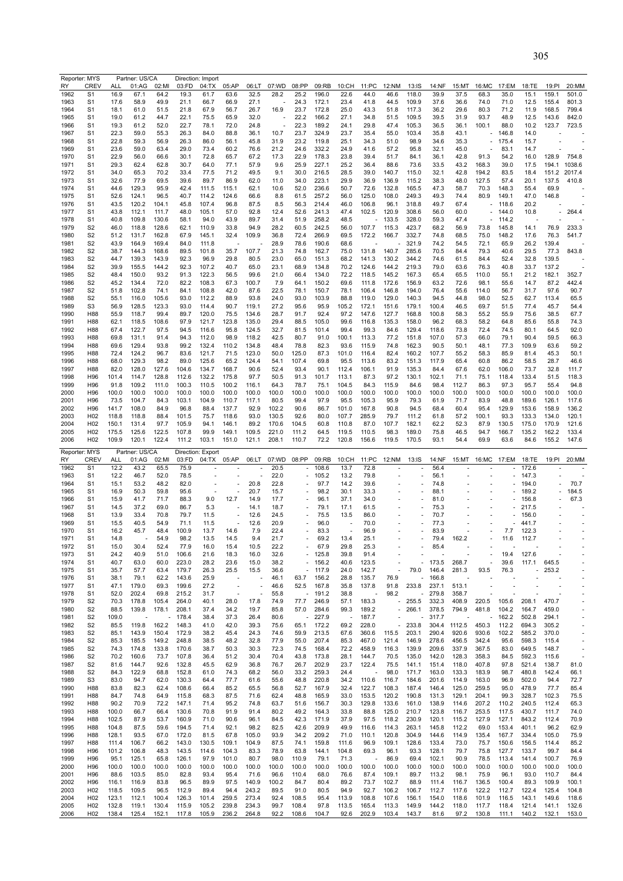Reporter: MYS | Partner: US/CA | Direction: Import

| RY | CREV | ALL | 01:AG | 02:MI | 03:FD | 04:TX | 05:AP | 06:LT | 07:WD | 08:PP | 09:RB | 10:CH | 11:PC | 12:NM | 13:IS | 14:NF | 15:MT | 16:MC | 17:EM | 18:TE | 19:PI | 20:MM |
|---|---|---|---|---|---|---|---|---|---|---|---|---|---|---|---|---|---|---|---|---|---|---|
| 1962 | S1 | 16.9 | 67.1 | 64.2 | 19.3 | 61.7 | 63.6 | 32.5 | 28.2 | 25.2 | 196.0 | 22.6 | 44.0 | 46.6 | 118.0 | 39.9 | 37.5 | 68.3 | 35.0 | 15.1 | 159.1 | 501.0 |
| 1963 | S1 | 17.6 | 58.9 | 49.9 | 21.1 | 66.7 | 66.9 | 27.1 | - | 24.3 | 172.1 | 23.4 | 41.8 | 44.5 | 109.9 | 37.6 | 36.6 | 74.0 | 71.0 | 12.5 | 155.4 | 801.3 |
| 1964 | S1 | 18.1 | 61.0 | 51.5 | 21.8 | 67.9 | 56.7 | 26.7 | 16.9 | 23.7 | 172.8 | 25.0 | 43.3 | 51.8 | 117.3 | 36.2 | 29.6 | 80.3 | 71.2 | 11.9 | 168.5 | 799.4 |
| 1965 | S1 | 19.0 | 61.2 | 44.7 | 22.1 | 75.5 | 65.9 | 32.0 | - | 22.2 | 166.2 | 27.1 | 34.8 | 51.5 | 109.5 | 39.5 | 31.9 | 93.7 | 48.9 | 12.5 | 143.6 | 842.0 |
| 1966 | S1 | 19.3 | 61.2 | 52.0 | 22.7 | 78.1 | 72.0 | 24.8 | - | 22.3 | 189.2 | 24.1 | 29.8 | 47.4 | 105.3 | 36.5 | 36.1 | 100.1 | 88.0 | 10.2 | 123.7 | 723.5 |
| 1967 | S1 | 22.3 | 59.0 | 55.3 | 26.3 | 84.0 | 88.8 | 36.1 | 10.7 | 23.7 | 324.9 | 23.7 | 35.4 | 55.0 | 103.4 | 35.8 | 43.1 | - | 146.8 | 14.0 | - | - |
| 1968 | S1 | 22.8 | 59.3 | 56.9 | 26.3 | 86.0 | 56.1 | 45.8 | 31.9 | 23.2 | 119.8 | 25.1 | 34.3 | 51.0 | 98.9 | 34.6 | 35.3 | - | 175.4 | 15.7 | - | - |
| 1969 | S1 | 23.6 | 59.0 | 63.4 | 29.0 | 73.4 | 60.2 | 76.6 | 21.2 | 24.6 | 332.2 | 24.9 | 41.6 | 57.2 | 95.8 | 32.1 | 45.0 | - | 83.1 | 14.7 | - | - |
| 1970 | S1 | 22.9 | 56.0 | 66.6 | 30.1 | 72.8 | 65.7 | 67.2 | 17.3 | 22.9 | 178.3 | 23.8 | 39.4 | 51.7 | 84.1 | 36.1 | 42.8 | 91.3 | 54.2 | 16.0 | 128.9 | 754.8 |
| 1971 | S1 | 29.3 | 62.4 | 62.8 | 30.7 | 64.0 | 77.1 | 57.9 | 9.6 | 25.9 | 227.1 | 25.2 | 36.4 | 88.6 | 73.6 | 33.5 | 43.2 | 168.3 | 39.0 | 17.5 | 194.1 | 1038.6 |
| 1972 | S1 | 34.0 | 65.3 | 70.2 | 33.4 | 77.5 | 71.2 | 49.5 | 9.1 | 30.0 | 216.5 | 28.5 | 39.0 | 140.7 | 115.0 | 32.1 | 42.8 | 194.2 | 83.5 | 18.4 | 151.2 | 2017.4 |
| 1973 | S1 | 32.6 | 77.9 | 69.5 | 39.6 | 89.7 | 86.9 | 62.0 | 11.0 | 34.0 | 223.1 | 29.9 | 36.9 | 136.9 | 115.2 | 38.3 | 48.0 | 127.5 | 57.4 | 20.1 | 137.5 | 410.8 |
| 1974 | S1 | 44.6 | 129.3 | 95.9 | 42.4 | 111.5 | 115.1 | 62.1 | 10.6 | 52.0 | 236.6 | 50.7 | 72.6 | 132.8 | 165.5 | 47.3 | 58.7 | 70.3 | 148.3 | 55.4 | 69.9 | - |
| 1975 | S1 | 52.6 | 124.1 | 96.5 | 40.7 | 114.2 | 124.6 | 66.6 | 8.8 | 61.5 | 257.2 | 56.0 | 125.0 | 108.0 | 249.3 | 49.3 | 74.4 | 80.9 | 149.1 | 47.0 | 146.8 | - |
| 1976 | S1 | 43.5 | 120.2 | 104.1 | 45.8 | 107.4 | 96.8 | 87.5 | 8.5 | 56.3 | 214.4 | 46.0 | 106.8 | 96.1 | 318.8 | 49.7 | 67.4 | - | 118.6 | 20.2 | | |
| 1977 | S1 | 43.8 | 112.1 | 111.7 | 48.0 | 105.1 | 57.0 | 92.8 | 12.4 | 52.6 | 241.3 | 47.4 | 102.5 | 120.9 | 308.6 | 56.0 | 60.0 | - | 144.0 | 10.8 | - | 264.4 |
| 1978 | S1 | 40.8 | 109.8 | 130.6 | 58.1 | 94.0 | 43.9 | 89.7 | 31.4 | 51.9 | 258.2 | 48.5 | - | 133.5 | 328.0 | 59.3 | 47.4 | - | 114.2 | - | - | - |
| 1979 | S2 | 46.0 | 118.8 | 128.6 | 62.1 | 110.9 | 33.8 | 94.9 | 28.2 | 60.5 | 242.5 | 56.0 | 107.7 | 115.3 | 423.7 | 68.2 | 56.9 | 73.8 | 145.8 | 14.1 | 76.9 | 233.3 |
| 1980 | S2 | 51.2 | 131.7 | 162.8 | 67.9 | 145.1 | 32.4 | 109.9 | 36.8 | 72.4 | 266.9 | 69.5 | 172.2 | 166.7 | 332.7 | 74.8 | 68.5 | 75.0 | 148.2 | 17.6 | 76.3 | 541.7 |
| 1981 | S2 | 43.9 | 164.9 | 169.4 | 84.0 | 111.8 | | - | 28.9 | 78.6 | 190.6 | 68.6 | | - | 321.9 | 74.2 | 54.5 | 72.1 | 65.9 | 26.2 | 139.4 | - |
| 1982 | S2 | 38.7 | 144.3 | 168.6 | 89.5 | 101.8 | 35.7 | 107.7 | 21.3 | 74.8 | 162.7 | 75.0 | 131.8 | 140.7 | 285.6 | 70.5 | 84.4 | 79.3 | 40.6 | 29.5 | 77.3 | 843.8 |
| 1983 | S2 | 44.7 | 139.3 | 143.9 | 92.3 | 96.9 | 29.8 | 80.5 | 23.0 | 65.0 | 151.3 | 68.2 | 141.3 | 130.2 | 344.2 | 74.6 | 61.5 | 84.4 | 52.4 | 32.8 | 139.5 | - |
| 1984 | S2 | 39.9 | 155.5 | 144.2 | 92.3 | 107.2 | 40.7 | 65.0 | 23.1 | 68.9 | 134.8 | 70.2 | 124.6 | 144.2 | 219.3 | 79.0 | 63.6 | 76.3 | 40.8 | 33.7 | 137.2 | - |
| 1985 | S2 | 48.4 | 150.0 | 93.2 | 91.3 | 122.3 | 56.5 | 99.6 | 21.0 | 66.4 | 134.0 | 72.2 | 118.5 | 145.2 | 167.3 | 65.4 | 65.5 | 110.0 | 55.1 | 21.2 | 182.1 | 352.7 |
| 1986 | S2 | 45.2 | 134.4 | 72.0 | 82.2 | 108.3 | 67.3 | 100.7 | 7.9 | 64.1 | 150.2 | 69.6 | 111.8 | 172.6 | 156.9 | 63.2 | 72.6 | 98.1 | 55.6 | 14.7 | 87.2 | 442.4 |
| 1987 | S2 | 51.8 | 102.8 | 74.1 | 84.1 | 108.8 | 42.0 | 87.6 | 22.5 | 78.1 | 150.7 | 78.1 | 106.4 | 146.8 | 194.0 | 76.4 | 55.6 | 114.0 | 56.7 | 31.7 | 97.6 | 90.7 |
| 1988 | S2 | 55.1 | 116.0 | 105.6 | 93.0 | 112.2 | 88.9 | 93.8 | 24.0 | 93.0 | 103.9 | 88.8 | 119.0 | 129.0 | 140.3 | 94.5 | 44.8 | 98.0 | 52.5 | 62.7 | 113.4 | 65.5 |
| 1989 | S3 | 56.9 | 128.5 | 123.3 | 93.0 | 114.4 | 90.7 | 119.1 | 27.2 | 95.6 | 95.9 | 105.2 | 172.1 | 151.6 | 179.1 | 100.4 | 46.5 | 69.7 | 51.5 | 77.4 | 45.7 | 54.4 |
| 1990 | H88 | 55.9 | 118.7 | 99.4 | 89.7 | 120.0 | 75.5 | 134.6 | 28.7 | 91.7 | 92.4 | 97.2 | 147.6 | 127.7 | 168.8 | 100.8 | 58.3 | 55.2 | 55.9 | 75.6 | 38.5 | 67.7 |
| 1991 | H88 | 62.1 | 118.5 | 108.6 | 97.9 | 121.7 | 123.8 | 135.0 | 29.4 | 88.5 | 105.0 | 99.6 | 116.8 | 135.3 | 158.0 | 96.2 | 68.3 | 58.2 | 64.8 | 85.6 | 55.8 | 74.3 |
| 1992 | H88 | 67.4 | 122.7 | 97.5 | 94.5 | 116.6 | 95.8 | 124.5 | 32.7 | 81.5 | 101.4 | 99.4 | 99.3 | 84.6 | 129.4 | 118.6 | 73.8 | 72.4 | 74.5 | 80.1 | 64.5 | 92.0 |
| 1993 | H88 | 69.8 | 131.1 | 91.4 | 94.3 | 112.0 | 98.9 | 118.2 | 42.5 | 80.7 | 91.0 | 100.1 | 113.3 | 77.2 | 151.8 | 107.0 | 57.3 | 66.0 | 79.1 | 90.4 | 59.5 | 66.3 |
| 1994 | H88 | 69.6 | 129.4 | 93.8 | 99.2 | 132.4 | 110.2 | 134.8 | 48.4 | 78.8 | 82.3 | 93.6 | 115.9 | 74.8 | 162.3 | 90.5 | 50.1 | 48.1 | 77.3 | 109.9 | 63.6 | 59.2 |
| 1995 | H88 | 72.4 | 124.2 | 96.7 | 83.6 | 121.7 | 71.5 | 123.0 | 50.0 | 125.0 | 87.3 | 101.0 | 116.4 | 82.4 | 160.2 | 107.7 | 55.2 | 58.3 | 85.9 | 81.4 | 45.3 | 50.1 |
| 1996 | H88 | 68.0 | 129.3 | 98.2 | 89.0 | 125.6 | 65.2 | 124.4 | 54.1 | 107.4 | 69.8 | 95.5 | 113.6 | 83.2 | 151.3 | 117.9 | 65.4 | 60.8 | 86.2 | 58.5 | 28.7 | 46.6 |
| 1997 | H88 | 82.0 | 128.0 | 127.6 | 104.6 | 134.7 | 168.7 | 90.6 | 52.4 | 93.4 | 90.1 | 112.4 | 106.1 | 91.9 | 135.3 | 84.4 | 67.6 | 62.0 | 106.0 | 73.7 | 32.8 | 111.7 |
| 1998 | H96 | 101.4 | 114.7 | 128.8 | 112.6 | 132.2 | 175.8 | 97.7 | 50.5 | 91.3 | 101.7 | 113.1 | 87.3 | 97.2 | 130.1 | 102.1 | 71.1 | 75.1 | 118.4 | 133.4 | 51.5 | 118.3 |
| 1999 | H96 | 91.8 | 109.2 | 111.0 | 100.3 | 110.5 | 100.2 | 116.1 | 64.3 | 78.7 | 75.1 | 104.5 | 84.3 | 115.9 | 84.6 | 98.4 | 112.7 | 86.3 | 97.3 | 95.7 | 55.4 | 94.8 |
| 2000 | H96 | 100.0 | 100.0 | 100.0 | 100.0 | 100.0 | 100.0 | 100.0 | 100.0 | 100.0 | 100.0 | 100.0 | 100.0 | 100.0 | 100.0 | 100.0 | 100.0 | 100.0 | 100.0 | 100.0 | 100.0 | 100.0 |
| 2001 | H96 | 73.5 | 104.7 | 84.3 | 103.1 | 104.9 | 110.7 | 117.1 | 80.5 | 99.4 | 97.9 | 95.5 | 105.3 | 95.9 | 79.3 | 61.9 | 71.7 | 83.9 | 48.8 | 189.6 | 126.1 | 117.6 |
| 2002 | H96 | 141.7 | 108.0 | 84.9 | 96.8 | 88.4 | 137.7 | 92.9 | 102.2 | 90.6 | 86.7 | 101.0 | 167.8 | 90.8 | 94.5 | 68.4 | 60.4 | 95.4 | 129.9 | 153.6 | 158.9 | 136.2 |
| 2003 | H02 | 118.8 | 118.8 | 88.4 | 101.5 | 75.7 | 118.6 | 93.0 | 130.5 | 92.6 | 80.0 | 107.7 | 285.9 | 79.7 | 111.2 | 61.8 | 57.2 | 100.1 | 93.3 | 133.3 | 134.0 | 120.1 |
| 2004 | H02 | 150.1 | 131.4 | 97.7 | 105.9 | 94.1 | 146.1 | 89.2 | 170.6 | 104.5 | 60.8 | 110.8 | 87.0 | 107.7 | 182.1 | 62.2 | 52.3 | 87.9 | 130.5 | 175.0 | 170.9 | 121.6 |
| 2005 | H02 | 175.5 | 125.6 | 122.5 | 107.8 | 99.9 | 149.1 | 109.5 | 221.0 | 111.2 | 64.5 | 119.5 | 110.5 | 98.3 | 189.0 | 75.8 | 46.5 | 94.7 | 166.7 | 135.2 | 162.2 | 133.4 |
| 2006 | H02 | 109.9 | 120.1 | 122.4 | 111.2 | 103.1 | 151.0 | 121.1 | 208.1 | 110.7 | 72.2 | 120.8 | 156.6 | 119.5 | 170.5 | 93.1 | 54.4 | 69.9 | 63.6 | 84.6 | 155.2 | 147.6 |

Reporter: MYS | Partner: US/CA | Direction: Export

| RY | CREV | ALL | 01:AG | 02:MI | 03:FD | 04:TX | 05:AP | 06:LT | 07:WD | 08:PP | 09:RB | 10:CH | 11:PC | 12:NM | 13:IS | 14:NF | 15:MT | 16:MC | 17:EM | 18:TE | 19:PI | 20:MM |
|---|---|---|---|---|---|---|---|---|---|---|---|---|---|---|---|---|---|---|---|---|---|---|
| 1962 | S1 | 12.2 | 43.2 | 65.5 | 75.9 | - | - | - | 20.5 | - | 108.6 | 13.7 | 72.8 | - | - | 56.4 | - | - | - | 172.6 | - | - |
| 1963 | S1 | 12.2 | 46.7 | 52.0 | 78.5 | - | - | - | 22.0 | - | 105.2 | 13.2 | 79.8 | - | - | 56.1 | - | - | - | 147.3 | - | - |
| 1964 | S1 | 15.1 | 53.2 | 48.2 | 82.0 | - | - | 20.8 | 22.8 | - | 97.7 | 14.2 | 39.6 | - | - | 74.8 | - | - | - | 194.0 | - | 70.7 |
| 1965 | S1 | 16.9 | 50.3 | 59.8 | 95.6 | - | - | 20.7 | 15.7 | - | 98.2 | 30.1 | 33.3 | - | - | 88.1 | - | - | - | 189.2 | - | 184.5 |
| 1966 | S1 | 15.9 | 41.7 | 71.7 | 88.3 | 9.0 | 12.7 | 14.9 | 17.7 | - | 96.1 | 37.1 | 34.0 | - | - | 81.0 | - | - | - | 156.8 | - | 67.3 |
| 1967 | S1 | 14.5 | 37.2 | 69.0 | 86.7 | 5.3 | - | 14.1 | 18.7 | - | 79.1 | 17.1 | 61.5 | - | - | 75.3 | - | - | - | 217.5 | - | - |
| 1968 | S1 | 13.9 | 33.4 | 70.8 | 79.7 | 11.5 | - | 12.6 | 24.5 | - | 75.5 | 13.5 | 86.0 | - | - | 70.7 | - | - | - | 156.0 | - | - |
| 1969 | S1 | 15.5 | 40.5 | 54.9 | 71.1 | 11.5 | - | 12.6 | 20.9 | - | 96.0 | - | 70.0 | - | - | 77.3 | - | - | - | 441.7 | - | - |
| 1970 | S1 | 16.2 | 45.7 | 48.4 | 100.9 | 13.7 | 14.6 | 7.9 | 22.4 | - | 83.3 | - | 96.9 | - | - | 83.9 | - | - | 7.7 | 122.3 | - | - |
| 1971 | S1 | 14.8 | - | 54.9 | 98.2 | 13.5 | 14.5 | 9.4 | 21.7 | - | 69.2 | 13.4 | 25.1 | - | - | 79.4 | 162.2 | - | 11.6 | 112.7 | - | - |
| 1972 | S1 | 15.0 | 30.4 | 52.4 | 77.9 | 16.0 | 15.4 | 10.5 | 22.2 | - | 67.9 | 29.8 | 25.3 | - | - | 85.4 | - | - | - | - | - | - |
| 1973 | S1 | 24.2 | 40.9 | 51.0 | 106.6 | 21.6 | 18.3 | 16.0 | 32.6 | - | 125.8 | 39.8 | 91.4 | - | - | - | - | - | 19.4 | 127.6 | - | - |
| 1974 | S1 | 40.7 | 63.0 | 60.0 | 223.0 | 28.2 | 23.6 | 15.0 | 38.2 | - | 156.2 | 40.6 | 123.5 | - | - | 173.5 | 268.7 | - | 39.6 | 117.1 | 645.5 | - |
| 1975 | S1 | 35.7 | 57.7 | 63.4 | 179.7 | 26.3 | 25.5 | 15.5 | 36.6 | - | 117.9 | 24.0 | 142.7 | - | 79.0 | 146.4 | 281.3 | 93.5 | 76.3 | - | 253.2 | - |
| 1976 | S1 | 38.1 | 79.1 | 62.2 | 143.6 | 25.9 | - | - | 46.1 | 63.7 | 156.2 | 28.8 | 135.7 | 76.9 | - | 166.8 | - | | | | | |
| 1977 | S1 | 47.1 | 179.0 | 69.3 | 199.6 | 27.2 | - | - | 46.6 | 52.5 | 167.8 | 35.8 | 137.8 | 91.8 | 233.8 | 237.1 | 513.1 | - | - | - | - | - |
| 1978 | S1 | 52.0 | 202.4 | 69.8 | 215.2 | 31.7 | - | - | 55.8 | - | 191.2 | 38.8 | - | 98.2 | - | 279.8 | 358.7 | - | - | - | - | - |
| 1979 | S2 | 70.3 | 178.8 | 105.4 | 264.0 | 40.1 | 28.0 | 17.8 | 74.9 | 77.7 | 246.9 | 57.1 | 183.3 | - | 255.5 | 332.3 | 408.9 | 220.5 | 105.6 | 208.1 | 470.7 | - |
| 1980 | S2 | 88.5 | 139.8 | 178.1 | 208.1 | 37.4 | 34.2 | 19.7 | 85.8 | 57.0 | 284.6 | 99.3 | 189.2 | - | 266.1 | 378.5 | 794.9 | 481.8 | 104.2 | 164.7 | 459.0 | - |
| 1981 | S2 | 109.0 | - | - | 178.4 | 38.4 | 37.3 | 26.4 | 80.6 | - | 227.9 | - | 187.7 | - | - | 317.7 | - | - | 162.2 | 502.8 | 294.1 | - |
| 1982 | S2 | 85.5 | 119.8 | 162.2 | 148.3 | 41.0 | 42.0 | 39.3 | 75.6 | 65.1 | 172.2 | 69.2 | 228.0 | - | 233.8 | 304.4 | 1112.5 | 450.3 | 112.2 | 694.3 | 305.2 | - |
| 1983 | S2 | 85.1 | 143.9 | 150.4 | 172.9 | 38.2 | 45.4 | 24.3 | 74.6 | 59.9 | 213.5 | 67.6 | 360.6 | 115.5 | 203.1 | 290.4 | 920.6 | 930.6 | 102.2 | 585.2 | 370.0 | - |
| 1984 | S2 | 85.3 | 185.5 | 149.2 | 248.8 | 38.5 | 48.2 | 32.8 | 77.9 | 55.0 | 207.4 | 85.3 | 467.0 | 121.4 | 146.9 | 278.6 | 456.5 | 342.4 | 95.6 | 598.3 | 115.4 | - |
| 1985 | S2 | 74.3 | 174.8 | 133.8 | 170.6 | 38.7 | 50.3 | 30.3 | 72.3 | 74.5 | 168.4 | 72.2 | 458.9 | 116.3 | 139.9 | 209.6 | 337.9 | 367.5 | 83.0 | 649.5 | 148.7 | - |
| 1986 | S2 | 70.2 | 160.6 | 73.7 | 107.8 | 36.4 | 51.2 | 30.4 | 70.4 | 43.8 | 173.8 | 28.1 | 144.7 | 70.5 | 135.0 | 142.0 | 128.3 | 358.3 | 84.5 | 592.3 | 115.6 | - |
| 1987 | S2 | 81.6 | 144.7 | 92.6 | 132.8 | 45.5 | 62.9 | 36.8 | 76.7 | 26.7 | 202.9 | 23.7 | 122.4 | 75.5 | 141.1 | 151.4 | 118.0 | 407.8 | 97.8 | 521.4 | 138.7 | 81.0 |
| 1988 | S2 | 84.3 | 122.9 | 68.8 | 152.8 | 61.0 | 74.3 | 68.2 | 56.0 | 33.2 | 259.3 | 24.4 | - | 98.0 | 171.7 | 163.0 | 133.3 | 183.9 | 98.7 | 480.8 | 142.4 | 66.1 |
| 1989 | S3 | 83.0 | 94.7 | 62.0 | 130.3 | 64.4 | 77.7 | 61.6 | 55.6 | 48.8 | 220.8 | 34.2 | 110.6 | 116.7 | 184.6 | 201.6 | 114.9 | 163.0 | 96.9 | 502.0 | 94.4 | 72.7 |
| 1990 | H88 | 83.8 | 82.3 | 62.4 | 108.6 | 66.4 | 85.2 | 65.5 | 56.8 | 52.7 | 167.9 | 32.4 | 122.7 | 108.3 | 187.4 | 146.4 | 125.0 | 259.5 | 95.0 | 478.9 | 77.7 | 85.4 |
| 1991 | H88 | 84.7 | 74.8 | 64.9 | 115.8 | 68.3 | 87.5 | 71.6 | 62.4 | 48.8 | 165.9 | 33.0 | 153.5 | 120.2 | 190.8 | 131.3 | 129.1 | 204.1 | 99.3 | 328.7 | 102.3 | 75.5 |
| 1992 | H88 | 90.2 | 70.9 | 72.2 | 147.1 | 71.4 | 95.2 | 74.8 | 63.7 | 51.6 | 156.7 | 30.3 | 129.8 | 133.6 | 161.0 | 138.9 | 114.6 | 207.2 | 110.2 | 240.5 | 112.4 | 65.3 |
| 1993 | H88 | 100.0 | 66.7 | 66.4 | 130.6 | 70.8 | 91.9 | 91.4 | 80.2 | 49.2 | 164.3 | 33.8 | 88.8 | 125.0 | 210.7 | 123.8 | 116.7 | 253.5 | 117.5 | 430.7 | 111.7 | 74.0 |
| 1994 | H88 | 102.5 | 87.9 | 53.7 | 160.9 | 71.0 | 90.6 | 96.1 | 84.5 | 42.3 | 171.9 | 37.9 | 97.5 | 118.2 | 230.9 | 120.1 | 115.2 | 127.9 | 127.1 | 843.2 | 112.4 | 70.9 |
| 1995 | H88 | 104.8 | 87.5 | 59.6 | 194.5 | 71.4 | 92.1 | 98.2 | 82.5 | 42.6 | 209.9 | 49.9 | 116.6 | 114.3 | 263.1 | 145.8 | 112.2 | 69.0 | 153.4 | 401.1 | 96.2 | 62.9 |
| 1996 | H88 | 128.1 | 93.5 | 67.0 | 172.0 | 81.5 | 67.8 | 105.0 | 93.9 | 34.2 | 209.2 | 71.0 | 110.1 | 120.8 | 304.9 | 144.6 | 114.9 | 135.4 | 167.7 | 334.4 | 105.0 | 75.9 |
| 1997 | H88 | 111.4 | 106.7 | 66.2 | 143.0 | 130.5 | 109.1 | 104.9 | 87.5 | 74.1 | 159.8 | 111.6 | 96.9 | 109.1 | 128.6 | 133.4 | 73.0 | 75.7 | 150.6 | 156.5 | 114.4 | 85.2 |
| 1998 | H96 | 101.2 | 106.8 | 48.3 | 143.5 | 114.6 | 104.3 | 83.3 | 78.9 | 63.8 | 144.1 | 104.8 | 69.3 | 96.1 | 93.3 | 128.1 | 79.7 | 75.8 | 127.7 | 133.7 | 99.7 | 84.4 |
| 1999 | H96 | 95.1 | 125.1 | 65.8 | 126.1 | 97.9 | 101.0 | 80.7 | 98.0 | 110.9 | 79.1 | 71.3 | - | 86.9 | 69.4 | 102.1 | 90.9 | 78.5 | 113.4 | 141.4 | 100.7 | 76.9 |
| 2000 | H96 | 100.0 | 100.0 | 100.0 | 100.0 | 100.0 | 100.0 | 100.0 | 100.0 | 100.0 | 100.0 | 100.0 | 100.0 | 100.0 | 100.0 | 100.0 | 100.0 | 100.0 | 100.0 | 100.0 | 100.0 | 100.0 |
| 2001 | H96 | 88.6 | 103.5 | 85.0 | 82.8 | 93.4 | 95.4 | 71.6 | 96.6 | 110.4 | 68.0 | 76.6 | 87.4 | 109.1 | 89.7 | 113.2 | 98.1 | 75.9 | 96.1 | 93.0 | 110.7 | 84.4 |
| 2002 | H96 | 116.1 | 116.9 | 83.8 | 96.5 | 89.9 | 97.5 | 140.9 | 100.2 | 84.7 | 80.4 | 89.2 | 73.7 | 102.7 | 88.9 | 111.4 | 116.7 | 136.5 | 100.4 | 89.3 | 109.9 | 100.1 |
| 2003 | H02 | 118.5 | 109.5 | 96.5 | 112.9 | 89.4 | 94.4 | 243.2 | 89.5 | 91.0 | 80.5 | 94.9 | 92.7 | 106.2 | 106.7 | 112.7 | 117.6 | 122.2 | 112.7 | 122.4 | 125.4 | 104.8 |
| 2004 | H02 | 123.1 | 112.1 | 100.4 | 126.3 | 101.4 | 259.5 | 273.4 | 92.4 | 108.5 | 95.4 | 113.9 | 108.8 | 107.6 | 156.1 | 154.0 | 118.6 | 101.9 | 116.5 | 143.1 | 149.6 | 118.6 |
| 2005 | H02 | 132.8 | 119.1 | 130.4 | 115.9 | 105.2 | 239.8 | 234.3 | 99.7 | 108.4 | 97.8 | 113.5 | 165.4 | 113.3 | 149.9 | 144.2 | 118.0 | 117.7 | 118.4 | 121.4 | 141.1 | 132.6 |
| 2006 | H02 | 138.4 | 125.4 | 152.1 | 117.8 | 105.9 | 236.2 | 264.8 | 92.2 | 108.6 | 104.7 | 92.6 | 202.9 | 103.4 | 143.7 | 81.6 | 97.2 | 130.8 | 111.1 | 140.2 | 132.1 | 153.0 |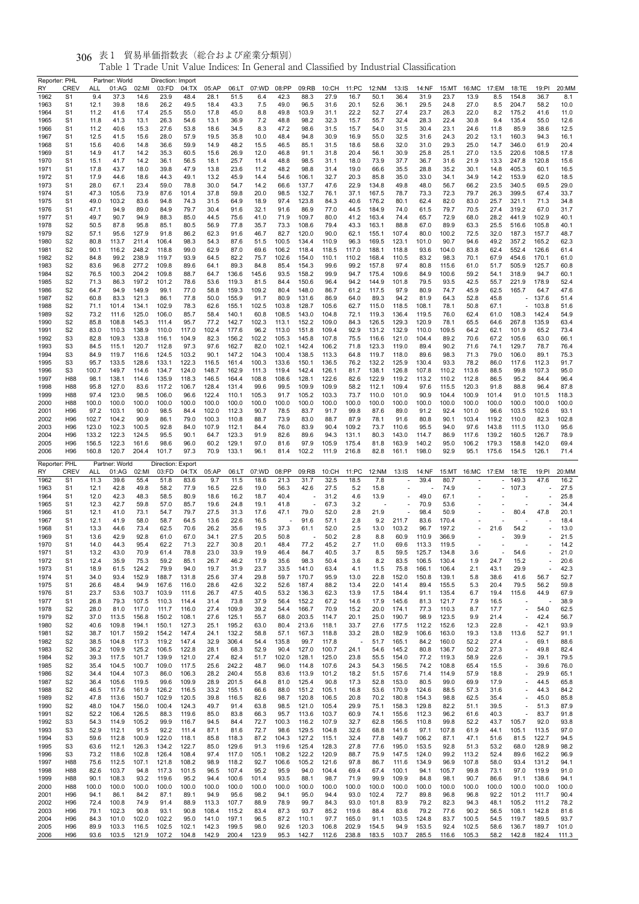# 表1 貿易単価指数表（総合および産業分類別）

Table 1 Trade Unit Value Indices: In General and Classified by Industrial Classification

Reporter: PHL　Partner: World　Direction: Import

| RY | CREV | ALL | 01:AG | 02:MI | 03:FD | 04:TX | 05:AP | 06:LT | 07:WD | 08:PP | 09:RB | 10:CH | 11:PC | 12:NM | 13:IS | 14:NF | 15:MT | 16:MC | 17:EM | 18:TE | 19:PI | 20:MM |
|---|---|---|---|---|---|---|---|---|---|---|---|---|---|---|---|---|---|---|---|---|---|---|
| 1962 | S1 | 9.4 | 37.3 | 14.6 | 23.9 | 48.4 | 28.1 | 51.5 | 6.4 | 42.3 | 88.3 | 27.9 | 16.7 | 50.1 | 36.4 | 31.9 | 23.7 | 13.9 | 8.5 | 154.8 | 36.7 | 8.1 |
| 1963 | S1 | 12.1 | 39.8 | 18.6 | 26.2 | 49.5 | 18.4 | 43.3 | 7.5 | 49.0 | 96.5 | 31.6 | 20.1 | 52.6 | 36.1 | 29.5 | 24.8 | 27.0 | 8.5 | 204.7 | 58.2 | 10.0 |
| 1964 | S1 | 11.2 | 41.6 | 17.4 | 25.5 | 55.0 | 17.8 | 45.0 | 8.8 | 49.8 | 103.9 | 31.1 | 22.2 | 52.7 | 27.4 | 23.7 | 26.3 | 22.0 | 8.2 | 175.2 | 41.6 | 11.0 |
| 1965 | S1 | 11.8 | 41.3 | 13.1 | 26.3 | 54.6 | 13.1 | 36.9 | 7.2 | 48.8 | 98.2 | 32.3 | 15.7 | 55.7 | 32.4 | 28.3 | 22.4 | 30.8 | 9.4 | 135.4 | 55.0 | 12.6 |
| 1966 | S1 | 11.2 | 40.6 | 15.3 | 27.6 | 53.8 | 18.6 | 34.5 | 8.3 | 47.2 | 98.6 | 31.5 | 15.7 | 54.0 | 31.5 | 30.4 | 23.1 | 24.6 | 11.8 | 85.9 | 38.6 | 12.5 |
| 1967 | S1 | 12.5 | 41.5 | 15.6 | 28.0 | 57.9 | 19.5 | 35.8 | 10.0 | 48.4 | 94.8 | 30.9 | 16.9 | 55.0 | 32.5 | 31.6 | 24.3 | 20.2 | 13.1 | 160.3 | 94.3 | 16.1 |
| 1968 | S1 | 15.6 | 40.6 | 14.8 | 36.6 | 59.9 | 14.9 | 48.2 | 15.5 | 46.5 | 85.1 | 31.5 | 18.6 | 58.6 | 32.0 | 31.0 | 29.3 | 25.0 | 14.7 | 346.0 | 61.9 | 20.4 |
| 1969 | S1 | 14.9 | 41.7 | 14.2 | 35.3 | 60.5 | 15.6 | 26.9 | 12.0 | 46.8 | 91.1 | 31.8 | 20.4 | 56.1 | 30.9 | 25.8 | 25.1 | 27.0 | 13.5 | 220.6 | 108.5 | 17.8 |
| 1970 | S1 | 15.1 | 41.7 | 14.2 | 36.1 | 56.5 | 18.1 | 25.7 | 11.4 | 48.8 | 98.5 | 31.1 | 18.0 | 73.9 | 37.7 | 36.7 | 31.6 | 21.9 | 13.3 | 247.8 | 120.8 | 15.6 |
| 1971 | S1 | 17.8 | 43.7 | 18.0 | 39.8 | 47.9 | 13.8 | 23.6 | 11.2 | 48.2 | 98.8 | 31.4 | 19.0 | 66.6 | 35.5 | 28.8 | 35.2 | 30.1 | 14.8 | 405.3 | 60.1 | 16.5 |
| 1972 | S1 | 17.9 | 44.6 | 18.6 | 44.3 | 49.1 | 13.2 | 45.9 | 14.4 | 54.6 | 106.1 | 32.7 | 20.3 | 85.8 | 35.0 | 33.0 | 34.1 | 34.9 | 14.2 | 153.9 | 62.0 | 18.5 |
| 1973 | S1 | 28.0 | 67.1 | 23.4 | 59.0 | 78.8 | 30.0 | 54.7 | 14.2 | 66.6 | 137.7 | 47.6 | 22.9 | 134.8 | 49.8 | 48.0 | 56.7 | 66.2 | 23.5 | 340.5 | 69.5 | 29.0 |
| 1974 | S1 | 47.3 | 105.6 | 73.9 | 87.6 | 101.4 | 37.8 | 59.8 | 20.0 | 98.5 | 132.7 | 76.1 | 37.1 | 167.5 | 78.7 | 73.3 | 72.3 | 79.7 | 26.3 | 399.5 | 67.4 | 33.7 |
| 1975 | S1 | 49.0 | 103.2 | 83.6 | 94.8 | 74.3 | 31.5 | 64.9 | 18.9 | 97.4 | 123.8 | 84.3 | 40.6 | 176.2 | 80.1 | 62.4 | 82.0 | 83.0 | 25.7 | 321.1 | 71.3 | 34.8 |
| 1976 | S1 | 47.1 | 94.9 | 89.0 | 84.9 | 79.7 | 30.4 | 91.6 | 32.1 | 91.6 | 86.9 | 77.0 | 44.5 | 184.9 | 74.0 | 61.5 | 79.7 | 70.5 | 27.4 | 319.2 | 67.0 | 31.7 |
| 1977 | S1 | 49.7 | 90.7 | 94.9 | 88.3 | 85.0 | 44.5 | 75.6 | 41.0 | 71.9 | 109.7 | 80.0 | 41.2 | 163.4 | 74.4 | 65.7 | 72.9 | 68.0 | 28.2 | 441.9 | 102.9 | 40.1 |
| 1978 | S2 | 50.5 | 87.8 | 95.8 | 85.1 | 80.5 | 56.9 | 77.8 | 35.7 | 73.3 | 108.6 | 79.4 | 43.3 | 163.1 | 88.8 | 67.0 | 89.9 | 63.3 | 25.5 | 516.6 | 105.8 | 40.1 |
| 1979 | S2 | 57.1 | 95.6 | 127.9 | 91.8 | 86.2 | 62.3 | 91.6 | 46.7 | 82.7 | 120.0 | 90.0 | 62.1 | 155.1 | 107.4 | 80.0 | 100.2 | 72.5 | 32.0 | 187.3 | 157.7 | 48.7 |
| 1980 | S2 | 80.8 | 113.7 | 211.4 | 106.4 | 98.3 | 54.3 | 87.6 | 51.5 | 100.5 | 134.4 | 110.9 | 96.3 | 169.5 | 123.1 | 101.0 | 90.7 | 94.6 | 49.2 | 357.2 | 165.2 | 62.3 |
| 1981 | S2 | 90.1 | 116.2 | 248.2 | 118.8 | 99.0 | 62.9 | 87.0 | 69.6 | 106.2 | 118.4 | 118.5 | 117.0 | 188.1 | 118.8 | 93.6 | 104.0 | 83.8 | 62.4 | 552.4 | 126.6 | 61.4 |
| 1982 | S2 | 84.8 | 99.2 | 238.9 | 119.7 | 93.9 | 64.5 | 82.2 | 75.7 | 102.6 | 154.0 | 110.1 | 110.2 | 168.4 | 110.5 | 83.2 | 98.3 | 70.1 | 67.9 | 454.6 | 170.1 | 61.0 |
| 1983 | S2 | 83.6 | 96.8 | 277.2 | 109.8 | 89.6 | 64.1 | 89.3 | 84.8 | 85.4 | 154.3 | 99.6 | 99.2 | 157.8 | 97.4 | 80.8 | 115.6 | 61.0 | 51.7 | 505.9 | 125.7 | 60.8 |
| 1984 | S2 | 76.5 | 100.3 | 204.2 | 109.8 | 88.7 | 64.7 | 136.6 | 145.6 | 93.5 | 158.2 | 99.9 | 94.7 | 175.4 | 109.6 | 84.9 | 100.6 | 59.2 | 54.1 | 318.9 | 94.7 | 60.1 |
| 1985 | S2 | 71.3 | 86.3 | 197.2 | 101.2 | 78.6 | 53.6 | 119.3 | 81.5 | 84.4 | 150.6 | 96.4 | 94.2 | 144.9 | 101.8 | 79.5 | 93.5 | 42.5 | 55.7 | 221.9 | 178.9 | 52.4 |
| 1986 | S2 | 64.7 | 94.9 | 149.9 | 99.1 | 77.0 | 58.8 | 159.3 | 109.2 | 80.4 | 148.0 | 86.7 | 61.2 | 117.5 | 97.9 | 80.9 | 74.7 | 45.9 | 62.5 | 165.7 | 64.7 | 47.6 |
| 1987 | S2 | 60.8 | 83.3 | 121.3 | 86.1 | 77.8 | 50.0 | 155.9 | 91.7 | 80.9 | 131.6 | 86.9 | 64.0 | 89.3 | 94.2 | 81.9 | 64.3 | 52.8 | 45.8 | - | 137.6 | 51.4 |
| 1988 | S2 | 71.1 | 101.4 | 134.1 | 102.9 | 78.3 | 62.6 | 155.1 | 102.5 | 103.8 | 128.7 | 105.6 | 62.7 | 115.0 | 118.5 | 108.1 | 78.1 | 50.8 | 67.1 | - | 103.8 | 51.6 |
| 1989 | S2 | 73.2 | 111.6 | 125.0 | 106.0 | 85.7 | 58.4 | 140.1 | 60.8 | 108.5 | 143.0 | 104.8 | 72.1 | 119.3 | 136.4 | 119.5 | 76.0 | 62.4 | 61.0 | 108.3 | 142.4 | 54.9 |
| 1990 | S2 | 85.8 | 108.8 | 145.3 | 111.4 | 95.7 | 77.2 | 142.7 | 102.3 | 113.1 | 152.2 | 109.0 | 84.3 | 126.5 | 129.3 | 120.9 | 78.1 | 65.5 | 64.6 | 267.8 | 135.9 | 63.4 |
| 1991 | S2 | 83.0 | 110.3 | 138.9 | 110.0 | 117.0 | 102.4 | 177.6 | 96.2 | 113.0 | 151.8 | 109.4 | 92.9 | 131.2 | 132.9 | 110.0 | 109.5 | 64.2 | 62.1 | 101.9 | 65.2 | 73.4 |
| 1992 | S3 | 82.8 | 109.3 | 133.8 | 116.1 | 104.9 | 82.3 | 156.2 | 102.2 | 105.3 | 145.8 | 107.8 | 75.5 | 116.6 | 121.0 | 104.4 | 89.2 | 70.6 | 67.2 | 105.6 | 63.0 | 66.1 |
| 1993 | S3 | 84.5 | 115.1 | 120.7 | 112.8 | 97.3 | 97.6 | 162.7 | 82.0 | 102.1 | 142.4 | 106.2 | 71.8 | 123.3 | 119.0 | 89.4 | 90.2 | 71.6 | 74.1 | 129.7 | 78.7 | 76.4 |
| 1994 | S3 | 84.9 | 119.7 | 116.6 | 124.5 | 103.2 | 90.1 | 147.2 | 104.3 | 100.4 | 138.5 | 113.3 | 64.8 | 119.7 | 118.0 | 89.6 | 98.3 | 71.3 | 79.0 | 106.0 | 89.1 | 75.3 |
| 1995 | S3 | 95.7 | 133.5 | 128.6 | 133.1 | 122.3 | 116.5 | 161.4 | 100.3 | 133.6 | 150.1 | 136.5 | 76.2 | 132.2 | 125.9 | 130.4 | 93.3 | 78.2 | 86.0 | 117.6 | 112.3 | 91.7 |
| 1996 | S3 | 100.7 | 149.7 | 114.6 | 134.7 | 124.0 | 148.7 | 162.9 | 111.3 | 119.4 | 142.4 | 126.1 | 81.7 | 138.1 | 126.8 | 107.8 | 110.2 | 113.6 | 88.5 | 99.8 | 107.3 | 95.0 |
| 1997 | H88 | 98.1 | 138.1 | 114.6 | 135.9 | 118.3 | 146.5 | 164.4 | 108.8 | 108.6 | 128.1 | 122.6 | 82.6 | 122.9 | 119.2 | 113.2 | 110.2 | 112.8 | 86.5 | 95.2 | 84.4 | 96.4 |
| 1998 | H88 | 95.8 | 127.0 | 83.6 | 117.2 | 106.7 | 128.4 | 131.4 | 99.6 | 99.5 | 109.9 | 109.9 | 58.2 | 112.1 | 109.4 | 97.6 | 115.5 | 120.3 | 91.8 | 88.8 | 96.4 | 87.8 |
| 1999 | H88 | 97.4 | 123.0 | 98.5 | 106.0 | 96.6 | 122.4 | 110.1 | 105.3 | 91.7 | 105.2 | 103.3 | 73.7 | 110.0 | 101.0 | 90.9 | 104.4 | 100.9 | 101.4 | 91.0 | 101.5 | 118.3 |
| 2000 | H88 | 100.0 | 100.0 | 100.0 | 100.0 | 100.0 | 100.0 | 100.0 | 100.0 | 100.0 | 100.0 | 100.0 | 100.0 | 100.0 | 100.0 | 100.0 | 100.0 | 100.0 | 100.0 | 100.0 | 100.0 | 100.0 |
| 2001 | H96 | 97.2 | 103.1 | 90.0 | 98.5 | 84.4 | 102.0 | 112.3 | 90.7 | 78.5 | 83.7 | 91.7 | 99.8 | 87.6 | 89.0 | 91.2 | 92.4 | 101.0 | 96.6 | 103.5 | 102.6 | 93.1 |
| 2002 | H96 | 102.7 | 104.2 | 90.9 | 86.1 | 79.0 | 100.3 | 110.8 | 88.7 | 73.9 | 83.0 | 88.7 | 87.9 | 78.1 | 91.6 | 80.8 | 90.1 | 103.4 | 119.2 | 110.0 | 82.3 | 102.8 |
| 2003 | H96 | 123.0 | 102.3 | 100.5 | 92.8 | 84.0 | 107.9 | 112.1 | 84.4 | 76.0 | 83.9 | 90.4 | 109.2 | 73.7 | 110.6 | 95.5 | 94.0 | 97.6 | 143.8 | 111.5 | 113.0 | 95.6 |
| 2004 | H96 | 133.2 | 122.3 | 124.5 | 95.5 | 90.1 | 64.7 | 123.3 | 91.9 | 82.6 | 89.6 | 94.3 | 131.1 | 80.3 | 143.0 | 114.7 | 86.9 | 117.6 | 139.2 | 160.5 | 126.7 | 78.9 |
| 2005 | H96 | 156.5 | 122.3 | 161.6 | 98.6 | 96.0 | 60.2 | 129.1 | 97.0 | 81.6 | 97.9 | 105.9 | 175.4 | 81.8 | 163.9 | 140.2 | 95.0 | 106.2 | 179.3 | 158.8 | 142.0 | 69.4 |
| 2006 | H96 | 160.8 | 120.7 | 204.4 | 101.7 | 97.3 | 70.9 | 133.1 | 96.1 | 81.4 | 102.2 | 111.9 | 216.8 | 82.8 | 161.1 | 198.0 | 92.9 | 95.1 | 175.6 | 154.5 | 126.1 | 71.4 |

Reporter: PHL　Partner: World　Direction: Export

| RY | CREV | ALL | 01:AG | 02:MI | 03:FD | 04:TX | 05:AP | 06:LT | 07:WD | 08:PP | 09:RB | 10:CH | 11:PC | 12:NM | 13:IS | 14:NF | 15:MT | 16:MC | 17:EM | 18:TE | 19:PI | 20:MM |
|---|---|---|---|---|---|---|---|---|---|---|---|---|---|---|---|---|---|---|---|---|---|---|
| 1962 | S1 | 11.3 | 39.6 | 55.4 | 51.8 | 83.6 | 9.7 | 11.5 | 18.6 | 21.3 | 31.7 | 32.5 | 18.5 | 7.8 | - | 39.4 | 80.7 | - | - | 149.3 | 47.6 | 16.2 |
| 1963 | S1 | 12.1 | 42.8 | 49.8 | 58.2 | 77.9 | 16.5 | 22.6 | 19.0 | 56.3 | 42.6 | 27.5 | 5.2 | 15.8 | - | - | 74.9 | - | - | 107.3 | - | 27.5 |
| 1964 | S1 | 12.0 | 42.3 | 48.3 | 58.5 | 80.9 | 18.6 | 16.2 | 18.7 | 40.4 | - | 31.2 | 4.6 | 13.9 | - | 49.0 | 67.1 | - | - | - | - | 25.8 |
| 1965 | S1 | 12.3 | 42.7 | 59.8 | 57.0 | 85.7 | 19.6 | 24.8 | 19.1 | 41.8 | - | 67.3 | 3.2 | - | - | 70.9 | 53.6 | - | - | - | - | 34.4 |
| 1966 | S1 | 12.1 | 41.0 | 73.1 | 54.7 | 79.7 | 27.5 | 31.3 | 17.6 | 47.1 | 79.0 | 52.0 | 2.8 | 21.9 | - | 98.4 | 50.9 | - | - | 80.4 | 47.8 | 20.1 |
| 1967 | S1 | 12.1 | 41.9 | 58.0 | 58.7 | 64.5 | 13.6 | 22.6 | 16.5 | - | 91.6 | 57.1 | 2.8 | 9.2 | 211.7 | 83.6 | 170.4 | - | - | - | - | 18.4 |
| 1968 | S1 | 13.3 | 44.6 | 73.4 | 62.5 | 70.6 | 26.2 | 35.6 | 19.5 | 37.3 | 61.1 | 52.0 | 2.5 | 13.0 | 103.2 | 96.7 | 197.2 | - | 21.6 | 54.2 | - | 13.0 |
| 1969 | S1 | 13.6 | 42.9 | 92.8 | 61.0 | 67.0 | 34.1 | 27.5 | 20.5 | 50.8 | - | 50.2 | 2.8 | 8.8 | 60.9 | 110.9 | 366.9 | - | - | 39.9 | - | 21.5 |
| 1970 | S1 | 14.0 | 44.3 | 95.4 | 62.2 | 71.3 | 22.7 | 30.8 | 20.1 | 48.4 | 77.2 | 45.2 | 2.7 | 11.0 | 69.6 | 113.3 | 119.5 | - | - | - | - | 14.2 |
| 1971 | S1 | 13.2 | 43.0 | 70.9 | 61.4 | 78.8 | 23.0 | 33.9 | 19.9 | 46.4 | 84.7 | 40.5 | 3.7 | 8.5 | 59.5 | 125.7 | 134.8 | 3.6 | - | 54.6 | - | 21.0 |
| 1972 | S1 | 12.4 | 35.9 | 75.3 | 59.2 | 85.1 | 26.7 | 46.2 | 17.9 | 35.6 | 98.3 | 50.4 | 3.6 | 8.2 | 83.5 | 106.5 | 130.4 | 1.9 | 24.7 | 15.2 | - | 20.6 |
| 1973 | S1 | 18.9 | 61.5 | 124.2 | 79.9 | 94.0 | 19.7 | 31.9 | 23.7 | 33.5 | 141.0 | 63.4 | 4.1 | 11.5 | 75.8 | 166.1 | 106.4 | 2.1 | 43.1 | 29.9 | - | 42.3 |
| 1974 | S1 | 34.0 | 93.4 | 152.9 | 188.7 | 131.8 | 25.6 | 37.4 | 29.8 | 59.7 | 170.7 | 95.9 | 13.0 | 22.8 | 152.0 | 150.8 | 139.1 | 5.8 | 38.6 | 41.6 | 56.7 | 52.7 |
| 1975 | S1 | 26.6 | 48.4 | 94.9 | 167.6 | 116.0 | 28.6 | 42.6 | 32.2 | 52.6 | 187.4 | 88.2 | 13.4 | 22.0 | 141.4 | 89.4 | 155.5 | 5.3 | 20.4 | 79.5 | 56.2 | 59.8 |
| 1976 | S1 | 23.7 | 53.6 | 103.7 | 103.9 | 111.6 | 26.7 | 47.5 | 40.5 | 53.2 | 136.3 | 62.3 | 13.9 | 17.5 | 184.4 | 91.1 | 135.4 | 6.7 | 19.4 | 115.6 | 44.9 | 67.9 |
| 1977 | S1 | 26.8 | 79.3 | 107.5 | 110.3 | 114.4 | 31.4 | 73.8 | 37.9 | 56.4 | 152.2 | 67.2 | 14.6 | 17.9 | 145.6 | 81.3 | 121.7 | 7.9 | 16.5 | - | - | 38.9 |
| 1978 | S2 | 28.0 | 81.0 | 117.0 | 111.7 | 116.0 | 27.4 | 109.9 | 39.2 | 54.4 | 166.7 | 70.9 | 15.2 | 20.0 | 174.1 | 77.3 | 110.3 | 8.7 | 17.7 | - | 54.0 | 62.5 |
| 1979 | S2 | 37.0 | 113.5 | 156.8 | 150.2 | 108.1 | 27.6 | 125.1 | 55.7 | 68.0 | 203.5 | 114.7 | 20.1 | 25.0 | 190.7 | 98.9 | 123.5 | 9.9 | 21.4 | - | 42.4 | 56.7 |
| 1980 | S2 | 40.6 | 109.8 | 194.1 | 150.1 | 127.3 | 25.1 | 195.2 | 63.0 | 80.4 | 213.6 | 118.1 | 33.7 | 27.6 | 177.5 | 112.2 | 152.6 | 12.3 | 22.8 | - | 42.1 | 93.9 |
| 1981 | S2 | 38.7 | 101.7 | 159.2 | 154.2 | 147.4 | 24.1 | 132.2 | 58.8 | 57.1 | 167.3 | 118.8 | 33.2 | 28.0 | 182.9 | 106.6 | 163.0 | 19.3 | 13.8 | 113.6 | 52.7 | 91.1 |
| 1982 | S2 | 38.5 | 104.8 | 117.3 | 119.2 | 147.4 | 32.9 | 306.4 | 54.4 | 135.8 | 99.7 | 117.8 | - | 51.7 | 165.1 | 84.2 | 160.0 | 52.2 | 27.4 | - | 69.1 | 88.6 |
| 1983 | S2 | 36.2 | 109.9 | 125.2 | 106.5 | 122.8 | 28.1 | 68.3 | 52.9 | 90.4 | 127.0 | 100.7 | 24.1 | 54.6 | 145.2 | 80.8 | 136.7 | 50.2 | 27.3 | - | 49.8 | 82.4 |
| 1984 | S2 | 39.3 | 117.5 | 101.7 | 139.9 | 121.0 | 27.4 | 82.4 | 51.7 | 102.0 | 128.1 | 125.0 | 23.8 | 55.5 | 154.0 | 77.2 | 119.3 | 58.9 | 22.6 | - | 39.1 | 75.9 |
| 1985 | S2 | 35.4 | 104.5 | 100.7 | 109.0 | 117.5 | 25.6 | 242.2 | 48.7 | 96.0 | 114.8 | 107.6 | 24.3 | 54.3 | 156.5 | 74.2 | 108.8 | 65.4 | 15.5 | - | 39.6 | 76.0 |
| 1986 | S2 | 34.4 | 104.4 | 107.3 | 86.0 | 106.3 | 28.2 | 240.4 | 55.8 | 83.6 | 113.9 | 101.2 | 18.2 | 51.5 | 157.6 | 71.4 | 114.9 | 57.9 | 18.8 | - | 29.9 | 65.1 |
| 1987 | S2 | 36.4 | 105.6 | 119.5 | 99.6 | 109.9 | 28.9 | 201.5 | 64.8 | 81.0 | 125.4 | 90.8 | 17.3 | 52.8 | 153.0 | 80.5 | 99.0 | 69.9 | 17.9 | - | 44.5 | 65.8 |
| 1988 | S2 | 46.5 | 117.6 | 161.9 | 126.2 | 116.5 | 33.2 | 155.1 | 66.6 | 88.0 | 151.2 | 105.1 | 16.8 | 53.6 | 170.9 | 124.6 | 88.5 | 57.3 | 31.6 | - | 44.3 | 84.2 |
| 1989 | S2 | 47.8 | 113.6 | 150.7 | 102.9 | 120.5 | 39.8 | 116.5 | 82.6 | 98.7 | 120.8 | 106.5 | 20.8 | 70.2 | 180.8 | 154.3 | 98.8 | 62.5 | 35.4 | - | 45.0 | 85.8 |
| 1990 | S2 | 48.0 | 104.7 | 156.0 | 100.4 | 124.3 | 49.7 | 91.4 | 63.8 | 98.5 | 121.0 | 105.4 | 29.9 | 75.1 | 158.3 | 129.8 | 82.2 | 51.1 | 39.5 | - | 51.3 | 87.9 |
| 1991 | S2 | 52.2 | 106.4 | 126.5 | 88.3 | 119.6 | 85.0 | 83.8 | 66.3 | 95.7 | 113.6 | 103.7 | 60.9 | 74.1 | 155.6 | 112.3 | 96.2 | 61.6 | 40.3 | - | 83.7 | 91.8 |
| 1992 | S3 | 54.3 | 114.9 | 105.2 | 99.9 | 116.7 | 94.5 | 84.4 | 72.7 | 100.3 | 116.2 | 107.9 | 32.7 | 62.8 | 156.5 | 110.8 | 99.8 | 52.2 | 43.7 | 105.7 | 92.0 | 93.8 |
| 1993 | S3 | 52.9 | 112.1 | 91.5 | 92.2 | 111.4 | 87.1 | 81.6 | 72.7 | 98.6 | 129.5 | 104.8 | 32.6 | 68.8 | 141.6 | 97.1 | 107.8 | 61.9 | 44.1 | 105.1 | 113.5 | 97.0 |
| 1994 | S3 | 59.6 | 112.8 | 100.9 | 122.0 | 118.1 | 85.8 | 118.3 | 87.2 | 104.3 | 127.2 | 115.1 | 32.4 | 77.8 | 149.7 | 106.2 | 87.1 | 47.1 | 51.6 | 81.5 | 122.7 | 94.5 |
| 1995 | S3 | 63.6 | 112.1 | 126.3 | 134.2 | 122.7 | 85.0 | 129.6 | 91.3 | 119.6 | 125.4 | 128.3 | 27.8 | 77.6 | 195.0 | 153.5 | 92.8 | 51.3 | 53.2 | 68.0 | 128.9 | 98.2 |
| 1996 | S3 | 73.2 | 118.6 | 102.8 | 126.4 | 108.4 | 97.4 | 117.0 | 105.1 | 108.2 | 122.2 | 120.9 | 88.7 | 75.9 | 147.5 | 124.0 | 99.2 | 113.2 | 52.4 | 89.6 | 162.2 | 96.9 |
| 1997 | H88 | 75.6 | 112.5 | 107.1 | 121.8 | 108.2 | 98.9 | 118.2 | 92.7 | 106.6 | 105.2 | 121.6 | 97.8 | 86.7 | 111.6 | 134.9 | 96.9 | 107.8 | 58.0 | 93.4 | 131.2 | 94.1 |
| 1998 | H88 | 82.6 | 103.7 | 94.8 | 117.3 | 101.5 | 96.5 | 107.4 | 95.2 | 95.9 | 94.0 | 104.4 | 69.4 | 67.4 | 100.1 | 94.1 | 105.7 | 99.8 | 73.1 | 97.0 | 119.9 | 91.0 |
| 1999 | H88 | 90.1 | 108.3 | 93.2 | 119.6 | 95.2 | 94.4 | 100.6 | 101.4 | 93.5 | 88.1 | 98.7 | 71.9 | 99.9 | 109.9 | 84.8 | 98.1 | 90.7 | 86.6 | 91.1 | 138.6 | 94.1 |
| 2000 | H88 | 100.0 | 100.0 | 100.0 | 100.0 | 100.0 | 100.0 | 100.0 | 100.0 | 100.0 | 100.0 | 100.0 | 100.0 | 100.0 | 100.0 | 100.0 | 100.0 | 100.0 | 100.0 | 100.0 | 100.0 | 100.0 |
| 2001 | H96 | 94.1 | 86.1 | 84.2 | 87.1 | 89.1 | 94.9 | 95.6 | 98.2 | 94.1 | 95.0 | 94.4 | 93.0 | 102.4 | 72.7 | 89.8 | 96.8 | 96.8 | 92.2 | 101.2 | 111.7 | 90.4 |
| 2002 | H96 | 72.4 | 100.8 | 74.9 | 91.4 | 88.9 | 113.3 | 107.7 | 88.9 | 78.9 | 99.7 | 84.3 | 93.0 | 101.8 | 83.9 | 79.2 | 82.3 | 94.3 | 48.1 | 105.2 | 111.2 | 78.2 |
| 2003 | H96 | 79.1 | 102.3 | 90.8 | 93.1 | 90.8 | 108.4 | 115.2 | 83.4 | 87.3 | 93.7 | 85.2 | 119.6 | 88.4 | 83.6 | 79.2 | 77.6 | 90.2 | 56.5 | 108.1 | 142.8 | 81.6 |
| 2004 | H96 | 84.3 | 101.0 | 102.0 | 102.2 | 95.0 | 141.0 | 197.1 | 96.5 | 87.2 | 110.1 | 97.7 | 165.0 | 91.1 | 103.5 | 124.8 | 83.7 | 100.5 | 54.5 | 119.7 | 189.5 | 93.7 |
| 2005 | H96 | 89.9 | 103.3 | 116.5 | 102.5 | 102.1 | 142.3 | 199.5 | 98.0 | 92.6 | 120.3 | 106.8 | 202.9 | 154.5 | 94.9 | 153.5 | 92.4 | 102.5 | 58.6 | 136.7 | 189.7 | 101.0 |
| 2006 | H96 | 93.6 | 103.5 | 121.9 | 107.2 | 104.8 | 142.9 | 200.4 | 123.9 | 95.3 | 142.7 | 112.6 | 238.8 | 183.5 | 103.7 | 285.5 | 116.6 | 105.3 | 58.2 | 142.8 | 182.4 | 111.3 |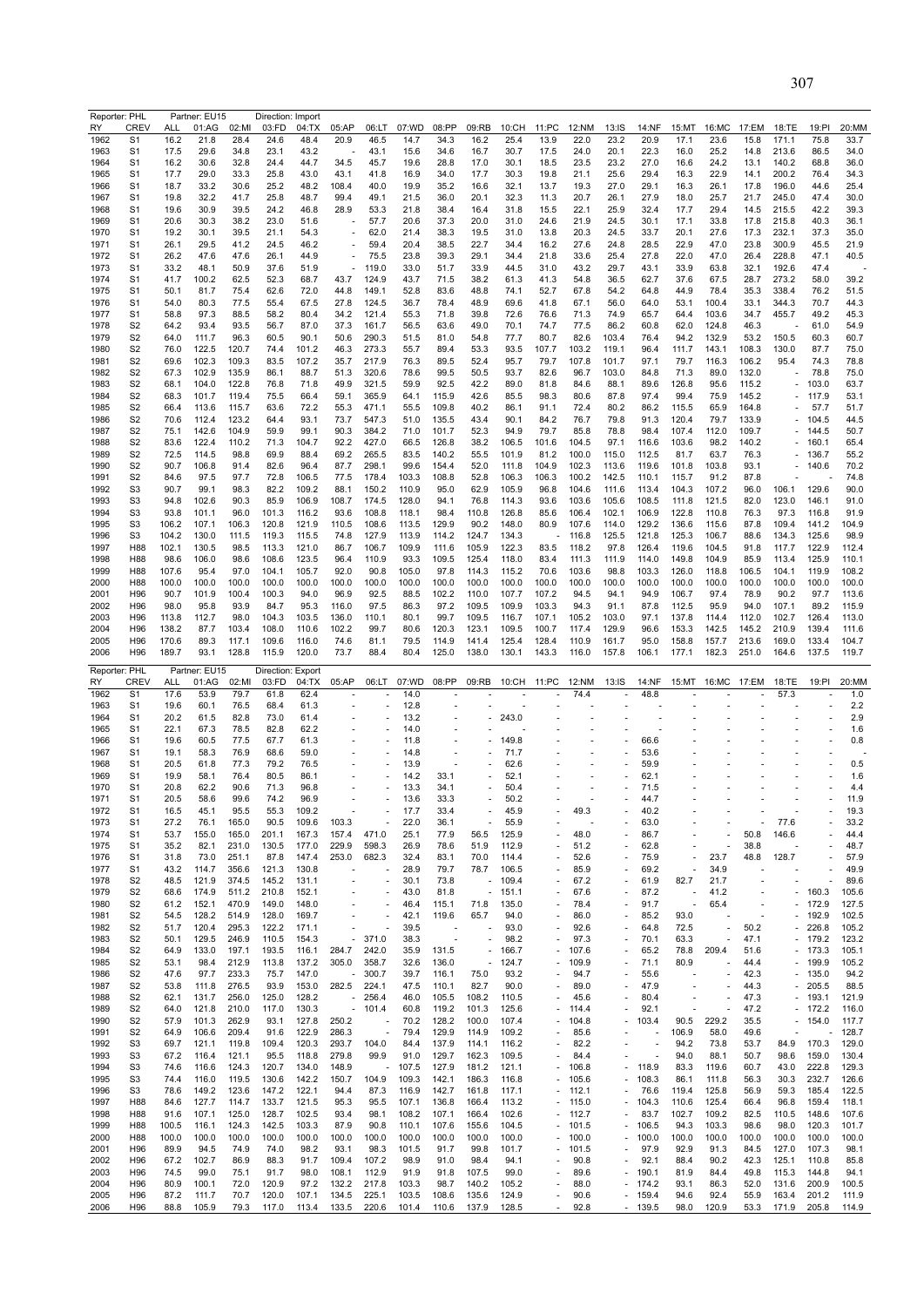Reporter: PHL | Partner: EU15 | Direction: Import

| RY | CREV | ALL | 01:AG | 02:MI | 03:FD | 04:TX | 05:AP | 06:LT | 07:WD | 08:PP | 09:RB | 10:CH | 11:PC | 12:NM | 13:IS | 14:NF | 15:MT | 16:MC | 17:EM | 18:TE | 19:PI | 20:MM |
|---|---|---|---|---|---|---|---|---|---|---|---|---|---|---|---|---|---|---|---|---|---|---|
| 1962 | S1 | 16.2 | 21.8 | 28.4 | 24.6 | 48.4 | 20.9 | 46.5 | 14.7 | 34.3 | 16.2 | 25.4 | 13.9 | 22.0 | 23.2 | 20.9 | 17.1 | 23.6 | 15.8 | 171.1 | 75.8 | 33.7 |
| 1963 | S1 | 17.5 | 29.6 | 34.8 | 23.1 | 43.2 | - | 43.1 | 15.6 | 34.6 | 16.7 | 30.7 | 17.5 | 24.0 | 20.1 | 22.3 | 16.0 | 25.2 | 14.8 | 213.6 | 86.5 | 34.0 |
| 1964 | S1 | 16.2 | 30.6 | 32.8 | 24.4 | 44.7 | 34.5 | 45.7 | 19.6 | 28.8 | 17.0 | 30.1 | 18.5 | 23.5 | 23.2 | 27.0 | 16.3 | 24.2 | 13.1 | 140.2 | 68.8 | 36.0 |
| 1965 | S1 | 17.7 | 29.0 | 33.3 | 25.8 | 43.0 | 43.1 | 41.8 | 16.9 | 34.0 | 17.7 | 30.3 | 19.8 | 21.1 | 25.6 | 29.4 | 16.3 | 22.9 | 14.1 | 200.2 | 76.4 | 34.3 |
| 1966 | S1 | 18.7 | 33.2 | 30.6 | 25.2 | 48.2 | 108.4 | 40.0 | 19.9 | 35.2 | 16.6 | 32.1 | 13.7 | 19.3 | 27.0 | 29.1 | 16.3 | 26.1 | 17.8 | 196.0 | 44.6 | 25.4 |
| 1967 | S1 | 19.8 | 32.2 | 41.7 | 25.8 | 48.7 | 99.4 | 49.1 | 21.5 | 36.0 | 20.1 | 32.3 | 11.3 | 20.7 | 26.1 | 27.9 | 18.0 | 25.7 | 21.7 | 245.0 | 47.4 | 30.0 |
| 1968 | S1 | 19.6 | 30.9 | 39.5 | 24.2 | 46.8 | 28.9 | 53.3 | 21.8 | 38.4 | 16.4 | 31.8 | 15.5 | 22.1 | 25.9 | 32.4 | 17.7 | 29.4 | 14.5 | 215.5 | 42.2 | 39.3 |
| 1969 | S1 | 20.6 | 30.3 | 38.2 | 23.0 | 51.6 | - | 57.7 | 20.6 | 37.3 | 20.0 | 31.0 | 24.6 | 21.9 | 24.5 | 30.1 | 17.1 | 33.8 | 17.8 | 215.8 | 40.3 | 36.1 |
| 1970 | S1 | 19.2 | 30.1 | 39.5 | 21.1 | 54.3 | - | 62.0 | 21.4 | 38.3 | 19.5 | 31.0 | 13.8 | 20.3 | 24.5 | 33.7 | 20.1 | 27.6 | 17.3 | 232.1 | 37.3 | 35.0 |
| 1971 | S1 | 26.1 | 29.5 | 41.2 | 24.5 | 46.2 | - | 59.4 | 20.4 | 38.5 | 22.7 | 34.4 | 16.2 | 27.6 | 24.8 | 28.5 | 22.9 | 47.0 | 23.8 | 300.9 | 45.5 | 21.9 |
| 1972 | S1 | 26.2 | 47.6 | 47.6 | 26.1 | 44.9 | - | 75.5 | 23.8 | 39.3 | 29.1 | 34.4 | 21.8 | 33.6 | 25.4 | 27.8 | 22.0 | 47.0 | 26.4 | 228.8 | 47.1 | 40.5 |
| 1973 | S1 | 33.2 | 48.1 | 50.9 | 37.6 | 51.9 | - | 119.0 | 33.0 | 51.7 | 33.9 | 44.5 | 31.0 | 43.2 | 29.7 | 43.1 | 33.9 | 63.8 | 32.1 | 192.6 | 47.4 | - |
| 1974 | S1 | 41.7 | 100.2 | 62.5 | 52.3 | 68.7 | 43.7 | 124.9 | 43.7 | 71.5 | 38.2 | 61.3 | 41.3 | 54.8 | 36.5 | 62.7 | 37.6 | 67.5 | 28.7 | 273.2 | 58.0 | 39.2 |
| 1975 | S1 | 50.1 | 81.7 | 75.4 | 62.6 | 72.0 | 44.8 | 149.1 | 52.8 | 83.6 | 48.8 | 74.1 | 52.7 | 67.8 | 54.2 | 64.8 | 44.9 | 78.4 | 35.3 | 338.4 | 76.2 | 51.5 |
| 1976 | S1 | 54.0 | 80.3 | 77.5 | 55.4 | 67.5 | 27.8 | 124.5 | 36.7 | 78.4 | 48.9 | 69.6 | 41.8 | 67.1 | 56.0 | 64.0 | 53.1 | 100.4 | 33.1 | 344.3 | 70.7 | 44.3 |
| 1977 | S1 | 58.8 | 97.3 | 88.5 | 58.2 | 80.4 | 34.2 | 121.4 | 55.3 | 71.8 | 39.8 | 72.6 | 76.6 | 71.3 | 74.9 | 65.7 | 64.4 | 103.6 | 34.7 | 455.7 | 49.2 | 45.3 |
| 1978 | S2 | 64.2 | 93.4 | 93.5 | 56.7 | 87.0 | 37.3 | 161.7 | 56.5 | 63.6 | 49.0 | 70.1 | 74.7 | 77.5 | 86.2 | 60.8 | 62.0 | 124.8 | 46.3 | - | 61.0 | 54.9 |
| 1979 | S2 | 64.0 | 111.7 | 96.3 | 60.5 | 90.1 | 50.6 | 290.3 | 51.5 | 81.0 | 54.8 | 77.7 | 80.7 | 82.6 | 103.4 | 76.4 | 94.2 | 132.9 | 53.2 | 150.5 | 60.3 | 60.7 |
| 1980 | S2 | 76.0 | 122.5 | 120.7 | 74.4 | 101.2 | 46.3 | 273.3 | 55.7 | 89.4 | 53.3 | 93.5 | 107.7 | 103.2 | 119.1 | 96.4 | 111.7 | 143.1 | 108.3 | 130.0 | 87.7 | 75.0 |
| 1981 | S2 | 69.6 | 102.3 | 109.3 | 83.5 | 107.2 | 35.7 | 217.9 | 76.3 | 89.5 | 52.4 | 95.7 | 79.7 | 107.8 | 101.7 | 97.1 | 79.7 | 116.3 | 106.2 | 95.4 | 74.3 | 78.8 |
| 1982 | S2 | 67.3 | 102.9 | 135.9 | 86.1 | 88.7 | 51.3 | 320.6 | 78.6 | 99.5 | 50.5 | 93.7 | 82.6 | 96.7 | 103.0 | 84.8 | 71.3 | 89.0 | 132.0 | - | 78.8 | 75.0 |
| 1983 | S2 | 68.1 | 104.0 | 122.8 | 76.8 | 71.8 | 49.9 | 321.5 | 59.9 | 92.5 | 42.2 | 89.0 | 81.8 | 84.6 | 88.1 | 89.6 | 126.8 | 95.6 | 115.2 | - | 103.0 | 63.7 |
| 1984 | S2 | 68.3 | 101.7 | 119.4 | 75.5 | 66.4 | 59.1 | 365.9 | 64.1 | 115.9 | 42.6 | 85.5 | 98.3 | 80.6 | 87.8 | 97.4 | 99.4 | 75.9 | 145.2 | - | 117.9 | 53.1 |
| 1985 | S2 | 66.4 | 113.6 | 115.7 | 63.6 | 72.2 | 55.3 | 471.1 | 55.5 | 109.8 | 40.2 | 86.1 | 91.1 | 72.4 | 80.2 | 86.2 | 115.5 | 65.9 | 164.8 | - | 57.7 | 51.7 |
| 1986 | S2 | 70.6 | 112.4 | 123.2 | 64.4 | 93.1 | 73.7 | 547.3 | 51.0 | 135.5 | 43.4 | 90.1 | 84.2 | 76.7 | 79.8 | 91.3 | 120.4 | 79.7 | 133.9 | - | 104.5 | 44.5 |
| 1987 | S2 | 75.1 | 142.6 | 104.9 | 59.9 | 99.1 | 90.3 | 384.2 | 71.0 | 101.7 | 52.3 | 94.9 | 79.7 | 85.8 | 78.8 | 98.4 | 107.4 | 112.0 | 109.7 | - | 144.5 | 50.7 |
| 1988 | S2 | 83.6 | 122.4 | 110.2 | 71.3 | 104.7 | 92.2 | 427.0 | 66.5 | 126.8 | 38.2 | 106.5 | 101.6 | 104.5 | 97.1 | 116.6 | 103.6 | 98.2 | 140.2 | - | 160.1 | 65.4 |
| 1989 | S2 | 72.5 | 114.5 | 98.8 | 69.9 | 88.4 | 69.2 | 265.5 | 83.5 | 140.2 | 55.5 | 101.9 | 81.2 | 100.0 | 115.0 | 112.5 | 81.7 | 63.7 | 76.3 | - | 136.7 | 55.2 |
| 1990 | S2 | 90.7 | 106.8 | 91.4 | 82.6 | 96.4 | 87.7 | 298.1 | 99.6 | 154.4 | 52.0 | 111.8 | 104.9 | 102.3 | 113.6 | 119.6 | 101.8 | 103.8 | 93.1 | - | 140.6 | 70.2 |
| 1991 | S2 | 84.6 | 97.5 | 97.7 | 72.8 | 106.5 | 77.5 | 178.4 | 103.3 | 108.8 | 52.8 | 106.3 | 106.3 | 100.2 | 142.5 | 110.1 | 115.7 | 91.2 | 87.8 | - | - | 74.8 |
| 1992 | S3 | 90.7 | 99.1 | 98.3 | 82.2 | 109.2 | 88.1 | 150.2 | 110.9 | 95.0 | 62.9 | 105.9 | 96.8 | 104.6 | 111.6 | 113.4 | 104.3 | 107.2 | 96.0 | 106.1 | 129.6 | 90.0 |
| 1993 | S3 | 94.8 | 102.6 | 90.3 | 85.9 | 106.9 | 108.7 | 174.5 | 128.0 | 94.1 | 76.8 | 114.3 | 93.6 | 103.6 | 105.6 | 108.5 | 111.8 | 121.5 | 82.0 | 123.0 | 146.1 | 91.0 |
| 1994 | S3 | 93.8 | 101.1 | 96.0 | 101.3 | 116.2 | 93.6 | 108.8 | 118.1 | 98.4 | 110.8 | 126.8 | 85.6 | 106.4 | 102.1 | 106.9 | 122.8 | 110.8 | 76.3 | 97.3 | 116.8 | 91.9 |
| 1995 | S3 | 106.2 | 107.1 | 106.3 | 120.8 | 121.9 | 110.5 | 108.6 | 113.5 | 129.9 | 90.2 | 148.0 | 80.9 | 107.6 | 114.0 | 129.2 | 136.6 | 115.6 | 87.8 | 109.4 | 141.2 | 104.9 |
| 1996 | S3 | 104.2 | 130.0 | 111.5 | 119.3 | 115.5 | 74.8 | 127.9 | 113.9 | 114.2 | 124.7 | 134.3 | - | 116.8 | 125.5 | 121.8 | 125.3 | 106.7 | 88.6 | 134.3 | 125.6 | 98.9 |
| 1997 | H88 | 102.1 | 130.5 | 98.5 | 113.3 | 121.0 | 86.7 | 106.7 | 109.9 | 111.6 | 105.9 | 122.3 | 83.5 | 118.2 | 97.8 | 126.4 | 119.6 | 104.5 | 91.8 | 117.7 | 122.9 | 112.4 |
| 1998 | H88 | 98.6 | 106.0 | 98.6 | 108.6 | 123.5 | 96.4 | 110.9 | 93.3 | 109.5 | 125.4 | 118.0 | 83.4 | 111.3 | 111.9 | 114.0 | 149.8 | 104.9 | 85.9 | 113.4 | 125.9 | 110.1 |
| 1999 | H88 | 107.6 | 95.4 | 97.0 | 104.1 | 105.7 | 92.0 | 90.8 | 105.0 | 97.8 | 114.3 | 115.2 | 70.6 | 103.6 | 98.8 | 103.3 | 126.0 | 118.8 | 106.5 | 104.1 | 119.9 | 108.2 |
| 2000 | H88 | 100.0 | 100.0 | 100.0 | 100.0 | 100.0 | 100.0 | 100.0 | 100.0 | 100.0 | 100.0 | 100.0 | 100.0 | 100.0 | 100.0 | 100.0 | 100.0 | 100.0 | 100.0 | 100.0 | 100.0 | 100.0 |
| 2001 | H96 | 90.7 | 101.9 | 100.4 | 100.3 | 94.0 | 96.9 | 92.5 | 88.5 | 102.2 | 110.0 | 107.7 | 107.2 | 94.5 | 94.1 | 94.9 | 106.7 | 97.4 | 78.9 | 90.2 | 97.7 | 113.6 |
| 2002 | H96 | 98.0 | 95.8 | 93.9 | 84.7 | 95.3 | 116.0 | 97.5 | 86.3 | 97.2 | 109.5 | 109.9 | 103.3 | 94.3 | 91.1 | 87.8 | 112.5 | 95.9 | 94.0 | 107.1 | 89.2 | 115.9 |
| 2003 | H96 | 113.8 | 112.7 | 98.0 | 104.3 | 103.5 | 136.0 | 110.1 | 80.1 | 99.7 | 109.5 | 116.7 | 107.1 | 105.2 | 103.0 | 97.1 | 137.8 | 114.4 | 112.0 | 102.7 | 126.4 | 113.0 |
| 2004 | H96 | 138.2 | 87.7 | 103.4 | 108.0 | 110.6 | 102.2 | 99.7 | 80.6 | 120.3 | 123.1 | 109.5 | 100.7 | 117.4 | 129.9 | 96.6 | 153.3 | 142.5 | 145.2 | 210.9 | 139.4 | 111.6 |
| 2005 | H96 | 170.6 | 89.3 | 117.1 | 109.6 | 116.0 | 74.6 | 81.1 | 79.5 | 114.9 | 141.4 | 125.4 | 128.4 | 110.9 | 161.7 | 95.0 | 158.8 | 157.7 | 213.6 | 169.0 | 133.4 | 104.7 |
| 2006 | H96 | 189.7 | 93.1 | 128.8 | 115.9 | 120.0 | 73.7 | 88.4 | 80.4 | 125.0 | 138.0 | 130.1 | 143.3 | 116.0 | 157.8 | 106.1 | 177.1 | 182.3 | 251.0 | 164.6 | 137.5 | 119.7 |

Reporter: PHL | Partner: EU15 | Direction: Export

| RY | CREV | ALL | 01:AG | 02:MI | 03:FD | 04:TX | 05:AP | 06:LT | 07:WD | 08:PP | 09:RB | 10:CH | 11:PC | 12:NM | 13:IS | 14:NF | 15:MT | 16:MC | 17:EM | 18:TE | 19:PI | 20:MM |
|---|---|---|---|---|---|---|---|---|---|---|---|---|---|---|---|---|---|---|---|---|---|---|
| 1962 | S1 | 17.6 | 53.9 | 79.7 | 61.8 | 62.4 | - | - | 14.0 | - | - | - | - | 74.4 | - | 48.8 | - | - | - | 57.3 | - | 1.0 |
| 1963 | S1 | 19.6 | 60.1 | 76.5 | 68.4 | 61.3 | - | - | 12.8 | - | - | - | - | - | - | - | - | - | - | - | - | 2.2 |
| 1964 | S1 | 20.2 | 61.5 | 82.8 | 73.0 | 61.4 | - | - | 13.2 | - | - | 243.0 | - | - | - | - | - | - | - | - | - | 2.9 |
| 1965 | S1 | 22.1 | 67.3 | 78.5 | 82.8 | 62.2 | - | - | 14.0 | - | - | - | - | - | - | - | - | - | - | - | - | 1.6 |
| 1966 | S1 | 19.6 | 60.5 | 77.5 | 67.7 | 61.3 | - | - | 11.8 | - | - | 149.8 | - | - | - | 66.6 | - | - | - | - | - | 0.8 |
| 1967 | S1 | 19.1 | 58.3 | 76.9 | 68.6 | 59.0 | - | - | 14.8 | - | - | 71.7 | - | - | - | 53.6 | - | - | - | - | - | - |
| 1968 | S1 | 20.5 | 61.8 | 77.3 | 79.2 | 76.5 | - | - | 13.9 | - | - | 62.6 | - | - | - | 59.9 | - | - | - | - | - | 0.5 |
| 1969 | S1 | 19.9 | 58.1 | 76.4 | 80.5 | 86.1 | - | - | 14.2 | 33.1 | - | 52.1 | - | - | - | 62.1 | - | - | - | - | - | 1.6 |
| 1970 | S1 | 20.8 | 62.2 | 90.6 | 71.3 | 96.8 | - | - | 13.3 | 34.1 | - | 50.4 | - | - | - | 71.5 | - | - | - | - | - | 4.4 |
| 1971 | S1 | 20.5 | 58.6 | 99.6 | 74.2 | 96.9 | - | - | 13.6 | 33.3 | - | 50.2 | - | - | - | 44.7 | - | - | - | - | - | 11.9 |
| 1972 | S1 | 16.5 | 45.1 | 95.5 | 55.3 | 109.2 | - | - | 17.7 | 33.4 | - | 45.9 | - | 49.3 | - | 40.2 | - | - | - | - | - | 19.3 |
| 1973 | S1 | 27.2 | 76.1 | 165.0 | 90.5 | 109.6 | 103.3 | - | 22.0 | 36.1 | - | 55.9 | - | - | - | 63.0 | - | - | - | 77.6 | - | 33.2 |
| 1974 | S1 | 53.7 | 155.0 | 165.0 | 201.1 | 167.3 | 157.4 | 471.0 | 25.1 | 77.9 | 56.5 | 125.9 | - | 48.0 | - | 86.7 | - | - | 50.8 | 146.6 | - | 44.4 |
| 1975 | S1 | 35.2 | 82.1 | 231.0 | 130.5 | 177.0 | 229.9 | 598.3 | 26.9 | 78.6 | 51.9 | 112.9 | - | 51.2 | - | 62.8 | - | - | 38.8 | - | - | 48.7 |
| 1976 | S1 | 31.8 | 73.0 | 251.1 | 87.8 | 147.4 | 253.0 | 682.3 | 32.4 | 83.1 | 70.0 | 114.4 | - | 52.6 | - | 75.9 | - | 23.7 | 48.8 | 128.7 | - | 57.9 |
| 1977 | S1 | 43.2 | 114.7 | 356.6 | 121.3 | 130.8 | - | - | 28.9 | 79.7 | 78.7 | 106.5 | - | 85.9 | - | 69.2 | - | 34.9 | - | - | - | 49.9 |
| 1978 | S2 | 48.5 | 121.9 | 374.5 | 145.2 | 131.1 | - | - | 30.1 | 73.8 | - | 109.4 | - | 67.2 | - | 61.9 | 82.7 | 21.7 | - | - | - | 89.6 |
| 1979 | S2 | 68.6 | 174.9 | 511.2 | 210.8 | 152.1 | - | - | 43.0 | 81.8 | - | 151.1 | - | 67.6 | - | 87.2 | - | 41.2 | - | - | 160.3 | 105.6 |
| 1980 | S2 | 61.2 | 152.1 | 470.9 | 149.0 | 148.0 | - | - | 46.4 | 115.1 | 71.8 | 135.0 | - | 78.4 | - | 91.7 | - | 65.4 | - | - | 172.9 | 127.5 |
| 1981 | S2 | 54.5 | 128.2 | 514.9 | 128.0 | 169.7 | - | - | 42.1 | 119.6 | 65.7 | 94.0 | - | 86.0 | - | 85.2 | 93.0 | - | - | - | 192.9 | 102.5 |
| 1982 | S2 | 51.7 | 120.4 | 295.3 | 122.2 | 171.1 | - | - | 39.5 | - | - | 93.0 | - | 92.6 | - | 64.8 | 72.5 | - | 50.2 | - | 226.8 | 105.2 |
| 1983 | S2 | 50.1 | 129.5 | 246.9 | 110.5 | 154.3 | - | 371.0 | 38.3 | - | - | 98.2 | - | 97.3 | - | 70.1 | 63.3 | - | 47.1 | - | 179.2 | 123.2 |
| 1984 | S2 | 64.9 | 133.0 | 197.1 | 193.5 | 116.1 | 284.7 | 242.0 | 35.9 | 131.5 | - | 166.7 | - | 107.6 | - | 65.2 | 78.8 | 209.4 | 51.6 | - | 173.3 | 105.1 |
| 1985 | S2 | 53.1 | 98.4 | 212.9 | 113.8 | 137.2 | 305.0 | 358.7 | 32.6 | 136.0 | - | 124.7 | - | 109.9 | - | 71.1 | 80.9 | - | 44.4 | - | 199.9 | 105.2 |
| 1986 | S2 | 47.6 | 97.7 | 233.3 | 75.7 | 147.0 | - | 300.7 | 39.7 | 116.1 | 75.0 | 93.2 | - | 94.7 | - | 55.6 | - | - | 42.3 | - | 135.0 | 94.2 |
| 1987 | S2 | 53.8 | 111.8 | 276.5 | 93.9 | 153.0 | 282.5 | 224.1 | 47.5 | 110.1 | 82.7 | 90.0 | - | 89.0 | - | 47.9 | - | - | 44.3 | - | 205.5 | 88.5 |
| 1988 | S2 | 62.1 | 131.7 | 256.0 | 125.0 | 128.2 | - | 256.4 | 46.0 | 105.5 | 108.2 | 110.5 | - | 45.6 | - | 80.4 | - | - | 47.3 | - | 193.1 | 121.9 |
| 1989 | S2 | 64.0 | 121.8 | 210.0 | 117.0 | 130.3 | - | 101.4 | 60.8 | 119.2 | 101.3 | 125.6 | - | 114.4 | - | 92.1 | - | - | 47.2 | - | 172.2 | 116.0 |
| 1990 | S2 | 57.9 | 101.3 | 262.9 | 93.1 | 127.8 | 250.2 | - | 70.2 | 128.2 | 100.0 | 107.4 | - | 104.8 | - | 103.4 | 90.5 | 229.2 | 35.5 | - | 154.0 | 117.7 |
| 1991 | S2 | 64.9 | 106.6 | 209.4 | 91.6 | 122.9 | 286.3 | - | 79.4 | 129.9 | 114.9 | 109.2 | - | 85.6 | - | - | 106.9 | 58.0 | 49.6 | - | - | 128.7 |
| 1992 | S3 | 69.7 | 121.1 | 119.8 | 109.4 | 120.3 | 293.7 | 104.0 | 84.4 | 137.9 | 114.1 | 116.2 | - | 82.2 | - | - | 94.2 | 73.8 | 53.7 | 84.9 | 170.3 | 129.0 |
| 1993 | S3 | 67.2 | 116.4 | 121.1 | 95.5 | 118.8 | 279.8 | 99.9 | 91.0 | 129.7 | 162.3 | 109.5 | - | 84.4 | - | - | 94.0 | 88.1 | 50.7 | 98.6 | 159.0 | 130.4 |
| 1994 | S3 | 74.6 | 116.6 | 124.3 | 120.7 | 134.0 | 148.9 | - | 107.5 | 127.9 | 181.2 | 121.1 | - | 106.8 | - | 118.9 | 83.3 | 119.6 | 60.7 | 43.0 | 222.8 | 129.3 |
| 1995 | S3 | 74.4 | 116.0 | 119.5 | 130.6 | 142.2 | 150.7 | 104.9 | 109.3 | 142.1 | 186.3 | 116.8 | - | 105.6 | - | 108.3 | 86.1 | 111.8 | 56.3 | 30.3 | 232.7 | 126.6 |
| 1996 | S3 | 78.6 | 149.2 | 123.6 | 147.2 | 122.1 | 94.4 | 87.3 | 116.9 | 142.7 | 161.8 | 117.1 | - | 112.1 | - | 76.6 | 119.4 | 125.8 | 56.9 | 59.3 | 185.4 | 122.5 |
| 1997 | H88 | 84.6 | 127.7 | 114.7 | 133.7 | 121.5 | 95.3 | 95.5 | 107.1 | 136.8 | 166.4 | 113.2 | - | 115.0 | - | 104.3 | 110.6 | 125.4 | 66.4 | 96.8 | 159.4 | 118.1 |
| 1998 | H88 | 91.6 | 107.1 | 125.0 | 128.7 | 102.5 | 93.4 | 98.1 | 108.2 | 107.1 | 166.4 | 102.6 | - | 112.7 | - | 83.7 | 102.7 | 109.2 | 82.5 | 110.5 | 148.6 | 107.6 |
| 1999 | H88 | 100.5 | 116.1 | 124.3 | 142.5 | 103.3 | 87.9 | 90.8 | 110.1 | 107.6 | 155.6 | 104.5 | - | 101.5 | - | 106.5 | 94.3 | 103.3 | 98.6 | 98.0 | 120.3 | 101.7 |
| 2000 | H88 | 100.0 | 100.0 | 100.0 | 100.0 | 100.0 | 100.0 | 100.0 | 100.0 | 100.0 | 100.0 | 100.0 | - | 100.0 | - | 100.0 | 100.0 | 100.0 | 100.0 | 100.0 | 100.0 | 100.0 |
| 2001 | H96 | 89.9 | 94.5 | 74.9 | 74.0 | 98.2 | 93.1 | 98.3 | 101.5 | 91.7 | 99.8 | 101.7 | - | 101.5 | - | 97.9 | 92.9 | 91.3 | 84.5 | 127.0 | 107.3 | 98.1 |
| 2002 | H96 | 67.2 | 102.7 | 86.9 | 88.3 | 91.7 | 109.4 | 107.2 | 98.9 | 91.0 | 98.4 | 94.1 | - | 90.8 | - | 92.1 | 88.4 | 90.2 | 42.3 | 125.1 | 110.8 | 85.8 |
| 2003 | H96 | 74.5 | 99.0 | 75.1 | 91.7 | 98.0 | 108.1 | 112.9 | 91.9 | 91.8 | 107.5 | 99.0 | - | 89.6 | - | 190.1 | 81.9 | 84.4 | 49.8 | 115.3 | 144.8 | 94.1 |
| 2004 | H96 | 80.9 | 100.1 | 72.0 | 120.9 | 97.2 | 132.2 | 217.8 | 103.3 | 98.7 | 140.2 | 105.2 | - | 88.0 | - | 174.2 | 93.1 | 86.3 | 52.0 | 131.6 | 200.9 | 100.5 |
| 2005 | H96 | 87.2 | 111.7 | 70.7 | 120.0 | 107.1 | 134.5 | 225.1 | 103.5 | 108.6 | 135.6 | 124.9 | - | 90.6 | - | 159.4 | 94.6 | 92.4 | 55.9 | 163.4 | 201.2 | 111.9 |
| 2006 | H96 | 88.8 | 105.9 | 79.3 | 117.0 | 113.4 | 133.5 | 220.6 | 101.4 | 110.6 | 137.9 | 128.5 | - | 92.8 | - | 139.5 | 98.0 | 120.9 | 53.3 | 171.9 | 205.8 | 114.9 |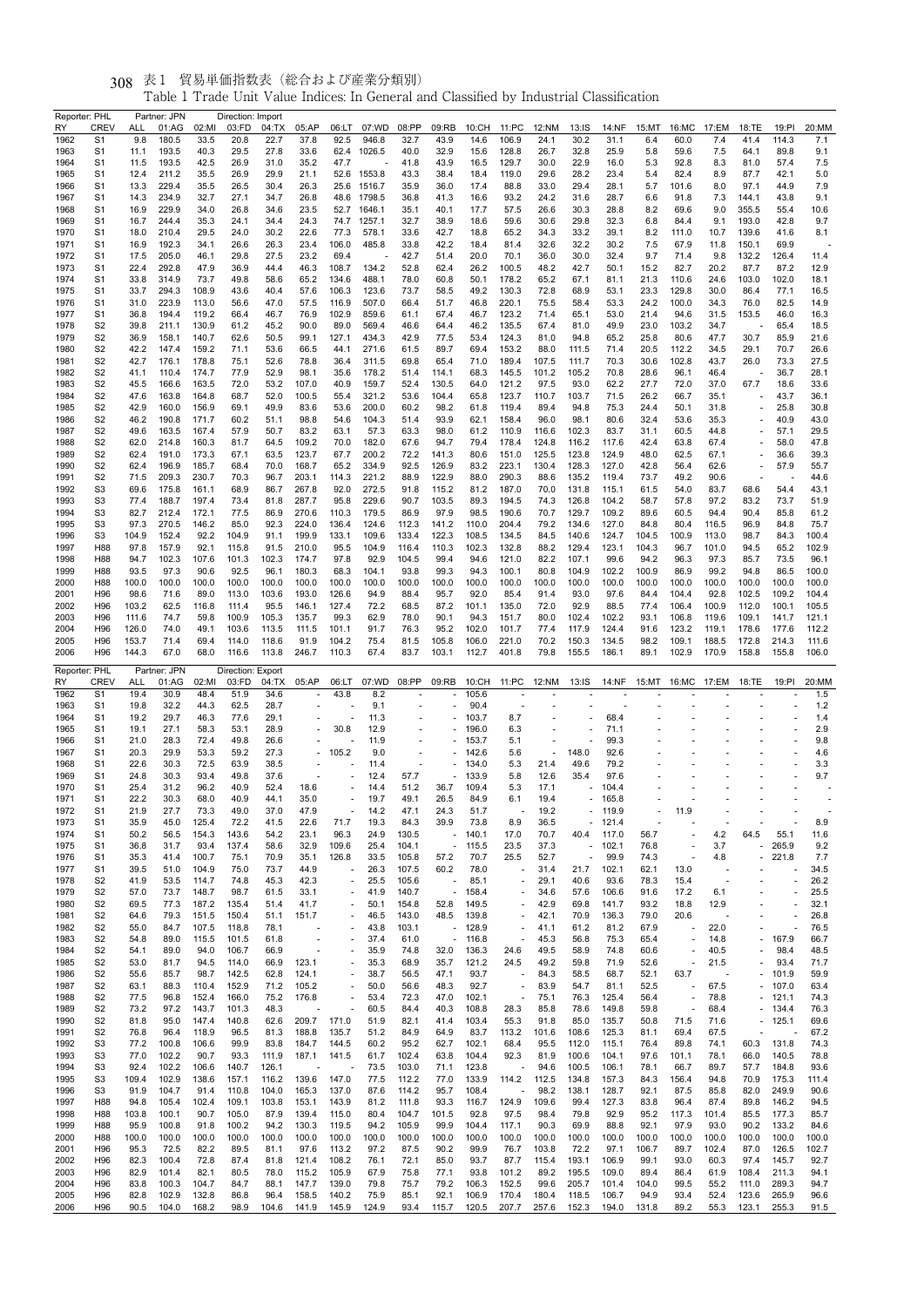# 表1 貿易単価指数表（総合および産業分類別）

Table 1 Trade Unit Value Indices: In General and Classified by Industrial Classification

Reporter: PHL　Partner: JPN　Direction: Import

| RY | CREV | ALL | 01:AG | 02:MI | 03:FD | 04:TX | 05:AP | 06:LT | 07:WD | 08:PP | 09:RB | 10:CH | 11:PC | 12:NM | 13:IS | 14:NF | 15:MT | 16:MC | 17:EM | 18:TE | 19:PI | 20:MM |
|---|---|---|---|---|---|---|---|---|---|---|---|---|---|---|---|---|---|---|---|---|---|---|
| 1962 | S1 | 9.8 | 180.5 | 33.5 | 20.8 | 22.7 | 37.8 | 92.5 | 946.8 | 32.7 | 43.9 | 14.6 | 106.9 | 24.1 | 30.2 | 31.1 | 6.4 | 60.0 | 7.4 | 41.4 | 114.3 | 7.1 |
| 1963 | S1 | 11.1 | 193.5 | 40.3 | 29.5 | 27.8 | 33.6 | 62.4 | 1026.5 | 40.0 | 32.9 | 15.6 | 128.8 | 26.7 | 32.8 | 25.9 | 5.8 | 59.6 | 7.5 | 64.1 | 89.8 | 9.1 |
| 1964 | S1 | 11.5 | 193.5 | 42.5 | 26.9 | 31.0 | 35.2 | 47.7 | - | 41.8 | 43.9 | 16.5 | 129.7 | 30.0 | 22.9 | 16.0 | 5.3 | 92.8 | 8.3 | 81.0 | 57.4 | 7.5 |
| 1965 | S1 | 12.4 | 211.2 | 35.5 | 26.9 | 29.9 | 21.1 | 52.6 | 1553.8 | 43.3 | 38.4 | 18.4 | 119.0 | 29.6 | 28.2 | 23.4 | 5.4 | 82.4 | 8.9 | 87.7 | 42.1 | 5.0 |
| 1966 | S1 | 13.3 | 229.4 | 35.5 | 26.5 | 30.4 | 26.3 | 25.6 | 1516.7 | 35.9 | 36.0 | 17.4 | 88.8 | 33.0 | 29.4 | 28.1 | 5.7 | 101.6 | 8.0 | 97.1 | 44.9 | 7.9 |
| 1967 | S1 | 14.3 | 234.9 | 32.7 | 27.1 | 34.7 | 26.8 | 48.6 | 1798.5 | 36.8 | 41.3 | 16.6 | 93.2 | 24.2 | 31.6 | 28.7 | 6.6 | 91.8 | 7.3 | 144.1 | 43.8 | 9.1 |
| 1968 | S1 | 16.9 | 229.9 | 34.0 | 26.8 | 34.6 | 23.5 | 52.7 | 1646.1 | 35.1 | 40.1 | 17.7 | 57.5 | 26.6 | 30.3 | 28.8 | 8.2 | 69.6 | 9.0 | 355.5 | 55.4 | 10.6 |
| 1969 | S1 | 16.7 | 244.4 | 35.3 | 24.1 | 34.4 | 24.3 | 74.7 | 1257.1 | 32.7 | 38.9 | 18.6 | 59.6 | 30.6 | 29.8 | 32.3 | 6.8 | 84.4 | 9.1 | 193.0 | 42.8 | 9.7 |
| 1970 | S1 | 18.0 | 210.4 | 29.5 | 24.0 | 30.2 | 22.6 | 77.3 | 578.1 | 33.6 | 42.7 | 18.8 | 65.2 | 34.3 | 33.2 | 39.1 | 8.2 | 111.0 | 10.7 | 139.6 | 41.6 | 8.1 |
| 1971 | S1 | 16.9 | 192.3 | 34.1 | 26.6 | 26.3 | 23.4 | 106.0 | 485.8 | 33.8 | 42.2 | 18.4 | 81.4 | 32.6 | 32.2 | 30.2 | 7.5 | 67.9 | 11.8 | 150.1 | 69.9 | - |
| 1972 | S1 | 17.5 | 205.0 | 46.1 | 29.8 | 27.5 | 23.2 | 69.4 | - | 42.7 | 51.4 | 20.0 | 70.1 | 36.0 | 30.0 | 32.4 | 9.7 | 71.4 | 9.8 | 132.2 | 126.4 | 11.4 |
| 1973 | S1 | 22.4 | 292.8 | 47.9 | 36.9 | 44.4 | 46.3 | 108.7 | 134.2 | 52.8 | 62.4 | 26.2 | 100.5 | 48.2 | 42.7 | 50.1 | 15.2 | 82.7 | 20.2 | 87.7 | 87.2 | 12.9 |
| 1974 | S1 | 33.8 | 314.9 | 73.7 | 49.8 | 58.6 | 65.2 | 134.6 | 488.1 | 78.0 | 60.8 | 50.1 | 178.2 | 65.2 | 67.1 | 81.1 | 21.3 | 110.6 | 24.6 | 103.0 | 102.0 | 18.1 |
| 1975 | S1 | 33.7 | 294.3 | 108.9 | 43.6 | 40.4 | 57.6 | 106.3 | 123.6 | 73.7 | 58.5 | 49.2 | 130.3 | 72.8 | 68.9 | 53.1 | 23.3 | 129.8 | 30.0 | 86.4 | 77.1 | 16.5 |
| 1976 | S1 | 31.0 | 223.9 | 113.0 | 56.6 | 47.0 | 57.5 | 116.9 | 507.0 | 66.4 | 51.7 | 46.8 | 220.1 | 75.5 | 58.4 | 53.3 | 24.2 | 100.0 | 34.3 | 76.0 | 82.5 | 14.9 |
| 1977 | S1 | 36.8 | 194.4 | 119.2 | 66.4 | 46.7 | 76.9 | 102.9 | 859.6 | 61.1 | 67.4 | 46.7 | 123.2 | 71.4 | 65.1 | 53.0 | 21.4 | 94.6 | 31.5 | 153.5 | 46.0 | 16.3 |
| 1978 | S2 | 39.8 | 211.1 | 130.9 | 61.2 | 45.2 | 90.0 | 89.0 | 569.4 | 46.6 | 64.4 | 46.2 | 135.5 | 67.4 | 81.0 | 49.9 | 23.0 | 103.2 | 34.7 | - | 65.4 | 18.5 |
| 1979 | S2 | 36.9 | 158.1 | 140.7 | 62.6 | 50.5 | 99.1 | 127.1 | 434.3 | 42.9 | 77.5 | 53.4 | 124.3 | 81.0 | 94.8 | 65.2 | 25.8 | 80.6 | 47.7 | 30.7 | 85.9 | 21.6 |
| 1980 | S2 | 42.2 | 147.4 | 159.2 | 71.1 | 53.6 | 66.5 | 44.1 | 271.6 | 61.5 | 89.7 | 69.4 | 153.2 | 88.0 | 111.5 | 71.4 | 20.5 | 112.2 | 34.5 | 29.1 | 70.7 | 26.6 |
| 1981 | S2 | 42.7 | 176.1 | 178.8 | 75.1 | 52.6 | 78.8 | 36.4 | 311.5 | 69.8 | 65.4 | 71.0 | 189.4 | 107.5 | 111.7 | 70.3 | 30.6 | 102.8 | 43.7 | 26.0 | 73.3 | 27.5 |
| 1982 | S2 | 41.1 | 110.4 | 174.7 | 77.9 | 52.9 | 98.1 | 35.6 | 178.2 | 51.4 | 114.1 | 68.3 | 145.5 | 101.2 | 105.2 | 70.8 | 28.6 | 96.1 | 46.4 | - | 36.7 | 28.1 |
| 1983 | S2 | 45.5 | 166.6 | 163.5 | 72.0 | 53.2 | 107.0 | 40.9 | 159.7 | 52.4 | 130.5 | 64.0 | 121.2 | 97.5 | 93.0 | 62.2 | 27.7 | 72.0 | 37.0 | 67.7 | 18.6 | 33.6 |
| 1984 | S2 | 47.6 | 163.8 | 164.8 | 68.7 | 52.0 | 100.5 | 55.4 | 321.2 | 53.6 | 104.4 | 65.8 | 123.7 | 110.7 | 103.7 | 71.5 | 26.2 | 66.7 | 35.1 | - | 43.7 | 36.1 |
| 1985 | S2 | 42.9 | 160.0 | 156.9 | 69.1 | 49.9 | 83.6 | 53.6 | 200.0 | 60.2 | 98.2 | 61.8 | 119.4 | 89.4 | 94.8 | 75.3 | 24.4 | 50.1 | 31.8 | - | 25.8 | 30.8 |
| 1986 | S2 | 46.2 | 190.8 | 171.7 | 60.2 | 51.1 | 98.8 | 54.6 | 104.3 | 51.4 | 93.9 | 62.1 | 158.4 | 96.0 | 98.1 | 80.6 | 32.4 | 53.6 | 35.3 | - | 40.9 | 43.0 |
| 1987 | S2 | 49.6 | 163.5 | 167.4 | 57.9 | 50.7 | 83.2 | 63.1 | 57.3 | 63.3 | 98.0 | 61.2 | 110.9 | 116.6 | 102.3 | 83.7 | 31.1 | 60.5 | 44.8 | - | 57.1 | 29.5 |
| 1988 | S2 | 62.0 | 214.8 | 160.3 | 81.7 | 64.5 | 109.2 | 70.0 | 182.0 | 67.6 | 94.7 | 79.4 | 178.4 | 124.8 | 116.2 | 117.6 | 42.4 | 63.8 | 67.4 | - | 58.0 | 47.8 |
| 1989 | S2 | 62.4 | 191.0 | 173.3 | 67.1 | 63.5 | 123.7 | 67.7 | 200.2 | 72.2 | 141.3 | 80.6 | 151.0 | 125.5 | 123.8 | 124.9 | 48.0 | 62.5 | 67.1 | - | 36.6 | 39.3 |
| 1990 | S2 | 62.4 | 196.9 | 185.7 | 68.4 | 70.0 | 168.7 | 65.2 | 334.9 | 92.5 | 126.9 | 83.2 | 223.1 | 130.4 | 128.3 | 127.0 | 42.8 | 56.4 | 62.6 | - | 57.9 | 55.7 |
| 1991 | S2 | 71.5 | 209.3 | 230.7 | 70.3 | 96.7 | 203.1 | 114.3 | 221.2 | 88.9 | 122.9 | 88.0 | 290.3 | 88.6 | 135.2 | 119.4 | 73.7 | 49.2 | 90.6 | - | - | 44.6 |
| 1992 | S3 | 69.6 | 175.8 | 161.1 | 68.9 | 86.7 | 267.8 | 92.0 | 272.5 | 91.8 | 115.2 | 81.2 | 187.0 | 70.0 | 131.8 | 115.1 | 61.5 | 54.0 | 83.7 | 68.6 | 54.4 | 43.1 |
| 1993 | S3 | 77.4 | 188.7 | 197.4 | 73.4 | 81.8 | 287.7 | 95.8 | 229.6 | 90.7 | 103.5 | 89.3 | 194.5 | 74.3 | 126.8 | 104.2 | 58.7 | 57.8 | 97.2 | 83.2 | 73.7 | 51.9 |
| 1994 | S3 | 82.7 | 212.4 | 172.1 | 77.5 | 86.9 | 270.6 | 110.3 | 179.5 | 86.9 | 97.9 | 98.5 | 190.6 | 70.7 | 129.7 | 109.2 | 89.6 | 60.5 | 94.4 | 90.4 | 85.8 | 61.2 |
| 1995 | S3 | 97.3 | 270.5 | 146.2 | 85.0 | 92.3 | 224.0 | 136.4 | 124.6 | 112.3 | 141.2 | 110.0 | 204.4 | 79.2 | 134.6 | 127.0 | 84.8 | 80.4 | 116.5 | 96.9 | 84.8 | 75.7 |
| 1996 | S3 | 104.9 | 152.4 | 92.2 | 104.9 | 91.1 | 199.9 | 133.1 | 109.6 | 133.4 | 122.3 | 108.5 | 134.5 | 84.5 | 140.6 | 124.7 | 104.5 | 100.9 | 113.0 | 98.7 | 84.3 | 100.4 |
| 1997 | H88 | 97.8 | 157.9 | 92.1 | 115.8 | 91.5 | 210.0 | 95.5 | 104.9 | 116.4 | 110.3 | 102.3 | 132.8 | 88.2 | 129.4 | 123.1 | 104.3 | 96.7 | 101.0 | 94.5 | 65.2 | 102.9 |
| 1998 | H88 | 94.7 | 102.3 | 107.6 | 101.3 | 102.3 | 174.7 | 97.8 | 92.9 | 104.5 | 99.4 | 94.6 | 121.0 | 82.2 | 107.1 | 99.6 | 94.2 | 96.3 | 97.3 | 85.7 | 73.5 | 96.1 |
| 1999 | H88 | 93.5 | 97.3 | 90.6 | 92.5 | 96.1 | 180.3 | 68.3 | 104.1 | 93.8 | 99.3 | 94.3 | 100.1 | 80.8 | 104.9 | 102.2 | 100.9 | 86.9 | 99.2 | 94.8 | 86.5 | 100.0 |
| 2000 | H88 | 100.0 | 100.0 | 100.0 | 100.0 | 100.0 | 100.0 | 100.0 | 100.0 | 100.0 | 100.0 | 100.0 | 100.0 | 100.0 | 100.0 | 100.0 | 100.0 | 100.0 | 100.0 | 100.0 | 100.0 | 100.0 |
| 2001 | H96 | 98.6 | 71.6 | 89.0 | 113.0 | 103.6 | 193.0 | 126.6 | 94.9 | 88.4 | 95.7 | 92.0 | 85.4 | 91.4 | 93.0 | 97.6 | 84.4 | 104.4 | 92.8 | 102.5 | 109.2 | 104.4 |
| 2002 | H96 | 103.2 | 62.5 | 116.8 | 111.4 | 95.5 | 146.1 | 127.4 | 72.2 | 68.5 | 87.2 | 101.1 | 135.0 | 72.0 | 92.9 | 88.5 | 77.4 | 106.4 | 100.9 | 112.0 | 100.1 | 105.5 |
| 2003 | H96 | 111.6 | 74.7 | 59.8 | 100.9 | 105.3 | 135.7 | 99.3 | 62.9 | 78.0 | 90.1 | 94.3 | 151.7 | 80.0 | 102.4 | 102.2 | 93.1 | 106.8 | 119.6 | 109.1 | 141.7 | 121.1 |
| 2004 | H96 | 126.0 | 74.0 | 49.1 | 103.6 | 113.5 | 111.5 | 101.1 | 91.7 | 76.3 | 95.2 | 102.0 | 101.7 | 77.4 | 117.9 | 124.4 | 91.6 | 123.2 | 119.1 | 178.6 | 177.6 | 112.2 |
| 2005 | H96 | 153.7 | 71.4 | 69.4 | 114.0 | 118.6 | 91.9 | 104.2 | 75.4 | 81.5 | 105.8 | 106.0 | 221.0 | 70.2 | 150.3 | 134.5 | 98.2 | 109.1 | 188.5 | 172.8 | 214.3 | 111.6 |
| 2006 | H96 | 144.3 | 67.0 | 68.0 | 116.6 | 113.8 | 246.7 | 110.3 | 67.4 | 83.7 | 103.1 | 112.7 | 401.8 | 79.8 | 155.5 | 186.1 | 89.1 | 102.9 | 170.9 | 158.8 | 155.8 | 106.0 |

Reporter: PHL　Partner: JPN　Direction: Export

| RY | CREV | ALL | 01:AG | 02:MI | 03:FD | 04:TX | 05:AP | 06:LT | 07:WD | 08:PP | 09:RB | 10:CH | 11:PC | 12:NM | 13:IS | 14:NF | 15:MT | 16:MC | 17:EM | 18:TE | 19:PI | 20:MM |
|---|---|---|---|---|---|---|---|---|---|---|---|---|---|---|---|---|---|---|---|---|---|---|
| 1962 | S1 | 19.4 | 30.9 | 48.4 | 51.9 | 34.6 | - | 43.8 | 8.2 | - | - | 105.6 | - | - | - | - | - | - | - | - | - | 1.5 |
| 1963 | S1 | 19.8 | 32.2 | 44.3 | 62.5 | 28.7 | - | - | 9.1 | - | - | 90.4 | - | - | - | - | - | - | - | - | - | 1.2 |
| 1964 | S1 | 19.2 | 29.7 | 46.3 | 77.6 | 29.1 | - | - | 11.3 | - | - | 103.7 | 8.7 | - | - | 68.4 | - | - | - | - | - | 1.4 |
| 1965 | S1 | 19.1 | 27.1 | 58.3 | 53.1 | 28.9 | - | 30.8 | 12.9 | - | - | 196.0 | 6.3 | - | - | 71.1 | - | - | - | - | - | 2.9 |
| 1966 | S1 | 21.0 | 28.3 | 72.4 | 49.8 | 26.6 | - | - | 11.9 | - | - | 153.7 | 5.1 | - | - | 99.3 | - | - | - | - | - | 9.8 |
| 1967 | S1 | 20.3 | 29.9 | 53.3 | 59.2 | 27.3 | - | 105.2 | 9.0 | - | - | 142.6 | 5.6 | - | 148.0 | 92.6 | - | - | - | - | - | 4.6 |
| 1968 | S1 | 22.6 | 30.3 | 72.5 | 63.9 | 38.5 | - | - | 11.4 | - | - | 134.0 | 5.3 | 21.4 | 49.6 | 79.2 | - | - | - | - | - | 3.3 |
| 1969 | S1 | 24.8 | 30.3 | 93.4 | 49.8 | 37.6 | - | - | 12.4 | 57.7 | - | 133.9 | 5.8 | 12.6 | 35.4 | 97.6 | - | - | - | - | - | 9.7 |
| 1970 | S1 | 25.4 | 31.2 | 96.2 | 40.9 | 52.4 | 18.6 | - | 14.4 | 51.2 | 36.7 | 109.4 | 5.3 | 17.1 | - | 104.4 | - | - | - | - | - | - |
| 1971 | S1 | 22.2 | 30.3 | 68.0 | 40.9 | 44.1 | 35.0 | - | 19.7 | 49.1 | 26.5 | 84.9 | 6.1 | 19.4 | - | 165.8 | - | - | - | - | - | - |
| 1972 | S1 | 21.9 | 27.7 | 73.3 | 49.0 | 37.0 | 47.9 | - | 14.2 | 47.1 | 24.3 | 51.7 | - | 19.2 | - | 119.9 | - | 11.9 | - | - | - | - |
| 1973 | S1 | 35.9 | 45.0 | 125.4 | 72.2 | 41.5 | 22.6 | 71.7 | 19.3 | 84.3 | 39.9 | 73.8 | 8.9 | 36.5 | - | 121.4 | - | - | - | - | - | 8.9 |
| 1974 | S1 | 50.2 | 56.5 | 154.3 | 143.6 | 54.2 | 23.1 | 96.3 | 24.9 | 130.5 | - | 140.1 | 17.0 | 70.7 | 40.4 | 117.0 | 56.7 | - | 4.2 | 64.5 | 55.1 | 11.6 |
| 1975 | S1 | 36.8 | 31.7 | 93.4 | 137.4 | 58.6 | 32.9 | 109.6 | 25.4 | 104.1 | - | 115.5 | 23.5 | 37.3 | - | 102.1 | 76.8 | - | 3.7 | - | 265.9 | 9.2 |
| 1976 | S1 | 35.3 | 41.4 | 100.7 | 75.1 | 70.9 | 35.1 | 126.8 | 33.5 | 105.8 | 57.2 | 70.7 | 25.5 | 52.7 | - | 99.9 | 74.3 | - | 4.8 | - | 221.8 | 7.7 |
| 1977 | S1 | 39.5 | 51.0 | 104.9 | 75.0 | 73.7 | 44.9 | - | 26.3 | 107.5 | 60.2 | 78.0 | - | 31.4 | 21.7 | 102.1 | 62.1 | 13.0 | - | - | - | 34.5 |
| 1978 | S2 | 41.9 | 53.5 | 114.7 | 74.8 | 45.3 | 42.3 | - | 25.5 | 105.6 | - | 85.1 | - | 29.1 | 40.6 | 93.6 | 78.3 | 15.4 | - | - | - | 26.2 |
| 1979 | S2 | 57.0 | 73.7 | 148.7 | 98.7 | 61.5 | 33.1 | - | 41.9 | 140.7 | - | 158.4 | - | 34.6 | 57.6 | 106.6 | 91.6 | 17.2 | 6.1 | - | - | 25.5 |
| 1980 | S2 | 69.5 | 77.3 | 187.2 | 135.4 | 51.4 | 41.7 | - | 50.1 | 154.8 | 52.8 | 149.5 | - | 42.9 | 69.8 | 141.7 | 93.2 | 18.8 | 12.9 | - | - | 32.1 |
| 1981 | S2 | 64.6 | 79.3 | 151.5 | 150.4 | 51.1 | 151.7 | - | 46.5 | 143.0 | 48.5 | 139.8 | - | 42.1 | 70.9 | 136.3 | 79.0 | 20.6 | - | - | - | 26.8 |
| 1982 | S2 | 55.0 | 84.7 | 107.5 | 118.8 | 78.1 | - | - | 43.8 | 103.1 | - | 128.9 | - | 41.1 | 61.2 | 81.2 | 67.9 | - | 22.0 | - | - | 76.5 |
| 1983 | S2 | 54.8 | 89.0 | 115.5 | 101.5 | 61.8 | - | - | 37.4 | 61.0 | - | 116.8 | - | 45.3 | 56.8 | 75.3 | 65.4 | - | 14.8 | - | 167.9 | 66.7 |
| 1984 | S2 | 54.1 | 89.0 | 94.0 | 106.7 | 66.9 | - | - | 35.9 | 74.8 | 32.0 | 136.3 | 24.6 | 49.5 | 58.9 | 74.8 | 60.6 | - | 40.5 | - | 98.4 | 48.5 |
| 1985 | S2 | 53.0 | 81.7 | 94.5 | 114.0 | 66.9 | 123.1 | - | 35.3 | 68.9 | 35.7 | 121.2 | 24.5 | 49.2 | 59.8 | 71.9 | 52.6 | - | 21.5 | - | 93.4 | 71.7 |
| 1986 | S2 | 55.6 | 85.7 | 98.7 | 142.5 | 62.8 | 124.1 | - | 38.7 | 56.5 | 47.1 | 93.7 | - | 84.3 | 58.5 | 68.7 | 52.1 | 63.7 | - | - | 101.9 | 59.9 |
| 1987 | S2 | 63.1 | 88.3 | 110.4 | 152.9 | 71.2 | 105.2 | - | 50.0 | 56.6 | 48.3 | 92.7 | - | 83.9 | 54.7 | 81.1 | 52.5 | - | 67.5 | - | 107.0 | 63.4 |
| 1988 | S2 | 77.5 | 96.8 | 152.4 | 166.0 | 75.2 | 176.8 | - | 53.4 | 72.3 | 47.0 | 102.1 | - | 75.1 | 76.3 | 125.4 | 56.4 | - | 78.8 | - | 121.1 | 74.3 |
| 1989 | S2 | 73.2 | 97.2 | 143.7 | 101.3 | 48.3 | - | - | 60.5 | 84.4 | 40.3 | 108.8 | 28.3 | 85.8 | 78.6 | 149.8 | 59.8 | - | 68.4 | - | 134.4 | 76.3 |
| 1990 | S2 | 81.8 | 95.0 | 147.4 | 140.8 | 62.6 | 209.7 | 171.0 | 51.9 | 82.1 | 41.4 | 103.4 | 55.3 | 91.8 | 85.0 | 135.7 | 50.8 | 71.5 | 71.6 | - | 125.1 | 69.6 |
| 1991 | S2 | 76.8 | 96.4 | 118.9 | 96.5 | 81.3 | 188.8 | 135.7 | 51.2 | 84.9 | 64.9 | 83.7 | 113.2 | 101.6 | 108.6 | 125.3 | 81.1 | 69.4 | 67.5 | - | - | 67.2 |
| 1992 | S3 | 77.2 | 100.8 | 106.6 | 99.9 | 83.8 | 184.7 | 144.5 | 60.2 | 95.2 | 62.7 | 102.1 | 68.4 | 95.5 | 112.0 | 115.1 | 76.4 | 89.8 | 74.1 | 60.3 | 131.8 | 74.3 |
| 1993 | S3 | 77.0 | 102.2 | 90.7 | 93.3 | 111.9 | 187.1 | 141.5 | 61.7 | 102.4 | 63.8 | 104.4 | 92.3 | 81.9 | 100.6 | 104.1 | 97.6 | 101.1 | 78.1 | 66.0 | 140.5 | 78.8 |
| 1994 | S3 | 92.4 | 102.2 | 106.6 | 140.7 | 126.1 | - | - | 73.5 | 103.0 | 71.1 | 123.8 | - | 94.6 | 100.5 | 106.1 | 78.1 | 66.7 | 89.7 | 57.7 | 184.8 | 93.6 |
| 1995 | S3 | 109.4 | 102.9 | 138.6 | 157.1 | 116.2 | 139.6 | 147.0 | 77.5 | 112.2 | 77.0 | 133.9 | 114.2 | 112.5 | 134.8 | 157.3 | 84.3 | 156.4 | 94.8 | 70.9 | 175.3 | 111.4 |
| 1996 | S3 | 91.9 | 104.7 | 91.4 | 110.8 | 104.0 | 165.3 | 137.0 | 87.6 | 114.2 | 95.7 | 108.4 | - | 98.2 | 138.1 | 128.7 | 92.1 | 87.5 | 85.8 | 82.0 | 249.9 | 90.6 |
| 1997 | H88 | 94.8 | 105.4 | 102.4 | 109.1 | 103.8 | 153.1 | 143.9 | 81.2 | 111.8 | 93.3 | 116.7 | 124.9 | 109.6 | 99.4 | 127.3 | 83.8 | 96.4 | 87.4 | 89.8 | 146.2 | 94.5 |
| 1998 | H88 | 103.8 | 100.1 | 90.7 | 105.0 | 87.9 | 139.4 | 115.0 | 80.4 | 104.7 | 101.5 | 92.8 | 97.5 | 98.4 | 79.8 | 92.9 | 95.2 | 117.3 | 101.4 | 85.5 | 177.3 | 85.7 |
| 1999 | H88 | 95.9 | 100.8 | 91.8 | 100.2 | 94.2 | 130.3 | 119.5 | 94.2 | 105.9 | 99.9 | 104.4 | 117.1 | 90.3 | 69.9 | 88.8 | 92.1 | 97.9 | 93.0 | 90.2 | 133.2 | 84.6 |
| 2000 | H88 | 100.0 | 100.0 | 100.0 | 100.0 | 100.0 | 100.0 | 100.0 | 100.0 | 100.0 | 100.0 | 100.0 | 100.0 | 100.0 | 100.0 | 100.0 | 100.0 | 100.0 | 100.0 | 100.0 | 100.0 | 100.0 |
| 2001 | H96 | 95.3 | 72.5 | 82.2 | 89.5 | 81.1 | 97.6 | 113.2 | 97.2 | 87.5 | 90.2 | 99.9 | 76.7 | 103.8 | 72.2 | 97.1 | 106.7 | 89.7 | 102.4 | 87.0 | 126.5 | 102.7 |
| 2002 | H96 | 82.3 | 100.4 | 72.8 | 87.4 | 81.8 | 121.4 | 108.2 | 76.1 | 72.1 | 85.0 | 93.7 | 87.7 | 115.4 | 193.1 | 106.9 | 99.1 | 93.0 | 60.3 | 97.4 | 145.7 | 92.7 |
| 2003 | H96 | 82.9 | 101.4 | 82.1 | 80.5 | 78.0 | 115.2 | 105.9 | 67.9 | 75.8 | 77.1 | 93.8 | 101.2 | 89.2 | 195.5 | 109.0 | 89.4 | 86.4 | 61.9 | 108.4 | 211.3 | 94.1 |
| 2004 | H96 | 83.8 | 100.3 | 104.7 | 84.7 | 88.1 | 147.7 | 139.0 | 79.8 | 75.7 | 79.2 | 106.3 | 152.5 | 99.6 | 205.7 | 101.4 | 104.0 | 99.5 | 55.2 | 111.0 | 289.3 | 94.7 |
| 2005 | H96 | 82.8 | 102.9 | 132.8 | 86.8 | 96.4 | 158.5 | 140.2 | 75.9 | 85.1 | 92.1 | 106.9 | 170.4 | 180.4 | 118.5 | 106.7 | 94.9 | 93.4 | 52.4 | 123.6 | 265.9 | 96.6 |
| 2006 | H96 | 90.5 | 104.0 | 168.2 | 98.9 | 104.6 | 141.9 | 145.9 | 124.9 | 93.4 | 115.7 | 120.5 | 207.7 | 257.6 | 152.3 | 194.0 | 131.8 | 89.2 | 55.3 | 123.1 | 255.3 | 91.5 |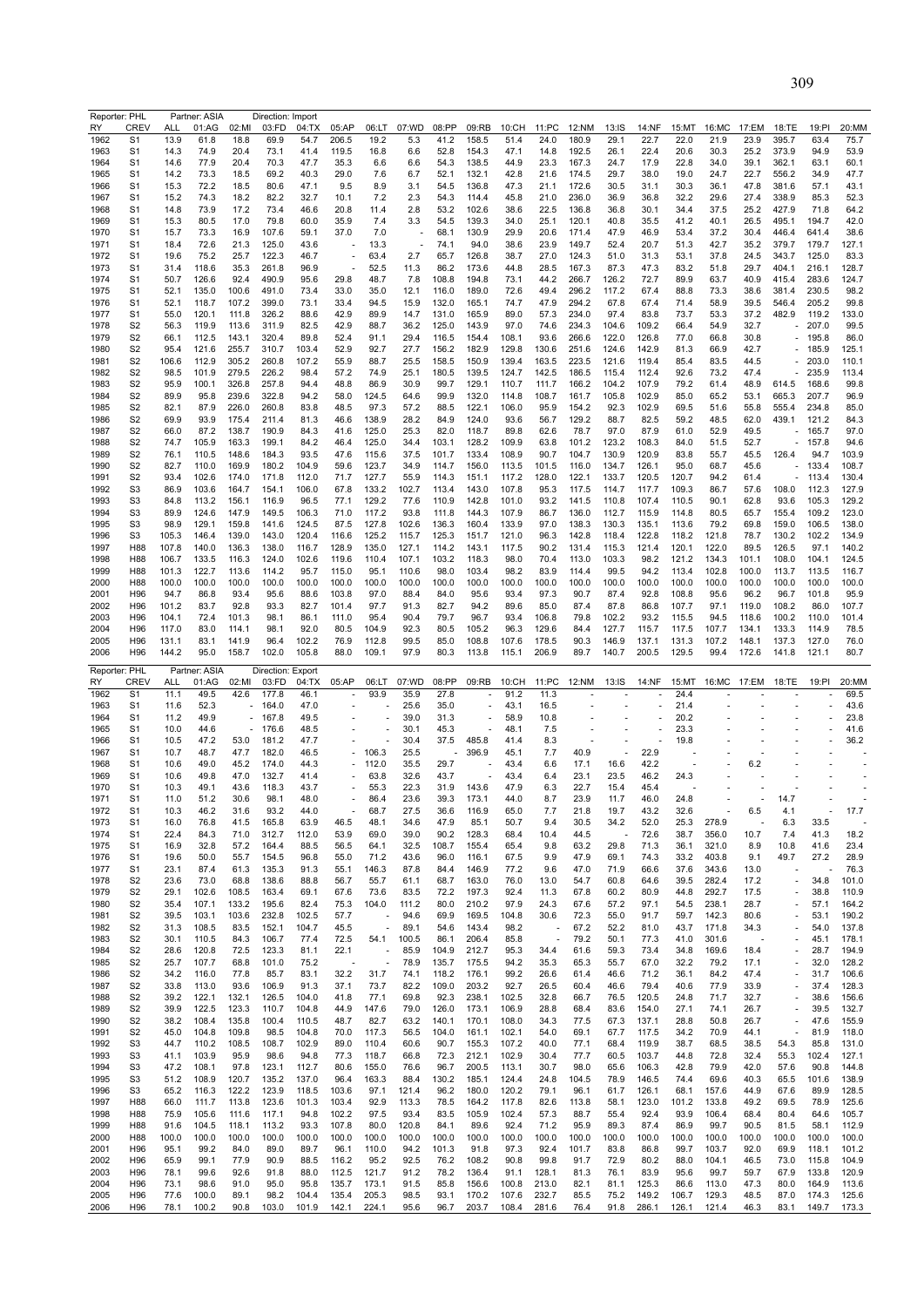Reporter: PHL Partner: ASIA Direction: Import

| RY | CREV | ALL | 01:AG | 02:MI | 03:FD | 04:TX | 05:AP | 06:LT | 07:WD | 08:PP | 09:RB | 10:CH | 11:PC | 12:NM | 13:IS | 14:NF | 15:MT | 16:MC | 17:EM | 18:TE | 19:PI | 20:MM |
|---|---|---|---|---|---|---|---|---|---|---|---|---|---|---|---|---|---|---|---|---|---|---|
| 1962 | S1 | 13.9 | 61.8 | 18.8 | 69.9 | 54.7 | 206.5 | 19.2 | 5.3 | 41.2 | 158.5 | 51.4 | 24.0 | 180.9 | 29.1 | 22.7 | 22.0 | 21.9 | 23.9 | 395.7 | 63.4 | 75.7 |
| 1963 | S1 | 14.3 | 74.9 | 20.4 | 73.1 | 41.4 | 119.5 | 16.8 | 6.6 | 52.8 | 154.3 | 47.1 | 14.8 | 192.5 | 26.1 | 22.4 | 20.6 | 30.3 | 25.2 | 373.9 | 94.9 | 53.9 |
| 1964 | S1 | 14.6 | 77.9 | 20.4 | 70.3 | 47.7 | 35.3 | 6.6 | 6.6 | 54.3 | 138.5 | 44.9 | 23.3 | 167.3 | 24.7 | 17.9 | 22.8 | 34.0 | 39.1 | 362.1 | 63.1 | 60.1 |
| 1965 | S1 | 14.2 | 73.3 | 18.5 | 69.2 | 40.3 | 29.0 | 7.6 | 6.7 | 52.1 | 132.1 | 42.8 | 21.6 | 174.5 | 29.7 | 38.0 | 19.0 | 24.7 | 22.7 | 556.2 | 34.9 | 47.7 |
| 1966 | S1 | 15.3 | 72.2 | 18.5 | 80.6 | 47.1 | 9.5 | 8.9 | 3.1 | 54.5 | 136.8 | 47.3 | 21.1 | 172.6 | 30.5 | 31.1 | 30.3 | 36.1 | 47.8 | 381.6 | 57.1 | 43.1 |
| 1967 | S1 | 15.2 | 74.3 | 18.2 | 82.2 | 32.7 | 10.1 | 7.2 | 2.3 | 54.3 | 114.4 | 45.8 | 21.0 | 236.0 | 36.9 | 36.8 | 32.2 | 29.6 | 27.4 | 338.9 | 85.3 | 52.3 |
| 1968 | S1 | 14.8 | 73.9 | 17.2 | 73.4 | 46.6 | 20.8 | 11.4 | 2.8 | 53.2 | 102.6 | 38.6 | 22.5 | 136.8 | 36.8 | 30.1 | 34.4 | 37.5 | 25.2 | 427.9 | 71.8 | 64.2 |
| 1969 | S1 | 15.3 | 80.5 | 17.0 | 79.8 | 60.0 | 35.9 | 7.4 | 3.3 | 54.5 | 139.3 | 34.0 | 25.1 | 120.1 | 40.8 | 35.5 | 41.2 | 40.1 | 26.5 | 495.1 | 194.7 | 42.0 |
| 1970 | S1 | 15.7 | 73.3 | 16.9 | 107.6 | 59.1 | 37.0 | 7.0 | - | 68.1 | 130.9 | 29.9 | 20.6 | 171.4 | 47.9 | 46.9 | 53.4 | 37.2 | 30.4 | 446.4 | 641.4 | 38.6 |
| 1971 | S1 | 18.4 | 72.6 | 21.3 | 125.0 | 43.6 | - | 13.3 | - | 74.1 | 94.0 | 38.6 | 23.9 | 149.7 | 52.4 | 20.7 | 51.3 | 42.7 | 35.2 | 379.7 | 179.7 | 127.1 |
| 1972 | S1 | 19.6 | 75.2 | 25.7 | 122.3 | 46.7 | - | 63.4 | 2.7 | 65.7 | 126.8 | 38.7 | 27.0 | 124.3 | 51.0 | 31.3 | 53.1 | 37.8 | 24.5 | 343.7 | 125.0 | 83.3 |
| 1973 | S1 | 31.4 | 118.6 | 35.3 | 261.8 | 96.9 | - | 52.5 | 11.3 | 86.2 | 173.6 | 44.8 | 28.5 | 167.3 | 87.3 | 47.3 | 83.2 | 51.8 | 29.7 | 404.1 | 216.1 | 128.7 |
| 1974 | S1 | 50.7 | 126.6 | 92.4 | 490.9 | 95.6 | 29.8 | 48.7 | 7.8 | 108.8 | 194.8 | 73.1 | 44.2 | 266.7 | 126.2 | 72.7 | 89.9 | 63.7 | 40.9 | 415.4 | 283.6 | 124.7 |
| 1975 | S1 | 52.1 | 135.0 | 100.6 | 491.0 | 73.4 | 33.0 | 35.0 | 12.1 | 116.0 | 189.0 | 72.6 | 49.4 | 296.2 | 117.2 | 67.4 | 88.8 | 73.3 | 38.6 | 381.4 | 230.5 | 98.2 |
| 1976 | S1 | 52.1 | 118.7 | 107.2 | 399.0 | 73.1 | 33.4 | 94.5 | 15.9 | 132.0 | 165.1 | 74.7 | 47.9 | 294.2 | 67.8 | 67.4 | 71.4 | 58.9 | 39.5 | 546.4 | 205.2 | 99.8 |
| 1977 | S1 | 55.0 | 120.1 | 111.8 | 326.2 | 88.6 | 42.9 | 89.9 | 14.7 | 131.0 | 165.9 | 89.0 | 57.3 | 234.0 | 97.4 | 83.8 | 73.7 | 53.3 | 37.2 | 482.9 | 119.2 | 133.0 |
| 1978 | S2 | 56.3 | 119.9 | 113.6 | 311.9 | 82.5 | 42.9 | 88.7 | 36.2 | 125.0 | 143.9 | 97.0 | 74.6 | 234.3 | 104.6 | 109.2 | 66.4 | 54.9 | 32.7 | - | 207.0 | 99.5 |
| 1979 | S2 | 66.1 | 112.5 | 143.1 | 320.4 | 89.8 | 52.4 | 91.1 | 29.4 | 116.5 | 154.4 | 108.1 | 93.6 | 266.6 | 122.0 | 126.8 | 77.0 | 66.8 | 30.8 | - | 195.8 | 86.0 |
| 1980 | S2 | 95.4 | 121.6 | 255.7 | 310.7 | 103.4 | 52.9 | 92.7 | 27.7 | 156.2 | 182.9 | 129.8 | 130.6 | 251.6 | 124.6 | 142.9 | 81.3 | 66.9 | 42.7 | - | 185.9 | 125.1 |
| 1981 | S2 | 106.6 | 112.9 | 305.2 | 260.8 | 107.2 | 55.9 | 88.7 | 25.5 | 158.5 | 150.9 | 139.4 | 163.5 | 223.5 | 121.6 | 119.4 | 85.4 | 83.5 | 44.5 | - | 203.0 | 110.1 |
| 1982 | S2 | 98.5 | 101.9 | 279.5 | 226.2 | 98.4 | 57.2 | 74.9 | 25.1 | 180.5 | 139.5 | 124.7 | 142.5 | 186.5 | 115.4 | 112.4 | 92.6 | 73.2 | 47.4 | - | 235.9 | 113.4 |
| 1983 | S2 | 95.9 | 100.1 | 326.8 | 257.8 | 94.4 | 48.8 | 86.9 | 30.9 | 99.7 | 129.1 | 110.7 | 111.7 | 166.2 | 104.2 | 107.9 | 79.2 | 61.4 | 48.9 | 614.5 | 168.6 | 99.8 |
| 1984 | S2 | 89.9 | 95.8 | 239.6 | 322.8 | 94.2 | 58.0 | 124.5 | 64.6 | 99.9 | 132.0 | 114.8 | 108.7 | 161.7 | 105.8 | 102.9 | 85.0 | 65.2 | 53.1 | 665.3 | 207.7 | 96.9 |
| 1985 | S2 | 82.1 | 87.9 | 226.0 | 260.8 | 83.8 | 48.5 | 97.3 | 57.2 | 88.5 | 122.1 | 106.0 | 95.9 | 154.2 | 92.3 | 102.9 | 69.5 | 51.6 | 55.8 | 555.4 | 234.8 | 85.0 |
| 1986 | S2 | 69.9 | 93.9 | 175.4 | 211.4 | 81.3 | 46.6 | 138.9 | 28.2 | 84.9 | 124.0 | 93.6 | 56.7 | 129.2 | 88.7 | 82.5 | 59.2 | 48.5 | 62.0 | 439.1 | 121.2 | 84.3 |
| 1987 | S2 | 66.0 | 87.2 | 138.7 | 190.9 | 84.3 | 41.6 | 125.0 | 25.3 | 82.0 | 118.7 | 89.8 | 62.6 | 78.7 | 97.0 | 87.9 | 61.0 | 52.9 | 49.5 | - | 165.7 | 97.0 |
| 1988 | S2 | 74.7 | 105.9 | 163.3 | 199.1 | 84.2 | 46.4 | 125.0 | 34.4 | 103.1 | 128.2 | 109.9 | 63.8 | 101.2 | 123.2 | 108.3 | 84.0 | 51.5 | 52.7 | - | 157.8 | 94.6 |
| 1989 | S2 | 76.1 | 110.5 | 148.6 | 184.3 | 93.5 | 47.6 | 115.6 | 37.5 | 101.7 | 133.4 | 108.9 | 90.7 | 104.7 | 130.9 | 120.9 | 83.8 | 55.7 | 45.5 | 126.4 | 94.7 | 103.9 |
| 1990 | S2 | 82.7 | 110.0 | 169.9 | 180.2 | 104.9 | 59.6 | 123.7 | 34.9 | 114.7 | 156.0 | 113.5 | 101.5 | 116.0 | 134.7 | 126.1 | 95.0 | 68.7 | 45.6 | - | 133.4 | 108.7 |
| 1991 | S2 | 93.4 | 102.6 | 174.0 | 171.8 | 112.0 | 71.7 | 127.7 | 55.9 | 114.3 | 151.1 | 117.2 | 128.0 | 122.1 | 133.7 | 120.5 | 120.7 | 94.2 | 61.4 | - | 113.4 | 130.4 |
| 1992 | S3 | 86.9 | 103.6 | 164.7 | 154.1 | 106.0 | 67.8 | 133.2 | 102.7 | 113.4 | 143.0 | 107.8 | 95.3 | 117.5 | 114.7 | 117.7 | 109.3 | 86.7 | 57.6 | 108.0 | 112.3 | 127.9 |
| 1993 | S3 | 84.8 | 113.2 | 156.1 | 116.9 | 96.5 | 77.1 | 129.2 | 77.6 | 110.9 | 142.8 | 101.0 | 93.2 | 141.5 | 110.8 | 107.4 | 110.5 | 90.1 | 62.8 | 93.6 | 105.3 | 129.2 |
| 1994 | S3 | 89.9 | 124.6 | 147.9 | 149.5 | 106.3 | 71.0 | 117.2 | 93.8 | 111.8 | 144.3 | 107.9 | 86.7 | 136.0 | 112.7 | 115.9 | 114.8 | 80.5 | 65.7 | 155.4 | 109.2 | 123.0 |
| 1995 | S3 | 98.9 | 129.1 | 159.8 | 141.6 | 124.5 | 87.5 | 127.8 | 102.6 | 136.3 | 160.4 | 133.9 | 97.0 | 138.3 | 130.3 | 135.1 | 113.6 | 79.2 | 69.8 | 159.0 | 106.5 | 138.0 |
| 1996 | S3 | 105.3 | 146.4 | 139.0 | 143.0 | 120.4 | 116.6 | 125.2 | 115.7 | 125.3 | 151.7 | 121.0 | 96.3 | 142.8 | 118.4 | 122.8 | 118.2 | 121.8 | 78.7 | 130.2 | 102.2 | 134.9 |
| 1997 | H88 | 107.8 | 140.0 | 136.3 | 138.0 | 116.7 | 128.9 | 135.0 | 127.1 | 114.2 | 143.1 | 117.5 | 90.2 | 131.4 | 115.3 | 121.4 | 120.1 | 122.0 | 89.5 | 126.5 | 97.1 | 140.2 |
| 1998 | H88 | 106.7 | 133.5 | 116.3 | 124.0 | 102.6 | 119.6 | 110.4 | 107.1 | 103.2 | 118.3 | 98.0 | 70.4 | 113.0 | 103.3 | 98.2 | 121.2 | 134.3 | 101.1 | 108.0 | 104.1 | 124.5 |
| 1999 | H88 | 101.3 | 122.7 | 113.6 | 114.2 | 95.7 | 115.0 | 95.1 | 110.6 | 98.0 | 103.4 | 98.2 | 83.9 | 114.4 | 99.5 | 94.2 | 113.4 | 102.8 | 100.0 | 113.7 | 113.5 | 116.7 |
| 2000 | H88 | 100.0 | 100.0 | 100.0 | 100.0 | 100.0 | 100.0 | 100.0 | 100.0 | 100.0 | 100.0 | 100.0 | 100.0 | 100.0 | 100.0 | 100.0 | 100.0 | 100.0 | 100.0 | 100.0 | 100.0 | 100.0 |
| 2001 | H96 | 94.7 | 86.8 | 93.4 | 95.6 | 88.6 | 103.8 | 97.0 | 88.4 | 84.0 | 95.6 | 93.4 | 97.3 | 90.7 | 87.4 | 92.8 | 108.8 | 95.6 | 96.2 | 96.7 | 101.8 | 95.9 |
| 2002 | H96 | 101.2 | 83.7 | 92.8 | 93.3 | 82.7 | 101.4 | 97.7 | 91.3 | 82.7 | 94.2 | 89.6 | 85.0 | 87.4 | 87.8 | 86.8 | 107.7 | 97.1 | 119.0 | 108.2 | 86.0 | 107.7 |
| 2003 | H96 | 104.1 | 72.4 | 101.3 | 98.1 | 86.1 | 111.0 | 95.4 | 90.4 | 79.7 | 96.7 | 93.4 | 106.8 | 79.8 | 102.2 | 93.2 | 115.5 | 94.5 | 118.6 | 100.2 | 110.0 | 101.4 |
| 2004 | H96 | 117.0 | 83.0 | 114.1 | 98.1 | 92.0 | 80.5 | 104.9 | 92.3 | 80.5 | 105.2 | 96.3 | 129.6 | 84.4 | 127.7 | 115.7 | 117.5 | 107.7 | 134.1 | 133.3 | 114.9 | 78.5 |
| 2005 | H96 | 131.1 | 83.1 | 141.9 | 96.4 | 102.2 | 76.9 | 112.8 | 99.5 | 85.0 | 108.8 | 107.6 | 178.5 | 90.3 | 146.9 | 137.1 | 131.3 | 107.2 | 148.1 | 137.3 | 127.0 | 76.0 |
| 2006 | H96 | 144.2 | 95.0 | 158.7 | 102.0 | 105.8 | 88.0 | 109.1 | 97.9 | 80.3 | 113.8 | 115.1 | 206.9 | 89.7 | 140.7 | 200.5 | 129.5 | 99.4 | 172.6 | 141.8 | 121.1 | 80.7 |

Reporter: PHL Partner: ASIA Direction: Export

| RY | CREV | ALL | 01:AG | 02:MI | 03:FD | 04:TX | 05:AP | 06:LT | 07:WD | 08:PP | 09:RB | 10:CH | 11:PC | 12:NM | 13:IS | 14:NF | 15:MT | 16:MC | 17:EM | 18:TE | 19:PI | 20:MM |
|---|---|---|---|---|---|---|---|---|---|---|---|---|---|---|---|---|---|---|---|---|---|---|
| 1962 | S1 | 11.1 | 49.5 | 42.6 | 177.8 | 46.1 | - | 93.9 | 35.9 | 27.8 | - | 91.2 | 11.3 | - | - | - | 24.4 | - | - | - | - | 69.5 |
| 1963 | S1 | 11.6 | 52.3 | - | 164.0 | 47.0 | - | - | 25.6 | 35.0 | - | 43.1 | 16.5 | - | - | - | 21.4 | - | - | - | - | 43.6 |
| 1964 | S1 | 11.2 | 49.9 | - | 167.8 | 49.5 | - | - | 39.0 | 31.3 | - | 58.9 | 10.8 | - | - | - | 20.2 | - | - | - | - | 23.8 |
| 1965 | S1 | 10.0 | 44.6 | - | 176.6 | 48.5 | - | - | 30.1 | 45.3 | - | 48.1 | 7.5 | - | - | - | 23.3 | - | - | - | - | 41.6 |
| 1966 | S1 | 10.5 | 47.2 | 53.0 | 181.2 | 47.7 | - | - | 30.4 | 37.5 | 485.8 | 41.4 | 8.3 | - | - | - | 19.8 | - | - | - | - | 36.2 |
| 1967 | S1 | 10.7 | 48.7 | 47.7 | 182.0 | 46.5 | - | 106.3 | 25.5 | - | 396.9 | 45.1 | 7.7 | 40.9 | - | 22.9 | - | - | - | - | - | - |
| 1968 | S1 | 10.6 | 49.0 | 45.2 | 174.0 | 44.3 | - | 112.0 | 35.5 | 29.7 | - | 43.4 | 6.6 | 17.1 | 16.6 | 42.2 | - | - | 6.2 | - | - | - |
| 1969 | S1 | 10.6 | 49.8 | 47.0 | 132.7 | 41.4 | - | 63.8 | 32.6 | 43.7 | - | 43.4 | 6.4 | 23.1 | 23.5 | 46.2 | 24.3 | - | - | - | - | - |
| 1970 | S1 | 10.3 | 49.1 | 43.6 | 118.3 | 43.7 | - | 55.3 | 22.3 | 31.9 | 143.6 | 47.9 | 6.3 | 22.7 | 15.4 | 45.4 | - | - | - | - | - | - |
| 1971 | S1 | 11.0 | 51.2 | 30.6 | 98.1 | 48.0 | - | 86.4 | 23.6 | 39.3 | 173.1 | 44.0 | 8.7 | 23.9 | 11.7 | 46.0 | 24.8 | - | - | 14.7 | - | - |
| 1972 | S1 | 10.3 | 46.2 | 31.6 | 93.2 | 44.0 | - | 68.7 | 27.5 | 36.6 | 116.9 | 65.0 | 7.7 | 21.8 | 19.7 | 43.2 | 32.6 | - | 6.5 | 4.1 | - | 17.7 |
| 1973 | S1 | 16.0 | 76.8 | 41.5 | 165.8 | 63.9 | 46.5 | 48.1 | 34.6 | 47.9 | 85.1 | 50.7 | 9.4 | 30.5 | 34.2 | 52.0 | 25.3 | 278.9 | - | 6.3 | 33.5 | - |
| 1974 | S1 | 22.4 | 84.3 | 71.0 | 312.7 | 112.0 | 53.9 | 69.0 | 39.0 | 90.2 | 128.3 | 68.4 | 10.4 | 44.5 | - | 72.6 | 38.7 | 356.0 | 10.7 | 7.4 | 41.3 | 18.2 |
| 1975 | S1 | 16.9 | 32.8 | 57.2 | 164.4 | 88.5 | 56.5 | 64.1 | 32.5 | 108.7 | 155.4 | 65.4 | 9.8 | 63.2 | 29.8 | 71.3 | 36.1 | 321.0 | 8.9 | 10.8 | 41.6 | 23.4 |
| 1976 | S1 | 19.6 | 50.0 | 55.7 | 154.5 | 96.8 | 55.0 | 71.2 | 43.6 | 96.0 | 116.1 | 67.5 | 9.9 | 47.9 | 69.1 | 74.3 | 33.2 | 403.8 | 9.1 | 49.7 | 27.2 | 28.9 |
| 1977 | S1 | 23.1 | 87.4 | 61.3 | 135.3 | 91.3 | 55.1 | 146.3 | 87.8 | 84.4 | 146.9 | 77.2 | 9.6 | 47.0 | 71.9 | 66.6 | 37.6 | 343.6 | 13.0 | - | - | 76.3 |
| 1978 | S2 | 23.6 | 73.0 | 68.8 | 138.6 | 88.8 | 56.7 | 55.7 | 61.1 | 68.7 | 163.0 | 76.0 | 13.0 | 54.7 | 60.8 | 64.6 | 39.5 | 282.4 | 17.2 | - | 34.8 | 101.0 |
| 1979 | S2 | 29.1 | 102.6 | 108.5 | 163.4 | 69.1 | 67.6 | 73.6 | 83.5 | 72.2 | 197.3 | 92.4 | 11.3 | 67.8 | 60.2 | 80.9 | 44.8 | 292.7 | 17.5 | - | 38.8 | 110.9 |
| 1980 | S2 | 35.4 | 107.1 | 133.2 | 195.6 | 82.4 | 75.3 | 104.0 | 111.2 | 80.0 | 210.2 | 97.9 | 24.3 | 67.6 | 57.2 | 97.1 | 54.5 | 238.1 | 28.7 | - | 57.1 | 164.2 |
| 1981 | S2 | 39.5 | 103.1 | 103.6 | 232.8 | 102.5 | 57.7 | - | 94.6 | 69.9 | 169.5 | 104.8 | 30.6 | 72.3 | 55.0 | 91.7 | 59.7 | 142.3 | 80.6 | - | 53.1 | 190.2 |
| 1982 | S2 | 31.3 | 108.5 | 83.5 | 152.1 | 104.7 | 45.5 | - | 89.1 | 54.6 | 143.4 | 98.2 | - | 67.2 | 52.2 | 81.0 | 43.7 | 171.8 | 34.3 | - | 54.0 | 137.8 |
| 1983 | S2 | 30.1 | 110.5 | 84.3 | 106.7 | 77.4 | 72.5 | 54.1 | 100.5 | 86.1 | 206.4 | 85.8 | - | 79.2 | 50.1 | 77.3 | 41.0 | 301.6 | - | - | 45.1 | 178.1 |
| 1984 | S2 | 28.6 | 120.8 | 72.5 | 123.3 | 81.1 | 22.1 | - | 85.9 | 104.9 | 212.7 | 95.3 | 34.4 | 61.6 | 59.3 | 73.4 | 34.8 | 169.6 | 18.4 | - | 28.7 | 194.9 |
| 1985 | S2 | 25.7 | 107.7 | 68.8 | 101.0 | 75.2 | - | - | 78.9 | 135.7 | 175.5 | 94.2 | 35.3 | 65.3 | 55.7 | 67.0 | 32.2 | 79.2 | 17.1 | - | 32.0 | 128.2 |
| 1986 | S2 | 34.2 | 116.0 | 77.8 | 85.7 | 83.1 | 32.2 | 31.7 | 74.1 | 118.2 | 176.1 | 99.2 | 26.6 | 61.4 | 46.6 | 71.2 | 36.1 | 84.2 | 47.4 | - | 31.7 | 106.6 |
| 1987 | S2 | 33.8 | 113.0 | 93.6 | 106.9 | 91.3 | 37.1 | 73.7 | 82.2 | 109.0 | 203.2 | 92.7 | 26.5 | 60.4 | 46.6 | 79.4 | 40.6 | 77.9 | 33.9 | - | 37.4 | 128.3 |
| 1988 | S2 | 39.2 | 122.1 | 132.1 | 126.5 | 104.0 | 41.8 | 77.1 | 69.8 | 92.3 | 238.1 | 102.5 | 32.8 | 66.7 | 76.5 | 120.5 | 24.8 | 71.7 | 32.7 | - | 38.6 | 156.6 |
| 1989 | S2 | 39.9 | 122.5 | 123.3 | 110.7 | 104.8 | 44.9 | 147.6 | 79.0 | 126.0 | 173.1 | 106.9 | 28.8 | 68.4 | 83.6 | 154.0 | 27.1 | 74.1 | 26.7 | - | 39.5 | 132.7 |
| 1990 | S2 | 38.2 | 108.4 | 135.8 | 100.4 | 110.5 | 48.7 | 82.7 | 63.2 | 140.1 | 170.1 | 108.0 | 34.3 | 77.5 | 67.3 | 137.1 | 28.8 | 50.8 | 26.7 | - | 47.6 | 155.9 |
| 1991 | S2 | 45.0 | 104.8 | 109.8 | 98.5 | 104.8 | 70.0 | 117.3 | 56.5 | 104.0 | 161.1 | 102.1 | 54.0 | 69.1 | 67.7 | 117.5 | 34.2 | 70.9 | 44.1 | - | 81.9 | 118.0 |
| 1992 | S3 | 44.7 | 110.2 | 108.5 | 108.7 | 102.9 | 89.0 | 110.4 | 60.6 | 90.7 | 155.3 | 107.2 | 40.0 | 77.1 | 68.4 | 119.9 | 38.7 | 68.5 | 38.5 | 54.3 | 85.8 | 131.0 |
| 1993 | S3 | 41.1 | 103.9 | 95.9 | 98.6 | 94.8 | 77.3 | 118.7 | 66.8 | 72.3 | 212.1 | 102.9 | 30.4 | 77.7 | 60.5 | 103.7 | 44.8 | 72.8 | 32.4 | 55.3 | 102.4 | 127.1 |
| 1994 | S3 | 47.2 | 108.1 | 97.8 | 123.1 | 112.7 | 80.6 | 155.0 | 76.6 | 96.7 | 200.5 | 113.1 | 30.7 | 98.0 | 65.6 | 106.3 | 42.8 | 79.9 | 42.0 | 57.6 | 90.8 | 144.8 |
| 1995 | S3 | 51.2 | 108.9 | 120.7 | 135.2 | 137.0 | 96.4 | 163.3 | 88.4 | 130.2 | 185.1 | 124.4 | 24.8 | 104.5 | 78.9 | 146.5 | 74.4 | 69.6 | 40.3 | 65.5 | 101.6 | 138.9 |
| 1996 | S3 | 65.2 | 116.3 | 122.2 | 123.9 | 118.5 | 103.6 | 97.1 | 121.4 | 96.2 | 180.0 | 120.2 | 79.1 | 96.1 | 61.7 | 126.1 | 68.1 | 157.6 | 44.9 | 67.6 | 89.9 | 128.5 |
| 1997 | H88 | 66.0 | 111.7 | 113.8 | 123.6 | 101.3 | 103.4 | 92.9 | 113.3 | 78.5 | 164.2 | 117.8 | 82.6 | 113.8 | 58.1 | 123.0 | 101.2 | 133.8 | 49.2 | 69.5 | 78.9 | 125.6 |
| 1998 | H88 | 75.9 | 105.6 | 111.6 | 117.1 | 94.8 | 102.2 | 97.5 | 93.4 | 83.5 | 105.9 | 102.4 | 57.3 | 88.7 | 55.4 | 92.4 | 93.9 | 106.4 | 68.4 | 80.4 | 64.6 | 105.7 |
| 1999 | H88 | 91.6 | 104.5 | 118.1 | 113.2 | 93.3 | 107.8 | 80.0 | 120.8 | 84.1 | 89.6 | 92.4 | 71.2 | 95.9 | 89.3 | 87.4 | 86.9 | 99.7 | 90.5 | 81.5 | 58.1 | 112.9 |
| 2000 | H88 | 100.0 | 100.0 | 100.0 | 100.0 | 100.0 | 100.0 | 100.0 | 100.0 | 100.0 | 100.0 | 100.0 | 100.0 | 100.0 | 100.0 | 100.0 | 100.0 | 100.0 | 100.0 | 100.0 | 100.0 | 100.0 |
| 2001 | H96 | 95.1 | 99.2 | 84.0 | 89.0 | 89.7 | 96.1 | 110.0 | 94.2 | 101.3 | 91.8 | 97.3 | 92.4 | 101.7 | 83.8 | 86.8 | 99.7 | 103.7 | 92.0 | 69.9 | 118.1 | 101.2 |
| 2002 | H96 | 65.9 | 99.1 | 77.9 | 90.9 | 88.5 | 116.2 | 95.2 | 92.5 | 76.2 | 108.2 | 90.8 | 99.8 | 91.7 | 72.9 | 80.2 | 88.0 | 104.1 | 46.5 | 73.0 | 115.8 | 104.9 |
| 2003 | H96 | 78.1 | 99.6 | 92.6 | 91.8 | 88.0 | 112.5 | 121.7 | 91.2 | 78.2 | 136.4 | 91.1 | 128.1 | 81.3 | 76.1 | 83.9 | 95.6 | 99.7 | 59.7 | 67.9 | 133.8 | 120.9 |
| 2004 | H96 | 73.1 | 98.6 | 91.0 | 95.0 | 95.8 | 135.7 | 173.1 | 91.5 | 85.8 | 156.6 | 100.8 | 213.0 | 82.1 | 81.1 | 125.3 | 86.6 | 113.0 | 47.3 | 80.0 | 164.9 | 113.6 |
| 2005 | H96 | 77.6 | 100.0 | 89.1 | 98.2 | 104.4 | 135.4 | 205.3 | 98.5 | 93.1 | 170.2 | 107.6 | 232.7 | 85.5 | 75.2 | 149.2 | 106.7 | 129.3 | 48.5 | 87.0 | 174.3 | 125.6 |
| 2006 | H96 | 78.1 | 100.2 | 90.8 | 103.0 | 101.9 | 142.1 | 224.1 | 95.6 | 96.7 | 203.7 | 108.4 | 281.6 | 76.4 | 91.8 | 286.1 | 126.1 | 121.4 | 46.3 | 83.1 | 149.7 | 173.3 |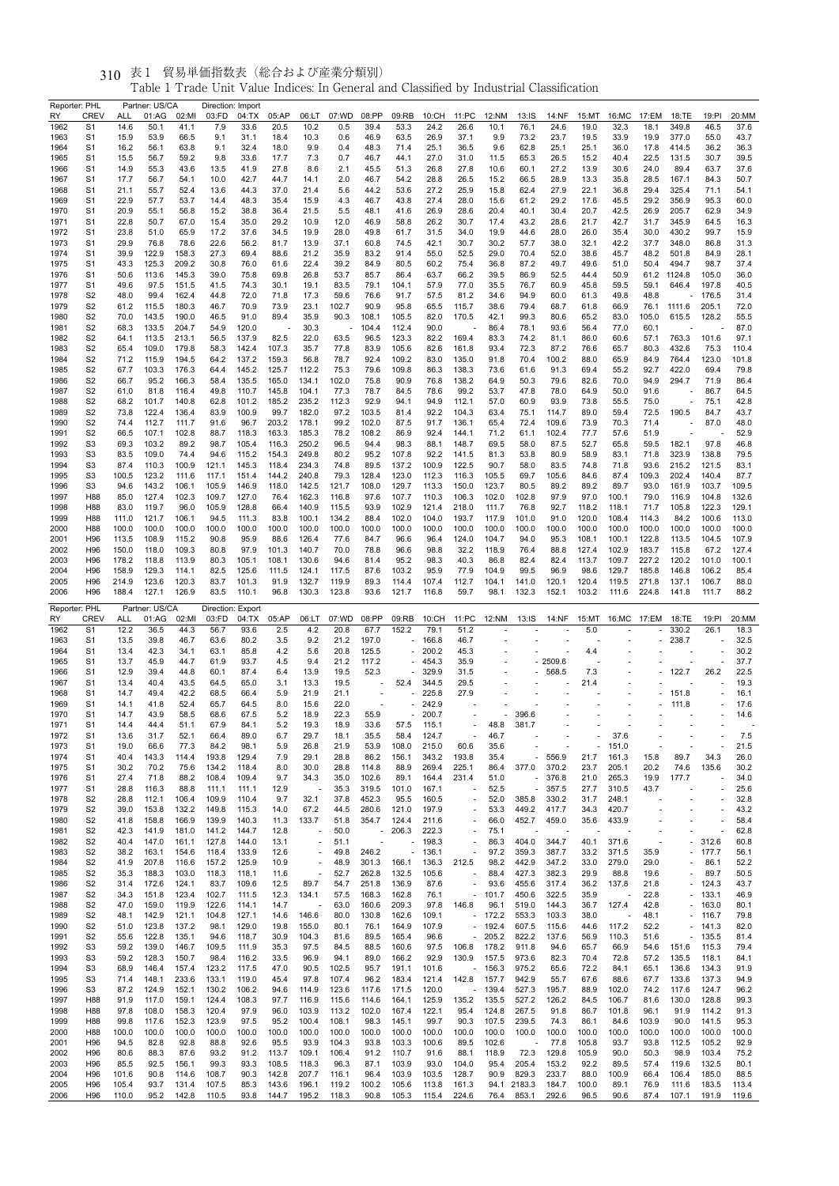# 表1 貿易単価指数表（総合および産業分類別）

Table 1 Trade Unit Value Indices: In General and Classified by Industrial Classification

| Reporter: PHL | | | Partner: US/CA | | Direction: Import | | | | | | | | | | | | | | | | | |
|---|---|---|---|---|---|---|---|---|---|---|---|---|---|---|---|---|---|---|---|---|---|---|
| RY | CREV | ALL | 01:AG | 02:MI | 03:FD | 04:TX | 05:AP | 06:LT | 07:WD | 08:PP | 09:RB | 10:CH | 11:PC | 12:NM | 13:IS | 14:NF | 15:MT | 16:MC | 17:EM | 18:TE | 19:PI | 20:MM |
| 1962 | S1 | 14.6 | 50.1 | 41.1 | 7.9 | 33.6 | 20.5 | 10.2 | 0.5 | 39.4 | 53.3 | 24.2 | 26.6 | 10.1 | 76.1 | 24.6 | 19.0 | 32.3 | 18.1 | 349.8 | 46.5 | 37.6 |
| 1963 | S1 | 15.9 | 53.9 | 66.5 | 9.1 | 31.1 | 18.4 | 10.3 | 0.6 | 46.9 | 63.5 | 26.9 | 37.1 | 9.9 | 73.2 | 23.7 | 19.5 | 33.9 | 19.9 | 377.0 | 55.0 | 43.7 |
| 1964 | S1 | 16.2 | 56.1 | 63.8 | 9.1 | 32.4 | 18.0 | 9.9 | 0.4 | 48.3 | 71.4 | 25.1 | 36.5 | 9.6 | 62.8 | 25.1 | 25.1 | 36.0 | 17.8 | 414.5 | 36.2 | 36.3 |
| 1965 | S1 | 15.5 | 56.7 | 59.2 | 9.8 | 33.6 | 17.7 | 7.3 | 0.7 | 46.7 | 44.1 | 27.0 | 31.0 | 11.5 | 65.3 | 26.5 | 15.2 | 40.4 | 22.5 | 131.5 | 30.7 | 39.5 |
| 1966 | S1 | 14.9 | 55.3 | 43.6 | 13.5 | 41.9 | 27.8 | 8.6 | 2.1 | 45.5 | 51.3 | 26.8 | 27.8 | 10.6 | 60.1 | 27.2 | 13.9 | 30.6 | 24.0 | 89.4 | 63.7 | 37.6 |
| 1967 | S1 | 17.7 | 56.7 | 54.1 | 10.0 | 42.7 | 44.7 | 14.1 | 2.0 | 46.7 | 54.2 | 28.8 | 26.5 | 15.2 | 66.5 | 28.9 | 13.3 | 35.8 | 28.5 | 167.1 | 84.3 | 50.7 |
| 1968 | S1 | 21.1 | 55.7 | 52.4 | 13.6 | 44.3 | 37.0 | 21.4 | 5.6 | 44.2 | 53.6 | 27.2 | 25.9 | 15.8 | 62.4 | 27.9 | 22.1 | 36.8 | 29.4 | 325.4 | 71.1 | 54.1 |
| 1969 | S1 | 22.9 | 57.7 | 53.7 | 14.4 | 48.3 | 35.4 | 15.9 | 4.3 | 46.7 | 43.8 | 27.4 | 28.0 | 15.6 | 61.2 | 29.2 | 17.6 | 45.5 | 29.2 | 356.9 | 95.3 | 60.0 |
| 1970 | S1 | 20.9 | 55.1 | 56.8 | 15.2 | 38.8 | 36.4 | 21.5 | 5.5 | 48.1 | 41.6 | 26.9 | 28.6 | 20.4 | 40.1 | 30.4 | 20.7 | 42.5 | 26.9 | 205.7 | 62.9 | 34.9 |
| 1971 | S1 | 22.8 | 50.7 | 67.0 | 15.4 | 35.0 | 29.2 | 10.9 | 12.0 | 46.9 | 58.8 | 26.2 | 30.7 | 17.4 | 43.2 | 28.6 | 21.7 | 42.7 | 31.7 | 345.9 | 64.5 | 16.3 |
| 1972 | S1 | 23.8 | 51.0 | 65.9 | 17.2 | 37.6 | 34.5 | 19.9 | 28.0 | 49.8 | 61.7 | 31.5 | 34.0 | 19.9 | 44.6 | 28.0 | 26.0 | 35.4 | 30.0 | 430.2 | 99.7 | 15.9 |
| 1973 | S1 | 29.9 | 76.8 | 78.6 | 22.6 | 56.2 | 81.7 | 13.9 | 37.1 | 60.8 | 74.5 | 42.1 | 30.7 | 30.2 | 57.7 | 38.0 | 32.1 | 42.2 | 37.7 | 348.0 | 86.8 | 31.3 |
| 1974 | S1 | 39.9 | 122.9 | 158.3 | 27.3 | 69.4 | 88.6 | 21.2 | 35.9 | 83.2 | 91.4 | 55.0 | 52.5 | 29.0 | 70.4 | 52.0 | 38.6 | 45.7 | 48.2 | 501.8 | 84.9 | 28.1 |
| 1975 | S1 | 43.3 | 125.3 | 209.2 | 30.8 | 76.0 | 61.6 | 22.4 | 39.2 | 84.9 | 80.5 | 60.2 | 75.4 | 36.8 | 87.2 | 49.7 | 49.6 | 51.0 | 50.4 | 494.7 | 98.7 | 37.4 |
| 1976 | S1 | 50.6 | 113.6 | 145.3 | 39.0 | 75.8 | 69.8 | 26.8 | 53.7 | 85.7 | 86.4 | 63.7 | 66.2 | 39.5 | 86.9 | 52.5 | 44.4 | 50.9 | 61.2 | 1124.8 | 105.0 | 36.0 |
| 1977 | S1 | 49.6 | 97.5 | 151.5 | 41.5 | 74.3 | 30.1 | 19.1 | 83.5 | 79.1 | 104.1 | 57.9 | 77.0 | 35.5 | 76.7 | 60.9 | 45.8 | 59.5 | 59.1 | 646.4 | 197.8 | 40.5 |
| 1978 | S2 | 48.0 | 99.4 | 162.4 | 44.8 | 72.0 | 71.8 | 17.3 | 59.6 | 76.6 | 91.7 | 57.5 | 81.2 | 34.6 | 94.9 | 60.0 | 61.3 | 49.8 | 48.8 | - | 176.5 | 31.4 |
| 1979 | S2 | 61.2 | 115.5 | 180.3 | 46.7 | 70.9 | 73.9 | 23.1 | 102.7 | 90.9 | 95.8 | 65.5 | 115.7 | 38.6 | 79.4 | 68.7 | 61.8 | 66.9 | 76.1 | 1111.6 | 205.1 | 72.0 |
| 1980 | S2 | 70.0 | 143.5 | 190.0 | 46.5 | 91.0 | 89.4 | 35.9 | 90.3 | 108.1 | 105.5 | 82.0 | 170.5 | 42.1 | 99.3 | 80.6 | 65.2 | 83.0 | 105.0 | 615.5 | 128.2 | 55.5 |
| 1981 | S2 | 68.3 | 133.5 | 204.7 | 54.9 | 120.0 | - | 30.3 | - | 104.4 | 112.4 | 90.0 | - | 86.4 | 78.1 | 93.6 | 56.4 | 77.0 | 60.1 | - | - | 87.0 |
| 1982 | S2 | 64.1 | 113.5 | 213.1 | 56.5 | 137.9 | 82.5 | 22.0 | 63.5 | 96.5 | 123.3 | 82.2 | 169.4 | 83.3 | 74.2 | 81.1 | 86.0 | 60.6 | 57.1 | 763.3 | 101.6 | 97.1 |
| 1983 | S2 | 65.4 | 109.0 | 179.8 | 58.3 | 142.4 | 107.3 | 35.7 | 77.8 | 83.9 | 105.6 | 82.6 | 161.8 | 93.4 | 72.3 | 87.2 | 76.6 | 65.7 | 80.3 | 432.6 | 75.3 | 110.4 |
| 1984 | S2 | 71.2 | 115.9 | 194.5 | 64.2 | 137.2 | 159.3 | 56.8 | 78.7 | 92.4 | 109.2 | 83.0 | 135.0 | 91.8 | 70.4 | 100.2 | 88.0 | 65.9 | 84.9 | 764.4 | 123.0 | 101.8 |
| 1985 | S2 | 67.7 | 103.3 | 176.3 | 64.4 | 145.2 | 125.7 | 112.2 | 75.3 | 79.6 | 109.8 | 86.3 | 138.3 | 73.6 | 61.6 | 91.3 | 69.4 | 55.2 | 92.7 | 422.0 | 69.4 | 79.8 |
| 1986 | S2 | 66.7 | 95.2 | 166.3 | 58.4 | 135.5 | 165.0 | 134.1 | 102.0 | 75.8 | 90.9 | 76.8 | 138.2 | 64.9 | 50.3 | 79.6 | 82.6 | 70.0 | 94.9 | 294.7 | 71.9 | 86.4 |
| 1987 | S2 | 61.0 | 81.8 | 116.4 | 49.8 | 110.7 | 145.8 | 104.1 | 77.3 | 78.7 | 84.5 | 78.6 | 99.2 | 53.7 | 47.8 | 78.0 | 64.9 | 50.0 | 91.6 | - | 86.7 | 64.5 |
| 1988 | S2 | 68.2 | 101.7 | 140.8 | 62.8 | 101.2 | 185.2 | 235.2 | 112.3 | 92.9 | 94.1 | 94.9 | 112.1 | 57.0 | 60.9 | 93.9 | 73.8 | 55.5 | 75.0 | - | 75.1 | 42.8 |
| 1989 | S2 | 73.8 | 122.4 | 136.4 | 83.9 | 100.9 | 99.7 | 182.0 | 97.2 | 103.5 | 81.4 | 92.2 | 104.3 | 63.4 | 75.1 | 114.7 | 89.0 | 59.4 | 72.5 | 190.5 | 84.7 | 43.7 |
| 1990 | S2 | 74.4 | 112.7 | 111.7 | 91.6 | 96.7 | 203.2 | 178.1 | 99.2 | 102.0 | 87.5 | 91.7 | 136.1 | 65.4 | 72.4 | 109.6 | 73.9 | 70.3 | 71.4 | - | 87.0 | 48.0 |
| 1991 | S2 | 66.5 | 107.1 | 102.8 | 88.7 | 118.3 | 163.3 | 185.3 | 78.2 | 108.2 | 86.9 | 92.4 | 144.1 | 71.2 | 61.1 | 102.4 | 77.7 | 57.6 | 51.9 | - | - | 52.9 |
| 1992 | S3 | 69.3 | 103.2 | 89.2 | 98.7 | 105.4 | 116.3 | 250.2 | 96.5 | 94.4 | 98.3 | 88.1 | 148.7 | 69.5 | 58.0 | 87.5 | 52.7 | 65.8 | 59.5 | 182.1 | 97.8 | 46.8 |
| 1993 | S3 | 83.5 | 109.0 | 74.4 | 94.6 | 115.2 | 154.3 | 249.8 | 80.2 | 95.2 | 107.8 | 92.2 | 141.5 | 81.3 | 53.8 | 80.9 | 58.9 | 83.1 | 71.8 | 323.9 | 138.8 | 79.5 |
| 1994 | S3 | 87.4 | 110.3 | 100.9 | 121.1 | 145.3 | 118.4 | 234.3 | 74.8 | 89.5 | 137.2 | 100.9 | 122.5 | 90.7 | 58.0 | 83.5 | 74.8 | 71.8 | 93.6 | 215.2 | 121.5 | 83.1 |
| 1995 | S3 | 100.5 | 123.2 | 111.6 | 117.1 | 151.4 | 144.2 | 240.8 | 79.3 | 128.4 | 123.0 | 112.3 | 116.3 | 105.5 | 69.7 | 105.6 | 84.6 | 87.4 | 109.3 | 202.4 | 140.4 | 87.7 |
| 1996 | S3 | 94.6 | 143.2 | 106.1 | 105.9 | 146.9 | 118.0 | 142.5 | 121.7 | 108.0 | 129.7 | 113.3 | 150.0 | 123.7 | 80.5 | 89.2 | 89.2 | 89.7 | 93.0 | 161.9 | 103.7 | 109.5 |
| 1997 | H88 | 85.0 | 127.4 | 102.3 | 109.7 | 127.0 | 76.4 | 162.3 | 116.8 | 97.6 | 107.7 | 110.3 | 106.3 | 102.0 | 102.8 | 97.9 | 97.0 | 100.1 | 79.0 | 116.9 | 104.8 | 132.6 |
| 1998 | H88 | 83.0 | 119.7 | 96.0 | 105.9 | 128.8 | 66.4 | 140.9 | 115.5 | 93.9 | 102.9 | 121.4 | 218.0 | 111.7 | 76.8 | 92.7 | 118.2 | 118.1 | 71.7 | 105.8 | 122.3 | 129.1 |
| 1999 | H88 | 111.0 | 121.7 | 106.1 | 94.5 | 111.3 | 83.8 | 100.1 | 134.2 | 88.4 | 102.0 | 104.0 | 193.7 | 117.9 | 101.0 | 91.0 | 120.0 | 108.4 | 114.3 | 84.2 | 100.6 | 113.0 |
| 2000 | H88 | 100.0 | 100.0 | 100.0 | 100.0 | 100.0 | 100.0 | 100.0 | 100.0 | 100.0 | 100.0 | 100.0 | 100.0 | 100.0 | 100.0 | 100.0 | 100.0 | 100.0 | 100.0 | 100.0 | 100.0 | 100.0 |
| 2001 | H96 | 113.5 | 108.9 | 115.2 | 90.8 | 95.9 | 88.6 | 126.4 | 77.6 | 84.7 | 96.6 | 96.4 | 124.0 | 104.7 | 94.0 | 95.3 | 108.1 | 100.1 | 122.8 | 113.5 | 104.5 | 107.9 |
| 2002 | H96 | 150.0 | 118.0 | 109.3 | 80.8 | 97.9 | 101.3 | 140.7 | 70.0 | 78.8 | 96.6 | 98.8 | 32.2 | 118.9 | 76.4 | 88.8 | 127.4 | 102.9 | 183.7 | 115.8 | 67.2 | 127.4 |
| 2003 | H96 | 178.2 | 118.8 | 113.9 | 80.3 | 105.1 | 108.1 | 130.6 | 94.6 | 81.4 | 95.2 | 98.3 | 40.3 | 86.8 | 82.4 | 82.4 | 113.7 | 109.7 | 227.2 | 120.2 | 101.0 | 100.1 |
| 2004 | H96 | 158.9 | 129.3 | 114.1 | 82.5 | 125.6 | 111.5 | 124.1 | 117.5 | 87.6 | 103.2 | 95.9 | 77.9 | 104.9 | 99.5 | 96.9 | 98.6 | 129.7 | 185.8 | 146.8 | 106.2 | 85.4 |
| 2005 | H96 | 214.9 | 123.6 | 120.3 | 83.7 | 101.3 | 91.9 | 132.7 | 119.9 | 89.3 | 114.4 | 107.4 | 112.7 | 104.1 | 141.0 | 120.1 | 120.4 | 119.5 | 271.8 | 137.1 | 106.7 | 88.0 |
| 2006 | H96 | 188.4 | 127.1 | 126.9 | 83.5 | 110.1 | 96.8 | 130.3 | 123.8 | 93.6 | 121.7 | 116.8 | 59.7 | 98.1 | 132.3 | 152.1 | 103.2 | 111.6 | 224.8 | 141.8 | 111.7 | 88.2 |

| Reporter: PHL | | | Partner: US/CA | | Direction: Export | | | | | | | | | | | | | | | | | |
|---|---|---|---|---|---|---|---|---|---|---|---|---|---|---|---|---|---|---|---|---|---|---|
| RY | CREV | ALL | 01:AG | 02:MI | 03:FD | 04:TX | 05:AP | 06:LT | 07:WD | 08:PP | 09:RB | 10:CH | 11:PC | 12:NM | 13:IS | 14:NF | 15:MT | 16:MC | 17:EM | 18:TE | 19:PI | 20:MM |
| 1962 | S1 | 12.2 | 36.5 | 44.3 | 56.7 | 93.6 | 2.5 | 4.2 | 20.8 | 67.7 | 152.2 | 79.1 | 51.2 | - | - | - | 5.0 | - | - | 330.2 | 26.1 | 18.3 |
| 1963 | S1 | 13.5 | 39.8 | 46.7 | 63.6 | 80.2 | 3.5 | 9.2 | 21.2 | 197.0 | - | 166.8 | 46.7 | - | - | - | - | - | - | 238.7 | - | 32.5 |
| 1964 | S1 | 13.4 | 42.3 | 34.1 | 63.1 | 85.8 | 4.2 | 5.6 | 20.8 | 125.5 | - | 200.2 | 45.3 | - | - | - | 4.4 | - | - | - | - | 30.2 |
| 1965 | S1 | 13.7 | 45.9 | 44.7 | 61.9 | 93.7 | 4.5 | 9.4 | 21.2 | 117.2 | - | 454.3 | 35.9 | - | - | 2509.6 | - | - | - | - | - | 37.7 |
| 1966 | S1 | 12.9 | 39.4 | 44.8 | 60.1 | 87.4 | 6.4 | 13.9 | 19.5 | 52.3 | - | 329.9 | 31.5 | - | - | 568.5 | 7.3 | - | - | 122.7 | 26.2 | 22.5 |
| 1967 | S1 | 13.4 | 40.4 | 43.5 | 64.5 | 65.0 | 3.1 | 13.3 | 19.5 | - | 52.4 | 344.5 | 29.5 | - | - | - | 21.4 | - | - | - | - | 19.3 |
| 1968 | S1 | 14.7 | 49.4 | 42.2 | 68.5 | 66.4 | 5.9 | 21.9 | 21.1 | - | - | 225.8 | 27.9 | - | - | - | - | - | - | 151.8 | - | 16.1 |
| 1969 | S1 | 14.1 | 41.8 | 52.4 | 65.7 | 64.5 | 8.0 | 15.6 | 22.0 | - | - | 242.9 | - | - | - | - | - | - | - | 111.8 | - | 17.6 |
| 1970 | S1 | 14.7 | 43.9 | 58.5 | 68.6 | 67.5 | 5.2 | 18.9 | 22.3 | 55.9 | - | 200.7 | - | - | 396.6 | - | - | - | - | - | - | 14.6 |
| 1971 | S1 | 14.4 | 44.4 | 51.1 | 67.9 | 84.1 | 5.2 | 19.3 | 18.9 | 33.6 | 57.5 | 115.1 | - | 48.8 | 381.7 | - | - | - | - | - | - | - |
| 1972 | S1 | 13.6 | 31.7 | 52.1 | 66.4 | 89.0 | 6.7 | 29.7 | 18.1 | 35.5 | 58.4 | 124.7 | - | 46.7 | - | - | - | 37.6 | - | - | - | 7.5 |
| 1973 | S1 | 19.0 | 66.6 | 77.3 | 84.2 | 98.1 | 5.9 | 26.8 | 21.9 | 53.9 | 108.0 | 215.0 | 60.6 | 35.6 | - | - | - | 151.0 | - | - | - | 21.5 |
| 1974 | S1 | 40.4 | 143.3 | 114.4 | 193.8 | 129.4 | 7.9 | 29.1 | 28.8 | 86.2 | 156.1 | 343.2 | 193.8 | 35.4 | - | 556.9 | 21.7 | 161.3 | 15.8 | 89.7 | 34.3 | 26.0 |
| 1975 | S1 | 30.2 | 70.2 | 75.6 | 134.2 | 118.4 | 8.0 | 30.0 | 28.8 | 114.8 | 88.9 | 269.4 | 225.1 | 86.4 | 377.0 | 370.2 | 23.7 | 205.1 | 20.2 | 74.6 | 135.6 | 30.2 |
| 1976 | S1 | 27.4 | 71.8 | 88.2 | 108.4 | 109.4 | 9.7 | 34.3 | 35.0 | 102.6 | 89.1 | 164.4 | 231.4 | 51.0 | - | 376.8 | 21.0 | 265.3 | 19.9 | 177.7 | - | 34.0 |
| 1977 | S1 | 28.8 | 116.3 | 88.8 | 111.1 | 111.1 | 12.9 | - | 35.3 | 319.5 | 101.0 | 167.1 | - | 52.5 | - | 357.5 | 27.7 | 310.5 | 43.7 | - | - | 25.6 |
| 1978 | S2 | 28.8 | 112.1 | 106.4 | 109.9 | 110.4 | 9.7 | 32.1 | 37.8 | 452.3 | 95.5 | 160.5 | - | 52.0 | 385.8 | 330.2 | 31.7 | 248.1 | - | - | - | 32.8 |
| 1979 | S2 | 39.0 | 153.8 | 132.2 | 149.8 | 115.3 | 14.0 | 67.2 | 44.5 | 280.6 | 121.0 | 197.9 | - | 53.3 | 449.2 | 417.7 | 34.3 | 420.7 | - | - | - | 43.2 |
| 1980 | S2 | 41.8 | 158.8 | 166.9 | 139.9 | 140.3 | 11.3 | 133.7 | 51.8 | 354.7 | 124.4 | 211.6 | - | 66.0 | 452.7 | 459.0 | 35.6 | 433.9 | - | - | - | 58.4 |
| 1981 | S2 | 42.3 | 141.9 | 181.0 | 141.2 | 144.7 | 12.8 | - | 50.0 | - | 206.3 | 222.3 | - | 75.1 | - | - | - | - | - | - | - | 62.8 |
| 1982 | S2 | 40.4 | 147.0 | 161.1 | 127.8 | 144.0 | 13.1 | - | 51.1 | - | - | 198.3 | - | 86.3 | 404.0 | 344.7 | 40.1 | 371.6 | - | - | 312.6 | 60.8 |
| 1983 | S2 | 38.2 | 163.1 | 154.6 | 118.4 | 133.9 | 12.6 | - | 49.8 | 246.2 | - | 136.1 | - | 97.2 | 359.3 | 387.7 | 33.2 | 371.5 | 35.9 | - | 177.7 | 56.1 |
| 1984 | S2 | 41.9 | 207.8 | 116.6 | 157.2 | 125.9 | 10.9 | - | 48.9 | 301.3 | 166.1 | 136.3 | 212.5 | 98.2 | 442.9 | 347.2 | 33.0 | 279.0 | 29.0 | - | 86.1 | 52.2 |
| 1985 | S2 | 35.3 | 188.3 | 103.0 | 118.3 | 118.1 | 11.6 | - | 52.7 | 262.8 | 132.5 | 105.6 | - | 88.4 | 427.3 | 382.3 | 29.9 | 88.8 | 19.6 | - | 89.7 | 50.5 |
| 1986 | S2 | 31.4 | 172.6 | 124.1 | 83.7 | 109.6 | 12.5 | 89.7 | 54.7 | 251.8 | 136.9 | 87.6 | - | 93.6 | 455.6 | 317.4 | 36.2 | 137.8 | 21.8 | - | 124.3 | 43.7 |
| 1987 | S2 | 34.3 | 151.8 | 123.4 | 102.7 | 111.5 | 12.3 | 134.1 | 57.5 | 168.3 | 162.8 | 76.1 | - | 101.7 | 450.6 | 322.5 | 35.9 | - | 22.8 | - | 133.1 | 46.9 |
| 1988 | S2 | 47.0 | 159.0 | 119.9 | 122.6 | 114.1 | 14.7 | - | 63.0 | 160.6 | 209.3 | 97.8 | 146.8 | 96.1 | 519.0 | 144.3 | 36.7 | 127.4 | 42.8 | - | 163.0 | 80.1 |
| 1989 | S2 | 48.1 | 142.9 | 121.1 | 104.8 | 127.1 | 14.6 | 146.6 | 80.0 | 130.8 | 162.6 | 109.1 | - | 172.2 | 553.3 | 103.3 | 38.0 | - | 48.1 | - | 116.7 | 79.8 |
| 1990 | S2 | 51.0 | 123.8 | 137.2 | 98.1 | 129.0 | 19.8 | 155.0 | 80.1 | 76.1 | 164.9 | 107.9 | - | 192.4 | 607.5 | 115.6 | 44.6 | 117.2 | 52.2 | - | 141.3 | 82.0 |
| 1991 | S2 | 55.6 | 122.8 | 135.1 | 94.6 | 118.7 | 30.9 | 104.3 | 81.6 | 89.5 | 165.4 | 96.6 | - | 205.2 | 822.2 | 137.6 | 56.9 | 110.3 | 51.6 | - | 135.5 | 81.4 |
| 1992 | S3 | 59.2 | 139.0 | 146.7 | 109.5 | 111.9 | 35.3 | 97.5 | 84.5 | 88.5 | 160.6 | 97.5 | 106.8 | 178.2 | 911.8 | 94.6 | 65.7 | 66.9 | 54.6 | 151.6 | 115.3 | 79.4 |
| 1993 | S3 | 59.2 | 128.3 | 150.7 | 98.4 | 116.2 | 33.5 | 96.9 | 94.1 | 89.0 | 166.2 | 92.9 | 130.9 | 157.5 | 973.6 | 82.3 | 70.4 | 72.8 | 57.2 | 135.5 | 118.1 | 84.1 |
| 1994 | S3 | 68.9 | 146.4 | 157.4 | 123.2 | 117.5 | 47.0 | 90.5 | 102.5 | 95.7 | 191.1 | 101.6 | - | 156.3 | 975.2 | 65.6 | 72.2 | 84.1 | 65.1 | 136.6 | 134.3 | 91.9 |
| 1995 | S3 | 71.4 | 148.1 | 233.6 | 133.1 | 119.0 | 45.4 | 97.8 | 107.4 | 96.2 | 183.4 | 121.4 | 142.8 | 157.7 | 942.9 | 55.7 | 67.6 | 88.6 | 67.7 | 133.6 | 137.3 | 94.9 |
| 1996 | S3 | 87.2 | 124.9 | 152.1 | 130.2 | 106.2 | 94.6 | 114.9 | 123.6 | 117.6 | 171.5 | 120.0 | - | 139.4 | 527.3 | 195.7 | 88.9 | 102.0 | 74.2 | 117.6 | 124.7 | 96.2 |
| 1997 | H88 | 91.9 | 117.0 | 159.1 | 124.4 | 108.3 | 97.7 | 116.9 | 115.6 | 114.6 | 164.1 | 125.9 | 135.2 | 135.5 | 527.2 | 126.2 | 84.5 | 106.7 | 81.6 | 130.0 | 128.8 | 99.3 |
| 1998 | H88 | 97.8 | 108.0 | 158.3 | 120.4 | 97.9 | 96.0 | 103.9 | 113.2 | 102.0 | 167.4 | 122.1 | 95.4 | 124.8 | 267.5 | 91.8 | 86.7 | 101.8 | 96.1 | 91.9 | 114.2 | 91.3 |
| 1999 | H88 | 99.8 | 117.6 | 152.3 | 123.9 | 97.5 | 95.2 | 100.4 | 108.1 | 98.3 | 145.1 | 99.7 | 90.3 | 107.5 | 239.5 | 74.3 | 86.1 | 84.6 | 103.9 | 90.0 | 141.5 | 95.3 |
| 2000 | H88 | 100.0 | 100.0 | 100.0 | 100.0 | 100.0 | 100.0 | 100.0 | 100.0 | 100.0 | 100.0 | 100.0 | 100.0 | 100.0 | 100.0 | 100.0 | 100.0 | 100.0 | 100.0 | 100.0 | 100.0 | 100.0 |
| 2001 | H96 | 94.5 | 82.8 | 92.8 | 88.8 | 92.6 | 95.5 | 93.9 | 104.3 | 93.8 | 103.3 | 100.6 | 89.5 | 102.6 | - | 77.8 | 105.8 | 93.7 | 93.8 | 112.5 | 105.2 | 92.9 |
| 2002 | H96 | 80.6 | 88.3 | 87.6 | 93.2 | 91.2 | 113.7 | 109.1 | 106.4 | 91.2 | 110.7 | 91.6 | 88.1 | 118.9 | 72.3 | 129.8 | 105.9 | 90.0 | 50.3 | 98.9 | 103.4 | 75.2 |
| 2003 | H96 | 85.5 | 92.5 | 156.1 | 99.3 | 93.3 | 108.5 | 118.3 | 96.3 | 87.1 | 103.9 | 93.0 | 104.0 | 95.4 | 205.4 | 153.2 | 92.2 | 89.5 | 57.4 | 119.6 | 132.5 | 80.1 |
| 2004 | H96 | 101.6 | 90.8 | 114.6 | 108.7 | 90.3 | 142.8 | 207.7 | 116.1 | 96.4 | 103.9 | 103.5 | 128.7 | 90.9 | 829.3 | 233.7 | 88.0 | 100.9 | 66.4 | 106.4 | 185.0 | 88.5 |
| 2005 | H96 | 105.4 | 93.7 | 131.4 | 107.5 | 85.3 | 143.6 | 196.1 | 119.2 | 100.2 | 105.6 | 113.8 | 161.3 | 94.1 | 2183.3 | 184.7 | 100.0 | 89.1 | 76.9 | 111.6 | 183.5 | 113.4 |
| 2006 | H96 | 110.0 | 95.2 | 142.8 | 110.5 | 93.8 | 144.7 | 195.2 | 118.3 | 90.8 | 105.3 | 115.4 | 224.6 | 76.4 | 853.1 | 292.6 | 96.5 | 90.6 | 87.4 | 107.1 | 191.9 | 119.6 |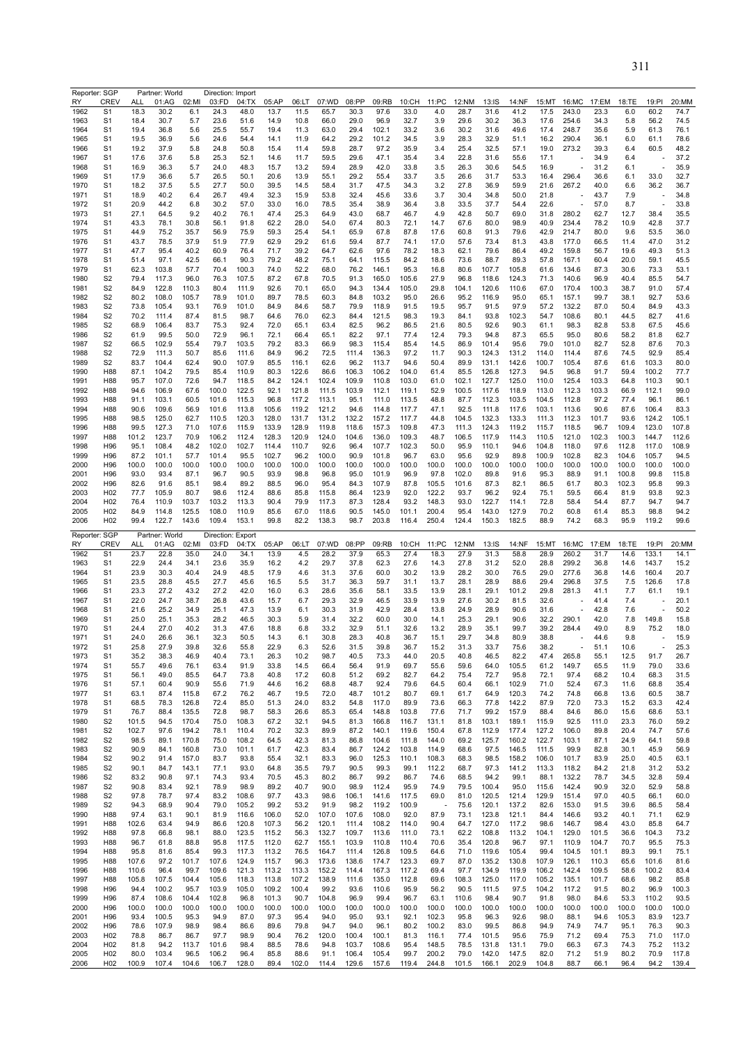Reporter: SGP Partner: World Direction: Import

| RY | CREV | ALL | 01:AG | 02:MI | 03:FD | 04:TX | 05:AP | 06:LT | 07:WD | 08:PP | 09:RB | 10:CH | 11:PC | 12:NM | 13:IS | 14:NF | 15:MT | 16:MC | 17:EM | 18:TE | 19:PI | 20:MM |
|---|---|---|---|---|---|---|---|---|---|---|---|---|---|---|---|---|---|---|---|---|---|---|
| 1962 | S1 | 18.3 | 30.2 | 6.1 | 24.3 | 48.0 | 13.7 | 11.5 | 65.7 | 30.3 | 97.6 | 33.0 | 4.0 | 28.7 | 31.6 | 41.2 | 17.5 | 243.0 | 23.3 | 6.0 | 60.2 | 74.7 |
| 1963 | S1 | 18.4 | 30.7 | 5.7 | 23.6 | 51.6 | 14.9 | 10.8 | 66.0 | 29.0 | 96.9 | 32.7 | 3.9 | 29.6 | 30.2 | 36.3 | 17.6 | 254.6 | 34.3 | 5.8 | 56.2 | 74.5 |
| 1964 | S1 | 19.4 | 36.8 | 5.6 | 25.5 | 55.7 | 19.4 | 11.3 | 63.0 | 29.4 | 102.1 | 33.2 | 3.6 | 30.2 | 31.6 | 49.6 | 17.4 | 248.7 | 35.6 | 5.9 | 61.3 | 76.1 |
| 1965 | S1 | 19.5 | 36.9 | 5.6 | 24.6 | 54.4 | 14.1 | 11.9 | 64.2 | 29.2 | 101.2 | 34.5 | 3.9 | 28.3 | 32.9 | 51.1 | 16.2 | 290.4 | 36.1 | 6.0 | 61.1 | 78.6 |
| 1966 | S1 | 19.2 | 37.9 | 5.8 | 24.8 | 50.8 | 15.4 | 11.4 | 59.8 | 28.7 | 97.2 | 35.9 | 3.4 | 25.4 | 32.5 | 57.1 | 19.0 | 273.2 | 39.3 | 6.4 | 60.5 | 48.2 |
| 1967 | S1 | 17.6 | 37.6 | 5.8 | 25.3 | 52.1 | 14.6 | 11.7 | 59.5 | 29.6 | 47.1 | 35.4 | 3.4 | 22.8 | 31.6 | 55.6 | 17.1 | - | 34.9 | 6.4 | - | 37.2 |
| 1968 | S1 | 16.9 | 36.3 | 5.7 | 24.0 | 48.3 | 15.7 | 13.2 | 59.4 | 28.9 | 42.0 | 33.8 | 3.5 | 26.3 | 30.6 | 54.5 | 16.9 | - | 31.2 | 6.1 | - | 35.9 |
| 1969 | S1 | 17.9 | 36.6 | 5.7 | 26.5 | 50.1 | 20.6 | 13.9 | 55.1 | 29.2 | 55.4 | 33.7 | 3.5 | 26.6 | 31.7 | 53.3 | 16.4 | 296.4 | 36.6 | 6.1 | 33.0 | 32.7 |
| 1970 | S1 | 18.2 | 37.5 | 5.5 | 27.7 | 50.0 | 39.5 | 14.5 | 58.4 | 31.7 | 47.5 | 34.3 | 3.2 | 27.8 | 36.9 | 59.9 | 21.6 | 267.2 | 40.0 | 6.6 | 36.2 | 36.7 |
| 1971 | S1 | 18.9 | 40.2 | 6.4 | 26.7 | 49.4 | 32.3 | 15.9 | 53.8 | 32.4 | 45.6 | 33.6 | 3.7 | 30.4 | 34.8 | 50.0 | 21.8 | - | 43.7 | 7.9 | - | 34.8 |
| 1972 | S1 | 20.9 | 44.2 | 6.8 | 30.2 | 57.0 | 33.0 | 16.0 | 78.5 | 35.4 | 38.9 | 36.4 | 3.8 | 33.5 | 37.7 | 54.4 | 22.6 | - | 57.0 | 8.7 | - | 33.8 |
| 1973 | S1 | 27.1 | 64.5 | 9.2 | 40.2 | 76.1 | 47.4 | 25.3 | 64.9 | 43.0 | 68.7 | 46.7 | 4.9 | 42.8 | 50.7 | 69.0 | 31.8 | 280.2 | 62.7 | 12.7 | 38.4 | 35.5 |
| 1974 | S1 | 43.3 | 78.1 | 30.8 | 56.1 | 91.8 | 62.2 | 28.0 | 54.0 | 67.4 | 80.3 | 72.1 | 14.7 | 67.6 | 80.0 | 98.9 | 40.9 | 234.4 | 78.2 | 10.9 | 42.8 | 37.7 |
| 1975 | S1 | 44.9 | 75.2 | 35.7 | 56.9 | 75.9 | 59.3 | 25.4 | 54.1 | 65.9 | 67.8 | 87.8 | 17.6 | 60.8 | 91.3 | 79.6 | 42.9 | 214.7 | 80.0 | 9.6 | 53.5 | 36.0 |
| 1976 | S1 | 43.7 | 78.5 | 37.9 | 51.9 | 77.9 | 62.9 | 29.2 | 61.6 | 59.4 | 87.7 | 74.1 | 17.0 | 57.6 | 73.4 | 81.3 | 43.8 | 177.0 | 66.5 | 11.4 | 47.0 | 31.2 |
| 1977 | S1 | 47.7 | 95.4 | 40.2 | 60.9 | 76.4 | 71.7 | 39.2 | 64.7 | 62.6 | 97.6 | 78.2 | 18.3 | 62.1 | 79.6 | 86.4 | 49.2 | 159.8 | 56.7 | 19.6 | 49.3 | 51.3 |
| 1978 | S1 | 51.4 | 97.1 | 42.5 | 66.1 | 90.3 | 79.2 | 48.2 | 75.1 | 64.1 | 115.5 | 84.2 | 18.6 | 73.6 | 88.7 | 89.3 | 57.8 | 167.1 | 60.4 | 20.0 | 59.1 | 45.5 |
| 1979 | S1 | 62.3 | 103.8 | 57.7 | 70.4 | 100.3 | 74.0 | 52.2 | 68.0 | 76.2 | 146.1 | 95.3 | 16.8 | 80.6 | 107.7 | 105.8 | 61.6 | 134.6 | 87.3 | 30.6 | 73.3 | 53.1 |
| 1980 | S2 | 79.4 | 117.3 | 96.0 | 76.3 | 107.5 | 87.2 | 67.8 | 70.5 | 91.3 | 165.0 | 105.6 | 27.9 | 96.8 | 118.6 | 124.3 | 71.3 | 140.6 | 96.9 | 40.4 | 85.5 | 54.7 |
| 1981 | S2 | 84.9 | 122.8 | 110.3 | 80.4 | 111.9 | 92.6 | 70.1 | 65.0 | 94.3 | 134.4 | 105.0 | 29.8 | 104.1 | 120.6 | 110.6 | 67.0 | 170.4 | 100.3 | 38.7 | 91.0 | 57.4 |
| 1982 | S2 | 80.2 | 108.0 | 105.7 | 78.9 | 101.0 | 89.7 | 78.5 | 60.3 | 84.8 | 103.2 | 95.0 | 26.6 | 95.2 | 116.9 | 95.0 | 65.1 | 157.1 | 99.7 | 38.1 | 92.7 | 53.6 |
| 1983 | S2 | 73.8 | 105.4 | 93.1 | 76.9 | 101.0 | 84.9 | 84.6 | 58.7 | 79.9 | 118.9 | 91.5 | 19.5 | 95.7 | 91.5 | 97.9 | 57.2 | 132.2 | 87.0 | 50.4 | 84.9 | 43.3 |
| 1984 | S2 | 70.2 | 111.4 | 87.4 | 81.5 | 98.7 | 64.6 | 76.0 | 62.3 | 84.4 | 121.5 | 98.3 | 19.3 | 84.1 | 93.8 | 102.3 | 54.7 | 108.6 | 80.1 | 44.5 | 82.7 | 41.6 |
| 1985 | S2 | 68.9 | 106.4 | 83.7 | 75.3 | 92.4 | 72.0 | 65.1 | 63.4 | 82.5 | 96.2 | 86.5 | 21.6 | 80.5 | 92.6 | 90.3 | 61.1 | 98.3 | 82.8 | 53.8 | 67.5 | 45.6 |
| 1986 | S2 | 61.9 | 99.5 | 50.0 | 72.9 | 96.1 | 72.1 | 66.4 | 65.1 | 82.2 | 97.1 | 77.4 | 12.4 | 79.3 | 94.8 | 87.3 | 65.5 | 95.0 | 80.6 | 58.2 | 81.8 | 62.7 |
| 1987 | S2 | 66.5 | 102.9 | 55.4 | 79.7 | 103.5 | 79.2 | 83.3 | 66.9 | 98.3 | 115.4 | 85.4 | 14.5 | 86.9 | 101.4 | 95.6 | 79.0 | 101.0 | 82.7 | 52.8 | 87.6 | 70.3 |
| 1988 | S2 | 72.9 | 111.3 | 50.7 | 85.6 | 111.6 | 84.9 | 96.2 | 72.5 | 111.4 | 136.3 | 97.2 | 11.7 | 90.3 | 124.3 | 131.2 | 114.0 | 114.4 | 87.6 | 74.5 | 92.9 | 85.4 |
| 1989 | S2 | 83.7 | 104.4 | 62.4 | 90.0 | 107.9 | 85.5 | 116.1 | 62.6 | 96.2 | 113.7 | 94.6 | 50.4 | 89.9 | 131.1 | 142.6 | 100.7 | 105.4 | 87.6 | 61.6 | 103.3 | 80.0 |
| 1990 | H88 | 87.1 | 104.2 | 79.5 | 85.4 | 110.9 | 80.3 | 122.6 | 86.6 | 106.3 | 106.2 | 104.0 | 61.4 | 85.5 | 126.8 | 127.3 | 94.5 | 96.8 | 91.7 | 59.4 | 100.2 | 77.7 |
| 1991 | H88 | 95.7 | 107.0 | 72.6 | 94.7 | 118.5 | 84.2 | 124.1 | 102.4 | 109.9 | 110.8 | 103.0 | 61.0 | 102.1 | 127.7 | 125.0 | 110.0 | 125.4 | 103.3 | 64.8 | 110.3 | 90.1 |
| 1992 | H88 | 94.6 | 106.9 | 67.6 | 100.0 | 122.5 | 92.1 | 121.8 | 111.5 | 103.9 | 112.1 | 119.1 | 52.9 | 100.5 | 117.6 | 118.9 | 113.0 | 112.3 | 103.3 | 66.9 | 112.1 | 99.0 |
| 1993 | H88 | 91.1 | 103.1 | 60.5 | 101.6 | 115.3 | 96.8 | 117.2 | 113.1 | 95.1 | 111.0 | 113.5 | 48.8 | 87.7 | 112.3 | 103.5 | 104.5 | 112.8 | 97.2 | 77.4 | 96.1 | 86.1 |
| 1994 | H88 | 90.6 | 109.6 | 56.9 | 101.6 | 113.8 | 105.6 | 119.2 | 121.2 | 94.6 | 114.8 | 117.7 | 47.1 | 92.5 | 111.8 | 117.6 | 103.1 | 113.6 | 90.6 | 87.6 | 106.4 | 83.3 |
| 1995 | H88 | 98.5 | 125.0 | 62.7 | 110.5 | 120.3 | 128.0 | 131.7 | 131.2 | 132.2 | 157.2 | 117.7 | 44.8 | 104.5 | 132.3 | 133.3 | 111.3 | 112.3 | 101.7 | 93.6 | 124.2 | 105.1 |
| 1996 | H88 | 99.5 | 127.3 | 71.0 | 107.6 | 115.9 | 133.9 | 128.9 | 119.8 | 118.6 | 157.3 | 109.8 | 47.3 | 111.3 | 124.3 | 119.2 | 115.7 | 118.5 | 96.7 | 109.4 | 123.0 | 107.8 |
| 1997 | H88 | 101.2 | 123.7 | 70.9 | 106.2 | 112.4 | 128.3 | 120.9 | 124.0 | 104.6 | 136.0 | 109.3 | 48.7 | 106.5 | 117.9 | 114.3 | 110.5 | 121.0 | 102.3 | 100.3 | 144.7 | 112.6 |
| 1998 | H96 | 95.1 | 108.4 | 48.2 | 102.0 | 102.7 | 114.4 | 110.7 | 92.6 | 96.4 | 107.7 | 102.3 | 50.0 | 95.9 | 110.1 | 94.6 | 104.8 | 118.0 | 97.6 | 112.8 | 117.0 | 108.9 |
| 1999 | H96 | 87.2 | 101.1 | 57.7 | 101.4 | 95.5 | 102.7 | 96.2 | 100.0 | 90.9 | 101.8 | 96.7 | 63.0 | 95.6 | 92.9 | 89.8 | 100.9 | 102.8 | 82.3 | 104.6 | 105.7 | 94.5 |
| 2000 | H96 | 100.0 | 100.0 | 100.0 | 100.0 | 100.0 | 100.0 | 100.0 | 100.0 | 100.0 | 100.0 | 100.0 | 100.0 | 100.0 | 100.0 | 100.0 | 100.0 | 100.0 | 100.0 | 100.0 | 100.0 | 100.0 |
| 2001 | H96 | 93.0 | 93.4 | 87.1 | 96.7 | 90.5 | 93.9 | 98.8 | 96.8 | 95.0 | 101.9 | 96.9 | 97.8 | 102.0 | 89.8 | 91.6 | 95.3 | 88.9 | 91.1 | 100.8 | 99.8 | 115.8 |
| 2002 | H96 | 82.6 | 91.6 | 85.1 | 98.4 | 89.2 | 88.5 | 96.0 | 95.4 | 84.3 | 107.9 | 87.8 | 105.5 | 101.6 | 87.3 | 82.1 | 86.5 | 61.7 | 80.3 | 102.3 | 95.8 | 99.3 |
| 2003 | H02 | 77.7 | 105.9 | 80.7 | 98.6 | 112.4 | 88.6 | 85.8 | 115.8 | 86.4 | 123.9 | 92.0 | 122.2 | 93.7 | 96.2 | 92.4 | 75.1 | 59.5 | 66.4 | 81.9 | 93.8 | 92.3 |
| 2004 | H02 | 76.4 | 110.9 | 103.7 | 103.2 | 113.3 | 90.4 | 79.9 | 117.3 | 87.3 | 128.4 | 93.2 | 148.3 | 93.0 | 122.7 | 114.1 | 72.8 | 58.4 | 54.4 | 87.7 | 94.7 | 94.7 |
| 2005 | H02 | 84.9 | 114.8 | 125.5 | 108.0 | 110.9 | 85.6 | 67.0 | 118.6 | 90.5 | 145.0 | 101.1 | 200.4 | 95.4 | 143.0 | 127.9 | 70.2 | 60.8 | 61.4 | 85.3 | 98.8 | 94.2 |
| 2006 | H02 | 99.4 | 122.7 | 143.6 | 109.4 | 153.1 | 99.8 | 82.2 | 138.3 | 98.7 | 203.8 | 116.4 | 250.4 | 124.4 | 150.3 | 182.5 | 88.9 | 74.2 | 68.3 | 95.9 | 119.2 | 99.6 |

Reporter: SGP Partner: World Direction: Export

| RY | CREV | ALL | 01:AG | 02:MI | 03:FD | 04:TX | 05:AP | 06:LT | 07:WD | 08:PP | 09:RB | 10:CH | 11:PC | 12:NM | 13:IS | 14:NF | 15:MT | 16:MC | 17:EM | 18:TE | 19:PI | 20:MM |
|---|---|---|---|---|---|---|---|---|---|---|---|---|---|---|---|---|---|---|---|---|---|---|
| 1962 | S1 | 23.7 | 22.8 | 35.0 | 24.0 | 34.1 | 13.9 | 4.5 | 28.2 | 37.9 | 65.3 | 27.4 | 18.3 | 27.9 | 31.3 | 58.8 | 28.9 | 260.2 | 31.7 | 14.6 | 133.1 | 14.1 |
| 1963 | S1 | 22.9 | 24.4 | 34.1 | 23.6 | 35.9 | 16.2 | 4.2 | 29.7 | 37.8 | 62.3 | 27.6 | 14.3 | 27.8 | 31.2 | 52.0 | 28.8 | 299.2 | 36.8 | 14.6 | 143.7 | 15.2 |
| 1964 | S1 | 23.9 | 30.3 | 40.4 | 24.9 | 48.5 | 17.9 | 4.6 | 31.3 | 37.6 | 60.0 | 30.2 | 13.9 | 28.2 | 30.0 | 76.5 | 29.3 | 277.6 | 36.8 | 14.6 | 160.4 | 20.7 |
| 1965 | S1 | 23.5 | 28.8 | 45.5 | 27.7 | 45.6 | 16.5 | 5.5 | 31.7 | 36.3 | 59.7 | 31.1 | 13.7 | 28.1 | 28.9 | 88.6 | 29.4 | 296.8 | 37.5 | 7.5 | 126.6 | 17.8 |
| 1966 | S1 | 23.3 | 27.2 | 43.2 | 27.2 | 42.0 | 16.0 | 6.3 | 28.6 | 35.6 | 58.1 | 33.5 | 13.9 | 28.1 | 29.1 | 101.2 | 29.8 | 281.3 | 41.1 | 7.7 | 61.1 | 19.1 |
| 1967 | S1 | 22.0 | 24.7 | 38.7 | 26.8 | 43.6 | 15.7 | 6.7 | 29.3 | 32.9 | 46.5 | 33.9 | 13.9 | 27.6 | 30.2 | 81.5 | 32.6 | - | 41.4 | 7.4 | - | 20.1 |
| 1968 | S1 | 21.6 | 25.2 | 34.9 | 25.1 | 47.3 | 13.9 | 6.1 | 30.3 | 31.9 | 42.9 | 28.4 | 13.8 | 24.9 | 28.9 | 90.6 | 31.6 | - | 42.8 | 7.6 | - | 50.2 |
| 1969 | S1 | 25.0 | 25.1 | 35.3 | 28.2 | 46.5 | 30.3 | 5.9 | 31.4 | 32.2 | 60.0 | 30.0 | 14.1 | 25.3 | 29.1 | 90.6 | 32.2 | 290.1 | 42.0 | 7.8 | 149.8 | 15.8 |
| 1970 | S1 | 24.4 | 27.0 | 40.2 | 31.3 | 47.6 | 18.8 | 6.8 | 33.2 | 32.9 | 51.1 | 32.6 | 13.2 | 28.9 | 35.1 | 99.7 | 39.2 | 284.4 | 49.0 | 8.9 | 75.2 | 18.0 |
| 1971 | S1 | 24.0 | 26.6 | 36.1 | 32.3 | 50.5 | 14.3 | 6.1 | 30.8 | 28.3 | 40.8 | 36.7 | 15.1 | 29.7 | 34.8 | 80.9 | 38.8 | - | 44.6 | 9.8 | - | 15.9 |
| 1972 | S1 | 25.8 | 27.9 | 39.8 | 32.6 | 55.8 | 22.9 | 6.3 | 52.6 | 31.5 | 39.8 | 36.7 | 15.2 | 31.3 | 33.7 | 75.6 | 38.2 | - | 51.1 | 10.6 | - | 25.3 |
| 1973 | S1 | 35.2 | 38.3 | 46.9 | 40.4 | 73.1 | 26.3 | 10.2 | 98.7 | 40.5 | 73.3 | 44.0 | 20.5 | 40.8 | 46.5 | 82.2 | 47.4 | 265.8 | 55.1 | 12.5 | 91.7 | 26.7 |
| 1974 | S1 | 55.7 | 49.6 | 76.1 | 63.4 | 91.9 | 33.8 | 14.5 | 66.4 | 56.4 | 91.9 | 69.7 | 55.6 | 59.6 | 64.0 | 105.5 | 61.2 | 149.7 | 65.5 | 11.9 | 79.0 | 33.6 |
| 1975 | S1 | 56.1 | 49.0 | 85.5 | 64.7 | 73.8 | 40.8 | 17.2 | 60.8 | 51.2 | 69.2 | 82.7 | 64.2 | 75.4 | 72.7 | 95.8 | 72.1 | 97.4 | 68.2 | 10.4 | 68.3 | 31.5 |
| 1976 | S1 | 57.1 | 60.4 | 90.9 | 55.6 | 71.9 | 44.6 | 16.2 | 68.8 | 48.7 | 92.4 | 79.6 | 64.5 | 60.4 | 66.1 | 102.9 | 71.0 | 52.4 | 67.3 | 11.6 | 68.8 | 35.4 |
| 1977 | S1 | 63.1 | 87.4 | 115.8 | 67.2 | 76.2 | 46.7 | 19.5 | 72.0 | 48.7 | 101.2 | 80.7 | 69.1 | 61.7 | 64.9 | 120.3 | 74.2 | 74.8 | 66.8 | 13.6 | 60.5 | 38.7 |
| 1978 | S1 | 68.5 | 78.3 | 126.8 | 72.4 | 85.0 | 51.3 | 24.0 | 83.2 | 54.8 | 117.0 | 89.9 | 73.6 | 66.3 | 77.8 | 142.2 | 87.9 | 72.0 | 73.3 | 15.2 | 63.3 | 42.4 |
| 1979 | S1 | 76.7 | 88.4 | 135.5 | 72.8 | 98.7 | 58.3 | 26.6 | 85.3 | 65.4 | 148.8 | 103.8 | 77.6 | 71.7 | 99.2 | 157.9 | 88.4 | 84.6 | 86.0 | 15.6 | 68.6 | 53.1 |
| 1980 | S2 | 101.5 | 94.5 | 170.4 | 75.0 | 108.3 | 67.2 | 32.1 | 94.5 | 81.3 | 166.8 | 116.7 | 131.1 | 81.8 | 103.1 | 189.1 | 115.9 | 92.5 | 111.0 | 23.3 | 76.0 | 59.2 |
| 1981 | S2 | 102.7 | 97.6 | 194.2 | 78.1 | 110.4 | 70.2 | 32.3 | 89.9 | 87.2 | 140.1 | 119.6 | 150.4 | 67.8 | 112.9 | 177.4 | 127.2 | 106.0 | 89.8 | 20.4 | 74.7 | 57.6 |
| 1982 | S2 | 98.5 | 89.1 | 170.8 | 75.0 | 108.2 | 64.5 | 42.3 | 81.3 | 86.8 | 104.6 | 111.8 | 144.0 | 69.2 | 125.7 | 160.2 | 122.7 | 103.1 | 87.1 | 24.9 | 64.1 | 59.8 |
| 1983 | S2 | 90.9 | 84.1 | 160.8 | 73.0 | 101.1 | 61.7 | 42.3 | 83.4 | 86.7 | 124.2 | 103.8 | 114.9 | 68.6 | 97.5 | 146.5 | 111.5 | 99.9 | 82.8 | 30.1 | 45.9 | 56.9 |
| 1984 | S2 | 90.2 | 91.4 | 157.0 | 83.7 | 93.8 | 55.4 | 32.1 | 83.3 | 96.0 | 125.3 | 110.1 | 108.3 | 68.3 | 98.5 | 158.2 | 106.0 | 101.7 | 83.9 | 25.0 | 40.5 | 63.1 |
| 1985 | S2 | 90.1 | 84.7 | 143.1 | 77.1 | 93.0 | 64.8 | 35.5 | 79.7 | 90.5 | 99.3 | 99.1 | 112.2 | 68.7 | 97.3 | 141.2 | 113.3 | 118.2 | 84.2 | 21.8 | 31.2 | 53.2 |
| 1986 | S2 | 83.2 | 90.8 | 97.1 | 74.3 | 93.4 | 70.5 | 45.3 | 80.2 | 86.7 | 99.2 | 86.7 | 74.6 | 68.5 | 94.2 | 99.1 | 88.1 | 132.2 | 78.7 | 34.5 | 32.8 | 59.4 |
| 1987 | S2 | 90.8 | 83.4 | 92.1 | 78.9 | 98.9 | 89.2 | 40.7 | 90.0 | 98.9 | 112.4 | 95.9 | 74.9 | 79.5 | 100.4 | 95.0 | 115.6 | 142.4 | 90.9 | 32.0 | 52.9 | 58.8 |
| 1988 | S2 | 97.8 | 78.7 | 97.4 | 83.2 | 108.6 | 97.7 | 43.3 | 98.6 | 106.1 | 141.6 | 117.5 | 69.0 | 81.0 | 120.5 | 121.4 | 129.9 | 151.4 | 97.0 | 40.5 | 66.1 | 60.0 |
| 1989 | S2 | 94.3 | 68.9 | 90.4 | 79.0 | 105.2 | 99.2 | 53.2 | 91.9 | 98.2 | 119.2 | 100.9 | - | 75.6 | 120.1 | 137.2 | 82.6 | 153.0 | 91.5 | 39.6 | 86.5 | 58.4 |
| 1990 | H88 | 97.4 | 63.1 | 90.1 | 81.9 | 116.6 | 106.0 | 52.0 | 107.0 | 107.6 | 108.0 | 92.0 | 87.9 | 73.1 | 123.8 | 121.1 | 84.4 | 146.6 | 93.2 | 40.1 | 71.1 | 62.9 |
| 1991 | H88 | 102.6 | 63.4 | 94.9 | 86.6 | 120.8 | 107.3 | 56.2 | 120.1 | 111.4 | 108.2 | 114.0 | 90.4 | 64.7 | 127.0 | 117.2 | 98.6 | 146.7 | 98.4 | 43.0 | 85.8 | 64.7 |
| 1992 | H88 | 97.8 | 66.8 | 98.1 | 88.0 | 123.5 | 115.2 | 56.3 | 132.7 | 109.7 | 113.6 | 111.0 | 73.1 | 62.2 | 108.8 | 113.2 | 104.1 | 129.0 | 101.5 | 36.6 | 104.3 | 73.2 |
| 1993 | H88 | 96.7 | 61.8 | 88.8 | 95.8 | 117.5 | 112.0 | 62.7 | 155.1 | 103.9 | 110.8 | 110.4 | 70.6 | 35.4 | 120.8 | 96.7 | 97.1 | 110.9 | 104.7 | 70.7 | 95.5 | 75.3 |
| 1994 | H88 | 95.8 | 81.6 | 85.4 | 99.3 | 117.3 | 113.2 | 76.5 | 164.7 | 111.4 | 126.8 | 109.5 | 64.6 | 71.0 | 119.6 | 105.4 | 99.4 | 104.5 | 101.1 | 89.3 | 99.1 | 75.1 |
| 1995 | H88 | 107.6 | 97.2 | 101.7 | 107.6 | 124.9 | 115.7 | 96.3 | 173.6 | 138.6 | 174.7 | 123.3 | 69.7 | 87.0 | 135.2 | 130.8 | 107.9 | 126.1 | 110.3 | 65.6 | 101.6 | 81.6 |
| 1996 | H88 | 110.6 | 96.4 | 99.7 | 109.6 | 121.3 | 113.2 | 113.3 | 152.2 | 114.4 | 167.3 | 117.2 | 69.4 | 97.7 | 134.9 | 119.9 | 106.2 | 142.4 | 109.5 | 58.6 | 100.2 | 83.4 |
| 1997 | H88 | 105.8 | 107.5 | 104.4 | 105.6 | 118.3 | 113.8 | 107.2 | 138.9 | 111.6 | 135.0 | 112.8 | 69.6 | 108.3 | 125.0 | 117.0 | 105.2 | 135.1 | 101.7 | 68.6 | 98.2 | 85.8 |
| 1998 | H96 | 94.4 | 100.2 | 95.7 | 103.9 | 105.0 | 109.2 | 100.4 | 99.2 | 93.6 | 110.6 | 95.9 | 56.2 | 90.5 | 111.5 | 97.5 | 104.2 | 117.2 | 91.5 | 80.2 | 96.9 | 100.3 |
| 1999 | H96 | 87.4 | 108.6 | 104.4 | 102.8 | 96.8 | 101.3 | 90.7 | 104.8 | 96.9 | 99.4 | 96.7 | 63.1 | 110.6 | 98.4 | 90.7 | 91.8 | 98.0 | 84.6 | 53.3 | 110.2 | 93.5 |
| 2000 | H96 | 100.0 | 100.0 | 100.0 | 100.0 | 100.0 | 100.0 | 100.0 | 100.0 | 100.0 | 100.0 | 100.0 | 100.0 | 100.0 | 100.0 | 100.0 | 100.0 | 100.0 | 100.0 | 100.0 | 100.0 | 100.0 |
| 2001 | H96 | 93.4 | 100.5 | 95.3 | 94.9 | 87.0 | 97.3 | 95.4 | 94.0 | 95.0 | 93.1 | 92.1 | 102.3 | 95.8 | 96.3 | 92.6 | 98.0 | 88.1 | 94.6 | 105.3 | 83.9 | 123.7 |
| 2002 | H96 | 78.6 | 107.9 | 98.9 | 98.4 | 86.6 | 89.6 | 79.8 | 94.7 | 94.0 | 96.1 | 80.2 | 100.2 | 83.0 | 99.5 | 86.8 | 94.9 | 74.9 | 74.7 | 95.1 | 76.3 | 90.3 |
| 2003 | H02 | 78.8 | 86.7 | 86.7 | 97.7 | 98.9 | 90.4 | 76.2 | 120.0 | 100.4 | 100.1 | 81.3 | 116.1 | 77.4 | 101.5 | 95.6 | 75.9 | 71.2 | 69.4 | 75.3 | 71.0 | 117.0 |
| 2004 | H02 | 81.8 | 94.2 | 113.7 | 101.6 | 98.4 | 88.5 | 78.6 | 94.8 | 103.7 | 108.6 | 95.4 | 148.5 | 78.5 | 131.8 | 131.1 | 79.0 | 66.3 | 67.3 | 74.3 | 75.2 | 113.2 |
| 2005 | H02 | 80.0 | 103.4 | 96.5 | 106.2 | 96.4 | 85.8 | 88.6 | 91.1 | 106.4 | 105.4 | 99.7 | 200.2 | 79.0 | 142.0 | 147.5 | 82.0 | 71.2 | 51.9 | 80.2 | 70.9 | 117.8 |
| 2006 | H02 | 100.9 | 107.4 | 104.6 | 106.7 | 128.0 | 89.4 | 102.0 | 114.4 | 129.6 | 157.6 | 119.4 | 244.8 | 101.5 | 166.1 | 202.9 | 104.8 | 88.7 | 66.1 | 96.4 | 94.2 | 139.4 |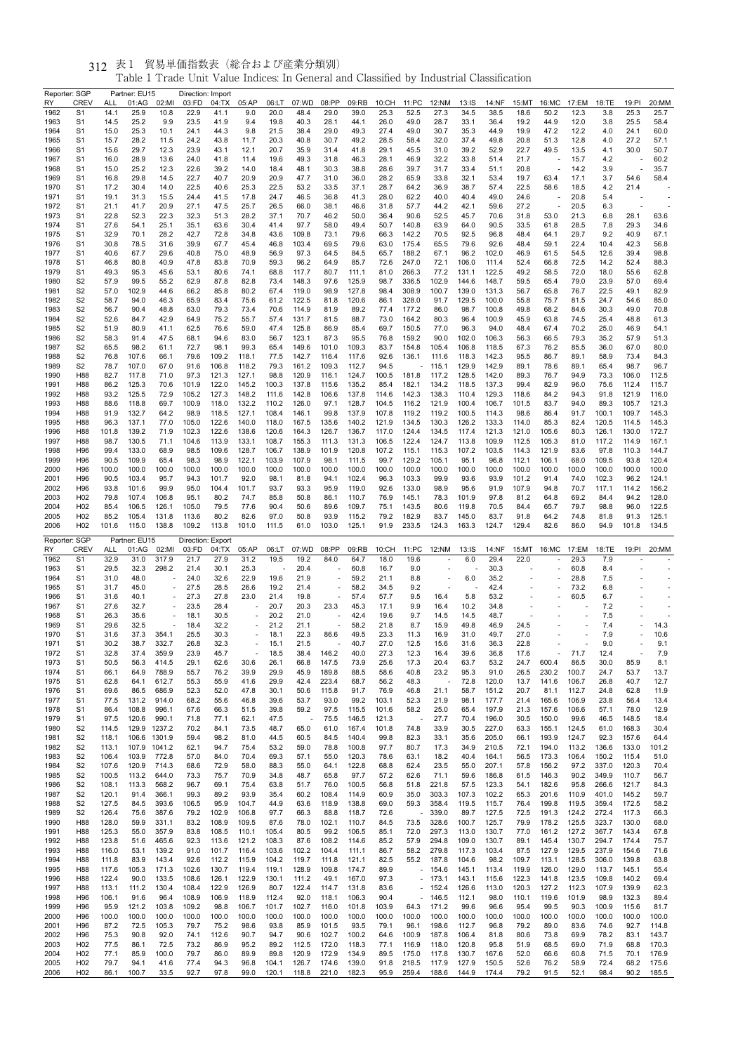# 表1 貿易単価指数表（総合および産業分類別）

## Table 1 Trade Unit Value Indices: In General and Classified by Industrial Classification

Reporter: SGP　Partner: EU15　Direction: Import

| RY | CREV | ALL | 01:AG | 02:MI | 03:FD | 04:TX | 05:AP | 06:LT | 07:WD | 08:PP | 09:RB | 10:CH | 11:PC | 12:NM | 13:IS | 14:NF | 15:MT | 16:MC | 17:EM | 18:TE | 19:PI | 20:MM |
|---|---|---|---|---|---|---|---|---|---|---|---|---|---|---|---|---|---|---|---|---|---|---|
| 1962 | S1 | 14.1 | 25.9 | 10.8 | 22.9 | 41.1 | 9.0 | 20.0 | 48.4 | 29.0 | 39.0 | 25.3 | 52.5 | 27.3 | 34.5 | 38.5 | 18.6 | 50.2 | 12.3 | 3.8 | 25.3 | 25.7 |
| 1963 | S1 | 14.5 | 25.2 | 9.9 | 23.5 | 41.9 | 9.4 | 19.8 | 40.3 | 28.1 | 44.1 | 26.0 | 49.0 | 28.7 | 33.1 | 36.4 | 19.2 | 44.9 | 12.0 | 3.8 | 25.5 | 58.4 |
| 1964 | S1 | 15.0 | 25.3 | 10.1 | 24.1 | 44.3 | 9.8 | 21.5 | 38.4 | 29.0 | 49.3 | 27.4 | 49.0 | 30.7 | 35.3 | 44.9 | 19.9 | 47.2 | 12.2 | 4.0 | 24.1 | 60.0 |
| 1965 | S1 | 15.7 | 28.2 | 11.5 | 24.2 | 43.8 | 11.7 | 20.3 | 40.8 | 30.7 | 49.2 | 28.5 | 58.4 | 32.0 | 37.4 | 49.8 | 20.8 | 51.3 | 12.8 | 4.0 | 27.2 | 57.1 |
| 1966 | S1 | 15.6 | 29.7 | 12.3 | 23.9 | 43.1 | 12.1 | 20.7 | 35.9 | 31.4 | 41.8 | 29.1 | 45.5 | 31.0 | 39.2 | 52.9 | 22.7 | 49.5 | 13.5 | 4.1 | 30.0 | 50.7 |
| 1967 | S1 | 16.0 | 28.9 | 13.6 | 24.0 | 41.8 | 11.4 | 19.6 | 49.3 | 31.8 | 46.3 | 28.1 | 46.9 | 32.2 | 33.8 | 51.4 | 21.7 | - | 15.7 | 4.2 | - | 60.2 |
| 1968 | S1 | 15.0 | 25.2 | 12.3 | 22.6 | 39.2 | 14.0 | 18.4 | 48.1 | 30.3 | 38.8 | 28.6 | 39.7 | 31.7 | 33.4 | 51.1 | 20.8 | - | 14.2 | 3.9 | - | 35.7 |
| 1969 | S1 | 16.8 | 29.8 | 14.5 | 22.7 | 40.7 | 20.9 | 20.9 | 47.7 | 31.0 | 36.0 | 28.2 | 65.9 | 33.8 | 32.1 | 53.4 | 19.7 | 63.4 | 17.1 | 3.7 | 54.6 | 58.4 |
| 1970 | S1 | 17.2 | 30.4 | 14.0 | 22.5 | 40.6 | 25.3 | 22.5 | 53.2 | 33.5 | 37.1 | 28.7 | 64.2 | 36.9 | 38.7 | 57.4 | 22.5 | 58.6 | 18.5 | 4.2 | 21.4 | - |
| 1971 | S1 | 19.1 | 31.3 | 15.5 | 24.4 | 41.5 | 17.8 | 24.7 | 46.5 | 36.8 | 41.3 | 28.0 | 62.2 | 40.0 | 40.4 | 49.0 | 24.6 | - | 20.8 | 5.4 | - | - |
| 1972 | S1 | 21.1 | 41.7 | 20.9 | 27.1 | 47.5 | 25.7 | 26.5 | 66.0 | 38.1 | 46.6 | 31.8 | 57.7 | 44.2 | 42.1 | 59.6 | 27.2 | - | 20.5 | 6.3 | - | - |
| 1973 | S1 | 22.8 | 52.3 | 22.3 | 32.3 | 51.3 | 28.2 | 37.1 | 70.7 | 46.2 | 50.0 | 36.4 | 90.6 | 52.5 | 45.7 | 70.6 | 31.8 | 53.0 | 21.3 | 6.8 | 28.1 | 63.6 |
| 1974 | S1 | 27.6 | 54.1 | 25.1 | 35.1 | 63.6 | 30.4 | 41.4 | 97.7 | 58.0 | 49.4 | 50.7 | 140.8 | 63.9 | 64.0 | 90.5 | 33.5 | 61.8 | 28.5 | 7.8 | 29.3 | 34.6 |
| 1975 | S1 | 32.9 | 70.1 | 28.2 | 42.7 | 72.8 | 34.8 | 43.6 | 109.8 | 73.1 | 79.6 | 66.3 | 142.2 | 70.5 | 92.5 | 96.8 | 48.4 | 64.1 | 29.7 | 9.2 | 40.9 | 67.1 |
| 1976 | S1 | 30.8 | 78.5 | 31.6 | 39.9 | 67.7 | 45.4 | 46.8 | 103.4 | 69.5 | 79.6 | 63.0 | 175.4 | 65.5 | 79.6 | 92.6 | 48.4 | 59.1 | 22.4 | 10.4 | 42.3 | 56.8 |
| 1977 | S1 | 40.6 | 67.7 | 29.6 | 40.8 | 75.0 | 48.9 | 56.9 | 97.3 | 64.5 | 84.5 | 65.7 | 188.2 | 67.1 | 96.2 | 102.0 | 46.9 | 61.5 | 54.5 | 12.6 | 39.4 | 98.8 |
| 1978 | S1 | 46.8 | 80.8 | 40.9 | 47.8 | 83.8 | 70.9 | 59.3 | 96.2 | 64.9 | 85.7 | 72.6 | 247.0 | 72.1 | 106.0 | 111.4 | 52.4 | 66.8 | 72.5 | 14.2 | 52.4 | 88.3 |
| 1979 | S1 | 49.3 | 95.3 | 45.6 | 53.1 | 80.6 | 74.1 | 68.8 | 117.7 | 80.7 | 111.1 | 81.0 | 266.3 | 77.2 | 131.1 | 122.5 | 49.2 | 58.5 | 72.0 | 18.0 | 55.6 | 62.8 |
| 1980 | S2 | 57.9 | 99.5 | 55.2 | 62.9 | 87.8 | 82.8 | 73.4 | 148.3 | 97.6 | 125.9 | 98.7 | 336.5 | 102.9 | 144.6 | 148.7 | 59.5 | 65.4 | 79.0 | 23.9 | 57.0 | 69.4 |
| 1981 | S2 | 57.0 | 102.9 | 44.6 | 66.2 | 85.8 | 80.2 | 67.4 | 119.0 | 98.9 | 127.8 | 98.4 | 308.9 | 100.7 | 139.0 | 131.3 | 56.7 | 65.8 | 76.7 | 22.5 | 49.1 | 82.9 |
| 1982 | S2 | 58.7 | 94.0 | 46.3 | 65.9 | 83.4 | 75.6 | 61.2 | 122.5 | 81.8 | 120.6 | 86.1 | 328.0 | 91.7 | 129.5 | 100.0 | 55.8 | 75.7 | 81.5 | 24.7 | 54.6 | 85.0 |
| 1983 | S2 | 56.7 | 90.4 | 48.8 | 63.0 | 79.3 | 73.4 | 70.6 | 114.9 | 81.9 | 89.2 | 77.4 | 177.2 | 86.0 | 98.7 | 100.8 | 49.8 | 68.2 | 84.6 | 30.3 | 49.0 | 70.8 |
| 1984 | S2 | 52.6 | 84.7 | 42.9 | 64.9 | 75.2 | 55.7 | 57.4 | 131.7 | 81.5 | 88.7 | 73.0 | 164.2 | 80.3 | 96.4 | 100.9 | 45.9 | 63.8 | 74.5 | 25.4 | 48.8 | 61.3 |
| 1985 | S2 | 51.9 | 80.9 | 41.1 | 62.5 | 76.6 | 59.0 | 47.4 | 125.8 | 86.9 | 85.4 | 69.7 | 150.5 | 77.0 | 96.3 | 94.0 | 48.4 | 67.4 | 70.2 | 25.0 | 46.9 | 54.1 |
| 1986 | S2 | 58.3 | 91.4 | 47.5 | 68.1 | 94.6 | 83.0 | 56.7 | 123.1 | 87.3 | 95.5 | 76.8 | 159.2 | 90.0 | 102.0 | 106.3 | 56.3 | 66.5 | 79.3 | 35.2 | 57.9 | 51.3 |
| 1987 | S2 | 65.5 | 98.2 | 61.1 | 72.7 | 98.1 | 99.3 | 65.4 | 149.6 | 101.0 | 109.3 | 83.7 | 154.8 | 105.4 | 106.8 | 118.5 | 67.3 | 76.2 | 85.5 | 36.0 | 67.0 | 80.0 |
| 1988 | S2 | 76.8 | 107.6 | 66.1 | 79.6 | 109.2 | 118.1 | 77.5 | 142.7 | 116.4 | 117.6 | 92.6 | 136.1 | 111.6 | 118.3 | 142.3 | 95.5 | 86.7 | 89.1 | 58.9 | 73.4 | 84.3 |
| 1989 | S2 | 78.7 | 107.0 | 67.0 | 91.6 | 106.8 | 118.2 | 79.3 | 161.2 | 109.3 | 112.7 | 94.5 | - | 115.1 | 129.9 | 142.9 | 89.1 | 78.6 | 89.1 | 65.4 | 98.7 | 96.7 |
| 1990 | H88 | 82.7 | 117.8 | 71.0 | 97.3 | 121.3 | 127.1 | 98.8 | 120.9 | 116.1 | 124.7 | 100.5 | 181.8 | 117.2 | 128.5 | 142.0 | 89.3 | 76.7 | 94.9 | 73.3 | 106.0 | 112.5 |
| 1991 | H88 | 86.2 | 125.3 | 70.6 | 101.9 | 122.0 | 145.2 | 100.3 | 137.8 | 115.6 | 135.2 | 85.4 | 182.1 | 134.2 | 118.5 | 137.3 | 99.4 | 82.9 | 96.0 | 75.6 | 112.4 | 115.7 |
| 1992 | H88 | 93.2 | 125.5 | 72.9 | 105.2 | 127.3 | 148.2 | 111.6 | 142.8 | 106.6 | 137.8 | 114.6 | 142.3 | 138.3 | 110.4 | 129.3 | 118.6 | 84.2 | 94.3 | 91.8 | 121.9 | 116.0 |
| 1993 | H88 | 88.6 | 118.8 | 69.7 | 100.9 | 118.0 | 132.2 | 110.2 | 126.0 | 97.1 | 128.7 | 104.5 | 116.2 | 121.9 | 100.4 | 106.7 | 101.5 | 83.7 | 94.0 | 89.3 | 105.7 | 121.3 |
| 1994 | H88 | 91.9 | 132.7 | 64.2 | 98.9 | 118.5 | 127.1 | 108.4 | 146.1 | 99.8 | 137.9 | 107.8 | 119.2 | 119.2 | 100.5 | 114.3 | 98.6 | 86.4 | 91.7 | 100.1 | 109.7 | 145.3 |
| 1995 | H88 | 96.3 | 137.1 | 77.0 | 105.0 | 122.6 | 140.0 | 118.0 | 167.5 | 135.6 | 140.2 | 121.9 | 134.5 | 130.3 | 126.2 | 133.3 | 114.0 | 85.3 | 82.4 | 120.5 | 114.5 | 145.3 |
| 1996 | H88 | 101.8 | 139.2 | 71.9 | 102.3 | 122.6 | 138.6 | 120.6 | 164.3 | 126.7 | 136.7 | 117.0 | 124.4 | 134.5 | 117.4 | 121.3 | 121.0 | 105.6 | 80.3 | 126.1 | 130.0 | 172.7 |
| 1997 | H88 | 98.7 | 130.5 | 71.1 | 104.6 | 113.9 | 133.1 | 108.7 | 155.3 | 111.3 | 131.3 | 106.5 | 122.4 | 124.7 | 113.8 | 109.9 | 112.5 | 105.3 | 81.0 | 117.2 | 114.9 | 167.1 |
| 1998 | H96 | 99.4 | 133.0 | 68.9 | 98.5 | 109.6 | 128.7 | 106.7 | 138.9 | 101.9 | 120.8 | 107.2 | 115.1 | 115.3 | 107.2 | 103.5 | 114.3 | 121.9 | 83.6 | 97.8 | 110.3 | 144.7 |
| 1999 | H96 | 90.5 | 109.9 | 65.4 | 98.3 | 98.9 | 122.1 | 103.9 | 107.9 | 98.1 | 111.5 | 99.7 | 129.2 | 105.1 | 95.1 | 96.8 | 112.1 | 106.1 | 68.0 | 109.5 | 93.8 | 120.4 |
| 2000 | H96 | 100.0 | 100.0 | 100.0 | 100.0 | 100.0 | 100.0 | 100.0 | 100.0 | 100.0 | 100.0 | 100.0 | 100.0 | 100.0 | 100.0 | 100.0 | 100.0 | 100.0 | 100.0 | 100.0 | 100.0 | 100.0 |
| 2001 | H96 | 90.5 | 103.4 | 95.7 | 94.3 | 101.7 | 92.0 | 98.1 | 81.8 | 94.1 | 102.4 | 96.3 | 103.3 | 99.9 | 93.6 | 93.9 | 101.2 | 91.4 | 74.0 | 102.3 | 96.2 | 124.1 |
| 2002 | H96 | 93.8 | 101.6 | 99.9 | 95.0 | 104.4 | 101.7 | 93.7 | 93.3 | 95.9 | 119.0 | 92.6 | 133.0 | 98.9 | 95.6 | 91.9 | 107.9 | 94.8 | 70.7 | 117.1 | 114.2 | 156.2 |
| 2003 | H02 | 79.8 | 107.4 | 106.8 | 95.1 | 80.2 | 74.7 | 85.8 | 50.8 | 86.1 | 110.7 | 76.9 | 145.1 | 78.3 | 101.9 | 97.8 | 81.2 | 64.8 | 69.2 | 84.4 | 94.2 | 128.0 |
| 2004 | H02 | 85.4 | 106.5 | 126.1 | 105.0 | 79.5 | 77.6 | 90.4 | 50.6 | 89.6 | 109.7 | 75.1 | 143.5 | 80.6 | 119.8 | 70.5 | 84.4 | 65.7 | 79.7 | 98.8 | 96.0 | 122.5 |
| 2005 | H02 | 85.2 | 105.4 | 131.8 | 113.6 | 80.2 | 82.6 | 97.0 | 50.8 | 93.9 | 115.2 | 79.2 | 182.9 | 83.7 | 145.0 | 83.7 | 91.8 | 64.2 | 74.8 | 81.8 | 91.3 | 125.1 |
| 2006 | H02 | 101.6 | 115.0 | 138.8 | 109.2 | 113.8 | 101.0 | 111.5 | 61.0 | 103.0 | 125.1 | 91.9 | 233.5 | 124.3 | 163.3 | 124.7 | 129.4 | 82.6 | 86.0 | 94.9 | 101.8 | 134.5 |

Reporter: SGP　Partner: EU15　Direction: Export

| RY | CREV | ALL | 01:AG | 02:MI | 03:FD | 04:TX | 05:AP | 06:LT | 07:WD | 08:PP | 09:RB | 10:CH | 11:PC | 12:NM | 13:IS | 14:NF | 15:MT | 16:MC | 17:EM | 18:TE | 19:PI | 20:MM |
|---|---|---|---|---|---|---|---|---|---|---|---|---|---|---|---|---|---|---|---|---|---|---|
| 1962 | S1 | 32.9 | 31.0 | 317.9 | 21.7 | 27.9 | 31.2 | 19.5 | 19.2 | 84.0 | 64.7 | 18.0 | 19.6 | - | 6.0 | 29.4 | 22.0 | - | 29.3 | 7.9 | - | - |
| 1963 | S1 | 29.5 | 32.3 | 298.2 | 21.4 | 30.1 | 25.3 | - | 20.4 | - | 60.8 | 16.7 | 9.0 | - | - | 30.3 | - | - | 60.8 | 8.4 | - | - |
| 1964 | S1 | 31.0 | 48.0 | - | 24.0 | 32.6 | 22.9 | 19.6 | 21.9 | - | 59.2 | 21.1 | 8.8 | - | 6.0 | 35.2 | - | - | 28.8 | 7.5 | - | - |
| 1965 | S1 | 31.7 | 45.0 | - | 27.5 | 28.5 | 26.6 | 19.2 | 21.4 | - | 58.2 | 34.5 | 9.2 | - | - | 42.4 | - | - | 73.2 | 6.8 | - | - |
| 1966 | S1 | 31.6 | 40.1 | - | 27.3 | 27.8 | 23.0 | 21.4 | 19.8 | - | 57.4 | 57.7 | 9.5 | 16.4 | 5.8 | 53.2 | - | - | 60.5 | 6.7 | - | - |
| 1967 | S1 | 27.6 | 32.7 | - | 23.5 | 28.4 | - | 20.7 | 20.3 | 23.3 | 45.3 | 17.1 | 9.9 | 16.4 | 10.2 | 34.8 | - | - | - | 7.2 | - | - |
| 1968 | S1 | 26.3 | 35.6 | - | 18.1 | 30.5 | - | 20.2 | 21.0 | - | 42.4 | 19.6 | 9.7 | 14.5 | 14.5 | 48.7 | - | - | - | 7.5 | - | - |
| 1969 | S1 | 29.6 | 32.5 | - | 18.4 | 32.2 | - | 21.2 | 21.1 | - | 58.2 | 21.8 | 8.7 | 15.9 | 49.8 | 46.9 | 24.5 | - | - | 7.4 | - | 14.3 |
| 1970 | S1 | 31.6 | 37.3 | 354.1 | 25.5 | 30.3 | - | 18.1 | 22.3 | 86.6 | 49.5 | 23.3 | 11.3 | 16.9 | 31.0 | 49.7 | 27.0 | - | - | 7.9 | - | 10.6 |
| 1971 | S1 | 30.2 | 38.7 | 332.7 | 26.8 | 32.3 | - | 15.1 | 21.5 | - | 40.7 | 27.0 | 12.5 | 15.6 | 31.6 | 36.3 | 22.8 | - | - | 9.0 | - | 9.1 |
| 1972 | S1 | 32.8 | 37.4 | 359.9 | 23.9 | 45.7 | - | 18.5 | 38.4 | 146.2 | 40.0 | 27.3 | 12.3 | 16.4 | 39.6 | 36.8 | 17.6 | - | 71.7 | 12.4 | - | 7.9 |
| 1973 | S1 | 50.5 | 56.3 | 414.5 | 29.1 | 62.6 | 30.6 | 26.1 | 66.8 | 147.5 | 73.9 | 25.6 | 17.3 | 20.4 | 63.7 | 53.2 | 24.7 | 600.4 | 86.5 | 30.0 | 85.9 | 8.1 |
| 1974 | S1 | 66.1 | 64.9 | 788.9 | 55.7 | 76.2 | 39.9 | 29.9 | 45.9 | 189.8 | 88.5 | 58.6 | 40.8 | 23.2 | 95.3 | 91.0 | 26.5 | 230.2 | 100.7 | 24.7 | 53.7 | 13.7 |
| 1975 | S1 | 62.8 | 64.1 | 612.7 | 55.3 | 55.9 | 41.6 | 29.9 | 42.4 | 223.4 | 68.7 | 56.2 | 48.3 | - | 72.8 | 120.0 | 13.7 | 141.6 | 106.7 | 26.8 | 40.7 | 12.7 |
| 1976 | S1 | 69.6 | 86.5 | 686.9 | 52.3 | 52.0 | 47.8 | 30.1 | 50.6 | 115.8 | 91.7 | 76.9 | 46.8 | 21.1 | 58.7 | 151.2 | 20.7 | 81.1 | 112.7 | 24.8 | 62.8 | 11.9 |
| 1977 | S1 | 77.5 | 131.2 | 914.0 | 68.2 | 55.6 | 46.8 | 39.6 | 53.7 | 93.0 | 99.2 | 103.1 | 52.3 | 21.9 | 98.1 | 177.7 | 21.4 | 165.6 | 106.9 | 23.8 | 56.4 | 13.4 |
| 1978 | S1 | 86.4 | 108.8 | 996.1 | 67.6 | 66.3 | 51.5 | 39.8 | 59.2 | 97.5 | 115.5 | 101.6 | 58.2 | 25.0 | 65.4 | 197.9 | 21.3 | 157.6 | 106.6 | 57.1 | 78.0 | 12.9 |
| 1979 | S1 | 97.5 | 120.6 | 990.1 | 71.8 | 77.1 | 62.1 | 47.5 | - | 75.5 | 146.5 | 121.3 | - | 27.7 | 70.4 | 196.0 | 30.5 | 150.0 | 99.6 | 46.5 | 148.5 | 18.4 |
| 1980 | S2 | 114.5 | 129.9 | 1237.2 | 70.2 | 84.1 | 73.5 | 48.7 | 65.0 | 61.0 | 167.4 | 101.8 | 74.8 | 33.9 | 30.5 | 227.0 | 63.3 | 155.1 | 124.5 | 61.0 | 168.3 | 30.4 |
| 1981 | S2 | 118.1 | 106.6 | 1301.9 | 59.4 | 98.2 | 81.0 | 44.5 | 60.5 | 84.5 | 140.4 | 99.8 | 82.3 | 33.1 | 35.6 | 205.0 | 66.1 | 193.9 | 124.7 | 92.3 | 157.6 | 64.4 |
| 1982 | S2 | 113.1 | 107.9 | 1041.2 | 62.1 | 94.7 | 75.4 | 53.2 | 59.0 | 78.8 | 100.8 | 97.7 | 80.7 | 17.3 | 34.9 | 210.5 | 72.1 | 194.0 | 113.2 | 136.6 | 133.0 | 101.2 |
| 1983 | S2 | 106.4 | 103.9 | 772.8 | 57.0 | 84.0 | 70.4 | 69.3 | 57.1 | 55.0 | 120.3 | 78.6 | 63.1 | 18.2 | 40.4 | 164.1 | 56.5 | 173.3 | 106.4 | 150.2 | 115.4 | 51.0 |
| 1984 | S2 | 107.6 | 120.9 | 714.3 | 68.6 | 72.9 | 58.0 | 88.3 | 55.0 | 64.1 | 122.8 | 68.8 | 62.4 | 23.5 | 55.0 | 207.1 | 57.8 | 156.2 | 97.2 | 337.0 | 120.3 | 70.4 |
| 1985 | S2 | 100.5 | 113.2 | 644.0 | 73.3 | 75.7 | 70.9 | 34.8 | 48.7 | 65.8 | 97.7 | 57.2 | 62.6 | 71.1 | 59.6 | 186.8 | 61.5 | 146.3 | 90.2 | 349.9 | 110.7 | 56.7 |
| 1986 | S2 | 108.1 | 113.3 | 568.2 | 96.7 | 69.1 | 75.4 | 63.8 | 51.7 | 76.0 | 100.5 | 56.8 | 51.8 | 221.8 | 57.5 | 123.3 | 54.1 | 182.6 | 95.8 | 266.6 | 121.7 | 84.3 |
| 1987 | S2 | 120.1 | 91.4 | 366.1 | 99.3 | 89.2 | 93.9 | 35.4 | 60.2 | 108.4 | 114.9 | 60.9 | 35.0 | 303.3 | 107.3 | 102.2 | 65.3 | 201.6 | 110.9 | 401.0 | 145.2 | 59.7 |
| 1988 | S2 | 127.5 | 84.5 | 393.6 | 106.5 | 95.9 | 104.7 | 44.9 | 63.6 | 118.9 | 138.8 | 69.0 | 59.3 | 358.4 | 119.5 | 115.7 | 76.4 | 199.8 | 119.5 | 359.4 | 172.5 | 58.2 |
| 1989 | S2 | 126.4 | 75.6 | 387.6 | 79.2 | 102.9 | 106.8 | 97.7 | 66.3 | 88.8 | 118.7 | 72.6 | - | 339.0 | 89.7 | 127.5 | 72.5 | 191.3 | 124.2 | 272.4 | 117.3 | 66.3 |
| 1990 | H88 | 128.0 | 59.9 | 331.1 | 83.2 | 108.9 | 109.5 | 87.6 | 78.0 | 102.1 | 110.7 | 84.5 | 73.5 | 328.6 | 100.7 | 125.7 | 79.9 | 178.2 | 125.5 | 323.7 | 130.0 | 68.0 |
| 1991 | H88 | 125.3 | 55.0 | 357.9 | 83.8 | 108.5 | 110.1 | 105.4 | 80.5 | 99.2 | 106.5 | 85.1 | 72.0 | 297.3 | 113.0 | 130.7 | 77.0 | 161.2 | 127.2 | 367.7 | 143.4 | 67.8 |
| 1992 | H88 | 123.8 | 51.6 | 465.6 | 92.3 | 113.6 | 121.2 | 108.3 | 87.6 | 108.2 | 114.6 | 85.2 | 57.9 | 294.8 | 109.0 | 130.7 | 89.1 | 145.4 | 130.7 | 294.7 | 174.4 | 75.7 |
| 1993 | H88 | 116.0 | 53.1 | 139.2 | 91.0 | 101.7 | 116.4 | 103.6 | 102.2 | 104.4 | 111.1 | 86.7 | 58.2 | 279.8 | 117.3 | 103.4 | 87.5 | 127.9 | 129.5 | 237.9 | 154.6 | 71.6 |
| 1994 | H88 | 111.8 | 83.9 | 143.4 | 92.6 | 112.2 | 115.9 | 104.2 | 119.7 | 111.8 | 121.1 | 82.5 | 55.2 | 187.8 | 104.6 | 98.2 | 109.7 | 113.1 | 128.5 | 306.0 | 139.8 | 63.8 |
| 1995 | H88 | 117.6 | 105.3 | 171.3 | 102.6 | 130.7 | 119.4 | 119.1 | 128.9 | 109.8 | 174.7 | 89.9 | - | 154.6 | 145.1 | 113.4 | 119.9 | 126.0 | 129.0 | 113.7 | 145.1 | 55.4 |
| 1996 | H88 | 122.4 | 90.0 | 133.5 | 108.6 | 126.1 | 122.9 | 130.1 | 111.2 | 49.1 | 167.0 | 97.3 | - | 173.1 | 143.1 | 115.6 | 122.3 | 141.8 | 123.5 | 109.8 | 140.2 | 69.4 |
| 1997 | H88 | 113.1 | 111.2 | 130.4 | 108.4 | 122.9 | 126.9 | 80.7 | 122.4 | 114.7 | 131.8 | 83.6 | - | 152.4 | 126.6 | 113.0 | 120.3 | 127.2 | 112.3 | 107.9 | 139.9 | 62.3 |
| 1998 | H96 | 106.1 | 91.6 | 96.4 | 108.9 | 106.9 | 118.9 | 112.4 | 92.0 | 118.1 | 106.3 | 90.4 | - | 146.5 | 112.1 | 98.0 | 110.1 | 119.6 | 101.9 | 98.9 | 132.3 | 89.4 |
| 1999 | H96 | 95.9 | 121.2 | 103.8 | 109.2 | 98.8 | 106.7 | 101.7 | 102.7 | 116.0 | 101.8 | 103.9 | 64.3 | 171.2 | 99.6 | 96.6 | 95.4 | 99.5 | 90.3 | 100.9 | 115.6 | 81.7 |
| 2000 | H96 | 100.0 | 100.0 | 100.0 | 100.0 | 100.0 | 100.0 | 100.0 | 100.0 | 100.0 | 100.0 | 100.0 | 100.0 | 100.0 | 100.0 | 100.0 | 100.0 | 100.0 | 100.0 | 100.0 | 100.0 | 100.0 |
| 2001 | H96 | 87.2 | 72.5 | 105.3 | 79.7 | 75.2 | 98.6 | 93.8 | 85.9 | 101.5 | 93.5 | 79.1 | 96.1 | 198.6 | 112.7 | 96.8 | 79.2 | 89.0 | 83.6 | 74.6 | 92.7 | 114.8 |
| 2002 | H96 | 75.3 | 90.8 | 92.0 | 74.1 | 112.6 | 90.7 | 94.7 | 90.6 | 102.7 | 100.2 | 64.6 | 100.9 | 187.8 | 106.4 | 81.8 | 80.6 | 73.8 | 69.9 | 78.2 | 83.1 | 143.7 |
| 2003 | H02 | 77.5 | 86.1 | 72.5 | 73.2 | 86.9 | 95.2 | 89.2 | 112.5 | 172.0 | 118.3 | 77.1 | 116.9 | 118.0 | 120.8 | 95.8 | 51.9 | 68.5 | 69.0 | 71.9 | 68.8 | 170.3 |
| 2004 | H02 | 77.1 | 85.9 | 100.0 | 79.7 | 86.0 | 89.9 | 89.8 | 120.9 | 172.9 | 134.9 | 89.5 | 175.0 | 117.8 | 130.7 | 167.6 | 52.0 | 66.6 | 60.8 | 71.5 | 70.1 | 176.9 |
| 2005 | H02 | 79.7 | 94.1 | 41.6 | 77.4 | 94.3 | 96.8 | 104.1 | 126.7 | 174.6 | 139.0 | 91.8 | 218.5 | 117.9 | 127.9 | 150.5 | 52.6 | 76.2 | 58.9 | 72.4 | 68.2 | 175.6 |
| 2006 | H02 | 86.1 | 100.7 | 33.5 | 92.7 | 97.8 | 99.0 | 120.1 | 118.8 | 221.0 | 182.3 | 95.9 | 259.4 | 188.6 | 144.9 | 174.4 | 79.2 | 91.5 | 52.1 | 98.4 | 90.2 | 185.5 |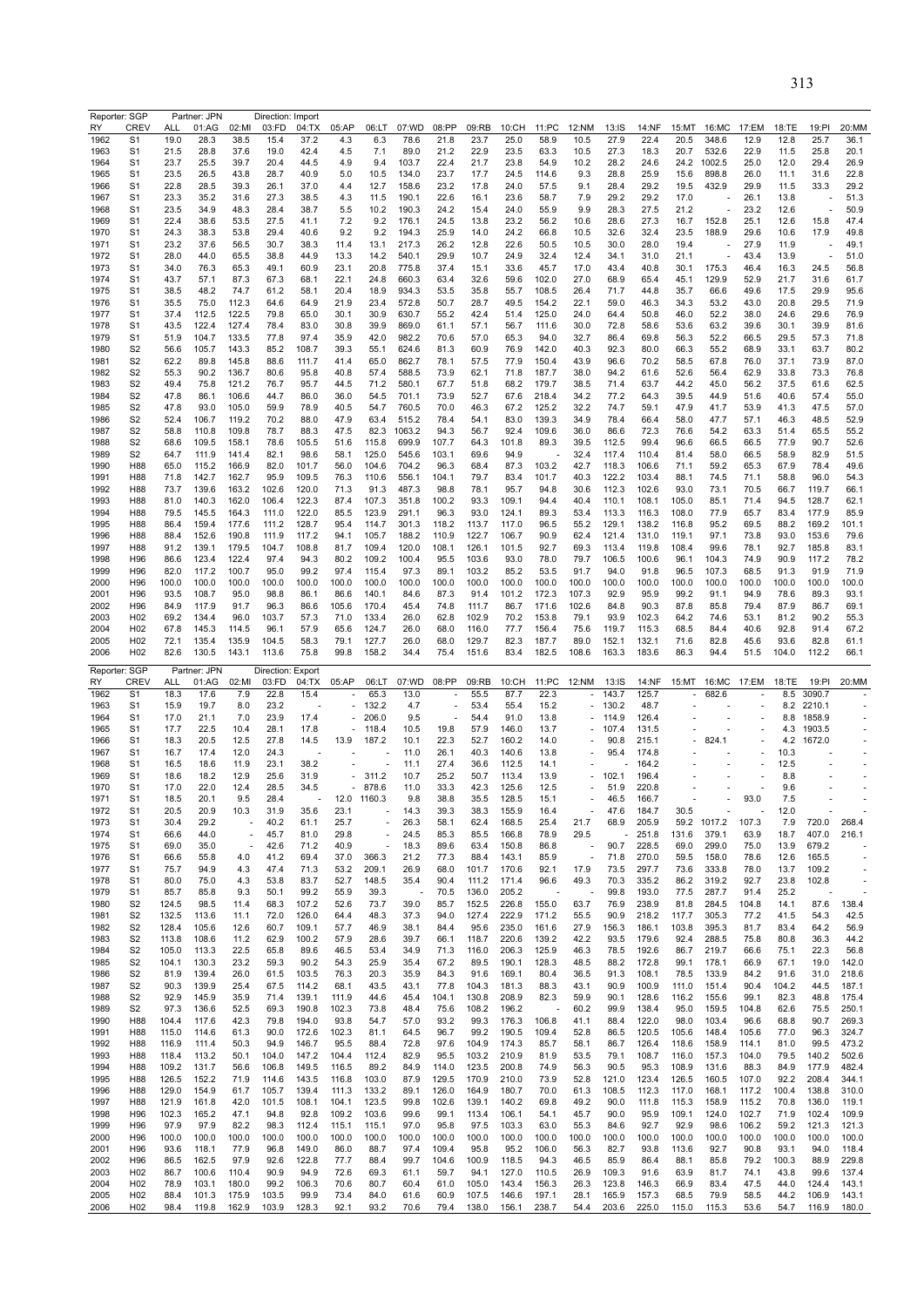Reporter: SGP Partner: JPN Direction: Import

| RY | CREV | ALL | 01:AG | 02:MI | 03:FD | 04:TX | 05:AP | 06:LT | 07:WD | 08:PP | 09:RB | 10:CH | 11:PC | 12:NM | 13:IS | 14:NF | 15:MT | 16:MC | 17:EM | 18:TE | 19:PI | 20:MM |
|---|---|---|---|---|---|---|---|---|---|---|---|---|---|---|---|---|---|---|---|---|---|---|
| 1962 | S1 | 19.0 | 28.3 | 38.5 | 15.4 | 37.2 | 4.3 | 6.3 | 78.6 | 21.8 | 23.7 | 25.0 | 58.9 | 10.5 | 27.9 | 22.4 | 20.5 | 348.6 | 12.9 | 12.8 | 25.7 | 36.1 |
| 1963 | S1 | 21.5 | 28.8 | 37.6 | 19.0 | 42.4 | 4.5 | 7.1 | 89.0 | 21.2 | 22.9 | 23.5 | 63.3 | 10.5 | 27.3 | 18.3 | 20.7 | 532.6 | 22.9 | 11.5 | 25.8 | 20.1 |
| 1964 | S1 | 23.7 | 25.5 | 39.7 | 20.4 | 44.5 | 4.9 | 9.4 | 103.7 | 22.4 | 21.7 | 23.8 | 54.9 | 10.2 | 28.2 | 24.6 | 24.2 | 1002.5 | 25.0 | 12.0 | 29.4 | 26.9 |
| 1965 | S1 | 23.5 | 26.5 | 43.8 | 28.7 | 40.9 | 5.0 | 10.5 | 134.0 | 23.7 | 17.7 | 24.5 | 114.6 | 9.3 | 28.8 | 25.9 | 15.6 | 898.8 | 26.0 | 11.1 | 31.6 | 22.8 |
| 1966 | S1 | 22.8 | 28.5 | 39.3 | 26.1 | 37.0 | 4.4 | 12.7 | 158.6 | 23.2 | 17.8 | 24.0 | 57.5 | 9.1 | 28.4 | 29.2 | 19.5 | 432.9 | 29.9 | 11.5 | 33.3 | 29.2 |
| 1967 | S1 | 23.3 | 35.2 | 31.6 | 27.3 | 38.5 | 4.3 | 11.5 | 190.1 | 22.6 | 16.1 | 23.6 | 58.7 | 7.9 | 29.2 | 29.2 | 17.0 | - | 26.1 | 13.8 | - | 51.3 |
| 1968 | S1 | 23.5 | 34.9 | 48.3 | 28.4 | 38.7 | 5.5 | 10.2 | 190.3 | 24.2 | 15.4 | 24.0 | 55.9 | 9.9 | 28.3 | 27.5 | 21.2 | - | 23.2 | 12.6 | - | 50.9 |
| 1969 | S1 | 22.4 | 38.6 | 53.5 | 27.5 | 41.1 | 7.2 | 9.2 | 176.1 | 24.5 | 13.8 | 23.2 | 56.2 | 10.6 | 28.6 | 27.3 | 16.7 | 152.8 | 25.1 | 12.6 | 15.8 | 47.4 |
| 1970 | S1 | 24.3 | 38.3 | 53.8 | 29.4 | 40.6 | 9.2 | 9.2 | 194.3 | 25.9 | 14.0 | 24.2 | 66.8 | 10.5 | 32.6 | 32.4 | 23.5 | 188.9 | 29.6 | 10.6 | 17.9 | 49.8 |
| 1971 | S1 | 23.2 | 37.6 | 56.5 | 30.7 | 38.3 | 11.4 | 13.1 | 217.3 | 26.2 | 12.8 | 22.6 | 50.5 | 10.5 | 30.0 | 28.0 | 19.4 | - | 27.9 | 11.9 | - | 49.1 |
| 1972 | S1 | 28.0 | 44.0 | 65.5 | 38.8 | 44.9 | 13.3 | 14.2 | 540.1 | 29.9 | 10.7 | 24.9 | 32.4 | 12.4 | 34.1 | 31.0 | 21.1 | - | 43.4 | 13.9 | - | 51.0 |
| 1973 | S1 | 34.0 | 76.3 | 65.3 | 49.1 | 60.9 | 23.1 | 20.8 | 775.8 | 37.4 | 15.1 | 33.6 | 45.7 | 17.0 | 43.4 | 40.8 | 30.1 | 175.3 | 46.4 | 16.3 | 24.5 | 56.8 |
| 1974 | S1 | 43.7 | 57.1 | 87.3 | 67.3 | 68.1 | 22.1 | 24.8 | 660.3 | 63.4 | 32.6 | 59.6 | 102.0 | 27.0 | 68.9 | 65.4 | 45.1 | 129.9 | 52.9 | 21.7 | 31.6 | 61.7 |
| 1975 | S1 | 38.5 | 48.2 | 74.7 | 61.2 | 58.1 | 20.4 | 18.9 | 934.3 | 53.5 | 35.8 | 55.7 | 108.5 | 26.4 | 71.7 | 44.8 | 35.7 | 66.6 | 49.6 | 17.5 | 29.9 | 95.6 |
| 1976 | S1 | 35.5 | 75.0 | 112.3 | 64.6 | 64.9 | 21.9 | 23.4 | 572.8 | 50.7 | 28.7 | 49.5 | 154.2 | 22.1 | 59.0 | 46.3 | 34.3 | 53.2 | 43.0 | 20.8 | 29.5 | 71.9 |
| 1977 | S1 | 37.4 | 112.5 | 122.5 | 79.8 | 65.0 | 30.1 | 30.9 | 630.7 | 55.2 | 42.4 | 51.4 | 125.0 | 24.0 | 64.4 | 50.8 | 46.0 | 52.2 | 38.0 | 24.6 | 29.6 | 76.9 |
| 1978 | S1 | 43.5 | 122.4 | 127.4 | 78.4 | 83.0 | 30.8 | 39.9 | 869.0 | 61.1 | 57.1 | 56.7 | 111.6 | 30.0 | 72.8 | 58.6 | 53.6 | 63.2 | 39.6 | 30.1 | 39.9 | 81.6 |
| 1979 | S1 | 51.9 | 104.7 | 133.5 | 77.8 | 97.4 | 35.9 | 42.0 | 982.2 | 70.6 | 57.0 | 65.3 | 94.0 | 32.7 | 86.4 | 69.8 | 56.3 | 52.2 | 66.5 | 29.5 | 57.3 | 71.8 |
| 1980 | S2 | 56.6 | 105.7 | 143.3 | 85.2 | 108.7 | 39.3 | 55.1 | 624.6 | 81.3 | 60.9 | 76.9 | 142.0 | 40.3 | 92.3 | 80.0 | 66.3 | 55.2 | 68.9 | 33.1 | 63.7 | 80.2 |
| 1981 | S2 | 62.2 | 89.8 | 145.8 | 88.6 | 111.7 | 41.4 | 65.0 | 862.7 | 78.1 | 57.5 | 77.9 | 150.4 | 43.9 | 96.6 | 70.2 | 58.5 | 67.8 | 76.0 | 37.1 | 73.9 | 87.0 |
| 1982 | S2 | 55.3 | 90.2 | 136.7 | 80.6 | 95.8 | 40.8 | 57.4 | 588.5 | 73.9 | 62.1 | 71.8 | 187.7 | 38.0 | 94.2 | 61.6 | 52.6 | 56.4 | 62.9 | 33.8 | 73.3 | 76.8 |
| 1983 | S2 | 49.4 | 75.8 | 121.2 | 76.7 | 95.7 | 44.5 | 71.2 | 580.1 | 67.7 | 51.8 | 68.2 | 179.7 | 38.5 | 71.4 | 63.7 | 44.2 | 45.0 | 56.2 | 37.5 | 61.6 | 62.5 |
| 1984 | S2 | 47.8 | 86.1 | 106.6 | 44.7 | 86.0 | 36.0 | 54.5 | 701.1 | 73.9 | 52.7 | 67.6 | 218.4 | 34.2 | 77.2 | 64.3 | 39.5 | 44.9 | 51.6 | 40.6 | 57.4 | 55.0 |
| 1985 | S2 | 47.8 | 93.0 | 105.0 | 59.9 | 78.9 | 40.5 | 54.7 | 760.5 | 70.0 | 46.3 | 67.2 | 125.2 | 32.2 | 74.7 | 59.1 | 47.9 | 41.7 | 53.9 | 41.3 | 47.5 | 57.0 |
| 1986 | S2 | 52.4 | 106.7 | 119.2 | 70.2 | 88.0 | 47.9 | 63.4 | 515.2 | 78.4 | 54.1 | 83.0 | 139.3 | 34.9 | 78.4 | 66.4 | 58.0 | 47.7 | 57.1 | 46.3 | 48.5 | 52.9 |
| 1987 | S2 | 58.8 | 110.8 | 109.8 | 78.7 | 88.3 | 47.5 | 82.3 | 1063.2 | 94.3 | 56.7 | 92.4 | 109.6 | 36.0 | 86.6 | 72.3 | 76.6 | 54.2 | 63.3 | 51.4 | 65.5 | 55.2 |
| 1988 | S2 | 68.6 | 109.5 | 158.1 | 78.6 | 105.5 | 51.6 | 115.8 | 699.9 | 107.7 | 64.3 | 101.8 | 89.3 | 39.5 | 112.5 | 99.4 | 96.6 | 66.5 | 66.5 | 77.9 | 90.7 | 52.6 |
| 1989 | S2 | 64.7 | 111.9 | 141.4 | 82.1 | 98.6 | 58.1 | 125.0 | 545.6 | 103.1 | 69.6 | 94.9 | - | 32.4 | 117.4 | 110.4 | 81.4 | 58.0 | 66.5 | 58.9 | 82.9 | 51.5 |
| 1990 | H88 | 65.0 | 115.2 | 166.9 | 82.0 | 101.7 | 56.0 | 104.6 | 704.2 | 96.3 | 68.4 | 87.3 | 103.2 | 42.7 | 118.3 | 106.6 | 71.1 | 59.2 | 65.3 | 67.9 | 78.4 | 49.6 |
| 1991 | H88 | 71.8 | 142.7 | 162.7 | 95.9 | 109.5 | 76.3 | 110.6 | 556.1 | 104.1 | 79.7 | 83.4 | 101.7 | 40.3 | 122.2 | 103.4 | 88.1 | 74.5 | 71.1 | 58.8 | 96.0 | 54.3 |
| 1992 | H88 | 73.7 | 139.6 | 163.2 | 102.6 | 120.0 | 71.3 | 91.3 | 487.3 | 98.8 | 78.1 | 95.7 | 94.8 | 30.6 | 112.3 | 102.6 | 93.0 | 73.1 | 70.5 | 66.7 | 119.7 | 66.1 |
| 1993 | H88 | 81.0 | 140.3 | 162.0 | 106.4 | 122.3 | 87.4 | 107.3 | 351.8 | 100.2 | 93.3 | 109.1 | 94.4 | 40.4 | 110.1 | 108.1 | 105.0 | 85.1 | 71.4 | 94.5 | 128.7 | 62.1 |
| 1994 | H88 | 79.5 | 145.5 | 164.3 | 111.0 | 122.0 | 85.5 | 123.9 | 291.1 | 96.3 | 93.0 | 124.1 | 89.3 | 53.4 | 113.3 | 116.3 | 108.0 | 77.9 | 65.7 | 83.4 | 177.9 | 85.9 |
| 1995 | H88 | 86.4 | 159.4 | 177.6 | 111.2 | 128.7 | 95.4 | 114.7 | 301.3 | 118.2 | 113.7 | 117.0 | 96.5 | 55.2 | 129.1 | 138.2 | 116.8 | 95.2 | 69.5 | 88.2 | 169.2 | 101.1 |
| 1996 | H88 | 88.4 | 152.6 | 190.8 | 111.9 | 117.2 | 94.1 | 105.7 | 188.2 | 110.9 | 122.7 | 106.7 | 90.9 | 62.4 | 121.4 | 131.0 | 119.1 | 97.1 | 73.8 | 93.0 | 153.6 | 79.6 |
| 1997 | H88 | 91.2 | 139.1 | 179.5 | 104.7 | 108.8 | 81.7 | 109.4 | 120.0 | 108.1 | 126.1 | 101.5 | 92.7 | 69.3 | 113.4 | 119.8 | 108.4 | 99.6 | 78.1 | 92.7 | 185.8 | 83.1 |
| 1998 | H96 | 86.6 | 123.4 | 122.4 | 97.4 | 94.3 | 80.2 | 109.2 | 100.4 | 95.5 | 103.6 | 93.0 | 78.0 | 79.7 | 106.5 | 100.6 | 96.1 | 104.3 | 74.9 | 90.9 | 117.2 | 78.2 |
| 1999 | H96 | 82.0 | 117.2 | 100.7 | 95.0 | 99.2 | 97.4 | 115.4 | 97.3 | 89.1 | 103.2 | 85.2 | 53.5 | 91.7 | 94.0 | 91.8 | 96.5 | 107.3 | 68.5 | 91.3 | 91.9 | 71.9 |
| 2000 | H96 | 100.0 | 100.0 | 100.0 | 100.0 | 100.0 | 100.0 | 100.0 | 100.0 | 100.0 | 100.0 | 100.0 | 100.0 | 100.0 | 100.0 | 100.0 | 100.0 | 100.0 | 100.0 | 100.0 | 100.0 | 100.0 |
| 2001 | H96 | 93.5 | 108.7 | 95.0 | 98.8 | 86.1 | 86.6 | 140.1 | 84.6 | 87.3 | 91.4 | 101.2 | 172.3 | 107.3 | 92.9 | 95.9 | 99.2 | 91.1 | 94.9 | 78.6 | 89.3 | 93.1 |
| 2002 | H96 | 84.9 | 117.9 | 91.7 | 96.3 | 86.6 | 105.6 | 170.4 | 45.4 | 74.8 | 111.7 | 86.7 | 171.6 | 102.6 | 84.8 | 90.3 | 87.8 | 85.8 | 79.4 | 87.9 | 86.7 | 69.1 |
| 2003 | H02 | 69.2 | 134.4 | 96.0 | 103.7 | 57.3 | 71.0 | 133.4 | 26.0 | 62.8 | 102.9 | 70.2 | 153.8 | 79.1 | 93.9 | 102.3 | 64.2 | 74.6 | 53.1 | 81.2 | 90.2 | 55.3 |
| 2004 | H02 | 67.8 | 145.3 | 114.5 | 96.1 | 57.9 | 65.6 | 124.7 | 26.0 | 68.0 | 116.0 | 77.7 | 156.4 | 75.6 | 119.7 | 115.3 | 68.5 | 84.4 | 40.6 | 92.8 | 91.4 | 67.2 |
| 2005 | H02 | 72.1 | 135.4 | 135.9 | 104.5 | 58.3 | 79.1 | 127.7 | 26.0 | 68.0 | 129.7 | 82.3 | 187.7 | 89.0 | 152.1 | 132.1 | 71.6 | 82.8 | 45.6 | 93.6 | 82.8 | 61.1 |
| 2006 | H02 | 82.6 | 130.5 | 143.1 | 113.6 | 75.8 | 99.8 | 158.2 | 34.4 | 75.4 | 151.6 | 83.4 | 182.5 | 108.6 | 163.3 | 183.6 | 86.3 | 94.4 | 51.5 | 104.0 | 112.2 | 66.1 |

Reporter: SGP Partner: JPN Direction: Export

| RY | CREV | ALL | 01:AG | 02:MI | 03:FD | 04:TX | 05:AP | 06:LT | 07:WD | 08:PP | 09:RB | 10:CH | 11:PC | 12:NM | 13:IS | 14:NF | 15:MT | 16:MC | 17:EM | 18:TE | 19:PI | 20:MM |
|---|---|---|---|---|---|---|---|---|---|---|---|---|---|---|---|---|---|---|---|---|---|---|
| 1962 | S1 | 18.3 | 17.6 | 7.9 | 22.8 | 15.4 | - | 65.3 | 13.0 | - | 55.5 | 87.7 | 22.3 | - | 143.7 | 125.7 | - | 682.6 | - | 8.5 | 3090.7 | - |
| 1963 | S1 | 15.9 | 19.7 | 8.0 | 23.2 | - | - | 132.2 | 4.7 | - | 53.4 | 55.4 | 15.2 | - | 130.2 | 48.7 | - | - | - | 8.2 | 2210.1 | - |
| 1964 | S1 | 17.0 | 21.1 | 7.0 | 23.9 | 17.4 | - | 206.0 | 9.5 | - | 54.4 | 91.0 | 13.8 | - | 114.9 | 126.4 | - | - | - | 8.8 | 1858.9 | - |
| 1965 | S1 | 17.7 | 22.5 | 10.4 | 28.1 | 17.8 | - | 118.4 | 10.5 | 19.8 | 57.9 | 146.0 | 13.7 | - | 107.4 | 131.5 | - | - | - | 4.3 | 1903.5 | - |
| 1966 | S1 | 18.3 | 20.5 | 12.5 | 27.8 | 14.5 | 13.9 | 187.2 | 10.1 | 22.3 | 52.7 | 160.2 | 14.0 | - | 90.8 | 215.1 | - | 824.1 | - | 4.2 | 1672.0 | - |
| 1967 | S1 | 16.7 | 17.4 | 12.0 | 24.3 | - | - | - | 11.0 | 26.1 | 40.3 | 140.6 | 13.8 | - | 95.4 | 174.8 | - | - | - | 10.3 | - | - |
| 1968 | S1 | 16.5 | 18.6 | 11.9 | 23.1 | 38.2 | - | - | 11.1 | 27.4 | 36.6 | 112.5 | 14.1 | - | - | 164.2 | - | - | - | 12.5 | - | - |
| 1969 | S1 | 18.6 | 18.2 | 12.9 | 25.6 | 31.9 | - | 311.2 | 10.7 | 25.2 | 50.7 | 113.4 | 13.9 | - | 102.1 | 196.4 | - | - | - | 8.8 | - | - |
| 1970 | S1 | 17.0 | 22.0 | 12.4 | 28.5 | 34.5 | - | 878.6 | 11.0 | 33.3 | 42.3 | 125.6 | 12.5 | - | 51.9 | 220.8 | - | - | - | 9.6 | - | - |
| 1971 | S1 | 18.5 | 20.1 | 9.5 | 28.4 | - | 12.0 | 1160.3 | 9.8 | 38.8 | 35.5 | 128.5 | 15.1 | - | 46.5 | 166.7 | - | - | 93.0 | 7.5 | - | - |
| 1972 | S1 | 20.5 | 20.9 | 10.3 | 31.9 | 35.6 | 23.1 | - | 14.3 | 39.3 | 38.3 | 155.9 | 16.4 | - | 47.6 | 184.7 | 30.5 | - | - | 12.0 | - | - |
| 1973 | S1 | 30.4 | 29.2 | - | 40.2 | 61.1 | 25.7 | - | 26.3 | 58.1 | 62.4 | 168.5 | 25.4 | 21.7 | 68.9 | 205.9 | 59.2 | 1017.2 | 107.3 | 7.9 | 720.0 | 268.4 |
| 1974 | S1 | 66.6 | 44.0 | - | 45.7 | 81.0 | 29.8 | - | 24.5 | 85.3 | 85.5 | 166.8 | 78.9 | 29.5 | - | 251.8 | 131.6 | 379.1 | 63.9 | 18.7 | 407.0 | 216.1 |
| 1975 | S1 | 69.0 | 35.0 | - | 42.6 | 71.2 | 40.9 | - | 18.3 | 89.6 | 63.4 | 150.8 | 86.8 | - | 90.7 | 228.5 | 69.0 | 299.0 | 75.0 | 13.9 | 679.2 | - |
| 1976 | S1 | 66.6 | 55.8 | 4.0 | 41.2 | 69.4 | 37.0 | 366.3 | 21.2 | 77.3 | 88.4 | 143.1 | 85.9 | - | 71.8 | 270.0 | 59.5 | 158.0 | 78.6 | 12.6 | 165.5 | - |
| 1977 | S1 | 75.7 | 94.9 | 4.3 | 47.4 | 71.3 | 53.2 | 209.1 | 26.9 | 68.0 | 101.7 | 170.6 | 92.1 | 17.9 | 73.5 | 297.7 | 73.6 | 333.8 | 78.0 | 13.7 | 109.2 | - |
| 1978 | S1 | 80.0 | 75.0 | 4.3 | 53.8 | 83.7 | 52.7 | 148.5 | 35.4 | 90.4 | 111.2 | 171.4 | 96.6 | 49.3 | 70.3 | 335.2 | 86.2 | 319.2 | 92.7 | 23.8 | 102.8 | - |
| 1979 | S1 | 85.7 | 85.8 | 9.3 | 50.1 | 99.2 | 55.9 | 39.3 | - | 70.5 | 136.0 | 205.2 | - | - | 99.8 | 193.0 | 77.5 | 287.7 | 91.4 | 25.2 | - | - |
| 1980 | S2 | 124.5 | 98.5 | 11.4 | 68.3 | 107.2 | 52.6 | 73.7 | 39.0 | 85.7 | 152.5 | 226.8 | 155.0 | 63.7 | 76.9 | 238.9 | 81.8 | 284.5 | 104.8 | 14.1 | 87.6 | 138.4 |
| 1981 | S2 | 132.5 | 113.6 | 11.1 | 72.0 | 126.0 | 64.4 | 48.3 | 37.3 | 94.0 | 127.4 | 222.9 | 171.2 | 55.5 | 90.9 | 218.2 | 117.7 | 305.3 | 77.2 | 41.5 | 54.3 | 42.5 |
| 1982 | S2 | 128.4 | 105.6 | 12.6 | 60.7 | 109.1 | 57.7 | 46.9 | 38.1 | 84.4 | 95.6 | 235.0 | 161.6 | 27.9 | 156.3 | 186.1 | 103.8 | 395.3 | 81.7 | 83.4 | 64.2 | 56.9 |
| 1983 | S2 | 113.8 | 108.6 | 11.2 | 62.9 | 100.2 | 57.9 | 28.6 | 39.7 | 66.1 | 118.7 | 220.6 | 139.2 | 42.2 | 93.5 | 179.6 | 92.4 | 288.5 | 75.8 | 80.8 | 36.3 | 44.2 |
| 1984 | S2 | 105.0 | 113.3 | 22.5 | 65.8 | 89.6 | 46.5 | 53.4 | 34.9 | 71.3 | 116.0 | 206.3 | 125.9 | 46.3 | 78.5 | 192.6 | 86.7 | 219.7 | 66.6 | 75.1 | 22.3 | 56.8 |
| 1985 | S2 | 104.1 | 130.3 | 23.2 | 59.3 | 90.2 | 54.3 | 25.9 | 35.4 | 67.2 | 89.5 | 190.1 | 128.3 | 48.5 | 88.2 | 172.8 | 99.1 | 178.1 | 66.9 | 67.1 | 19.0 | 142.0 |
| 1986 | S2 | 81.9 | 139.4 | 26.0 | 61.5 | 103.5 | 76.3 | 20.3 | 35.9 | 84.3 | 91.6 | 169.1 | 80.4 | 36.5 | 91.3 | 108.1 | 78.5 | 133.9 | 84.2 | 91.6 | 31.0 | 218.6 |
| 1987 | S2 | 90.3 | 139.9 | 25.4 | 67.5 | 114.2 | 68.1 | 43.5 | 43.1 | 77.8 | 104.3 | 181.3 | 88.3 | 43.1 | 90.9 | 100.9 | 111.0 | 151.4 | 90.4 | 104.2 | 44.5 | 187.1 |
| 1988 | S2 | 92.9 | 145.9 | 35.9 | 71.4 | 139.1 | 111.9 | 44.6 | 45.4 | 104.1 | 130.8 | 208.9 | 82.3 | 59.9 | 90.1 | 128.6 | 116.2 | 155.6 | 99.1 | 82.3 | 48.8 | 175.4 |
| 1989 | S2 | 97.3 | 136.6 | 52.5 | 69.3 | 190.8 | 102.3 | 73.8 | 48.4 | 75.6 | 108.2 | 196.2 | - | 60.2 | 99.9 | 138.4 | 95.0 | 159.5 | 104.8 | 62.6 | 75.5 | 250.1 |
| 1990 | H88 | 104.4 | 117.6 | 42.3 | 79.8 | 194.0 | 93.8 | 54.7 | 57.0 | 93.2 | 99.3 | 176.3 | 106.8 | 41.1 | 88.4 | 122.0 | 98.0 | 103.4 | 96.6 | 68.8 | 90.7 | 269.3 |
| 1991 | H88 | 115.0 | 114.6 | 61.3 | 90.0 | 172.6 | 102.3 | 81.1 | 64.5 | 96.7 | 99.2 | 190.5 | 109.4 | 52.8 | 86.5 | 120.5 | 105.6 | 148.4 | 105.6 | 77.0 | 96.3 | 324.7 |
| 1992 | H88 | 116.9 | 111.4 | 50.3 | 94.9 | 146.7 | 95.5 | 88.4 | 72.8 | 97.6 | 104.9 | 174.3 | 85.7 | 58.1 | 86.7 | 126.4 | 118.6 | 158.9 | 114.1 | 81.0 | 99.5 | 473.2 |
| 1993 | H88 | 118.4 | 113.2 | 50.1 | 104.0 | 147.2 | 104.4 | 112.4 | 82.9 | 95.5 | 103.2 | 210.9 | 81.9 | 53.5 | 79.1 | 108.7 | 116.0 | 157.3 | 104.0 | 79.5 | 140.2 | 502.6 |
| 1994 | H88 | 109.2 | 131.7 | 56.6 | 106.8 | 149.5 | 116.5 | 89.2 | 84.9 | 114.0 | 123.5 | 200.8 | 74.9 | 56.3 | 90.5 | 95.3 | 108.9 | 131.6 | 88.3 | 84.9 | 177.9 | 482.4 |
| 1995 | H88 | 126.5 | 152.2 | 71.9 | 114.6 | 143.5 | 116.8 | 103.0 | 87.9 | 129.5 | 170.9 | 210.0 | 73.9 | 52.8 | 121.0 | 123.4 | 126.5 | 160.5 | 107.0 | 92.2 | 208.4 | 344.1 |
| 1996 | H88 | 129.0 | 154.9 | 61.7 | 105.7 | 139.4 | 111.3 | 133.2 | 89.1 | 126.0 | 164.9 | 180.7 | 70.0 | 61.3 | 108.5 | 112.3 | 117.0 | 168.1 | 117.2 | 100.4 | 138.8 | 310.0 |
| 1997 | H88 | 121.9 | 161.8 | 42.0 | 101.5 | 108.1 | 104.1 | 123.5 | 99.8 | 102.6 | 139.1 | 140.2 | 69.8 | 49.2 | 90.0 | 111.8 | 115.3 | 158.9 | 115.2 | 70.8 | 136.0 | 119.1 |
| 1998 | H96 | 102.3 | 165.2 | 47.1 | 94.8 | 92.8 | 109.2 | 103.6 | 99.6 | 99.1 | 113.4 | 106.1 | 54.1 | 45.7 | 90.0 | 95.9 | 109.1 | 124.0 | 102.7 | 71.9 | 102.4 | 109.9 |
| 1999 | H96 | 97.9 | 97.9 | 82.2 | 98.3 | 112.4 | 115.1 | 115.1 | 97.0 | 95.8 | 97.5 | 103.3 | 63.0 | 55.3 | 84.6 | 92.7 | 92.9 | 98.6 | 106.2 | 59.2 | 121.3 | 121.3 |
| 2000 | H96 | 100.0 | 100.0 | 100.0 | 100.0 | 100.0 | 100.0 | 100.0 | 100.0 | 100.0 | 100.0 | 100.0 | 100.0 | 100.0 | 100.0 | 100.0 | 100.0 | 100.0 | 100.0 | 100.0 | 100.0 | 100.0 |
| 2001 | H96 | 93.6 | 118.1 | 77.9 | 96.8 | 149.0 | 86.0 | 88.7 | 97.4 | 109.4 | 95.8 | 95.2 | 106.0 | 56.3 | 82.7 | 93.8 | 113.6 | 92.7 | 90.8 | 93.1 | 94.0 | 118.4 |
| 2002 | H96 | 86.5 | 162.5 | 97.9 | 92.6 | 122.8 | 77.7 | 88.4 | 99.7 | 104.6 | 100.9 | 118.5 | 94.3 | 46.5 | 85.9 | 86.4 | 88.1 | 85.8 | 79.2 | 100.3 | 88.9 | 229.8 |
| 2003 | H02 | 86.7 | 100.6 | 110.4 | 90.9 | 94.9 | 72.6 | 69.3 | 61.1 | 59.7 | 94.1 | 127.0 | 110.5 | 26.9 | 109.3 | 91.6 | 63.9 | 81.7 | 74.1 | 43.8 | 99.6 | 137.4 |
| 2004 | H02 | 78.9 | 103.1 | 180.0 | 99.2 | 106.3 | 70.6 | 80.7 | 60.4 | 61.0 | 105.0 | 143.4 | 156.3 | 26.3 | 123.8 | 146.3 | 66.9 | 83.4 | 47.5 | 44.0 | 124.4 | 143.1 |
| 2005 | H02 | 88.4 | 101.3 | 175.9 | 103.5 | 99.9 | 73.4 | 84.0 | 61.6 | 60.9 | 107.5 | 146.6 | 197.1 | 28.1 | 165.9 | 157.3 | 68.5 | 79.9 | 58.5 | 44.2 | 106.9 | 143.1 |
| 2006 | H02 | 98.4 | 119.8 | 162.9 | 103.9 | 128.3 | 92.1 | 93.2 | 70.6 | 79.4 | 138.0 | 156.1 | 238.7 | 54.4 | 203.6 | 225.0 | 115.0 | 115.3 | 53.6 | 54.7 | 116.9 | 180.0 |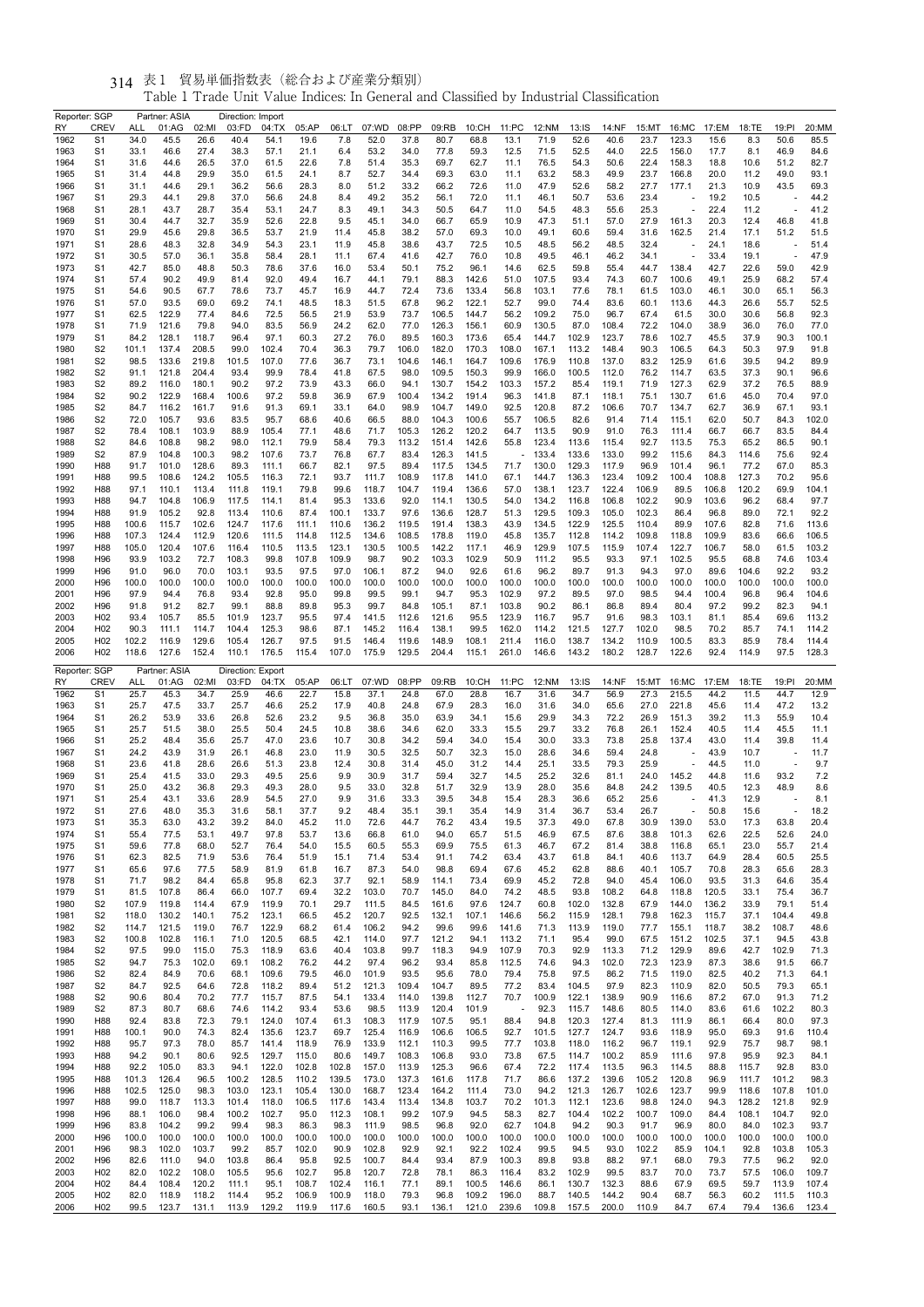# 表1 貿易単価指数表（総合および産業分類別）

Table 1 Trade Unit Value Indices: In General and Classified by Industrial Classification

Reporter: SGP　Partner: ASIA　Direction: Import

| RY | CREV | ALL | 01:AG | 02:MI | 03:FD | 04:TX | 05:AP | 06:LT | 07:WD | 08:PP | 09:RB | 10:CH | 11:PC | 12:NM | 13:IS | 14:NF | 15:MT | 16:MC | 17:EM | 18:TE | 19:PI | 20:MM |
|---|---|---|---|---|---|---|---|---|---|---|---|---|---|---|---|---|---|---|---|---|---|---|
| 1962 | S1 | 34.0 | 45.5 | 26.6 | 40.4 | 54.1 | 19.6 | 7.8 | 52.0 | 37.8 | 80.7 | 68.8 | 13.1 | 71.9 | 52.6 | 40.6 | 23.7 | 123.3 | 15.6 | 8.3 | 50.6 | 85.5 |
| 1963 | S1 | 33.1 | 46.6 | 27.4 | 38.3 | 57.1 | 21.1 | 6.4 | 53.2 | 34.0 | 77.8 | 59.3 | 12.5 | 71.5 | 52.5 | 44.0 | 22.5 | 156.0 | 17.7 | 8.1 | 46.9 | 84.6 |
| 1964 | S1 | 31.6 | 44.6 | 26.5 | 37.0 | 61.5 | 22.6 | 7.8 | 51.4 | 35.3 | 69.7 | 62.7 | 11.1 | 76.5 | 54.3 | 50.6 | 22.4 | 158.3 | 18.8 | 10.6 | 51.2 | 82.7 |
| 1965 | S1 | 31.4 | 44.8 | 29.9 | 35.0 | 61.5 | 24.1 | 8.7 | 52.7 | 34.4 | 69.3 | 63.0 | 11.1 | 63.2 | 58.3 | 49.9 | 22.5 | 166.8 | 20.0 | 11.2 | 49.0 | 93.1 |
| 1966 | S1 | 31.1 | 44.6 | 29.1 | 36.2 | 56.6 | 28.3 | 8.0 | 51.2 | 33.2 | 66.2 | 72.6 | 11.0 | 47.9 | 52.6 | 58.2 | 27.7 | 177.1 | 21.3 | 10.9 | 43.5 | 69.3 |
| 1967 | S1 | 29.3 | 44.1 | 29.8 | 37.0 | 56.6 | 24.8 | 8.4 | 49.2 | 35.2 | 56.1 | 72.0 | 11.1 | 46.1 | 50.7 | 53.6 | 23.4 | - | 19.2 | 10.5 | - | 44.2 |
| 1968 | S1 | 28.1 | 43.7 | 28.7 | 35.4 | 53.1 | 24.7 | 8.3 | 49.1 | 34.3 | 50.5 | 64.7 | 11.0 | 54.5 | 48.3 | 55.6 | 25.3 | - | 22.4 | 11.2 | - | 41.2 |
| 1969 | S1 | 30.4 | 44.7 | 32.7 | 35.9 | 52.6 | 22.8 | 9.5 | 45.1 | 34.0 | 66.7 | 65.9 | 10.9 | 47.3 | 51.1 | 57.0 | 27.9 | 161.3 | 20.3 | 12.4 | 46.8 | 41.8 |
| 1970 | S1 | 29.9 | 45.6 | 29.8 | 36.5 | 53.7 | 21.9 | 11.4 | 45.8 | 38.2 | 57.0 | 69.3 | 10.0 | 49.1 | 60.6 | 59.4 | 31.6 | 162.5 | 21.4 | 17.1 | 51.2 | 51.5 |
| 1971 | S1 | 28.6 | 48.3 | 32.8 | 34.9 | 54.3 | 23.1 | 11.9 | 45.8 | 38.6 | 43.7 | 72.5 | 10.5 | 48.5 | 56.2 | 48.5 | 32.4 | - | 24.1 | 18.6 | - | 51.4 |
| 1972 | S1 | 30.5 | 57.0 | 36.1 | 35.8 | 58.4 | 28.1 | 11.1 | 67.4 | 41.6 | 42.7 | 76.0 | 10.8 | 49.5 | 46.1 | 46.2 | 34.1 | - | 33.4 | 19.1 | - | 47.9 |
| 1973 | S1 | 42.7 | 85.0 | 48.8 | 50.3 | 78.6 | 37.6 | 16.0 | 53.4 | 50.1 | 75.2 | 96.1 | 14.6 | 62.5 | 59.8 | 55.4 | 44.7 | 138.4 | 42.7 | 22.6 | 59.0 | 42.9 |
| 1974 | S1 | 57.4 | 90.2 | 49.9 | 81.4 | 92.0 | 49.4 | 16.7 | 44.1 | 79.1 | 88.3 | 142.6 | 51.0 | 107.5 | 93.4 | 74.3 | 60.7 | 100.6 | 49.1 | 25.9 | 68.2 | 57.4 |
| 1975 | S1 | 54.6 | 90.5 | 67.7 | 78.6 | 73.7 | 45.7 | 16.9 | 44.7 | 72.4 | 73.6 | 133.4 | 56.8 | 103.1 | 77.6 | 78.1 | 61.5 | 103.0 | 46.1 | 30.0 | 65.1 | 56.3 |
| 1976 | S1 | 57.0 | 93.5 | 69.0 | 69.2 | 74.1 | 48.5 | 18.3 | 51.5 | 67.8 | 96.2 | 122.1 | 52.7 | 99.0 | 74.4 | 83.6 | 60.1 | 113.6 | 44.3 | 26.6 | 55.7 | 52.5 |
| 1977 | S1 | 62.5 | 122.9 | 77.4 | 84.6 | 72.5 | 56.5 | 21.9 | 53.9 | 73.7 | 106.5 | 144.7 | 56.2 | 109.2 | 75.0 | 96.7 | 67.4 | 61.5 | 30.0 | 30.6 | 56.8 | 92.3 |
| 1978 | S1 | 71.9 | 121.6 | 79.8 | 94.0 | 83.5 | 56.9 | 24.2 | 62.0 | 77.0 | 126.3 | 156.1 | 60.9 | 130.5 | 87.0 | 108.4 | 72.2 | 104.0 | 38.9 | 36.0 | 76.0 | 77.0 |
| 1979 | S1 | 84.2 | 128.1 | 118.7 | 96.4 | 97.1 | 60.3 | 27.2 | 76.0 | 89.5 | 160.3 | 173.6 | 65.4 | 144.7 | 102.9 | 123.7 | 78.6 | 102.7 | 45.5 | 37.9 | 90.3 | 100.1 |
| 1980 | S2 | 101.1 | 137.4 | 208.5 | 99.0 | 102.4 | 70.4 | 36.3 | 79.7 | 106.0 | 182.0 | 170.3 | 108.0 | 167.1 | 113.2 | 148.4 | 90.3 | 106.5 | 64.3 | 50.3 | 97.9 | 91.8 |
| 1981 | S2 | 98.5 | 133.6 | 219.8 | 101.5 | 107.0 | 77.6 | 36.7 | 73.1 | 104.6 | 146.1 | 164.7 | 109.6 | 176.9 | 110.8 | 137.0 | 83.2 | 125.9 | 61.6 | 39.5 | 94.2 | 89.9 |
| 1982 | S2 | 91.1 | 121.8 | 204.4 | 93.4 | 99.9 | 78.4 | 41.8 | 67.5 | 98.0 | 109.5 | 150.3 | 99.9 | 166.0 | 100.5 | 112.0 | 76.2 | 114.7 | 63.5 | 37.3 | 90.1 | 96.6 |
| 1983 | S2 | 89.2 | 116.0 | 180.1 | 90.2 | 97.2 | 73.9 | 43.3 | 66.0 | 94.1 | 130.7 | 154.2 | 103.3 | 157.2 | 85.4 | 119.1 | 71.9 | 127.3 | 62.9 | 37.2 | 76.5 | 88.9 |
| 1984 | S2 | 90.2 | 122.9 | 168.4 | 100.6 | 97.2 | 59.8 | 36.9 | 67.9 | 100.4 | 134.2 | 191.4 | 96.3 | 141.8 | 87.1 | 118.1 | 75.1 | 130.7 | 61.6 | 45.0 | 70.4 | 97.0 |
| 1985 | S2 | 84.7 | 116.2 | 161.7 | 91.6 | 91.3 | 69.1 | 33.1 | 64.0 | 98.9 | 104.7 | 149.0 | 92.5 | 120.8 | 87.2 | 106.6 | 70.7 | 134.7 | 62.7 | 36.9 | 67.1 | 93.1 |
| 1986 | S2 | 72.0 | 105.7 | 93.6 | 83.5 | 95.7 | 68.6 | 40.6 | 66.5 | 88.0 | 104.3 | 100.6 | 55.7 | 106.5 | 82.6 | 91.4 | 71.4 | 115.1 | 62.0 | 50.7 | 84.3 | 102.0 |
| 1987 | S2 | 78.4 | 108.1 | 103.9 | 88.9 | 105.4 | 77.1 | 48.6 | 71.7 | 105.3 | 126.2 | 120.2 | 64.7 | 113.5 | 90.9 | 91.0 | 76.3 | 111.4 | 66.7 | 66.7 | 83.5 | 84.4 |
| 1988 | S2 | 84.6 | 108.8 | 98.2 | 98.0 | 112.1 | 79.9 | 58.4 | 79.3 | 113.2 | 151.4 | 142.6 | 55.8 | 123.4 | 113.6 | 115.4 | 92.7 | 113.5 | 75.3 | 65.2 | 86.5 | 90.1 |
| 1989 | S2 | 87.9 | 104.8 | 100.3 | 98.2 | 107.6 | 73.7 | 76.8 | 67.7 | 83.4 | 126.3 | 141.5 | - | 133.4 | 133.6 | 133.0 | 99.2 | 115.6 | 84.3 | 114.6 | 75.6 | 92.4 |
| 1990 | H88 | 91.7 | 101.0 | 128.6 | 89.3 | 111.1 | 66.7 | 82.1 | 97.5 | 89.4 | 117.5 | 134.5 | 71.7 | 130.0 | 129.3 | 117.9 | 96.9 | 101.4 | 96.1 | 77.2 | 67.0 | 85.3 |
| 1991 | H88 | 99.5 | 108.6 | 124.2 | 105.5 | 116.3 | 72.1 | 93.7 | 111.7 | 108.9 | 117.8 | 141.0 | 67.1 | 144.7 | 136.3 | 123.4 | 109.2 | 100.4 | 108.8 | 127.3 | 70.2 | 95.6 |
| 1992 | H88 | 97.1 | 110.1 | 113.4 | 111.8 | 119.1 | 79.8 | 99.6 | 118.7 | 104.7 | 119.4 | 136.6 | 57.0 | 138.1 | 123.7 | 122.4 | 106.9 | 89.5 | 106.8 | 120.2 | 69.9 | 104.1 |
| 1993 | H88 | 94.7 | 104.8 | 106.9 | 117.5 | 114.1 | 81.4 | 95.3 | 133.6 | 92.0 | 114.1 | 130.5 | 54.0 | 134.2 | 116.8 | 106.8 | 102.2 | 90.9 | 103.6 | 96.2 | 68.4 | 97.7 |
| 1994 | H88 | 91.9 | 105.2 | 92.8 | 113.4 | 110.6 | 87.4 | 100.1 | 133.7 | 97.6 | 136.6 | 128.7 | 51.3 | 129.5 | 109.3 | 105.0 | 102.3 | 86.4 | 96.8 | 89.0 | 72.1 | 92.2 |
| 1995 | H88 | 100.6 | 115.7 | 102.6 | 124.7 | 117.6 | 111.1 | 110.6 | 136.2 | 119.5 | 191.4 | 138.3 | 43.9 | 134.5 | 122.9 | 125.5 | 110.4 | 89.9 | 107.6 | 82.8 | 71.6 | 113.6 |
| 1996 | H88 | 107.3 | 124.4 | 112.9 | 120.6 | 111.5 | 114.8 | 112.5 | 134.6 | 108.5 | 178.8 | 119.0 | 45.8 | 135.7 | 112.8 | 114.2 | 109.8 | 118.8 | 109.9 | 83.6 | 66.6 | 106.5 |
| 1997 | H88 | 105.0 | 120.4 | 107.6 | 116.4 | 110.5 | 113.5 | 123.1 | 130.5 | 100.5 | 142.2 | 117.1 | 46.9 | 129.9 | 107.5 | 115.9 | 107.4 | 122.7 | 106.7 | 58.0 | 61.5 | 103.2 |
| 1998 | H96 | 93.9 | 103.2 | 72.7 | 108.3 | 99.8 | 107.8 | 109.9 | 98.7 | 90.2 | 103.3 | 102.9 | 50.9 | 111.2 | 95.5 | 93.3 | 97.1 | 102.5 | 95.5 | 68.8 | 74.6 | 103.4 |
| 1999 | H96 | 91.0 | 96.0 | 70.0 | 103.1 | 93.5 | 97.5 | 97.0 | 106.1 | 87.2 | 94.0 | 92.6 | 61.6 | 96.2 | 89.7 | 91.3 | 94.3 | 97.0 | 89.6 | 104.6 | 92.2 | 93.2 |
| 2000 | H96 | 100.0 | 100.0 | 100.0 | 100.0 | 100.0 | 100.0 | 100.0 | 100.0 | 100.0 | 100.0 | 100.0 | 100.0 | 100.0 | 100.0 | 100.0 | 100.0 | 100.0 | 100.0 | 100.0 | 100.0 | 100.0 |
| 2001 | H96 | 97.9 | 94.4 | 76.8 | 93.4 | 92.8 | 95.0 | 99.8 | 99.5 | 99.1 | 94.7 | 95.3 | 102.9 | 97.2 | 89.5 | 97.0 | 98.5 | 94.4 | 100.4 | 96.8 | 96.4 | 104.6 |
| 2002 | H96 | 91.8 | 91.2 | 82.7 | 99.1 | 88.8 | 89.8 | 95.3 | 99.7 | 84.8 | 105.1 | 87.1 | 103.8 | 90.2 | 86.1 | 86.8 | 89.4 | 80.4 | 97.2 | 99.2 | 82.3 | 94.1 |
| 2003 | H02 | 93.4 | 105.7 | 85.5 | 101.9 | 123.7 | 95.5 | 97.4 | 141.5 | 112.6 | 121.6 | 95.5 | 123.9 | 116.7 | 95.7 | 91.6 | 98.3 | 103.1 | 81.1 | 85.4 | 69.6 | 113.2 |
| 2004 | H02 | 90.3 | 111.1 | 114.7 | 104.4 | 125.3 | 98.6 | 87.1 | 145.2 | 116.4 | 138.1 | 99.5 | 162.0 | 114.2 | 121.5 | 127.7 | 102.0 | 98.5 | 70.2 | 85.7 | 74.1 | 114.2 |
| 2005 | H02 | 102.2 | 116.9 | 129.6 | 105.4 | 126.7 | 97.5 | 91.5 | 146.4 | 119.6 | 148.9 | 108.1 | 211.4 | 116.0 | 138.7 | 134.2 | 110.9 | 100.5 | 83.3 | 85.9 | 78.4 | 114.4 |
| 2006 | H02 | 118.6 | 127.6 | 152.4 | 110.1 | 176.5 | 115.4 | 107.0 | 175.9 | 129.5 | 204.4 | 115.1 | 261.0 | 146.6 | 143.2 | 180.2 | 128.7 | 122.6 | 92.4 | 114.9 | 97.5 | 128.3 |

Reporter: SGP　Partner: ASIA　Direction: Export

| RY | CREV | ALL | 01:AG | 02:MI | 03:FD | 04:TX | 05:AP | 06:LT | 07:WD | 08:PP | 09:RB | 10:CH | 11:PC | 12:NM | 13:IS | 14:NF | 15:MT | 16:MC | 17:EM | 18:TE | 19:PI | 20:MM |
|---|---|---|---|---|---|---|---|---|---|---|---|---|---|---|---|---|---|---|---|---|---|---|
| 1962 | S1 | 25.7 | 45.3 | 34.7 | 25.9 | 46.6 | 22.7 | 15.8 | 37.1 | 24.8 | 67.0 | 28.8 | 16.7 | 31.6 | 34.7 | 56.9 | 27.3 | 215.5 | 44.2 | 11.5 | 44.7 | 12.9 |
| 1963 | S1 | 25.7 | 47.5 | 33.7 | 25.7 | 46.6 | 25.2 | 17.9 | 40.8 | 24.8 | 67.9 | 28.3 | 16.0 | 31.6 | 34.0 | 65.6 | 27.0 | 221.8 | 45.6 | 11.4 | 47.2 | 13.2 |
| 1964 | S1 | 26.2 | 53.9 | 33.6 | 26.8 | 52.6 | 23.2 | 9.5 | 36.8 | 35.0 | 63.9 | 34.1 | 15.6 | 29.9 | 34.3 | 72.2 | 26.9 | 151.3 | 39.2 | 11.3 | 55.9 | 10.4 |
| 1965 | S1 | 25.7 | 51.5 | 38.0 | 25.5 | 50.4 | 24.5 | 10.8 | 38.6 | 34.6 | 62.0 | 33.3 | 15.5 | 29.7 | 33.2 | 76.8 | 26.1 | 152.4 | 40.5 | 11.4 | 45.5 | 11.1 |
| 1966 | S1 | 25.2 | 48.4 | 35.6 | 25.7 | 47.0 | 23.6 | 10.7 | 30.8 | 34.2 | 59.4 | 34.0 | 15.4 | 30.0 | 33.3 | 73.8 | 25.8 | 137.4 | 43.0 | 11.4 | 39.8 | 11.4 |
| 1967 | S1 | 24.2 | 43.9 | 31.9 | 26.1 | 46.8 | 23.0 | 11.9 | 30.5 | 32.5 | 50.7 | 32.3 | 15.0 | 28.6 | 34.6 | 59.4 | 24.8 | - | 43.9 | 10.7 | - | 11.7 |
| 1968 | S1 | 23.6 | 41.8 | 28.6 | 26.6 | 51.3 | 23.8 | 12.4 | 30.8 | 31.4 | 45.0 | 31.2 | 14.4 | 25.1 | 33.5 | 79.3 | 25.9 | - | 44.5 | 11.0 | - | 9.7 |
| 1969 | S1 | 25.4 | 41.5 | 33.0 | 29.3 | 49.5 | 25.6 | 9.9 | 30.9 | 31.7 | 59.4 | 32.7 | 14.5 | 25.2 | 32.6 | 81.1 | 24.0 | 145.2 | 44.8 | 11.6 | 93.2 | 7.2 |
| 1970 | S1 | 25.0 | 43.2 | 36.8 | 29.3 | 49.3 | 28.0 | 9.5 | 33.0 | 32.8 | 51.7 | 32.9 | 13.9 | 28.0 | 35.6 | 84.8 | 24.2 | 139.5 | 40.5 | 12.3 | 48.9 | 8.6 |
| 1971 | S1 | 25.4 | 43.1 | 33.6 | 28.9 | 54.5 | 27.0 | 9.9 | 31.6 | 33.3 | 39.5 | 34.8 | 15.4 | 28.3 | 36.6 | 65.2 | 25.6 | - | 41.3 | 12.9 | - | 8.1 |
| 1972 | S1 | 27.6 | 48.0 | 35.3 | 31.6 | 58.1 | 37.7 | 9.2 | 48.4 | 35.1 | 39.1 | 35.4 | 14.9 | 31.4 | 36.7 | 53.4 | 26.7 | - | 50.8 | 15.6 | - | 18.2 |
| 1973 | S1 | 35.3 | 63.0 | 43.2 | 39.2 | 84.0 | 45.2 | 11.0 | 72.6 | 44.7 | 76.2 | 43.4 | 19.5 | 37.3 | 49.0 | 67.8 | 30.9 | 139.0 | 53.0 | 17.3 | 63.8 | 20.4 |
| 1974 | S1 | 55.4 | 77.5 | 53.1 | 49.7 | 97.8 | 53.7 | 13.6 | 66.8 | 61.0 | 94.0 | 65.7 | 51.5 | 46.9 | 67.5 | 87.6 | 38.8 | 101.3 | 62.6 | 22.5 | 52.6 | 24.0 |
| 1975 | S1 | 59.6 | 77.8 | 68.0 | 52.7 | 76.4 | 54.0 | 15.5 | 60.5 | 55.3 | 69.9 | 75.5 | 61.3 | 46.7 | 67.2 | 81.4 | 38.8 | 116.8 | 65.1 | 23.0 | 55.7 | 21.4 |
| 1976 | S1 | 62.3 | 82.5 | 71.9 | 53.6 | 76.4 | 51.9 | 15.1 | 71.4 | 53.4 | 91.1 | 74.2 | 63.4 | 43.7 | 61.8 | 84.1 | 40.6 | 113.7 | 64.9 | 28.4 | 60.5 | 25.5 |
| 1977 | S1 | 65.6 | 97.6 | 77.5 | 58.9 | 81.9 | 61.8 | 16.7 | 87.3 | 54.0 | 98.8 | 69.4 | 67.6 | 45.2 | 62.8 | 88.6 | 40.1 | 105.7 | 70.8 | 28.3 | 65.6 | 28.3 |
| 1978 | S1 | 71.7 | 98.2 | 84.4 | 65.8 | 95.8 | 62.3 | 37.7 | 92.1 | 58.9 | 114.1 | 73.4 | 69.9 | 45.2 | 72.8 | 94.0 | 45.4 | 106.0 | 93.5 | 31.3 | 64.6 | 35.4 |
| 1979 | S1 | 81.5 | 107.8 | 86.4 | 66.0 | 107.7 | 69.4 | 32.2 | 103.0 | 70.7 | 145.0 | 84.0 | 74.2 | 48.5 | 93.8 | 108.2 | 64.8 | 118.8 | 120.5 | 33.1 | 75.4 | 36.7 |
| 1980 | S2 | 107.9 | 119.8 | 114.4 | 67.9 | 119.9 | 70.1 | 29.7 | 111.5 | 84.5 | 161.6 | 97.6 | 124.7 | 60.8 | 102.0 | 132.8 | 67.9 | 144.0 | 136.2 | 33.9 | 79.1 | 51.4 |
| 1981 | S2 | 118.0 | 130.2 | 140.1 | 75.2 | 123.1 | 66.5 | 45.2 | 120.7 | 92.5 | 132.1 | 107.1 | 146.6 | 56.2 | 115.9 | 128.1 | 79.8 | 162.3 | 115.7 | 37.1 | 104.4 | 49.8 |
| 1982 | S2 | 114.7 | 121.5 | 119.0 | 76.7 | 122.9 | 68.2 | 61.4 | 106.2 | 94.2 | 99.6 | 99.6 | 141.6 | 71.3 | 113.9 | 119.0 | 77.7 | 155.1 | 118.7 | 38.2 | 108.7 | 48.6 |
| 1983 | S2 | 100.8 | 102.8 | 116.1 | 71.0 | 120.5 | 68.5 | 42.1 | 114.0 | 97.7 | 121.2 | 94.1 | 113.2 | 71.1 | 95.4 | 99.0 | 67.5 | 151.2 | 102.5 | 37.1 | 94.5 | 43.8 |
| 1984 | S2 | 97.5 | 99.0 | 115.0 | 75.3 | 118.8 | 63.6 | 40.4 | 103.8 | 99.7 | 118.3 | 94.9 | 107.9 | 70.3 | 92.9 | 113.3 | 71.2 | 129.9 | 89.6 | 42.7 | 102.9 | 71.3 |
| 1985 | S2 | 94.7 | 75.3 | 102.0 | 69.1 | 108.2 | 76.2 | 44.2 | 97.4 | 96.2 | 93.4 | 85.8 | 112.5 | 74.6 | 94.3 | 102.0 | 72.3 | 123.9 | 87.3 | 38.6 | 91.5 | 66.7 |
| 1986 | S2 | 82.4 | 84.9 | 70.6 | 68.1 | 109.6 | 79.5 | 46.0 | 101.9 | 93.5 | 95.6 | 78.0 | 79.4 | 75.8 | 97.5 | 86.2 | 71.5 | 119.0 | 82.5 | 40.2 | 71.3 | 64.1 |
| 1987 | S2 | 84.7 | 92.5 | 64.6 | 72.8 | 118.2 | 89.4 | 51.2 | 121.3 | 109.4 | 104.7 | 89.5 | 77.2 | 83.4 | 104.5 | 97.9 | 82.3 | 110.9 | 82.0 | 50.5 | 79.3 | 65.1 |
| 1988 | S2 | 90.6 | 80.4 | 70.2 | 77.7 | 115.7 | 87.5 | 54.1 | 133.4 | 114.0 | 139.8 | 112.7 | 70.7 | 100.9 | 122.1 | 138.9 | 90.9 | 116.6 | 87.2 | 67.0 | 91.3 | 71.2 |
| 1989 | S2 | 87.3 | 80.7 | 68.6 | 74.6 | 114.2 | 93.4 | 53.6 | 98.5 | 113.9 | 120.4 | 101.9 | - | 92.3 | 115.7 | 148.6 | 80.5 | 114.0 | 83.6 | 61.6 | 102.2 | 80.3 |
| 1990 | H88 | 92.4 | 83.8 | 72.3 | 79.1 | 124.0 | 107.4 | 61.3 | 108.3 | 117.9 | 107.5 | 95.1 | 88.4 | 94.8 | 120.3 | 127.4 | 81.3 | 111.9 | 86.1 | 66.4 | 80.0 | 97.3 |
| 1991 | H88 | 100.1 | 90.0 | 74.3 | 82.4 | 135.6 | 123.7 | 69.7 | 125.4 | 116.9 | 106.6 | 106.5 | 92.7 | 101.5 | 127.7 | 124.7 | 93.6 | 118.9 | 95.0 | 69.3 | 91.6 | 110.4 |
| 1992 | H88 | 95.7 | 97.3 | 78.0 | 85.7 | 141.4 | 118.9 | 76.9 | 133.9 | 112.1 | 110.3 | 99.5 | 77.7 | 103.8 | 118.0 | 116.2 | 96.7 | 119.1 | 92.9 | 75.7 | 98.7 | 98.1 |
| 1993 | H88 | 94.2 | 90.1 | 80.6 | 92.5 | 129.7 | 115.0 | 80.6 | 149.7 | 108.3 | 106.8 | 93.0 | 73.8 | 67.5 | 114.7 | 100.2 | 85.9 | 111.6 | 97.8 | 95.9 | 92.3 | 84.1 |
| 1994 | H88 | 92.2 | 105.0 | 83.3 | 94.1 | 122.0 | 102.8 | 102.8 | 157.0 | 113.9 | 125.3 | 96.6 | 67.4 | 72.2 | 117.4 | 113.5 | 96.3 | 114.5 | 88.8 | 115.7 | 92.8 | 83.0 |
| 1995 | H88 | 101.3 | 126.4 | 96.5 | 100.2 | 128.5 | 110.2 | 139.5 | 173.0 | 137.3 | 161.6 | 117.8 | 71.7 | 86.6 | 137.2 | 139.6 | 105.2 | 120.8 | 96.9 | 111.7 | 101.2 | 98.3 |
| 1996 | H88 | 102.5 | 125.0 | 98.3 | 103.0 | 123.1 | 105.4 | 130.0 | 168.7 | 123.4 | 164.2 | 111.4 | 73.0 | 94.2 | 121.3 | 126.7 | 102.6 | 123.7 | 99.9 | 118.6 | 107.8 | 101.0 |
| 1997 | H88 | 99.0 | 118.7 | 113.3 | 101.4 | 118.0 | 106.5 | 117.6 | 143.4 | 113.4 | 134.8 | 103.7 | 70.2 | 101.3 | 112.1 | 123.6 | 98.8 | 124.0 | 94.3 | 128.2 | 121.8 | 92.9 |
| 1998 | H96 | 88.1 | 106.0 | 98.4 | 100.2 | 102.7 | 95.0 | 112.3 | 108.1 | 99.2 | 107.9 | 94.5 | 58.3 | 82.7 | 104.4 | 102.2 | 100.7 | 109.0 | 84.4 | 108.1 | 104.7 | 92.0 |
| 1999 | H96 | 83.8 | 104.2 | 99.2 | 99.4 | 98.3 | 86.3 | 98.3 | 111.9 | 98.5 | 96.8 | 92.0 | 62.7 | 104.8 | 94.2 | 90.3 | 91.7 | 96.9 | 80.0 | 84.0 | 102.3 | 93.7 |
| 2000 | H96 | 100.0 | 100.0 | 100.0 | 100.0 | 100.0 | 100.0 | 100.0 | 100.0 | 100.0 | 100.0 | 100.0 | 100.0 | 100.0 | 100.0 | 100.0 | 100.0 | 100.0 | 100.0 | 100.0 | 100.0 | 100.0 |
| 2001 | H96 | 98.3 | 102.0 | 103.7 | 99.2 | 85.7 | 102.0 | 90.9 | 102.8 | 92.9 | 92.1 | 92.2 | 102.4 | 99.5 | 94.5 | 93.0 | 102.2 | 85.9 | 104.1 | 92.8 | 103.8 | 105.3 |
| 2002 | H96 | 82.6 | 111.0 | 94.0 | 103.8 | 86.4 | 95.8 | 92.5 | 100.7 | 84.4 | 93.4 | 87.9 | 100.3 | 89.8 | 93.8 | 88.2 | 97.1 | 68.0 | 79.3 | 77.5 | 96.2 | 92.0 |
| 2003 | H02 | 82.0 | 102.2 | 108.0 | 105.5 | 95.6 | 102.7 | 95.8 | 120.7 | 72.8 | 78.1 | 86.3 | 116.4 | 83.2 | 102.9 | 99.5 | 83.7 | 70.0 | 73.7 | 57.5 | 106.0 | 109.7 |
| 2004 | H02 | 84.4 | 108.4 | 120.2 | 111.1 | 95.1 | 108.7 | 102.4 | 116.1 | 77.1 | 89.1 | 100.5 | 146.6 | 86.1 | 130.7 | 132.3 | 88.6 | 67.9 | 69.5 | 59.7 | 113.9 | 107.4 |
| 2005 | H02 | 82.0 | 118.9 | 118.2 | 114.4 | 95.2 | 106.9 | 100.9 | 118.0 | 79.3 | 96.8 | 109.2 | 196.0 | 88.7 | 140.5 | 144.2 | 90.4 | 68.7 | 56.3 | 60.2 | 111.5 | 110.3 |
| 2006 | H02 | 99.5 | 123.7 | 131.1 | 113.9 | 129.2 | 119.9 | 117.6 | 160.5 | 93.1 | 136.1 | 121.0 | 239.6 | 109.8 | 157.5 | 200.0 | 110.9 | 84.7 | 67.4 | 79.4 | 136.6 | 123.4 |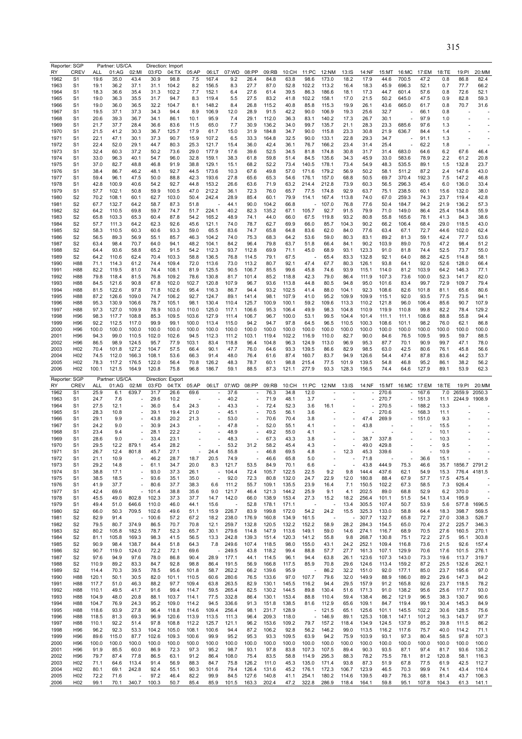Reporter: SGP | Partner: US/CA | Direction: Import

| RY | CREV | ALL | 01:AG | 02:MI | 03:FD | 04:TX | 05:AP | 06:LT | 07:WD | 08:PP | 09:RB | 10:CH | 11:PC | 12:NM | 13:IS | 14:NF | 15:MT | 16:MC | 17:EM | 18:TE | 19:PI | 20:MM |
|---|---|---|---|---|---|---|---|---|---|---|---|---|---|---|---|---|---|---|---|---|---|---|
| 1962 | S1 | 19.6 | 35.0 | 43.4 | 30.9 | 98.8 | 7.5 | 167.4 | 9.2 | 26.4 | 84.8 | 63.8 | 98.6 | 173.0 | 18.2 | 17.9 | 44.6 | 700.5 | 47.2 | 0.8 | 86.8 | 82.4 |
| 1963 | S1 | 19.1 | 36.2 | 37.1 | 31.1 | 104.2 | 8.2 | 156.5 | 8.3 | 27.7 | 87.0 | 52.8 | 102.2 | 113.2 | 16.4 | 18.3 | 45.9 | 696.3 | 52.1 | 0.7 | 77.7 | 66.2 |
| 1964 | S1 | 18.3 | 36.6 | 35.4 | 31.3 | 102.2 | 7.7 | 152.1 | 6.4 | 27.6 | 61.4 | 39.5 | 86.3 | 186.6 | 18.1 | 17.3 | 44.7 | 601.4 | 57.6 | 0.8 | 72.6 | 52.1 |
| 1965 | S1 | 19.0 | 36.3 | 35.5 | 31.7 | 94.7 | 8.3 | 119.4 | 5.5 | 27.5 | 83.2 | 41.8 | 102.2 | 158.1 | 17.0 | 21.5 | 50.2 | 645.0 | 47.5 | 0.9 | 82.8 | 59.3 |
| 1966 | S1 | 19.0 | 36.0 | 36.5 | 32.2 | 104.7 | 8.1 | 148.2 | 8.4 | 26.8 | 115.2 | 40.8 | 85.8 | 115.3 | 19.9 | 26.1 | 43.6 | 665.0 | 61.7 | 0.8 | 70.7 | 31.6 |
| 1967 | S1 | 19.5 | 37.1 | 37.3 | 34.3 | 94.4 | 8.9 | 106.9 | 12.0 | 28.9 | 91.5 | 42.2 | 90.0 | 106.9 | 19.3 | 25.6 | 32.7 | - | 66.1 | 0.8 | - | - |
| 1968 | S1 | 20.6 | 39.3 | 36.7 | 34.1 | 86.1 | 10.1 | 95.9 | 7.4 | 29.1 | 112.0 | 36.3 | 83.1 | 140.2 | 17.3 | 26.7 | 30.1 | - | 97.9 | 1.0 | - | - |
| 1969 | S1 | 21.7 | 37.7 | 28.4 | 36.6 | 83.6 | 11.5 | 65.0 | 7.7 | 30.9 | 136.2 | 34.0 | 99.7 | 135.7 | 21.1 | 28.3 | 23.3 | 685.6 | 97.6 | 1.3 | - | - |
| 1970 | S1 | 21.5 | 41.2 | 30.3 | 36.7 | 125.7 | 17.9 | 61.7 | 15.0 | 31.9 | 184.8 | 34.7 | 90.0 | 115.8 | 23.3 | 30.8 | 21.9 | 636.7 | 84.4 | 1.4 | - | - |
| 1971 | S1 | 22.1 | 47.1 | 30.1 | 37.3 | 90.7 | 15.9 | 107.2 | 6.5 | 33.3 | 164.8 | 32.5 | 90.0 | 133.1 | 22.8 | 29.3 | 34.7 | - | 91.1 | 1.3 | - | - |
| 1972 | S1 | 22.4 | 52.0 | 29.1 | 44.7 | 80.3 | 25.3 | 121.7 | 15.4 | 36.0 | 42.4 | 36.1 | 76.7 | 166.2 | 23.4 | 31.4 | 25.4 | - | 62.2 | 1.8 | - | - |
| 1973 | S1 | 32.4 | 60.3 | 37.2 | 50.2 | 73.6 | 29.0 | 177.9 | 17.6 | 39.6 | 52.5 | 34.5 | 81.8 | 174.8 | 30.8 | 31.7 | 31.4 | 683.0 | 64.6 | 6.2 | 67.6 | 46.4 |
| 1974 | S1 | 33.0 | 96.3 | 40.1 | 54.7 | 96.0 | 32.8 | 159.1 | 38.3 | 61.8 | 59.8 | 51.4 | 84.5 | 135.6 | 34.3 | 45.9 | 33.0 | 583.6 | 78.9 | 2.2 | 61.2 | 20.8 |
| 1975 | S1 | 37.0 | 82.7 | 48.8 | 46.8 | 91.9 | 38.8 | 129.1 | 15.1 | 68.2 | 52.2 | 73.4 | 140.5 | 178.1 | 73.4 | 54.9 | 48.3 | 535.5 | 89.1 | 1.5 | 132.8 | 23.7 |
| 1976 | S1 | 38.4 | 86.7 | 46.2 | 48.1 | 92.7 | 44.5 | 173.6 | 10.3 | 67.6 | 49.8 | 57.0 | 171.6 | 179.2 | 56.9 | 50.2 | 58.1 | 511.2 | 87.2 | 2.4 | 147.6 | 43.0 |
| 1977 | S1 | 59.4 | 96.1 | 47.5 | 50.0 | 88.8 | 42.3 | 193.6 | 27.8 | 65.6 | 65.3 | 54.6 | 176.1 | 157.0 | 68.8 | 50.5 | 69.7 | 370.4 | 192.3 | 7.5 | 147.2 | 46.8 |
| 1978 | S1 | 42.8 | 100.9 | 40.6 | 54.2 | 92.7 | 44.8 | 153.2 | 26.6 | 63.6 | 71.9 | 63.2 | 214.4 | 212.8 | 73.9 | 60.3 | 56.5 | 296.3 | 45.4 | 6.0 | 136.0 | 33.4 |
| 1979 | S1 | 57.7 | 102.1 | 50.8 | 59.9 | 100.5 | 47.0 | 212.2 | 36.1 | 72.3 | 76.0 | 65.7 | 77.5 | 174.8 | 92.9 | 63.7 | 75.1 | 238.5 | 60.1 | 15.6 | 132.0 | 38.0 |
| 1980 | S2 | 70.2 | 108.1 | 60.1 | 62.7 | 103.0 | 50.4 | 242.4 | 28.9 | 85.4 | 60.1 | 79.9 | 114.1 | 167.4 | 113.8 | 74.0 | 67.0 | 259.3 | 74.3 | 23.7 | 119.4 | 42.8 |
| 1981 | S2 | 67.7 | 132.7 | 64.2 | 58.7 | 87.3 | 51.8 | - | 44.1 | 90.0 | 104.2 | 66.8 | - | 107.0 | 76.8 | 77.6 | 50.4 | 184.7 | 94.2 | 21.9 | 136.2 | 57.3 |
| 1982 | S2 | 64.2 | 110.5 | 69.8 | 59.7 | 74.7 | 51.7 | 224.1 | 40.2 | 82.3 | 135.2 | 67.1 | 105.7 | 92.7 | 91.5 | 79.9 | 71.0 | 149.0 | 86.4 | 25.4 | 154.8 | 55.9 |
| 1983 | S2 | 65.8 | 103.3 | 65.3 | 60.4 | 87.8 | 54.2 | 165.2 | 48.9 | 74.1 | 44.0 | 66.0 | 67.5 | 119.8 | 93.2 | 80.8 | 55.8 | 165.6 | 78.1 | 41.3 | 84.3 | 38.6 |
| 1984 | S2 | 57.7 | 111.3 | 64.2 | 62.3 | 92.6 | 45.6 | 121.1 | 74.0 | 78.7 | 62.7 | 69.9 | 66.0 | 85.7 | 104.3 | 90.2 | 66.2 | 106.4 | 68.4 | 29.0 | 118.5 | 43.0 |
| 1985 | S2 | 58.3 | 110.5 | 60.3 | 60.6 | 93.3 | 59.0 | 65.5 | 83.6 | 74.7 | 65.8 | 64.8 | 83.6 | 62.0 | 84.0 | 77.6 | 63.4 | 67.1 | 72.7 | 44.6 | 102.0 | 62.4 |
| 1986 | S2 | 56.5 | 89.3 | 56.9 | 55.1 | 85.7 | 46.3 | 104.2 | 74.0 | 75.3 | 68.3 | 64.2 | 53.6 | 59.0 | 80.3 | 83.1 | 89.2 | 81.3 | 59.1 | 42.4 | 77.7 | 53.6 |
| 1987 | S2 | 63.4 | 98.4 | 70.7 | 64.0 | 94.1 | 48.2 | 104.1 | 84.2 | 96.4 | 79.8 | 63.7 | 51.8 | 66.4 | 84.1 | 90.2 | 103.9 | 89.0 | 70.5 | 47.2 | 98.4 | 51.2 |
| 1988 | S2 | 64.4 | 93.6 | 58.8 | 65.2 | 91.5 | 54.2 | 112.3 | 93.7 | 112.8 | 69.9 | 71.1 | 45.0 | 68.9 | 93.1 | 123.3 | 91.0 | 81.8 | 74.4 | 52.5 | 73.7 | 55.0 |
| 1989 | S2 | 64.2 | 110.6 | 62.4 | 70.4 | 103.3 | 58.8 | 136.5 | 76.8 | 114.5 | 79.1 | 67.5 | - | 65.4 | 83.3 | 132.8 | 92.1 | 64.0 | 88.2 | 42.5 | 114.8 | 58.1 |
| 1990 | H88 | 71.1 | 114.3 | 61.2 | 74.4 | 109.4 | 72.0 | 113.6 | 73.0 | 113.2 | 80.7 | 92.1 | 47.4 | 67.7 | 80.3 | 126.1 | 93.8 | 64.1 | 92.0 | 52.6 | 128.0 | 66.4 |
| 1991 | H88 | 82.2 | 119.5 | 81.0 | 74.4 | 108.1 | 81.9 | 125.5 | 90.5 | 106.7 | 85.5 | 99.6 | 45.8 | 74.6 | 93.9 | 115.1 | 114.0 | 81.2 | 103.9 | 64.2 | 146.3 | 77.1 |
| 1992 | H88 | 79.8 | 118.4 | 81.5 | 76.8 | 109.2 | 78.6 | 130.8 | 81.7 | 101.4 | 85.2 | 118.8 | 42.3 | 79.0 | 86.4 | 111.9 | 107.3 | 73.6 | 100.0 | 52.3 | 141.7 | 82.0 |
| 1993 | H88 | 84.5 | 121.6 | 90.8 | 67.8 | 102.0 | 102.7 | 120.8 | 107.9 | 96.7 | 93.6 | 113.8 | 44.8 | 80.5 | 94.8 | 95.0 | 101.6 | 83.4 | 99.7 | 72.9 | 109.7 | 79.4 |
| 1994 | H88 | 81.5 | 122.6 | 97.8 | 71.8 | 102.6 | 95.4 | 116.3 | 86.7 | 94.4 | 93.2 | 102.5 | 41.4 | 88.0 | 104.1 | 92.3 | 108.6 | 82.6 | 101.8 | 81.1 | 65.6 | 80.6 |
| 1995 | H88 | 87.2 | 126.6 | 109.0 | 74.7 | 106.2 | 92.7 | 124.7 | 89.1 | 141.4 | 98.1 | 107.9 | 41.0 | 95.2 | 109.9 | 109.9 | 115.1 | 92.0 | 93.5 | 77.5 | 73.5 | 94.1 |
| 1996 | H88 | 95.3 | 130.9 | 106.6 | 78.7 | 105.1 | 98.1 | 130.4 | 110.4 | 125.7 | 100.9 | 100.1 | 59.2 | 109.6 | 113.3 | 110.2 | 121.8 | 96.0 | 106.4 | 85.6 | 90.7 | 107.9 |
| 1997 | H88 | 97.3 | 127.0 | 109.9 | 78.9 | 103.0 | 110.0 | 125.0 | 117.1 | 106.6 | 95.3 | 106.4 | 49.9 | 98.3 | 104.8 | 110.9 | 119.9 | 110.8 | 99.8 | 82.2 | 78.4 | 129.2 |
| 1998 | H96 | 98.3 | 117.7 | 108.8 | 85.3 | 109.5 | 103.6 | 127.9 | 111.4 | 106.7 | 96.7 | 100.0 | 53.1 | 99.5 | 104.4 | 101.4 | 111.1 | 111.1 | 108.6 | 88.8 | 55.8 | 94.4 |
| 1999 | H96 | 92.2 | 112.5 | 117.0 | 99.9 | 99.1 | 100.0 | 113.4 | 115.0 | 94.2 | 94.7 | 97.8 | 64.5 | 96.5 | 110.5 | 100.3 | 108.6 | 101.1 | 98.2 | 76.0 | 62.1 | 86.8 |
| 2000 | H96 | 100.0 | 100.0 | 100.0 | 100.0 | 100.0 | 100.0 | 100.0 | 100.0 | 100.0 | 100.0 | 100.0 | 100.0 | 100.0 | 100.0 | 100.0 | 100.0 | 100.0 | 100.0 | 100.0 | 100.0 | 100.0 |
| 2001 | H96 | 94.3 | 99.0 | 110.5 | 102.0 | 102.6 | 94.5 | 112.3 | 111.2 | 103.1 | 119.4 | 102.2 | 116.9 | 110.0 | 82.7 | 90.0 | 84.6 | 76.5 | 109.5 | 99.5 | 59.7 | 88.5 |
| 2002 | H96 | 86.5 | 98.9 | 124.5 | 95.7 | 77.9 | 103.1 | 83.4 | 118.8 | 96.4 | 104.8 | 96.3 | 124.9 | 113.0 | 96.9 | 95.3 | 87.7 | 70.1 | 90.9 | 99.7 | 47.1 | 78.0 |
| 2003 | H02 | 70.4 | 101.8 | 127.2 | 104.7 | 57.5 | 66.4 | 90.1 | 47.7 | 76.0 | 64.6 | 93.3 | 139.5 | 86.6 | 82.9 | 98.5 | 63.0 | 42.5 | 80.6 | 76.1 | 45.8 | 56.6 |
| 2004 | H02 | 74.5 | 112.0 | 166.3 | 108.1 | 53.6 | 66.3 | 91.4 | 48.0 | 76.4 | 61.6 | 87.4 | 160.7 | 83.7 | 94.9 | 126.6 | 54.4 | 47.4 | 87.8 | 83.6 | 44.2 | 53.7 |
| 2005 | H02 | 78.3 | 117.2 | 176.5 | 122.0 | 56.4 | 70.8 | 126.2 | 48.3 | 78.7 | 60.1 | 98.8 | 215.4 | 77.5 | 101.9 | 139.5 | 54.8 | 46.8 | 95.2 | 86.1 | 38.2 | 56.2 |
| 2006 | H02 | 100.1 | 121.5 | 164.9 | 120.8 | 75.8 | 96.8 | 186.7 | 59.1 | 88.5 | 87.3 | 121.1 | 277.9 | 93.3 | 128.3 | 156.5 | 74.4 | 64.6 | 127.9 | 89.1 | 53.9 | 62.3 |

Reporter: SGP | Partner: US/CA | Direction: Export

| RY | CREV | ALL | 01:AG | 02:MI | 03:FD | 04:TX | 05:AP | 06:LT | 07:WD | 08:PP | 09:RB | 10:CH | 11:PC | 12:NM | 13:IS | 14:NF | 15:MT | 16:MC | 17:EM | 18:TE | 19:PI | 20:MM |
|---|---|---|---|---|---|---|---|---|---|---|---|---|---|---|---|---|---|---|---|---|---|---|
| 1962 | S1 | 25.9 | 6.1 | 639.7 | 31.7 | 26.6 | 69.6 | - | 37.6 | - | 76.3 | 34.8 | 12.0 | - | - | - | 270.6 | - | 167.6 | 7.0 | 2659.9 | 2050.3 |
| 1963 | S1 | 24.7 | 7.6 | - | 29.6 | 10.2 | - | - | 40.2 | - | 71.9 | 48.1 | 3.7 | - | - | - | 270.7 | - | 151.3 | 11.1 | 2244.9 | 1908.9 |
| 1964 | S1 | 27.5 | 12.1 | - | 36.0 | 5.4 | 24.3 | - | 43.3 | - | 72.4 | 52.3 | 3.6 | 16.1 | - | - | 270.5 | - | 188.2 | 13.3 | - | - |
| 1965 | S1 | 28.3 | 10.8 | - | 39.1 | 19.4 | 21.0 | - | 45.1 | - | 70.5 | 56.1 | 3.6 | - | - | - | 270.6 | - | 168.3 | 11.1 | - | - |
| 1966 | S1 | 29.1 | 9.9 | - | 43.8 | 20.2 | 21.3 | - | 53.0 | - | 70.6 | 70.4 | 3.8 | - | - | 47.4 | 269.9 | - | 151.0 | 9.3 | - | - |
| 1967 | S1 | 24.2 | 9.0 | - | 30.9 | 24.3 | - | - | 47.8 | - | 52.0 | 55.1 | 4.1 | - | - | 43.8 | - | - | - | 15.5 | - | - |
| 1968 | S1 | 23.4 | 9.4 | - | 28.1 | 22.2 | - | - | 48.9 | - | 49.2 | 55.0 | 4.1 | - | - | - | - | - | - | 10.1 | - | - |
| 1969 | S1 | 28.6 | 9.0 | - | 33.4 | 23.1 | - | - | 48.3 | - | 67.3 | 43.3 | 3.8 | - | - | 38.7 | 337.8 | - | - | 10.3 | - | - |
| 1970 | S1 | 29.5 | 12.2 | 879.1 | 45.4 | 28.2 | - | - | 53.2 | 31.2 | 58.2 | 45.4 | 4.3 | - | - | 49.0 | 429.8 | - | - | 9.5 | - | - |
| 1971 | S1 | 26.7 | 12.4 | 801.8 | 45.7 | 27.1 | - | 24.4 | 55.8 | - | 46.8 | 69.5 | 4.8 | - | 12.3 | 45.3 | 339.6 | - | - | 10.9 | - | - |
| 1972 | S1 | 21.1 | 10.9 | - | 46.2 | 28.7 | 18.7 | 20.5 | 74.9 | - | 46.6 | 65.8 | 5.0 | - | - | 71.8 | - | - | 36.6 | 15.1 | - | - |
| 1973 | S1 | 29.2 | 14.8 | - | 61.1 | 34.7 | 20.0 | 8.3 | 121.7 | 53.5 | 84.9 | 70.1 | 6.6 | - | - | 43.8 | 444.9 | 75.3 | 46.6 | 35.7 | 1856.7 | 2791.2 |
| 1974 | S1 | 38.8 | 17.1 | - | 93.0 | 37.3 | 26.1 | - | 104.4 | 72.4 | 105.7 | 122.5 | 22.5 | 9.2 | 9.8 | 144.4 | 437.6 | 62.1 | 54.9 | 15.3 | 776.4 | 4181.5 |
| 1975 | S1 | 38.5 | 18.5 | - | 93.6 | 35.1 | 35.0 | - | 92.0 | 72.3 | 80.8 | 132.0 | 24.7 | 22.9 | 12.0 | 180.8 | 88.4 | 67.9 | 57.7 | 17.5 | 475.4 | - |
| 1976 | S1 | 41.9 | 37.7 | - | 80.6 | 37.7 | 38.3 | 6.6 | 111.2 | 55.7 | 109.1 | 135.5 | 23.9 | 16.4 | 7.1 | 150.5 | 102.2 | 67.3 | 58.5 | 7.3 | 926.4 | - |
| 1977 | S1 | 42.4 | 69.6 | - | 101.4 | 38.8 | 35.6 | 9.0 | 121.7 | 46.4 | 121.3 | 144.2 | 25.9 | 9.1 | 4.1 | 202.5 | 89.0 | 68.8 | 52.9 | 6.2 | 370.0 | - |
| 1978 | S1 | 45.5 | 49.0 | 802.8 | 102.3 | 37.3 | 37.7 | 14.7 | 142.0 | 66.0 | 138.9 | 153.4 | 27.3 | 15.2 | 18.2 | 256.4 | 101.1 | 51.5 | 54.1 | 13.4 | 195.9 | - |
| 1979 | S1 | 49.4 | 51.0 | 646.6 | 110.0 | 46.0 | 44.1 | 15.6 | - | 52.8 | 178.1 | 171.1 | - | - | 13.4 | 305.5 | 107.4 | 50.7 | 53.9 | 5.6 | 577.8 | 1696.5 |
| 1980 | S2 | 66.0 | 50.3 | 709.5 | 102.6 | 49.6 | 51.1 | 15.9 | 226.7 | 83.9 | 199.8 | 172.0 | 54.2 | 24.2 | 15.5 | 325.3 | 133.0 | 58.8 | 64.4 | 18.3 | 398.7 | 569.5 |
| 1981 | S2 | 82.9 | 91.4 | - | 100.6 | 57.2 | 67.2 | 18.2 | 238.0 | 176.9 | 160.8 | 134.9 | 161.5 | - | - | 307.7 | 132.7 | 65.8 | 72.7 | 27.0 | 338.3 | 526.7 |
| 1982 | S2 | 79.5 | 80.7 | 374.9 | 86.5 | 70.7 | 70.8 | 12.1 | 259.7 | 132.8 | 120.5 | 132.2 | 152.2 | 58.9 | 28.2 | 284.3 | 154.5 | 65.0 | 70.4 | 27.2 | 225.7 | 346.3 |
| 1983 | S2 | 80.2 | 105.8 | 182.5 | 78.7 | 52.3 | 65.7 | 30.1 | 279.6 | 114.8 | 147.9 | 113.6 | 149.1 | 59.0 | 14.6 | 274.1 | 116.7 | 68.9 | 70.5 | 27.6 | 160.5 | 270.1 |
| 1984 | S2 | 81.1 | 105.8 | 169.3 | 98.3 | 41.5 | 56.5 | 13.3 | 242.8 | 139.3 | 151.4 | 120.3 | 141.2 | 55.8 | 9.8 | 268.7 | 130.8 | 75.1 | 72.2 | 27.5 | 95.1 | 303.8 |
| 1985 | S2 | 90.9 | 98.4 | 138.7 | 84.4 | 51.8 | 64.3 | 7.8 | 249.6 | 107.4 | 118.5 | 98.0 | 155.0 | 43.1 | 24.2 | 252.1 | 109.4 | 116.8 | 73.6 | 21.5 | 92.6 | 157.4 |
| 1986 | S2 | 90.7 | 119.0 | 124.0 | 72.2 | 72.1 | 69.6 | - | 249.5 | 43.8 | 118.2 | 99.4 | 88.8 | 57.7 | 27.7 | 161.3 | 107.1 | 129.9 | 70.6 | 17.6 | 101.5 | 276.1 |
| 1987 | S2 | 97.6 | 94.9 | 97.6 | 78.0 | 86.8 | 90.4 | 28.9 | 177.1 | 44.1 | 114.5 | 96.1 | 94.4 | 63.8 | 26.1 | 123.6 | 107.3 | 143.0 | 73.3 | 19.6 | 113.7 | 319.7 |
| 1988 | S2 | 110.9 | 89.2 | 83.3 | 84.7 | 92.8 | 98.8 | 86.4 | 191.5 | 56.9 | 166.8 | 117.5 | 85.9 | 70.8 | 29.6 | 124.6 | 113.4 | 159.2 | 87.2 | 25.5 | 132.6 | 262.1 |
| 1989 | S2 | 114.4 | 70.3 | 39.5 | 78.5 | 95.6 | 101.8 | 58.7 | 262.2 | 66.2 | 139.6 | 95.9 | - | 86.2 | 32.2 | 151.0 | 92.0 | 177.1 | 85.0 | 23.7 | 195.6 | 97.0 |
| 1990 | H88 | 120.1 | 50.1 | 30.5 | 82.0 | 101.1 | 110.5 | 60.6 | 280.6 | 76.5 | 133.6 | 97.0 | 107.7 | 79.6 | 32.0 | 149.9 | 88.9 | 186.0 | 89.2 | 29.6 | 147.3 | 84.2 |
| 1991 | H88 | 117.7 | 51.0 | 46.3 | 88.2 | 97.7 | 109.4 | 63.8 | 263.5 | 82.9 | 130.1 | 145.5 | 116.2 | 94.4 | 29.5 | 157.9 | 91.2 | 165.8 | 92.6 | 23.7 | 118.5 | 78.2 |
| 1992 | H88 | 110.1 | 49.5 | 41.7 | 91.6 | 99.4 | 114.7 | 59.5 | 265.4 | 82.5 | 130.2 | 144.5 | 89.8 | 130.4 | 51.6 | 171.3 | 91.0 | 138.2 | 95.6 | 25.6 | 117.7 | 93.0 |
| 1993 | H88 | 104.9 | 48.0 | 20.8 | 88.1 | 103.7 | 114.1 | 77.5 | 332.8 | 86.4 | 130.1 | 153.4 | 88.8 | 110.4 | 59.4 | 138.4 | 86.2 | 121.9 | 96.5 | 38.3 | 130.7 | 90.6 |
| 1994 | H88 | 104.7 | 76.9 | 24.3 | 95.2 | 109.0 | 114.2 | 94.5 | 336.6 | 91.3 | 151.8 | 138.5 | 81.6 | 112.9 | 65.6 | 109.1 | 84.7 | 119.4 | 99.1 | 30.4 | 145.3 | 84.9 |
| 1995 | H88 | 118.6 | 93.9 | 27.8 | 96.4 | 118.8 | 114.6 | 109.4 | 256.4 | 98.1 | 231.7 | 128.9 | - | 121.5 | 65.1 | 125.6 | 101.1 | 145.5 | 102.2 | 30.6 | 128.5 | 75.6 |
| 1996 | H88 | 118.5 | 81.3 | 69.3 | 96.9 | 120.6 | 113.9 | 113.5 | 111.3 | 96.4 | 209.3 | 118.0 | - | 146.9 | 89.1 | 125.3 | 108.1 | 147.1 | 101.2 | 16.3 | 143.7 | 97.7 |
| 1997 | H88 | 110.1 | 92.2 | 51.4 | 97.8 | 108.8 | 112.2 | 125.7 | 121.1 | 96.2 | 153.6 | 109.2 | 79.7 | 157.2 | 118.4 | 134.9 | 124.5 | 137.9 | 85.2 | 39.8 | 111.5 | 86.2 |
| 1998 | H96 | 96.2 | 92.3 | 53.3 | 104.2 | 105.0 | 108.1 | 100.6 | 94.4 | 87.2 | 106.2 | 92.8 | 56.2 | 146.2 | 99.0 | 113.5 | 116.2 | 117.6 | 75.7 | 40.0 | 114.2 | 71.1 |
| 1999 | H96 | 89.6 | 115.0 | 87.7 | 102.6 | 109.3 | 100.6 | 99.9 | 95.2 | 95.3 | 93.3 | 109.5 | 63.9 | 94.2 | 75.9 | 103.9 | 93.1 | 97.3 | 80.4 | 58.5 | 97.8 | 107.3 |
| 2000 | H96 | 100.0 | 100.0 | 100.0 | 100.0 | 100.0 | 100.0 | 100.0 | 100.0 | 100.0 | 100.0 | 100.0 | 100.0 | 100.0 | 100.0 | 100.0 | 100.0 | 100.0 | 100.0 | 100.0 | 100.0 | 100.0 |
| 2001 | H96 | 91.9 | 85.5 | 60.0 | 86.9 | 72.3 | 97.3 | 95.2 | 98.7 | 93.1 | 97.8 | 83.8 | 107.3 | 107.5 | 89.4 | 90.3 | 93.5 | 87.1 | 97.4 | 81.7 | 93.6 | 135.2 |
| 2002 | H96 | 79.7 | 87.4 | 77.8 | 86.5 | 63.1 | 91.2 | 86.4 | 108.0 | 75.4 | 83.5 | 58.8 | 114.9 | 295.3 | 88.3 | 78.2 | 75.5 | 78.1 | 81.2 | 120.8 | 58.1 | 116.3 |
| 2003 | H02 | 71.1 | 64.6 | 113.4 | 91.4 | 56.9 | 88.3 | 84.7 | 75.8 | 126.2 | 111.0 | 45.3 | 135.0 | 171.4 | 93.8 | 87.3 | 51.9 | 67.8 | 77.5 | 61.9 | 42.5 | 112.7 |
| 2004 | H02 | 80.1 | 69.1 | 242.8 | 92.4 | 55.1 | 90.3 | 101.6 | 79.4 | 126.4 | 131.6 | 45.2 | 176.1 | 172.3 | 106.7 | 123.9 | 46.5 | 70.3 | 99.9 | 74.1 | 43.4 | 110.4 |
| 2005 | H02 | 72.2 | 71.6 | - | 97.2 | 46.4 | 82.2 | 99.9 | 84.5 | 127.6 | 140.8 | 41.1 | 254.1 | 180.2 | 114.6 | 139.5 | 49.7 | 76.3 | 68.1 | 81.4 | 43.7 | 106.3 |
| 2006 | H02 | 99.1 | 70.1 | 340.7 | 100.3 | 50.7 | 85.4 | 85.9 | 101.5 | 163.3 | 202.4 | 47.2 | 322.8 | 286.9 | 118.4 | 164.1 | 59.8 | 95.1 | 107.8 | 104.3 | 61.3 | 141.1 |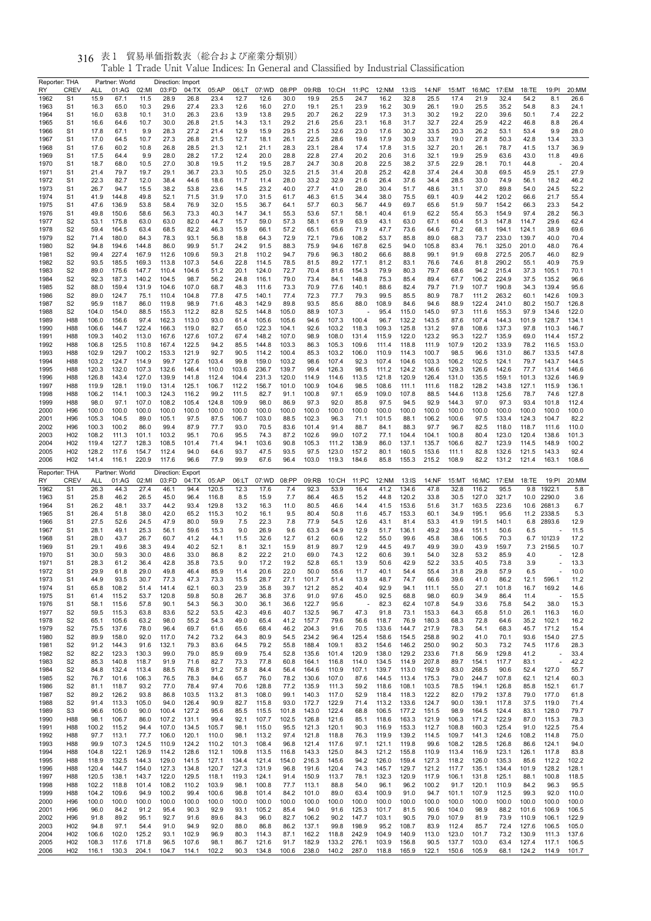表1 貿易単価指数表（総合および産業分類別）

Table 1 Trade Unit Value Indices: In General and Classified by Industrial Classification

| Reporter: THA | | Partner: World | | Direction: Import | | | | | | | | | | | | | | | | | |
|---|---|---|---|---|---|---|---|---|---|---|---|---|---|---|---|---|---|---|---|---|---|
| RY | CREV | ALL | 01:AG | 02:MI | 03:FD | 04:TX | 05:AP | 06:LT | 07:WD | 08:PP | 09:RB | 10:CH | 11:PC | 12:NM | 13:IS | 14:NF | 15:MT | 16:MC | 17:EM | 18:TE | 19:PI | 20:MM |
| 1962 | S1 | 15.9 | 67.1 | 11.5 | 28.9 | 26.8 | 23.4 | 12.7 | 12.6 | 30.0 | 19.9 | 25.5 | 24.7 | 16.2 | 32.8 | 25.5 | 17.4 | 21.9 | 32.4 | 54.2 | 8.1 | 26.6 |
| 1963 | S1 | 16.3 | 65.0 | 10.3 | 29.6 | 27.4 | 23.3 | 12.6 | 16.0 | 27.0 | 19.1 | 25.1 | 23.9 | 16.2 | 30.9 | 26.1 | 19.0 | 25.5 | 35.2 | 54.8 | 8.3 | 24.1 |
| 1964 | S1 | 16.0 | 63.8 | 10.1 | 31.0 | 26.3 | 23.6 | 13.9 | 13.8 | 29.5 | 20.7 | 26.2 | 22.9 | 17.3 | 31.3 | 30.2 | 19.2 | 22.0 | 39.6 | 50.1 | 7.4 | 22.2 |
| 1965 | S1 | 16.6 | 64.6 | 10.7 | 30.0 | 26.8 | 21.5 | 14.3 | 13.1 | 29.2 | 21.6 | 25.6 | 23.1 | 16.8 | 31.7 | 32.7 | 22.4 | 25.9 | 42.2 | 46.8 | 8.8 | 26.4 |
| 1966 | S1 | 17.8 | 67.1 | 9.9 | 28.3 | 27.2 | 21.4 | 12.9 | 15.9 | 29.5 | 21.5 | 32.6 | 23.0 | 17.6 | 30.2 | 33.5 | 20.3 | 26.2 | 53.1 | 53.4 | 9.9 | 28.0 |
| 1967 | S1 | 17.0 | 64.5 | 10.7 | 27.3 | 26.8 | 21.5 | 12.7 | 18.1 | 26.1 | 22.5 | 28.6 | 19.6 | 17.9 | 30.9 | 33.7 | 19.0 | 27.8 | 50.3 | 42.8 | 13.4 | 33.3 |
| 1968 | S1 | 17.6 | 60.2 | 10.8 | 26.8 | 28.5 | 21.3 | 12.1 | 21.1 | 28.3 | 23.1 | 28.4 | 17.4 | 17.8 | 31.5 | 32.7 | 20.1 | 26.1 | 78.7 | 41.5 | 13.7 | 36.9 |
| 1969 | S1 | 17.5 | 64.4 | 9.9 | 28.0 | 28.2 | 17.2 | 12.4 | 20.0 | 28.8 | 22.8 | 27.4 | 20.2 | 20.6 | 31.6 | 32.1 | 19.9 | 25.9 | 63.6 | 43.0 | 11.8 | 49.6 |
| 1970 | S1 | 18.7 | 68.0 | 10.5 | 27.0 | 30.8 | 19.5 | 11.2 | 19.5 | 28.7 | 24.7 | 30.8 | 20.8 | 22.5 | 38.2 | 37.5 | 22.9 | 28.1 | 70.1 | 44.8 | - | 20.4 |
| 1971 | S1 | 21.4 | 79.7 | 19.7 | 29.1 | 36.7 | 23.3 | 10.5 | 25.0 | 32.5 | 21.5 | 31.4 | 20.8 | 25.2 | 42.8 | 37.4 | 24.4 | 30.8 | 69.5 | 45.9 | 25.1 | 27.9 |
| 1972 | S1 | 22.3 | 82.7 | 12.0 | 38.4 | 44.6 | 18.6 | 11.7 | 11.4 | 28.0 | 33.2 | 32.9 | 21.6 | 26.4 | 37.6 | 34.4 | 28.5 | 33.0 | 74.9 | 56.1 | 18.2 | 46.2 |
| 1973 | S1 | 26.7 | 94.7 | 15.5 | 38.2 | 53.8 | 23.6 | 14.5 | 23.2 | 40.0 | 27.7 | 41.0 | 28.0 | 30.4 | 51.7 | 48.6 | 31.1 | 37.0 | 89.8 | 54.0 | 24.5 | 52.2 |
| 1974 | S1 | 41.9 | 144.8 | 49.8 | 52.1 | 71.5 | 31.9 | 17.0 | 31.5 | 61.7 | 46.3 | 61.5 | 34.4 | 38.0 | 75.5 | 69.1 | 40.9 | 44.2 | 120.2 | 66.6 | 21.7 | 55.4 |
| 1975 | S1 | 47.6 | 136.9 | 53.8 | 58.4 | 76.9 | 32.0 | 15.5 | 36.7 | 64.1 | 57.7 | 60.3 | 56.7 | 44.9 | 69.7 | 65.6 | 51.9 | 59.7 | 154.2 | 66.3 | 23.3 | 54.2 |
| 1976 | S1 | 49.8 | 150.6 | 58.6 | 56.3 | 73.3 | 40.3 | 14.7 | 34.1 | 55.3 | 53.6 | 57.1 | 58.1 | 40.4 | 61.9 | 62.2 | 55.4 | 55.3 | 154.9 | 97.4 | 28.2 | 56.3 |
| 1977 | S2 | 53.1 | 175.8 | 63.0 | 63.0 | 82.0 | 44.7 | 15.7 | 59.0 | 57.3 | 58.1 | 61.9 | 63.9 | 43.1 | 63.0 | 67.1 | 60.4 | 51.3 | 147.8 | 114.7 | 29.6 | 62.4 |
| 1978 | S2 | 59.4 | 164.5 | 63.4 | 68.5 | 82.2 | 46.3 | 15.9 | 66.1 | 57.2 | 65.1 | 65.6 | 71.9 | 47.7 | 73.6 | 64.6 | 71.2 | 68.1 | 194.1 | 124.1 | 38.9 | 69.6 |
| 1979 | S2 | 71.4 | 180.0 | 84.3 | 78.3 | 93.1 | 56.8 | 18.8 | 64.3 | 72.9 | 72.1 | 79.6 | 108.2 | 53.7 | 85.8 | 89.0 | 68.3 | 73.7 | 233.0 | 139.7 | 40.0 | 70.4 |
| 1980 | S2 | 94.8 | 194.6 | 144.8 | 86.0 | 99.9 | 51.7 | 24.2 | 91.5 | 88.3 | 75.9 | 94.6 | 167.8 | 62.5 | 94.0 | 105.8 | 83.4 | 76.1 | 325.0 | 201.0 | 48.0 | 76.4 |
| 1981 | S2 | 99.4 | 227.4 | 167.9 | 112.6 | 109.6 | 59.3 | 21.8 | 110.2 | 94.7 | 79.6 | 96.3 | 180.2 | 66.6 | 88.8 | 99.1 | 91.9 | 69.8 | 272.5 | 205.7 | 46.0 | 82.9 |
| 1982 | S2 | 93.5 | 185.5 | 169.3 | 113.8 | 107.3 | 54.6 | 22.8 | 114.5 | 78.5 | 81.5 | 89.2 | 177.1 | 81.2 | 83.1 | 76.6 | 74.6 | 81.8 | 290.2 | 55.1 | 40.9 | 75.9 |
| 1983 | S2 | 89.0 | 175.6 | 147.7 | 110.4 | 104.6 | 51.2 | 20.1 | 124.0 | 72.7 | 70.4 | 81.6 | 154.3 | 79.9 | 80.3 | 79.7 | 68.6 | 94.2 | 215.4 | 37.3 | 105.1 | 70.1 |
| 1984 | S2 | 92.3 | 187.3 | 140.2 | 104.5 | 98.7 | 56.2 | 24.8 | 116.1 | 79.0 | 73.4 | 84.1 | 148.8 | 75.3 | 85.4 | 89.4 | 67.7 | 106.2 | 224.9 | 37.5 | 135.2 | 96.6 |
| 1985 | S2 | 88.0 | 159.4 | 131.9 | 104.6 | 107.0 | 68.7 | 48.3 | 111.6 | 73.3 | 70.9 | 77.6 | 140.1 | 88.6 | 82.4 | 79.7 | 71.9 | 107.7 | 190.8 | 34.3 | 139.4 | 95.6 |
| 1986 | S2 | 89.0 | 124.7 | 75.1 | 110.4 | 104.8 | 77.8 | 47.5 | 140.1 | 77.4 | 72.3 | 77.7 | 79.3 | 99.5 | 85.5 | 80.9 | 78.7 | 111.2 | 263.2 | 60.1 | 142.6 | 109.3 |
| 1987 | S2 | 95.9 | 118.7 | 86.0 | 119.8 | 98.9 | 71.6 | 48.3 | 142.9 | 89.8 | 93.5 | 85.6 | 88.0 | 108.9 | 84.6 | 94.6 | 88.9 | 122.4 | 241.0 | 80.2 | 150.7 | 126.8 |
| 1988 | S2 | 104.0 | 154.0 | 88.5 | 155.3 | 112.2 | 82.8 | 52.5 | 144.8 | 105.0 | 88.9 | 107.3 | - | 95.4 | 115.0 | 145.0 | 97.3 | 111.6 | 155.3 | 97.9 | 134.6 | 122.0 |
| 1989 | H88 | 106.0 | 156.6 | 97.4 | 162.3 | 113.0 | 93.0 | 61.4 | 105.6 | 105.6 | 94.6 | 107.3 | 100.4 | 96.7 | 132.2 | 143.5 | 87.6 | 107.4 | 144.3 | 101.9 | 128.7 | 134.1 |
| 1990 | H88 | 106.6 | 144.7 | 122.4 | 166.3 | 119.0 | 82.7 | 65.0 | 122.3 | 104.1 | 92.6 | 103.2 | 118.3 | 109.3 | 125.8 | 131.2 | 97.8 | 108.6 | 137.3 | 97.8 | 110.3 | 146.7 |
| 1991 | H88 | 109.3 | 140.2 | 113.0 | 167.6 | 127.6 | 107.2 | 67.4 | 148.2 | 107.0 | 98.9 | 108.0 | 131.4 | 115.9 | 122.0 | 123.2 | 95.3 | 122.7 | 135.9 | 69.0 | 114.4 | 157.2 |
| 1992 | H88 | 106.8 | 125.5 | 110.8 | 167.4 | 122.5 | 94.2 | 85.5 | 144.8 | 103.3 | 86.3 | 105.3 | 109.6 | 111.4 | 118.8 | 111.9 | 107.9 | 120.2 | 133.9 | 78.2 | 116.5 | 153.0 |
| 1993 | H88 | 102.9 | 129.7 | 100.2 | 153.3 | 121.9 | 92.7 | 90.5 | 114.2 | 100.4 | 85.3 | 103.2 | 106.0 | 110.9 | 114.3 | 100.7 | 98.5 | 96.6 | 131.0 | 86.7 | 133.5 | 147.8 |
| 1994 | H88 | 103.2 | 124.7 | 114.9 | 99.7 | 127.6 | 103.4 | 99.8 | 159.0 | 103.2 | 98.6 | 107.4 | 92.3 | 107.4 | 104.6 | 103.3 | 106.2 | 102.5 | 124.1 | 79.7 | 143.7 | 144.5 |
| 1995 | H88 | 120.3 | 132.0 | 107.3 | 132.6 | 146.4 | 110.0 | 103.6 | 236.7 | 139.7 | 99.4 | 126.3 | 98.5 | 111.2 | 124.2 | 136.6 | 129.3 | 126.6 | 142.6 | 77.7 | 131.4 | 146.6 |
| 1996 | H88 | 126.8 | 143.4 | 127.0 | 139.9 | 141.8 | 112.4 | 104.4 | 231.3 | 120.0 | 114.9 | 114.6 | 113.5 | 121.8 | 120.9 | 126.4 | 131.0 | 135.5 | 159.1 | 101.3 | 132.6 | 146.9 |
| 1997 | H88 | 119.9 | 128.1 | 119.0 | 131.4 | 125.1 | 106.7 | 112.2 | 156.7 | 101.0 | 100.9 | 104.6 | 98.5 | 108.6 | 111.1 | 111.6 | 118.2 | 128.2 | 143.8 | 127.1 | 115.9 | 136.1 |
| 1998 | H88 | 106.2 | 114.1 | 100.3 | 124.3 | 116.2 | 99.2 | 111.5 | 82.7 | 91.1 | 100.8 | 97.1 | 65.9 | 109.0 | 107.8 | 88.5 | 144.6 | 113.8 | 125.6 | 78.7 | 74.6 | 127.8 |
| 1999 | H88 | 98.0 | 97.1 | 107.0 | 108.2 | 105.4 | 124.8 | 109.9 | 98.0 | 86.9 | 97.3 | 92.0 | 85.8 | 97.5 | 94.5 | 92.9 | 144.3 | 97.0 | 97.3 | 93.4 | 101.8 | 112.4 |
| 2000 | H96 | 100.0 | 100.0 | 100.0 | 100.0 | 100.0 | 100.0 | 100.0 | 100.0 | 100.0 | 100.0 | 100.0 | 100.0 | 100.0 | 100.0 | 100.0 | 100.0 | 100.0 | 100.0 | 100.0 | 100.0 | 100.0 |
| 2001 | H96 | 105.3 | 104.5 | 89.0 | 105.1 | 97.5 | 87.5 | 106.7 | 103.0 | 88.5 | 102.3 | 96.3 | 71.1 | 101.5 | 88.1 | 106.2 | 100.6 | 97.5 | 133.4 | 124.3 | 104.7 | 82.2 |
| 2002 | H96 | 100.3 | 100.2 | 86.0 | 99.4 | 87.9 | 77.7 | 93.0 | 70.5 | 83.6 | 101.4 | 91.4 | 88.7 | 84.1 | 88.3 | 97.7 | 96.7 | 82.5 | 118.0 | 118.7 | 111.6 | 110.0 |
| 2003 | H02 | 108.2 | 111.3 | 101.1 | 103.2 | 95.1 | 70.6 | 95.5 | 74.3 | 87.2 | 102.6 | 99.0 | 107.2 | 77.1 | 104.4 | 104.1 | 100.8 | 80.4 | 123.0 | 120.4 | 138.6 | 101.3 |
| 2004 | H02 | 119.4 | 127.7 | 128.3 | 108.5 | 101.4 | 71.4 | 94.1 | 103.6 | 90.8 | 105.3 | 111.2 | 138.9 | 86.0 | 137.1 | 135.7 | 106.6 | 82.7 | 123.9 | 114.5 | 148.9 | 100.2 |
| 2005 | H02 | 128.2 | 117.6 | 154.7 | 112.4 | 94.0 | 64.6 | 93.7 | 47.5 | 93.5 | 97.5 | 123.0 | 157.2 | 80.1 | 160.5 | 153.6 | 111.1 | 82.8 | 132.6 | 121.5 | 143.3 | 92.4 |
| 2006 | H02 | 141.4 | 116.1 | 220.9 | 117.6 | 96.6 | 77.9 | 99.9 | 67.6 | 96.4 | 103.0 | 119.3 | 184.6 | 85.8 | 155.3 | 215.2 | 108.9 | 82.2 | 131.2 | 121.4 | 163.1 | 108.6 |

| Reporter: THA | | Partner: World | | Direction: Export | | | | | | | | | | | | | | | | | |
|---|---|---|---|---|---|---|---|---|---|---|---|---|---|---|---|---|---|---|---|---|---|
| RY | CREV | ALL | 01:AG | 02:MI | 03:FD | 04:TX | 05:AP | 06:LT | 07:WD | 08:PP | 09:RB | 10:CH | 11:PC | 12:NM | 13:IS | 14:NF | 15:MT | 16:MC | 17:EM | 18:TE | 19:PI | 20:MM |
| 1962 | S1 | 26.3 | 44.3 | 27.4 | 46.1 | 94.4 | 120.5 | 12.3 | 17.6 | 7.4 | 92.3 | 53.9 | 16.4 | 41.2 | 134.6 | 47.8 | 32.8 | 116.2 | 95.5 | 9.8 | 1922.1 | 5.8 |
| 1963 | S1 | 25.8 | 46.2 | 26.5 | 45.0 | 96.4 | 116.8 | 8.5 | 15.9 | 7.7 | 86.4 | 46.5 | 15.2 | 44.8 | 120.2 | 33.8 | 30.5 | 127.0 | 321.7 | 10.0 | 2290.0 | 3.6 |
| 1964 | S1 | 26.2 | 48.1 | 33.7 | 44.2 | 93.4 | 129.8 | 13.2 | 16.3 | 11.0 | 80.5 | 46.6 | 14.4 | 41.5 | 153.6 | 51.6 | 31.7 | 163.5 | 223.6 | 10.6 | 2681.3 | 6.7 |
| 1965 | S1 | 26.4 | 51.8 | 38.0 | 42.0 | 65.2 | 115.3 | 10.2 | 16.1 | 9.5 | 80.4 | 50.8 | 11.6 | 45.7 | 153.3 | 60.1 | 34.9 | 195.1 | 95.6 | 11.2 | 2338.5 | 5.3 |
| 1966 | S1 | 27.5 | 52.6 | 24.5 | 47.9 | 80.0 | 59.9 | 7.5 | 22.3 | 7.8 | 77.9 | 54.5 | 12.6 | 43.1 | 81.4 | 53.3 | 41.9 | 191.5 | 140.1 | 6.8 | 2893.6 | 12.9 |
| 1967 | S1 | 28.1 | 49.1 | 25.3 | 56.1 | 59.6 | 15.3 | 9.0 | 26.9 | 9.6 | 63.3 | 64.9 | 12.9 | 51.7 | 136.1 | 49.2 | 39.4 | 151.1 | 50.6 | 6.5 | - | 11.5 |
| 1968 | S1 | 28.0 | 43.7 | 26.7 | 60.7 | 41.2 | 44.1 | 11.5 | 32.6 | 12.7 | 61.2 | 60.6 | 12.2 | 55.0 | 99.6 | 45.8 | 38.6 | 106.5 | 70.3 | 6.7 | 10123.9 | 17.2 |
| 1969 | S1 | 29.1 | 49.6 | 38.3 | 49.4 | 40.2 | 52.1 | 8.1 | 32.1 | 15.9 | 81.9 | 89.7 | 12.9 | 44.5 | 49.7 | 49.9 | 39.0 | 43.9 | 159.7 | 7.3 | 2156.5 | 10.7 |
| 1970 | S1 | 30.0 | 59.3 | 30.0 | 48.6 | 33.0 | 86.8 | 8.2 | 22.2 | 21.0 | 69.0 | 74.3 | 12.2 | 60.6 | 39.1 | 54.0 | 32.8 | 53.2 | 85.9 | 4.0 | - | 12.8 |
| 1971 | S1 | 28.3 | 61.2 | 36.4 | 42.8 | 35.8 | 73.5 | 9.0 | 17.2 | 19.2 | 52.8 | 65.1 | 13.9 | 50.6 | 42.9 | 52.2 | 33.5 | 40.5 | 73.8 | 3.9 | - | 13.3 |
| 1972 | S1 | 29.9 | 61.8 | 29.0 | 49.8 | 46.4 | 85.9 | 11.4 | 20.6 | 22.0 | 50.0 | 55.6 | 11.7 | 40.1 | 54.4 | 55.4 | 31.8 | 29.8 | 57.9 | 6.5 | - | 10.0 |
| 1973 | S1 | 44.9 | 93.5 | 30.7 | 77.3 | 47.3 | 73.3 | 15.5 | 28.7 | 27.1 | 101.7 | 51.4 | 13.9 | 48.7 | 74.7 | 66.6 | 39.6 | 41.0 | 86.2 | 12.1 | 596.1 | 11.2 |
| 1974 | S1 | 65.8 | 108.2 | 51.4 | 141.4 | 62.1 | 60.3 | 23.9 | 35.8 | 39.7 | 121.2 | 85.2 | 40.4 | 92.9 | 94.1 | 111.1 | 55.0 | 27.1 | 101.8 | 16.7 | 169.2 | 14.6 |
| 1975 | S1 | 61.4 | 115.2 | 53.7 | 120.8 | 59.8 | 50.8 | 26.7 | 36.8 | 37.6 | 91.0 | 97.6 | 45.0 | 92.5 | 68.8 | 98.0 | 60.9 | 34.9 | 86.4 | 11.4 | - | 15.5 |
| 1976 | S1 | 58.1 | 115.6 | 57.8 | 90.1 | 54.3 | 56.3 | 30.0 | 36.1 | 36.6 | 122.7 | 95.6 | - | 82.3 | 62.4 | 107.8 | 54.9 | 33.6 | 75.8 | 54.2 | 38.0 | 15.3 |
| 1977 | S2 | 59.5 | 115.3 | 63.8 | 83.6 | 52.2 | 53.5 | 42.3 | 49.6 | 40.7 | 132.5 | 96.7 | 47.3 | 91.8 | 73.1 | 153.3 | 64.3 | 65.8 | 51.0 | 26.1 | 116.3 | 16.0 |
| 1978 | S2 | 65.1 | 105.6 | 63.2 | 98.0 | 55.2 | 54.3 | 49.0 | 65.4 | 41.2 | 157.7 | 79.6 | 56.6 | 118.7 | 76.9 | 180.3 | 68.3 | 72.8 | 64.6 | 35.2 | 102.1 | 16.2 |
| 1979 | S2 | 75.5 | 137.6 | 78.0 | 96.4 | 69.7 | 61.6 | 65.6 | 68.4 | 46.2 | 204.3 | 91.6 | 70.5 | 133.6 | 144.7 | 217.9 | 78.3 | 54.1 | 68.3 | 45.7 | 171.2 | 15.4 |
| 1980 | S2 | 89.9 | 158.0 | 92.0 | 117.0 | 74.2 | 73.2 | 64.3 | 80.9 | 54.5 | 234.2 | 96.4 | 125.4 | 158.6 | 154.5 | 258.8 | 90.2 | 41.0 | 70.1 | 93.6 | 154.0 | 27.5 |
| 1981 | S2 | 91.2 | 144.3 | 91.6 | 132.1 | 79.3 | 83.6 | 64.5 | 79.2 | 55.8 | 188.4 | 109.1 | 83.2 | 154.6 | 146.2 | 250.0 | 90.2 | 50.3 | 73.2 | 74.5 | 117.6 | 28.3 |
| 1982 | S2 | 82.2 | 123.3 | 130.3 | 99.0 | 79.0 | 85.9 | 69.9 | 75.4 | 52.8 | 135.6 | 101.4 | 120.9 | 138.0 | 129.2 | 233.6 | 71.8 | 56.9 | 129.8 | 41.2 | - | 33.4 |
| 1983 | S2 | 85.3 | 140.8 | 118.7 | 91.9 | 71.6 | 82.7 | 73.3 | 77.8 | 60.8 | 164.1 | 116.8 | 114.0 | 134.5 | 114.9 | 207.8 | 89.7 | 154.1 | 117.7 | 83.1 | - | 42.2 |
| 1984 | S2 | 84.8 | 132.4 | 113.4 | 88.5 | 76.8 | 91.2 | 57.8 | 84.4 | 56.4 | 164.6 | 110.9 | 107.1 | 139.7 | 113.0 | 192.9 | 83.0 | 268.5 | 90.6 | 52.4 | 127.0 | 55.7 |
| 1985 | S2 | 76.7 | 101.6 | 106.3 | 76.5 | 78.3 | 84.6 | 65.7 | 76.0 | 78.2 | 130.6 | 107.0 | 87.6 | 144.5 | 113.4 | 175.3 | 79.0 | 244.7 | 107.8 | 62.1 | 121.4 | 60.3 |
| 1986 | S2 | 81.1 | 118.7 | 93.2 | 77.0 | 78.4 | 97.4 | 70.6 | 128.8 | 77.2 | 135.9 | 111.3 | 59.2 | 118.6 | 108.1 | 103.5 | 78.5 | 194.1 | 126.8 | 85.8 | 152.1 | 61.7 |
| 1987 | S2 | 89.2 | 126.2 | 93.8 | 86.8 | 103.5 | 113.2 | 81.3 | 108.0 | 99.1 | 140.3 | 117.0 | 52.9 | 118.4 | 118.3 | 122.2 | 82.0 | 179.2 | 137.8 | 79.0 | 177.0 | 61.8 |
| 1988 | S2 | 91.4 | 113.3 | 105.0 | 94.0 | 126.4 | 90.9 | 82.7 | 115.8 | 93.0 | 172.7 | 122.9 | 71.4 | 113.2 | 133.6 | 124.7 | 90.0 | 139.1 | 117.8 | 37.5 | 119.0 | 71.4 |
| 1989 | S3 | 96.6 | 105.0 | 90.0 | 100.4 | 127.2 | 95.6 | 85.5 | 115.5 | 101.8 | 143.0 | 122.4 | 68.8 | 106.5 | 177.2 | 151.5 | 98.9 | 164.5 | 124.4 | 83.1 | 128.0 | 79.7 |
| 1990 | H88 | 98.1 | 106.7 | 86.0 | 107.2 | 131.1 | 99.4 | 92.1 | 107.7 | 102.5 | 126.8 | 121.6 | 85.1 | 118.6 | 163.3 | 121.9 | 106.3 | 171.2 | 122.9 | 87.0 | 115.3 | 78.3 |
| 1991 | H88 | 100.2 | 115.2 | 94.4 | 107.0 | 134.5 | 105.7 | 98.1 | 115.0 | 95.5 | 121.3 | 120.1 | 90.3 | 116.9 | 153.3 | 112.7 | 108.8 | 160.3 | 125.4 | 91.0 | 122.5 | 75.4 |
| 1992 | H88 | 97.7 | 113.1 | 77.7 | 106.0 | 120.1 | 110.0 | 98.1 | 113.2 | 97.4 | 121.8 | 118.8 | 76.3 | 119.9 | 139.2 | 114.5 | 109.7 | 141.3 | 124.6 | 108.2 | 114.8 | 75.0 |
| 1993 | H88 | 99.9 | 107.3 | 124.5 | 110.9 | 124.2 | 110.2 | 101.3 | 108.4 | 96.8 | 121.4 | 117.6 | 97.1 | 121.1 | 119.8 | 99.6 | 108.2 | 128.5 | 126.8 | 86.6 | 124.1 | 94.0 |
| 1994 | H88 | 104.8 | 122.1 | 126.9 | 114.2 | 128.6 | 112.1 | 109.8 | 113.5 | 116.8 | 143.3 | 125.0 | 84.3 | 121.2 | 155.8 | 110.9 | 113.4 | 116.9 | 123.1 | 126.1 | 117.8 | 83.8 |
| 1995 | H88 | 118.9 | 132.5 | 144.3 | 129.0 | 141.5 | 127.1 | 134.4 | 121.4 | 154.0 | 216.3 | 145.6 | 94.2 | 126.0 | 159.4 | 127.3 | 118.2 | 126.0 | 135.3 | 85.6 | 112.2 | 102.2 |
| 1996 | H88 | 120.4 | 144.7 | 154.0 | 127.3 | 134.8 | 120.7 | 127.3 | 131.9 | 96.8 | 191.6 | 120.4 | 74.3 | 145.7 | 129.7 | 121.2 | 117.7 | 135.1 | 134.4 | 101.9 | 128.2 | 128.1 |
| 1997 | H88 | 120.5 | 138.1 | 143.7 | 122.0 | 129.5 | 118.1 | 119.3 | 124.1 | 91.4 | 150.9 | 113.7 | 78.1 | 132.3 | 120.9 | 117.9 | 106.1 | 131.8 | 125.1 | 88.1 | 100.8 | 118.5 |
| 1998 | H88 | 102.2 | 118.8 | 101.4 | 108.2 | 110.2 | 103.9 | 98.1 | 100.8 | 77.7 | 113.1 | 88.8 | 54.0 | 96.1 | 96.2 | 100.2 | 91.7 | 120.1 | 110.9 | 84.2 | 96.3 | 95.5 |
| 1999 | H88 | 104.2 | 109.6 | 94.9 | 100.2 | 99.4 | 100.6 | 98.8 | 101.4 | 84.2 | 101.0 | 89.0 | 63.4 | 100.9 | 91.0 | 94.7 | 101.1 | 107.9 | 112.5 | 99.3 | 92.0 | 110.0 |
| 2000 | H96 | 100.0 | 100.0 | 100.0 | 100.0 | 100.0 | 100.0 | 100.0 | 100.0 | 100.0 | 100.0 | 100.0 | 100.0 | 100.0 | 100.0 | 100.0 | 100.0 | 100.0 | 100.0 | 100.0 | 100.0 | 100.0 |
| 2001 | H96 | 96.0 | 84.2 | 91.2 | 95.4 | 90.3 | 92.9 | 93.1 | 105.2 | 85.4 | 94.0 | 91.6 | 125.3 | 101.7 | 81.5 | 90.6 | 104.0 | 98.9 | 88.2 | 101.6 | 106.9 | 106.5 |
| 2002 | H96 | 91.8 | 89.2 | 95.1 | 92.7 | 91.6 | 89.6 | 84.3 | 96.0 | 82.7 | 106.2 | 90.2 | 147.7 | 103.1 | 90.5 | 79.0 | 107.9 | 81.9 | 73.9 | 110.9 | 106.1 | 122.9 |
| 2003 | H02 | 94.8 | 97.1 | 54.4 | 91.0 | 94.9 | 92.0 | 88.0 | 86.8 | 86.2 | 137.1 | 99.8 | 198.9 | 95.2 | 108.7 | 83.9 | 112.4 | 85.7 | 72.4 | 127.6 | 106.5 | 105.0 |
| 2004 | H02 | 106.6 | 102.0 | 125.2 | 93.1 | 102.9 | 96.9 | 80.3 | 114.3 | 87.1 | 162.2 | 118.8 | 242.9 | 104.9 | 140.9 | 113.0 | 123.0 | 101.7 | 73.2 | 130.9 | 111.3 | 137.6 |
| 2005 | H02 | 108.3 | 117.6 | 171.8 | 96.5 | 107.6 | 98.1 | 86.7 | 121.6 | 91.7 | 182.9 | 133.2 | 276.1 | 103.9 | 156.8 | 90.5 | 137.7 | 103.0 | 63.4 | 127.4 | 117.1 | 106.5 |
| 2006 | H02 | 116.1 | 130.3 | 204.1 | 104.7 | 114.1 | 102.2 | 90.3 | 134.8 | 100.6 | 238.0 | 140.2 | 287.0 | 118.8 | 165.9 | 122.1 | 150.6 | 105.9 | 68.1 | 124.2 | 114.9 | 101.7 |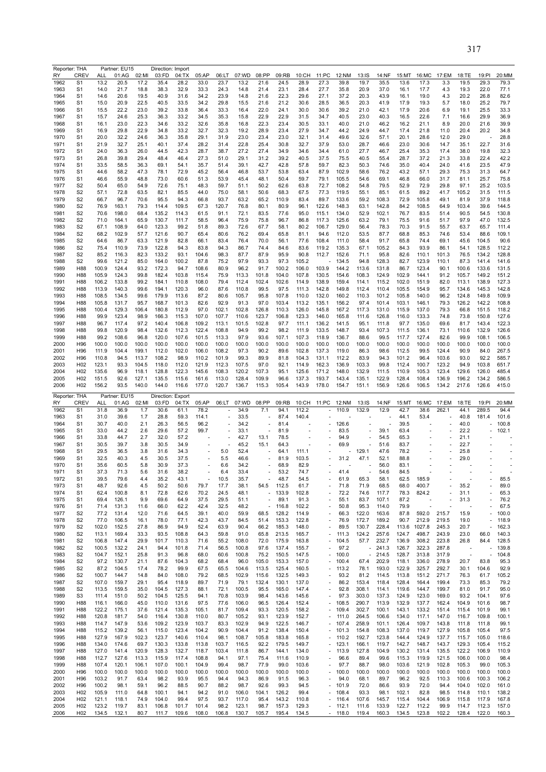Reporter: THA Partner: EU15 Direction: Import

| RY | CREV | ALL | 01:AG | 02:MI | 03:FD | 04:TX | 05:AP | 06:LT | 07:WD | 08:PP | 09:RB | 10:CH | 11:PC | 12:NM | 13:IS | 14:NF | 15:MT | 16:MC | 17:EM | 18:TE | 19:PI | 20:MM |
|---|---|---|---|---|---|---|---|---|---|---|---|---|---|---|---|---|---|---|---|---|---|---|
| 1962 | S1 | 13.2 | 20.5 | 17.2 | 35.4 | 28.2 | 33.0 | 23.7 | 13.2 | 21.6 | 24.5 | 28.9 | 27.3 | 39.8 | 19.7 | 35.5 | 13.6 | 17.3 | 3.3 | 19.5 | 29.3 | 79.3 |
| 1963 | S1 | 14.0 | 21.7 | 18.8 | 38.3 | 32.9 | 33.3 | 24.3 | 14.8 | 21.4 | 23.1 | 28.4 | 27.7 | 35.8 | 20.9 | 37.0 | 16.1 | 17.7 | 4.3 | 19.3 | 22.0 | 77.1 |
| 1964 | S1 | 14.6 | 20.6 | 19.5 | 40.9 | 31.6 | 34.2 | 23.9 | 14.8 | 21.6 | 22.3 | 29.6 | 27.1 | 37.2 | 20.3 | 43.9 | 16.1 | 19.0 | 4.3 | 20.2 | 26.8 | 82.6 |
| 1965 | S1 | 15.0 | 20.9 | 22.5 | 40.5 | 33.5 | 34.2 | 29.8 | 15.5 | 21.6 | 21.2 | 30.6 | 28.5 | 36.5 | 20.3 | 41.9 | 17.9 | 19.3 | 5.7 | 18.0 | 25.2 | 79.7 |
| 1966 | S1 | 15.5 | 22.2 | 23.0 | 39.2 | 33.8 | 36.4 | 33.3 | 16.4 | 22.0 | 24.1 | 30.0 | 30.6 | 39.2 | 21.0 | 42.1 | 17.9 | 20.6 | 6.9 | 19.1 | 25.5 | 33.3 |
| 1967 | S1 | 15.7 | 24.6 | 25.3 | 36.3 | 33.2 | 34.5 | 35.3 | 15.8 | 22.9 | 22.9 | 31.5 | 34.7 | 40.5 | 23.0 | 40.3 | 16.5 | 22.6 | 7.1 | 16.6 | 29.9 | 36.9 |
| 1968 | S1 | 16.1 | 23.0 | 22.3 | 34.6 | 33.2 | 32.6 | 35.8 | 16.8 | 22.3 | 23.4 | 30.5 | 33.1 | 40.0 | 21.0 | 46.2 | 16.2 | 21.1 | 8.9 | 20.0 | 21.6 | 39.9 |
| 1969 | S1 | 16.9 | 29.8 | 22.9 | 34.8 | 33.2 | 32.7 | 32.3 | 19.2 | 28.9 | 23.4 | 27.9 | 34.7 | 44.2 | 24.9 | 44.7 | 17.4 | 21.8 | 11.0 | 20.4 | 20.2 | 34.8 |
| 1970 | S1 | 20.0 | 32.2 | 24.6 | 36.3 | 35.8 | 29.1 | 31.9 | 23.0 | 23.4 | 23.0 | 32.1 | 31.4 | 49.6 | 32.6 | 57.1 | 20.1 | 28.6 | 12.0 | 29.0 | - | 28.8 |
| 1971 | S1 | 21.9 | 32.7 | 25.1 | 40.1 | 37.4 | 28.2 | 31.4 | 22.8 | 25.4 | 30.8 | 32.7 | 37.9 | 53.0 | 28.7 | 46.6 | 23.0 | 30.6 | 14.7 | 35.1 | 22.7 | 31.6 |
| 1972 | S1 | 24.0 | 36.3 | 26.0 | 44.5 | 42.3 | 28.7 | 38.7 | 27.2 | 27.4 | 34.9 | 34.6 | 34.4 | 61.0 | 27.7 | 46.7 | 25.4 | 35.3 | 17.4 | 38.0 | 19.8 | 32.3 |
| 1973 | S1 | 26.8 | 39.8 | 29.4 | 48.4 | 46.4 | 27.3 | 51.0 | 29.1 | 31.2 | 39.2 | 40.5 | 37.5 | 75.5 | 40.5 | 55.4 | 28.7 | 37.2 | 21.3 | 33.8 | 22.4 | 42.2 |
| 1974 | S1 | 33.5 | 58.5 | 36.3 | 69.1 | 54.1 | 35.7 | 51.4 | 39.1 | 42.7 | 42.8 | 57.8 | 59.7 | 82.3 | 50.3 | 74.6 | 35.0 | 40.4 | 24.0 | 41.6 | 23.5 | 47.9 |
| 1975 | S1 | 44.6 | 58.2 | 47.3 | 78.1 | 72.9 | 45.2 | 56.4 | 46.8 | 53.7 | 53.8 | 63.4 | 87.9 | 102.9 | 58.6 | 76.2 | 43.2 | 57.1 | 29.3 | 75.3 | 31.3 | 64.7 |
| 1976 | S1 | 46.6 | 55.9 | 48.8 | 73.0 | 60.6 | 51.3 | 53.9 | 45.4 | 48.1 | 50.4 | 59.7 | 79.1 | 105.5 | 54.6 | 69.1 | 46.8 | 66.0 | 31.7 | 81.1 | 25.7 | 75.8 |
| 1977 | S2 | 50.4 | 65.0 | 54.9 | 72.6 | 75.1 | 48.3 | 59.7 | 51.1 | 50.2 | 62.6 | 63.8 | 72.7 | 108.2 | 54.8 | 79.5 | 52.9 | 72.9 | 29.8 | 97.1 | 25.2 | 103.5 |
| 1978 | S2 | 57.1 | 72.8 | 63.5 | 82.1 | 85.5 | 44.0 | 75.0 | 58.1 | 50.6 | 68.3 | 67.5 | 77.3 | 119.5 | 55.1 | 85.1 | 61.5 | 89.2 | 41.7 | 105.2 | 31.5 | 111.5 |
| 1979 | S2 | 66.7 | 96.7 | 70.6 | 95.5 | 94.3 | 66.8 | 93.7 | 63.2 | 65.2 | 110.9 | 83.4 | 89.7 | 133.6 | 59.2 | 108.3 | 72.9 | 105.8 | 49.1 | 81.9 | 37.9 | 118.8 |
| 1980 | S2 | 76.9 | 163.1 | 79.3 | 114.4 | 109.5 | 67.3 | 120.7 | 76.8 | 80.1 | 80.9 | 96.1 | 122.6 | 148.3 | 63.1 | 142.8 | 84.2 | 108.5 | 64.9 | 103.4 | 39.6 | 144.5 |
| 1981 | S2 | 70.6 | 198.0 | 68.4 | 135.2 | 114.3 | 61.5 | 91.1 | 72.1 | 83.5 | 77.6 | 95.0 | 115.1 | 134.0 | 52.9 | 102.1 | 76.7 | 83.5 | 51.4 | 90.5 | 54.5 | 130.8 |
| 1982 | S2 | 71.0 | 164.1 | 65.9 | 130.7 | 111.7 | 58.5 | 96.4 | 75.9 | 75.8 | 96.7 | 86.8 | 117.3 | 125.6 | 63.2 | 79.1 | 75.5 | 91.6 | 51.7 | 97.9 | 47.0 | 132.5 |
| 1983 | S2 | 67.1 | 108.9 | 64.0 | 123.3 | 99.2 | 51.8 | 89.3 | 72.6 | 67.7 | 58.1 | 80.2 | 106.7 | 129.0 | 56.4 | 78.3 | 70.3 | 91.5 | 55.7 | 63.7 | 65.7 | 111.4 |
| 1984 | S2 | 68.2 | 102.9 | 57.7 | 121.6 | 90.7 | 65.4 | 80.6 | 76.2 | 69.4 | 65.8 | 81.1 | 94.6 | 112.0 | 53.5 | 87.7 | 68.8 | 85.3 | 74.6 | 53.4 | 88.6 | 109.1 |
| 1985 | S2 | 64.6 | 86.7 | 63.3 | 121.9 | 82.8 | 66.1 | 83.4 | 76.4 | 70.0 | 56.1 | 77.6 | 108.4 | 111.0 | 58.4 | 91.7 | 65.8 | 74.4 | 69.1 | 45.6 | 104.5 | 90.6 |
| 1986 | S2 | 75.4 | 110.9 | 73.9 | 122.8 | 94.3 | 83.8 | 94.3 | 86.7 | 74.4 | 84.6 | 83.6 | 119.2 | 135.3 | 67.1 | 105.2 | 84.3 | 93.9 | 86.1 | 54.1 | 128.5 | 112.2 |
| 1987 | S2 | 85.2 | 116.3 | 82.3 | 133.2 | 93.1 | 104.6 | 98.3 | 87.7 | 87.9 | 95.9 | 90.8 | 112.7 | 152.6 | 71.1 | 95.8 | 82.6 | 110.1 | 101.3 | 76.5 | 134.2 | 128.8 |
| 1988 | S2 | 99.6 | 121.2 | 85.0 | 164.0 | 100.2 | 87.8 | 75.2 | 97.9 | 93.3 | 97.3 | 105.2 | - | 134.5 | 94.8 | 128.3 | 82.7 | 123.9 | 110.1 | 87.3 | 141.4 | 141.6 |
| 1989 | H88 | 100.9 | 124.4 | 93.2 | 172.3 | 94.7 | 108.6 | 80.9 | 96.2 | 91.7 | 100.2 | 106.0 | 103.9 | 144.2 | 113.6 | 131.8 | 86.7 | 123.4 | 90.1 | 100.6 | 133.6 | 131.5 |
| 1990 | H88 | 105.9 | 124.3 | 99.8 | 182.4 | 103.8 | 115.4 | 75.9 | 113.3 | 101.8 | 104.0 | 107.8 | 130.5 | 154.6 | 108.3 | 124.9 | 102.9 | 144.1 | 91.2 | 105.7 | 149.2 | 151.2 |
| 1991 | H88 | 106.2 | 133.8 | 99.2 | 184.1 | 110.8 | 108.0 | 79.4 | 112.4 | 102.4 | 102.6 | 114.9 | 138.9 | 159.4 | 114.1 | 115.2 | 102.0 | 151.9 | 82.0 | 113.1 | 138.9 | 127.3 |
| 1992 | H88 | 113.9 | 140.3 | 99.6 | 194.1 | 120.3 | 96.0 | 87.6 | 110.8 | 99.5 | 97.5 | 111.3 | 142.8 | 149.8 | 112.4 | 110.4 | 105.5 | 154.9 | 95.7 | 134.6 | 145.3 | 142.8 |
| 1993 | H88 | 108.5 | 134.5 | 99.6 | 179.9 | 113.6 | 87.2 | 80.6 | 105.7 | 95.8 | 107.8 | 110.0 | 132.0 | 160.2 | 110.3 | 101.2 | 105.8 | 140.0 | 96.2 | 124.8 | 149.8 | 109.9 |
| 1994 | H88 | 105.8 | 131.7 | 95.7 | 168.7 | 101.3 | 82.6 | 92.9 | 91.3 | 97.0 | 103.4 | 113.2 | 135.1 | 156.2 | 97.4 | 101.4 | 103.1 | 146.1 | 79.3 | 126.2 | 142.2 | 108.8 |
| 1995 | H88 | 100.4 | 129.3 | 106.4 | 180.8 | 112.9 | 97.0 | 102.1 | 102.8 | 126.8 | 110.3 | 126.0 | 145.8 | 167.2 | 117.3 | 131.0 | 115.9 | 137.0 | 79.3 | 66.8 | 151.5 | 118.2 |
| 1996 | H88 | 99.9 | 123.4 | 98.9 | 166.3 | 115.3 | 107.0 | 107.7 | 110.6 | 123.7 | 106.8 | 123.3 | 146.0 | 165.8 | 111.6 | 126.8 | 116.0 | 133.3 | 74.8 | 73.8 | 150.8 | 127.6 |
| 1997 | H88 | 96.7 | 117.4 | 97.2 | 140.4 | 106.8 | 109.2 | 113.1 | 101.5 | 102.8 | 97.7 | 111.1 | 136.2 | 141.5 | 95.1 | 111.8 | 97.7 | 135.0 | 69.6 | 81.7 | 143.4 | 122.3 |
| 1998 | H88 | 99.8 | 120.9 | 98.4 | 132.6 | 112.3 | 122.4 | 108.8 | 94.9 | 99.2 | 98.2 | 111.9 | 133.5 | 148.7 | 93.4 | 107.3 | 111.5 | 136.1 | 73.1 | 110.6 | 132.9 | 126.6 |
| 1999 | H88 | 99.2 | 108.6 | 96.8 | 120.0 | 107.6 | 101.5 | 113.3 | 97.9 | 93.6 | 107.1 | 107.3 | 118.9 | 136.7 | 88.6 | 99.5 | 117.7 | 127.4 | 82.6 | 99.9 | 108.1 | 106.5 |
| 2000 | H96 | 100.0 | 100.0 | 100.0 | 100.0 | 100.0 | 100.0 | 100.0 | 100.0 | 100.0 | 100.0 | 100.0 | 100.0 | 100.0 | 100.0 | 100.0 | 100.0 | 100.0 | 100.0 | 100.0 | 100.0 | 100.0 |
| 2001 | H96 | 111.9 | 104.4 | 199.1 | 112.0 | 102.0 | 106.0 | 108.2 | 97.3 | 90.2 | 89.6 | 102.8 | 137.3 | 119.0 | 86.3 | 98.6 | 112.5 | 99.5 | 124.4 | 90.9 | 84.0 | 267.5 |
| 2002 | H96 | 110.8 | 94.5 | 113.7 | 108.2 | 98.9 | 110.2 | 101.9 | 99.3 | 89.9 | 81.8 | 104.3 | 131.1 | 112.2 | 83.9 | 94.3 | 101.2 | 96.4 | 103.6 | 93.0 | 92.2 | 585.7 |
| 2003 | H02 | 123.1 | 93.3 | 104.5 | 118.0 | 112.0 | 121.9 | 112.3 | 107.5 | 97.0 | 92.1 | 114.9 | 162.3 | 136.9 | 103.3 | 99.8 | 112.4 | 100.7 | 123.2 | 94.9 | 103.8 | 651.7 |
| 2004 | H02 | 135.6 | 96.9 | 118.1 | 128.8 | 122.3 | 145.6 | 108.3 | 120.2 | 107.3 | 95.1 | 125.6 | 171.2 | 148.0 | 132.9 | 111.5 | 110.9 | 105.3 | 123.4 | 129.6 | 126.0 | 485.4 |
| 2005 | H02 | 151.5 | 92.6 | 127.1 | 135.5 | 115.6 | 161.6 | 113.0 | 128.4 | 109.9 | 96.6 | 137.3 | 193.7 | 143.4 | 135.1 | 122.9 | 128.4 | 108.4 | 136.9 | 196.2 | 134.2 | 586.5 |
| 2006 | H02 | 156.2 | 93.5 | 140.0 | 144.0 | 116.6 | 177.0 | 120.7 | 136.7 | 115.3 | 105.4 | 143.9 | 178.0 | 154.7 | 151.1 | 156.9 | 126.6 | 106.5 | 134.2 | 217.6 | 126.6 | 415.0 |

Reporter: THA Partner: EU15 Direction: Export

| RY | CREV | ALL | 01:AG | 02:MI | 03:FD | 04:TX | 05:AP | 06:LT | 07:WD | 08:PP | 09:RB | 10:CH | 11:PC | 12:NM | 13:IS | 14:NF | 15:MT | 16:MC | 17:EM | 18:TE | 19:PI | 20:MM |
|---|---|---|---|---|---|---|---|---|---|---|---|---|---|---|---|---|---|---|---|---|---|---|
| 1962 | S1 | 31.8 | 36.9 | 1.7 | 30.6 | 61.1 | 78.2 | - | 34.9 | 7.1 | 94.1 | 112.2 | - | 110.9 | 132.9 | 12.9 | 42.7 | 38.6 | 262.1 | 44.1 | 289.5 | 94.4 |
| 1963 | S1 | 31.0 | 39.6 | 1.7 | 28.8 | 59.3 | 114.1 | - | 33.5 | - | 87.4 | 140.4 | - | - | - | - | 44.1 | 53.4 | - | 40.8 | 181.4 | 101.6 |
| 1964 | S1 | 30.7 | 40.0 | 2.1 | 26.3 | 56.5 | 96.2 | - | 34.2 | - | 81.4 | - | - | 126.6 | - | - | 39.5 | - | - | 40.0 | - | 100.8 |
| 1965 | S1 | 33.0 | 44.2 | 2.6 | 29.6 | 57.2 | 99.7 | - | 33.1 | - | 81.9 | - | - | 83.5 | - | 39.1 | 63.4 | - | - | 22.2 | - | 102.1 |
| 1966 | S1 | 33.8 | 44.7 | 2.7 | 32.0 | 57.2 | - | - | 42.7 | 13.1 | 78.5 | - | - | 94.9 | - | 54.5 | 65.3 | - | - | 21.1 | - | - |
| 1967 | S1 | 30.5 | 39.7 | 3.8 | 30.5 | 34.9 | - | - | 45.2 | 15.1 | 64.3 | - | - | 69.9 | - | 51.6 | 83.7 | - | - | 22.7 | - | - |
| 1968 | S1 | 29.5 | 36.5 | 3.8 | 31.6 | 34.3 | - | 5.0 | 52.4 | - | 64.1 | 111.1 | - | - | 129.1 | 47.6 | 78.2 | - | - | 25.8 | - | - |
| 1969 | S1 | 32.5 | 40.3 | 4.5 | 30.5 | 37.5 | - | 5.5 | 46.6 | - | 81.9 | 103.5 | - | 31.2 | 47.1 | 52.1 | 88.8 | - | - | 29.0 | - | - |
| 1970 | S1 | 35.6 | 60.5 | 5.8 | 30.9 | 37.3 | - | 6.6 | 34.2 | - | 68.9 | 82.9 | - | - | - | 56.0 | 83.1 | - | - | - | - | - |
| 1971 | S1 | 37.3 | 71.3 | 5.6 | 31.6 | 38.2 | - | 6.4 | 33.4 | - | 53.2 | 74.7 | - | 41.4 | - | 54.6 | 84.5 | - | - | - | - | - |
| 1972 | S1 | 39.5 | 79.6 | 4.4 | 35.2 | 43.1 | - | 10.5 | 35.7 | - | 48.7 | 54.5 | - | 61.9 | 65.3 | 58.1 | 62.5 | 185.9 | - | - | - | 85.5 |
| 1973 | S1 | 48.7 | 92.6 | 4.5 | 50.2 | 50.6 | 79.7 | 17.7 | 38.1 | 54.5 | 112.5 | 61.7 | - | 71.8 | 71.9 | 68.5 | 68.0 | 400.7 | - | 35.2 | - | 89.0 |
| 1974 | S1 | 62.4 | 100.8 | 8.1 | 72.8 | 62.6 | 70.2 | 24.5 | 48.1 | - | 133.9 | 102.8 | - | 72.2 | 74.6 | 117.7 | 78.3 | 824.2 | - | 31.1 | - | 65.3 |
| 1975 | S1 | 69.4 | 126.1 | 9.9 | 69.6 | 64.9 | 37.5 | 29.5 | 51.1 | - | 89.1 | 91.3 | - | 55.1 | 83.7 | 107.1 | 87.2 | - | - | 31.3 | - | 76.2 |
| 1976 | S1 | 71.4 | 131.3 | 11.6 | 66.0 | 62.2 | 42.4 | 32.5 | 48.2 | - | 116.8 | 102.2 | - | 50.8 | 95.3 | 114.0 | 79.9 | - | - | - | - | 67.5 |
| 1977 | S2 | 77.2 | 131.4 | 12.0 | 71.6 | 64.5 | 39.1 | 40.0 | 59.9 | 68.5 | 128.2 | 114.9 | - | 66.3 | 122.0 | 163.6 | 87.8 | 592.0 | 215.7 | 15.9 | - | 100.0 |
| 1978 | S2 | 77.0 | 106.5 | 16.1 | 78.0 | 77.1 | 42.3 | 43.7 | 84.5 | 51.4 | 153.3 | 122.8 | - | 76.9 | 172.7 | 189.2 | 90.7 | 212.9 | 219.5 | 19.0 | - | 118.9 |
| 1979 | S2 | 102.0 | 152.5 | 27.8 | 86.9 | 94.9 | 52.4 | 63.9 | 90.4 | 66.2 | 185.3 | 148.0 | - | 89.5 | 130.7 | 228.4 | 113.6 | 1027.8 | 245.3 | 20.7 | - | 162.3 |
| 1980 | S2 | 113.1 | 169.4 | 33.3 | 93.5 | 108.8 | 64.3 | 59.8 | 91.0 | 65.8 | 213.5 | 165.7 | - | 111.3 | 124.2 | 257.6 | 124.7 | 498.7 | 243.9 | 23.0 | 66.0 | 140.3 |
| 1981 | S2 | 106.8 | 147.4 | 29.9 | 101.7 | 110.3 | 71.6 | 55.2 | 108.0 | 72.0 | 175.9 | 163.8 | - | 104.5 | 57.7 | 232.7 | 136.9 | 308.2 | 223.8 | 26.8 | 84.4 | 128.5 |
| 1982 | S2 | 100.5 | 132.2 | 24.1 | 94.4 | 101.8 | 71.4 | 56.5 | 100.8 | 97.6 | 137.4 | 155.7 | - | 97.2 | - | 241.3 | 126.7 | 322.3 | 287.8 | - | - | 139.8 |
| 1983 | S2 | 104.7 | 152.1 | 25.8 | 91.3 | 96.8 | 68.0 | 60.6 | 100.8 | 75.2 | 150.5 | 147.5 | - | 100.0 | - | 214.5 | 128.7 | 313.8 | 317.9 | - | - | 104.8 |
| 1984 | S2 | 97.2 | 130.7 | 21.1 | 87.6 | 104.3 | 68.2 | 68.4 | 96.0 | 105.0 | 153.3 | 157.0 | - | 100.4 | 67.4 | 202.9 | 118.1 | 336.0 | 278.9 | 20.7 | 83.8 | 95.3 |
| 1985 | S2 | 87.2 | 104.5 | 17.4 | 78.2 | 99.9 | 67.5 | 65.5 | 104.6 | 113.5 | 125.4 | 160.5 | - | 113.2 | 78.1 | 193.0 | 122.9 | 325.7 | 292.7 | 30.1 | 104.6 | 92.9 |
| 1986 | S2 | 100.7 | 144.7 | 14.8 | 84.0 | 108.0 | 79.2 | 68.5 | 102.9 | 115.6 | 132.5 | 149.3 | - | 93.2 | 81.2 | 114.5 | 113.8 | 151.2 | 271.7 | 76.3 | 61.7 | 105.2 |
| 1987 | S2 | 107.0 | 159.7 | 29.1 | 95.4 | 118.9 | 89.7 | 71.9 | 79.1 | 132.4 | 130.1 | 137.0 | - | 86.2 | 153.4 | 118.4 | 128.4 | 164.4 | 199.4 | 73.3 | 85.3 | 79.2 |
| 1988 | S2 | 113.5 | 159.5 | 35.0 | 104.5 | 127.3 | 88.1 | 72.1 | 100.5 | 95.5 | 165.0 | 147.4 | - | 92.8 | 308.1 | 114.1 | 119.6 | 144.7 | 199.7 | 81.0 | 91.7 | 95.0 |
| 1989 | S3 | 111.4 | 151.0 | 50.2 | 104.5 | 125.5 | 94.1 | 70.8 | 103.9 | 98.4 | 143.6 | 145.6 | - | 97.3 | 303.0 | 137.3 | 124.9 | 123.0 | 169.0 | 93.2 | 104.1 | 97.6 |
| 1990 | H88 | 116.1 | 166.0 | 45.0 | 110.0 | 131.6 | 97.5 | 77.6 | 106.0 | 96.5 | 126.4 | 152.4 | - | 108.5 | 290.7 | 113.9 | 132.9 | 137.7 | 162.4 | 104.9 | 101.6 | 98.7 |
| 1991 | H88 | 122.2 | 175.1 | 37.6 | 121.4 | 135.3 | 105.1 | 81.7 | 109.4 | 93.3 | 120.5 | 158.2 | - | 109.4 | 302.7 | 100.1 | 143.1 | 133.2 | 151.4 | 115.4 | 101.9 | 99.1 |
| 1992 | H88 | 120.8 | 181.7 | 54.0 | 116.4 | 130.8 | 110.0 | 80.7 | 105.2 | 93.1 | 123.9 | 152.7 | - | 111.0 | 264.5 | 106.6 | 134.0 | 117.1 | 147.0 | 116.7 | 109.8 | 100.1 |
| 1993 | H88 | 114.7 | 147.9 | 53.6 | 109.2 | 123.9 | 103.7 | 83.3 | 102.9 | 94.9 | 122.5 | 146.7 | - | 107.4 | 258.9 | 101.1 | 126.4 | 109.7 | 143.8 | 111.8 | 111.8 | 99.1 |
| 1994 | H88 | 115.2 | 139.2 | 56.1 | 115.0 | 123.4 | 104.2 | 90.9 | 104.4 | 91.2 | 138.4 | 150.4 | - | 101.3 | 154.8 | 108.3 | 137.0 | 119.7 | 127.9 | 105.8 | 105.4 | 97.5 |
| 1995 | H88 | 127.9 | 167.9 | 102.3 | 123.7 | 140.6 | 110.4 | 98.1 | 108.7 | 105.8 | 183.8 | 165.8 | - | 110.2 | 192.7 | 123.8 | 144.4 | 124.9 | 137.7 | 115.7 | 105.0 | 118.6 |
| 1996 | H88 | 134.0 | 174.6 | 69.7 | 130.3 | 133.8 | 113.8 | 103.7 | 116.5 | 92.2 | 179.5 | 149.7 | - | 123.1 | 166.1 | 119.7 | 142.7 | 148.7 | 143.7 | 129.3 | 105.4 | 115.2 |
| 1997 | H88 | 127.0 | 141.4 | 120.9 | 128.3 | 132.7 | 118.7 | 103.4 | 111.8 | 86.7 | 144.1 | 134.0 | - | 113.9 | 127.8 | 104.9 | 130.2 | 131.4 | 135.5 | 122.2 | 106.9 | 110.9 |
| 1998 | H88 | 112.7 | 127.6 | 113.3 | 115.9 | 117.4 | 108.8 | 94.1 | 97.1 | 75.4 | 111.6 | 110.9 | - | 96.6 | 89.4 | 99.6 | 115.3 | 119.9 | 121.5 | 106.0 | 100.0 | 98.4 |
| 1999 | H88 | 107.4 | 120.1 | 106.1 | 107.0 | 100.1 | 104.9 | 99.4 | 98.7 | 77.9 | 99.0 | 103.6 | - | 97.7 | 88.7 | 98.0 | 103.6 | 121.9 | 102.8 | 105.3 | 99.0 | 105.3 |
| 2000 | H96 | 100.0 | 100.0 | 100.0 | 100.0 | 100.0 | 100.0 | 100.0 | 100.0 | 100.0 | 100.0 | 100.0 | - | 100.0 | 100.0 | 100.0 | 100.0 | 100.0 | 100.0 | 100.0 | 100.0 | 100.0 |
| 2001 | H96 | 103.2 | 91.7 | 63.4 | 98.2 | 93.9 | 95.5 | 94.4 | 94.3 | 86.9 | 91.5 | 96.3 | - | 94.0 | 68.1 | 89.7 | 96.2 | 92.5 | 110.3 | 100.6 | 100.3 | 106.2 |
| 2002 | H96 | 100.2 | 98.1 | 59.1 | 96.2 | 88.5 | 90.7 | 88.2 | 98.7 | 92.6 | 99.3 | 94.5 | - | 101.9 | 72.0 | 86.6 | 93.9 | 72.0 | 94.4 | 104.0 | 102.0 | 161.0 |
| 2003 | H02 | 105.9 | 111.0 | 64.8 | 100.1 | 94.1 | 94.2 | 91.0 | 106.0 | 104.1 | 126.2 | 99.4 | - | 108.4 | 93.3 | 98.1 | 102.1 | 82.8 | 98.5 | 114.8 | 110.1 | 138.2 |
| 2004 | H02 | 121.1 | 118.1 | 74.9 | 104.0 | 99.4 | 97.5 | 93.7 | 117.0 | 95.4 | 143.2 | 110.8 | - | 116.4 | 107.6 | 145.7 | 115.4 | 104.4 | 106.9 | 115.8 | 117.9 | 167.8 |
| 2005 | H02 | 123.2 | 119.7 | 83.1 | 106.8 | 101.7 | 101.4 | 98.2 | 123.1 | 98.7 | 157.3 | 129.3 | - | 112.1 | 111.6 | 133.9 | 122.7 | 112.2 | 99.9 | 114.7 | 112.3 | 157.0 |
| 2006 | H02 | 134.5 | 132.1 | 80.7 | 111.7 | 109.6 | 108.0 | 106.8 | 130.7 | 105.7 | 195.4 | 134.5 | - | 118.0 | 119.4 | 160.3 | 134.5 | 123.8 | 102.2 | 128.4 | 122.0 | 160.3 |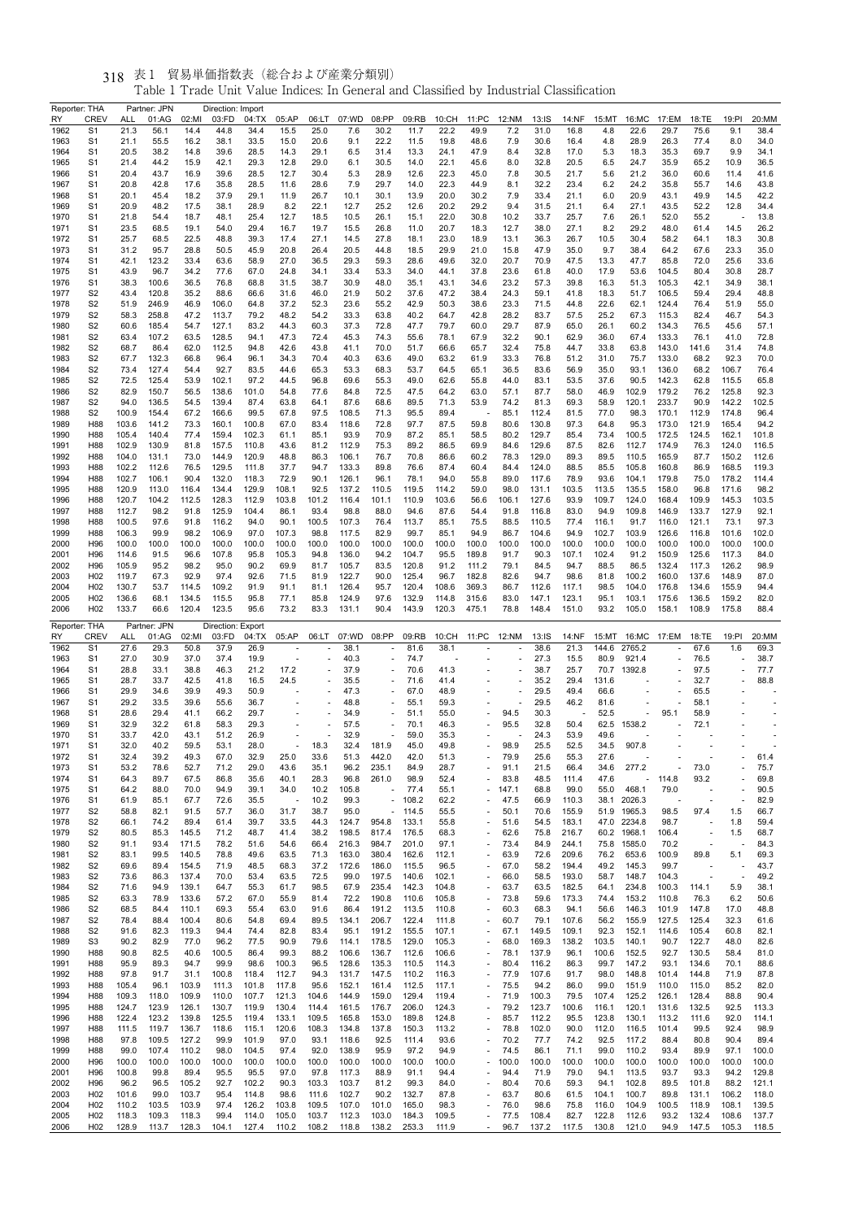# 表1 貿易単価指数表（総合および産業分類別）

Table 1 Trade Unit Value Indices: In General and Classified by Industrial Classification

Reporter: THA　　Partner: JPN　　Direction: Import

| RY | CREV | ALL | 01:AG | 02:MI | 03:FD | 04:TX | 05:AP | 06:LT | 07:WD | 08:PP | 09:RB | 10:CH | 11:PC | 12:NM | 13:IS | 14:NF | 15:MT | 16:MC | 17:EM | 18:TE | 19:PI | 20:MM |
|---|---|---|---|---|---|---|---|---|---|---|---|---|---|---|---|---|---|---|---|---|---|---|
| 1962 | S1 | 21.3 | 56.1 | 14.4 | 44.8 | 34.4 | 15.5 | 25.0 | 7.6 | 30.2 | 11.7 | 22.2 | 49.9 | 7.2 | 31.0 | 16.8 | 4.8 | 22.6 | 29.7 | 75.6 | 9.1 | 38.4 |
| 1963 | S1 | 21.1 | 55.5 | 16.2 | 38.1 | 33.5 | 15.0 | 20.6 | 9.1 | 22.2 | 11.5 | 19.8 | 48.6 | 7.9 | 30.6 | 16.4 | 4.8 | 28.9 | 26.3 | 77.4 | 8.0 | 34.0 |
| 1964 | S1 | 20.5 | 38.2 | 14.8 | 39.6 | 28.5 | 14.3 | 29.1 | 6.5 | 31.4 | 13.3 | 24.1 | 47.9 | 8.4 | 32.8 | 17.0 | 5.3 | 18.3 | 35.3 | 69.7 | 9.9 | 34.1 |
| 1965 | S1 | 21.4 | 44.2 | 15.9 | 42.1 | 29.3 | 12.8 | 29.0 | 6.1 | 30.5 | 14.0 | 22.1 | 45.6 | 8.0 | 32.8 | 20.5 | 6.5 | 24.7 | 35.9 | 65.2 | 10.9 | 36.5 |
| 1966 | S1 | 20.4 | 43.7 | 16.9 | 39.6 | 28.5 | 12.7 | 30.4 | 5.3 | 28.9 | 12.6 | 22.3 | 45.0 | 7.8 | 30.5 | 21.7 | 5.6 | 21.2 | 36.0 | 60.6 | 11.4 | 41.6 |
| 1967 | S1 | 20.8 | 42.8 | 17.6 | 35.8 | 28.5 | 11.6 | 28.6 | 7.9 | 29.7 | 14.0 | 22.3 | 44.9 | 8.1 | 32.2 | 23.4 | 6.2 | 24.2 | 35.8 | 55.7 | 14.6 | 43.8 |
| 1968 | S1 | 20.1 | 45.4 | 18.2 | 37.9 | 29.1 | 11.9 | 26.7 | 10.1 | 30.1 | 13.9 | 20.0 | 30.2 | 7.9 | 33.4 | 21.1 | 6.0 | 20.9 | 43.1 | 49.9 | 14.5 | 42.2 |
| 1969 | S1 | 20.9 | 48.2 | 17.5 | 38.1 | 28.9 | 8.2 | 22.1 | 12.7 | 25.2 | 12.6 | 20.2 | 29.2 | 9.4 | 31.5 | 21.1 | 6.4 | 27.1 | 43.5 | 52.2 | 12.8 | 34.4 |
| 1970 | S1 | 21.8 | 54.4 | 18.7 | 48.1 | 25.4 | 12.7 | 18.5 | 10.5 | 26.1 | 15.1 | 22.0 | 30.8 | 10.2 | 33.7 | 25.7 | 7.6 | 26.1 | 52.0 | 55.2 | - | 13.8 |
| 1971 | S1 | 23.5 | 68.5 | 19.1 | 54.0 | 29.4 | 16.7 | 19.7 | 15.5 | 26.8 | 11.0 | 20.7 | 18.3 | 12.7 | 38.0 | 27.1 | 8.2 | 29.2 | 48.0 | 61.4 | 14.5 | 26.2 |
| 1972 | S1 | 25.7 | 68.5 | 22.5 | 48.8 | 39.3 | 17.4 | 27.1 | 14.5 | 27.8 | 18.1 | 23.0 | 18.9 | 13.1 | 36.3 | 26.7 | 10.5 | 30.4 | 58.2 | 64.1 | 18.3 | 30.8 |
| 1973 | S1 | 31.2 | 95.7 | 28.8 | 50.5 | 45.9 | 20.8 | 26.4 | 20.5 | 44.8 | 18.5 | 29.9 | 21.0 | 15.8 | 47.9 | 35.0 | 9.7 | 38.4 | 64.2 | 67.6 | 23.3 | 35.0 |
| 1974 | S1 | 42.1 | 123.2 | 33.4 | 63.6 | 58.9 | 27.0 | 36.5 | 29.3 | 59.3 | 28.6 | 49.6 | 32.0 | 20.7 | 70.9 | 47.5 | 13.3 | 47.7 | 85.8 | 72.0 | 25.6 | 33.6 |
| 1975 | S1 | 43.9 | 96.7 | 34.2 | 77.6 | 67.0 | 24.8 | 34.1 | 33.4 | 53.3 | 34.0 | 44.1 | 37.8 | 23.6 | 61.8 | 40.0 | 17.9 | 53.6 | 104.5 | 80.4 | 30.8 | 28.7 |
| 1976 | S1 | 38.3 | 100.6 | 36.5 | 76.8 | 68.8 | 31.5 | 38.7 | 30.9 | 48.0 | 35.1 | 43.1 | 34.6 | 23.2 | 57.3 | 39.8 | 16.3 | 51.3 | 105.3 | 42.1 | 34.9 | 38.1 |
| 1977 | S2 | 43.4 | 120.8 | 35.2 | 88.6 | 66.6 | 31.6 | 46.0 | 21.9 | 50.2 | 37.6 | 47.2 | 38.4 | 24.3 | 59.1 | 41.8 | 18.3 | 51.7 | 106.5 | 59.4 | 29.4 | 48.8 |
| 1978 | S2 | 51.9 | 246.9 | 46.9 | 106.0 | 64.8 | 37.2 | 52.3 | 23.6 | 55.2 | 42.9 | 50.3 | 38.6 | 23.3 | 71.5 | 44.8 | 22.6 | 62.1 | 124.4 | 76.4 | 51.9 | 55.0 |
| 1979 | S2 | 58.3 | 258.8 | 47.2 | 113.7 | 79.2 | 48.2 | 54.2 | 33.3 | 63.8 | 40.2 | 64.7 | 42.8 | 28.2 | 83.7 | 57.5 | 25.2 | 67.3 | 115.3 | 82.4 | 46.7 | 54.3 |
| 1980 | S2 | 60.6 | 185.4 | 54.7 | 127.1 | 83.2 | 44.3 | 60.3 | 37.3 | 72.8 | 47.7 | 79.7 | 60.0 | 29.7 | 87.9 | 65.0 | 26.1 | 60.2 | 134.3 | 76.5 | 45.6 | 57.1 |
| 1981 | S2 | 63.4 | 107.2 | 63.5 | 128.5 | 94.1 | 47.3 | 72.4 | 45.3 | 74.3 | 55.6 | 78.1 | 67.9 | 32.2 | 90.1 | 62.9 | 36.0 | 67.4 | 133.3 | 76.1 | 41.0 | 72.8 |
| 1982 | S2 | 68.7 | 86.4 | 62.0 | 112.5 | 94.8 | 42.6 | 43.8 | 41.1 | 70.0 | 51.7 | 66.6 | 65.7 | 32.4 | 75.8 | 44.7 | 33.8 | 63.8 | 143.0 | 141.6 | 31.4 | 74.8 |
| 1983 | S2 | 67.7 | 132.3 | 66.8 | 96.4 | 96.1 | 34.3 | 70.4 | 40.3 | 63.6 | 49.0 | 63.2 | 61.9 | 33.3 | 76.8 | 51.2 | 31.0 | 75.7 | 133.0 | 68.2 | 92.3 | 70.0 |
| 1984 | S2 | 73.4 | 127.4 | 54.4 | 92.7 | 83.5 | 44.6 | 65.3 | 53.3 | 68.3 | 53.7 | 64.5 | 65.1 | 36.5 | 83.6 | 56.9 | 35.0 | 93.1 | 136.0 | 68.2 | 106.7 | 76.4 |
| 1985 | S2 | 72.5 | 125.4 | 53.9 | 102.1 | 97.2 | 44.5 | 96.8 | 69.6 | 55.3 | 49.0 | 62.6 | 55.8 | 44.0 | 83.1 | 53.5 | 37.6 | 90.5 | 142.3 | 62.8 | 115.5 | 65.8 |
| 1986 | S2 | 82.9 | 150.7 | 56.5 | 138.6 | 101.0 | 54.8 | 77.6 | 84.8 | 72.5 | 47.5 | 64.2 | 63.0 | 57.1 | 87.7 | 58.0 | 46.9 | 102.9 | 179.2 | 76.2 | 125.8 | 92.3 |
| 1987 | S2 | 94.0 | 136.5 | 54.5 | 139.4 | 87.4 | 63.8 | 64.1 | 87.6 | 68.6 | 89.5 | 71.3 | 53.9 | 74.2 | 81.3 | 69.3 | 58.9 | 120.1 | 233.7 | 90.9 | 142.2 | 102.5 |
| 1988 | S2 | 100.9 | 154.4 | 67.2 | 166.6 | 99.5 | 67.8 | 97.5 | 108.5 | 71.3 | 95.5 | 89.4 | - | 85.1 | 112.4 | 81.5 | 77.0 | 98.3 | 170.1 | 112.9 | 174.8 | 96.4 |
| 1989 | H88 | 103.6 | 141.2 | 73.3 | 160.1 | 100.8 | 67.0 | 83.4 | 118.6 | 72.8 | 97.7 | 87.5 | 59.8 | 80.6 | 130.8 | 97.3 | 64.8 | 95.3 | 173.0 | 121.9 | 165.4 | 94.2 |
| 1990 | H88 | 105.4 | 140.4 | 77.4 | 159.4 | 102.3 | 61.1 | 85.1 | 93.9 | 70.9 | 87.2 | 85.1 | 58.5 | 80.2 | 129.7 | 85.4 | 73.4 | 100.5 | 172.5 | 124.5 | 162.1 | 101.8 |
| 1991 | H88 | 102.9 | 130.9 | 81.8 | 157.5 | 110.8 | 43.6 | 81.2 | 112.9 | 75.3 | 89.2 | 86.5 | 69.9 | 84.6 | 129.6 | 87.5 | 82.6 | 112.7 | 174.9 | 76.3 | 124.0 | 116.5 |
| 1992 | H88 | 104.0 | 131.1 | 73.0 | 144.9 | 120.9 | 48.8 | 86.3 | 106.1 | 76.7 | 70.8 | 86.6 | 60.2 | 78.3 | 129.0 | 89.3 | 89.5 | 110.5 | 165.9 | 87.7 | 150.2 | 112.6 |
| 1993 | H88 | 102.2 | 112.6 | 76.5 | 129.5 | 111.8 | 37.7 | 94.7 | 133.3 | 89.8 | 76.6 | 87.4 | 60.4 | 84.4 | 124.0 | 88.5 | 85.5 | 105.8 | 160.8 | 86.9 | 168.5 | 119.3 |
| 1994 | H88 | 102.7 | 106.1 | 90.4 | 132.0 | 118.3 | 72.9 | 90.1 | 126.1 | 96.1 | 78.1 | 94.0 | 55.8 | 89.0 | 117.6 | 78.9 | 93.6 | 104.1 | 179.8 | 75.0 | 178.2 | 114.4 |
| 1995 | H88 | 120.9 | 113.0 | 116.4 | 134.4 | 129.9 | 108.1 | 92.5 | 137.2 | 110.5 | 119.5 | 114.2 | 59.0 | 98.0 | 131.1 | 103.5 | 113.5 | 135.5 | 158.0 | 96.8 | 171.6 | 98.2 |
| 1996 | H88 | 120.7 | 104.2 | 112.5 | 128.3 | 112.9 | 103.8 | 101.2 | 116.4 | 101.1 | 110.9 | 103.6 | 56.6 | 106.1 | 127.6 | 93.9 | 109.7 | 124.0 | 168.4 | 109.9 | 145.3 | 103.5 |
| 1997 | H88 | 112.7 | 98.2 | 91.8 | 125.9 | 104.4 | 86.1 | 93.4 | 98.8 | 88.0 | 94.6 | 87.6 | 54.4 | 91.8 | 116.8 | 83.0 | 94.9 | 109.8 | 146.9 | 133.7 | 127.9 | 92.1 |
| 1998 | H88 | 100.5 | 97.6 | 91.8 | 116.2 | 94.0 | 90.1 | 100.5 | 107.3 | 76.4 | 113.7 | 85.1 | 75.5 | 88.5 | 110.5 | 77.4 | 116.1 | 91.7 | 116.0 | 121.1 | 73.1 | 97.3 |
| 1999 | H88 | 106.3 | 99.9 | 98.2 | 106.9 | 97.0 | 107.3 | 98.8 | 117.5 | 82.9 | 99.7 | 85.1 | 94.9 | 86.7 | 104.6 | 94.9 | 102.7 | 103.9 | 126.6 | 116.8 | 101.6 | 102.0 |
| 2000 | H96 | 100.0 | 100.0 | 100.0 | 100.0 | 100.0 | 100.0 | 100.0 | 100.0 | 100.0 | 100.0 | 100.0 | 100.0 | 100.0 | 100.0 | 100.0 | 100.0 | 100.0 | 100.0 | 100.0 | 100.0 | 100.0 |
| 2001 | H96 | 114.6 | 91.5 | 96.6 | 107.8 | 95.8 | 105.3 | 94.8 | 136.0 | 94.2 | 104.7 | 95.5 | 189.8 | 91.7 | 90.3 | 107.1 | 102.4 | 91.2 | 150.9 | 125.6 | 117.3 | 84.0 |
| 2002 | H96 | 105.9 | 95.2 | 98.2 | 95.0 | 90.2 | 69.9 | 81.7 | 105.7 | 83.5 | 120.8 | 91.2 | 111.2 | 79.1 | 84.5 | 94.7 | 88.5 | 86.5 | 132.4 | 117.3 | 126.2 | 98.9 |
| 2003 | H02 | 119.7 | 67.3 | 92.9 | 97.4 | 92.6 | 71.5 | 81.9 | 122.7 | 90.0 | 125.4 | 96.7 | 182.8 | 82.6 | 94.7 | 98.6 | 81.8 | 100.2 | 160.0 | 137.6 | 148.9 | 87.0 |
| 2004 | H02 | 130.7 | 53.7 | 114.5 | 109.2 | 91.9 | 91.1 | 81.1 | 126.4 | 95.7 | 120.4 | 108.6 | 369.3 | 86.7 | 112.6 | 117.1 | 98.5 | 104.0 | 176.8 | 134.6 | 155.9 | 94.4 |
| 2005 | H02 | 136.6 | 68.1 | 134.5 | 115.5 | 95.8 | 77.1 | 85.8 | 124.9 | 97.6 | 132.9 | 114.8 | 315.6 | 83.0 | 147.1 | 123.1 | 95.1 | 103.1 | 175.6 | 136.5 | 159.2 | 82.0 |
| 2006 | H02 | 133.7 | 66.6 | 120.4 | 123.5 | 95.6 | 73.2 | 83.3 | 131.1 | 90.4 | 143.9 | 120.3 | 475.1 | 78.8 | 148.4 | 151.0 | 93.2 | 105.0 | 158.1 | 108.9 | 175.8 | 88.4 |

Reporter: THA　　Partner: JPN　　Direction: Export

| RY | CREV | ALL | 01:AG | 02:MI | 03:FD | 04:TX | 05:AP | 06:LT | 07:WD | 08:PP | 09:RB | 10:CH | 11:PC | 12:NM | 13:IS | 14:NF | 15:MT | 16:MC | 17:EM | 18:TE | 19:PI | 20:MM |
|---|---|---|---|---|---|---|---|---|---|---|---|---|---|---|---|---|---|---|---|---|---|---|
| 1962 | S1 | 27.6 | 29.3 | 50.8 | 37.9 | 26.9 | - | - | 38.1 | - | 81.6 | 38.1 | - | - | 38.6 | 21.3 | 144.6 | 2765.2 | - | 67.6 | 1.6 | 69.3 |
| 1963 | S1 | 27.0 | 30.9 | 37.0 | 37.4 | 19.9 | - | - | 40.3 | - | 74.7 | - | - | - | 27.3 | 15.5 | 80.9 | 921.4 | - | 76.5 | - | 38.7 |
| 1964 | S1 | 28.8 | 33.1 | 38.8 | 46.3 | 21.2 | 17.2 | - | 37.9 | - | 70.6 | 41.3 | - | - | 38.7 | 25.7 | 70.7 | 1392.8 | - | 97.5 | - | 77.7 |
| 1965 | S1 | 28.7 | 33.7 | 42.5 | 41.8 | 16.5 | 24.5 | - | 35.5 | - | 71.6 | 41.4 | - | - | 35.2 | 29.4 | 131.6 | - | - | 32.7 | - | 88.8 |
| 1966 | S1 | 29.9 | 34.6 | 39.9 | 49.3 | 50.9 | - | - | 47.3 | - | 67.0 | 48.9 | - | - | 29.5 | 49.4 | 66.6 | - | - | 65.5 | - | - |
| 1967 | S1 | 29.2 | 33.5 | 39.6 | 55.6 | 36.7 | - | - | 48.8 | - | 55.1 | 59.3 | - | - | 29.5 | 46.2 | 81.6 | - | - | 58.1 | - | - |
| 1968 | S1 | 28.6 | 29.4 | 41.1 | 66.2 | 29.7 | - | - | 34.9 | - | 51.1 | 55.0 | - | 94.5 | 30.3 | - | 52.5 | - | 95.1 | 58.9 | - | - |
| 1969 | S1 | 32.9 | 32.2 | 61.8 | 58.3 | 29.3 | - | - | 57.5 | - | 70.1 | 46.3 | - | 95.5 | 32.8 | 50.4 | 62.5 | 1538.2 | - | 72.1 | - | - |
| 1970 | S1 | 33.7 | 42.0 | 43.1 | 51.2 | 26.9 | - | - | 32.9 | - | 59.0 | 35.3 | - | - | 24.3 | 53.9 | 49.6 | - | - | - | - | - |
| 1971 | S1 | 32.0 | 40.2 | 59.5 | 53.1 | 28.0 | - | 18.3 | 32.4 | 181.9 | 45.0 | 49.8 | - | 98.9 | 25.5 | 52.5 | 34.5 | 907.8 | - | - | - | - |
| 1972 | S1 | 32.4 | 39.2 | 49.3 | 67.0 | 32.9 | 25.0 | 33.6 | 51.3 | 442.0 | 42.0 | 51.3 | - | 79.9 | 25.6 | 55.3 | 27.6 | - | - | - | - | 61.4 |
| 1973 | S1 | 53.2 | 78.6 | 52.7 | 71.2 | 29.0 | 43.6 | 35.1 | 96.2 | 235.1 | 84.9 | 28.7 | - | 91.1 | 21.5 | 66.4 | 34.6 | 277.2 | - | 73.0 | - | 75.7 |
| 1974 | S1 | 64.3 | 89.7 | 67.5 | 86.8 | 35.6 | 40.1 | 28.3 | 96.8 | 261.0 | 98.9 | 52.4 | - | 83.8 | 48.5 | 111.4 | 47.6 | - | 114.8 | 93.2 | - | 69.8 |
| 1975 | S1 | 64.2 | 88.0 | 70.0 | 94.9 | 39.1 | 34.0 | 10.2 | 105.8 | - | 77.4 | 55.1 | - | 147.1 | 68.8 | 99.0 | 55.0 | 468.1 | 79.0 | - | - | 90.5 |
| 1976 | S1 | 61.9 | 85.1 | 67.7 | 72.6 | 35.5 | - | 10.2 | 99.3 | - | 108.2 | 62.2 | - | 47.5 | 66.9 | 110.3 | 38.1 | 2026.3 | - | - | - | 82.9 |
| 1977 | S2 | 58.8 | 82.1 | 91.5 | 57.7 | 36.0 | 31.7 | 38.7 | 95.0 | - | 114.5 | 55.5 | - | 50.1 | 70.6 | 155.9 | 51.9 | 1965.3 | 98.5 | 97.4 | 1.5 | 66.7 |
| 1978 | S2 | 66.1 | 74.2 | 89.4 | 61.4 | 39.7 | 33.5 | 44.3 | 124.7 | 954.8 | 133.1 | 55.8 | - | 51.6 | 54.5 | 183.1 | 47.0 | 2234.8 | 98.7 | - | 1.8 | 59.4 |
| 1979 | S2 | 80.5 | 85.3 | 145.5 | 71.2 | 48.7 | 41.4 | 38.2 | 198.5 | 817.4 | 176.5 | 68.3 | - | 62.6 | 75.8 | 216.7 | 60.2 | 1968.1 | 106.4 | - | 1.5 | 68.7 |
| 1980 | S2 | 91.1 | 93.4 | 171.5 | 78.2 | 51.6 | 54.6 | 66.4 | 216.3 | 984.7 | 201.0 | 97.1 | - | 73.4 | 84.9 | 244.1 | 75.8 | 1585.0 | 70.2 | - | - | 84.3 |
| 1981 | S2 | 83.1 | 99.5 | 140.5 | 78.8 | 49.6 | 63.5 | 71.3 | 163.0 | 380.4 | 162.6 | 112.1 | - | 63.9 | 72.6 | 209.6 | 76.2 | 653.6 | 100.9 | 89.8 | 5.1 | 69.3 |
| 1982 | S2 | 69.6 | 89.4 | 154.5 | 71.9 | 48.5 | 68.3 | 37.2 | 172.6 | 186.0 | 115.5 | 96.5 | - | 67.0 | 58.2 | 194.4 | 49.2 | 145.3 | 99.7 | - | - | 43.7 |
| 1983 | S2 | 73.6 | 86.3 | 137.4 | 70.0 | 53.4 | 63.5 | 72.5 | 99.0 | 197.5 | 140.6 | 102.1 | - | 66.0 | 58.5 | 193.0 | 58.7 | 148.7 | 104.3 | - | - | 49.2 |
| 1984 | S2 | 71.6 | 94.9 | 139.1 | 64.7 | 55.3 | 61.7 | 98.5 | 67.9 | 235.4 | 142.3 | 104.8 | - | 63.7 | 63.5 | 182.5 | 64.1 | 234.8 | 100.3 | 114.1 | 5.9 | 38.1 |
| 1985 | S2 | 63.3 | 78.9 | 133.6 | 57.2 | 67.0 | 55.9 | 81.4 | 72.2 | 190.8 | 110.6 | 105.8 | - | 73.8 | 59.6 | 173.3 | 74.4 | 153.2 | 110.8 | 76.3 | 6.2 | 50.6 |
| 1986 | S2 | 68.5 | 84.4 | 110.1 | 69.3 | 55.4 | 63.0 | 91.6 | 86.4 | 191.2 | 113.5 | 110.8 | - | 60.3 | 68.3 | 94.1 | 56.6 | 146.3 | 101.9 | 147.8 | 17.0 | 48.8 |
| 1987 | S2 | 78.4 | 88.4 | 100.4 | 80.6 | 54.8 | 69.4 | 89.5 | 134.1 | 206.7 | 122.4 | 111.8 | - | 60.7 | 79.1 | 107.6 | 56.2 | 155.9 | 127.5 | 125.4 | 32.3 | 61.6 |
| 1988 | S2 | 91.6 | 82.3 | 119.3 | 94.4 | 74.4 | 82.8 | 83.4 | 95.1 | 191.2 | 155.5 | 107.1 | - | 67.1 | 149.5 | 109.1 | 92.3 | 152.1 | 114.6 | 105.4 | 60.8 | 82.1 |
| 1989 | S3 | 90.2 | 82.9 | 77.0 | 96.2 | 77.5 | 90.9 | 79.6 | 114.1 | 178.5 | 129.0 | 105.3 | - | 68.0 | 169.3 | 138.2 | 103.5 | 140.1 | 90.7 | 122.7 | 48.0 | 82.6 |
| 1990 | H88 | 90.8 | 82.5 | 40.6 | 100.5 | 86.4 | 99.3 | 88.2 | 106.6 | 136.7 | 112.6 | 106.6 | - | 78.1 | 137.9 | 96.1 | 100.6 | 152.5 | 92.7 | 130.5 | 58.4 | 81.0 |
| 1991 | H88 | 95.9 | 89.3 | 94.7 | 99.9 | 98.6 | 100.3 | 96.5 | 128.6 | 135.3 | 110.5 | 114.3 | - | 80.4 | 116.2 | 86.3 | 99.7 | 147.2 | 93.1 | 134.6 | 70.1 | 88.6 |
| 1992 | H88 | 97.8 | 91.7 | 31.1 | 100.8 | 118.4 | 112.7 | 94.3 | 131.7 | 147.5 | 110.2 | 116.3 | - | 77.9 | 107.6 | 91.7 | 98.0 | 148.8 | 101.4 | 144.8 | 71.9 | 87.8 |
| 1993 | H88 | 105.4 | 96.1 | 103.9 | 111.3 | 101.8 | 117.8 | 95.6 | 152.1 | 161.4 | 112.5 | 117.1 | - | 75.5 | 94.2 | 86.0 | 99.0 | 151.9 | 110.0 | 115.0 | 85.2 | 82.0 |
| 1994 | H88 | 109.3 | 118.0 | 109.9 | 110.0 | 107.7 | 121.3 | 104.6 | 144.9 | 159.0 | 129.4 | 119.4 | - | 71.9 | 100.3 | 79.5 | 107.4 | 125.2 | 126.1 | 128.4 | 88.8 | 90.4 |
| 1995 | H88 | 124.7 | 123.9 | 126.1 | 130.7 | 119.9 | 130.4 | 114.4 | 161.5 | 176.7 | 206.0 | 124.3 | - | 79.2 | 123.7 | 100.6 | 116.1 | 120.1 | 131.6 | 132.5 | 92.5 | 113.3 |
| 1996 | H88 | 122.4 | 123.2 | 139.8 | 125.5 | 119.4 | 133.1 | 109.5 | 165.8 | 153.0 | 189.8 | 124.8 | - | 85.7 | 112.2 | 95.5 | 123.8 | 130.1 | 113.2 | 111.6 | 92.0 | 114.1 |
| 1997 | H88 | 111.5 | 119.7 | 136.7 | 118.6 | 115.1 | 120.6 | 108.3 | 134.8 | 137.8 | 150.3 | 113.2 | - | 78.8 | 102.0 | 90.0 | 112.0 | 116.5 | 101.4 | 99.5 | 92.4 | 98.9 |
| 1998 | H88 | 97.8 | 109.5 | 127.2 | 99.9 | 101.9 | 97.0 | 93.1 | 118.6 | 92.5 | 111.4 | 93.6 | - | 70.2 | 77.7 | 74.2 | 92.5 | 117.2 | 88.4 | 80.8 | 90.4 | 89.4 |
| 1999 | H88 | 99.0 | 107.4 | 110.2 | 98.0 | 104.5 | 97.4 | 92.0 | 138.9 | 95.9 | 97.2 | 94.9 | - | 74.5 | 86.1 | 71.1 | 99.0 | 110.2 | 93.4 | 89.9 | 97.1 | 100.0 |
| 2000 | H96 | 100.0 | 100.0 | 100.0 | 100.0 | 100.0 | 100.0 | 100.0 | 100.0 | 100.0 | 100.0 | 100.0 | - | 100.0 | 100.0 | 100.0 | 100.0 | 100.0 | 100.0 | 100.0 | 100.0 | 100.0 |
| 2001 | H96 | 100.8 | 99.8 | 89.4 | 95.5 | 95.5 | 97.0 | 97.8 | 117.3 | 88.9 | 91.1 | 94.4 | - | 94.4 | 71.9 | 79.0 | 94.1 | 113.5 | 93.7 | 93.3 | 94.2 | 129.8 |
| 2002 | H96 | 96.2 | 96.5 | 105.2 | 92.7 | 102.2 | 90.3 | 103.3 | 103.7 | 81.2 | 99.3 | 84.0 | - | 80.4 | 70.6 | 59.3 | 94.1 | 102.8 | 89.5 | 101.8 | 88.2 | 121.1 |
| 2003 | H02 | 101.6 | 99.0 | 103.7 | 95.4 | 114.8 | 98.6 | 111.6 | 102.7 | 90.2 | 132.7 | 87.8 | - | 63.7 | 80.6 | 61.5 | 104.1 | 100.7 | 89.8 | 131.1 | 106.2 | 118.0 |
| 2004 | H02 | 110.2 | 103.5 | 103.9 | 97.4 | 126.2 | 103.8 | 109.5 | 107.0 | 101.0 | 165.0 | 98.3 | - | 76.0 | 98.6 | 75.8 | 116.0 | 104.9 | 100.5 | 118.9 | 108.1 | 139.5 |
| 2005 | H02 | 118.3 | 109.3 | 118.3 | 99.4 | 114.0 | 105.0 | 103.7 | 112.3 | 103.0 | 184.3 | 109.5 | - | 77.5 | 108.4 | 82.7 | 122.8 | 112.6 | 93.2 | 132.4 | 108.6 | 137.7 |
| 2006 | H02 | 128.9 | 113.7 | 128.3 | 104.1 | 127.4 | 110.2 | 108.2 | 118.8 | 138.2 | 253.3 | 111.9 | - | 96.7 | 137.2 | 117.5 | 130.8 | 121.0 | 94.9 | 147.5 | 105.3 | 118.5 |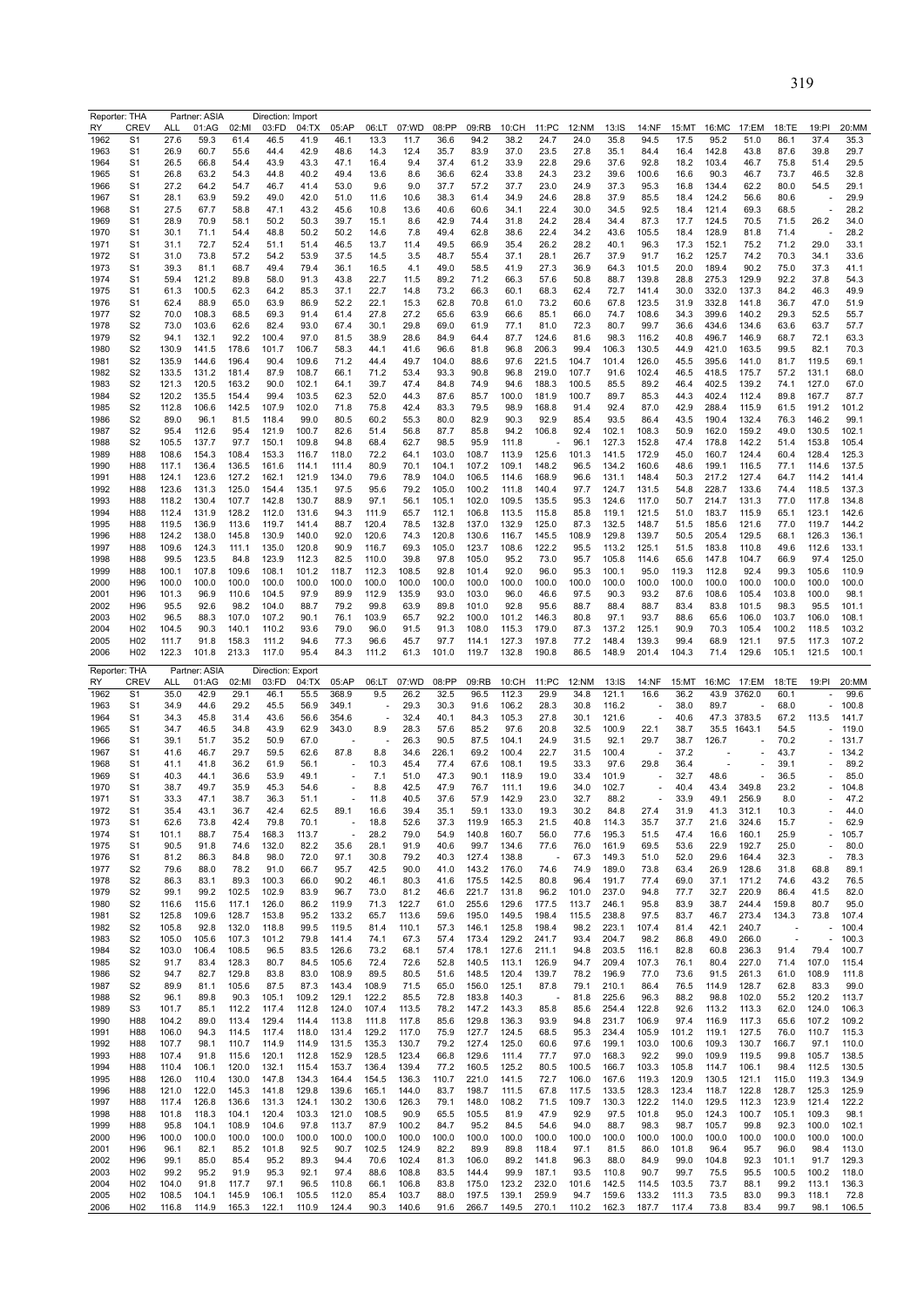| Reporter: THA | | Partner: ASIA | | Direction: Import | | | | | | | | | | | | | | | | | | |
|---|---|---|---|---|---|---|---|---|---|---|---|---|---|---|---|---|---|---|---|---|---|---|
| RY | CREV | ALL | 01:AG | 02:MI | 03:FD | 04:TX | 05:AP | 06:LT | 07:WD | 08:PP | 09:RB | 10:CH | 11:PC | 12:NM | 13:IS | 14:NF | 15:MT | 16:MC | 17:EM | 18:TE | 19:PI | 20:MM |
| 1962 | S1 | 27.6 | 59.3 | 61.4 | 46.5 | 41.9 | 46.1 | 13.3 | 11.7 | 36.6 | 94.2 | 38.2 | 24.7 | 24.0 | 35.8 | 94.5 | 17.5 | 95.2 | 51.0 | 86.1 | 37.4 | 35.3 |
| 1963 | S1 | 26.9 | 60.7 | 55.6 | 44.4 | 42.9 | 48.6 | 14.3 | 12.4 | 35.7 | 83.9 | 37.0 | 23.5 | 27.8 | 35.1 | 84.4 | 16.4 | 142.8 | 43.8 | 87.6 | 39.8 | 29.7 |
| 1964 | S1 | 26.5 | 66.8 | 54.4 | 43.9 | 43.3 | 47.1 | 16.4 | 9.4 | 37.4 | 61.2 | 33.9 | 22.8 | 29.6 | 37.6 | 92.8 | 18.2 | 103.4 | 46.7 | 75.8 | 51.4 | 29.5 |
| 1965 | S1 | 26.8 | 63.2 | 54.3 | 44.8 | 40.2 | 49.4 | 13.6 | 8.6 | 36.6 | 62.4 | 33.8 | 24.3 | 23.2 | 39.6 | 100.6 | 16.6 | 90.3 | 46.7 | 73.7 | 46.5 | 32.8 |
| 1966 | S1 | 27.2 | 64.2 | 54.7 | 46.7 | 41.4 | 53.0 | 9.6 | 9.0 | 37.7 | 57.2 | 37.7 | 23.0 | 24.9 | 37.3 | 95.3 | 16.8 | 134.4 | 62.2 | 80.0 | 54.5 | 29.1 |
| 1967 | S1 | 28.1 | 63.9 | 59.2 | 49.0 | 42.0 | 51.0 | 11.6 | 10.6 | 38.3 | 61.4 | 34.9 | 24.6 | 28.8 | 37.9 | 85.5 | 18.4 | 124.2 | 56.6 | 80.6 | - | 29.9 |
| 1968 | S1 | 27.5 | 67.7 | 58.8 | 47.1 | 43.2 | 45.6 | 10.8 | 13.6 | 40.6 | 60.6 | 34.1 | 22.4 | 30.0 | 34.5 | 92.5 | 18.4 | 121.4 | 69.3 | 68.5 | - | 28.2 |
| 1969 | S1 | 28.9 | 70.9 | 58.1 | 50.2 | 50.3 | 39.7 | 15.1 | 8.6 | 42.9 | 74.4 | 31.8 | 24.2 | 28.4 | 34.4 | 87.3 | 17.7 | 124.5 | 70.5 | 71.5 | 26.2 | 34.0 |
| 1970 | S1 | 30.1 | 71.1 | 54.4 | 48.8 | 50.2 | 50.2 | 14.6 | 7.8 | 49.4 | 62.8 | 38.6 | 22.4 | 34.2 | 43.6 | 105.5 | 18.4 | 128.9 | 81.8 | 71.4 | - | 28.2 |
| 1971 | S1 | 31.1 | 72.7 | 52.4 | 51.1 | 51.4 | 46.5 | 13.7 | 11.4 | 49.5 | 66.9 | 35.4 | 26.2 | 28.2 | 40.1 | 96.3 | 17.3 | 152.1 | 75.2 | 71.2 | 29.0 | 33.1 |
| 1972 | S1 | 31.0 | 73.8 | 57.2 | 54.2 | 53.9 | 37.5 | 14.5 | 3.5 | 48.7 | 55.4 | 37.1 | 28.1 | 26.7 | 37.9 | 91.7 | 16.2 | 125.7 | 74.2 | 70.3 | 34.1 | 33.6 |
| 1973 | S1 | 39.3 | 81.1 | 68.7 | 49.4 | 79.4 | 36.1 | 16.5 | 4.1 | 49.0 | 58.5 | 41.9 | 27.3 | 36.9 | 64.3 | 101.5 | 20.0 | 189.4 | 90.2 | 75.0 | 37.3 | 41.1 |
| 1974 | S1 | 59.4 | 121.2 | 89.8 | 58.0 | 91.3 | 43.8 | 22.7 | 11.5 | 89.2 | 71.2 | 66.3 | 57.6 | 50.8 | 88.7 | 139.8 | 28.8 | 275.3 | 129.9 | 92.2 | 37.8 | 54.3 |
| 1975 | S1 | 61.3 | 100.5 | 62.3 | 64.2 | 85.3 | 37.1 | 22.7 | 14.8 | 73.2 | 66.3 | 60.1 | 68.3 | 62.4 | 72.7 | 141.4 | 30.0 | 332.0 | 137.3 | 84.2 | 46.3 | 49.9 |
| 1976 | S1 | 62.4 | 88.9 | 65.0 | 63.9 | 86.9 | 52.2 | 22.1 | 15.3 | 62.8 | 70.8 | 61.0 | 73.2 | 60.6 | 67.8 | 123.5 | 31.9 | 332.8 | 141.8 | 36.7 | 47.0 | 51.9 |
| 1977 | S2 | 70.0 | 108.3 | 68.5 | 69.3 | 91.4 | 61.4 | 27.8 | 27.2 | 65.6 | 63.9 | 66.6 | 85.1 | 66.0 | 74.7 | 108.6 | 34.3 | 399.6 | 140.2 | 29.3 | 52.5 | 55.7 |
| 1978 | S2 | 73.0 | 103.6 | 62.6 | 82.4 | 93.0 | 67.4 | 30.1 | 29.8 | 69.0 | 61.9 | 77.1 | 81.0 | 72.3 | 80.7 | 99.7 | 36.6 | 434.6 | 134.6 | 63.6 | 63.7 | 57.7 |
| 1979 | S2 | 94.1 | 132.1 | 92.2 | 100.4 | 97.0 | 81.5 | 38.9 | 28.6 | 84.9 | 64.4 | 87.7 | 124.6 | 81.6 | 98.3 | 116.2 | 40.8 | 496.7 | 146.9 | 68.7 | 72.1 | 63.3 |
| 1980 | S2 | 130.9 | 141.5 | 178.6 | 101.7 | 106.7 | 58.3 | 44.1 | 41.6 | 96.6 | 81.8 | 96.8 | 206.3 | 99.4 | 106.3 | 130.5 | 44.9 | 421.0 | 163.5 | 99.5 | 82.1 | 70.3 |
| 1981 | S2 | 135.9 | 144.6 | 196.4 | 90.4 | 109.6 | 71.2 | 44.4 | 49.7 | 104.0 | 88.6 | 97.6 | 221.5 | 104.7 | 101.4 | 126.0 | 45.5 | 395.6 | 141.0 | 81.7 | 119.5 | 69.1 |
| 1982 | S2 | 133.5 | 131.2 | 181.4 | 87.9 | 108.7 | 66.1 | 71.2 | 53.4 | 93.3 | 90.8 | 96.8 | 219.0 | 107.7 | 91.6 | 102.4 | 46.5 | 418.5 | 175.7 | 57.2 | 131.1 | 68.0 |
| 1983 | S2 | 121.3 | 120.5 | 163.2 | 90.0 | 102.1 | 64.1 | 39.7 | 47.4 | 84.8 | 74.9 | 94.6 | 188.3 | 100.5 | 85.5 | 89.2 | 46.4 | 402.5 | 139.2 | 74.1 | 127.0 | 67.0 |
| 1984 | S2 | 120.2 | 135.5 | 154.4 | 99.4 | 103.5 | 62.3 | 52.0 | 44.3 | 87.6 | 85.7 | 100.0 | 181.9 | 100.7 | 89.7 | 85.3 | 44.3 | 402.4 | 112.4 | 89.8 | 167.7 | 87.7 |
| 1985 | S2 | 112.8 | 106.6 | 142.5 | 107.9 | 102.0 | 71.8 | 75.8 | 42.4 | 83.3 | 79.5 | 98.9 | 168.8 | 91.4 | 92.4 | 87.0 | 42.9 | 288.4 | 115.9 | 61.5 | 191.2 | 101.2 |
| 1986 | S2 | 89.0 | 96.1 | 81.5 | 118.4 | 99.0 | 80.5 | 60.2 | 55.3 | 80.0 | 82.9 | 90.3 | 92.9 | 85.4 | 93.5 | 86.4 | 43.5 | 190.4 | 132.4 | 76.3 | 146.2 | 99.1 |
| 1987 | S2 | 95.4 | 112.6 | 95.4 | 121.9 | 100.7 | 82.6 | 51.4 | 56.8 | 87.7 | 85.8 | 94.2 | 106.8 | 92.4 | 102.1 | 108.3 | 50.9 | 162.0 | 159.2 | 49.0 | 130.5 | 102.1 |
| 1988 | S2 | 105.5 | 137.7 | 97.7 | 150.1 | 109.8 | 94.8 | 68.4 | 62.7 | 98.5 | 95.9 | 111.8 | - | 96.1 | 127.3 | 152.8 | 47.4 | 178.8 | 142.2 | 51.4 | 153.8 | 105.4 |
| 1989 | H88 | 108.6 | 154.3 | 108.4 | 153.3 | 116.7 | 118.0 | 72.2 | 64.1 | 103.0 | 108.7 | 113.9 | 125.6 | 101.3 | 141.5 | 172.9 | 45.0 | 160.7 | 124.4 | 60.4 | 128.4 | 125.3 |
| 1990 | H88 | 117.1 | 136.4 | 136.5 | 161.6 | 114.1 | 111.4 | 80.9 | 70.1 | 104.1 | 107.2 | 109.1 | 148.2 | 96.5 | 134.2 | 160.6 | 48.6 | 199.1 | 116.5 | 77.1 | 114.6 | 137.5 |
| 1991 | H88 | 124.1 | 123.6 | 127.2 | 162.1 | 121.9 | 134.0 | 79.6 | 78.9 | 104.0 | 106.5 | 114.6 | 168.9 | 96.6 | 131.1 | 148.4 | 50.3 | 217.2 | 127.4 | 64.7 | 114.2 | 141.4 |
| 1992 | H88 | 123.6 | 131.3 | 125.0 | 154.4 | 135.1 | 97.5 | 95.6 | 79.2 | 105.0 | 100.2 | 111.8 | 140.4 | 97.7 | 124.7 | 131.5 | 54.8 | 228.7 | 133.6 | 74.4 | 118.5 | 137.3 |
| 1993 | H88 | 118.2 | 130.4 | 107.7 | 142.8 | 130.7 | 88.9 | 97.1 | 56.1 | 105.1 | 102.0 | 109.5 | 135.5 | 95.3 | 124.6 | 117.0 | 50.7 | 214.7 | 131.3 | 77.0 | 117.8 | 134.8 |
| 1994 | H88 | 112.4 | 131.9 | 128.2 | 112.0 | 131.6 | 94.3 | 111.9 | 65.7 | 112.1 | 106.8 | 113.5 | 115.8 | 85.8 | 119.1 | 121.5 | 51.0 | 183.7 | 115.9 | 65.1 | 123.1 | 142.6 |
| 1995 | H88 | 119.5 | 136.9 | 113.6 | 119.7 | 141.4 | 88.7 | 120.4 | 78.5 | 132.8 | 137.0 | 132.9 | 125.0 | 87.3 | 132.5 | 148.7 | 51.5 | 185.6 | 121.6 | 77.0 | 119.7 | 144.2 |
| 1996 | H88 | 124.2 | 138.0 | 145.8 | 130.9 | 140.0 | 92.0 | 120.6 | 74.3 | 120.8 | 130.6 | 116.7 | 145.5 | 108.9 | 129.8 | 139.7 | 50.5 | 205.4 | 129.5 | 68.1 | 126.3 | 136.1 |
| 1997 | H88 | 109.6 | 124.3 | 111.1 | 135.0 | 120.8 | 90.9 | 116.7 | 69.3 | 105.0 | 123.7 | 108.6 | 122.2 | 95.5 | 113.2 | 125.1 | 51.5 | 183.8 | 110.8 | 49.6 | 112.6 | 133.1 |
| 1998 | H88 | 99.5 | 123.5 | 84.8 | 123.9 | 112.3 | 82.5 | 110.0 | 39.8 | 97.8 | 105.0 | 95.2 | 73.0 | 95.7 | 105.8 | 114.6 | 65.6 | 147.8 | 104.7 | 66.9 | 97.4 | 125.0 |
| 1999 | H88 | 100.1 | 107.8 | 109.6 | 108.1 | 101.2 | 118.7 | 112.3 | 108.5 | 92.8 | 101.4 | 92.0 | 96.0 | 95.3 | 100.1 | 95.0 | 119.3 | 112.8 | 92.4 | 99.3 | 105.6 | 110.9 |
| 2000 | H96 | 100.0 | 100.0 | 100.0 | 100.0 | 100.0 | 100.0 | 100.0 | 100.0 | 100.0 | 100.0 | 100.0 | 100.0 | 100.0 | 100.0 | 100.0 | 100.0 | 100.0 | 100.0 | 100.0 | 100.0 | 100.0 |
| 2001 | H96 | 101.3 | 96.9 | 110.6 | 104.5 | 97.9 | 89.9 | 112.9 | 135.9 | 93.0 | 103.0 | 96.0 | 46.6 | 97.5 | 90.3 | 93.2 | 87.6 | 108.6 | 105.4 | 103.8 | 100.0 | 98.1 |
| 2002 | H96 | 95.5 | 92.6 | 98.2 | 104.0 | 88.7 | 79.2 | 99.8 | 63.9 | 89.8 | 101.0 | 92.8 | 95.6 | 88.7 | 88.4 | 88.7 | 83.4 | 83.8 | 101.5 | 98.3 | 95.5 | 101.1 |
| 2003 | H02 | 96.5 | 88.3 | 107.0 | 107.2 | 90.1 | 76.1 | 103.9 | 65.7 | 92.2 | 100.0 | 101.2 | 146.3 | 80.8 | 97.1 | 93.7 | 88.6 | 65.6 | 106.0 | 103.7 | 106.0 | 108.1 |
| 2004 | H02 | 104.5 | 90.3 | 140.1 | 110.2 | 93.6 | 79.0 | 96.0 | 91.5 | 91.3 | 108.0 | 115.3 | 179.0 | 87.3 | 137.2 | 125.1 | 90.9 | 70.3 | 105.4 | 100.2 | 118.5 | 103.2 |
| 2005 | H02 | 111.7 | 91.8 | 158.3 | 111.2 | 94.6 | 77.3 | 96.6 | 45.7 | 97.7 | 114.1 | 127.3 | 197.8 | 77.2 | 148.4 | 139.3 | 99.4 | 68.9 | 121.1 | 97.5 | 117.3 | 107.2 |
| 2006 | H02 | 122.3 | 101.8 | 213.3 | 117.0 | 95.4 | 84.3 | 111.2 | 61.3 | 101.0 | 119.7 | 132.8 | 190.8 | 86.5 | 148.9 | 201.4 | 104.3 | 71.4 | 129.6 | 105.1 | 121.5 | 100.1 |

| Reporter: THA | | Partner: ASIA | | Direction: Export | | | | | | | | | | | | | | | | | | |
|---|---|---|---|---|---|---|---|---|---|---|---|---|---|---|---|---|---|---|---|---|---|---|
| RY | CREV | ALL | 01:AG | 02:MI | 03:FD | 04:TX | 05:AP | 06:LT | 07:WD | 08:PP | 09:RB | 10:CH | 11:PC | 12:NM | 13:IS | 14:NF | 15:MT | 16:MC | 17:EM | 18:TE | 19:PI | 20:MM |
| 1962 | S1 | 35.0 | 42.9 | 29.1 | 46.1 | 55.5 | 368.9 | 9.5 | 26.2 | 32.5 | 96.5 | 112.3 | 29.9 | 34.8 | 121.1 | 16.6 | 36.2 | 43.9 | 3762.0 | 60.1 | - | 99.6 |
| 1963 | S1 | 34.9 | 44.6 | 29.2 | 45.5 | 56.9 | 349.1 | - | 29.3 | 30.3 | 91.6 | 106.2 | 28.3 | 30.8 | 116.2 | - | 38.0 | 89.7 | - | 68.0 | - | 100.8 |
| 1964 | S1 | 34.3 | 45.8 | 31.4 | 43.6 | 56.6 | 354.6 | - | 32.4 | 40.1 | 84.3 | 105.3 | 27.8 | 30.1 | 121.6 | - | 40.6 | 47.3 | 3783.5 | 67.2 | 113.5 | 141.7 |
| 1965 | S1 | 34.7 | 46.5 | 34.8 | 43.9 | 62.9 | 343.0 | 8.9 | 28.3 | 57.6 | 85.2 | 97.6 | 20.8 | 32.5 | 100.9 | 22.1 | 38.7 | 35.5 | 1643.1 | 54.5 | - | 119.0 |
| 1966 | S1 | 39.1 | 51.7 | 35.2 | 50.9 | 67.0 | - | - | 26.3 | 90.5 | 87.5 | 104.1 | 24.9 | 31.5 | 92.1 | 29.7 | 38.7 | 126.7 | - | 70.2 | - | 131.7 |
| 1967 | S1 | 41.6 | 46.7 | 29.7 | 59.5 | 62.6 | 87.8 | 8.8 | 34.6 | 226.1 | 69.2 | 100.4 | 22.7 | 31.5 | 100.4 | - | 37.2 | - | - | 43.7 | - | 134.2 |
| 1968 | S1 | 41.1 | 41.8 | 36.2 | 61.9 | 56.1 | - | 10.3 | 45.4 | 77.4 | 67.6 | 108.1 | 19.5 | 33.3 | 97.6 | 29.8 | 36.4 | - | - | 39.1 | - | 89.2 |
| 1969 | S1 | 40.3 | 44.1 | 36.6 | 53.9 | 49.1 | - | 7.1 | 51.0 | 47.3 | 90.1 | 118.9 | 19.0 | 33.4 | 101.9 | - | 32.7 | 48.6 | - | 36.5 | - | 85.0 |
| 1970 | S1 | 38.7 | 49.7 | 35.9 | 45.3 | 54.6 | - | 8.8 | 42.5 | 47.9 | 76.7 | 111.1 | 19.6 | 34.0 | 102.7 | - | 40.4 | 43.4 | 349.8 | 23.2 | - | 104.8 |
| 1971 | S1 | 33.3 | 47.1 | 38.7 | 36.3 | 51.1 | - | 11.8 | 40.5 | 37.6 | 57.9 | 142.9 | 23.0 | 32.7 | 88.2 | - | 33.9 | 49.1 | 256.9 | 8.0 | - | 47.2 |
| 1972 | S1 | 35.4 | 43.1 | 36.7 | 42.4 | 62.5 | 89.1 | 16.6 | 39.4 | 35.1 | 59.1 | 133.0 | 19.3 | 30.2 | 84.8 | 27.4 | 31.9 | 41.3 | 312.1 | 10.3 | - | 44.0 |
| 1973 | S1 | 62.6 | 73.8 | 42.4 | 79.8 | 70.1 | - | 18.8 | 52.6 | 37.3 | 119.9 | 165.3 | 21.5 | 40.8 | 114.3 | 35.7 | 37.7 | 21.6 | 324.6 | 15.7 | - | 62.9 |
| 1974 | S1 | 101.1 | 88.7 | 75.4 | 168.3 | 113.7 | - | 28.2 | 79.0 | 54.9 | 140.8 | 160.7 | 56.0 | 77.6 | 195.3 | 51.5 | 47.4 | 16.6 | 160.1 | 25.9 | - | 105.7 |
| 1975 | S1 | 90.5 | 91.8 | 74.6 | 132.0 | 82.2 | 35.6 | 28.1 | 91.9 | 40.6 | 99.7 | 134.6 | 77.6 | 76.0 | 161.9 | 69.5 | 53.6 | 22.9 | 192.7 | 25.0 | - | 80.0 |
| 1976 | S1 | 81.2 | 86.3 | 84.8 | 98.0 | 72.0 | 97.1 | 30.8 | 79.2 | 40.3 | 127.4 | 138.8 | - | 67.3 | 149.3 | 51.0 | 52.0 | 29.6 | 164.4 | 32.3 | - | 78.3 |
| 1977 | S2 | 79.6 | 88.0 | 78.2 | 91.0 | 66.7 | 95.7 | 42.5 | 90.0 | 41.0 | 143.2 | 176.0 | 74.6 | 74.9 | 189.0 | 73.8 | 63.4 | 26.9 | 128.6 | 31.8 | 68.8 | 89.1 |
| 1978 | S2 | 86.3 | 83.1 | 89.3 | 100.3 | 66.0 | 90.2 | 46.1 | 80.3 | 41.6 | 175.5 | 142.5 | 80.8 | 96.4 | 191.7 | 77.4 | 69.0 | 37.1 | 171.2 | 74.6 | 43.2 | 76.5 |
| 1979 | S2 | 99.1 | 99.2 | 102.5 | 102.9 | 83.9 | 96.7 | 73.0 | 81.2 | 46.6 | 221.7 | 131.8 | 96.2 | 101.0 | 237.0 | 94.8 | 77.7 | 32.7 | 220.9 | 86.4 | 41.5 | 82.0 |
| 1980 | S2 | 116.6 | 115.6 | 117.1 | 126.0 | 86.2 | 119.9 | 71.3 | 122.7 | 61.0 | 255.6 | 129.6 | 177.5 | 113.7 | 246.1 | 95.8 | 83.9 | 38.7 | 244.4 | 159.8 | 80.7 | 95.0 |
| 1981 | S2 | 125.8 | 109.6 | 128.7 | 153.8 | 95.2 | 133.2 | 65.7 | 113.6 | 59.6 | 195.0 | 149.5 | 198.4 | 115.5 | 238.8 | 97.5 | 83.7 | 46.7 | 273.4 | 134.3 | 73.8 | 107.4 |
| 1982 | S2 | 105.8 | 92.8 | 132.0 | 118.8 | 99.5 | 119.5 | 81.4 | 110.1 | 57.3 | 146.1 | 125.8 | 198.4 | 98.2 | 223.1 | 107.4 | 81.4 | 42.1 | 240.7 | - | - | 100.4 |
| 1983 | S2 | 105.0 | 105.6 | 107.3 | 101.2 | 79.8 | 141.4 | 74.1 | 67.3 | 57.4 | 173.4 | 129.2 | 241.7 | 93.4 | 204.7 | 98.2 | 86.8 | 49.0 | 266.0 | - | - | 100.3 |
| 1984 | S2 | 103.0 | 106.4 | 108.5 | 96.5 | 83.5 | 126.6 | 73.2 | 68.1 | 57.4 | 178.1 | 127.6 | 211.1 | 94.8 | 203.5 | 116.1 | 82.8 | 60.8 | 236.3 | 91.4 | 79.4 | 100.7 |
| 1985 | S2 | 91.7 | 83.4 | 128.3 | 80.7 | 84.5 | 105.6 | 72.4 | 72.6 | 52.8 | 140.5 | 113.1 | 126.9 | 94.7 | 209.4 | 107.3 | 76.1 | 80.4 | 227.0 | 71.4 | 107.0 | 115.4 |
| 1986 | S2 | 94.7 | 82.7 | 129.8 | 83.8 | 83.0 | 108.9 | 89.5 | 80.5 | 51.6 | 148.5 | 120.4 | 139.7 | 78.2 | 196.9 | 77.0 | 73.6 | 91.5 | 261.3 | 61.0 | 108.9 | 111.8 |
| 1987 | S2 | 89.9 | 81.1 | 105.6 | 87.5 | 87.3 | 143.4 | 108.9 | 71.5 | 65.0 | 156.0 | 125.1 | 87.8 | 79.1 | 210.1 | 86.4 | 76.5 | 114.9 | 128.7 | 62.8 | 83.3 | 99.0 |
| 1988 | S2 | 96.1 | 89.8 | 90.3 | 105.1 | 109.2 | 129.1 | 122.2 | 85.5 | 72.8 | 183.8 | 140.3 | - | 81.8 | 225.6 | 96.3 | 88.2 | 98.8 | 102.0 | 55.2 | 120.2 | 113.7 |
| 1989 | S3 | 101.7 | 85.1 | 112.2 | 117.4 | 112.8 | 124.0 | 107.4 | 113.5 | 78.2 | 147.2 | 143.3 | 85.8 | 85.6 | 254.4 | 122.8 | 92.6 | 113.2 | 113.3 | 62.0 | 124.0 | 106.3 |
| 1990 | H88 | 104.2 | 89.0 | 113.4 | 129.4 | 114.4 | 113.8 | 111.8 | 117.8 | 85.6 | 129.8 | 136.3 | 93.9 | 94.8 | 231.7 | 106.9 | 97.4 | 116.9 | 117.3 | 65.6 | 107.2 | 109.2 |
| 1991 | H88 | 106.0 | 94.3 | 114.5 | 117.4 | 118.0 | 131.4 | 129.2 | 117.0 | 75.9 | 127.7 | 124.5 | 68.5 | 95.3 | 234.4 | 105.9 | 101.2 | 119.1 | 127.5 | 76.0 | 110.7 | 115.3 |
| 1992 | H88 | 107.7 | 98.1 | 110.7 | 114.9 | 114.9 | 131.5 | 135.3 | 130.7 | 79.2 | 127.4 | 125.0 | 60.6 | 97.6 | 199.1 | 103.0 | 100.6 | 109.3 | 130.7 | 166.7 | 97.1 | 110.0 |
| 1993 | H88 | 107.4 | 91.8 | 115.6 | 120.1 | 112.8 | 152.9 | 128.5 | 123.4 | 66.8 | 129.6 | 111.4 | 77.7 | 97.0 | 168.3 | 92.2 | 99.0 | 109.9 | 119.5 | 99.8 | 105.7 | 138.5 |
| 1994 | H88 | 110.4 | 106.1 | 120.0 | 132.1 | 115.4 | 153.7 | 136.4 | 139.4 | 77.2 | 160.5 | 125.2 | 80.5 | 100.5 | 166.7 | 103.3 | 105.8 | 114.7 | 106.1 | 98.4 | 112.5 | 130.5 |
| 1995 | H88 | 126.0 | 110.4 | 130.0 | 147.8 | 134.3 | 164.4 | 154.5 | 136.3 | 110.7 | 221.0 | 141.5 | 72.7 | 106.0 | 167.6 | 119.3 | 120.9 | 130.5 | 121.1 | 115.0 | 119.3 | 134.9 |
| 1996 | H88 | 121.0 | 122.0 | 145.3 | 141.8 | 129.8 | 139.6 | 165.1 | 144.0 | 83.7 | 198.7 | 111.5 | 67.8 | 117.5 | 133.5 | 128.3 | 123.4 | 118.7 | 122.8 | 128.7 | 125.3 | 125.9 |
| 1997 | H88 | 117.4 | 126.8 | 136.6 | 131.3 | 124.1 | 130.2 | 130.6 | 126.3 | 79.1 | 148.0 | 108.2 | 71.5 | 109.7 | 130.3 | 122.2 | 114.0 | 129.5 | 112.3 | 123.9 | 121.4 | 122.2 |
| 1998 | H88 | 101.8 | 118.3 | 104.1 | 120.4 | 103.3 | 121.0 | 108.5 | 90.9 | 65.5 | 105.5 | 81.9 | 47.9 | 92.9 | 97.5 | 101.8 | 95.0 | 124.3 | 100.7 | 105.1 | 109.3 | 98.1 |
| 1999 | H88 | 95.8 | 104.1 | 108.9 | 104.6 | 97.8 | 113.7 | 87.9 | 100.2 | 84.7 | 95.2 | 84.5 | 54.6 | 94.0 | 88.7 | 98.3 | 98.7 | 105.7 | 99.8 | 92.3 | 100.0 | 102.1 |
| 2000 | H96 | 100.0 | 100.0 | 100.0 | 100.0 | 100.0 | 100.0 | 100.0 | 100.0 | 100.0 | 100.0 | 100.0 | 100.0 | 100.0 | 100.0 | 100.0 | 100.0 | 100.0 | 100.0 | 100.0 | 100.0 | 100.0 |
| 2001 | H96 | 96.1 | 82.1 | 85.2 | 101.8 | 92.5 | 90.7 | 102.5 | 124.9 | 82.2 | 89.9 | 89.8 | 118.4 | 97.1 | 81.5 | 86.0 | 101.8 | 96.4 | 95.7 | 96.0 | 98.4 | 113.0 |
| 2002 | H96 | 99.1 | 85.0 | 85.4 | 95.2 | 89.3 | 94.4 | 70.6 | 102.4 | 81.3 | 106.0 | 89.2 | 141.8 | 96.3 | 88.0 | 84.9 | 99.0 | 104.8 | 92.3 | 101.1 | 91.7 | 129.3 |
| 2003 | H02 | 99.2 | 95.2 | 91.9 | 95.3 | 92.1 | 97.4 | 88.6 | 108.8 | 83.5 | 144.4 | 99.9 | 187.1 | 93.5 | 110.8 | 90.7 | 99.7 | 75.5 | 95.5 | 100.5 | 100.2 | 118.0 |
| 2004 | H02 | 104.0 | 91.8 | 117.7 | 97.1 | 96.5 | 110.8 | 66.1 | 106.8 | 83.8 | 175.0 | 123.2 | 232.0 | 101.6 | 142.5 | 114.5 | 103.5 | 73.7 | 88.1 | 99.2 | 113.1 | 136.3 |
| 2005 | H02 | 108.5 | 104.1 | 145.9 | 106.1 | 105.5 | 112.0 | 85.4 | 103.7 | 88.0 | 197.5 | 139.1 | 259.9 | 94.7 | 159.6 | 133.2 | 111.3 | 73.5 | 83.0 | 99.3 | 118.1 | 72.8 |
| 2006 | H02 | 116.8 | 114.9 | 165.3 | 122.1 | 110.9 | 124.4 | 90.3 | 140.6 | 91.6 | 266.7 | 149.5 | 270.1 | 110.2 | 162.3 | 187.7 | 117.4 | 73.8 | 83.4 | 99.7 | 98.1 | 106.5 |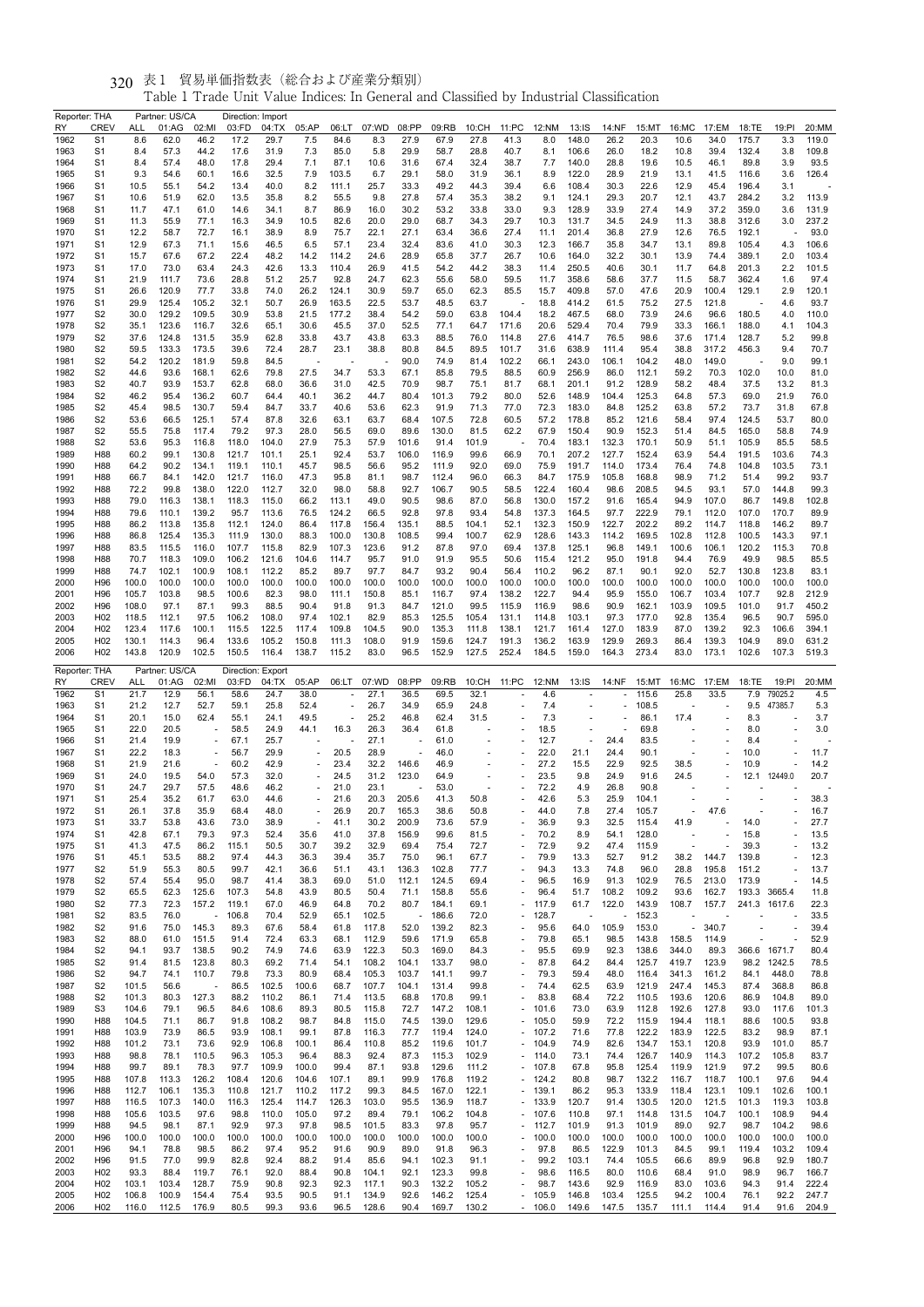表1 貿易単価指数表（総合および産業分類別）

Table 1 Trade Unit Value Indices: In General and Classified by Industrial Classification

Reporter: THA　Partner: US/CA　Direction: Import

| RY | CREV | ALL | 01:AG | 02:MI | 03:FD | 04:TX | 05:AP | 06:LT | 07:WD | 08:PP | 09:RB | 10:CH | 11:PC | 12:NM | 13:IS | 14:NF | 15:MT | 16:MC | 17:EM | 18:TE | 19:PI | 20:MM |
|---|---|---|---|---|---|---|---|---|---|---|---|---|---|---|---|---|---|---|---|---|---|---|
| 1962 | S1 | 8.6 | 62.0 | 46.2 | 17.2 | 29.7 | 7.5 | 84.6 | 8.3 | 27.9 | 67.9 | 27.8 | 41.3 | 8.0 | 148.0 | 26.2 | 20.3 | 10.6 | 34.0 | 175.7 | 3.3 | 119.0 |
| 1963 | S1 | 8.4 | 57.3 | 44.2 | 17.6 | 31.9 | 7.3 | 85.0 | 5.8 | 29.9 | 58.7 | 28.8 | 40.7 | 8.1 | 106.6 | 26.0 | 18.2 | 10.8 | 39.4 | 132.4 | 3.8 | 109.8 |
| 1964 | S1 | 8.4 | 57.4 | 48.0 | 17.8 | 29.4 | 7.1 | 87.1 | 10.6 | 31.6 | 67.4 | 32.4 | 38.7 | 7.7 | 140.0 | 28.8 | 19.6 | 10.5 | 46.1 | 89.8 | 3.9 | 93.5 |
| 1965 | S1 | 9.3 | 54.6 | 60.1 | 16.6 | 32.5 | 7.9 | 103.5 | 6.7 | 29.1 | 58.0 | 31.9 | 36.1 | 8.9 | 122.0 | 28.9 | 21.9 | 13.1 | 41.5 | 116.6 | 3.6 | 126.4 |
| 1966 | S1 | 10.5 | 55.1 | 54.2 | 13.4 | 40.0 | 8.2 | 111.1 | 25.7 | 33.3 | 49.2 | 44.3 | 39.4 | 6.6 | 108.4 | 30.3 | 22.6 | 12.9 | 45.4 | 196.4 | 3.1 | - |
| 1967 | S1 | 10.6 | 51.9 | 62.0 | 13.5 | 35.8 | 8.2 | 55.5 | 9.8 | 27.8 | 57.4 | 35.3 | 38.2 | 9.1 | 124.1 | 29.3 | 20.7 | 12.1 | 43.7 | 284.2 | 3.2 | 113.9 |
| 1968 | S1 | 11.7 | 47.1 | 61.0 | 14.6 | 34.1 | 8.7 | 86.9 | 16.0 | 30.2 | 53.2 | 33.8 | 33.0 | 9.3 | 128.9 | 33.9 | 27.4 | 14.9 | 37.2 | 359.0 | 3.6 | 131.9 |
| 1969 | S1 | 11.3 | 55.9 | 77.1 | 16.3 | 34.9 | 10.5 | 82.6 | 20.0 | 29.0 | 68.7 | 34.3 | 29.7 | 10.3 | 131.7 | 34.5 | 24.9 | 11.3 | 38.8 | 312.6 | 3.0 | 237.2 |
| 1970 | S1 | 12.2 | 58.7 | 72.7 | 16.1 | 38.9 | 8.9 | 75.7 | 22.1 | 27.1 | 63.4 | 36.6 | 27.4 | 11.1 | 201.4 | 36.8 | 27.9 | 12.6 | 76.5 | 192.1 | - | 93.0 |
| 1971 | S1 | 12.9 | 67.3 | 71.1 | 15.6 | 46.5 | 6.5 | 57.1 | 23.4 | 32.4 | 83.6 | 41.0 | 30.3 | 12.3 | 166.7 | 35.8 | 34.7 | 13.1 | 89.8 | 105.4 | 4.3 | 106.6 |
| 1972 | S1 | 15.7 | 67.6 | 67.2 | 22.4 | 48.2 | 14.2 | 114.2 | 24.6 | 28.9 | 65.8 | 37.7 | 26.7 | 10.6 | 164.0 | 32.2 | 30.1 | 13.9 | 74.4 | 389.1 | 2.0 | 103.4 |
| 1973 | S1 | 17.0 | 73.0 | 63.4 | 24.3 | 42.6 | 13.3 | 110.4 | 26.9 | 41.5 | 54.2 | 44.2 | 38.3 | 11.4 | 250.5 | 40.6 | 30.1 | 11.7 | 64.8 | 201.3 | 2.2 | 101.5 |
| 1974 | S1 | 21.9 | 111.7 | 73.6 | 28.8 | 51.2 | 25.7 | 92.8 | 24.7 | 62.3 | 55.6 | 58.0 | 59.5 | 11.7 | 358.6 | 58.6 | 37.7 | 11.5 | 58.7 | 362.4 | 1.6 | 97.4 |
| 1975 | S1 | 26.6 | 120.9 | 77.7 | 33.8 | 74.0 | 26.2 | 124.1 | 30.9 | 59.7 | 65.0 | 62.3 | 85.5 | 15.7 | 409.8 | 57.0 | 47.6 | 20.9 | 100.4 | 129.1 | 2.9 | 120.1 |
| 1976 | S1 | 29.9 | 125.4 | 105.2 | 32.1 | 50.7 | 26.9 | 163.5 | 22.5 | 53.7 | 48.5 | 63.7 | - | 18.8 | 414.2 | 61.5 | 75.2 | 27.5 | 121.8 | - | 4.6 | 93.7 |
| 1977 | S2 | 30.0 | 129.2 | 109.5 | 30.9 | 53.8 | 21.5 | 177.2 | 38.4 | 54.2 | 59.0 | 63.8 | 104.4 | 18.2 | 467.5 | 68.0 | 73.9 | 24.6 | 96.6 | 180.5 | 4.0 | 110.0 |
| 1978 | S2 | 35.1 | 123.6 | 116.7 | 32.6 | 65.1 | 30.6 | 45.5 | 37.0 | 52.5 | 77.1 | 64.7 | 171.6 | 20.6 | 529.4 | 70.4 | 79.9 | 33.3 | 166.1 | 188.0 | 4.1 | 104.3 |
| 1979 | S2 | 37.6 | 124.8 | 131.5 | 35.9 | 62.8 | 33.8 | 43.7 | 43.8 | 63.3 | 88.5 | 76.0 | 114.8 | 27.6 | 414.7 | 76.5 | 98.6 | 37.6 | 171.4 | 128.7 | 5.2 | 99.8 |
| 1980 | S2 | 59.5 | 133.3 | 173.5 | 39.6 | 72.4 | 28.7 | 23.1 | 38.8 | 80.8 | 84.5 | 89.5 | 101.7 | 31.6 | 638.9 | 111.4 | 95.4 | 38.8 | 317.2 | 456.3 | 9.4 | 70.7 |
| 1981 | S2 | 54.2 | 120.2 | 181.9 | 59.8 | 84.5 | - | - | - | 90.0 | 74.9 | 81.4 | 102.2 | 66.1 | 243.0 | 106.1 | 104.2 | 48.0 | 149.0 | - | 9.0 | 99.1 |
| 1982 | S2 | 44.6 | 93.6 | 168.1 | 62.6 | 79.8 | 27.5 | 34.7 | 53.3 | 67.1 | 85.8 | 79.5 | 88.5 | 60.9 | 256.9 | 86.0 | 112.1 | 59.2 | 70.3 | 102.0 | 10.0 | 81.0 |
| 1983 | S2 | 40.7 | 93.9 | 153.7 | 62.8 | 68.0 | 36.6 | 31.0 | 42.5 | 70.9 | 98.7 | 75.1 | 81.7 | 68.1 | 201.1 | 91.2 | 128.9 | 58.2 | 48.4 | 37.5 | 13.2 | 81.3 |
| 1984 | S2 | 46.2 | 95.4 | 136.2 | 60.7 | 64.4 | 40.1 | 36.2 | 44.7 | 80.4 | 101.3 | 79.2 | 80.0 | 52.6 | 148.9 | 104.4 | 125.3 | 64.8 | 57.3 | 69.0 | 21.9 | 76.0 |
| 1985 | S2 | 45.4 | 98.5 | 130.7 | 59.4 | 84.7 | 33.7 | 40.6 | 53.6 | 62.3 | 91.9 | 71.3 | 77.0 | 72.3 | 183.0 | 84.8 | 125.2 | 63.8 | 57.2 | 73.7 | 31.8 | 67.8 |
| 1986 | S2 | 53.6 | 66.5 | 125.1 | 57.4 | 87.8 | 32.6 | 63.1 | 63.7 | 68.4 | 107.5 | 72.8 | 60.5 | 57.2 | 178.8 | 85.2 | 121.6 | 58.4 | 97.4 | 124.5 | 53.7 | 80.0 |
| 1987 | S2 | 55.5 | 75.8 | 117.4 | 79.2 | 97.3 | 28.0 | 56.5 | 69.0 | 89.6 | 130.0 | 81.5 | 62.2 | 67.9 | 150.4 | 90.9 | 152.3 | 51.4 | 84.5 | 165.0 | 58.8 | 74.9 |
| 1988 | S2 | 53.6 | 95.3 | 116.8 | 118.0 | 104.0 | 27.9 | 75.3 | 57.9 | 101.6 | 91.4 | 101.9 | - | 70.4 | 183.1 | 132.3 | 170.1 | 50.9 | 51.1 | 105.9 | 85.5 | 58.5 |
| 1989 | H88 | 60.2 | 99.1 | 130.8 | 121.7 | 101.1 | 25.1 | 92.4 | 53.7 | 106.0 | 116.9 | 99.6 | 66.9 | 70.1 | 207.2 | 127.7 | 152.4 | 63.9 | 54.4 | 191.5 | 103.6 | 74.3 |
| 1990 | H88 | 64.2 | 90.2 | 134.1 | 119.1 | 110.1 | 45.7 | 98.5 | 56.6 | 95.2 | 111.9 | 92.0 | 69.0 | 75.9 | 191.7 | 114.0 | 173.4 | 76.4 | 74.8 | 104.8 | 103.5 | 73.1 |
| 1991 | H88 | 66.7 | 84.1 | 142.0 | 121.7 | 116.0 | 47.3 | 95.8 | 81.1 | 98.7 | 112.4 | 96.0 | 66.3 | 84.7 | 175.9 | 105.8 | 168.8 | 98.9 | 71.2 | 51.4 | 99.2 | 93.7 |
| 1992 | H88 | 72.2 | 99.8 | 138.0 | 122.0 | 112.7 | 32.0 | 98.0 | 58.8 | 92.7 | 106.7 | 90.5 | 58.5 | 122.4 | 160.4 | 98.6 | 208.5 | 94.5 | 93.1 | 57.0 | 144.8 | 99.3 |
| 1993 | H88 | 79.0 | 116.3 | 138.1 | 118.3 | 115.0 | 66.2 | 113.1 | 49.0 | 90.5 | 98.6 | 87.0 | 56.8 | 130.0 | 157.2 | 91.6 | 165.4 | 94.9 | 107.0 | 86.7 | 149.8 | 102.8 |
| 1994 | H88 | 79.6 | 110.1 | 139.2 | 95.7 | 113.6 | 76.5 | 124.2 | 66.5 | 92.8 | 97.8 | 93.4 | 54.8 | 137.3 | 164.5 | 97.7 | 222.9 | 79.1 | 112.0 | 107.0 | 170.7 | 89.9 |
| 1995 | H88 | 86.2 | 113.8 | 135.8 | 112.1 | 124.0 | 86.4 | 117.8 | 156.4 | 135.1 | 88.5 | 104.1 | 52.1 | 132.3 | 150.9 | 122.7 | 202.2 | 89.2 | 114.7 | 118.8 | 146.2 | 89.7 |
| 1996 | H88 | 86.8 | 125.4 | 135.3 | 111.9 | 130.0 | 88.3 | 100.0 | 130.8 | 108.5 | 99.4 | 100.7 | 62.9 | 128.6 | 143.3 | 114.2 | 169.5 | 102.8 | 112.8 | 100.5 | 143.3 | 97.1 |
| 1997 | H88 | 83.5 | 115.5 | 116.0 | 107.7 | 115.8 | 82.9 | 107.3 | 123.6 | 91.2 | 87.8 | 97.0 | 69.4 | 137.8 | 125.1 | 96.8 | 149.1 | 100.6 | 106.1 | 120.2 | 115.3 | 70.8 |
| 1998 | H88 | 70.7 | 118.3 | 109.0 | 106.2 | 121.6 | 104.6 | 114.7 | 95.7 | 91.0 | 91.9 | 95.5 | 50.6 | 115.4 | 121.2 | 95.0 | 191.8 | 94.4 | 76.9 | 49.9 | 98.5 | 85.5 |
| 1999 | H88 | 74.7 | 102.1 | 100.9 | 108.1 | 112.2 | 85.2 | 89.7 | 97.7 | 84.7 | 93.2 | 90.4 | 56.4 | 110.2 | 96.2 | 87.1 | 90.1 | 92.0 | 52.7 | 130.8 | 123.8 | 83.1 |
| 2000 | H96 | 100.0 | 100.0 | 100.0 | 100.0 | 100.0 | 100.0 | 100.0 | 100.0 | 100.0 | 100.0 | 100.0 | 100.0 | 100.0 | 100.0 | 100.0 | 100.0 | 100.0 | 100.0 | 100.0 | 100.0 | 100.0 |
| 2001 | H96 | 105.7 | 103.8 | 98.5 | 100.6 | 82.3 | 98.0 | 111.1 | 150.8 | 85.1 | 116.7 | 97.4 | 138.2 | 122.7 | 94.4 | 95.9 | 155.0 | 106.7 | 103.4 | 107.7 | 92.8 | 212.9 |
| 2002 | H96 | 108.0 | 97.1 | 87.1 | 99.3 | 88.5 | 90.4 | 91.8 | 91.3 | 84.7 | 121.0 | 99.5 | 115.9 | 116.9 | 98.6 | 90.9 | 162.1 | 103.9 | 109.5 | 101.0 | 91.7 | 450.2 |
| 2003 | H02 | 118.5 | 112.1 | 97.5 | 106.2 | 108.0 | 97.4 | 102.1 | 82.9 | 85.3 | 125.5 | 105.4 | 131.1 | 114.8 | 103.1 | 97.3 | 177.0 | 92.8 | 135.4 | 96.5 | 90.7 | 595.0 |
| 2004 | H02 | 123.4 | 117.6 | 100.1 | 115.5 | 122.5 | 117.4 | 109.8 | 104.5 | 90.0 | 135.3 | 111.8 | 138.1 | 121.7 | 161.4 | 127.0 | 183.9 | 87.0 | 139.2 | 92.3 | 106.6 | 394.1 |
| 2005 | H02 | 130.1 | 114.3 | 96.4 | 133.6 | 105.2 | 150.8 | 111.3 | 108.0 | 91.9 | 159.6 | 124.7 | 191.3 | 136.2 | 163.9 | 129.9 | 269.3 | 86.4 | 139.3 | 104.9 | 89.0 | 631.2 |
| 2006 | H02 | 143.8 | 120.9 | 102.5 | 150.5 | 116.4 | 138.7 | 115.2 | 83.0 | 96.5 | 152.9 | 127.5 | 252.4 | 184.5 | 159.0 | 164.3 | 273.4 | 83.0 | 173.1 | 102.6 | 107.3 | 519.3 |

Reporter: THA　Partner: US/CA　Direction: Export

| RY | CREV | ALL | 01:AG | 02:MI | 03:FD | 04:TX | 05:AP | 06:LT | 07:WD | 08:PP | 09:RB | 10:CH | 11:PC | 12:NM | 13:IS | 14:NF | 15:MT | 16:MC | 17:EM | 18:TE | 19:PI | 20:MM |
|---|---|---|---|---|---|---|---|---|---|---|---|---|---|---|---|---|---|---|---|---|---|---|
| 1962 | S1 | 21.7 | 12.9 | 56.1 | 58.6 | 24.7 | 38.0 | - | 27.1 | 36.5 | 69.5 | 32.1 | - | 4.6 | - | - | 115.6 | 25.8 | 33.5 | 7.9 | 79025.2 | 4.5 |
| 1963 | S1 | 21.2 | 12.7 | 52.7 | 59.1 | 25.8 | 52.4 | - | 26.7 | 34.9 | 65.9 | 24.8 | - | 7.4 | - | - | 108.5 | - | - | 9.5 | 47385.7 | 5.3 |
| 1964 | S1 | 20.1 | 15.0 | 62.4 | 55.1 | 24.1 | 49.5 | - | 25.2 | 46.8 | 62.4 | 31.5 | - | 7.3 | - | - | 86.1 | 17.4 | - | 8.3 | - | 3.7 |
| 1965 | S1 | 22.0 | 20.5 | - | 58.5 | 24.9 | 44.1 | 16.3 | 26.3 | 36.4 | 61.8 | - | - | 18.5 | - | - | 69.8 | - | - | 8.0 | - | 3.0 |
| 1966 | S1 | 21.4 | 19.9 | - | 67.1 | 25.7 | - | - | 27.1 | - | 61.0 | - | - | 12.7 | - | 24.4 | 83.5 | - | - | 8.4 | - | - |
| 1967 | S1 | 22.2 | 18.3 | - | 56.7 | 29.9 | - | 20.5 | 28.9 | - | 46.0 | - | - | 22.0 | 21.1 | 24.4 | 90.1 | - | - | 10.0 | - | 11.7 |
| 1968 | S1 | 21.9 | 21.6 | - | 60.2 | 42.9 | - | 23.4 | 32.2 | 146.6 | 46.9 | - | - | 27.2 | 15.5 | 22.9 | 92.5 | 38.5 | - | 10.9 | - | 14.2 |
| 1969 | S1 | 24.0 | 19.5 | 54.0 | 57.3 | 32.0 | - | 24.5 | 31.2 | 123.0 | 64.9 | - | - | 23.5 | 9.8 | 24.9 | 91.6 | 24.5 | - | 12.1 | 12449.0 | 20.7 |
| 1970 | S1 | 24.7 | 29.7 | 57.5 | 48.6 | 46.2 | - | 21.0 | 23.1 | - | 53.0 | - | - | 72.2 | 4.9 | 26.8 | 90.8 | - | - | - | - | - |
| 1971 | S1 | 25.4 | 35.2 | 61.7 | 63.0 | 44.6 | - | 21.6 | 20.3 | 205.6 | 41.3 | 50.8 | - | 42.6 | 5.3 | 25.9 | 104.1 | - | - | - | - | 38.3 |
| 1972 | S1 | 26.1 | 37.8 | 35.9 | 68.4 | 48.0 | - | 26.9 | 20.7 | 165.3 | 38.6 | 50.8 | - | 44.0 | 7.8 | 27.4 | 105.7 | - | 47.6 | - | - | 16.7 |
| 1973 | S1 | 33.7 | 53.8 | 43.6 | 73.0 | 38.9 | - | 41.1 | 30.2 | 200.9 | 73.6 | 57.9 | - | 36.9 | 9.3 | 32.5 | 115.4 | 41.9 | - | 14.0 | - | 27.7 |
| 1974 | S1 | 42.8 | 67.1 | 79.3 | 97.3 | 52.4 | 35.6 | 41.0 | 37.8 | 156.9 | 99.6 | 81.5 | - | 70.2 | 8.9 | 54.1 | 128.0 | - | - | 15.8 | - | 13.5 |
| 1975 | S1 | 41.3 | 47.5 | 86.2 | 115.1 | 50.5 | 30.7 | 39.2 | 32.9 | 69.4 | 75.4 | 72.7 | - | 72.9 | 9.2 | 47.4 | 115.9 | - | - | 39.3 | - | 13.2 |
| 1976 | S1 | 45.1 | 53.5 | 88.2 | 97.4 | 44.3 | 36.3 | 39.4 | 35.7 | 75.0 | 96.1 | 67.7 | - | 79.9 | 13.3 | 52.7 | 91.2 | 38.2 | 144.7 | 139.8 | - | 12.3 |
| 1977 | S2 | 51.9 | 55.3 | 80.5 | 99.7 | 42.1 | 36.6 | 51.1 | 43.1 | 136.3 | 102.8 | 77.7 | - | 94.3 | 13.3 | 74.8 | 96.0 | 28.8 | 195.8 | 151.2 | - | 13.7 |
| 1978 | S2 | 57.4 | 55.4 | 95.0 | 98.7 | 41.4 | 38.3 | 69.0 | 51.0 | 112.1 | 124.5 | 69.4 | - | 96.5 | 16.9 | 91.3 | 102.9 | 76.5 | 213.0 | 173.9 | - | 14.5 |
| 1979 | S2 | 65.5 | 62.3 | 125.6 | 107.3 | 54.8 | 43.9 | 80.5 | 50.4 | 71.1 | 158.8 | 55.6 | - | 96.4 | 51.7 | 108.2 | 109.2 | 93.6 | 162.7 | 193.3 | 3665.4 | 11.8 |
| 1980 | S2 | 77.3 | 72.3 | 157.2 | 119.1 | 67.0 | 46.9 | 64.8 | 70.2 | 80.7 | 184.1 | 69.1 | - | 117.9 | 61.7 | 122.0 | 143.9 | 108.7 | 157.7 | 241.3 | 1617.6 | 22.3 |
| 1981 | S2 | 83.5 | 76.0 | - | 106.8 | 70.4 | 52.9 | 65.1 | 102.5 | - | 186.6 | 72.0 | - | 128.7 | - | - | 152.3 | - | - | - | - | 33.5 |
| 1982 | S2 | 91.6 | 75.0 | 145.3 | 89.3 | 67.6 | 58.4 | 61.8 | 117.8 | 52.0 | 139.2 | 82.3 | - | 95.6 | 64.0 | 105.9 | 153.0 | - | 340.7 | - | - | 39.4 |
| 1983 | S2 | 88.0 | 61.0 | 151.5 | 91.4 | 72.4 | 63.3 | 68.1 | 112.9 | 59.6 | 171.9 | 65.8 | - | 79.8 | 65.1 | 98.5 | 143.8 | 158.5 | 114.9 | - | - | 52.9 |
| 1984 | S2 | 94.1 | 93.7 | 138.5 | 90.2 | 74.9 | 74.6 | 63.9 | 122.3 | 50.3 | 169.0 | 84.3 | - | 95.5 | 69.9 | 92.3 | 138.6 | 344.0 | 89.3 | 366.6 | 1671.7 | 80.4 |
| 1985 | S2 | 91.4 | 81.5 | 123.8 | 80.3 | 69.2 | 71.4 | 54.1 | 108.2 | 104.1 | 133.7 | 98.0 | - | 87.8 | 64.2 | 84.4 | 125.7 | 419.7 | 123.9 | 98.2 | 1242.5 | 78.5 |
| 1986 | S2 | 94.7 | 74.1 | 110.7 | 79.8 | 73.3 | 80.9 | 68.4 | 105.3 | 103.7 | 141.1 | 99.7 | - | 79.3 | 59.4 | 48.0 | 116.4 | 341.3 | 161.2 | 84.1 | 448.0 | 78.8 |
| 1987 | S2 | 101.5 | 56.6 | - | 86.5 | 102.5 | 100.6 | 68.7 | 107.7 | 104.1 | 131.4 | 99.8 | - | 74.4 | 62.5 | 63.9 | 121.9 | 247.4 | 145.3 | 87.4 | 368.8 | 86.8 |
| 1988 | S2 | 101.3 | 80.3 | 127.3 | 88.2 | 110.2 | 86.1 | 71.4 | 113.5 | 68.8 | 170.8 | 99.1 | - | 83.8 | 68.4 | 72.2 | 110.5 | 193.6 | 120.6 | 86.9 | 104.8 | 89.0 |
| 1989 | S3 | 106.4 | 79.1 | 96.5 | 84.6 | 108.6 | 89.3 | 80.5 | 115.8 | 72.7 | 147.2 | 108.1 | - | 101.6 | 73.0 | 63.9 | 112.8 | 192.6 | 127.8 | 93.0 | 117.6 | 101.3 |
| 1990 | H88 | 104.5 | 71.1 | 86.7 | 91.8 | 108.2 | 98.7 | 84.8 | 115.0 | 74.5 | 139.0 | 129.6 | - | 105.0 | 59.9 | 72.2 | 115.9 | 194.4 | 118.1 | 88.6 | 100.5 | 93.8 |
| 1991 | H88 | 103.9 | 73.9 | 86.5 | 93.9 | 108.1 | 99.1 | 87.8 | 116.3 | 77.7 | 119.4 | 124.0 | - | 107.2 | 71.6 | 77.8 | 122.2 | 183.9 | 122.5 | 83.2 | 98.9 | 87.1 |
| 1992 | H88 | 101.2 | 73.1 | 73.6 | 92.9 | 106.8 | 100.1 | 86.4 | 110.8 | 85.2 | 119.6 | 101.7 | - | 104.9 | 74.9 | 82.6 | 134.7 | 153.1 | 120.8 | 93.9 | 101.0 | 85.7 |
| 1993 | H88 | 98.8 | 78.1 | 110.5 | 96.3 | 105.3 | 96.4 | 88.3 | 92.4 | 87.3 | 115.3 | 102.9 | - | 114.0 | 73.1 | 74.4 | 126.7 | 140.9 | 114.3 | 107.2 | 105.8 | 83.7 |
| 1994 | H88 | 99.7 | 89.1 | 78.3 | 97.7 | 109.9 | 100.0 | 99.4 | 87.1 | 93.8 | 129.6 | 111.2 | - | 107.8 | 67.8 | 95.8 | 125.4 | 119.9 | 121.9 | 97.2 | 99.5 | 80.6 |
| 1995 | H88 | 107.8 | 113.3 | 126.2 | 108.4 | 120.6 | 104.6 | 107.1 | 89.1 | 99.9 | 176.8 | 119.2 | - | 124.2 | 80.8 | 98.7 | 132.2 | 116.7 | 118.7 | 100.1 | 97.6 | 94.4 |
| 1996 | H88 | 112.7 | 106.1 | 135.3 | 110.8 | 121.7 | 110.2 | 117.2 | 99.3 | 84.5 | 167.0 | 122.1 | - | 139.1 | 86.2 | 95.3 | 133.9 | 118.4 | 123.1 | 109.1 | 102.6 | 100.1 |
| 1997 | H88 | 116.5 | 107.3 | 140.0 | 116.3 | 125.4 | 114.7 | 126.3 | 103.0 | 95.5 | 136.9 | 118.7 | - | 133.9 | 120.7 | 91.4 | 130.5 | 120.0 | 121.5 | 101.3 | 119.3 | 103.8 |
| 1998 | H88 | 105.6 | 103.5 | 97.6 | 98.8 | 110.0 | 105.0 | 97.2 | 89.4 | 79.1 | 106.2 | 104.8 | - | 107.6 | 110.8 | 97.1 | 114.8 | 131.5 | 104.7 | 100.1 | 108.9 | 94.4 |
| 1999 | H88 | 94.5 | 98.1 | 87.1 | 92.9 | 97.3 | 97.8 | 98.5 | 101.5 | 83.3 | 97.8 | 95.7 | - | 112.7 | 101.9 | 91.3 | 101.9 | 89.0 | 92.7 | 98.7 | 104.2 | 98.6 |
| 2000 | H96 | 100.0 | 100.0 | 100.0 | 100.0 | 100.0 | 100.0 | 100.0 | 100.0 | 100.0 | 100.0 | 100.0 | - | 100.0 | 100.0 | 100.0 | 100.0 | 100.0 | 100.0 | 100.0 | 100.0 | 100.0 |
| 2001 | H96 | 94.1 | 78.8 | 98.5 | 86.2 | 97.4 | 95.2 | 91.6 | 90.9 | 89.0 | 91.8 | 96.3 | - | 97.8 | 86.5 | 122.9 | 101.3 | 84.5 | 99.1 | 119.4 | 103.2 | 109.4 |
| 2002 | H96 | 91.5 | 77.0 | 99.9 | 82.8 | 92.4 | 88.2 | 91.4 | 85.6 | 94.1 | 102.3 | 91.1 | - | 99.2 | 103.1 | 74.4 | 105.5 | 66.6 | 89.9 | 96.8 | 92.9 | 180.7 |
| 2003 | H02 | 93.3 | 88.4 | 119.7 | 76.1 | 92.0 | 88.4 | 90.8 | 104.1 | 92.1 | 123.3 | 99.8 | - | 98.6 | 116.5 | 80.0 | 110.6 | 68.4 | 91.0 | 98.9 | 96.7 | 166.7 |
| 2004 | H02 | 103.1 | 103.4 | 128.7 | 75.9 | 90.8 | 92.3 | 92.3 | 117.1 | 90.3 | 132.2 | 105.2 | - | 98.7 | 143.6 | 92.9 | 116.9 | 83.0 | 103.6 | 94.3 | 91.4 | 222.4 |
| 2005 | H02 | 106.8 | 100.9 | 154.4 | 75.4 | 93.5 | 90.5 | 91.1 | 134.9 | 92.6 | 146.2 | 125.4 | - | 105.9 | 146.8 | 103.4 | 125.5 | 94.2 | 100.4 | 76.1 | 92.2 | 247.7 |
| 2006 | H02 | 116.0 | 112.5 | 176.9 | 80.5 | 99.3 | 93.6 | 96.5 | 128.6 | 90.4 | 169.7 | 130.2 | - | 106.0 | 149.6 | 147.5 | 135.7 | 111.1 | 114.4 | 91.4 | 91.6 | 204.9 |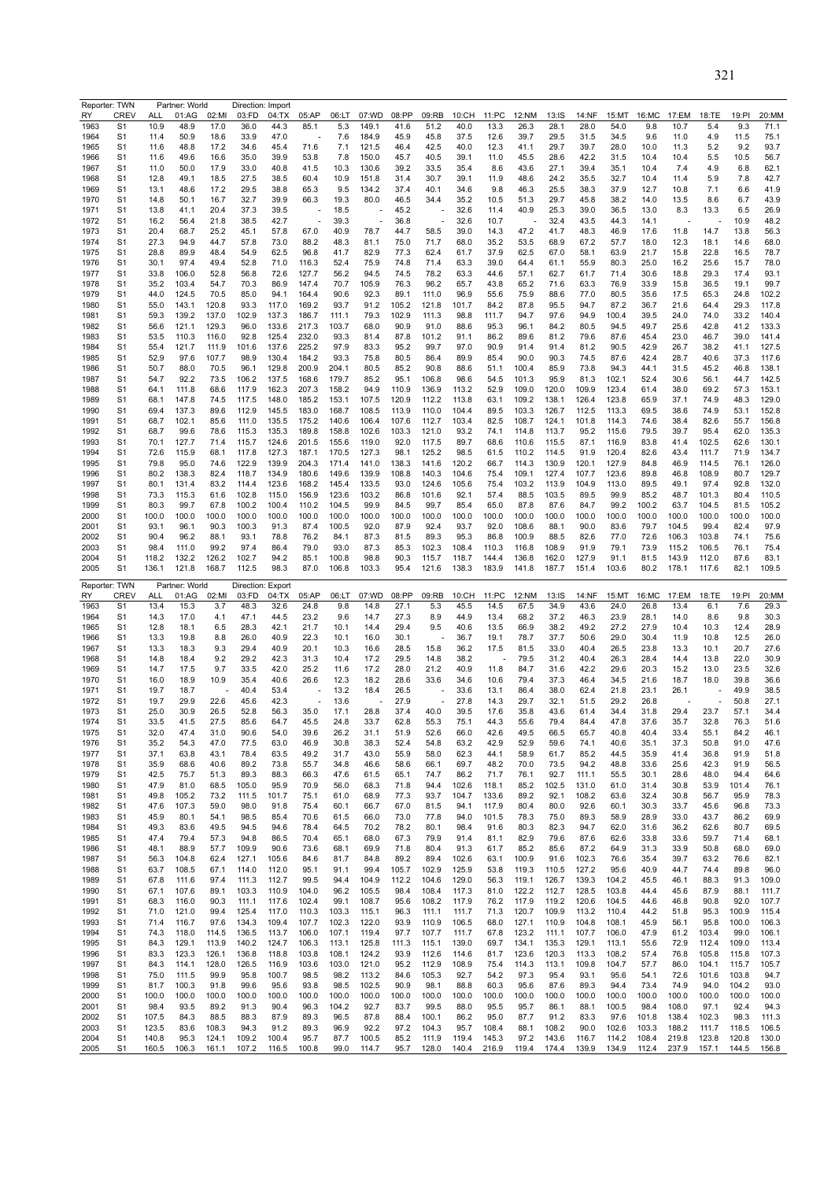Reporter: TWN &nbsp;&nbsp; Partner: World &nbsp;&nbsp; Direction: Import

| RY | CREV | ALL | 01:AG | 02:MI | 03:FD | 04:TX | 05:AP | 06:LT | 07:WD | 08:PP | 09:RB | 10:CH | 11:PC | 12:NM | 13:IS | 14:NF | 15:MT | 16:MC | 17:EM | 18:TE | 19:PI | 20:MM |
|---|---|---|---|---|---|---|---|---|---|---|---|---|---|---|---|---|---|---|---|---|---|---|
| 1963 | S1 | 10.9 | 48.9 | 17.0 | 36.0 | 44.3 | 85.1 | 5.3 | 149.1 | 41.6 | 51.2 | 40.0 | 13.3 | 26.3 | 28.1 | 28.0 | 54.0 | 9.8 | 10.7 | 5.4 | 9.3 | 71.1 |
| 1964 | S1 | 11.4 | 50.9 | 18.6 | 33.9 | 47.0 | - | 7.6 | 184.9 | 45.9 | 45.8 | 37.5 | 12.6 | 39.7 | 29.5 | 31.5 | 34.5 | 9.6 | 11.0 | 4.9 | 11.5 | 75.1 |
| 1965 | S1 | 11.6 | 48.8 | 17.2 | 34.6 | 45.4 | 71.6 | 7.1 | 121.5 | 46.4 | 42.5 | 40.0 | 12.3 | 41.1 | 29.7 | 39.7 | 28.0 | 10.0 | 11.3 | 5.2 | 9.2 | 93.7 |
| 1966 | S1 | 11.6 | 49.6 | 16.6 | 35.0 | 39.9 | 53.8 | 7.8 | 150.0 | 45.7 | 40.5 | 39.1 | 11.0 | 45.5 | 28.6 | 42.2 | 31.5 | 10.4 | 10.4 | 5.5 | 10.5 | 56.7 |
| 1967 | S1 | 11.0 | 50.0 | 17.9 | 33.0 | 40.8 | 41.5 | 10.3 | 130.6 | 39.2 | 33.5 | 35.4 | 8.6 | 43.6 | 27.1 | 39.4 | 35.1 | 10.4 | 7.4 | 4.9 | 6.8 | 62.1 |
| 1968 | S1 | 12.8 | 49.1 | 18.5 | 27.5 | 38.5 | 60.4 | 10.9 | 151.8 | 31.4 | 30.7 | 39.1 | 11.9 | 48.6 | 24.2 | 35.5 | 32.7 | 10.4 | 11.4 | 5.9 | 7.8 | 42.7 |
| 1969 | S1 | 13.1 | 48.6 | 17.2 | 29.5 | 38.8 | 65.3 | 9.5 | 134.2 | 37.4 | 40.1 | 34.6 | 9.8 | 46.3 | 25.5 | 38.3 | 37.9 | 12.7 | 10.8 | 7.1 | 6.6 | 41.9 |
| 1970 | S1 | 14.8 | 50.1 | 16.7 | 32.7 | 39.9 | 66.3 | 19.3 | 80.0 | 46.5 | 34.4 | 35.2 | 10.5 | 51.3 | 29.7 | 45.8 | 38.2 | 14.0 | 13.5 | 8.6 | 6.7 | 43.9 |
| 1971 | S1 | 13.8 | 41.1 | 20.4 | 37.3 | 39.5 | - | 18.5 | - | 45.2 | - | 32.6 | 11.4 | 40.9 | 25.3 | 39.0 | 36.5 | 13.0 | 8.3 | 13.3 | 6.5 | 26.9 |
| 1972 | S1 | 16.2 | 56.4 | 21.8 | 38.5 | 42.7 | - | 39.3 | - | 36.8 | - | 32.6 | 10.7 | - | 32.4 | 43.5 | 44.3 | 14.1 | - | - | 10.9 | 48.2 |
| 1973 | S1 | 20.4 | 68.7 | 25.2 | 45.1 | 57.8 | 67.0 | 40.9 | 78.7 | 44.7 | 58.5 | 39.0 | 14.3 | 47.2 | 41.7 | 48.3 | 46.9 | 17.6 | 11.8 | 14.7 | 13.8 | 56.3 |
| 1974 | S1 | 27.3 | 94.9 | 44.7 | 57.8 | 73.0 | 88.2 | 48.3 | 81.1 | 75.0 | 71.7 | 68.0 | 35.2 | 53.5 | 68.9 | 67.2 | 57.7 | 18.0 | 12.3 | 18.1 | 14.6 | 68.0 |
| 1975 | S1 | 28.8 | 89.9 | 48.4 | 54.9 | 62.5 | 96.8 | 41.7 | 82.9 | 77.3 | 62.4 | 61.7 | 37.9 | 62.5 | 67.0 | 58.1 | 63.9 | 21.7 | 15.8 | 22.8 | 16.5 | 78.7 |
| 1976 | S1 | 30.1 | 97.4 | 49.4 | 52.8 | 71.0 | 116.3 | 52.4 | 75.9 | 74.8 | 71.4 | 63.3 | 39.0 | 64.4 | 61.1 | 55.9 | 80.3 | 25.0 | 16.2 | 25.6 | 15.7 | 78.0 |
| 1977 | S1 | 33.8 | 106.0 | 52.8 | 56.8 | 72.6 | 127.7 | 56.2 | 94.5 | 74.5 | 78.2 | 63.3 | 44.6 | 57.1 | 62.7 | 61.7 | 71.4 | 30.6 | 18.8 | 29.3 | 17.4 | 93.1 |
| 1978 | S1 | 35.2 | 103.4 | 54.7 | 70.3 | 86.9 | 147.4 | 70.7 | 105.9 | 76.3 | 96.2 | 65.7 | 43.8 | 65.2 | 71.6 | 63.3 | 76.9 | 33.9 | 15.8 | 36.5 | 19.1 | 99.7 |
| 1979 | S1 | 44.0 | 124.5 | 70.5 | 85.0 | 94.1 | 164.4 | 90.6 | 92.3 | 89.1 | 111.0 | 96.9 | 55.6 | 75.9 | 88.6 | 77.0 | 80.5 | 35.6 | 17.5 | 65.3 | 24.8 | 102.2 |
| 1980 | S1 | 55.0 | 143.1 | 120.8 | 93.3 | 117.0 | 169.2 | 93.7 | 91.2 | 105.2 | 121.8 | 101.7 | 84.2 | 87.8 | 95.5 | 94.7 | 87.2 | 36.7 | 21.6 | 64.4 | 29.3 | 117.8 |
| 1981 | S1 | 59.3 | 139.2 | 137.0 | 102.9 | 137.3 | 186.7 | 111.1 | 79.3 | 102.9 | 111.3 | 98.8 | 111.7 | 94.7 | 97.6 | 94.9 | 100.4 | 39.5 | 24.0 | 74.0 | 33.2 | 140.4 |
| 1982 | S1 | 56.6 | 121.1 | 129.3 | 96.0 | 133.6 | 217.3 | 103.7 | 68.0 | 90.9 | 91.0 | 88.6 | 95.3 | 96.1 | 84.2 | 80.5 | 94.5 | 49.7 | 25.6 | 42.8 | 41.2 | 133.3 |
| 1983 | S1 | 53.5 | 110.3 | 116.0 | 92.8 | 125.4 | 232.0 | 93.3 | 81.4 | 87.8 | 101.2 | 91.1 | 86.2 | 89.6 | 81.2 | 79.6 | 87.6 | 45.4 | 23.0 | 46.7 | 39.0 | 141.4 |
| 1984 | S1 | 55.4 | 121.7 | 111.9 | 101.6 | 137.6 | 225.2 | 97.9 | 83.3 | 95.2 | 99.7 | 97.0 | 90.9 | 91.4 | 91.4 | 81.2 | 90.5 | 42.9 | 26.7 | 38.2 | 41.1 | 127.5 |
| 1985 | S1 | 52.9 | 97.6 | 107.7 | 98.9 | 130.4 | 184.2 | 93.3 | 75.8 | 80.5 | 86.4 | 89.9 | 85.4 | 90.0 | 90.3 | 74.5 | 87.6 | 42.4 | 28.7 | 40.6 | 37.3 | 117.6 |
| 1986 | S1 | 50.7 | 88.0 | 70.5 | 96.1 | 129.8 | 200.9 | 204.1 | 80.5 | 85.2 | 90.8 | 88.6 | 51.1 | 100.4 | 85.9 | 73.8 | 94.3 | 44.1 | 31.5 | 45.2 | 46.8 | 138.1 |
| 1987 | S1 | 54.7 | 92.2 | 73.5 | 106.2 | 137.5 | 168.6 | 179.7 | 85.2 | 95.1 | 106.8 | 98.6 | 54.5 | 101.3 | 95.9 | 81.3 | 102.1 | 52.4 | 30.6 | 56.1 | 44.7 | 142.5 |
| 1988 | S1 | 64.1 | 111.8 | 68.6 | 117.9 | 162.3 | 207.3 | 158.2 | 94.9 | 110.9 | 136.9 | 113.2 | 52.9 | 109.0 | 120.0 | 109.9 | 123.4 | 61.4 | 38.0 | 69.2 | 57.3 | 153.1 |
| 1989 | S1 | 68.1 | 147.8 | 74.5 | 117.5 | 148.0 | 185.2 | 153.1 | 107.5 | 120.9 | 112.2 | 113.8 | 63.1 | 109.2 | 138.1 | 126.4 | 123.8 | 65.9 | 37.1 | 74.9 | 48.3 | 129.0 |
| 1990 | S1 | 69.4 | 137.3 | 89.6 | 112.9 | 145.5 | 183.0 | 168.7 | 108.5 | 113.9 | 110.0 | 104.4 | 89.5 | 103.3 | 126.7 | 112.5 | 113.3 | 69.5 | 38.6 | 74.9 | 53.1 | 152.8 |
| 1991 | S1 | 68.7 | 102.1 | 85.6 | 111.0 | 135.5 | 175.2 | 140.6 | 106.4 | 107.6 | 112.7 | 103.4 | 82.5 | 108.7 | 124.1 | 101.8 | 114.3 | 74.6 | 38.4 | 82.6 | 55.7 | 156.8 |
| 1992 | S1 | 68.7 | 99.6 | 78.6 | 115.3 | 135.3 | 189.8 | 158.8 | 102.6 | 103.3 | 121.0 | 93.2 | 74.1 | 114.8 | 113.7 | 95.2 | 115.6 | 79.5 | 39.7 | 95.4 | 62.0 | 135.3 |
| 1993 | S1 | 70.1 | 127.7 | 71.4 | 115.7 | 124.6 | 201.5 | 155.6 | 119.0 | 92.0 | 117.5 | 89.7 | 68.6 | 110.6 | 115.5 | 87.1 | 116.9 | 83.8 | 41.4 | 102.5 | 62.6 | 130.1 |
| 1994 | S1 | 72.6 | 115.9 | 68.1 | 117.8 | 127.3 | 187.1 | 170.5 | 127.3 | 98.1 | 125.2 | 98.5 | 61.5 | 110.2 | 114.5 | 91.9 | 120.4 | 82.6 | 43.4 | 111.7 | 71.9 | 134.7 |
| 1995 | S1 | 79.8 | 95.0 | 74.6 | 122.9 | 139.9 | 204.3 | 171.4 | 141.0 | 138.3 | 141.6 | 120.2 | 66.7 | 114.3 | 130.9 | 120.1 | 127.9 | 84.8 | 46.9 | 114.5 | 76.1 | 126.0 |
| 1996 | S1 | 80.2 | 138.3 | 82.4 | 118.7 | 134.9 | 180.6 | 149.6 | 139.9 | 108.8 | 140.3 | 104.6 | 75.4 | 109.1 | 127.4 | 107.7 | 123.6 | 89.8 | 46.8 | 108.9 | 80.7 | 129.7 |
| 1997 | S1 | 80.1 | 131.4 | 83.2 | 114.4 | 123.6 | 168.2 | 145.4 | 133.5 | 93.0 | 124.6 | 105.6 | 75.4 | 103.2 | 113.9 | 104.9 | 113.0 | 89.5 | 49.1 | 97.4 | 92.8 | 132.0 |
| 1998 | S1 | 73.3 | 115.3 | 61.6 | 102.8 | 115.0 | 156.9 | 123.6 | 103.2 | 86.8 | 101.6 | 92.1 | 57.4 | 88.5 | 103.5 | 89.5 | 99.9 | 85.2 | 48.7 | 101.3 | 80.4 | 110.5 |
| 1999 | S1 | 80.3 | 99.7 | 67.8 | 100.2 | 100.4 | 110.2 | 104.5 | 99.9 | 84.5 | 99.7 | 85.4 | 65.0 | 87.8 | 87.6 | 84.7 | 99.2 | 100.2 | 63.7 | 104.5 | 81.5 | 105.2 |
| 2000 | S1 | 100.0 | 100.0 | 100.0 | 100.0 | 100.0 | 100.0 | 100.0 | 100.0 | 100.0 | 100.0 | 100.0 | 100.0 | 100.0 | 100.0 | 100.0 | 100.0 | 100.0 | 100.0 | 100.0 | 100.0 | 100.0 |
| 2001 | S1 | 93.1 | 96.1 | 90.3 | 100.3 | 91.3 | 87.4 | 100.5 | 92.0 | 87.9 | 92.4 | 93.7 | 92.0 | 108.6 | 88.1 | 90.0 | 83.6 | 79.7 | 104.5 | 99.4 | 82.4 | 97.9 |
| 2002 | S1 | 90.4 | 96.2 | 88.1 | 93.1 | 78.8 | 76.2 | 84.1 | 87.3 | 81.5 | 89.3 | 95.3 | 86.8 | 100.9 | 88.5 | 82.6 | 77.0 | 72.6 | 106.3 | 103.8 | 74.1 | 75.6 |
| 2003 | S1 | 98.4 | 111.0 | 99.2 | 97.4 | 86.4 | 79.0 | 93.0 | 87.3 | 85.3 | 102.3 | 108.4 | 110.3 | 116.8 | 108.9 | 91.9 | 79.1 | 73.9 | 115.2 | 106.5 | 76.1 | 75.4 |
| 2004 | S1 | 118.2 | 132.2 | 126.2 | 102.7 | 94.2 | 85.1 | 100.8 | 98.8 | 90.3 | 115.7 | 118.7 | 144.4 | 136.8 | 162.0 | 127.9 | 91.1 | 81.5 | 143.9 | 112.0 | 87.6 | 83.1 |
| 2005 | S1 | 136.1 | 121.8 | 168.7 | 112.5 | 98.3 | 87.0 | 106.8 | 103.3 | 95.4 | 121.6 | 138.3 | 183.9 | 141.8 | 187.7 | 151.4 | 103.6 | 80.2 | 178.1 | 117.6 | 82.1 | 109.5 |

Reporter: TWN &nbsp;&nbsp; Partner: World &nbsp;&nbsp; Direction: Export

| RY | CREV | ALL | 01:AG | 02:MI | 03:FD | 04:TX | 05:AP | 06:LT | 07:WD | 08:PP | 09:RB | 10:CH | 11:PC | 12:NM | 13:IS | 14:NF | 15:MT | 16:MC | 17:EM | 18:TE | 19:PI | 20:MM |
|---|---|---|---|---|---|---|---|---|---|---|---|---|---|---|---|---|---|---|---|---|---|---|
| 1963 | S1 | 13.4 | 15.3 | 3.7 | 48.3 | 32.6 | 24.8 | 9.8 | 14.8 | 27.1 | 5.3 | 45.5 | 14.5 | 67.5 | 34.9 | 43.6 | 24.0 | 26.8 | 13.4 | 6.1 | 7.6 | 29.3 |
| 1964 | S1 | 14.3 | 17.0 | 4.1 | 47.1 | 44.5 | 23.2 | 9.6 | 14.7 | 27.3 | 8.9 | 44.9 | 13.4 | 68.2 | 37.2 | 46.3 | 23.9 | 28.1 | 14.0 | 8.6 | 9.8 | 30.3 |
| 1965 | S1 | 12.8 | 18.1 | 6.5 | 28.3 | 42.1 | 21.7 | 10.1 | 14.4 | 29.4 | 9.5 | 40.6 | 13.5 | 66.9 | 38.2 | 49.2 | 27.2 | 27.9 | 10.4 | 10.3 | 12.4 | 28.9 |
| 1966 | S1 | 13.3 | 19.8 | 8.8 | 26.0 | 40.9 | 22.3 | 10.1 | 16.0 | 30.1 | - | 36.7 | 19.1 | 78.7 | 37.7 | 50.6 | 29.0 | 30.4 | 11.9 | 10.8 | 12.5 | 26.0 |
| 1967 | S1 | 13.3 | 18.3 | 9.3 | 29.4 | 40.9 | 20.1 | 10.3 | 16.6 | 28.5 | 15.8 | 36.2 | 17.5 | 81.5 | 33.0 | 40.4 | 26.5 | 23.8 | 13.3 | 10.1 | 20.7 | 27.6 |
| 1968 | S1 | 14.8 | 18.4 | 9.2 | 29.2 | 42.3 | 31.3 | 10.4 | 17.2 | 29.5 | 14.8 | 38.2 | - | 79.5 | 31.2 | 40.4 | 26.3 | 28.4 | 14.4 | 13.8 | 22.0 | 30.9 |
| 1969 | S1 | 14.7 | 17.5 | 9.7 | 33.5 | 42.0 | 25.2 | 11.6 | 17.2 | 28.0 | 21.2 | 40.9 | 11.8 | 84.7 | 31.6 | 42.2 | 29.6 | 20.3 | 15.2 | 13.0 | 23.5 | 32.6 |
| 1970 | S1 | 16.0 | 18.9 | 10.9 | 35.4 | 40.6 | 26.6 | 12.3 | 18.2 | 28.6 | 33.6 | 34.6 | 10.6 | 79.4 | 37.3 | 46.4 | 34.5 | 21.6 | 18.7 | 18.0 | 39.8 | 36.6 |
| 1971 | S1 | 19.7 | 18.7 | - | 40.4 | 53.4 | - | 13.2 | 18.4 | 26.5 | - | 33.6 | 13.1 | 86.4 | 38.0 | 62.4 | 21.8 | 23.1 | 26.1 | - | 49.9 | 38.5 |
| 1972 | S1 | 19.7 | 29.9 | 22.6 | 45.6 | 42.3 | - | 13.6 | - | 27.9 | - | 27.8 | 14.3 | 29.7 | 32.1 | 51.5 | 29.2 | 26.8 | - | - | 50.8 | 27.1 |
| 1973 | S1 | 25.0 | 30.9 | 26.5 | 52.8 | 56.3 | 35.0 | 17.1 | 28.8 | 37.4 | 40.0 | 39.5 | 17.6 | 35.8 | 43.6 | 61.4 | 34.4 | 31.8 | 29.4 | 23.7 | 57.1 | 34.4 |
| 1974 | S1 | 33.5 | 41.5 | 27.5 | 85.6 | 64.7 | 45.5 | 24.8 | 33.7 | 62.8 | 55.3 | 75.1 | 44.3 | 55.6 | 79.4 | 84.4 | 47.8 | 37.6 | 35.7 | 32.8 | 76.3 | 51.6 |
| 1975 | S1 | 32.0 | 47.4 | 31.0 | 90.6 | 54.0 | 39.6 | 26.2 | 31.1 | 51.9 | 52.6 | 66.0 | 42.6 | 49.5 | 66.5 | 65.7 | 40.8 | 40.4 | 33.4 | 55.1 | 84.2 | 46.1 |
| 1976 | S1 | 35.2 | 54.3 | 47.0 | 77.5 | 63.0 | 46.9 | 30.8 | 38.3 | 52.4 | 54.8 | 63.2 | 42.9 | 52.9 | 59.6 | 74.1 | 40.6 | 35.1 | 37.3 | 50.8 | 91.0 | 47.6 |
| 1977 | S1 | 37.1 | 63.8 | 43.1 | 78.4 | 63.5 | 49.2 | 31.7 | 43.0 | 55.9 | 58.0 | 62.3 | 44.1 | 58.9 | 61.7 | 85.2 | 44.5 | 35.9 | 41.4 | 36.8 | 91.9 | 51.8 |
| 1978 | S1 | 35.9 | 68.6 | 40.6 | 89.2 | 73.8 | 55.7 | 34.8 | 46.6 | 58.6 | 66.1 | 69.7 | 48.2 | 70.0 | 73.5 | 94.2 | 48.8 | 33.6 | 25.6 | 42.3 | 91.9 | 56.5 |
| 1979 | S1 | 42.5 | 75.7 | 51.3 | 89.3 | 88.3 | 66.3 | 47.6 | 61.5 | 65.1 | 74.7 | 86.2 | 71.7 | 76.1 | 92.7 | 111.1 | 55.5 | 30.1 | 28.6 | 48.0 | 94.4 | 64.6 |
| 1980 | S1 | 47.9 | 81.0 | 68.5 | 105.0 | 95.9 | 70.9 | 56.0 | 68.3 | 71.8 | 94.4 | 102.6 | 118.1 | 85.2 | 102.5 | 131.0 | 61.0 | 31.4 | 30.8 | 53.9 | 101.4 | 76.1 |
| 1981 | S1 | 49.8 | 105.2 | 73.2 | 111.5 | 101.7 | 75.1 | 61.0 | 68.9 | 77.3 | 93.7 | 104.7 | 133.6 | 89.2 | 92.1 | 108.2 | 63.6 | 32.4 | 30.8 | 56.7 | 95.9 | 78.3 |
| 1982 | S1 | 47.6 | 107.3 | 59.0 | 98.0 | 91.8 | 75.4 | 60.1 | 66.7 | 67.0 | 81.5 | 94.1 | 117.9 | 80.4 | 80.0 | 92.6 | 60.1 | 30.3 | 33.7 | 45.6 | 96.8 | 73.3 |
| 1983 | S1 | 45.9 | 80.1 | 54.1 | 98.5 | 85.4 | 70.6 | 61.5 | 66.0 | 73.0 | 77.8 | 94.0 | 101.5 | 78.3 | 75.0 | 89.3 | 58.9 | 28.9 | 33.0 | 43.7 | 86.2 | 69.9 |
| 1984 | S1 | 49.3 | 83.6 | 49.5 | 94.5 | 94.6 | 78.4 | 64.5 | 70.2 | 78.2 | 80.1 | 98.4 | 91.6 | 80.3 | 82.3 | 94.7 | 62.0 | 31.6 | 36.2 | 62.6 | 80.7 | 69.5 |
| 1985 | S1 | 47.4 | 79.4 | 57.3 | 94.8 | 86.5 | 70.4 | 65.1 | 68.0 | 67.3 | 79.9 | 91.4 | 81.1 | 82.9 | 79.6 | 87.6 | 62.6 | 33.8 | 33.6 | 59.7 | 71.4 | 68.1 |
| 1986 | S1 | 48.1 | 88.9 | 57.7 | 109.9 | 90.6 | 73.6 | 68.1 | 69.9 | 71.8 | 80.4 | 91.3 | 61.7 | 85.2 | 85.6 | 87.2 | 64.9 | 31.3 | 33.9 | 50.8 | 68.0 | 69.0 |
| 1987 | S1 | 56.3 | 104.8 | 62.4 | 127.1 | 105.6 | 84.6 | 81.7 | 84.8 | 89.2 | 89.4 | 102.6 | 63.1 | 100.9 | 91.6 | 102.3 | 76.6 | 35.4 | 39.7 | 63.2 | 76.6 | 82.1 |
| 1988 | S1 | 63.7 | 108.5 | 67.1 | 114.0 | 112.0 | 95.1 | 91.1 | 99.4 | 105.7 | 102.9 | 125.9 | 53.8 | 119.3 | 110.5 | 127.2 | 95.6 | 40.9 | 44.7 | 74.4 | 89.6 | 96.0 |
| 1989 | S1 | 67.8 | 111.6 | 97.4 | 111.3 | 112.7 | 99.5 | 94.4 | 104.9 | 112.2 | 104.6 | 129.0 | 56.3 | 119.1 | 126.7 | 139.3 | 104.2 | 45.5 | 46.1 | 88.3 | 91.3 | 109.0 |
| 1990 | S1 | 67.1 | 107.6 | 89.1 | 103.3 | 110.9 | 104.0 | 96.2 | 105.5 | 98.4 | 108.4 | 117.3 | 81.0 | 122.2 | 112.7 | 128.5 | 103.8 | 44.4 | 45.6 | 87.9 | 88.1 | 111.7 |
| 1991 | S1 | 68.3 | 116.0 | 90.3 | 111.1 | 117.6 | 102.4 | 99.1 | 108.7 | 95.6 | 108.2 | 117.9 | 76.2 | 117.9 | 119.2 | 120.6 | 104.5 | 44.6 | 46.8 | 90.8 | 92.0 | 107.7 |
| 1992 | S1 | 71.0 | 121.0 | 99.4 | 125.4 | 117.0 | 110.3 | 103.3 | 115.1 | 96.3 | 111.1 | 111.7 | 71.3 | 120.7 | 109.9 | 113.2 | 110.4 | 44.2 | 51.8 | 95.3 | 100.9 | 115.4 |
| 1993 | S1 | 71.4 | 116.7 | 97.6 | 134.3 | 109.4 | 107.7 | 102.3 | 122.0 | 93.9 | 110.9 | 106.5 | 68.0 | 127.1 | 110.9 | 104.8 | 108.1 | 45.9 | 56.1 | 95.8 | 100.0 | 106.3 |
| 1994 | S1 | 74.3 | 118.0 | 114.5 | 136.5 | 113.7 | 106.0 | 107.1 | 119.4 | 97.7 | 107.7 | 111.7 | 67.8 | 123.2 | 111.1 | 107.7 | 106.0 | 47.9 | 61.2 | 103.4 | 99.0 | 106.1 |
| 1995 | S1 | 84.3 | 129.1 | 113.9 | 140.2 | 124.7 | 106.3 | 113.1 | 125.8 | 111.3 | 115.1 | 139.0 | 69.7 | 134.1 | 135.3 | 129.1 | 113.1 | 55.6 | 72.9 | 112.4 | 109.0 | 113.4 |
| 1996 | S1 | 83.3 | 123.3 | 126.1 | 136.8 | 118.8 | 103.8 | 108.1 | 124.2 | 93.9 | 112.6 | 114.6 | 81.7 | 123.6 | 120.3 | 113.3 | 108.2 | 57.4 | 76.8 | 105.8 | 115.8 | 107.3 |
| 1997 | S1 | 84.3 | 114.1 | 128.0 | 126.5 | 116.9 | 103.6 | 103.0 | 121.0 | 95.2 | 112.9 | 108.9 | 75.4 | 114.3 | 113.1 | 109.8 | 104.7 | 57.7 | 86.0 | 104.1 | 115.7 | 105.7 |
| 1998 | S1 | 75.0 | 111.5 | 99.9 | 95.8 | 100.7 | 98.5 | 98.2 | 113.2 | 84.6 | 105.3 | 92.7 | 54.2 | 97.3 | 95.4 | 93.1 | 95.6 | 54.1 | 72.6 | 101.6 | 103.8 | 94.7 |
| 1999 | S1 | 81.7 | 100.3 | 91.8 | 99.6 | 95.6 | 93.8 | 98.5 | 102.5 | 90.9 | 98.1 | 88.8 | 60.3 | 95.6 | 87.6 | 89.3 | 94.4 | 73.4 | 74.9 | 94.0 | 104.2 | 93.0 |
| 2000 | S1 | 100.0 | 100.0 | 100.0 | 100.0 | 100.0 | 100.0 | 100.0 | 100.0 | 100.0 | 100.0 | 100.0 | 100.0 | 100.0 | 100.0 | 100.0 | 100.0 | 100.0 | 100.0 | 100.0 | 100.0 | 100.0 |
| 2001 | S1 | 98.4 | 93.5 | 89.2 | 91.3 | 90.4 | 96.3 | 104.2 | 92.7 | 83.7 | 99.5 | 88.0 | 95.5 | 95.7 | 86.1 | 88.1 | 100.5 | 98.4 | 108.0 | 97.1 | 92.4 | 94.3 |
| 2002 | S1 | 107.5 | 84.3 | 88.5 | 88.3 | 87.9 | 89.3 | 96.5 | 87.8 | 88.4 | 100.1 | 86.2 | 95.0 | 87.7 | 91.2 | 83.3 | 97.6 | 101.8 | 138.4 | 102.3 | 98.3 | 111.3 |
| 2003 | S1 | 123.5 | 83.6 | 108.3 | 94.3 | 91.2 | 89.3 | 96.9 | 92.2 | 97.2 | 104.3 | 95.7 | 108.4 | 88.1 | 108.2 | 90.0 | 102.6 | 103.3 | 188.2 | 111.7 | 118.5 | 106.5 |
| 2004 | S1 | 140.8 | 95.3 | 124.1 | 109.2 | 100.4 | 95.7 | 87.7 | 100.5 | 85.2 | 111.9 | 119.4 | 145.3 | 97.2 | 143.6 | 116.7 | 114.2 | 108.4 | 219.8 | 123.8 | 120.8 | 130.0 |
| 2005 | S1 | 160.5 | 106.3 | 161.1 | 107.2 | 116.5 | 100.8 | 99.0 | 114.7 | 95.7 | 128.0 | 140.4 | 216.9 | 119.4 | 174.4 | 139.9 | 134.9 | 112.4 | 237.9 | 157.1 | 144.5 | 156.8 |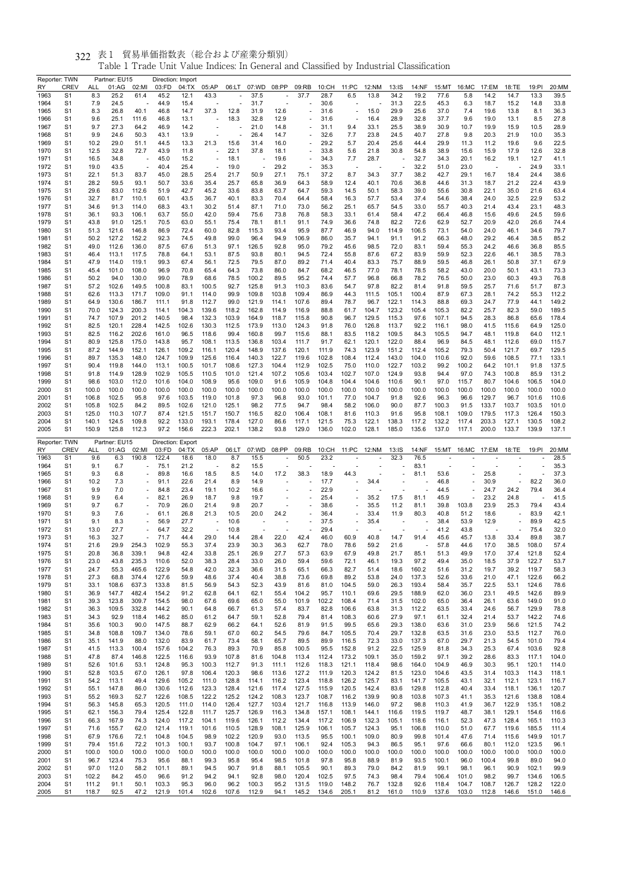表1　貿易単価指数表（総合および産業分類別）

Table 1 Trade Unit Value Indices: In General and Classified by Industrial Classification

| Reporter: TWN | | Partner: EU15 | | Direction: Import | | | | | | | | | | | | | | | | | | |
|---|---|---|---|---|---|---|---|---|---|---|---|---|---|---|---|---|---|---|---|---|---|---|
| RY | CREV | ALL | 01:AG | 02:MI | 03:FD | 04:TX | 05:AP | 06:LT | 07:WD | 08:PP | 09:RB | 10:CH | 11:PC | 12:NM | 13:IS | 14:NF | 15:MT | 16:MC | 17:EM | 18:TE | 19:PI | 20:MM |
| 1963 | S1 | 8.3 | 25.2 | 61.4 | 45.2 | 12.1 | 43.3 | - | 37.5 | - | 37.7 | 28.7 | 6.5 | 13.8 | 34.2 | 19.2 | 77.6 | 5.8 | 14.2 | 14.7 | 13.3 | 39.5 |
| 1964 | S1 | 7.9 | 24.5 | - | 44.9 | 15.4 | - | - | 31.7 | - | - | 30.6 | - | - | 31.3 | 22.5 | 45.3 | 6.3 | 18.7 | 15.2 | 14.8 | 33.8 |
| 1965 | S1 | 8.3 | 26.8 | 40.1 | 46.8 | 14.7 | 37.3 | 12.8 | 31.9 | 12.6 | - | 31.6 | - | 15.0 | 29.9 | 25.6 | 37.0 | 7.4 | 19.6 | 13.8 | 8.1 | 36.3 |
| 1966 | S1 | 9.6 | 25.1 | 111.6 | 46.8 | 13.1 | - | 18.3 | 32.8 | 12.9 | - | 31.6 | - | 16.4 | 28.9 | 32.8 | 37.7 | 9.6 | 19.0 | 13.1 | 8.5 | 27.8 |
| 1967 | S1 | 9.7 | 27.3 | 64.2 | 46.9 | 14.2 | - | - | 21.0 | 14.8 | - | 31.1 | 9.4 | 33.1 | 25.5 | 38.9 | 30.9 | 10.7 | 19.9 | 15.9 | 10.5 | 28.9 |
| 1968 | S1 | 9.9 | 24.6 | 50.3 | 43.1 | 13.9 | - | - | 26.4 | 14.7 | - | 32.6 | 7.7 | 23.8 | 24.5 | 40.7 | 27.8 | 9.8 | 20.3 | 21.9 | 10.0 | 35.3 |
| 1969 | S1 | 10.2 | 29.0 | 51.1 | 44.5 | 13.3 | 21.3 | 15.6 | 31.4 | 16.0 | - | 29.2 | 5.7 | 20.4 | 25.6 | 44.4 | 29.9 | 11.3 | 11.2 | 19.6 | 9.6 | 22.5 |
| 1970 | S1 | 12.5 | 32.8 | 72.7 | 43.9 | 11.8 | - | 22.1 | 37.8 | 18.1 | - | 33.8 | 5.6 | 21.8 | 30.8 | 54.8 | 38.9 | 15.6 | 15.9 | 17.9 | 12.6 | 32.8 |
| 1971 | S1 | 16.5 | 34.8 | - | 45.0 | 15.2 | - | 18.1 | - | 19.6 | - | 34.3 | 7.7 | 28.7 | - | 32.7 | 34.3 | 20.1 | 16.2 | 19.1 | 12.7 | 41.1 |
| 1972 | S1 | 19.0 | 43.5 | - | 40.4 | 25.4 | - | 19.0 | - | 29.2 | - | 35.3 | - | - | - | 32.2 | 51.0 | 23.0 | - | - | 24.9 | 33.1 |
| 1973 | S1 | 22.1 | 51.3 | 83.7 | 45.0 | 28.5 | 25.4 | 21.7 | 50.9 | 27.1 | 75.1 | 37.2 | 8.7 | 34.3 | 37.7 | 38.2 | 42.7 | 29.1 | 16.7 | 18.4 | 24.4 | 38.6 |
| 1974 | S1 | 28.2 | 59.5 | 93.1 | 50.7 | 33.6 | 35.4 | 25.7 | 65.8 | 36.9 | 64.3 | 58.9 | 12.4 | 40.1 | 70.6 | 36.8 | 44.6 | 31.3 | 18.7 | 21.2 | 22.4 | 43.9 |
| 1975 | S1 | 29.6 | 83.0 | 112.6 | 51.9 | 42.7 | 45.2 | 33.6 | 83.8 | 63.7 | 64.7 | 59.3 | 14.5 | 50.1 | 58.3 | 39.0 | 55.6 | 30.8 | 22.1 | 35.0 | 21.6 | 63.4 |
| 1976 | S1 | 32.7 | 81.7 | 110.1 | 60.1 | 43.5 | 36.7 | 40.1 | 83.3 | 70.4 | 64.4 | 58.4 | 16.3 | 57.7 | 53.4 | 37.4 | 54.6 | 38.4 | 24.0 | 32.5 | 22.9 | 53.2 |
| 1977 | S1 | 34.6 | 91.3 | 114.0 | 68.3 | 43.1 | 30.2 | 51.4 | 87.1 | 71.0 | 73.0 | 56.2 | 25.1 | 65.7 | 54.5 | 33.0 | 55.7 | 40.3 | 21.4 | 43.4 | 23.1 | 48.3 |
| 1978 | S1 | 36.1 | 93.3 | 106.1 | 63.7 | 55.0 | 42.0 | 59.4 | 75.6 | 73.8 | 76.8 | 58.3 | 33.1 | 61.4 | 58.4 | 47.2 | 66.4 | 46.8 | 15.6 | 49.6 | 24.5 | 59.6 |
| 1979 | S1 | 43.8 | 91.0 | 125.1 | 70.5 | 63.0 | 55.1 | 75.4 | 78.1 | 81.1 | 91.1 | 74.9 | 36.6 | 74.8 | 82.2 | 72.6 | 62.9 | 52.7 | 20.9 | 42.0 | 26.6 | 74.4 |
| 1980 | S1 | 51.3 | 121.6 | 146.8 | 86.9 | 72.4 | 60.0 | 82.8 | 115.3 | 93.4 | 95.9 | 87.7 | 46.9 | 94.0 | 114.9 | 106.5 | 73.1 | 54.0 | 24.0 | 46.1 | 34.6 | 79.7 |
| 1981 | S1 | 50.2 | 127.2 | 152.2 | 92.3 | 74.5 | 49.8 | 99.0 | 96.4 | 94.9 | 106.9 | 86.0 | 35.7 | 94.1 | 91.1 | 91.2 | 66.3 | 48.0 | 29.2 | 46.4 | 38.5 | 85.2 |
| 1982 | S1 | 49.0 | 112.6 | 136.0 | 87.5 | 67.6 | 51.3 | 97.1 | 126.5 | 92.8 | 95.0 | 79.2 | 45.6 | 98.5 | 72.0 | 83.1 | 59.4 | 55.3 | 24.2 | 46.6 | 36.8 | 85.5 |
| 1983 | S1 | 46.4 | 113.1 | 117.5 | 78.8 | 64.1 | 53.1 | 87.5 | 93.8 | 80.1 | 94.5 | 72.4 | 55.8 | 87.6 | 67.2 | 83.9 | 59.9 | 52.3 | 22.6 | 46.1 | 38.5 | 78.3 |
| 1984 | S1 | 47.9 | 114.0 | 119.1 | 99.3 | 67.4 | 56.1 | 72.5 | 79.5 | 87.0 | 89.2 | 71.4 | 40.4 | 83.3 | 75.7 | 88.9 | 59.5 | 46.8 | 26.1 | 50.8 | 37.1 | 67.9 |
| 1985 | S1 | 45.4 | 101.0 | 108.0 | 96.9 | 70.8 | 65.4 | 64.3 | 73.8 | 86.0 | 84.7 | 68.2 | 46.5 | 77.0 | 78.1 | 78.5 | 58.2 | 43.0 | 20.0 | 50.1 | 43.1 | 73.3 |
| 1986 | S1 | 50.2 | 94.0 | 130.0 | 99.0 | 78.9 | 68.6 | 78.5 | 100.2 | 89.5 | 95.2 | 74.4 | 57.7 | 96.8 | 66.8 | 78.2 | 76.5 | 50.0 | 23.0 | 60.3 | 49.3 | 76.8 |
| 1987 | S1 | 57.2 | 102.6 | 149.5 | 100.8 | 83.1 | 100.5 | 92.7 | 125.8 | 91.3 | 110.3 | 83.6 | 54.7 | 97.8 | 82.2 | 81.4 | 91.8 | 59.5 | 25.7 | 71.6 | 51.7 | 87.3 |
| 1988 | S1 | 62.6 | 113.3 | 171.7 | 109.0 | 91.1 | 114.0 | 99.9 | 109.8 | 103.8 | 109.4 | 86.9 | 44.3 | 111.5 | 105.1 | 100.4 | 87.9 | 67.3 | 28.1 | 74.2 | 55.3 | 112.2 |
| 1989 | S1 | 64.9 | 130.6 | 186.7 | 111.1 | 91.8 | 112.7 | 99.0 | 121.9 | 114.1 | 107.6 | 89.4 | 78.7 | 96.7 | 122.1 | 114.3 | 88.8 | 69.3 | 24.7 | 77.9 | 44.1 | 149.2 |
| 1990 | S1 | 70.0 | 124.3 | 200.3 | 114.1 | 104.3 | 139.6 | 118.2 | 162.8 | 114.9 | 116.9 | 88.8 | 61.7 | 104.7 | 123.2 | 105.4 | 105.3 | 82.2 | 25.7 | 82.3 | 59.0 | 189.5 |
| 1991 | S1 | 74.7 | 107.9 | 201.2 | 140.5 | 98.4 | 132.3 | 103.9 | 164.9 | 118.7 | 115.8 | 90.8 | 96.7 | 129.5 | 115.3 | 97.6 | 107.1 | 94.5 | 28.3 | 86.8 | 65.6 | 178.4 |
| 1992 | S1 | 82.5 | 120.1 | 228.4 | 142.5 | 102.6 | 130.3 | 112.5 | 173.9 | 113.0 | 124.3 | 91.8 | 76.0 | 126.8 | 113.7 | 92.2 | 116.1 | 98.0 | 41.5 | 115.6 | 64.9 | 125.0 |
| 1993 | S1 | 82.5 | 116.2 | 202.6 | 161.0 | 96.5 | 118.6 | 99.4 | 160.8 | 99.7 | 115.6 | 88.1 | 83.5 | 118.2 | 109.5 | 84.3 | 105.5 | 94.7 | 48.1 | 119.8 | 64.0 | 112.1 |
| 1994 | S1 | 80.9 | 125.8 | 175.0 | 143.8 | 95.7 | 108.1 | 113.5 | 136.8 | 103.4 | 111.7 | 91.7 | 62.1 | 120.1 | 122.0 | 88.4 | 96.9 | 84.5 | 48.1 | 112.6 | 69.0 | 115.7 |
| 1995 | S1 | 87.2 | 144.9 | 152.1 | 126.1 | 109.2 | 116.1 | 120.4 | 148.9 | 137.6 | 120.1 | 111.9 | 74.3 | 123.9 | 151.2 | 112.4 | 105.2 | 79.3 | 50.4 | 121.7 | 69.7 | 129.5 |
| 1996 | S1 | 89.7 | 135.3 | 148.0 | 124.7 | 109.9 | 125.6 | 116.4 | 140.3 | 122.7 | 119.6 | 102.8 | 108.4 | 112.4 | 143.0 | 104.0 | 110.6 | 92.0 | 59.6 | 108.5 | 77.1 | 133.1 |
| 1997 | S1 | 90.4 | 119.8 | 144.0 | 113.1 | 100.5 | 101.7 | 108.6 | 127.3 | 104.4 | 112.9 | 102.5 | 75.0 | 110.0 | 122.7 | 103.2 | 99.2 | 100.2 | 64.2 | 101.1 | 91.8 | 137.5 |
| 1998 | S1 | 91.8 | 114.9 | 128.9 | 102.9 | 105.5 | 110.5 | 101.0 | 121.4 | 107.2 | 105.6 | 103.4 | 102.7 | 107.0 | 124.9 | 93.8 | 94.4 | 97.0 | 74.3 | 100.8 | 85.9 | 131.2 |
| 1999 | S1 | 98.6 | 103.0 | 112.0 | 101.6 | 104.0 | 108.9 | 95.6 | 109.0 | 91.6 | 105.9 | 104.8 | 104.4 | 104.6 | 110.6 | 90.1 | 97.0 | 115.7 | 80.7 | 104.6 | 106.5 | 104.0 |
| 2000 | S1 | 100.0 | 100.0 | 100.0 | 100.0 | 100.0 | 100.0 | 100.0 | 100.0 | 100.0 | 100.0 | 100.0 | 100.0 | 100.0 | 100.0 | 100.0 | 100.0 | 100.0 | 100.0 | 100.0 | 100.0 | 100.0 |
| 2001 | S1 | 106.8 | 102.5 | 95.8 | 97.6 | 103.5 | 119.0 | 101.8 | 97.3 | 96.8 | 93.0 | 101.1 | 77.0 | 104.7 | 91.8 | 92.6 | 96.3 | 96.6 | 129.7 | 96.7 | 101.6 | 110.6 |
| 2002 | S1 | 105.8 | 102.5 | 84.2 | 89.5 | 102.6 | 121.0 | 125.1 | 98.2 | 77.5 | 94.7 | 98.4 | 58.2 | 106.0 | 90.0 | 87.7 | 100.3 | 91.5 | 133.7 | 103.7 | 103.5 | 101.0 |
| 2003 | S1 | 125.0 | 110.3 | 107.7 | 87.4 | 121.5 | 151.7 | 150.7 | 116.5 | 82.0 | 106.4 | 108.1 | 81.6 | 110.3 | 91.6 | 95.8 | 108.1 | 109.0 | 179.5 | 117.3 | 126.4 | 150.3 |
| 2004 | S1 | 140.1 | 124.5 | 109.8 | 92.2 | 133.0 | 193.1 | 178.4 | 127.0 | 86.6 | 117.1 | 121.5 | 75.3 | 122.1 | 138.3 | 117.2 | 132.2 | 117.4 | 203.3 | 127.1 | 130.5 | 108.2 |
| 2005 | S1 | 150.9 | 125.8 | 112.3 | 97.2 | 156.6 | 222.3 | 202.1 | 138.2 | 93.8 | 129.0 | 136.0 | 102.0 | 128.1 | 185.0 | 135.6 | 137.0 | 117.1 | 200.0 | 133.7 | 139.9 | 137.1 |

| Reporter: TWN | | Partner: EU15 | | Direction: Export | | | | | | | | | | | | | | | | | | |
|---|---|---|---|---|---|---|---|---|---|---|---|---|---|---|---|---|---|---|---|---|---|---|
| RY | CREV | ALL | 01:AG | 02:MI | 03:FD | 04:TX | 05:AP | 06:LT | 07:WD | 08:PP | 09:RB | 10:CH | 11:PC | 12:NM | 13:IS | 14:NF | 15:MT | 16:MC | 17:EM | 18:TE | 19:PI | 20:MM |
| 1963 | S1 | 9.6 | 6.3 | 190.8 | 122.4 | 18.6 | 18.0 | 8.7 | 15.5 | - | 50.5 | 23.2 | - | - | 32.3 | 76.5 | - | - | - | - | - | 28.5 |
| 1964 | S1 | 9.1 | 6.7 | - | 75.1 | 21.2 | - | 8.2 | 15.5 | - | - | - | - | - | - | 83.1 | - | - | - | - | - | 35.3 |
| 1965 | S1 | 9.3 | 6.8 | - | 89.8 | 16.6 | 18.5 | 8.5 | 14.0 | 17.2 | 38.3 | 18.9 | 44.3 | - | - | 81.1 | 53.6 | - | 25.8 | - | - | 37.3 |
| 1966 | S1 | 10.2 | 7.3 | - | 91.1 | 22.6 | 21.4 | 8.9 | 14.9 | - | - | 17.7 | - | 34.4 | - | - | 46.8 | - | 30.9 | - | 82.2 | 36.0 |
| 1967 | S1 | 9.9 | 7.0 | - | 84.8 | 23.4 | 19.1 | 10.2 | 16.6 | - | - | 22.9 | - | - | - | - | 44.5 | - | 24.7 | 24.2 | 79.4 | 36.4 |
| 1968 | S1 | 9.9 | 6.4 | - | 82.1 | 26.9 | 18.7 | 9.8 | 19.7 | - | - | 25.4 | - | 35.2 | 17.5 | 81.1 | 45.9 | - | 23.2 | 24.8 | - | 41.5 |
| 1969 | S1 | 9.7 | 6.7 | - | 70.9 | 26.0 | 21.4 | 9.8 | 20.7 | - | - | 38.6 | - | 35.5 | 11.2 | 81.1 | 39.8 | 103.8 | 23.9 | 25.3 | 79.4 | 43.4 |
| 1970 | S1 | 9.3 | 7.6 | - | 61.1 | 26.8 | 21.3 | 10.5 | 20.0 | 24.2 | - | 36.4 | - | 33.4 | 11.9 | 80.3 | 40.8 | 51.2 | 18.6 | - | 83.9 | 42.1 |
| 1971 | S1 | 9.1 | 8.3 | - | 56.9 | 27.7 | - | 10.6 | - | - | - | 37.5 | - | 35.4 | - | - | 38.4 | 53.9 | 12.9 | - | 89.9 | 42.5 |
| 1972 | S1 | 13.0 | 27.7 | - | 64.7 | 32.2 | - | 10.8 | - | - | - | 29.4 | - | - | - | - | 41.2 | 43.8 | - | - | 75.4 | 32.0 |
| 1973 | S1 | 16.3 | 32.7 | - | 71.7 | 44.4 | 29.0 | 14.4 | 28.4 | 22.0 | 42.4 | 46.0 | 60.9 | 40.8 | 14.7 | 91.4 | 45.6 | 45.7 | 13.8 | 33.4 | 89.8 | 38.7 |
| 1974 | S1 | 21.6 | 29.9 | 254.3 | 102.9 | 55.3 | 37.4 | 23.9 | 30.3 | 36.3 | 62.7 | 78.0 | 78.6 | 59.2 | 21.6 | - | 57.8 | 44.6 | 17.0 | 38.5 | 108.0 | 57.4 |
| 1975 | S1 | 20.8 | 36.8 | 339.1 | 94.8 | 42.4 | 33.8 | 25.1 | 26.9 | 27.7 | 57.3 | 63.9 | 67.9 | 49.8 | 21.7 | 85.1 | 51.3 | 49.9 | 17.0 | 37.4 | 121.8 | 52.4 |
| 1976 | S1 | 23.0 | 43.8 | 235.3 | 110.6 | 52.0 | 38.3 | 28.4 | 33.0 | 26.0 | 59.4 | 59.6 | 72.1 | 46.1 | 19.3 | 97.2 | 49.4 | 35.0 | 18.5 | 37.9 | 122.7 | 53.7 |
| 1977 | S1 | 24.7 | 55.3 | 465.6 | 122.9 | 54.8 | 42.0 | 32.3 | 36.6 | 31.5 | 65.1 | 66.3 | 82.7 | 51.4 | 18.6 | 160.2 | 51.6 | 31.2 | 19.7 | 39.2 | 119.7 | 58.3 |
| 1978 | S1 | 27.3 | 68.8 | 374.4 | 127.6 | 59.9 | 48.6 | 37.4 | 40.4 | 38.8 | 73.6 | 69.8 | 89.2 | 53.8 | 24.0 | 137.3 | 52.6 | 33.6 | 21.0 | 47.1 | 122.6 | 66.2 |
| 1979 | S1 | 33.1 | 108.6 | 637.3 | 133.8 | 81.5 | 56.9 | 54.3 | 52.3 | 43.9 | 81.6 | 81.0 | 104.5 | 59.0 | 26.3 | 193.4 | 58.4 | 35.7 | 22.5 | 53.1 | 124.6 | 78.6 |
| 1980 | S1 | 36.9 | 147.7 | 482.4 | 154.2 | 91.2 | 62.8 | 64.1 | 62.1 | 55.4 | 104.2 | 95.7 | 110.1 | 69.6 | 29.5 | 188.9 | 62.0 | 36.0 | 23.1 | 49.5 | 142.6 | 89.9 |
| 1981 | S1 | 39.3 | 123.8 | 309.7 | 154.5 | 98.0 | 67.6 | 69.6 | 65.0 | 55.0 | 101.9 | 102.2 | 108.4 | 71.4 | 31.5 | 102.0 | 65.0 | 36.4 | 26.1 | 63.6 | 149.0 | 91.0 |
| 1982 | S1 | 36.3 | 109.5 | 332.8 | 144.2 | 90.1 | 64.8 | 66.7 | 61.3 | 57.4 | 83.7 | 82.8 | 106.6 | 63.8 | 31.3 | 112.2 | 63.5 | 33.4 | 24.6 | 56.7 | 129.9 | 78.8 |
| 1983 | S1 | 34.3 | 92.9 | 118.4 | 146.2 | 85.0 | 61.2 | 64.7 | 59.1 | 52.8 | 79.4 | 81.4 | 108.3 | 60.6 | 27.9 | 97.1 | 61.1 | 32.4 | 21.4 | 53.7 | 142.2 | 74.6 |
| 1984 | S1 | 35.6 | 100.3 | 90.0 | 147.5 | 88.7 | 62.9 | 66.2 | 64.1 | 52.6 | 81.9 | 91.5 | 99.5 | 65.6 | 29.3 | 138.0 | 63.6 | 31.0 | 23.9 | 56.6 | 121.5 | 74.2 |
| 1985 | S1 | 34.8 | 108.8 | 109.7 | 134.0 | 78.6 | 59.1 | 67.0 | 60.2 | 54.5 | 79.6 | 84.7 | 105.5 | 70.4 | 29.7 | 132.8 | 63.5 | 31.6 | 23.0 | 53.5 | 112.7 | 76.0 |
| 1986 | S1 | 35.1 | 141.9 | 88.0 | 132.0 | 83.9 | 61.7 | 73.4 | 58.1 | 65.7 | 89.5 | 89.9 | 116.5 | 72.3 | 33.0 | 137.3 | 67.0 | 29.7 | 21.3 | 54.5 | 101.0 | 79.4 |
| 1987 | S1 | 41.5 | 113.3 | 100.4 | 157.6 | 104.2 | 76.3 | 89.3 | 70.9 | 85.8 | 100.5 | 95.5 | 152.8 | 91.2 | 22.5 | 125.9 | 81.8 | 34.3 | 25.3 | 67.4 | 103.6 | 92.8 |
| 1988 | S1 | 47.8 | 87.4 | 146.8 | 122.5 | 116.6 | 93.9 | 107.8 | 81.6 | 104.8 | 113.4 | 112.4 | 173.2 | 109.1 | 35.0 | 159.2 | 97.1 | 39.2 | 28.6 | 83.3 | 117.1 | 104.0 |
| 1989 | S1 | 52.6 | 101.6 | 53.1 | 124.8 | 95.3 | 100.3 | 112.7 | 91.3 | 111.1 | 112.6 | 118.3 | 121.1 | 118.4 | 98.6 | 164.0 | 104.9 | 46.9 | 30.3 | 95.1 | 120.1 | 114.0 |
| 1990 | S1 | 52.8 | 103.5 | 67.0 | 126.1 | 97.8 | 106.4 | 120.3 | 98.6 | 113.6 | 127.2 | 111.9 | 120.3 | 124.2 | 81.5 | 123.0 | 104.6 | 43.5 | 31.4 | 103.3 | 114.3 | 118.1 |
| 1991 | S1 | 54.2 | 113.1 | 49.4 | 129.6 | 105.2 | 111.0 | 128.8 | 114.1 | 116.2 | 123.4 | 118.8 | 126.2 | 125.7 | 83.1 | 141.7 | 105.5 | 43.1 | 32.1 | 112.1 | 123.1 | 116.7 |
| 1992 | S1 | 55.1 | 147.8 | 86.0 | 130.6 | 112.6 | 123.3 | 128.4 | 121.6 | 117.4 | 127.5 | 115.9 | 120.5 | 142.4 | 83.6 | 129.8 | 112.8 | 40.4 | 33.4 | 118.1 | 136.1 | 120.7 |
| 1993 | S1 | 55.2 | 169.3 | 52.7 | 122.6 | 108.5 | 122.2 | 125.2 | 124.2 | 108.3 | 123.7 | 108.7 | 116.2 | 139.9 | 90.8 | 103.8 | 107.3 | 41.1 | 35.3 | 121.6 | 138.8 | 108.4 |
| 1994 | S1 | 56.3 | 145.8 | 65.3 | 120.5 | 111.0 | 114.0 | 126.4 | 127.7 | 103.4 | 121.7 | 116.8 | 113.9 | 146.0 | 97.2 | 98.8 | 110.3 | 41.9 | 36.7 | 122.9 | 135.1 | 108.2 |
| 1995 | S1 | 62.1 | 156.3 | 79.4 | 125.4 | 122.8 | 111.7 | 125.7 | 126.9 | 116.3 | 134.8 | 157.1 | 108.1 | 144.1 | 116.6 | 119.5 | 119.7 | 48.7 | 38.1 | 129.1 | 154.6 | 116.6 |
| 1996 | S1 | 66.3 | 167.9 | 74.3 | 124.0 | 117.2 | 104.1 | 119.6 | 126.1 | 112.2 | 134.4 | 117.2 | 106.9 | 132.3 | 105.1 | 118.6 | 116.1 | 52.3 | 47.3 | 128.4 | 165.1 | 110.3 |
| 1997 | S1 | 71.6 | 155.7 | 62.0 | 121.4 | 119.1 | 101.6 | 110.5 | 128.9 | 108.1 | 125.9 | 106.1 | 105.7 | 124.3 | 95.1 | 106.8 | 110.0 | 51.0 | 67.7 | 119.6 | 185.5 | 111.4 |
| 1998 | S1 | 67.9 | 176.6 | 72.1 | 104.8 | 104.5 | 98.9 | 102.2 | 120.9 | 93.0 | 113.5 | 95.5 | 100.1 | 109.0 | 80.9 | 99.8 | 101.4 | 47.6 | 71.4 | 115.6 | 149.9 | 101.7 |
| 1999 | S1 | 79.4 | 151.6 | 72.2 | 101.3 | 100.1 | 93.7 | 100.8 | 104.7 | 97.1 | 106.1 | 92.4 | 105.3 | 94.3 | 86.5 | 95.1 | 97.6 | 66.6 | 80.1 | 112.0 | 123.5 | 96.1 |
| 2000 | S1 | 100.0 | 100.0 | 100.0 | 100.0 | 100.0 | 100.0 | 100.0 | 100.0 | 100.0 | 100.0 | 100.0 | 100.0 | 100.0 | 100.0 | 100.0 | 100.0 | 100.0 | 100.0 | 100.0 | 100.0 | 100.0 |
| 2001 | S1 | 96.7 | 123.4 | 75.3 | 95.6 | 88.1 | 99.3 | 95.8 | 95.4 | 98.5 | 101.8 | 97.8 | 95.8 | 88.9 | 81.9 | 93.5 | 100.1 | 96.0 | 100.4 | 99.8 | 89.0 | 94.0 |
| 2002 | S1 | 97.0 | 112.0 | 58.2 | 101.1 | 89.1 | 94.5 | 90.7 | 91.8 | 88.1 | 105.5 | 90.1 | 89.3 | 79.0 | 84.2 | 81.9 | 99.1 | 98.1 | 96.1 | 90.9 | 102.1 | 99.9 |
| 2003 | S1 | 102.2 | 84.2 | 45.0 | 96.6 | 91.2 | 94.2 | 94.1 | 92.8 | 98.0 | 120.4 | 102.5 | 97.5 | 74.3 | 98.4 | 79.4 | 106.4 | 101.0 | 98.2 | 99.7 | 134.6 | 106.5 |
| 2004 | S1 | 111.2 | 91.1 | 50.1 | 103.3 | 95.3 | 96.0 | 96.2 | 100.3 | 95.2 | 131.5 | 119.0 | 148.2 | 76.7 | 132.8 | 92.6 | 118.4 | 104.7 | 108.7 | 126.7 | 128.2 | 122.0 |
| 2005 | S1 | 118.7 | 92.5 | 47.2 | 121.9 | 101.4 | 102.6 | 107.6 | 112.9 | 94.1 | 145.2 | 134.6 | 205.1 | 81.2 | 161.0 | 110.9 | 137.6 | 103.0 | 112.8 | 146.6 | 151.0 | 146.6 |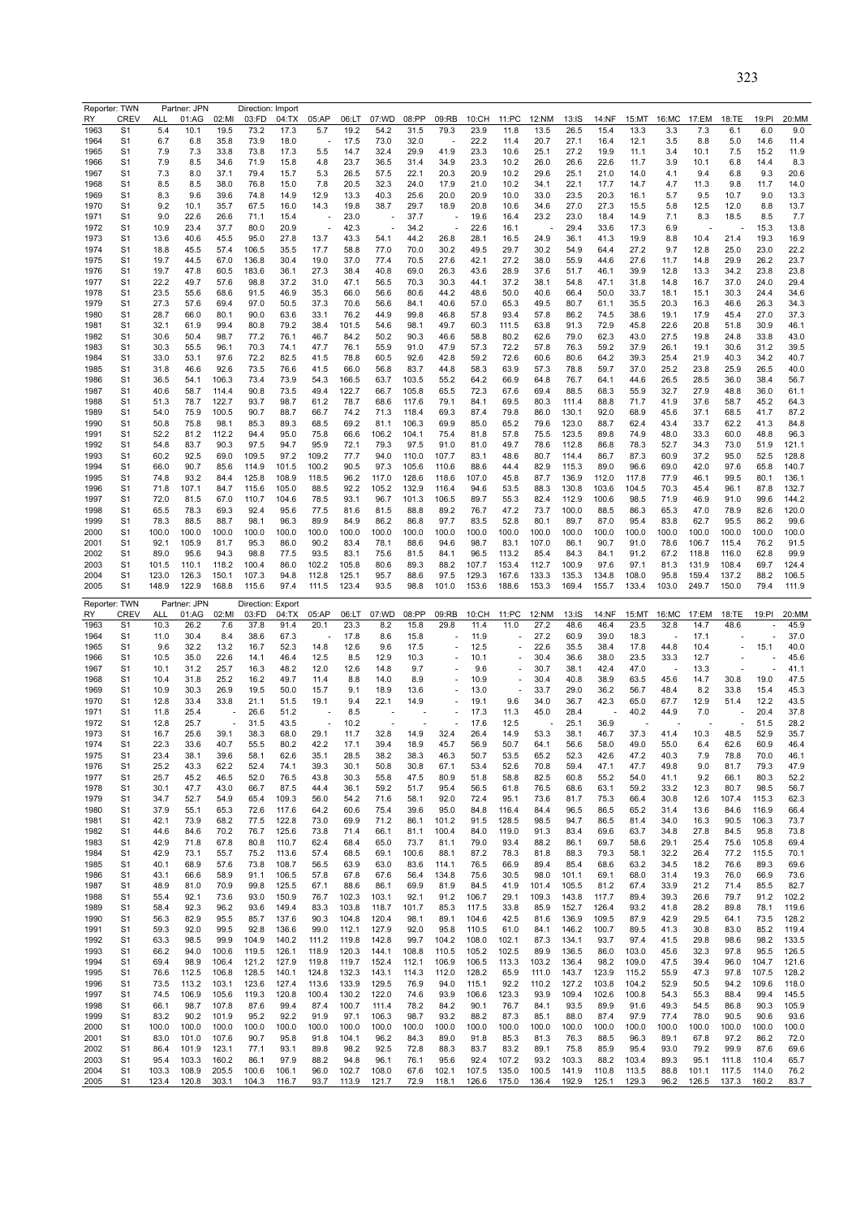| Reporter: TWN | | Partner: JPN | | Direction: Import | | | | | | | | | | | | | | | | | | |
|---|---|---|---|---|---|---|---|---|---|---|---|---|---|---|---|---|---|---|---|---|---|---|
| RY | CREV | ALL | 01:AG | 02:MI | 03:FD | 04:TX | 05:AP | 06:LT | 07:WD | 08:PP | 09:RB | 10:CH | 11:PC | 12:NM | 13:IS | 14:NF | 15:MT | 16:MC | 17:EM | 18:TE | 19:PI | 20:MM |
| 1963 | S1 | 5.4 | 10.1 | 19.5 | 73.2 | 17.3 | 5.7 | 19.2 | 54.2 | 31.5 | 79.3 | 23.9 | 11.8 | 13.5 | 26.5 | 15.4 | 13.3 | 3.3 | 7.3 | 6.1 | 6.0 | 9.0 |
| 1964 | S1 | 6.7 | 6.8 | 35.8 | 73.9 | 18.0 | - | 17.5 | 73.0 | 32.0 | - | 22.2 | 11.4 | 20.7 | 27.1 | 16.4 | 12.1 | 3.5 | 8.8 | 5.0 | 14.6 | 11.4 |
| 1965 | S1 | 7.9 | 7.3 | 33.8 | 73.8 | 17.3 | 5.5 | 14.7 | 32.4 | 29.9 | 41.9 | 23.3 | 10.6 | 25.1 | 27.2 | 19.9 | 11.1 | 3.4 | 10.1 | 7.5 | 15.2 | 11.9 |
| 1966 | S1 | 7.9 | 8.5 | 34.6 | 71.9 | 15.8 | 4.8 | 23.7 | 36.5 | 31.4 | 34.9 | 23.3 | 10.2 | 26.0 | 26.6 | 22.6 | 11.7 | 3.9 | 10.1 | 6.8 | 14.4 | 8.3 |
| 1967 | S1 | 7.3 | 8.0 | 37.1 | 79.4 | 15.7 | 5.3 | 26.5 | 57.5 | 22.1 | 20.3 | 20.9 | 10.2 | 29.6 | 25.1 | 21.0 | 14.0 | 4.1 | 9.4 | 6.8 | 9.3 | 20.6 |
| 1968 | S1 | 8.5 | 8.5 | 38.0 | 76.8 | 15.0 | 7.8 | 20.5 | 32.3 | 24.0 | 17.9 | 21.0 | 10.2 | 34.1 | 22.1 | 17.7 | 14.7 | 4.7 | 11.3 | 9.8 | 11.7 | 14.0 |
| 1969 | S1 | 8.3 | 9.6 | 39.6 | 74.8 | 14.9 | 12.9 | 13.3 | 40.3 | 25.6 | 20.0 | 20.9 | 10.0 | 33.0 | 23.5 | 20.3 | 16.1 | 5.7 | 9.5 | 10.7 | 9.0 | 13.3 |
| 1970 | S1 | 9.2 | 10.1 | 35.7 | 67.5 | 16.0 | 14.3 | 19.8 | 38.7 | 29.7 | 18.9 | 20.8 | 10.6 | 34.6 | 27.0 | 27.3 | 15.5 | 5.8 | 12.5 | 12.0 | 8.8 | 13.7 |
| 1971 | S1 | 9.0 | 22.6 | 26.6 | 71.1 | 15.4 | - | 23.0 | - | 37.7 | - | 19.6 | 16.4 | 23.2 | 23.0 | 18.4 | 14.9 | 7.1 | 8.3 | 18.5 | 8.5 | 7.7 |
| 1972 | S1 | 10.9 | 23.4 | 37.7 | 80.0 | 20.9 | - | 42.3 | - | 34.2 | - | 22.6 | 16.1 | - | 29.4 | 33.6 | 17.3 | 6.9 | - | - | 15.3 | 13.8 |
| 1973 | S1 | 13.6 | 40.6 | 45.5 | 95.0 | 27.8 | 13.7 | 43.3 | 54.1 | 44.2 | 26.8 | 28.1 | 16.5 | 24.9 | 36.1 | 41.3 | 19.9 | 8.8 | 10.4 | 21.4 | 19.3 | 16.9 |
| 1974 | S1 | 18.8 | 45.5 | 57.4 | 106.5 | 35.5 | 17.7 | 58.8 | 77.0 | 70.0 | 30.2 | 49.5 | 29.7 | 30.2 | 54.9 | 64.4 | 27.2 | 9.7 | 12.8 | 25.0 | 23.0 | 22.2 |
| 1975 | S1 | 19.7 | 44.5 | 67.0 | 136.8 | 30.4 | 19.0 | 37.0 | 77.4 | 70.5 | 27.6 | 42.1 | 27.2 | 38.0 | 55.9 | 44.6 | 27.6 | 11.7 | 14.8 | 29.9 | 26.2 | 23.7 |
| 1976 | S1 | 19.7 | 47.8 | 60.5 | 183.6 | 36.1 | 27.3 | 38.4 | 40.8 | 69.0 | 26.3 | 43.6 | 28.9 | 37.6 | 51.7 | 46.1 | 39.9 | 12.8 | 13.3 | 34.2 | 23.8 | 23.8 |
| 1977 | S1 | 22.2 | 49.7 | 57.6 | 98.8 | 37.2 | 31.0 | 47.1 | 56.5 | 70.3 | 30.3 | 44.1 | 37.2 | 38.1 | 54.8 | 47.1 | 31.8 | 14.8 | 16.7 | 37.0 | 24.0 | 29.4 |
| 1978 | S1 | 23.5 | 55.6 | 68.6 | 91.5 | 46.9 | 35.3 | 66.0 | 56.6 | 80.6 | 44.2 | 48.6 | 50.0 | 40.6 | 66.4 | 50.0 | 33.7 | 18.1 | 15.1 | 30.3 | 24.4 | 34.6 |
| 1979 | S1 | 27.3 | 57.6 | 69.4 | 97.0 | 50.5 | 37.3 | 70.6 | 56.6 | 84.1 | 40.6 | 57.0 | 65.3 | 49.5 | 80.7 | 61.1 | 35.5 | 20.3 | 16.3 | 46.6 | 26.3 | 34.3 |
| 1980 | S1 | 28.7 | 66.0 | 80.1 | 90.0 | 63.6 | 33.1 | 76.2 | 44.9 | 99.8 | 46.8 | 57.8 | 93.4 | 57.8 | 86.2 | 74.5 | 38.6 | 19.1 | 17.9 | 45.4 | 27.0 | 37.3 |
| 1981 | S1 | 32.1 | 61.9 | 99.4 | 80.8 | 79.2 | 38.4 | 101.5 | 54.6 | 98.1 | 49.7 | 60.3 | 111.5 | 63.8 | 91.3 | 72.9 | 45.8 | 22.6 | 20.8 | 51.8 | 30.9 | 46.1 |
| 1982 | S1 | 30.6 | 50.4 | 98.7 | 77.2 | 76.1 | 46.7 | 84.2 | 50.2 | 90.3 | 46.6 | 58.8 | 80.2 | 62.6 | 79.0 | 62.3 | 43.0 | 27.5 | 19.8 | 24.8 | 33.8 | 43.0 |
| 1983 | S1 | 30.3 | 55.5 | 96.1 | 70.3 | 74.1 | 47.7 | 76.1 | 55.9 | 91.0 | 47.9 | 57.3 | 72.2 | 57.8 | 76.3 | 59.2 | 37.9 | 26.1 | 19.1 | 30.6 | 31.2 | 39.5 |
| 1984 | S1 | 33.0 | 53.1 | 97.6 | 72.2 | 82.5 | 41.5 | 78.8 | 60.5 | 92.6 | 42.8 | 59.2 | 72.6 | 60.6 | 80.6 | 64.2 | 39.3 | 25.4 | 21.9 | 40.3 | 34.2 | 40.7 |
| 1985 | S1 | 31.8 | 46.6 | 92.6 | 73.5 | 76.6 | 41.5 | 66.0 | 56.8 | 83.7 | 44.8 | 58.3 | 63.9 | 57.3 | 78.8 | 59.7 | 37.0 | 25.2 | 23.8 | 25.9 | 26.5 | 40.0 |
| 1986 | S1 | 36.5 | 54.1 | 106.3 | 73.4 | 73.9 | 54.3 | 166.5 | 63.7 | 103.5 | 55.2 | 64.2 | 66.9 | 64.8 | 76.7 | 64.1 | 44.6 | 26.5 | 28.5 | 36.0 | 38.4 | 56.7 |
| 1987 | S1 | 40.6 | 58.7 | 114.4 | 90.8 | 73.5 | 49.4 | 122.7 | 66.7 | 105.8 | 65.5 | 72.3 | 67.6 | 69.4 | 88.5 | 68.3 | 55.9 | 32.7 | 27.9 | 48.8 | 36.0 | 61.1 |
| 1988 | S1 | 51.3 | 78.7 | 122.7 | 93.7 | 98.7 | 61.2 | 78.7 | 68.6 | 117.6 | 79.1 | 84.1 | 69.5 | 80.3 | 111.4 | 88.8 | 71.7 | 41.9 | 37.6 | 58.7 | 45.2 | 64.3 |
| 1989 | S1 | 54.0 | 75.9 | 100.5 | 90.7 | 88.7 | 66.7 | 74.2 | 71.3 | 118.4 | 69.3 | 87.4 | 79.8 | 86.0 | 130.1 | 92.0 | 68.9 | 45.6 | 37.1 | 68.5 | 41.7 | 87.2 |
| 1990 | S1 | 50.8 | 75.8 | 98.1 | 85.3 | 89.3 | 68.5 | 69.2 | 81.1 | 106.3 | 69.9 | 85.0 | 65.2 | 79.6 | 123.0 | 88.7 | 62.4 | 43.4 | 33.7 | 62.2 | 41.3 | 84.8 |
| 1991 | S1 | 52.2 | 81.2 | 112.2 | 94.4 | 95.0 | 75.8 | 66.6 | 106.2 | 104.1 | 75.4 | 81.8 | 57.8 | 75.5 | 123.5 | 89.8 | 74.9 | 48.0 | 33.3 | 60.0 | 48.8 | 96.3 |
| 1992 | S1 | 54.8 | 83.7 | 90.3 | 97.5 | 94.7 | 95.9 | 72.1 | 79.3 | 97.5 | 91.0 | 81.0 | 49.7 | 78.6 | 112.8 | 86.8 | 78.3 | 52.7 | 34.3 | 73.0 | 51.9 | 121.1 |
| 1993 | S1 | 60.2 | 92.5 | 69.0 | 109.5 | 97.2 | 109.2 | 77.7 | 94.0 | 110.0 | 107.7 | 83.1 | 48.6 | 80.7 | 114.4 | 86.7 | 87.3 | 60.9 | 37.2 | 95.0 | 52.5 | 128.8 |
| 1994 | S1 | 66.0 | 90.7 | 85.6 | 114.9 | 101.5 | 100.2 | 90.5 | 97.3 | 105.6 | 110.6 | 88.6 | 44.4 | 82.9 | 115.3 | 89.0 | 96.6 | 69.0 | 42.0 | 97.6 | 65.8 | 140.7 |
| 1995 | S1 | 74.8 | 93.2 | 84.4 | 125.8 | 108.9 | 118.5 | 96.2 | 117.0 | 128.6 | 118.6 | 107.0 | 45.8 | 87.7 | 136.9 | 112.0 | 117.8 | 77.9 | 46.1 | 99.5 | 80.1 | 136.1 |
| 1996 | S1 | 71.8 | 107.1 | 84.7 | 115.6 | 105.0 | 88.5 | 92.2 | 105.2 | 132.9 | 116.4 | 94.6 | 53.5 | 88.3 | 130.8 | 103.6 | 104.5 | 70.3 | 45.4 | 96.1 | 87.8 | 132.7 |
| 1997 | S1 | 72.0 | 81.5 | 67.0 | 110.7 | 104.6 | 78.5 | 93.1 | 96.7 | 101.3 | 106.5 | 89.7 | 55.3 | 82.4 | 112.9 | 100.6 | 98.5 | 71.9 | 46.9 | 91.0 | 99.6 | 144.2 |
| 1998 | S1 | 65.5 | 78.3 | 69.3 | 92.4 | 95.6 | 77.5 | 81.6 | 81.5 | 88.8 | 89.2 | 76.7 | 47.2 | 73.7 | 100.0 | 88.5 | 86.3 | 65.3 | 47.0 | 78.9 | 82.6 | 120.0 |
| 1999 | S1 | 78.3 | 88.5 | 88.7 | 98.1 | 96.3 | 89.9 | 84.9 | 86.2 | 86.8 | 97.7 | 83.5 | 52.8 | 80.1 | 89.7 | 87.0 | 95.4 | 83.8 | 62.7 | 95.5 | 86.2 | 99.6 |
| 2000 | S1 | 100.0 | 100.0 | 100.0 | 100.0 | 100.0 | 100.0 | 100.0 | 100.0 | 100.0 | 100.0 | 100.0 | 100.0 | 100.0 | 100.0 | 100.0 | 100.0 | 100.0 | 100.0 | 100.0 | 100.0 | 100.0 |
| 2001 | S1 | 92.1 | 105.9 | 81.7 | 95.3 | 86.0 | 90.2 | 83.4 | 78.1 | 88.6 | 94.6 | 98.7 | 83.1 | 107.0 | 86.1 | 90.7 | 91.0 | 78.6 | 106.7 | 115.4 | 76.2 | 91.5 |
| 2002 | S1 | 89.0 | 95.6 | 94.3 | 98.8 | 77.5 | 93.5 | 83.1 | 75.6 | 81.5 | 84.1 | 96.5 | 113.2 | 85.4 | 84.3 | 84.1 | 91.2 | 67.2 | 118.8 | 116.0 | 62.8 | 99.9 |
| 2003 | S1 | 101.5 | 110.1 | 118.2 | 100.4 | 86.0 | 102.2 | 105.8 | 80.6 | 89.3 | 88.2 | 107.7 | 153.4 | 112.7 | 100.9 | 97.6 | 97.1 | 81.3 | 131.9 | 108.4 | 69.7 | 124.4 |
| 2004 | S1 | 123.0 | 126.3 | 150.1 | 107.3 | 94.8 | 112.8 | 125.1 | 95.7 | 88.6 | 97.5 | 129.3 | 167.6 | 133.3 | 135.3 | 134.8 | 108.0 | 95.8 | 159.4 | 137.2 | 88.2 | 106.5 |
| 2005 | S1 | 148.9 | 122.9 | 168.8 | 115.6 | 97.4 | 111.5 | 123.4 | 93.5 | 98.8 | 101.0 | 153.6 | 188.6 | 153.3 | 169.4 | 155.7 | 133.4 | 103.0 | 249.7 | 150.0 | 79.4 | 111.9 |

| Reporter: TWN | | Partner: JPN | | Direction: Export | | | | | | | | | | | | | | | | | | |
|---|---|---|---|---|---|---|---|---|---|---|---|---|---|---|---|---|---|---|---|---|---|---|
| RY | CREV | ALL | 01:AG | 02:MI | 03:FD | 04:TX | 05:AP | 06:LT | 07:WD | 08:PP | 09:RB | 10:CH | 11:PC | 12:NM | 13:IS | 14:NF | 15:MT | 16:MC | 17:EM | 18:TE | 19:PI | 20:MM |
| 1963 | S1 | 10.3 | 26.2 | 7.6 | 37.8 | 91.4 | 20.1 | 23.3 | 8.2 | 15.8 | 29.8 | 11.4 | 11.0 | 27.2 | 48.6 | 46.4 | 23.5 | 32.8 | 14.7 | 48.6 | - | 45.9 |
| 1964 | S1 | 11.0 | 30.4 | 8.4 | 38.6 | 67.3 | - | 17.8 | 8.6 | 15.8 | - | 11.9 | - | 27.2 | 60.9 | 39.0 | 18.3 | - | 17.1 | - | - | 37.0 |
| 1965 | S1 | 9.6 | 32.2 | 13.2 | 16.7 | 52.3 | 14.8 | 12.6 | 9.6 | 17.5 | - | 12.5 | - | 22.6 | 35.5 | 38.4 | 17.8 | 44.8 | 10.4 | - | 15.1 | 40.0 |
| 1966 | S1 | 10.5 | 35.0 | 22.6 | 14.1 | 46.4 | 12.5 | 8.5 | 12.9 | 10.3 | - | 10.1 | - | 30.4 | 36.6 | 38.0 | 23.5 | 33.3 | 12.7 | - | - | 45.6 |
| 1967 | S1 | 10.1 | 31.2 | 25.7 | 16.3 | 48.2 | 12.0 | 12.6 | 14.8 | 9.7 | - | 9.6 | - | 30.7 | 38.1 | 42.4 | 47.0 | - | 13.3 | - | - | 41.1 |
| 1968 | S1 | 10.4 | 31.8 | 25.2 | 16.2 | 49.7 | 11.4 | 8.8 | 14.0 | 8.9 | - | 10.9 | - | 30.4 | 40.8 | 38.9 | 63.5 | 45.6 | 14.7 | 30.8 | 19.0 | 47.5 |
| 1969 | S1 | 10.9 | 30.3 | 26.9 | 19.5 | 50.0 | 15.7 | 9.1 | 18.9 | 13.6 | - | 13.0 | - | 33.7 | 29.0 | 36.2 | 56.7 | 48.4 | 8.2 | 33.8 | 15.4 | 45.3 |
| 1970 | S1 | 12.8 | 33.4 | 33.8 | 21.1 | 51.5 | 19.1 | 9.4 | 22.1 | 14.9 | - | 19.1 | 9.6 | 34.0 | 36.7 | 42.3 | 65.0 | 67.7 | 12.9 | 51.4 | 12.2 | 43.5 |
| 1971 | S1 | 11.8 | 25.4 | - | 26.6 | 51.2 | - | 8.5 | - | - | - | 17.3 | 11.3 | 45.0 | 28.4 | - | 40.2 | 44.9 | 7.0 | - | 20.4 | 37.8 |
| 1972 | S1 | 12.8 | 25.7 | - | 31.5 | 43.5 | - | 10.2 | - | - | - | 17.6 | 12.5 | - | 25.1 | 36.9 | - | - | - | - | 51.5 | 28.2 |
| 1973 | S1 | 16.7 | 25.6 | 39.1 | 38.3 | 68.0 | 29.1 | 11.7 | 32.8 | 14.9 | 32.4 | 26.4 | 14.9 | 53.3 | 38.1 | 46.7 | 37.3 | 41.1 | 10.3 | 48.5 | 52.9 | 35.7 |
| 1974 | S1 | 22.3 | 33.6 | 40.7 | 55.5 | 80.2 | 42.2 | 17.1 | 39.4 | 18.9 | 45.7 | 56.9 | 50.7 | 64.1 | 56.6 | 58.0 | 49.0 | 55.0 | 6.4 | 62.6 | 60.9 | 46.4 |
| 1975 | S1 | 23.4 | 38.1 | 39.6 | 58.1 | 62.6 | 35.1 | 28.5 | 38.2 | 38.3 | 46.3 | 50.7 | 53.5 | 65.2 | 52.3 | 42.6 | 47.2 | 40.3 | 7.9 | 78.8 | 70.0 | 46.1 |
| 1976 | S1 | 25.2 | 43.3 | 62.2 | 52.4 | 74.1 | 39.3 | 30.1 | 50.8 | 30.8 | 67.1 | 53.4 | 52.6 | 70.8 | 59.4 | 47.1 | 47.7 | 49.8 | 9.0 | 81.7 | 79.3 | 47.9 |
| 1977 | S1 | 25.7 | 45.2 | 46.5 | 52.0 | 76.5 | 43.8 | 30.3 | 55.8 | 47.5 | 80.9 | 51.8 | 58.8 | 82.5 | 60.8 | 55.2 | 54.0 | 41.1 | 9.2 | 66.1 | 80.3 | 52.2 |
| 1978 | S1 | 30.1 | 47.7 | 43.0 | 66.7 | 87.5 | 44.4 | 36.1 | 59.2 | 51.7 | 95.4 | 56.5 | 61.8 | 76.5 | 68.6 | 63.1 | 59.2 | 33.2 | 12.3 | 80.7 | 98.5 | 56.7 |
| 1979 | S1 | 34.7 | 52.7 | 54.9 | 65.4 | 109.3 | 56.0 | 54.2 | 71.6 | 58.1 | 92.0 | 72.4 | 95.1 | 73.6 | 81.7 | 75.3 | 66.4 | 30.8 | 12.6 | 107.4 | 115.3 | 62.3 |
| 1980 | S1 | 37.9 | 55.1 | 65.3 | 72.6 | 117.6 | 64.2 | 60.6 | 75.4 | 39.6 | 95.0 | 84.8 | 116.4 | 84.4 | 96.5 | 86.5 | 65.2 | 31.4 | 13.6 | 84.6 | 116.9 | 66.4 |
| 1981 | S1 | 42.1 | 73.9 | 68.2 | 77.5 | 122.8 | 73.0 | 69.9 | 71.2 | 86.1 | 101.2 | 91.5 | 128.5 | 98.5 | 94.7 | 86.5 | 81.4 | 34.0 | 16.3 | 90.5 | 106.3 | 73.7 |
| 1982 | S1 | 44.6 | 84.6 | 70.2 | 76.7 | 125.6 | 73.8 | 71.4 | 66.1 | 81.1 | 100.4 | 84.0 | 119.0 | 91.3 | 83.4 | 69.6 | 63.7 | 34.8 | 27.8 | 84.5 | 95.8 | 73.8 |
| 1983 | S1 | 42.9 | 71.8 | 67.8 | 80.8 | 110.7 | 62.4 | 68.4 | 65.0 | 73.7 | 81.1 | 79.0 | 93.4 | 88.2 | 86.1 | 69.7 | 58.6 | 29.1 | 25.4 | 75.6 | 105.8 | 69.4 |
| 1984 | S1 | 42.9 | 73.1 | 55.7 | 75.2 | 113.6 | 57.4 | 68.5 | 69.1 | 100.6 | 88.1 | 87.2 | 78.3 | 81.8 | 88.3 | 79.3 | 58.1 | 32.2 | 26.4 | 77.2 | 115.5 | 70.1 |
| 1985 | S1 | 40.1 | 68.9 | 57.6 | 73.8 | 108.7 | 56.5 | 63.9 | 63.0 | 83.6 | 114.1 | 76.5 | 66.9 | 89.4 | 85.4 | 68.6 | 63.2 | 34.5 | 18.2 | 76.6 | 89.3 | 69.6 |
| 1986 | S1 | 43.1 | 66.6 | 58.9 | 91.1 | 106.5 | 57.8 | 67.8 | 67.6 | 56.4 | 134.8 | 75.6 | 30.5 | 98.0 | 101.1 | 69.1 | 68.0 | 31.4 | 19.3 | 76.0 | 66.9 | 73.6 |
| 1987 | S1 | 48.9 | 81.0 | 70.9 | 99.8 | 125.5 | 67.1 | 88.6 | 86.1 | 69.9 | 81.9 | 84.5 | 41.9 | 101.4 | 105.5 | 81.2 | 67.4 | 33.9 | 21.2 | 71.4 | 85.5 | 82.7 |
| 1988 | S1 | 55.4 | 92.1 | 73.6 | 93.0 | 150.9 | 76.7 | 102.3 | 103.1 | 92.1 | 91.2 | 106.7 | 29.1 | 109.3 | 143.8 | 117.7 | 89.4 | 39.3 | 26.6 | 79.7 | 91.2 | 102.2 |
| 1989 | S1 | 58.4 | 92.3 | 96.2 | 93.6 | 149.4 | 83.3 | 103.8 | 118.7 | 101.7 | 85.3 | 117.5 | 33.8 | 85.9 | 152.7 | 126.4 | 93.2 | 41.8 | 28.2 | 89.8 | 78.1 | 119.6 |
| 1990 | S1 | 56.3 | 82.9 | 95.5 | 85.7 | 137.6 | 90.3 | 104.8 | 120.4 | 98.1 | 89.1 | 104.6 | 42.5 | 81.6 | 136.9 | 109.5 | 87.9 | 42.9 | 29.5 | 64.1 | 73.5 | 128.2 |
| 1991 | S1 | 59.3 | 92.0 | 99.5 | 92.8 | 136.6 | 99.0 | 112.1 | 127.9 | 92.0 | 95.8 | 110.5 | 61.0 | 84.1 | 146.2 | 100.7 | 89.5 | 41.3 | 30.8 | 83.0 | 85.2 | 119.4 |
| 1992 | S1 | 63.3 | 98.5 | 99.9 | 104.9 | 140.2 | 111.2 | 119.8 | 142.8 | 99.7 | 104.2 | 108.0 | 102.1 | 87.3 | 134.1 | 93.7 | 97.4 | 41.5 | 29.8 | 98.6 | 98.2 | 133.5 |
| 1993 | S1 | 66.2 | 94.0 | 100.6 | 119.5 | 126.1 | 118.9 | 120.3 | 144.1 | 108.8 | 110.5 | 105.2 | 102.5 | 89.9 | 136.5 | 86.0 | 103.0 | 45.6 | 32.3 | 97.8 | 95.5 | 126.5 |
| 1994 | S1 | 69.4 | 98.9 | 106.4 | 121.2 | 127.9 | 119.8 | 119.7 | 152.4 | 112.1 | 106.9 | 106.5 | 113.3 | 103.2 | 136.4 | 98.2 | 109.0 | 47.5 | 39.4 | 96.0 | 104.7 | 121.6 |
| 1995 | S1 | 76.6 | 112.5 | 106.8 | 128.5 | 140.1 | 124.8 | 132.3 | 143.1 | 114.3 | 112.0 | 128.2 | 65.9 | 111.0 | 143.7 | 123.9 | 115.2 | 55.9 | 47.3 | 97.8 | 107.5 | 128.2 |
| 1996 | S1 | 73.5 | 113.2 | 103.1 | 123.6 | 127.4 | 113.6 | 133.9 | 129.5 | 76.9 | 94.0 | 115.1 | 92.2 | 110.2 | 127.2 | 103.8 | 104.2 | 52.9 | 50.5 | 94.2 | 109.6 | 118.0 |
| 1997 | S1 | 74.5 | 106.9 | 105.6 | 119.3 | 120.8 | 100.4 | 130.2 | 122.0 | 74.6 | 93.9 | 106.6 | 123.3 | 93.9 | 109.4 | 102.6 | 100.8 | 54.3 | 55.3 | 88.4 | 99.4 | 145.5 |
| 1998 | S1 | 66.1 | 98.7 | 107.8 | 87.6 | 99.4 | 87.4 | 100.7 | 111.4 | 78.2 | 84.2 | 90.1 | 76.7 | 84.1 | 93.5 | 89.9 | 91.6 | 49.3 | 54.5 | 86.8 | 90.3 | 105.9 |
| 1999 | S1 | 83.2 | 90.2 | 101.9 | 95.2 | 92.2 | 91.9 | 97.1 | 106.3 | 98.7 | 93.2 | 88.2 | 87.3 | 85.1 | 88.0 | 87.4 | 97.9 | 77.4 | 78.0 | 90.5 | 90.6 | 93.6 |
| 2000 | S1 | 100.0 | 100.0 | 100.0 | 100.0 | 100.0 | 100.0 | 100.0 | 100.0 | 100.0 | 100.0 | 100.0 | 100.0 | 100.0 | 100.0 | 100.0 | 100.0 | 100.0 | 100.0 | 100.0 | 100.0 | 100.0 |
| 2001 | S1 | 83.0 | 101.0 | 107.6 | 90.7 | 95.8 | 91.8 | 104.1 | 96.2 | 84.3 | 89.0 | 91.8 | 85.3 | 81.3 | 76.3 | 88.5 | 96.3 | 89.1 | 67.8 | 97.2 | 86.2 | 72.0 |
| 2002 | S1 | 86.4 | 101.9 | 123.1 | 77.1 | 93.1 | 89.8 | 98.2 | 92.5 | 72.8 | 88.3 | 83.7 | 83.2 | 89.1 | 75.8 | 85.9 | 95.4 | 93.0 | 79.2 | 99.9 | 87.6 | 69.6 |
| 2003 | S1 | 95.4 | 103.3 | 160.2 | 86.1 | 97.9 | 88.2 | 94.8 | 96.1 | 76.1 | 95.6 | 92.4 | 107.2 | 93.2 | 103.3 | 88.2 | 103.4 | 89.3 | 95.1 | 111.8 | 110.4 | 65.7 |
| 2004 | S1 | 103.3 | 108.9 | 205.5 | 100.6 | 106.1 | 96.0 | 102.7 | 108.0 | 67.6 | 102.1 | 107.5 | 135.0 | 100.5 | 141.9 | 110.8 | 113.5 | 88.8 | 101.1 | 117.5 | 114.0 | 76.2 |
| 2005 | S1 | 123.4 | 120.8 | 303.1 | 104.3 | 116.7 | 93.7 | 113.9 | 121.7 | 72.9 | 118.1 | 126.6 | 175.0 | 136.4 | 192.9 | 125.1 | 129.3 | 96.2 | 126.5 | 137.3 | 160.2 | 83.7 |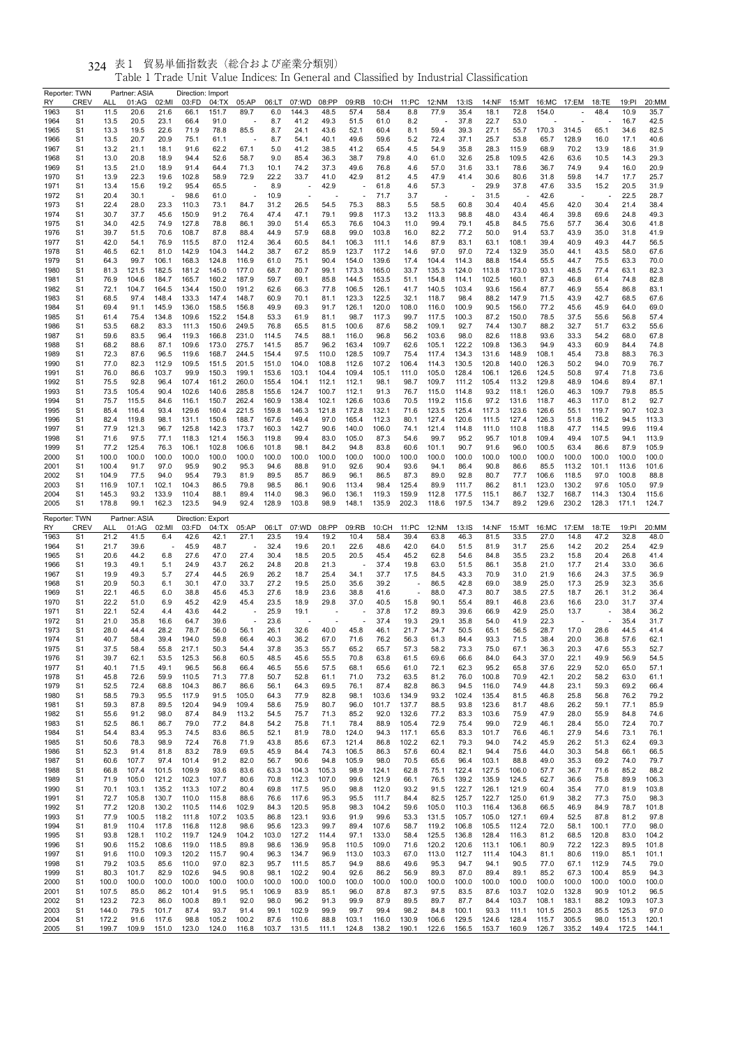表1 貿易単価指数表（総合および産業分類別）

Table 1 Trade Unit Value Indices: In General and Classified by Industrial Classification

Reporter: TWN　Partner: ASIA　Direction: Import

| RY | CREV | ALL | 01:AG | 02:MI | 03:FD | 04:TX | 05:AP | 06:LT | 07:WD | 08:PP | 09:RB | 10:CH | 11:PC | 12:NM | 13:IS | 14:NF | 15:MT | 16:MC | 17:EM | 18:TE | 19:PI | 20:MM |
|---|---|---|---|---|---|---|---|---|---|---|---|---|---|---|---|---|---|---|---|---|---|---|
| 1963 | S1 | 11.5 | 20.6 | 21.6 | 66.1 | 151.7 | 89.7 | 6.0 | 144.3 | 48.5 | 57.4 | 58.4 | 8.8 | 77.9 | 35.4 | 18.1 | 72.8 | 154.0 | - | 48.4 | 10.9 | 35.7 |
| 1964 | S1 | 13.5 | 20.5 | 23.1 | 66.4 | 91.0 | - | 8.7 | 41.2 | 49.3 | 51.5 | 61.0 | 8.2 | - | 37.8 | 22.7 | 53.0 | - | - | - | 16.7 | 42.5 |
| 1965 | S1 | 13.3 | 19.5 | 22.6 | 71.9 | 78.8 | 85.5 | 8.7 | 24.1 | 43.6 | 52.1 | 60.4 | 8.1 | 59.4 | 39.3 | 27.1 | 55.7 | 170.3 | 314.5 | 65.1 | 34.6 | 82.5 |
| 1966 | S1 | 13.5 | 20.7 | 20.9 | 75.1 | 61.1 | - | 8.7 | 54.1 | 40.1 | 49.6 | 59.6 | 5.2 | 72.4 | 37.1 | 25.7 | 53.8 | 65.7 | 128.9 | 16.0 | 17.1 | 40.6 |
| 1967 | S1 | 13.2 | 21.1 | 18.1 | 91.6 | 62.2 | 67.1 | 5.0 | 41.2 | 38.5 | 41.2 | 65.4 | 4.5 | 54.9 | 35.8 | 28.3 | 115.9 | 68.9 | 70.2 | 13.9 | 18.6 | 31.9 |
| 1968 | S1 | 13.0 | 20.8 | 18.9 | 94.4 | 52.6 | 58.7 | 9.0 | 85.4 | 36.3 | 38.7 | 79.8 | 4.0 | 61.0 | 32.6 | 25.8 | 109.5 | 42.6 | 63.6 | 10.5 | 14.3 | 29.3 |
| 1969 | S1 | 13.5 | 21.0 | 18.9 | 91.4 | 64.4 | 71.3 | 10.1 | 74.2 | 37.3 | 49.6 | 76.8 | 4.6 | 57.0 | 31.6 | 33.1 | 78.6 | 36.7 | 74.9 | 9.4 | 16.0 | 20.9 |
| 1970 | S1 | 13.9 | 22.3 | 19.6 | 102.8 | 58.9 | 72.9 | 22.2 | 33.7 | 41.0 | 42.9 | 81.2 | 4.5 | 47.9 | 41.4 | 30.6 | 80.6 | 31.8 | 59.8 | 14.7 | 17.7 | 25.7 |
| 1971 | S1 | 13.4 | 15.6 | 19.2 | 95.4 | 65.5 | - | 8.9 | - | 42.9 | - | 61.8 | 4.6 | 57.3 | - | 29.9 | 37.8 | 47.6 | 33.5 | 15.2 | 20.5 | 31.9 |
| 1972 | S1 | 20.4 | 30.1 | - | 98.6 | 61.0 | - | 10.9 | - | - | - | 71.7 | 3.7 | - | - | 31.5 | - | 42.6 | - | - | 22.5 | 28.7 |
| 1973 | S1 | 22.4 | 28.0 | 23.3 | 110.3 | 73.1 | 84.7 | 31.2 | 26.5 | 54.5 | 75.3 | 88.3 | 5.5 | 58.5 | 60.8 | 30.4 | 40.4 | 45.6 | 42.0 | 30.4 | 21.4 | 38.4 |
| 1974 | S1 | 30.7 | 37.7 | 45.6 | 150.9 | 91.2 | 76.4 | 47.4 | 47.1 | 79.1 | 99.8 | 117.3 | 13.2 | 113.3 | 98.8 | 48.0 | 43.4 | 46.4 | 39.8 | 69.6 | 24.8 | 49.3 |
| 1975 | S1 | 34.0 | 42.5 | 74.9 | 127.8 | 78.8 | 86.1 | 39.0 | 51.4 | 65.3 | 76.6 | 104.3 | 11.0 | 99.4 | 79.1 | 45.8 | 84.5 | 75.6 | 57.7 | 36.4 | 30.6 | 41.8 |
| 1976 | S1 | 39.7 | 51.5 | 70.6 | 108.7 | 87.8 | 88.4 | 44.9 | 57.9 | 68.8 | 99.0 | 103.8 | 16.0 | 82.2 | 77.2 | 50.0 | 91.4 | 53.7 | 43.9 | 35.0 | 31.8 | 41.9 |
| 1977 | S1 | 42.0 | 54.1 | 76.9 | 115.5 | 87.0 | 112.4 | 36.4 | 60.5 | 84.1 | 106.3 | 111.1 | 14.6 | 87.9 | 83.1 | 63.1 | 108.1 | 39.4 | 40.9 | 49.3 | 44.7 | 56.5 |
| 1978 | S1 | 46.5 | 62.1 | 81.0 | 142.9 | 104.3 | 144.2 | 38.7 | 67.2 | 85.9 | 123.7 | 117.2 | 14.6 | 97.0 | 97.0 | 72.4 | 132.9 | 35.0 | 44.1 | 43.5 | 58.0 | 67.6 |
| 1979 | S1 | 64.3 | 99.7 | 106.1 | 168.3 | 124.8 | 116.9 | 61.0 | 75.1 | 90.4 | 154.0 | 139.6 | 17.4 | 104.4 | 114.3 | 88.8 | 154.4 | 55.5 | 44.7 | 75.5 | 63.3 | 70.0 |
| 1980 | S1 | 81.3 | 121.5 | 182.5 | 181.2 | 145.0 | 177.0 | 68.7 | 80.7 | 99.1 | 173.3 | 165.0 | 33.7 | 135.3 | 124.0 | 113.8 | 173.0 | 93.1 | 48.5 | 77.4 | 63.1 | 82.3 |
| 1981 | S1 | 76.9 | 104.6 | 184.7 | 165.7 | 160.2 | 187.9 | 59.7 | 69.1 | 85.8 | 144.5 | 153.5 | 51.1 | 154.8 | 114.1 | 102.5 | 160.1 | 87.3 | 46.8 | 61.4 | 74.8 | 82.8 |
| 1982 | S1 | 72.1 | 104.7 | 164.5 | 134.4 | 150.0 | 191.2 | 62.6 | 66.3 | 77.8 | 106.5 | 126.1 | 41.7 | 140.5 | 103.4 | 93.6 | 156.4 | 87.7 | 46.9 | 55.4 | 86.8 | 83.1 |
| 1983 | S1 | 68.5 | 97.4 | 148.4 | 133.3 | 147.4 | 148.7 | 60.9 | 70.1 | 81.1 | 123.3 | 122.5 | 32.1 | 118.7 | 98.4 | 88.2 | 147.9 | 71.5 | 43.9 | 42.7 | 68.5 | 67.6 |
| 1984 | S1 | 69.4 | 91.1 | 145.9 | 136.0 | 158.5 | 156.8 | 49.9 | 69.3 | 91.7 | 126.1 | 120.0 | 108.0 | 116.0 | 100.9 | 90.5 | 156.0 | 77.2 | 45.6 | 45.9 | 64.0 | 69.0 |
| 1985 | S1 | 61.4 | 75.4 | 134.8 | 109.6 | 152.2 | 154.8 | 53.3 | 61.9 | 81.1 | 98.7 | 117.3 | 99.7 | 117.5 | 100.3 | 87.2 | 150.0 | 78.5 | 37.5 | 55.6 | 56.8 | 57.4 |
| 1986 | S1 | 53.5 | 68.2 | 83.3 | 111.3 | 150.6 | 249.5 | 76.8 | 65.5 | 81.5 | 100.6 | 87.6 | 58.2 | 109.1 | 92.7 | 74.4 | 130.7 | 88.2 | 32.7 | 51.7 | 63.2 | 55.6 |
| 1987 | S1 | 59.6 | 83.5 | 96.4 | 119.3 | 166.8 | 231.0 | 114.5 | 74.5 | 88.1 | 116.0 | 96.8 | 56.2 | 103.6 | 98.0 | 82.6 | 118.8 | 93.6 | 33.3 | 54.2 | 68.0 | 67.8 |
| 1988 | S1 | 68.2 | 88.6 | 87.1 | 109.6 | 173.0 | 275.7 | 141.5 | 85.7 | 96.2 | 163.4 | 109.7 | 62.6 | 105.1 | 122.2 | 109.8 | 136.3 | 94.9 | 43.3 | 60.9 | 84.4 | 74.8 |
| 1989 | S1 | 72.3 | 87.6 | 96.5 | 119.6 | 168.7 | 244.5 | 154.4 | 97.5 | 110.0 | 128.5 | 109.7 | 75.4 | 117.4 | 134.3 | 131.6 | 148.9 | 108.1 | 45.4 | 73.8 | 88.3 | 76.3 |
| 1990 | S1 | 77.0 | 82.3 | 112.9 | 109.5 | 151.5 | 201.5 | 151.0 | 104.0 | 108.8 | 112.6 | 107.2 | 106.4 | 114.3 | 130.5 | 120.8 | 140.0 | 126.3 | 50.2 | 94.0 | 70.9 | 76.7 |
| 1991 | S1 | 76.0 | 86.6 | 103.7 | 99.9 | 150.3 | 199.1 | 153.6 | 103.1 | 104.4 | 109.4 | 105.1 | 111.0 | 105.0 | 128.4 | 106.1 | 126.6 | 124.5 | 50.8 | 97.4 | 71.8 | 73.6 |
| 1992 | S1 | 75.5 | 92.8 | 96.4 | 107.4 | 161.2 | 260.0 | 155.4 | 104.1 | 112.1 | 112.1 | 98.1 | 98.7 | 109.7 | 111.2 | 105.4 | 113.2 | 129.8 | 48.9 | 104.6 | 89.4 | 87.1 |
| 1993 | S1 | 73.5 | 105.4 | 90.4 | 102.6 | 140.6 | 285.8 | 155.6 | 124.7 | 100.7 | 112.1 | 91.3 | 76.7 | 115.0 | 114.8 | 93.2 | 118.1 | 126.0 | 46.3 | 109.7 | 79.8 | 85.5 |
| 1994 | S1 | 75.7 | 115.5 | 84.6 | 116.1 | 150.7 | 262.4 | 160.9 | 138.4 | 102.1 | 126.6 | 103.6 | 70.5 | 119.2 | 115.6 | 97.2 | 131.6 | 118.7 | 46.3 | 117.0 | 81.2 | 92.7 |
| 1995 | S1 | 85.4 | 116.4 | 93.4 | 129.6 | 160.4 | 221.5 | 159.8 | 146.3 | 121.8 | 172.8 | 132.1 | 71.6 | 123.5 | 125.4 | 117.3 | 123.6 | 126.6 | 55.1 | 119.7 | 90.7 | 102.3 |
| 1996 | S1 | 82.4 | 119.8 | 98.1 | 131.1 | 150.6 | 188.7 | 167.6 | 149.4 | 97.0 | 165.4 | 112.3 | 80.1 | 127.4 | 120.6 | 111.5 | 127.4 | 126.3 | 51.8 | 116.2 | 94.5 | 113.3 |
| 1997 | S1 | 77.9 | 121.3 | 96.7 | 125.8 | 142.3 | 173.7 | 160.3 | 142.7 | 90.6 | 140.0 | 106.0 | 74.1 | 121.4 | 114.8 | 111.0 | 110.8 | 118.8 | 47.7 | 114.5 | 99.6 | 119.4 |
| 1998 | S1 | 71.6 | 97.5 | 77.1 | 118.3 | 121.4 | 156.3 | 119.8 | 99.4 | 83.0 | 105.0 | 87.3 | 54.6 | 99.7 | 95.2 | 95.7 | 101.8 | 109.4 | 49.4 | 107.5 | 94.1 | 113.9 |
| 1999 | S1 | 77.2 | 125.4 | 76.3 | 106.1 | 102.8 | 106.6 | 101.8 | 98.1 | 84.2 | 94.8 | 83.8 | 60.6 | 101.1 | 90.7 | 91.6 | 96.0 | 100.5 | 63.4 | 86.6 | 87.9 | 105.9 |
| 2000 | S1 | 100.0 | 100.0 | 100.0 | 100.0 | 100.0 | 100.0 | 100.0 | 100.0 | 100.0 | 100.0 | 100.0 | 100.0 | 100.0 | 100.0 | 100.0 | 100.0 | 100.0 | 100.0 | 100.0 | 100.0 | 100.0 |
| 2001 | S1 | 100.4 | 91.7 | 97.0 | 95.9 | 90.2 | 95.3 | 94.6 | 88.8 | 91.0 | 92.6 | 90.4 | 93.6 | 94.1 | 86.4 | 90.8 | 86.6 | 85.5 | 113.2 | 101.1 | 113.6 | 101.6 |
| 2002 | S1 | 104.9 | 77.5 | 94.0 | 95.4 | 79.3 | 81.9 | 89.5 | 85.7 | 86.9 | 96.1 | 86.5 | 87.3 | 89.0 | 92.8 | 80.7 | 77.7 | 106.6 | 118.5 | 97.0 | 100.8 | 88.8 |
| 2003 | S1 | 116.9 | 107.1 | 102.1 | 104.3 | 86.5 | 79.8 | 98.5 | 86.1 | 90.6 | 113.4 | 98.4 | 125.4 | 89.9 | 111.7 | 86.2 | 81.1 | 123.0 | 130.2 | 97.6 | 105.0 | 97.9 |
| 2004 | S1 | 145.3 | 93.2 | 133.9 | 110.4 | 88.1 | 89.4 | 114.0 | 98.3 | 96.0 | 136.1 | 119.3 | 159.9 | 112.8 | 177.5 | 115.1 | 86.7 | 132.7 | 168.7 | 114.3 | 130.4 | 115.6 |
| 2005 | S1 | 178.8 | 99.1 | 162.3 | 123.5 | 94.9 | 92.4 | 128.9 | 103.8 | 98.9 | 148.1 | 135.9 | 202.3 | 118.6 | 197.5 | 134.7 | 89.2 | 129.6 | 230.2 | 128.3 | 171.1 | 124.7 |

Reporter: TWN　Partner: ASIA　Direction: Export

| RY | CREV | ALL | 01:AG | 02:MI | 03:FD | 04:TX | 05:AP | 06:LT | 07:WD | 08:PP | 09:RB | 10:CH | 11:PC | 12:NM | 13:IS | 14:NF | 15:MT | 16:MC | 17:EM | 18:TE | 19:PI | 20:MM |
|---|---|---|---|---|---|---|---|---|---|---|---|---|---|---|---|---|---|---|---|---|---|---|
| 1963 | S1 | 21.2 | 41.5 | 6.4 | 42.6 | 42.1 | 27.1 | 23.5 | 19.4 | 19.2 | 10.4 | 58.4 | 39.4 | 63.8 | 46.3 | 81.5 | 33.5 | 27.0 | 14.8 | 47.2 | 32.8 | 48.0 |
| 1964 | S1 | 21.7 | 39.6 | - | 45.9 | 48.7 | - | 32.4 | 19.6 | 20.1 | 22.6 | 48.6 | 42.0 | 64.0 | 51.5 | 81.9 | 31.7 | 25.6 | 14.2 | 20.2 | 25.4 | 42.9 |
| 1965 | S1 | 20.6 | 44.2 | 6.8 | 27.6 | 47.0 | 27.4 | 30.4 | 18.5 | 20.5 | 20.5 | 45.4 | 45.2 | 62.8 | 54.6 | 84.8 | 35.5 | 23.2 | 15.8 | 20.4 | 26.8 | 41.4 |
| 1966 | S1 | 19.3 | 49.1 | 5.1 | 24.9 | 43.7 | 26.2 | 24.8 | 20.8 | 21.3 | - | 37.4 | 19.8 | 63.0 | 51.5 | 86.1 | 35.8 | 21.0 | 17.7 | 21.4 | 33.0 | 36.6 |
| 1967 | S1 | 19.9 | 49.3 | 5.7 | 27.4 | 44.5 | 26.9 | 26.2 | 18.7 | 25.4 | 34.1 | 37.7 | 17.5 | 84.5 | 43.3 | 70.9 | 31.0 | 21.9 | 16.6 | 24.3 | 37.5 | 36.9 |
| 1968 | S1 | 20.9 | 50.3 | 6.1 | 30.1 | 47.0 | 33.7 | 27.2 | 19.5 | 25.0 | 35.6 | 39.2 | - | 86.5 | 42.8 | 69.0 | 38.9 | 25.0 | 17.3 | 25.9 | 32.3 | 35.6 |
| 1969 | S1 | 22.1 | 46.5 | 6.0 | 38.8 | 45.6 | 45.3 | 27.6 | 18.9 | 23.6 | 38.8 | 41.6 | - | 88.0 | 47.3 | 80.7 | 38.5 | 27.5 | 18.7 | 26.1 | 31.2 | 36.4 |
| 1970 | S1 | 22.2 | 51.0 | 6.9 | 45.2 | 42.9 | 45.4 | 23.5 | 18.9 | 29.8 | 37.0 | 40.5 | 15.8 | 90.1 | 55.4 | 89.1 | 46.8 | 23.6 | 16.6 | 23.0 | 31.7 | 37.4 |
| 1971 | S1 | 22.1 | 52.4 | 4.4 | 43.6 | 44.2 | - | 25.9 | 19.1 | - | - | 37.8 | 17.2 | 89.3 | 39.6 | 66.9 | 42.9 | 25.0 | 13.7 | - | 38.4 | 36.2 |
| 1972 | S1 | 21.0 | 35.8 | 16.6 | 64.7 | 39.6 | - | 23.6 | - | - | - | 37.4 | 19.3 | 29.1 | 35.8 | 54.0 | 41.9 | 22.3 | - | - | 35.4 | 31.7 |
| 1973 | S1 | 28.0 | 44.4 | 28.2 | 78.7 | 56.0 | 56.1 | 26.1 | 32.6 | 40.0 | 45.8 | 46.1 | 21.7 | 34.7 | 50.5 | 65.1 | 56.5 | 28.7 | 17.0 | 28.6 | 44.5 | 41.4 |
| 1974 | S1 | 40.7 | 58.4 | 39.4 | 194.0 | 59.8 | 66.4 | 40.3 | 36.2 | 67.0 | 71.6 | 76.2 | 56.3 | 61.3 | 84.4 | 93.3 | 71.5 | 38.4 | 20.0 | 36.8 | 57.6 | 62.1 |
| 1975 | S1 | 37.5 | 58.4 | 55.8 | 217.1 | 50.3 | 54.4 | 37.8 | 35.3 | 55.7 | 65.2 | 65.7 | 57.3 | 58.2 | 73.3 | 75.0 | 67.1 | 36.3 | 20.3 | 47.6 | 55.3 | 52.7 |
| 1976 | S1 | 39.7 | 62.1 | 53.5 | 125.3 | 56.8 | 60.5 | 48.5 | 45.6 | 55.5 | 70.8 | 63.8 | 61.5 | 69.6 | 66.6 | 84.0 | 64.3 | 37.0 | 22.1 | 49.9 | 56.9 | 54.5 |
| 1977 | S1 | 40.1 | 71.5 | 49.1 | 96.5 | 56.8 | 66.4 | 46.5 | 55.6 | 57.5 | 68.1 | 65.6 | 61.0 | 72.1 | 62.3 | 95.2 | 65.8 | 37.6 | 22.9 | 52.0 | 65.0 | 57.1 |
| 1978 | S1 | 45.8 | 72.6 | 59.9 | 110.5 | 71.3 | 77.8 | 50.7 | 52.8 | 61.1 | 71.0 | 73.2 | 63.5 | 81.2 | 76.0 | 100.8 | 70.9 | 42.1 | 20.2 | 58.2 | 63.0 | 61.1 |
| 1979 | S1 | 52.5 | 72.4 | 68.8 | 104.3 | 86.7 | 86.6 | 56.1 | 64.3 | 69.5 | 76.1 | 87.4 | 82.8 | 86.3 | 94.5 | 116.0 | 74.9 | 44.8 | 23.1 | 59.3 | 69.2 | 66.4 |
| 1980 | S1 | 58.5 | 79.3 | 95.5 | 117.9 | 91.5 | 105.0 | 64.3 | 77.9 | 82.8 | 98.1 | 103.6 | 134.9 | 93.2 | 102.4 | 135.4 | 81.5 | 46.8 | 25.8 | 56.8 | 76.2 | 79.2 |
| 1981 | S1 | 59.3 | 87.8 | 89.5 | 120.4 | 94.9 | 109.4 | 58.6 | 75.9 | 80.7 | 96.0 | 101.7 | 137.7 | 88.5 | 93.8 | 123.6 | 81.7 | 48.6 | 26.2 | 59.1 | 77.1 | 85.9 |
| 1982 | S1 | 55.6 | 91.2 | 98.0 | 87.4 | 84.9 | 113.2 | 54.5 | 75.7 | 71.3 | 85.2 | 92.0 | 132.6 | 77.2 | 83.3 | 103.6 | 75.9 | 47.9 | 28.0 | 55.9 | 84.8 | 74.6 |
| 1983 | S1 | 52.5 | 86.1 | 86.7 | 79.0 | 77.2 | 84.8 | 54.2 | 75.8 | 71.1 | 78.4 | 88.9 | 105.4 | 72.9 | 75.4 | 99.0 | 72.9 | 46.1 | 28.4 | 55.0 | 72.4 | 70.7 |
| 1984 | S1 | 54.4 | 83.4 | 95.3 | 74.5 | 83.6 | 86.5 | 52.1 | 81.9 | 78.0 | 124.0 | 94.3 | 117.1 | 65.6 | 83.3 | 101.7 | 76.6 | 46.1 | 27.9 | 54.6 | 73.1 | 76.1 |
| 1985 | S1 | 50.6 | 78.3 | 98.9 | 72.4 | 76.8 | 71.9 | 43.8 | 85.6 | 67.3 | 121.4 | 86.8 | 102.2 | 62.1 | 79.3 | 94.0 | 74.2 | 45.9 | 26.2 | 51.3 | 62.4 | 69.3 |
| 1986 | S1 | 52.3 | 91.4 | 81.8 | 83.2 | 78.9 | 69.5 | 45.9 | 84.4 | 74.3 | 106.5 | 86.3 | 57.6 | 60.4 | 82.1 | 94.4 | 75.6 | 44.0 | 30.3 | 54.8 | 66.1 | 66.5 |
| 1987 | S1 | 60.6 | 107.7 | 97.4 | 101.4 | 91.2 | 82.0 | 56.7 | 90.6 | 94.8 | 105.9 | 98.0 | 70.5 | 65.6 | 96.4 | 103.1 | 88.8 | 49.0 | 35.3 | 69.2 | 74.0 | 79.7 |
| 1988 | S1 | 66.8 | 107.4 | 101.5 | 109.9 | 93.6 | 83.6 | 63.3 | 104.3 | 105.3 | 98.9 | 124.1 | 62.8 | 75.1 | 122.4 | 127.5 | 106.0 | 57.7 | 36.7 | 71.6 | 85.2 | 88.2 |
| 1989 | S1 | 71.9 | 105.0 | 121.2 | 102.3 | 107.7 | 80.6 | 70.8 | 112.3 | 107.0 | 99.6 | 121.9 | 66.1 | 76.5 | 139.2 | 135.9 | 124.5 | 62.7 | 36.6 | 75.8 | 89.9 | 106.3 |
| 1990 | S1 | 70.1 | 103.1 | 135.2 | 113.3 | 107.2 | 80.4 | 69.8 | 117.5 | 95.0 | 98.8 | 112.0 | 93.2 | 91.5 | 122.7 | 126.1 | 121.9 | 60.4 | 35.4 | 77.0 | 81.9 | 103.8 |
| 1991 | S1 | 72.7 | 105.8 | 130.7 | 110.0 | 115.8 | 88.6 | 76.6 | 117.6 | 95.3 | 95.5 | 111.7 | 84.4 | 82.5 | 125.7 | 122.7 | 125.0 | 61.9 | 38.2 | 77.3 | 75.0 | 98.3 |
| 1992 | S1 | 77.2 | 120.8 | 130.2 | 110.5 | 114.6 | 102.9 | 84.3 | 120.5 | 95.8 | 98.3 | 104.2 | 59.6 | 105.0 | 110.3 | 116.4 | 136.8 | 66.5 | 46.9 | 84.9 | 78.7 | 101.8 |
| 1993 | S1 | 77.9 | 100.5 | 118.2 | 111.8 | 107.2 | 103.5 | 86.8 | 123.1 | 93.6 | 91.9 | 99.6 | 53.3 | 131.5 | 105.7 | 105.0 | 127.1 | 69.4 | 52.5 | 87.8 | 81.2 | 97.8 |
| 1994 | S1 | 81.9 | 110.4 | 117.8 | 116.8 | 112.8 | 98.6 | 95.6 | 123.3 | 99.7 | 89.4 | 107.6 | 58.7 | 119.2 | 106.8 | 105.5 | 112.4 | 72.0 | 58.1 | 100.1 | 77.0 | 98.0 |
| 1995 | S1 | 93.8 | 128.1 | 110.2 | 119.7 | 124.9 | 104.2 | 103.0 | 127.2 | 114.4 | 97.1 | 133.0 | 58.4 | 125.5 | 136.8 | 128.4 | 116.3 | 81.2 | 68.5 | 120.8 | 83.0 | 104.2 |
| 1996 | S1 | 90.6 | 115.2 | 108.6 | 119.0 | 118.5 | 89.8 | 98.6 | 136.9 | 95.8 | 110.5 | 109.0 | 71.6 | 120.2 | 120.6 | 113.1 | 106.1 | 80.9 | 72.2 | 122.3 | 89.5 | 101.8 |
| 1997 | S1 | 91.6 | 110.0 | 109.3 | 120.2 | 115.7 | 90.4 | 96.3 | 134.7 | 96.9 | 113.0 | 103.3 | 67.0 | 113.0 | 112.7 | 111.4 | 104.3 | 81.1 | 80.6 | 119.0 | 85.1 | 101.1 |
| 1998 | S1 | 79.2 | 103.5 | 85.6 | 110.0 | 97.0 | 82.3 | 95.7 | 111.5 | 85.7 | 94.9 | 88.6 | 49.6 | 95.3 | 94.7 | 94.1 | 90.5 | 77.0 | 67.1 | 112.9 | 74.5 | 79.0 |
| 1999 | S1 | 80.3 | 101.7 | 82.9 | 102.6 | 94.5 | 90.8 | 98.1 | 102.2 | 90.4 | 92.6 | 86.2 | 56.9 | 89.3 | 87.0 | 89.4 | 89.1 | 85.2 | 67.3 | 100.4 | 85.9 | 94.3 |
| 2000 | S1 | 100.0 | 100.0 | 100.0 | 100.0 | 100.0 | 100.0 | 100.0 | 100.0 | 100.0 | 100.0 | 100.0 | 100.0 | 100.0 | 100.0 | 100.0 | 100.0 | 100.0 | 100.0 | 100.0 | 100.0 | 100.0 |
| 2001 | S1 | 107.5 | 85.0 | 86.2 | 101.4 | 91.5 | 95.1 | 106.9 | 83.9 | 85.1 | 96.0 | 87.8 | 87.3 | 97.5 | 83.5 | 87.6 | 103.7 | 102.0 | 132.8 | 90.9 | 101.2 | 96.5 |
| 2002 | S1 | 123.2 | 72.3 | 86.0 | 100.8 | 89.1 | 92.0 | 98.0 | 96.2 | 91.3 | 99.9 | 87.9 | 89.5 | 89.7 | 87.7 | 84.4 | 103.7 | 108.1 | 183.1 | 88.2 | 109.3 | 107.3 |
| 2003 | S1 | 144.0 | 79.5 | 101.7 | 87.4 | 93.7 | 91.4 | 99.1 | 102.9 | 99.9 | 99.7 | 99.4 | 98.2 | 84.8 | 100.1 | 93.3 | 111.1 | 101.5 | 250.3 | 85.5 | 125.3 | 97.0 |
| 2004 | S1 | 172.2 | 91.6 | 117.6 | 98.8 | 105.2 | 100.2 | 87.6 | 110.6 | 88.8 | 103.1 | 116.0 | 130.9 | 106.6 | 129.5 | 124.6 | 128.4 | 115.7 | 305.5 | 98.0 | 151.3 | 120.1 |
| 2005 | S1 | 199.7 | 109.9 | 151.0 | 123.0 | 124.0 | 116.8 | 103.7 | 131.5 | 111.1 | 124.8 | 138.2 | 190.1 | 122.6 | 156.5 | 153.7 | 160.9 | 126.7 | 335.2 | 149.4 | 172.5 | 144.1 |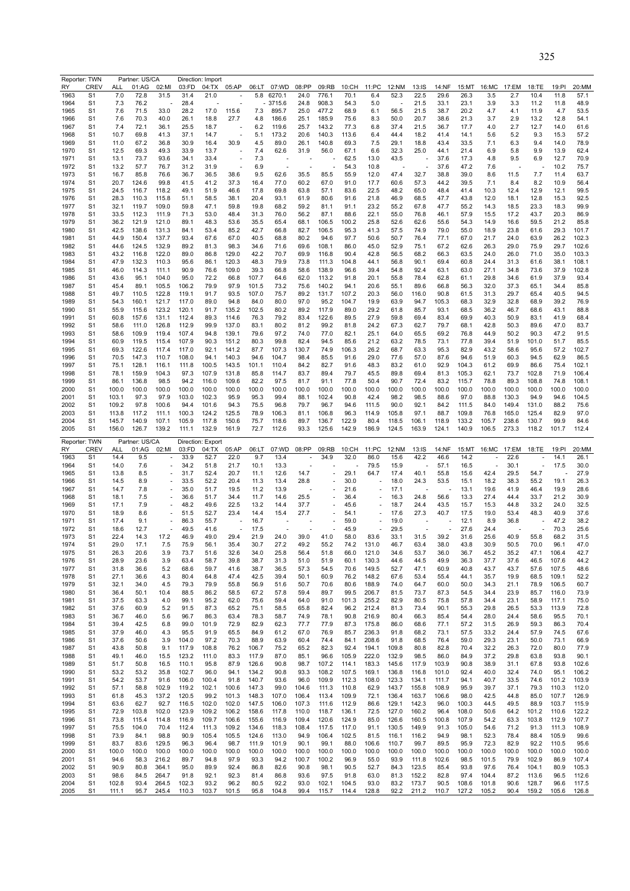Reporter: TWN | Partner: US/CA | Direction: Import

| RY | CREV | ALL | 01:AG | 02:MI | 03:FD | 04:TX | 05:AP | 06:LT | 07:WD | 08:PP | 09:RB | 10:CH | 11:PC | 12:NM | 13:IS | 14:NF | 15:MT | 16:MC | 17:EM | 18:TE | 19:PI | 20:MM |
|---|---|---|---|---|---|---|---|---|---|---|---|---|---|---|---|---|---|---|---|---|---|---|
| 1963 | S1 | 7.0 | 72.8 | 31.5 | 31.4 | 21.0 | - | 5.8 | 6270.1 | 24.0 | 776.1 | 70.1 | 6.4 | 52.3 | 22.5 | 29.6 | 26.3 | 3.5 | 2.7 | 10.4 | 11.8 | 57.1 |
| 1964 | S1 | 7.3 | 76.2 | | 28.4 | - | - | - | 3715.6 | 24.8 | 908.3 | 54.3 | 5.0 | - | 21.5 | 33.1 | 23.1 | 3.9 | 3.3 | 11.2 | 11.8 | 48.9 |
| 1965 | S1 | 7.6 | 71.5 | 33.0 | 28.2 | 17.0 | 115.6 | 7.3 | 895.7 | 25.0 | 477.2 | 68.9 | 6.1 | 56.5 | 21.5 | 38.7 | 20.2 | 4.7 | 4.1 | 11.9 | 4.7 | 53.5 |
| 1966 | S1 | 7.6 | 70.3 | 40.0 | 26.1 | 18.8 | 27.7 | 4.8 | 186.6 | 25.1 | 185.9 | 75.6 | 8.3 | 50.0 | 20.7 | 38.6 | 21.3 | 3.7 | 2.9 | 13.2 | 12.8 | 54.1 |
| 1967 | S1 | 7.4 | 72.1 | 36.1 | 25.5 | 18.7 | - | 6.2 | 119.6 | 25.7 | 143.2 | 77.3 | 6.8 | 37.4 | 21.5 | 36.7 | 17.7 | 4.0 | 2.7 | 12.7 | 14.0 | 61.6 |
| 1968 | S1 | 10.7 | 69.8 | 41.3 | 37.1 | 14.7 | - | 5.1 | 173.2 | 20.6 | 140.3 | 113.6 | 6.4 | 44.4 | 18.2 | 41.4 | 14.1 | 5.6 | 5.2 | 9.3 | 15.3 | 57.2 |
| 1969 | S1 | 11.0 | 67.2 | 36.8 | 30.9 | 16.4 | 30.9 | 4.5 | 89.0 | 26.1 | 140.8 | 69.3 | 7.5 | 29.1 | 18.8 | 43.4 | 33.5 | 7.1 | 6.3 | 9.4 | 14.0 | 78.9 |
| 1970 | S1 | 12.5 | 69.3 | 49.3 | 33.9 | 13.7 | - | 7.4 | 62.6 | 31.9 | 56.0 | 67.1 | 6.6 | 32.3 | 25.0 | 44.1 | 21.4 | 6.9 | 5.8 | 9.9 | 13.9 | 62.4 |
| 1971 | S1 | 13.1 | 73.7 | 93.6 | 34.1 | 33.4 | - | 7.3 | - | - | - | 62.5 | 13.0 | 43.5 | - | 37.6 | 17.3 | 4.8 | 9.5 | 6.9 | 12.7 | 70.9 |
| 1972 | S1 | 13.2 | 57.7 | 76.7 | 31.2 | 31.9 | - | 6.9 | - | - | - | 54.3 | 10.8 | - | - | 37.6 | 47.2 | 7.6 | - | - | 10.2 | 75.7 |
| 1973 | S1 | 16.7 | 85.8 | 76.6 | 36.7 | 36.5 | 38.6 | 9.5 | 62.6 | 35.5 | 85.5 | 55.9 | 12.0 | 47.4 | 32.7 | 38.8 | 39.0 | 8.6 | 11.5 | 7.7 | 11.4 | 63.7 |
| 1974 | S1 | 20.7 | 124.6 | 99.8 | 41.5 | 41.2 | 37.3 | 16.4 | 77.0 | 60.2 | 67.0 | 91.0 | 17.7 | 60.6 | 57.3 | 44.2 | 39.5 | 7.1 | 8.4 | 8.2 | 10.9 | 56.4 |
| 1975 | S1 | 24.5 | 116.7 | 118.2 | 49.1 | 51.9 | 46.6 | 17.8 | 69.8 | 63.8 | 57.1 | 83.6 | 22.5 | 48.2 | 65.0 | 48.4 | 41.4 | 10.3 | 12.4 | 12.9 | 12.1 | 99.5 |
| 1976 | S1 | 28.3 | 110.3 | 115.8 | 51.1 | 58.5 | 38.1 | 20.4 | 93.1 | 61.9 | 80.6 | 91.6 | 21.8 | 46.9 | 68.5 | 47.7 | 43.8 | 12.0 | 18.1 | 12.8 | 15.3 | 92.5 |
| 1977 | S1 | 32.1 | 119.7 | 109.0 | 59.8 | 47.1 | 59.8 | 19.8 | 68.2 | 59.2 | 81.1 | 91.1 | 23.2 | 55.2 | 67.8 | 47.7 | 55.2 | 14.3 | 18.5 | 23.3 | 18.3 | 99.9 |
| 1978 | S1 | 33.5 | 112.3 | 111.9 | 71.3 | 53.0 | 48.4 | 31.3 | 76.0 | 56.2 | 87.1 | 88.6 | 22.1 | 55.0 | 76.8 | 46.1 | 57.9 | 15.5 | 17.2 | 43.7 | 20.3 | 86.9 |
| 1979 | S1 | 36.2 | 121.9 | 121.0 | 89.1 | 48.3 | 53.6 | 35.5 | 65.4 | 68.1 | 106.5 | 100.2 | 25.8 | 52.6 | 62.6 | 55.6 | 54.3 | 14.9 | 16.6 | 59.5 | 21.2 | 85.8 |
| 1980 | S1 | 42.5 | 138.6 | 131.3 | 84.1 | 53.4 | 85.2 | 42.7 | 66.8 | 82.7 | 106.5 | 95.3 | 41.3 | 57.5 | 74.9 | 79.0 | 55.0 | 18.9 | 23.8 | 61.6 | 29.3 | 101.7 |
| 1981 | S1 | 44.9 | 150.4 | 137.7 | 93.4 | 67.6 | 67.0 | 40.5 | 68.8 | 80.2 | 94.6 | 97.7 | 50.6 | 50.7 | 76.4 | 77.1 | 67.0 | 21.7 | 24.0 | 63.9 | 26.2 | 102.3 |
| 1982 | S1 | 44.6 | 124.5 | 132.9 | 89.2 | 81.3 | 98.3 | 34.6 | 71.6 | 69.6 | 108.1 | 86.0 | 45.0 | 52.9 | 75.1 | 67.2 | 62.6 | 26.3 | 29.0 | 75.9 | 29.7 | 102.6 |
| 1983 | S1 | 43.2 | 116.8 | 122.0 | 89.0 | 86.8 | 129.0 | 42.2 | 70.7 | 69.9 | 116.8 | 90.4 | 42.8 | 56.5 | 68.2 | 66.3 | 63.5 | 24.0 | 26.0 | 71.0 | 35.0 | 103.3 |
| 1984 | S1 | 47.9 | 132.3 | 110.3 | 95.6 | 86.1 | 120.3 | 48.3 | 79.9 | 73.8 | 111.3 | 104.8 | 44.1 | 56.8 | 90.1 | 69.4 | 60.8 | 24.4 | 31.3 | 61.6 | 38.1 | 108.1 |
| 1985 | S1 | 46.0 | 114.3 | 111.1 | 90.9 | 76.6 | 109.0 | 39.3 | 66.8 | 58.6 | 138.9 | 96.6 | 39.4 | 54.8 | 92.4 | 63.1 | 63.0 | 27.1 | 34.8 | 73.6 | 37.9 | 102.8 |
| 1986 | S1 | 43.6 | 95.1 | 104.0 | 95.0 | 72.2 | 66.8 | 107.7 | 64.6 | 62.0 | 113.2 | 91.8 | 20.1 | 55.8 | 78.4 | 62.8 | 61.1 | 29.8 | 34.6 | 61.9 | 37.9 | 93.4 |
| 1987 | S1 | 45.4 | 89.1 | 105.5 | 106.2 | 79.9 | 97.9 | 101.5 | 73.2 | 75.6 | 140.2 | 94.1 | 20.6 | 55.1 | 89.6 | 66.8 | 56.3 | 32.0 | 37.3 | 65.1 | 34.4 | 85.8 |
| 1988 | S1 | 49.7 | 110.5 | 122.8 | 119.1 | 91.7 | 93.5 | 107.0 | 75.7 | 89.2 | 131.7 | 107.2 | 20.3 | 56.0 | 116.0 | 90.8 | 61.5 | 31.3 | 29.7 | 65.4 | 40.5 | 94.5 |
| 1989 | S1 | 54.3 | 160.1 | 121.7 | 117.0 | 89.0 | 94.8 | 84.0 | 80.0 | 97.0 | 95.2 | 104.7 | 19.9 | 63.9 | 94.7 | 105.3 | 68.3 | 32.9 | 32.8 | 68.9 | 39.2 | 76.9 |
| 1990 | S1 | 55.9 | 115.6 | 123.2 | 120.1 | 91.7 | 135.2 | 102.5 | 80.2 | 89.2 | 117.9 | 89.0 | 29.2 | 61.8 | 85.7 | 93.1 | 68.5 | 36.2 | 46.7 | 68.6 | 43.1 | 88.8 |
| 1991 | S1 | 60.8 | 157.6 | 131.1 | 112.4 | 89.3 | 114.6 | 76.3 | 79.2 | 83.4 | 122.6 | 89.5 | 27.9 | 59.8 | 69.4 | 83.4 | 69.9 | 40.3 | 50.9 | 83.1 | 41.9 | 68.4 |
| 1992 | S1 | 58.6 | 111.0 | 126.8 | 112.9 | 99.9 | 137.0 | 83.1 | 80.2 | 81.2 | 99.2 | 81.8 | 24.2 | 67.3 | 62.7 | 79.7 | 68.1 | 42.8 | 50.3 | 89.6 | 47.0 | 83.7 |
| 1993 | S1 | 58.6 | 109.9 | 119.4 | 107.4 | 94.8 | 139.1 | 79.6 | 97.2 | 74.0 | 77.0 | 82.1 | 25.1 | 64.0 | 65.5 | 69.2 | 76.8 | 44.9 | 50.2 | 90.3 | 47.2 | 91.5 |
| 1994 | S1 | 60.9 | 119.5 | 115.4 | 107.9 | 90.3 | 151.2 | 80.3 | 99.8 | 82.4 | 94.5 | 85.6 | 21.2 | 63.2 | 78.5 | 73.1 | 77.8 | 39.4 | 51.9 | 101.0 | 51.7 | 85.5 |
| 1995 | S1 | 69.3 | 122.6 | 117.4 | 117.0 | 92.1 | 141.2 | 87.7 | 107.3 | 130.7 | 74.9 | 106.3 | 26.2 | 68.7 | 63.3 | 95.3 | 82.9 | 43.2 | 58.6 | 95.6 | 57.2 | 102.7 |
| 1996 | S1 | 70.5 | 147.3 | 110.7 | 108.0 | 94.1 | 140.3 | 94.6 | 104.7 | 98.4 | 85.5 | 91.6 | 29.0 | 77.6 | 57.0 | 87.6 | 94.6 | 51.9 | 60.3 | 94.5 | 62.9 | 86.5 |
| 1997 | S1 | 75.1 | 128.1 | 116.1 | 111.8 | 100.5 | 143.5 | 101.1 | 110.4 | 84.2 | 82.7 | 91.6 | 48.3 | 83.2 | 61.0 | 92.9 | 104.3 | 61.2 | 69.9 | 86.6 | 75.4 | 102.1 |
| 1998 | S1 | 78.1 | 159.9 | 104.3 | 97.3 | 107.9 | 131.8 | 85.8 | 114.7 | 83.7 | 89.4 | 79.7 | 45.5 | 89.8 | 69.4 | 81.3 | 105.3 | 62.1 | 73.7 | 102.8 | 71.9 | 106.4 |
| 1999 | S1 | 86.1 | 136.8 | 98.5 | 94.2 | 116.0 | 109.6 | 82.2 | 97.5 | 81.7 | 91.1 | 77.8 | 50.4 | 90.7 | 72.4 | 83.2 | 115.7 | 78.8 | 89.3 | 108.8 | 74.8 | 108.1 |
| 2000 | S1 | 100.0 | 100.0 | 100.0 | 100.0 | 100.0 | 100.0 | 100.0 | 100.0 | 100.0 | 100.0 | 100.0 | 100.0 | 100.0 | 100.0 | 100.0 | 100.0 | 100.0 | 100.0 | 100.0 | 100.0 | 100.0 |
| 2001 | S1 | 103.1 | 97.3 | 97.9 | 103.0 | 102.3 | 95.9 | 95.3 | 99.4 | 88.1 | 102.4 | 90.8 | 42.4 | 98.2 | 98.5 | 88.6 | 97.0 | 88.8 | 130.3 | 94.9 | 94.6 | 104.5 |
| 2002 | S1 | 109.2 | 97.8 | 100.6 | 94.4 | 101.6 | 94.3 | 75.5 | 96.8 | 79.7 | 96.7 | 94.6 | 111.5 | 90.0 | 92.1 | 84.2 | 111.5 | 84.0 | 149.4 | 131.0 | 88.2 | 75.6 |
| 2003 | S1 | 113.8 | 117.2 | 111.1 | 100.3 | 124.2 | 125.5 | 78.9 | 106.3 | 81.1 | 106.8 | 96.3 | 114.9 | 105.8 | 97.1 | 88.7 | 109.8 | 76.8 | 165.0 | 125.4 | 82.9 | 97.0 |
| 2004 | S1 | 145.7 | 140.9 | 107.1 | 105.9 | 117.8 | 150.6 | 75.7 | 118.6 | 89.7 | 136.7 | 122.9 | 80.4 | 118.5 | 106.1 | 118.9 | 133.2 | 105.7 | 238.6 | 130.7 | 99.9 | 84.6 |
| 2005 | S1 | 156.0 | 126.7 | 139.2 | 111.1 | 132.9 | 161.9 | 72.7 | 112.6 | 93.3 | 125.6 | 142.9 | 186.9 | 124.5 | 163.9 | 124.1 | 140.9 | 106.5 | 273.3 | 118.2 | 101.7 | 112.4 |

Reporter: TWN | Partner: US/CA | Direction: Export

| RY | CREV | ALL | 01:AG | 02:MI | 03:FD | 04:TX | 05:AP | 06:LT | 07:WD | 08:PP | 09:RB | 10:CH | 11:PC | 12:NM | 13:IS | 14:NF | 15:MT | 16:MC | 17:EM | 18:TE | 19:PI | 20:MM |
|---|---|---|---|---|---|---|---|---|---|---|---|---|---|---|---|---|---|---|---|---|---|---|
| 1963 | S1 | 14.4 | 9.5 | - | 33.9 | 52.7 | 22.0 | 9.7 | 13.4 | - | 34.9 | 32.0 | 86.0 | 15.6 | 42.2 | 46.6 | 14.2 | - | 22.6 | - | 14.1 | 26.1 |
| 1964 | S1 | 14.0 | 7.6 | - | 34.2 | 51.8 | 21.7 | 10.1 | 13.3 | - | - | - | 79.5 | 15.9 | - | 57.1 | 16.5 | - | 30.1 | - | 17.5 | 30.0 |
| 1965 | S1 | 13.8 | 8.5 | - | 31.7 | 52.4 | 20.7 | 11.1 | 12.6 | 14.7 | - | 29.1 | 64.7 | 17.4 | 40.1 | 55.8 | 15.6 | 42.4 | 29.5 | 54.7 | - | 27.9 |
| 1966 | S1 | 14.5 | 8.9 | - | 33.5 | 52.2 | 20.4 | 11.3 | 13.4 | 28.8 | - | 30.0 | - | 18.0 | 24.3 | 53.5 | 15.1 | 18.2 | 38.3 | 55.2 | 19.1 | 26.3 |
| 1967 | S1 | 14.7 | 7.8 | - | 35.0 | 51.7 | 19.5 | 11.2 | 13.9 | - | - | 21.6 | - | 17.1 | - | - | 13.1 | 19.6 | 41.9 | 46.4 | 19.9 | 28.6 |
| 1968 | S1 | 18.1 | 7.5 | - | 36.6 | 51.7 | 34.4 | 11.7 | 14.6 | 25.5 | - | 36.4 | - | 16.3 | 24.8 | 56.6 | 13.3 | 27.4 | 44.4 | 33.7 | 21.2 | 30.9 |
| 1969 | S1 | 17.1 | 7.9 | - | 48.2 | 49.6 | 22.5 | 13.2 | 14.4 | 37.7 | - | 45.6 | - | 18.7 | 24.4 | 43.5 | 15.7 | 15.3 | 44.8 | 33.2 | 24.0 | 32.5 |
| 1970 | S1 | 18.9 | 8.6 | - | 51.5 | 52.7 | 23.4 | 14.4 | 15.4 | 27.7 | - | 54.1 | - | 17.6 | 27.3 | 40.7 | 17.5 | 19.0 | 53.4 | 48.3 | 40.9 | 37.6 |
| 1971 | S1 | 17.4 | 9.1 | - | 86.3 | 55.7 | - | 16.7 | - | - | - | 59.0 | - | 19.0 | - | - | 12.1 | 8.9 | 36.8 | - | 47.2 | 38.2 |
| 1972 | S1 | 18.6 | 12.7 | - | 49.5 | 41.6 | - | 17.5 | - | - | - | 45.9 | - | 29.5 | - | - | 27.6 | 24.4 | - | - | 70.3 | 25.6 |
| 1973 | S1 | 22.4 | 14.3 | 17.2 | 46.9 | 49.9 | 29.4 | 21.9 | 24.0 | 39.0 | 41.0 | 58.0 | 83.6 | 33.1 | 31.5 | 39.2 | 31.6 | 25.6 | 40.9 | 55.8 | 68.2 | 31.5 |
| 1974 | S1 | 29.0 | 17.1 | 7.5 | 75.9 | 56.1 | 35.4 | 30.7 | 27.2 | 49.2 | 55.2 | 74.2 | 131.0 | 46.7 | 63.4 | 38.0 | 43.8 | 30.9 | 50.5 | 70.0 | 96.1 | 47.0 |
| 1975 | S1 | 26.3 | 20.6 | 3.9 | 73.7 | 51.6 | 32.6 | 34.0 | 25.8 | 56.4 | 51.8 | 66.0 | 121.0 | 34.6 | 53.7 | 36.0 | 36.7 | 45.2 | 35.2 | 47.1 | 106.4 | 42.7 |
| 1976 | S1 | 28.9 | 23.6 | 3.9 | 63.4 | 58.7 | 39.8 | 38.7 | 31.3 | 51.0 | 51.9 | 60.1 | 130.3 | 44.6 | 44.5 | 49.9 | 36.3 | 37.7 | 37.6 | 46.5 | 107.6 | 44.2 |
| 1977 | S1 | 31.8 | 36.6 | 5.2 | 68.6 | 59.7 | 41.6 | 38.7 | 36.5 | 57.3 | 54.5 | 70.6 | 149.5 | 52.7 | 47.1 | 60.9 | 40.8 | 43.7 | 43.7 | 57.6 | 107.5 | 48.6 |
| 1978 | S1 | 27.1 | 36.6 | 4.3 | 80.4 | 64.8 | 47.4 | 42.5 | 39.4 | 50.1 | 60.9 | 76.2 | 148.2 | 67.6 | 53.4 | 55.4 | 44.1 | 35.7 | 19.9 | 68.5 | 109.1 | 52.2 |
| 1979 | S1 | 32.1 | 34.0 | 4.5 | 79.3 | 79.9 | 55.8 | 56.9 | 51.6 | 50.7 | 70.6 | 80.6 | 188.9 | 74.0 | 64.7 | 60.0 | 50.0 | 34.3 | 21.1 | 78.9 | 106.5 | 60.7 |
| 1980 | S1 | 36.4 | 50.1 | 10.4 | 88.5 | 86.2 | 58.5 | 67.2 | 57.8 | 59.4 | 89.7 | 99.5 | 206.7 | 81.5 | 73.7 | 87.3 | 54.5 | 34.4 | 23.9 | 85.7 | 116.0 | 73.9 |
| 1981 | S1 | 37.5 | 63.3 | 4.0 | 99.1 | 95.2 | 62.0 | 75.6 | 59.4 | 64.0 | 91.0 | 101.3 | 255.2 | 82.9 | 80.5 | 75.8 | 57.8 | 34.4 | 23.1 | 58.9 | 117.1 | 75.0 |
| 1982 | S1 | 37.6 | 60.9 | 5.2 | 91.5 | 87.3 | 65.2 | 75.1 | 58.5 | 65.8 | 82.4 | 96.2 | 212.4 | 81.3 | 73.4 | 90.1 | 55.3 | 29.8 | 26.5 | 53.3 | 113.9 | 72.8 |
| 1983 | S1 | 36.7 | 46.0 | 5.6 | 96.7 | 86.3 | 63.4 | 78.3 | 58.7 | 74.9 | 78.1 | 90.8 | 216.9 | 80.4 | 66.3 | 85.4 | 54.4 | 28.0 | 24.4 | 58.6 | 95.5 | 70.1 |
| 1984 | S1 | 39.4 | 42.5 | 6.8 | 99.0 | 101.9 | 72.9 | 82.9 | 62.3 | 77.7 | 77.9 | 87.3 | 175.8 | 86.0 | 68.6 | 77.1 | 57.2 | 31.5 | 26.9 | 59.3 | 86.3 | 70.4 |
| 1985 | S1 | 37.9 | 46.0 | 4.3 | 95.5 | 91.9 | 65.5 | 84.9 | 61.2 | 67.0 | 76.9 | 85.7 | 236.3 | 91.8 | 68.2 | 73.1 | 57.5 | 33.2 | 24.4 | 57.9 | 74.5 | 67.6 |
| 1986 | S1 | 37.6 | 50.6 | 3.9 | 104.0 | 97.2 | 70.3 | 88.9 | 63.9 | 60.4 | 74.4 | 84.1 | 208.6 | 91.8 | 68.5 | 76.4 | 59.0 | 29.3 | 23.1 | 50.0 | 73.1 | 66.9 |
| 1987 | S1 | 43.8 | 50.8 | 9.1 | 117.9 | 108.8 | 76.2 | 106.7 | 75.2 | 65.2 | 82.3 | 92.4 | 194.1 | 109.8 | 80.8 | 82.8 | 70.4 | 32.2 | 26.3 | 72.0 | 80.0 | 77.9 |
| 1988 | S1 | 49.1 | 46.0 | 15.5 | 123.2 | 111.0 | 83.3 | 117.9 | 87.0 | 85.1 | 96.6 | 105.9 | 222.0 | 132.9 | 98.5 | 86.0 | 84.9 | 37.2 | 29.8 | 63.8 | 93.8 | 90.1 |
| 1989 | S1 | 51.7 | 50.8 | 16.5 | 110.1 | 95.8 | 87.9 | 126.6 | 90.8 | 98.7 | 107.2 | 114.1 | 183.3 | 145.6 | 117.9 | 103.9 | 90.8 | 38.9 | 31.1 | 67.8 | 93.8 | 102.6 |
| 1990 | S1 | 53.2 | 53.2 | 35.8 | 102.7 | 96.0 | 94.1 | 134.2 | 90.8 | 93.3 | 108.2 | 107.5 | 169.1 | 136.8 | 116.8 | 101.0 | 92.4 | 40.0 | 32.4 | 74.0 | 95.1 | 106.2 |
| 1991 | S1 | 54.2 | 53.7 | 91.6 | 106.0 | 100.4 | 91.8 | 140.7 | 93.6 | 96.0 | 109.9 | 112.3 | 108.0 | 123.3 | 134.1 | 111.7 | 94.1 | 40.7 | 33.5 | 74.6 | 101.2 | 103.9 |
| 1992 | S1 | 57.1 | 58.8 | 102.9 | 119.2 | 102.1 | 100.6 | 147.3 | 99.0 | 104.6 | 111.3 | 110.8 | 62.9 | 143.7 | 155.8 | 108.9 | 95.9 | 39.7 | 37.1 | 79.3 | 110.3 | 112.0 |
| 1993 | S1 | 61.8 | 45.3 | 137.2 | 120.5 | 99.2 | 101.3 | 148.3 | 107.0 | 106.4 | 113.4 | 109.9 | 72.1 | 136.4 | 163.7 | 106.6 | 98.0 | 42.5 | 44.8 | 85.0 | 107.7 | 126.9 |
| 1994 | S1 | 63.6 | 62.7 | 92.7 | 116.5 | 102.0 | 102.0 | 147.5 | 106.0 | 107.3 | 111.6 | 112.9 | 86.6 | 129.1 | 142.3 | 96.0 | 100.3 | 44.5 | 49.5 | 88.9 | 103.7 | 115.9 |
| 1995 | S1 | 72.9 | 103.8 | 102.0 | 123.9 | 109.2 | 106.2 | 158.6 | 117.8 | 110.0 | 118.7 | 136.1 | 72.5 | 127.0 | 160.2 | 96.4 | 108.0 | 50.6 | 64.2 | 101.2 | 110.6 | 122.2 |
| 1996 | S1 | 73.8 | 115.4 | 114.8 | 116.9 | 109.7 | 106.6 | 155.6 | 116.9 | 109.4 | 120.6 | 124.9 | 85.0 | 126.6 | 160.5 | 100.8 | 107.9 | 54.2 | 63.3 | 103.8 | 112.9 | 107.7 |
| 1997 | S1 | 75.5 | 104.0 | 70.4 | 112.4 | 111.3 | 109.2 | 134.6 | 118.3 | 108.4 | 117.5 | 117.0 | 91.1 | 130.5 | 149.9 | 91.3 | 105.0 | 54.6 | 71.2 | 91.3 | 111.3 | 108.9 |
| 1998 | S1 | 73.9 | 84.1 | 98.8 | 90.9 | 105.4 | 105.5 | 124.6 | 113.0 | 94.9 | 106.4 | 102.5 | 81.5 | 116.1 | 116.2 | 94.9 | 98.1 | 52.3 | 78.4 | 88.4 | 105.9 | 99.6 |
| 1999 | S1 | 83.7 | 83.6 | 129.5 | 96.3 | 96.4 | 98.7 | 111.9 | 101.9 | 90.1 | 99.1 | 88.0 | 106.6 | 110.7 | 99.7 | 89.5 | 95.9 | 72.3 | 82.9 | 92.2 | 110.5 | 95.6 |
| 2000 | S1 | 100.0 | 100.0 | 100.0 | 100.0 | 100.0 | 100.0 | 100.0 | 100.0 | 100.0 | 100.0 | 100.0 | 100.0 | 100.0 | 100.0 | 100.0 | 100.0 | 100.0 | 100.0 | 100.0 | 100.0 | 100.0 |
| 2001 | S1 | 94.6 | 58.3 | 216.2 | 89.7 | 94.8 | 97.9 | 93.3 | 94.2 | 100.7 | 100.2 | 96.9 | 55.0 | 93.9 | 111.8 | 102.6 | 98.5 | 101.5 | 79.9 | 102.9 | 86.9 | 107.4 |
| 2002 | S1 | 90.9 | 80.8 | 364.1 | 95.0 | 89.9 | 92.4 | 86.8 | 82.6 | 90.8 | 98.1 | 90.5 | 52.7 | 84.3 | 123.5 | 85.4 | 93.8 | 97.6 | 76.4 | 104.1 | 80.9 | 105.3 |
| 2003 | S1 | 98.6 | 84.5 | 264.7 | 91.8 | 92.1 | 92.3 | 81.4 | 86.8 | 93.6 | 97.5 | 91.8 | 63.0 | 81.3 | 152.2 | 82.8 | 97.4 | 104.4 | 87.2 | 113.6 | 96.5 | 112.6 |
| 2004 | S1 | 102.8 | 93.4 | 264.5 | 102.3 | 93.2 | 96.2 | 80.5 | 92.2 | 93.0 | 102.1 | 104.5 | 93.0 | 83.2 | 173.7 | 90.5 | 108.6 | 101.8 | 90.6 | 128.7 | 96.6 | 117.5 |
| 2005 | S1 | 111.1 | 95.7 | 245.4 | 110.3 | 103.7 | 101.5 | 95.8 | 104.8 | 99.4 | 115.7 | 114.4 | 128.8 | 92.2 | 211.2 | 110.7 | 127.2 | 105.2 | 90.4 | 159.2 | 105.6 | 126.8 |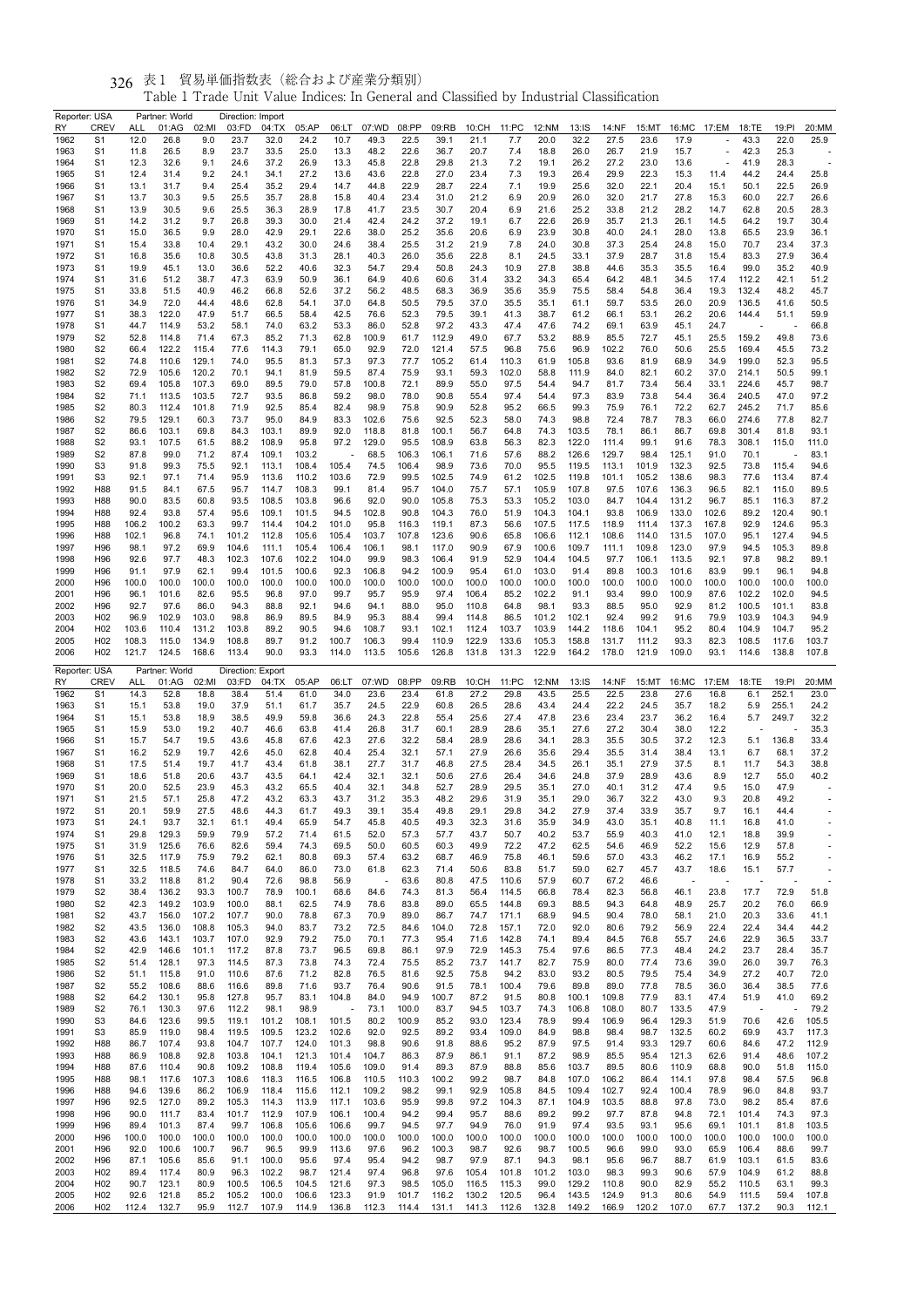表1 貿易単価指数表（総合および産業分類別）

Table 1 Trade Unit Value Indices: In General and Classified by Industrial Classification

Reporter: USA　Partner: World　Direction: Import

| RY | CREV | ALL | 01:AG | 02:MI | 03:FD | 04:TX | 05:AP | 06:LT | 07:WD | 08:PP | 09:RB | 10:CH | 11:PC | 12:NM | 13:IS | 14:NF | 15:MT | 16:MC | 17:EM | 18:TE | 19:PI | 20:MM |
|---|---|---|---|---|---|---|---|---|---|---|---|---|---|---|---|---|---|---|---|---|---|---|
| 1962 | S1 | 12.0 | 26.8 | 9.0 | 23.7 | 32.0 | 24.2 | 10.7 | 49.3 | 22.5 | 39.1 | 21.1 | 7.7 | 20.0 | 32.2 | 27.5 | 23.6 | 17.9 | - | 43.3 | 22.0 | 25.9 |
| 1963 | S1 | 11.8 | 26.5 | 8.9 | 23.7 | 33.5 | 25.0 | 13.3 | 48.2 | 22.6 | 36.7 | 20.7 | 7.4 | 18.8 | 26.0 | 26.7 | 21.9 | 15.7 | - | 42.3 | 25.3 | - |
| 1964 | S1 | 12.3 | 32.6 | 9.1 | 24.6 | 37.2 | 26.9 | 13.3 | 45.8 | 22.8 | 29.8 | 21.3 | 7.2 | 19.1 | 26.2 | 27.2 | 23.0 | 13.6 | - | 41.9 | 28.3 | - |
| 1965 | S1 | 12.4 | 31.4 | 9.2 | 24.1 | 34.1 | 27.2 | 13.6 | 43.6 | 22.8 | 27.0 | 23.4 | 7.3 | 19.3 | 26.4 | 29.9 | 22.3 | 15.3 | 11.4 | 44.2 | 24.4 | 25.8 |
| 1966 | S1 | 13.1 | 31.7 | 9.4 | 25.4 | 35.2 | 29.4 | 14.7 | 44.8 | 22.9 | 28.7 | 22.4 | 7.1 | 19.9 | 25.6 | 32.0 | 22.1 | 20.4 | 15.1 | 50.1 | 22.5 | 26.9 |
| 1967 | S1 | 13.7 | 30.3 | 9.5 | 25.5 | 35.7 | 28.8 | 15.8 | 40.4 | 23.4 | 31.0 | 21.2 | 6.9 | 20.9 | 26.0 | 32.0 | 21.7 | 27.8 | 15.3 | 60.0 | 22.7 | 26.6 |
| 1968 | S1 | 13.9 | 30.5 | 9.6 | 25.5 | 36.3 | 28.9 | 17.8 | 41.7 | 23.5 | 30.7 | 20.4 | 6.9 | 21.6 | 25.2 | 33.8 | 21.2 | 28.2 | 14.7 | 62.8 | 20.5 | 28.3 |
| 1969 | S1 | 14.2 | 31.2 | 9.7 | 26.8 | 39.3 | 30.0 | 21.4 | 42.4 | 24.2 | 37.2 | 19.1 | 6.7 | 22.6 | 26.9 | 35.7 | 21.3 | 26.1 | 14.5 | 64.2 | 19.7 | 30.4 |
| 1970 | S1 | 15.0 | 36.5 | 9.9 | 28.0 | 42.9 | 29.1 | 22.6 | 38.0 | 25.2 | 35.6 | 20.6 | 6.9 | 23.9 | 30.8 | 40.0 | 24.1 | 28.0 | 13.8 | 65.5 | 23.9 | 36.1 |
| 1971 | S1 | 15.4 | 33.8 | 10.4 | 29.1 | 43.2 | 30.0 | 24.6 | 38.4 | 25.5 | 31.2 | 21.9 | 7.8 | 24.0 | 30.8 | 37.3 | 25.4 | 24.8 | 15.0 | 70.7 | 23.4 | 37.3 |
| 1972 | S1 | 16.8 | 35.6 | 10.8 | 30.5 | 43.8 | 31.3 | 28.1 | 40.3 | 26.0 | 35.6 | 22.8 | 8.1 | 24.5 | 33.1 | 37.9 | 28.7 | 31.8 | 15.4 | 83.3 | 27.9 | 36.4 |
| 1973 | S1 | 19.9 | 45.1 | 13.0 | 36.6 | 52.2 | 40.6 | 32.3 | 54.7 | 29.4 | 50.8 | 24.3 | 10.9 | 27.8 | 38.8 | 44.6 | 35.3 | 35.5 | 16.4 | 99.0 | 35.2 | 40.9 |
| 1974 | S1 | 31.6 | 51.2 | 38.7 | 47.3 | 63.9 | 50.9 | 36.1 | 64.9 | 40.6 | 60.6 | 31.4 | 33.2 | 34.3 | 65.4 | 64.2 | 48.1 | 34.5 | 17.4 | 112.2 | 42.1 | 51.2 |
| 1975 | S1 | 33.8 | 51.5 | 40.9 | 46.2 | 66.8 | 52.6 | 37.2 | 56.2 | 48.5 | 68.3 | 36.9 | 35.6 | 35.9 | 75.5 | 58.4 | 54.8 | 36.4 | 19.3 | 132.4 | 48.2 | 45.7 |
| 1976 | S1 | 34.9 | 72.0 | 44.4 | 48.6 | 62.8 | 54.1 | 37.0 | 64.8 | 50.5 | 79.5 | 37.0 | 35.5 | 35.1 | 61.1 | 59.7 | 53.5 | 26.0 | 20.9 | 136.5 | 41.6 | 50.5 |
| 1977 | S1 | 38.3 | 122.0 | 47.9 | 51.7 | 66.5 | 58.4 | 42.5 | 76.6 | 52.3 | 79.5 | 39.1 | 41.3 | 38.7 | 61.2 | 66.1 | 53.1 | 26.2 | 20.6 | 144.4 | 51.1 | 59.9 |
| 1978 | S1 | 44.7 | 114.9 | 53.2 | 58.1 | 74.0 | 63.2 | 53.3 | 86.0 | 52.8 | 97.2 | 43.3 | 47.4 | 47.6 | 74.2 | 69.1 | 63.9 | 45.1 | 24.7 | - | - | 66.8 |
| 1979 | S2 | 52.8 | 114.8 | 71.4 | 67.3 | 85.2 | 71.3 | 62.8 | 100.9 | 61.7 | 112.9 | 49.0 | 67.7 | 53.2 | 88.9 | 85.5 | 72.7 | 45.1 | 25.5 | 159.2 | 49.8 | 73.6 |
| 1980 | S2 | 66.4 | 122.2 | 115.4 | 77.6 | 114.3 | 79.1 | 65.0 | 92.9 | 72.0 | 121.4 | 57.5 | 96.8 | 75.6 | 96.9 | 102.2 | 76.0 | 50.6 | 25.5 | 169.4 | 45.5 | 73.2 |
| 1981 | S2 | 74.8 | 110.6 | 129.1 | 74.0 | 95.5 | 81.3 | 57.3 | 97.3 | 77.7 | 105.2 | 61.4 | 110.3 | 61.9 | 105.8 | 93.6 | 81.9 | 68.9 | 34.9 | 199.0 | 52.3 | 95.5 |
| 1982 | S2 | 72.9 | 105.6 | 120.2 | 70.1 | 94.1 | 81.9 | 59.5 | 87.4 | 75.9 | 93.1 | 59.3 | 102.0 | 58.8 | 111.9 | 84.0 | 82.1 | 60.2 | 37.0 | 214.1 | 50.5 | 99.1 |
| 1983 | S2 | 69.4 | 105.8 | 107.3 | 69.0 | 89.5 | 79.0 | 57.8 | 100.8 | 72.1 | 89.9 | 55.0 | 97.5 | 54.4 | 94.7 | 81.7 | 73.4 | 56.4 | 33.1 | 224.6 | 45.7 | 98.7 |
| 1984 | S2 | 71.1 | 113.5 | 103.5 | 72.7 | 93.5 | 86.8 | 59.2 | 98.0 | 78.0 | 90.8 | 55.4 | 97.4 | 54.4 | 97.3 | 83.9 | 73.8 | 54.4 | 36.4 | 240.5 | 47.0 | 97.2 |
| 1985 | S2 | 80.3 | 112.4 | 101.8 | 71.9 | 92.5 | 85.4 | 82.4 | 98.9 | 75.8 | 90.9 | 52.8 | 95.2 | 66.5 | 99.3 | 75.9 | 76.1 | 72.2 | 62.7 | 245.2 | 71.7 | 85.6 |
| 1986 | S2 | 79.5 | 129.1 | 60.3 | 73.7 | 95.0 | 84.9 | 83.3 | 102.6 | 75.6 | 92.5 | 52.3 | 58.0 | 74.3 | 98.8 | 72.4 | 78.7 | 78.3 | 66.0 | 274.6 | 77.8 | 82.7 |
| 1987 | S2 | 86.6 | 103.1 | 69.8 | 84.3 | 103.1 | 89.9 | 92.0 | 118.8 | 81.8 | 100.1 | 56.7 | 64.8 | 74.3 | 103.5 | 78.1 | 86.1 | 86.7 | 69.8 | 301.4 | 81.8 | 93.1 |
| 1988 | S2 | 93.1 | 107.5 | 61.5 | 88.2 | 108.9 | 95.8 | 97.2 | 129.0 | 95.5 | 108.9 | 63.8 | 56.3 | 82.3 | 122.0 | 111.4 | 99.1 | 91.6 | 78.3 | 308.1 | 115.0 | 111.0 |
| 1989 | S2 | 87.8 | 99.0 | 71.2 | 87.4 | 109.1 | 103.2 | - | 68.5 | 106.3 | 106.1 | 71.6 | 57.6 | 88.2 | 126.6 | 129.7 | 98.4 | 125.1 | 91.0 | 70.1 | - | 83.1 |
| 1990 | S3 | 91.8 | 99.3 | 75.5 | 92.1 | 113.1 | 108.4 | 105.4 | 74.5 | 106.4 | 98.9 | 73.6 | 70.0 | 95.5 | 119.5 | 113.1 | 101.9 | 123.2 | 92.5 | 73.8 | 115.4 | 94.6 |
| 1991 | S3 | 92.1 | 97.1 | 71.4 | 95.9 | 113.6 | 110.2 | 103.6 | 72.9 | 99.5 | 102.5 | 74.9 | 61.2 | 102.5 | 119.8 | 101.1 | 105.2 | 138.6 | 98.3 | 77.6 | 113.4 | 87.4 |
| 1992 | H88 | 91.5 | 84.1 | 67.5 | 95.7 | 114.7 | 108.3 | 99.1 | 81.4 | 95.7 | 104.0 | 75.7 | 57.1 | 105.9 | 107.8 | 97.5 | 107.6 | 136.3 | 96.5 | 82.1 | 115.0 | 89.5 |
| 1993 | H88 | 90.0 | 83.5 | 60.8 | 93.5 | 108.5 | 103.8 | 96.6 | 92.0 | 90.0 | 105.8 | 75.3 | 53.3 | 105.2 | 103.0 | 84.7 | 104.4 | 131.2 | 96.7 | 85.1 | 116.3 | 87.2 |
| 1994 | H88 | 92.4 | 93.8 | 57.4 | 95.6 | 109.1 | 101.5 | 94.5 | 102.8 | 90.8 | 104.3 | 76.0 | 51.9 | 104.3 | 104.1 | 93.8 | 106.9 | 133.0 | 102.6 | 89.2 | 120.4 | 90.1 |
| 1995 | H88 | 106.2 | 100.2 | 63.3 | 99.7 | 114.4 | 104.2 | 101.0 | 95.8 | 116.3 | 119.1 | 87.3 | 56.6 | 107.5 | 117.5 | 118.9 | 111.4 | 137.3 | 167.8 | 92.9 | 124.6 | 95.3 |
| 1996 | H88 | 102.1 | 96.8 | 74.1 | 101.2 | 112.8 | 105.6 | 105.4 | 103.7 | 107.8 | 123.6 | 90.6 | 65.8 | 106.6 | 112.1 | 108.6 | 114.0 | 131.5 | 107.0 | 95.1 | 127.4 | 94.5 |
| 1997 | H96 | 98.1 | 97.2 | 69.9 | 104.6 | 111.1 | 105.4 | 106.4 | 106.1 | 98.1 | 117.0 | 90.9 | 67.9 | 100.6 | 109.7 | 111.1 | 109.8 | 123.0 | 97.9 | 94.5 | 105.3 | 89.8 |
| 1998 | H96 | 92.6 | 97.7 | 48.3 | 102.3 | 107.6 | 102.2 | 104.0 | 99.9 | 98.3 | 106.4 | 91.9 | 52.9 | 104.4 | 104.5 | 97.7 | 106.1 | 113.5 | 92.1 | 97.8 | 98.2 | 89.1 |
| 1999 | H96 | 91.1 | 97.9 | 62.1 | 99.4 | 101.5 | 100.6 | 92.3 | 106.8 | 94.2 | 100.9 | 95.4 | 61.0 | 103.0 | 91.4 | 89.8 | 100.3 | 101.6 | 83.9 | 103.9 | 96.1 | 94.8 |
| 2000 | H96 | 100.0 | 100.0 | 100.0 | 100.0 | 100.0 | 100.0 | 100.0 | 100.0 | 100.0 | 100.0 | 100.0 | 100.0 | 100.0 | 100.0 | 100.0 | 100.0 | 100.0 | 100.0 | 100.0 | 100.0 | 100.0 |
| 2001 | H96 | 96.1 | 101.6 | 82.6 | 95.5 | 96.8 | 97.0 | 99.7 | 95.7 | 95.9 | 97.4 | 106.4 | 85.2 | 102.2 | 91.1 | 93.4 | 99.0 | 100.9 | 87.6 | 102.2 | 102.0 | 94.5 |
| 2002 | H96 | 92.7 | 97.6 | 86.0 | 94.3 | 88.8 | 92.1 | 94.6 | 94.1 | 88.0 | 95.0 | 110.8 | 64.8 | 98.1 | 93.3 | 88.5 | 95.0 | 92.9 | 81.2 | 100.5 | 101.1 | 83.8 |
| 2003 | H02 | 96.9 | 102.9 | 103.0 | 98.8 | 86.9 | 89.5 | 84.9 | 95.3 | 88.4 | 99.4 | 114.8 | 86.5 | 101.2 | 102.1 | 92.4 | 99.2 | 91.6 | 79.9 | 103.9 | 104.3 | 94.9 |
| 2004 | H02 | 103.6 | 110.4 | 131.2 | 103.8 | 89.2 | 90.5 | 94.6 | 108.7 | 93.1 | 102.1 | 112.4 | 103.7 | 103.9 | 144.2 | 118.6 | 104.1 | 95.2 | 80.4 | 104.9 | 104.7 | 95.2 |
| 2005 | H02 | 108.3 | 115.0 | 134.9 | 108.8 | 89.7 | 91.2 | 100.7 | 106.3 | 99.4 | 110.9 | 122.9 | 133.6 | 105.3 | 158.8 | 131.7 | 111.2 | 93.3 | 82.3 | 108.5 | 117.6 | 103.7 |
| 2006 | H02 | 121.7 | 124.5 | 168.6 | 113.4 | 90.0 | 93.3 | 114.0 | 113.5 | 105.6 | 126.8 | 131.8 | 131.3 | 122.9 | 164.2 | 178.0 | 121.9 | 109.0 | 93.1 | 114.6 | 138.8 | 107.8 |

Reporter: USA　Partner: World　Direction: Export

| RY | CREV | ALL | 01:AG | 02:MI | 03:FD | 04:TX | 05:AP | 06:LT | 07:WD | 08:PP | 09:RB | 10:CH | 11:PC | 12:NM | 13:IS | 14:NF | 15:MT | 16:MC | 17:EM | 18:TE | 19:PI | 20:MM |
|---|---|---|---|---|---|---|---|---|---|---|---|---|---|---|---|---|---|---|---|---|---|---|
| 1962 | S1 | 14.3 | 52.8 | 18.8 | 38.4 | 51.4 | 61.0 | 34.0 | 23.6 | 23.4 | 61.8 | 27.2 | 29.8 | 43.5 | 25.5 | 22.5 | 23.8 | 27.6 | 16.8 | 6.1 | 252.1 | 23.0 |
| 1963 | S1 | 15.1 | 53.8 | 19.0 | 37.9 | 51.1 | 61.7 | 35.7 | 24.5 | 22.9 | 60.8 | 26.5 | 28.6 | 43.4 | 24.4 | 22.2 | 24.5 | 35.7 | 18.2 | 5.9 | 255.1 | 24.2 |
| 1964 | S1 | 15.1 | 53.8 | 18.9 | 38.5 | 49.9 | 59.8 | 36.6 | 24.3 | 22.8 | 55.4 | 25.6 | 27.4 | 47.8 | 23.6 | 23.4 | 23.7 | 36.2 | 16.4 | 5.7 | 249.7 | 32.2 |
| 1965 | S1 | 15.9 | 53.0 | 19.2 | 40.7 | 46.6 | 63.8 | 41.4 | 26.8 | 31.7 | 60.1 | 28.9 | 28.6 | 35.1 | 27.6 | 27.2 | 30.4 | 38.0 | 12.2 | - | - | 35.3 |
| 1966 | S1 | 15.7 | 54.7 | 19.5 | 43.6 | 45.8 | 67.6 | 42.3 | 27.6 | 32.2 | 58.4 | 28.9 | 28.6 | 34.1 | 28.3 | 35.5 | 30.5 | 37.2 | 12.3 | 5.1 | 136.8 | 33.4 |
| 1967 | S1 | 16.2 | 52.9 | 19.7 | 42.6 | 45.0 | 62.8 | 40.4 | 25.4 | 32.1 | 57.1 | 27.9 | 26.6 | 35.6 | 29.4 | 35.5 | 31.4 | 38.4 | 13.1 | 6.7 | 68.1 | 37.2 |
| 1968 | S1 | 17.5 | 51.4 | 19.7 | 41.7 | 43.4 | 61.8 | 38.1 | 27.7 | 31.7 | 46.8 | 27.5 | 28.4 | 34.5 | 26.1 | 35.1 | 27.9 | 37.5 | 8.1 | 11.7 | 54.3 | 38.8 |
| 1969 | S1 | 18.6 | 51.8 | 20.6 | 43.7 | 43.5 | 64.1 | 42.4 | 32.1 | 32.1 | 50.6 | 27.6 | 26.4 | 34.6 | 24.8 | 37.9 | 28.9 | 43.6 | 8.9 | 12.7 | 55.0 | 40.2 |
| 1970 | S1 | 20.0 | 52.5 | 23.9 | 45.3 | 43.2 | 65.5 | 40.4 | 32.1 | 34.8 | 52.7 | 28.9 | 29.5 | 35.1 | 27.0 | 40.1 | 31.2 | 47.4 | 9.5 | 15.0 | 47.9 | - |
| 1971 | S1 | 21.5 | 57.1 | 25.8 | 47.2 | 43.2 | 63.3 | 43.7 | 31.2 | 35.3 | 48.2 | 29.6 | 31.9 | 35.1 | 29.0 | 36.7 | 32.2 | 43.0 | 9.3 | 20.8 | 49.2 | - |
| 1972 | S1 | 20.1 | 59.9 | 27.5 | 48.6 | 44.3 | 61.7 | 49.3 | 39.1 | 35.4 | 49.8 | 29.1 | 29.8 | 34.2 | 27.9 | 37.4 | 33.9 | 35.7 | 9.7 | 16.1 | 44.4 | - |
| 1973 | S1 | 24.1 | 93.7 | 32.1 | 61.1 | 49.4 | 65.9 | 54.7 | 45.8 | 40.5 | 49.3 | 32.3 | 31.6 | 35.9 | 34.9 | 43.0 | 35.1 | 40.8 | 11.1 | 16.8 | 41.0 | - |
| 1974 | S1 | 29.8 | 129.3 | 59.9 | 79.9 | 57.2 | 71.4 | 61.5 | 52.0 | 57.3 | 57.7 | 43.7 | 50.7 | 40.2 | 53.7 | 55.9 | 40.3 | 41.0 | 12.1 | 18.8 | 39.9 | - |
| 1975 | S1 | 31.9 | 125.6 | 76.6 | 82.6 | 59.4 | 74.3 | 69.5 | 50.0 | 60.5 | 60.3 | 49.9 | 72.2 | 47.2 | 62.5 | 54.6 | 46.9 | 52.2 | 15.6 | 12.9 | 57.8 | - |
| 1976 | S1 | 32.5 | 117.9 | 75.9 | 79.2 | 62.1 | 80.8 | 69.3 | 57.4 | 63.2 | 68.7 | 46.9 | 75.8 | 46.1 | 59.6 | 57.0 | 43.3 | 46.2 | 17.1 | 16.9 | 55.2 | - |
| 1977 | S1 | 32.5 | 118.5 | 74.6 | 84.7 | 64.0 | 86.0 | 73.0 | 61.8 | 62.3 | 71.4 | 50.6 | 83.8 | 51.7 | 59.0 | 62.7 | 45.7 | 43.7 | 18.6 | 15.1 | 57.7 | - |
| 1978 | S1 | 33.2 | 118.8 | 81.2 | 90.4 | 72.6 | 98.8 | 56.9 | - | 63.6 | 80.8 | 47.5 | 110.6 | 57.9 | 60.7 | 67.2 | 46.6 | - | - | - | - | - |
| 1979 | S2 | 38.4 | 136.2 | 93.3 | 100.7 | 78.9 | 100.1 | 68.6 | 84.6 | 74.3 | 81.3 | 56.4 | 114.5 | 66.8 | 78.4 | 82.3 | 56.8 | 46.1 | 23.8 | 17.7 | 72.9 | 51.8 |
| 1980 | S2 | 42.3 | 149.2 | 103.9 | 100.0 | 88.1 | 62.5 | 74.9 | 78.6 | 83.8 | 89.0 | 65.5 | 144.8 | 69.3 | 88.5 | 94.3 | 64.8 | 48.9 | 25.7 | 20.2 | 76.0 | 66.9 |
| 1981 | S2 | 43.7 | 156.0 | 107.2 | 107.7 | 90.0 | 78.8 | 67.3 | 70.9 | 89.0 | 86.7 | 74.7 | 171.1 | 68.9 | 94.5 | 90.4 | 78.0 | 58.1 | 21.0 | 20.3 | 33.6 | 41.1 |
| 1982 | S2 | 43.5 | 136.0 | 108.8 | 105.3 | 94.0 | 83.7 | 73.2 | 72.5 | 84.6 | 104.0 | 72.8 | 157.1 | 72.0 | 92.0 | 80.6 | 79.2 | 56.9 | 22.4 | 22.4 | 34.4 | 44.2 |
| 1983 | S2 | 43.6 | 143.1 | 103.7 | 107.0 | 92.9 | 79.2 | 75.0 | 70.1 | 77.3 | 95.4 | 71.6 | 142.8 | 74.1 | 89.4 | 84.5 | 76.8 | 55.7 | 24.6 | 22.9 | 36.5 | 33.7 |
| 1984 | S2 | 42.9 | 146.6 | 101.1 | 117.2 | 87.8 | 73.1 | 96.5 | 69.8 | 86.1 | 97.9 | 72.9 | 145.3 | 75.4 | 97.6 | 86.5 | 77.3 | 48.4 | 24.2 | 23.7 | 28.4 | 35.7 |
| 1985 | S2 | 51.4 | 128.1 | 97.3 | 114.5 | 87.3 | 73.8 | 74.3 | 72.4 | 75.5 | 85.2 | 73.7 | 141.7 | 82.7 | 75.9 | 80.0 | 77.4 | 73.6 | 39.0 | 26.0 | 39.7 | 76.3 |
| 1986 | S2 | 51.1 | 115.8 | 91.0 | 110.6 | 87.6 | 71.2 | 82.8 | 76.5 | 81.6 | 92.5 | 75.8 | 94.2 | 83.0 | 93.2 | 80.5 | 79.5 | 75.4 | 34.9 | 27.2 | 40.7 | 72.0 |
| 1987 | S2 | 55.2 | 108.6 | 88.6 | 116.6 | 89.8 | 71.6 | 93.7 | 76.4 | 90.6 | 91.5 | 78.1 | 100.4 | 79.6 | 89.8 | 89.0 | 77.8 | 78.5 | 36.0 | 36.4 | 38.5 | 77.6 |
| 1988 | S2 | 64.2 | 130.1 | 95.8 | 127.8 | 95.7 | 83.1 | 104.8 | 84.0 | 94.9 | 100.7 | 87.2 | 91.5 | 80.8 | 100.1 | 109.8 | 77.9 | 83.1 | 47.4 | 51.9 | 41.0 | 69.2 |
| 1989 | S2 | 76.1 | 130.3 | 97.6 | 112.2 | 98.1 | 98.9 | - | 73.1 | 100.0 | 83.7 | 94.5 | 103.7 | 74.3 | 106.8 | 108.0 | 80.7 | 133.5 | 47.9 | - | - | 79.2 |
| 1990 | S3 | 84.6 | 123.6 | 99.5 | 119.1 | 101.2 | 108.1 | 101.5 | 80.2 | 100.9 | 85.2 | 93.0 | 123.4 | 78.9 | 99.4 | 106.9 | 96.4 | 129.3 | 51.9 | 70.6 | 42.6 | 105.5 |
| 1991 | S3 | 85.9 | 119.0 | 98.4 | 119.5 | 109.5 | 123.2 | 102.6 | 92.0 | 92.5 | 89.2 | 93.4 | 109.0 | 84.9 | 98.8 | 98.4 | 98.7 | 132.5 | 60.2 | 69.9 | 43.7 | 117.3 |
| 1992 | H88 | 86.7 | 107.4 | 93.8 | 104.7 | 107.7 | 124.0 | 101.3 | 98.8 | 90.6 | 91.8 | 88.6 | 95.2 | 87.9 | 97.5 | 91.4 | 93.3 | 129.7 | 60.6 | 84.6 | 47.2 | 112.9 |
| 1993 | H88 | 86.9 | 108.8 | 92.8 | 103.8 | 104.1 | 121.3 | 101.4 | 104.7 | 86.3 | 87.9 | 87.6 | 91.1 | 87.2 | 98.9 | 85.5 | 95.4 | 121.3 | 62.6 | 91.4 | 48.6 | 107.2 |
| 1994 | H88 | 87.6 | 110.4 | 90.8 | 109.2 | 108.8 | 119.4 | 105.6 | 109.0 | 91.4 | 89.3 | 87.9 | 88.8 | 85.6 | 103.7 | 89.5 | 80.6 | 110.9 | 68.8 | 90.0 | 51.8 | 115.0 |
| 1995 | H88 | 98.1 | 117.6 | 107.3 | 108.6 | 118.3 | 116.5 | 106.8 | 110.5 | 110.3 | 100.2 | 99.2 | 98.7 | 84.8 | 107.0 | 106.2 | 86.4 | 114.1 | 97.8 | 98.4 | 57.5 | 96.8 |
| 1996 | H88 | 94.6 | 139.6 | 86.2 | 106.9 | 118.4 | 115.6 | 112.1 | 109.2 | 98.2 | 99.1 | 92.9 | 105.8 | 84.5 | 109.4 | 102.7 | 92.4 | 100.4 | 78.9 | 96.0 | 84.8 | 93.7 |
| 1997 | H96 | 92.5 | 127.0 | 89.2 | 105.3 | 114.3 | 113.9 | 117.1 | 103.6 | 95.9 | 99.8 | 97.2 | 104.3 | 87.1 | 104.9 | 103.5 | 88.8 | 97.8 | 73.0 | 98.2 | 85.4 | 87.6 |
| 1998 | H96 | 90.0 | 111.7 | 83.4 | 101.7 | 112.9 | 107.9 | 106.1 | 100.4 | 94.2 | 99.4 | 95.7 | 88.6 | 89.2 | 99.2 | 97.7 | 87.8 | 94.8 | 72.1 | 101.4 | 74.3 | 97.3 |
| 1999 | H96 | 89.4 | 101.3 | 87.4 | 99.7 | 106.8 | 105.6 | 106.6 | 99.7 | 94.5 | 97.7 | 94.9 | 76.0 | 91.9 | 97.4 | 93.5 | 93.1 | 95.6 | 69.1 | 101.1 | 81.8 | 103.5 |
| 2000 | H96 | 100.0 | 100.0 | 100.0 | 100.0 | 100.0 | 100.0 | 100.0 | 100.0 | 100.0 | 100.0 | 100.0 | 100.0 | 100.0 | 100.0 | 100.0 | 100.0 | 100.0 | 100.0 | 100.0 | 100.0 | 100.0 |
| 2001 | H96 | 92.0 | 100.6 | 100.7 | 96.7 | 96.5 | 99.9 | 113.6 | 97.6 | 96.2 | 100.3 | 98.7 | 92.6 | 98.7 | 100.5 | 96.6 | 99.0 | 93.0 | 65.9 | 106.4 | 88.6 | 99.7 |
| 2002 | H96 | 87.1 | 105.6 | 85.6 | 91.1 | 100.0 | 95.6 | 97.4 | 95.4 | 94.2 | 98.7 | 97.9 | 87.1 | 94.3 | 98.1 | 95.6 | 96.7 | 88.7 | 61.9 | 103.1 | 61.5 | 83.6 |
| 2003 | H02 | 89.4 | 117.4 | 80.9 | 96.3 | 102.2 | 98.7 | 121.4 | 97.4 | 96.8 | 97.6 | 105.4 | 101.8 | 101.2 | 103.0 | 98.3 | 99.3 | 90.6 | 57.9 | 104.9 | 61.2 | 88.8 |
| 2004 | H02 | 90.7 | 123.1 | 80.9 | 100.5 | 106.5 | 104.5 | 121.6 | 97.3 | 98.5 | 105.0 | 116.5 | 115.3 | 99.0 | 129.2 | 110.8 | 90.0 | 82.9 | 55.2 | 110.5 | 63.1 | 99.3 |
| 2005 | H02 | 92.6 | 121.8 | 85.2 | 105.2 | 100.0 | 106.6 | 123.3 | 91.9 | 101.7 | 116.2 | 130.2 | 120.5 | 96.4 | 143.5 | 124.9 | 91.3 | 80.6 | 54.9 | 111.5 | 59.4 | 107.8 |
| 2006 | H02 | 112.4 | 132.7 | 95.9 | 112.7 | 107.9 | 114.9 | 136.8 | 112.3 | 114.4 | 131.1 | 141.3 | 112.6 | 132.8 | 149.2 | 166.9 | 120.2 | 107.0 | 67.7 | 137.2 | 90.3 | 112.1 |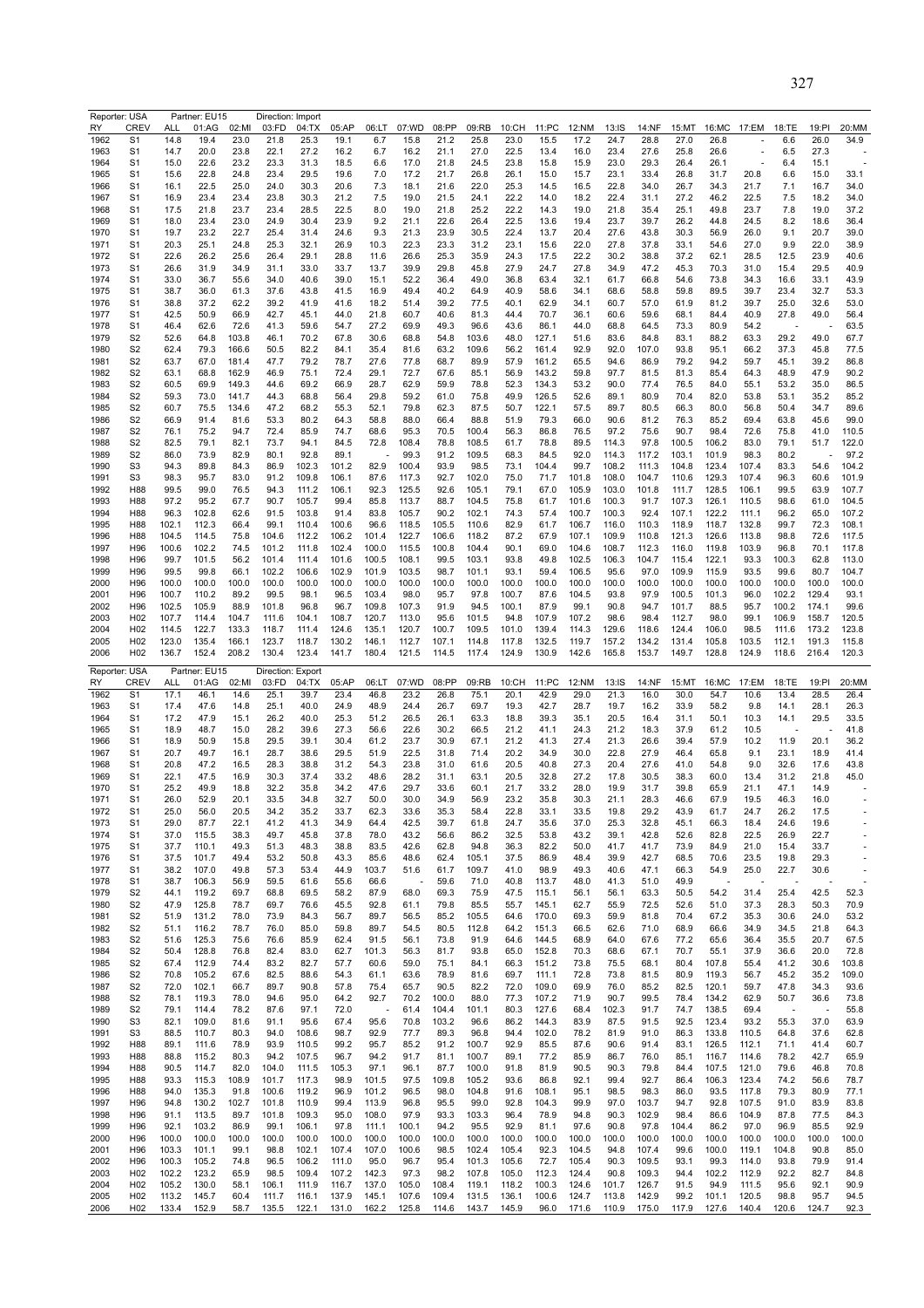Reporter: USA Partner: EU15 Direction: Import

| RY | CREV | ALL | 01:AG | 02:MI | 03:FD | 04:TX | 05:AP | 06:LT | 07:WD | 08:PP | 09:RB | 10:CH | 11:PC | 12:NM | 13:IS | 14:NF | 15:MT | 16:MC | 17:EM | 18:TE | 19:PI | 20:MM |
|---|---|---|---|---|---|---|---|---|---|---|---|---|---|---|---|---|---|---|---|---|---|---|
| 1962 | S1 | 14.8 | 19.4 | 23.0 | 21.8 | 25.3 | 19.1 | 6.7 | 15.8 | 21.2 | 25.8 | 23.0 | 15.5 | 17.2 | 24.7 | 28.8 | 27.0 | 26.8 | - | 6.6 | 26.0 | 34.9 |
| 1963 | S1 | 14.7 | 20.0 | 23.8 | 22.1 | 27.2 | 16.2 | 6.7 | 16.2 | 21.1 | 27.0 | 22.5 | 13.4 | 16.0 | 23.4 | 27.6 | 25.8 | 26.6 | - | 6.5 | 27.3 | - |
| 1964 | S1 | 15.0 | 22.6 | 23.2 | 23.3 | 31.3 | 18.5 | 6.6 | 17.0 | 21.8 | 24.5 | 23.8 | 15.8 | 15.9 | 23.0 | 29.3 | 26.4 | 26.1 | - | 6.4 | 15.1 | - |
| 1965 | S1 | 15.6 | 22.8 | 24.8 | 23.4 | 29.5 | 19.6 | 7.0 | 17.2 | 21.7 | 26.8 | 26.1 | 15.0 | 15.7 | 23.1 | 33.4 | 26.8 | 31.7 | 20.8 | 6.6 | 15.0 | 33.1 |
| 1966 | S1 | 16.1 | 22.5 | 25.0 | 24.0 | 30.3 | 20.6 | 7.3 | 18.1 | 21.6 | 22.0 | 25.3 | 14.5 | 16.5 | 22.8 | 34.0 | 26.7 | 34.3 | 21.7 | 7.1 | 16.7 | 34.0 |
| 1967 | S1 | 16.9 | 23.4 | 23.4 | 23.8 | 30.3 | 21.2 | 7.5 | 19.0 | 21.5 | 24.1 | 22.2 | 14.0 | 18.2 | 22.4 | 31.1 | 27.2 | 46.2 | 22.5 | 7.5 | 18.2 | 34.0 |
| 1968 | S1 | 17.5 | 21.8 | 23.7 | 23.4 | 28.5 | 22.5 | 8.0 | 19.0 | 21.8 | 25.2 | 22.2 | 14.3 | 19.0 | 21.8 | 35.4 | 25.1 | 49.8 | 23.7 | 7.8 | 19.0 | 37.2 |
| 1969 | S1 | 18.0 | 23.4 | 23.0 | 24.9 | 30.4 | 23.9 | 9.2 | 21.1 | 22.6 | 26.4 | 22.5 | 13.6 | 19.4 | 23.7 | 39.7 | 26.2 | 44.8 | 24.5 | 8.2 | 18.6 | 36.4 |
| 1970 | S1 | 19.7 | 23.2 | 22.7 | 25.4 | 31.4 | 24.6 | 9.3 | 21.3 | 23.9 | 30.5 | 22.4 | 13.7 | 20.4 | 27.6 | 43.8 | 30.3 | 56.9 | 26.0 | 9.1 | 20.7 | 39.0 |
| 1971 | S1 | 20.3 | 25.1 | 24.8 | 25.3 | 32.1 | 26.9 | 10.3 | 22.3 | 23.3 | 31.2 | 23.1 | 15.6 | 22.0 | 27.8 | 37.8 | 33.1 | 54.6 | 27.0 | 9.9 | 22.0 | 38.9 |
| 1972 | S1 | 22.6 | 26.2 | 25.6 | 26.4 | 29.1 | 28.8 | 11.6 | 26.6 | 25.3 | 35.9 | 24.3 | 17.5 | 22.2 | 30.2 | 38.8 | 37.2 | 62.1 | 28.5 | 12.5 | 23.9 | 40.6 |
| 1973 | S1 | 26.6 | 31.9 | 34.9 | 31.1 | 33.0 | 33.7 | 13.7 | 39.9 | 29.8 | 45.8 | 27.9 | 24.7 | 27.8 | 34.9 | 47.2 | 45.3 | 70.3 | 31.0 | 15.4 | 29.5 | 40.9 |
| 1974 | S1 | 33.0 | 36.7 | 55.6 | 34.0 | 40.6 | 39.0 | 15.1 | 52.2 | 36.4 | 49.0 | 36.8 | 63.4 | 32.1 | 61.7 | 66.8 | 54.6 | 73.8 | 34.3 | 16.6 | 33.1 | 43.9 |
| 1975 | S1 | 38.7 | 36.0 | 61.3 | 37.6 | 43.8 | 41.5 | 16.9 | 49.4 | 40.2 | 64.9 | 40.9 | 58.6 | 34.1 | 68.6 | 58.8 | 59.8 | 89.5 | 39.7 | 23.4 | 32.7 | 53.3 |
| 1976 | S1 | 38.8 | 37.2 | 62.2 | 39.2 | 41.9 | 41.6 | 18.2 | 51.4 | 39.2 | 77.5 | 40.1 | 62.9 | 34.1 | 60.7 | 57.0 | 61.9 | 81.2 | 39.7 | 25.0 | 32.6 | 53.0 |
| 1977 | S1 | 42.5 | 50.9 | 66.9 | 42.7 | 45.1 | 44.0 | 21.8 | 60.7 | 40.6 | 81.3 | 44.4 | 70.7 | 36.1 | 60.6 | 59.6 | 68.1 | 84.4 | 40.9 | 27.8 | 49.0 | 56.4 |
| 1978 | S1 | 46.4 | 62.6 | 72.6 | 41.3 | 59.6 | 54.7 | 27.2 | 69.9 | 49.3 | 96.6 | 43.6 | 86.1 | 44.0 | 68.8 | 64.5 | 73.3 | 80.9 | 54.2 | - | - | 63.5 |
| 1979 | S2 | 52.6 | 64.8 | 103.8 | 46.1 | 70.2 | 67.8 | 30.6 | 68.8 | 54.8 | 103.6 | 48.0 | 127.1 | 51.6 | 83.6 | 84.8 | 83.1 | 88.2 | 63.3 | 29.2 | 49.0 | 67.7 |
| 1980 | S2 | 62.4 | 79.3 | 166.6 | 50.5 | 82.2 | 84.1 | 35.4 | 81.6 | 63.2 | 109.6 | 56.2 | 161.4 | 92.9 | 92.0 | 107.0 | 93.8 | 95.1 | 66.2 | 37.3 | 45.8 | 77.5 |
| 1981 | S2 | 63.7 | 67.0 | 181.4 | 47.7 | 79.2 | 78.7 | 27.6 | 77.8 | 68.7 | 89.9 | 57.9 | 161.2 | 65.5 | 94.6 | 86.9 | 79.2 | 94.2 | 59.7 | 45.1 | 39.2 | 86.8 |
| 1982 | S2 | 63.1 | 68.8 | 162.9 | 46.9 | 75.1 | 72.4 | 29.1 | 72.7 | 67.6 | 85.1 | 56.9 | 143.2 | 59.8 | 97.7 | 81.5 | 81.3 | 85.4 | 64.3 | 48.9 | 47.9 | 90.2 |
| 1983 | S2 | 60.5 | 69.9 | 149.3 | 44.6 | 69.2 | 66.9 | 28.7 | 62.9 | 59.9 | 78.8 | 52.3 | 134.3 | 53.2 | 90.0 | 77.4 | 76.5 | 84.0 | 55.1 | 53.2 | 35.0 | 86.5 |
| 1984 | S2 | 59.3 | 73.0 | 141.7 | 44.3 | 68.8 | 56.4 | 29.8 | 59.2 | 61.0 | 75.8 | 49.9 | 126.5 | 52.6 | 89.1 | 80.9 | 70.4 | 82.0 | 53.8 | 53.1 | 35.2 | 85.2 |
| 1985 | S2 | 60.7 | 75.5 | 134.6 | 47.2 | 68.2 | 55.3 | 52.1 | 79.8 | 62.3 | 87.5 | 50.7 | 122.1 | 57.5 | 89.7 | 80.5 | 66.3 | 80.0 | 56.8 | 50.4 | 34.7 | 89.6 |
| 1986 | S2 | 66.9 | 91.4 | 81.6 | 53.3 | 80.2 | 64.3 | 58.8 | 88.0 | 66.4 | 88.8 | 51.9 | 79.3 | 66.0 | 90.6 | 81.2 | 76.3 | 85.2 | 69.4 | 63.8 | 45.6 | 99.0 |
| 1987 | S2 | 76.1 | 75.2 | 94.7 | 72.4 | 85.9 | 74.7 | 68.6 | 95.3 | 70.5 | 100.4 | 56.3 | 86.8 | 76.5 | 97.2 | 75.6 | 90.7 | 98.4 | 72.6 | 75.8 | 41.0 | 110.5 |
| 1988 | S2 | 82.5 | 79.1 | 82.1 | 73.7 | 94.1 | 84.5 | 72.8 | 108.4 | 78.8 | 108.5 | 61.7 | 78.8 | 89.5 | 114.3 | 97.8 | 100.5 | 106.2 | 83.0 | 79.1 | 51.7 | 122.0 |
| 1989 | S2 | 86.0 | 73.9 | 82.9 | 80.1 | 92.8 | 89.1 | - | 99.3 | 91.2 | 109.5 | 68.3 | 84.5 | 92.0 | 114.3 | 117.2 | 103.1 | 101.9 | 98.3 | 80.2 | - | 97.2 |
| 1990 | S3 | 94.3 | 89.8 | 84.3 | 86.9 | 102.3 | 101.2 | 82.9 | 100.4 | 93.9 | 98.5 | 73.1 | 104.4 | 99.7 | 108.2 | 111.3 | 104.8 | 123.4 | 107.4 | 83.3 | 54.6 | 104.2 |
| 1991 | S3 | 98.3 | 95.7 | 83.0 | 91.2 | 109.8 | 106.1 | 87.6 | 117.3 | 92.7 | 102.0 | 75.0 | 71.7 | 101.8 | 108.0 | 104.7 | 110.6 | 129.3 | 107.4 | 96.3 | 60.6 | 101.9 |
| 1992 | H88 | 99.5 | 99.0 | 76.5 | 94.3 | 111.2 | 106.1 | 92.3 | 125.5 | 92.6 | 105.1 | 79.1 | 67.0 | 105.9 | 103.0 | 101.8 | 111.7 | 128.5 | 106.1 | 99.5 | 63.9 | 107.7 |
| 1993 | H88 | 97.2 | 95.2 | 67.7 | 90.7 | 105.7 | 99.4 | 85.8 | 113.7 | 88.7 | 104.5 | 75.8 | 61.7 | 101.6 | 100.3 | 91.7 | 107.3 | 126.1 | 110.5 | 98.6 | 61.0 | 104.5 |
| 1994 | H88 | 96.3 | 102.8 | 62.6 | 91.5 | 103.8 | 91.4 | 83.8 | 105.7 | 90.2 | 102.1 | 74.3 | 57.4 | 100.7 | 100.3 | 92.4 | 107.1 | 122.2 | 111.1 | 96.2 | 65.0 | 107.2 |
| 1995 | H88 | 102.1 | 112.3 | 66.4 | 99.1 | 110.4 | 100.6 | 96.6 | 118.5 | 105.5 | 110.6 | 82.9 | 61.7 | 106.7 | 116.0 | 110.3 | 118.9 | 118.7 | 132.8 | 99.7 | 72.3 | 108.1 |
| 1996 | H88 | 104.5 | 114.5 | 75.8 | 104.6 | 112.2 | 106.2 | 101.4 | 122.7 | 106.6 | 118.2 | 87.2 | 67.9 | 107.1 | 109.9 | 110.8 | 121.3 | 126.6 | 113.8 | 98.8 | 72.6 | 117.5 |
| 1997 | H96 | 100.6 | 102.2 | 74.5 | 101.2 | 111.8 | 102.4 | 100.0 | 115.5 | 100.8 | 104.4 | 90.1 | 69.0 | 104.6 | 108.7 | 112.3 | 116.0 | 119.8 | 103.9 | 96.8 | 70.1 | 117.8 |
| 1998 | H96 | 99.7 | 101.5 | 56.2 | 101.4 | 111.4 | 101.6 | 100.5 | 108.1 | 99.5 | 103.1 | 93.8 | 49.8 | 102.5 | 106.3 | 104.7 | 115.4 | 122.1 | 93.3 | 100.3 | 62.8 | 113.0 |
| 1999 | H96 | 99.5 | 99.8 | 66.1 | 102.2 | 106.6 | 102.9 | 101.9 | 103.5 | 98.7 | 101.1 | 93.1 | 59.4 | 106.5 | 95.6 | 97.0 | 109.9 | 115.9 | 93.5 | 99.6 | 80.7 | 104.7 |
| 2000 | H96 | 100.0 | 100.0 | 100.0 | 100.0 | 100.0 | 100.0 | 100.0 | 100.0 | 100.0 | 100.0 | 100.0 | 100.0 | 100.0 | 100.0 | 100.0 | 100.0 | 100.0 | 100.0 | 100.0 | 100.0 | 100.0 |
| 2001 | H96 | 100.7 | 110.2 | 89.2 | 99.5 | 98.1 | 96.5 | 103.4 | 98.0 | 95.7 | 97.8 | 100.7 | 87.6 | 104.5 | 93.8 | 97.9 | 100.5 | 101.3 | 96.0 | 102.2 | 129.4 | 93.1 |
| 2002 | H96 | 102.5 | 105.9 | 88.9 | 101.8 | 96.8 | 96.7 | 109.8 | 107.3 | 91.9 | 94.5 | 100.1 | 87.9 | 99.1 | 90.8 | 94.7 | 101.7 | 88.5 | 95.7 | 100.2 | 174.1 | 99.6 |
| 2003 | H02 | 107.7 | 114.4 | 104.7 | 111.6 | 104.1 | 108.7 | 120.7 | 113.0 | 95.6 | 101.5 | 94.8 | 107.9 | 107.2 | 98.6 | 98.4 | 112.7 | 98.0 | 99.1 | 106.9 | 158.7 | 120.5 |
| 2004 | H02 | 114.5 | 122.7 | 133.3 | 118.7 | 111.4 | 124.6 | 135.1 | 120.7 | 100.7 | 109.5 | 101.0 | 139.4 | 114.3 | 129.6 | 118.6 | 124.4 | 106.0 | 98.5 | 111.6 | 173.2 | 123.8 |
| 2005 | H02 | 123.0 | 135.4 | 166.1 | 123.7 | 118.7 | 130.2 | 146.1 | 112.7 | 107.1 | 114.8 | 117.8 | 132.5 | 119.7 | 157.2 | 134.2 | 131.4 | 105.8 | 103.5 | 112.1 | 191.3 | 115.8 |
| 2006 | H02 | 136.7 | 152.4 | 208.2 | 130.4 | 123.4 | 141.7 | 180.4 | 121.5 | 114.5 | 117.4 | 124.9 | 130.9 | 142.6 | 165.8 | 153.7 | 149.7 | 128.8 | 124.9 | 118.6 | 216.4 | 120.3 |

Reporter: USA Partner: EU15 Direction: Export

| RY | CREV | ALL | 01:AG | 02:MI | 03:FD | 04:TX | 05:AP | 06:LT | 07:WD | 08:PP | 09:RB | 10:CH | 11:PC | 12:NM | 13:IS | 14:NF | 15:MT | 16:MC | 17:EM | 18:TE | 19:PI | 20:MM |
|---|---|---|---|---|---|---|---|---|---|---|---|---|---|---|---|---|---|---|---|---|---|---|
| 1962 | S1 | 17.1 | 46.1 | 14.6 | 25.1 | 39.7 | 23.4 | 46.8 | 23.2 | 26.8 | 75.1 | 20.1 | 42.9 | 29.0 | 21.3 | 16.0 | 30.0 | 54.7 | 10.6 | 13.4 | 28.5 | 26.4 |
| 1963 | S1 | 17.4 | 47.6 | 14.8 | 25.1 | 40.0 | 24.9 | 48.9 | 24.4 | 26.7 | 69.7 | 19.3 | 42.7 | 28.7 | 19.7 | 16.2 | 33.9 | 58.2 | 9.8 | 14.1 | 28.1 | 26.3 |
| 1964 | S1 | 17.2 | 47.9 | 15.1 | 26.2 | 40.0 | 25.3 | 51.2 | 26.5 | 26.1 | 63.3 | 18.8 | 39.3 | 35.1 | 20.5 | 16.4 | 31.1 | 50.1 | 10.3 | 14.1 | 29.5 | 33.5 |
| 1965 | S1 | 18.9 | 48.7 | 15.0 | 28.2 | 39.6 | 27.3 | 56.6 | 22.6 | 30.2 | 66.5 | 21.2 | 41.1 | 24.3 | 21.2 | 18.3 | 37.9 | 61.2 | 10.5 | - | - | 41.8 |
| 1966 | S1 | 18.9 | 50.9 | 15.8 | 29.5 | 39.1 | 30.4 | 61.2 | 23.7 | 30.9 | 67.1 | 21.2 | 41.3 | 27.4 | 21.3 | 26.6 | 39.4 | 57.9 | 10.2 | 11.9 | 20.1 | 36.2 |
| 1967 | S1 | 20.7 | 49.7 | 16.1 | 28.7 | 38.6 | 29.5 | 51.9 | 22.5 | 31.8 | 71.4 | 20.2 | 34.9 | 30.0 | 22.8 | 27.9 | 46.4 | 65.8 | 9.1 | 23.1 | 18.9 | 41.4 |
| 1968 | S1 | 20.8 | 47.2 | 16.5 | 28.3 | 38.8 | 31.2 | 54.3 | 23.8 | 31.0 | 61.6 | 20.5 | 40.8 | 27.3 | 20.4 | 27.6 | 41.0 | 54.8 | 9.0 | 32.6 | 17.6 | 43.8 |
| 1969 | S1 | 22.1 | 47.5 | 16.9 | 30.3 | 37.4 | 33.2 | 48.6 | 28.2 | 31.1 | 63.1 | 20.5 | 32.8 | 27.2 | 17.8 | 30.5 | 38.3 | 60.0 | 13.4 | 31.2 | 21.8 | 45.0 |
| 1970 | S1 | 25.2 | 49.9 | 18.8 | 32.2 | 35.8 | 34.2 | 47.6 | 29.7 | 33.6 | 60.1 | 21.7 | 33.2 | 28.0 | 19.9 | 31.7 | 39.8 | 65.9 | 21.1 | 47.1 | 14.9 | - |
| 1971 | S1 | 26.0 | 52.9 | 20.1 | 33.5 | 34.8 | 32.7 | 50.0 | 30.0 | 34.9 | 56.9 | 23.2 | 35.8 | 30.3 | 21.1 | 28.3 | 46.6 | 67.9 | 19.5 | 46.3 | 16.0 | - |
| 1972 | S1 | 25.0 | 56.0 | 20.5 | 34.2 | 35.2 | 33.7 | 62.3 | 33.6 | 35.3 | 58.4 | 22.8 | 33.1 | 33.5 | 19.8 | 29.2 | 43.9 | 61.7 | 24.7 | 26.2 | 17.5 | - |
| 1973 | S1 | 29.0 | 87.7 | 22.1 | 41.2 | 41.3 | 34.9 | 64.4 | 42.5 | 39.7 | 61.8 | 24.7 | 35.6 | 37.0 | 25.3 | 32.8 | 45.1 | 66.3 | 18.4 | 24.6 | 19.6 | - |
| 1974 | S1 | 37.0 | 115.5 | 38.3 | 49.7 | 45.8 | 37.8 | 78.0 | 43.2 | 56.6 | 86.2 | 32.5 | 53.8 | 43.2 | 39.1 | 42.8 | 52.6 | 82.8 | 22.5 | 26.9 | 22.7 | - |
| 1975 | S1 | 37.7 | 110.1 | 49.3 | 51.3 | 48.3 | 38.8 | 83.5 | 42.6 | 62.8 | 94.8 | 36.3 | 82.2 | 50.0 | 41.7 | 41.7 | 73.9 | 84.9 | 21.0 | 15.4 | 33.7 | - |
| 1976 | S1 | 37.5 | 101.7 | 49.4 | 53.2 | 50.8 | 43.3 | 85.6 | 48.6 | 62.4 | 105.1 | 37.5 | 86.9 | 48.4 | 39.9 | 42.7 | 68.5 | 70.6 | 23.5 | 19.8 | 29.3 | - |
| 1977 | S1 | 38.2 | 107.0 | 49.8 | 57.3 | 53.4 | 44.9 | 103.7 | 51.6 | 61.7 | 109.7 | 41.0 | 98.9 | 49.3 | 40.6 | 47.1 | 66.3 | 54.9 | 25.0 | 22.7 | 30.6 | - |
| 1978 | S1 | 38.7 | 106.3 | 56.9 | 59.5 | 61.6 | 55.6 | 66.6 | - | 59.6 | 71.0 | 40.8 | 113.7 | 48.0 | 41.3 | 51.0 | 49.9 | - | - | - | - | - |
| 1979 | S2 | 44.1 | 119.2 | 69.7 | 68.8 | 69.5 | 58.2 | 87.9 | 68.0 | 69.3 | 75.9 | 47.5 | 115.1 | 56.1 | 56.1 | 63.3 | 50.5 | 54.2 | 31.4 | 25.4 | 42.5 | 52.3 |
| 1980 | S2 | 47.9 | 125.8 | 78.7 | 69.7 | 76.6 | 45.5 | 92.8 | 61.1 | 79.8 | 85.5 | 55.7 | 145.1 | 62.7 | 55.9 | 72.5 | 52.6 | 51.0 | 37.3 | 28.3 | 50.3 | 70.9 |
| 1981 | S2 | 51.9 | 131.2 | 78.0 | 73.9 | 84.3 | 56.7 | 89.7 | 56.5 | 85.2 | 105.5 | 64.6 | 170.0 | 69.3 | 59.9 | 81.8 | 70.4 | 67.2 | 35.3 | 30.6 | 24.0 | 53.2 |
| 1982 | S2 | 51.1 | 116.2 | 78.7 | 76.0 | 85.0 | 59.8 | 89.7 | 54.5 | 80.5 | 112.8 | 64.2 | 151.3 | 66.5 | 62.6 | 71.0 | 68.9 | 66.6 | 34.9 | 34.5 | 21.8 | 64.3 |
| 1983 | S2 | 51.6 | 125.3 | 75.6 | 76.6 | 85.9 | 62.4 | 91.5 | 56.1 | 73.8 | 91.9 | 64.6 | 144.5 | 68.9 | 64.0 | 67.6 | 77.2 | 65.6 | 36.4 | 35.5 | 20.7 | 67.5 |
| 1984 | S2 | 50.4 | 128.8 | 76.8 | 82.4 | 83.0 | 62.7 | 101.3 | 56.3 | 81.7 | 93.8 | 65.0 | 152.8 | 70.3 | 68.6 | 67.1 | 70.7 | 55.1 | 37.9 | 36.6 | 20.0 | 72.8 |
| 1985 | S2 | 67.4 | 112.9 | 74.4 | 83.2 | 82.7 | 57.7 | 60.6 | 59.0 | 75.1 | 84.1 | 66.3 | 151.2 | 73.8 | 75.5 | 68.1 | 80.4 | 107.8 | 55.4 | 41.2 | 30.6 | 103.8 |
| 1986 | S2 | 70.8 | 105.2 | 67.6 | 82.5 | 88.6 | 54.3 | 61.1 | 63.6 | 78.9 | 81.6 | 69.7 | 111.1 | 72.8 | 73.8 | 81.5 | 80.9 | 119.3 | 56.7 | 45.2 | 35.2 | 109.0 |
| 1987 | S2 | 72.0 | 102.1 | 66.7 | 89.7 | 90.8 | 57.8 | 75.4 | 65.7 | 90.5 | 82.2 | 72.0 | 109.0 | 69.9 | 76.0 | 85.2 | 82.5 | 120.1 | 59.7 | 47.8 | 34.3 | 93.6 |
| 1988 | S2 | 78.1 | 119.3 | 78.0 | 94.6 | 95.0 | 64.2 | 92.7 | 70.2 | 100.0 | 88.0 | 77.3 | 107.2 | 71.9 | 90.7 | 99.5 | 78.4 | 134.2 | 62.9 | 50.7 | 36.6 | 73.8 |
| 1989 | S2 | 79.1 | 114.4 | 78.2 | 87.6 | 97.1 | 72.0 | - | 61.4 | 104.4 | 101.1 | 80.3 | 127.6 | 68.4 | 102.3 | 91.7 | 74.7 | 138.5 | 69.4 | - | - | 55.8 |
| 1990 | S3 | 82.1 | 109.0 | 81.6 | 91.1 | 95.6 | 67.4 | 95.6 | 70.8 | 103.2 | 96.6 | 86.2 | 144.3 | 83.9 | 87.5 | 91.5 | 92.5 | 123.4 | 93.2 | 55.3 | 37.0 | 63.9 |
| 1991 | S3 | 88.5 | 110.7 | 80.3 | 94.0 | 108.6 | 98.7 | 92.9 | 77.7 | 89.3 | 96.8 | 94.4 | 102.0 | 78.2 | 81.9 | 91.0 | 86.3 | 133.8 | 110.5 | 64.8 | 37.6 | 62.8 |
| 1992 | H88 | 89.1 | 111.6 | 78.9 | 93.9 | 110.5 | 99.2 | 95.7 | 85.2 | 91.2 | 100.7 | 92.9 | 85.5 | 87.6 | 90.6 | 91.4 | 83.1 | 126.5 | 112.1 | 71.1 | 41.4 | 60.7 |
| 1993 | H88 | 88.8 | 115.2 | 80.3 | 94.2 | 107.5 | 96.7 | 94.2 | 91.7 | 81.1 | 100.7 | 89.1 | 77.2 | 85.9 | 86.7 | 76.0 | 85.1 | 116.7 | 114.6 | 78.2 | 42.7 | 65.9 |
| 1994 | H88 | 90.5 | 114.7 | 82.0 | 104.0 | 111.5 | 105.3 | 97.1 | 96.1 | 87.7 | 100.0 | 91.8 | 81.9 | 90.5 | 90.3 | 79.8 | 84.4 | 107.5 | 121.0 | 79.6 | 46.8 | 70.8 |
| 1995 | H88 | 93.3 | 115.3 | 108.9 | 101.7 | 117.3 | 98.9 | 101.5 | 97.5 | 109.8 | 105.2 | 93.6 | 86.8 | 92.1 | 99.4 | 92.7 | 86.4 | 106.3 | 123.4 | 74.2 | 56.6 | 78.7 |
| 1996 | H88 | 94.0 | 135.3 | 91.8 | 100.6 | 119.2 | 96.9 | 101.2 | 96.5 | 98.0 | 104.8 | 91.6 | 108.1 | 95.1 | 98.5 | 98.3 | 86.0 | 93.5 | 117.8 | 79.3 | 80.9 | 77.1 |
| 1997 | H96 | 94.8 | 130.2 | 102.7 | 101.8 | 110.9 | 99.4 | 113.9 | 96.8 | 95.5 | 99.0 | 92.8 | 104.3 | 99.9 | 97.0 | 103.7 | 94.7 | 92.8 | 107.5 | 91.0 | 83.9 | 83.8 |
| 1998 | H96 | 91.1 | 113.5 | 89.7 | 101.8 | 109.3 | 95.0 | 108.0 | 97.9 | 93.3 | 103.3 | 96.4 | 78.9 | 94.8 | 90.3 | 102.9 | 98.4 | 86.6 | 104.9 | 87.8 | 77.5 | 84.3 |
| 1999 | H96 | 92.1 | 103.2 | 86.9 | 99.1 | 106.1 | 97.8 | 111.1 | 100.1 | 94.2 | 95.5 | 92.9 | 81.1 | 97.6 | 90.8 | 97.8 | 104.4 | 86.2 | 97.0 | 96.9 | 85.5 | 92.9 |
| 2000 | H96 | 100.0 | 100.0 | 100.0 | 100.0 | 100.0 | 100.0 | 100.0 | 100.0 | 100.0 | 100.0 | 100.0 | 100.0 | 100.0 | 100.0 | 100.0 | 100.0 | 100.0 | 100.0 | 100.0 | 100.0 | 100.0 |
| 2001 | H96 | 103.3 | 101.1 | 99.1 | 98.8 | 102.1 | 107.4 | 107.0 | 100.6 | 98.5 | 102.4 | 105.4 | 92.3 | 104.5 | 94.8 | 107.4 | 99.6 | 100.0 | 119.1 | 104.8 | 90.8 | 85.0 |
| 2002 | H96 | 100.3 | 105.2 | 74.8 | 96.5 | 106.2 | 111.0 | 95.0 | 96.7 | 95.4 | 101.3 | 105.6 | 72.7 | 105.4 | 90.3 | 109.5 | 93.1 | 99.3 | 114.0 | 93.8 | 79.9 | 91.4 |
| 2003 | H02 | 102.2 | 123.2 | 65.9 | 98.5 | 109.4 | 107.2 | 142.3 | 97.3 | 98.2 | 107.8 | 105.0 | 112.3 | 124.4 | 90.8 | 109.3 | 94.4 | 102.2 | 112.9 | 92.2 | 82.7 | 84.8 |
| 2004 | H02 | 105.2 | 130.0 | 58.1 | 106.1 | 111.9 | 116.7 | 137.0 | 105.0 | 108.4 | 119.1 | 118.2 | 100.3 | 124.6 | 101.7 | 126.7 | 91.5 | 94.9 | 111.5 | 95.6 | 92.1 | 90.9 |
| 2005 | H02 | 113.2 | 145.7 | 60.4 | 111.7 | 116.1 | 137.9 | 145.1 | 107.6 | 109.4 | 131.5 | 136.1 | 100.6 | 124.7 | 113.8 | 142.9 | 99.2 | 101.1 | 120.5 | 98.8 | 95.7 | 94.5 |
| 2006 | H02 | 133.4 | 152.9 | 58.7 | 135.5 | 122.1 | 131.0 | 162.2 | 125.8 | 114.6 | 143.7 | 145.9 | 96.0 | 171.6 | 110.9 | 175.0 | 117.9 | 127.6 | 140.4 | 120.6 | 124.7 | 92.3 |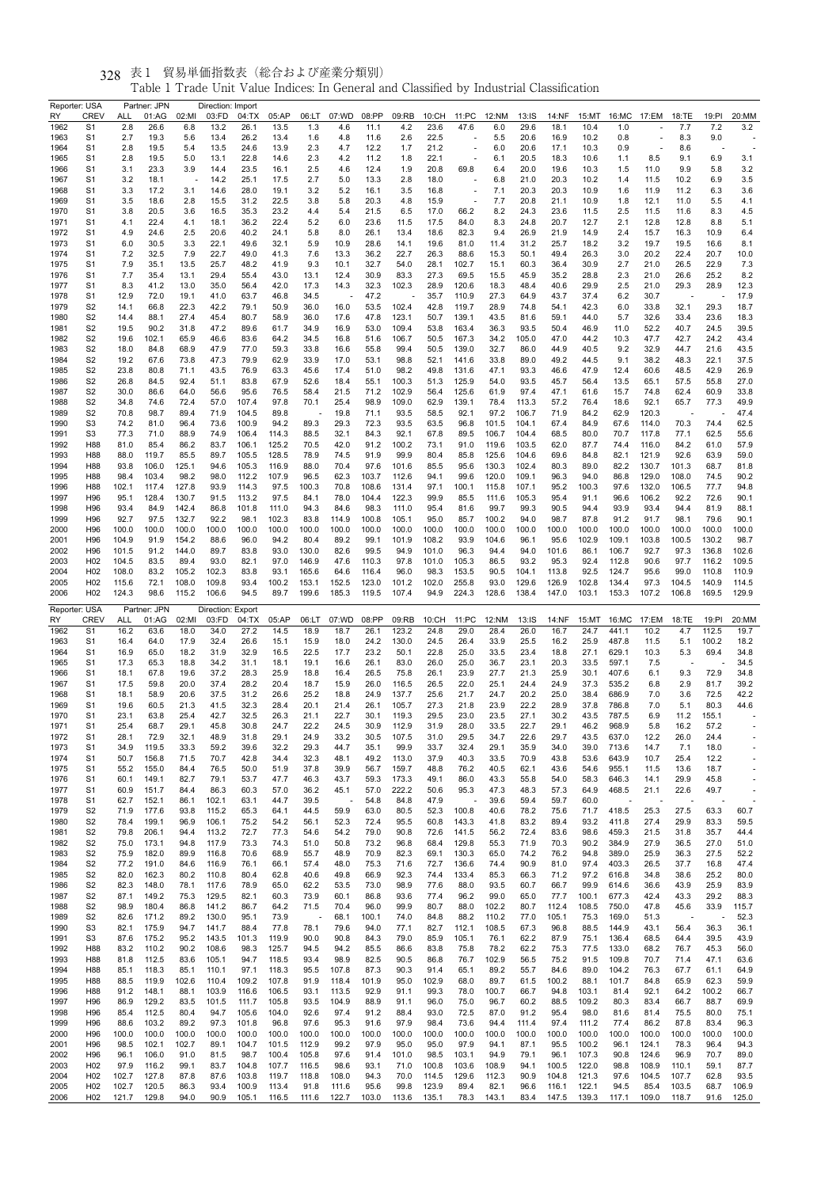# 表1 貿易単価指数表（総合および産業分類別）

Table 1 Trade Unit Value Indices: In General and Classified by Industrial Classification

| Reporter: USA | | Partner: JPN | | Direction: Import | | | | | | | | | | | | | | | | | | |
|---|---|---|---|---|---|---|---|---|---|---|---|---|---|---|---|---|---|---|---|---|---|---|
| RY | CREV | ALL | 01:AG | 02:MI | 03:FD | 04:TX | 05:AP | 06:LT | 07:WD | 08:PP | 09:RB | 10:CH | 11:PC | 12:NM | 13:IS | 14:NF | 15:MT | 16:MC | 17:EM | 18:TE | 19:PI | 20:MM |
| 1962 | S1 | 2.8 | 26.6 | 6.8 | 13.2 | 26.1 | 13.5 | 1.3 | 4.6 | 11.1 | 4.2 | 23.6 | 47.6 | 6.0 | 29.6 | 18.1 | 10.4 | 1.0 | - | 7.7 | 7.2 | 3.2 |
| 1963 | S1 | 2.7 | 19.3 | 5.6 | 13.4 | 26.2 | 13.4 | 1.6 | 4.8 | 11.6 | 2.6 | 22.5 | - | 5.5 | 20.6 | 16.9 | 10.2 | 0.8 | - | 8.3 | 9.0 | - |
| 1964 | S1 | 2.8 | 19.5 | 5.4 | 13.5 | 24.6 | 13.9 | 2.3 | 4.7 | 12.2 | 1.7 | 21.2 | - | 6.0 | 20.6 | 17.1 | 10.3 | 0.9 | - | 8.6 | - | - |
| 1965 | S1 | 2.8 | 19.5 | 5.0 | 13.1 | 22.8 | 14.6 | 2.3 | 4.2 | 11.2 | 1.8 | 22.1 | - | 6.1 | 20.5 | 18.3 | 10.6 | 1.1 | 8.5 | 9.1 | 6.9 | 3.1 |
| 1966 | S1 | 3.1 | 23.3 | 3.9 | 14.4 | 23.5 | 16.1 | 2.5 | 4.6 | 12.4 | 1.9 | 20.8 | 69.8 | 6.4 | 20.0 | 19.6 | 10.3 | 1.5 | 11.0 | 9.9 | 5.8 | 3.2 |
| 1967 | S1 | 3.2 | 18.1 | - | 14.2 | 25.1 | 17.5 | 2.7 | 5.0 | 13.3 | 2.8 | 18.0 | - | 6.8 | 21.0 | 20.3 | 10.2 | 1.4 | 11.5 | 10.2 | 6.9 | 3.5 |
| 1968 | S1 | 3.3 | 17.2 | 3.1 | 14.6 | 28.0 | 19.1 | 3.2 | 5.2 | 16.1 | 3.5 | 16.8 | - | 7.1 | 20.3 | 20.3 | 10.9 | 1.6 | 11.9 | 11.2 | 6.3 | 3.6 |
| 1969 | S1 | 3.5 | 18.6 | 2.8 | 15.5 | 31.2 | 22.5 | 3.8 | 5.8 | 20.3 | 4.8 | 15.9 | - | 7.7 | 20.8 | 21.1 | 10.9 | 1.8 | 12.1 | 11.0 | 5.5 | 4.1 |
| 1970 | S1 | 3.8 | 20.5 | 3.6 | 16.5 | 35.3 | 23.2 | 4.4 | 5.4 | 21.5 | 6.5 | 17.0 | 66.2 | 8.2 | 24.3 | 23.6 | 11.5 | 2.5 | 11.5 | 11.6 | 8.3 | 4.5 |
| 1971 | S1 | 4.1 | 22.4 | 4.1 | 18.1 | 36.2 | 22.4 | 5.2 | 6.0 | 23.6 | 11.5 | 17.5 | 84.0 | 8.3 | 24.8 | 20.7 | 12.7 | 2.1 | 12.8 | 12.8 | 8.8 | 5.1 |
| 1972 | S1 | 4.9 | 24.6 | 2.5 | 20.6 | 40.2 | 24.1 | 5.8 | 8.0 | 26.1 | 13.4 | 18.6 | 82.3 | 9.4 | 26.9 | 21.9 | 14.9 | 2.4 | 15.7 | 16.3 | 10.9 | 6.4 |
| 1973 | S1 | 6.0 | 30.5 | 3.3 | 22.1 | 49.6 | 32.1 | 5.9 | 10.9 | 28.6 | 14.1 | 19.6 | 81.0 | 11.4 | 31.2 | 25.7 | 18.2 | 3.2 | 19.7 | 19.5 | 16.6 | 8.1 |
| 1974 | S1 | 7.2 | 32.5 | 7.9 | 22.7 | 49.0 | 41.3 | 7.6 | 13.3 | 36.2 | 22.7 | 26.3 | 88.6 | 15.3 | 50.1 | 49.4 | 26.3 | 3.0 | 20.2 | 22.4 | 20.7 | 10.0 |
| 1975 | S1 | 7.9 | 35.1 | 13.5 | 25.7 | 48.2 | 41.9 | 9.3 | 10.1 | 32.7 | 54.0 | 28.1 | 102.7 | 15.1 | 60.3 | 36.4 | 30.9 | 2.7 | 21.0 | 26.5 | 22.9 | 7.3 |
| 1976 | S1 | 7.7 | 35.4 | 13.1 | 29.4 | 55.4 | 43.0 | 13.1 | 12.4 | 30.9 | 83.3 | 27.3 | 69.5 | 15.5 | 45.9 | 35.2 | 28.8 | 2.3 | 21.0 | 26.6 | 25.2 | 8.2 |
| 1977 | S1 | 8.3 | 41.2 | 13.0 | 35.0 | 56.4 | 42.0 | 17.3 | 14.3 | 32.3 | 102.3 | 28.9 | 120.6 | 18.3 | 48.4 | 40.6 | 29.9 | 2.5 | 21.0 | 29.3 | 28.9 | 12.3 |
| 1978 | S1 | 12.9 | 72.0 | 19.1 | 41.0 | 63.7 | 46.8 | 34.5 | - | 47.2 | - | 35.7 | 110.9 | 27.3 | 64.9 | 43.7 | 37.4 | 6.2 | 30.7 | - | - | 17.9 |
| 1979 | S2 | 14.1 | 66.8 | 22.3 | 42.2 | 79.1 | 50.9 | 36.0 | 16.0 | 53.5 | 102.4 | 42.8 | 119.7 | 28.9 | 74.8 | 54.1 | 42.3 | 6.0 | 33.8 | 32.1 | 29.3 | 18.7 |
| 1980 | S2 | 14.4 | 88.1 | 27.4 | 45.4 | 80.7 | 58.9 | 36.0 | 17.6 | 47.8 | 123.1 | 50.7 | 139.1 | 43.5 | 81.6 | 59.1 | 44.0 | 5.7 | 32.6 | 33.4 | 23.6 | 18.3 |
| 1981 | S2 | 19.5 | 90.2 | 31.8 | 47.2 | 89.6 | 61.7 | 34.9 | 16.9 | 53.0 | 109.4 | 53.8 | 163.4 | 36.3 | 93.5 | 50.4 | 46.9 | 11.0 | 52.2 | 40.7 | 24.5 | 39.5 |
| 1982 | S2 | 19.6 | 102.1 | 65.9 | 46.6 | 83.6 | 64.2 | 34.5 | 16.8 | 51.6 | 106.7 | 50.5 | 167.3 | 34.2 | 105.0 | 47.0 | 44.2 | 10.3 | 47.7 | 42.7 | 24.2 | 43.4 |
| 1983 | S2 | 18.0 | 84.8 | 68.9 | 47.9 | 77.0 | 59.3 | 33.8 | 16.6 | 55.8 | 99.4 | 50.5 | 139.0 | 32.7 | 86.0 | 44.9 | 40.5 | 9.2 | 32.9 | 44.7 | 21.6 | 43.5 |
| 1984 | S2 | 19.2 | 67.6 | 73.8 | 47.3 | 79.9 | 62.9 | 33.9 | 17.0 | 53.1 | 98.8 | 52.1 | 141.6 | 33.8 | 89.0 | 49.2 | 44.5 | 9.1 | 38.2 | 48.3 | 22.1 | 37.5 |
| 1985 | S2 | 23.8 | 80.8 | 71.1 | 43.5 | 76.9 | 63.3 | 45.6 | 17.4 | 51.0 | 98.2 | 49.8 | 131.6 | 47.1 | 93.3 | 46.6 | 47.9 | 12.4 | 60.6 | 48.5 | 42.9 | 26.9 |
| 1986 | S2 | 26.8 | 84.5 | 92.4 | 51.1 | 83.8 | 67.9 | 52.6 | 18.4 | 55.1 | 100.3 | 51.3 | 125.9 | 54.0 | 93.5 | 45.7 | 56.4 | 13.5 | 65.1 | 57.5 | 55.8 | 27.0 |
| 1987 | S2 | 30.0 | 86.6 | 64.0 | 56.6 | 95.6 | 76.5 | 58.4 | 21.5 | 71.2 | 102.9 | 56.4 | 125.6 | 61.9 | 97.4 | 47.1 | 61.6 | 15.7 | 74.8 | 62.4 | 60.9 | 33.8 |
| 1988 | S2 | 34.8 | 74.6 | 72.4 | 57.0 | 107.4 | 97.8 | 70.1 | 25.4 | 98.9 | 109.0 | 62.9 | 139.1 | 78.4 | 113.3 | 57.2 | 76.4 | 18.6 | 92.1 | 65.7 | 77.3 | 49.9 |
| 1989 | S2 | 70.8 | 98.7 | 89.4 | 71.9 | 104.5 | 89.8 | - | 19.8 | 71.1 | 93.5 | 58.5 | 92.1 | 97.2 | 106.7 | 71.9 | 84.2 | 62.9 | 120.3 | - | - | 47.4 |
| 1990 | S3 | 74.2 | 81.0 | 96.4 | 73.6 | 100.9 | 94.2 | 89.3 | 29.3 | 72.3 | 93.5 | 63.5 | 96.8 | 101.5 | 104.1 | 67.4 | 84.9 | 67.6 | 114.0 | 70.3 | 74.4 | 62.5 |
| 1991 | S3 | 77.3 | 71.0 | 88.9 | 74.9 | 106.4 | 114.3 | 88.5 | 32.1 | 84.3 | 92.1 | 67.8 | 89.5 | 106.7 | 104.4 | 68.5 | 80.0 | 70.7 | 117.8 | 77.1 | 62.5 | 55.6 |
| 1992 | H88 | 81.0 | 85.4 | 86.2 | 83.7 | 106.1 | 125.2 | 70.5 | 42.0 | 91.2 | 100.2 | 73.1 | 91.0 | 119.6 | 103.5 | 62.0 | 87.7 | 74.4 | 116.0 | 84.2 | 61.0 | 57.9 |
| 1993 | H88 | 88.0 | 119.7 | 85.5 | 89.7 | 105.5 | 128.5 | 78.9 | 74.5 | 91.9 | 99.9 | 80.4 | 85.8 | 125.6 | 104.6 | 69.6 | 84.8 | 82.1 | 121.9 | 92.6 | 63.9 | 59.0 |
| 1994 | H88 | 93.8 | 106.0 | 125.1 | 94.6 | 105.3 | 116.9 | 88.0 | 70.4 | 97.6 | 101.6 | 85.5 | 95.6 | 130.3 | 102.4 | 80.3 | 89.0 | 82.2 | 130.7 | 101.3 | 68.7 | 81.8 |
| 1995 | H88 | 98.4 | 103.4 | 98.2 | 98.0 | 112.2 | 107.9 | 96.5 | 62.3 | 103.7 | 112.6 | 94.1 | 99.6 | 120.0 | 109.1 | 96.3 | 94.0 | 86.8 | 129.0 | 108.0 | 74.5 | 90.2 |
| 1996 | H88 | 102.1 | 117.4 | 127.8 | 93.9 | 114.3 | 97.5 | 100.3 | 70.8 | 108.6 | 131.4 | 97.1 | 100.1 | 115.8 | 107.1 | 95.2 | 100.3 | 97.6 | 132.0 | 106.5 | 77.7 | 94.8 |
| 1997 | H96 | 95.1 | 128.4 | 130.7 | 91.5 | 113.2 | 97.5 | 84.1 | 78.0 | 104.4 | 122.3 | 99.9 | 85.5 | 111.6 | 105.3 | 95.4 | 91.1 | 96.6 | 106.2 | 92.2 | 72.6 | 90.1 |
| 1998 | H96 | 93.4 | 84.9 | 142.4 | 86.8 | 101.8 | 111.0 | 94.3 | 84.6 | 98.3 | 111.0 | 95.4 | 81.6 | 99.7 | 99.3 | 90.5 | 94.4 | 93.9 | 93.4 | 94.4 | 81.9 | 88.1 |
| 1999 | H96 | 92.7 | 97.5 | 132.7 | 92.2 | 98.1 | 102.3 | 83.8 | 114.9 | 100.8 | 105.1 | 95.0 | 85.7 | 100.2 | 94.0 | 98.7 | 87.8 | 91.2 | 91.7 | 98.1 | 79.6 | 90.1 |
| 2000 | H96 | 100.0 | 100.0 | 100.0 | 100.0 | 100.0 | 100.0 | 100.0 | 100.0 | 100.0 | 100.0 | 100.0 | 100.0 | 100.0 | 100.0 | 100.0 | 100.0 | 100.0 | 100.0 | 100.0 | 100.0 | 100.0 |
| 2001 | H96 | 104.9 | 91.9 | 154.2 | 88.6 | 96.0 | 94.2 | 80.4 | 89.2 | 99.1 | 101.9 | 108.2 | 93.9 | 104.6 | 96.1 | 95.6 | 102.9 | 109.1 | 103.8 | 100.5 | 130.2 | 98.7 |
| 2002 | H96 | 101.5 | 91.2 | 144.0 | 89.7 | 83.8 | 93.0 | 130.0 | 82.6 | 99.5 | 94.9 | 101.0 | 96.3 | 94.4 | 94.0 | 101.6 | 86.1 | 106.7 | 92.7 | 97.3 | 136.8 | 102.6 |
| 2003 | H02 | 104.5 | 83.5 | 89.4 | 93.0 | 82.1 | 97.0 | 146.9 | 47.6 | 110.3 | 97.8 | 101.0 | 105.3 | 86.5 | 93.2 | 95.3 | 92.4 | 112.8 | 90.6 | 97.7 | 116.2 | 109.5 |
| 2004 | H02 | 108.0 | 83.2 | 105.2 | 102.3 | 83.8 | 93.1 | 165.6 | 64.6 | 116.4 | 96.0 | 98.3 | 153.5 | 90.5 | 104.1 | 113.8 | 92.5 | 124.7 | 95.6 | 99.0 | 110.8 | 110.9 |
| 2005 | H02 | 115.6 | 72.1 | 108.0 | 109.8 | 93.4 | 100.2 | 153.1 | 152.5 | 123.0 | 101.2 | 102.0 | 255.8 | 93.0 | 129.6 | 126.9 | 102.8 | 134.4 | 97.3 | 104.5 | 140.9 | 114.5 |
| 2006 | H02 | 124.3 | 98.6 | 115.2 | 106.6 | 94.5 | 89.7 | 199.6 | 185.3 | 119.5 | 107.4 | 94.9 | 224.3 | 128.6 | 138.4 | 147.0 | 103.1 | 153.3 | 107.2 | 106.8 | 169.5 | 129.9 |

| Reporter: USA | | Partner: JPN | | Direction: Export | | | | | | | | | | | | | | | | | | |
|---|---|---|---|---|---|---|---|---|---|---|---|---|---|---|---|---|---|---|---|---|---|---|
| RY | CREV | ALL | 01:AG | 02:MI | 03:FD | 04:TX | 05:AP | 06:LT | 07:WD | 08:PP | 09:RB | 10:CH | 11:PC | 12:NM | 13:IS | 14:NF | 15:MT | 16:MC | 17:EM | 18:TE | 19:PI | 20:MM |
| 1962 | S1 | 16.2 | 63.6 | 18.0 | 34.0 | 27.2 | 14.5 | 18.9 | 18.7 | 26.1 | 123.2 | 24.8 | 29.0 | 28.4 | 26.0 | 16.7 | 24.7 | 441.1 | 10.2 | 4.7 | 112.5 | 19.7 |
| 1963 | S1 | 16.4 | 64.0 | 17.9 | 32.4 | 26.6 | 15.1 | 15.9 | 18.0 | 24.2 | 130.0 | 24.5 | 26.4 | 33.9 | 25.5 | 16.2 | 25.9 | 487.8 | 11.5 | 5.1 | 100.2 | 18.2 |
| 1964 | S1 | 16.9 | 65.0 | 18.2 | 31.9 | 32.9 | 16.5 | 22.5 | 17.7 | 23.2 | 50.1 | 22.8 | 25.0 | 33.5 | 23.4 | 18.8 | 27.1 | 629.1 | 10.3 | 5.3 | 69.4 | 34.8 |
| 1965 | S1 | 17.3 | 65.3 | 18.8 | 34.2 | 31.1 | 18.1 | 19.1 | 16.6 | 26.1 | 83.0 | 26.0 | 25.0 | 36.7 | 23.1 | 20.3 | 33.5 | 597.1 | 7.5 | - | - | 34.5 |
| 1966 | S1 | 18.1 | 67.8 | 19.6 | 37.2 | 28.3 | 25.9 | 18.8 | 16.4 | 26.5 | 75.8 | 26.1 | 23.9 | 27.7 | 21.3 | 25.9 | 30.1 | 407.6 | 6.1 | 9.3 | 72.9 | 34.8 |
| 1967 | S1 | 17.5 | 59.8 | 20.0 | 37.4 | 28.2 | 20.4 | 18.7 | 15.9 | 26.0 | 116.5 | 26.5 | 22.0 | 25.1 | 24.4 | 24.9 | 37.3 | 535.2 | 6.8 | 2.9 | 81.7 | 39.2 |
| 1968 | S1 | 18.1 | 58.9 | 20.6 | 37.5 | 31.2 | 26.6 | 25.2 | 18.8 | 24.9 | 137.7 | 25.6 | 21.7 | 24.7 | 20.2 | 25.0 | 38.4 | 686.9 | 7.0 | 3.6 | 72.5 | 42.2 |
| 1969 | S1 | 19.6 | 60.5 | 21.3 | 41.5 | 32.3 | 28.4 | 20.1 | 21.4 | 26.1 | 105.7 | 27.3 | 21.8 | 23.9 | 22.2 | 28.9 | 37.8 | 786.8 | 7.0 | 5.1 | 80.3 | 44.6 |
| 1970 | S1 | 23.1 | 63.8 | 25.4 | 42.7 | 32.5 | 26.3 | 21.1 | 22.7 | 30.1 | 119.3 | 29.5 | 23.0 | 23.5 | 27.1 | 30.2 | 43.5 | 787.5 | 6.9 | 11.2 | 155.1 | - |
| 1971 | S1 | 25.4 | 68.7 | 29.1 | 45.8 | 30.8 | 24.7 | 22.2 | 24.5 | 30.9 | 112.9 | 31.9 | 28.0 | 33.5 | 22.7 | 29.1 | 46.2 | 968.9 | 5.8 | 16.2 | 57.2 | - |
| 1972 | S1 | 28.1 | 72.9 | 32.1 | 48.9 | 31.8 | 29.1 | 24.9 | 33.2 | 30.5 | 107.5 | 31.0 | 29.5 | 34.7 | 22.6 | 29.7 | 43.5 | 637.0 | 12.2 | 26.0 | 24.4 | - |
| 1973 | S1 | 34.9 | 119.5 | 33.3 | 59.2 | 39.6 | 32.2 | 29.3 | 44.7 | 35.1 | 99.9 | 33.7 | 32.4 | 29.1 | 35.9 | 34.0 | 39.0 | 713.6 | 14.7 | 7.1 | 18.0 | - |
| 1974 | S1 | 50.7 | 156.8 | 71.5 | 70.7 | 42.8 | 34.4 | 32.3 | 48.1 | 49.2 | 113.0 | 37.9 | 40.3 | 33.5 | 70.9 | 43.8 | 53.6 | 643.9 | 10.7 | 25.4 | 12.2 | - |
| 1975 | S1 | 55.2 | 155.0 | 84.4 | 76.5 | 50.0 | 51.9 | 37.8 | 39.9 | 56.7 | 159.7 | 48.8 | 76.2 | 40.5 | 62.1 | 43.6 | 54.6 | 955.1 | 11.5 | 13.6 | 18.7 | - |
| 1976 | S1 | 60.1 | 149.1 | 82.7 | 79.1 | 53.7 | 47.7 | 46.3 | 43.7 | 59.3 | 173.3 | 49.1 | 86.0 | 43.3 | 55.8 | 54.0 | 58.3 | 646.3 | 14.1 | 29.9 | 45.8 | - |
| 1977 | S1 | 60.9 | 151.7 | 84.4 | 86.3 | 60.3 | 57.0 | 36.2 | 45.1 | 57.0 | 222.2 | 50.6 | 95.3 | 47.3 | 48.3 | 57.3 | 64.9 | 468.5 | 21.1 | 22.6 | 49.7 | - |
| 1978 | S1 | 62.7 | 152.1 | 86.1 | 102.1 | 63.1 | 44.7 | 39.5 | - | 54.8 | 84.8 | 47.9 | - | 39.6 | 59.4 | 59.7 | 60.0 | - | - | - | - | - |
| 1979 | S2 | 71.9 | 177.6 | 93.8 | 115.2 | 65.3 | 64.1 | 44.5 | 59.9 | 63.0 | 80.5 | 52.3 | 100.8 | 40.6 | 78.2 | 75.6 | 71.7 | 418.5 | 25.3 | 27.5 | 63.3 | 60.7 |
| 1980 | S2 | 78.4 | 199.1 | 96.9 | 106.1 | 75.2 | 54.2 | 56.1 | 52.3 | 72.4 | 95.5 | 60.8 | 143.3 | 41.8 | 83.2 | 89.4 | 93.2 | 411.8 | 27.4 | 29.9 | 83.3 | 59.5 |
| 1981 | S2 | 79.8 | 206.1 | 94.4 | 113.2 | 72.7 | 77.3 | 54.6 | 54.2 | 79.0 | 90.8 | 72.6 | 141.5 | 56.2 | 72.4 | 83.6 | 98.6 | 459.3 | 21.5 | 31.8 | 35.7 | 44.4 |
| 1982 | S2 | 75.0 | 173.1 | 94.8 | 117.9 | 73.3 | 74.3 | 51.0 | 50.8 | 73.2 | 96.8 | 68.4 | 129.8 | 55.3 | 71.9 | 70.3 | 90.2 | 384.9 | 27.9 | 36.5 | 27.0 | 51.0 |
| 1983 | S2 | 75.9 | 182.0 | 89.9 | 116.8 | 70.6 | 68.9 | 55.7 | 48.9 | 70.9 | 82.3 | 69.1 | 130.3 | 65.0 | 74.2 | 76.2 | 94.8 | 389.0 | 25.9 | 36.3 | 27.5 | 52.2 |
| 1984 | S2 | 77.2 | 191.0 | 84.6 | 116.9 | 76.1 | 66.1 | 57.4 | 48.0 | 75.3 | 71.6 | 72.7 | 136.6 | 74.4 | 90.9 | 81.0 | 97.4 | 403.3 | 26.5 | 37.7 | 16.8 | 47.4 |
| 1985 | S2 | 82.0 | 162.3 | 80.2 | 110.8 | 80.4 | 62.8 | 40.6 | 49.8 | 66.9 | 92.3 | 74.4 | 133.4 | 85.3 | 66.3 | 71.2 | 97.2 | 616.8 | 34.8 | 38.6 | 25.2 | 80.0 |
| 1986 | S2 | 82.3 | 148.0 | 78.1 | 117.6 | 78.9 | 65.0 | 62.2 | 53.5 | 73.0 | 98.9 | 77.6 | 88.0 | 93.5 | 60.7 | 66.7 | 99.9 | 614.6 | 36.6 | 43.9 | 25.9 | 83.9 |
| 1987 | S2 | 87.1 | 149.2 | 75.3 | 129.5 | 82.1 | 60.3 | 73.9 | 60.1 | 86.8 | 93.6 | 77.4 | 96.2 | 99.0 | 65.0 | 77.7 | 100.1 | 677.3 | 42.4 | 43.3 | 29.2 | 88.3 |
| 1988 | S2 | 98.9 | 180.4 | 86.8 | 141.2 | 86.7 | 64.2 | 71.5 | 70.4 | 96.0 | 99.9 | 80.7 | 88.0 | 102.2 | 80.7 | 112.4 | 108.5 | 750.0 | 47.8 | 45.6 | 33.9 | 115.7 |
| 1989 | S2 | 82.6 | 171.2 | 89.2 | 130.0 | 95.1 | 73.9 | - | 68.1 | 100.1 | 74.0 | 84.8 | 88.2 | 110.2 | 77.0 | 105.1 | 75.3 | 169.0 | 51.3 | - | - | 52.3 |
| 1990 | S3 | 82.1 | 175.9 | 94.7 | 141.7 | 88.4 | 77.8 | 78.1 | 79.6 | 94.0 | 77.1 | 82.7 | 112.1 | 108.5 | 67.3 | 96.8 | 88.5 | 144.9 | 43.1 | 56.4 | 36.3 | 36.1 |
| 1991 | S3 | 87.6 | 175.2 | 95.2 | 143.5 | 101.3 | 119.9 | 90.0 | 90.8 | 84.3 | 79.0 | 85.9 | 105.1 | 76.1 | 62.2 | 87.9 | 75.1 | 136.4 | 68.5 | 64.4 | 39.5 | 43.9 |
| 1992 | H88 | 83.2 | 110.2 | 90.2 | 108.6 | 98.3 | 125.7 | 94.5 | 94.2 | 85.5 | 86.6 | 83.8 | 75.8 | 78.2 | 62.2 | 75.3 | 77.5 | 133.0 | 68.2 | 76.7 | 45.3 | 56.0 |
| 1993 | H88 | 81.8 | 112.5 | 83.6 | 105.1 | 94.7 | 118.5 | 93.4 | 98.9 | 82.5 | 90.5 | 86.8 | 76.7 | 102.9 | 56.5 | 75.2 | 91.5 | 109.8 | 70.7 | 71.4 | 47.1 | 63.6 |
| 1994 | H88 | 85.1 | 118.3 | 85.1 | 110.1 | 97.1 | 118.3 | 95.5 | 107.8 | 87.3 | 90.3 | 91.4 | 65.1 | 89.2 | 55.7 | 84.6 | 89.0 | 104.2 | 76.3 | 67.7 | 61.1 | 64.9 |
| 1995 | H88 | 88.5 | 119.9 | 102.6 | 110.4 | 109.2 | 107.8 | 91.9 | 118.4 | 101.9 | 95.0 | 102.9 | 68.0 | 89.7 | 61.5 | 100.2 | 88.1 | 101.7 | 84.8 | 65.9 | 62.3 | 59.9 |
| 1996 | H88 | 91.2 | 148.1 | 88.1 | 103.9 | 116.6 | 106.5 | 93.1 | 113.5 | 92.9 | 91.1 | 99.3 | 78.0 | 100.7 | 66.7 | 94.8 | 103.1 | 81.4 | 92.1 | 64.2 | 100.2 | 66.7 |
| 1997 | H96 | 86.9 | 129.2 | 83.5 | 101.5 | 111.7 | 105.8 | 93.5 | 104.9 | 88.9 | 91.1 | 96.0 | 75.0 | 96.7 | 60.2 | 88.5 | 109.2 | 80.3 | 83.4 | 66.7 | 88.7 | 69.9 |
| 1998 | H96 | 85.4 | 112.5 | 80.4 | 94.7 | 105.6 | 104.0 | 92.6 | 97.4 | 91.2 | 88.4 | 93.0 | 72.5 | 87.0 | 91.2 | 95.4 | 98.0 | 81.6 | 81.4 | 75.5 | 80.0 | 75.1 |
| 1999 | H96 | 88.6 | 103.2 | 89.2 | 97.3 | 101.8 | 96.8 | 97.6 | 95.3 | 91.6 | 97.9 | 98.4 | 73.6 | 94.4 | 111.4 | 97.4 | 111.2 | 77.4 | 86.2 | 87.8 | 83.4 | 96.3 |
| 2000 | H96 | 100.0 | 100.0 | 100.0 | 100.0 | 100.0 | 100.0 | 100.0 | 100.0 | 100.0 | 100.0 | 100.0 | 100.0 | 100.0 | 100.0 | 100.0 | 100.0 | 100.0 | 100.0 | 100.0 | 100.0 | 100.0 |
| 2001 | H96 | 98.5 | 102.1 | 102.7 | 89.1 | 104.7 | 101.5 | 112.9 | 99.2 | 97.9 | 95.0 | 95.0 | 97.9 | 94.1 | 87.1 | 95.5 | 100.2 | 96.1 | 124.1 | 78.3 | 96.4 | 94.3 |
| 2002 | H96 | 96.1 | 106.0 | 91.0 | 81.5 | 98.7 | 100.4 | 105.8 | 97.6 | 91.4 | 101.0 | 98.5 | 103.1 | 94.9 | 79.1 | 96.1 | 107.3 | 90.8 | 124.6 | 96.9 | 70.7 | 89.0 |
| 2003 | H02 | 97.9 | 116.2 | 99.1 | 83.7 | 104.8 | 107.7 | 116.5 | 98.6 | 93.1 | 71.0 | 100.8 | 103.6 | 108.9 | 94.1 | 100.5 | 122.0 | 98.8 | 108.9 | 110.1 | 59.1 | 87.7 |
| 2004 | H02 | 102.7 | 127.8 | 87.8 | 87.6 | 103.8 | 119.7 | 118.8 | 108.0 | 94.3 | 70.0 | 114.5 | 129.6 | 112.3 | 90.9 | 104.8 | 121.3 | 97.6 | 104.5 | 107.7 | 62.8 | 93.5 |
| 2005 | H02 | 102.7 | 120.5 | 86.3 | 93.4 | 100.9 | 113.4 | 91.8 | 111.6 | 95.6 | 99.8 | 123.9 | 89.4 | 82.1 | 96.6 | 116.1 | 122.1 | 94.5 | 85.4 | 103.5 | 68.7 | 106.9 |
| 2006 | H02 | 121.7 | 129.8 | 94.0 | 90.9 | 105.1 | 116.5 | 111.6 | 122.7 | 103.0 | 113.6 | 135.1 | 78.3 | 143.1 | 83.4 | 147.5 | 139.3 | 117.1 | 109.0 | 118.7 | 91.6 | 125.0 |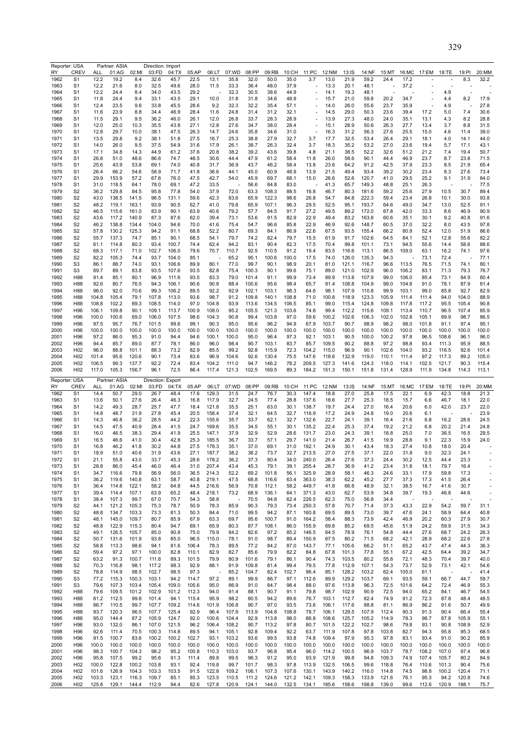Reporter: USA Partner: ASIA Direction: Import

| RY | CREV | ALL | 01:AG | 02:MI | 03:FD | 04:TX | 05:AP | 06:LT | 07:WD | 08:PP | 09:RB | 10:CH | 11:PC | 12:NM | 13:IS | 14:NF | 15:MT | 16:MC | 17:EM | 18:TE | 19:PI | 20:MM |
|---|---|---|---|---|---|---|---|---|---|---|---|---|---|---|---|---|---|---|---|---|---|---|
| 1962 | S1 | 12.2 | 19.2 | 8.4 | 32.6 | 45.7 | 22.5 | 13.1 | 35.8 | 32.0 | 50.0 | 35.0 | 3.7 | 13.0 | 21.9 | 59.2 | 24.4 | 17.2 | - | - | 8.3 | 32.2 |
| 1963 | S1 | 12.2 | 21.6 | 8.0 | 32.5 | 49.6 | 28.0 | 11.5 | 33.3 | 36.4 | 48.0 | 37.9 | - | 13.3 | 20.1 | 48.1 | - | 37.2 | - | - | - | - |
| 1964 | S1 | 12.2 | 24.4 | 8.4 | 34.0 | 43.5 | 29.2 | - | 32.3 | 30.5 | 38.6 | 44.9 | - | 14.1 | 19.3 | 48.1 | - | - | - | 4.9 | - | - |
| 1965 | S1 | 11.8 | 24.4 | 9.4 | 33.1 | 43.5 | 29.1 | 10.0 | 31.8 | 31.8 | 34.6 | 48.9 | - | 15.7 | 21.0 | 59.8 | 20.2 | 34.7 | - | 4.4 | 8.2 | 17.9 |
| 1966 | S1 | 12.4 | 23.5 | 9.6 | 33.8 | 45.5 | 28.6 | 9.2 | 32.3 | 32.2 | 35.4 | 57.1 | - | 14.0 | 26.0 | 55.6 | 23.7 | 35.9 | - | 4.9 | - | 27.8 |
| 1967 | S1 | 11.6 | 23.9 | 8.8 | 34.4 | 46.9 | 28.4 | 11.6 | 24.8 | 31.4 | 31.2 | 32.1 | - | 14.5 | 29.0 | 50.3 | 23.6 | 39.4 | 17.2 | 5.0 | 7.4 | 30.6 |
| 1968 | S1 | 11.5 | 29.1 | 9.5 | 36.2 | 46.0 | 26.1 | 12.0 | 26.8 | 33.7 | 28.3 | 28.9 | - | 13.9 | 27.3 | 48.0 | 24.0 | 35.1 | 13.1 | 4.3 | 8.2 | 28.8 |
| 1969 | S1 | 12.0 | 25.0 | 10.3 | 35.5 | 43.8 | 27.1 | 12.8 | 27.6 | 34.7 | 38.0 | 28.4 | - | 15.1 | 28.9 | 50.6 | 26.3 | 27.7 | 13.4 | 3.7 | 8.8 | 31.5 |
| 1970 | S1 | 12.8 | 29.7 | 10.0 | 38.1 | 47.5 | 26.3 | 14.7 | 24.6 | 35.8 | 34.6 | 31.0 | - | 16.3 | 31.2 | 56.3 | 27.6 | 25.5 | 15.0 | 4.6 | 11.4 | 39.0 |
| 1971 | S1 | 13.5 | 29.8 | 9.2 | 38.1 | 51.8 | 27.5 | 16.7 | 25.3 | 38.8 | 27.9 | 32.7 | 3.7 | 17.7 | 32.5 | 53.4 | 26.4 | 29.1 | 18.1 | 4.0 | 14.1 | 44.0 |
| 1972 | S1 | 14.0 | 26.0 | 9.5 | 37.5 | 54.9 | 31.6 | 17.9 | 26.1 | 38.7 | 26.3 | 32.4 | 3.7 | 18.3 | 35.2 | 53.2 | 27.0 | 23.6 | 19.4 | 5.7 | 17.1 | 43.1 |
| 1973 | S1 | 17.1 | 34.8 | 14.3 | 44.9 | 61.2 | 37.6 | 20.8 | 38.2 | 39.2 | 43.6 | 39.8 | 4.8 | 21.1 | 38.5 | 52.2 | 32.6 | 51.2 | 21.2 | 7.4 | 19.4 | 50.7 |
| 1974 | S1 | 26.8 | 51.0 | 48.6 | 86.6 | 74.7 | 48.5 | 30.6 | 44.4 | 47.9 | 61.2 | 58.4 | 11.8 | 26.0 | 58.6 | 90.1 | 44.4 | 46.9 | 23.7 | 8.7 | 23.8 | 71.5 |
| 1975 | S1 | 25.6 | 43.9 | 53.8 | 69.1 | 74.0 | 40.8 | 31.7 | 36.9 | 43.7 | 46.2 | 58.4 | 13.8 | 23.6 | 64.2 | 91.2 | 42.5 | 37.9 | 23.3 | 8.5 | 21.9 | 65.4 |
| 1976 | S1 | 26.4 | 66.2 | 54.6 | 58.9 | 71.7 | 41.8 | 36.6 | 44.1 | 45.0 | 60.9 | 48.9 | 13.9 | 21.5 | 49.4 | 93.4 | 39.2 | 30.2 | 23.4 | 8.3 | 27.6 | 73.4 |
| 1977 | S1 | 29.9 | 153.9 | 57.2 | 67.6 | 76.0 | 47.5 | 42.7 | 54.0 | 45.9 | 69.7 | 68.1 | 15.0 | 26.6 | 52.6 | 120.7 | 41.0 | 29.5 | 25.2 | 9.1 | 31.9 | 84.0 |
| 1978 | S1 | 31.0 | 118.5 | 64.1 | 78.0 | 69.1 | 47.2 | 33.5 | - | 56.6 | 84.8 | 83.0 | - | 41.3 | 65.7 | 149.3 | 48.8 | 25.1 | 26.3 | - | - | 77.5 |
| 1979 | S2 | 36.2 | 129.8 | 84.5 | 95.8 | 77.8 | 54.0 | 37.9 | 72.0 | 63.3 | 108.3 | 88.5 | 16.8 | 46.7 | 80.3 | 181.6 | 59.2 | 25.6 | 27.9 | 10.5 | 30.7 | 89.4 |
| 1980 | S2 | 43.0 | 138.5 | 141.5 | 96.5 | 131.1 | 59.6 | 42.3 | 83.6 | 65.9 | 122.3 | 98.6 | 26.8 | 54.7 | 84.8 | 222.3 | 59.4 | 23.4 | 26.8 | 10.1 | 30.0 | 93.8 |
| 1981 | S2 | 48.2 | 119.1 | 163.1 | 93.9 | 90.5 | 62.7 | 41.0 | 79.8 | 65.9 | 107.1 | 96.3 | 29.5 | 52.5 | 95.1 | 193.7 | 64.6 | 49.0 | 34.7 | 13.0 | 52.5 | 91.1 |
| 1982 | S2 | 46.5 | 115.6 | 161.0 | 83.9 | 90.1 | 63.9 | 40.6 | 79.2 | 57.7 | 84.5 | 91.7 | 27.2 | 49.5 | 89.2 | 172.0 | 67.8 | 42.0 | 33.3 | 8.6 | 46.9 | 90.9 |
| 1983 | S2 | 43.6 | 117.2 | 140.9 | 87.3 | 87.6 | 62.0 | 39.4 | 73.1 | 53.6 | 91.5 | 82.9 | 22.9 | 49.4 | 83.2 | 163.8 | 60.6 | 35.1 | 30.1 | 9.2 | 40.8 | 91.6 |
| 1984 | S2 | 46.2 | 138.8 | 134.4 | 104.0 | 94.6 | 70.0 | 41.6 | 75.4 | 54.7 | 96.6 | 85.8 | 22.9 | 46.9 | 92.6 | 148.7 | 60.5 | 37.0 | 32.2 | 8.0 | 43.5 | 97.8 |
| 1985 | S2 | 57.8 | 130.2 | 125.3 | 94.2 | 91.1 | 68.8 | 52.2 | 80.7 | 69.3 | 84.1 | 86.9 | 22.6 | 67.5 | 93.5 | 155.4 | 66.2 | 80.9 | 52.4 | 12.0 | 51.9 | 86.6 |
| 1986 | S2 | 55.7 | 137.3 | 74.7 | 85.1 | 90.1 | 68.5 | 54.1 | 79.7 | 74.2 | 82.4 | 79.7 | 15.5 | 61.9 | 91.7 | 102.6 | 64.5 | 84.1 | 52.1 | 12.8 | 55.6 | 82.2 |
| 1987 | S2 | 61.1 | 114.8 | 80.3 | 93.4 | 100.7 | 74.4 | 62.4 | 94.2 | 83.1 | 90.4 | 82.3 | 17.5 | 70.4 | 99.8 | 101.1 | 73.1 | 94.5 | 55.6 | 14.4 | 58.6 | 88.6 |
| 1988 | S2 | 68.3 | 117.1 | 71.0 | 102.7 | 106.0 | 79.6 | 70.7 | 110.7 | 92.5 | 110.5 | 91.2 | 19.4 | 83.5 | 116.6 | 113.1 | 86.5 | 109.0 | 63.1 | 16.2 | 74.1 | 97.6 |
| 1989 | S2 | 82.2 | 105.3 | 74.4 | 93.7 | 104.0 | 85.1 | - | 65.2 | 95.1 | 100.6 | 100.0 | 17.5 | 74.0 | 126.0 | 135.3 | 94.3 | - | 73.1 | 72.4 | - | 77.1 |
| 1990 | S3 | 86.1 | 88.7 | 74.0 | 93.1 | 106.6 | 89.9 | 80.1 | 77.0 | 99.7 | 90.1 | 98.9 | 20.1 | 81.0 | 121.1 | 116.7 | 96.6 | 113.5 | 76.5 | 71.5 | 74.1 | 80.1 |
| 1991 | S3 | 89.7 | 89.1 | 83.8 | 93.5 | 107.6 | 93.5 | 82.8 | 75.4 | 100.3 | 90.1 | 99.6 | 75.1 | 89.0 | 121.0 | 102.9 | 96.0 | 106.2 | 83.1 | 71.3 | 79.3 | 76.7 |
| 1992 | H88 | 91.4 | 85.1 | 80.1 | 96.9 | 111.6 | 93.5 | 83.3 | 79.0 | 101.4 | 91.1 | 99.9 | 73.4 | 89.9 | 113.8 | 107.9 | 99.0 | 106.0 | 85.4 | 73.1 | 84.9 | 80.4 |
| 1993 | H88 | 92.6 | 80.7 | 76.5 | 94.3 | 106.1 | 90.6 | 90.8 | 88.4 | 100.6 | 95.6 | 98.4 | 65.7 | 91.4 | 108.8 | 104.9 | 99.0 | 104.8 | 91.0 | 78.1 | 87.9 | 81.4 |
| 1994 | H88 | 96.0 | 92.0 | 70.6 | 99.3 | 106.2 | 89.5 | 92.2 | 92.9 | 102.1 | 103.1 | 98.3 | 64.6 | 98.1 | 107.9 | 110.8 | 99.9 | 103.1 | 99.0 | 85.8 | 92.7 | 82.9 |
| 1995 | H88 | 104.8 | 105.4 | 79.1 | 107.8 | 113.0 | 93.6 | 98.7 | 91.2 | 109.8 | 140.1 | 108.8 | 71.0 | 100.8 | 118.9 | 123.3 | 105.9 | 111.4 | 111.4 | 94.0 | 104.0 | 88.9 |
| 1996 | H88 | 108.8 | 102.2 | 89.3 | 108.5 | 114.0 | 97.0 | 104.8 | 93.9 | 113.6 | 134.5 | 106.5 | 85.1 | 99.0 | 115.4 | 124.8 | 109.8 | 117.8 | 117.2 | 95.5 | 105.4 | 90.8 |
| 1997 | H96 | 106.1 | 109.8 | 90.1 | 109.1 | 113.7 | 100.9 | 108.0 | 95.2 | 105.5 | 121.3 | 103.6 | 74.8 | 99.4 | 112.2 | 115.6 | 109.1 | 113.4 | 110.7 | 96.5 | 107.4 | 85.9 |
| 1998 | H96 | 100.0 | 100.6 | 69.0 | 106.0 | 107.5 | 98.6 | 104.3 | 90.8 | 99.4 | 103.8 | 97.0 | 59.6 | 100.2 | 102.6 | 106.3 | 102.0 | 102.8 | 105.1 | 89.9 | 98.7 | 86.5 |
| 1999 | H96 | 97.5 | 95.7 | 76.7 | 101.5 | 99.6 | 99.1 | 90.3 | 95.0 | 95.6 | 96.2 | 94.9 | 67.9 | 103.7 | 90.7 | 98.9 | 98.2 | 98.0 | 101.8 | 91.1 | 97.4 | 95.1 |
| 2000 | H96 | 100.0 | 100.0 | 100.0 | 100.0 | 100.0 | 100.0 | 100.0 | 100.0 | 100.0 | 100.0 | 100.0 | 100.0 | 100.0 | 100.0 | 100.0 | 100.0 | 100.0 | 100.0 | 100.0 | 100.0 | 100.0 |
| 2001 | H96 | 97.2 | 86.0 | 95.3 | 91.0 | 94.4 | 94.6 | 100.1 | 100.0 | 95.0 | 96.4 | 97.3 | 92.1 | 103.1 | 90.5 | 100.0 | 100.2 | 97.8 | 96.5 | 108.6 | 96.1 | 96.0 |
| 2002 | H96 | 94.4 | 85.7 | 89.0 | 87.7 | 78.1 | 86.0 | 96.0 | 98.4 | 90.7 | 103.1 | 83.7 | 85.7 | 109.5 | 90.2 | 88.8 | 97.2 | 98.8 | 93.4 | 111.3 | 95.9 | 88.5 |
| 2003 | H02 | 96.0 | 88.8 | 101.1 | 88.3 | 73.2 | 82.9 | 85.5 | 99.2 | 92.8 | 115.9 | 72.3 | 104.2 | 115.0 | 96.9 | 90.1 | 102.6 | 104.0 | 93.2 | 116.5 | 92.6 | 101.4 |
| 2004 | H02 | 101.4 | 95.6 | 120.6 | 90.1 | 73.4 | 83.6 | 96.9 | 104.6 | 92.6 | 130.4 | 75.5 | 147.6 | 118.6 | 132.9 | 119.0 | 110.1 | 111.4 | 97.2 | 117.3 | 89.2 | 105.0 |
| 2005 | H02 | 106.5 | 99.3 | 137.7 | 92.2 | 72.4 | 83.4 | 104.2 | 111.0 | 94.7 | 146.2 | 78.2 | 209.5 | 127.3 | 141.6 | 124.3 | 118.0 | 114.1 | 102.5 | 121.7 | 90.3 | 115.4 |
| 2006 | H02 | 117.0 | 105.3 | 156.7 | 96.1 | 72.5 | 86.4 | 117.4 | 121.3 | 102.5 | 169.5 | 89.3 | 184.2 | 151.3 | 150.1 | 151.8 | 131.4 | 128.9 | 111.9 | 134.8 | 114.3 | 113.1 |

Reporter: USA Partner: ASIA Direction: Export

| RY | CREV | ALL | 01:AG | 02:MI | 03:FD | 04:TX | 05:AP | 06:LT | 07:WD | 08:PP | 09:RB | 10:CH | 11:PC | 12:NM | 13:IS | 14:NF | 15:MT | 16:MC | 17:EM | 18:TE | 19:PI | 20:MM |
|---|---|---|---|---|---|---|---|---|---|---|---|---|---|---|---|---|---|---|---|---|---|---|
| 1962 | S1 | 14.4 | 50.7 | 29.0 | 26.7 | 48.4 | 17.6 | 129.3 | 31.5 | 24.7 | 76.7 | 30.3 | 147.4 | 18.8 | 27.0 | 25.8 | 17.5 | 22.1 | 6.9 | 42.3 | 18.8 | 21.3 |
| 1963 | S1 | 13.6 | 50.1 | 27.6 | 26.4 | 46.3 | 16.8 | 117.9 | 32.7 | 24.5 | 77.4 | 28.8 | 137.6 | 18.6 | 27.7 | 25.3 | 18.5 | 15.7 | 6.6 | 46.7 | 18.1 | 22.0 |
| 1964 | S1 | 14.2 | 49.3 | 28.7 | 25.7 | 47.7 | 18.4 | 121.8 | 35.5 | 25.1 | 63.0 | 30.1 | 138.7 | 19.7 | 24.4 | 27.0 | 16.4 | 20.6 | 6.0 | 42.0 | 23.7 | 22.0 |
| 1965 | S1 | 14.8 | 48.7 | 31.9 | 27.8 | 45.4 | 20.5 | 158.4 | 37.4 | 32.1 | 64.5 | 32.7 | 116.9 | 17.2 | 24.9 | 24.8 | 19.0 | 20.6 | 6.1 | - | - | 23.9 |
| 1966 | S1 | 14.3 | 46.8 | 36.2 | 28.5 | 44.2 | 22.3 | 155.6 | 35.7 | 33.7 | 62.1 | 32.7 | 132.6 | 22.7 | 24.1 | 39.1 | 16.4 | 21.6 | 6.8 | 16.2 | 28.6 | 24.5 |
| 1967 | S1 | 14.5 | 47.5 | 40.9 | 28.4 | 41.5 | 24.7 | 169.6 | 35.5 | 34.5 | 55.1 | 30.1 | 135.2 | 22.4 | 25.3 | 37.4 | 19.2 | 21.2 | 6.8 | 20.2 | 21.4 | 24.8 |
| 1968 | S1 | 16.0 | 46.5 | 38.3 | 29.4 | 41.9 | 25.5 | 147.1 | 37.9 | 32.9 | 52.9 | 28.6 | 131.7 | 23.0 | 24.3 | 39.1 | 18.8 | 25.0 | 7.0 | 36.5 | 16.5 | 29.5 |
| 1969 | S1 | 16.5 | 46.6 | 41.0 | 30.4 | 42.8 | 25.3 | 185.5 | 36.7 | 33.7 | 57.1 | 29.7 | 141.0 | 21.4 | 26.7 | 41.5 | 19.9 | 28.8 | 9.1 | 22.3 | 15.9 | 24.0 |
| 1970 | S1 | 16.8 | 46.2 | 41.8 | 30.2 | 44.8 | 27.5 | 178.3 | 35.1 | 37.0 | 69.1 | 31.0 | 192.1 | 24.9 | 30.1 | 43.4 | 18.3 | 27.4 | 10.8 | 18.0 | 20.4 | - |
| 1971 | S1 | 18.9 | 51.0 | 40.6 | 31.9 | 43.6 | 27.1 | 187.7 | 38.2 | 36.2 | 73.7 | 32.7 | 213.5 | 27.0 | 27.5 | 37.1 | 22.0 | 31.8 | 9.0 | 32.3 | 24.1 | - |
| 1972 | S1 | 21.1 | 55.8 | 43.0 | 33.7 | 45.3 | 28.6 | 178.2 | 36.2 | 37.3 | 80.4 | 34.0 | 240.0 | 26.4 | 27.6 | 37.3 | 24.4 | 30.2 | 12.5 | 44.4 | 23.3 | - |
| 1973 | S1 | 28.8 | 86.0 | 45.4 | 46.0 | 46.4 | 31.0 | 207.4 | 43.4 | 45.3 | 79.1 | 39.1 | 255.4 | 28.7 | 36.9 | 41.2 | 23.4 | 31.8 | 18.1 | 79.7 | 16.4 | - |
| 1974 | S1 | 34.7 | 116.6 | 79.8 | 56.9 | 56.0 | 36.5 | 214.3 | 52.2 | 69.2 | 101.8 | 56.1 | 325.9 | 28.9 | 58.1 | 46.3 | 24.6 | 33.1 | 17.9 | 59.8 | 17.3 | - |
| 1975 | S1 | 36.2 | 119.6 | 140.8 | 63.1 | 58.7 | 40.8 | 219.1 | 47.5 | 68.8 | 116.6 | 63.4 | 363.0 | 38.3 | 62.2 | 45.2 | 27.7 | 37.3 | 17.3 | 41.5 | 26.4 | - |
| 1976 | S1 | 36.4 | 114.8 | 122.1 | 58.2 | 64.8 | 44.5 | 216.6 | 56.9 | 70.8 | 112.1 | 58.2 | 449.7 | 41.8 | 66.8 | 48.9 | 32.1 | 38.5 | 16.7 | 41.6 | 30.7 | - |
| 1977 | S1 | 39.4 | 114.4 | 107.1 | 63.9 | 65.2 | 48.4 | 218.1 | 73.2 | 68.9 | 136.1 | 64.1 | 371.3 | 43.0 | 62.7 | 53.9 | 34.8 | 39.7 | 19.3 | 46.8 | 44.6 | - |
| 1978 | S1 | 38.4 | 107.3 | 99.7 | 67.0 | 70.7 | 54.3 | 58.8 | - | 70.5 | 94.8 | 62.4 | 226.5 | 62.3 | 75.0 | 56.8 | 34.4 | - | - | - | - | - |
| 1979 | S2 | 44.1 | 121.2 | 105.3 | 75.3 | 78.7 | 50.9 | 78.3 | 85.9 | 90.3 | 79.3 | 73.4 | 250.3 | 57.8 | 70.7 | 71.4 | 37.3 | 43.3 | 22.9 | 54.2 | 59.7 | 31.1 |
| 1980 | S2 | 48.8 | 134.7 | 103.3 | 73.3 | 81.3 | 50.3 | 84.4 | 71.0 | 99.5 | 94.2 | 87.1 | 160.8 | 69.5 | 89.5 | 73.0 | 39.7 | 47.6 | 24.1 | 58.9 | 64.4 | 40.8 |
| 1981 | S2 | 48.1 | 145.0 | 109.7 | 80.7 | 85.9 | 67.9 | 63.3 | 69.7 | 95.6 | 100.7 | 91.0 | 164.2 | 58.4 | 88.3 | 73.9 | 42.4 | 46.9 | 20.2 | 60.3 | 27.9 | 30.7 |
| 1982 | S2 | 48.8 | 122.9 | 115.3 | 80.4 | 94.7 | 69.1 | 65.9 | 80.3 | 87.7 | 108.1 | 86.0 | 155.9 | 69.8 | 85.2 | 69.5 | 45.6 | 51.9 | 24.2 | 59.9 | 31.5 | 34.3 |
| 1983 | S2 | 49.1 | 126.5 | 105.7 | 85.0 | 90.8 | 75.0 | 79.9 | 84.2 | 82.6 | 97.2 | 85.2 | 146.5 | 64.5 | 78.9 | 76.1 | 54.8 | 44.4 | 27.6 | 68.7 | 24.2 | 26.3 |
| 1984 | S2 | 50.7 | 131.6 | 101.9 | 93.8 | 85.0 | 96.5 | 115.0 | 78.1 | 91.0 | 98.7 | 89.4 | 150.9 | 67.5 | 80.2 | 71.5 | 68.2 | 42.1 | 28.9 | 68.2 | 22.6 | 27.8 |
| 1985 | S2 | 58.8 | 113.3 | 98.6 | 94.1 | 81.6 | 106.4 | 78.3 | 89.5 | 77.2 | 84.2 | 87.0 | 143.7 | 77.1 | 105.6 | 66.2 | 51.1 | 65.2 | 43.7 | 47.4 | 44.3 | 36.3 |
| 1986 | S2 | 59.4 | 97.2 | 97.1 | 100.0 | 82.8 | 110.1 | 82.9 | 82.7 | 85.6 | 79.9 | 82.2 | 84.8 | 67.8 | 101.3 | 77.8 | 55.1 | 67.2 | 42.5 | 64.4 | 39.2 | 34.7 |
| 1987 | S2 | 63.2 | 91.3 | 100.7 | 111.6 | 89.3 | 101.5 | 79.9 | 80.9 | 101.6 | 79.1 | 86.1 | 90.4 | 74.3 | 103.5 | 80.2 | 55.8 | 72.1 | 48.3 | 70.4 | 39.7 | 40.0 |
| 1988 | S2 | 70.3 | 116.8 | 98.1 | 117.2 | 98.3 | 92.9 | 88.1 | 91.9 | 109.8 | 81.4 | 99.4 | 79.5 | 77.8 | 112.9 | 107.1 | 54.3 | 73.7 | 52.9 | 73.1 | 42.1 | 54.6 |
| 1989 | S2 | 78.8 | 114.9 | 98.5 | 102.7 | 98.5 | 97.3 | - | 85.2 | 104.7 | 82.4 | 102.7 | 96.4 | 85.1 | 128.2 | 103.2 | 62.4 | 105.0 | 61.1 | - | - | 41.4 |
| 1990 | S3 | 77.2 | 115.3 | 100.3 | 103.1 | 94.2 | 114.7 | 97.2 | 89.1 | 99.9 | 86.7 | 97.1 | 112.6 | 89.9 | 129.2 | 103.7 | 69.1 | 93.5 | 59.1 | 66.7 | 44.7 | 59.7 |
| 1991 | S3 | 79.6 | 107.3 | 103.4 | 105.4 | 109.0 | 105.6 | 95.0 | 86.9 | 91.0 | 84.7 | 98.4 | 88.0 | 97.6 | 113.8 | 96.3 | 72.5 | 101.6 | 64.2 | 72.4 | 46.9 | 55.3 |
| 1992 | H88 | 79.6 | 109.5 | 101.2 | 102.9 | 101.2 | 112.3 | 94.0 | 91.4 | 88.1 | 90.7 | 91.1 | 79.8 | 98.7 | 102.9 | 90.9 | 72.5 | 94.0 | 65.2 | 84.1 | 46.7 | 54.5 |
| 1993 | H88 | 81.2 | 112.5 | 99.8 | 101.4 | 94.1 | 115.4 | 95.9 | 98.2 | 80.5 | 94.2 | 89.6 | 76.7 | 103.1 | 112.7 | 82.4 | 74.9 | 91.2 | 72.3 | 87.8 | 48.4 | 48.5 |
| 1994 | H88 | 86.7 | 110.5 | 99.7 | 107.7 | 109.2 | 114.6 | 101.9 | 106.8 | 90.7 | 97.0 | 93.5 | 73.6 | 106.1 | 117.6 | 88.8 | 81.1 | 86.9 | 86.2 | 91.6 | 50.7 | 49.9 |
| 1995 | H88 | 93.7 | 120.3 | 96.5 | 107.7 | 125.4 | 92.9 | 96.4 | 107.9 | 113.9 | 104.8 | 108.8 | 78.7 | 106.1 | 129.5 | 107.9 | 112.4 | 90.3 | 91.3 | 90.4 | 66.4 | 55.4 |
| 1996 | H88 | 95.0 | 144.4 | 87.2 | 105.9 | 124.7 | 92.0 | 100.6 | 104.4 | 92.9 | 113.8 | 98.0 | 86.8 | 108.6 | 125.7 | 105.2 | 114.9 | 78.3 | 98.7 | 87.8 | 105.9 | 55.1 |
| 1997 | H96 | 93.0 | 132.0 | 86.1 | 107.0 | 121.5 | 96.2 | 106.4 | 108.2 | 90.7 | 113.2 | 97.8 | 80.7 | 101.5 | 122.2 | 102.7 | 98.6 | 79.8 | 93.1 | 90.8 | 108.9 | 52.9 |
| 1998 | H96 | 92.6 | 111.4 | 70.5 | 100.3 | 114.8 | 89.5 | 94.1 | 105.1 | 92.8 | 109.4 | 92.2 | 63.7 | 111.9 | 107.8 | 97.8 | 103.8 | 82.7 | 94.3 | 95.8 | 95.3 | 68.5 |
| 1999 | H96 | 91.5 | 100.7 | 83.6 | 100.2 | 100.2 | 102.7 | 93.1 | 103.2 | 93.6 | 99.5 | 93.8 | 74.8 | 109.4 | 97.9 | 95.3 | 97.8 | 83.1 | 93.4 | 91.0 | 90.2 | 85.9 |
| 2000 | H96 | 100.0 | 100.0 | 100.0 | 100.0 | 100.0 | 100.0 | 100.0 | 100.0 | 100.0 | 100.0 | 100.0 | 100.0 | 100.0 | 100.0 | 100.0 | 100.0 | 100.0 | 100.0 | 100.0 | 100.0 | 100.0 |
| 2001 | H96 | 98.3 | 100.7 | 104.3 | 98.2 | 95.2 | 100.8 | 110.3 | 103.0 | 93.7 | 96.8 | 95.4 | 96.0 | 114.2 | 100.5 | 96.9 | 103.7 | 78.7 | 108.2 | 107.0 | 97.4 | 96.8 |
| 2002 | H96 | 95.8 | 107.5 | 99.2 | 95.6 | 91.3 | 111.4 | 89.8 | 99.5 | 96.3 | 91.2 | 95.0 | 93.9 | 121.9 | 99.8 | 94.8 | 109.3 | 74.9 | 107.4 | 105.7 | 80.2 | 84.9 |
| 2003 | H02 | 100.2 | 122.8 | 100.2 | 103.8 | 93.1 | 92.4 | 119.8 | 99.7 | 101.7 | 98.3 | 97.8 | 113.9 | 132.5 | 106.5 | 99.6 | 118.8 | 76.4 | 110.6 | 101.3 | 90.4 | 75.6 |
| 2004 | H02 | 101.6 | 126.9 | 104.3 | 103.3 | 103.5 | 91.5 | 122.8 | 109.2 | 106.1 | 107.3 | 107.6 | 130.1 | 143.9 | 140.2 | 116.0 | 114.8 | 74.5 | 98.8 | 100.2 | 120.4 | 71.1 |
| 2005 | H02 | 103.3 | 123.1 | 116.3 | 109.7 | 85.1 | 85.3 | 123.5 | 110.5 | 111.2 | 124.6 | 121.2 | 142.1 | 109.3 | 158.3 | 133.9 | 121.6 | 76.1 | 95.3 | 94.2 | 120.8 | 74.6 |
| 2006 | H02 | 125.8 | 129.1 | 144.4 | 112.9 | 94.4 | 82.6 | 127.8 | 120.9 | 124.1 | 144.0 | 132.5 | 134.1 | 185.6 | 158.6 | 198.8 | 139.0 | 99.6 | 112.6 | 120.9 | 188.1 | 75.7 |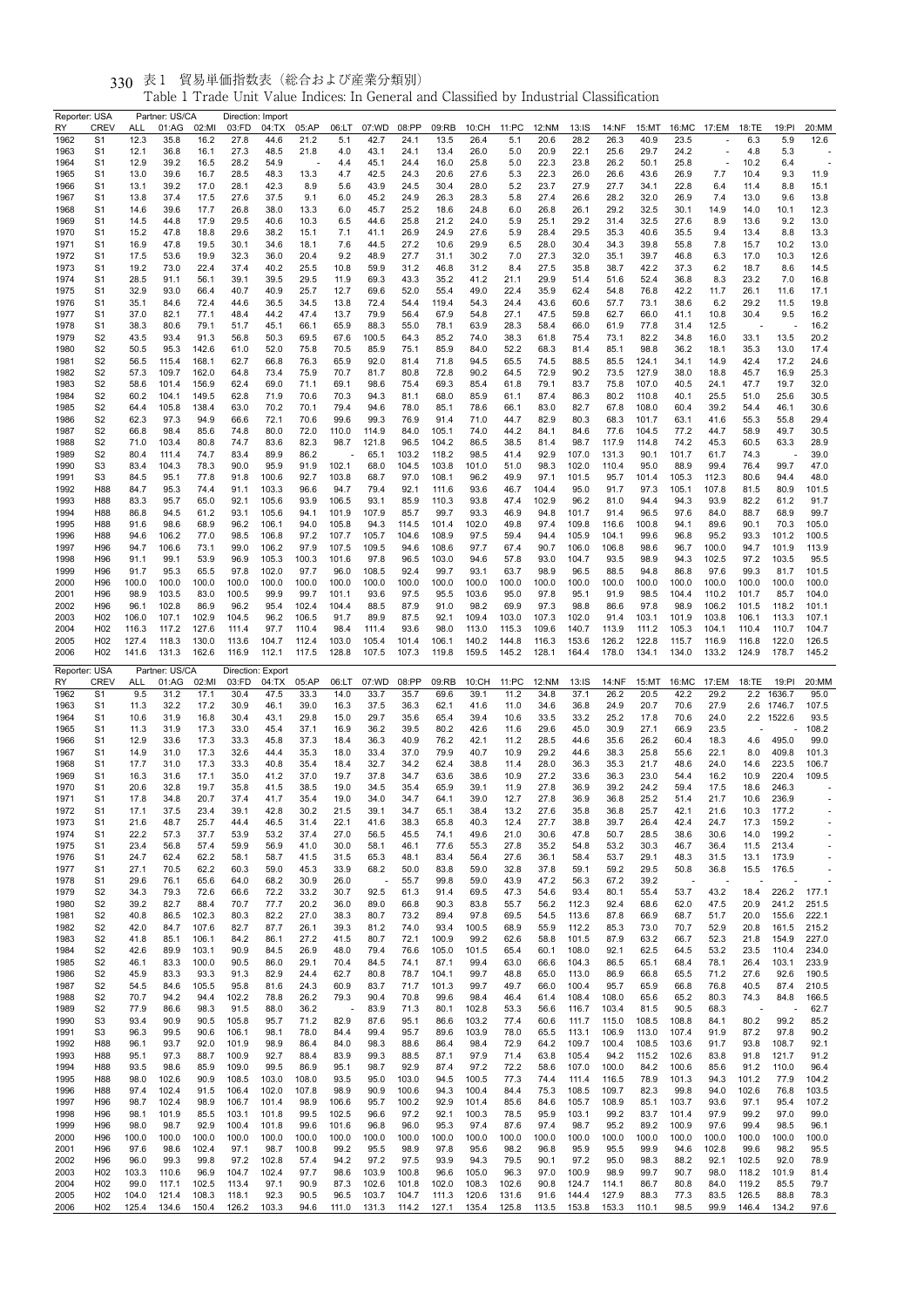# 表1 貿易単価指数表（総合および産業分類別）

Table 1 Trade Unit Value Indices: In General and Classified by Industrial Classification

Reporter: USA Partner: US/CA Direction: Import

| RY | CREV | ALL | 01:AG | 02:MI | 03:FD | 04:TX | 05:AP | 06:LT | 07:WD | 08:PP | 09:RB | 10:CH | 11:PC | 12:NM | 13:IS | 14:NF | 15:MT | 16:MC | 17:EM | 18:TE | 19:PI | 20:MM |
|---|---|---|---|---|---|---|---|---|---|---|---|---|---|---|---|---|---|---|---|---|---|---|
| 1962 | S1 | 12.3 | 35.8 | 16.2 | 27.8 | 44.6 | 21.2 | 5.1 | 42.7 | 24.1 | 13.5 | 26.4 | 5.1 | 20.6 | 28.2 | 26.3 | 40.9 | 23.5 | - | 6.3 | 5.9 | 12.6 |
| 1963 | S1 | 12.1 | 36.8 | 16.1 | 27.3 | 48.5 | 21.8 | 4.0 | 43.1 | 24.1 | 13.4 | 26.0 | 5.0 | 20.9 | 22.1 | 25.6 | 29.7 | 24.2 | - | 4.8 | 5.3 | - |
| 1964 | S1 | 12.9 | 39.2 | 16.5 | 28.2 | 54.9 | - | 4.4 | 45.1 | 24.4 | 16.0 | 25.8 | 5.0 | 22.3 | 23.8 | 26.2 | 50.1 | 25.8 | - | 10.2 | 6.4 | - |
| 1965 | S1 | 13.0 | 39.6 | 16.7 | 28.5 | 48.3 | 13.3 | 4.7 | 42.5 | 24.3 | 20.6 | 27.6 | 5.3 | 22.3 | 26.0 | 26.6 | 43.6 | 26.9 | 7.7 | 10.4 | 9.3 | 11.9 |
| 1966 | S1 | 13.1 | 39.2 | 17.0 | 28.1 | 42.3 | 8.9 | 5.6 | 43.9 | 24.5 | 30.4 | 28.0 | 5.2 | 23.7 | 27.9 | 27.7 | 34.1 | 22.8 | 6.4 | 11.4 | 8.8 | 15.1 |
| 1967 | S1 | 13.8 | 37.4 | 17.5 | 27.6 | 37.5 | 9.1 | 6.0 | 45.2 | 24.9 | 26.3 | 28.3 | 5.8 | 27.4 | 26.6 | 28.2 | 32.0 | 26.9 | 7.4 | 13.0 | 9.6 | 13.8 |
| 1968 | S1 | 14.6 | 39.6 | 17.7 | 26.8 | 38.0 | 13.3 | 6.0 | 45.7 | 25.2 | 18.6 | 24.8 | 6.0 | 26.8 | 26.1 | 29.2 | 32.5 | 30.1 | 14.9 | 14.0 | 10.1 | 12.3 |
| 1969 | S1 | 14.5 | 44.8 | 17.9 | 29.5 | 40.6 | 10.3 | 6.5 | 44.6 | 25.8 | 21.2 | 24.0 | 5.9 | 25.1 | 29.2 | 31.4 | 32.5 | 27.6 | 8.9 | 13.6 | 9.2 | 13.0 |
| 1970 | S1 | 15.2 | 47.8 | 18.8 | 29.6 | 38.2 | 15.1 | 7.1 | 41.1 | 26.9 | 24.9 | 27.6 | 5.9 | 28.4 | 29.5 | 35.3 | 40.6 | 35.5 | 9.4 | 13.4 | 8.8 | 13.3 |
| 1971 | S1 | 16.9 | 47.8 | 19.5 | 30.1 | 34.6 | 18.1 | 7.6 | 44.5 | 27.2 | 10.6 | 29.9 | 6.5 | 28.0 | 30.4 | 34.3 | 39.8 | 55.8 | 7.8 | 15.7 | 10.2 | 13.0 |
| 1972 | S1 | 17.5 | 53.6 | 19.9 | 32.3 | 36.0 | 20.4 | 9.2 | 48.9 | 27.7 | 31.1 | 30.2 | 7.0 | 27.3 | 32.0 | 35.1 | 39.7 | 46.8 | 6.3 | 17.0 | 10.3 | 12.6 |
| 1973 | S1 | 19.2 | 73.0 | 22.4 | 37.4 | 40.2 | 25.5 | 10.8 | 59.9 | 31.2 | 46.8 | 31.2 | 8.4 | 27.5 | 35.8 | 38.7 | 42.2 | 37.3 | 6.2 | 18.7 | 8.6 | 14.5 |
| 1974 | S1 | 28.5 | 91.1 | 56.1 | 39.1 | 39.5 | 29.5 | 11.9 | 69.3 | 43.3 | 35.2 | 41.2 | 21.1 | 29.9 | 51.4 | 51.6 | 52.4 | 36.8 | 8.3 | 23.2 | 7.0 | 16.8 |
| 1975 | S1 | 32.9 | 93.0 | 66.4 | 40.7 | 40.9 | 25.7 | 12.7 | 69.6 | 52.0 | 55.4 | 49.0 | 22.4 | 35.9 | 62.4 | 54.8 | 76.8 | 42.2 | 11.7 | 26.1 | 11.6 | 17.1 |
| 1976 | S1 | 35.1 | 84.6 | 72.4 | 44.6 | 36.5 | 34.5 | 13.8 | 72.4 | 54.4 | 119.4 | 54.3 | 24.4 | 43.6 | 60.6 | 57.7 | 73.1 | 38.6 | 6.2 | 29.2 | 11.5 | 19.8 |
| 1977 | S1 | 37.0 | 82.1 | 77.1 | 48.4 | 44.2 | 47.4 | 13.7 | 79.9 | 56.4 | 67.9 | 54.8 | 27.1 | 47.5 | 59.8 | 62.7 | 66.0 | 41.1 | 10.8 | 30.4 | 9.5 | 16.2 |
| 1978 | S1 | 38.3 | 80.6 | 79.1 | 51.7 | 45.1 | 66.1 | 65.9 | 88.3 | 55.0 | 78.1 | 63.9 | 28.3 | 58.4 | 66.0 | 61.9 | 77.8 | 31.4 | 12.5 | - | - | 16.2 |
| 1979 | S2 | 43.5 | 93.4 | 91.3 | 56.8 | 50.3 | 69.5 | 67.6 | 100.5 | 64.3 | 85.2 | 74.0 | 38.3 | 61.8 | 75.4 | 73.1 | 82.2 | 34.8 | 16.0 | 33.1 | 13.5 | 20.2 |
| 1980 | S2 | 50.5 | 95.3 | 142.6 | 61.0 | 52.0 | 75.8 | 70.5 | 85.9 | 75.1 | 85.9 | 84.0 | 52.2 | 68.3 | 81.4 | 85.1 | 98.8 | 36.2 | 18.1 | 35.3 | 13.0 | 17.4 |
| 1981 | S2 | 56.5 | 115.4 | 168.1 | 62.7 | 66.8 | 76.3 | 65.9 | 92.0 | 81.4 | 71.8 | 94.5 | 65.5 | 74.5 | 88.5 | 85.5 | 124.1 | 34.1 | 14.9 | 42.4 | 17.2 | 24.6 |
| 1982 | S2 | 57.3 | 109.7 | 162.0 | 64.8 | 73.4 | 75.9 | 70.7 | 81.7 | 80.8 | 72.8 | 90.2 | 64.5 | 72.9 | 90.2 | 73.5 | 127.9 | 38.0 | 18.8 | 45.7 | 16.9 | 25.3 |
| 1983 | S2 | 58.6 | 101.4 | 156.9 | 62.4 | 69.0 | 71.1 | 69.1 | 98.6 | 75.4 | 69.3 | 85.4 | 61.8 | 79.1 | 83.7 | 75.8 | 107.0 | 40.5 | 24.1 | 47.7 | 19.7 | 32.0 |
| 1984 | S2 | 60.2 | 104.1 | 149.5 | 62.8 | 71.9 | 70.6 | 70.3 | 94.3 | 81.1 | 68.0 | 85.9 | 61.1 | 87.4 | 86.3 | 80.2 | 110.8 | 40.1 | 25.5 | 51.0 | 25.6 | 30.5 |
| 1985 | S2 | 64.4 | 105.8 | 138.4 | 63.0 | 70.2 | 70.1 | 79.4 | 94.6 | 78.0 | 85.1 | 78.6 | 66.1 | 83.0 | 82.7 | 67.8 | 108.0 | 60.4 | 39.2 | 54.4 | 46.1 | 30.6 |
| 1986 | S2 | 62.3 | 97.3 | 94.9 | 66.6 | 72.1 | 70.6 | 99.6 | 99.3 | 76.9 | 91.4 | 71.0 | 44.7 | 82.9 | 80.3 | 68.3 | 101.7 | 63.1 | 41.6 | 55.3 | 55.8 | 29.4 |
| 1987 | S2 | 66.8 | 98.4 | 85.6 | 74.8 | 80.0 | 72.0 | 110.0 | 114.9 | 84.0 | 105.1 | 74.0 | 44.2 | 84.1 | 84.6 | 77.6 | 104.5 | 77.2 | 44.7 | 58.9 | 49.7 | 30.5 |
| 1988 | S2 | 71.0 | 103.4 | 80.8 | 74.7 | 83.6 | 82.3 | 98.7 | 121.8 | 96.5 | 104.2 | 86.5 | 38.5 | 81.4 | 98.7 | 117.9 | 114.8 | 74.2 | 45.3 | 60.5 | 63.3 | 28.9 |
| 1989 | S2 | 80.4 | 111.4 | 74.7 | 83.4 | 89.9 | 86.2 | - | 65.1 | 103.2 | 118.2 | 98.5 | 41.4 | 92.9 | 107.0 | 131.3 | 90.1 | 101.7 | 61.7 | 74.3 | - | 39.0 |
| 1990 | S3 | 83.4 | 104.3 | 78.3 | 90.0 | 95.9 | 91.9 | 102.1 | 68.0 | 104.5 | 103.8 | 101.0 | 51.0 | 98.3 | 102.0 | 110.4 | 95.0 | 88.9 | 99.4 | 76.4 | 99.7 | 47.0 |
| 1991 | S3 | 84.5 | 95.1 | 77.8 | 91.8 | 100.6 | 92.7 | 103.8 | 68.7 | 97.0 | 108.1 | 96.2 | 49.9 | 97.1 | 101.5 | 95.7 | 101.4 | 105.3 | 112.3 | 80.6 | 94.4 | 48.0 |
| 1992 | H88 | 84.7 | 95.3 | 74.4 | 91.1 | 103.3 | 96.6 | 94.7 | 79.4 | 92.1 | 111.6 | 93.6 | 46.7 | 104.4 | 95.0 | 91.7 | 97.3 | 105.1 | 107.8 | 81.5 | 80.9 | 101.5 |
| 1993 | H88 | 83.3 | 95.7 | 65.0 | 92.1 | 105.6 | 93.9 | 106.5 | 93.1 | 85.9 | 110.3 | 93.8 | 47.4 | 102.9 | 96.2 | 81.0 | 94.4 | 94.3 | 93.9 | 82.2 | 61.2 | 91.7 |
| 1994 | H88 | 86.8 | 94.5 | 61.2 | 93.1 | 105.6 | 94.1 | 101.9 | 107.9 | 85.7 | 99.7 | 93.3 | 46.9 | 94.8 | 101.7 | 91.4 | 96.5 | 97.6 | 84.0 | 88.7 | 68.9 | 99.7 |
| 1995 | H88 | 91.6 | 98.6 | 68.9 | 96.2 | 106.1 | 94.0 | 105.8 | 94.3 | 114.5 | 101.4 | 102.0 | 49.8 | 97.4 | 109.8 | 116.6 | 100.8 | 94.1 | 89.6 | 90.1 | 70.3 | 105.0 |
| 1996 | H88 | 94.6 | 106.2 | 77.0 | 98.5 | 106.8 | 97.2 | 107.7 | 105.7 | 104.6 | 108.9 | 97.5 | 59.4 | 94.4 | 105.9 | 104.1 | 99.6 | 96.8 | 95.2 | 93.3 | 101.2 | 100.5 |
| 1997 | H96 | 94.7 | 106.6 | 73.1 | 99.0 | 106.2 | 97.9 | 107.5 | 109.5 | 94.6 | 108.6 | 97.7 | 67.4 | 90.7 | 106.0 | 106.8 | 98.6 | 96.7 | 100.0 | 94.7 | 101.9 | 113.9 |
| 1998 | H96 | 91.1 | 99.1 | 53.9 | 96.9 | 105.3 | 100.3 | 101.6 | 97.8 | 96.5 | 103.0 | 94.6 | 57.8 | 93.0 | 104.7 | 93.5 | 98.9 | 94.3 | 102.5 | 97.2 | 103.5 | 95.5 |
| 1999 | H96 | 91.7 | 95.3 | 65.5 | 97.8 | 102.0 | 97.7 | 96.0 | 108.5 | 92.4 | 99.7 | 93.1 | 63.7 | 98.9 | 96.5 | 88.5 | 94.8 | 86.8 | 97.6 | 99.3 | 81.7 | 101.5 |
| 2000 | H96 | 100.0 | 100.0 | 100.0 | 100.0 | 100.0 | 100.0 | 100.0 | 100.0 | 100.0 | 100.0 | 100.0 | 100.0 | 100.0 | 100.0 | 100.0 | 100.0 | 100.0 | 100.0 | 100.0 | 100.0 | 100.0 |
| 2001 | H96 | 98.9 | 103.5 | 83.0 | 100.5 | 99.9 | 99.7 | 101.1 | 93.6 | 97.5 | 95.5 | 103.6 | 95.0 | 97.8 | 95.1 | 91.9 | 98.5 | 104.4 | 110.2 | 101.7 | 85.7 | 104.0 |
| 2002 | H96 | 96.1 | 102.8 | 86.9 | 96.2 | 95.4 | 102.4 | 104.4 | 88.5 | 87.9 | 91.0 | 98.2 | 69.9 | 97.3 | 98.8 | 86.6 | 97.8 | 98.9 | 106.2 | 101.5 | 118.2 | 101.1 |
| 2003 | H02 | 106.0 | 107.1 | 102.9 | 104.5 | 96.2 | 106.5 | 91.7 | 89.9 | 87.5 | 92.1 | 109.4 | 103.0 | 107.3 | 102.0 | 91.4 | 103.1 | 101.9 | 103.8 | 106.1 | 113.3 | 107.1 |
| 2004 | H02 | 116.3 | 117.2 | 127.6 | 111.4 | 97.7 | 110.4 | 98.4 | 111.4 | 93.6 | 98.0 | 113.0 | 115.3 | 109.6 | 140.7 | 113.9 | 111.2 | 105.3 | 104.1 | 110.4 | 110.7 | 104.7 |
| 2005 | H02 | 127.4 | 118.3 | 130.0 | 113.6 | 104.7 | 112.4 | 103.0 | 105.4 | 101.4 | 106.1 | 140.2 | 144.8 | 116.3 | 153.6 | 126.2 | 122.8 | 115.7 | 116.9 | 116.8 | 122.0 | 126.5 |
| 2006 | H02 | 141.6 | 131.3 | 162.6 | 116.9 | 112.1 | 117.5 | 128.8 | 107.5 | 107.3 | 119.8 | 159.5 | 145.2 | 128.1 | 164.4 | 178.0 | 134.1 | 134.0 | 133.2 | 124.9 | 178.7 | 145.2 |

Reporter: USA Partner: US/CA Direction: Export

| RY | CREV | ALL | 01:AG | 02:MI | 03:FD | 04:TX | 05:AP | 06:LT | 07:WD | 08:PP | 09:RB | 10:CH | 11:PC | 12:NM | 13:IS | 14:NF | 15:MT | 16:MC | 17:EM | 18:TE | 19:PI | 20:MM |
|---|---|---|---|---|---|---|---|---|---|---|---|---|---|---|---|---|---|---|---|---|---|---|
| 1962 | S1 | 9.5 | 31.2 | 17.1 | 30.4 | 47.5 | 33.3 | 14.0 | 33.7 | 35.7 | 69.6 | 39.1 | 11.2 | 34.8 | 37.1 | 26.2 | 20.5 | 42.2 | 29.2 | 2.2 | 1636.7 | 95.0 |
| 1963 | S1 | 11.3 | 32.2 | 17.2 | 30.9 | 46.1 | 39.0 | 16.3 | 37.5 | 36.3 | 62.1 | 41.6 | 11.0 | 34.6 | 36.8 | 24.9 | 20.7 | 70.6 | 27.9 | 2.6 | 1746.7 | 107.5 |
| 1964 | S1 | 10.6 | 31.9 | 16.8 | 30.4 | 43.1 | 29.8 | 15.0 | 29.7 | 35.6 | 65.4 | 39.4 | 10.6 | 33.5 | 33.2 | 25.2 | 17.8 | 70.6 | 24.0 | 2.2 | 1522.6 | 93.5 |
| 1965 | S1 | 11.3 | 31.9 | 17.3 | 33.0 | 45.4 | 37.1 | 16.9 | 36.2 | 39.5 | 80.2 | 42.6 | 11.6 | 29.6 | 45.0 | 30.9 | 27.1 | 66.9 | 23.5 | - | - | 108.2 |
| 1966 | S1 | 12.9 | 33.6 | 17.3 | 33.3 | 45.8 | 37.3 | 18.4 | 36.3 | 40.9 | 76.2 | 42.1 | 11.2 | 28.5 | 44.6 | 35.6 | 26.2 | 60.4 | 18.3 | 4.6 | 495.0 | 99.0 |
| 1967 | S1 | 14.9 | 31.0 | 17.3 | 32.6 | 44.4 | 35.3 | 18.0 | 33.4 | 37.0 | 79.9 | 40.7 | 10.9 | 29.2 | 44.6 | 38.3 | 25.8 | 55.6 | 22.1 | 8.0 | 409.8 | 101.3 |
| 1968 | S1 | 17.7 | 31.0 | 17.3 | 33.3 | 40.8 | 35.4 | 18.4 | 32.7 | 34.2 | 62.4 | 38.8 | 11.4 | 28.0 | 36.3 | 35.3 | 21.7 | 48.6 | 24.0 | 14.6 | 223.5 | 106.7 |
| 1969 | S1 | 16.3 | 31.6 | 17.1 | 35.0 | 41.2 | 37.0 | 19.7 | 37.8 | 34.7 | 63.6 | 38.6 | 10.9 | 27.2 | 33.6 | 36.3 | 23.0 | 54.4 | 16.2 | 10.9 | 220.4 | 109.5 |
| 1970 | S1 | 20.6 | 32.8 | 19.7 | 35.8 | 41.5 | 38.5 | 19.0 | 34.5 | 35.4 | 65.9 | 39.1 | 11.9 | 27.8 | 36.9 | 39.2 | 24.2 | 59.4 | 17.5 | 18.6 | 246.3 | - |
| 1971 | S1 | 17.8 | 34.8 | 20.7 | 37.4 | 41.7 | 35.4 | 19.0 | 34.0 | 34.7 | 64.1 | 39.0 | 12.7 | 27.8 | 36.9 | 36.8 | 25.2 | 51.4 | 21.7 | 10.6 | 236.9 | - |
| 1972 | S1 | 17.1 | 37.5 | 23.4 | 39.1 | 42.8 | 30.2 | 21.5 | 39.1 | 34.7 | 65.1 | 38.4 | 13.2 | 27.6 | 35.8 | 36.8 | 25.7 | 42.1 | 21.6 | 10.3 | 177.2 | - |
| 1973 | S1 | 21.6 | 48.7 | 25.7 | 44.4 | 46.5 | 31.4 | 22.1 | 41.6 | 38.3 | 65.8 | 40.3 | 12.4 | 27.7 | 38.8 | 39.7 | 26.4 | 42.4 | 24.7 | 17.3 | 159.2 | - |
| 1974 | S1 | 22.2 | 57.3 | 37.7 | 53.9 | 53.2 | 37.4 | 27.0 | 56.5 | 45.5 | 74.1 | 49.6 | 21.0 | 30.6 | 47.8 | 50.7 | 28.5 | 38.6 | 30.6 | 14.0 | 199.2 | - |
| 1975 | S1 | 23.4 | 56.8 | 57.4 | 59.9 | 56.9 | 41.0 | 30.0 | 58.1 | 46.1 | 77.6 | 55.3 | 27.8 | 35.2 | 54.8 | 53.2 | 30.3 | 46.7 | 36.4 | 11.5 | 213.4 | - |
| 1976 | S1 | 24.7 | 62.4 | 62.2 | 58.1 | 58.7 | 41.5 | 31.5 | 65.3 | 48.1 | 83.4 | 56.4 | 27.6 | 36.1 | 58.4 | 53.7 | 29.1 | 48.3 | 31.5 | 13.1 | 173.9 | - |
| 1977 | S1 | 27.1 | 70.5 | 62.2 | 60.3 | 59.0 | 45.3 | 33.9 | 68.2 | 50.0 | 83.8 | 59.0 | 32.8 | 37.8 | 59.1 | 59.2 | 29.5 | 50.8 | 36.8 | 15.5 | 176.5 | - |
| 1978 | S1 | 29.6 | 76.1 | 65.6 | 64.0 | 68.2 | 30.9 | 26.0 | - | 55.7 | 99.8 | 59.0 | 43.9 | 47.2 | 56.3 | 67.2 | 39.2 | - | - | - | - | - |
| 1979 | S2 | 34.3 | 79.3 | 72.6 | 66.6 | 72.2 | 33.2 | 30.7 | 92.5 | 61.3 | 91.4 | 69.5 | 47.3 | 54.6 | 93.4 | 80.1 | 55.4 | 53.7 | 43.2 | 18.4 | 226.2 | 177.1 |
| 1980 | S2 | 39.2 | 82.7 | 88.4 | 70.7 | 77.7 | 20.2 | 36.0 | 89.0 | 66.8 | 90.3 | 83.8 | 55.7 | 56.2 | 112.3 | 92.4 | 68.6 | 62.0 | 47.5 | 20.9 | 241.2 | 251.5 |
| 1981 | S2 | 40.8 | 86.5 | 102.3 | 80.3 | 82.2 | 27.0 | 38.3 | 80.7 | 73.2 | 89.4 | 97.8 | 69.5 | 54.5 | 113.6 | 87.8 | 66.9 | 68.7 | 51.7 | 20.0 | 155.6 | 222.1 |
| 1982 | S2 | 42.0 | 84.7 | 107.6 | 82.7 | 87.7 | 26.1 | 39.3 | 81.2 | 74.0 | 93.4 | 100.5 | 68.9 | 55.9 | 112.2 | 85.3 | 73.0 | 70.7 | 52.9 | 20.8 | 161.5 | 215.2 |
| 1983 | S2 | 41.8 | 85.1 | 106.1 | 84.2 | 86.1 | 27.2 | 41.5 | 80.7 | 72.1 | 100.9 | 99.2 | 62.6 | 58.8 | 101.5 | 87.9 | 63.2 | 66.7 | 52.3 | 21.8 | 154.9 | 227.0 |
| 1984 | S2 | 42.6 | 89.9 | 103.1 | 90.9 | 84.5 | 26.9 | 48.0 | 79.4 | 76.6 | 105.0 | 101.5 | 65.4 | 60.1 | 108.0 | 92.1 | 62.5 | 64.5 | 53.2 | 23.5 | 114.0 | 234.0 |
| 1985 | S2 | 46.1 | 83.3 | 100.0 | 90.5 | 86.0 | 29.1 | 70.4 | 84.5 | 74.1 | 87.1 | 99.4 | 63.0 | 66.6 | 104.3 | 86.5 | 65.1 | 68.4 | 78.1 | 26.4 | 103.1 | 233.9 |
| 1986 | S2 | 45.9 | 83.3 | 93.3 | 91.3 | 82.9 | 24.4 | 62.7 | 80.8 | 78.7 | 104.1 | 99.7 | 48.8 | 65.0 | 113.0 | 86.9 | 66.8 | 65.5 | 71.2 | 27.6 | 92.6 | 190.5 |
| 1987 | S2 | 54.5 | 84.6 | 105.5 | 95.8 | 81.6 | 24.3 | 60.9 | 83.7 | 71.7 | 101.3 | 99.7 | 49.7 | 66.0 | 100.4 | 95.7 | 65.9 | 66.8 | 76.8 | 40.5 | 87.4 | 210.5 |
| 1988 | S2 | 70.7 | 94.2 | 94.4 | 102.2 | 78.8 | 26.2 | 79.3 | 90.4 | 70.8 | 99.6 | 98.4 | 46.4 | 61.4 | 108.4 | 108.0 | 65.6 | 65.2 | 80.3 | 74.3 | 84.8 | 166.5 |
| 1989 | S2 | 77.9 | 86.6 | 98.3 | 91.5 | 88.0 | 36.2 | - | 83.9 | 71.3 | 80.1 | 102.8 | 53.3 | 56.6 | 116.7 | 103.4 | 81.5 | 90.5 | 68.3 | - | - | 62.7 |
| 1990 | S3 | 93.4 | 90.9 | 90.5 | 105.8 | 95.7 | 71.2 | 82.9 | 87.6 | 95.1 | 86.6 | 103.2 | 77.4 | 60.6 | 111.7 | 115.0 | 108.5 | 108.8 | 84.1 | 80.2 | 99.2 | 85.2 |
| 1991 | S3 | 96.3 | 99.5 | 90.6 | 106.1 | 98.1 | 78.0 | 84.4 | 99.4 | 95.7 | 89.6 | 103.9 | 78.0 | 65.5 | 113.1 | 106.9 | 113.0 | 107.4 | 91.9 | 87.2 | 97.8 | 90.2 |
| 1992 | H88 | 96.1 | 93.7 | 92.0 | 101.9 | 98.9 | 86.4 | 84.0 | 98.3 | 88.6 | 86.4 | 98.4 | 72.9 | 64.2 | 109.7 | 100.4 | 108.5 | 103.6 | 91.7 | 93.8 | 108.7 | 92.1 |
| 1993 | H88 | 95.1 | 97.3 | 88.7 | 100.9 | 92.7 | 88.4 | 83.9 | 99.3 | 88.5 | 87.1 | 97.9 | 71.4 | 63.8 | 105.4 | 94.2 | 115.2 | 102.6 | 83.8 | 91.8 | 121.7 | 91.2 |
| 1994 | H88 | 93.5 | 98.6 | 85.9 | 109.0 | 99.5 | 86.9 | 95.1 | 98.7 | 92.9 | 87.4 | 97.2 | 72.2 | 58.6 | 107.0 | 100.0 | 84.2 | 100.6 | 85.6 | 91.2 | 110.0 | 96.4 |
| 1995 | H88 | 98.0 | 102.6 | 90.9 | 108.5 | 103.0 | 108.0 | 93.5 | 95.0 | 103.0 | 94.5 | 100.5 | 77.3 | 74.4 | 111.4 | 116.5 | 78.9 | 101.3 | 94.3 | 101.2 | 77.9 | 104.2 |
| 1996 | H88 | 97.4 | 102.4 | 91.5 | 106.4 | 102.0 | 107.8 | 98.9 | 90.9 | 100.6 | 94.3 | 100.4 | 84.4 | 75.3 | 108.5 | 109.7 | 82.3 | 99.8 | 94.0 | 102.6 | 76.8 | 103.5 |
| 1997 | H96 | 98.7 | 102.4 | 98.9 | 106.7 | 101.4 | 98.9 | 106.6 | 95.7 | 100.2 | 92.9 | 101.4 | 85.6 | 84.6 | 105.7 | 108.9 | 85.1 | 103.7 | 93.6 | 97.1 | 95.4 | 107.2 |
| 1998 | H96 | 98.1 | 101.9 | 85.5 | 103.1 | 101.8 | 99.5 | 102.5 | 96.6 | 97.2 | 92.1 | 100.3 | 78.5 | 95.9 | 103.1 | 99.2 | 83.7 | 101.4 | 97.9 | 99.2 | 97.0 | 99.0 |
| 1999 | H96 | 98.0 | 98.7 | 92.9 | 100.4 | 101.8 | 99.6 | 101.6 | 96.8 | 96.0 | 95.3 | 97.4 | 87.6 | 97.4 | 98.7 | 95.2 | 89.2 | 100.9 | 97.6 | 99.4 | 98.5 | 96.1 |
| 2000 | H96 | 100.0 | 100.0 | 100.0 | 100.0 | 100.0 | 100.0 | 100.0 | 100.0 | 100.0 | 100.0 | 100.0 | 100.0 | 100.0 | 100.0 | 100.0 | 100.0 | 100.0 | 100.0 | 100.0 | 100.0 | 100.0 |
| 2001 | H96 | 97.6 | 98.6 | 102.4 | 97.1 | 98.7 | 100.8 | 99.2 | 95.5 | 98.9 | 97.8 | 95.6 | 98.2 | 96.8 | 95.9 | 95.5 | 99.9 | 94.6 | 102.8 | 99.6 | 98.2 | 95.5 |
| 2002 | H96 | 96.0 | 99.3 | 99.8 | 97.2 | 102.8 | 57.4 | 94.2 | 97.2 | 97.5 | 93.9 | 94.3 | 79.5 | 90.1 | 97.2 | 95.0 | 98.3 | 88.2 | 92.1 | 102.5 | 92.0 | 78.9 |
| 2003 | H02 | 103.3 | 110.6 | 96.9 | 104.7 | 102.4 | 97.7 | 98.6 | 103.9 | 100.8 | 96.6 | 105.0 | 96.3 | 97.0 | 100.9 | 98.9 | 99.7 | 90.7 | 98.0 | 118.2 | 101.9 | 81.4 |
| 2004 | H02 | 99.0 | 117.1 | 102.5 | 113.4 | 97.1 | 90.9 | 87.3 | 102.6 | 101.8 | 102.0 | 108.3 | 102.6 | 90.8 | 124.7 | 114.1 | 86.7 | 80.8 | 84.0 | 119.2 | 85.5 | 79.7 |
| 2005 | H02 | 104.0 | 121.4 | 108.3 | 118.1 | 92.3 | 90.5 | 96.5 | 103.7 | 104.7 | 111.3 | 120.6 | 131.6 | 91.6 | 144.4 | 127.9 | 88.3 | 77.3 | 83.5 | 126.5 | 88.8 | 78.3 |
| 2006 | H02 | 125.4 | 134.6 | 150.4 | 126.2 | 103.3 | 94.6 | 111.0 | 131.3 | 114.2 | 127.1 | 135.4 | 125.8 | 113.5 | 153.8 | 153.3 | 110.1 | 98.5 | 99.9 | 146.4 | 134.2 | 97.6 |